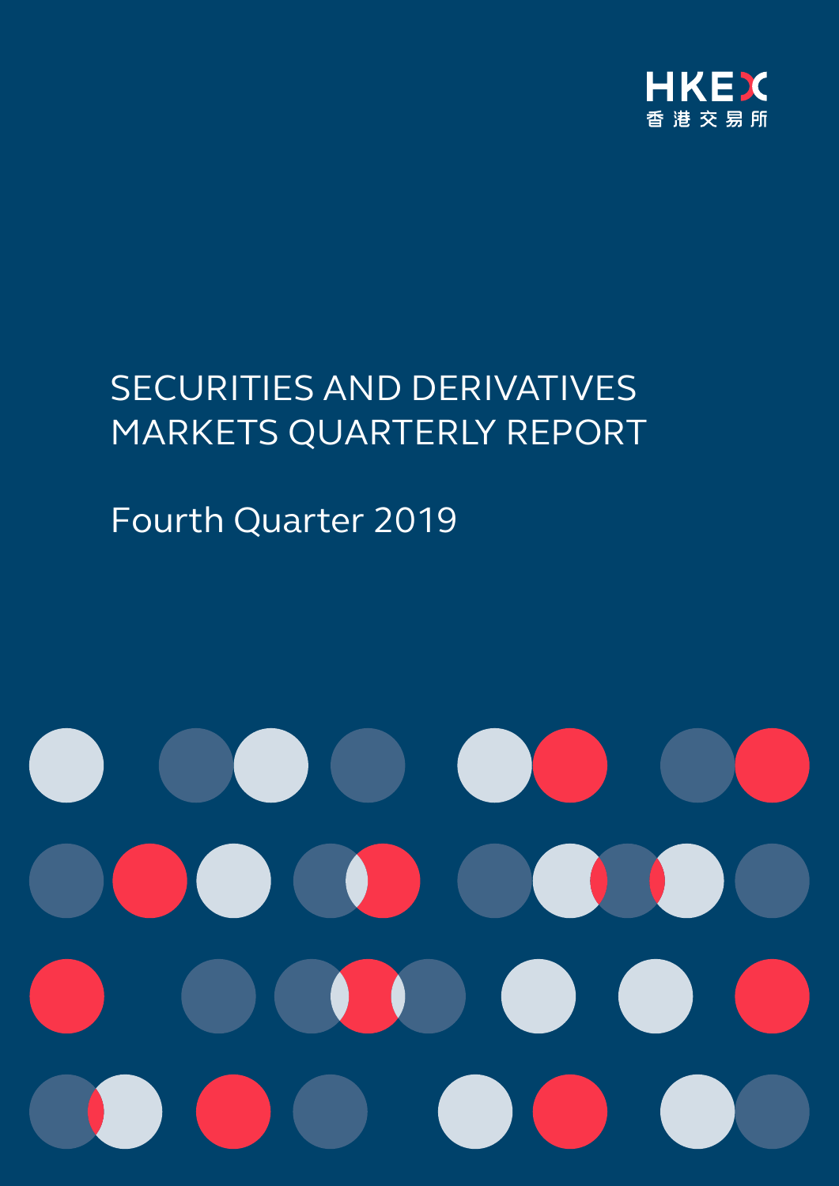HKEX
香港交易所

# SECURITIES AND DERIVATIVES MARKETS QUARTERLY REPORT

## Fourth Quarter 2019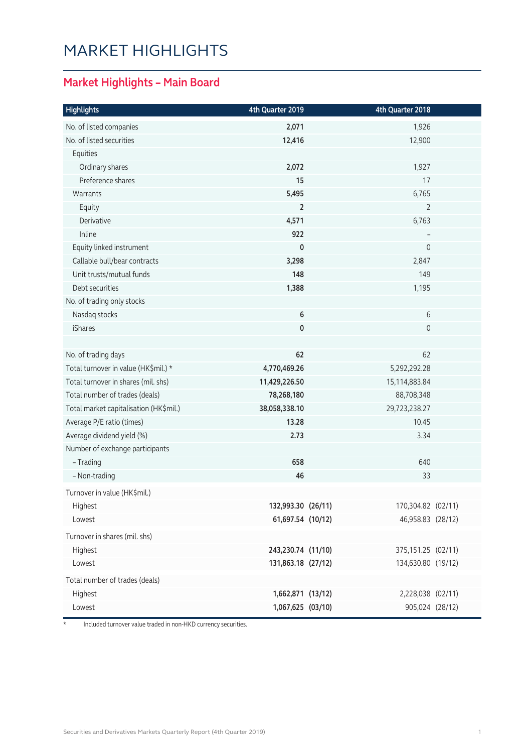# MARKET HIGHLIGHTS

## Market Highlights – Main Board

| Highlights | 4th Quarter 2019 | 4th Quarter 2018 |
|---|---|---|
| No. of listed companies | **2,071** | 1,926 |
| No. of listed securities | **12,416** | 12,900 |
| Equities | | |
| Ordinary shares | **2,072** | 1,927 |
| Preference shares | **15** | 17 |
| Warrants | **5,495** | 6,765 |
| Equity | **2** | 2 |
| Derivative | **4,571** | 6,763 |
| Inline | **922** | – |
| Equity linked instrument | **0** | 0 |
| Callable bull/bear contracts | **3,298** | 2,847 |
| Unit trusts/mutual funds | **148** | 149 |
| Debt securities | **1,388** | 1,195 |
| No. of trading only stocks | | |
| Nasdaq stocks | **6** | 6 |
| iShares | **0** | 0 |
| | | |
| No. of trading days | **62** | 62 |
| Total turnover in value (HK$mil.) * | **4,770,469.26** | 5,292,292.28 |
| Total turnover in shares (mil. shs) | **11,429,226.50** | 15,114,883.84 |
| Total number of trades (deals) | **78,268,180** | 88,708,348 |
| Total market capitalisation (HK$mil.) | **38,058,338.10** | 29,723,238.27 |
| Average P/E ratio (times) | **13.28** | 10.45 |
| Average dividend yield (%) | **2.73** | 3.34 |
| Number of exchange participants | | |
| – Trading | **658** | 640 |
| – Non-trading | **46** | 33 |
| Turnover in value (HK$mil.) | | |
| Highest | **132,993.30 (26/11)** | 170,304.82 (02/11) |
| Lowest | **61,697.54 (10/12)** | 46,958.83 (28/12) |
| Turnover in shares (mil. shs) | | |
| Highest | **243,230.74 (11/10)** | 375,151.25 (02/11) |
| Lowest | **131,863.18 (27/12)** | 134,630.80 (19/12) |
| Total number of trades (deals) | | |
| Highest | **1,662,871 (13/12)** | 2,228,038 (02/11) |
| Lowest | **1,067,625 (03/10)** | 905,024 (28/12) |

\* Included turnover value traded in non-HKD currency securities.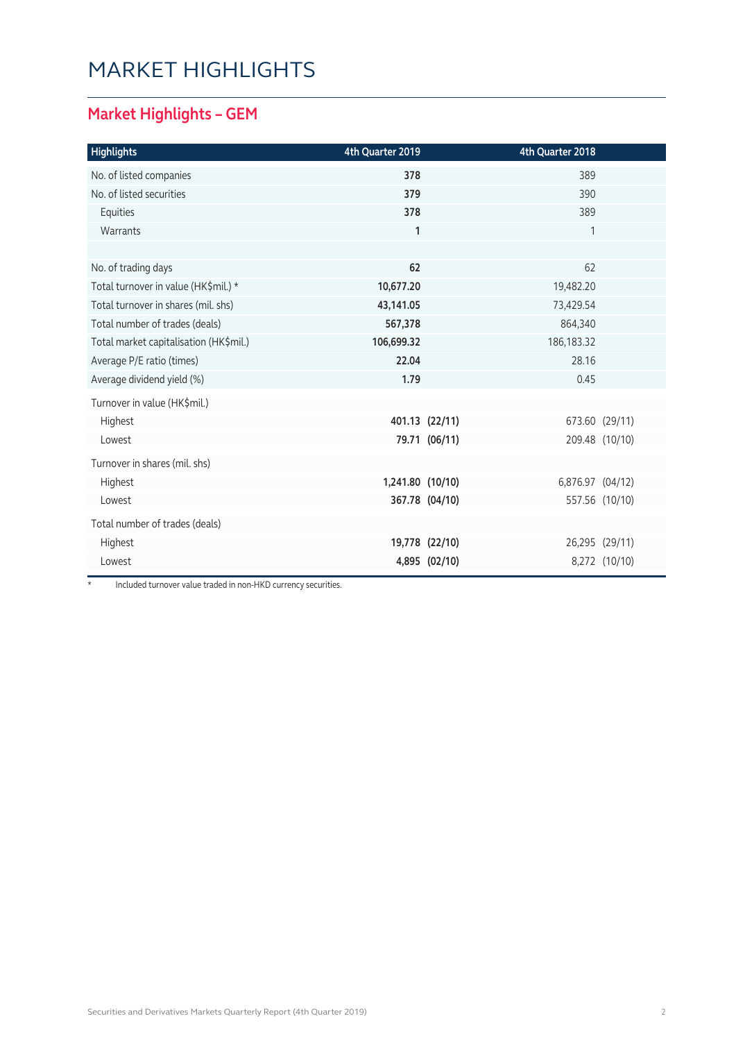# MARKET HIGHLIGHTS

## Market Highlights – GEM

| Highlights | 4th Quarter 2019 | | 4th Quarter 2018 | |
|---|---|---|---|---|
| No. of listed companies | **378** | | 389 | |
| No. of listed securities | **379** | | 390 | |
| Equities | **378** | | 389 | |
| Warrants | **1** | | 1 | |
| | | | | |
| No. of trading days | **62** | | 62 | |
| Total turnover in value (HK$mil.) * | **10,677.20** | | 19,482.20 | |
| Total turnover in shares (mil. shs) | **43,141.05** | | 73,429.54 | |
| Total number of trades (deals) | **567,378** | | 864,340 | |
| Total market capitalisation (HK$mil.) | **106,699.32** | | 186,183.32 | |
| Average P/E ratio (times) | **22.04** | | 28.16 | |
| Average dividend yield (%) | **1.79** | | 0.45 | |
| Turnover in value (HK$mil.) | | | | |
| Highest | **401.13** | **(22/11)** | 673.60 | (29/11) |
| Lowest | **79.71** | **(06/11)** | 209.48 | (10/10) |
| Turnover in shares (mil. shs) | | | | |
| Highest | **1,241.80** | **(10/10)** | 6,876.97 | (04/12) |
| Lowest | **367.78** | **(04/10)** | 557.56 | (10/10) |
| Total number of trades (deals) | | | | |
| Highest | **19,778** | **(22/10)** | 26,295 | (29/11) |
| Lowest | **4,895** | **(02/10)** | 8,272 | (10/10) |

* Included turnover value traded in non-HKD currency securities.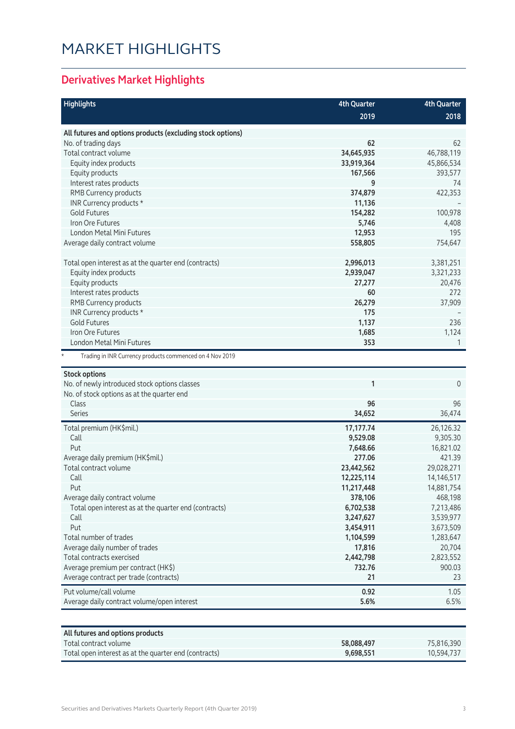# MARKET HIGHLIGHTS

## Derivatives Market Highlights

| Highlights | 4th Quarter 2019 | 4th Quarter 2018 |
|---|---|---|
| **All futures and options products (excluding stock options)** | | |
| No. of trading days | **62** | 62 |
| Total contract volume | **34,645,935** | 46,788,119 |
| Equity index products | **33,919,364** | 45,866,534 |
| Equity products | **167,566** | 393,577 |
| Interest rates products | **9** | 74 |
| RMB Currency products | **374,879** | 422,353 |
| INR Currency products * | **11,136** | – |
| Gold Futures | **154,282** | 100,978 |
| Iron Ore Futures | **5,746** | 4,408 |
| London Metal Mini Futures | **12,953** | 195 |
| Average daily contract volume | **558,805** | 754,647 |
| | | |
| Total open interest as at the quarter end (contracts) | **2,996,013** | 3,381,251 |
| Equity index products | **2,939,047** | 3,321,233 |
| Equity products | **27,277** | 20,476 |
| Interest rates products | **60** | 272 |
| RMB Currency products | **26,279** | 37,909 |
| INR Currency products * | **175** | – |
| Gold Futures | **1,137** | 236 |
| Iron Ore Futures | **1,685** | 1,124 |
| London Metal Mini Futures | **353** | 1 |

\* Trading in INR Currency products commenced on 4 Nov 2019

| | 4th Quarter 2019 | 4th Quarter 2018 |
|---|---|---|
| **Stock options** | | |
| No. of newly introduced stock options classes | **1** | 0 |
| No. of stock options as at the quarter end | | |
| Class | **96** | 96 |
| Series | **34,652** | 36,474 |
| Total premium (HK$mil.) | **17,177.74** | 26,126.32 |
| Call | **9,529.08** | 9,305.30 |
| Put | **7,648.66** | 16,821.02 |
| Average daily premium (HK$mil.) | **277.06** | 421.39 |
| Total contract volume | **23,442,562** | 29,028,271 |
| Call | **12,225,114** | 14,146,517 |
| Put | **11,217,448** | 14,881,754 |
| Average daily contract volume | **378,106** | 468,198 |
| Total open interest as at the quarter end (contracts) | **6,702,538** | 7,213,486 |
| Call | **3,247,627** | 3,539,977 |
| Put | **3,454,911** | 3,673,509 |
| Total number of trades | **1,104,599** | 1,283,647 |
| Average daily number of trades | **17,816** | 20,704 |
| Total contracts exercised | **2,442,798** | 2,823,552 |
| Average premium per contract (HK$) | **732.76** | 900.03 |
| Average contract per trade (contracts) | **21** | 23 |
| Put volume/call volume | **0.92** | 1.05 |
| Average daily contract volume/open interest | **5.6%** | 6.5% |

| | 4th Quarter 2019 | 4th Quarter 2018 |
|---|---|---|
| **All futures and options products** | | |
| Total contract volume | **58,088,497** | 75,816,390 |
| Total open interest as at the quarter end (contracts) | **9,698,551** | 10,594,737 |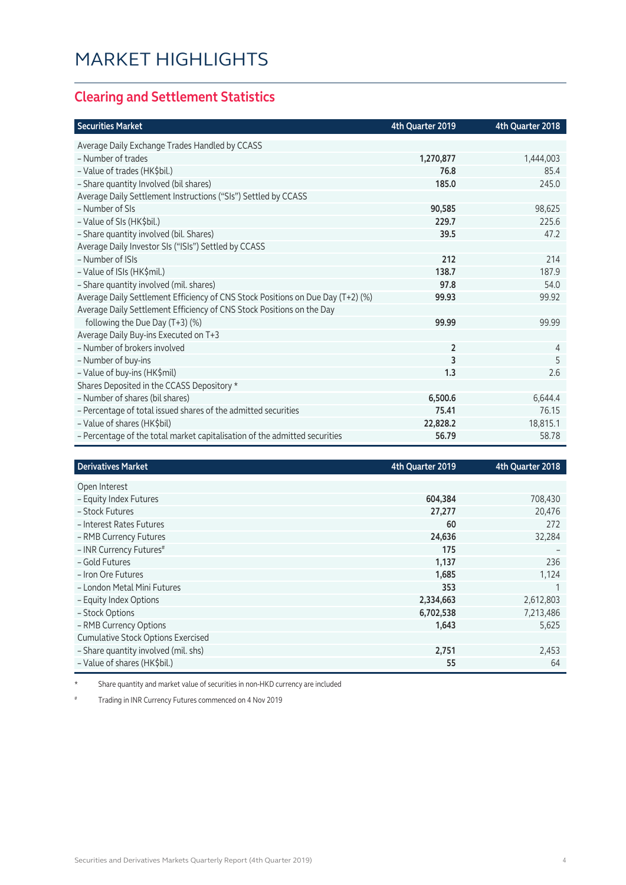# MARKET HIGHLIGHTS

## Clearing and Settlement Statistics

| Securities Market | 4th Quarter 2019 | 4th Quarter 2018 |
|---|---|---|
| Average Daily Exchange Trades Handled by CCASS | | |
| – Number of trades | **1,270,877** | 1,444,003 |
| – Value of trades (HK$bil.) | **76.8** | 85.4 |
| – Share quantity Involved (bil shares) | **185.0** | 245.0 |
| Average Daily Settlement Instructions ("SIs") Settled by CCASS | | |
| – Number of SIs | **90,585** | 98,625 |
| – Value of SIs (HK$bil.) | **229.7** | 225.6 |
| – Share quantity involved (bil. Shares) | **39.5** | 47.2 |
| Average Daily Investor SIs ("ISIs") Settled by CCASS | | |
| – Number of ISIs | **212** | 214 |
| – Value of ISIs (HK$mil.) | **138.7** | 187.9 |
| – Share quantity involved (mil. shares) | **97.8** | 54.0 |
| Average Daily Settlement Efficiency of CNS Stock Positions on Due Day (T+2) (%) | **99.93** | 99.92 |
| Average Daily Settlement Efficiency of CNS Stock Positions on the Day following the Due Day (T+3) (%) | **99.99** | 99.99 |
| Average Daily Buy-ins Executed on T+3 | | |
| – Number of brokers involved | **2** | 4 |
| – Number of buy-ins | **3** | 5 |
| – Value of buy-ins (HK$mil) | **1.3** | 2.6 |
| Shares Deposited in the CCASS Depository * | | |
| – Number of shares (bil shares) | **6,500.6** | 6,644.4 |
| – Percentage of total issued shares of the admitted securities | **75.41** | 76.15 |
| – Value of shares (HK$bil) | **22,828.2** | 18,815.1 |
| – Percentage of the total market capitalisation of the admitted securities | **56.79** | 58.78 |

| Derivatives Market | 4th Quarter 2019 | 4th Quarter 2018 |
|---|---|---|
| Open Interest | | |
| – Equity Index Futures | **604,384** | 708,430 |
| – Stock Futures | **27,277** | 20,476 |
| – Interest Rates Futures | **60** | 272 |
| – RMB Currency Futures | **24,636** | 32,284 |
| – INR Currency Futures# | **175** | – |
| – Gold Futures | **1,137** | 236 |
| – Iron Ore Futures | **1,685** | 1,124 |
| – London Metal Mini Futures | **353** | 1 |
| – Equity Index Options | **2,334,663** | 2,612,803 |
| – Stock Options | **6,702,538** | 7,213,486 |
| – RMB Currency Options | **1,643** | 5,625 |
| Cumulative Stock Options Exercised | | |
| – Share quantity involved (mil. shs) | **2,751** | 2,453 |
| – Value of shares (HK$bil.) | **55** | 64 |

\* Share quantity and market value of securities in non-HKD currency are included

\# Trading in INR Currency Futures commenced on 4 Nov 2019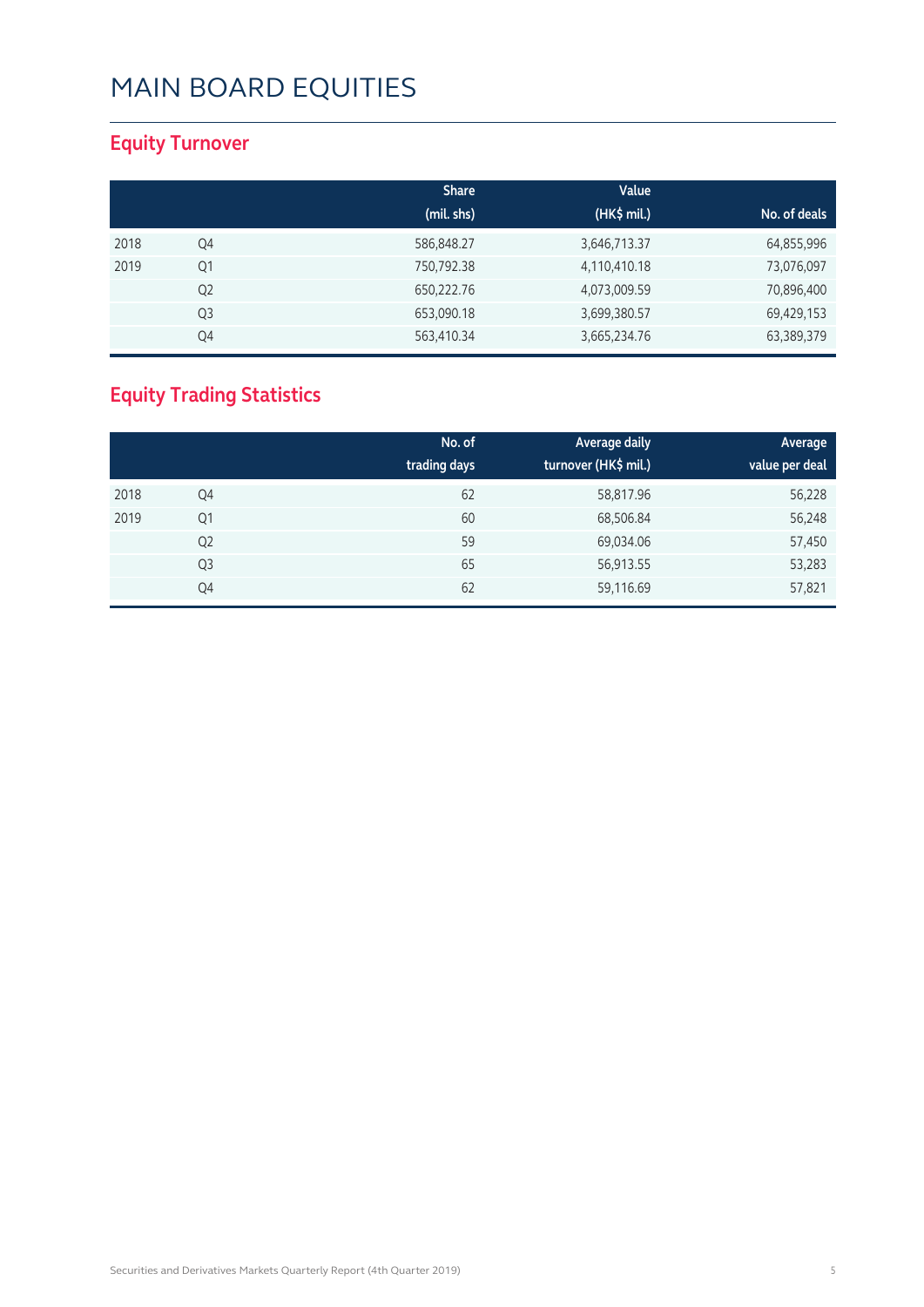# MAIN BOARD EQUITIES

## Equity Turnover

| | | Share (mil. shs) | Value (HK$ mil.) | No. of deals |
|---|---|---|---|---|
| 2018 | Q4 | 586,848.27 | 3,646,713.37 | 64,855,996 |
| 2019 | Q1 | 750,792.38 | 4,110,410.18 | 73,076,097 |
| | Q2 | 650,222.76 | 4,073,009.59 | 70,896,400 |
| | Q3 | 653,090.18 | 3,699,380.57 | 69,429,153 |
| | Q4 | 563,410.34 | 3,665,234.76 | 63,389,379 |

## Equity Trading Statistics

| | | No. of trading days | Average daily turnover (HK$ mil.) | Average value per deal |
|---|---|---|---|---|
| 2018 | Q4 | 62 | 58,817.96 | 56,228 |
| 2019 | Q1 | 60 | 68,506.84 | 56,248 |
| | Q2 | 59 | 69,034.06 | 57,450 |
| | Q3 | 65 | 56,913.55 | 53,283 |
| | Q4 | 62 | 59,116.69 | 57,821 |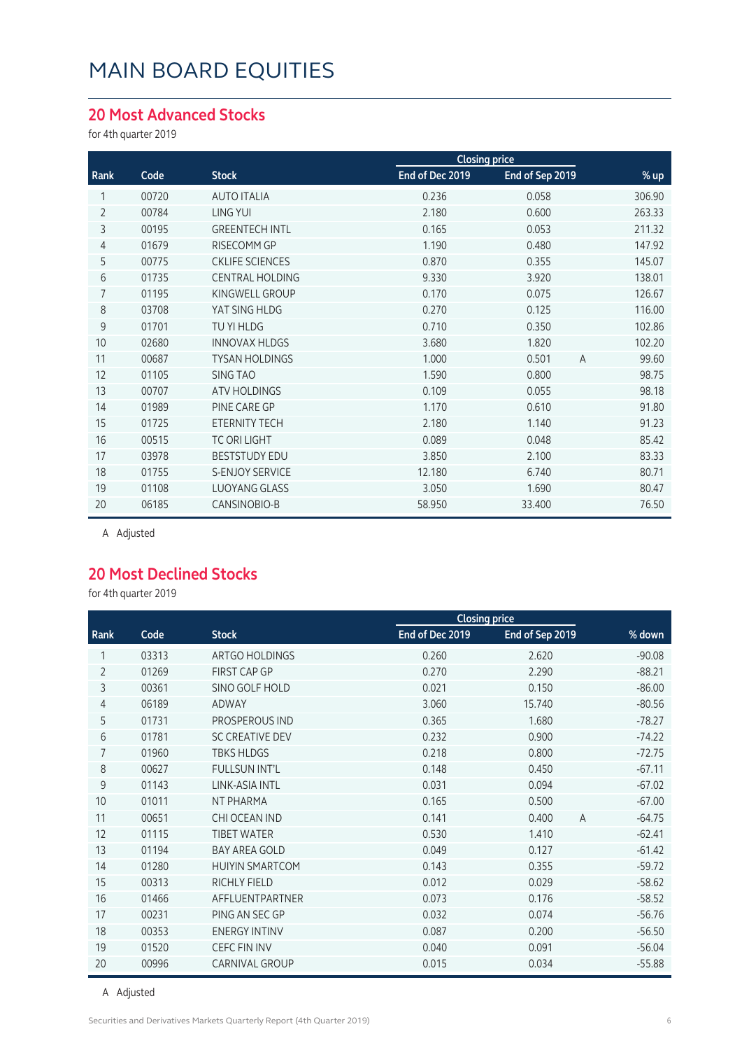# MAIN BOARD EQUITIES

## 20 Most Advanced Stocks

for 4th quarter 2019

| | | | Closing price | | | |
|---|---|---|---|---|---|---|
| Rank | Code | Stock | End of Dec 2019 | End of Sep 2019 | | % up |
| 1 | 00720 | AUTO ITALIA | 0.236 | 0.058 | | 306.90 |
| 2 | 00784 | LING YUI | 2.180 | 0.600 | | 263.33 |
| 3 | 00195 | GREENTECH INTL | 0.165 | 0.053 | | 211.32 |
| 4 | 01679 | RISECOMM GP | 1.190 | 0.480 | | 147.92 |
| 5 | 00775 | CKLIFE SCIENCES | 0.870 | 0.355 | | 145.07 |
| 6 | 01735 | CENTRAL HOLDING | 9.330 | 3.920 | | 138.01 |
| 7 | 01195 | KINGWELL GROUP | 0.170 | 0.075 | | 126.67 |
| 8 | 03708 | YAT SING HLDG | 0.270 | 0.125 | | 116.00 |
| 9 | 01701 | TU YI HLDG | 0.710 | 0.350 | | 102.86 |
| 10 | 02680 | INNOVAX HLDGS | 3.680 | 1.820 | | 102.20 |
| 11 | 00687 | TYSAN HOLDINGS | 1.000 | 0.501 | A | 99.60 |
| 12 | 01105 | SING TAO | 1.590 | 0.800 | | 98.75 |
| 13 | 00707 | ATV HOLDINGS | 0.109 | 0.055 | | 98.18 |
| 14 | 01989 | PINE CARE GP | 1.170 | 0.610 | | 91.80 |
| 15 | 01725 | ETERNITY TECH | 2.180 | 1.140 | | 91.23 |
| 16 | 00515 | TC ORI LIGHT | 0.089 | 0.048 | | 85.42 |
| 17 | 03978 | BESTSTUDY EDU | 3.850 | 2.100 | | 83.33 |
| 18 | 01755 | S-ENJOY SERVICE | 12.180 | 6.740 | | 80.71 |
| 19 | 01108 | LUOYANG GLASS | 3.050 | 1.690 | | 80.47 |
| 20 | 06185 | CANSINOBIO-B | 58.950 | 33.400 | | 76.50 |

A Adjusted

## 20 Most Declined Stocks

for 4th quarter 2019

| | | | Closing price | | | |
|---|---|---|---|---|---|---|
| Rank | Code | Stock | End of Dec 2019 | End of Sep 2019 | | % down |
| 1 | 03313 | ARTGO HOLDINGS | 0.260 | 2.620 | | -90.08 |
| 2 | 01269 | FIRST CAP GP | 0.270 | 2.290 | | -88.21 |
| 3 | 00361 | SINO GOLF HOLD | 0.021 | 0.150 | | -86.00 |
| 4 | 06189 | ADWAY | 3.060 | 15.740 | | -80.56 |
| 5 | 01731 | PROSPEROUS IND | 0.365 | 1.680 | | -78.27 |
| 6 | 01781 | SC CREATIVE DEV | 0.232 | 0.900 | | -74.22 |
| 7 | 01960 | TBKS HLDGS | 0.218 | 0.800 | | -72.75 |
| 8 | 00627 | FULLSUN INT'L | 0.148 | 0.450 | | -67.11 |
| 9 | 01143 | LINK-ASIA INTL | 0.031 | 0.094 | | -67.02 |
| 10 | 01011 | NT PHARMA | 0.165 | 0.500 | | -67.00 |
| 11 | 00651 | CHI OCEAN IND | 0.141 | 0.400 | A | -64.75 |
| 12 | 01115 | TIBET WATER | 0.530 | 1.410 | | -62.41 |
| 13 | 01194 | BAY AREA GOLD | 0.049 | 0.127 | | -61.42 |
| 14 | 01280 | HUIYIN SMARTCOM | 0.143 | 0.355 | | -59.72 |
| 15 | 00313 | RICHLY FIELD | 0.012 | 0.029 | | -58.62 |
| 16 | 01466 | AFFLUENTPARTNER | 0.073 | 0.176 | | -58.52 |
| 17 | 00231 | PING AN SEC GP | 0.032 | 0.074 | | -56.76 |
| 18 | 00353 | ENERGY INTINV | 0.087 | 0.200 | | -56.50 |
| 19 | 01520 | CEFC FIN INV | 0.040 | 0.091 | | -56.04 |
| 20 | 00996 | CARNIVAL GROUP | 0.015 | 0.034 | | -55.88 |

A Adjusted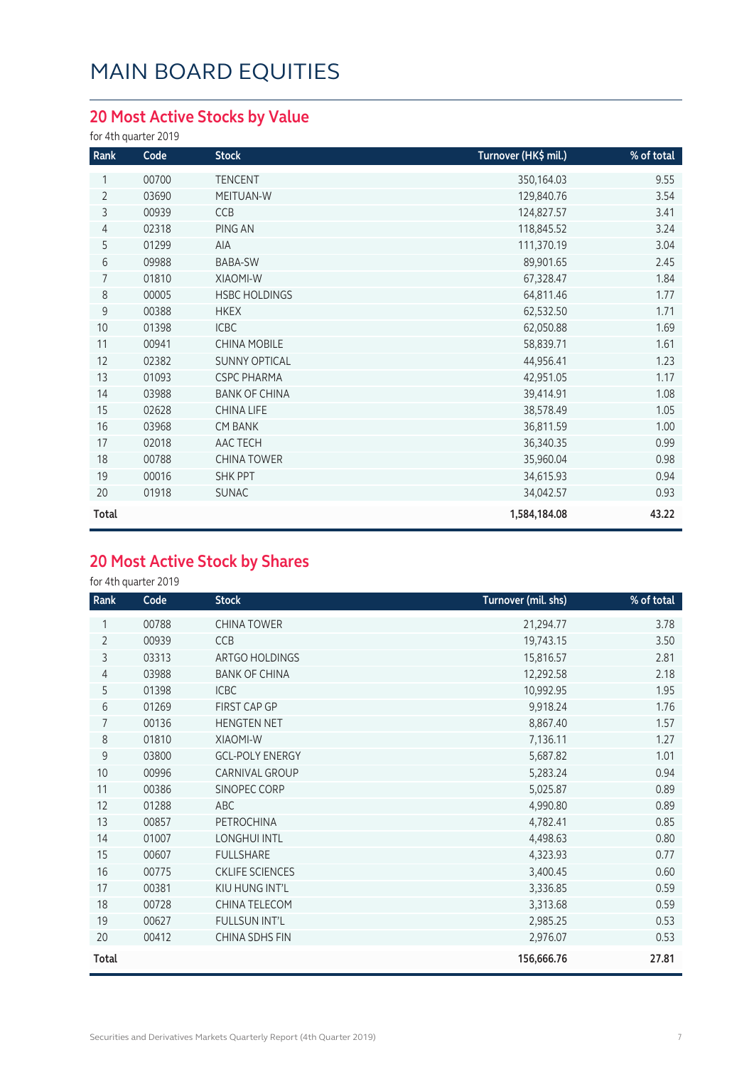# MAIN BOARD EQUITIES

## 20 Most Active Stocks by Value

for 4th quarter 2019

| Rank | Code | Stock | Turnover (HK$ mil.) | % of total |
|---|---|---|---|---|
| 1 | 00700 | TENCENT | 350,164.03 | 9.55 |
| 2 | 03690 | MEITUAN-W | 129,840.76 | 3.54 |
| 3 | 00939 | CCB | 124,827.57 | 3.41 |
| 4 | 02318 | PING AN | 118,845.52 | 3.24 |
| 5 | 01299 | AIA | 111,370.19 | 3.04 |
| 6 | 09988 | BABA-SW | 89,901.65 | 2.45 |
| 7 | 01810 | XIAOMI-W | 67,328.47 | 1.84 |
| 8 | 00005 | HSBC HOLDINGS | 64,811.46 | 1.77 |
| 9 | 00388 | HKEX | 62,532.50 | 1.71 |
| 10 | 01398 | ICBC | 62,050.88 | 1.69 |
| 11 | 00941 | CHINA MOBILE | 58,839.71 | 1.61 |
| 12 | 02382 | SUNNY OPTICAL | 44,956.41 | 1.23 |
| 13 | 01093 | CSPC PHARMA | 42,951.05 | 1.17 |
| 14 | 03988 | BANK OF CHINA | 39,414.91 | 1.08 |
| 15 | 02628 | CHINA LIFE | 38,578.49 | 1.05 |
| 16 | 03968 | CM BANK | 36,811.59 | 1.00 |
| 17 | 02018 | AAC TECH | 36,340.35 | 0.99 |
| 18 | 00788 | CHINA TOWER | 35,960.04 | 0.98 |
| 19 | 00016 | SHK PPT | 34,615.93 | 0.94 |
| 20 | 01918 | SUNAC | 34,042.57 | 0.93 |
| **Total** | | | **1,584,184.08** | **43.22** |

## 20 Most Active Stock by Shares

for 4th quarter 2019

| Rank | Code | Stock | Turnover (mil. shs) | % of total |
|---|---|---|---|---|
| 1 | 00788 | CHINA TOWER | 21,294.77 | 3.78 |
| 2 | 00939 | CCB | 19,743.15 | 3.50 |
| 3 | 03313 | ARTGO HOLDINGS | 15,816.57 | 2.81 |
| 4 | 03988 | BANK OF CHINA | 12,292.58 | 2.18 |
| 5 | 01398 | ICBC | 10,992.95 | 1.95 |
| 6 | 01269 | FIRST CAP GP | 9,918.24 | 1.76 |
| 7 | 00136 | HENGTEN NET | 8,867.40 | 1.57 |
| 8 | 01810 | XIAOMI-W | 7,136.11 | 1.27 |
| 9 | 03800 | GCL-POLY ENERGY | 5,687.82 | 1.01 |
| 10 | 00996 | CARNIVAL GROUP | 5,283.24 | 0.94 |
| 11 | 00386 | SINOPEC CORP | 5,025.87 | 0.89 |
| 12 | 01288 | ABC | 4,990.80 | 0.89 |
| 13 | 00857 | PETROCHINA | 4,782.41 | 0.85 |
| 14 | 01007 | LONGHUI INTL | 4,498.63 | 0.80 |
| 15 | 00607 | FULLSHARE | 4,323.93 | 0.77 |
| 16 | 00775 | CKLIFE SCIENCES | 3,400.45 | 0.60 |
| 17 | 00381 | KIU HUNG INT'L | 3,336.85 | 0.59 |
| 18 | 00728 | CHINA TELECOM | 3,313.68 | 0.59 |
| 19 | 00627 | FULLSUN INT'L | 2,985.25 | 0.53 |
| 20 | 00412 | CHINA SDHS FIN | 2,976.07 | 0.53 |
| **Total** | | | **156,666.76** | **27.81** |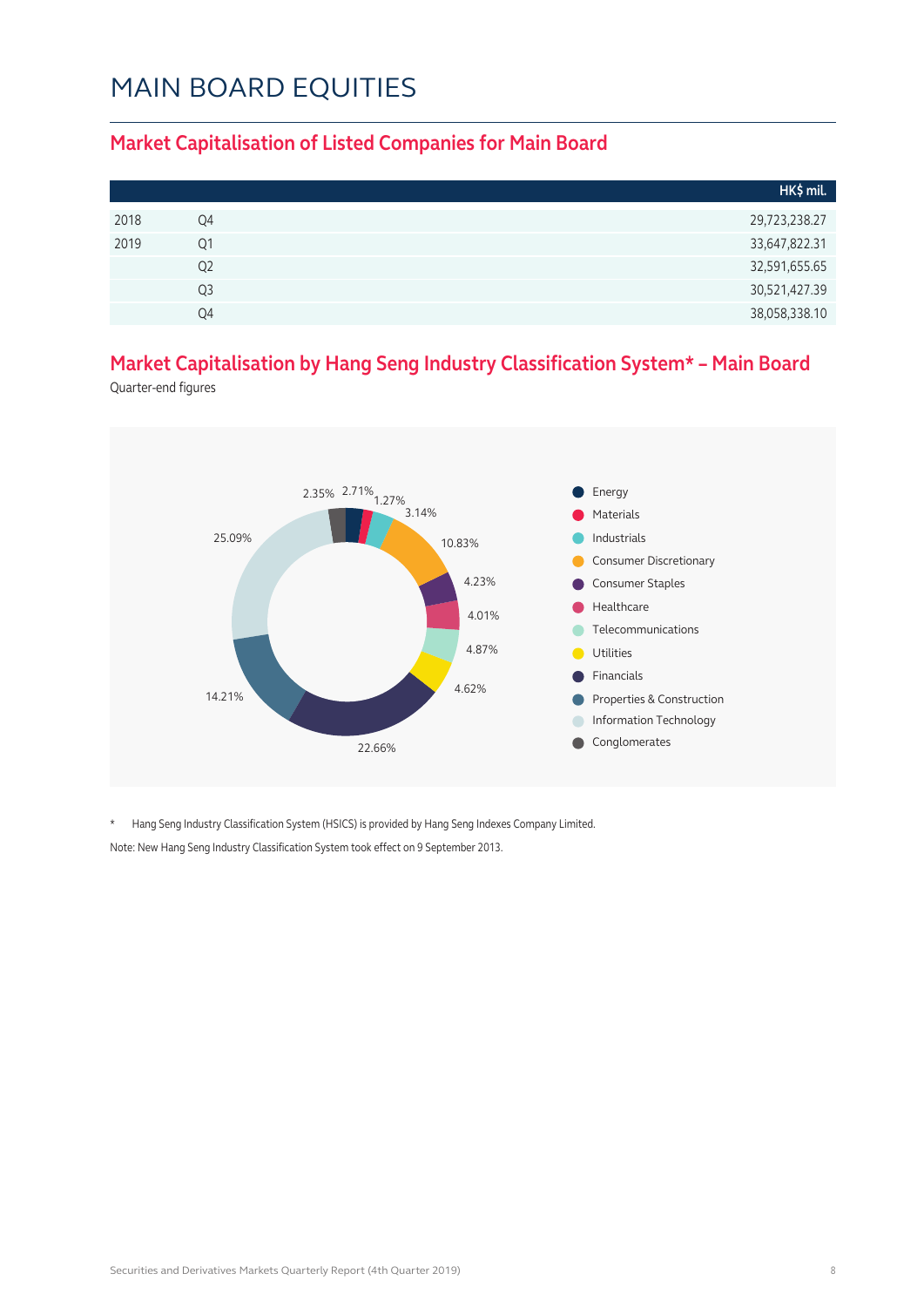# MAIN BOARD EQUITIES

## Market Capitalisation of Listed Companies for Main Board

| | | HK$ mil. |
|---|---|---|
| 2018 | Q4 | 29,723,238.27 |
| 2019 | Q1 | 33,647,822.31 |
| | Q2 | 32,591,655.65 |
| | Q3 | 30,521,427.39 |
| | Q4 | 38,058,338.10 |

## Market Capitalisation by Hang Seng Industry Classification System* – Main Board

Quarter-end figures

2.35%
2.71%
1.27%
3.14%
10.83%
4.23%
4.01%
4.87%
4.62%
22.66%
14.21%
25.09%

Energy
Materials
Industrials
Consumer Discretionary
Consumer Staples
Healthcare
Telecommunications
Utilities
Financials
Properties & Construction
Information Technology
Conglomerates

\* Hang Seng Industry Classification System (HSICS) is provided by Hang Seng Indexes Company Limited.

Note: New Hang Seng Industry Classification System took effect on 9 September 2013.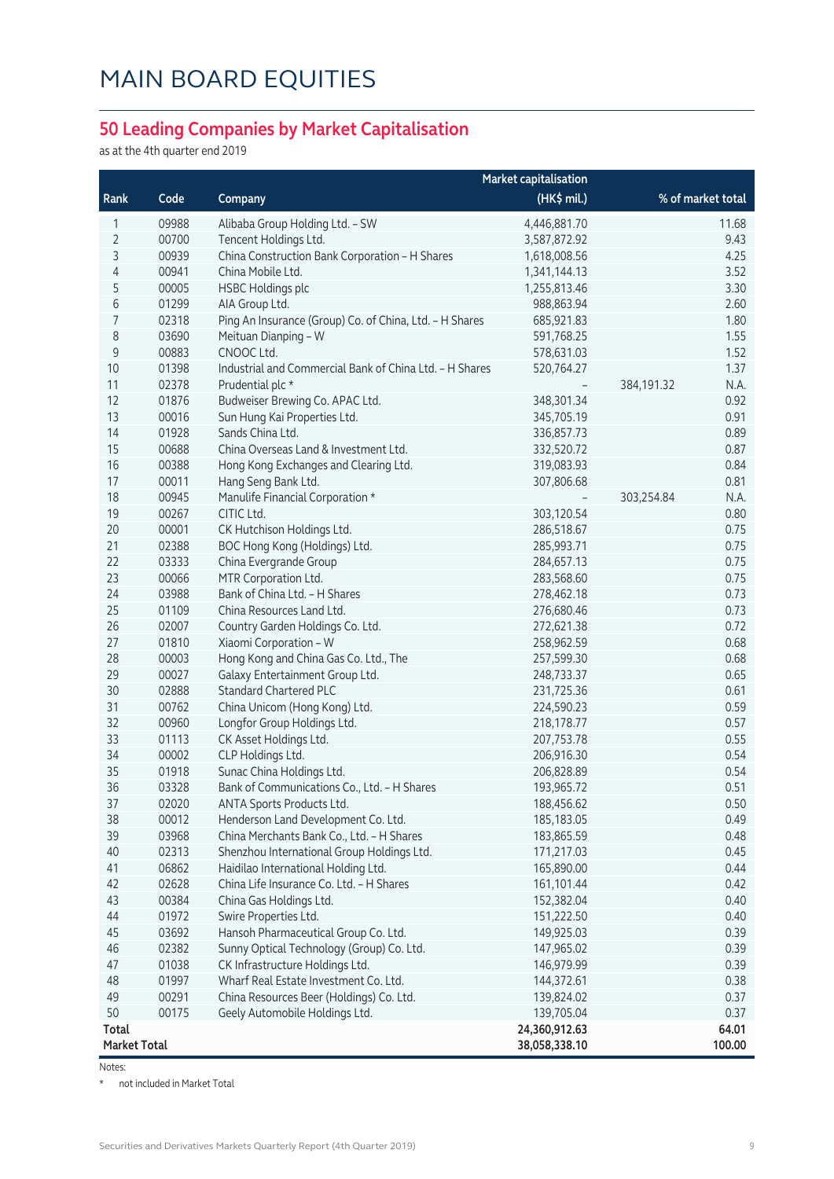# MAIN BOARD EQUITIES

## 50 Leading Companies by Market Capitalisation

as at the 4th quarter end 2019

| Rank | Code | Company | Market capitalisation (HK$ mil.) | | % of market total |
|---|---|---|---|---|---|
| 1 | 09988 | Alibaba Group Holding Ltd. - SW | 4,446,881.70 | | 11.68 |
| 2 | 00700 | Tencent Holdings Ltd. | 3,587,872.92 | | 9.43 |
| 3 | 00939 | China Construction Bank Corporation - H Shares | 1,618,008.56 | | 4.25 |
| 4 | 00941 | China Mobile Ltd. | 1,341,144.13 | | 3.52 |
| 5 | 00005 | HSBC Holdings plc | 1,255,813.46 | | 3.30 |
| 6 | 01299 | AIA Group Ltd. | 988,863.94 | | 2.60 |
| 7 | 02318 | Ping An Insurance (Group) Co. of China, Ltd. - H Shares | 685,921.83 | | 1.80 |
| 8 | 03690 | Meituan Dianping - W | 591,768.25 | | 1.55 |
| 9 | 00883 | CNOOC Ltd. | 578,631.03 | | 1.52 |
| 10 | 01398 | Industrial and Commercial Bank of China Ltd. - H Shares | 520,764.27 | | 1.37 |
| 11 | 02378 | Prudential plc * | – | 384,191.32 | N.A. |
| 12 | 01876 | Budweiser Brewing Co. APAC Ltd. | 348,301.34 | | 0.92 |
| 13 | 00016 | Sun Hung Kai Properties Ltd. | 345,705.19 | | 0.91 |
| 14 | 01928 | Sands China Ltd. | 336,857.73 | | 0.89 |
| 15 | 00688 | China Overseas Land & Investment Ltd. | 332,520.72 | | 0.87 |
| 16 | 00388 | Hong Kong Exchanges and Clearing Ltd. | 319,083.93 | | 0.84 |
| 17 | 00011 | Hang Seng Bank Ltd. | 307,806.68 | | 0.81 |
| 18 | 00945 | Manulife Financial Corporation * | – | 303,254.84 | N.A. |
| 19 | 00267 | CITIC Ltd. | 303,120.54 | | 0.80 |
| 20 | 00001 | CK Hutchison Holdings Ltd. | 286,518.67 | | 0.75 |
| 21 | 02388 | BOC Hong Kong (Holdings) Ltd. | 285,993.71 | | 0.75 |
| 22 | 03333 | China Evergrande Group | 284,657.13 | | 0.75 |
| 23 | 00066 | MTR Corporation Ltd. | 283,568.60 | | 0.75 |
| 24 | 03988 | Bank of China Ltd. - H Shares | 278,462.18 | | 0.73 |
| 25 | 01109 | China Resources Land Ltd. | 276,680.46 | | 0.73 |
| 26 | 02007 | Country Garden Holdings Co. Ltd. | 272,621.38 | | 0.72 |
| 27 | 01810 | Xiaomi Corporation - W | 258,962.59 | | 0.68 |
| 28 | 00003 | Hong Kong and China Gas Co. Ltd., The | 257,599.30 | | 0.68 |
| 29 | 00027 | Galaxy Entertainment Group Ltd. | 248,733.37 | | 0.65 |
| 30 | 02888 | Standard Chartered PLC | 231,725.36 | | 0.61 |
| 31 | 00762 | China Unicom (Hong Kong) Ltd. | 224,590.23 | | 0.59 |
| 32 | 00960 | Longfor Group Holdings Ltd. | 218,178.77 | | 0.57 |
| 33 | 01113 | CK Asset Holdings Ltd. | 207,753.78 | | 0.55 |
| 34 | 00002 | CLP Holdings Ltd. | 206,916.30 | | 0.54 |
| 35 | 01918 | Sunac China Holdings Ltd. | 206,828.89 | | 0.54 |
| 36 | 03328 | Bank of Communications Co., Ltd. - H Shares | 193,965.72 | | 0.51 |
| 37 | 02020 | ANTA Sports Products Ltd. | 188,456.62 | | 0.50 |
| 38 | 00012 | Henderson Land Development Co. Ltd. | 185,183.05 | | 0.49 |
| 39 | 03968 | China Merchants Bank Co., Ltd. - H Shares | 183,865.59 | | 0.48 |
| 40 | 02313 | Shenzhou International Group Holdings Ltd. | 171,217.03 | | 0.45 |
| 41 | 06862 | Haidilao International Holding Ltd. | 165,890.00 | | 0.44 |
| 42 | 02628 | China Life Insurance Co. Ltd. - H Shares | 161,101.44 | | 0.42 |
| 43 | 00384 | China Gas Holdings Ltd. | 152,382.04 | | 0.40 |
| 44 | 01972 | Swire Properties Ltd. | 151,222.50 | | 0.40 |
| 45 | 03692 | Hansoh Pharmaceutical Group Co. Ltd. | 149,925.03 | | 0.39 |
| 46 | 02382 | Sunny Optical Technology (Group) Co. Ltd. | 147,965.02 | | 0.39 |
| 47 | 01038 | CK Infrastructure Holdings Ltd. | 146,979.99 | | 0.39 |
| 48 | 01997 | Wharf Real Estate Investment Co. Ltd. | 144,372.61 | | 0.38 |
| 49 | 00291 | China Resources Beer (Holdings) Co. Ltd. | 139,824.02 | | 0.37 |
| 50 | 00175 | Geely Automobile Holdings Ltd. | 139,705.04 | | 0.37 |
| **Total** | | | **24,360,912.63** | | **64.01** |
| **Market Total** | | | **38,058,338.10** | | **100.00** |

Notes:

\* not included in Market Total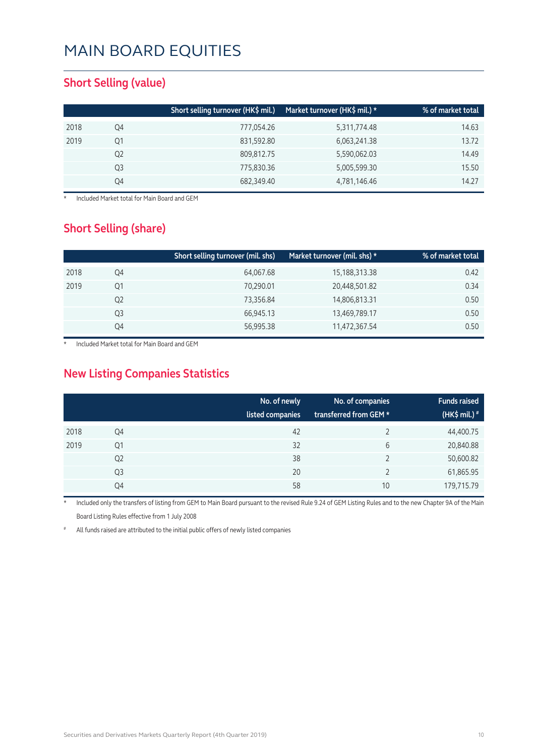# MAIN BOARD EQUITIES

## Short Selling (value)

| | | Short selling turnover (HK$ mil.) | Market turnover (HK$ mil.) * | % of market total |
|---|---|---|---|---|
| 2018 | Q4 | 777,054.26 | 5,311,774.48 | 14.63 |
| 2019 | Q1 | 831,592.80 | 6,063,241.38 | 13.72 |
| | Q2 | 809,812.75 | 5,590,062.03 | 14.49 |
| | Q3 | 775,830.36 | 5,005,599.30 | 15.50 |
| | Q4 | 682,349.40 | 4,781,146.46 | 14.27 |

\* Included Market total for Main Board and GEM

## Short Selling (share)

| | | Short selling turnover (mil. shs) | Market turnover (mil. shs) * | % of market total |
|---|---|---|---|---|
| 2018 | Q4 | 64,067.68 | 15,188,313.38 | 0.42 |
| 2019 | Q1 | 70,290.01 | 20,448,501.82 | 0.34 |
| | Q2 | 73,356.84 | 14,806,813.31 | 0.50 |
| | Q3 | 66,945.13 | 13,469,789.17 | 0.50 |
| | Q4 | 56,995.38 | 11,472,367.54 | 0.50 |

\* Included Market total for Main Board and GEM

## New Listing Companies Statistics

| | | No. of newly listed companies | No. of companies transferred from GEM * | Funds raised (HK$ mil.) # |
|---|---|---|---|---|
| 2018 | Q4 | 42 | 2 | 44,400.75 |
| 2019 | Q1 | 32 | 6 | 20,840.88 |
| | Q2 | 38 | 2 | 50,600.82 |
| | Q3 | 20 | 2 | 61,865.95 |
| | Q4 | 58 | 10 | 179,715.79 |

\* Included only the transfers of listing from GEM to Main Board pursuant to the revised Rule 9.24 of GEM Listing Rules and to the new Chapter 9A of the Main Board Listing Rules effective from 1 July 2008

\# All funds raised are attributed to the initial public offers of newly listed companies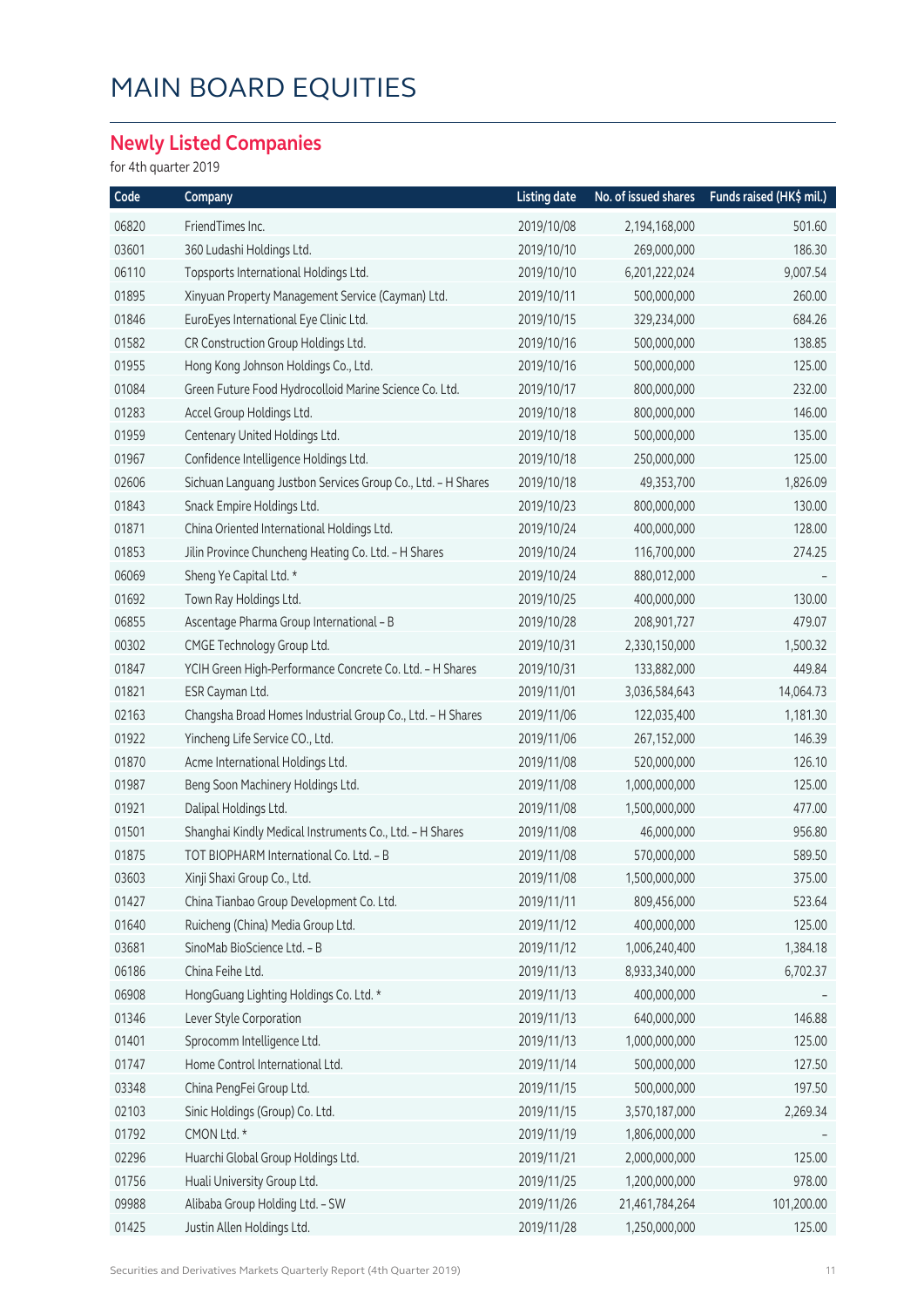# MAIN BOARD EQUITIES

## Newly Listed Companies

for 4th quarter 2019

| Code | Company | Listing date | No. of issued shares | Funds raised (HK$ mil.) |
|---|---|---|---|---|
| 06820 | FriendTimes Inc. | 2019/10/08 | 2,194,168,000 | 501.60 |
| 03601 | 360 Ludashi Holdings Ltd. | 2019/10/10 | 269,000,000 | 186.30 |
| 06110 | Topsports International Holdings Ltd. | 2019/10/10 | 6,201,222,024 | 9,007.54 |
| 01895 | Xinyuan Property Management Service (Cayman) Ltd. | 2019/10/11 | 500,000,000 | 260.00 |
| 01846 | EuroEyes International Eye Clinic Ltd. | 2019/10/15 | 329,234,000 | 684.26 |
| 01582 | CR Construction Group Holdings Ltd. | 2019/10/16 | 500,000,000 | 138.85 |
| 01955 | Hong Kong Johnson Holdings Co., Ltd. | 2019/10/16 | 500,000,000 | 125.00 |
| 01084 | Green Future Food Hydrocolloid Marine Science Co. Ltd. | 2019/10/17 | 800,000,000 | 232.00 |
| 01283 | Accel Group Holdings Ltd. | 2019/10/18 | 800,000,000 | 146.00 |
| 01959 | Centenary United Holdings Ltd. | 2019/10/18 | 500,000,000 | 135.00 |
| 01967 | Confidence Intelligence Holdings Ltd. | 2019/10/18 | 250,000,000 | 125.00 |
| 02606 | Sichuan Languang Justbon Services Group Co., Ltd. – H Shares | 2019/10/18 | 49,353,700 | 1,826.09 |
| 01843 | Snack Empire Holdings Ltd. | 2019/10/23 | 800,000,000 | 130.00 |
| 01871 | China Oriented International Holdings Ltd. | 2019/10/24 | 400,000,000 | 128.00 |
| 01853 | Jilin Province Chuncheng Heating Co. Ltd. – H Shares | 2019/10/24 | 116,700,000 | 274.25 |
| 06069 | Sheng Ye Capital Ltd. * | 2019/10/24 | 880,012,000 | – |
| 01692 | Town Ray Holdings Ltd. | 2019/10/25 | 400,000,000 | 130.00 |
| 06855 | Ascentage Pharma Group International – B | 2019/10/28 | 208,901,727 | 479.07 |
| 00302 | CMGE Technology Group Ltd. | 2019/10/31 | 2,330,150,000 | 1,500.32 |
| 01847 | YCIH Green High-Performance Concrete Co. Ltd. – H Shares | 2019/10/31 | 133,882,000 | 449.84 |
| 01821 | ESR Cayman Ltd. | 2019/11/01 | 3,036,584,643 | 14,064.73 |
| 02163 | Changsha Broad Homes Industrial Group Co., Ltd. – H Shares | 2019/11/06 | 122,035,400 | 1,181.30 |
| 01922 | Yincheng Life Service CO., Ltd. | 2019/11/06 | 267,152,000 | 146.39 |
| 01870 | Acme International Holdings Ltd. | 2019/11/08 | 520,000,000 | 126.10 |
| 01987 | Beng Soon Machinery Holdings Ltd. | 2019/11/08 | 1,000,000,000 | 125.00 |
| 01921 | Dalipal Holdings Ltd. | 2019/11/08 | 1,500,000,000 | 477.00 |
| 01501 | Shanghai Kindly Medical Instruments Co., Ltd. – H Shares | 2019/11/08 | 46,000,000 | 956.80 |
| 01875 | TOT BIOPHARM International Co. Ltd. – B | 2019/11/08 | 570,000,000 | 589.50 |
| 03603 | Xinji Shaxi Group Co., Ltd. | 2019/11/08 | 1,500,000,000 | 375.00 |
| 01427 | China Tianbao Group Development Co. Ltd. | 2019/11/11 | 809,456,000 | 523.64 |
| 01640 | Ruicheng (China) Media Group Ltd. | 2019/11/12 | 400,000,000 | 125.00 |
| 03681 | SinoMab BioScience Ltd. – B | 2019/11/12 | 1,006,240,400 | 1,384.18 |
| 06186 | China Feihe Ltd. | 2019/11/13 | 8,933,340,000 | 6,702.37 |
| 06908 | HongGuang Lighting Holdings Co. Ltd. * | 2019/11/13 | 400,000,000 | – |
| 01346 | Lever Style Corporation | 2019/11/13 | 640,000,000 | 146.88 |
| 01401 | Sprocomm Intelligence Ltd. | 2019/11/13 | 1,000,000,000 | 125.00 |
| 01747 | Home Control International Ltd. | 2019/11/14 | 500,000,000 | 127.50 |
| 03348 | China PengFei Group Ltd. | 2019/11/15 | 500,000,000 | 197.50 |
| 02103 | Sinic Holdings (Group) Co. Ltd. | 2019/11/15 | 3,570,187,000 | 2,269.34 |
| 01792 | CMON Ltd. * | 2019/11/19 | 1,806,000,000 | – |
| 02296 | Huarchi Global Group Holdings Ltd. | 2019/11/21 | 2,000,000,000 | 125.00 |
| 01756 | Huali University Group Ltd. | 2019/11/25 | 1,200,000,000 | 978.00 |
| 09988 | Alibaba Group Holding Ltd. – SW | 2019/11/26 | 21,461,784,264 | 101,200.00 |
| 01425 | Justin Allen Holdings Ltd. | 2019/11/28 | 1,250,000,000 | 125.00 |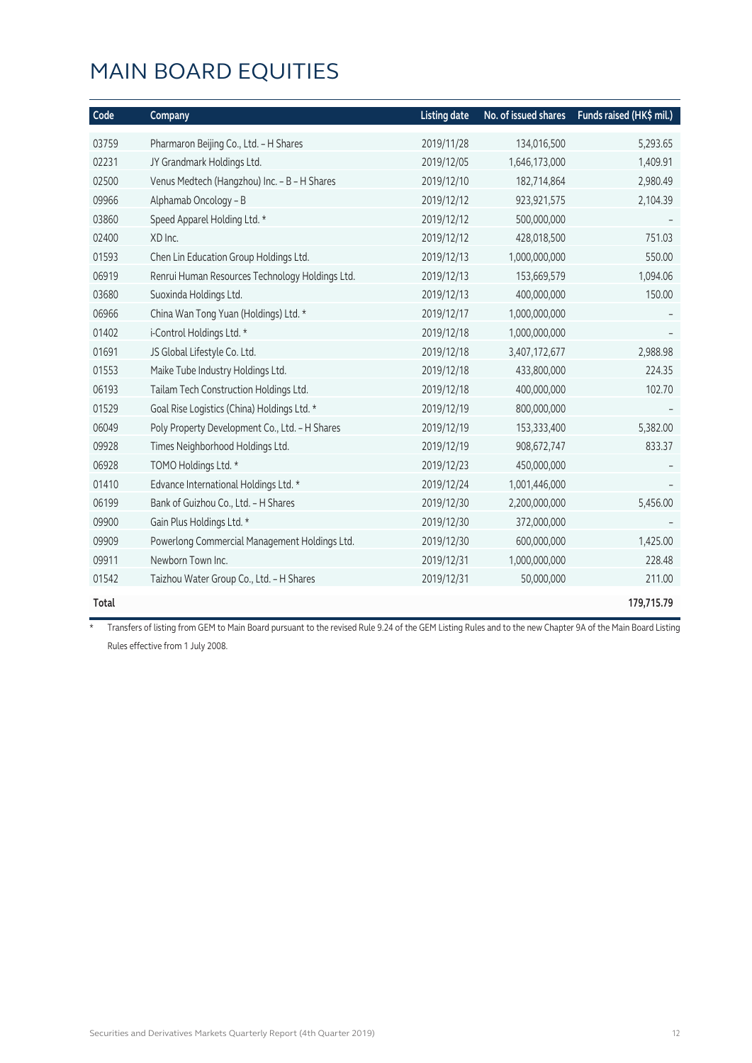# MAIN BOARD EQUITIES

| Code | Company | Listing date | No. of issued shares | Funds raised (HK$ mil.) |
|---|---|---|---|---|
| 03759 | Pharmaron Beijing Co., Ltd. – H Shares | 2019/11/28 | 134,016,500 | 5,293.65 |
| 02231 | JY Grandmark Holdings Ltd. | 2019/12/05 | 1,646,173,000 | 1,409.91 |
| 02500 | Venus Medtech (Hangzhou) Inc. – B – H Shares | 2019/12/10 | 182,714,864 | 2,980.49 |
| 09966 | Alphamab Oncology – B | 2019/12/12 | 923,921,575 | 2,104.39 |
| 03860 | Speed Apparel Holding Ltd. * | 2019/12/12 | 500,000,000 | – |
| 02400 | XD Inc. | 2019/12/12 | 428,018,500 | 751.03 |
| 01593 | Chen Lin Education Group Holdings Ltd. | 2019/12/13 | 1,000,000,000 | 550.00 |
| 06919 | Renrui Human Resources Technology Holdings Ltd. | 2019/12/13 | 153,669,579 | 1,094.06 |
| 03680 | Suoxinda Holdings Ltd. | 2019/12/13 | 400,000,000 | 150.00 |
| 06966 | China Wan Tong Yuan (Holdings) Ltd. * | 2019/12/17 | 1,000,000,000 | – |
| 01402 | i-Control Holdings Ltd. * | 2019/12/18 | 1,000,000,000 | – |
| 01691 | JS Global Lifestyle Co. Ltd. | 2019/12/18 | 3,407,172,677 | 2,988.98 |
| 01553 | Maike Tube Industry Holdings Ltd. | 2019/12/18 | 433,800,000 | 224.35 |
| 06193 | Tailam Tech Construction Holdings Ltd. | 2019/12/18 | 400,000,000 | 102.70 |
| 01529 | Goal Rise Logistics (China) Holdings Ltd. * | 2019/12/19 | 800,000,000 | – |
| 06049 | Poly Property Development Co., Ltd. – H Shares | 2019/12/19 | 153,333,400 | 5,382.00 |
| 09928 | Times Neighborhood Holdings Ltd. | 2019/12/19 | 908,672,747 | 833.37 |
| 06928 | TOMO Holdings Ltd. * | 2019/12/23 | 450,000,000 | – |
| 01410 | Edvance International Holdings Ltd. * | 2019/12/24 | 1,001,446,000 | – |
| 06199 | Bank of Guizhou Co., Ltd. – H Shares | 2019/12/30 | 2,200,000,000 | 5,456.00 |
| 09900 | Gain Plus Holdings Ltd. * | 2019/12/30 | 372,000,000 | – |
| 09909 | Powerlong Commercial Management Holdings Ltd. | 2019/12/30 | 600,000,000 | 1,425.00 |
| 09911 | Newborn Town Inc. | 2019/12/31 | 1,000,000,000 | 228.48 |
| 01542 | Taizhou Water Group Co., Ltd. – H Shares | 2019/12/31 | 50,000,000 | 211.00 |
| **Total** | | | | **179,715.79** |

\* Transfers of listing from GEM to Main Board pursuant to the revised Rule 9.24 of the GEM Listing Rules and to the new Chapter 9A of the Main Board Listing Rules effective from 1 July 2008.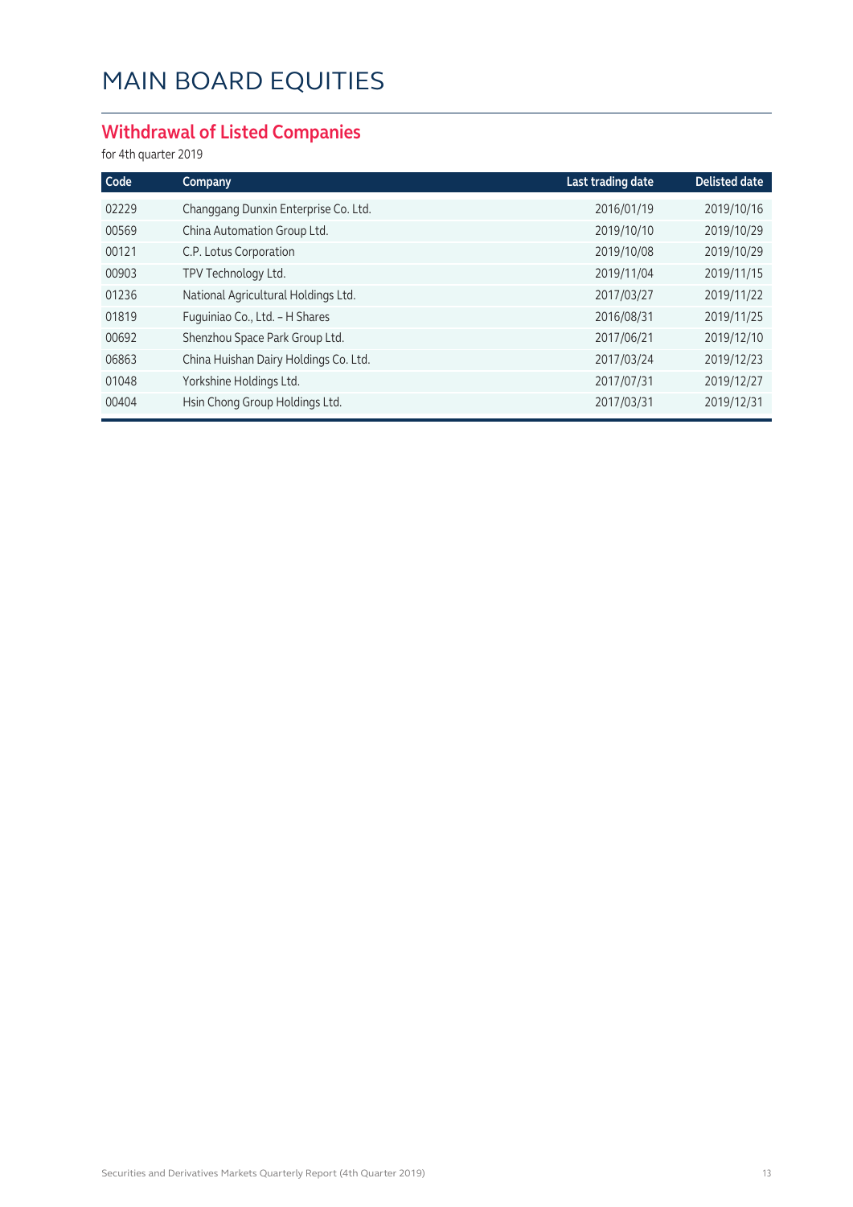# MAIN BOARD EQUITIES

## Withdrawal of Listed Companies

for 4th quarter 2019

| Code | Company | Last trading date | Delisted date |
|---|---|---|---|
| 02229 | Changgang Dunxin Enterprise Co. Ltd. | 2016/01/19 | 2019/10/16 |
| 00569 | China Automation Group Ltd. | 2019/10/10 | 2019/10/29 |
| 00121 | C.P. Lotus Corporation | 2019/10/08 | 2019/10/29 |
| 00903 | TPV Technology Ltd. | 2019/11/04 | 2019/11/15 |
| 01236 | National Agricultural Holdings Ltd. | 2017/03/27 | 2019/11/22 |
| 01819 | Fuguiniao Co., Ltd. – H Shares | 2016/08/31 | 2019/11/25 |
| 00692 | Shenzhou Space Park Group Ltd. | 2017/06/21 | 2019/12/10 |
| 06863 | China Huishan Dairy Holdings Co. Ltd. | 2017/03/24 | 2019/12/23 |
| 01048 | Yorkshine Holdings Ltd. | 2017/07/31 | 2019/12/27 |
| 00404 | Hsin Chong Group Holdings Ltd. | 2017/03/31 | 2019/12/31 |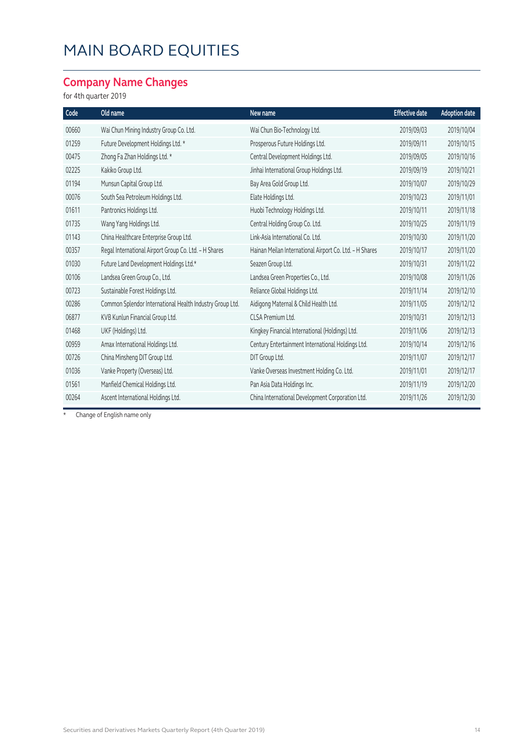# MAIN BOARD EQUITIES

## Company Name Changes

for 4th quarter 2019

| Code | Old name | New name | Effective date | Adoption date |
|---|---|---|---|---|
| 00660 | Wai Chun Mining Industry Group Co. Ltd. | Wai Chun Bio-Technology Ltd. | 2019/09/03 | 2019/10/04 |
| 01259 | Future Development Holdings Ltd. * | Prosperous Future Holdings Ltd. | 2019/09/11 | 2019/10/15 |
| 00475 | Zhong Fa Zhan Holdings Ltd. * | Central Development Holdings Ltd. | 2019/09/05 | 2019/10/16 |
| 02225 | Kakiko Group Ltd. | Jinhai International Group Holdings Ltd. | 2019/09/19 | 2019/10/21 |
| 01194 | Munsun Capital Group Ltd. | Bay Area Gold Group Ltd. | 2019/10/07 | 2019/10/29 |
| 00076 | South Sea Petroleum Holdings Ltd. | Elate Holdings Ltd. | 2019/10/23 | 2019/11/01 |
| 01611 | Pantronics Holdings Ltd. | Huobi Technology Holdings Ltd. | 2019/10/11 | 2019/11/18 |
| 01735 | Wang Yang Holdings Ltd. | Central Holding Group Co. Ltd. | 2019/10/25 | 2019/11/19 |
| 01143 | China Healthcare Enterprise Group Ltd. | Link-Asia International Co. Ltd. | 2019/10/30 | 2019/11/20 |
| 00357 | Regal International Airport Group Co. Ltd. - H Shares | Hainan Meilan International Airport Co. Ltd. - H Shares | 2019/10/17 | 2019/11/20 |
| 01030 | Future Land Development Holdings Ltd.* | Seazen Group Ltd. | 2019/10/31 | 2019/11/22 |
| 00106 | Landsea Green Group Co., Ltd. | Landsea Green Properties Co., Ltd. | 2019/10/08 | 2019/11/26 |
| 00723 | Sustainable Forest Holdings Ltd. | Reliance Global Holdings Ltd. | 2019/11/14 | 2019/12/10 |
| 00286 | Common Splendor International Health Industry Group Ltd. | Aidigong Maternal & Child Health Ltd. | 2019/11/05 | 2019/12/12 |
| 06877 | KVB Kunlun Financial Group Ltd. | CLSA Premium Ltd. | 2019/10/31 | 2019/12/13 |
| 01468 | UKF (Holdings) Ltd. | Kingkey Financial International (Holdings) Ltd. | 2019/11/06 | 2019/12/13 |
| 00959 | Amax International Holdings Ltd. | Century Entertainment International Holdings Ltd. | 2019/10/14 | 2019/12/16 |
| 00726 | China Minsheng DIT Group Ltd. | DIT Group Ltd. | 2019/11/07 | 2019/12/17 |
| 01036 | Vanke Property (Overseas) Ltd. | Vanke Overseas Investment Holding Co. Ltd. | 2019/11/01 | 2019/12/17 |
| 01561 | Manfield Chemical Holdings Ltd. | Pan Asia Data Holdings Inc. | 2019/11/19 | 2019/12/20 |
| 00264 | Ascent International Holdings Ltd. | China International Development Corporation Ltd. | 2019/11/26 | 2019/12/30 |

\* Change of English name only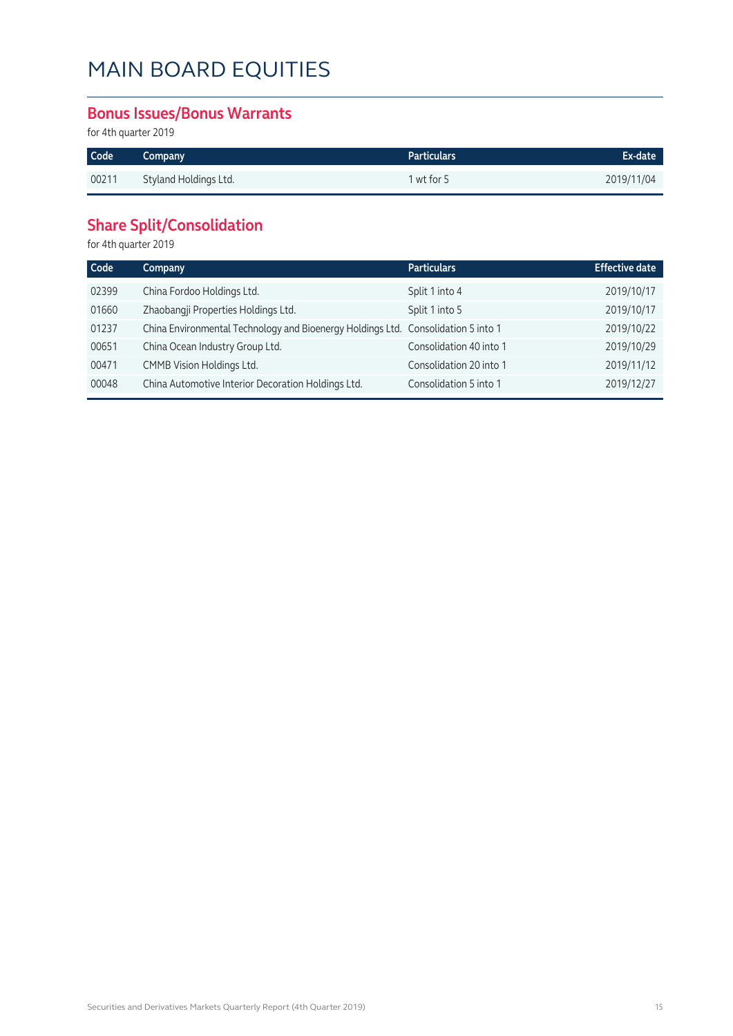# MAIN BOARD EQUITIES

## Bonus Issues/Bonus Warrants

for 4th quarter 2019

| Code | Company | Particulars | Ex-date |
|---|---|---|---|
| 00211 | Styland Holdings Ltd. | 1 wt for 5 | 2019/11/04 |

## Share Split/Consolidation

for 4th quarter 2019

| Code | Company | Particulars | Effective date |
|---|---|---|---|
| 02399 | China Fordoo Holdings Ltd. | Split 1 into 4 | 2019/10/17 |
| 01660 | Zhaobangji Properties Holdings Ltd. | Split 1 into 5 | 2019/10/17 |
| 01237 | China Environmental Technology and Bioenergy Holdings Ltd. | Consolidation 5 into 1 | 2019/10/22 |
| 00651 | China Ocean Industry Group Ltd. | Consolidation 40 into 1 | 2019/10/29 |
| 00471 | CMMB Vision Holdings Ltd. | Consolidation 20 into 1 | 2019/11/12 |
| 00048 | China Automotive Interior Decoration Holdings Ltd. | Consolidation 5 into 1 | 2019/12/27 |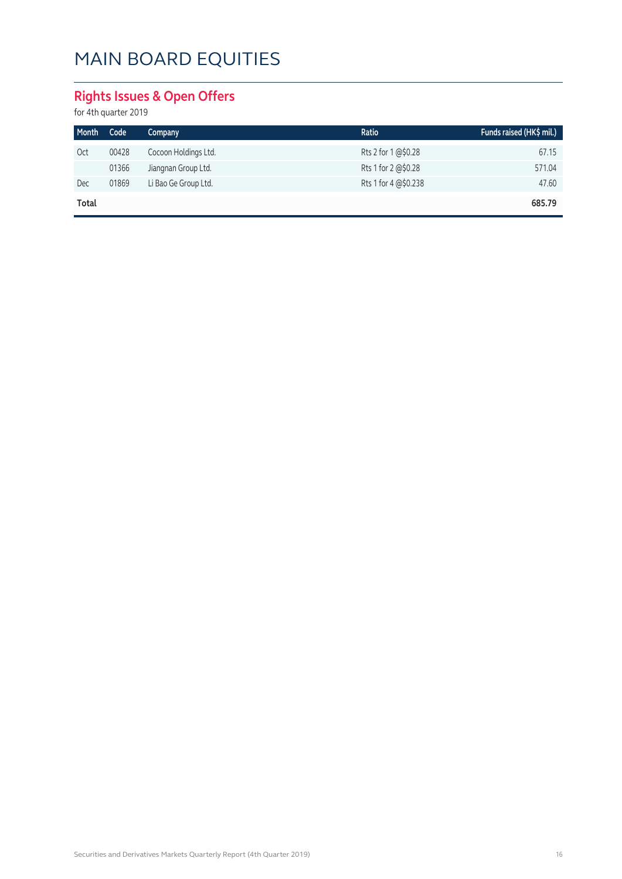# MAIN BOARD EQUITIES

## Rights Issues & Open Offers

for 4th quarter 2019

| Month | Code | Company | Ratio | Funds raised (HK$ mil.) |
|---|---|---|---|---|
| Oct | 00428 | Cocoon Holdings Ltd. | Rts 2 for 1 @$0.28 | 67.15 |
| | 01366 | Jiangnan Group Ltd. | Rts 1 for 2 @$0.28 | 571.04 |
| Dec | 01869 | Li Bao Ge Group Ltd. | Rts 1 for 4 @$0.238 | 47.60 |
| **Total** | | | | **685.79** |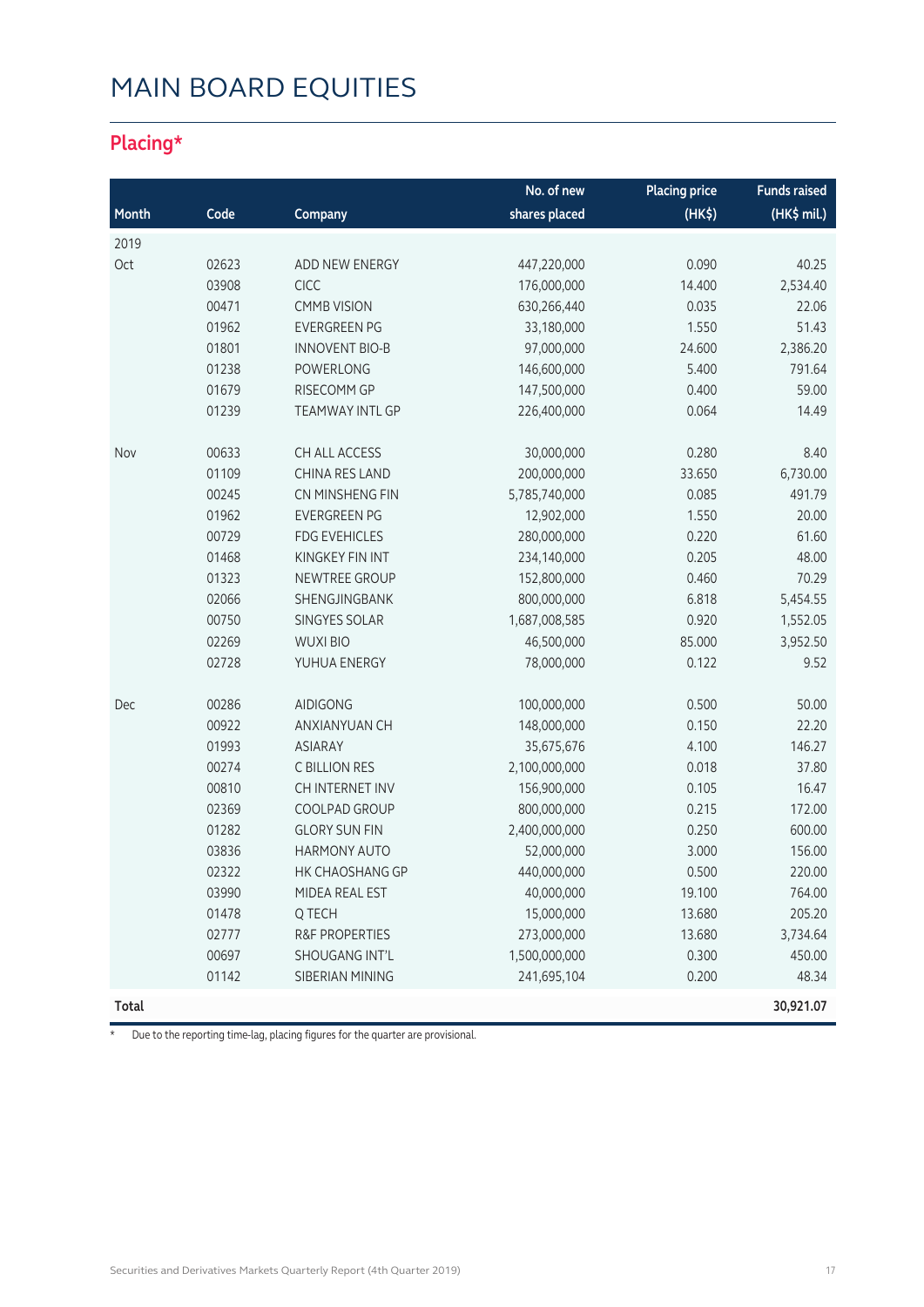# MAIN BOARD EQUITIES

## Placing*

| Month | Code | Company | No. of new shares placed | Placing price (HK$) | Funds raised (HK$ mil.) |
|---|---|---|---|---|---|
| 2019 | | | | | |
| Oct | 02623 | ADD NEW ENERGY | 447,220,000 | 0.090 | 40.25 |
| | 03908 | CICC | 176,000,000 | 14.400 | 2,534.40 |
| | 00471 | CMMB VISION | 630,266,440 | 0.035 | 22.06 |
| | 01962 | EVERGREEN PG | 33,180,000 | 1.550 | 51.43 |
| | 01801 | INNOVENT BIO-B | 97,000,000 | 24.600 | 2,386.20 |
| | 01238 | POWERLONG | 146,600,000 | 5.400 | 791.64 |
| | 01679 | RISECOMM GP | 147,500,000 | 0.400 | 59.00 |
| | 01239 | TEAMWAY INTL GP | 226,400,000 | 0.064 | 14.49 |
| Nov | 00633 | CH ALL ACCESS | 30,000,000 | 0.280 | 8.40 |
| | 01109 | CHINA RES LAND | 200,000,000 | 33.650 | 6,730.00 |
| | 00245 | CN MINSHENG FIN | 5,785,740,000 | 0.085 | 491.79 |
| | 01962 | EVERGREEN PG | 12,902,000 | 1.550 | 20.00 |
| | 00729 | FDG EVEHICLES | 280,000,000 | 0.220 | 61.60 |
| | 01468 | KINGKEY FIN INT | 234,140,000 | 0.205 | 48.00 |
| | 01323 | NEWTREE GROUP | 152,800,000 | 0.460 | 70.29 |
| | 02066 | SHENGJINGBANK | 800,000,000 | 6.818 | 5,454.55 |
| | 00750 | SINGYES SOLAR | 1,687,008,585 | 0.920 | 1,552.05 |
| | 02269 | WUXI BIO | 46,500,000 | 85.000 | 3,952.50 |
| | 02728 | YUHUA ENERGY | 78,000,000 | 0.122 | 9.52 |
| Dec | 00286 | AIDIGONG | 100,000,000 | 0.500 | 50.00 |
| | 00922 | ANXIANYUAN CH | 148,000,000 | 0.150 | 22.20 |
| | 01993 | ASIARAY | 35,675,676 | 4.100 | 146.27 |
| | 00274 | C BILLION RES | 2,100,000,000 | 0.018 | 37.80 |
| | 00810 | CH INTERNET INV | 156,900,000 | 0.105 | 16.47 |
| | 02369 | COOLPAD GROUP | 800,000,000 | 0.215 | 172.00 |
| | 01282 | GLORY SUN FIN | 2,400,000,000 | 0.250 | 600.00 |
| | 03836 | HARMONY AUTO | 52,000,000 | 3.000 | 156.00 |
| | 02322 | HK CHAOSHANG GP | 440,000,000 | 0.500 | 220.00 |
| | 03990 | MIDEA REAL EST | 40,000,000 | 19.100 | 764.00 |
| | 01478 | Q TECH | 15,000,000 | 13.680 | 205.20 |
| | 02777 | R&F PROPERTIES | 273,000,000 | 13.680 | 3,734.64 |
| | 00697 | SHOUGANG INT'L | 1,500,000,000 | 0.300 | 450.00 |
| | 01142 | SIBERIAN MINING | 241,695,104 | 0.200 | 48.34 |
| **Total** | | | | | **30,921.07** |

\* Due to the reporting time-lag, placing figures for the quarter are provisional.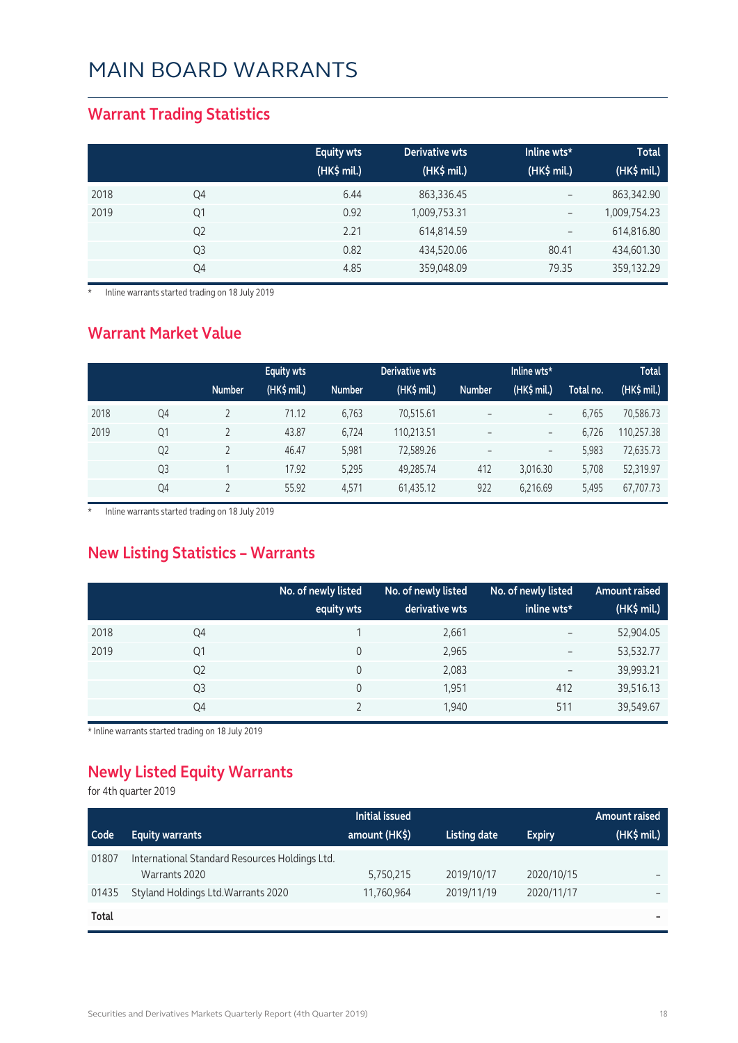# MAIN BOARD WARRANTS

## Warrant Trading Statistics

| | | Equity wts (HK$ mil.) | Derivative wts (HK$ mil.) | Inline wts* (HK$ mil.) | Total (HK$ mil.) |
|---|---|---|---|---|---|
| 2018 | Q4 | 6.44 | 863,336.45 | – | 863,342.90 |
| 2019 | Q1 | 0.92 | 1,009,753.31 | – | 1,009,754.23 |
| | Q2 | 2.21 | 614,814.59 | – | 614,816.80 |
| | Q3 | 0.82 | 434,520.06 | 80.41 | 434,601.30 |
| | Q4 | 4.85 | 359,048.09 | 79.35 | 359,132.29 |

\* Inline warrants started trading on 18 July 2019

## Warrant Market Value

| | | Equity wts | | Derivative wts | | Inline wts* | | | Total |
|---|---|---|---|---|---|---|---|---|---|
| | | Number | (HK$ mil.) | Number | (HK$ mil.) | Number | (HK$ mil.) | Total no. | (HK$ mil.) |
| 2018 | Q4 | 2 | 71.12 | 6,763 | 70,515.61 | – | – | 6,765 | 70,586.73 |
| 2019 | Q1 | 2 | 43.87 | 6,724 | 110,213.51 | – | – | 6,726 | 110,257.38 |
| | Q2 | 2 | 46.47 | 5,981 | 72,589.26 | – | – | 5,983 | 72,635.73 |
| | Q3 | 1 | 17.92 | 5,295 | 49,285.74 | 412 | 3,016.30 | 5,708 | 52,319.97 |
| | Q4 | 2 | 55.92 | 4,571 | 61,435.12 | 922 | 6,216.69 | 5,495 | 67,707.73 |

\* Inline warrants started trading on 18 July 2019

## New Listing Statistics – Warrants

| | | No. of newly listed equity wts | No. of newly listed derivative wts | No. of newly listed inline wts* | Amount raised (HK$ mil.) |
|---|---|---|---|---|---|
| 2018 | Q4 | 1 | 2,661 | – | 52,904.05 |
| 2019 | Q1 | 0 | 2,965 | – | 53,532.77 |
| | Q2 | 0 | 2,083 | – | 39,993.21 |
| | Q3 | 0 | 1,951 | 412 | 39,516.13 |
| | Q4 | 2 | 1,940 | 511 | 39,549.67 |

\* Inline warrants started trading on 18 July 2019

## Newly Listed Equity Warrants

for 4th quarter 2019

| Code | Equity warrants | Initial issued amount (HK$) | Listing date | Expiry | Amount raised (HK$ mil.) |
|---|---|---|---|---|---|
| 01807 | International Standard Resources Holdings Ltd. Warrants 2020 | 5,750,215 | 2019/10/17 | 2020/10/15 | – |
| 01435 | Styland Holdings Ltd.Warrants 2020 | 11,760,964 | 2019/11/19 | 2020/11/17 | – |
| **Total** | | | | | **–** |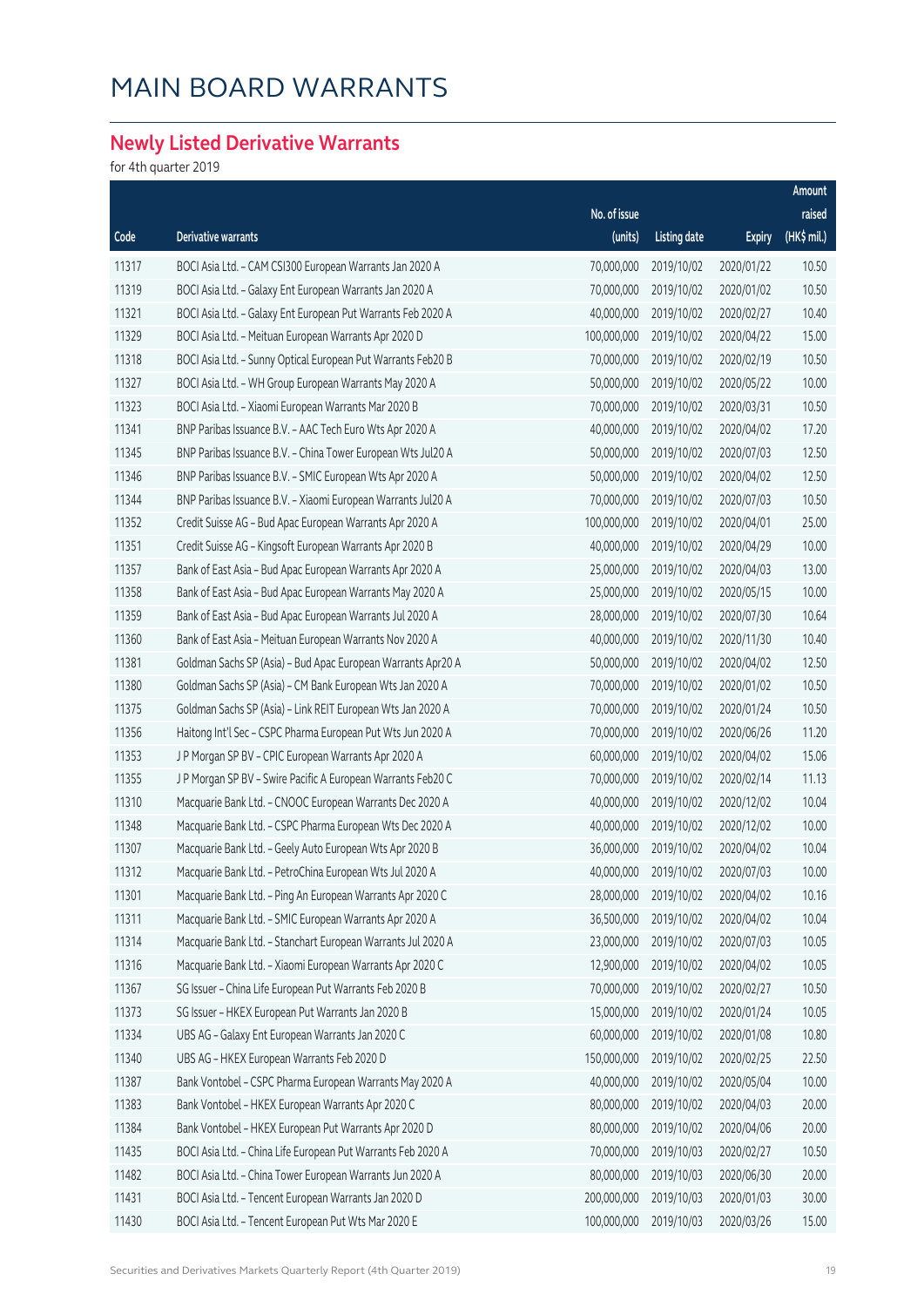# MAIN BOARD WARRANTS

## Newly Listed Derivative Warrants

for 4th quarter 2019

| Code | Derivative warrants | No. of issue (units) | Listing date | Expiry | Amount raised (HK$ mil.) |
|---|---|---|---|---|---|
| 11317 | BOCI Asia Ltd. – CAM CSI300 European Warrants Jan 2020 A | 70,000,000 | 2019/10/02 | 2020/01/22 | 10.50 |
| 11319 | BOCI Asia Ltd. – Galaxy Ent European Warrants Jan 2020 A | 70,000,000 | 2019/10/02 | 2020/01/02 | 10.50 |
| 11321 | BOCI Asia Ltd. – Galaxy Ent European Put Warrants Feb 2020 A | 40,000,000 | 2019/10/02 | 2020/02/27 | 10.40 |
| 11329 | BOCI Asia Ltd. – Meituan European Warrants Apr 2020 D | 100,000,000 | 2019/10/02 | 2020/04/22 | 15.00 |
| 11318 | BOCI Asia Ltd. – Sunny Optical European Put Warrants Feb20 B | 70,000,000 | 2019/10/02 | 2020/02/19 | 10.50 |
| 11327 | BOCI Asia Ltd. – WH Group European Warrants May 2020 A | 50,000,000 | 2019/10/02 | 2020/05/22 | 10.00 |
| 11323 | BOCI Asia Ltd. – Xiaomi European Warrants Mar 2020 B | 70,000,000 | 2019/10/02 | 2020/03/31 | 10.50 |
| 11341 | BNP Paribas Issuance B.V. – AAC Tech Euro Wts Apr 2020 A | 40,000,000 | 2019/10/02 | 2020/04/02 | 17.20 |
| 11345 | BNP Paribas Issuance B.V. – China Tower European Wts Jul20 A | 50,000,000 | 2019/10/02 | 2020/07/03 | 12.50 |
| 11346 | BNP Paribas Issuance B.V. – SMIC European Wts Apr 2020 A | 50,000,000 | 2019/10/02 | 2020/04/02 | 12.50 |
| 11344 | BNP Paribas Issuance B.V. – Xiaomi European Warrants Jul20 A | 70,000,000 | 2019/10/02 | 2020/07/03 | 10.50 |
| 11352 | Credit Suisse AG – Bud Apac European Warrants Apr 2020 A | 100,000,000 | 2019/10/02 | 2020/04/01 | 25.00 |
| 11351 | Credit Suisse AG – Kingsoft European Warrants Apr 2020 B | 40,000,000 | 2019/10/02 | 2020/04/29 | 10.00 |
| 11357 | Bank of East Asia – Bud Apac European Warrants Apr 2020 A | 25,000,000 | 2019/10/02 | 2020/04/03 | 13.00 |
| 11358 | Bank of East Asia – Bud Apac European Warrants May 2020 A | 25,000,000 | 2019/10/02 | 2020/05/15 | 10.00 |
| 11359 | Bank of East Asia – Bud Apac European Warrants Jul 2020 A | 28,000,000 | 2019/10/02 | 2020/07/30 | 10.64 |
| 11360 | Bank of East Asia – Meituan European Warrants Nov 2020 A | 40,000,000 | 2019/10/02 | 2020/11/30 | 10.40 |
| 11381 | Goldman Sachs SP (Asia) – Bud Apac European Warrants Apr20 A | 50,000,000 | 2019/10/02 | 2020/04/02 | 12.50 |
| 11380 | Goldman Sachs SP (Asia) – CM Bank European Wts Jan 2020 A | 70,000,000 | 2019/10/02 | 2020/01/02 | 10.50 |
| 11375 | Goldman Sachs SP (Asia) – Link REIT European Wts Jan 2020 A | 70,000,000 | 2019/10/02 | 2020/01/24 | 10.50 |
| 11356 | Haitong Int'l Sec – CSPC Pharma European Put Wts Jun 2020 A | 70,000,000 | 2019/10/02 | 2020/06/26 | 11.20 |
| 11353 | J P Morgan SP BV – CPIC European Warrants Apr 2020 A | 60,000,000 | 2019/10/02 | 2020/04/02 | 15.06 |
| 11355 | J P Morgan SP BV – Swire Pacific A European Warrants Feb20 C | 70,000,000 | 2019/10/02 | 2020/02/14 | 11.13 |
| 11310 | Macquarie Bank Ltd. – CNOOC European Warrants Dec 2020 A | 40,000,000 | 2019/10/02 | 2020/12/02 | 10.04 |
| 11348 | Macquarie Bank Ltd. – CSPC Pharma European Wts Dec 2020 A | 40,000,000 | 2019/10/02 | 2020/12/02 | 10.00 |
| 11307 | Macquarie Bank Ltd. – Geely Auto European Wts Apr 2020 B | 36,000,000 | 2019/10/02 | 2020/04/02 | 10.04 |
| 11312 | Macquarie Bank Ltd. – PetroChina European Wts Jul 2020 A | 40,000,000 | 2019/10/02 | 2020/07/03 | 10.00 |
| 11301 | Macquarie Bank Ltd. – Ping An European Warrants Apr 2020 C | 28,000,000 | 2019/10/02 | 2020/04/02 | 10.16 |
| 11311 | Macquarie Bank Ltd. – SMIC European Warrants Apr 2020 A | 36,500,000 | 2019/10/02 | 2020/04/02 | 10.04 |
| 11314 | Macquarie Bank Ltd. – Stanchart European Warrants Jul 2020 A | 23,000,000 | 2019/10/02 | 2020/07/03 | 10.05 |
| 11316 | Macquarie Bank Ltd. – Xiaomi European Warrants Apr 2020 C | 12,900,000 | 2019/10/02 | 2020/04/02 | 10.05 |
| 11367 | SG Issuer – China Life European Put Warrants Feb 2020 B | 70,000,000 | 2019/10/02 | 2020/02/27 | 10.50 |
| 11373 | SG Issuer – HKEX European Put Warrants Jan 2020 B | 15,000,000 | 2019/10/02 | 2020/01/24 | 10.05 |
| 11334 | UBS AG – Galaxy Ent European Warrants Jan 2020 C | 60,000,000 | 2019/10/02 | 2020/01/08 | 10.80 |
| 11340 | UBS AG – HKEX European Warrants Feb 2020 D | 150,000,000 | 2019/10/02 | 2020/02/25 | 22.50 |
| 11387 | Bank Vontobel – CSPC Pharma European Warrants May 2020 A | 40,000,000 | 2019/10/02 | 2020/05/04 | 10.00 |
| 11383 | Bank Vontobel – HKEX European Warrants Apr 2020 C | 80,000,000 | 2019/10/02 | 2020/04/03 | 20.00 |
| 11384 | Bank Vontobel – HKEX European Put Warrants Apr 2020 D | 80,000,000 | 2019/10/02 | 2020/04/06 | 20.00 |
| 11435 | BOCI Asia Ltd. – China Life European Put Warrants Feb 2020 A | 70,000,000 | 2019/10/03 | 2020/02/27 | 10.50 |
| 11482 | BOCI Asia Ltd. – China Tower European Warrants Jun 2020 A | 80,000,000 | 2019/10/03 | 2020/06/30 | 20.00 |
| 11431 | BOCI Asia Ltd. – Tencent European Warrants Jan 2020 D | 200,000,000 | 2019/10/03 | 2020/01/03 | 30.00 |
| 11430 | BOCI Asia Ltd. – Tencent European Put Wts Mar 2020 E | 100,000,000 | 2019/10/03 | 2020/03/26 | 15.00 |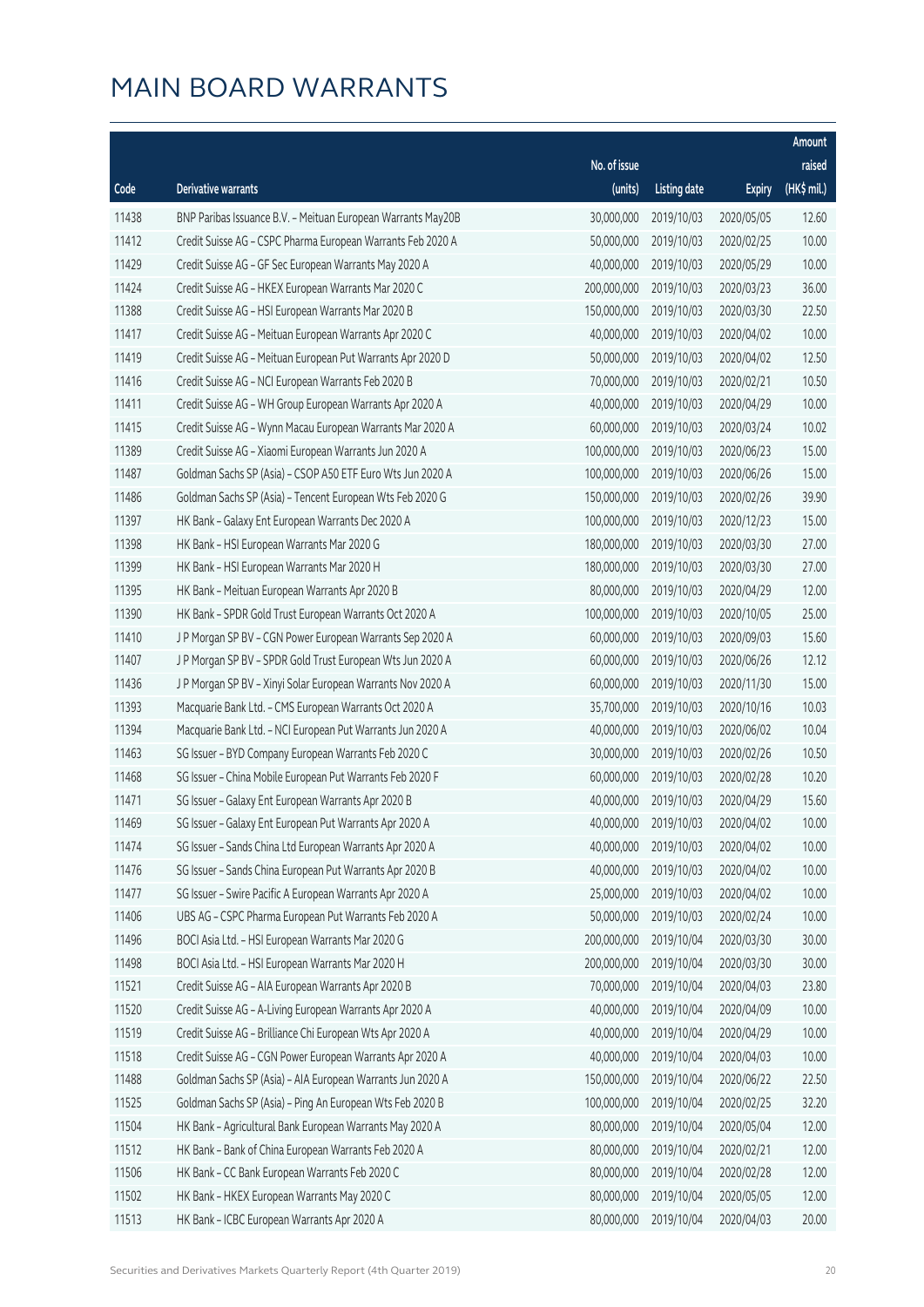# MAIN BOARD WARRANTS

| Code | Derivative warrants | No. of issue (units) | Listing date | Expiry | Amount raised (HK$ mil.) |
|---|---|---|---|---|---|
| 11438 | BNP Paribas Issuance B.V. – Meituan European Warrants May20B | 30,000,000 | 2019/10/03 | 2020/05/05 | 12.60 |
| 11412 | Credit Suisse AG – CSPC Pharma European Warrants Feb 2020 A | 50,000,000 | 2019/10/03 | 2020/02/25 | 10.00 |
| 11429 | Credit Suisse AG – GF Sec European Warrants May 2020 A | 40,000,000 | 2019/10/03 | 2020/05/29 | 10.00 |
| 11424 | Credit Suisse AG – HKEX European Warrants Mar 2020 C | 200,000,000 | 2019/10/03 | 2020/03/23 | 36.00 |
| 11388 | Credit Suisse AG – HSI European Warrants Mar 2020 B | 150,000,000 | 2019/10/03 | 2020/03/30 | 22.50 |
| 11417 | Credit Suisse AG – Meituan European Warrants Apr 2020 C | 40,000,000 | 2019/10/03 | 2020/04/02 | 10.00 |
| 11419 | Credit Suisse AG – Meituan European Put Warrants Apr 2020 D | 50,000,000 | 2019/10/03 | 2020/04/02 | 12.50 |
| 11416 | Credit Suisse AG – NCI European Warrants Feb 2020 B | 70,000,000 | 2019/10/03 | 2020/02/21 | 10.50 |
| 11411 | Credit Suisse AG – WH Group European Warrants Apr 2020 A | 40,000,000 | 2019/10/03 | 2020/04/29 | 10.00 |
| 11415 | Credit Suisse AG – Wynn Macau European Warrants Mar 2020 A | 60,000,000 | 2019/10/03 | 2020/03/24 | 10.02 |
| 11389 | Credit Suisse AG – Xiaomi European Warrants Jun 2020 A | 100,000,000 | 2019/10/03 | 2020/06/23 | 15.00 |
| 11487 | Goldman Sachs SP (Asia) – CSOP A50 ETF Euro Wts Jun 2020 A | 100,000,000 | 2019/10/03 | 2020/06/26 | 15.00 |
| 11486 | Goldman Sachs SP (Asia) – Tencent European Wts Feb 2020 G | 150,000,000 | 2019/10/03 | 2020/02/26 | 39.90 |
| 11397 | HK Bank – Galaxy Ent European Warrants Dec 2020 A | 100,000,000 | 2019/10/03 | 2020/12/23 | 15.00 |
| 11398 | HK Bank – HSI European Warrants Mar 2020 G | 180,000,000 | 2019/10/03 | 2020/03/30 | 27.00 |
| 11399 | HK Bank – HSI European Warrants Mar 2020 H | 180,000,000 | 2019/10/03 | 2020/03/30 | 27.00 |
| 11395 | HK Bank – Meituan European Warrants Apr 2020 B | 80,000,000 | 2019/10/03 | 2020/04/29 | 12.00 |
| 11390 | HK Bank – SPDR Gold Trust European Warrants Oct 2020 A | 100,000,000 | 2019/10/03 | 2020/10/05 | 25.00 |
| 11410 | J P Morgan SP BV – CGN Power European Warrants Sep 2020 A | 60,000,000 | 2019/10/03 | 2020/09/03 | 15.60 |
| 11407 | J P Morgan SP BV – SPDR Gold Trust European Wts Jun 2020 A | 60,000,000 | 2019/10/03 | 2020/06/26 | 12.12 |
| 11436 | J P Morgan SP BV – Xinyi Solar European Warrants Nov 2020 A | 60,000,000 | 2019/10/03 | 2020/11/30 | 15.00 |
| 11393 | Macquarie Bank Ltd. – CMS European Warrants Oct 2020 A | 35,700,000 | 2019/10/03 | 2020/10/16 | 10.03 |
| 11394 | Macquarie Bank Ltd. – NCI European Put Warrants Jun 2020 A | 40,000,000 | 2019/10/03 | 2020/06/02 | 10.04 |
| 11463 | SG Issuer – BYD Company European Warrants Feb 2020 C | 30,000,000 | 2019/10/03 | 2020/02/26 | 10.50 |
| 11468 | SG Issuer – China Mobile European Put Warrants Feb 2020 F | 60,000,000 | 2019/10/03 | 2020/02/28 | 10.20 |
| 11471 | SG Issuer – Galaxy Ent European Warrants Apr 2020 B | 40,000,000 | 2019/10/03 | 2020/04/29 | 15.60 |
| 11469 | SG Issuer – Galaxy Ent European Put Warrants Apr 2020 A | 40,000,000 | 2019/10/03 | 2020/04/02 | 10.00 |
| 11474 | SG Issuer – Sands China Ltd European Warrants Apr 2020 A | 40,000,000 | 2019/10/03 | 2020/04/02 | 10.00 |
| 11476 | SG Issuer – Sands China European Put Warrants Apr 2020 B | 40,000,000 | 2019/10/03 | 2020/04/02 | 10.00 |
| 11477 | SG Issuer – Swire Pacific A European Warrants Apr 2020 A | 25,000,000 | 2019/10/03 | 2020/04/02 | 10.00 |
| 11406 | UBS AG – CSPC Pharma European Put Warrants Feb 2020 A | 50,000,000 | 2019/10/03 | 2020/02/24 | 10.00 |
| 11496 | BOCI Asia Ltd. – HSI European Warrants Mar 2020 G | 200,000,000 | 2019/10/04 | 2020/03/30 | 30.00 |
| 11498 | BOCI Asia Ltd. – HSI European Warrants Mar 2020 H | 200,000,000 | 2019/10/04 | 2020/03/30 | 30.00 |
| 11521 | Credit Suisse AG – AIA European Warrants Apr 2020 B | 70,000,000 | 2019/10/04 | 2020/04/03 | 23.80 |
| 11520 | Credit Suisse AG – A-Living European Warrants Apr 2020 A | 40,000,000 | 2019/10/04 | 2020/04/09 | 10.00 |
| 11519 | Credit Suisse AG – Brilliance Chi European Wts Apr 2020 A | 40,000,000 | 2019/10/04 | 2020/04/29 | 10.00 |
| 11518 | Credit Suisse AG – CGN Power European Warrants Apr 2020 A | 40,000,000 | 2019/10/04 | 2020/04/03 | 10.00 |
| 11488 | Goldman Sachs SP (Asia) – AIA European Warrants Jun 2020 A | 150,000,000 | 2019/10/04 | 2020/06/22 | 22.50 |
| 11525 | Goldman Sachs SP (Asia) – Ping An European Wts Feb 2020 B | 100,000,000 | 2019/10/04 | 2020/02/25 | 32.20 |
| 11504 | HK Bank – Agricultural Bank European Warrants May 2020 A | 80,000,000 | 2019/10/04 | 2020/05/04 | 12.00 |
| 11512 | HK Bank – Bank of China European Warrants Feb 2020 A | 80,000,000 | 2019/10/04 | 2020/02/21 | 12.00 |
| 11506 | HK Bank – CC Bank European Warrants Feb 2020 C | 80,000,000 | 2019/10/04 | 2020/02/28 | 12.00 |
| 11502 | HK Bank – HKEX European Warrants May 2020 C | 80,000,000 | 2019/10/04 | 2020/05/05 | 12.00 |
| 11513 | HK Bank – ICBC European Warrants Apr 2020 A | 80,000,000 | 2019/10/04 | 2020/04/03 | 20.00 |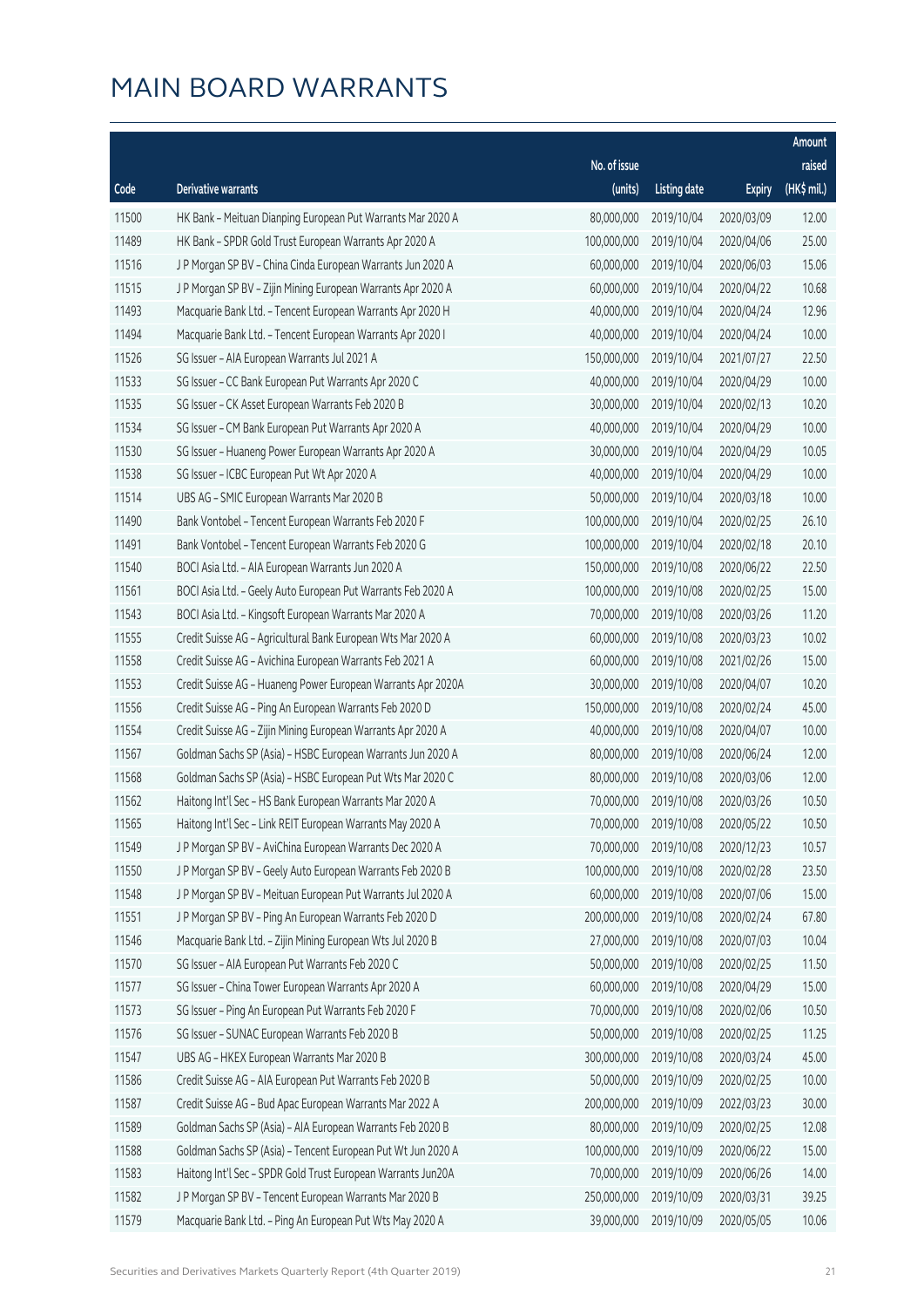# MAIN BOARD WARRANTS

| Code | Derivative warrants | No. of issue (units) | Listing date | Expiry | Amount raised (HK$ mil.) |
|---|---|---|---|---|---|
| 11500 | HK Bank – Meituan Dianping European Put Warrants Mar 2020 A | 80,000,000 | 2019/10/04 | 2020/03/09 | 12.00 |
| 11489 | HK Bank – SPDR Gold Trust European Warrants Apr 2020 A | 100,000,000 | 2019/10/04 | 2020/04/06 | 25.00 |
| 11516 | J P Morgan SP BV – China Cinda European Warrants Jun 2020 A | 60,000,000 | 2019/10/04 | 2020/06/03 | 15.06 |
| 11515 | J P Morgan SP BV – Zijin Mining European Warrants Apr 2020 A | 60,000,000 | 2019/10/04 | 2020/04/22 | 10.68 |
| 11493 | Macquarie Bank Ltd. – Tencent European Warrants Apr 2020 H | 40,000,000 | 2019/10/04 | 2020/04/24 | 12.96 |
| 11494 | Macquarie Bank Ltd. – Tencent European Warrants Apr 2020 I | 40,000,000 | 2019/10/04 | 2020/04/24 | 10.00 |
| 11526 | SG Issuer – AIA European Warrants Jul 2021 A | 150,000,000 | 2019/10/04 | 2021/07/27 | 22.50 |
| 11533 | SG Issuer – CC Bank European Put Warrants Apr 2020 C | 40,000,000 | 2019/10/04 | 2020/04/29 | 10.00 |
| 11535 | SG Issuer – CK Asset European Warrants Feb 2020 B | 30,000,000 | 2019/10/04 | 2020/02/13 | 10.20 |
| 11534 | SG Issuer – CM Bank European Put Warrants Apr 2020 A | 40,000,000 | 2019/10/04 | 2020/04/29 | 10.00 |
| 11530 | SG Issuer – Huaneng Power European Warrants Apr 2020 A | 30,000,000 | 2019/10/04 | 2020/04/29 | 10.05 |
| 11538 | SG Issuer – ICBC European Put Wt Apr 2020 A | 40,000,000 | 2019/10/04 | 2020/04/29 | 10.00 |
| 11514 | UBS AG – SMIC European Warrants Mar 2020 B | 50,000,000 | 2019/10/04 | 2020/03/18 | 10.00 |
| 11490 | Bank Vontobel – Tencent European Warrants Feb 2020 F | 100,000,000 | 2019/10/04 | 2020/02/25 | 26.10 |
| 11491 | Bank Vontobel – Tencent European Warrants Feb 2020 G | 100,000,000 | 2019/10/04 | 2020/02/18 | 20.10 |
| 11540 | BOCI Asia Ltd. – AIA European Warrants Jun 2020 A | 150,000,000 | 2019/10/08 | 2020/06/22 | 22.50 |
| 11561 | BOCI Asia Ltd. – Geely Auto European Put Warrants Feb 2020 A | 100,000,000 | 2019/10/08 | 2020/02/25 | 15.00 |
| 11543 | BOCI Asia Ltd. – Kingsoft European Warrants Mar 2020 A | 70,000,000 | 2019/10/08 | 2020/03/26 | 11.20 |
| 11555 | Credit Suisse AG – Agricultural Bank European Wts Mar 2020 A | 60,000,000 | 2019/10/08 | 2020/03/23 | 10.02 |
| 11558 | Credit Suisse AG – Avichina European Warrants Feb 2021 A | 60,000,000 | 2019/10/08 | 2021/02/26 | 15.00 |
| 11553 | Credit Suisse AG – Huaneng Power European Warrants Apr 2020A | 30,000,000 | 2019/10/08 | 2020/04/07 | 10.20 |
| 11556 | Credit Suisse AG – Ping An European Warrants Feb 2020 D | 150,000,000 | 2019/10/08 | 2020/02/24 | 45.00 |
| 11554 | Credit Suisse AG – Zijin Mining European Warrants Apr 2020 A | 40,000,000 | 2019/10/08 | 2020/04/07 | 10.00 |
| 11567 | Goldman Sachs SP (Asia) – HSBC European Warrants Jun 2020 A | 80,000,000 | 2019/10/08 | 2020/06/24 | 12.00 |
| 11568 | Goldman Sachs SP (Asia) – HSBC European Put Wts Mar 2020 C | 80,000,000 | 2019/10/08 | 2020/03/06 | 12.00 |
| 11562 | Haitong Int'l Sec – HS Bank European Warrants Mar 2020 A | 70,000,000 | 2019/10/08 | 2020/03/26 | 10.50 |
| 11565 | Haitong Int'l Sec – Link REIT European Warrants May 2020 A | 70,000,000 | 2019/10/08 | 2020/05/22 | 10.50 |
| 11549 | J P Morgan SP BV – AviChina European Warrants Dec 2020 A | 70,000,000 | 2019/10/08 | 2020/12/23 | 10.57 |
| 11550 | J P Morgan SP BV – Geely Auto European Warrants Feb 2020 B | 100,000,000 | 2019/10/08 | 2020/02/28 | 23.50 |
| 11548 | J P Morgan SP BV – Meituan European Put Warrants Jul 2020 A | 60,000,000 | 2019/10/08 | 2020/07/06 | 15.00 |
| 11551 | J P Morgan SP BV – Ping An European Warrants Feb 2020 D | 200,000,000 | 2019/10/08 | 2020/02/24 | 67.80 |
| 11546 | Macquarie Bank Ltd. – Zijin Mining European Wts Jul 2020 B | 27,000,000 | 2019/10/08 | 2020/07/03 | 10.04 |
| 11570 | SG Issuer – AIA European Put Warrants Feb 2020 C | 50,000,000 | 2019/10/08 | 2020/02/25 | 11.50 |
| 11577 | SG Issuer – China Tower European Warrants Apr 2020 A | 60,000,000 | 2019/10/08 | 2020/04/29 | 15.00 |
| 11573 | SG Issuer – Ping An European Put Warrants Feb 2020 F | 70,000,000 | 2019/10/08 | 2020/02/06 | 10.50 |
| 11576 | SG Issuer – SUNAC European Warrants Feb 2020 B | 50,000,000 | 2019/10/08 | 2020/02/25 | 11.25 |
| 11547 | UBS AG – HKEX European Warrants Mar 2020 B | 300,000,000 | 2019/10/08 | 2020/03/24 | 45.00 |
| 11586 | Credit Suisse AG – AIA European Put Warrants Feb 2020 B | 50,000,000 | 2019/10/09 | 2020/02/25 | 10.00 |
| 11587 | Credit Suisse AG – Bud Apac European Warrants Mar 2022 A | 200,000,000 | 2019/10/09 | 2022/03/23 | 30.00 |
| 11589 | Goldman Sachs SP (Asia) – AIA European Warrants Feb 2020 B | 80,000,000 | 2019/10/09 | 2020/02/25 | 12.08 |
| 11588 | Goldman Sachs SP (Asia) – Tencent European Put Wt Jun 2020 A | 100,000,000 | 2019/10/09 | 2020/06/22 | 15.00 |
| 11583 | Haitong Int'l Sec – SPDR Gold Trust European Warrants Jun20A | 70,000,000 | 2019/10/09 | 2020/06/26 | 14.00 |
| 11582 | J P Morgan SP BV – Tencent European Warrants Mar 2020 B | 250,000,000 | 2019/10/09 | 2020/03/31 | 39.25 |
| 11579 | Macquarie Bank Ltd. – Ping An European Put Wts May 2020 A | 39,000,000 | 2019/10/09 | 2020/05/05 | 10.06 |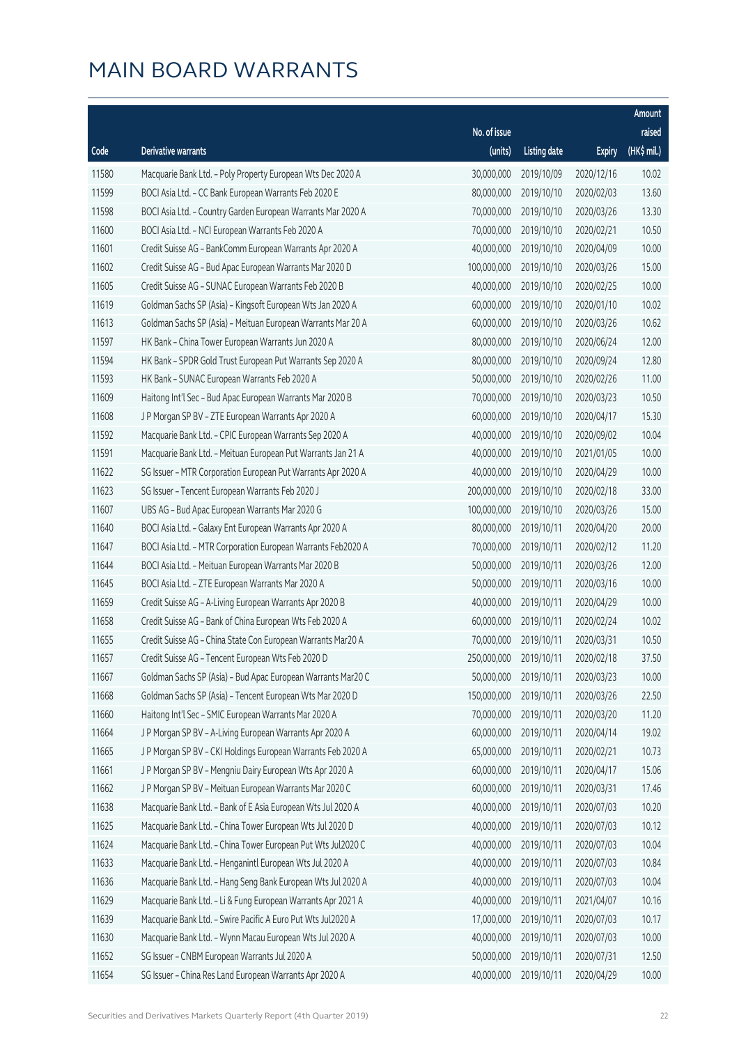# MAIN BOARD WARRANTS

| Code | Derivative warrants | No. of issue (units) | Listing date | Expiry | Amount raised (HK$ mil.) |
|---|---|---|---|---|---|
| 11580 | Macquarie Bank Ltd. - Poly Property European Wts Dec 2020 A | 30,000,000 | 2019/10/09 | 2020/12/16 | 10.02 |
| 11599 | BOCI Asia Ltd. - CC Bank European Warrants Feb 2020 E | 80,000,000 | 2019/10/10 | 2020/02/03 | 13.60 |
| 11598 | BOCI Asia Ltd. - Country Garden European Warrants Mar 2020 A | 70,000,000 | 2019/10/10 | 2020/03/26 | 13.30 |
| 11600 | BOCI Asia Ltd. - NCI European Warrants Feb 2020 A | 70,000,000 | 2019/10/10 | 2020/02/21 | 10.50 |
| 11601 | Credit Suisse AG - BankComm European Warrants Apr 2020 A | 40,000,000 | 2019/10/10 | 2020/04/09 | 10.00 |
| 11602 | Credit Suisse AG - Bud Apac European Warrants Mar 2020 D | 100,000,000 | 2019/10/10 | 2020/03/26 | 15.00 |
| 11605 | Credit Suisse AG - SUNAC European Warrants Feb 2020 B | 40,000,000 | 2019/10/10 | 2020/02/25 | 10.00 |
| 11619 | Goldman Sachs SP (Asia) - Kingsoft European Wts Jan 2020 A | 60,000,000 | 2019/10/10 | 2020/01/10 | 10.02 |
| 11613 | Goldman Sachs SP (Asia) - Meituan European Warrants Mar 20 A | 60,000,000 | 2019/10/10 | 2020/03/26 | 10.62 |
| 11597 | HK Bank - China Tower European Warrants Jun 2020 A | 80,000,000 | 2019/10/10 | 2020/06/24 | 12.00 |
| 11594 | HK Bank - SPDR Gold Trust European Put Warrants Sep 2020 A | 80,000,000 | 2019/10/10 | 2020/09/24 | 12.80 |
| 11593 | HK Bank - SUNAC European Warrants Feb 2020 A | 50,000,000 | 2019/10/10 | 2020/02/26 | 11.00 |
| 11609 | Haitong Int'l Sec - Bud Apac European Warrants Mar 2020 B | 70,000,000 | 2019/10/10 | 2020/03/23 | 10.50 |
| 11608 | J P Morgan SP BV - ZTE European Warrants Apr 2020 A | 60,000,000 | 2019/10/10 | 2020/04/17 | 15.30 |
| 11592 | Macquarie Bank Ltd. - CPIC European Warrants Sep 2020 A | 40,000,000 | 2019/10/10 | 2020/09/02 | 10.04 |
| 11591 | Macquarie Bank Ltd. - Meituan European Put Warrants Jan 21 A | 40,000,000 | 2019/10/10 | 2021/01/05 | 10.00 |
| 11622 | SG Issuer - MTR Corporation European Put Warrants Apr 2020 A | 40,000,000 | 2019/10/10 | 2020/04/29 | 10.00 |
| 11623 | SG Issuer - Tencent European Warrants Feb 2020 J | 200,000,000 | 2019/10/10 | 2020/02/18 | 33.00 |
| 11607 | UBS AG - Bud Apac European Warrants Mar 2020 G | 100,000,000 | 2019/10/10 | 2020/03/26 | 15.00 |
| 11640 | BOCI Asia Ltd. - Galaxy Ent European Warrants Apr 2020 A | 80,000,000 | 2019/10/11 | 2020/04/20 | 20.00 |
| 11647 | BOCI Asia Ltd. - MTR Corporation European Warrants Feb2020 A | 70,000,000 | 2019/10/11 | 2020/02/12 | 11.20 |
| 11644 | BOCI Asia Ltd. - Meituan European Warrants Mar 2020 B | 50,000,000 | 2019/10/11 | 2020/03/26 | 12.00 |
| 11645 | BOCI Asia Ltd. - ZTE European Warrants Mar 2020 A | 50,000,000 | 2019/10/11 | 2020/03/16 | 10.00 |
| 11659 | Credit Suisse AG - A-Living European Warrants Apr 2020 B | 40,000,000 | 2019/10/11 | 2020/04/29 | 10.00 |
| 11658 | Credit Suisse AG - Bank of China European Wts Feb 2020 A | 60,000,000 | 2019/10/11 | 2020/02/24 | 10.02 |
| 11655 | Credit Suisse AG - China State Con European Warrants Mar20 A | 70,000,000 | 2019/10/11 | 2020/03/31 | 10.50 |
| 11657 | Credit Suisse AG - Tencent European Wts Feb 2020 D | 250,000,000 | 2019/10/11 | 2020/02/18 | 37.50 |
| 11667 | Goldman Sachs SP (Asia) - Bud Apac European Warrants Mar20 C | 50,000,000 | 2019/10/11 | 2020/03/23 | 10.00 |
| 11668 | Goldman Sachs SP (Asia) - Tencent European Wts Mar 2020 D | 150,000,000 | 2019/10/11 | 2020/03/26 | 22.50 |
| 11660 | Haitong Int'l Sec - SMIC European Warrants Mar 2020 A | 70,000,000 | 2019/10/11 | 2020/03/20 | 11.20 |
| 11664 | J P Morgan SP BV - A-Living European Warrants Apr 2020 A | 60,000,000 | 2019/10/11 | 2020/04/14 | 19.02 |
| 11665 | J P Morgan SP BV - CKI Holdings European Warrants Feb 2020 A | 65,000,000 | 2019/10/11 | 2020/02/21 | 10.73 |
| 11661 | J P Morgan SP BV - Mengniu Dairy European Wts Apr 2020 A | 60,000,000 | 2019/10/11 | 2020/04/17 | 15.06 |
| 11662 | J P Morgan SP BV - Meituan European Warrants Mar 2020 C | 60,000,000 | 2019/10/11 | 2020/03/31 | 17.46 |
| 11638 | Macquarie Bank Ltd. - Bank of E Asia European Wts Jul 2020 A | 40,000,000 | 2019/10/11 | 2020/07/03 | 10.20 |
| 11625 | Macquarie Bank Ltd. - China Tower European Wts Jul 2020 D | 40,000,000 | 2019/10/11 | 2020/07/03 | 10.12 |
| 11624 | Macquarie Bank Ltd. - China Tower European Put Wts Jul2020 C | 40,000,000 | 2019/10/11 | 2020/07/03 | 10.04 |
| 11633 | Macquarie Bank Ltd. - Henganintl European Wts Jul 2020 A | 40,000,000 | 2019/10/11 | 2020/07/03 | 10.84 |
| 11636 | Macquarie Bank Ltd. - Hang Seng Bank European Wts Jul 2020 A | 40,000,000 | 2019/10/11 | 2020/07/03 | 10.04 |
| 11629 | Macquarie Bank Ltd. - Li & Fung European Warrants Apr 2021 A | 40,000,000 | 2019/10/11 | 2021/04/07 | 10.16 |
| 11639 | Macquarie Bank Ltd. - Swire Pacific A Euro Put Wts Jul2020 A | 17,000,000 | 2019/10/11 | 2020/07/03 | 10.17 |
| 11630 | Macquarie Bank Ltd. - Wynn Macau European Wts Jul 2020 A | 40,000,000 | 2019/10/11 | 2020/07/03 | 10.00 |
| 11652 | SG Issuer - CNBM European Warrants Jul 2020 A | 50,000,000 | 2019/10/11 | 2020/07/31 | 12.50 |
| 11654 | SG Issuer - China Res Land European Warrants Apr 2020 A | 40,000,000 | 2019/10/11 | 2020/04/29 | 10.00 |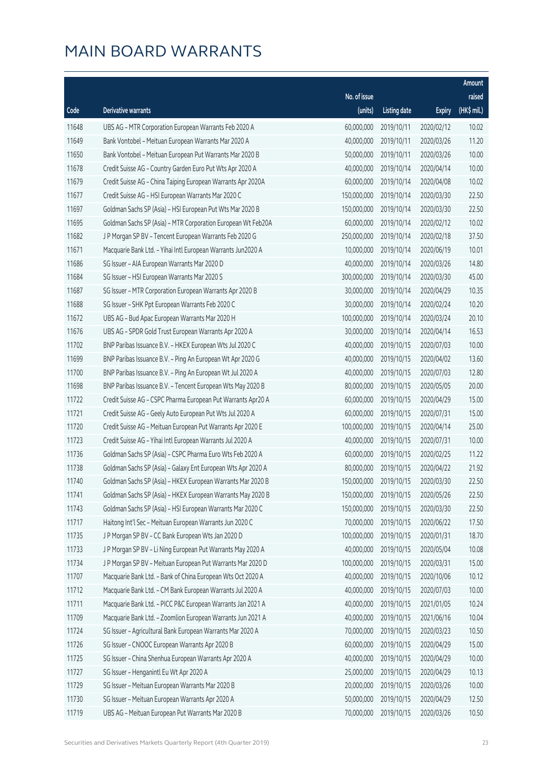# MAIN BOARD WARRANTS

| Code | Derivative warrants | No. of issue (units) | Listing date | Expiry | Amount raised (HK$ mil.) |
|---|---|---|---|---|---|
| 11648 | UBS AG - MTR Corporation European Warrants Feb 2020 A | 60,000,000 | 2019/10/11 | 2020/02/12 | 10.02 |
| 11649 | Bank Vontobel - Meituan European Warrants Mar 2020 A | 40,000,000 | 2019/10/11 | 2020/03/26 | 11.20 |
| 11650 | Bank Vontobel - Meituan European Put Warrants Mar 2020 B | 50,000,000 | 2019/10/11 | 2020/03/26 | 10.00 |
| 11678 | Credit Suisse AG - Country Garden Euro Put Wts Apr 2020 A | 40,000,000 | 2019/10/14 | 2020/04/14 | 10.00 |
| 11679 | Credit Suisse AG - China Taiping European Warrants Apr 2020A | 60,000,000 | 2019/10/14 | 2020/04/08 | 10.02 |
| 11677 | Credit Suisse AG - HSI European Warrants Mar 2020 C | 150,000,000 | 2019/10/14 | 2020/03/30 | 22.50 |
| 11697 | Goldman Sachs SP (Asia) - HSI European Put Wts Mar 2020 B | 150,000,000 | 2019/10/14 | 2020/03/30 | 22.50 |
| 11695 | Goldman Sachs SP (Asia) - MTR Corporation European Wt Feb20A | 60,000,000 | 2019/10/14 | 2020/02/12 | 10.02 |
| 11682 | J P Morgan SP BV - Tencent European Warrants Feb 2020 G | 250,000,000 | 2019/10/14 | 2020/02/18 | 37.50 |
| 11671 | Macquarie Bank Ltd. - Yihai Intl European Warrants Jun2020 A | 10,000,000 | 2019/10/14 | 2020/06/19 | 10.01 |
| 11686 | SG Issuer - AIA European Warrants Mar 2020 D | 40,000,000 | 2019/10/14 | 2020/03/26 | 14.80 |
| 11684 | SG Issuer - HSI European Warrants Mar 2020 S | 300,000,000 | 2019/10/14 | 2020/03/30 | 45.00 |
| 11687 | SG Issuer - MTR Corporation European Warrants Apr 2020 B | 30,000,000 | 2019/10/14 | 2020/04/29 | 10.35 |
| 11688 | SG Issuer - SHK Ppt European Warrants Feb 2020 C | 30,000,000 | 2019/10/14 | 2020/02/24 | 10.20 |
| 11672 | UBS AG - Bud Apac European Warrants Mar 2020 H | 100,000,000 | 2019/10/14 | 2020/03/24 | 20.10 |
| 11676 | UBS AG - SPDR Gold Trust European Warrants Apr 2020 A | 30,000,000 | 2019/10/14 | 2020/04/14 | 16.53 |
| 11702 | BNP Paribas Issuance B.V. - HKEX European Wts Jul 2020 C | 40,000,000 | 2019/10/15 | 2020/07/03 | 10.00 |
| 11699 | BNP Paribas Issuance B.V. - Ping An European Wt Apr 2020 G | 40,000,000 | 2019/10/15 | 2020/04/02 | 13.60 |
| 11700 | BNP Paribas Issuance B.V. - Ping An European Wt Jul 2020 A | 40,000,000 | 2019/10/15 | 2020/07/03 | 12.80 |
| 11698 | BNP Paribas Issuance B.V. - Tencent European Wts May 2020 B | 80,000,000 | 2019/10/15 | 2020/05/05 | 20.00 |
| 11722 | Credit Suisse AG - CSPC Pharma European Put Warrants Apr20 A | 60,000,000 | 2019/10/15 | 2020/04/29 | 15.00 |
| 11721 | Credit Suisse AG - Geely Auto European Put Wts Jul 2020 A | 60,000,000 | 2019/10/15 | 2020/07/31 | 15.00 |
| 11720 | Credit Suisse AG - Meituan European Put Warrants Apr 2020 E | 100,000,000 | 2019/10/15 | 2020/04/14 | 25.00 |
| 11723 | Credit Suisse AG - Yihai Intl European Warrants Jul 2020 A | 40,000,000 | 2019/10/15 | 2020/07/31 | 10.00 |
| 11736 | Goldman Sachs SP (Asia) - CSPC Pharma Euro Wts Feb 2020 A | 60,000,000 | 2019/10/15 | 2020/02/25 | 11.22 |
| 11738 | Goldman Sachs SP (Asia) - Galaxy Ent European Wts Apr 2020 A | 80,000,000 | 2019/10/15 | 2020/04/22 | 21.92 |
| 11740 | Goldman Sachs SP (Asia) - HKEX European Warrants Mar 2020 B | 150,000,000 | 2019/10/15 | 2020/03/30 | 22.50 |
| 11741 | Goldman Sachs SP (Asia) - HKEX European Warrants May 2020 B | 150,000,000 | 2019/10/15 | 2020/05/26 | 22.50 |
| 11743 | Goldman Sachs SP (Asia) - HSI European Warrants Mar 2020 C | 150,000,000 | 2019/10/15 | 2020/03/30 | 22.50 |
| 11717 | Haitong Int'l Sec - Meituan European Warrants Jun 2020 C | 70,000,000 | 2019/10/15 | 2020/06/22 | 17.50 |
| 11735 | J P Morgan SP BV - CC Bank European Wts Jan 2020 D | 100,000,000 | 2019/10/15 | 2020/01/31 | 18.70 |
| 11733 | J P Morgan SP BV - Li Ning European Put Warrants May 2020 A | 40,000,000 | 2019/10/15 | 2020/05/04 | 10.08 |
| 11734 | J P Morgan SP BV - Meituan European Put Warrants Mar 2020 D | 100,000,000 | 2019/10/15 | 2020/03/31 | 15.00 |
| 11707 | Macquarie Bank Ltd. - Bank of China European Wts Oct 2020 A | 40,000,000 | 2019/10/15 | 2020/10/06 | 10.12 |
| 11712 | Macquarie Bank Ltd. - CM Bank European Warrants Jul 2020 A | 40,000,000 | 2019/10/15 | 2020/07/03 | 10.00 |
| 11711 | Macquarie Bank Ltd. - PICC P&C European Warrants Jan 2021 A | 40,000,000 | 2019/10/15 | 2021/01/05 | 10.24 |
| 11709 | Macquarie Bank Ltd. - Zoomlion European Warrants Jun 2021 A | 40,000,000 | 2019/10/15 | 2021/06/16 | 10.04 |
| 11724 | SG Issuer - Agricultural Bank European Warrants Mar 2020 A | 70,000,000 | 2019/10/15 | 2020/03/23 | 10.50 |
| 11726 | SG Issuer - CNOOC European Warrants Apr 2020 B | 60,000,000 | 2019/10/15 | 2020/04/29 | 15.00 |
| 11725 | SG Issuer - China Shenhua European Warrants Apr 2020 A | 40,000,000 | 2019/10/15 | 2020/04/29 | 10.00 |
| 11727 | SG Issuer - Henganintl Eu Wt Apr 2020 A | 25,000,000 | 2019/10/15 | 2020/04/29 | 10.13 |
| 11729 | SG Issuer - Meituan European Warrants Mar 2020 B | 20,000,000 | 2019/10/15 | 2020/03/26 | 10.00 |
| 11730 | SG Issuer - Meituan European Warrants Apr 2020 A | 50,000,000 | 2019/10/15 | 2020/04/29 | 12.50 |
| 11719 | UBS AG - Meituan European Put Warrants Mar 2020 B | 70,000,000 | 2019/10/15 | 2020/03/26 | 10.50 |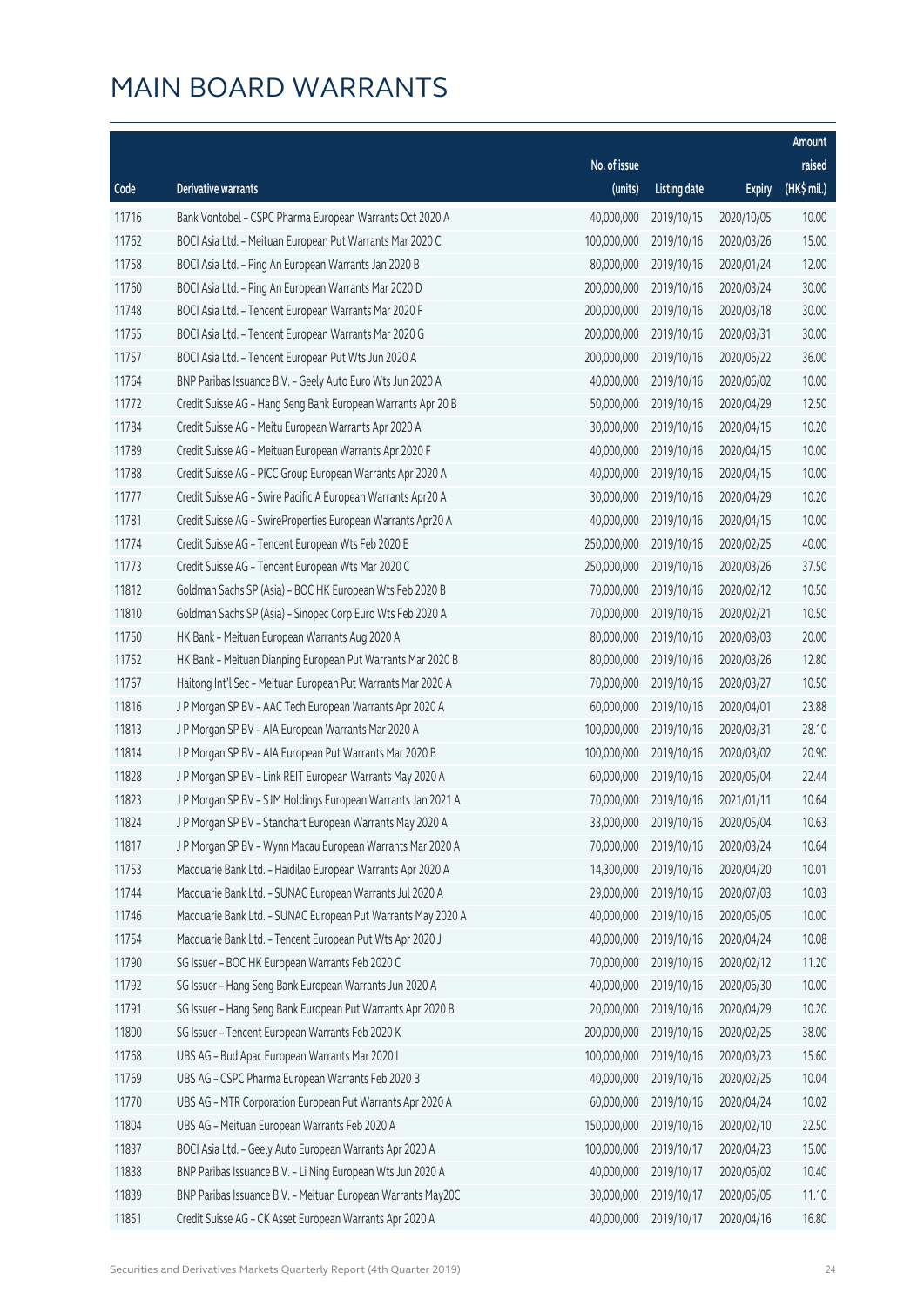# MAIN BOARD WARRANTS

| Code | Derivative warrants | No. of issue (units) | Listing date | Expiry | Amount raised (HK$ mil.) |
|---|---|---|---|---|---|
| 11716 | Bank Vontobel – CSPC Pharma European Warrants Oct 2020 A | 40,000,000 | 2019/10/15 | 2020/10/05 | 10.00 |
| 11762 | BOCI Asia Ltd. – Meituan European Put Warrants Mar 2020 C | 100,000,000 | 2019/10/16 | 2020/03/26 | 15.00 |
| 11758 | BOCI Asia Ltd. – Ping An European Warrants Jan 2020 B | 80,000,000 | 2019/10/16 | 2020/01/24 | 12.00 |
| 11760 | BOCI Asia Ltd. – Ping An European Warrants Mar 2020 D | 200,000,000 | 2019/10/16 | 2020/03/24 | 30.00 |
| 11748 | BOCI Asia Ltd. – Tencent European Warrants Mar 2020 F | 200,000,000 | 2019/10/16 | 2020/03/18 | 30.00 |
| 11755 | BOCI Asia Ltd. – Tencent European Warrants Mar 2020 G | 200,000,000 | 2019/10/16 | 2020/03/31 | 30.00 |
| 11757 | BOCI Asia Ltd. – Tencent European Put Wts Jun 2020 A | 200,000,000 | 2019/10/16 | 2020/06/22 | 36.00 |
| 11764 | BNP Paribas Issuance B.V. – Geely Auto Euro Wts Jun 2020 A | 40,000,000 | 2019/10/16 | 2020/06/02 | 10.00 |
| 11772 | Credit Suisse AG – Hang Seng Bank European Warrants Apr 20 B | 50,000,000 | 2019/10/16 | 2020/04/29 | 12.50 |
| 11784 | Credit Suisse AG – Meitu European Warrants Apr 2020 A | 30,000,000 | 2019/10/16 | 2020/04/15 | 10.20 |
| 11789 | Credit Suisse AG – Meituan European Warrants Apr 2020 F | 40,000,000 | 2019/10/16 | 2020/04/15 | 10.00 |
| 11788 | Credit Suisse AG – PICC Group European Warrants Apr 2020 A | 40,000,000 | 2019/10/16 | 2020/04/15 | 10.00 |
| 11777 | Credit Suisse AG – Swire Pacific A European Warrants Apr20 A | 30,000,000 | 2019/10/16 | 2020/04/29 | 10.20 |
| 11781 | Credit Suisse AG – SwireProperties European Warrants Apr20 A | 40,000,000 | 2019/10/16 | 2020/04/15 | 10.00 |
| 11774 | Credit Suisse AG – Tencent European Wts Feb 2020 E | 250,000,000 | 2019/10/16 | 2020/02/25 | 40.00 |
| 11773 | Credit Suisse AG – Tencent European Wts Mar 2020 C | 250,000,000 | 2019/10/16 | 2020/03/26 | 37.50 |
| 11812 | Goldman Sachs SP (Asia) – BOC HK European Wts Feb 2020 B | 70,000,000 | 2019/10/16 | 2020/02/12 | 10.50 |
| 11810 | Goldman Sachs SP (Asia) – Sinopec Corp Euro Wts Feb 2020 A | 70,000,000 | 2019/10/16 | 2020/02/21 | 10.50 |
| 11750 | HK Bank – Meituan European Warrants Aug 2020 A | 80,000,000 | 2019/10/16 | 2020/08/03 | 20.00 |
| 11752 | HK Bank – Meituan Dianping European Put Warrants Mar 2020 B | 80,000,000 | 2019/10/16 | 2020/03/26 | 12.80 |
| 11767 | Haitong Int'l Sec – Meituan European Put Warrants Mar 2020 A | 70,000,000 | 2019/10/16 | 2020/03/27 | 10.50 |
| 11816 | J P Morgan SP BV – AAC Tech European Warrants Apr 2020 A | 60,000,000 | 2019/10/16 | 2020/04/01 | 23.88 |
| 11813 | J P Morgan SP BV – AIA European Warrants Mar 2020 A | 100,000,000 | 2019/10/16 | 2020/03/31 | 28.10 |
| 11814 | J P Morgan SP BV – AIA European Put Warrants Mar 2020 B | 100,000,000 | 2019/10/16 | 2020/03/02 | 20.90 |
| 11828 | J P Morgan SP BV – Link REIT European Warrants May 2020 A | 60,000,000 | 2019/10/16 | 2020/05/04 | 22.44 |
| 11823 | J P Morgan SP BV – SJM Holdings European Warrants Jan 2021 A | 70,000,000 | 2019/10/16 | 2021/01/11 | 10.64 |
| 11824 | J P Morgan SP BV – Stanchart European Warrants May 2020 A | 33,000,000 | 2019/10/16 | 2020/05/04 | 10.63 |
| 11817 | J P Morgan SP BV – Wynn Macau European Warrants Mar 2020 A | 70,000,000 | 2019/10/16 | 2020/03/24 | 10.64 |
| 11753 | Macquarie Bank Ltd. – Haidilao European Warrants Apr 2020 A | 14,300,000 | 2019/10/16 | 2020/04/20 | 10.01 |
| 11744 | Macquarie Bank Ltd. – SUNAC European Warrants Jul 2020 A | 29,000,000 | 2019/10/16 | 2020/07/03 | 10.03 |
| 11746 | Macquarie Bank Ltd. – SUNAC European Put Warrants May 2020 A | 40,000,000 | 2019/10/16 | 2020/05/05 | 10.00 |
| 11754 | Macquarie Bank Ltd. – Tencent European Put Wts Apr 2020 J | 40,000,000 | 2019/10/16 | 2020/04/24 | 10.08 |
| 11790 | SG Issuer – BOC HK European Warrants Feb 2020 C | 70,000,000 | 2019/10/16 | 2020/02/12 | 11.20 |
| 11792 | SG Issuer – Hang Seng Bank European Warrants Jun 2020 A | 40,000,000 | 2019/10/16 | 2020/06/30 | 10.00 |
| 11791 | SG Issuer – Hang Seng Bank European Put Warrants Apr 2020 B | 20,000,000 | 2019/10/16 | 2020/04/29 | 10.20 |
| 11800 | SG Issuer – Tencent European Warrants Feb 2020 K | 200,000,000 | 2019/10/16 | 2020/02/25 | 38.00 |
| 11768 | UBS AG – Bud Apac European Warrants Mar 2020 I | 100,000,000 | 2019/10/16 | 2020/03/23 | 15.60 |
| 11769 | UBS AG – CSPC Pharma European Warrants Feb 2020 B | 40,000,000 | 2019/10/16 | 2020/02/25 | 10.04 |
| 11770 | UBS AG – MTR Corporation European Put Warrants Apr 2020 A | 60,000,000 | 2019/10/16 | 2020/04/24 | 10.02 |
| 11804 | UBS AG – Meituan European Warrants Feb 2020 A | 150,000,000 | 2019/10/16 | 2020/02/10 | 22.50 |
| 11837 | BOCI Asia Ltd. – Geely Auto European Warrants Apr 2020 A | 100,000,000 | 2019/10/17 | 2020/04/23 | 15.00 |
| 11838 | BNP Paribas Issuance B.V. – Li Ning European Wts Jun 2020 A | 40,000,000 | 2019/10/17 | 2020/06/02 | 10.40 |
| 11839 | BNP Paribas Issuance B.V. – Meituan European Warrants May20C | 30,000,000 | 2019/10/17 | 2020/05/05 | 11.10 |
| 11851 | Credit Suisse AG – CK Asset European Warrants Apr 2020 A | 40,000,000 | 2019/10/17 | 2020/04/16 | 16.80 |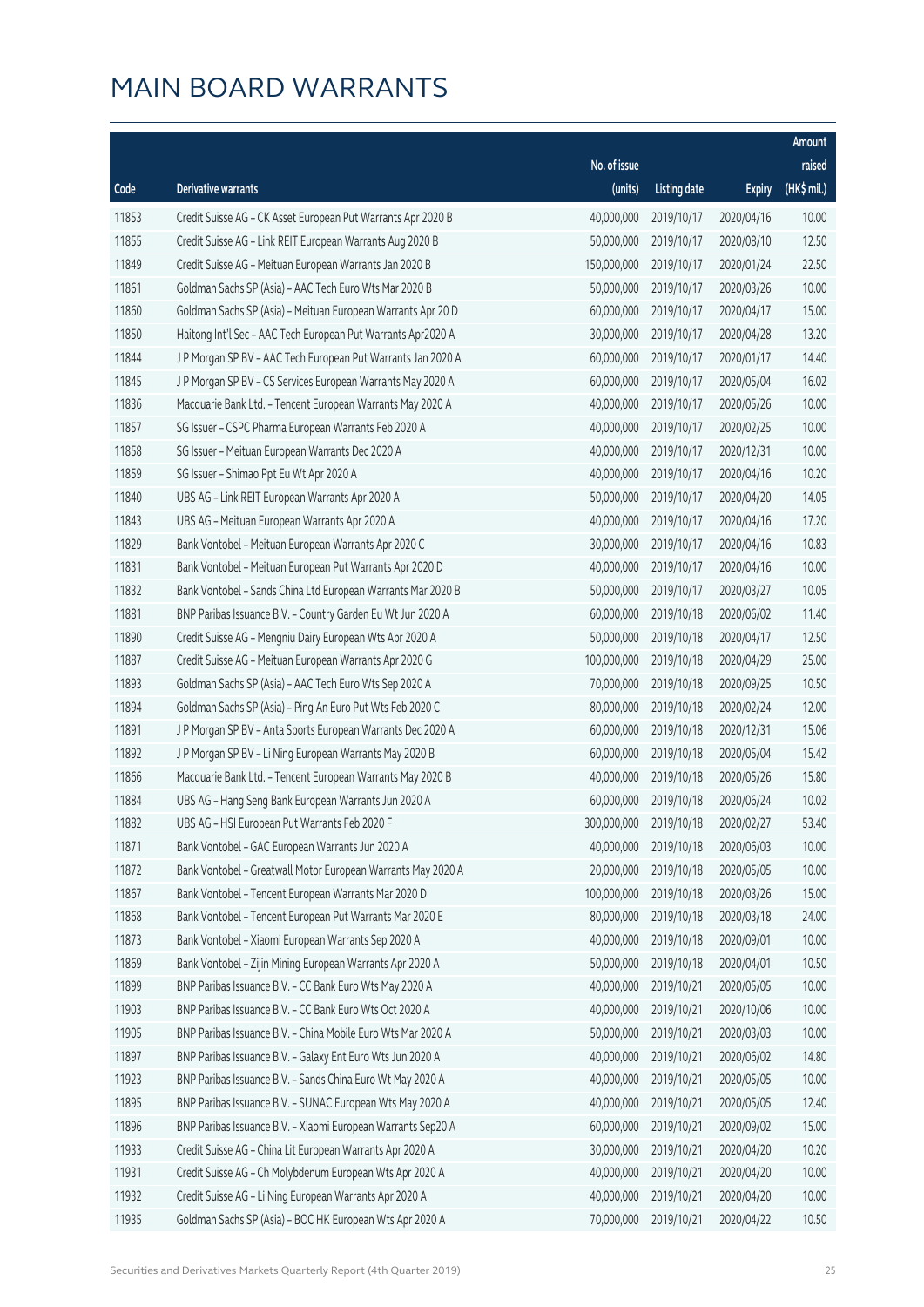# MAIN BOARD WARRANTS

| Code | Derivative warrants | No. of issue (units) | Listing date | Expiry | Amount raised (HK$ mil.) |
|---|---|---|---|---|---|
| 11853 | Credit Suisse AG – CK Asset European Put Warrants Apr 2020 B | 40,000,000 | 2019/10/17 | 2020/04/16 | 10.00 |
| 11855 | Credit Suisse AG – Link REIT European Warrants Aug 2020 B | 50,000,000 | 2019/10/17 | 2020/08/10 | 12.50 |
| 11849 | Credit Suisse AG – Meituan European Warrants Jan 2020 B | 150,000,000 | 2019/10/17 | 2020/01/24 | 22.50 |
| 11861 | Goldman Sachs SP (Asia) – AAC Tech Euro Wts Mar 2020 B | 50,000,000 | 2019/10/17 | 2020/03/26 | 10.00 |
| 11860 | Goldman Sachs SP (Asia) – Meituan European Warrants Apr 20 D | 60,000,000 | 2019/10/17 | 2020/04/17 | 15.00 |
| 11850 | Haitong Int'l Sec – AAC Tech European Put Warrants Apr2020 A | 30,000,000 | 2019/10/17 | 2020/04/28 | 13.20 |
| 11844 | J P Morgan SP BV – AAC Tech European Put Warrants Jan 2020 A | 60,000,000 | 2019/10/17 | 2020/01/17 | 14.40 |
| 11845 | J P Morgan SP BV – CS Services European Warrants May 2020 A | 60,000,000 | 2019/10/17 | 2020/05/04 | 16.02 |
| 11836 | Macquarie Bank Ltd. – Tencent European Warrants May 2020 A | 40,000,000 | 2019/10/17 | 2020/05/26 | 10.00 |
| 11857 | SG Issuer – CSPC Pharma European Warrants Feb 2020 A | 40,000,000 | 2019/10/17 | 2020/02/25 | 10.00 |
| 11858 | SG Issuer – Meituan European Warrants Dec 2020 A | 40,000,000 | 2019/10/17 | 2020/12/31 | 10.00 |
| 11859 | SG Issuer – Shimao Ppt Eu Wt Apr 2020 A | 40,000,000 | 2019/10/17 | 2020/04/16 | 10.20 |
| 11840 | UBS AG – Link REIT European Warrants Apr 2020 A | 50,000,000 | 2019/10/17 | 2020/04/20 | 14.05 |
| 11843 | UBS AG – Meituan European Warrants Apr 2020 A | 40,000,000 | 2019/10/17 | 2020/04/16 | 17.20 |
| 11829 | Bank Vontobel – Meituan European Warrants Apr 2020 C | 30,000,000 | 2019/10/17 | 2020/04/16 | 10.83 |
| 11831 | Bank Vontobel – Meituan European Put Warrants Apr 2020 D | 40,000,000 | 2019/10/17 | 2020/04/16 | 10.00 |
| 11832 | Bank Vontobel – Sands China Ltd European Warrants Mar 2020 B | 50,000,000 | 2019/10/17 | 2020/03/27 | 10.05 |
| 11881 | BNP Paribas Issuance B.V. – Country Garden Eu Wt Jun 2020 A | 60,000,000 | 2019/10/18 | 2020/06/02 | 11.40 |
| 11890 | Credit Suisse AG – Mengniu Dairy European Wts Apr 2020 A | 50,000,000 | 2019/10/18 | 2020/04/17 | 12.50 |
| 11887 | Credit Suisse AG – Meituan European Warrants Apr 2020 G | 100,000,000 | 2019/10/18 | 2020/04/29 | 25.00 |
| 11893 | Goldman Sachs SP (Asia) – AAC Tech Euro Wts Sep 2020 A | 70,000,000 | 2019/10/18 | 2020/09/25 | 10.50 |
| 11894 | Goldman Sachs SP (Asia) – Ping An Euro Put Wts Feb 2020 C | 80,000,000 | 2019/10/18 | 2020/02/24 | 12.00 |
| 11891 | J P Morgan SP BV – Anta Sports European Warrants Dec 2020 A | 60,000,000 | 2019/10/18 | 2020/12/31 | 15.06 |
| 11892 | J P Morgan SP BV – Li Ning European Warrants May 2020 B | 60,000,000 | 2019/10/18 | 2020/05/04 | 15.42 |
| 11866 | Macquarie Bank Ltd. – Tencent European Warrants May 2020 B | 40,000,000 | 2019/10/18 | 2020/05/26 | 15.80 |
| 11884 | UBS AG – Hang Seng Bank European Warrants Jun 2020 A | 60,000,000 | 2019/10/18 | 2020/06/24 | 10.02 |
| 11882 | UBS AG – HSI European Put Warrants Feb 2020 F | 300,000,000 | 2019/10/18 | 2020/02/27 | 53.40 |
| 11871 | Bank Vontobel – GAC European Warrants Jun 2020 A | 40,000,000 | 2019/10/18 | 2020/06/03 | 10.00 |
| 11872 | Bank Vontobel – Greatwall Motor European Warrants May 2020 A | 20,000,000 | 2019/10/18 | 2020/05/05 | 10.00 |
| 11867 | Bank Vontobel – Tencent European Warrants Mar 2020 D | 100,000,000 | 2019/10/18 | 2020/03/26 | 15.00 |
| 11868 | Bank Vontobel – Tencent European Put Warrants Mar 2020 E | 80,000,000 | 2019/10/18 | 2020/03/18 | 24.00 |
| 11873 | Bank Vontobel – Xiaomi European Warrants Sep 2020 A | 40,000,000 | 2019/10/18 | 2020/09/01 | 10.00 |
| 11869 | Bank Vontobel – Zijin Mining European Warrants Apr 2020 A | 50,000,000 | 2019/10/18 | 2020/04/01 | 10.50 |
| 11899 | BNP Paribas Issuance B.V. – CC Bank Euro Wts May 2020 A | 40,000,000 | 2019/10/21 | 2020/05/05 | 10.00 |
| 11903 | BNP Paribas Issuance B.V. – CC Bank Euro Wts Oct 2020 A | 40,000,000 | 2019/10/21 | 2020/10/06 | 10.00 |
| 11905 | BNP Paribas Issuance B.V. – China Mobile Euro Wts Mar 2020 A | 50,000,000 | 2019/10/21 | 2020/03/03 | 10.00 |
| 11897 | BNP Paribas Issuance B.V. – Galaxy Ent Euro Wts Jun 2020 A | 40,000,000 | 2019/10/21 | 2020/06/02 | 14.80 |
| 11923 | BNP Paribas Issuance B.V. – Sands China Euro Wt May 2020 A | 40,000,000 | 2019/10/21 | 2020/05/05 | 10.00 |
| 11895 | BNP Paribas Issuance B.V. – SUNAC European Wts May 2020 A | 40,000,000 | 2019/10/21 | 2020/05/05 | 12.40 |
| 11896 | BNP Paribas Issuance B.V. – Xiaomi European Warrants Sep20 A | 60,000,000 | 2019/10/21 | 2020/09/02 | 15.00 |
| 11933 | Credit Suisse AG – China Lit European Warrants Apr 2020 A | 30,000,000 | 2019/10/21 | 2020/04/20 | 10.20 |
| 11931 | Credit Suisse AG – Ch Molybdenum European Wts Apr 2020 A | 40,000,000 | 2019/10/21 | 2020/04/20 | 10.00 |
| 11932 | Credit Suisse AG – Li Ning European Warrants Apr 2020 A | 40,000,000 | 2019/10/21 | 2020/04/20 | 10.00 |
| 11935 | Goldman Sachs SP (Asia) – BOC HK European Wts Apr 2020 A | 70,000,000 | 2019/10/21 | 2020/04/22 | 10.50 |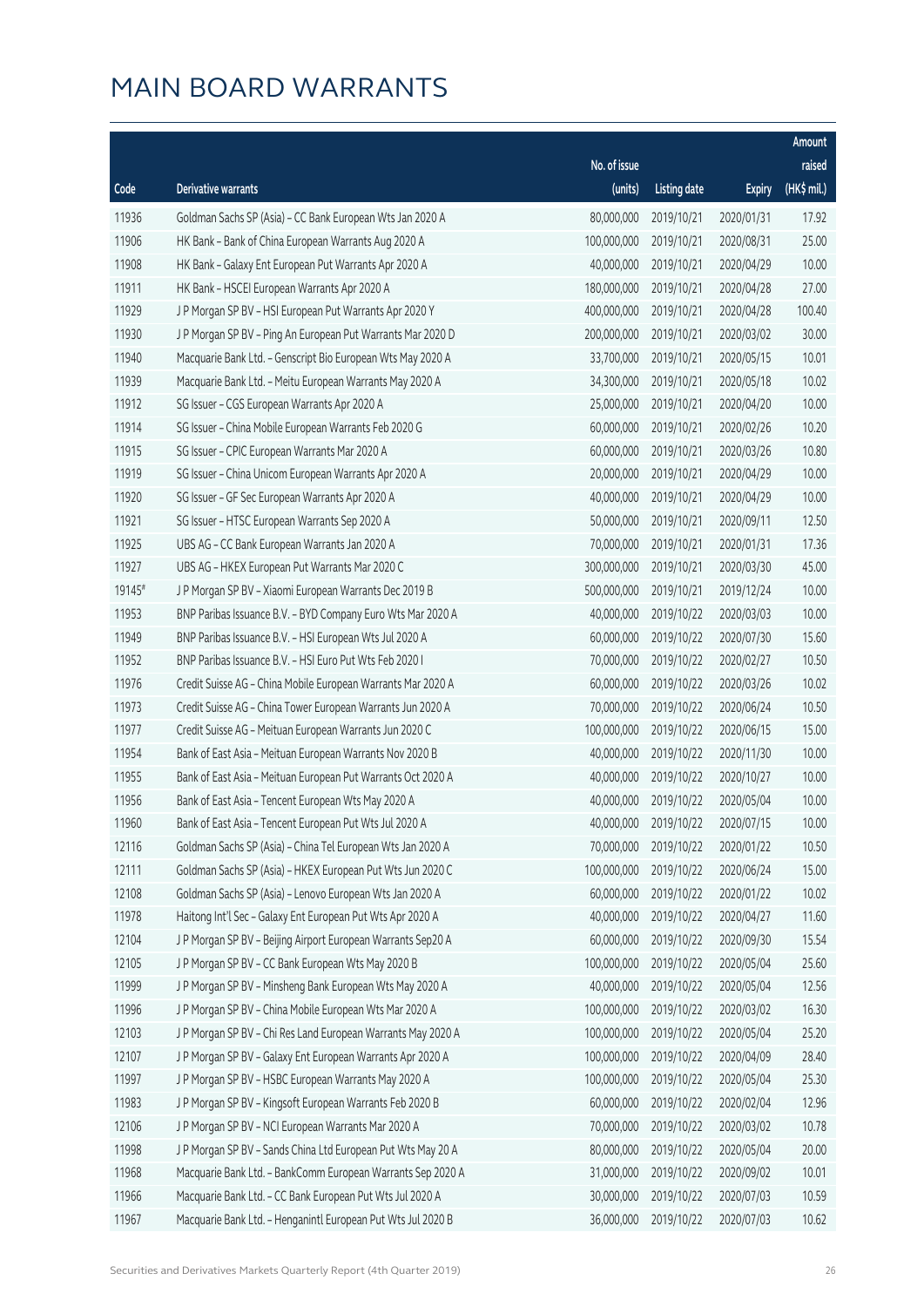# MAIN BOARD WARRANTS

| Code | Derivative warrants | No. of issue (units) | Listing date | Expiry | Amount raised (HK$ mil.) |
|---|---|---|---|---|---|
| 11936 | Goldman Sachs SP (Asia) - CC Bank European Wts Jan 2020 A | 80,000,000 | 2019/10/21 | 2020/01/31 | 17.92 |
| 11906 | HK Bank - Bank of China European Warrants Aug 2020 A | 100,000,000 | 2019/10/21 | 2020/08/31 | 25.00 |
| 11908 | HK Bank - Galaxy Ent European Put Warrants Apr 2020 A | 40,000,000 | 2019/10/21 | 2020/04/29 | 10.00 |
| 11911 | HK Bank - HSCEI European Warrants Apr 2020 A | 180,000,000 | 2019/10/21 | 2020/04/28 | 27.00 |
| 11929 | J P Morgan SP BV - HSI European Put Warrants Apr 2020 Y | 400,000,000 | 2019/10/21 | 2020/04/28 | 100.40 |
| 11930 | J P Morgan SP BV - Ping An European Put Warrants Mar 2020 D | 200,000,000 | 2019/10/21 | 2020/03/02 | 30.00 |
| 11940 | Macquarie Bank Ltd. - Genscript Bio European Wts May 2020 A | 33,700,000 | 2019/10/21 | 2020/05/15 | 10.01 |
| 11939 | Macquarie Bank Ltd. - Meitu European Warrants May 2020 A | 34,300,000 | 2019/10/21 | 2020/05/18 | 10.02 |
| 11912 | SG Issuer - CGS European Warrants Apr 2020 A | 25,000,000 | 2019/10/21 | 2020/04/20 | 10.00 |
| 11914 | SG Issuer - China Mobile European Warrants Feb 2020 G | 60,000,000 | 2019/10/21 | 2020/02/26 | 10.20 |
| 11915 | SG Issuer - CPIC European Warrants Mar 2020 A | 60,000,000 | 2019/10/21 | 2020/03/26 | 10.80 |
| 11919 | SG Issuer - China Unicom European Warrants Apr 2020 A | 20,000,000 | 2019/10/21 | 2020/04/29 | 10.00 |
| 11920 | SG Issuer - GF Sec European Warrants Apr 2020 A | 40,000,000 | 2019/10/21 | 2020/04/29 | 10.00 |
| 11921 | SG Issuer - HTSC European Warrants Sep 2020 A | 50,000,000 | 2019/10/21 | 2020/09/11 | 12.50 |
| 11925 | UBS AG - CC Bank European Warrants Jan 2020 A | 70,000,000 | 2019/10/21 | 2020/01/31 | 17.36 |
| 11927 | UBS AG - HKEX European Put Warrants Mar 2020 C | 300,000,000 | 2019/10/21 | 2020/03/30 | 45.00 |
| 19145# | J P Morgan SP BV - Xiaomi European Warrants Dec 2019 B | 500,000,000 | 2019/10/21 | 2019/12/24 | 10.00 |
| 11953 | BNP Paribas Issuance B.V. - BYD Company Euro Wts Mar 2020 A | 40,000,000 | 2019/10/22 | 2020/03/03 | 10.00 |
| 11949 | BNP Paribas Issuance B.V. - HSI European Wts Jul 2020 A | 60,000,000 | 2019/10/22 | 2020/07/30 | 15.60 |
| 11952 | BNP Paribas Issuance B.V. - HSI Euro Put Wts Feb 2020 I | 70,000,000 | 2019/10/22 | 2020/02/27 | 10.50 |
| 11976 | Credit Suisse AG - China Mobile European Warrants Mar 2020 A | 60,000,000 | 2019/10/22 | 2020/03/26 | 10.02 |
| 11973 | Credit Suisse AG - China Tower European Warrants Jun 2020 A | 70,000,000 | 2019/10/22 | 2020/06/24 | 10.50 |
| 11977 | Credit Suisse AG - Meituan European Warrants Jun 2020 C | 100,000,000 | 2019/10/22 | 2020/06/15 | 15.00 |
| 11954 | Bank of East Asia - Meituan European Warrants Nov 2020 B | 40,000,000 | 2019/10/22 | 2020/11/30 | 10.00 |
| 11955 | Bank of East Asia - Meituan European Put Warrants Oct 2020 A | 40,000,000 | 2019/10/22 | 2020/10/27 | 10.00 |
| 11956 | Bank of East Asia - Tencent European Wts May 2020 A | 40,000,000 | 2019/10/22 | 2020/05/04 | 10.00 |
| 11960 | Bank of East Asia - Tencent European Put Wts Jul 2020 A | 40,000,000 | 2019/10/22 | 2020/07/15 | 10.00 |
| 12116 | Goldman Sachs SP (Asia) - China Tel European Wts Jan 2020 A | 70,000,000 | 2019/10/22 | 2020/01/22 | 10.50 |
| 12111 | Goldman Sachs SP (Asia) - HKEX European Put Wts Jun 2020 C | 100,000,000 | 2019/10/22 | 2020/06/24 | 15.00 |
| 12108 | Goldman Sachs SP (Asia) - Lenovo European Wts Jan 2020 A | 60,000,000 | 2019/10/22 | 2020/01/22 | 10.02 |
| 11978 | Haitong Int'l Sec - Galaxy Ent European Put Wts Apr 2020 A | 40,000,000 | 2019/10/22 | 2020/04/27 | 11.60 |
| 12104 | J P Morgan SP BV - Beijing Airport European Warrants Sep20 A | 60,000,000 | 2019/10/22 | 2020/09/30 | 15.54 |
| 12105 | J P Morgan SP BV - CC Bank European Wts May 2020 B | 100,000,000 | 2019/10/22 | 2020/05/04 | 25.60 |
| 11999 | J P Morgan SP BV - Minsheng Bank European Wts May 2020 A | 40,000,000 | 2019/10/22 | 2020/05/04 | 12.56 |
| 11996 | J P Morgan SP BV - China Mobile European Wts Mar 2020 A | 100,000,000 | 2019/10/22 | 2020/03/02 | 16.30 |
| 12103 | J P Morgan SP BV - Chi Res Land European Warrants May 2020 A | 100,000,000 | 2019/10/22 | 2020/05/04 | 25.20 |
| 12107 | J P Morgan SP BV - Galaxy Ent European Warrants Apr 2020 A | 100,000,000 | 2019/10/22 | 2020/04/09 | 28.40 |
| 11997 | J P Morgan SP BV - HSBC European Warrants May 2020 A | 100,000,000 | 2019/10/22 | 2020/05/04 | 25.30 |
| 11983 | J P Morgan SP BV - Kingsoft European Warrants Feb 2020 B | 60,000,000 | 2019/10/22 | 2020/02/04 | 12.96 |
| 12106 | J P Morgan SP BV - NCI European Warrants Mar 2020 A | 70,000,000 | 2019/10/22 | 2020/03/02 | 10.78 |
| 11998 | J P Morgan SP BV - Sands China Ltd European Put Wts May 20 A | 80,000,000 | 2019/10/22 | 2020/05/04 | 20.00 |
| 11968 | Macquarie Bank Ltd. - BankComm European Warrants Sep 2020 A | 31,000,000 | 2019/10/22 | 2020/09/02 | 10.01 |
| 11966 | Macquarie Bank Ltd. - CC Bank European Put Wts Jul 2020 A | 30,000,000 | 2019/10/22 | 2020/07/03 | 10.59 |
| 11967 | Macquarie Bank Ltd. - Henganintl European Put Wts Jul 2020 B | 36,000,000 | 2019/10/22 | 2020/07/03 | 10.62 |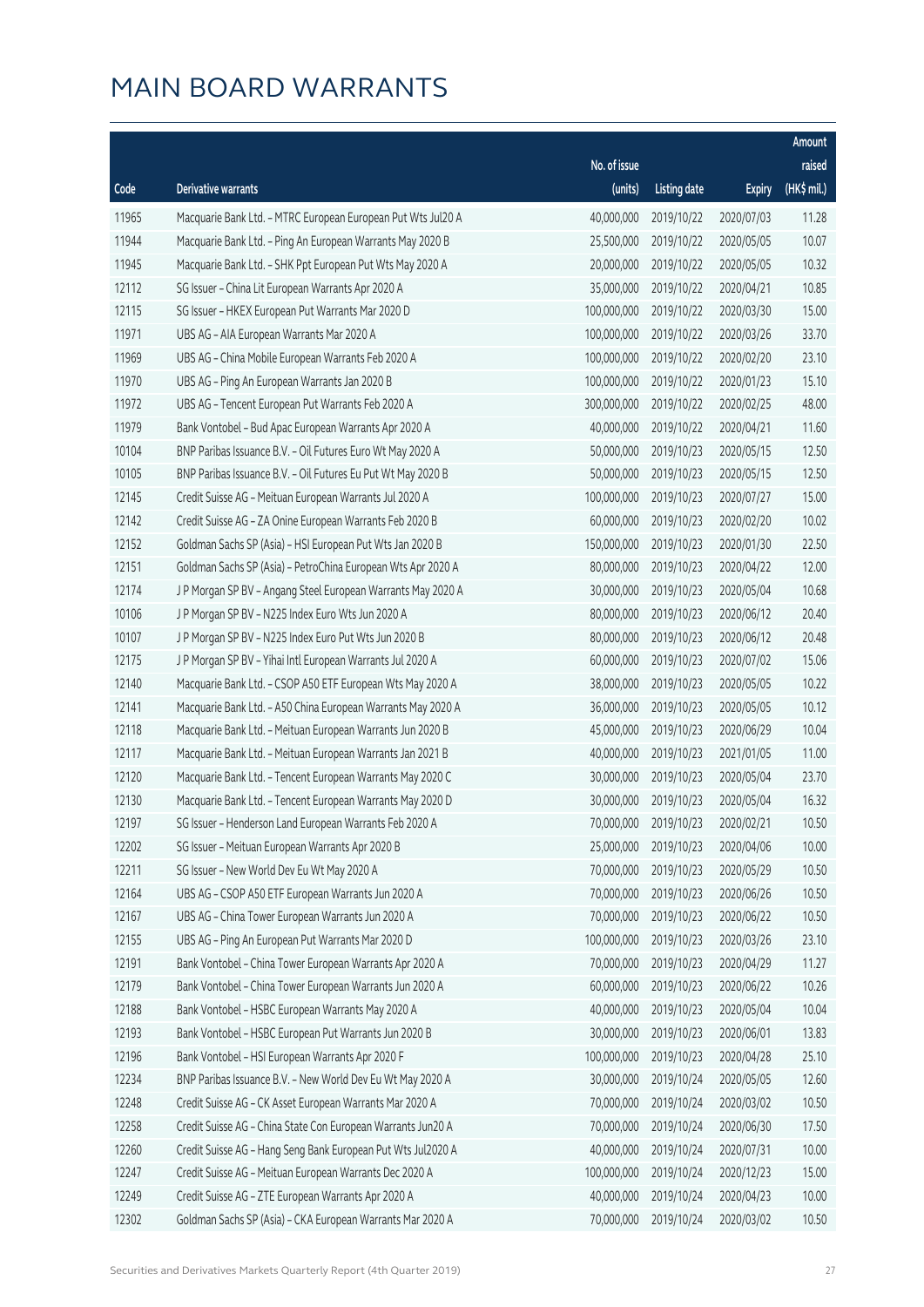# MAIN BOARD WARRANTS

| Code | Derivative warrants | No. of issue (units) | Listing date | Expiry | Amount raised (HK$ mil.) |
|---|---|---|---|---|---|
| 11965 | Macquarie Bank Ltd. - MTRC European European Put Wts Jul20 A | 40,000,000 | 2019/10/22 | 2020/07/03 | 11.28 |
| 11944 | Macquarie Bank Ltd. - Ping An European Warrants May 2020 B | 25,500,000 | 2019/10/22 | 2020/05/05 | 10.07 |
| 11945 | Macquarie Bank Ltd. - SHK Ppt European Put Wts May 2020 A | 20,000,000 | 2019/10/22 | 2020/05/05 | 10.32 |
| 12112 | SG Issuer - China Lit European Warrants Apr 2020 A | 35,000,000 | 2019/10/22 | 2020/04/21 | 10.85 |
| 12115 | SG Issuer - HKEX European Put Warrants Mar 2020 D | 100,000,000 | 2019/10/22 | 2020/03/30 | 15.00 |
| 11971 | UBS AG - AIA European Warrants Mar 2020 A | 100,000,000 | 2019/10/22 | 2020/03/26 | 33.70 |
| 11969 | UBS AG - China Mobile European Warrants Feb 2020 A | 100,000,000 | 2019/10/22 | 2020/02/20 | 23.10 |
| 11970 | UBS AG - Ping An European Warrants Jan 2020 B | 100,000,000 | 2019/10/22 | 2020/01/23 | 15.10 |
| 11972 | UBS AG - Tencent European Put Warrants Feb 2020 A | 300,000,000 | 2019/10/22 | 2020/02/25 | 48.00 |
| 11979 | Bank Vontobel - Bud Apac European Warrants Apr 2020 A | 40,000,000 | 2019/10/22 | 2020/04/21 | 11.60 |
| 10104 | BNP Paribas Issuance B.V. - Oil Futures Euro Wt May 2020 A | 50,000,000 | 2019/10/23 | 2020/05/15 | 12.50 |
| 10105 | BNP Paribas Issuance B.V. - Oil Futures Eu Put Wt May 2020 B | 50,000,000 | 2019/10/23 | 2020/05/15 | 12.50 |
| 12145 | Credit Suisse AG - Meituan European Warrants Jul 2020 A | 100,000,000 | 2019/10/23 | 2020/07/27 | 15.00 |
| 12142 | Credit Suisse AG - ZA Onine European Warrants Feb 2020 B | 60,000,000 | 2019/10/23 | 2020/02/20 | 10.02 |
| 12152 | Goldman Sachs SP (Asia) - HSI European Put Wts Jan 2020 B | 150,000,000 | 2019/10/23 | 2020/01/30 | 22.50 |
| 12151 | Goldman Sachs SP (Asia) - PetroChina European Wts Apr 2020 A | 80,000,000 | 2019/10/23 | 2020/04/22 | 12.00 |
| 12174 | J P Morgan SP BV - Angang Steel European Warrants May 2020 A | 30,000,000 | 2019/10/23 | 2020/05/04 | 10.68 |
| 10106 | J P Morgan SP BV - N225 Index Euro Wts Jun 2020 A | 80,000,000 | 2019/10/23 | 2020/06/12 | 20.40 |
| 10107 | J P Morgan SP BV - N225 Index Euro Put Wts Jun 2020 B | 80,000,000 | 2019/10/23 | 2020/06/12 | 20.48 |
| 12175 | J P Morgan SP BV - Yihai Intl European Warrants Jul 2020 A | 60,000,000 | 2019/10/23 | 2020/07/02 | 15.06 |
| 12140 | Macquarie Bank Ltd. - CSOP A50 ETF European Wts May 2020 A | 38,000,000 | 2019/10/23 | 2020/05/05 | 10.22 |
| 12141 | Macquarie Bank Ltd. - A50 China European Warrants May 2020 A | 36,000,000 | 2019/10/23 | 2020/05/05 | 10.12 |
| 12118 | Macquarie Bank Ltd. - Meituan European Warrants Jun 2020 B | 45,000,000 | 2019/10/23 | 2020/06/29 | 10.04 |
| 12117 | Macquarie Bank Ltd. - Meituan European Warrants Jan 2021 B | 40,000,000 | 2019/10/23 | 2021/01/05 | 11.00 |
| 12120 | Macquarie Bank Ltd. - Tencent European Warrants May 2020 C | 30,000,000 | 2019/10/23 | 2020/05/04 | 23.70 |
| 12130 | Macquarie Bank Ltd. - Tencent European Warrants May 2020 D | 30,000,000 | 2019/10/23 | 2020/05/04 | 16.32 |
| 12197 | SG Issuer - Henderson Land European Warrants Feb 2020 A | 70,000,000 | 2019/10/23 | 2020/02/21 | 10.50 |
| 12202 | SG Issuer - Meituan European Warrants Apr 2020 B | 25,000,000 | 2019/10/23 | 2020/04/06 | 10.00 |
| 12211 | SG Issuer - New World Dev Eu Wt May 2020 A | 70,000,000 | 2019/10/23 | 2020/05/29 | 10.50 |
| 12164 | UBS AG - CSOP A50 ETF European Warrants Jun 2020 A | 70,000,000 | 2019/10/23 | 2020/06/26 | 10.50 |
| 12167 | UBS AG - China Tower European Warrants Jun 2020 A | 70,000,000 | 2019/10/23 | 2020/06/22 | 10.50 |
| 12155 | UBS AG - Ping An European Put Warrants Mar 2020 D | 100,000,000 | 2019/10/23 | 2020/03/26 | 23.10 |
| 12191 | Bank Vontobel - China Tower European Warrants Apr 2020 A | 70,000,000 | 2019/10/23 | 2020/04/29 | 11.27 |
| 12179 | Bank Vontobel - China Tower European Warrants Jun 2020 A | 60,000,000 | 2019/10/23 | 2020/06/22 | 10.26 |
| 12188 | Bank Vontobel - HSBC European Warrants May 2020 A | 40,000,000 | 2019/10/23 | 2020/05/04 | 10.04 |
| 12193 | Bank Vontobel - HSBC European Put Warrants Jun 2020 B | 30,000,000 | 2019/10/23 | 2020/06/01 | 13.83 |
| 12196 | Bank Vontobel - HSI European Warrants Apr 2020 F | 100,000,000 | 2019/10/23 | 2020/04/28 | 25.10 |
| 12234 | BNP Paribas Issuance B.V. - New World Dev Eu Wt May 2020 A | 30,000,000 | 2019/10/24 | 2020/05/05 | 12.60 |
| 12248 | Credit Suisse AG - CK Asset European Warrants Mar 2020 A | 70,000,000 | 2019/10/24 | 2020/03/02 | 10.50 |
| 12258 | Credit Suisse AG - China State Con European Warrants Jun20 A | 70,000,000 | 2019/10/24 | 2020/06/30 | 17.50 |
| 12260 | Credit Suisse AG - Hang Seng Bank European Put Wts Jul2020 A | 40,000,000 | 2019/10/24 | 2020/07/31 | 10.00 |
| 12247 | Credit Suisse AG - Meituan European Warrants Dec 2020 A | 100,000,000 | 2019/10/24 | 2020/12/23 | 15.00 |
| 12249 | Credit Suisse AG - ZTE European Warrants Apr 2020 A | 40,000,000 | 2019/10/24 | 2020/04/23 | 10.00 |
| 12302 | Goldman Sachs SP (Asia) - CKA European Warrants Mar 2020 A | 70,000,000 | 2019/10/24 | 2020/03/02 | 10.50 |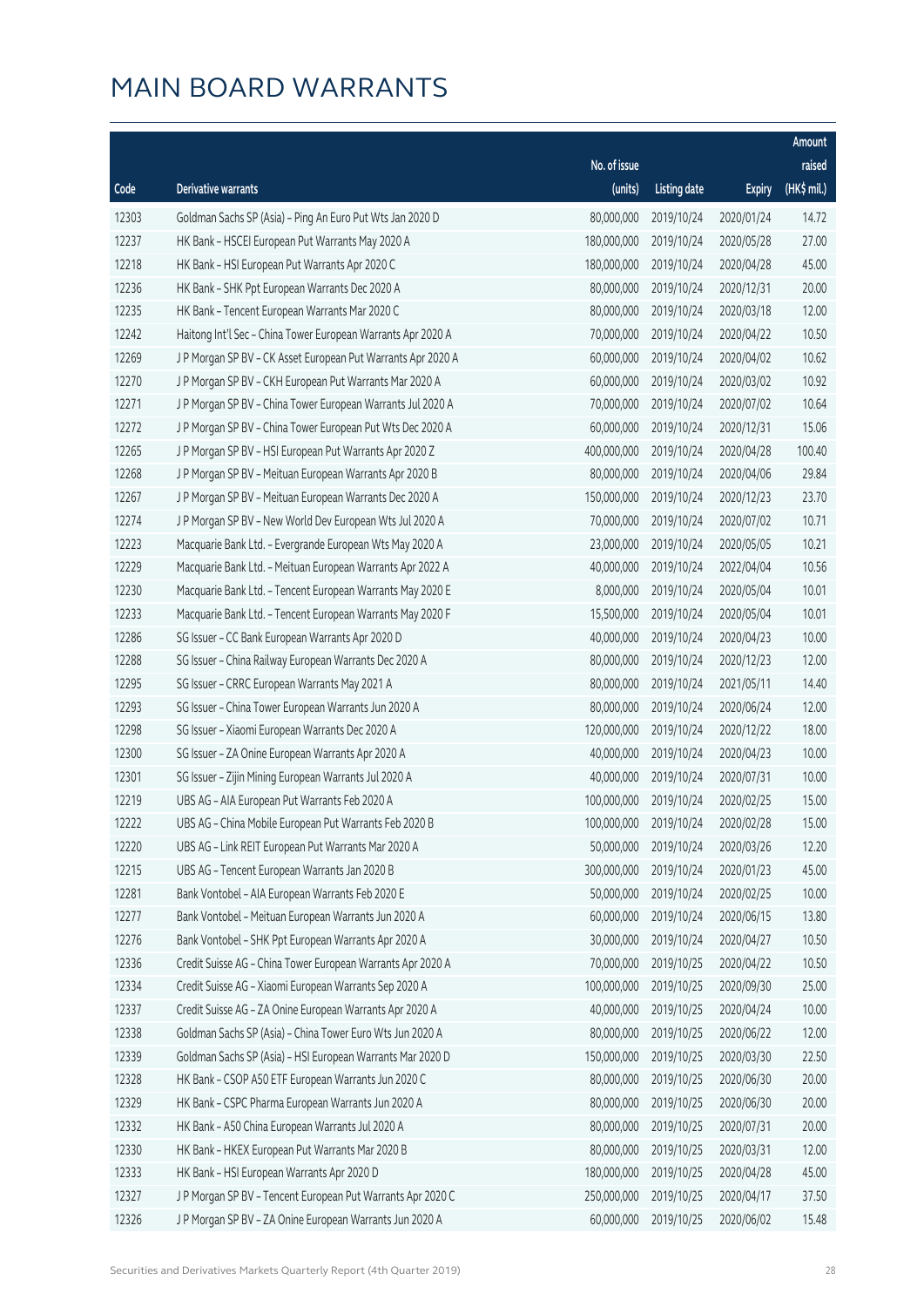# MAIN BOARD WARRANTS

| Code | Derivative warrants | No. of issue (units) | Listing date | Expiry | Amount raised (HK$ mil.) |
|---|---|---|---|---|---|
| 12303 | Goldman Sachs SP (Asia) – Ping An Euro Put Wts Jan 2020 D | 80,000,000 | 2019/10/24 | 2020/01/24 | 14.72 |
| 12237 | HK Bank – HSCEI European Put Warrants May 2020 A | 180,000,000 | 2019/10/24 | 2020/05/28 | 27.00 |
| 12218 | HK Bank – HSI European Put Warrants Apr 2020 C | 180,000,000 | 2019/10/24 | 2020/04/28 | 45.00 |
| 12236 | HK Bank – SHK Ppt European Warrants Dec 2020 A | 80,000,000 | 2019/10/24 | 2020/12/31 | 20.00 |
| 12235 | HK Bank – Tencent European Warrants Mar 2020 C | 80,000,000 | 2019/10/24 | 2020/03/18 | 12.00 |
| 12242 | Haitong Int'l Sec – China Tower European Warrants Apr 2020 A | 70,000,000 | 2019/10/24 | 2020/04/22 | 10.50 |
| 12269 | J P Morgan SP BV – CK Asset European Put Warrants Apr 2020 A | 60,000,000 | 2019/10/24 | 2020/04/02 | 10.62 |
| 12270 | J P Morgan SP BV – CKH European Put Warrants Mar 2020 A | 60,000,000 | 2019/10/24 | 2020/03/02 | 10.92 |
| 12271 | J P Morgan SP BV – China Tower European Warrants Jul 2020 A | 70,000,000 | 2019/10/24 | 2020/07/02 | 10.64 |
| 12272 | J P Morgan SP BV – China Tower European Put Wts Dec 2020 A | 60,000,000 | 2019/10/24 | 2020/12/31 | 15.06 |
| 12265 | J P Morgan SP BV – HSI European Put Warrants Apr 2020 Z | 400,000,000 | 2019/10/24 | 2020/04/28 | 100.40 |
| 12268 | J P Morgan SP BV – Meituan European Warrants Apr 2020 B | 80,000,000 | 2019/10/24 | 2020/04/06 | 29.84 |
| 12267 | J P Morgan SP BV – Meituan European Warrants Dec 2020 A | 150,000,000 | 2019/10/24 | 2020/12/23 | 23.70 |
| 12274 | J P Morgan SP BV – New World Dev European Wts Jul 2020 A | 70,000,000 | 2019/10/24 | 2020/07/02 | 10.71 |
| 12223 | Macquarie Bank Ltd. – Evergrande European Wts May 2020 A | 23,000,000 | 2019/10/24 | 2020/05/05 | 10.21 |
| 12229 | Macquarie Bank Ltd. – Meituan European Warrants Apr 2022 A | 40,000,000 | 2019/10/24 | 2022/04/04 | 10.56 |
| 12230 | Macquarie Bank Ltd. – Tencent European Warrants May 2020 E | 8,000,000 | 2019/10/24 | 2020/05/04 | 10.01 |
| 12233 | Macquarie Bank Ltd. – Tencent European Warrants May 2020 F | 15,500,000 | 2019/10/24 | 2020/05/04 | 10.01 |
| 12286 | SG Issuer – CC Bank European Warrants Apr 2020 D | 40,000,000 | 2019/10/24 | 2020/04/23 | 10.00 |
| 12288 | SG Issuer – China Railway European Warrants Dec 2020 A | 80,000,000 | 2019/10/24 | 2020/12/23 | 12.00 |
| 12295 | SG Issuer – CRRC European Warrants May 2021 A | 80,000,000 | 2019/10/24 | 2021/05/11 | 14.40 |
| 12293 | SG Issuer – China Tower European Warrants Jun 2020 A | 80,000,000 | 2019/10/24 | 2020/06/24 | 12.00 |
| 12298 | SG Issuer – Xiaomi European Warrants Dec 2020 A | 120,000,000 | 2019/10/24 | 2020/12/22 | 18.00 |
| 12300 | SG Issuer – ZA Onine European Warrants Apr 2020 A | 40,000,000 | 2019/10/24 | 2020/04/23 | 10.00 |
| 12301 | SG Issuer – Zijin Mining European Warrants Jul 2020 A | 40,000,000 | 2019/10/24 | 2020/07/31 | 10.00 |
| 12219 | UBS AG – AIA European Put Warrants Feb 2020 A | 100,000,000 | 2019/10/24 | 2020/02/25 | 15.00 |
| 12222 | UBS AG – China Mobile European Put Warrants Feb 2020 B | 100,000,000 | 2019/10/24 | 2020/02/28 | 15.00 |
| 12220 | UBS AG – Link REIT European Put Warrants Mar 2020 A | 50,000,000 | 2019/10/24 | 2020/03/26 | 12.20 |
| 12215 | UBS AG – Tencent European Warrants Jan 2020 B | 300,000,000 | 2019/10/24 | 2020/01/23 | 45.00 |
| 12281 | Bank Vontobel – AIA European Warrants Feb 2020 E | 50,000,000 | 2019/10/24 | 2020/02/25 | 10.00 |
| 12277 | Bank Vontobel – Meituan European Warrants Jun 2020 A | 60,000,000 | 2019/10/24 | 2020/06/15 | 13.80 |
| 12276 | Bank Vontobel – SHK Ppt European Warrants Apr 2020 A | 30,000,000 | 2019/10/24 | 2020/04/27 | 10.50 |
| 12336 | Credit Suisse AG – China Tower European Warrants Apr 2020 A | 70,000,000 | 2019/10/25 | 2020/04/22 | 10.50 |
| 12334 | Credit Suisse AG – Xiaomi European Warrants Sep 2020 A | 100,000,000 | 2019/10/25 | 2020/09/30 | 25.00 |
| 12337 | Credit Suisse AG – ZA Onine European Warrants Apr 2020 A | 40,000,000 | 2019/10/25 | 2020/04/24 | 10.00 |
| 12338 | Goldman Sachs SP (Asia) – China Tower Euro Wts Jun 2020 A | 80,000,000 | 2019/10/25 | 2020/06/22 | 12.00 |
| 12339 | Goldman Sachs SP (Asia) – HSI European Warrants Mar 2020 D | 150,000,000 | 2019/10/25 | 2020/03/30 | 22.50 |
| 12328 | HK Bank – CSOP A50 ETF European Warrants Jun 2020 C | 80,000,000 | 2019/10/25 | 2020/06/30 | 20.00 |
| 12329 | HK Bank – CSPC Pharma European Warrants Jun 2020 A | 80,000,000 | 2019/10/25 | 2020/06/30 | 20.00 |
| 12332 | HK Bank – A50 China European Warrants Jul 2020 A | 80,000,000 | 2019/10/25 | 2020/07/31 | 20.00 |
| 12330 | HK Bank – HKEX European Put Warrants Mar 2020 B | 80,000,000 | 2019/10/25 | 2020/03/31 | 12.00 |
| 12333 | HK Bank – HSI European Warrants Apr 2020 D | 180,000,000 | 2019/10/25 | 2020/04/28 | 45.00 |
| 12327 | J P Morgan SP BV – Tencent European Put Warrants Apr 2020 C | 250,000,000 | 2019/10/25 | 2020/04/17 | 37.50 |
| 12326 | J P Morgan SP BV – ZA Onine European Warrants Jun 2020 A | 60,000,000 | 2019/10/25 | 2020/06/02 | 15.48 |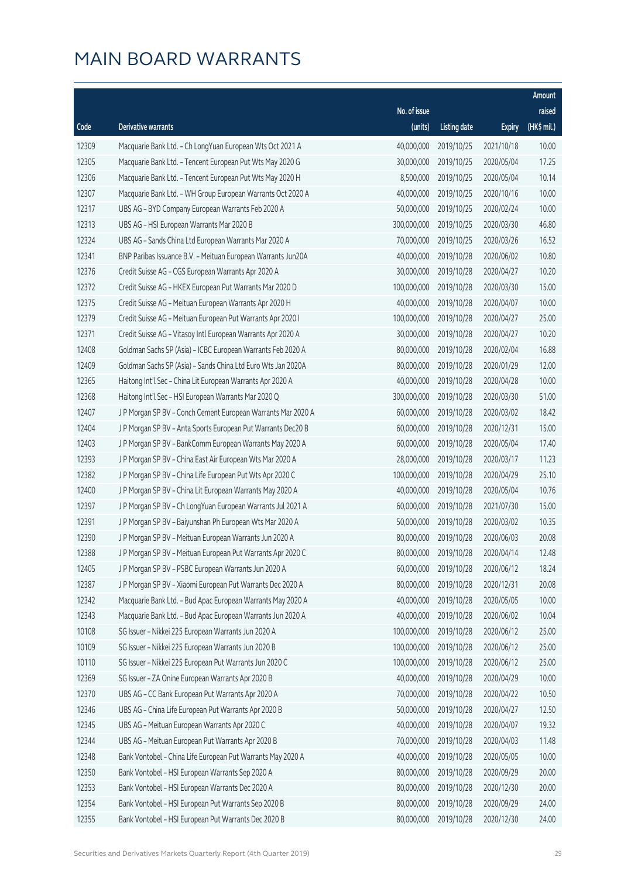# MAIN BOARD WARRANTS

| Code | Derivative warrants | No. of issue (units) | Listing date | Expiry | Amount raised (HK$ mil.) |
|---|---|---|---|---|---|
| 12309 | Macquarie Bank Ltd. - Ch LongYuan European Wts Oct 2021 A | 40,000,000 | 2019/10/25 | 2021/10/18 | 10.00 |
| 12305 | Macquarie Bank Ltd. - Tencent European Put Wts May 2020 G | 30,000,000 | 2019/10/25 | 2020/05/04 | 17.25 |
| 12306 | Macquarie Bank Ltd. - Tencent European Put Wts May 2020 H | 8,500,000 | 2019/10/25 | 2020/05/04 | 10.14 |
| 12307 | Macquarie Bank Ltd. - WH Group European Warrants Oct 2020 A | 40,000,000 | 2019/10/25 | 2020/10/16 | 10.00 |
| 12317 | UBS AG - BYD Company European Warrants Feb 2020 A | 50,000,000 | 2019/10/25 | 2020/02/24 | 10.00 |
| 12313 | UBS AG - HSI European Warrants Mar 2020 B | 300,000,000 | 2019/10/25 | 2020/03/30 | 46.80 |
| 12324 | UBS AG - Sands China Ltd European Warrants Mar 2020 A | 70,000,000 | 2019/10/25 | 2020/03/26 | 16.52 |
| 12341 | BNP Paribas Issuance B.V. - Meituan European Warrants Jun20A | 40,000,000 | 2019/10/28 | 2020/06/02 | 10.80 |
| 12376 | Credit Suisse AG - CGS European Warrants Apr 2020 A | 30,000,000 | 2019/10/28 | 2020/04/27 | 10.20 |
| 12372 | Credit Suisse AG - HKEX European Put Warrants Mar 2020 D | 100,000,000 | 2019/10/28 | 2020/03/30 | 15.00 |
| 12375 | Credit Suisse AG - Meituan European Warrants Apr 2020 H | 40,000,000 | 2019/10/28 | 2020/04/07 | 10.00 |
| 12379 | Credit Suisse AG - Meituan European Put Warrants Apr 2020 I | 100,000,000 | 2019/10/28 | 2020/04/27 | 25.00 |
| 12371 | Credit Suisse AG - Vitasoy Intl European Warrants Apr 2020 A | 30,000,000 | 2019/10/28 | 2020/04/27 | 10.20 |
| 12408 | Goldman Sachs SP (Asia) - ICBC European Warrants Feb 2020 A | 80,000,000 | 2019/10/28 | 2020/02/04 | 16.88 |
| 12409 | Goldman Sachs SP (Asia) - Sands China Ltd Euro Wts Jan 2020A | 80,000,000 | 2019/10/28 | 2020/01/29 | 12.00 |
| 12365 | Haitong Int'l Sec - China Lit European Warrants Apr 2020 A | 40,000,000 | 2019/10/28 | 2020/04/28 | 10.00 |
| 12368 | Haitong Int'l Sec - HSI European Warrants Mar 2020 Q | 300,000,000 | 2019/10/28 | 2020/03/30 | 51.00 |
| 12407 | J P Morgan SP BV - Conch Cement European Warrants Mar 2020 A | 60,000,000 | 2019/10/28 | 2020/03/02 | 18.42 |
| 12404 | J P Morgan SP BV - Anta Sports European Put Warrants Dec20 B | 60,000,000 | 2019/10/28 | 2020/12/31 | 15.00 |
| 12403 | J P Morgan SP BV - BankComm European Warrants May 2020 A | 60,000,000 | 2019/10/28 | 2020/05/04 | 17.40 |
| 12393 | J P Morgan SP BV - China East Air European Wts Mar 2020 A | 28,000,000 | 2019/10/28 | 2020/03/17 | 11.23 |
| 12382 | J P Morgan SP BV - China Life European Put Wts Apr 2020 C | 100,000,000 | 2019/10/28 | 2020/04/29 | 25.10 |
| 12400 | J P Morgan SP BV - China Lit European Warrants May 2020 A | 40,000,000 | 2019/10/28 | 2020/05/04 | 10.76 |
| 12397 | J P Morgan SP BV - Ch LongYuan European Warrants Jul 2021 A | 60,000,000 | 2019/10/28 | 2021/07/30 | 15.00 |
| 12391 | J P Morgan SP BV - Baiyunshan Ph European Wts Mar 2020 A | 50,000,000 | 2019/10/28 | 2020/03/02 | 10.35 |
| 12390 | J P Morgan SP BV - Meituan European Warrants Jun 2020 A | 80,000,000 | 2019/10/28 | 2020/06/03 | 20.08 |
| 12388 | J P Morgan SP BV - Meituan European Put Warrants Apr 2020 C | 80,000,000 | 2019/10/28 | 2020/04/14 | 12.48 |
| 12405 | J P Morgan SP BV - PSBC European Warrants Jun 2020 A | 60,000,000 | 2019/10/28 | 2020/06/12 | 18.24 |
| 12387 | J P Morgan SP BV - Xiaomi European Put Warrants Dec 2020 A | 80,000,000 | 2019/10/28 | 2020/12/31 | 20.08 |
| 12342 | Macquarie Bank Ltd. - Bud Apac European Warrants May 2020 A | 40,000,000 | 2019/10/28 | 2020/05/05 | 10.00 |
| 12343 | Macquarie Bank Ltd. - Bud Apac European Warrants Jun 2020 A | 40,000,000 | 2019/10/28 | 2020/06/02 | 10.04 |
| 10108 | SG Issuer - Nikkei 225 European Warrants Jun 2020 A | 100,000,000 | 2019/10/28 | 2020/06/12 | 25.00 |
| 10109 | SG Issuer - Nikkei 225 European Warrants Jun 2020 B | 100,000,000 | 2019/10/28 | 2020/06/12 | 25.00 |
| 10110 | SG Issuer - Nikkei 225 European Put Warrants Jun 2020 C | 100,000,000 | 2019/10/28 | 2020/06/12 | 25.00 |
| 12369 | SG Issuer - ZA Onine European Warrants Apr 2020 B | 40,000,000 | 2019/10/28 | 2020/04/29 | 10.00 |
| 12370 | UBS AG - CC Bank European Put Warrants Apr 2020 A | 70,000,000 | 2019/10/28 | 2020/04/22 | 10.50 |
| 12346 | UBS AG - China Life European Put Warrants Apr 2020 B | 50,000,000 | 2019/10/28 | 2020/04/27 | 12.50 |
| 12345 | UBS AG - Meituan European Warrants Apr 2020 C | 40,000,000 | 2019/10/28 | 2020/04/07 | 19.32 |
| 12344 | UBS AG - Meituan European Put Warrants Apr 2020 B | 70,000,000 | 2019/10/28 | 2020/04/03 | 11.48 |
| 12348 | Bank Vontobel - China Life European Put Warrants May 2020 A | 40,000,000 | 2019/10/28 | 2020/05/05 | 10.00 |
| 12350 | Bank Vontobel - HSI European Warrants Sep 2020 A | 80,000,000 | 2019/10/28 | 2020/09/29 | 20.00 |
| 12353 | Bank Vontobel - HSI European Warrants Dec 2020 A | 80,000,000 | 2019/10/28 | 2020/12/30 | 20.00 |
| 12354 | Bank Vontobel - HSI European Put Warrants Sep 2020 B | 80,000,000 | 2019/10/28 | 2020/09/29 | 24.00 |
| 12355 | Bank Vontobel - HSI European Put Warrants Dec 2020 B | 80,000,000 | 2019/10/28 | 2020/12/30 | 24.00 |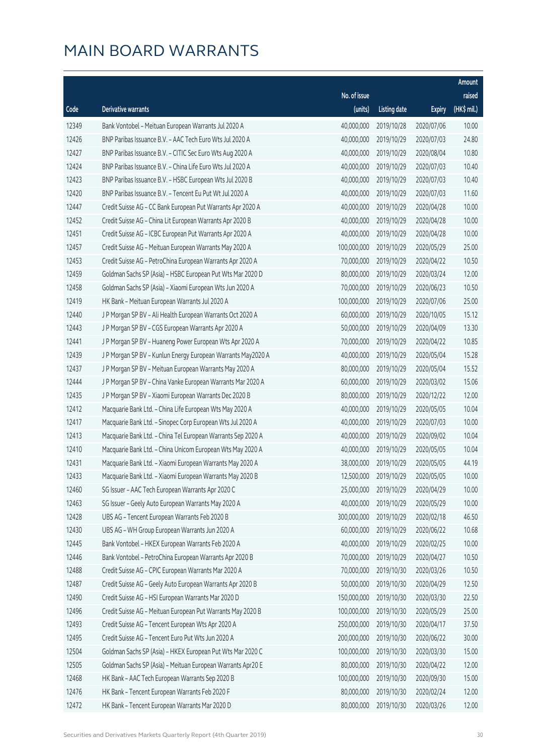# MAIN BOARD WARRANTS

| Code | Derivative warrants | No. of issue (units) | Listing date | Expiry | Amount raised (HK$ mil.) |
|---|---|---|---|---|---|
| 12349 | Bank Vontobel – Meituan European Warrants Jul 2020 A | 40,000,000 | 2019/10/28 | 2020/07/06 | 10.00 |
| 12426 | BNP Paribas Issuance B.V. – AAC Tech Euro Wts Jul 2020 A | 40,000,000 | 2019/10/29 | 2020/07/03 | 24.80 |
| 12427 | BNP Paribas Issuance B.V. – CITIC Sec Euro Wts Aug 2020 A | 40,000,000 | 2019/10/29 | 2020/08/04 | 10.80 |
| 12424 | BNP Paribas Issuance B.V. – China Life Euro Wts Jul 2020 A | 40,000,000 | 2019/10/29 | 2020/07/03 | 10.40 |
| 12423 | BNP Paribas Issuance B.V. – HSBC European Wts Jul 2020 B | 40,000,000 | 2019/10/29 | 2020/07/03 | 10.40 |
| 12420 | BNP Paribas Issuance B.V. – Tencent Eu Put Wt Jul 2020 A | 40,000,000 | 2019/10/29 | 2020/07/03 | 11.60 |
| 12447 | Credit Suisse AG – CC Bank European Put Warrants Apr 2020 A | 40,000,000 | 2019/10/29 | 2020/04/28 | 10.00 |
| 12452 | Credit Suisse AG – China Lit European Warrants Apr 2020 B | 40,000,000 | 2019/10/29 | 2020/04/28 | 10.00 |
| 12451 | Credit Suisse AG – ICBC European Put Warrants Apr 2020 A | 40,000,000 | 2019/10/29 | 2020/04/28 | 10.00 |
| 12457 | Credit Suisse AG – Meituan European Warrants May 2020 A | 100,000,000 | 2019/10/29 | 2020/05/29 | 25.00 |
| 12453 | Credit Suisse AG – PetroChina European Warrants Apr 2020 A | 70,000,000 | 2019/10/29 | 2020/04/22 | 10.50 |
| 12459 | Goldman Sachs SP (Asia) – HSBC European Put Wts Mar 2020 D | 80,000,000 | 2019/10/29 | 2020/03/24 | 12.00 |
| 12458 | Goldman Sachs SP (Asia) – Xiaomi European Wts Jun 2020 A | 70,000,000 | 2019/10/29 | 2020/06/23 | 10.50 |
| 12419 | HK Bank – Meituan European Warrants Jul 2020 A | 100,000,000 | 2019/10/29 | 2020/07/06 | 25.00 |
| 12440 | J P Morgan SP BV – Ali Health European Warrants Oct 2020 A | 60,000,000 | 2019/10/29 | 2020/10/05 | 15.12 |
| 12443 | J P Morgan SP BV – CGS European Warrants Apr 2020 A | 50,000,000 | 2019/10/29 | 2020/04/09 | 13.30 |
| 12441 | J P Morgan SP BV – Huaneng Power European Wts Apr 2020 A | 70,000,000 | 2019/10/29 | 2020/04/22 | 10.85 |
| 12439 | J P Morgan SP BV – Kunlun Energy European Warrants May2020 A | 40,000,000 | 2019/10/29 | 2020/05/04 | 15.28 |
| 12437 | J P Morgan SP BV – Meituan European Warrants May 2020 A | 80,000,000 | 2019/10/29 | 2020/05/04 | 15.52 |
| 12444 | J P Morgan SP BV – China Vanke European Warrants Mar 2020 A | 60,000,000 | 2019/10/29 | 2020/03/02 | 15.06 |
| 12435 | J P Morgan SP BV – Xiaomi European Warrants Dec 2020 B | 80,000,000 | 2019/10/29 | 2020/12/22 | 12.00 |
| 12412 | Macquarie Bank Ltd. – China Life European Wts May 2020 A | 40,000,000 | 2019/10/29 | 2020/05/05 | 10.04 |
| 12417 | Macquarie Bank Ltd. – Sinopec Corp European Wts Jul 2020 A | 40,000,000 | 2019/10/29 | 2020/07/03 | 10.00 |
| 12413 | Macquarie Bank Ltd. – China Tel European Warrants Sep 2020 A | 40,000,000 | 2019/10/29 | 2020/09/02 | 10.04 |
| 12410 | Macquarie Bank Ltd. – China Unicom European Wts May 2020 A | 40,000,000 | 2019/10/29 | 2020/05/05 | 10.04 |
| 12431 | Macquarie Bank Ltd. – Xiaomi European Warrants May 2020 A | 38,000,000 | 2019/10/29 | 2020/05/05 | 44.19 |
| 12433 | Macquarie Bank Ltd. – Xiaomi European Warrants May 2020 B | 12,500,000 | 2019/10/29 | 2020/05/05 | 10.00 |
| 12460 | SG Issuer – AAC Tech European Warrants Apr 2020 C | 25,000,000 | 2019/10/29 | 2020/04/29 | 10.00 |
| 12463 | SG Issuer – Geely Auto European Warrants May 2020 A | 40,000,000 | 2019/10/29 | 2020/05/29 | 10.00 |
| 12428 | UBS AG – Tencent European Warrants Feb 2020 B | 300,000,000 | 2019/10/29 | 2020/02/18 | 46.50 |
| 12430 | UBS AG – WH Group European Warrants Jun 2020 A | 60,000,000 | 2019/10/29 | 2020/06/22 | 10.68 |
| 12445 | Bank Vontobel – HKEX European Warrants Feb 2020 A | 40,000,000 | 2019/10/29 | 2020/02/25 | 10.00 |
| 12446 | Bank Vontobel – PetroChina European Warrants Apr 2020 B | 70,000,000 | 2019/10/29 | 2020/04/27 | 10.50 |
| 12488 | Credit Suisse AG – CPIC European Warrants Mar 2020 A | 70,000,000 | 2019/10/30 | 2020/03/26 | 10.50 |
| 12487 | Credit Suisse AG – Geely Auto European Warrants Apr 2020 B | 50,000,000 | 2019/10/30 | 2020/04/29 | 12.50 |
| 12490 | Credit Suisse AG – HSI European Warrants Mar 2020 D | 150,000,000 | 2019/10/30 | 2020/03/30 | 22.50 |
| 12496 | Credit Suisse AG – Meituan European Put Warrants May 2020 B | 100,000,000 | 2019/10/30 | 2020/05/29 | 25.00 |
| 12493 | Credit Suisse AG – Tencent European Wts Apr 2020 A | 250,000,000 | 2019/10/30 | 2020/04/17 | 37.50 |
| 12495 | Credit Suisse AG – Tencent Euro Put Wts Jun 2020 A | 200,000,000 | 2019/10/30 | 2020/06/22 | 30.00 |
| 12504 | Goldman Sachs SP (Asia) – HKEX European Put Wts Mar 2020 C | 100,000,000 | 2019/10/30 | 2020/03/30 | 15.00 |
| 12505 | Goldman Sachs SP (Asia) – Meituan European Warrants Apr20 E | 80,000,000 | 2019/10/30 | 2020/04/22 | 12.00 |
| 12468 | HK Bank – AAC Tech European Warrants Sep 2020 B | 100,000,000 | 2019/10/30 | 2020/09/30 | 15.00 |
| 12476 | HK Bank – Tencent European Warrants Feb 2020 F | 80,000,000 | 2019/10/30 | 2020/02/24 | 12.00 |
| 12472 | HK Bank – Tencent European Warrants Mar 2020 D | 80,000,000 | 2019/10/30 | 2020/03/26 | 12.00 |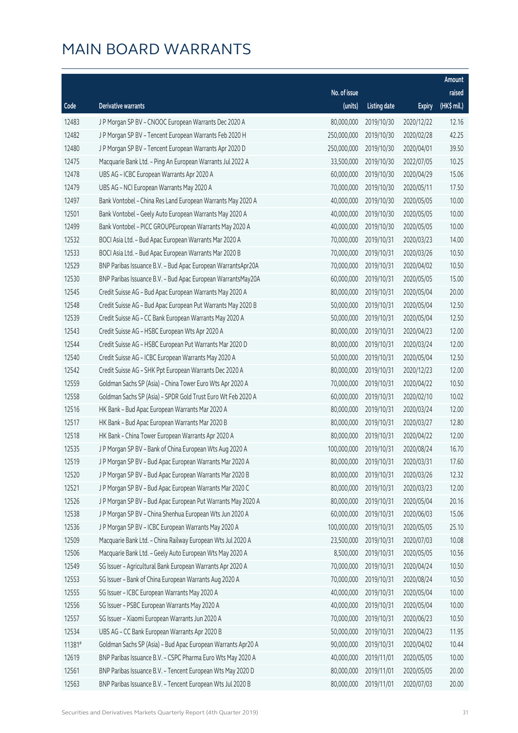# MAIN BOARD WARRANTS

| Code | Derivative warrants | No. of issue (units) | Listing date | Expiry | Amount raised (HK$ mil.) |
|---|---|---|---|---|---|
| 12483 | J P Morgan SP BV – CNOOC European Warrants Dec 2020 A | 80,000,000 | 2019/10/30 | 2020/12/22 | 12.16 |
| 12482 | J P Morgan SP BV – Tencent European Warrants Feb 2020 H | 250,000,000 | 2019/10/30 | 2020/02/28 | 42.25 |
| 12480 | J P Morgan SP BV – Tencent European Warrants Apr 2020 D | 250,000,000 | 2019/10/30 | 2020/04/01 | 39.50 |
| 12475 | Macquarie Bank Ltd. – Ping An European Warrants Jul 2022 A | 33,500,000 | 2019/10/30 | 2022/07/05 | 10.25 |
| 12478 | UBS AG – ICBC European Warrants Apr 2020 A | 60,000,000 | 2019/10/30 | 2020/04/29 | 15.06 |
| 12479 | UBS AG – NCI European Warrants May 2020 A | 70,000,000 | 2019/10/30 | 2020/05/11 | 17.50 |
| 12497 | Bank Vontobel – China Res Land European Warrants May 2020 A | 40,000,000 | 2019/10/30 | 2020/05/05 | 10.00 |
| 12501 | Bank Vontobel – Geely Auto European Warrants May 2020 A | 40,000,000 | 2019/10/30 | 2020/05/05 | 10.00 |
| 12499 | Bank Vontobel – PICC GROUPEuropean Warrants May 2020 A | 40,000,000 | 2019/10/30 | 2020/05/05 | 10.00 |
| 12532 | BOCI Asia Ltd. – Bud Apac European Warrants Mar 2020 A | 70,000,000 | 2019/10/31 | 2020/03/23 | 14.00 |
| 12533 | BOCI Asia Ltd. – Bud Apac European Warrants Mar 2020 B | 70,000,000 | 2019/10/31 | 2020/03/26 | 10.50 |
| 12529 | BNP Paribas Issuance B.V. – Bud Apac European WarrantsApr20A | 70,000,000 | 2019/10/31 | 2020/04/02 | 10.50 |
| 12530 | BNP Paribas Issuance B.V. – Bud Apac European WarrantsMay20A | 60,000,000 | 2019/10/31 | 2020/05/05 | 15.00 |
| 12545 | Credit Suisse AG – Bud Apac European Warrants May 2020 A | 80,000,000 | 2019/10/31 | 2020/05/04 | 20.00 |
| 12548 | Credit Suisse AG – Bud Apac European Put Warrants May 2020 B | 50,000,000 | 2019/10/31 | 2020/05/04 | 12.50 |
| 12539 | Credit Suisse AG – CC Bank European Warrants May 2020 A | 50,000,000 | 2019/10/31 | 2020/05/04 | 12.50 |
| 12543 | Credit Suisse AG – HSBC European Wts Apr 2020 A | 80,000,000 | 2019/10/31 | 2020/04/23 | 12.00 |
| 12544 | Credit Suisse AG – HSBC European Put Warrants Mar 2020 D | 80,000,000 | 2019/10/31 | 2020/03/24 | 12.00 |
| 12540 | Credit Suisse AG – ICBC European Warrants May 2020 A | 50,000,000 | 2019/10/31 | 2020/05/04 | 12.50 |
| 12542 | Credit Suisse AG – SHK Ppt European Warrants Dec 2020 A | 80,000,000 | 2019/10/31 | 2020/12/23 | 12.00 |
| 12559 | Goldman Sachs SP (Asia) – China Tower Euro Wts Apr 2020 A | 70,000,000 | 2019/10/31 | 2020/04/22 | 10.50 |
| 12558 | Goldman Sachs SP (Asia) – SPDR Gold Trust Euro Wt Feb 2020 A | 60,000,000 | 2019/10/31 | 2020/02/10 | 10.02 |
| 12516 | HK Bank – Bud Apac European Warrants Mar 2020 A | 80,000,000 | 2019/10/31 | 2020/03/24 | 12.00 |
| 12517 | HK Bank – Bud Apac European Warrants Mar 2020 B | 80,000,000 | 2019/10/31 | 2020/03/27 | 12.80 |
| 12518 | HK Bank – China Tower European Warrants Apr 2020 A | 80,000,000 | 2019/10/31 | 2020/04/22 | 12.00 |
| 12535 | J P Morgan SP BV – Bank of China European Wts Aug 2020 A | 100,000,000 | 2019/10/31 | 2020/08/24 | 16.70 |
| 12519 | J P Morgan SP BV – Bud Apac European Warrants Mar 2020 A | 80,000,000 | 2019/10/31 | 2020/03/31 | 17.60 |
| 12520 | J P Morgan SP BV – Bud Apac European Warrants Mar 2020 B | 80,000,000 | 2019/10/31 | 2020/03/26 | 12.32 |
| 12521 | J P Morgan SP BV – Bud Apac European Warrants Mar 2020 C | 80,000,000 | 2019/10/31 | 2020/03/23 | 12.00 |
| 12526 | J P Morgan SP BV – Bud Apac European Put Warrants May 2020 A | 80,000,000 | 2019/10/31 | 2020/05/04 | 20.16 |
| 12538 | J P Morgan SP BV – China Shenhua European Wts Jun 2020 A | 60,000,000 | 2019/10/31 | 2020/06/03 | 15.06 |
| 12536 | J P Morgan SP BV – ICBC European Warrants May 2020 A | 100,000,000 | 2019/10/31 | 2020/05/05 | 25.10 |
| 12509 | Macquarie Bank Ltd. – China Railway European Wts Jul 2020 A | 23,500,000 | 2019/10/31 | 2020/07/03 | 10.08 |
| 12506 | Macquarie Bank Ltd. – Geely Auto European Wts May 2020 A | 8,500,000 | 2019/10/31 | 2020/05/05 | 10.56 |
| 12549 | SG Issuer – Agricultural Bank European Warrants Apr 2020 A | 70,000,000 | 2019/10/31 | 2020/04/24 | 10.50 |
| 12553 | SG Issuer – Bank of China European Warrants Aug 2020 A | 70,000,000 | 2019/10/31 | 2020/08/24 | 10.50 |
| 12555 | SG Issuer – ICBC European Warrants May 2020 A | 40,000,000 | 2019/10/31 | 2020/05/04 | 10.00 |
| 12556 | SG Issuer – PSBC European Warrants May 2020 A | 40,000,000 | 2019/10/31 | 2020/05/04 | 10.00 |
| 12557 | SG Issuer – Xiaomi European Warrants Jun 2020 A | 70,000,000 | 2019/10/31 | 2020/06/23 | 10.50 |
| 12534 | UBS AG – CC Bank European Warrants Apr 2020 B | 50,000,000 | 2019/10/31 | 2020/04/23 | 11.95 |
| 11381# | Goldman Sachs SP (Asia) – Bud Apac European Warrants Apr20 A | 90,000,000 | 2019/10/31 | 2020/04/02 | 10.44 |
| 12619 | BNP Paribas Issuance B.V. – CSPC Pharma Euro Wts May 2020 A | 40,000,000 | 2019/11/01 | 2020/05/05 | 10.00 |
| 12561 | BNP Paribas Issuance B.V. – Tencent European Wts May 2020 D | 80,000,000 | 2019/11/01 | 2020/05/05 | 20.00 |
| 12563 | BNP Paribas Issuance B.V. – Tencent European Wts Jul 2020 B | 80,000,000 | 2019/11/01 | 2020/07/03 | 20.00 |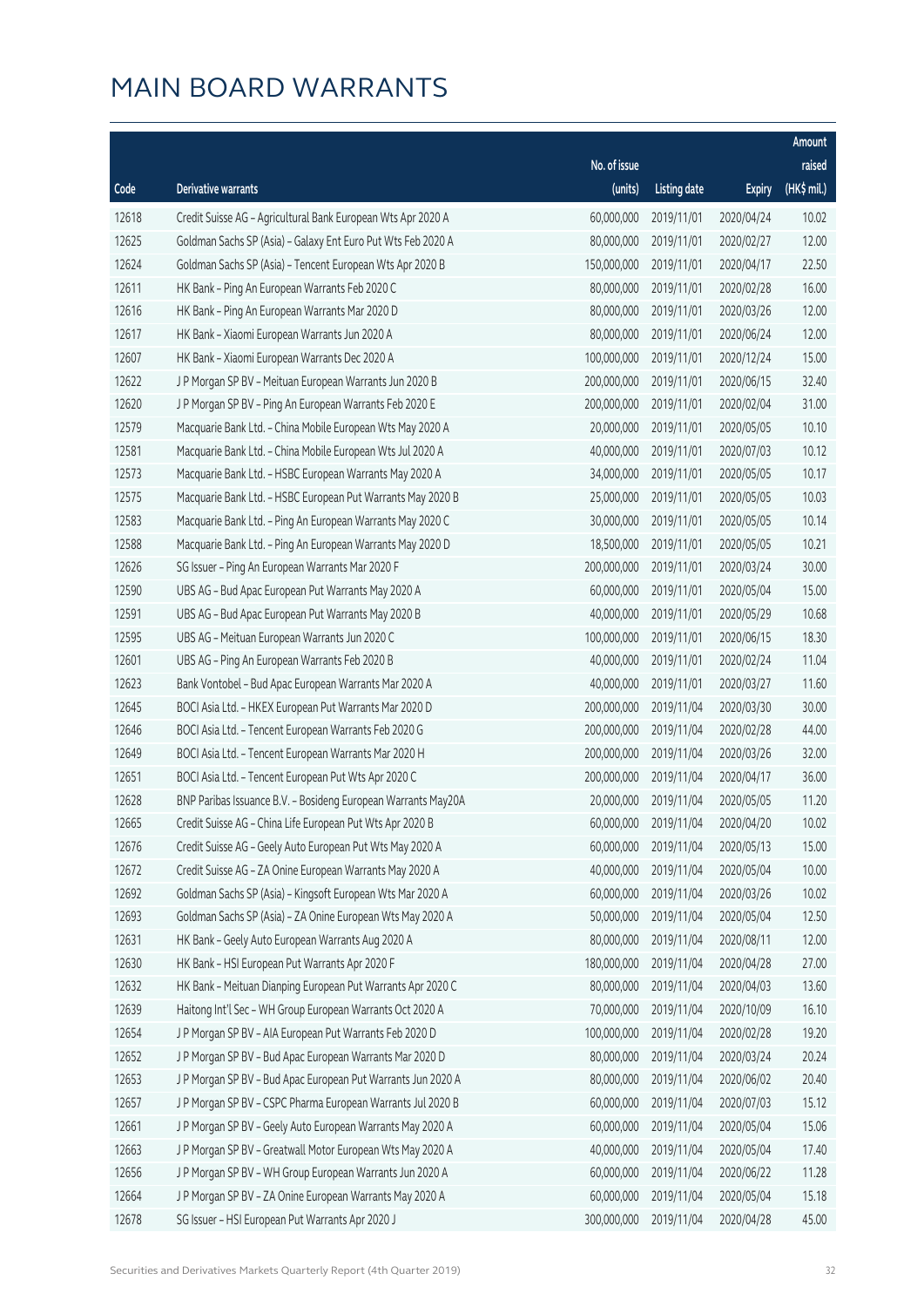# MAIN BOARD WARRANTS

| Code | Derivative warrants | No. of issue (units) | Listing date | Expiry | Amount raised (HK$ mil.) |
|---|---|---|---|---|---|
| 12618 | Credit Suisse AG - Agricultural Bank European Wts Apr 2020 A | 60,000,000 | 2019/11/01 | 2020/04/24 | 10.02 |
| 12625 | Goldman Sachs SP (Asia) - Galaxy Ent Euro Put Wts Feb 2020 A | 80,000,000 | 2019/11/01 | 2020/02/27 | 12.00 |
| 12624 | Goldman Sachs SP (Asia) - Tencent European Wts Apr 2020 B | 150,000,000 | 2019/11/01 | 2020/04/17 | 22.50 |
| 12611 | HK Bank - Ping An European Warrants Feb 2020 C | 80,000,000 | 2019/11/01 | 2020/02/28 | 16.00 |
| 12616 | HK Bank - Ping An European Warrants Mar 2020 D | 80,000,000 | 2019/11/01 | 2020/03/26 | 12.00 |
| 12617 | HK Bank - Xiaomi European Warrants Jun 2020 A | 80,000,000 | 2019/11/01 | 2020/06/24 | 12.00 |
| 12607 | HK Bank - Xiaomi European Warrants Dec 2020 A | 100,000,000 | 2019/11/01 | 2020/12/24 | 15.00 |
| 12622 | J P Morgan SP BV - Meituan European Warrants Jun 2020 B | 200,000,000 | 2019/11/01 | 2020/06/15 | 32.40 |
| 12620 | J P Morgan SP BV - Ping An European Warrants Feb 2020 E | 200,000,000 | 2019/11/01 | 2020/02/04 | 31.00 |
| 12579 | Macquarie Bank Ltd. - China Mobile European Wts May 2020 A | 20,000,000 | 2019/11/01 | 2020/05/05 | 10.10 |
| 12581 | Macquarie Bank Ltd. - China Mobile European Wts Jul 2020 A | 40,000,000 | 2019/11/01 | 2020/07/03 | 10.12 |
| 12573 | Macquarie Bank Ltd. - HSBC European Warrants May 2020 A | 34,000,000 | 2019/11/01 | 2020/05/05 | 10.17 |
| 12575 | Macquarie Bank Ltd. - HSBC European Put Warrants May 2020 B | 25,000,000 | 2019/11/01 | 2020/05/05 | 10.03 |
| 12583 | Macquarie Bank Ltd. - Ping An European Warrants May 2020 C | 30,000,000 | 2019/11/01 | 2020/05/05 | 10.14 |
| 12588 | Macquarie Bank Ltd. - Ping An European Warrants May 2020 D | 18,500,000 | 2019/11/01 | 2020/05/05 | 10.21 |
| 12626 | SG Issuer - Ping An European Warrants Mar 2020 F | 200,000,000 | 2019/11/01 | 2020/03/24 | 30.00 |
| 12590 | UBS AG - Bud Apac European Put Warrants May 2020 A | 60,000,000 | 2019/11/01 | 2020/05/04 | 15.00 |
| 12591 | UBS AG - Bud Apac European Put Warrants May 2020 B | 40,000,000 | 2019/11/01 | 2020/05/29 | 10.68 |
| 12595 | UBS AG - Meituan European Warrants Jun 2020 C | 100,000,000 | 2019/11/01 | 2020/06/15 | 18.30 |
| 12601 | UBS AG - Ping An European Warrants Feb 2020 B | 40,000,000 | 2019/11/01 | 2020/02/24 | 11.04 |
| 12623 | Bank Vontobel - Bud Apac European Warrants Mar 2020 A | 40,000,000 | 2019/11/01 | 2020/03/27 | 11.60 |
| 12645 | BOCI Asia Ltd. - HKEX European Put Warrants Mar 2020 D | 200,000,000 | 2019/11/04 | 2020/03/30 | 30.00 |
| 12646 | BOCI Asia Ltd. - Tencent European Warrants Feb 2020 G | 200,000,000 | 2019/11/04 | 2020/02/28 | 44.00 |
| 12649 | BOCI Asia Ltd. - Tencent European Warrants Mar 2020 H | 200,000,000 | 2019/11/04 | 2020/03/26 | 32.00 |
| 12651 | BOCI Asia Ltd. - Tencent European Put Wts Apr 2020 C | 200,000,000 | 2019/11/04 | 2020/04/17 | 36.00 |
| 12628 | BNP Paribas Issuance B.V. - Bosideng European Warrants May20A | 20,000,000 | 2019/11/04 | 2020/05/05 | 11.20 |
| 12665 | Credit Suisse AG - China Life European Put Wts Apr 2020 B | 60,000,000 | 2019/11/04 | 2020/04/20 | 10.02 |
| 12676 | Credit Suisse AG - Geely Auto European Put Wts May 2020 A | 60,000,000 | 2019/11/04 | 2020/05/13 | 15.00 |
| 12672 | Credit Suisse AG - ZA Onine European Warrants May 2020 A | 40,000,000 | 2019/11/04 | 2020/05/04 | 10.00 |
| 12692 | Goldman Sachs SP (Asia) - Kingsoft European Wts Mar 2020 A | 60,000,000 | 2019/11/04 | 2020/03/26 | 10.02 |
| 12693 | Goldman Sachs SP (Asia) - ZA Onine European Wts May 2020 A | 50,000,000 | 2019/11/04 | 2020/05/04 | 12.50 |
| 12631 | HK Bank - Geely Auto European Warrants Aug 2020 A | 80,000,000 | 2019/11/04 | 2020/08/11 | 12.00 |
| 12630 | HK Bank - HSI European Put Warrants Apr 2020 F | 180,000,000 | 2019/11/04 | 2020/04/28 | 27.00 |
| 12632 | HK Bank - Meituan Dianping European Put Warrants Apr 2020 C | 80,000,000 | 2019/11/04 | 2020/04/03 | 13.60 |
| 12639 | Haitong Int'l Sec - WH Group European Warrants Oct 2020 A | 70,000,000 | 2019/11/04 | 2020/10/09 | 16.10 |
| 12654 | J P Morgan SP BV - AIA European Put Warrants Feb 2020 D | 100,000,000 | 2019/11/04 | 2020/02/28 | 19.20 |
| 12652 | J P Morgan SP BV - Bud Apac European Warrants Mar 2020 D | 80,000,000 | 2019/11/04 | 2020/03/24 | 20.24 |
| 12653 | J P Morgan SP BV - Bud Apac European Put Warrants Jun 2020 A | 80,000,000 | 2019/11/04 | 2020/06/02 | 20.40 |
| 12657 | J P Morgan SP BV - CSPC Pharma European Warrants Jul 2020 B | 60,000,000 | 2019/11/04 | 2020/07/03 | 15.12 |
| 12661 | J P Morgan SP BV - Geely Auto European Warrants May 2020 A | 60,000,000 | 2019/11/04 | 2020/05/04 | 15.06 |
| 12663 | J P Morgan SP BV - Greatwall Motor European Wts May 2020 A | 40,000,000 | 2019/11/04 | 2020/05/04 | 17.40 |
| 12656 | J P Morgan SP BV - WH Group European Warrants Jun 2020 A | 60,000,000 | 2019/11/04 | 2020/06/22 | 11.28 |
| 12664 | J P Morgan SP BV - ZA Onine European Warrants May 2020 A | 60,000,000 | 2019/11/04 | 2020/05/04 | 15.18 |
| 12678 | SG Issuer - HSI European Put Warrants Apr 2020 J | 300,000,000 | 2019/11/04 | 2020/04/28 | 45.00 |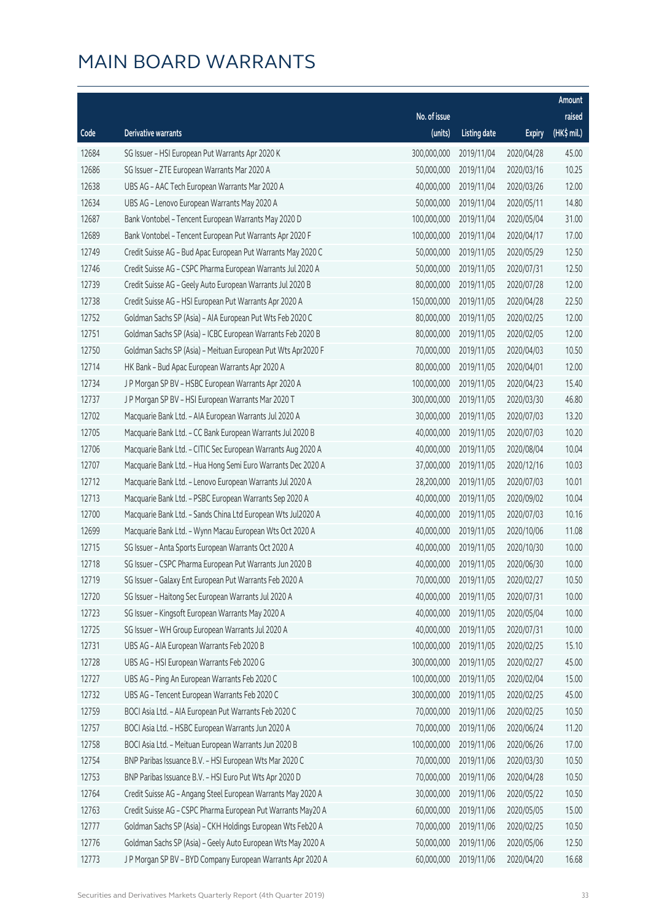# MAIN BOARD WARRANTS

| Code | Derivative warrants | No. of issue (units) | Listing date | Expiry | Amount raised (HK$ mil.) |
|---|---|---|---|---|---|
| 12684 | SG Issuer - HSI European Put Warrants Apr 2020 K | 300,000,000 | 2019/11/04 | 2020/04/28 | 45.00 |
| 12686 | SG Issuer - ZTE European Warrants Mar 2020 A | 50,000,000 | 2019/11/04 | 2020/03/16 | 10.25 |
| 12638 | UBS AG - AAC Tech European Warrants Mar 2020 A | 40,000,000 | 2019/11/04 | 2020/03/26 | 12.00 |
| 12634 | UBS AG - Lenovo European Warrants May 2020 A | 50,000,000 | 2019/11/04 | 2020/05/11 | 14.80 |
| 12687 | Bank Vontobel - Tencent European Warrants May 2020 D | 100,000,000 | 2019/11/04 | 2020/05/04 | 31.00 |
| 12689 | Bank Vontobel - Tencent European Put Warrants Apr 2020 F | 100,000,000 | 2019/11/04 | 2020/04/17 | 17.00 |
| 12749 | Credit Suisse AG - Bud Apac European Put Warrants May 2020 C | 50,000,000 | 2019/11/05 | 2020/05/29 | 12.50 |
| 12746 | Credit Suisse AG - CSPC Pharma European Warrants Jul 2020 A | 50,000,000 | 2019/11/05 | 2020/07/31 | 12.50 |
| 12739 | Credit Suisse AG - Geely Auto European Warrants Jul 2020 B | 80,000,000 | 2019/11/05 | 2020/07/28 | 12.00 |
| 12738 | Credit Suisse AG - HSI European Put Warrants Apr 2020 A | 150,000,000 | 2019/11/05 | 2020/04/28 | 22.50 |
| 12752 | Goldman Sachs SP (Asia) - AIA European Put Wts Feb 2020 C | 80,000,000 | 2019/11/05 | 2020/02/25 | 12.00 |
| 12751 | Goldman Sachs SP (Asia) - ICBC European Warrants Feb 2020 B | 80,000,000 | 2019/11/05 | 2020/02/05 | 12.00 |
| 12750 | Goldman Sachs SP (Asia) - Meituan European Put Wts Apr2020 F | 70,000,000 | 2019/11/05 | 2020/04/03 | 10.50 |
| 12714 | HK Bank - Bud Apac European Warrants Apr 2020 A | 80,000,000 | 2019/11/05 | 2020/04/01 | 12.00 |
| 12734 | J P Morgan SP BV - HSBC European Warrants Apr 2020 A | 100,000,000 | 2019/11/05 | 2020/04/23 | 15.40 |
| 12737 | J P Morgan SP BV - HSI European Warrants Mar 2020 T | 300,000,000 | 2019/11/05 | 2020/03/30 | 46.80 |
| 12702 | Macquarie Bank Ltd. - AIA European Warrants Jul 2020 A | 30,000,000 | 2019/11/05 | 2020/07/03 | 13.20 |
| 12705 | Macquarie Bank Ltd. - CC Bank European Warrants Jul 2020 B | 40,000,000 | 2019/11/05 | 2020/07/03 | 10.20 |
| 12706 | Macquarie Bank Ltd. - CITIC Sec European Warrants Aug 2020 A | 40,000,000 | 2019/11/05 | 2020/08/04 | 10.04 |
| 12707 | Macquarie Bank Ltd. - Hua Hong Semi Euro Warrants Dec 2020 A | 37,000,000 | 2019/11/05 | 2020/12/16 | 10.03 |
| 12712 | Macquarie Bank Ltd. - Lenovo European Warrants Jul 2020 A | 28,200,000 | 2019/11/05 | 2020/07/03 | 10.01 |
| 12713 | Macquarie Bank Ltd. - PSBC European Warrants Sep 2020 A | 40,000,000 | 2019/11/05 | 2020/09/02 | 10.04 |
| 12700 | Macquarie Bank Ltd. - Sands China Ltd European Wts Jul2020 A | 40,000,000 | 2019/11/05 | 2020/07/03 | 10.16 |
| 12699 | Macquarie Bank Ltd. - Wynn Macau European Wts Oct 2020 A | 40,000,000 | 2019/11/05 | 2020/10/06 | 11.08 |
| 12715 | SG Issuer - Anta Sports European Warrants Oct 2020 A | 40,000,000 | 2019/11/05 | 2020/10/30 | 10.00 |
| 12718 | SG Issuer - CSPC Pharma European Put Warrants Jun 2020 B | 40,000,000 | 2019/11/05 | 2020/06/30 | 10.00 |
| 12719 | SG Issuer - Galaxy Ent European Put Warrants Feb 2020 A | 70,000,000 | 2019/11/05 | 2020/02/27 | 10.50 |
| 12720 | SG Issuer - Haitong Sec European Warrants Jul 2020 A | 40,000,000 | 2019/11/05 | 2020/07/31 | 10.00 |
| 12723 | SG Issuer - Kingsoft European Warrants May 2020 A | 40,000,000 | 2019/11/05 | 2020/05/04 | 10.00 |
| 12725 | SG Issuer - WH Group European Warrants Jul 2020 A | 40,000,000 | 2019/11/05 | 2020/07/31 | 10.00 |
| 12731 | UBS AG - AIA European Warrants Feb 2020 B | 100,000,000 | 2019/11/05 | 2020/02/25 | 15.10 |
| 12728 | UBS AG - HSI European Warrants Feb 2020 G | 300,000,000 | 2019/11/05 | 2020/02/27 | 45.00 |
| 12727 | UBS AG - Ping An European Warrants Feb 2020 C | 100,000,000 | 2019/11/05 | 2020/02/04 | 15.00 |
| 12732 | UBS AG - Tencent European Warrants Feb 2020 C | 300,000,000 | 2019/11/05 | 2020/02/25 | 45.00 |
| 12759 | BOCI Asia Ltd. - AIA European Put Warrants Feb 2020 C | 70,000,000 | 2019/11/06 | 2020/02/25 | 10.50 |
| 12757 | BOCI Asia Ltd. - HSBC European Warrants Jun 2020 A | 70,000,000 | 2019/11/06 | 2020/06/24 | 11.20 |
| 12758 | BOCI Asia Ltd. - Meituan European Warrants Jun 2020 B | 100,000,000 | 2019/11/06 | 2020/06/26 | 17.00 |
| 12754 | BNP Paribas Issuance B.V. - HSI European Wts Mar 2020 C | 70,000,000 | 2019/11/06 | 2020/03/30 | 10.50 |
| 12753 | BNP Paribas Issuance B.V. - HSI Euro Put Wts Apr 2020 D | 70,000,000 | 2019/11/06 | 2020/04/28 | 10.50 |
| 12764 | Credit Suisse AG - Angang Steel European Warrants May 2020 A | 30,000,000 | 2019/11/06 | 2020/05/22 | 10.50 |
| 12763 | Credit Suisse AG - CSPC Pharma European Put Warrants May20 A | 60,000,000 | 2019/11/06 | 2020/05/05 | 15.00 |
| 12777 | Goldman Sachs SP (Asia) - CKH Holdings European Wts Feb20 A | 70,000,000 | 2019/11/06 | 2020/02/25 | 10.50 |
| 12776 | Goldman Sachs SP (Asia) - Geely Auto European Wts May 2020 A | 50,000,000 | 2019/11/06 | 2020/05/06 | 12.50 |
| 12773 | J P Morgan SP BV - BYD Company European Warrants Apr 2020 A | 60,000,000 | 2019/11/06 | 2020/04/20 | 16.68 |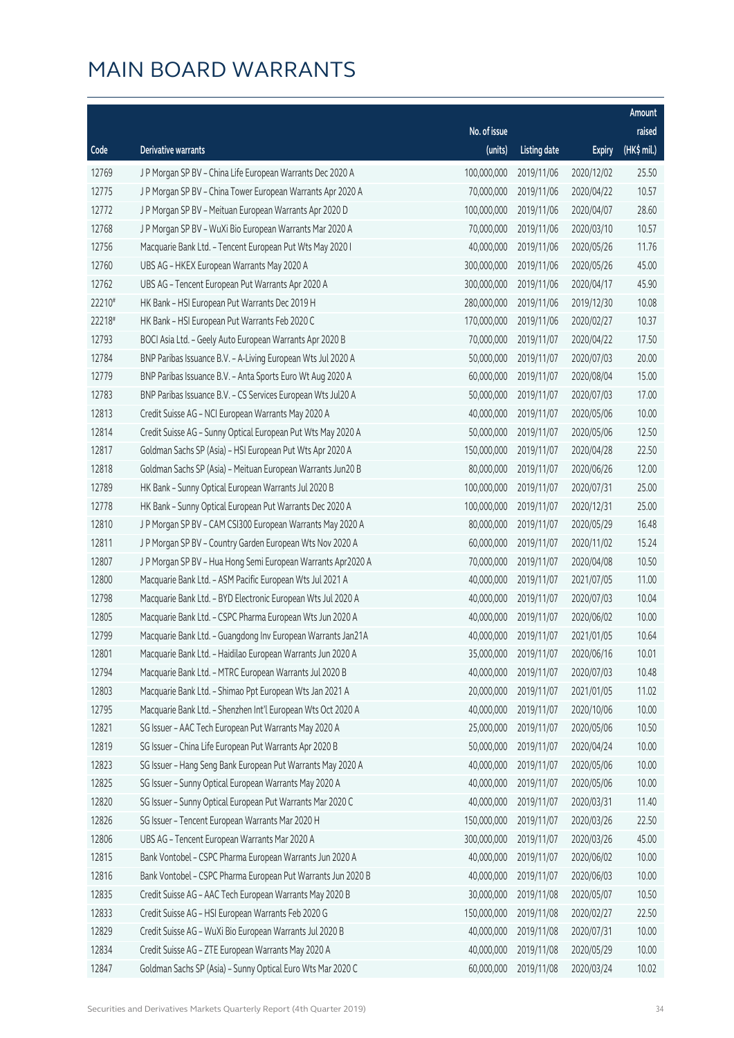# MAIN BOARD WARRANTS

| Code | Derivative warrants | No. of issue (units) | Listing date | Expiry | Amount raised (HK$ mil.) |
|---|---|---|---|---|---|
| 12769 | J P Morgan SP BV – China Life European Warrants Dec 2020 A | 100,000,000 | 2019/11/06 | 2020/12/02 | 25.50 |
| 12775 | J P Morgan SP BV – China Tower European Warrants Apr 2020 A | 70,000,000 | 2019/11/06 | 2020/04/22 | 10.57 |
| 12772 | J P Morgan SP BV – Meituan European Warrants Apr 2020 D | 100,000,000 | 2019/11/06 | 2020/04/07 | 28.60 |
| 12768 | J P Morgan SP BV – WuXi Bio European Warrants Mar 2020 A | 70,000,000 | 2019/11/06 | 2020/03/10 | 10.57 |
| 12756 | Macquarie Bank Ltd. – Tencent European Put Wts May 2020 I | 40,000,000 | 2019/11/06 | 2020/05/26 | 11.76 |
| 12760 | UBS AG – HKEX European Warrants May 2020 A | 300,000,000 | 2019/11/06 | 2020/05/26 | 45.00 |
| 12762 | UBS AG – Tencent European Put Warrants Apr 2020 A | 300,000,000 | 2019/11/06 | 2020/04/17 | 45.90 |
| 22210# | HK Bank – HSI European Put Warrants Dec 2019 H | 280,000,000 | 2019/11/06 | 2019/12/30 | 10.08 |
| 22218# | HK Bank – HSI European Put Warrants Feb 2020 C | 170,000,000 | 2019/11/06 | 2020/02/27 | 10.37 |
| 12793 | BOCI Asia Ltd. – Geely Auto European Warrants Apr 2020 B | 70,000,000 | 2019/11/07 | 2020/04/22 | 17.50 |
| 12784 | BNP Paribas Issuance B.V. – A-Living European Wts Jul 2020 A | 50,000,000 | 2019/11/07 | 2020/07/03 | 20.00 |
| 12779 | BNP Paribas Issuance B.V. – Anta Sports Euro Wt Aug 2020 A | 60,000,000 | 2019/11/07 | 2020/08/04 | 15.00 |
| 12783 | BNP Paribas Issuance B.V. – CS Services European Wts Jul20 A | 50,000,000 | 2019/11/07 | 2020/07/03 | 17.00 |
| 12813 | Credit Suisse AG – NCI European Warrants May 2020 A | 40,000,000 | 2019/11/07 | 2020/05/06 | 10.00 |
| 12814 | Credit Suisse AG – Sunny Optical European Put Wts May 2020 A | 50,000,000 | 2019/11/07 | 2020/05/06 | 12.50 |
| 12817 | Goldman Sachs SP (Asia) – HSI European Put Wts Apr 2020 A | 150,000,000 | 2019/11/07 | 2020/04/28 | 22.50 |
| 12818 | Goldman Sachs SP (Asia) – Meituan European Warrants Jun20 B | 80,000,000 | 2019/11/07 | 2020/06/26 | 12.00 |
| 12789 | HK Bank – Sunny Optical European Warrants Jul 2020 B | 100,000,000 | 2019/11/07 | 2020/07/31 | 25.00 |
| 12778 | HK Bank – Sunny Optical European Put Warrants Dec 2020 A | 100,000,000 | 2019/11/07 | 2020/12/31 | 25.00 |
| 12810 | J P Morgan SP BV – CAM CSI300 European Warrants May 2020 A | 80,000,000 | 2019/11/07 | 2020/05/29 | 16.48 |
| 12811 | J P Morgan SP BV – Country Garden European Wts Nov 2020 A | 60,000,000 | 2019/11/07 | 2020/11/02 | 15.24 |
| 12807 | J P Morgan SP BV – Hua Hong Semi European Warrants Apr2020 A | 70,000,000 | 2019/11/07 | 2020/04/08 | 10.50 |
| 12800 | Macquarie Bank Ltd. – ASM Pacific European Wts Jul 2021 A | 40,000,000 | 2019/11/07 | 2021/07/05 | 11.00 |
| 12798 | Macquarie Bank Ltd. – BYD Electronic European Wts Jul 2020 A | 40,000,000 | 2019/11/07 | 2020/07/03 | 10.04 |
| 12805 | Macquarie Bank Ltd. – CSPC Pharma European Wts Jun 2020 A | 40,000,000 | 2019/11/07 | 2020/06/02 | 10.00 |
| 12799 | Macquarie Bank Ltd. – Guangdong Inv European Warrants Jan21A | 40,000,000 | 2019/11/07 | 2021/01/05 | 10.64 |
| 12801 | Macquarie Bank Ltd. – Haidilao European Warrants Jun 2020 A | 35,000,000 | 2019/11/07 | 2020/06/16 | 10.01 |
| 12794 | Macquarie Bank Ltd. – MTRC European Warrants Jul 2020 B | 40,000,000 | 2019/11/07 | 2020/07/03 | 10.48 |
| 12803 | Macquarie Bank Ltd. – Shimao Ppt European Wts Jan 2021 A | 20,000,000 | 2019/11/07 | 2021/01/05 | 11.02 |
| 12795 | Macquarie Bank Ltd. – Shenzhen Int'l European Wts Oct 2020 A | 40,000,000 | 2019/11/07 | 2020/10/06 | 10.00 |
| 12821 | SG Issuer – AAC Tech European Put Warrants May 2020 A | 25,000,000 | 2019/11/07 | 2020/05/06 | 10.50 |
| 12819 | SG Issuer – China Life European Put Warrants Apr 2020 B | 50,000,000 | 2019/11/07 | 2020/04/24 | 10.00 |
| 12823 | SG Issuer – Hang Seng Bank European Put Warrants May 2020 A | 40,000,000 | 2019/11/07 | 2020/05/06 | 10.00 |
| 12825 | SG Issuer – Sunny Optical European Warrants May 2020 A | 40,000,000 | 2019/11/07 | 2020/05/06 | 10.00 |
| 12820 | SG Issuer – Sunny Optical European Put Warrants Mar 2020 C | 40,000,000 | 2019/11/07 | 2020/03/31 | 11.40 |
| 12826 | SG Issuer – Tencent European Warrants Mar 2020 H | 150,000,000 | 2019/11/07 | 2020/03/26 | 22.50 |
| 12806 | UBS AG – Tencent European Warrants Mar 2020 A | 300,000,000 | 2019/11/07 | 2020/03/26 | 45.00 |
| 12815 | Bank Vontobel – CSPC Pharma European Warrants Jun 2020 A | 40,000,000 | 2019/11/07 | 2020/06/02 | 10.00 |
| 12816 | Bank Vontobel – CSPC Pharma European Put Warrants Jun 2020 B | 40,000,000 | 2019/11/07 | 2020/06/03 | 10.00 |
| 12835 | Credit Suisse AG – AAC Tech European Warrants May 2020 B | 30,000,000 | 2019/11/08 | 2020/05/07 | 10.50 |
| 12833 | Credit Suisse AG – HSI European Warrants Feb 2020 G | 150,000,000 | 2019/11/08 | 2020/02/27 | 22.50 |
| 12829 | Credit Suisse AG – WuXi Bio European Warrants Jul 2020 B | 40,000,000 | 2019/11/08 | 2020/07/31 | 10.00 |
| 12834 | Credit Suisse AG – ZTE European Warrants May 2020 A | 40,000,000 | 2019/11/08 | 2020/05/29 | 10.00 |
| 12847 | Goldman Sachs SP (Asia) – Sunny Optical Euro Wts Mar 2020 C | 60,000,000 | 2019/11/08 | 2020/03/24 | 10.02 |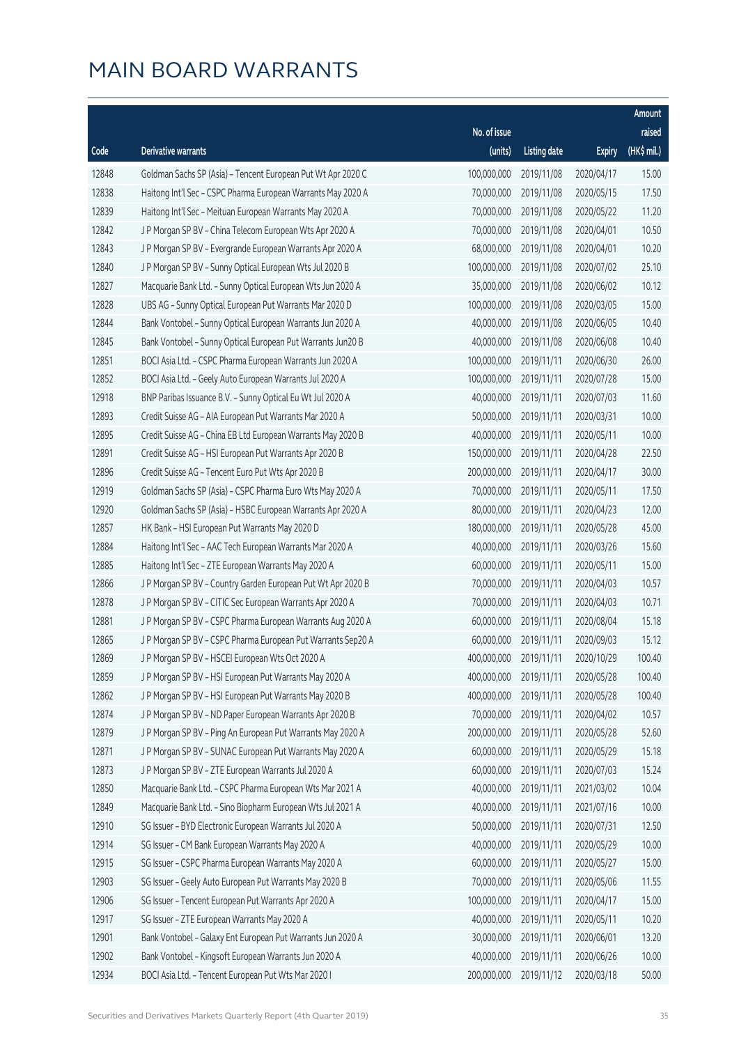# MAIN BOARD WARRANTS

| Code | Derivative warrants | No. of issue (units) | Listing date | Expiry | Amount raised (HK$ mil.) |
|---|---|---|---|---|---|
| 12848 | Goldman Sachs SP (Asia) - Tencent European Put Wt Apr 2020 C | 100,000,000 | 2019/11/08 | 2020/04/17 | 15.00 |
| 12838 | Haitong Int'l Sec - CSPC Pharma European Warrants May 2020 A | 70,000,000 | 2019/11/08 | 2020/05/15 | 17.50 |
| 12839 | Haitong Int'l Sec - Meituan European Warrants May 2020 A | 70,000,000 | 2019/11/08 | 2020/05/22 | 11.20 |
| 12842 | J P Morgan SP BV - China Telecom European Wts Apr 2020 A | 70,000,000 | 2019/11/08 | 2020/04/01 | 10.50 |
| 12843 | J P Morgan SP BV - Evergrande European Warrants Apr 2020 A | 68,000,000 | 2019/11/08 | 2020/04/01 | 10.20 |
| 12840 | J P Morgan SP BV - Sunny Optical European Wts Jul 2020 B | 100,000,000 | 2019/11/08 | 2020/07/02 | 25.10 |
| 12827 | Macquarie Bank Ltd. - Sunny Optical European Wts Jun 2020 A | 35,000,000 | 2019/11/08 | 2020/06/02 | 10.12 |
| 12828 | UBS AG - Sunny Optical European Put Warrants Mar 2020 D | 100,000,000 | 2019/11/08 | 2020/03/05 | 15.00 |
| 12844 | Bank Vontobel - Sunny Optical European Warrants Jun 2020 A | 40,000,000 | 2019/11/08 | 2020/06/05 | 10.40 |
| 12845 | Bank Vontobel - Sunny Optical European Put Warrants Jun20 B | 40,000,000 | 2019/11/08 | 2020/06/08 | 10.40 |
| 12851 | BOCI Asia Ltd. - CSPC Pharma European Warrants Jun 2020 A | 100,000,000 | 2019/11/11 | 2020/06/30 | 26.00 |
| 12852 | BOCI Asia Ltd. - Geely Auto European Warrants Jul 2020 A | 100,000,000 | 2019/11/11 | 2020/07/28 | 15.00 |
| 12918 | BNP Paribas Issuance B.V. - Sunny Optical Eu Wt Jul 2020 A | 40,000,000 | 2019/11/11 | 2020/07/03 | 11.60 |
| 12893 | Credit Suisse AG - AIA European Put Warrants Mar 2020 A | 50,000,000 | 2019/11/11 | 2020/03/31 | 10.00 |
| 12895 | Credit Suisse AG - China EB Ltd European Warrants May 2020 B | 40,000,000 | 2019/11/11 | 2020/05/11 | 10.00 |
| 12891 | Credit Suisse AG - HSI European Put Warrants Apr 2020 B | 150,000,000 | 2019/11/11 | 2020/04/28 | 22.50 |
| 12896 | Credit Suisse AG - Tencent Euro Put Wts Apr 2020 B | 200,000,000 | 2019/11/11 | 2020/04/17 | 30.00 |
| 12919 | Goldman Sachs SP (Asia) - CSPC Pharma Euro Wts May 2020 A | 70,000,000 | 2019/11/11 | 2020/05/11 | 17.50 |
| 12920 | Goldman Sachs SP (Asia) - HSBC European Warrants Apr 2020 A | 80,000,000 | 2019/11/11 | 2020/04/23 | 12.00 |
| 12857 | HK Bank - HSI European Put Warrants May 2020 D | 180,000,000 | 2019/11/11 | 2020/05/28 | 45.00 |
| 12884 | Haitong Int'l Sec - AAC Tech European Warrants Mar 2020 A | 40,000,000 | 2019/11/11 | 2020/03/26 | 15.60 |
| 12885 | Haitong Int'l Sec - ZTE European Warrants May 2020 A | 60,000,000 | 2019/11/11 | 2020/05/11 | 15.00 |
| 12866 | J P Morgan SP BV - Country Garden European Put Wt Apr 2020 B | 70,000,000 | 2019/11/11 | 2020/04/03 | 10.57 |
| 12878 | J P Morgan SP BV - CITIC Sec European Warrants Apr 2020 A | 70,000,000 | 2019/11/11 | 2020/04/03 | 10.71 |
| 12881 | J P Morgan SP BV - CSPC Pharma European Warrants Aug 2020 A | 60,000,000 | 2019/11/11 | 2020/08/04 | 15.18 |
| 12865 | J P Morgan SP BV - CSPC Pharma European Put Warrants Sep20 A | 60,000,000 | 2019/11/11 | 2020/09/03 | 15.12 |
| 12869 | J P Morgan SP BV - HSCEI European Wts Oct 2020 A | 400,000,000 | 2019/11/11 | 2020/10/29 | 100.40 |
| 12859 | J P Morgan SP BV - HSI European Put Warrants May 2020 A | 400,000,000 | 2019/11/11 | 2020/05/28 | 100.40 |
| 12862 | J P Morgan SP BV - HSI European Put Warrants May 2020 B | 400,000,000 | 2019/11/11 | 2020/05/28 | 100.40 |
| 12874 | J P Morgan SP BV - ND Paper European Warrants Apr 2020 B | 70,000,000 | 2019/11/11 | 2020/04/02 | 10.57 |
| 12879 | J P Morgan SP BV - Ping An European Put Warrants May 2020 A | 200,000,000 | 2019/11/11 | 2020/05/28 | 52.60 |
| 12871 | J P Morgan SP BV - SUNAC European Put Warrants May 2020 A | 60,000,000 | 2019/11/11 | 2020/05/29 | 15.18 |
| 12873 | J P Morgan SP BV - ZTE European Warrants Jul 2020 A | 60,000,000 | 2019/11/11 | 2020/07/03 | 15.24 |
| 12850 | Macquarie Bank Ltd. - CSPC Pharma European Wts Mar 2021 A | 40,000,000 | 2019/11/11 | 2021/03/02 | 10.04 |
| 12849 | Macquarie Bank Ltd. - Sino Biopharm European Wts Jul 2021 A | 40,000,000 | 2019/11/11 | 2021/07/16 | 10.00 |
| 12910 | SG Issuer - BYD Electronic European Warrants Jul 2020 A | 50,000,000 | 2019/11/11 | 2020/07/31 | 12.50 |
| 12914 | SG Issuer - CM Bank European Warrants May 2020 A | 40,000,000 | 2019/11/11 | 2020/05/29 | 10.00 |
| 12915 | SG Issuer - CSPC Pharma European Warrants May 2020 A | 60,000,000 | 2019/11/11 | 2020/05/27 | 15.00 |
| 12903 | SG Issuer - Geely Auto European Put Warrants May 2020 B | 70,000,000 | 2019/11/11 | 2020/05/06 | 11.55 |
| 12906 | SG Issuer - Tencent European Put Warrants Apr 2020 A | 100,000,000 | 2019/11/11 | 2020/04/17 | 15.00 |
| 12917 | SG Issuer - ZTE European Warrants May 2020 A | 40,000,000 | 2019/11/11 | 2020/05/11 | 10.20 |
| 12901 | Bank Vontobel - Galaxy Ent European Put Warrants Jun 2020 A | 30,000,000 | 2019/11/11 | 2020/06/01 | 13.20 |
| 12902 | Bank Vontobel - Kingsoft European Warrants Jun 2020 A | 40,000,000 | 2019/11/11 | 2020/06/26 | 10.00 |
| 12934 | BOCI Asia Ltd. - Tencent European Put Wts Mar 2020 I | 200,000,000 | 2019/11/12 | 2020/03/18 | 50.00 |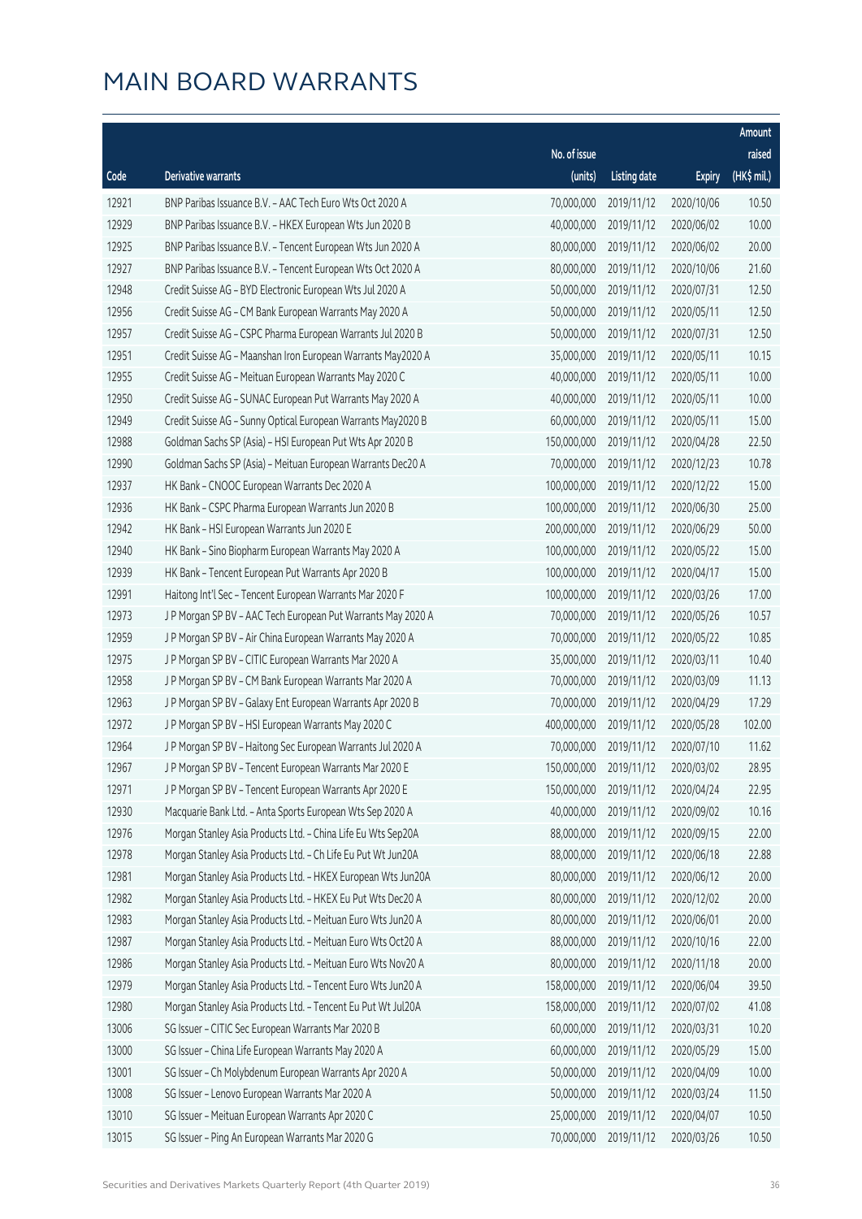# MAIN BOARD WARRANTS

| Code | Derivative warrants | No. of issue (units) | Listing date | Expiry | Amount raised (HK$ mil.) |
|---|---|---|---|---|---|
| 12921 | BNP Paribas Issuance B.V. – AAC Tech Euro Wts Oct 2020 A | 70,000,000 | 2019/11/12 | 2020/10/06 | 10.50 |
| 12929 | BNP Paribas Issuance B.V. – HKEX European Wts Jun 2020 B | 40,000,000 | 2019/11/12 | 2020/06/02 | 10.00 |
| 12925 | BNP Paribas Issuance B.V. – Tencent European Wts Jun 2020 A | 80,000,000 | 2019/11/12 | 2020/06/02 | 20.00 |
| 12927 | BNP Paribas Issuance B.V. – Tencent European Wts Oct 2020 A | 80,000,000 | 2019/11/12 | 2020/10/06 | 21.60 |
| 12948 | Credit Suisse AG – BYD Electronic European Wts Jul 2020 A | 50,000,000 | 2019/11/12 | 2020/07/31 | 12.50 |
| 12956 | Credit Suisse AG – CM Bank European Warrants May 2020 A | 50,000,000 | 2019/11/12 | 2020/05/11 | 12.50 |
| 12957 | Credit Suisse AG – CSPC Pharma European Warrants Jul 2020 B | 50,000,000 | 2019/11/12 | 2020/07/31 | 12.50 |
| 12951 | Credit Suisse AG – Maanshan Iron European Warrants May2020 A | 35,000,000 | 2019/11/12 | 2020/05/11 | 10.15 |
| 12955 | Credit Suisse AG – Meituan European Warrants May 2020 C | 40,000,000 | 2019/11/12 | 2020/05/11 | 10.00 |
| 12950 | Credit Suisse AG – SUNAC European Put Warrants May 2020 A | 40,000,000 | 2019/11/12 | 2020/05/11 | 10.00 |
| 12949 | Credit Suisse AG – Sunny Optical European Warrants May2020 B | 60,000,000 | 2019/11/12 | 2020/05/11 | 15.00 |
| 12988 | Goldman Sachs SP (Asia) – HSI European Put Wts Apr 2020 B | 150,000,000 | 2019/11/12 | 2020/04/28 | 22.50 |
| 12990 | Goldman Sachs SP (Asia) – Meituan European Warrants Dec20 A | 70,000,000 | 2019/11/12 | 2020/12/23 | 10.78 |
| 12937 | HK Bank – CNOOC European Warrants Dec 2020 A | 100,000,000 | 2019/11/12 | 2020/12/22 | 15.00 |
| 12936 | HK Bank – CSPC Pharma European Warrants Jun 2020 B | 100,000,000 | 2019/11/12 | 2020/06/30 | 25.00 |
| 12942 | HK Bank – HSI European Warrants Jun 2020 E | 200,000,000 | 2019/11/12 | 2020/06/29 | 50.00 |
| 12940 | HK Bank – Sino Biopharm European Warrants May 2020 A | 100,000,000 | 2019/11/12 | 2020/05/22 | 15.00 |
| 12939 | HK Bank – Tencent European Put Warrants Apr 2020 B | 100,000,000 | 2019/11/12 | 2020/04/17 | 15.00 |
| 12991 | Haitong Int'l Sec – Tencent European Warrants Mar 2020 F | 100,000,000 | 2019/11/12 | 2020/03/26 | 17.00 |
| 12973 | J P Morgan SP BV – AAC Tech European Put Warrants May 2020 A | 70,000,000 | 2019/11/12 | 2020/05/26 | 10.57 |
| 12959 | J P Morgan SP BV – Air China European Warrants May 2020 A | 70,000,000 | 2019/11/12 | 2020/05/22 | 10.85 |
| 12975 | J P Morgan SP BV – CITIC European Warrants Mar 2020 A | 35,000,000 | 2019/11/12 | 2020/03/11 | 10.40 |
| 12958 | J P Morgan SP BV – CM Bank European Warrants Mar 2020 A | 70,000,000 | 2019/11/12 | 2020/03/09 | 11.13 |
| 12963 | J P Morgan SP BV – Galaxy Ent European Warrants Apr 2020 B | 70,000,000 | 2019/11/12 | 2020/04/29 | 17.29 |
| 12972 | J P Morgan SP BV – HSI European Warrants May 2020 C | 400,000,000 | 2019/11/12 | 2020/05/28 | 102.00 |
| 12964 | J P Morgan SP BV – Haitong Sec European Warrants Jul 2020 A | 70,000,000 | 2019/11/12 | 2020/07/10 | 11.62 |
| 12967 | J P Morgan SP BV – Tencent European Warrants Mar 2020 E | 150,000,000 | 2019/11/12 | 2020/03/02 | 28.95 |
| 12971 | J P Morgan SP BV – Tencent European Warrants Apr 2020 E | 150,000,000 | 2019/11/12 | 2020/04/24 | 22.95 |
| 12930 | Macquarie Bank Ltd. – Anta Sports European Wts Sep 2020 A | 40,000,000 | 2019/11/12 | 2020/09/02 | 10.16 |
| 12976 | Morgan Stanley Asia Products Ltd. – China Life Eu Wts Sep20A | 88,000,000 | 2019/11/12 | 2020/09/15 | 22.00 |
| 12978 | Morgan Stanley Asia Products Ltd. – Ch Life Eu Put Wt Jun20A | 88,000,000 | 2019/11/12 | 2020/06/18 | 22.88 |
| 12981 | Morgan Stanley Asia Products Ltd. – HKEX European Wts Jun20A | 80,000,000 | 2019/11/12 | 2020/06/12 | 20.00 |
| 12982 | Morgan Stanley Asia Products Ltd. – HKEX Eu Put Wts Dec20 A | 80,000,000 | 2019/11/12 | 2020/12/02 | 20.00 |
| 12983 | Morgan Stanley Asia Products Ltd. – Meituan Euro Wts Jun20 A | 80,000,000 | 2019/11/12 | 2020/06/01 | 20.00 |
| 12987 | Morgan Stanley Asia Products Ltd. – Meituan Euro Wts Oct20 A | 88,000,000 | 2019/11/12 | 2020/10/16 | 22.00 |
| 12986 | Morgan Stanley Asia Products Ltd. – Meituan Euro Wts Nov20 A | 80,000,000 | 2019/11/12 | 2020/11/18 | 20.00 |
| 12979 | Morgan Stanley Asia Products Ltd. – Tencent Euro Wts Jun20 A | 158,000,000 | 2019/11/12 | 2020/06/04 | 39.50 |
| 12980 | Morgan Stanley Asia Products Ltd. – Tencent Eu Put Wt Jul20A | 158,000,000 | 2019/11/12 | 2020/07/02 | 41.08 |
| 13006 | SG Issuer – CITIC Sec European Warrants Mar 2020 B | 60,000,000 | 2019/11/12 | 2020/03/31 | 10.20 |
| 13000 | SG Issuer – China Life European Warrants May 2020 A | 60,000,000 | 2019/11/12 | 2020/05/29 | 15.00 |
| 13001 | SG Issuer – Ch Molybdenum European Warrants Apr 2020 A | 50,000,000 | 2019/11/12 | 2020/04/09 | 10.00 |
| 13008 | SG Issuer – Lenovo European Warrants Mar 2020 A | 50,000,000 | 2019/11/12 | 2020/03/24 | 11.50 |
| 13010 | SG Issuer – Meituan European Warrants Apr 2020 C | 25,000,000 | 2019/11/12 | 2020/04/07 | 10.50 |
| 13015 | SG Issuer – Ping An European Warrants Mar 2020 G | 70,000,000 | 2019/11/12 | 2020/03/26 | 10.50 |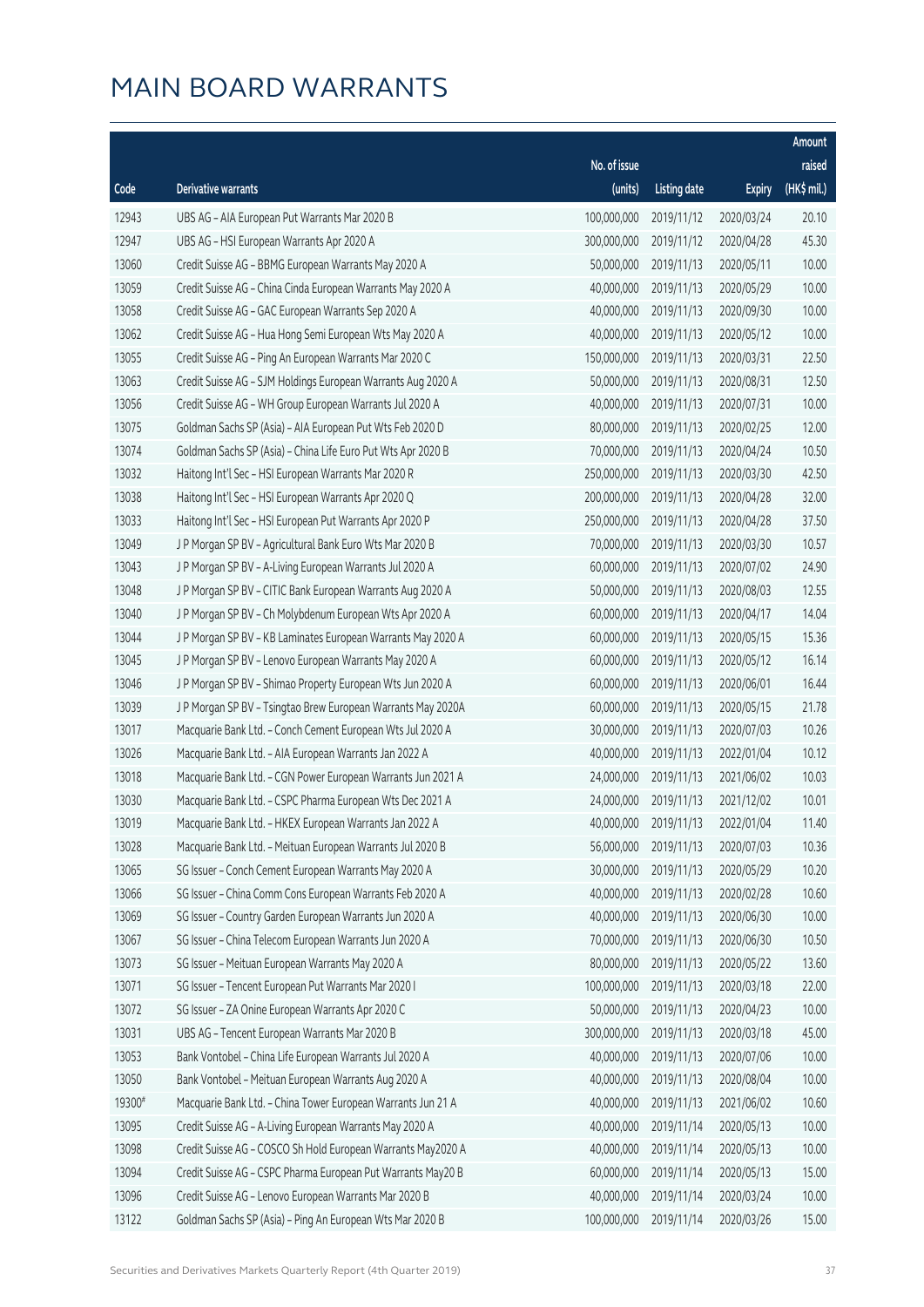# MAIN BOARD WARRANTS

| Code | Derivative warrants | No. of issue (units) | Listing date | Expiry | Amount raised (HK$ mil.) |
|---|---|---|---|---|---|
| 12943 | UBS AG - AIA European Put Warrants Mar 2020 B | 100,000,000 | 2019/11/12 | 2020/03/24 | 20.10 |
| 12947 | UBS AG - HSI European Warrants Apr 2020 A | 300,000,000 | 2019/11/12 | 2020/04/28 | 45.30 |
| 13060 | Credit Suisse AG - BBMG European Warrants May 2020 A | 50,000,000 | 2019/11/13 | 2020/05/11 | 10.00 |
| 13059 | Credit Suisse AG - China Cinda European Warrants May 2020 A | 40,000,000 | 2019/11/13 | 2020/05/29 | 10.00 |
| 13058 | Credit Suisse AG - GAC European Warrants Sep 2020 A | 40,000,000 | 2019/11/13 | 2020/09/30 | 10.00 |
| 13062 | Credit Suisse AG - Hua Hong Semi European Wts May 2020 A | 40,000,000 | 2019/11/13 | 2020/05/12 | 10.00 |
| 13055 | Credit Suisse AG - Ping An European Warrants Mar 2020 C | 150,000,000 | 2019/11/13 | 2020/03/31 | 22.50 |
| 13063 | Credit Suisse AG - SJM Holdings European Warrants Aug 2020 A | 50,000,000 | 2019/11/13 | 2020/08/31 | 12.50 |
| 13056 | Credit Suisse AG - WH Group European Warrants Jul 2020 A | 40,000,000 | 2019/11/13 | 2020/07/31 | 10.00 |
| 13075 | Goldman Sachs SP (Asia) - AIA European Put Wts Feb 2020 D | 80,000,000 | 2019/11/13 | 2020/02/25 | 12.00 |
| 13074 | Goldman Sachs SP (Asia) - China Life Euro Put Wts Apr 2020 B | 70,000,000 | 2019/11/13 | 2020/04/24 | 10.50 |
| 13032 | Haitong Int'l Sec - HSI European Warrants Mar 2020 R | 250,000,000 | 2019/11/13 | 2020/03/30 | 42.50 |
| 13038 | Haitong Int'l Sec - HSI European Warrants Apr 2020 Q | 200,000,000 | 2019/11/13 | 2020/04/28 | 32.00 |
| 13033 | Haitong Int'l Sec - HSI European Put Warrants Apr 2020 P | 250,000,000 | 2019/11/13 | 2020/04/28 | 37.50 |
| 13049 | J P Morgan SP BV - Agricultural Bank Euro Wts Mar 2020 B | 70,000,000 | 2019/11/13 | 2020/03/30 | 10.57 |
| 13043 | J P Morgan SP BV - A-Living European Warrants Jul 2020 A | 60,000,000 | 2019/11/13 | 2020/07/02 | 24.90 |
| 13048 | J P Morgan SP BV - CITIC Bank European Warrants Aug 2020 A | 50,000,000 | 2019/11/13 | 2020/08/03 | 12.55 |
| 13040 | J P Morgan SP BV - Ch Molybdenum European Wts Apr 2020 A | 60,000,000 | 2019/11/13 | 2020/04/17 | 14.04 |
| 13044 | J P Morgan SP BV - KB Laminates European Warrants May 2020 A | 60,000,000 | 2019/11/13 | 2020/05/15 | 15.36 |
| 13045 | J P Morgan SP BV - Lenovo European Warrants May 2020 A | 60,000,000 | 2019/11/13 | 2020/05/12 | 16.14 |
| 13046 | J P Morgan SP BV - Shimao Property European Wts Jun 2020 A | 60,000,000 | 2019/11/13 | 2020/06/01 | 16.44 |
| 13039 | J P Morgan SP BV - Tsingtao Brew European Warrants May 2020A | 60,000,000 | 2019/11/13 | 2020/05/15 | 21.78 |
| 13017 | Macquarie Bank Ltd. - Conch Cement European Wts Jul 2020 A | 30,000,000 | 2019/11/13 | 2020/07/03 | 10.26 |
| 13026 | Macquarie Bank Ltd. - AIA European Warrants Jan 2022 A | 40,000,000 | 2019/11/13 | 2022/01/04 | 10.12 |
| 13018 | Macquarie Bank Ltd. - CGN Power European Warrants Jun 2021 A | 24,000,000 | 2019/11/13 | 2021/06/02 | 10.03 |
| 13030 | Macquarie Bank Ltd. - CSPC Pharma European Wts Dec 2021 A | 24,000,000 | 2019/11/13 | 2021/12/02 | 10.01 |
| 13019 | Macquarie Bank Ltd. - HKEX European Warrants Jan 2022 A | 40,000,000 | 2019/11/13 | 2022/01/04 | 11.40 |
| 13028 | Macquarie Bank Ltd. - Meituan European Warrants Jul 2020 B | 56,000,000 | 2019/11/13 | 2020/07/03 | 10.36 |
| 13065 | SG Issuer - Conch Cement European Warrants May 2020 A | 30,000,000 | 2019/11/13 | 2020/05/29 | 10.20 |
| 13066 | SG Issuer - China Comm Cons European Warrants Feb 2020 A | 40,000,000 | 2019/11/13 | 2020/02/28 | 10.60 |
| 13069 | SG Issuer - Country Garden European Warrants Jun 2020 A | 40,000,000 | 2019/11/13 | 2020/06/30 | 10.00 |
| 13067 | SG Issuer - China Telecom European Warrants Jun 2020 A | 70,000,000 | 2019/11/13 | 2020/06/30 | 10.50 |
| 13073 | SG Issuer - Meituan European Warrants May 2020 A | 80,000,000 | 2019/11/13 | 2020/05/22 | 13.60 |
| 13071 | SG Issuer - Tencent European Put Warrants Mar 2020 I | 100,000,000 | 2019/11/13 | 2020/03/18 | 22.00 |
| 13072 | SG Issuer - ZA Onine European Warrants Apr 2020 C | 50,000,000 | 2019/11/13 | 2020/04/23 | 10.00 |
| 13031 | UBS AG - Tencent European Warrants Mar 2020 B | 300,000,000 | 2019/11/13 | 2020/03/18 | 45.00 |
| 13053 | Bank Vontobel - China Life European Warrants Jul 2020 A | 40,000,000 | 2019/11/13 | 2020/07/06 | 10.00 |
| 13050 | Bank Vontobel - Meituan European Warrants Aug 2020 A | 40,000,000 | 2019/11/13 | 2020/08/04 | 10.00 |
| 19300# | Macquarie Bank Ltd. - China Tower European Warrants Jun 21 A | 40,000,000 | 2019/11/13 | 2021/06/02 | 10.60 |
| 13095 | Credit Suisse AG - A-Living European Warrants May 2020 A | 40,000,000 | 2019/11/14 | 2020/05/13 | 10.00 |
| 13098 | Credit Suisse AG - COSCO Sh Hold European Warrants May2020 A | 40,000,000 | 2019/11/14 | 2020/05/13 | 10.00 |
| 13094 | Credit Suisse AG - CSPC Pharma European Put Warrants May20 B | 60,000,000 | 2019/11/14 | 2020/05/13 | 15.00 |
| 13096 | Credit Suisse AG - Lenovo European Warrants Mar 2020 B | 40,000,000 | 2019/11/14 | 2020/03/24 | 10.00 |
| 13122 | Goldman Sachs SP (Asia) - Ping An European Wts Mar 2020 B | 100,000,000 | 2019/11/14 | 2020/03/26 | 15.00 |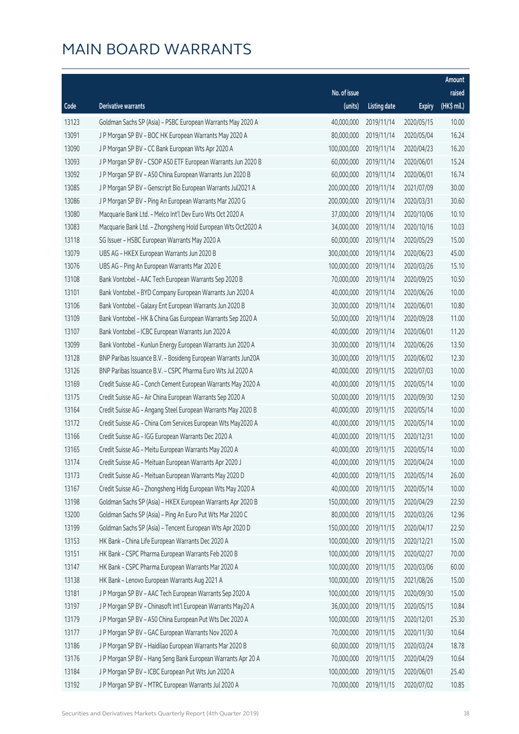# MAIN BOARD WARRANTS

| Code | Derivative warrants | No. of issue (units) | Listing date | Expiry | Amount raised (HK$ mil.) |
|---|---|---|---|---|---|
| 13123 | Goldman Sachs SP (Asia) - PSBC European Warrants May 2020 A | 40,000,000 | 2019/11/14 | 2020/05/15 | 10.00 |
| 13091 | J P Morgan SP BV - BOC HK European Warrants May 2020 A | 80,000,000 | 2019/11/14 | 2020/05/04 | 16.24 |
| 13090 | J P Morgan SP BV - CC Bank European Wts Apr 2020 A | 100,000,000 | 2019/11/14 | 2020/04/23 | 16.20 |
| 13093 | J P Morgan SP BV - CSOP A50 ETF European Warrants Jun 2020 B | 60,000,000 | 2019/11/14 | 2020/06/01 | 15.24 |
| 13092 | J P Morgan SP BV - A50 China European Warrants Jun 2020 B | 60,000,000 | 2019/11/14 | 2020/06/01 | 16.74 |
| 13085 | J P Morgan SP BV - Genscript Bio European Warrants Jul2021 A | 200,000,000 | 2019/11/14 | 2021/07/09 | 30.00 |
| 13086 | J P Morgan SP BV - Ping An European Warrants Mar 2020 G | 200,000,000 | 2019/11/14 | 2020/03/31 | 30.60 |
| 13080 | Macquarie Bank Ltd. - Melco Int'l Dev Euro Wts Oct 2020 A | 37,000,000 | 2019/11/14 | 2020/10/06 | 10.10 |
| 13083 | Macquarie Bank Ltd. - Zhongsheng Hold European Wts Oct2020 A | 34,000,000 | 2019/11/14 | 2020/10/16 | 10.03 |
| 13118 | SG Issuer - HSBC European Warrants May 2020 A | 60,000,000 | 2019/11/14 | 2020/05/29 | 15.00 |
| 13079 | UBS AG - HKEX European Warrants Jun 2020 B | 300,000,000 | 2019/11/14 | 2020/06/23 | 45.00 |
| 13076 | UBS AG - Ping An European Warrants Mar 2020 E | 100,000,000 | 2019/11/14 | 2020/03/26 | 15.10 |
| 13108 | Bank Vontobel - AAC Tech European Warrants Sep 2020 B | 70,000,000 | 2019/11/14 | 2020/09/25 | 10.50 |
| 13101 | Bank Vontobel - BYD Company European Warrants Jun 2020 A | 40,000,000 | 2019/11/14 | 2020/06/26 | 10.00 |
| 13106 | Bank Vontobel - Galaxy Ent European Warrants Jun 2020 B | 30,000,000 | 2019/11/14 | 2020/06/01 | 10.80 |
| 13109 | Bank Vontobel - HK & China Gas European Warrants Sep 2020 A | 50,000,000 | 2019/11/14 | 2020/09/28 | 11.00 |
| 13107 | Bank Vontobel - ICBC European Warrants Jun 2020 A | 40,000,000 | 2019/11/14 | 2020/06/01 | 11.20 |
| 13099 | Bank Vontobel - Kunlun Energy European Warrants Jun 2020 A | 30,000,000 | 2019/11/14 | 2020/06/26 | 13.50 |
| 13128 | BNP Paribas Issuance B.V. - Bosideng European Warrants Jun20A | 30,000,000 | 2019/11/15 | 2020/06/02 | 12.30 |
| 13126 | BNP Paribas Issuance B.V. - CSPC Pharma Euro Wts Jul 2020 A | 40,000,000 | 2019/11/15 | 2020/07/03 | 10.00 |
| 13169 | Credit Suisse AG - Conch Cement European Warrants May 2020 A | 40,000,000 | 2019/11/15 | 2020/05/14 | 10.00 |
| 13175 | Credit Suisse AG - Air China European Warrants Sep 2020 A | 50,000,000 | 2019/11/15 | 2020/09/30 | 12.50 |
| 13164 | Credit Suisse AG - Angang Steel European Warrants May 2020 B | 40,000,000 | 2019/11/15 | 2020/05/14 | 10.00 |
| 13172 | Credit Suisse AG - China Com Services European Wts May2020 A | 40,000,000 | 2019/11/15 | 2020/05/14 | 10.00 |
| 13166 | Credit Suisse AG - IGG European Warrants Dec 2020 A | 40,000,000 | 2019/11/15 | 2020/12/31 | 10.00 |
| 13165 | Credit Suisse AG - Meitu European Warrants May 2020 A | 40,000,000 | 2019/11/15 | 2020/05/14 | 10.00 |
| 13174 | Credit Suisse AG - Meituan European Warrants Apr 2020 J | 40,000,000 | 2019/11/15 | 2020/04/24 | 10.00 |
| 13173 | Credit Suisse AG - Meituan European Warrants May 2020 D | 40,000,000 | 2019/11/15 | 2020/05/14 | 26.00 |
| 13167 | Credit Suisse AG - Zhongsheng Hldg European Wts May 2020 A | 40,000,000 | 2019/11/15 | 2020/05/14 | 10.00 |
| 13198 | Goldman Sachs SP (Asia) - HKEX European Warrants Apr 2020 B | 150,000,000 | 2019/11/15 | 2020/04/29 | 22.50 |
| 13200 | Goldman Sachs SP (Asia) - Ping An Euro Put Wts Mar 2020 C | 80,000,000 | 2019/11/15 | 2020/03/26 | 12.96 |
| 13199 | Goldman Sachs SP (Asia) - Tencent European Wts Apr 2020 D | 150,000,000 | 2019/11/15 | 2020/04/17 | 22.50 |
| 13153 | HK Bank - China Life European Warrants Dec 2020 A | 100,000,000 | 2019/11/15 | 2020/12/21 | 15.00 |
| 13151 | HK Bank - CSPC Pharma European Warrants Feb 2020 B | 100,000,000 | 2019/11/15 | 2020/02/27 | 70.00 |
| 13147 | HK Bank - CSPC Pharma European Warrants Mar 2020 A | 100,000,000 | 2019/11/15 | 2020/03/06 | 60.00 |
| 13138 | HK Bank - Lenovo European Warrants Aug 2021 A | 100,000,000 | 2019/11/15 | 2021/08/26 | 15.00 |
| 13181 | J P Morgan SP BV - AAC Tech European Warrants Sep 2020 A | 100,000,000 | 2019/11/15 | 2020/09/30 | 15.00 |
| 13197 | J P Morgan SP BV - Chinasoft Int'l European Warrants May20 A | 36,000,000 | 2019/11/15 | 2020/05/15 | 10.84 |
| 13179 | J P Morgan SP BV - A50 China European Put Wts Dec 2020 A | 100,000,000 | 2019/11/15 | 2020/12/01 | 25.30 |
| 13177 | J P Morgan SP BV - GAC European Warrants Nov 2020 A | 70,000,000 | 2019/11/15 | 2020/11/30 | 10.64 |
| 13186 | J P Morgan SP BV - Haidilao European Warrants Mar 2020 B | 60,000,000 | 2019/11/15 | 2020/03/24 | 18.78 |
| 13176 | J P Morgan SP BV - Hang Seng Bank European Warrants Apr 20 A | 70,000,000 | 2019/11/15 | 2020/04/29 | 10.64 |
| 13184 | J P Morgan SP BV - ICBC European Put Wts Jun 2020 A | 100,000,000 | 2019/11/15 | 2020/06/01 | 25.40 |
| 13192 | J P Morgan SP BV - MTRC European Warrants Jul 2020 A | 70,000,000 | 2019/11/15 | 2020/07/02 | 10.85 |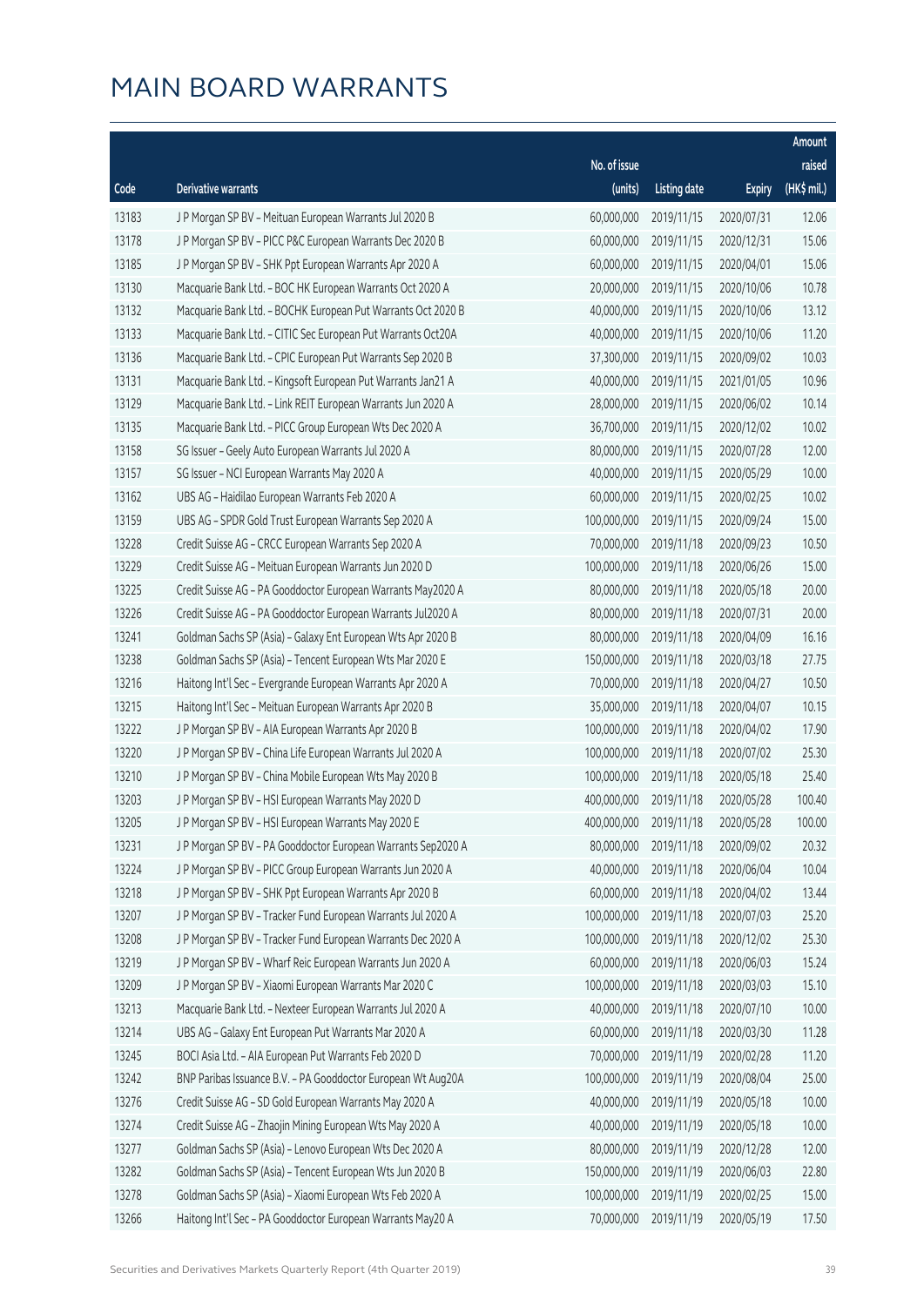# MAIN BOARD WARRANTS

| Code | Derivative warrants | No. of issue (units) | Listing date | Expiry | Amount raised (HK$ mil.) |
|---|---|---|---|---|---|
| 13183 | J P Morgan SP BV – Meituan European Warrants Jul 2020 B | 60,000,000 | 2019/11/15 | 2020/07/31 | 12.06 |
| 13178 | J P Morgan SP BV – PICC P&C European Warrants Dec 2020 B | 60,000,000 | 2019/11/15 | 2020/12/31 | 15.06 |
| 13185 | J P Morgan SP BV – SHK Ppt European Warrants Apr 2020 A | 60,000,000 | 2019/11/15 | 2020/04/01 | 15.06 |
| 13130 | Macquarie Bank Ltd. – BOC HK European Warrants Oct 2020 A | 20,000,000 | 2019/11/15 | 2020/10/06 | 10.78 |
| 13132 | Macquarie Bank Ltd. – BOCHK European Put Warrants Oct 2020 B | 40,000,000 | 2019/11/15 | 2020/10/06 | 13.12 |
| 13133 | Macquarie Bank Ltd. – CITIC Sec European Put Warrants Oct20A | 40,000,000 | 2019/11/15 | 2020/10/06 | 11.20 |
| 13136 | Macquarie Bank Ltd. – CPIC European Put Warrants Sep 2020 B | 37,300,000 | 2019/11/15 | 2020/09/02 | 10.03 |
| 13131 | Macquarie Bank Ltd. – Kingsoft European Put Warrants Jan21 A | 40,000,000 | 2019/11/15 | 2021/01/05 | 10.96 |
| 13129 | Macquarie Bank Ltd. – Link REIT European Warrants Jun 2020 A | 28,000,000 | 2019/11/15 | 2020/06/02 | 10.14 |
| 13135 | Macquarie Bank Ltd. – PICC Group European Wts Dec 2020 A | 36,700,000 | 2019/11/15 | 2020/12/02 | 10.02 |
| 13158 | SG Issuer – Geely Auto European Warrants Jul 2020 A | 80,000,000 | 2019/11/15 | 2020/07/28 | 12.00 |
| 13157 | SG Issuer – NCI European Warrants May 2020 A | 40,000,000 | 2019/11/15 | 2020/05/29 | 10.00 |
| 13162 | UBS AG – Haidilao European Warrants Feb 2020 A | 60,000,000 | 2019/11/15 | 2020/02/25 | 10.02 |
| 13159 | UBS AG – SPDR Gold Trust European Warrants Sep 2020 A | 100,000,000 | 2019/11/15 | 2020/09/24 | 15.00 |
| 13228 | Credit Suisse AG – CRCC European Warrants Sep 2020 A | 70,000,000 | 2019/11/18 | 2020/09/23 | 10.50 |
| 13229 | Credit Suisse AG – Meituan European Warrants Jun 2020 D | 100,000,000 | 2019/11/18 | 2020/06/26 | 15.00 |
| 13225 | Credit Suisse AG – PA Gooddoctor European Warrants May2020 A | 80,000,000 | 2019/11/18 | 2020/05/18 | 20.00 |
| 13226 | Credit Suisse AG – PA Gooddoctor European Warrants Jul2020 A | 80,000,000 | 2019/11/18 | 2020/07/31 | 20.00 |
| 13241 | Goldman Sachs SP (Asia) – Galaxy Ent European Wts Apr 2020 B | 80,000,000 | 2019/11/18 | 2020/04/09 | 16.16 |
| 13238 | Goldman Sachs SP (Asia) – Tencent European Wts Mar 2020 E | 150,000,000 | 2019/11/18 | 2020/03/18 | 27.75 |
| 13216 | Haitong Int'l Sec – Evergrande European Warrants Apr 2020 A | 70,000,000 | 2019/11/18 | 2020/04/27 | 10.50 |
| 13215 | Haitong Int'l Sec – Meituan European Warrants Apr 2020 B | 35,000,000 | 2019/11/18 | 2020/04/07 | 10.15 |
| 13222 | J P Morgan SP BV – AIA European Warrants Apr 2020 B | 100,000,000 | 2019/11/18 | 2020/04/02 | 17.90 |
| 13220 | J P Morgan SP BV – China Life European Warrants Jul 2020 A | 100,000,000 | 2019/11/18 | 2020/07/02 | 25.30 |
| 13210 | J P Morgan SP BV – China Mobile European Wts May 2020 B | 100,000,000 | 2019/11/18 | 2020/05/18 | 25.40 |
| 13203 | J P Morgan SP BV – HSI European Warrants May 2020 D | 400,000,000 | 2019/11/18 | 2020/05/28 | 100.40 |
| 13205 | J P Morgan SP BV – HSI European Warrants May 2020 E | 400,000,000 | 2019/11/18 | 2020/05/28 | 100.00 |
| 13231 | J P Morgan SP BV – PA Gooddoctor European Warrants Sep2020 A | 80,000,000 | 2019/11/18 | 2020/09/02 | 20.32 |
| 13224 | J P Morgan SP BV – PICC Group European Warrants Jun 2020 A | 40,000,000 | 2019/11/18 | 2020/06/04 | 10.04 |
| 13218 | J P Morgan SP BV – SHK Ppt European Warrants Apr 2020 B | 60,000,000 | 2019/11/18 | 2020/04/02 | 13.44 |
| 13207 | J P Morgan SP BV – Tracker Fund European Warrants Jul 2020 A | 100,000,000 | 2019/11/18 | 2020/07/03 | 25.20 |
| 13208 | J P Morgan SP BV – Tracker Fund European Warrants Dec 2020 A | 100,000,000 | 2019/11/18 | 2020/12/02 | 25.30 |
| 13219 | J P Morgan SP BV – Wharf Reic European Warrants Jun 2020 A | 60,000,000 | 2019/11/18 | 2020/06/03 | 15.24 |
| 13209 | J P Morgan SP BV – Xiaomi European Warrants Mar 2020 C | 100,000,000 | 2019/11/18 | 2020/03/03 | 15.10 |
| 13213 | Macquarie Bank Ltd. – Nexteer European Warrants Jul 2020 A | 40,000,000 | 2019/11/18 | 2020/07/10 | 10.00 |
| 13214 | UBS AG – Galaxy Ent European Put Warrants Mar 2020 A | 60,000,000 | 2019/11/18 | 2020/03/30 | 11.28 |
| 13245 | BOCI Asia Ltd. – AIA European Put Warrants Feb 2020 D | 70,000,000 | 2019/11/19 | 2020/02/28 | 11.20 |
| 13242 | BNP Paribas Issuance B.V. – PA Gooddoctor European Wt Aug20A | 100,000,000 | 2019/11/19 | 2020/08/04 | 25.00 |
| 13276 | Credit Suisse AG – SD Gold European Warrants May 2020 A | 40,000,000 | 2019/11/19 | 2020/05/18 | 10.00 |
| 13274 | Credit Suisse AG – Zhaojin Mining European Wts May 2020 A | 40,000,000 | 2019/11/19 | 2020/05/18 | 10.00 |
| 13277 | Goldman Sachs SP (Asia) – Lenovo European Wts Dec 2020 A | 80,000,000 | 2019/11/19 | 2020/12/28 | 12.00 |
| 13282 | Goldman Sachs SP (Asia) – Tencent European Wts Jun 2020 B | 150,000,000 | 2019/11/19 | 2020/06/03 | 22.80 |
| 13278 | Goldman Sachs SP (Asia) – Xiaomi European Wts Feb 2020 A | 100,000,000 | 2019/11/19 | 2020/02/25 | 15.00 |
| 13266 | Haitong Int'l Sec – PA Gooddoctor European Warrants May20 A | 70,000,000 | 2019/11/19 | 2020/05/19 | 17.50 |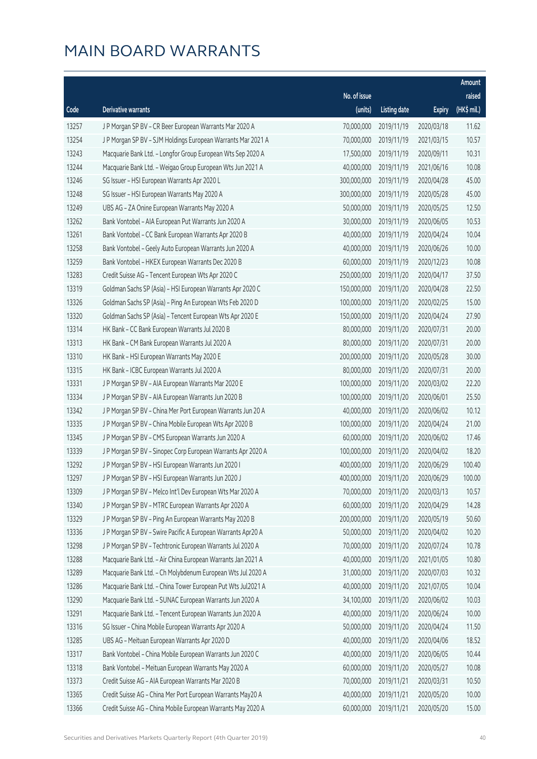# MAIN BOARD WARRANTS

| Code | Derivative warrants | No. of issue (units) | Listing date | Expiry | Amount raised (HK$ mil.) |
|---|---|---|---|---|---|
| 13257 | J P Morgan SP BV - CR Beer European Warrants Mar 2020 A | 70,000,000 | 2019/11/19 | 2020/03/18 | 11.62 |
| 13254 | J P Morgan SP BV - SJM Holdings European Warrants Mar 2021 A | 70,000,000 | 2019/11/19 | 2021/03/15 | 10.57 |
| 13243 | Macquarie Bank Ltd. - Longfor Group European Wts Sep 2020 A | 17,500,000 | 2019/11/19 | 2020/09/11 | 10.31 |
| 13244 | Macquarie Bank Ltd. - Weigao Group European Wts Jun 2021 A | 40,000,000 | 2019/11/19 | 2021/06/16 | 10.08 |
| 13246 | SG Issuer - HSI European Warrants Apr 2020 L | 300,000,000 | 2019/11/19 | 2020/04/28 | 45.00 |
| 13248 | SG Issuer - HSI European Warrants May 2020 A | 300,000,000 | 2019/11/19 | 2020/05/28 | 45.00 |
| 13249 | UBS AG - ZA Onine European Warrants May 2020 A | 50,000,000 | 2019/11/19 | 2020/05/25 | 12.50 |
| 13262 | Bank Vontobel - AIA European Put Warrants Jun 2020 A | 30,000,000 | 2019/11/19 | 2020/06/05 | 10.53 |
| 13261 | Bank Vontobel - CC Bank European Warrants Apr 2020 B | 40,000,000 | 2019/11/19 | 2020/04/24 | 10.04 |
| 13258 | Bank Vontobel - Geely Auto European Warrants Jun 2020 A | 40,000,000 | 2019/11/19 | 2020/06/26 | 10.00 |
| 13259 | Bank Vontobel - HKEX European Warrants Dec 2020 B | 60,000,000 | 2019/11/19 | 2020/12/23 | 10.08 |
| 13283 | Credit Suisse AG - Tencent European Wts Apr 2020 C | 250,000,000 | 2019/11/20 | 2020/04/17 | 37.50 |
| 13319 | Goldman Sachs SP (Asia) - HSI European Warrants Apr 2020 C | 150,000,000 | 2019/11/20 | 2020/04/28 | 22.50 |
| 13326 | Goldman Sachs SP (Asia) - Ping An European Wts Feb 2020 D | 100,000,000 | 2019/11/20 | 2020/02/25 | 15.00 |
| 13320 | Goldman Sachs SP (Asia) - Tencent European Wts Apr 2020 E | 150,000,000 | 2019/11/20 | 2020/04/24 | 27.90 |
| 13314 | HK Bank - CC Bank European Warrants Jul 2020 B | 80,000,000 | 2019/11/20 | 2020/07/31 | 20.00 |
| 13313 | HK Bank - CM Bank European Warrants Jul 2020 A | 80,000,000 | 2019/11/20 | 2020/07/31 | 20.00 |
| 13310 | HK Bank - HSI European Warrants May 2020 E | 200,000,000 | 2019/11/20 | 2020/05/28 | 30.00 |
| 13315 | HK Bank - ICBC European Warrants Jul 2020 A | 80,000,000 | 2019/11/20 | 2020/07/31 | 20.00 |
| 13331 | J P Morgan SP BV - AIA European Warrants Mar 2020 E | 100,000,000 | 2019/11/20 | 2020/03/02 | 22.20 |
| 13334 | J P Morgan SP BV - AIA European Warrants Jun 2020 B | 100,000,000 | 2019/11/20 | 2020/06/01 | 25.50 |
| 13342 | J P Morgan SP BV - China Mer Port European Warrants Jun 20 A | 40,000,000 | 2019/11/20 | 2020/06/02 | 10.12 |
| 13335 | J P Morgan SP BV - China Mobile European Wts Apr 2020 B | 100,000,000 | 2019/11/20 | 2020/04/24 | 21.00 |
| 13345 | J P Morgan SP BV - CMS European Warrants Jun 2020 A | 60,000,000 | 2019/11/20 | 2020/06/02 | 17.46 |
| 13339 | J P Morgan SP BV - Sinopec Corp European Warrants Apr 2020 A | 100,000,000 | 2019/11/20 | 2020/04/02 | 18.20 |
| 13292 | J P Morgan SP BV - HSI European Warrants Jun 2020 I | 400,000,000 | 2019/11/20 | 2020/06/29 | 100.40 |
| 13297 | J P Morgan SP BV - HSI European Warrants Jun 2020 J | 400,000,000 | 2019/11/20 | 2020/06/29 | 100.00 |
| 13309 | J P Morgan SP BV - Melco Int'l Dev European Wts Mar 2020 A | 70,000,000 | 2019/11/20 | 2020/03/13 | 10.57 |
| 13340 | J P Morgan SP BV - MTRC European Warrants Apr 2020 A | 60,000,000 | 2019/11/20 | 2020/04/29 | 14.28 |
| 13329 | J P Morgan SP BV - Ping An European Warrants May 2020 B | 200,000,000 | 2019/11/20 | 2020/05/19 | 50.60 |
| 13336 | J P Morgan SP BV - Swire Pacific A European Warrants Apr20 A | 50,000,000 | 2019/11/20 | 2020/04/02 | 10.20 |
| 13298 | J P Morgan SP BV - Techtronic European Warrants Jul 2020 A | 70,000,000 | 2019/11/20 | 2020/07/24 | 10.78 |
| 13288 | Macquarie Bank Ltd. - Air China European Warrants Jan 2021 A | 40,000,000 | 2019/11/20 | 2021/01/05 | 10.80 |
| 13289 | Macquarie Bank Ltd. - Ch Molybdenum European Wts Jul 2020 A | 31,000,000 | 2019/11/20 | 2020/07/03 | 10.32 |
| 13286 | Macquarie Bank Ltd. - China Tower European Put Wts Jul2021 A | 40,000,000 | 2019/11/20 | 2021/07/05 | 10.04 |
| 13290 | Macquarie Bank Ltd. - SUNAC European Warrants Jun 2020 A | 34,100,000 | 2019/11/20 | 2020/06/02 | 10.03 |
| 13291 | Macquarie Bank Ltd. - Tencent European Warrants Jun 2020 A | 40,000,000 | 2019/11/20 | 2020/06/24 | 10.00 |
| 13316 | SG Issuer - China Mobile European Warrants Apr 2020 A | 50,000,000 | 2019/11/20 | 2020/04/24 | 11.50 |
| 13285 | UBS AG - Meituan European Warrants Apr 2020 D | 40,000,000 | 2019/11/20 | 2020/04/06 | 18.52 |
| 13317 | Bank Vontobel - China Mobile European Warrants Jun 2020 C | 40,000,000 | 2019/11/20 | 2020/06/05 | 10.44 |
| 13318 | Bank Vontobel - Meituan European Warrants May 2020 A | 60,000,000 | 2019/11/20 | 2020/05/27 | 10.08 |
| 13373 | Credit Suisse AG - AIA European Warrants Mar 2020 B | 70,000,000 | 2019/11/21 | 2020/03/31 | 10.50 |
| 13365 | Credit Suisse AG - China Mer Port European Warrants May20 A | 40,000,000 | 2019/11/21 | 2020/05/20 | 10.00 |
| 13366 | Credit Suisse AG - China Mobile European Warrants May 2020 A | 60,000,000 | 2019/11/21 | 2020/05/20 | 15.00 |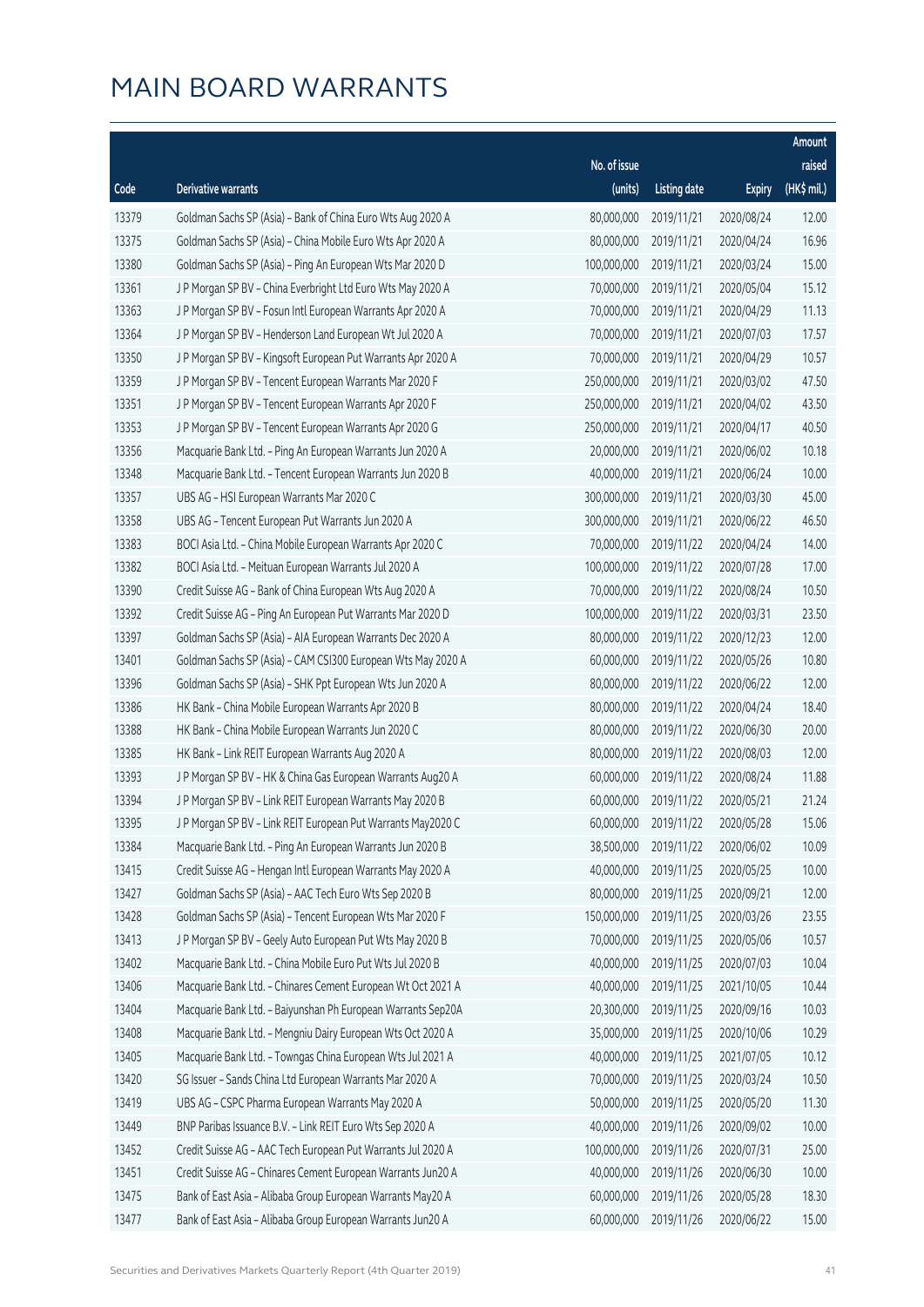# MAIN BOARD WARRANTS

| Code | Derivative warrants | No. of issue (units) | Listing date | Expiry | Amount raised (HK$ mil.) |
|---|---|---|---|---|---|
| 13379 | Goldman Sachs SP (Asia) - Bank of China Euro Wts Aug 2020 A | 80,000,000 | 2019/11/21 | 2020/08/24 | 12.00 |
| 13375 | Goldman Sachs SP (Asia) - China Mobile Euro Wts Apr 2020 A | 80,000,000 | 2019/11/21 | 2020/04/24 | 16.96 |
| 13380 | Goldman Sachs SP (Asia) - Ping An European Wts Mar 2020 D | 100,000,000 | 2019/11/21 | 2020/03/24 | 15.00 |
| 13361 | J P Morgan SP BV - China Everbright Ltd Euro Wts May 2020 A | 70,000,000 | 2019/11/21 | 2020/05/04 | 15.12 |
| 13363 | J P Morgan SP BV - Fosun Intl European Warrants Apr 2020 A | 70,000,000 | 2019/11/21 | 2020/04/29 | 11.13 |
| 13364 | J P Morgan SP BV - Henderson Land European Wt Jul 2020 A | 70,000,000 | 2019/11/21 | 2020/07/03 | 17.57 |
| 13350 | J P Morgan SP BV - Kingsoft European Put Warrants Apr 2020 A | 70,000,000 | 2019/11/21 | 2020/04/29 | 10.57 |
| 13359 | J P Morgan SP BV - Tencent European Warrants Mar 2020 F | 250,000,000 | 2019/11/21 | 2020/03/02 | 47.50 |
| 13351 | J P Morgan SP BV - Tencent European Warrants Apr 2020 F | 250,000,000 | 2019/11/21 | 2020/04/02 | 43.50 |
| 13353 | J P Morgan SP BV - Tencent European Warrants Apr 2020 G | 250,000,000 | 2019/11/21 | 2020/04/17 | 40.50 |
| 13356 | Macquarie Bank Ltd. - Ping An European Warrants Jun 2020 A | 20,000,000 | 2019/11/21 | 2020/06/02 | 10.18 |
| 13348 | Macquarie Bank Ltd. - Tencent European Warrants Jun 2020 B | 40,000,000 | 2019/11/21 | 2020/06/24 | 10.00 |
| 13357 | UBS AG - HSI European Warrants Mar 2020 C | 300,000,000 | 2019/11/21 | 2020/03/30 | 45.00 |
| 13358 | UBS AG - Tencent European Put Warrants Jun 2020 A | 300,000,000 | 2019/11/21 | 2020/06/22 | 46.50 |
| 13383 | BOCI Asia Ltd. - China Mobile European Warrants Apr 2020 C | 70,000,000 | 2019/11/22 | 2020/04/24 | 14.00 |
| 13382 | BOCI Asia Ltd. - Meituan European Warrants Jul 2020 A | 100,000,000 | 2019/11/22 | 2020/07/28 | 17.00 |
| 13390 | Credit Suisse AG - Bank of China European Wts Aug 2020 A | 70,000,000 | 2019/11/22 | 2020/08/24 | 10.50 |
| 13392 | Credit Suisse AG - Ping An European Put Warrants Mar 2020 D | 100,000,000 | 2019/11/22 | 2020/03/31 | 23.50 |
| 13397 | Goldman Sachs SP (Asia) - AIA European Warrants Dec 2020 A | 80,000,000 | 2019/11/22 | 2020/12/23 | 12.00 |
| 13401 | Goldman Sachs SP (Asia) - CAM CSI300 European Wts May 2020 A | 60,000,000 | 2019/11/22 | 2020/05/26 | 10.80 |
| 13396 | Goldman Sachs SP (Asia) - SHK Ppt European Wts Jun 2020 A | 80,000,000 | 2019/11/22 | 2020/06/22 | 12.00 |
| 13386 | HK Bank - China Mobile European Warrants Apr 2020 B | 80,000,000 | 2019/11/22 | 2020/04/24 | 18.40 |
| 13388 | HK Bank - China Mobile European Warrants Jun 2020 C | 80,000,000 | 2019/11/22 | 2020/06/30 | 20.00 |
| 13385 | HK Bank - Link REIT European Warrants Aug 2020 A | 80,000,000 | 2019/11/22 | 2020/08/03 | 12.00 |
| 13393 | J P Morgan SP BV - HK & China Gas European Warrants Aug20 A | 60,000,000 | 2019/11/22 | 2020/08/24 | 11.88 |
| 13394 | J P Morgan SP BV - Link REIT European Warrants May 2020 B | 60,000,000 | 2019/11/22 | 2020/05/21 | 21.24 |
| 13395 | J P Morgan SP BV - Link REIT European Put Warrants May2020 C | 60,000,000 | 2019/11/22 | 2020/05/28 | 15.06 |
| 13384 | Macquarie Bank Ltd. - Ping An European Warrants Jun 2020 B | 38,500,000 | 2019/11/22 | 2020/06/02 | 10.09 |
| 13415 | Credit Suisse AG - Hengan Intl European Warrants May 2020 A | 40,000,000 | 2019/11/25 | 2020/05/25 | 10.00 |
| 13427 | Goldman Sachs SP (Asia) - AAC Tech Euro Wts Sep 2020 B | 80,000,000 | 2019/11/25 | 2020/09/21 | 12.00 |
| 13428 | Goldman Sachs SP (Asia) - Tencent European Wts Mar 2020 F | 150,000,000 | 2019/11/25 | 2020/03/26 | 23.55 |
| 13413 | J P Morgan SP BV - Geely Auto European Put Wts May 2020 B | 70,000,000 | 2019/11/25 | 2020/05/06 | 10.57 |
| 13402 | Macquarie Bank Ltd. - China Mobile Euro Put Wts Jul 2020 B | 40,000,000 | 2019/11/25 | 2020/07/03 | 10.04 |
| 13406 | Macquarie Bank Ltd. - Chinares Cement European Wt Oct 2021 A | 40,000,000 | 2019/11/25 | 2021/10/05 | 10.44 |
| 13404 | Macquarie Bank Ltd. - Baiyunshan Ph European Warrants Sep20A | 20,300,000 | 2019/11/25 | 2020/09/16 | 10.03 |
| 13408 | Macquarie Bank Ltd. - Mengniu Dairy European Wts Oct 2020 A | 35,000,000 | 2019/11/25 | 2020/10/06 | 10.29 |
| 13405 | Macquarie Bank Ltd. - Towngas China European Wts Jul 2021 A | 40,000,000 | 2019/11/25 | 2021/07/05 | 10.12 |
| 13420 | SG Issuer - Sands China Ltd European Warrants Mar 2020 A | 70,000,000 | 2019/11/25 | 2020/03/24 | 10.50 |
| 13419 | UBS AG - CSPC Pharma European Warrants May 2020 A | 50,000,000 | 2019/11/25 | 2020/05/20 | 11.30 |
| 13449 | BNP Paribas Issuance B.V. - Link REIT Euro Wts Sep 2020 A | 40,000,000 | 2019/11/26 | 2020/09/02 | 10.00 |
| 13452 | Credit Suisse AG - AAC Tech European Put Warrants Jul 2020 A | 100,000,000 | 2019/11/26 | 2020/07/31 | 25.00 |
| 13451 | Credit Suisse AG - Chinares Cement European Warrants Jun20 A | 40,000,000 | 2019/11/26 | 2020/06/30 | 10.00 |
| 13475 | Bank of East Asia - Alibaba Group European Warrants May20 A | 60,000,000 | 2019/11/26 | 2020/05/28 | 18.30 |
| 13477 | Bank of East Asia - Alibaba Group European Warrants Jun20 A | 60,000,000 | 2019/11/26 | 2020/06/22 | 15.00 |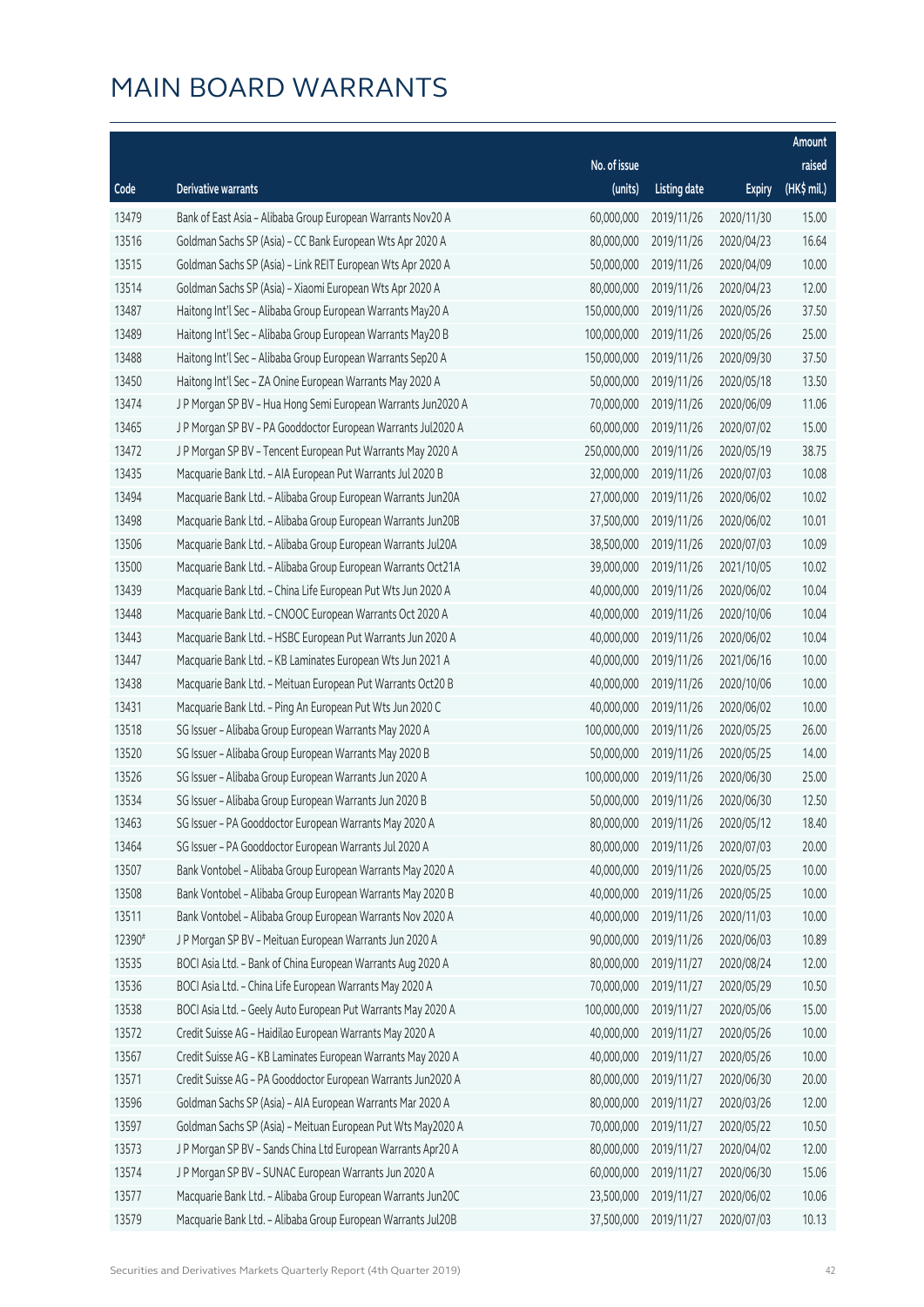# MAIN BOARD WARRANTS

| Code | Derivative warrants | No. of issue (units) | Listing date | Expiry | Amount raised (HK$ mil.) |
|---|---|---|---|---|---|
| 13479 | Bank of East Asia - Alibaba Group European Warrants Nov20 A | 60,000,000 | 2019/11/26 | 2020/11/30 | 15.00 |
| 13516 | Goldman Sachs SP (Asia) - CC Bank European Wts Apr 2020 A | 80,000,000 | 2019/11/26 | 2020/04/23 | 16.64 |
| 13515 | Goldman Sachs SP (Asia) - Link REIT European Wts Apr 2020 A | 50,000,000 | 2019/11/26 | 2020/04/09 | 10.00 |
| 13514 | Goldman Sachs SP (Asia) - Xiaomi European Wts Apr 2020 A | 80,000,000 | 2019/11/26 | 2020/04/23 | 12.00 |
| 13487 | Haitong Int'l Sec - Alibaba Group European Warrants May20 A | 150,000,000 | 2019/11/26 | 2020/05/26 | 37.50 |
| 13489 | Haitong Int'l Sec - Alibaba Group European Warrants May20 B | 100,000,000 | 2019/11/26 | 2020/05/26 | 25.00 |
| 13488 | Haitong Int'l Sec - Alibaba Group European Warrants Sep20 A | 150,000,000 | 2019/11/26 | 2020/09/30 | 37.50 |
| 13450 | Haitong Int'l Sec - ZA Onine European Warrants May 2020 A | 50,000,000 | 2019/11/26 | 2020/05/18 | 13.50 |
| 13474 | J P Morgan SP BV - Hua Hong Semi European Warrants Jun2020 A | 70,000,000 | 2019/11/26 | 2020/06/09 | 11.06 |
| 13465 | J P Morgan SP BV - PA Gooddoctor European Warrants Jul2020 A | 60,000,000 | 2019/11/26 | 2020/07/02 | 15.00 |
| 13472 | J P Morgan SP BV - Tencent European Put Warrants May 2020 A | 250,000,000 | 2019/11/26 | 2020/05/19 | 38.75 |
| 13435 | Macquarie Bank Ltd. - AIA European Put Warrants Jul 2020 B | 32,000,000 | 2019/11/26 | 2020/07/03 | 10.08 |
| 13494 | Macquarie Bank Ltd. - Alibaba Group European Warrants Jun20A | 27,000,000 | 2019/11/26 | 2020/06/02 | 10.02 |
| 13498 | Macquarie Bank Ltd. - Alibaba Group European Warrants Jun20B | 37,500,000 | 2019/11/26 | 2020/06/02 | 10.01 |
| 13506 | Macquarie Bank Ltd. - Alibaba Group European Warrants Jul20A | 38,500,000 | 2019/11/26 | 2020/07/03 | 10.09 |
| 13500 | Macquarie Bank Ltd. - Alibaba Group European Warrants Oct21A | 39,000,000 | 2019/11/26 | 2021/10/05 | 10.02 |
| 13439 | Macquarie Bank Ltd. - China Life European Put Wts Jun 2020 A | 40,000,000 | 2019/11/26 | 2020/06/02 | 10.04 |
| 13448 | Macquarie Bank Ltd. - CNOOC European Warrants Oct 2020 A | 40,000,000 | 2019/11/26 | 2020/10/06 | 10.04 |
| 13443 | Macquarie Bank Ltd. - HSBC European Put Warrants Jun 2020 A | 40,000,000 | 2019/11/26 | 2020/06/02 | 10.04 |
| 13447 | Macquarie Bank Ltd. - KB Laminates European Wts Jun 2021 A | 40,000,000 | 2019/11/26 | 2021/06/16 | 10.00 |
| 13438 | Macquarie Bank Ltd. - Meituan European Put Warrants Oct20 B | 40,000,000 | 2019/11/26 | 2020/10/06 | 10.00 |
| 13431 | Macquarie Bank Ltd. - Ping An European Put Wts Jun 2020 C | 40,000,000 | 2019/11/26 | 2020/06/02 | 10.00 |
| 13518 | SG Issuer - Alibaba Group European Warrants May 2020 A | 100,000,000 | 2019/11/26 | 2020/05/25 | 26.00 |
| 13520 | SG Issuer - Alibaba Group European Warrants May 2020 B | 50,000,000 | 2019/11/26 | 2020/05/25 | 14.00 |
| 13526 | SG Issuer - Alibaba Group European Warrants Jun 2020 A | 100,000,000 | 2019/11/26 | 2020/06/30 | 25.00 |
| 13534 | SG Issuer - Alibaba Group European Warrants Jun 2020 B | 50,000,000 | 2019/11/26 | 2020/06/30 | 12.50 |
| 13463 | SG Issuer - PA Gooddoctor European Warrants May 2020 A | 80,000,000 | 2019/11/26 | 2020/05/12 | 18.40 |
| 13464 | SG Issuer - PA Gooddoctor European Warrants Jul 2020 A | 80,000,000 | 2019/11/26 | 2020/07/03 | 20.00 |
| 13507 | Bank Vontobel - Alibaba Group European Warrants May 2020 A | 40,000,000 | 2019/11/26 | 2020/05/25 | 10.00 |
| 13508 | Bank Vontobel - Alibaba Group European Warrants May 2020 B | 40,000,000 | 2019/11/26 | 2020/05/25 | 10.00 |
| 13511 | Bank Vontobel - Alibaba Group European Warrants Nov 2020 A | 40,000,000 | 2019/11/26 | 2020/11/03 | 10.00 |
| 12390# | J P Morgan SP BV - Meituan European Warrants Jun 2020 A | 90,000,000 | 2019/11/26 | 2020/06/03 | 10.89 |
| 13535 | BOCI Asia Ltd. - Bank of China European Warrants Aug 2020 A | 80,000,000 | 2019/11/27 | 2020/08/24 | 12.00 |
| 13536 | BOCI Asia Ltd. - China Life European Warrants May 2020 A | 70,000,000 | 2019/11/27 | 2020/05/29 | 10.50 |
| 13538 | BOCI Asia Ltd. - Geely Auto European Put Warrants May 2020 A | 100,000,000 | 2019/11/27 | 2020/05/06 | 15.00 |
| 13572 | Credit Suisse AG - Haidilao European Warrants May 2020 A | 40,000,000 | 2019/11/27 | 2020/05/26 | 10.00 |
| 13567 | Credit Suisse AG - KB Laminates European Warrants May 2020 A | 40,000,000 | 2019/11/27 | 2020/05/26 | 10.00 |
| 13571 | Credit Suisse AG - PA Gooddoctor European Warrants Jun2020 A | 80,000,000 | 2019/11/27 | 2020/06/30 | 20.00 |
| 13596 | Goldman Sachs SP (Asia) - AIA European Warrants Mar 2020 A | 80,000,000 | 2019/11/27 | 2020/03/26 | 12.00 |
| 13597 | Goldman Sachs SP (Asia) - Meituan European Put Wts May2020 A | 70,000,000 | 2019/11/27 | 2020/05/22 | 10.50 |
| 13573 | J P Morgan SP BV - Sands China Ltd European Warrants Apr20 A | 80,000,000 | 2019/11/27 | 2020/04/02 | 12.00 |
| 13574 | J P Morgan SP BV - SUNAC European Warrants Jun 2020 A | 60,000,000 | 2019/11/27 | 2020/06/30 | 15.06 |
| 13577 | Macquarie Bank Ltd. - Alibaba Group European Warrants Jun20C | 23,500,000 | 2019/11/27 | 2020/06/02 | 10.06 |
| 13579 | Macquarie Bank Ltd. - Alibaba Group European Warrants Jul20B | 37,500,000 | 2019/11/27 | 2020/07/03 | 10.13 |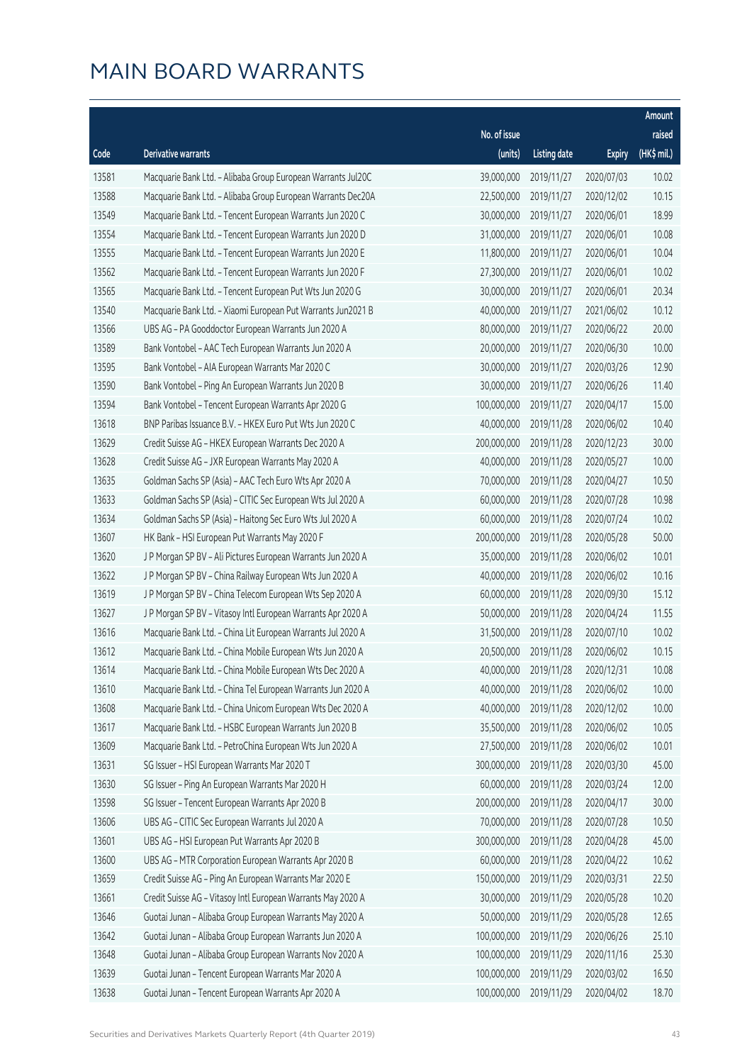# MAIN BOARD WARRANTS

| Code | Derivative warrants | No. of issue (units) | Listing date | Expiry | Amount raised (HK$ mil.) |
|---|---|---|---|---|---|
| 13581 | Macquarie Bank Ltd. - Alibaba Group European Warrants Jul20C | 39,000,000 | 2019/11/27 | 2020/07/03 | 10.02 |
| 13588 | Macquarie Bank Ltd. - Alibaba Group European Warrants Dec20A | 22,500,000 | 2019/11/27 | 2020/12/02 | 10.15 |
| 13549 | Macquarie Bank Ltd. - Tencent European Warrants Jun 2020 C | 30,000,000 | 2019/11/27 | 2020/06/01 | 18.99 |
| 13554 | Macquarie Bank Ltd. - Tencent European Warrants Jun 2020 D | 31,000,000 | 2019/11/27 | 2020/06/01 | 10.08 |
| 13555 | Macquarie Bank Ltd. - Tencent European Warrants Jun 2020 E | 11,800,000 | 2019/11/27 | 2020/06/01 | 10.04 |
| 13562 | Macquarie Bank Ltd. - Tencent European Warrants Jun 2020 F | 27,300,000 | 2019/11/27 | 2020/06/01 | 10.02 |
| 13565 | Macquarie Bank Ltd. - Tencent European Put Wts Jun 2020 G | 30,000,000 | 2019/11/27 | 2020/06/01 | 20.34 |
| 13540 | Macquarie Bank Ltd. - Xiaomi European Put Warrants Jun2021 B | 40,000,000 | 2019/11/27 | 2021/06/02 | 10.12 |
| 13566 | UBS AG - PA Gooddoctor European Warrants Jun 2020 A | 80,000,000 | 2019/11/27 | 2020/06/22 | 20.00 |
| 13589 | Bank Vontobel - AAC Tech European Warrants Jun 2020 A | 20,000,000 | 2019/11/27 | 2020/06/30 | 10.00 |
| 13595 | Bank Vontobel - AIA European Warrants Mar 2020 C | 30,000,000 | 2019/11/27 | 2020/03/26 | 12.90 |
| 13590 | Bank Vontobel - Ping An European Warrants Jun 2020 B | 30,000,000 | 2019/11/27 | 2020/06/26 | 11.40 |
| 13594 | Bank Vontobel - Tencent European Warrants Apr 2020 G | 100,000,000 | 2019/11/27 | 2020/04/17 | 15.00 |
| 13618 | BNP Paribas Issuance B.V. - HKEX Euro Put Wts Jun 2020 C | 40,000,000 | 2019/11/28 | 2020/06/02 | 10.40 |
| 13629 | Credit Suisse AG - HKEX European Warrants Dec 2020 A | 200,000,000 | 2019/11/28 | 2020/12/23 | 30.00 |
| 13628 | Credit Suisse AG - JXR European Warrants May 2020 A | 40,000,000 | 2019/11/28 | 2020/05/27 | 10.00 |
| 13635 | Goldman Sachs SP (Asia) - AAC Tech Euro Wts Apr 2020 A | 70,000,000 | 2019/11/28 | 2020/04/27 | 10.50 |
| 13633 | Goldman Sachs SP (Asia) - CITIC Sec European Wts Jul 2020 A | 60,000,000 | 2019/11/28 | 2020/07/28 | 10.98 |
| 13634 | Goldman Sachs SP (Asia) - Haitong Sec Euro Wts Jul 2020 A | 60,000,000 | 2019/11/28 | 2020/07/24 | 10.02 |
| 13607 | HK Bank - HSI European Put Warrants May 2020 F | 200,000,000 | 2019/11/28 | 2020/05/28 | 50.00 |
| 13620 | J P Morgan SP BV - Ali Pictures European Warrants Jun 2020 A | 35,000,000 | 2019/11/28 | 2020/06/02 | 10.01 |
| 13622 | J P Morgan SP BV - China Railway European Wts Jun 2020 A | 40,000,000 | 2019/11/28 | 2020/06/02 | 10.16 |
| 13619 | J P Morgan SP BV - China Telecom European Wts Sep 2020 A | 60,000,000 | 2019/11/28 | 2020/09/30 | 15.12 |
| 13627 | J P Morgan SP BV - Vitasoy Intl European Warrants Apr 2020 A | 50,000,000 | 2019/11/28 | 2020/04/24 | 11.55 |
| 13616 | Macquarie Bank Ltd. - China Lit European Warrants Jul 2020 A | 31,500,000 | 2019/11/28 | 2020/07/10 | 10.02 |
| 13612 | Macquarie Bank Ltd. - China Mobile European Wts Jun 2020 A | 20,500,000 | 2019/11/28 | 2020/06/02 | 10.15 |
| 13614 | Macquarie Bank Ltd. - China Mobile European Wts Dec 2020 A | 40,000,000 | 2019/11/28 | 2020/12/31 | 10.08 |
| 13610 | Macquarie Bank Ltd. - China Tel European Warrants Jun 2020 A | 40,000,000 | 2019/11/28 | 2020/06/02 | 10.00 |
| 13608 | Macquarie Bank Ltd. - China Unicom European Wts Dec 2020 A | 40,000,000 | 2019/11/28 | 2020/12/02 | 10.00 |
| 13617 | Macquarie Bank Ltd. - HSBC European Warrants Jun 2020 B | 35,500,000 | 2019/11/28 | 2020/06/02 | 10.05 |
| 13609 | Macquarie Bank Ltd. - PetroChina European Wts Jun 2020 A | 27,500,000 | 2019/11/28 | 2020/06/02 | 10.01 |
| 13631 | SG Issuer - HSI European Warrants Mar 2020 T | 300,000,000 | 2019/11/28 | 2020/03/30 | 45.00 |
| 13630 | SG Issuer - Ping An European Warrants Mar 2020 H | 60,000,000 | 2019/11/28 | 2020/03/24 | 12.00 |
| 13598 | SG Issuer - Tencent European Warrants Apr 2020 B | 200,000,000 | 2019/11/28 | 2020/04/17 | 30.00 |
| 13606 | UBS AG - CITIC Sec European Warrants Jul 2020 A | 70,000,000 | 2019/11/28 | 2020/07/28 | 10.50 |
| 13601 | UBS AG - HSI European Put Warrants Apr 2020 B | 300,000,000 | 2019/11/28 | 2020/04/28 | 45.00 |
| 13600 | UBS AG - MTR Corporation European Warrants Apr 2020 B | 60,000,000 | 2019/11/28 | 2020/04/22 | 10.62 |
| 13659 | Credit Suisse AG - Ping An European Warrants Mar 2020 E | 150,000,000 | 2019/11/29 | 2020/03/31 | 22.50 |
| 13661 | Credit Suisse AG - Vitasoy Intl European Warrants May 2020 A | 30,000,000 | 2019/11/29 | 2020/05/28 | 10.20 |
| 13646 | Guotai Junan - Alibaba Group European Warrants May 2020 A | 50,000,000 | 2019/11/29 | 2020/05/28 | 12.65 |
| 13642 | Guotai Junan - Alibaba Group European Warrants Jun 2020 A | 100,000,000 | 2019/11/29 | 2020/06/26 | 25.10 |
| 13648 | Guotai Junan - Alibaba Group European Warrants Nov 2020 A | 100,000,000 | 2019/11/29 | 2020/11/16 | 25.30 |
| 13639 | Guotai Junan - Tencent European Warrants Mar 2020 A | 100,000,000 | 2019/11/29 | 2020/03/02 | 16.50 |
| 13638 | Guotai Junan - Tencent European Warrants Apr 2020 A | 100,000,000 | 2019/11/29 | 2020/04/02 | 18.70 |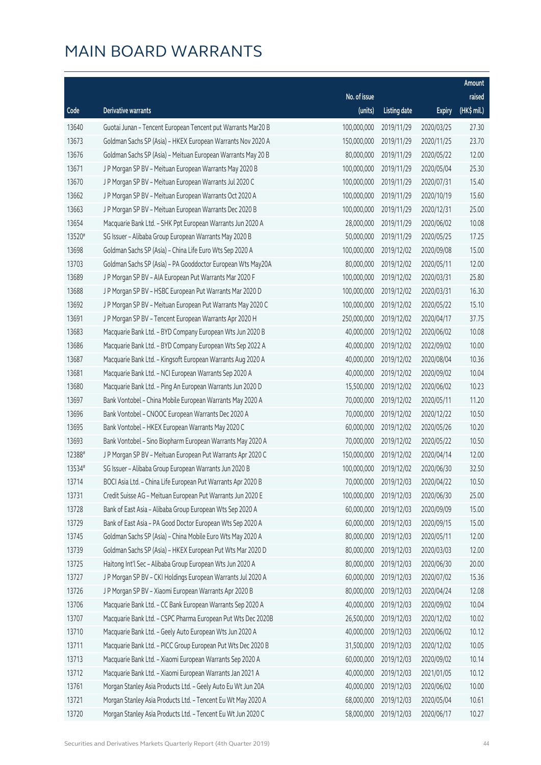# MAIN BOARD WARRANTS

| Code | Derivative warrants | No. of issue (units) | Listing date | Expiry | Amount raised (HK$ mil.) |
|---|---|---|---|---|---|
| 13640 | Guotai Junan - Tencent European Tencent put Warrants Mar20 B | 100,000,000 | 2019/11/29 | 2020/03/25 | 27.30 |
| 13673 | Goldman Sachs SP (Asia) - HKEX European Warrants Nov 2020 A | 150,000,000 | 2019/11/29 | 2020/11/25 | 23.70 |
| 13676 | Goldman Sachs SP (Asia) - Meituan European Warrants May 20 B | 80,000,000 | 2019/11/29 | 2020/05/22 | 12.00 |
| 13671 | J P Morgan SP BV - Meituan European Warrants May 2020 B | 100,000,000 | 2019/11/29 | 2020/05/04 | 25.30 |
| 13670 | J P Morgan SP BV - Meituan European Warrants Jul 2020 C | 100,000,000 | 2019/11/29 | 2020/07/31 | 15.40 |
| 13662 | J P Morgan SP BV - Meituan European Warrants Oct 2020 A | 100,000,000 | 2019/11/29 | 2020/10/19 | 15.60 |
| 13663 | J P Morgan SP BV - Meituan European Warrants Dec 2020 B | 100,000,000 | 2019/11/29 | 2020/12/31 | 25.00 |
| 13654 | Macquarie Bank Ltd. - SHK Ppt European Warrants Jun 2020 A | 28,000,000 | 2019/11/29 | 2020/06/02 | 10.08 |
| 13520# | SG Issuer - Alibaba Group European Warrants May 2020 B | 50,000,000 | 2019/11/29 | 2020/05/25 | 17.25 |
| 13698 | Goldman Sachs SP (Asia) - China Life Euro Wts Sep 2020 A | 100,000,000 | 2019/12/02 | 2020/09/08 | 15.00 |
| 13703 | Goldman Sachs SP (Asia) - PA Gooddoctor European Wts May20A | 80,000,000 | 2019/12/02 | 2020/05/11 | 12.00 |
| 13689 | J P Morgan SP BV - AIA European Put Warrants Mar 2020 F | 100,000,000 | 2019/12/02 | 2020/03/31 | 25.80 |
| 13688 | J P Morgan SP BV - HSBC European Put Warrants Mar 2020 D | 100,000,000 | 2019/12/02 | 2020/03/31 | 16.30 |
| 13692 | J P Morgan SP BV - Meituan European Put Warrants May 2020 C | 100,000,000 | 2019/12/02 | 2020/05/22 | 15.10 |
| 13691 | J P Morgan SP BV - Tencent European Warrants Apr 2020 H | 250,000,000 | 2019/12/02 | 2020/04/17 | 37.75 |
| 13683 | Macquarie Bank Ltd. - BYD Company European Wts Jun 2020 B | 40,000,000 | 2019/12/02 | 2020/06/02 | 10.08 |
| 13686 | Macquarie Bank Ltd. - BYD Company European Wts Sep 2022 A | 40,000,000 | 2019/12/02 | 2022/09/02 | 10.00 |
| 13687 | Macquarie Bank Ltd. - Kingsoft European Warrants Aug 2020 A | 40,000,000 | 2019/12/02 | 2020/08/04 | 10.36 |
| 13681 | Macquarie Bank Ltd. - NCI European Warrants Sep 2020 A | 40,000,000 | 2019/12/02 | 2020/09/02 | 10.04 |
| 13680 | Macquarie Bank Ltd. - Ping An European Warrants Jun 2020 D | 15,500,000 | 2019/12/02 | 2020/06/02 | 10.23 |
| 13697 | Bank Vontobel - China Mobile European Warrants May 2020 A | 70,000,000 | 2019/12/02 | 2020/05/11 | 11.20 |
| 13696 | Bank Vontobel - CNOOC European Warrants Dec 2020 A | 70,000,000 | 2019/12/02 | 2020/12/22 | 10.50 |
| 13695 | Bank Vontobel - HKEX European Warrants May 2020 C | 60,000,000 | 2019/12/02 | 2020/05/26 | 10.20 |
| 13693 | Bank Vontobel - Sino Biopharm European Warrants May 2020 A | 70,000,000 | 2019/12/02 | 2020/05/22 | 10.50 |
| 12388# | J P Morgan SP BV - Meituan European Put Warrants Apr 2020 C | 150,000,000 | 2019/12/02 | 2020/04/14 | 12.00 |
| 13534# | SG Issuer - Alibaba Group European Warrants Jun 2020 B | 100,000,000 | 2019/12/02 | 2020/06/30 | 32.50 |
| 13714 | BOCI Asia Ltd. - China Life European Put Warrants Apr 2020 B | 70,000,000 | 2019/12/03 | 2020/04/22 | 10.50 |
| 13731 | Credit Suisse AG - Meituan European Put Warrants Jun 2020 E | 100,000,000 | 2019/12/03 | 2020/06/30 | 25.00 |
| 13728 | Bank of East Asia - Alibaba Group European Wts Sep 2020 A | 60,000,000 | 2019/12/03 | 2020/09/09 | 15.00 |
| 13729 | Bank of East Asia - PA Good Doctor European Wts Sep 2020 A | 60,000,000 | 2019/12/03 | 2020/09/15 | 15.00 |
| 13745 | Goldman Sachs SP (Asia) - China Mobile Euro Wts May 2020 A | 80,000,000 | 2019/12/03 | 2020/05/11 | 12.00 |
| 13739 | Goldman Sachs SP (Asia) - HKEX European Put Wts Mar 2020 D | 80,000,000 | 2019/12/03 | 2020/03/03 | 12.00 |
| 13725 | Haitong Int'l Sec - Alibaba Group European Wts Jun 2020 A | 80,000,000 | 2019/12/03 | 2020/06/30 | 20.00 |
| 13727 | J P Morgan SP BV - CKI Holdings European Warrants Jul 2020 A | 60,000,000 | 2019/12/03 | 2020/07/02 | 15.36 |
| 13726 | J P Morgan SP BV - Xiaomi European Warrants Apr 2020 B | 80,000,000 | 2019/12/03 | 2020/04/24 | 12.08 |
| 13706 | Macquarie Bank Ltd. - CC Bank European Warrants Sep 2020 A | 40,000,000 | 2019/12/03 | 2020/09/02 | 10.04 |
| 13707 | Macquarie Bank Ltd. - CSPC Pharma European Put Wts Dec 2020B | 26,500,000 | 2019/12/03 | 2020/12/02 | 10.02 |
| 13710 | Macquarie Bank Ltd. - Geely Auto European Wts Jun 2020 A | 40,000,000 | 2019/12/03 | 2020/06/02 | 10.12 |
| 13711 | Macquarie Bank Ltd. - PICC Group European Put Wts Dec 2020 B | 31,500,000 | 2019/12/03 | 2020/12/02 | 10.05 |
| 13713 | Macquarie Bank Ltd. - Xiaomi European Warrants Sep 2020 A | 60,000,000 | 2019/12/03 | 2020/09/02 | 10.14 |
| 13712 | Macquarie Bank Ltd. - Xiaomi European Warrants Jan 2021 A | 40,000,000 | 2019/12/03 | 2021/01/05 | 10.12 |
| 13761 | Morgan Stanley Asia Products Ltd. - Geely Auto Eu Wt Jun 20A | 40,000,000 | 2019/12/03 | 2020/06/02 | 10.00 |
| 13721 | Morgan Stanley Asia Products Ltd. - Tencent Eu Wt May 2020 A | 68,000,000 | 2019/12/03 | 2020/05/04 | 10.61 |
| 13720 | Morgan Stanley Asia Products Ltd. - Tencent Eu Wt Jun 2020 C | 58,000,000 | 2019/12/03 | 2020/06/17 | 10.27 |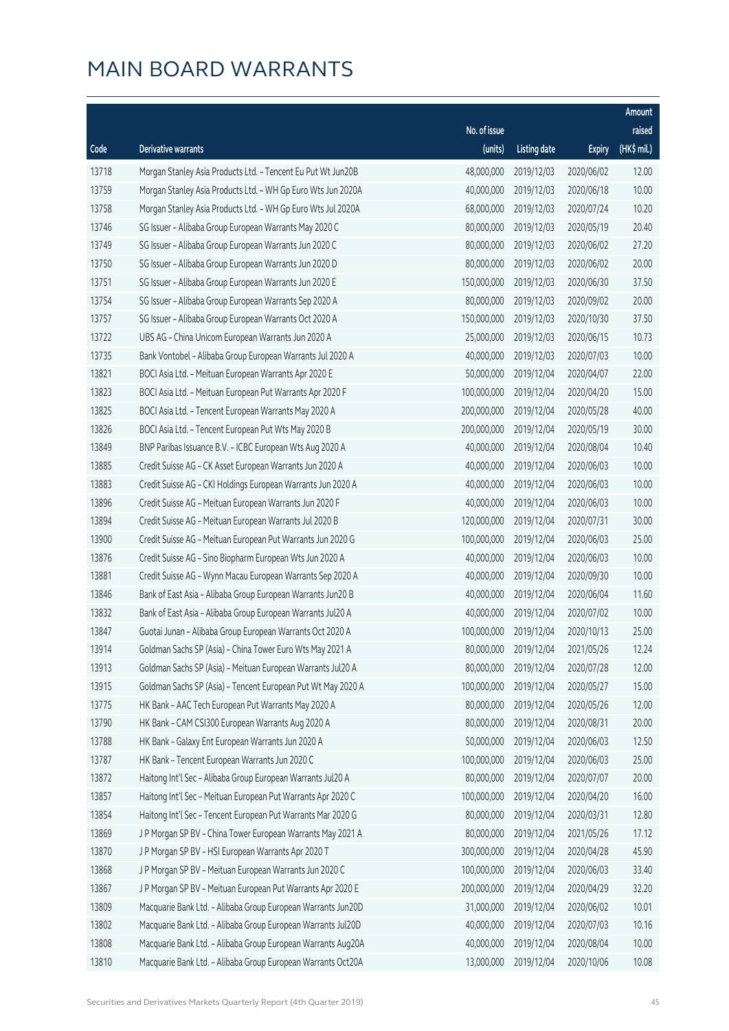# MAIN BOARD WARRANTS

| Code | Derivative warrants | No. of issue (units) | Listing date | Expiry | Amount raised (HK$ mil.) |
|---|---|---|---|---|---|
| 13718 | Morgan Stanley Asia Products Ltd. - Tencent Eu Put Wt Jun20B | 48,000,000 | 2019/12/03 | 2020/06/02 | 12.00 |
| 13759 | Morgan Stanley Asia Products Ltd. - WH Gp Euro Wts Jun 2020A | 40,000,000 | 2019/12/03 | 2020/06/18 | 10.00 |
| 13758 | Morgan Stanley Asia Products Ltd. - WH Gp Euro Wts Jul 2020A | 68,000,000 | 2019/12/03 | 2020/07/24 | 10.20 |
| 13746 | SG Issuer - Alibaba Group European Warrants May 2020 C | 80,000,000 | 2019/12/03 | 2020/05/19 | 20.40 |
| 13749 | SG Issuer - Alibaba Group European Warrants Jun 2020 C | 80,000,000 | 2019/12/03 | 2020/06/02 | 27.20 |
| 13750 | SG Issuer - Alibaba Group European Warrants Jun 2020 D | 80,000,000 | 2019/12/03 | 2020/06/02 | 20.00 |
| 13751 | SG Issuer - Alibaba Group European Warrants Jun 2020 E | 150,000,000 | 2019/12/03 | 2020/06/30 | 37.50 |
| 13754 | SG Issuer - Alibaba Group European Warrants Sep 2020 A | 80,000,000 | 2019/12/03 | 2020/09/02 | 20.00 |
| 13757 | SG Issuer - Alibaba Group European Warrants Oct 2020 A | 150,000,000 | 2019/12/03 | 2020/10/30 | 37.50 |
| 13722 | UBS AG - China Unicom European Warrants Jun 2020 A | 25,000,000 | 2019/12/03 | 2020/06/15 | 10.73 |
| 13735 | Bank Vontobel - Alibaba Group European Warrants Jul 2020 A | 40,000,000 | 2019/12/03 | 2020/07/03 | 10.00 |
| 13821 | BOCI Asia Ltd. - Meituan European Warrants Apr 2020 E | 50,000,000 | 2019/12/04 | 2020/04/07 | 22.00 |
| 13823 | BOCI Asia Ltd. - Meituan European Put Warrants Apr 2020 F | 100,000,000 | 2019/12/04 | 2020/04/20 | 15.00 |
| 13825 | BOCI Asia Ltd. - Tencent European Warrants May 2020 A | 200,000,000 | 2019/12/04 | 2020/05/28 | 40.00 |
| 13826 | BOCI Asia Ltd. - Tencent European Put Wts May 2020 B | 200,000,000 | 2019/12/04 | 2020/05/19 | 30.00 |
| 13849 | BNP Paribas Issuance B.V. - ICBC European Wts Aug 2020 A | 40,000,000 | 2019/12/04 | 2020/08/04 | 10.40 |
| 13885 | Credit Suisse AG - CK Asset European Warrants Jun 2020 A | 40,000,000 | 2019/12/04 | 2020/06/03 | 10.00 |
| 13883 | Credit Suisse AG - CKI Holdings European Warrants Jun 2020 A | 40,000,000 | 2019/12/04 | 2020/06/03 | 10.00 |
| 13896 | Credit Suisse AG - Meituan European Warrants Jun 2020 F | 40,000,000 | 2019/12/04 | 2020/06/03 | 10.00 |
| 13894 | Credit Suisse AG - Meituan European Warrants Jul 2020 B | 120,000,000 | 2019/12/04 | 2020/07/31 | 30.00 |
| 13900 | Credit Suisse AG - Meituan European Put Warrants Jun 2020 G | 100,000,000 | 2019/12/04 | 2020/06/03 | 25.00 |
| 13876 | Credit Suisse AG - Sino Biopharm European Wts Jun 2020 A | 40,000,000 | 2019/12/04 | 2020/06/03 | 10.00 |
| 13881 | Credit Suisse AG - Wynn Macau European Warrants Sep 2020 A | 40,000,000 | 2019/12/04 | 2020/09/30 | 10.00 |
| 13846 | Bank of East Asia - Alibaba Group European Warrants Jun20 B | 40,000,000 | 2019/12/04 | 2020/06/04 | 11.60 |
| 13832 | Bank of East Asia - Alibaba Group European Warrants Jul20 A | 40,000,000 | 2019/12/04 | 2020/07/02 | 10.00 |
| 13847 | Guotai Junan - Alibaba Group European Warrants Oct 2020 A | 100,000,000 | 2019/12/04 | 2020/10/13 | 25.00 |
| 13914 | Goldman Sachs SP (Asia) - China Tower Euro Wts May 2021 A | 80,000,000 | 2019/12/04 | 2021/05/26 | 12.24 |
| 13913 | Goldman Sachs SP (Asia) - Meituan European Warrants Jul20 A | 80,000,000 | 2019/12/04 | 2020/07/28 | 12.00 |
| 13915 | Goldman Sachs SP (Asia) - Tencent European Put Wt May 2020 A | 100,000,000 | 2019/12/04 | 2020/05/27 | 15.00 |
| 13775 | HK Bank - AAC Tech European Put Warrants May 2020 A | 80,000,000 | 2019/12/04 | 2020/05/26 | 12.00 |
| 13790 | HK Bank - CAM CSI300 European Warrants Aug 2020 A | 80,000,000 | 2019/12/04 | 2020/08/31 | 20.00 |
| 13788 | HK Bank - Galaxy Ent European Warrants Jun 2020 A | 50,000,000 | 2019/12/04 | 2020/06/03 | 12.50 |
| 13787 | HK Bank - Tencent European Warrants Jun 2020 C | 100,000,000 | 2019/12/04 | 2020/06/03 | 25.00 |
| 13872 | Haitong Int'l Sec - Alibaba Group European Warrants Jul20 A | 80,000,000 | 2019/12/04 | 2020/07/07 | 20.00 |
| 13857 | Haitong Int'l Sec - Meituan European Put Warrants Apr 2020 C | 100,000,000 | 2019/12/04 | 2020/04/20 | 16.00 |
| 13854 | Haitong Int'l Sec - Tencent European Put Warrants Mar 2020 G | 80,000,000 | 2019/12/04 | 2020/03/31 | 12.80 |
| 13869 | J P Morgan SP BV - China Tower European Warrants May 2021 A | 80,000,000 | 2019/12/04 | 2021/05/26 | 17.12 |
| 13870 | J P Morgan SP BV - HSI European Warrants Apr 2020 T | 300,000,000 | 2019/12/04 | 2020/04/28 | 45.90 |
| 13868 | J P Morgan SP BV - Meituan European Warrants Jun 2020 C | 100,000,000 | 2019/12/04 | 2020/06/03 | 33.40 |
| 13867 | J P Morgan SP BV - Meituan European Put Warrants Apr 2020 E | 200,000,000 | 2019/12/04 | 2020/04/29 | 32.20 |
| 13809 | Macquarie Bank Ltd. - Alibaba Group European Warrants Jun20D | 31,000,000 | 2019/12/04 | 2020/06/02 | 10.01 |
| 13802 | Macquarie Bank Ltd. - Alibaba Group European Warrants Jul20D | 40,000,000 | 2019/12/04 | 2020/07/03 | 10.16 |
| 13808 | Macquarie Bank Ltd. - Alibaba Group European Warrants Aug20A | 40,000,000 | 2019/12/04 | 2020/08/04 | 10.00 |
| 13810 | Macquarie Bank Ltd. - Alibaba Group European Warrants Oct20A | 13,000,000 | 2019/12/04 | 2020/10/06 | 10.08 |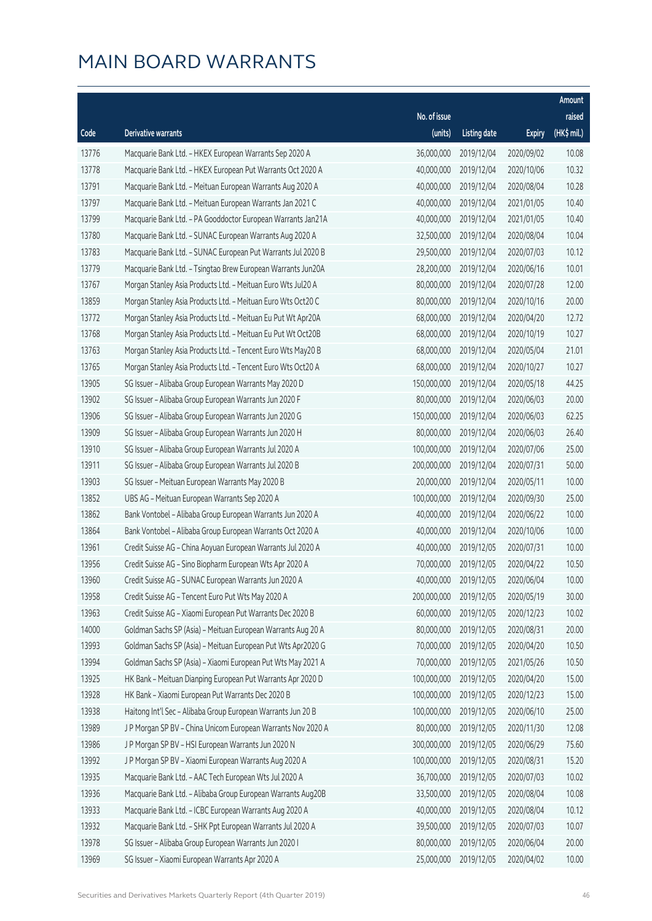# MAIN BOARD WARRANTS

| Code | Derivative warrants | No. of issue (units) | Listing date | Expiry | Amount raised (HK$ mil.) |
|---|---|---|---|---|---|
| 13776 | Macquarie Bank Ltd. - HKEX European Warrants Sep 2020 A | 36,000,000 | 2019/12/04 | 2020/09/02 | 10.08 |
| 13778 | Macquarie Bank Ltd. - HKEX European Put Warrants Oct 2020 A | 40,000,000 | 2019/12/04 | 2020/10/06 | 10.32 |
| 13791 | Macquarie Bank Ltd. - Meituan European Warrants Aug 2020 A | 40,000,000 | 2019/12/04 | 2020/08/04 | 10.28 |
| 13797 | Macquarie Bank Ltd. - Meituan European Warrants Jan 2021 C | 40,000,000 | 2019/12/04 | 2021/01/05 | 10.40 |
| 13799 | Macquarie Bank Ltd. - PA Gooddoctor European Warrants Jan21A | 40,000,000 | 2019/12/04 | 2021/01/05 | 10.40 |
| 13780 | Macquarie Bank Ltd. - SUNAC European Warrants Aug 2020 A | 32,500,000 | 2019/12/04 | 2020/08/04 | 10.04 |
| 13783 | Macquarie Bank Ltd. - SUNAC European Put Warrants Jul 2020 B | 29,500,000 | 2019/12/04 | 2020/07/03 | 10.12 |
| 13779 | Macquarie Bank Ltd. - Tsingtao Brew European Warrants Jun20A | 28,200,000 | 2019/12/04 | 2020/06/16 | 10.01 |
| 13767 | Morgan Stanley Asia Products Ltd. - Meituan Euro Wts Jul20 A | 80,000,000 | 2019/12/04 | 2020/07/28 | 12.00 |
| 13859 | Morgan Stanley Asia Products Ltd. - Meituan Euro Wts Oct20 C | 80,000,000 | 2019/12/04 | 2020/10/16 | 20.00 |
| 13772 | Morgan Stanley Asia Products Ltd. - Meituan Eu Put Wt Apr20A | 68,000,000 | 2019/12/04 | 2020/04/20 | 12.72 |
| 13768 | Morgan Stanley Asia Products Ltd. - Meituan Eu Put Wt Oct20B | 68,000,000 | 2019/12/04 | 2020/10/19 | 10.27 |
| 13763 | Morgan Stanley Asia Products Ltd. - Tencent Euro Wts May20 B | 68,000,000 | 2019/12/04 | 2020/05/04 | 21.01 |
| 13765 | Morgan Stanley Asia Products Ltd. - Tencent Euro Wts Oct20 A | 68,000,000 | 2019/12/04 | 2020/10/27 | 10.27 |
| 13905 | SG Issuer - Alibaba Group European Warrants May 2020 D | 150,000,000 | 2019/12/04 | 2020/05/18 | 44.25 |
| 13902 | SG Issuer - Alibaba Group European Warrants Jun 2020 F | 80,000,000 | 2019/12/04 | 2020/06/03 | 20.00 |
| 13906 | SG Issuer - Alibaba Group European Warrants Jun 2020 G | 150,000,000 | 2019/12/04 | 2020/06/03 | 62.25 |
| 13909 | SG Issuer - Alibaba Group European Warrants Jun 2020 H | 80,000,000 | 2019/12/04 | 2020/06/03 | 26.40 |
| 13910 | SG Issuer - Alibaba Group European Warrants Jul 2020 A | 100,000,000 | 2019/12/04 | 2020/07/06 | 25.00 |
| 13911 | SG Issuer - Alibaba Group European Warrants Jul 2020 B | 200,000,000 | 2019/12/04 | 2020/07/31 | 50.00 |
| 13903 | SG Issuer - Meituan European Warrants May 2020 B | 20,000,000 | 2019/12/04 | 2020/05/11 | 10.00 |
| 13852 | UBS AG - Meituan European Warrants Sep 2020 A | 100,000,000 | 2019/12/04 | 2020/09/30 | 25.00 |
| 13862 | Bank Vontobel - Alibaba Group European Warrants Jun 2020 A | 40,000,000 | 2019/12/04 | 2020/06/22 | 10.00 |
| 13864 | Bank Vontobel - Alibaba Group European Warrants Oct 2020 A | 40,000,000 | 2019/12/04 | 2020/10/06 | 10.00 |
| 13961 | Credit Suisse AG - China Aoyuan European Warrants Jul 2020 A | 40,000,000 | 2019/12/05 | 2020/07/31 | 10.00 |
| 13956 | Credit Suisse AG - Sino Biopharm European Wts Apr 2020 A | 70,000,000 | 2019/12/05 | 2020/04/22 | 10.50 |
| 13960 | Credit Suisse AG - SUNAC European Warrants Jun 2020 A | 40,000,000 | 2019/12/05 | 2020/06/04 | 10.00 |
| 13958 | Credit Suisse AG - Tencent Euro Put Wts May 2020 A | 200,000,000 | 2019/12/05 | 2020/05/19 | 30.00 |
| 13963 | Credit Suisse AG - Xiaomi European Put Warrants Dec 2020 B | 60,000,000 | 2019/12/05 | 2020/12/23 | 10.02 |
| 14000 | Goldman Sachs SP (Asia) - Meituan European Warrants Aug 20 A | 80,000,000 | 2019/12/05 | 2020/08/31 | 20.00 |
| 13993 | Goldman Sachs SP (Asia) - Meituan European Put Wts Apr2020 G | 70,000,000 | 2019/12/05 | 2020/04/20 | 10.50 |
| 13994 | Goldman Sachs SP (Asia) - Xiaomi European Put Wts May 2021 A | 70,000,000 | 2019/12/05 | 2021/05/26 | 10.50 |
| 13925 | HK Bank - Meituan Dianping European Put Warrants Apr 2020 D | 100,000,000 | 2019/12/05 | 2020/04/20 | 15.00 |
| 13928 | HK Bank - Xiaomi European Put Warrants Dec 2020 B | 100,000,000 | 2019/12/05 | 2020/12/23 | 15.00 |
| 13938 | Haitong Int'l Sec - Alibaba Group European Warrants Jun 20 B | 100,000,000 | 2019/12/05 | 2020/06/10 | 25.00 |
| 13989 | J P Morgan SP BV - China Unicom European Warrants Nov 2020 A | 80,000,000 | 2019/12/05 | 2020/11/30 | 12.08 |
| 13986 | J P Morgan SP BV - HSI European Warrants Jun 2020 N | 300,000,000 | 2019/12/05 | 2020/06/29 | 75.60 |
| 13992 | J P Morgan SP BV - Xiaomi European Warrants Aug 2020 A | 100,000,000 | 2019/12/05 | 2020/08/31 | 15.20 |
| 13935 | Macquarie Bank Ltd. - AAC Tech European Wts Jul 2020 A | 36,700,000 | 2019/12/05 | 2020/07/03 | 10.02 |
| 13936 | Macquarie Bank Ltd. - Alibaba Group European Warrants Aug20B | 33,500,000 | 2019/12/05 | 2020/08/04 | 10.08 |
| 13933 | Macquarie Bank Ltd. - ICBC European Warrants Aug 2020 A | 40,000,000 | 2019/12/05 | 2020/08/04 | 10.12 |
| 13932 | Macquarie Bank Ltd. - SHK Ppt European Warrants Jul 2020 A | 39,500,000 | 2019/12/05 | 2020/07/03 | 10.07 |
| 13978 | SG Issuer - Alibaba Group European Warrants Jun 2020 I | 80,000,000 | 2019/12/05 | 2020/06/04 | 20.00 |
| 13969 | SG Issuer - Xiaomi European Warrants Apr 2020 A | 25,000,000 | 2019/12/05 | 2020/04/02 | 10.00 |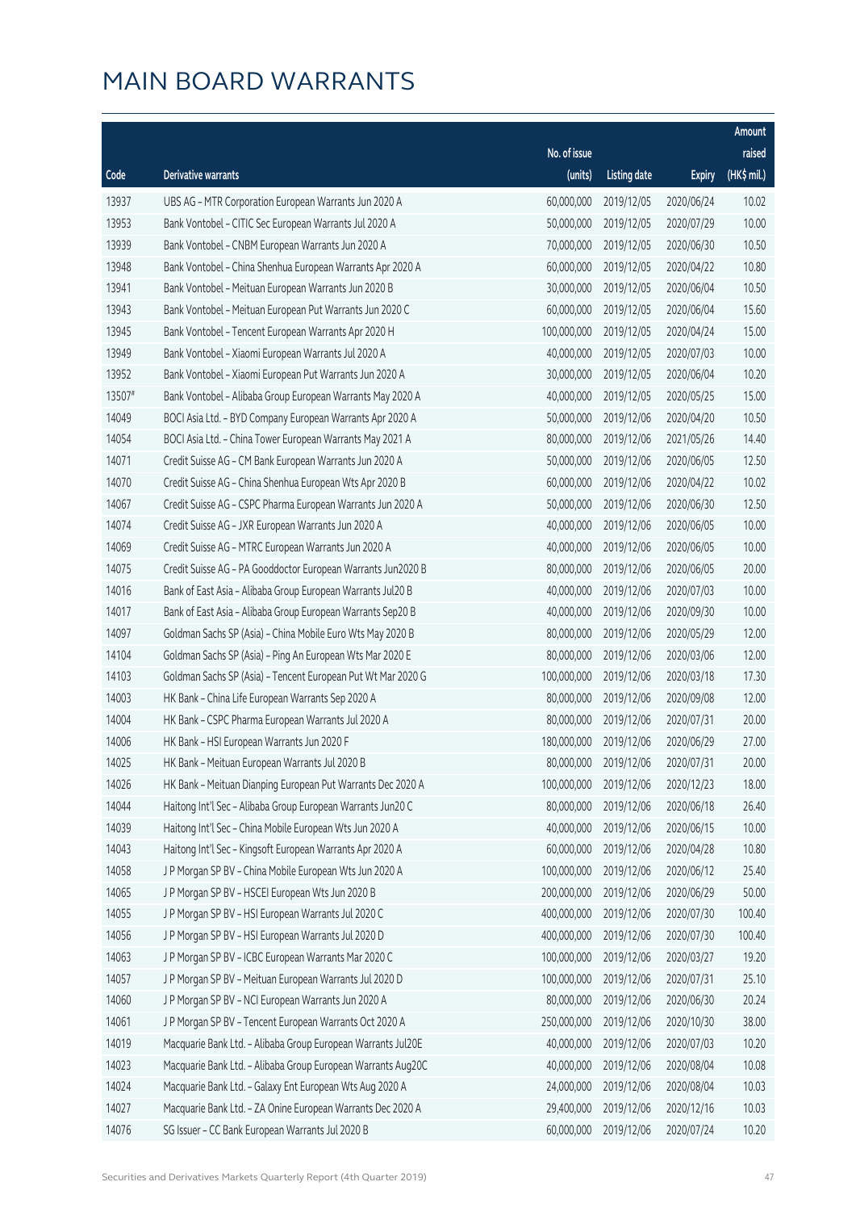# MAIN BOARD WARRANTS

| Code | Derivative warrants | No. of issue (units) | Listing date | Expiry | Amount raised (HK$ mil.) |
|---|---|---|---|---|---|
| 13937 | UBS AG – MTR Corporation European Warrants Jun 2020 A | 60,000,000 | 2019/12/05 | 2020/06/24 | 10.02 |
| 13953 | Bank Vontobel – CITIC Sec European Warrants Jul 2020 A | 50,000,000 | 2019/12/05 | 2020/07/29 | 10.00 |
| 13939 | Bank Vontobel – CNBM European Warrants Jun 2020 A | 70,000,000 | 2019/12/05 | 2020/06/30 | 10.50 |
| 13948 | Bank Vontobel – China Shenhua European Warrants Apr 2020 A | 60,000,000 | 2019/12/05 | 2020/04/22 | 10.80 |
| 13941 | Bank Vontobel – Meituan European Warrants Jun 2020 B | 30,000,000 | 2019/12/05 | 2020/06/04 | 10.50 |
| 13943 | Bank Vontobel – Meituan European Put Warrants Jun 2020 C | 60,000,000 | 2019/12/05 | 2020/06/04 | 15.60 |
| 13945 | Bank Vontobel – Tencent European Warrants Apr 2020 H | 100,000,000 | 2019/12/05 | 2020/04/24 | 15.00 |
| 13949 | Bank Vontobel – Xiaomi European Warrants Jul 2020 A | 40,000,000 | 2019/12/05 | 2020/07/03 | 10.00 |
| 13952 | Bank Vontobel – Xiaomi European Put Warrants Jun 2020 A | 30,000,000 | 2019/12/05 | 2020/06/04 | 10.20 |
| 13507# | Bank Vontobel – Alibaba Group European Warrants May 2020 A | 40,000,000 | 2019/12/05 | 2020/05/25 | 15.00 |
| 14049 | BOCI Asia Ltd. – BYD Company European Warrants Apr 2020 A | 50,000,000 | 2019/12/06 | 2020/04/20 | 10.50 |
| 14054 | BOCI Asia Ltd. – China Tower European Warrants May 2021 A | 80,000,000 | 2019/12/06 | 2021/05/26 | 14.40 |
| 14071 | Credit Suisse AG – CM Bank European Warrants Jun 2020 A | 50,000,000 | 2019/12/06 | 2020/06/05 | 12.50 |
| 14070 | Credit Suisse AG – China Shenhua European Wts Apr 2020 B | 60,000,000 | 2019/12/06 | 2020/04/22 | 10.02 |
| 14067 | Credit Suisse AG – CSPC Pharma European Warrants Jun 2020 A | 50,000,000 | 2019/12/06 | 2020/06/30 | 12.50 |
| 14074 | Credit Suisse AG – JXR European Warrants Jun 2020 A | 40,000,000 | 2019/12/06 | 2020/06/05 | 10.00 |
| 14069 | Credit Suisse AG – MTRC European Warrants Jun 2020 A | 40,000,000 | 2019/12/06 | 2020/06/05 | 10.00 |
| 14075 | Credit Suisse AG – PA Gooddoctor European Warrants Jun2020 B | 80,000,000 | 2019/12/06 | 2020/06/05 | 20.00 |
| 14016 | Bank of East Asia – Alibaba Group European Warrants Jul20 B | 40,000,000 | 2019/12/06 | 2020/07/03 | 10.00 |
| 14017 | Bank of East Asia – Alibaba Group European Warrants Sep20 B | 40,000,000 | 2019/12/06 | 2020/09/30 | 10.00 |
| 14097 | Goldman Sachs SP (Asia) – China Mobile Euro Wts May 2020 B | 80,000,000 | 2019/12/06 | 2020/05/29 | 12.00 |
| 14104 | Goldman Sachs SP (Asia) – Ping An European Wts Mar 2020 E | 80,000,000 | 2019/12/06 | 2020/03/06 | 12.00 |
| 14103 | Goldman Sachs SP (Asia) – Tencent European Put Wt Mar 2020 G | 100,000,000 | 2019/12/06 | 2020/03/18 | 17.30 |
| 14003 | HK Bank – China Life European Warrants Sep 2020 A | 80,000,000 | 2019/12/06 | 2020/09/08 | 12.00 |
| 14004 | HK Bank – CSPC Pharma European Warrants Jul 2020 A | 80,000,000 | 2019/12/06 | 2020/07/31 | 20.00 |
| 14006 | HK Bank – HSI European Warrants Jun 2020 F | 180,000,000 | 2019/12/06 | 2020/06/29 | 27.00 |
| 14025 | HK Bank – Meituan European Warrants Jul 2020 B | 80,000,000 | 2019/12/06 | 2020/07/31 | 20.00 |
| 14026 | HK Bank – Meituan Dianping European Put Warrants Dec 2020 A | 100,000,000 | 2019/12/06 | 2020/12/23 | 18.00 |
| 14044 | Haitong Int'l Sec – Alibaba Group European Warrants Jun20 C | 80,000,000 | 2019/12/06 | 2020/06/18 | 26.40 |
| 14039 | Haitong Int'l Sec – China Mobile European Wts Jun 2020 A | 40,000,000 | 2019/12/06 | 2020/06/15 | 10.00 |
| 14043 | Haitong Int'l Sec – Kingsoft European Warrants Apr 2020 A | 60,000,000 | 2019/12/06 | 2020/04/28 | 10.80 |
| 14058 | J P Morgan SP BV – China Mobile European Wts Jun 2020 A | 100,000,000 | 2019/12/06 | 2020/06/12 | 25.40 |
| 14065 | J P Morgan SP BV – HSCEI European Wts Jun 2020 B | 200,000,000 | 2019/12/06 | 2020/06/29 | 50.00 |
| 14055 | J P Morgan SP BV – HSI European Warrants Jul 2020 C | 400,000,000 | 2019/12/06 | 2020/07/30 | 100.40 |
| 14056 | J P Morgan SP BV – HSI European Warrants Jul 2020 D | 400,000,000 | 2019/12/06 | 2020/07/30 | 100.40 |
| 14063 | J P Morgan SP BV – ICBC European Warrants Mar 2020 C | 100,000,000 | 2019/12/06 | 2020/03/27 | 19.20 |
| 14057 | J P Morgan SP BV – Meituan European Warrants Jul 2020 D | 100,000,000 | 2019/12/06 | 2020/07/31 | 25.10 |
| 14060 | J P Morgan SP BV – NCI European Warrants Jun 2020 A | 80,000,000 | 2019/12/06 | 2020/06/30 | 20.24 |
| 14061 | J P Morgan SP BV – Tencent European Warrants Oct 2020 A | 250,000,000 | 2019/12/06 | 2020/10/30 | 38.00 |
| 14019 | Macquarie Bank Ltd. – Alibaba Group European Warrants Jul20E | 40,000,000 | 2019/12/06 | 2020/07/03 | 10.20 |
| 14023 | Macquarie Bank Ltd. – Alibaba Group European Warrants Aug20C | 40,000,000 | 2019/12/06 | 2020/08/04 | 10.08 |
| 14024 | Macquarie Bank Ltd. – Galaxy Ent European Wts Aug 2020 A | 24,000,000 | 2019/12/06 | 2020/08/04 | 10.03 |
| 14027 | Macquarie Bank Ltd. – ZA Onine European Warrants Dec 2020 A | 29,400,000 | 2019/12/06 | 2020/12/16 | 10.03 |
| 14076 | SG Issuer – CC Bank European Warrants Jul 2020 B | 60,000,000 | 2019/12/06 | 2020/07/24 | 10.20 |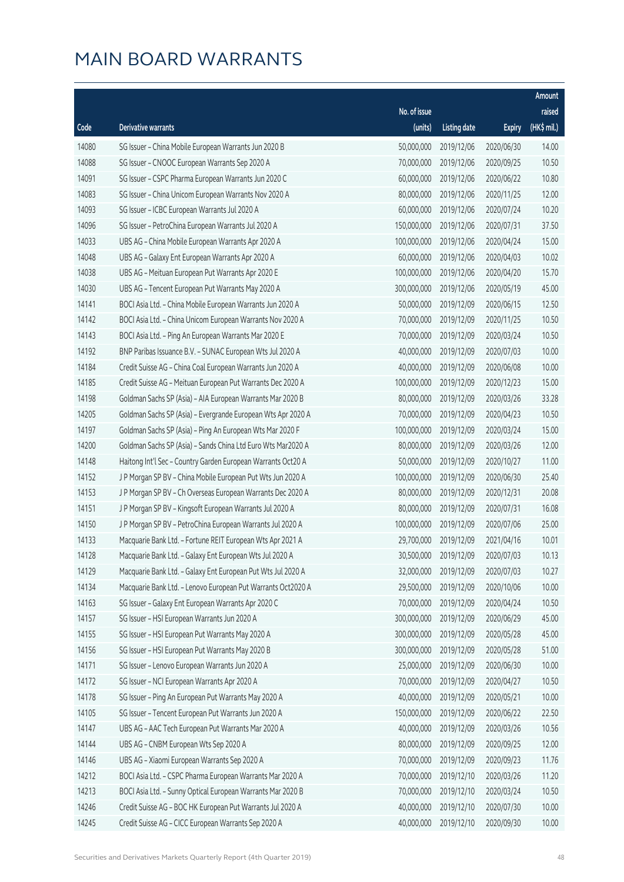# MAIN BOARD WARRANTS

| Code | Derivative warrants | No. of issue (units) | Listing date | Expiry | Amount raised (HK$ mil.) |
|---|---|---|---|---|---|
| 14080 | SG Issuer – China Mobile European Warrants Jun 2020 B | 50,000,000 | 2019/12/06 | 2020/06/30 | 14.00 |
| 14088 | SG Issuer – CNOOC European Warrants Sep 2020 A | 70,000,000 | 2019/12/06 | 2020/09/25 | 10.50 |
| 14091 | SG Issuer – CSPC Pharma European Warrants Jun 2020 C | 60,000,000 | 2019/12/06 | 2020/06/22 | 10.80 |
| 14083 | SG Issuer – China Unicom European Warrants Nov 2020 A | 80,000,000 | 2019/12/06 | 2020/11/25 | 12.00 |
| 14093 | SG Issuer – ICBC European Warrants Jul 2020 A | 60,000,000 | 2019/12/06 | 2020/07/24 | 10.20 |
| 14096 | SG Issuer – PetroChina European Warrants Jul 2020 A | 150,000,000 | 2019/12/06 | 2020/07/31 | 37.50 |
| 14033 | UBS AG – China Mobile European Warrants Apr 2020 A | 100,000,000 | 2019/12/06 | 2020/04/24 | 15.00 |
| 14048 | UBS AG – Galaxy Ent European Warrants Apr 2020 A | 60,000,000 | 2019/12/06 | 2020/04/03 | 10.02 |
| 14038 | UBS AG – Meituan European Put Warrants Apr 2020 E | 100,000,000 | 2019/12/06 | 2020/04/20 | 15.70 |
| 14030 | UBS AG – Tencent European Put Warrants May 2020 A | 300,000,000 | 2019/12/06 | 2020/05/19 | 45.00 |
| 14141 | BOCI Asia Ltd. – China Mobile European Warrants Jun 2020 A | 50,000,000 | 2019/12/09 | 2020/06/15 | 12.50 |
| 14142 | BOCI Asia Ltd. – China Unicom European Warrants Nov 2020 A | 70,000,000 | 2019/12/09 | 2020/11/25 | 10.50 |
| 14143 | BOCI Asia Ltd. – Ping An European Warrants Mar 2020 E | 70,000,000 | 2019/12/09 | 2020/03/24 | 10.50 |
| 14192 | BNP Paribas Issuance B.V. – SUNAC European Wts Jul 2020 A | 40,000,000 | 2019/12/09 | 2020/07/03 | 10.00 |
| 14184 | Credit Suisse AG – China Coal European Warrants Jun 2020 A | 40,000,000 | 2019/12/09 | 2020/06/08 | 10.00 |
| 14185 | Credit Suisse AG – Meituan European Put Warrants Dec 2020 A | 100,000,000 | 2019/12/09 | 2020/12/23 | 15.00 |
| 14198 | Goldman Sachs SP (Asia) – AIA European Warrants Mar 2020 B | 80,000,000 | 2019/12/09 | 2020/03/26 | 33.28 |
| 14205 | Goldman Sachs SP (Asia) – Evergrande European Wts Apr 2020 A | 70,000,000 | 2019/12/09 | 2020/04/23 | 10.50 |
| 14197 | Goldman Sachs SP (Asia) – Ping An European Wts Mar 2020 F | 100,000,000 | 2019/12/09 | 2020/03/24 | 15.00 |
| 14200 | Goldman Sachs SP (Asia) – Sands China Ltd Euro Wts Mar2020 A | 80,000,000 | 2019/12/09 | 2020/03/26 | 12.00 |
| 14148 | Haitong Int'l Sec – Country Garden European Warrants Oct20 A | 50,000,000 | 2019/12/09 | 2020/10/27 | 11.00 |
| 14152 | J P Morgan SP BV – China Mobile European Put Wts Jun 2020 A | 100,000,000 | 2019/12/09 | 2020/06/30 | 25.40 |
| 14153 | J P Morgan SP BV – Ch Overseas European Warrants Dec 2020 A | 80,000,000 | 2019/12/09 | 2020/12/31 | 20.08 |
| 14151 | J P Morgan SP BV – Kingsoft European Warrants Jul 2020 A | 80,000,000 | 2019/12/09 | 2020/07/31 | 16.08 |
| 14150 | J P Morgan SP BV – PetroChina European Warrants Jul 2020 A | 100,000,000 | 2019/12/09 | 2020/07/06 | 25.00 |
| 14133 | Macquarie Bank Ltd. – Fortune REIT European Wts Apr 2021 A | 29,700,000 | 2019/12/09 | 2021/04/16 | 10.01 |
| 14128 | Macquarie Bank Ltd. – Galaxy Ent European Wts Jul 2020 A | 30,500,000 | 2019/12/09 | 2020/07/03 | 10.13 |
| 14129 | Macquarie Bank Ltd. – Galaxy Ent European Put Wts Jul 2020 A | 32,000,000 | 2019/12/09 | 2020/07/03 | 10.27 |
| 14134 | Macquarie Bank Ltd. – Lenovo European Put Warrants Oct2020 A | 29,500,000 | 2019/12/09 | 2020/10/06 | 10.00 |
| 14163 | SG Issuer – Galaxy Ent European Warrants Apr 2020 C | 70,000,000 | 2019/12/09 | 2020/04/24 | 10.50 |
| 14157 | SG Issuer – HSI European Warrants Jun 2020 A | 300,000,000 | 2019/12/09 | 2020/06/29 | 45.00 |
| 14155 | SG Issuer – HSI European Put Warrants May 2020 A | 300,000,000 | 2019/12/09 | 2020/05/28 | 45.00 |
| 14156 | SG Issuer – HSI European Put Warrants May 2020 B | 300,000,000 | 2019/12/09 | 2020/05/28 | 51.00 |
| 14171 | SG Issuer – Lenovo European Warrants Jun 2020 A | 25,000,000 | 2019/12/09 | 2020/06/30 | 10.00 |
| 14172 | SG Issuer – NCI European Warrants Apr 2020 A | 70,000,000 | 2019/12/09 | 2020/04/27 | 10.50 |
| 14178 | SG Issuer – Ping An European Put Warrants May 2020 A | 40,000,000 | 2019/12/09 | 2020/05/21 | 10.00 |
| 14105 | SG Issuer – Tencent European Put Warrants Jun 2020 A | 150,000,000 | 2019/12/09 | 2020/06/22 | 22.50 |
| 14147 | UBS AG – AAC Tech European Put Warrants Mar 2020 A | 40,000,000 | 2019/12/09 | 2020/03/26 | 10.56 |
| 14144 | UBS AG – CNBM European Wts Sep 2020 A | 80,000,000 | 2019/12/09 | 2020/09/25 | 12.00 |
| 14146 | UBS AG – Xiaomi European Warrants Sep 2020 A | 70,000,000 | 2019/12/09 | 2020/09/23 | 11.76 |
| 14212 | BOCI Asia Ltd. – CSPC Pharma European Warrants Mar 2020 A | 70,000,000 | 2019/12/10 | 2020/03/26 | 11.20 |
| 14213 | BOCI Asia Ltd. – Sunny Optical European Warrants Mar 2020 B | 70,000,000 | 2019/12/10 | 2020/03/24 | 10.50 |
| 14246 | Credit Suisse AG – BOC HK European Put Warrants Jul 2020 A | 40,000,000 | 2019/12/10 | 2020/07/30 | 10.00 |
| 14245 | Credit Suisse AG – CICC European Warrants Sep 2020 A | 40,000,000 | 2019/12/10 | 2020/09/30 | 10.00 |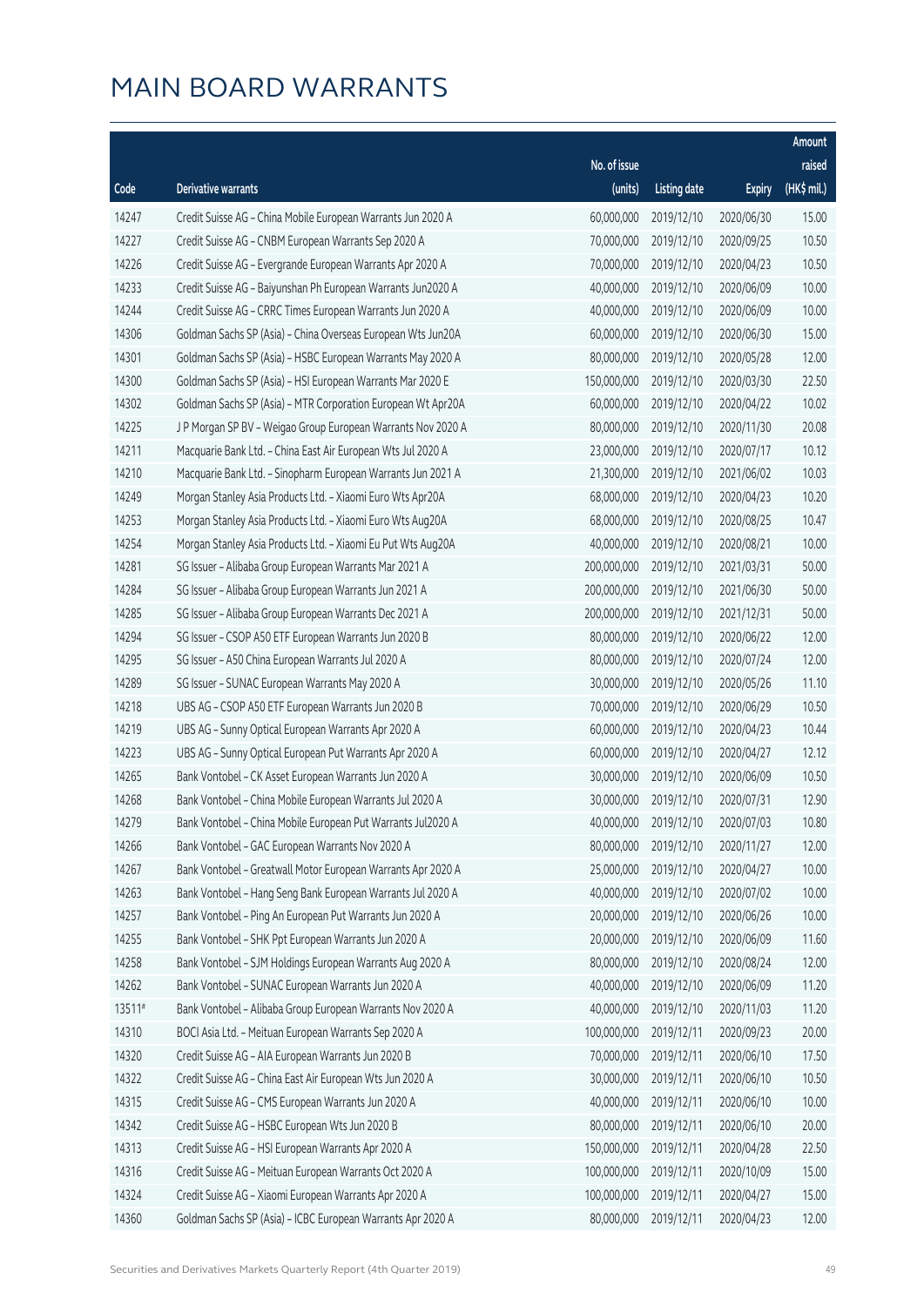# MAIN BOARD WARRANTS

| Code | Derivative warrants | No. of issue (units) | Listing date | Expiry | Amount raised (HK$ mil.) |
|---|---|---|---|---|---|
| 14247 | Credit Suisse AG – China Mobile European Warrants Jun 2020 A | 60,000,000 | 2019/12/10 | 2020/06/30 | 15.00 |
| 14227 | Credit Suisse AG – CNBM European Warrants Sep 2020 A | 70,000,000 | 2019/12/10 | 2020/09/25 | 10.50 |
| 14226 | Credit Suisse AG – Evergrande European Warrants Apr 2020 A | 70,000,000 | 2019/12/10 | 2020/04/23 | 10.50 |
| 14233 | Credit Suisse AG – Baiyunshan Ph European Warrants Jun2020 A | 40,000,000 | 2019/12/10 | 2020/06/09 | 10.00 |
| 14244 | Credit Suisse AG – CRRC Times European Warrants Jun 2020 A | 40,000,000 | 2019/12/10 | 2020/06/09 | 10.00 |
| 14306 | Goldman Sachs SP (Asia) – China Overseas European Wts Jun20A | 60,000,000 | 2019/12/10 | 2020/06/30 | 15.00 |
| 14301 | Goldman Sachs SP (Asia) – HSBC European Warrants May 2020 A | 80,000,000 | 2019/12/10 | 2020/05/28 | 12.00 |
| 14300 | Goldman Sachs SP (Asia) – HSI European Warrants Mar 2020 E | 150,000,000 | 2019/12/10 | 2020/03/30 | 22.50 |
| 14302 | Goldman Sachs SP (Asia) – MTR Corporation European Wt Apr20A | 60,000,000 | 2019/12/10 | 2020/04/22 | 10.02 |
| 14225 | J P Morgan SP BV – Weigao Group European Warrants Nov 2020 A | 80,000,000 | 2019/12/10 | 2020/11/30 | 20.08 |
| 14211 | Macquarie Bank Ltd. – China East Air European Wts Jul 2020 A | 23,000,000 | 2019/12/10 | 2020/07/17 | 10.12 |
| 14210 | Macquarie Bank Ltd. – Sinopharm European Warrants Jun 2021 A | 21,300,000 | 2019/12/10 | 2021/06/02 | 10.03 |
| 14249 | Morgan Stanley Asia Products Ltd. – Xiaomi Euro Wts Apr20A | 68,000,000 | 2019/12/10 | 2020/04/23 | 10.20 |
| 14253 | Morgan Stanley Asia Products Ltd. – Xiaomi Euro Wts Aug20A | 68,000,000 | 2019/12/10 | 2020/08/25 | 10.47 |
| 14254 | Morgan Stanley Asia Products Ltd. – Xiaomi Eu Put Wts Aug20A | 40,000,000 | 2019/12/10 | 2020/08/21 | 10.00 |
| 14281 | SG Issuer – Alibaba Group European Warrants Mar 2021 A | 200,000,000 | 2019/12/10 | 2021/03/31 | 50.00 |
| 14284 | SG Issuer – Alibaba Group European Warrants Jun 2021 A | 200,000,000 | 2019/12/10 | 2021/06/30 | 50.00 |
| 14285 | SG Issuer – Alibaba Group European Warrants Dec 2021 A | 200,000,000 | 2019/12/10 | 2021/12/31 | 50.00 |
| 14294 | SG Issuer – CSOP A50 ETF European Warrants Jun 2020 B | 80,000,000 | 2019/12/10 | 2020/06/22 | 12.00 |
| 14295 | SG Issuer – A50 China European Warrants Jul 2020 A | 80,000,000 | 2019/12/10 | 2020/07/24 | 12.00 |
| 14289 | SG Issuer – SUNAC European Warrants May 2020 A | 30,000,000 | 2019/12/10 | 2020/05/26 | 11.10 |
| 14218 | UBS AG – CSOP A50 ETF European Warrants Jun 2020 B | 70,000,000 | 2019/12/10 | 2020/06/29 | 10.50 |
| 14219 | UBS AG – Sunny Optical European Warrants Apr 2020 A | 60,000,000 | 2019/12/10 | 2020/04/23 | 10.44 |
| 14223 | UBS AG – Sunny Optical European Put Warrants Apr 2020 A | 60,000,000 | 2019/12/10 | 2020/04/27 | 12.12 |
| 14265 | Bank Vontobel – CK Asset European Warrants Jun 2020 A | 30,000,000 | 2019/12/10 | 2020/06/09 | 10.50 |
| 14268 | Bank Vontobel – China Mobile European Warrants Jul 2020 A | 30,000,000 | 2019/12/10 | 2020/07/31 | 12.90 |
| 14279 | Bank Vontobel – China Mobile European Put Warrants Jul2020 A | 40,000,000 | 2019/12/10 | 2020/07/03 | 10.80 |
| 14266 | Bank Vontobel – GAC European Warrants Nov 2020 A | 80,000,000 | 2019/12/10 | 2020/11/27 | 12.00 |
| 14267 | Bank Vontobel – Greatwall Motor European Warrants Apr 2020 A | 25,000,000 | 2019/12/10 | 2020/04/27 | 10.00 |
| 14263 | Bank Vontobel – Hang Seng Bank European Warrants Jul 2020 A | 40,000,000 | 2019/12/10 | 2020/07/02 | 10.00 |
| 14257 | Bank Vontobel – Ping An European Put Warrants Jun 2020 A | 20,000,000 | 2019/12/10 | 2020/06/26 | 10.00 |
| 14255 | Bank Vontobel – SHK Ppt European Warrants Jun 2020 A | 20,000,000 | 2019/12/10 | 2020/06/09 | 11.60 |
| 14258 | Bank Vontobel – SJM Holdings European Warrants Aug 2020 A | 80,000,000 | 2019/12/10 | 2020/08/24 | 12.00 |
| 14262 | Bank Vontobel – SUNAC European Warrants Jun 2020 A | 40,000,000 | 2019/12/10 | 2020/06/09 | 11.20 |
| 13511# | Bank Vontobel – Alibaba Group European Warrants Nov 2020 A | 40,000,000 | 2019/12/10 | 2020/11/03 | 11.20 |
| 14310 | BOCI Asia Ltd. – Meituan European Warrants Sep 2020 A | 100,000,000 | 2019/12/11 | 2020/09/23 | 20.00 |
| 14320 | Credit Suisse AG – AIA European Warrants Jun 2020 B | 70,000,000 | 2019/12/11 | 2020/06/10 | 17.50 |
| 14322 | Credit Suisse AG – China East Air European Wts Jun 2020 A | 30,000,000 | 2019/12/11 | 2020/06/10 | 10.50 |
| 14315 | Credit Suisse AG – CMS European Warrants Jun 2020 A | 40,000,000 | 2019/12/11 | 2020/06/10 | 10.00 |
| 14342 | Credit Suisse AG – HSBC European Wts Jun 2020 B | 80,000,000 | 2019/12/11 | 2020/06/10 | 20.00 |
| 14313 | Credit Suisse AG – HSI European Warrants Apr 2020 A | 150,000,000 | 2019/12/11 | 2020/04/28 | 22.50 |
| 14316 | Credit Suisse AG – Meituan European Warrants Oct 2020 A | 100,000,000 | 2019/12/11 | 2020/10/09 | 15.00 |
| 14324 | Credit Suisse AG – Xiaomi European Warrants Apr 2020 A | 100,000,000 | 2019/12/11 | 2020/04/27 | 15.00 |
| 14360 | Goldman Sachs SP (Asia) – ICBC European Warrants Apr 2020 A | 80,000,000 | 2019/12/11 | 2020/04/23 | 12.00 |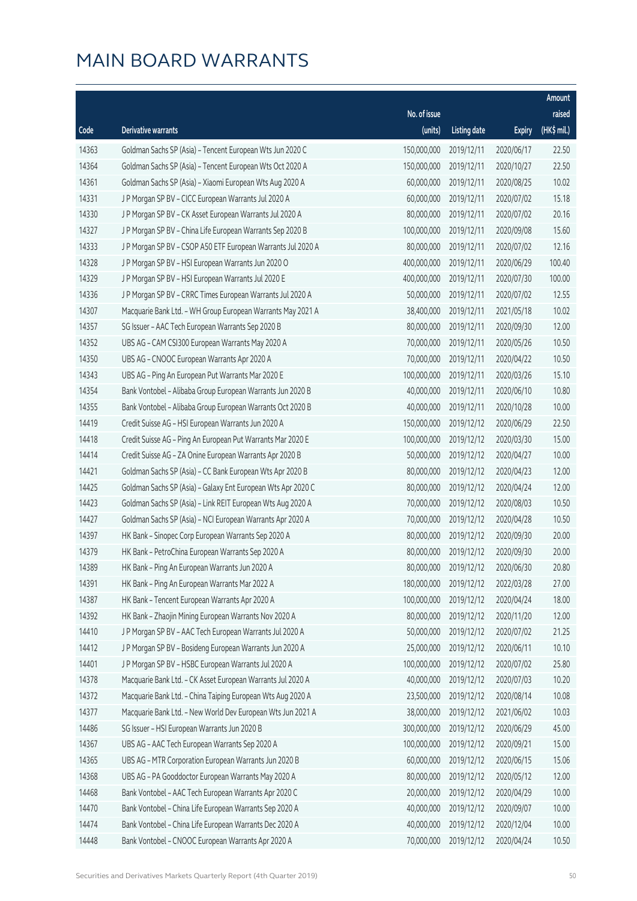# MAIN BOARD WARRANTS

| Code | Derivative warrants | No. of issue (units) | Listing date | Expiry | Amount raised (HK$ mil.) |
|---|---|---|---|---|---|
| 14363 | Goldman Sachs SP (Asia) - Tencent European Wts Jun 2020 C | 150,000,000 | 2019/12/11 | 2020/06/17 | 22.50 |
| 14364 | Goldman Sachs SP (Asia) - Tencent European Wts Oct 2020 A | 150,000,000 | 2019/12/11 | 2020/10/27 | 22.50 |
| 14361 | Goldman Sachs SP (Asia) - Xiaomi European Wts Aug 2020 A | 60,000,000 | 2019/12/11 | 2020/08/25 | 10.02 |
| 14331 | J P Morgan SP BV - CICC European Warrants Jul 2020 A | 60,000,000 | 2019/12/11 | 2020/07/02 | 15.18 |
| 14330 | J P Morgan SP BV - CK Asset European Warrants Jul 2020 A | 80,000,000 | 2019/12/11 | 2020/07/02 | 20.16 |
| 14327 | J P Morgan SP BV - China Life European Warrants Sep 2020 B | 100,000,000 | 2019/12/11 | 2020/09/08 | 15.60 |
| 14333 | J P Morgan SP BV - CSOP A50 ETF European Warrants Jul 2020 A | 80,000,000 | 2019/12/11 | 2020/07/02 | 12.16 |
| 14328 | J P Morgan SP BV - HSI European Warrants Jun 2020 O | 400,000,000 | 2019/12/11 | 2020/06/29 | 100.40 |
| 14329 | J P Morgan SP BV - HSI European Warrants Jul 2020 E | 400,000,000 | 2019/12/11 | 2020/07/30 | 100.00 |
| 14336 | J P Morgan SP BV - CRRC Times European Warrants Jul 2020 A | 50,000,000 | 2019/12/11 | 2020/07/02 | 12.55 |
| 14307 | Macquarie Bank Ltd. - WH Group European Warrants May 2021 A | 38,400,000 | 2019/12/11 | 2021/05/18 | 10.02 |
| 14357 | SG Issuer - AAC Tech European Warrants Sep 2020 B | 80,000,000 | 2019/12/11 | 2020/09/30 | 12.00 |
| 14352 | UBS AG - CAM CSI300 European Warrants May 2020 A | 70,000,000 | 2019/12/11 | 2020/05/26 | 10.50 |
| 14350 | UBS AG - CNOOC European Warrants Apr 2020 A | 70,000,000 | 2019/12/11 | 2020/04/22 | 10.50 |
| 14343 | UBS AG - Ping An European Put Warrants Mar 2020 E | 100,000,000 | 2019/12/11 | 2020/03/26 | 15.10 |
| 14354 | Bank Vontobel - Alibaba Group European Warrants Jun 2020 B | 40,000,000 | 2019/12/11 | 2020/06/10 | 10.80 |
| 14355 | Bank Vontobel - Alibaba Group European Warrants Oct 2020 B | 40,000,000 | 2019/12/11 | 2020/10/28 | 10.00 |
| 14419 | Credit Suisse AG - HSI European Warrants Jun 2020 A | 150,000,000 | 2019/12/12 | 2020/06/29 | 22.50 |
| 14418 | Credit Suisse AG - Ping An European Put Warrants Mar 2020 E | 100,000,000 | 2019/12/12 | 2020/03/30 | 15.00 |
| 14414 | Credit Suisse AG - ZA Onine European Warrants Apr 2020 B | 50,000,000 | 2019/12/12 | 2020/04/27 | 10.00 |
| 14421 | Goldman Sachs SP (Asia) - CC Bank European Wts Apr 2020 B | 80,000,000 | 2019/12/12 | 2020/04/23 | 12.00 |
| 14425 | Goldman Sachs SP (Asia) - Galaxy Ent European Wts Apr 2020 C | 80,000,000 | 2019/12/12 | 2020/04/24 | 12.00 |
| 14423 | Goldman Sachs SP (Asia) - Link REIT European Wts Aug 2020 A | 70,000,000 | 2019/12/12 | 2020/08/03 | 10.50 |
| 14427 | Goldman Sachs SP (Asia) - NCI European Warrants Apr 2020 A | 70,000,000 | 2019/12/12 | 2020/04/28 | 10.50 |
| 14397 | HK Bank - Sinopec Corp European Warrants Sep 2020 A | 80,000,000 | 2019/12/12 | 2020/09/30 | 20.00 |
| 14379 | HK Bank - PetroChina European Warrants Sep 2020 A | 80,000,000 | 2019/12/12 | 2020/09/30 | 20.00 |
| 14389 | HK Bank - Ping An European Warrants Jun 2020 A | 80,000,000 | 2019/12/12 | 2020/06/30 | 20.80 |
| 14391 | HK Bank - Ping An European Warrants Mar 2022 A | 180,000,000 | 2019/12/12 | 2022/03/28 | 27.00 |
| 14387 | HK Bank - Tencent European Warrants Apr 2020 A | 100,000,000 | 2019/12/12 | 2020/04/24 | 18.00 |
| 14392 | HK Bank - Zhaojin Mining European Warrants Nov 2020 A | 80,000,000 | 2019/12/12 | 2020/11/20 | 12.00 |
| 14410 | J P Morgan SP BV - AAC Tech European Warrants Jul 2020 A | 50,000,000 | 2019/12/12 | 2020/07/02 | 21.25 |
| 14412 | J P Morgan SP BV - Bosideng European Warrants Jun 2020 A | 25,000,000 | 2019/12/12 | 2020/06/11 | 10.10 |
| 14401 | J P Morgan SP BV - HSBC European Warrants Jul 2020 A | 100,000,000 | 2019/12/12 | 2020/07/02 | 25.80 |
| 14378 | Macquarie Bank Ltd. - CK Asset European Warrants Jul 2020 A | 40,000,000 | 2019/12/12 | 2020/07/03 | 10.20 |
| 14372 | Macquarie Bank Ltd. - China Taiping European Wts Aug 2020 A | 23,500,000 | 2019/12/12 | 2020/08/14 | 10.08 |
| 14377 | Macquarie Bank Ltd. - New World Dev European Wts Jun 2021 A | 38,000,000 | 2019/12/12 | 2021/06/02 | 10.03 |
| 14486 | SG Issuer - HSI European Warrants Jun 2020 B | 300,000,000 | 2019/12/12 | 2020/06/29 | 45.00 |
| 14367 | UBS AG - AAC Tech European Warrants Sep 2020 A | 100,000,000 | 2019/12/12 | 2020/09/21 | 15.00 |
| 14365 | UBS AG - MTR Corporation European Warrants Jun 2020 B | 60,000,000 | 2019/12/12 | 2020/06/15 | 15.06 |
| 14368 | UBS AG - PA Gooddoctor European Warrants May 2020 A | 80,000,000 | 2019/12/12 | 2020/05/12 | 12.00 |
| 14468 | Bank Vontobel - AAC Tech European Warrants Apr 2020 C | 20,000,000 | 2019/12/12 | 2020/04/29 | 10.00 |
| 14470 | Bank Vontobel - China Life European Warrants Sep 2020 A | 40,000,000 | 2019/12/12 | 2020/09/07 | 10.00 |
| 14474 | Bank Vontobel - China Life European Warrants Dec 2020 A | 40,000,000 | 2019/12/12 | 2020/12/04 | 10.00 |
| 14448 | Bank Vontobel - CNOOC European Warrants Apr 2020 A | 70,000,000 | 2019/12/12 | 2020/04/24 | 10.50 |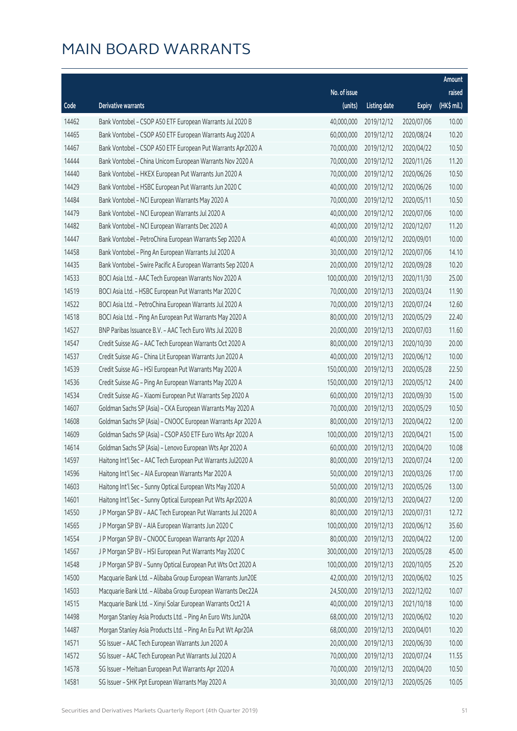# MAIN BOARD WARRANTS

| Code | Derivative warrants | No. of issue (units) | Listing date | Expiry | Amount raised (HK$ mil.) |
|---|---|---|---|---|---|
| 14462 | Bank Vontobel - CSOP A50 ETF European Warrants Jul 2020 B | 40,000,000 | 2019/12/12 | 2020/07/06 | 10.00 |
| 14465 | Bank Vontobel - CSOP A50 ETF European Warrants Aug 2020 A | 60,000,000 | 2019/12/12 | 2020/08/24 | 10.20 |
| 14467 | Bank Vontobel - CSOP A50 ETF European Put Warrants Apr2020 A | 70,000,000 | 2019/12/12 | 2020/04/22 | 10.50 |
| 14444 | Bank Vontobel - China Unicom European Warrants Nov 2020 A | 70,000,000 | 2019/12/12 | 2020/11/26 | 11.20 |
| 14440 | Bank Vontobel - HKEX European Put Warrants Jun 2020 A | 70,000,000 | 2019/12/12 | 2020/06/26 | 10.50 |
| 14429 | Bank Vontobel - HSBC European Put Warrants Jun 2020 C | 40,000,000 | 2019/12/12 | 2020/06/26 | 10.00 |
| 14484 | Bank Vontobel - NCI European Warrants May 2020 A | 70,000,000 | 2019/12/12 | 2020/05/11 | 10.50 |
| 14479 | Bank Vontobel - NCI European Warrants Jul 2020 A | 40,000,000 | 2019/12/12 | 2020/07/06 | 10.00 |
| 14482 | Bank Vontobel - NCI European Warrants Dec 2020 A | 40,000,000 | 2019/12/12 | 2020/12/07 | 11.20 |
| 14447 | Bank Vontobel - PetroChina European Warrants Sep 2020 A | 40,000,000 | 2019/12/12 | 2020/09/01 | 10.00 |
| 14458 | Bank Vontobel - Ping An European Warrants Jul 2020 A | 30,000,000 | 2019/12/12 | 2020/07/06 | 14.10 |
| 14435 | Bank Vontobel - Swire Pacific A European Warrants Sep 2020 A | 20,000,000 | 2019/12/12 | 2020/09/28 | 10.20 |
| 14533 | BOCI Asia Ltd. - AAC Tech European Warrants Nov 2020 A | 100,000,000 | 2019/12/13 | 2020/11/30 | 25.00 |
| 14519 | BOCI Asia Ltd. - HSBC European Put Warrants Mar 2020 C | 70,000,000 | 2019/12/13 | 2020/03/24 | 11.90 |
| 14522 | BOCI Asia Ltd. - PetroChina European Warrants Jul 2020 A | 70,000,000 | 2019/12/13 | 2020/07/24 | 12.60 |
| 14518 | BOCI Asia Ltd. - Ping An European Put Warrants May 2020 A | 80,000,000 | 2019/12/13 | 2020/05/29 | 22.40 |
| 14527 | BNP Paribas Issuance B.V. - AAC Tech Euro Wts Jul 2020 B | 20,000,000 | 2019/12/13 | 2020/07/03 | 11.60 |
| 14547 | Credit Suisse AG - AAC Tech European Warrants Oct 2020 A | 80,000,000 | 2019/12/13 | 2020/10/30 | 20.00 |
| 14537 | Credit Suisse AG - China Lit European Warrants Jun 2020 A | 40,000,000 | 2019/12/13 | 2020/06/12 | 10.00 |
| 14539 | Credit Suisse AG - HSI European Put Warrants May 2020 A | 150,000,000 | 2019/12/13 | 2020/05/28 | 22.50 |
| 14536 | Credit Suisse AG - Ping An European Warrants May 2020 A | 150,000,000 | 2019/12/13 | 2020/05/12 | 24.00 |
| 14534 | Credit Suisse AG - Xiaomi European Put Warrants Sep 2020 A | 60,000,000 | 2019/12/13 | 2020/09/30 | 15.00 |
| 14607 | Goldman Sachs SP (Asia) - CKA European Warrants May 2020 A | 70,000,000 | 2019/12/13 | 2020/05/29 | 10.50 |
| 14608 | Goldman Sachs SP (Asia) - CNOOC European Warrants Apr 2020 A | 80,000,000 | 2019/12/13 | 2020/04/22 | 12.00 |
| 14609 | Goldman Sachs SP (Asia) - CSOP A50 ETF Euro Wts Apr 2020 A | 100,000,000 | 2019/12/13 | 2020/04/21 | 15.00 |
| 14614 | Goldman Sachs SP (Asia) - Lenovo European Wts Apr 2020 A | 60,000,000 | 2019/12/13 | 2020/04/20 | 10.08 |
| 14597 | Haitong Int'l Sec - AAC Tech European Put Warrants Jul2020 A | 80,000,000 | 2019/12/13 | 2020/07/24 | 12.00 |
| 14596 | Haitong Int'l Sec - AIA European Warrants Mar 2020 A | 50,000,000 | 2019/12/13 | 2020/03/26 | 17.00 |
| 14603 | Haitong Int'l Sec - Sunny Optical European Wts May 2020 A | 50,000,000 | 2019/12/13 | 2020/05/26 | 13.00 |
| 14601 | Haitong Int'l Sec - Sunny Optical European Put Wts Apr2020 A | 80,000,000 | 2019/12/13 | 2020/04/27 | 12.00 |
| 14550 | J P Morgan SP BV - AAC Tech European Put Warrants Jul 2020 A | 80,000,000 | 2019/12/13 | 2020/07/31 | 12.72 |
| 14565 | J P Morgan SP BV - AIA European Warrants Jun 2020 C | 100,000,000 | 2019/12/13 | 2020/06/12 | 35.60 |
| 14554 | J P Morgan SP BV - CNOOC European Warrants Apr 2020 A | 80,000,000 | 2019/12/13 | 2020/04/22 | 12.00 |
| 14567 | J P Morgan SP BV - HSI European Put Warrants May 2020 C | 300,000,000 | 2019/12/13 | 2020/05/28 | 45.00 |
| 14548 | J P Morgan SP BV - Sunny Optical European Put Wts Oct 2020 A | 100,000,000 | 2019/12/13 | 2020/10/05 | 25.20 |
| 14500 | Macquarie Bank Ltd. - Alibaba Group European Warrants Jun20E | 42,000,000 | 2019/12/13 | 2020/06/02 | 10.25 |
| 14503 | Macquarie Bank Ltd. - Alibaba Group European Warrants Dec22A | 24,500,000 | 2019/12/13 | 2022/12/02 | 10.07 |
| 14515 | Macquarie Bank Ltd. - Xinyi Solar European Warrants Oct21 A | 40,000,000 | 2019/12/13 | 2021/10/18 | 10.00 |
| 14498 | Morgan Stanley Asia Products Ltd. - Ping An Euro Wts Jun20A | 68,000,000 | 2019/12/13 | 2020/06/02 | 10.20 |
| 14487 | Morgan Stanley Asia Products Ltd. - Ping An Eu Put Wt Apr20A | 68,000,000 | 2019/12/13 | 2020/04/01 | 10.20 |
| 14571 | SG Issuer - AAC Tech European Warrants Jun 2020 A | 20,000,000 | 2019/12/13 | 2020/06/30 | 10.00 |
| 14572 | SG Issuer - AAC Tech European Put Warrants Jul 2020 A | 70,000,000 | 2019/12/13 | 2020/07/24 | 11.55 |
| 14578 | SG Issuer - Meituan European Put Warrants Apr 2020 A | 70,000,000 | 2019/12/13 | 2020/04/20 | 10.50 |
| 14581 | SG Issuer - SHK Ppt European Warrants May 2020 A | 30,000,000 | 2019/12/13 | 2020/05/26 | 10.05 |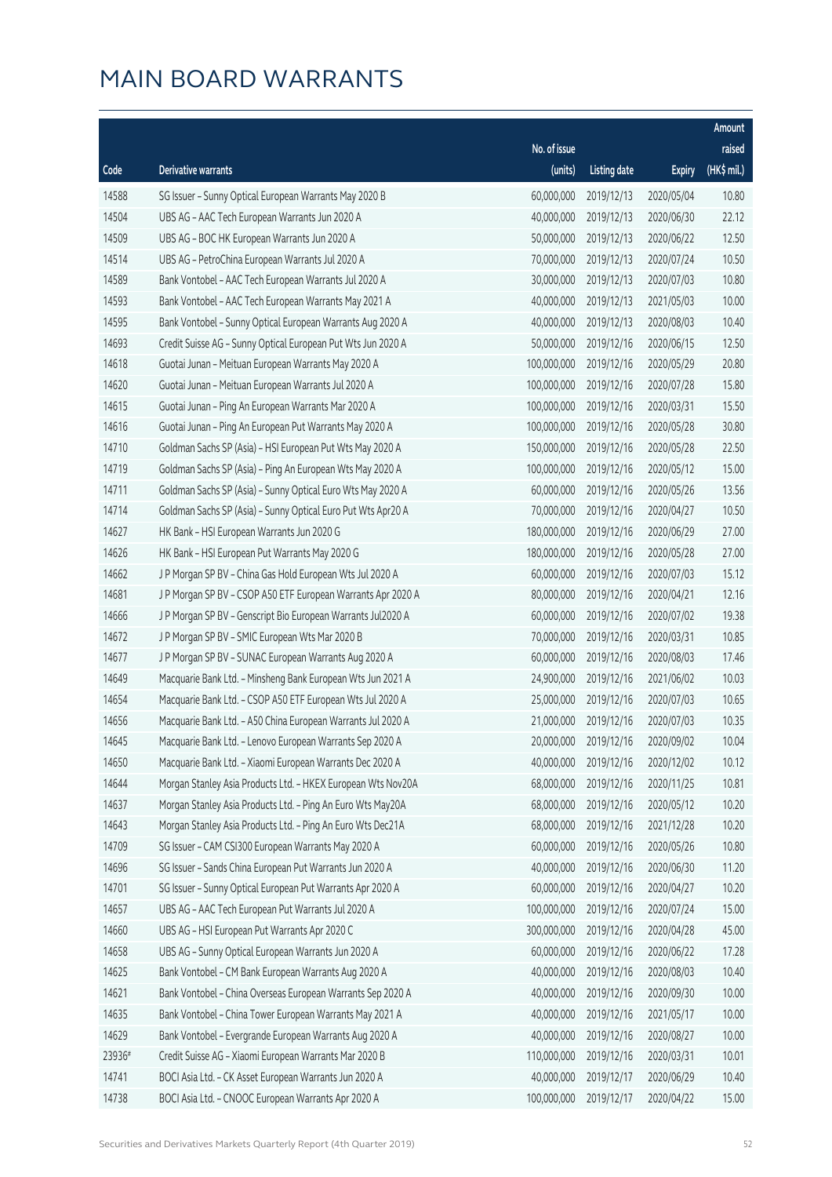# MAIN BOARD WARRANTS

| Code | Derivative warrants | No. of issue (units) | Listing date | Expiry | Amount raised (HK$ mil.) |
|---|---|---|---|---|---|
| 14588 | SG Issuer - Sunny Optical European Warrants May 2020 B | 60,000,000 | 2019/12/13 | 2020/05/04 | 10.80 |
| 14504 | UBS AG - AAC Tech European Warrants Jun 2020 A | 40,000,000 | 2019/12/13 | 2020/06/30 | 22.12 |
| 14509 | UBS AG - BOC HK European Warrants Jun 2020 A | 50,000,000 | 2019/12/13 | 2020/06/22 | 12.50 |
| 14514 | UBS AG - PetroChina European Warrants Jul 2020 A | 70,000,000 | 2019/12/13 | 2020/07/24 | 10.50 |
| 14589 | Bank Vontobel - AAC Tech European Warrants Jul 2020 A | 30,000,000 | 2019/12/13 | 2020/07/03 | 10.80 |
| 14593 | Bank Vontobel - AAC Tech European Warrants May 2021 A | 40,000,000 | 2019/12/13 | 2021/05/03 | 10.00 |
| 14595 | Bank Vontobel - Sunny Optical European Warrants Aug 2020 A | 40,000,000 | 2019/12/13 | 2020/08/03 | 10.40 |
| 14693 | Credit Suisse AG - Sunny Optical European Put Wts Jun 2020 A | 50,000,000 | 2019/12/16 | 2020/06/15 | 12.50 |
| 14618 | Guotai Junan - Meituan European Warrants May 2020 A | 100,000,000 | 2019/12/16 | 2020/05/29 | 20.80 |
| 14620 | Guotai Junan - Meituan European Warrants Jul 2020 A | 100,000,000 | 2019/12/16 | 2020/07/28 | 15.80 |
| 14615 | Guotai Junan - Ping An European Warrants Mar 2020 A | 100,000,000 | 2019/12/16 | 2020/03/31 | 15.50 |
| 14616 | Guotai Junan - Ping An European Put Warrants May 2020 A | 100,000,000 | 2019/12/16 | 2020/05/28 | 30.80 |
| 14710 | Goldman Sachs SP (Asia) - HSI European Put Wts May 2020 A | 150,000,000 | 2019/12/16 | 2020/05/28 | 22.50 |
| 14719 | Goldman Sachs SP (Asia) - Ping An European Wts May 2020 A | 100,000,000 | 2019/12/16 | 2020/05/12 | 15.00 |
| 14711 | Goldman Sachs SP (Asia) - Sunny Optical Euro Wts May 2020 A | 60,000,000 | 2019/12/16 | 2020/05/26 | 13.56 |
| 14714 | Goldman Sachs SP (Asia) - Sunny Optical Euro Put Wts Apr20 A | 70,000,000 | 2019/12/16 | 2020/04/27 | 10.50 |
| 14627 | HK Bank - HSI European Warrants Jun 2020 G | 180,000,000 | 2019/12/16 | 2020/06/29 | 27.00 |
| 14626 | HK Bank - HSI European Put Warrants May 2020 G | 180,000,000 | 2019/12/16 | 2020/05/28 | 27.00 |
| 14662 | J P Morgan SP BV - China Gas Hold European Wts Jul 2020 A | 60,000,000 | 2019/12/16 | 2020/07/03 | 15.12 |
| 14681 | J P Morgan SP BV - CSOP A50 ETF European Warrants Apr 2020 A | 80,000,000 | 2019/12/16 | 2020/04/21 | 12.16 |
| 14666 | J P Morgan SP BV - Genscript Bio European Warrants Jul2020 A | 60,000,000 | 2019/12/16 | 2020/07/02 | 19.38 |
| 14672 | J P Morgan SP BV - SMIC European Wts Mar 2020 B | 70,000,000 | 2019/12/16 | 2020/03/31 | 10.85 |
| 14677 | J P Morgan SP BV - SUNAC European Warrants Aug 2020 A | 60,000,000 | 2019/12/16 | 2020/08/03 | 17.46 |
| 14649 | Macquarie Bank Ltd. - Minsheng Bank European Wts Jun 2021 A | 24,900,000 | 2019/12/16 | 2021/06/02 | 10.03 |
| 14654 | Macquarie Bank Ltd. - CSOP A50 ETF European Wts Jul 2020 A | 25,000,000 | 2019/12/16 | 2020/07/03 | 10.65 |
| 14656 | Macquarie Bank Ltd. - A50 China European Warrants Jul 2020 A | 21,000,000 | 2019/12/16 | 2020/07/03 | 10.35 |
| 14645 | Macquarie Bank Ltd. - Lenovo European Warrants Sep 2020 A | 20,000,000 | 2019/12/16 | 2020/09/02 | 10.04 |
| 14650 | Macquarie Bank Ltd. - Xiaomi European Warrants Dec 2020 A | 40,000,000 | 2019/12/16 | 2020/12/02 | 10.12 |
| 14644 | Morgan Stanley Asia Products Ltd. - HKEX European Wts Nov20A | 68,000,000 | 2019/12/16 | 2020/11/25 | 10.81 |
| 14637 | Morgan Stanley Asia Products Ltd. - Ping An Euro Wts May20A | 68,000,000 | 2019/12/16 | 2020/05/12 | 10.20 |
| 14643 | Morgan Stanley Asia Products Ltd. - Ping An Euro Wts Dec21A | 68,000,000 | 2019/12/16 | 2021/12/28 | 10.20 |
| 14709 | SG Issuer - CAM CSI300 European Warrants May 2020 A | 60,000,000 | 2019/12/16 | 2020/05/26 | 10.80 |
| 14696 | SG Issuer - Sands China European Put Warrants Jun 2020 A | 40,000,000 | 2019/12/16 | 2020/06/30 | 11.20 |
| 14701 | SG Issuer - Sunny Optical European Put Warrants Apr 2020 A | 60,000,000 | 2019/12/16 | 2020/04/27 | 10.20 |
| 14657 | UBS AG - AAC Tech European Put Warrants Jul 2020 A | 100,000,000 | 2019/12/16 | 2020/07/24 | 15.00 |
| 14660 | UBS AG - HSI European Put Warrants Apr 2020 C | 300,000,000 | 2019/12/16 | 2020/04/28 | 45.00 |
| 14658 | UBS AG - Sunny Optical European Warrants Jun 2020 A | 60,000,000 | 2019/12/16 | 2020/06/22 | 17.28 |
| 14625 | Bank Vontobel - CM Bank European Warrants Aug 2020 A | 40,000,000 | 2019/12/16 | 2020/08/03 | 10.40 |
| 14621 | Bank Vontobel - China Overseas European Warrants Sep 2020 A | 40,000,000 | 2019/12/16 | 2020/09/30 | 10.00 |
| 14635 | Bank Vontobel - China Tower European Warrants May 2021 A | 40,000,000 | 2019/12/16 | 2021/05/17 | 10.00 |
| 14629 | Bank Vontobel - Evergrande European Warrants Aug 2020 A | 40,000,000 | 2019/12/16 | 2020/08/27 | 10.00 |
| 23936# | Credit Suisse AG - Xiaomi European Warrants Mar 2020 B | 110,000,000 | 2019/12/16 | 2020/03/31 | 10.01 |
| 14741 | BOCI Asia Ltd. - CK Asset European Warrants Jun 2020 A | 40,000,000 | 2019/12/17 | 2020/06/29 | 10.40 |
| 14738 | BOCI Asia Ltd. - CNOOC European Warrants Apr 2020 A | 100,000,000 | 2019/12/17 | 2020/04/22 | 15.00 |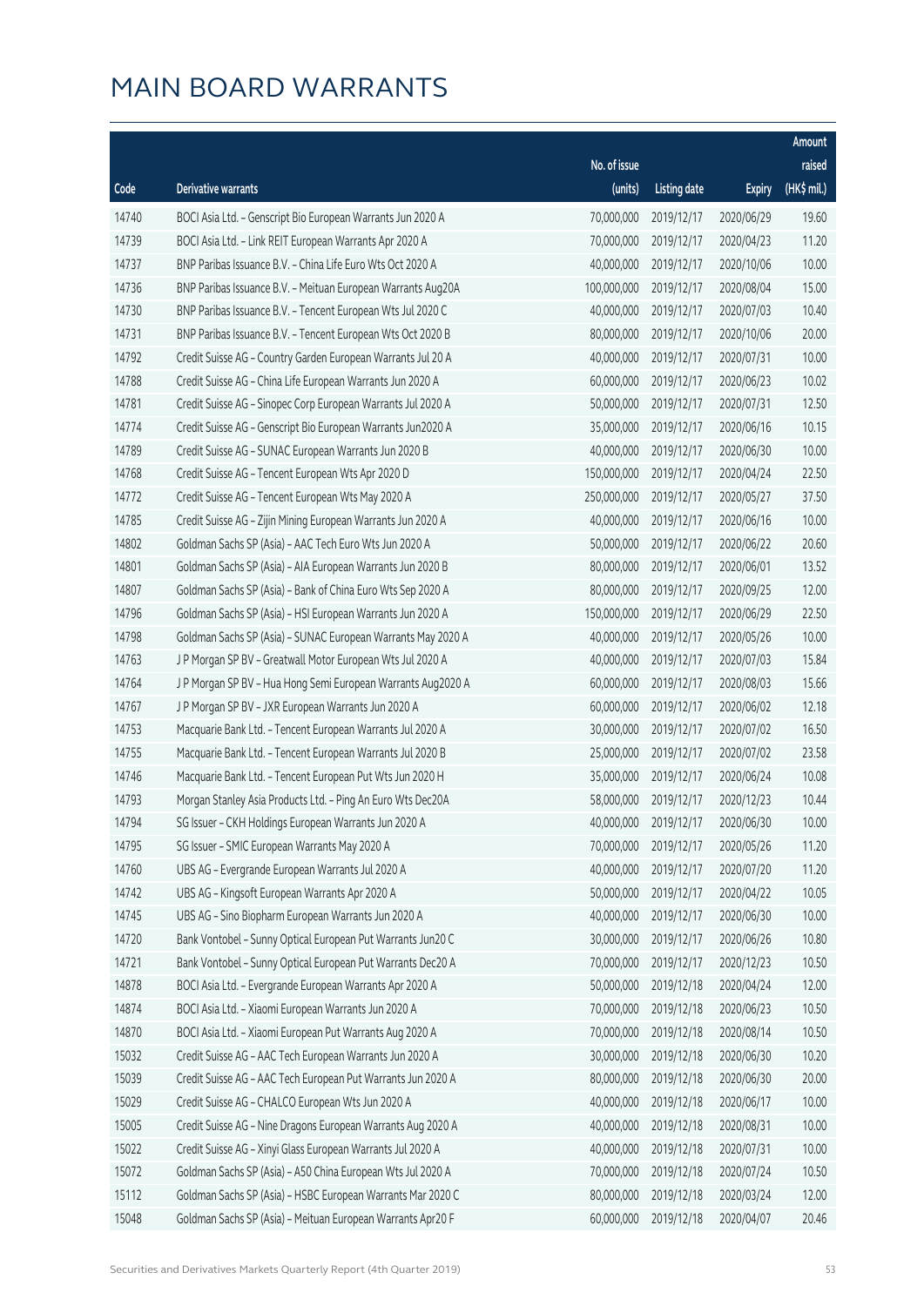# MAIN BOARD WARRANTS

| Code | Derivative warrants | No. of issue (units) | Listing date | Expiry | Amount raised (HK$ mil.) |
|---|---|---|---|---|---|
| 14740 | BOCI Asia Ltd. - Genscript Bio European Warrants Jun 2020 A | 70,000,000 | 2019/12/17 | 2020/06/29 | 19.60 |
| 14739 | BOCI Asia Ltd. - Link REIT European Warrants Apr 2020 A | 70,000,000 | 2019/12/17 | 2020/04/23 | 11.20 |
| 14737 | BNP Paribas Issuance B.V. - China Life Euro Wts Oct 2020 A | 40,000,000 | 2019/12/17 | 2020/10/06 | 10.00 |
| 14736 | BNP Paribas Issuance B.V. - Meituan European Warrants Aug20A | 100,000,000 | 2019/12/17 | 2020/08/04 | 15.00 |
| 14730 | BNP Paribas Issuance B.V. - Tencent European Wts Jul 2020 C | 40,000,000 | 2019/12/17 | 2020/07/03 | 10.40 |
| 14731 | BNP Paribas Issuance B.V. - Tencent European Wts Oct 2020 B | 80,000,000 | 2019/12/17 | 2020/10/06 | 20.00 |
| 14792 | Credit Suisse AG - Country Garden European Warrants Jul 20 A | 40,000,000 | 2019/12/17 | 2020/07/31 | 10.00 |
| 14788 | Credit Suisse AG - China Life European Warrants Jun 2020 A | 60,000,000 | 2019/12/17 | 2020/06/23 | 10.02 |
| 14781 | Credit Suisse AG - Sinopec Corp European Warrants Jul 2020 A | 50,000,000 | 2019/12/17 | 2020/07/31 | 12.50 |
| 14774 | Credit Suisse AG - Genscript Bio European Warrants Jun2020 A | 35,000,000 | 2019/12/17 | 2020/06/16 | 10.15 |
| 14789 | Credit Suisse AG - SUNAC European Warrants Jun 2020 B | 40,000,000 | 2019/12/17 | 2020/06/30 | 10.00 |
| 14768 | Credit Suisse AG - Tencent European Wts Apr 2020 D | 150,000,000 | 2019/12/17 | 2020/04/24 | 22.50 |
| 14772 | Credit Suisse AG - Tencent European Wts May 2020 A | 250,000,000 | 2019/12/17 | 2020/05/27 | 37.50 |
| 14785 | Credit Suisse AG - Zijin Mining European Warrants Jun 2020 A | 40,000,000 | 2019/12/17 | 2020/06/16 | 10.00 |
| 14802 | Goldman Sachs SP (Asia) - AAC Tech Euro Wts Jun 2020 A | 50,000,000 | 2019/12/17 | 2020/06/22 | 20.60 |
| 14801 | Goldman Sachs SP (Asia) - AIA European Warrants Jun 2020 B | 80,000,000 | 2019/12/17 | 2020/06/01 | 13.52 |
| 14807 | Goldman Sachs SP (Asia) - Bank of China Euro Wts Sep 2020 A | 80,000,000 | 2019/12/17 | 2020/09/25 | 12.00 |
| 14796 | Goldman Sachs SP (Asia) - HSI European Warrants Jun 2020 A | 150,000,000 | 2019/12/17 | 2020/06/29 | 22.50 |
| 14798 | Goldman Sachs SP (Asia) - SUNAC European Warrants May 2020 A | 40,000,000 | 2019/12/17 | 2020/05/26 | 10.00 |
| 14763 | J P Morgan SP BV - Greatwall Motor European Wts Jul 2020 A | 40,000,000 | 2019/12/17 | 2020/07/03 | 15.84 |
| 14764 | J P Morgan SP BV - Hua Hong Semi European Warrants Aug2020 A | 60,000,000 | 2019/12/17 | 2020/08/03 | 15.66 |
| 14767 | J P Morgan SP BV - JXR European Warrants Jun 2020 A | 60,000,000 | 2019/12/17 | 2020/06/02 | 12.18 |
| 14753 | Macquarie Bank Ltd. - Tencent European Warrants Jul 2020 A | 30,000,000 | 2019/12/17 | 2020/07/02 | 16.50 |
| 14755 | Macquarie Bank Ltd. - Tencent European Warrants Jul 2020 B | 25,000,000 | 2019/12/17 | 2020/07/02 | 23.58 |
| 14746 | Macquarie Bank Ltd. - Tencent European Put Wts Jun 2020 H | 35,000,000 | 2019/12/17 | 2020/06/24 | 10.08 |
| 14793 | Morgan Stanley Asia Products Ltd. - Ping An Euro Wts Dec20A | 58,000,000 | 2019/12/17 | 2020/12/23 | 10.44 |
| 14794 | SG Issuer - CKH Holdings European Warrants Jun 2020 A | 40,000,000 | 2019/12/17 | 2020/06/30 | 10.00 |
| 14795 | SG Issuer - SMIC European Warrants May 2020 A | 70,000,000 | 2019/12/17 | 2020/05/26 | 11.20 |
| 14760 | UBS AG - Evergrande European Warrants Jul 2020 A | 40,000,000 | 2019/12/17 | 2020/07/20 | 11.20 |
| 14742 | UBS AG - Kingsoft European Warrants Apr 2020 A | 50,000,000 | 2019/12/17 | 2020/04/22 | 10.05 |
| 14745 | UBS AG - Sino Biopharm European Warrants Jun 2020 A | 40,000,000 | 2019/12/17 | 2020/06/30 | 10.00 |
| 14720 | Bank Vontobel - Sunny Optical European Put Warrants Jun20 C | 30,000,000 | 2019/12/17 | 2020/06/26 | 10.80 |
| 14721 | Bank Vontobel - Sunny Optical European Put Warrants Dec20 A | 70,000,000 | 2019/12/17 | 2020/12/23 | 10.50 |
| 14878 | BOCI Asia Ltd. - Evergrande European Warrants Apr 2020 A | 50,000,000 | 2019/12/18 | 2020/04/24 | 12.00 |
| 14874 | BOCI Asia Ltd. - Xiaomi European Warrants Jun 2020 A | 70,000,000 | 2019/12/18 | 2020/06/23 | 10.50 |
| 14870 | BOCI Asia Ltd. - Xiaomi European Put Warrants Aug 2020 A | 70,000,000 | 2019/12/18 | 2020/08/14 | 10.50 |
| 15032 | Credit Suisse AG - AAC Tech European Warrants Jun 2020 A | 30,000,000 | 2019/12/18 | 2020/06/30 | 10.20 |
| 15039 | Credit Suisse AG - AAC Tech European Put Warrants Jun 2020 A | 80,000,000 | 2019/12/18 | 2020/06/30 | 20.00 |
| 15029 | Credit Suisse AG - CHALCO European Wts Jun 2020 A | 40,000,000 | 2019/12/18 | 2020/06/17 | 10.00 |
| 15005 | Credit Suisse AG - Nine Dragons European Warrants Aug 2020 A | 40,000,000 | 2019/12/18 | 2020/08/31 | 10.00 |
| 15022 | Credit Suisse AG - Xinyi Glass European Warrants Jul 2020 A | 40,000,000 | 2019/12/18 | 2020/07/31 | 10.00 |
| 15072 | Goldman Sachs SP (Asia) - A50 China European Wts Jul 2020 A | 70,000,000 | 2019/12/18 | 2020/07/24 | 10.50 |
| 15112 | Goldman Sachs SP (Asia) - HSBC European Warrants Mar 2020 C | 80,000,000 | 2019/12/18 | 2020/03/24 | 12.00 |
| 15048 | Goldman Sachs SP (Asia) - Meituan European Warrants Apr20 F | 60,000,000 | 2019/12/18 | 2020/04/07 | 20.46 |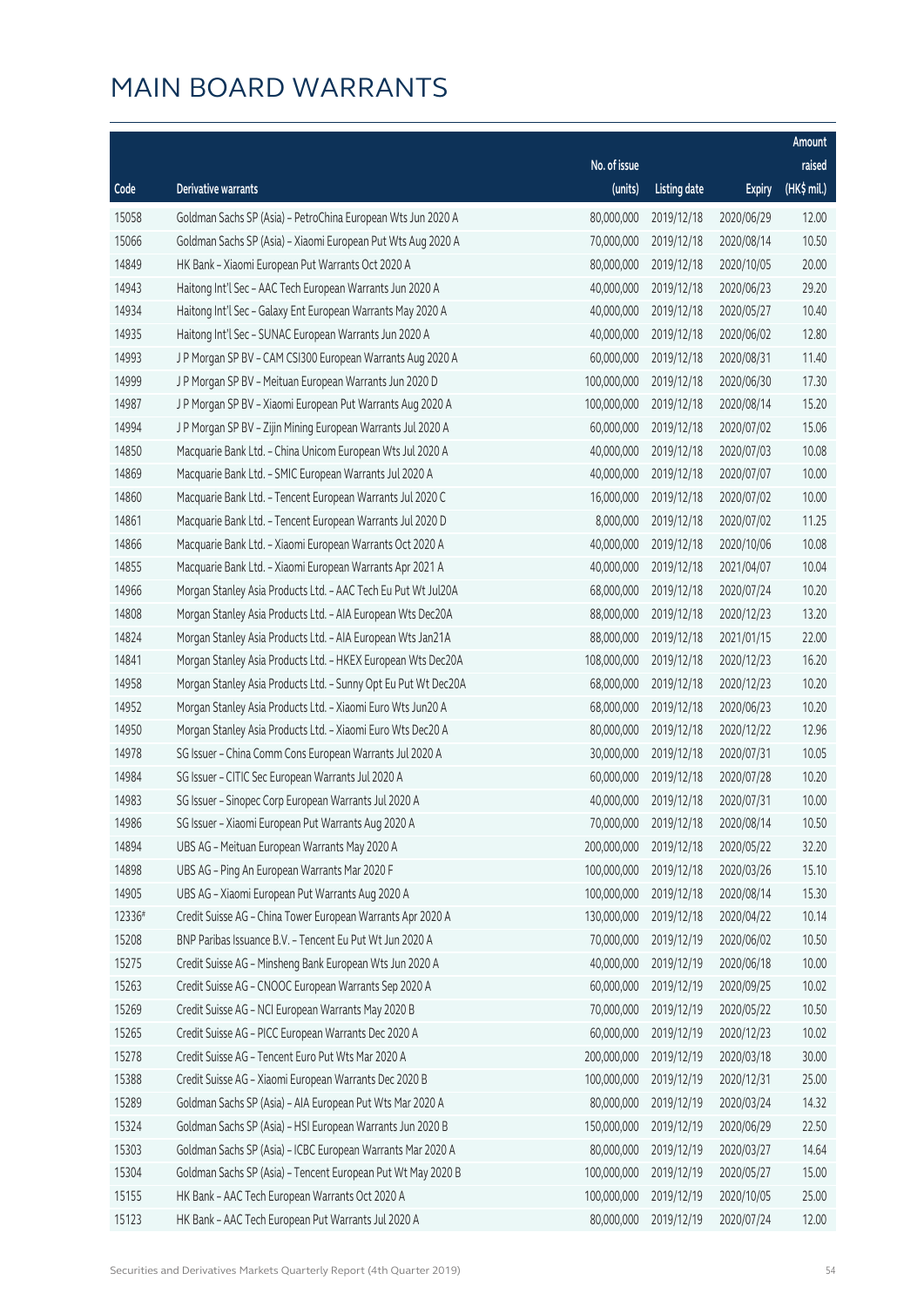# MAIN BOARD WARRANTS

| Code | Derivative warrants | No. of issue (units) | Listing date | Expiry | Amount raised (HK$ mil.) |
|---|---|---|---|---|---|
| 15058 | Goldman Sachs SP (Asia) – PetroChina European Wts Jun 2020 A | 80,000,000 | 2019/12/18 | 2020/06/29 | 12.00 |
| 15066 | Goldman Sachs SP (Asia) – Xiaomi European Put Wts Aug 2020 A | 70,000,000 | 2019/12/18 | 2020/08/14 | 10.50 |
| 14849 | HK Bank – Xiaomi European Put Warrants Oct 2020 A | 80,000,000 | 2019/12/18 | 2020/10/05 | 20.00 |
| 14943 | Haitong Int'l Sec – AAC Tech European Warrants Jun 2020 A | 40,000,000 | 2019/12/18 | 2020/06/23 | 29.20 |
| 14934 | Haitong Int'l Sec – Galaxy Ent European Warrants May 2020 A | 40,000,000 | 2019/12/18 | 2020/05/27 | 10.40 |
| 14935 | Haitong Int'l Sec – SUNAC European Warrants Jun 2020 A | 40,000,000 | 2019/12/18 | 2020/06/02 | 12.80 |
| 14993 | J P Morgan SP BV – CAM CSI300 European Warrants Aug 2020 A | 60,000,000 | 2019/12/18 | 2020/08/31 | 11.40 |
| 14999 | J P Morgan SP BV – Meituan European Warrants Jun 2020 D | 100,000,000 | 2019/12/18 | 2020/06/30 | 17.30 |
| 14987 | J P Morgan SP BV – Xiaomi European Put Warrants Aug 2020 A | 100,000,000 | 2019/12/18 | 2020/08/14 | 15.20 |
| 14994 | J P Morgan SP BV – Zijin Mining European Warrants Jul 2020 A | 60,000,000 | 2019/12/18 | 2020/07/02 | 15.06 |
| 14850 | Macquarie Bank Ltd. – China Unicom European Wts Jul 2020 A | 40,000,000 | 2019/12/18 | 2020/07/03 | 10.08 |
| 14869 | Macquarie Bank Ltd. – SMIC European Warrants Jul 2020 A | 40,000,000 | 2019/12/18 | 2020/07/07 | 10.00 |
| 14860 | Macquarie Bank Ltd. – Tencent European Warrants Jul 2020 C | 16,000,000 | 2019/12/18 | 2020/07/02 | 10.00 |
| 14861 | Macquarie Bank Ltd. – Tencent European Warrants Jul 2020 D | 8,000,000 | 2019/12/18 | 2020/07/02 | 11.25 |
| 14866 | Macquarie Bank Ltd. – Xiaomi European Warrants Oct 2020 A | 40,000,000 | 2019/12/18 | 2020/10/06 | 10.08 |
| 14855 | Macquarie Bank Ltd. – Xiaomi European Warrants Apr 2021 A | 40,000,000 | 2019/12/18 | 2021/04/07 | 10.04 |
| 14966 | Morgan Stanley Asia Products Ltd. – AAC Tech Eu Put Wt Jul20A | 68,000,000 | 2019/12/18 | 2020/07/24 | 10.20 |
| 14808 | Morgan Stanley Asia Products Ltd. – AIA European Wts Dec20A | 88,000,000 | 2019/12/18 | 2020/12/23 | 13.20 |
| 14824 | Morgan Stanley Asia Products Ltd. – AIA European Wts Jan21A | 88,000,000 | 2019/12/18 | 2021/01/15 | 22.00 |
| 14841 | Morgan Stanley Asia Products Ltd. – HKEX European Wts Dec20A | 108,000,000 | 2019/12/18 | 2020/12/23 | 16.20 |
| 14958 | Morgan Stanley Asia Products Ltd. – Sunny Opt Eu Put Wt Dec20A | 68,000,000 | 2019/12/18 | 2020/12/23 | 10.20 |
| 14952 | Morgan Stanley Asia Products Ltd. – Xiaomi Euro Wts Jun20 A | 68,000,000 | 2019/12/18 | 2020/06/23 | 10.20 |
| 14950 | Morgan Stanley Asia Products Ltd. – Xiaomi Euro Wts Dec20 A | 80,000,000 | 2019/12/18 | 2020/12/22 | 12.96 |
| 14978 | SG Issuer – China Comm Cons European Warrants Jul 2020 A | 30,000,000 | 2019/12/18 | 2020/07/31 | 10.05 |
| 14984 | SG Issuer – CITIC Sec European Warrants Jul 2020 A | 60,000,000 | 2019/12/18 | 2020/07/28 | 10.20 |
| 14983 | SG Issuer – Sinopec Corp European Warrants Jul 2020 A | 40,000,000 | 2019/12/18 | 2020/07/31 | 10.00 |
| 14986 | SG Issuer – Xiaomi European Put Warrants Aug 2020 A | 70,000,000 | 2019/12/18 | 2020/08/14 | 10.50 |
| 14894 | UBS AG – Meituan European Warrants May 2020 A | 200,000,000 | 2019/12/18 | 2020/05/22 | 32.20 |
| 14898 | UBS AG – Ping An European Warrants Mar 2020 F | 100,000,000 | 2019/12/18 | 2020/03/26 | 15.10 |
| 14905 | UBS AG – Xiaomi European Put Warrants Aug 2020 A | 100,000,000 | 2019/12/18 | 2020/08/14 | 15.30 |
| 12336# | Credit Suisse AG – China Tower European Warrants Apr 2020 A | 130,000,000 | 2019/12/18 | 2020/04/22 | 10.14 |
| 15208 | BNP Paribas Issuance B.V. – Tencent Eu Put Wt Jun 2020 A | 70,000,000 | 2019/12/19 | 2020/06/02 | 10.50 |
| 15275 | Credit Suisse AG – Minsheng Bank European Wts Jun 2020 A | 40,000,000 | 2019/12/19 | 2020/06/18 | 10.00 |
| 15263 | Credit Suisse AG – CNOOC European Warrants Sep 2020 A | 60,000,000 | 2019/12/19 | 2020/09/25 | 10.02 |
| 15269 | Credit Suisse AG – NCI European Warrants May 2020 B | 70,000,000 | 2019/12/19 | 2020/05/22 | 10.50 |
| 15265 | Credit Suisse AG – PICC European Warrants Dec 2020 A | 60,000,000 | 2019/12/19 | 2020/12/23 | 10.02 |
| 15278 | Credit Suisse AG – Tencent Euro Put Wts Mar 2020 A | 200,000,000 | 2019/12/19 | 2020/03/18 | 30.00 |
| 15388 | Credit Suisse AG – Xiaomi European Warrants Dec 2020 B | 100,000,000 | 2019/12/19 | 2020/12/31 | 25.00 |
| 15289 | Goldman Sachs SP (Asia) – AIA European Put Wts Mar 2020 A | 80,000,000 | 2019/12/19 | 2020/03/24 | 14.32 |
| 15324 | Goldman Sachs SP (Asia) – HSI European Warrants Jun 2020 B | 150,000,000 | 2019/12/19 | 2020/06/29 | 22.50 |
| 15303 | Goldman Sachs SP (Asia) – ICBC European Warrants Mar 2020 A | 80,000,000 | 2019/12/19 | 2020/03/27 | 14.64 |
| 15304 | Goldman Sachs SP (Asia) – Tencent European Put Wt May 2020 B | 100,000,000 | 2019/12/19 | 2020/05/27 | 15.00 |
| 15155 | HK Bank – AAC Tech European Warrants Oct 2020 A | 100,000,000 | 2019/12/19 | 2020/10/05 | 25.00 |
| 15123 | HK Bank – AAC Tech European Put Warrants Jul 2020 A | 80,000,000 | 2019/12/19 | 2020/07/24 | 12.00 |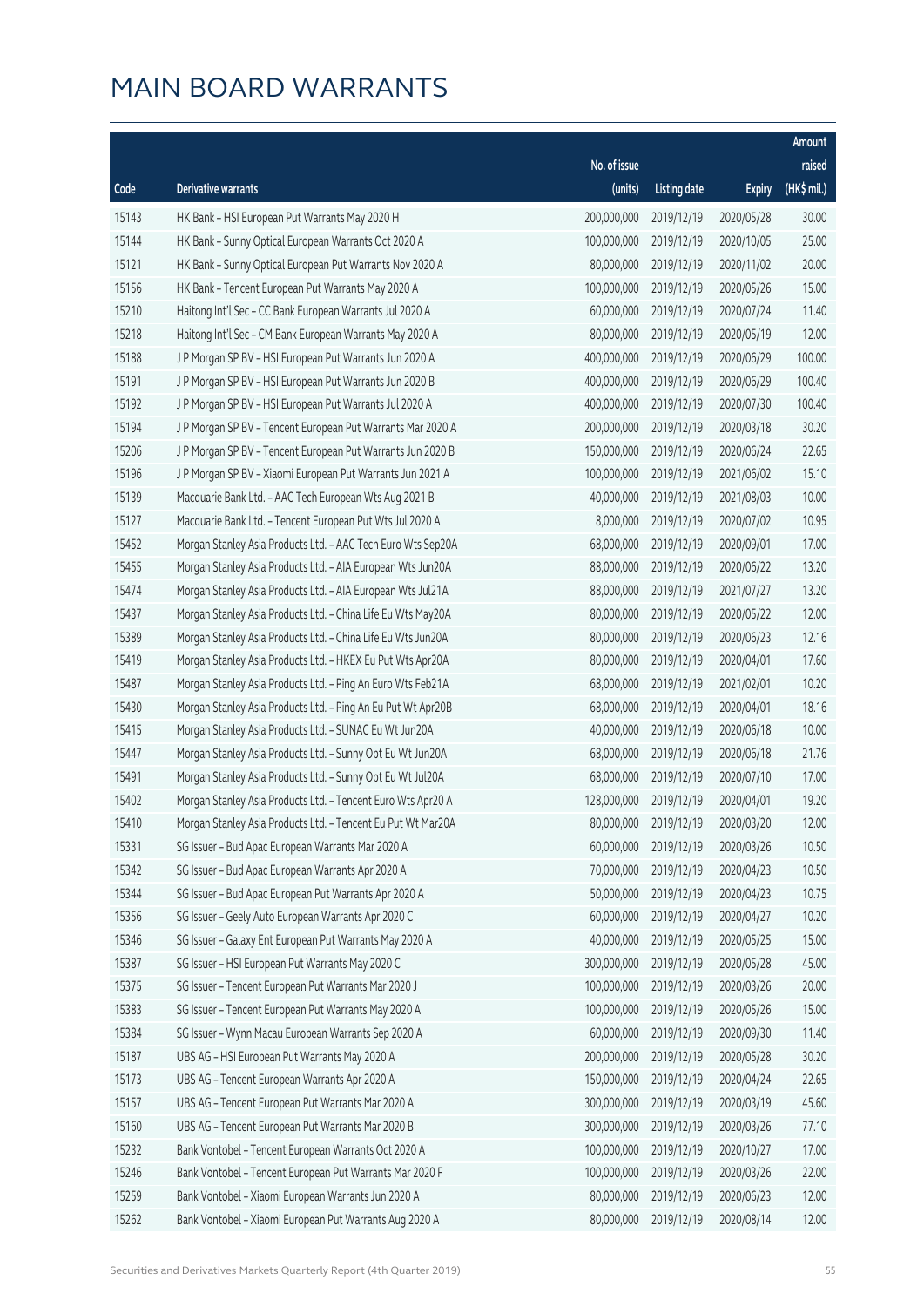# MAIN BOARD WARRANTS

| Code | Derivative warrants | No. of issue (units) | Listing date | Expiry | Amount raised (HK$ mil.) |
|---|---|---|---|---|---|
| 15143 | HK Bank – HSI European Put Warrants May 2020 H | 200,000,000 | 2019/12/19 | 2020/05/28 | 30.00 |
| 15144 | HK Bank – Sunny Optical European Warrants Oct 2020 A | 100,000,000 | 2019/12/19 | 2020/10/05 | 25.00 |
| 15121 | HK Bank – Sunny Optical European Put Warrants Nov 2020 A | 80,000,000 | 2019/12/19 | 2020/11/02 | 20.00 |
| 15156 | HK Bank – Tencent European Put Warrants May 2020 A | 100,000,000 | 2019/12/19 | 2020/05/26 | 15.00 |
| 15210 | Haitong Int'l Sec – CC Bank European Warrants Jul 2020 A | 60,000,000 | 2019/12/19 | 2020/07/24 | 11.40 |
| 15218 | Haitong Int'l Sec – CM Bank European Warrants May 2020 A | 80,000,000 | 2019/12/19 | 2020/05/19 | 12.00 |
| 15188 | J P Morgan SP BV – HSI European Put Warrants Jun 2020 A | 400,000,000 | 2019/12/19 | 2020/06/29 | 100.00 |
| 15191 | J P Morgan SP BV – HSI European Put Warrants Jun 2020 B | 400,000,000 | 2019/12/19 | 2020/06/29 | 100.40 |
| 15192 | J P Morgan SP BV – HSI European Put Warrants Jul 2020 A | 400,000,000 | 2019/12/19 | 2020/07/30 | 100.40 |
| 15194 | J P Morgan SP BV – Tencent European Put Warrants Mar 2020 A | 200,000,000 | 2019/12/19 | 2020/03/18 | 30.20 |
| 15206 | J P Morgan SP BV – Tencent European Put Warrants Jun 2020 B | 150,000,000 | 2019/12/19 | 2020/06/24 | 22.65 |
| 15196 | J P Morgan SP BV – Xiaomi European Put Warrants Jun 2021 A | 100,000,000 | 2019/12/19 | 2021/06/02 | 15.10 |
| 15139 | Macquarie Bank Ltd. – AAC Tech European Wts Aug 2021 B | 40,000,000 | 2019/12/19 | 2021/08/03 | 10.00 |
| 15127 | Macquarie Bank Ltd. – Tencent European Put Wts Jul 2020 A | 8,000,000 | 2019/12/19 | 2020/07/02 | 10.95 |
| 15452 | Morgan Stanley Asia Products Ltd. – AAC Tech Euro Wts Sep20A | 68,000,000 | 2019/12/19 | 2020/09/01 | 17.00 |
| 15455 | Morgan Stanley Asia Products Ltd. – AIA European Wts Jun20A | 88,000,000 | 2019/12/19 | 2020/06/22 | 13.20 |
| 15474 | Morgan Stanley Asia Products Ltd. – AIA European Wts Jul21A | 88,000,000 | 2019/12/19 | 2021/07/27 | 13.20 |
| 15437 | Morgan Stanley Asia Products Ltd. – China Life Eu Wts May20A | 80,000,000 | 2019/12/19 | 2020/05/22 | 12.00 |
| 15389 | Morgan Stanley Asia Products Ltd. – China Life Eu Wts Jun20A | 80,000,000 | 2019/12/19 | 2020/06/23 | 12.16 |
| 15419 | Morgan Stanley Asia Products Ltd. – HKEX Eu Put Wts Apr20A | 80,000,000 | 2019/12/19 | 2020/04/01 | 17.60 |
| 15487 | Morgan Stanley Asia Products Ltd. – Ping An Euro Wts Feb21A | 68,000,000 | 2019/12/19 | 2021/02/01 | 10.20 |
| 15430 | Morgan Stanley Asia Products Ltd. – Ping An Eu Put Wt Apr20B | 68,000,000 | 2019/12/19 | 2020/04/01 | 18.16 |
| 15415 | Morgan Stanley Asia Products Ltd. – SUNAC Eu Wt Jun20A | 40,000,000 | 2019/12/19 | 2020/06/18 | 10.00 |
| 15447 | Morgan Stanley Asia Products Ltd. – Sunny Opt Eu Wt Jun20A | 68,000,000 | 2019/12/19 | 2020/06/18 | 21.76 |
| 15491 | Morgan Stanley Asia Products Ltd. – Sunny Opt Eu Wt Jul20A | 68,000,000 | 2019/12/19 | 2020/07/10 | 17.00 |
| 15402 | Morgan Stanley Asia Products Ltd. – Tencent Euro Wts Apr20 A | 128,000,000 | 2019/12/19 | 2020/04/01 | 19.20 |
| 15410 | Morgan Stanley Asia Products Ltd. – Tencent Eu Put Wt Mar20A | 80,000,000 | 2019/12/19 | 2020/03/20 | 12.00 |
| 15331 | SG Issuer – Bud Apac European Warrants Mar 2020 A | 60,000,000 | 2019/12/19 | 2020/03/26 | 10.50 |
| 15342 | SG Issuer – Bud Apac European Warrants Apr 2020 A | 70,000,000 | 2019/12/19 | 2020/04/23 | 10.50 |
| 15344 | SG Issuer – Bud Apac European Put Warrants Apr 2020 A | 50,000,000 | 2019/12/19 | 2020/04/23 | 10.75 |
| 15356 | SG Issuer – Geely Auto European Warrants Apr 2020 C | 60,000,000 | 2019/12/19 | 2020/04/27 | 10.20 |
| 15346 | SG Issuer – Galaxy Ent European Put Warrants May 2020 A | 40,000,000 | 2019/12/19 | 2020/05/25 | 15.00 |
| 15387 | SG Issuer – HSI European Put Warrants May 2020 C | 300,000,000 | 2019/12/19 | 2020/05/28 | 45.00 |
| 15375 | SG Issuer – Tencent European Put Warrants Mar 2020 J | 100,000,000 | 2019/12/19 | 2020/03/26 | 20.00 |
| 15383 | SG Issuer – Tencent European Put Warrants May 2020 A | 100,000,000 | 2019/12/19 | 2020/05/26 | 15.00 |
| 15384 | SG Issuer – Wynn Macau European Warrants Sep 2020 A | 60,000,000 | 2019/12/19 | 2020/09/30 | 11.40 |
| 15187 | UBS AG – HSI European Put Warrants May 2020 A | 200,000,000 | 2019/12/19 | 2020/05/28 | 30.20 |
| 15173 | UBS AG – Tencent European Warrants Apr 2020 A | 150,000,000 | 2019/12/19 | 2020/04/24 | 22.65 |
| 15157 | UBS AG – Tencent European Put Warrants Mar 2020 A | 300,000,000 | 2019/12/19 | 2020/03/19 | 45.60 |
| 15160 | UBS AG – Tencent European Put Warrants Mar 2020 B | 300,000,000 | 2019/12/19 | 2020/03/26 | 77.10 |
| 15232 | Bank Vontobel – Tencent European Warrants Oct 2020 A | 100,000,000 | 2019/12/19 | 2020/10/27 | 17.00 |
| 15246 | Bank Vontobel – Tencent European Put Warrants Mar 2020 F | 100,000,000 | 2019/12/19 | 2020/03/26 | 22.00 |
| 15259 | Bank Vontobel – Xiaomi European Warrants Jun 2020 A | 80,000,000 | 2019/12/19 | 2020/06/23 | 12.00 |
| 15262 | Bank Vontobel – Xiaomi European Put Warrants Aug 2020 A | 80,000,000 | 2019/12/19 | 2020/08/14 | 12.00 |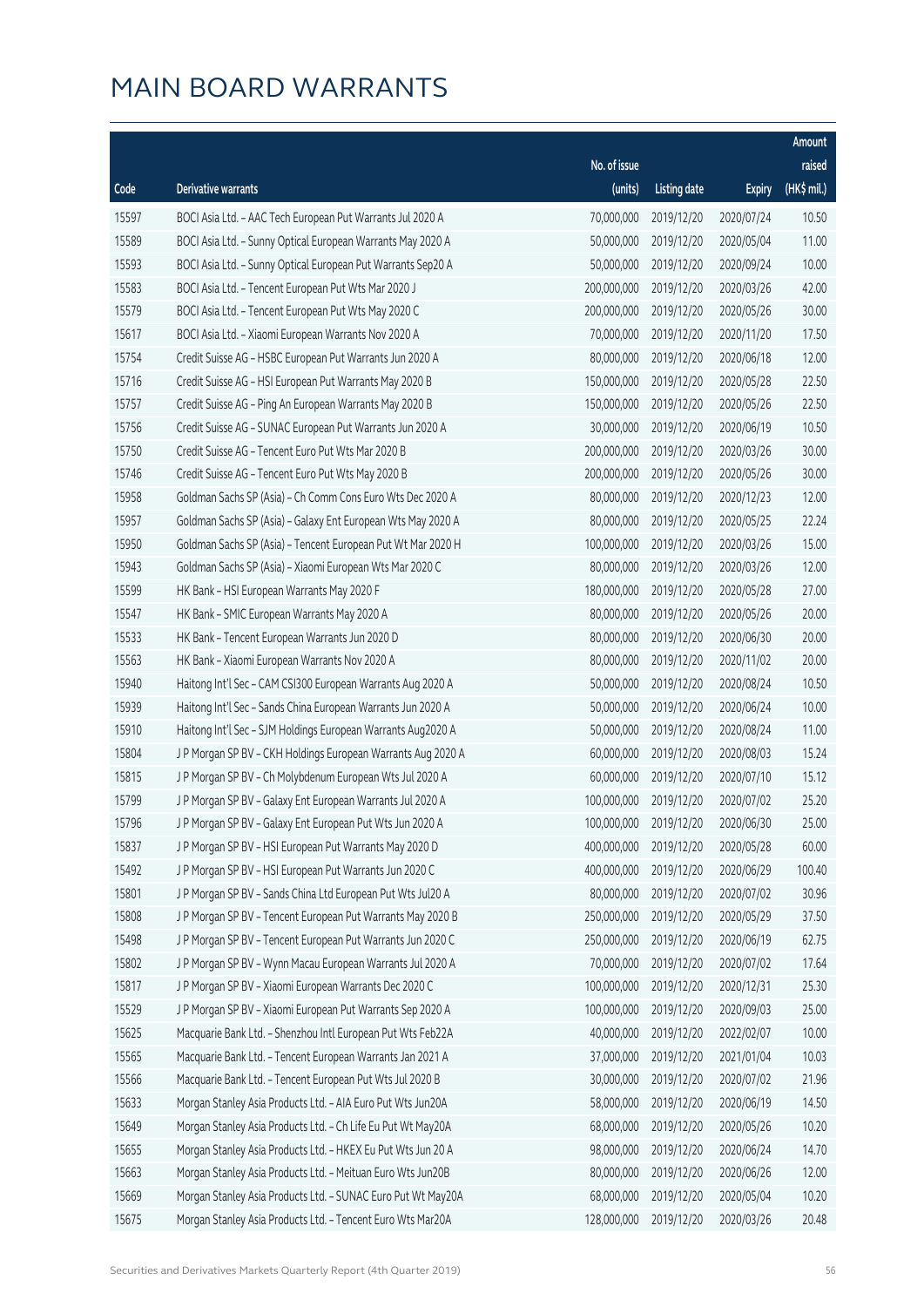# MAIN BOARD WARRANTS

| Code | Derivative warrants | No. of issue (units) | Listing date | Expiry | Amount raised (HK$ mil.) |
|---|---|---|---|---|---|
| 15597 | BOCI Asia Ltd. – AAC Tech European Put Warrants Jul 2020 A | 70,000,000 | 2019/12/20 | 2020/07/24 | 10.50 |
| 15589 | BOCI Asia Ltd. – Sunny Optical European Warrants May 2020 A | 50,000,000 | 2019/12/20 | 2020/05/04 | 11.00 |
| 15593 | BOCI Asia Ltd. – Sunny Optical European Put Warrants Sep20 A | 50,000,000 | 2019/12/20 | 2020/09/24 | 10.00 |
| 15583 | BOCI Asia Ltd. – Tencent European Put Wts Mar 2020 J | 200,000,000 | 2019/12/20 | 2020/03/26 | 42.00 |
| 15579 | BOCI Asia Ltd. – Tencent European Put Wts May 2020 C | 200,000,000 | 2019/12/20 | 2020/05/26 | 30.00 |
| 15617 | BOCI Asia Ltd. – Xiaomi European Warrants Nov 2020 A | 70,000,000 | 2019/12/20 | 2020/11/20 | 17.50 |
| 15754 | Credit Suisse AG – HSBC European Put Warrants Jun 2020 A | 80,000,000 | 2019/12/20 | 2020/06/18 | 12.00 |
| 15716 | Credit Suisse AG – HSI European Put Warrants May 2020 B | 150,000,000 | 2019/12/20 | 2020/05/28 | 22.50 |
| 15757 | Credit Suisse AG – Ping An European Warrants May 2020 B | 150,000,000 | 2019/12/20 | 2020/05/26 | 22.50 |
| 15756 | Credit Suisse AG – SUNAC European Put Warrants Jun 2020 A | 30,000,000 | 2019/12/20 | 2020/06/19 | 10.50 |
| 15750 | Credit Suisse AG – Tencent Euro Put Wts Mar 2020 B | 200,000,000 | 2019/12/20 | 2020/03/26 | 30.00 |
| 15746 | Credit Suisse AG – Tencent Euro Put Wts May 2020 B | 200,000,000 | 2019/12/20 | 2020/05/26 | 30.00 |
| 15958 | Goldman Sachs SP (Asia) – Ch Comm Cons Euro Wts Dec 2020 A | 80,000,000 | 2019/12/20 | 2020/12/23 | 12.00 |
| 15957 | Goldman Sachs SP (Asia) – Galaxy Ent European Wts May 2020 A | 80,000,000 | 2019/12/20 | 2020/05/25 | 22.24 |
| 15950 | Goldman Sachs SP (Asia) – Tencent European Put Wt Mar 2020 H | 100,000,000 | 2019/12/20 | 2020/03/26 | 15.00 |
| 15943 | Goldman Sachs SP (Asia) – Xiaomi European Wts Mar 2020 C | 80,000,000 | 2019/12/20 | 2020/03/26 | 12.00 |
| 15599 | HK Bank – HSI European Warrants May 2020 F | 180,000,000 | 2019/12/20 | 2020/05/28 | 27.00 |
| 15547 | HK Bank – SMIC European Warrants May 2020 A | 80,000,000 | 2019/12/20 | 2020/05/26 | 20.00 |
| 15533 | HK Bank – Tencent European Warrants Jun 2020 D | 80,000,000 | 2019/12/20 | 2020/06/30 | 20.00 |
| 15563 | HK Bank – Xiaomi European Warrants Nov 2020 A | 80,000,000 | 2019/12/20 | 2020/11/02 | 20.00 |
| 15940 | Haitong Int'l Sec – CAM CSI300 European Warrants Aug 2020 A | 50,000,000 | 2019/12/20 | 2020/08/24 | 10.50 |
| 15939 | Haitong Int'l Sec – Sands China European Warrants Jun 2020 A | 50,000,000 | 2019/12/20 | 2020/06/24 | 10.00 |
| 15910 | Haitong Int'l Sec – SJM Holdings European Warrants Aug2020 A | 50,000,000 | 2019/12/20 | 2020/08/24 | 11.00 |
| 15804 | J P Morgan SP BV – CKH Holdings European Warrants Aug 2020 A | 60,000,000 | 2019/12/20 | 2020/08/03 | 15.24 |
| 15815 | J P Morgan SP BV – Ch Molybdenum European Wts Jul 2020 A | 60,000,000 | 2019/12/20 | 2020/07/10 | 15.12 |
| 15799 | J P Morgan SP BV – Galaxy Ent European Warrants Jul 2020 A | 100,000,000 | 2019/12/20 | 2020/07/02 | 25.20 |
| 15796 | J P Morgan SP BV – Galaxy Ent European Put Wts Jun 2020 A | 100,000,000 | 2019/12/20 | 2020/06/30 | 25.00 |
| 15837 | J P Morgan SP BV – HSI European Put Warrants May 2020 D | 400,000,000 | 2019/12/20 | 2020/05/28 | 60.00 |
| 15492 | J P Morgan SP BV – HSI European Put Warrants Jun 2020 C | 400,000,000 | 2019/12/20 | 2020/06/29 | 100.40 |
| 15801 | J P Morgan SP BV – Sands China Ltd European Put Wts Jul20 A | 80,000,000 | 2019/12/20 | 2020/07/02 | 30.96 |
| 15808 | J P Morgan SP BV – Tencent European Put Warrants May 2020 B | 250,000,000 | 2019/12/20 | 2020/05/29 | 37.50 |
| 15498 | J P Morgan SP BV – Tencent European Put Warrants Jun 2020 C | 250,000,000 | 2019/12/20 | 2020/06/19 | 62.75 |
| 15802 | J P Morgan SP BV – Wynn Macau European Warrants Jul 2020 A | 70,000,000 | 2019/12/20 | 2020/07/02 | 17.64 |
| 15817 | J P Morgan SP BV – Xiaomi European Warrants Dec 2020 C | 100,000,000 | 2019/12/20 | 2020/12/31 | 25.30 |
| 15529 | J P Morgan SP BV – Xiaomi European Put Warrants Sep 2020 A | 100,000,000 | 2019/12/20 | 2020/09/03 | 25.00 |
| 15625 | Macquarie Bank Ltd. – Shenzhou Intl European Put Wts Feb22A | 40,000,000 | 2019/12/20 | 2022/02/07 | 10.00 |
| 15565 | Macquarie Bank Ltd. – Tencent European Warrants Jan 2021 A | 37,000,000 | 2019/12/20 | 2021/01/04 | 10.03 |
| 15566 | Macquarie Bank Ltd. – Tencent European Put Wts Jul 2020 B | 30,000,000 | 2019/12/20 | 2020/07/02 | 21.96 |
| 15633 | Morgan Stanley Asia Products Ltd. – AIA Euro Put Wts Jun20A | 58,000,000 | 2019/12/20 | 2020/06/19 | 14.50 |
| 15649 | Morgan Stanley Asia Products Ltd. – Ch Life Eu Put Wt May20A | 68,000,000 | 2019/12/20 | 2020/05/26 | 10.20 |
| 15655 | Morgan Stanley Asia Products Ltd. – HKEX Eu Put Wts Jun 20 A | 98,000,000 | 2019/12/20 | 2020/06/24 | 14.70 |
| 15663 | Morgan Stanley Asia Products Ltd. – Meituan Euro Wts Jun20B | 80,000,000 | 2019/12/20 | 2020/06/26 | 12.00 |
| 15669 | Morgan Stanley Asia Products Ltd. – SUNAC Euro Put Wt May20A | 68,000,000 | 2019/12/20 | 2020/05/04 | 10.20 |
| 15675 | Morgan Stanley Asia Products Ltd. – Tencent Euro Wts Mar20A | 128,000,000 | 2019/12/20 | 2020/03/26 | 20.48 |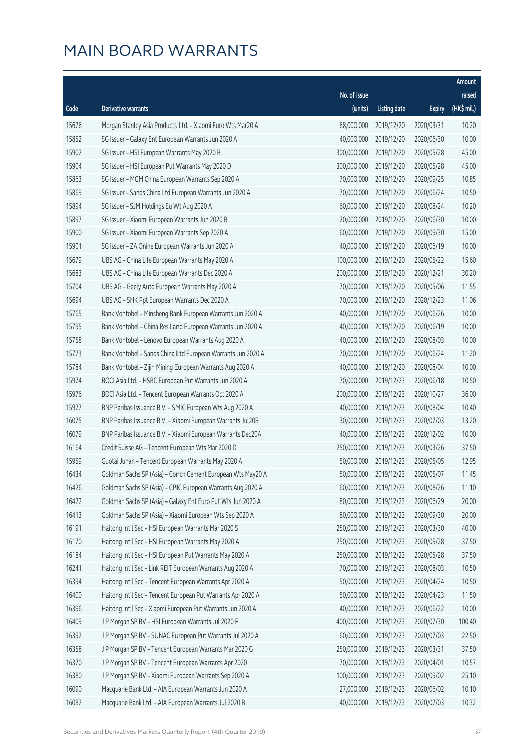# MAIN BOARD WARRANTS

| Code | Derivative warrants | No. of issue (units) | Listing date | Expiry | Amount raised (HK$ mil.) |
|---|---|---|---|---|---|
| 15676 | Morgan Stanley Asia Products Ltd. - Xiaomi Euro Wts Mar20 A | 68,000,000 | 2019/12/20 | 2020/03/31 | 10.20 |
| 15852 | SG Issuer - Galaxy Ent European Warrants Jun 2020 A | 40,000,000 | 2019/12/20 | 2020/06/30 | 10.00 |
| 15902 | SG Issuer - HSI European Warrants May 2020 B | 300,000,000 | 2019/12/20 | 2020/05/28 | 45.00 |
| 15904 | SG Issuer - HSI European Put Warrants May 2020 D | 300,000,000 | 2019/12/20 | 2020/05/28 | 45.00 |
| 15863 | SG Issuer - MGM China European Warrants Sep 2020 A | 70,000,000 | 2019/12/20 | 2020/09/25 | 10.85 |
| 15869 | SG Issuer - Sands China Ltd European Warrants Jun 2020 A | 70,000,000 | 2019/12/20 | 2020/06/24 | 10.50 |
| 15894 | SG Issuer - SJM Holdings Eu Wt Aug 2020 A | 60,000,000 | 2019/12/20 | 2020/08/24 | 10.20 |
| 15897 | SG Issuer - Xiaomi European Warrants Jun 2020 B | 20,000,000 | 2019/12/20 | 2020/06/30 | 10.00 |
| 15900 | SG Issuer - Xiaomi European Warrants Sep 2020 A | 60,000,000 | 2019/12/20 | 2020/09/30 | 15.00 |
| 15901 | SG Issuer - ZA Onine European Warrants Jun 2020 A | 40,000,000 | 2019/12/20 | 2020/06/19 | 10.00 |
| 15679 | UBS AG - China Life European Warrants May 2020 A | 100,000,000 | 2019/12/20 | 2020/05/22 | 15.60 |
| 15683 | UBS AG - China Life European Warrants Dec 2020 A | 200,000,000 | 2019/12/20 | 2020/12/21 | 30.20 |
| 15704 | UBS AG - Geely Auto European Warrants May 2020 A | 70,000,000 | 2019/12/20 | 2020/05/06 | 11.55 |
| 15694 | UBS AG - SHK Ppt European Warrants Dec 2020 A | 70,000,000 | 2019/12/20 | 2020/12/23 | 11.06 |
| 15765 | Bank Vontobel - Minsheng Bank European Warrants Jun 2020 A | 40,000,000 | 2019/12/20 | 2020/06/26 | 10.00 |
| 15795 | Bank Vontobel - China Res Land European Warrants Jun 2020 A | 40,000,000 | 2019/12/20 | 2020/06/19 | 10.00 |
| 15758 | Bank Vontobel - Lenovo European Warrants Aug 2020 A | 40,000,000 | 2019/12/20 | 2020/08/03 | 10.00 |
| 15773 | Bank Vontobel - Sands China Ltd European Warrants Jun 2020 A | 70,000,000 | 2019/12/20 | 2020/06/24 | 11.20 |
| 15784 | Bank Vontobel - Zijin Mining European Warrants Aug 2020 A | 40,000,000 | 2019/12/20 | 2020/08/04 | 10.00 |
| 15974 | BOCI Asia Ltd. - HSBC European Put Warrants Jun 2020 A | 70,000,000 | 2019/12/23 | 2020/06/18 | 10.50 |
| 15976 | BOCI Asia Ltd. - Tencent European Warrants Oct 2020 A | 200,000,000 | 2019/12/23 | 2020/10/27 | 36.00 |
| 15977 | BNP Paribas Issuance B.V. - SMIC European Wts Aug 2020 A | 40,000,000 | 2019/12/23 | 2020/08/04 | 10.40 |
| 16075 | BNP Paribas Issuance B.V. - Xiaomi European Warrants Jul20B | 30,000,000 | 2019/12/23 | 2020/07/03 | 13.20 |
| 16079 | BNP Paribas Issuance B.V. - Xiaomi European Warrants Dec20A | 40,000,000 | 2019/12/23 | 2020/12/02 | 10.00 |
| 16164 | Credit Suisse AG - Tencent European Wts Mar 2020 D | 250,000,000 | 2019/12/23 | 2020/03/26 | 37.50 |
| 15959 | Guotai Junan - Tencent European Warrants May 2020 A | 50,000,000 | 2019/12/23 | 2020/05/05 | 12.95 |
| 16434 | Goldman Sachs SP (Asia) - Conch Cement European Wts May20 A | 50,000,000 | 2019/12/23 | 2020/05/07 | 11.45 |
| 16426 | Goldman Sachs SP (Asia) - CPIC European Warrants Aug 2020 A | 60,000,000 | 2019/12/23 | 2020/08/26 | 11.10 |
| 16422 | Goldman Sachs SP (Asia) - Galaxy Ent Euro Put Wts Jun 2020 A | 80,000,000 | 2019/12/23 | 2020/06/29 | 20.00 |
| 16413 | Goldman Sachs SP (Asia) - Xiaomi European Wts Sep 2020 A | 80,000,000 | 2019/12/23 | 2020/09/30 | 20.00 |
| 16191 | Haitong Int'l Sec - HSI European Warrants Mar 2020 S | 250,000,000 | 2019/12/23 | 2020/03/30 | 40.00 |
| 16170 | Haitong Int'l Sec - HSI European Warrants May 2020 A | 250,000,000 | 2019/12/23 | 2020/05/28 | 37.50 |
| 16184 | Haitong Int'l Sec - HSI European Put Warrants May 2020 A | 250,000,000 | 2019/12/23 | 2020/05/28 | 37.50 |
| 16241 | Haitong Int'l Sec - Link REIT European Warrants Aug 2020 A | 70,000,000 | 2019/12/23 | 2020/08/03 | 10.50 |
| 16394 | Haitong Int'l Sec - Tencent European Warrants Apr 2020 A | 50,000,000 | 2019/12/23 | 2020/04/24 | 10.50 |
| 16400 | Haitong Int'l Sec - Tencent European Put Warrants Apr 2020 A | 50,000,000 | 2019/12/23 | 2020/04/23 | 11.50 |
| 16396 | Haitong Int'l Sec - Xiaomi European Put Warrants Jun 2020 A | 40,000,000 | 2019/12/23 | 2020/06/22 | 10.00 |
| 16409 | J P Morgan SP BV - HSI European Warrants Jul 2020 F | 400,000,000 | 2019/12/23 | 2020/07/30 | 100.40 |
| 16392 | J P Morgan SP BV - SUNAC European Put Warrants Jul 2020 A | 60,000,000 | 2019/12/23 | 2020/07/03 | 22.50 |
| 16358 | J P Morgan SP BV - Tencent European Warrants Mar 2020 G | 250,000,000 | 2019/12/23 | 2020/03/31 | 37.50 |
| 16370 | J P Morgan SP BV - Tencent European Warrants Apr 2020 I | 70,000,000 | 2019/12/23 | 2020/04/01 | 10.57 |
| 16380 | J P Morgan SP BV - Xiaomi European Warrants Sep 2020 A | 100,000,000 | 2019/12/23 | 2020/09/02 | 25.10 |
| 16090 | Macquarie Bank Ltd. - AIA European Warrants Jun 2020 A | 27,000,000 | 2019/12/23 | 2020/06/02 | 10.10 |
| 16082 | Macquarie Bank Ltd. - AIA European Warrants Jul 2020 B | 40,000,000 | 2019/12/23 | 2020/07/03 | 10.32 |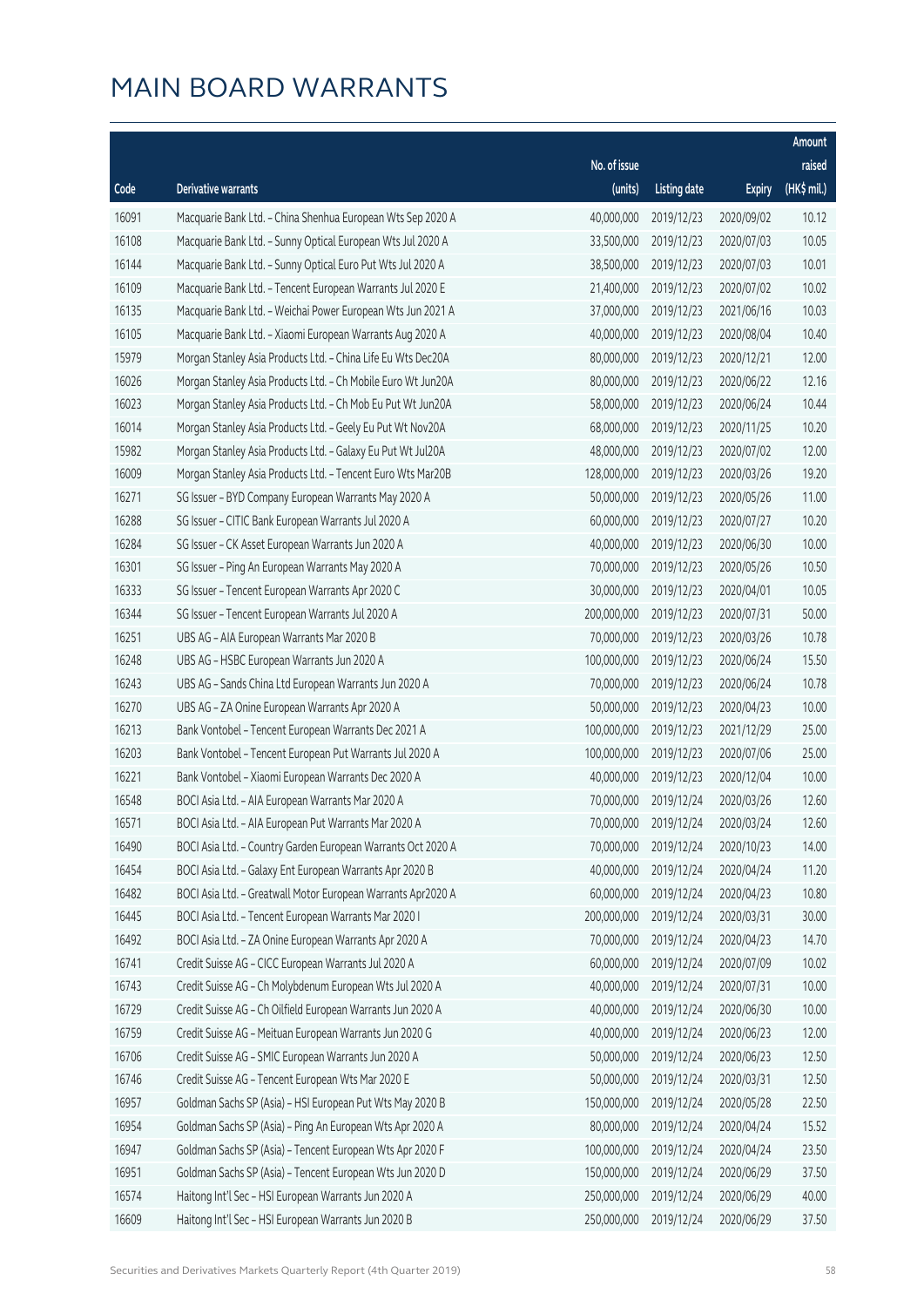# MAIN BOARD WARRANTS

| Code | Derivative warrants | No. of issue (units) | Listing date | Expiry | Amount raised (HK$ mil.) |
|---|---|---|---|---|---|
| 16091 | Macquarie Bank Ltd. - China Shenhua European Wts Sep 2020 A | 40,000,000 | 2019/12/23 | 2020/09/02 | 10.12 |
| 16108 | Macquarie Bank Ltd. - Sunny Optical European Wts Jul 2020 A | 33,500,000 | 2019/12/23 | 2020/07/03 | 10.05 |
| 16144 | Macquarie Bank Ltd. - Sunny Optical Euro Put Wts Jul 2020 A | 38,500,000 | 2019/12/23 | 2020/07/03 | 10.01 |
| 16109 | Macquarie Bank Ltd. - Tencent European Warrants Jul 2020 E | 21,400,000 | 2019/12/23 | 2020/07/02 | 10.02 |
| 16135 | Macquarie Bank Ltd. - Weichai Power European Wts Jun 2021 A | 37,000,000 | 2019/12/23 | 2021/06/16 | 10.03 |
| 16105 | Macquarie Bank Ltd. - Xiaomi European Warrants Aug 2020 A | 40,000,000 | 2019/12/23 | 2020/08/04 | 10.40 |
| 15979 | Morgan Stanley Asia Products Ltd. - China Life Eu Wts Dec20A | 80,000,000 | 2019/12/23 | 2020/12/21 | 12.00 |
| 16026 | Morgan Stanley Asia Products Ltd. - Ch Mobile Euro Wt Jun20A | 80,000,000 | 2019/12/23 | 2020/06/22 | 12.16 |
| 16023 | Morgan Stanley Asia Products Ltd. - Ch Mob Eu Put Wt Jun20A | 58,000,000 | 2019/12/23 | 2020/06/24 | 10.44 |
| 16014 | Morgan Stanley Asia Products Ltd. - Geely Eu Put Wt Nov20A | 68,000,000 | 2019/12/23 | 2020/11/25 | 10.20 |
| 15982 | Morgan Stanley Asia Products Ltd. - Galaxy Eu Put Wt Jul20A | 48,000,000 | 2019/12/23 | 2020/07/02 | 12.00 |
| 16009 | Morgan Stanley Asia Products Ltd. - Tencent Euro Wts Mar20B | 128,000,000 | 2019/12/23 | 2020/03/26 | 19.20 |
| 16271 | SG Issuer - BYD Company European Warrants May 2020 A | 50,000,000 | 2019/12/23 | 2020/05/26 | 11.00 |
| 16288 | SG Issuer - CITIC Bank European Warrants Jul 2020 A | 60,000,000 | 2019/12/23 | 2020/07/27 | 10.20 |
| 16284 | SG Issuer - CK Asset European Warrants Jun 2020 A | 40,000,000 | 2019/12/23 | 2020/06/30 | 10.00 |
| 16301 | SG Issuer - Ping An European Warrants May 2020 A | 70,000,000 | 2019/12/23 | 2020/05/26 | 10.50 |
| 16333 | SG Issuer - Tencent European Warrants Apr 2020 C | 30,000,000 | 2019/12/23 | 2020/04/01 | 10.05 |
| 16344 | SG Issuer - Tencent European Warrants Jul 2020 A | 200,000,000 | 2019/12/23 | 2020/07/31 | 50.00 |
| 16251 | UBS AG - AIA European Warrants Mar 2020 B | 70,000,000 | 2019/12/23 | 2020/03/26 | 10.78 |
| 16248 | UBS AG - HSBC European Warrants Jun 2020 A | 100,000,000 | 2019/12/23 | 2020/06/24 | 15.50 |
| 16243 | UBS AG - Sands China Ltd European Warrants Jun 2020 A | 70,000,000 | 2019/12/23 | 2020/06/24 | 10.78 |
| 16270 | UBS AG - ZA Onine European Warrants Apr 2020 A | 50,000,000 | 2019/12/23 | 2020/04/23 | 10.00 |
| 16213 | Bank Vontobel - Tencent European Warrants Dec 2021 A | 100,000,000 | 2019/12/23 | 2021/12/29 | 25.00 |
| 16203 | Bank Vontobel - Tencent European Put Warrants Jul 2020 A | 100,000,000 | 2019/12/23 | 2020/07/06 | 25.00 |
| 16221 | Bank Vontobel - Xiaomi European Warrants Dec 2020 A | 40,000,000 | 2019/12/23 | 2020/12/04 | 10.00 |
| 16548 | BOCI Asia Ltd. - AIA European Warrants Mar 2020 A | 70,000,000 | 2019/12/24 | 2020/03/26 | 12.60 |
| 16571 | BOCI Asia Ltd. - AIA European Put Warrants Mar 2020 A | 70,000,000 | 2019/12/24 | 2020/03/24 | 12.60 |
| 16490 | BOCI Asia Ltd. - Country Garden European Warrants Oct 2020 A | 70,000,000 | 2019/12/24 | 2020/10/23 | 14.00 |
| 16454 | BOCI Asia Ltd. - Galaxy Ent European Warrants Apr 2020 B | 40,000,000 | 2019/12/24 | 2020/04/24 | 11.20 |
| 16482 | BOCI Asia Ltd. - Greatwall Motor European Warrants Apr2020 A | 60,000,000 | 2019/12/24 | 2020/04/23 | 10.80 |
| 16445 | BOCI Asia Ltd. - Tencent European Warrants Mar 2020 I | 200,000,000 | 2019/12/24 | 2020/03/31 | 30.00 |
| 16492 | BOCI Asia Ltd. - ZA Onine European Warrants Apr 2020 A | 70,000,000 | 2019/12/24 | 2020/04/23 | 14.70 |
| 16741 | Credit Suisse AG - CICC European Warrants Jul 2020 A | 60,000,000 | 2019/12/24 | 2020/07/09 | 10.02 |
| 16743 | Credit Suisse AG - Ch Molybdenum European Wts Jul 2020 A | 40,000,000 | 2019/12/24 | 2020/07/31 | 10.00 |
| 16729 | Credit Suisse AG - Ch Oilfield European Warrants Jun 2020 A | 40,000,000 | 2019/12/24 | 2020/06/30 | 10.00 |
| 16759 | Credit Suisse AG - Meituan European Warrants Jun 2020 G | 40,000,000 | 2019/12/24 | 2020/06/23 | 12.00 |
| 16706 | Credit Suisse AG - SMIC European Warrants Jun 2020 A | 50,000,000 | 2019/12/24 | 2020/06/23 | 12.50 |
| 16746 | Credit Suisse AG - Tencent European Wts Mar 2020 E | 50,000,000 | 2019/12/24 | 2020/03/31 | 12.50 |
| 16957 | Goldman Sachs SP (Asia) - HSI European Put Wts May 2020 B | 150,000,000 | 2019/12/24 | 2020/05/28 | 22.50 |
| 16954 | Goldman Sachs SP (Asia) - Ping An European Wts Apr 2020 A | 80,000,000 | 2019/12/24 | 2020/04/24 | 15.52 |
| 16947 | Goldman Sachs SP (Asia) - Tencent European Wts Apr 2020 F | 100,000,000 | 2019/12/24 | 2020/04/24 | 23.50 |
| 16951 | Goldman Sachs SP (Asia) - Tencent European Wts Jun 2020 D | 150,000,000 | 2019/12/24 | 2020/06/29 | 37.50 |
| 16574 | Haitong Int'l Sec - HSI European Warrants Jun 2020 A | 250,000,000 | 2019/12/24 | 2020/06/29 | 40.00 |
| 16609 | Haitong Int'l Sec - HSI European Warrants Jun 2020 B | 250,000,000 | 2019/12/24 | 2020/06/29 | 37.50 |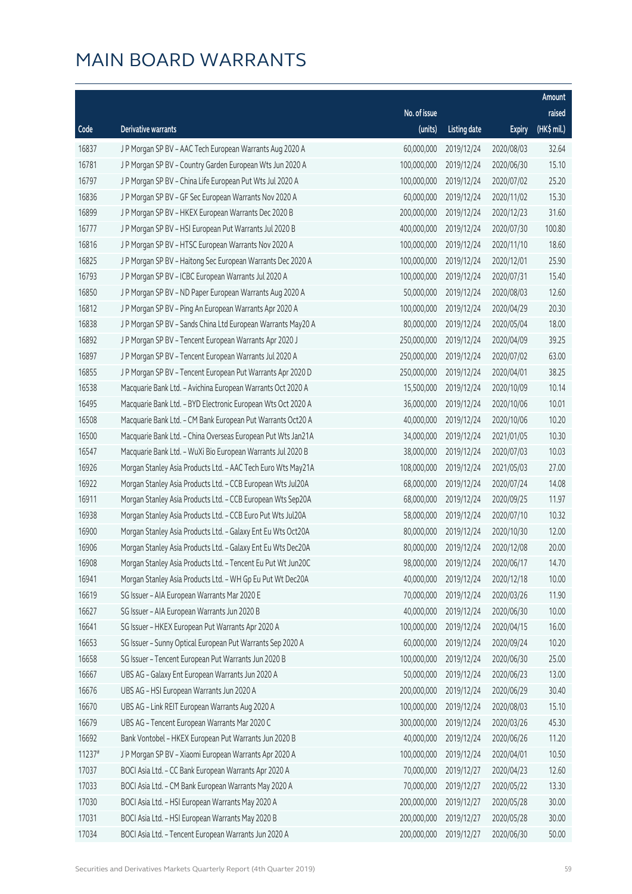# MAIN BOARD WARRANTS

| Code | Derivative warrants | No. of issue (units) | Listing date | Expiry | Amount raised (HK$ mil.) |
|---|---|---|---|---|---|
| 16837 | J P Morgan SP BV – AAC Tech European Warrants Aug 2020 A | 60,000,000 | 2019/12/24 | 2020/08/03 | 32.64 |
| 16781 | J P Morgan SP BV – Country Garden European Wts Jun 2020 A | 100,000,000 | 2019/12/24 | 2020/06/30 | 15.10 |
| 16797 | J P Morgan SP BV – China Life European Put Wts Jul 2020 A | 100,000,000 | 2019/12/24 | 2020/07/02 | 25.20 |
| 16836 | J P Morgan SP BV – GF Sec European Warrants Nov 2020 A | 60,000,000 | 2019/12/24 | 2020/11/02 | 15.30 |
| 16899 | J P Morgan SP BV – HKEX European Warrants Dec 2020 B | 200,000,000 | 2019/12/24 | 2020/12/23 | 31.60 |
| 16777 | J P Morgan SP BV – HSI European Put Warrants Jul 2020 B | 400,000,000 | 2019/12/24 | 2020/07/30 | 100.80 |
| 16816 | J P Morgan SP BV – HTSC European Warrants Nov 2020 A | 100,000,000 | 2019/12/24 | 2020/11/10 | 18.60 |
| 16825 | J P Morgan SP BV – Haitong Sec European Warrants Dec 2020 A | 100,000,000 | 2019/12/24 | 2020/12/01 | 25.90 |
| 16793 | J P Morgan SP BV – ICBC European Warrants Jul 2020 A | 100,000,000 | 2019/12/24 | 2020/07/31 | 15.40 |
| 16850 | J P Morgan SP BV – ND Paper European Warrants Aug 2020 A | 50,000,000 | 2019/12/24 | 2020/08/03 | 12.60 |
| 16812 | J P Morgan SP BV – Ping An European Warrants Apr 2020 A | 100,000,000 | 2019/12/24 | 2020/04/29 | 20.30 |
| 16838 | J P Morgan SP BV – Sands China Ltd European Warrants May20 A | 80,000,000 | 2019/12/24 | 2020/05/04 | 18.00 |
| 16892 | J P Morgan SP BV – Tencent European Warrants Apr 2020 J | 250,000,000 | 2019/12/24 | 2020/04/09 | 39.25 |
| 16897 | J P Morgan SP BV – Tencent European Warrants Jul 2020 A | 250,000,000 | 2019/12/24 | 2020/07/02 | 63.00 |
| 16855 | J P Morgan SP BV – Tencent European Put Warrants Apr 2020 D | 250,000,000 | 2019/12/24 | 2020/04/01 | 38.25 |
| 16538 | Macquarie Bank Ltd. – Avichina European Warrants Oct 2020 A | 15,500,000 | 2019/12/24 | 2020/10/09 | 10.14 |
| 16495 | Macquarie Bank Ltd. – BYD Electronic European Wts Oct 2020 A | 36,000,000 | 2019/12/24 | 2020/10/06 | 10.01 |
| 16508 | Macquarie Bank Ltd. – CM Bank European Put Warrants Oct20 A | 40,000,000 | 2019/12/24 | 2020/10/06 | 10.20 |
| 16500 | Macquarie Bank Ltd. – China Overseas European Put Wts Jan21A | 34,000,000 | 2019/12/24 | 2021/01/05 | 10.30 |
| 16547 | Macquarie Bank Ltd. – WuXi Bio European Warrants Jul 2020 B | 38,000,000 | 2019/12/24 | 2020/07/03 | 10.03 |
| 16926 | Morgan Stanley Asia Products Ltd. – AAC Tech Euro Wts May21A | 108,000,000 | 2019/12/24 | 2021/05/03 | 27.00 |
| 16922 | Morgan Stanley Asia Products Ltd. – CCB European Wts Jul20A | 68,000,000 | 2019/12/24 | 2020/07/24 | 14.08 |
| 16911 | Morgan Stanley Asia Products Ltd. – CCB European Wts Sep20A | 68,000,000 | 2019/12/24 | 2020/09/25 | 11.97 |
| 16938 | Morgan Stanley Asia Products Ltd. – CCB Euro Put Wts Jul20A | 58,000,000 | 2019/12/24 | 2020/07/10 | 10.32 |
| 16900 | Morgan Stanley Asia Products Ltd. – Galaxy Ent Eu Wts Oct20A | 80,000,000 | 2019/12/24 | 2020/10/30 | 12.00 |
| 16906 | Morgan Stanley Asia Products Ltd. – Galaxy Ent Eu Wts Dec20A | 80,000,000 | 2019/12/24 | 2020/12/08 | 20.00 |
| 16908 | Morgan Stanley Asia Products Ltd. – Tencent Eu Put Wt Jun20C | 98,000,000 | 2019/12/24 | 2020/06/17 | 14.70 |
| 16941 | Morgan Stanley Asia Products Ltd. – WH Gp Eu Put Wt Dec20A | 40,000,000 | 2019/12/24 | 2020/12/18 | 10.00 |
| 16619 | SG Issuer – AIA European Warrants Mar 2020 E | 70,000,000 | 2019/12/24 | 2020/03/26 | 11.90 |
| 16627 | SG Issuer – AIA European Warrants Jun 2020 B | 40,000,000 | 2019/12/24 | 2020/06/30 | 10.00 |
| 16641 | SG Issuer – HKEX European Put Warrants Apr 2020 A | 100,000,000 | 2019/12/24 | 2020/04/15 | 16.00 |
| 16653 | SG Issuer – Sunny Optical European Put Warrants Sep 2020 A | 60,000,000 | 2019/12/24 | 2020/09/24 | 10.20 |
| 16658 | SG Issuer – Tencent European Put Warrants Jun 2020 B | 100,000,000 | 2019/12/24 | 2020/06/30 | 25.00 |
| 16667 | UBS AG – Galaxy Ent European Warrants Jun 2020 A | 50,000,000 | 2019/12/24 | 2020/06/23 | 13.00 |
| 16676 | UBS AG – HSI European Warrants Jun 2020 A | 200,000,000 | 2019/12/24 | 2020/06/29 | 30.40 |
| 16670 | UBS AG – Link REIT European Warrants Aug 2020 A | 100,000,000 | 2019/12/24 | 2020/08/03 | 15.10 |
| 16679 | UBS AG – Tencent European Warrants Mar 2020 C | 300,000,000 | 2019/12/24 | 2020/03/26 | 45.30 |
| 16692 | Bank Vontobel – HKEX European Put Warrants Jun 2020 B | 40,000,000 | 2019/12/24 | 2020/06/26 | 11.20 |
| 11237# | J P Morgan SP BV – Xiaomi European Warrants Apr 2020 A | 100,000,000 | 2019/12/24 | 2020/04/01 | 10.50 |
| 17037 | BOCI Asia Ltd. – CC Bank European Warrants Apr 2020 A | 70,000,000 | 2019/12/27 | 2020/04/23 | 12.60 |
| 17033 | BOCI Asia Ltd. – CM Bank European Warrants May 2020 A | 70,000,000 | 2019/12/27 | 2020/05/22 | 13.30 |
| 17030 | BOCI Asia Ltd. – HSI European Warrants May 2020 A | 200,000,000 | 2019/12/27 | 2020/05/28 | 30.00 |
| 17031 | BOCI Asia Ltd. – HSI European Warrants May 2020 B | 200,000,000 | 2019/12/27 | 2020/05/28 | 30.00 |
| 17034 | BOCI Asia Ltd. – Tencent European Warrants Jun 2020 A | 200,000,000 | 2019/12/27 | 2020/06/30 | 50.00 |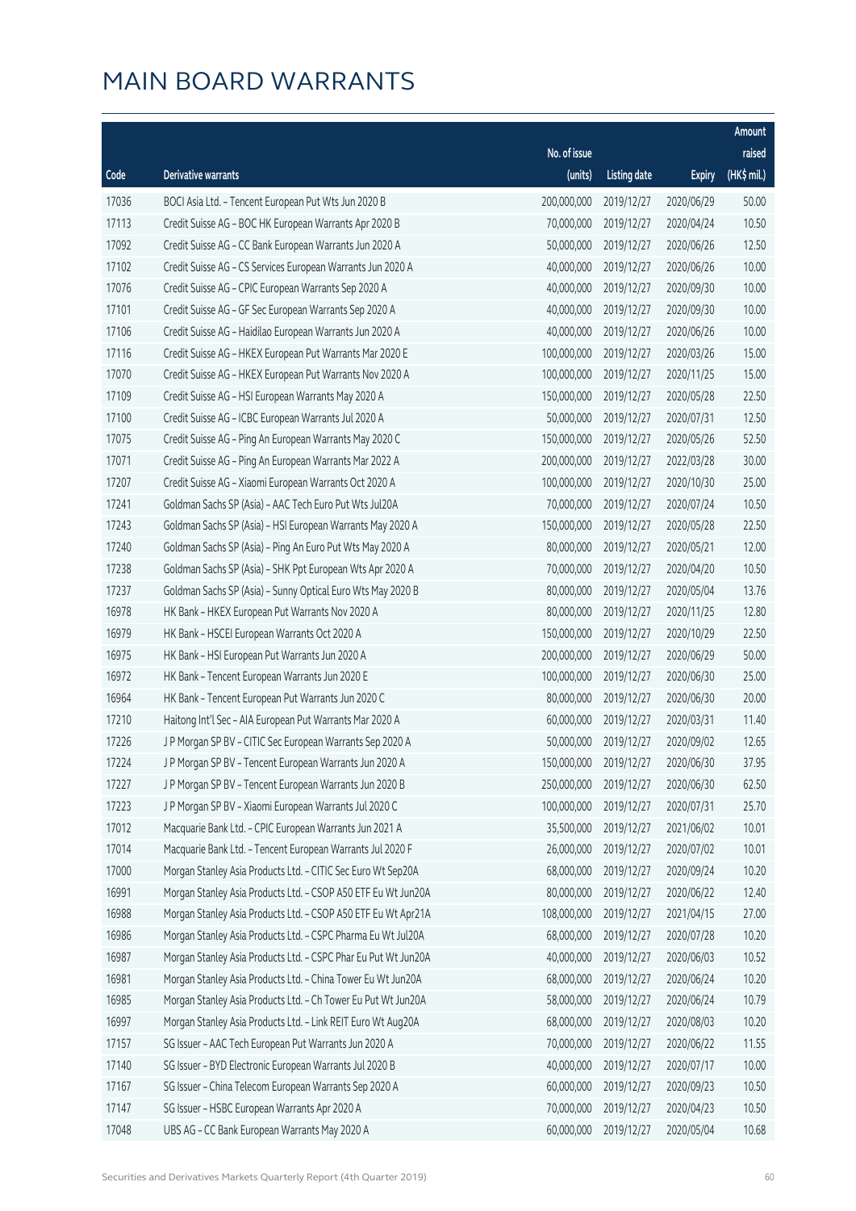# MAIN BOARD WARRANTS

| Code | Derivative warrants | No. of issue (units) | Listing date | Expiry | Amount raised (HK$ mil.) |
|---|---|---|---|---|---|
| 17036 | BOCI Asia Ltd. – Tencent European Put Wts Jun 2020 B | 200,000,000 | 2019/12/27 | 2020/06/29 | 50.00 |
| 17113 | Credit Suisse AG – BOC HK European Warrants Apr 2020 B | 70,000,000 | 2019/12/27 | 2020/04/24 | 10.50 |
| 17092 | Credit Suisse AG – CC Bank European Warrants Jun 2020 A | 50,000,000 | 2019/12/27 | 2020/06/26 | 12.50 |
| 17102 | Credit Suisse AG – CS Services European Warrants Jun 2020 A | 40,000,000 | 2019/12/27 | 2020/06/26 | 10.00 |
| 17076 | Credit Suisse AG – CPIC European Warrants Sep 2020 A | 40,000,000 | 2019/12/27 | 2020/09/30 | 10.00 |
| 17101 | Credit Suisse AG – GF Sec European Warrants Sep 2020 A | 40,000,000 | 2019/12/27 | 2020/09/30 | 10.00 |
| 17106 | Credit Suisse AG – Haidilao European Warrants Jun 2020 A | 40,000,000 | 2019/12/27 | 2020/06/26 | 10.00 |
| 17116 | Credit Suisse AG – HKEX European Put Warrants Mar 2020 E | 100,000,000 | 2019/12/27 | 2020/03/26 | 15.00 |
| 17070 | Credit Suisse AG – HKEX European Put Warrants Nov 2020 A | 100,000,000 | 2019/12/27 | 2020/11/25 | 15.00 |
| 17109 | Credit Suisse AG – HSI European Warrants May 2020 A | 150,000,000 | 2019/12/27 | 2020/05/28 | 22.50 |
| 17100 | Credit Suisse AG – ICBC European Warrants Jul 2020 A | 50,000,000 | 2019/12/27 | 2020/07/31 | 12.50 |
| 17075 | Credit Suisse AG – Ping An European Warrants May 2020 C | 150,000,000 | 2019/12/27 | 2020/05/26 | 52.50 |
| 17071 | Credit Suisse AG – Ping An European Warrants Mar 2022 A | 200,000,000 | 2019/12/27 | 2022/03/28 | 30.00 |
| 17207 | Credit Suisse AG – Xiaomi European Warrants Oct 2020 A | 100,000,000 | 2019/12/27 | 2020/10/30 | 25.00 |
| 17241 | Goldman Sachs SP (Asia) – AAC Tech Euro Put Wts Jul20A | 70,000,000 | 2019/12/27 | 2020/07/24 | 10.50 |
| 17243 | Goldman Sachs SP (Asia) – HSI European Warrants May 2020 A | 150,000,000 | 2019/12/27 | 2020/05/28 | 22.50 |
| 17240 | Goldman Sachs SP (Asia) – Ping An Euro Put Wts May 2020 A | 80,000,000 | 2019/12/27 | 2020/05/21 | 12.00 |
| 17238 | Goldman Sachs SP (Asia) – SHK Ppt European Wts Apr 2020 A | 70,000,000 | 2019/12/27 | 2020/04/20 | 10.50 |
| 17237 | Goldman Sachs SP (Asia) – Sunny Optical Euro Wts May 2020 B | 80,000,000 | 2019/12/27 | 2020/05/04 | 13.76 |
| 16978 | HK Bank – HKEX European Put Warrants Nov 2020 A | 80,000,000 | 2019/12/27 | 2020/11/25 | 12.80 |
| 16979 | HK Bank – HSCEI European Warrants Oct 2020 A | 150,000,000 | 2019/12/27 | 2020/10/29 | 22.50 |
| 16975 | HK Bank – HSI European Put Warrants Jun 2020 A | 200,000,000 | 2019/12/27 | 2020/06/29 | 50.00 |
| 16972 | HK Bank – Tencent European Warrants Jun 2020 E | 100,000,000 | 2019/12/27 | 2020/06/30 | 25.00 |
| 16964 | HK Bank – Tencent European Put Warrants Jun 2020 C | 80,000,000 | 2019/12/27 | 2020/06/30 | 20.00 |
| 17210 | Haitong Int'l Sec – AIA European Put Warrants Mar 2020 A | 60,000,000 | 2019/12/27 | 2020/03/31 | 11.40 |
| 17226 | J P Morgan SP BV – CITIC Sec European Warrants Sep 2020 A | 50,000,000 | 2019/12/27 | 2020/09/02 | 12.65 |
| 17224 | J P Morgan SP BV – Tencent European Warrants Jun 2020 A | 150,000,000 | 2019/12/27 | 2020/06/30 | 37.95 |
| 17227 | J P Morgan SP BV – Tencent European Warrants Jun 2020 B | 250,000,000 | 2019/12/27 | 2020/06/30 | 62.50 |
| 17223 | J P Morgan SP BV – Xiaomi European Warrants Jul 2020 C | 100,000,000 | 2019/12/27 | 2020/07/31 | 25.70 |
| 17012 | Macquarie Bank Ltd. – CPIC European Warrants Jun 2021 A | 35,500,000 | 2019/12/27 | 2021/06/02 | 10.01 |
| 17014 | Macquarie Bank Ltd. – Tencent European Warrants Jul 2020 F | 26,000,000 | 2019/12/27 | 2020/07/02 | 10.01 |
| 17000 | Morgan Stanley Asia Products Ltd. – CITIC Sec Euro Wt Sep20A | 68,000,000 | 2019/12/27 | 2020/09/24 | 10.20 |
| 16991 | Morgan Stanley Asia Products Ltd. – CSOP A50 ETF Eu Wt Jun20A | 80,000,000 | 2019/12/27 | 2020/06/22 | 12.40 |
| 16988 | Morgan Stanley Asia Products Ltd. – CSOP A50 ETF Eu Wt Apr21A | 108,000,000 | 2019/12/27 | 2021/04/15 | 27.00 |
| 16986 | Morgan Stanley Asia Products Ltd. – CSPC Pharma Eu Wt Jul20A | 68,000,000 | 2019/12/27 | 2020/07/28 | 10.20 |
| 16987 | Morgan Stanley Asia Products Ltd. – CSPC Phar Eu Put Wt Jun20A | 40,000,000 | 2019/12/27 | 2020/06/03 | 10.52 |
| 16981 | Morgan Stanley Asia Products Ltd. – China Tower Eu Wt Jun20A | 68,000,000 | 2019/12/27 | 2020/06/24 | 10.20 |
| 16985 | Morgan Stanley Asia Products Ltd. – Ch Tower Eu Put Wt Jun20A | 58,000,000 | 2019/12/27 | 2020/06/24 | 10.79 |
| 16997 | Morgan Stanley Asia Products Ltd. – Link REIT Euro Wt Aug20A | 68,000,000 | 2019/12/27 | 2020/08/03 | 10.20 |
| 17157 | SG Issuer – AAC Tech European Put Warrants Jun 2020 A | 70,000,000 | 2019/12/27 | 2020/06/22 | 11.55 |
| 17140 | SG Issuer – BYD Electronic European Warrants Jul 2020 B | 40,000,000 | 2019/12/27 | 2020/07/17 | 10.00 |
| 17167 | SG Issuer – China Telecom European Warrants Sep 2020 A | 60,000,000 | 2019/12/27 | 2020/09/23 | 10.50 |
| 17147 | SG Issuer – HSBC European Warrants Apr 2020 A | 70,000,000 | 2019/12/27 | 2020/04/23 | 10.50 |
| 17048 | UBS AG – CC Bank European Warrants May 2020 A | 60,000,000 | 2019/12/27 | 2020/05/04 | 10.68 |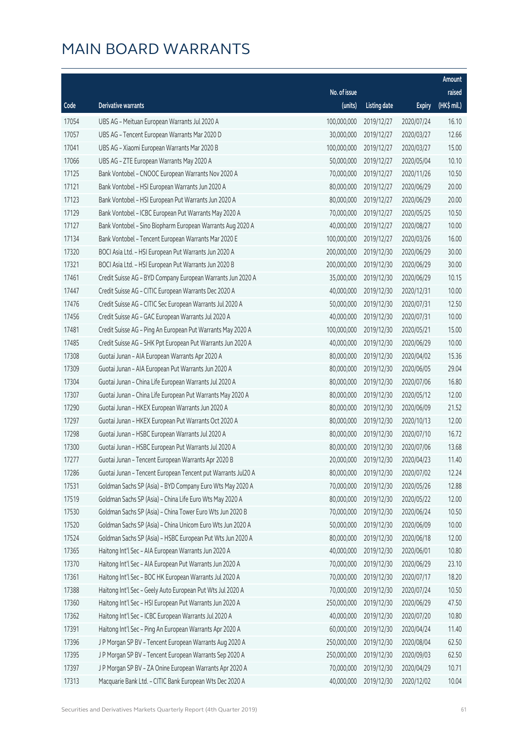# MAIN BOARD WARRANTS

| Code | Derivative warrants | No. of issue (units) | Listing date | Expiry | Amount raised (HK$ mil.) |
|---|---|---|---|---|---|
| 17054 | UBS AG - Meituan European Warrants Jul 2020 A | 100,000,000 | 2019/12/27 | 2020/07/24 | 16.10 |
| 17057 | UBS AG - Tencent European Warrants Mar 2020 D | 30,000,000 | 2019/12/27 | 2020/03/27 | 12.66 |
| 17041 | UBS AG - Xiaomi European Warrants Mar 2020 B | 100,000,000 | 2019/12/27 | 2020/03/27 | 15.00 |
| 17066 | UBS AG - ZTE European Warrants May 2020 A | 50,000,000 | 2019/12/27 | 2020/05/04 | 10.10 |
| 17125 | Bank Vontobel - CNOOC European Warrants Nov 2020 A | 70,000,000 | 2019/12/27 | 2020/11/26 | 10.50 |
| 17121 | Bank Vontobel - HSI European Warrants Jun 2020 A | 80,000,000 | 2019/12/27 | 2020/06/29 | 20.00 |
| 17123 | Bank Vontobel - HSI European Put Warrants Jun 2020 A | 80,000,000 | 2019/12/27 | 2020/06/29 | 20.00 |
| 17129 | Bank Vontobel - ICBC European Put Warrants May 2020 A | 70,000,000 | 2019/12/27 | 2020/05/25 | 10.50 |
| 17127 | Bank Vontobel - Sino Biopharm European Warrants Aug 2020 A | 40,000,000 | 2019/12/27 | 2020/08/27 | 10.00 |
| 17134 | Bank Vontobel - Tencent European Warrants Mar 2020 E | 100,000,000 | 2019/12/27 | 2020/03/26 | 16.00 |
| 17320 | BOCI Asia Ltd. - HSI European Put Warrants Jun 2020 A | 200,000,000 | 2019/12/30 | 2020/06/29 | 30.00 |
| 17321 | BOCI Asia Ltd. - HSI European Put Warrants Jun 2020 B | 200,000,000 | 2019/12/30 | 2020/06/29 | 30.00 |
| 17461 | Credit Suisse AG - BYD Company European Warrants Jun 2020 A | 35,000,000 | 2019/12/30 | 2020/06/29 | 10.15 |
| 17447 | Credit Suisse AG - CITIC European Warrants Dec 2020 A | 40,000,000 | 2019/12/30 | 2020/12/31 | 10.00 |
| 17476 | Credit Suisse AG - CITIC Sec European Warrants Jul 2020 A | 50,000,000 | 2019/12/30 | 2020/07/31 | 12.50 |
| 17456 | Credit Suisse AG - GAC European Warrants Jul 2020 A | 40,000,000 | 2019/12/30 | 2020/07/31 | 10.00 |
| 17481 | Credit Suisse AG - Ping An European Put Warrants May 2020 A | 100,000,000 | 2019/12/30 | 2020/05/21 | 15.00 |
| 17485 | Credit Suisse AG - SHK Ppt European Put Warrants Jun 2020 A | 40,000,000 | 2019/12/30 | 2020/06/29 | 10.00 |
| 17308 | Guotai Junan - AIA European Warrants Apr 2020 A | 80,000,000 | 2019/12/30 | 2020/04/02 | 15.36 |
| 17309 | Guotai Junan - AIA European Put Warrants Jun 2020 A | 80,000,000 | 2019/12/30 | 2020/06/05 | 29.04 |
| 17304 | Guotai Junan - China Life European Warrants Jul 2020 A | 80,000,000 | 2019/12/30 | 2020/07/06 | 16.80 |
| 17307 | Guotai Junan - China Life European Put Warrants May 2020 A | 80,000,000 | 2019/12/30 | 2020/05/12 | 12.00 |
| 17290 | Guotai Junan - HKEX European Warrants Jun 2020 A | 80,000,000 | 2019/12/30 | 2020/06/09 | 21.52 |
| 17297 | Guotai Junan - HKEX European Put Warrants Oct 2020 A | 80,000,000 | 2019/12/30 | 2020/10/13 | 12.00 |
| 17298 | Guotai Junan - HSBC European Warrants Jul 2020 A | 80,000,000 | 2019/12/30 | 2020/07/10 | 16.72 |
| 17300 | Guotai Junan - HSBC European Put Warrants Jul 2020 A | 80,000,000 | 2019/12/30 | 2020/07/06 | 13.68 |
| 17277 | Guotai Junan - Tencent European Warrants Apr 2020 B | 20,000,000 | 2019/12/30 | 2020/04/23 | 11.40 |
| 17286 | Guotai Junan - Tencent European Tencent put Warrants Jul20 A | 80,000,000 | 2019/12/30 | 2020/07/02 | 12.24 |
| 17531 | Goldman Sachs SP (Asia) - BYD Company Euro Wts May 2020 A | 70,000,000 | 2019/12/30 | 2020/05/26 | 12.88 |
| 17519 | Goldman Sachs SP (Asia) - China Life Euro Wts May 2020 A | 80,000,000 | 2019/12/30 | 2020/05/22 | 12.00 |
| 17530 | Goldman Sachs SP (Asia) - China Tower Euro Wts Jun 2020 B | 70,000,000 | 2019/12/30 | 2020/06/24 | 10.50 |
| 17520 | Goldman Sachs SP (Asia) - China Unicom Euro Wts Jun 2020 A | 50,000,000 | 2019/12/30 | 2020/06/09 | 10.00 |
| 17524 | Goldman Sachs SP (Asia) - HSBC European Put Wts Jun 2020 A | 80,000,000 | 2019/12/30 | 2020/06/18 | 12.00 |
| 17365 | Haitong Int'l Sec - AIA European Warrants Jun 2020 A | 40,000,000 | 2019/12/30 | 2020/06/01 | 10.80 |
| 17370 | Haitong Int'l Sec - AIA European Put Warrants Jun 2020 A | 70,000,000 | 2019/12/30 | 2020/06/29 | 23.10 |
| 17361 | Haitong Int'l Sec - BOC HK European Warrants Jul 2020 A | 70,000,000 | 2019/12/30 | 2020/07/17 | 18.20 |
| 17388 | Haitong Int'l Sec - Geely Auto European Put Wts Jul 2020 A | 70,000,000 | 2019/12/30 | 2020/07/24 | 10.50 |
| 17360 | Haitong Int'l Sec - HSI European Put Warrants Jun 2020 A | 250,000,000 | 2019/12/30 | 2020/06/29 | 47.50 |
| 17362 | Haitong Int'l Sec - ICBC European Warrants Jul 2020 A | 40,000,000 | 2019/12/30 | 2020/07/20 | 10.80 |
| 17391 | Haitong Int'l Sec - Ping An European Warrants Apr 2020 A | 60,000,000 | 2019/12/30 | 2020/04/24 | 11.40 |
| 17396 | J P Morgan SP BV - Tencent European Warrants Aug 2020 A | 250,000,000 | 2019/12/30 | 2020/08/04 | 62.50 |
| 17395 | J P Morgan SP BV - Tencent European Warrants Sep 2020 A | 250,000,000 | 2019/12/30 | 2020/09/03 | 62.50 |
| 17397 | J P Morgan SP BV - ZA Onine European Warrants Apr 2020 A | 70,000,000 | 2019/12/30 | 2020/04/29 | 10.71 |
| 17313 | Macquarie Bank Ltd. - CITIC Bank European Wts Dec 2020 A | 40,000,000 | 2019/12/30 | 2020/12/02 | 10.04 |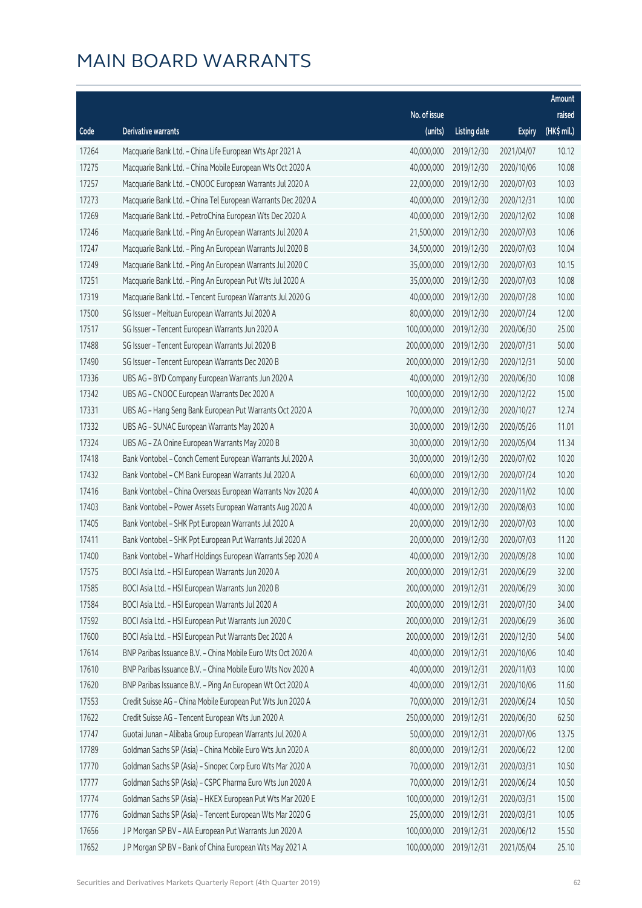# MAIN BOARD WARRANTS

| Code | Derivative warrants | No. of issue (units) | Listing date | Expiry | Amount raised (HK$ mil.) |
|---|---|---|---|---|---|
| 17264 | Macquarie Bank Ltd. - China Life European Wts Apr 2021 A | 40,000,000 | 2019/12/30 | 2021/04/07 | 10.12 |
| 17275 | Macquarie Bank Ltd. - China Mobile European Wts Oct 2020 A | 40,000,000 | 2019/12/30 | 2020/10/06 | 10.08 |
| 17257 | Macquarie Bank Ltd. - CNOOC European Warrants Jul 2020 A | 22,000,000 | 2019/12/30 | 2020/07/03 | 10.03 |
| 17273 | Macquarie Bank Ltd. - China Tel European Warrants Dec 2020 A | 40,000,000 | 2019/12/30 | 2020/12/31 | 10.00 |
| 17269 | Macquarie Bank Ltd. - PetroChina European Wts Dec 2020 A | 40,000,000 | 2019/12/30 | 2020/12/02 | 10.08 |
| 17246 | Macquarie Bank Ltd. - Ping An European Warrants Jul 2020 A | 21,500,000 | 2019/12/30 | 2020/07/03 | 10.06 |
| 17247 | Macquarie Bank Ltd. - Ping An European Warrants Jul 2020 B | 34,500,000 | 2019/12/30 | 2020/07/03 | 10.04 |
| 17249 | Macquarie Bank Ltd. - Ping An European Warrants Jul 2020 C | 35,000,000 | 2019/12/30 | 2020/07/03 | 10.15 |
| 17251 | Macquarie Bank Ltd. - Ping An European Put Wts Jul 2020 A | 35,000,000 | 2019/12/30 | 2020/07/03 | 10.08 |
| 17319 | Macquarie Bank Ltd. - Tencent European Warrants Jul 2020 G | 40,000,000 | 2019/12/30 | 2020/07/28 | 10.00 |
| 17500 | SG Issuer - Meituan European Warrants Jul 2020 A | 80,000,000 | 2019/12/30 | 2020/07/24 | 12.00 |
| 17517 | SG Issuer - Tencent European Warrants Jun 2020 A | 100,000,000 | 2019/12/30 | 2020/06/30 | 25.00 |
| 17488 | SG Issuer - Tencent European Warrants Jul 2020 B | 200,000,000 | 2019/12/30 | 2020/07/31 | 50.00 |
| 17490 | SG Issuer - Tencent European Warrants Dec 2020 B | 200,000,000 | 2019/12/30 | 2020/12/31 | 50.00 |
| 17336 | UBS AG - BYD Company European Warrants Jun 2020 A | 40,000,000 | 2019/12/30 | 2020/06/30 | 10.08 |
| 17342 | UBS AG - CNOOC European Warrants Dec 2020 A | 100,000,000 | 2019/12/30 | 2020/12/22 | 15.00 |
| 17331 | UBS AG - Hang Seng Bank European Put Warrants Oct 2020 A | 70,000,000 | 2019/12/30 | 2020/10/27 | 12.74 |
| 17332 | UBS AG - SUNAC European Warrants May 2020 A | 30,000,000 | 2019/12/30 | 2020/05/26 | 11.01 |
| 17324 | UBS AG - ZA Onine European Warrants May 2020 B | 30,000,000 | 2019/12/30 | 2020/05/04 | 11.34 |
| 17418 | Bank Vontobel - Conch Cement European Warrants Jul 2020 A | 30,000,000 | 2019/12/30 | 2020/07/02 | 10.20 |
| 17432 | Bank Vontobel - CM Bank European Warrants Jul 2020 A | 60,000,000 | 2019/12/30 | 2020/07/24 | 10.20 |
| 17416 | Bank Vontobel - China Overseas European Warrants Nov 2020 A | 40,000,000 | 2019/12/30 | 2020/11/02 | 10.00 |
| 17403 | Bank Vontobel - Power Assets European Warrants Aug 2020 A | 40,000,000 | 2019/12/30 | 2020/08/03 | 10.00 |
| 17405 | Bank Vontobel - SHK Ppt European Warrants Jul 2020 A | 20,000,000 | 2019/12/30 | 2020/07/03 | 10.00 |
| 17411 | Bank Vontobel - SHK Ppt European Put Warrants Jul 2020 A | 20,000,000 | 2019/12/30 | 2020/07/03 | 11.20 |
| 17400 | Bank Vontobel - Wharf Holdings European Warrants Sep 2020 A | 40,000,000 | 2019/12/30 | 2020/09/28 | 10.00 |
| 17575 | BOCI Asia Ltd. - HSI European Warrants Jun 2020 A | 200,000,000 | 2019/12/31 | 2020/06/29 | 32.00 |
| 17585 | BOCI Asia Ltd. - HSI European Warrants Jun 2020 B | 200,000,000 | 2019/12/31 | 2020/06/29 | 30.00 |
| 17584 | BOCI Asia Ltd. - HSI European Warrants Jul 2020 A | 200,000,000 | 2019/12/31 | 2020/07/30 | 34.00 |
| 17592 | BOCI Asia Ltd. - HSI European Put Warrants Jun 2020 C | 200,000,000 | 2019/12/31 | 2020/06/29 | 36.00 |
| 17600 | BOCI Asia Ltd. - HSI European Put Warrants Dec 2020 A | 200,000,000 | 2019/12/31 | 2020/12/30 | 54.00 |
| 17614 | BNP Paribas Issuance B.V. - China Mobile Euro Wts Oct 2020 A | 40,000,000 | 2019/12/31 | 2020/10/06 | 10.40 |
| 17610 | BNP Paribas Issuance B.V. - China Mobile Euro Wts Nov 2020 A | 40,000,000 | 2019/12/31 | 2020/11/03 | 10.00 |
| 17620 | BNP Paribas Issuance B.V. - Ping An European Wt Oct 2020 A | 40,000,000 | 2019/12/31 | 2020/10/06 | 11.60 |
| 17553 | Credit Suisse AG - China Mobile European Put Wts Jun 2020 A | 70,000,000 | 2019/12/31 | 2020/06/24 | 10.50 |
| 17622 | Credit Suisse AG - Tencent European Wts Jun 2020 A | 250,000,000 | 2019/12/31 | 2020/06/30 | 62.50 |
| 17747 | Guotai Junan - Alibaba Group European Warrants Jul 2020 A | 50,000,000 | 2019/12/31 | 2020/07/06 | 13.75 |
| 17789 | Goldman Sachs SP (Asia) - China Mobile Euro Wts Jun 2020 A | 80,000,000 | 2019/12/31 | 2020/06/22 | 12.00 |
| 17770 | Goldman Sachs SP (Asia) - Sinopec Corp Euro Wts Mar 2020 A | 70,000,000 | 2019/12/31 | 2020/03/31 | 10.50 |
| 17777 | Goldman Sachs SP (Asia) - CSPC Pharma Euro Wts Jun 2020 A | 70,000,000 | 2019/12/31 | 2020/06/24 | 10.50 |
| 17774 | Goldman Sachs SP (Asia) - HKEX European Put Wts Mar 2020 E | 100,000,000 | 2019/12/31 | 2020/03/31 | 15.00 |
| 17776 | Goldman Sachs SP (Asia) - Tencent European Wts Mar 2020 G | 25,000,000 | 2019/12/31 | 2020/03/31 | 10.05 |
| 17656 | J P Morgan SP BV - AIA European Put Warrants Jun 2020 A | 100,000,000 | 2019/12/31 | 2020/06/12 | 15.50 |
| 17652 | J P Morgan SP BV - Bank of China European Wts May 2021 A | 100,000,000 | 2019/12/31 | 2021/05/04 | 25.10 |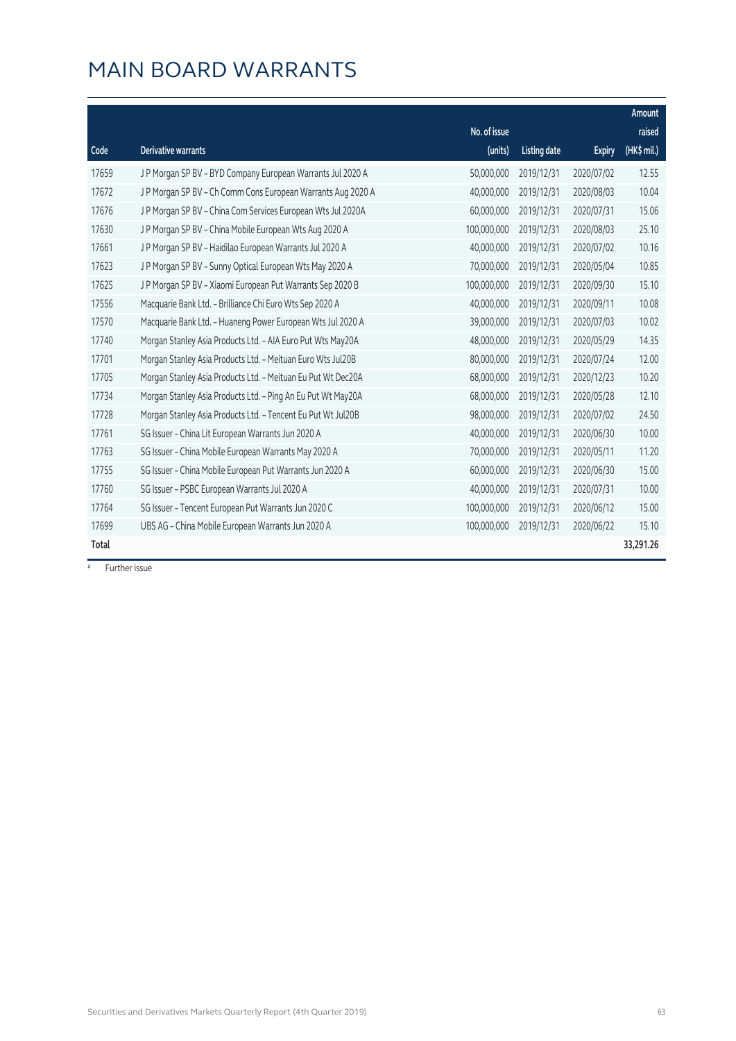# MAIN BOARD WARRANTS

| Code | Derivative warrants | No. of issue (units) | Listing date | Expiry | Amount raised (HK$ mil.) |
|---|---|---|---|---|---|
| 17659 | J P Morgan SP BV - BYD Company European Warrants Jul 2020 A | 50,000,000 | 2019/12/31 | 2020/07/02 | 12.55 |
| 17672 | J P Morgan SP BV - Ch Comm Cons European Warrants Aug 2020 A | 40,000,000 | 2019/12/31 | 2020/08/03 | 10.04 |
| 17676 | J P Morgan SP BV - China Com Services European Wts Jul 2020A | 60,000,000 | 2019/12/31 | 2020/07/31 | 15.06 |
| 17630 | J P Morgan SP BV - China Mobile European Wts Aug 2020 A | 100,000,000 | 2019/12/31 | 2020/08/03 | 25.10 |
| 17661 | J P Morgan SP BV - Haidilao European Warrants Jul 2020 A | 40,000,000 | 2019/12/31 | 2020/07/02 | 10.16 |
| 17623 | J P Morgan SP BV - Sunny Optical European Wts May 2020 A | 70,000,000 | 2019/12/31 | 2020/05/04 | 10.85 |
| 17625 | J P Morgan SP BV - Xiaomi European Put Warrants Sep 2020 B | 100,000,000 | 2019/12/31 | 2020/09/30 | 15.10 |
| 17556 | Macquarie Bank Ltd. - Brilliance Chi Euro Wts Sep 2020 A | 40,000,000 | 2019/12/31 | 2020/09/11 | 10.08 |
| 17570 | Macquarie Bank Ltd. - Huaneng Power European Wts Jul 2020 A | 39,000,000 | 2019/12/31 | 2020/07/03 | 10.02 |
| 17740 | Morgan Stanley Asia Products Ltd. - AIA Euro Put Wts May20A | 48,000,000 | 2019/12/31 | 2020/05/29 | 14.35 |
| 17701 | Morgan Stanley Asia Products Ltd. - Meituan Euro Wts Jul20B | 80,000,000 | 2019/12/31 | 2020/07/24 | 12.00 |
| 17705 | Morgan Stanley Asia Products Ltd. - Meituan Eu Put Wt Dec20A | 68,000,000 | 2019/12/31 | 2020/12/23 | 10.20 |
| 17734 | Morgan Stanley Asia Products Ltd. - Ping An Eu Put Wt May20A | 68,000,000 | 2019/12/31 | 2020/05/28 | 12.10 |
| 17728 | Morgan Stanley Asia Products Ltd. - Tencent Eu Put Wt Jul20B | 98,000,000 | 2019/12/31 | 2020/07/02 | 24.50 |
| 17761 | SG Issuer - China Lit European Warrants Jun 2020 A | 40,000,000 | 2019/12/31 | 2020/06/30 | 10.00 |
| 17763 | SG Issuer - China Mobile European Warrants May 2020 A | 70,000,000 | 2019/12/31 | 2020/05/11 | 11.20 |
| 17755 | SG Issuer - China Mobile European Put Warrants Jun 2020 A | 60,000,000 | 2019/12/31 | 2020/06/30 | 15.00 |
| 17760 | SG Issuer - PSBC European Warrants Jul 2020 A | 40,000,000 | 2019/12/31 | 2020/07/31 | 10.00 |
| 17764 | SG Issuer - Tencent European Put Warrants Jun 2020 C | 100,000,000 | 2019/12/31 | 2020/06/12 | 15.00 |
| 17699 | UBS AG - China Mobile European Warrants Jun 2020 A | 100,000,000 | 2019/12/31 | 2020/06/22 | 15.10 |
| **Total** | | | | | **33,291.26** |

# Further issue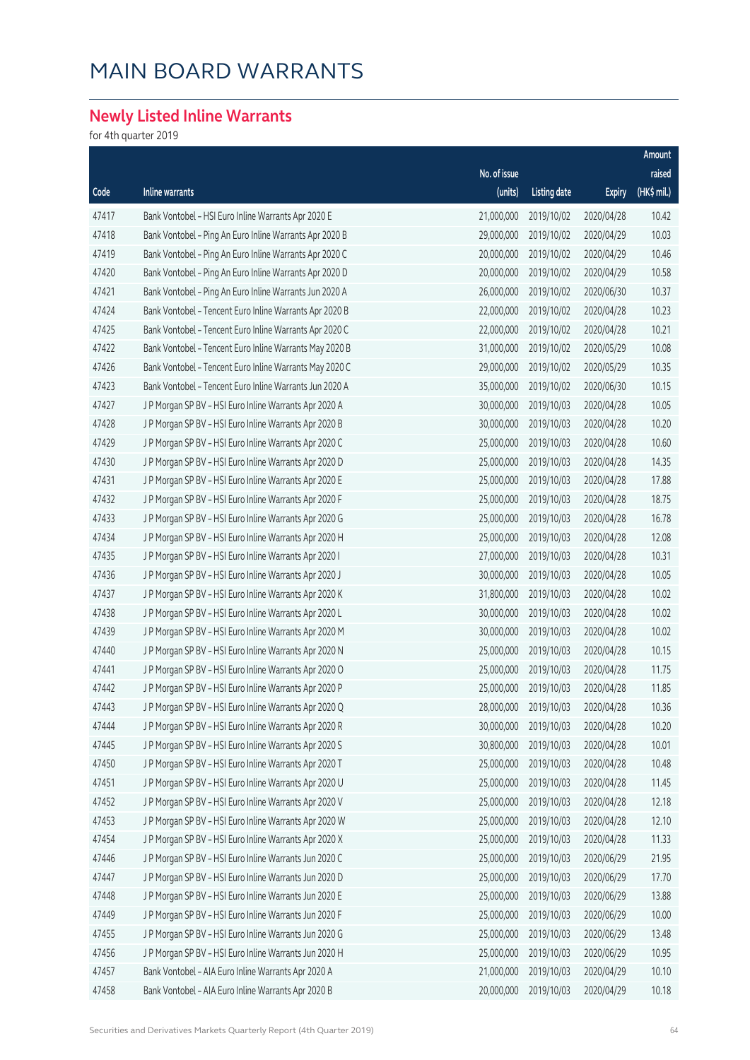# MAIN BOARD WARRANTS

## Newly Listed Inline Warrants

for 4th quarter 2019

| Code | Inline warrants | No. of issue (units) | Listing date | Expiry | Amount raised (HK$ mil.) |
|---|---|---|---|---|---|
| 47417 | Bank Vontobel – HSI Euro Inline Warrants Apr 2020 E | 21,000,000 | 2019/10/02 | 2020/04/28 | 10.42 |
| 47418 | Bank Vontobel – Ping An Euro Inline Warrants Apr 2020 B | 29,000,000 | 2019/10/02 | 2020/04/29 | 10.03 |
| 47419 | Bank Vontobel – Ping An Euro Inline Warrants Apr 2020 C | 20,000,000 | 2019/10/02 | 2020/04/29 | 10.46 |
| 47420 | Bank Vontobel – Ping An Euro Inline Warrants Apr 2020 D | 20,000,000 | 2019/10/02 | 2020/04/29 | 10.58 |
| 47421 | Bank Vontobel – Ping An Euro Inline Warrants Jun 2020 A | 26,000,000 | 2019/10/02 | 2020/06/30 | 10.37 |
| 47424 | Bank Vontobel – Tencent Euro Inline Warrants Apr 2020 B | 22,000,000 | 2019/10/02 | 2020/04/28 | 10.23 |
| 47425 | Bank Vontobel – Tencent Euro Inline Warrants Apr 2020 C | 22,000,000 | 2019/10/02 | 2020/04/28 | 10.21 |
| 47422 | Bank Vontobel – Tencent Euro Inline Warrants May 2020 B | 31,000,000 | 2019/10/02 | 2020/05/29 | 10.08 |
| 47426 | Bank Vontobel – Tencent Euro Inline Warrants May 2020 C | 29,000,000 | 2019/10/02 | 2020/05/29 | 10.35 |
| 47423 | Bank Vontobel – Tencent Euro Inline Warrants Jun 2020 A | 35,000,000 | 2019/10/02 | 2020/06/30 | 10.15 |
| 47427 | J P Morgan SP BV – HSI Euro Inline Warrants Apr 2020 A | 30,000,000 | 2019/10/03 | 2020/04/28 | 10.05 |
| 47428 | J P Morgan SP BV – HSI Euro Inline Warrants Apr 2020 B | 30,000,000 | 2019/10/03 | 2020/04/28 | 10.20 |
| 47429 | J P Morgan SP BV – HSI Euro Inline Warrants Apr 2020 C | 25,000,000 | 2019/10/03 | 2020/04/28 | 10.60 |
| 47430 | J P Morgan SP BV – HSI Euro Inline Warrants Apr 2020 D | 25,000,000 | 2019/10/03 | 2020/04/28 | 14.35 |
| 47431 | J P Morgan SP BV – HSI Euro Inline Warrants Apr 2020 E | 25,000,000 | 2019/10/03 | 2020/04/28 | 17.88 |
| 47432 | J P Morgan SP BV – HSI Euro Inline Warrants Apr 2020 F | 25,000,000 | 2019/10/03 | 2020/04/28 | 18.75 |
| 47433 | J P Morgan SP BV – HSI Euro Inline Warrants Apr 2020 G | 25,000,000 | 2019/10/03 | 2020/04/28 | 16.78 |
| 47434 | J P Morgan SP BV – HSI Euro Inline Warrants Apr 2020 H | 25,000,000 | 2019/10/03 | 2020/04/28 | 12.08 |
| 47435 | J P Morgan SP BV – HSI Euro Inline Warrants Apr 2020 I | 27,000,000 | 2019/10/03 | 2020/04/28 | 10.31 |
| 47436 | J P Morgan SP BV – HSI Euro Inline Warrants Apr 2020 J | 30,000,000 | 2019/10/03 | 2020/04/28 | 10.05 |
| 47437 | J P Morgan SP BV – HSI Euro Inline Warrants Apr 2020 K | 31,800,000 | 2019/10/03 | 2020/04/28 | 10.02 |
| 47438 | J P Morgan SP BV – HSI Euro Inline Warrants Apr 2020 L | 30,000,000 | 2019/10/03 | 2020/04/28 | 10.02 |
| 47439 | J P Morgan SP BV – HSI Euro Inline Warrants Apr 2020 M | 30,000,000 | 2019/10/03 | 2020/04/28 | 10.02 |
| 47440 | J P Morgan SP BV – HSI Euro Inline Warrants Apr 2020 N | 25,000,000 | 2019/10/03 | 2020/04/28 | 10.15 |
| 47441 | J P Morgan SP BV – HSI Euro Inline Warrants Apr 2020 O | 25,000,000 | 2019/10/03 | 2020/04/28 | 11.75 |
| 47442 | J P Morgan SP BV – HSI Euro Inline Warrants Apr 2020 P | 25,000,000 | 2019/10/03 | 2020/04/28 | 11.85 |
| 47443 | J P Morgan SP BV – HSI Euro Inline Warrants Apr 2020 Q | 28,000,000 | 2019/10/03 | 2020/04/28 | 10.36 |
| 47444 | J P Morgan SP BV – HSI Euro Inline Warrants Apr 2020 R | 30,000,000 | 2019/10/03 | 2020/04/28 | 10.20 |
| 47445 | J P Morgan SP BV – HSI Euro Inline Warrants Apr 2020 S | 30,800,000 | 2019/10/03 | 2020/04/28 | 10.01 |
| 47450 | J P Morgan SP BV – HSI Euro Inline Warrants Apr 2020 T | 25,000,000 | 2019/10/03 | 2020/04/28 | 10.48 |
| 47451 | J P Morgan SP BV – HSI Euro Inline Warrants Apr 2020 U | 25,000,000 | 2019/10/03 | 2020/04/28 | 11.45 |
| 47452 | J P Morgan SP BV – HSI Euro Inline Warrants Apr 2020 V | 25,000,000 | 2019/10/03 | 2020/04/28 | 12.18 |
| 47453 | J P Morgan SP BV – HSI Euro Inline Warrants Apr 2020 W | 25,000,000 | 2019/10/03 | 2020/04/28 | 12.10 |
| 47454 | J P Morgan SP BV – HSI Euro Inline Warrants Apr 2020 X | 25,000,000 | 2019/10/03 | 2020/04/28 | 11.33 |
| 47446 | J P Morgan SP BV – HSI Euro Inline Warrants Jun 2020 C | 25,000,000 | 2019/10/03 | 2020/06/29 | 21.95 |
| 47447 | J P Morgan SP BV – HSI Euro Inline Warrants Jun 2020 D | 25,000,000 | 2019/10/03 | 2020/06/29 | 17.70 |
| 47448 | J P Morgan SP BV – HSI Euro Inline Warrants Jun 2020 E | 25,000,000 | 2019/10/03 | 2020/06/29 | 13.88 |
| 47449 | J P Morgan SP BV – HSI Euro Inline Warrants Jun 2020 F | 25,000,000 | 2019/10/03 | 2020/06/29 | 10.00 |
| 47455 | J P Morgan SP BV – HSI Euro Inline Warrants Jun 2020 G | 25,000,000 | 2019/10/03 | 2020/06/29 | 13.48 |
| 47456 | J P Morgan SP BV – HSI Euro Inline Warrants Jun 2020 H | 25,000,000 | 2019/10/03 | 2020/06/29 | 10.95 |
| 47457 | Bank Vontobel – AIA Euro Inline Warrants Apr 2020 A | 21,000,000 | 2019/10/03 | 2020/04/29 | 10.10 |
| 47458 | Bank Vontobel – AIA Euro Inline Warrants Apr 2020 B | 20,000,000 | 2019/10/03 | 2020/04/29 | 10.18 |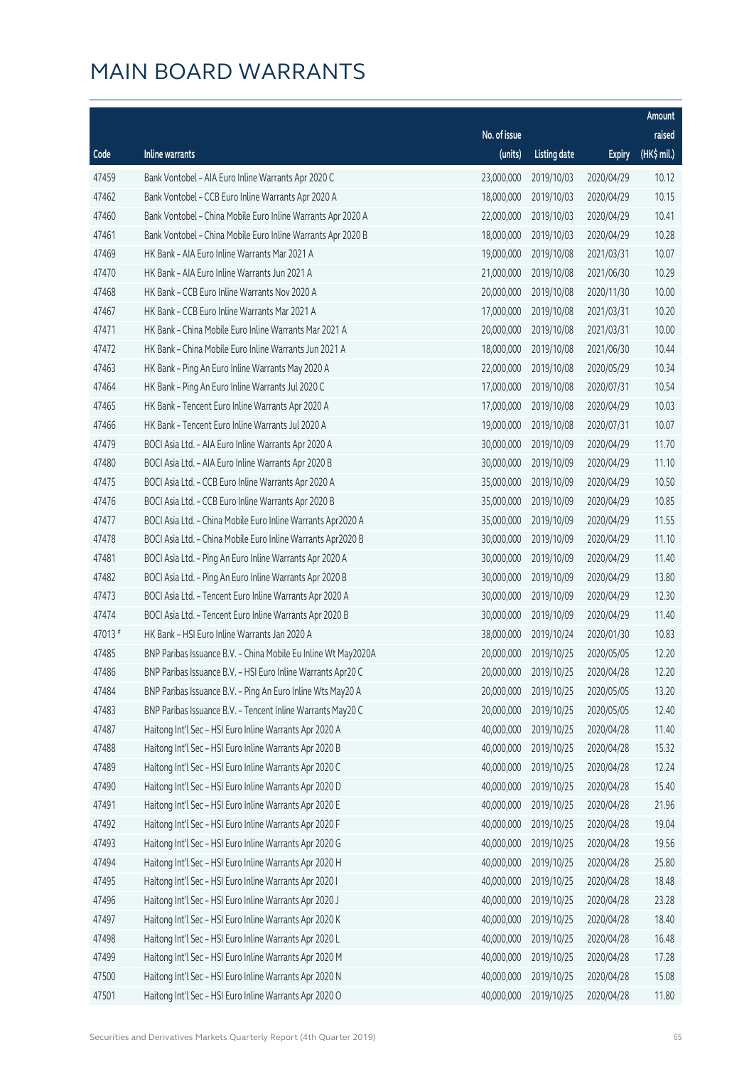# MAIN BOARD WARRANTS

| Code | Inline warrants | No. of issue (units) | Listing date | Expiry | Amount raised (HK$ mil.) |
|---|---|---|---|---|---|
| 47459 | Bank Vontobel – AIA Euro Inline Warrants Apr 2020 C | 23,000,000 | 2019/10/03 | 2020/04/29 | 10.12 |
| 47462 | Bank Vontobel – CCB Euro Inline Warrants Apr 2020 A | 18,000,000 | 2019/10/03 | 2020/04/29 | 10.15 |
| 47460 | Bank Vontobel – China Mobile Euro Inline Warrants Apr 2020 A | 22,000,000 | 2019/10/03 | 2020/04/29 | 10.41 |
| 47461 | Bank Vontobel – China Mobile Euro Inline Warrants Apr 2020 B | 18,000,000 | 2019/10/03 | 2020/04/29 | 10.28 |
| 47469 | HK Bank – AIA Euro Inline Warrants Mar 2021 A | 19,000,000 | 2019/10/08 | 2021/03/31 | 10.07 |
| 47470 | HK Bank – AIA Euro Inline Warrants Jun 2021 A | 21,000,000 | 2019/10/08 | 2021/06/30 | 10.29 |
| 47468 | HK Bank – CCB Euro Inline Warrants Nov 2020 A | 20,000,000 | 2019/10/08 | 2020/11/30 | 10.00 |
| 47467 | HK Bank – CCB Euro Inline Warrants Mar 2021 A | 17,000,000 | 2019/10/08 | 2021/03/31 | 10.20 |
| 47471 | HK Bank – China Mobile Euro Inline Warrants Mar 2021 A | 20,000,000 | 2019/10/08 | 2021/03/31 | 10.00 |
| 47472 | HK Bank – China Mobile Euro Inline Warrants Jun 2021 A | 18,000,000 | 2019/10/08 | 2021/06/30 | 10.44 |
| 47463 | HK Bank – Ping An Euro Inline Warrants May 2020 A | 22,000,000 | 2019/10/08 | 2020/05/29 | 10.34 |
| 47464 | HK Bank – Ping An Euro Inline Warrants Jul 2020 C | 17,000,000 | 2019/10/08 | 2020/07/31 | 10.54 |
| 47465 | HK Bank – Tencent Euro Inline Warrants Apr 2020 A | 17,000,000 | 2019/10/08 | 2020/04/29 | 10.03 |
| 47466 | HK Bank – Tencent Euro Inline Warrants Jul 2020 A | 19,000,000 | 2019/10/08 | 2020/07/31 | 10.07 |
| 47479 | BOCI Asia Ltd. – AIA Euro Inline Warrants Apr 2020 A | 30,000,000 | 2019/10/09 | 2020/04/29 | 11.70 |
| 47480 | BOCI Asia Ltd. – AIA Euro Inline Warrants Apr 2020 B | 30,000,000 | 2019/10/09 | 2020/04/29 | 11.10 |
| 47475 | BOCI Asia Ltd. – CCB Euro Inline Warrants Apr 2020 A | 35,000,000 | 2019/10/09 | 2020/04/29 | 10.50 |
| 47476 | BOCI Asia Ltd. – CCB Euro Inline Warrants Apr 2020 B | 35,000,000 | 2019/10/09 | 2020/04/29 | 10.85 |
| 47477 | BOCI Asia Ltd. – China Mobile Euro Inline Warrants Apr2020 A | 35,000,000 | 2019/10/09 | 2020/04/29 | 11.55 |
| 47478 | BOCI Asia Ltd. – China Mobile Euro Inline Warrants Apr2020 B | 30,000,000 | 2019/10/09 | 2020/04/29 | 11.10 |
| 47481 | BOCI Asia Ltd. – Ping An Euro Inline Warrants Apr 2020 A | 30,000,000 | 2019/10/09 | 2020/04/29 | 11.40 |
| 47482 | BOCI Asia Ltd. – Ping An Euro Inline Warrants Apr 2020 B | 30,000,000 | 2019/10/09 | 2020/04/29 | 13.80 |
| 47473 | BOCI Asia Ltd. – Tencent Euro Inline Warrants Apr 2020 A | 30,000,000 | 2019/10/09 | 2020/04/29 | 12.30 |
| 47474 | BOCI Asia Ltd. – Tencent Euro Inline Warrants Apr 2020 B | 30,000,000 | 2019/10/09 | 2020/04/29 | 11.40 |
| 47013 # | HK Bank – HSI Euro Inline Warrants Jan 2020 A | 38,000,000 | 2019/10/24 | 2020/01/30 | 10.83 |
| 47485 | BNP Paribas Issuance B.V. – China Mobile Eu Inline Wt May2020A | 20,000,000 | 2019/10/25 | 2020/05/05 | 12.20 |
| 47486 | BNP Paribas Issuance B.V. – HSI Euro Inline Warrants Apr20 C | 20,000,000 | 2019/10/25 | 2020/04/28 | 12.20 |
| 47484 | BNP Paribas Issuance B.V. – Ping An Euro Inline Wts May20 A | 20,000,000 | 2019/10/25 | 2020/05/05 | 13.20 |
| 47483 | BNP Paribas Issuance B.V. – Tencent Inline Warrants May20 C | 20,000,000 | 2019/10/25 | 2020/05/05 | 12.40 |
| 47487 | Haitong Int'l Sec – HSI Euro Inline Warrants Apr 2020 A | 40,000,000 | 2019/10/25 | 2020/04/28 | 11.40 |
| 47488 | Haitong Int'l Sec – HSI Euro Inline Warrants Apr 2020 B | 40,000,000 | 2019/10/25 | 2020/04/28 | 15.32 |
| 47489 | Haitong Int'l Sec – HSI Euro Inline Warrants Apr 2020 C | 40,000,000 | 2019/10/25 | 2020/04/28 | 12.24 |
| 47490 | Haitong Int'l Sec – HSI Euro Inline Warrants Apr 2020 D | 40,000,000 | 2019/10/25 | 2020/04/28 | 15.40 |
| 47491 | Haitong Int'l Sec – HSI Euro Inline Warrants Apr 2020 E | 40,000,000 | 2019/10/25 | 2020/04/28 | 21.96 |
| 47492 | Haitong Int'l Sec – HSI Euro Inline Warrants Apr 2020 F | 40,000,000 | 2019/10/25 | 2020/04/28 | 19.04 |
| 47493 | Haitong Int'l Sec – HSI Euro Inline Warrants Apr 2020 G | 40,000,000 | 2019/10/25 | 2020/04/28 | 19.56 |
| 47494 | Haitong Int'l Sec – HSI Euro Inline Warrants Apr 2020 H | 40,000,000 | 2019/10/25 | 2020/04/28 | 25.80 |
| 47495 | Haitong Int'l Sec – HSI Euro Inline Warrants Apr 2020 I | 40,000,000 | 2019/10/25 | 2020/04/28 | 18.48 |
| 47496 | Haitong Int'l Sec – HSI Euro Inline Warrants Apr 2020 J | 40,000,000 | 2019/10/25 | 2020/04/28 | 23.28 |
| 47497 | Haitong Int'l Sec – HSI Euro Inline Warrants Apr 2020 K | 40,000,000 | 2019/10/25 | 2020/04/28 | 18.40 |
| 47498 | Haitong Int'l Sec – HSI Euro Inline Warrants Apr 2020 L | 40,000,000 | 2019/10/25 | 2020/04/28 | 16.48 |
| 47499 | Haitong Int'l Sec – HSI Euro Inline Warrants Apr 2020 M | 40,000,000 | 2019/10/25 | 2020/04/28 | 17.28 |
| 47500 | Haitong Int'l Sec – HSI Euro Inline Warrants Apr 2020 N | 40,000,000 | 2019/10/25 | 2020/04/28 | 15.08 |
| 47501 | Haitong Int'l Sec – HSI Euro Inline Warrants Apr 2020 O | 40,000,000 | 2019/10/25 | 2020/04/28 | 11.80 |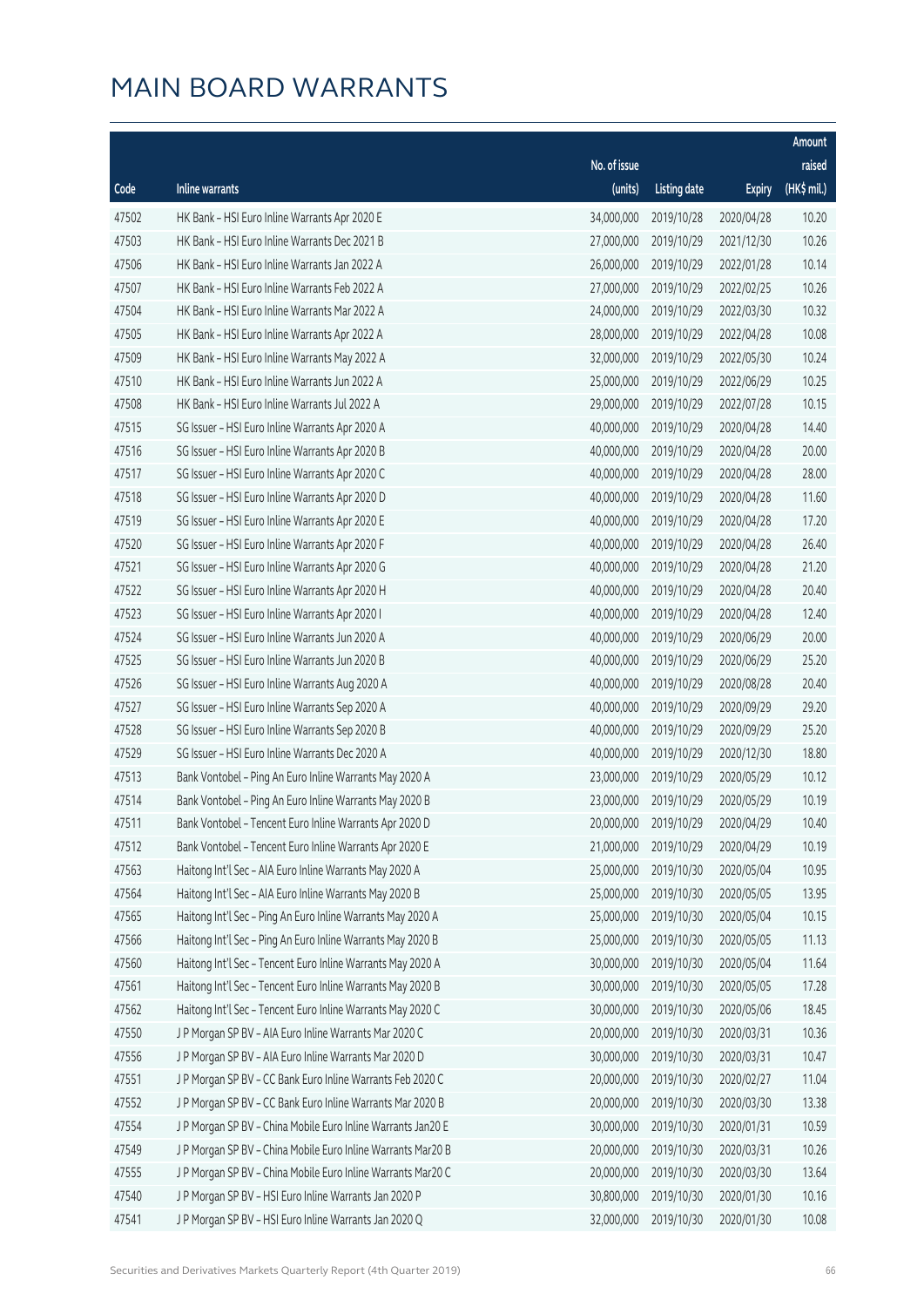# MAIN BOARD WARRANTS

| Code | Inline warrants | No. of issue (units) | Listing date | Expiry | Amount raised (HK$ mil.) |
|---|---|---|---|---|---|
| 47502 | HK Bank – HSI Euro Inline Warrants Apr 2020 E | 34,000,000 | 2019/10/28 | 2020/04/28 | 10.20 |
| 47503 | HK Bank – HSI Euro Inline Warrants Dec 2021 B | 27,000,000 | 2019/10/29 | 2021/12/30 | 10.26 |
| 47506 | HK Bank – HSI Euro Inline Warrants Jan 2022 A | 26,000,000 | 2019/10/29 | 2022/01/28 | 10.14 |
| 47507 | HK Bank – HSI Euro Inline Warrants Feb 2022 A | 27,000,000 | 2019/10/29 | 2022/02/25 | 10.26 |
| 47504 | HK Bank – HSI Euro Inline Warrants Mar 2022 A | 24,000,000 | 2019/10/29 | 2022/03/30 | 10.32 |
| 47505 | HK Bank – HSI Euro Inline Warrants Apr 2022 A | 28,000,000 | 2019/10/29 | 2022/04/28 | 10.08 |
| 47509 | HK Bank – HSI Euro Inline Warrants May 2022 A | 32,000,000 | 2019/10/29 | 2022/05/30 | 10.24 |
| 47510 | HK Bank – HSI Euro Inline Warrants Jun 2022 A | 25,000,000 | 2019/10/29 | 2022/06/29 | 10.25 |
| 47508 | HK Bank – HSI Euro Inline Warrants Jul 2022 A | 29,000,000 | 2019/10/29 | 2022/07/28 | 10.15 |
| 47515 | SG Issuer – HSI Euro Inline Warrants Apr 2020 A | 40,000,000 | 2019/10/29 | 2020/04/28 | 14.40 |
| 47516 | SG Issuer – HSI Euro Inline Warrants Apr 2020 B | 40,000,000 | 2019/10/29 | 2020/04/28 | 20.00 |
| 47517 | SG Issuer – HSI Euro Inline Warrants Apr 2020 C | 40,000,000 | 2019/10/29 | 2020/04/28 | 28.00 |
| 47518 | SG Issuer – HSI Euro Inline Warrants Apr 2020 D | 40,000,000 | 2019/10/29 | 2020/04/28 | 11.60 |
| 47519 | SG Issuer – HSI Euro Inline Warrants Apr 2020 E | 40,000,000 | 2019/10/29 | 2020/04/28 | 17.20 |
| 47520 | SG Issuer – HSI Euro Inline Warrants Apr 2020 F | 40,000,000 | 2019/10/29 | 2020/04/28 | 26.40 |
| 47521 | SG Issuer – HSI Euro Inline Warrants Apr 2020 G | 40,000,000 | 2019/10/29 | 2020/04/28 | 21.20 |
| 47522 | SG Issuer – HSI Euro Inline Warrants Apr 2020 H | 40,000,000 | 2019/10/29 | 2020/04/28 | 20.40 |
| 47523 | SG Issuer – HSI Euro Inline Warrants Apr 2020 I | 40,000,000 | 2019/10/29 | 2020/04/28 | 12.40 |
| 47524 | SG Issuer – HSI Euro Inline Warrants Jun 2020 A | 40,000,000 | 2019/10/29 | 2020/06/29 | 20.00 |
| 47525 | SG Issuer – HSI Euro Inline Warrants Jun 2020 B | 40,000,000 | 2019/10/29 | 2020/06/29 | 25.20 |
| 47526 | SG Issuer – HSI Euro Inline Warrants Aug 2020 A | 40,000,000 | 2019/10/29 | 2020/08/28 | 20.40 |
| 47527 | SG Issuer – HSI Euro Inline Warrants Sep 2020 A | 40,000,000 | 2019/10/29 | 2020/09/29 | 29.20 |
| 47528 | SG Issuer – HSI Euro Inline Warrants Sep 2020 B | 40,000,000 | 2019/10/29 | 2020/09/29 | 25.20 |
| 47529 | SG Issuer – HSI Euro Inline Warrants Dec 2020 A | 40,000,000 | 2019/10/29 | 2020/12/30 | 18.80 |
| 47513 | Bank Vontobel – Ping An Euro Inline Warrants May 2020 A | 23,000,000 | 2019/10/29 | 2020/05/29 | 10.12 |
| 47514 | Bank Vontobel – Ping An Euro Inline Warrants May 2020 B | 23,000,000 | 2019/10/29 | 2020/05/29 | 10.19 |
| 47511 | Bank Vontobel – Tencent Euro Inline Warrants Apr 2020 D | 20,000,000 | 2019/10/29 | 2020/04/29 | 10.40 |
| 47512 | Bank Vontobel – Tencent Euro Inline Warrants Apr 2020 E | 21,000,000 | 2019/10/29 | 2020/04/29 | 10.19 |
| 47563 | Haitong Int'l Sec – AIA Euro Inline Warrants May 2020 A | 25,000,000 | 2019/10/30 | 2020/05/04 | 10.95 |
| 47564 | Haitong Int'l Sec – AIA Euro Inline Warrants May 2020 B | 25,000,000 | 2019/10/30 | 2020/05/05 | 13.95 |
| 47565 | Haitong Int'l Sec – Ping An Euro Inline Warrants May 2020 A | 25,000,000 | 2019/10/30 | 2020/05/04 | 10.15 |
| 47566 | Haitong Int'l Sec – Ping An Euro Inline Warrants May 2020 B | 25,000,000 | 2019/10/30 | 2020/05/05 | 11.13 |
| 47560 | Haitong Int'l Sec – Tencent Euro Inline Warrants May 2020 A | 30,000,000 | 2019/10/30 | 2020/05/04 | 11.64 |
| 47561 | Haitong Int'l Sec – Tencent Euro Inline Warrants May 2020 B | 30,000,000 | 2019/10/30 | 2020/05/05 | 17.28 |
| 47562 | Haitong Int'l Sec – Tencent Euro Inline Warrants May 2020 C | 30,000,000 | 2019/10/30 | 2020/05/06 | 18.45 |
| 47550 | J P Morgan SP BV – AIA Euro Inline Warrants Mar 2020 C | 20,000,000 | 2019/10/30 | 2020/03/31 | 10.36 |
| 47556 | J P Morgan SP BV – AIA Euro Inline Warrants Mar 2020 D | 30,000,000 | 2019/10/30 | 2020/03/31 | 10.47 |
| 47551 | J P Morgan SP BV – CC Bank Euro Inline Warrants Feb 2020 C | 20,000,000 | 2019/10/30 | 2020/02/27 | 11.04 |
| 47552 | J P Morgan SP BV – CC Bank Euro Inline Warrants Mar 2020 B | 20,000,000 | 2019/10/30 | 2020/03/30 | 13.38 |
| 47554 | J P Morgan SP BV – China Mobile Euro Inline Warrants Jan20 E | 30,000,000 | 2019/10/30 | 2020/01/31 | 10.59 |
| 47549 | J P Morgan SP BV – China Mobile Euro Inline Warrants Mar20 B | 20,000,000 | 2019/10/30 | 2020/03/31 | 10.26 |
| 47555 | J P Morgan SP BV – China Mobile Euro Inline Warrants Mar20 C | 20,000,000 | 2019/10/30 | 2020/03/30 | 13.64 |
| 47540 | J P Morgan SP BV – HSI Euro Inline Warrants Jan 2020 P | 30,800,000 | 2019/10/30 | 2020/01/30 | 10.16 |
| 47541 | J P Morgan SP BV – HSI Euro Inline Warrants Jan 2020 Q | 32,000,000 | 2019/10/30 | 2020/01/30 | 10.08 |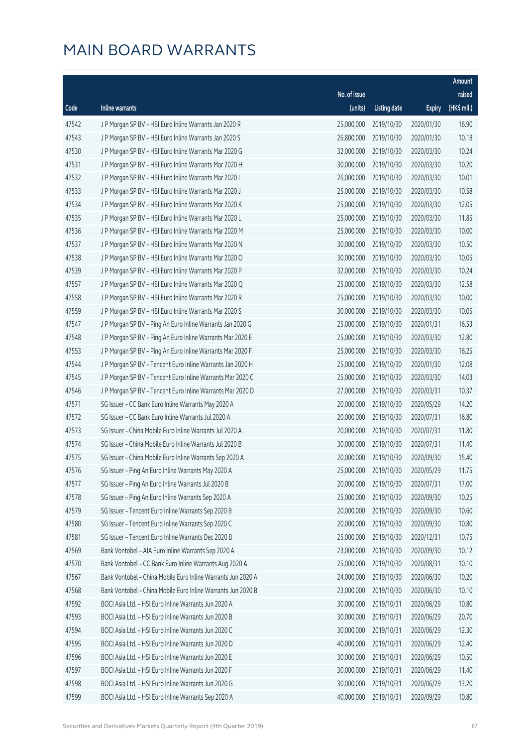# MAIN BOARD WARRANTS

| Code | Inline warrants | No. of issue (units) | Listing date | Expiry | Amount raised (HK$ mil.) |
|---|---|---|---|---|---|
| 47542 | J P Morgan SP BV – HSI Euro Inline Warrants Jan 2020 R | 25,000,000 | 2019/10/30 | 2020/01/30 | 16.90 |
| 47543 | J P Morgan SP BV – HSI Euro Inline Warrants Jan 2020 S | 26,800,000 | 2019/10/30 | 2020/01/30 | 10.18 |
| 47530 | J P Morgan SP BV – HSI Euro Inline Warrants Mar 2020 G | 32,000,000 | 2019/10/30 | 2020/03/30 | 10.24 |
| 47531 | J P Morgan SP BV – HSI Euro Inline Warrants Mar 2020 H | 30,000,000 | 2019/10/30 | 2020/03/30 | 10.20 |
| 47532 | J P Morgan SP BV – HSI Euro Inline Warrants Mar 2020 I | 26,000,000 | 2019/10/30 | 2020/03/30 | 10.01 |
| 47533 | J P Morgan SP BV – HSI Euro Inline Warrants Mar 2020 J | 25,000,000 | 2019/10/30 | 2020/03/30 | 10.58 |
| 47534 | J P Morgan SP BV – HSI Euro Inline Warrants Mar 2020 K | 25,000,000 | 2019/10/30 | 2020/03/30 | 12.05 |
| 47535 | J P Morgan SP BV – HSI Euro Inline Warrants Mar 2020 L | 25,000,000 | 2019/10/30 | 2020/03/30 | 11.85 |
| 47536 | J P Morgan SP BV – HSI Euro Inline Warrants Mar 2020 M | 25,000,000 | 2019/10/30 | 2020/03/30 | 10.00 |
| 47537 | J P Morgan SP BV – HSI Euro Inline Warrants Mar 2020 N | 30,000,000 | 2019/10/30 | 2020/03/30 | 10.50 |
| 47538 | J P Morgan SP BV – HSI Euro Inline Warrants Mar 2020 O | 30,000,000 | 2019/10/30 | 2020/03/30 | 10.05 |
| 47539 | J P Morgan SP BV – HSI Euro Inline Warrants Mar 2020 P | 32,000,000 | 2019/10/30 | 2020/03/30 | 10.24 |
| 47557 | J P Morgan SP BV – HSI Euro Inline Warrants Mar 2020 Q | 25,000,000 | 2019/10/30 | 2020/03/30 | 12.58 |
| 47558 | J P Morgan SP BV – HSI Euro Inline Warrants Mar 2020 R | 25,000,000 | 2019/10/30 | 2020/03/30 | 10.00 |
| 47559 | J P Morgan SP BV – HSI Euro Inline Warrants Mar 2020 S | 30,000,000 | 2019/10/30 | 2020/03/30 | 10.05 |
| 47547 | J P Morgan SP BV – Ping An Euro Inline Warrants Jan 2020 G | 25,000,000 | 2019/10/30 | 2020/01/31 | 16.53 |
| 47548 | J P Morgan SP BV – Ping An Euro Inline Warrants Mar 2020 E | 25,000,000 | 2019/10/30 | 2020/03/30 | 12.80 |
| 47553 | J P Morgan SP BV – Ping An Euro Inline Warrants Mar 2020 F | 25,000,000 | 2019/10/30 | 2020/03/30 | 16.25 |
| 47544 | J P Morgan SP BV – Tencent Euro Inline Warrants Jan 2020 H | 25,000,000 | 2019/10/30 | 2020/01/30 | 12.08 |
| 47545 | J P Morgan SP BV – Tencent Euro Inline Warrants Mar 2020 C | 25,000,000 | 2019/10/30 | 2020/03/30 | 14.03 |
| 47546 | J P Morgan SP BV – Tencent Euro Inline Warrants Mar 2020 D | 27,000,000 | 2019/10/30 | 2020/03/31 | 10.37 |
| 47571 | SG Issuer – CC Bank Euro Inline Warrants May 2020 A | 20,000,000 | 2019/10/30 | 2020/05/29 | 14.20 |
| 47572 | SG Issuer – CC Bank Euro Inline Warrants Jul 2020 A | 20,000,000 | 2019/10/30 | 2020/07/31 | 16.80 |
| 47573 | SG Issuer – China Mobile Euro Inline Warrants Jul 2020 A | 20,000,000 | 2019/10/30 | 2020/07/31 | 11.80 |
| 47574 | SG Issuer – China Mobile Euro Inline Warrants Jul 2020 B | 30,000,000 | 2019/10/30 | 2020/07/31 | 11.40 |
| 47575 | SG Issuer – China Mobile Euro Inline Warrants Sep 2020 A | 20,000,000 | 2019/10/30 | 2020/09/30 | 15.40 |
| 47576 | SG Issuer – Ping An Euro Inline Warrants May 2020 A | 25,000,000 | 2019/10/30 | 2020/05/29 | 11.75 |
| 47577 | SG Issuer – Ping An Euro Inline Warrants Jul 2020 B | 20,000,000 | 2019/10/30 | 2020/07/31 | 17.00 |
| 47578 | SG Issuer – Ping An Euro Inline Warrants Sep 2020 A | 25,000,000 | 2019/10/30 | 2020/09/30 | 10.25 |
| 47579 | SG Issuer – Tencent Euro Inline Warrants Sep 2020 B | 20,000,000 | 2019/10/30 | 2020/09/30 | 10.60 |
| 47580 | SG Issuer – Tencent Euro Inline Warrants Sep 2020 C | 20,000,000 | 2019/10/30 | 2020/09/30 | 10.80 |
| 47581 | SG Issuer – Tencent Euro Inline Warrants Dec 2020 B | 25,000,000 | 2019/10/30 | 2020/12/31 | 10.75 |
| 47569 | Bank Vontobel – AIA Euro Inline Warrants Sep 2020 A | 23,000,000 | 2019/10/30 | 2020/09/30 | 10.12 |
| 47570 | Bank Vontobel – CC Bank Euro Inline Warrants Aug 2020 A | 25,000,000 | 2019/10/30 | 2020/08/31 | 10.10 |
| 47567 | Bank Vontobel – China Mobile Euro Inline Warrants Jun 2020 A | 24,000,000 | 2019/10/30 | 2020/06/30 | 10.20 |
| 47568 | Bank Vontobel – China Mobile Euro Inline Warrants Jun 2020 B | 23,000,000 | 2019/10/30 | 2020/06/30 | 10.10 |
| 47592 | BOCI Asia Ltd. – HSI Euro Inline Warrants Jun 2020 A | 30,000,000 | 2019/10/31 | 2020/06/29 | 10.80 |
| 47593 | BOCI Asia Ltd. – HSI Euro Inline Warrants Jun 2020 B | 30,000,000 | 2019/10/31 | 2020/06/29 | 20.70 |
| 47594 | BOCI Asia Ltd. – HSI Euro Inline Warrants Jun 2020 C | 30,000,000 | 2019/10/31 | 2020/06/29 | 12.30 |
| 47595 | BOCI Asia Ltd. – HSI Euro Inline Warrants Jun 2020 D | 40,000,000 | 2019/10/31 | 2020/06/29 | 12.40 |
| 47596 | BOCI Asia Ltd. – HSI Euro Inline Warrants Jun 2020 E | 30,000,000 | 2019/10/31 | 2020/06/29 | 10.50 |
| 47597 | BOCI Asia Ltd. – HSI Euro Inline Warrants Jun 2020 F | 30,000,000 | 2019/10/31 | 2020/06/29 | 11.40 |
| 47598 | BOCI Asia Ltd. – HSI Euro Inline Warrants Jun 2020 G | 30,000,000 | 2019/10/31 | 2020/06/29 | 13.20 |
| 47599 | BOCI Asia Ltd. – HSI Euro Inline Warrants Sep 2020 A | 40,000,000 | 2019/10/31 | 2020/09/29 | 10.80 |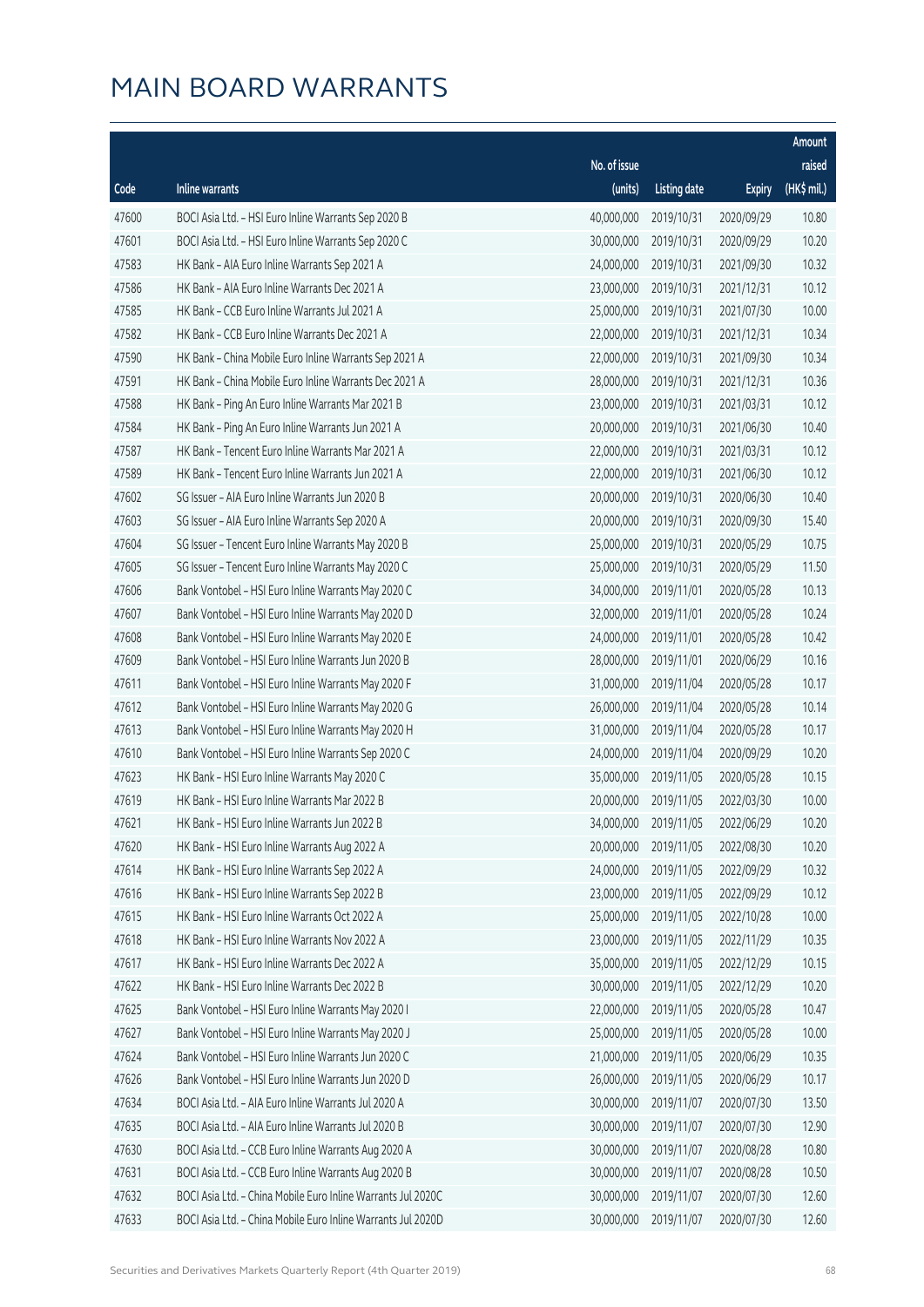# MAIN BOARD WARRANTS

| Code | Inline warrants | No. of issue (units) | Listing date | Expiry | Amount raised (HK$ mil.) |
|---|---|---|---|---|---|
| 47600 | BOCI Asia Ltd. - HSI Euro Inline Warrants Sep 2020 B | 40,000,000 | 2019/10/31 | 2020/09/29 | 10.80 |
| 47601 | BOCI Asia Ltd. - HSI Euro Inline Warrants Sep 2020 C | 30,000,000 | 2019/10/31 | 2020/09/29 | 10.20 |
| 47583 | HK Bank - AIA Euro Inline Warrants Sep 2021 A | 24,000,000 | 2019/10/31 | 2021/09/30 | 10.32 |
| 47586 | HK Bank - AIA Euro Inline Warrants Dec 2021 A | 23,000,000 | 2019/10/31 | 2021/12/31 | 10.12 |
| 47585 | HK Bank - CCB Euro Inline Warrants Jul 2021 A | 25,000,000 | 2019/10/31 | 2021/07/30 | 10.00 |
| 47582 | HK Bank - CCB Euro Inline Warrants Dec 2021 A | 22,000,000 | 2019/10/31 | 2021/12/31 | 10.34 |
| 47590 | HK Bank - China Mobile Euro Inline Warrants Sep 2021 A | 22,000,000 | 2019/10/31 | 2021/09/30 | 10.34 |
| 47591 | HK Bank - China Mobile Euro Inline Warrants Dec 2021 A | 28,000,000 | 2019/10/31 | 2021/12/31 | 10.36 |
| 47588 | HK Bank - Ping An Euro Inline Warrants Mar 2021 B | 23,000,000 | 2019/10/31 | 2021/03/31 | 10.12 |
| 47584 | HK Bank - Ping An Euro Inline Warrants Jun 2021 A | 20,000,000 | 2019/10/31 | 2021/06/30 | 10.40 |
| 47587 | HK Bank - Tencent Euro Inline Warrants Mar 2021 A | 22,000,000 | 2019/10/31 | 2021/03/31 | 10.12 |
| 47589 | HK Bank - Tencent Euro Inline Warrants Jun 2021 A | 22,000,000 | 2019/10/31 | 2021/06/30 | 10.12 |
| 47602 | SG Issuer - AIA Euro Inline Warrants Jun 2020 B | 20,000,000 | 2019/10/31 | 2020/06/30 | 10.40 |
| 47603 | SG Issuer - AIA Euro Inline Warrants Sep 2020 A | 20,000,000 | 2019/10/31 | 2020/09/30 | 15.40 |
| 47604 | SG Issuer - Tencent Euro Inline Warrants May 2020 B | 25,000,000 | 2019/10/31 | 2020/05/29 | 10.75 |
| 47605 | SG Issuer - Tencent Euro Inline Warrants May 2020 C | 25,000,000 | 2019/10/31 | 2020/05/29 | 11.50 |
| 47606 | Bank Vontobel - HSI Euro Inline Warrants May 2020 C | 34,000,000 | 2019/11/01 | 2020/05/28 | 10.13 |
| 47607 | Bank Vontobel - HSI Euro Inline Warrants May 2020 D | 32,000,000 | 2019/11/01 | 2020/05/28 | 10.24 |
| 47608 | Bank Vontobel - HSI Euro Inline Warrants May 2020 E | 24,000,000 | 2019/11/01 | 2020/05/28 | 10.42 |
| 47609 | Bank Vontobel - HSI Euro Inline Warrants Jun 2020 B | 28,000,000 | 2019/11/01 | 2020/06/29 | 10.16 |
| 47611 | Bank Vontobel - HSI Euro Inline Warrants May 2020 F | 31,000,000 | 2019/11/04 | 2020/05/28 | 10.17 |
| 47612 | Bank Vontobel - HSI Euro Inline Warrants May 2020 G | 26,000,000 | 2019/11/04 | 2020/05/28 | 10.14 |
| 47613 | Bank Vontobel - HSI Euro Inline Warrants May 2020 H | 31,000,000 | 2019/11/04 | 2020/05/28 | 10.17 |
| 47610 | Bank Vontobel - HSI Euro Inline Warrants Sep 2020 C | 24,000,000 | 2019/11/04 | 2020/09/29 | 10.20 |
| 47623 | HK Bank - HSI Euro Inline Warrants May 2020 C | 35,000,000 | 2019/11/05 | 2020/05/28 | 10.15 |
| 47619 | HK Bank - HSI Euro Inline Warrants Mar 2022 B | 20,000,000 | 2019/11/05 | 2022/03/30 | 10.00 |
| 47621 | HK Bank - HSI Euro Inline Warrants Jun 2022 B | 34,000,000 | 2019/11/05 | 2022/06/29 | 10.20 |
| 47620 | HK Bank - HSI Euro Inline Warrants Aug 2022 A | 20,000,000 | 2019/11/05 | 2022/08/30 | 10.20 |
| 47614 | HK Bank - HSI Euro Inline Warrants Sep 2022 A | 24,000,000 | 2019/11/05 | 2022/09/29 | 10.32 |
| 47616 | HK Bank - HSI Euro Inline Warrants Sep 2022 B | 23,000,000 | 2019/11/05 | 2022/09/29 | 10.12 |
| 47615 | HK Bank - HSI Euro Inline Warrants Oct 2022 A | 25,000,000 | 2019/11/05 | 2022/10/28 | 10.00 |
| 47618 | HK Bank - HSI Euro Inline Warrants Nov 2022 A | 23,000,000 | 2019/11/05 | 2022/11/29 | 10.35 |
| 47617 | HK Bank - HSI Euro Inline Warrants Dec 2022 A | 35,000,000 | 2019/11/05 | 2022/12/29 | 10.15 |
| 47622 | HK Bank - HSI Euro Inline Warrants Dec 2022 B | 30,000,000 | 2019/11/05 | 2022/12/29 | 10.20 |
| 47625 | Bank Vontobel - HSI Euro Inline Warrants May 2020 I | 22,000,000 | 2019/11/05 | 2020/05/28 | 10.47 |
| 47627 | Bank Vontobel - HSI Euro Inline Warrants May 2020 J | 25,000,000 | 2019/11/05 | 2020/05/28 | 10.00 |
| 47624 | Bank Vontobel - HSI Euro Inline Warrants Jun 2020 C | 21,000,000 | 2019/11/05 | 2020/06/29 | 10.35 |
| 47626 | Bank Vontobel - HSI Euro Inline Warrants Jun 2020 D | 26,000,000 | 2019/11/05 | 2020/06/29 | 10.17 |
| 47634 | BOCI Asia Ltd. - AIA Euro Inline Warrants Jul 2020 A | 30,000,000 | 2019/11/07 | 2020/07/30 | 13.50 |
| 47635 | BOCI Asia Ltd. - AIA Euro Inline Warrants Jul 2020 B | 30,000,000 | 2019/11/07 | 2020/07/30 | 12.90 |
| 47630 | BOCI Asia Ltd. - CCB Euro Inline Warrants Aug 2020 A | 30,000,000 | 2019/11/07 | 2020/08/28 | 10.80 |
| 47631 | BOCI Asia Ltd. - CCB Euro Inline Warrants Aug 2020 B | 30,000,000 | 2019/11/07 | 2020/08/28 | 10.50 |
| 47632 | BOCI Asia Ltd. - China Mobile Euro Inline Warrants Jul 2020C | 30,000,000 | 2019/11/07 | 2020/07/30 | 12.60 |
| 47633 | BOCI Asia Ltd. - China Mobile Euro Inline Warrants Jul 2020D | 30,000,000 | 2019/11/07 | 2020/07/30 | 12.60 |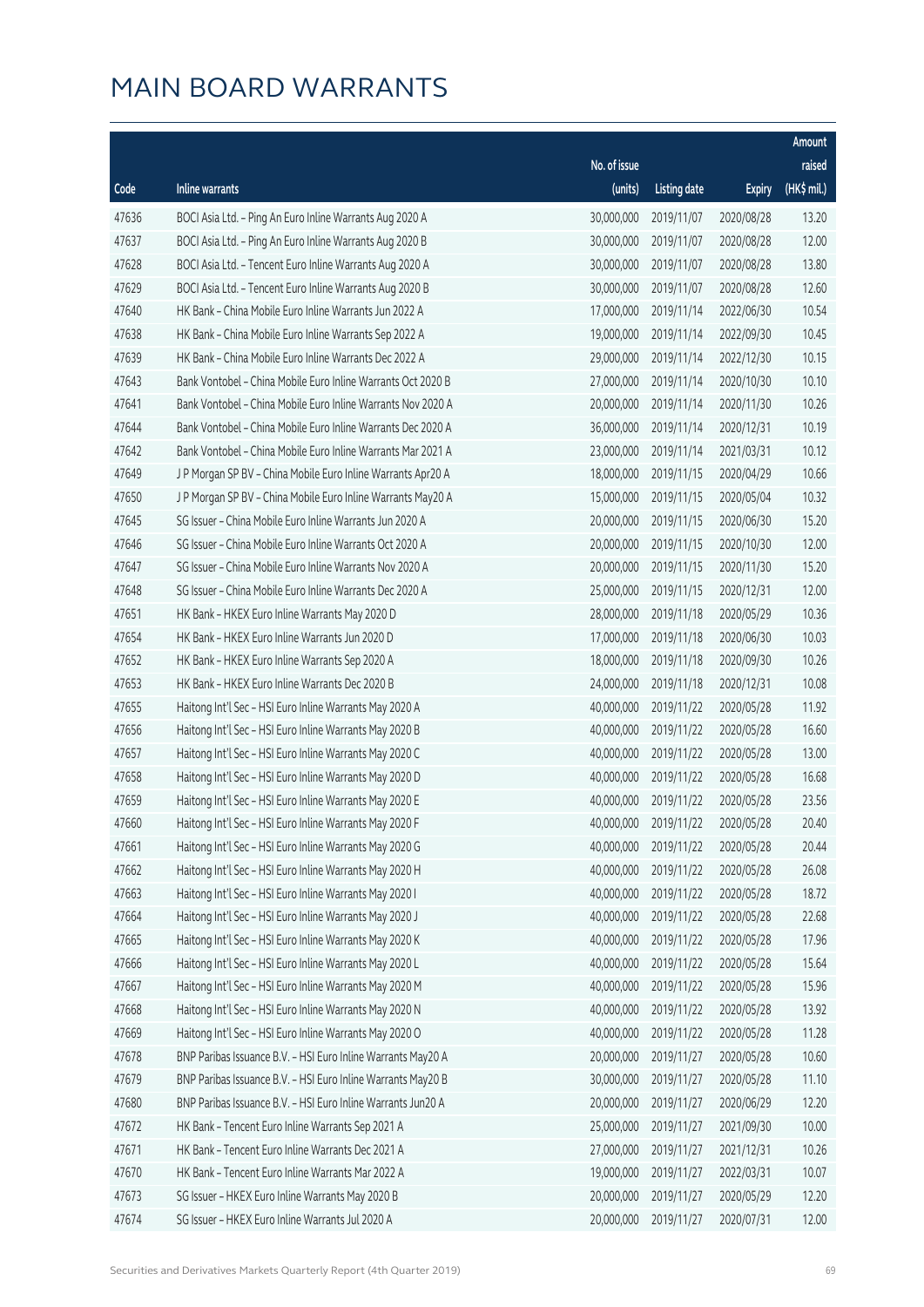# MAIN BOARD WARRANTS

| Code | Inline warrants | No. of issue (units) | Listing date | Expiry | Amount raised (HK$ mil.) |
|---|---|---|---|---|---|
| 47636 | BOCI Asia Ltd. – Ping An Euro Inline Warrants Aug 2020 A | 30,000,000 | 2019/11/07 | 2020/08/28 | 13.20 |
| 47637 | BOCI Asia Ltd. – Ping An Euro Inline Warrants Aug 2020 B | 30,000,000 | 2019/11/07 | 2020/08/28 | 12.00 |
| 47628 | BOCI Asia Ltd. – Tencent Euro Inline Warrants Aug 2020 A | 30,000,000 | 2019/11/07 | 2020/08/28 | 13.80 |
| 47629 | BOCI Asia Ltd. – Tencent Euro Inline Warrants Aug 2020 B | 30,000,000 | 2019/11/07 | 2020/08/28 | 12.60 |
| 47640 | HK Bank – China Mobile Euro Inline Warrants Jun 2022 A | 17,000,000 | 2019/11/14 | 2022/06/30 | 10.54 |
| 47638 | HK Bank – China Mobile Euro Inline Warrants Sep 2022 A | 19,000,000 | 2019/11/14 | 2022/09/30 | 10.45 |
| 47639 | HK Bank – China Mobile Euro Inline Warrants Dec 2022 A | 29,000,000 | 2019/11/14 | 2022/12/30 | 10.15 |
| 47643 | Bank Vontobel – China Mobile Euro Inline Warrants Oct 2020 B | 27,000,000 | 2019/11/14 | 2020/10/30 | 10.10 |
| 47641 | Bank Vontobel – China Mobile Euro Inline Warrants Nov 2020 A | 20,000,000 | 2019/11/14 | 2020/11/30 | 10.26 |
| 47644 | Bank Vontobel – China Mobile Euro Inline Warrants Dec 2020 A | 36,000,000 | 2019/11/14 | 2020/12/31 | 10.19 |
| 47642 | Bank Vontobel – China Mobile Euro Inline Warrants Mar 2021 A | 23,000,000 | 2019/11/14 | 2021/03/31 | 10.12 |
| 47649 | J P Morgan SP BV – China Mobile Euro Inline Warrants Apr20 A | 18,000,000 | 2019/11/15 | 2020/04/29 | 10.66 |
| 47650 | J P Morgan SP BV – China Mobile Euro Inline Warrants May20 A | 15,000,000 | 2019/11/15 | 2020/05/04 | 10.32 |
| 47645 | SG Issuer – China Mobile Euro Inline Warrants Jun 2020 A | 20,000,000 | 2019/11/15 | 2020/06/30 | 15.20 |
| 47646 | SG Issuer – China Mobile Euro Inline Warrants Oct 2020 A | 20,000,000 | 2019/11/15 | 2020/10/30 | 12.00 |
| 47647 | SG Issuer – China Mobile Euro Inline Warrants Nov 2020 A | 20,000,000 | 2019/11/15 | 2020/11/30 | 15.20 |
| 47648 | SG Issuer – China Mobile Euro Inline Warrants Dec 2020 A | 25,000,000 | 2019/11/15 | 2020/12/31 | 12.00 |
| 47651 | HK Bank – HKEX Euro Inline Warrants May 2020 D | 28,000,000 | 2019/11/18 | 2020/05/29 | 10.36 |
| 47654 | HK Bank – HKEX Euro Inline Warrants Jun 2020 D | 17,000,000 | 2019/11/18 | 2020/06/30 | 10.03 |
| 47652 | HK Bank – HKEX Euro Inline Warrants Sep 2020 A | 18,000,000 | 2019/11/18 | 2020/09/30 | 10.26 |
| 47653 | HK Bank – HKEX Euro Inline Warrants Dec 2020 B | 24,000,000 | 2019/11/18 | 2020/12/31 | 10.08 |
| 47655 | Haitong Int'l Sec – HSI Euro Inline Warrants May 2020 A | 40,000,000 | 2019/11/22 | 2020/05/28 | 11.92 |
| 47656 | Haitong Int'l Sec – HSI Euro Inline Warrants May 2020 B | 40,000,000 | 2019/11/22 | 2020/05/28 | 16.60 |
| 47657 | Haitong Int'l Sec – HSI Euro Inline Warrants May 2020 C | 40,000,000 | 2019/11/22 | 2020/05/28 | 13.00 |
| 47658 | Haitong Int'l Sec – HSI Euro Inline Warrants May 2020 D | 40,000,000 | 2019/11/22 | 2020/05/28 | 16.68 |
| 47659 | Haitong Int'l Sec – HSI Euro Inline Warrants May 2020 E | 40,000,000 | 2019/11/22 | 2020/05/28 | 23.56 |
| 47660 | Haitong Int'l Sec – HSI Euro Inline Warrants May 2020 F | 40,000,000 | 2019/11/22 | 2020/05/28 | 20.40 |
| 47661 | Haitong Int'l Sec – HSI Euro Inline Warrants May 2020 G | 40,000,000 | 2019/11/22 | 2020/05/28 | 20.44 |
| 47662 | Haitong Int'l Sec – HSI Euro Inline Warrants May 2020 H | 40,000,000 | 2019/11/22 | 2020/05/28 | 26.08 |
| 47663 | Haitong Int'l Sec – HSI Euro Inline Warrants May 2020 I | 40,000,000 | 2019/11/22 | 2020/05/28 | 18.72 |
| 47664 | Haitong Int'l Sec – HSI Euro Inline Warrants May 2020 J | 40,000,000 | 2019/11/22 | 2020/05/28 | 22.68 |
| 47665 | Haitong Int'l Sec – HSI Euro Inline Warrants May 2020 K | 40,000,000 | 2019/11/22 | 2020/05/28 | 17.96 |
| 47666 | Haitong Int'l Sec – HSI Euro Inline Warrants May 2020 L | 40,000,000 | 2019/11/22 | 2020/05/28 | 15.64 |
| 47667 | Haitong Int'l Sec – HSI Euro Inline Warrants May 2020 M | 40,000,000 | 2019/11/22 | 2020/05/28 | 15.96 |
| 47668 | Haitong Int'l Sec – HSI Euro Inline Warrants May 2020 N | 40,000,000 | 2019/11/22 | 2020/05/28 | 13.92 |
| 47669 | Haitong Int'l Sec – HSI Euro Inline Warrants May 2020 O | 40,000,000 | 2019/11/22 | 2020/05/28 | 11.28 |
| 47678 | BNP Paribas Issuance B.V. – HSI Euro Inline Warrants May20 A | 20,000,000 | 2019/11/27 | 2020/05/28 | 10.60 |
| 47679 | BNP Paribas Issuance B.V. – HSI Euro Inline Warrants May20 B | 30,000,000 | 2019/11/27 | 2020/05/28 | 11.10 |
| 47680 | BNP Paribas Issuance B.V. – HSI Euro Inline Warrants Jun20 A | 20,000,000 | 2019/11/27 | 2020/06/29 | 12.20 |
| 47672 | HK Bank – Tencent Euro Inline Warrants Sep 2021 A | 25,000,000 | 2019/11/27 | 2021/09/30 | 10.00 |
| 47671 | HK Bank – Tencent Euro Inline Warrants Dec 2021 A | 27,000,000 | 2019/11/27 | 2021/12/31 | 10.26 |
| 47670 | HK Bank – Tencent Euro Inline Warrants Mar 2022 A | 19,000,000 | 2019/11/27 | 2022/03/31 | 10.07 |
| 47673 | SG Issuer – HKEX Euro Inline Warrants May 2020 B | 20,000,000 | 2019/11/27 | 2020/05/29 | 12.20 |
| 47674 | SG Issuer – HKEX Euro Inline Warrants Jul 2020 A | 20,000,000 | 2019/11/27 | 2020/07/31 | 12.00 |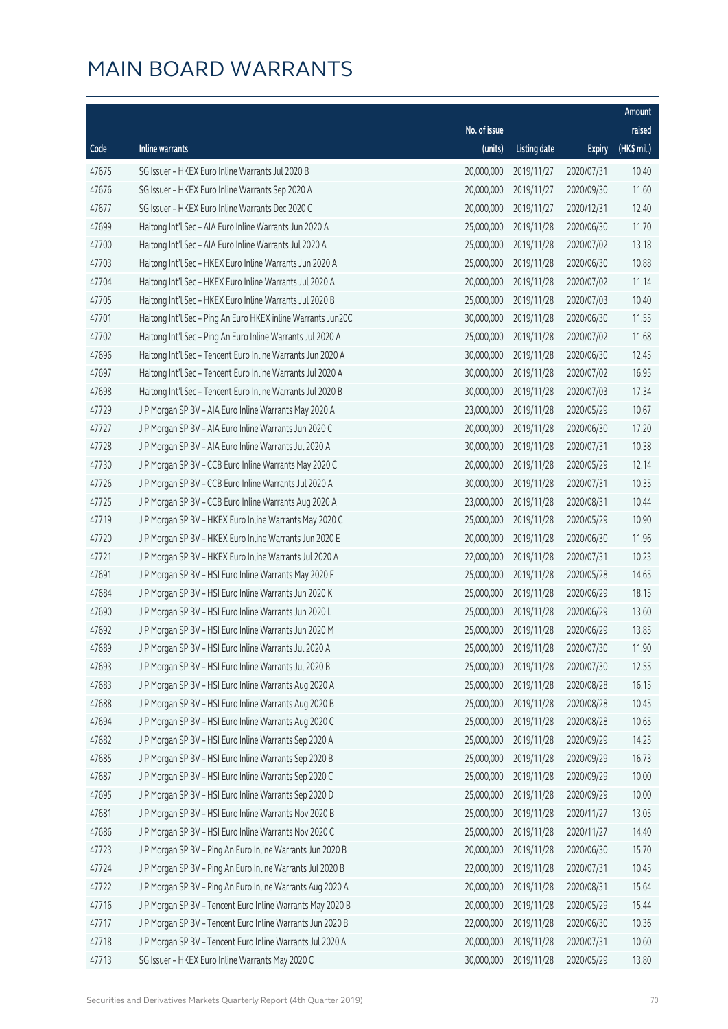# MAIN BOARD WARRANTS

| Code | Inline warrants | No. of issue (units) | Listing date | Expiry | Amount raised (HK$ mil.) |
|---|---|---|---|---|---|
| 47675 | SG Issuer - HKEX Euro Inline Warrants Jul 2020 B | 20,000,000 | 2019/11/27 | 2020/07/31 | 10.40 |
| 47676 | SG Issuer - HKEX Euro Inline Warrants Sep 2020 A | 20,000,000 | 2019/11/27 | 2020/09/30 | 11.60 |
| 47677 | SG Issuer - HKEX Euro Inline Warrants Dec 2020 C | 20,000,000 | 2019/11/27 | 2020/12/31 | 12.40 |
| 47699 | Haitong Int'l Sec - AIA Euro Inline Warrants Jun 2020 A | 25,000,000 | 2019/11/28 | 2020/06/30 | 11.70 |
| 47700 | Haitong Int'l Sec - AIA Euro Inline Warrants Jul 2020 A | 25,000,000 | 2019/11/28 | 2020/07/02 | 13.18 |
| 47703 | Haitong Int'l Sec - HKEX Euro Inline Warrants Jun 2020 A | 25,000,000 | 2019/11/28 | 2020/06/30 | 10.88 |
| 47704 | Haitong Int'l Sec - HKEX Euro Inline Warrants Jul 2020 A | 20,000,000 | 2019/11/28 | 2020/07/02 | 11.14 |
| 47705 | Haitong Int'l Sec - HKEX Euro Inline Warrants Jul 2020 B | 25,000,000 | 2019/11/28 | 2020/07/03 | 10.40 |
| 47701 | Haitong Int'l Sec - Ping An Euro HKEX inline Warrants Jun20C | 30,000,000 | 2019/11/28 | 2020/06/30 | 11.55 |
| 47702 | Haitong Int'l Sec - Ping An Euro Inline Warrants Jul 2020 A | 25,000,000 | 2019/11/28 | 2020/07/02 | 11.68 |
| 47696 | Haitong Int'l Sec - Tencent Euro Inline Warrants Jun 2020 A | 30,000,000 | 2019/11/28 | 2020/06/30 | 12.45 |
| 47697 | Haitong Int'l Sec - Tencent Euro Inline Warrants Jul 2020 A | 30,000,000 | 2019/11/28 | 2020/07/02 | 16.95 |
| 47698 | Haitong Int'l Sec - Tencent Euro Inline Warrants Jul 2020 B | 30,000,000 | 2019/11/28 | 2020/07/03 | 17.34 |
| 47729 | J P Morgan SP BV - AIA Euro Inline Warrants May 2020 A | 23,000,000 | 2019/11/28 | 2020/05/29 | 10.67 |
| 47727 | J P Morgan SP BV - AIA Euro Inline Warrants Jun 2020 C | 20,000,000 | 2019/11/28 | 2020/06/30 | 17.20 |
| 47728 | J P Morgan SP BV - AIA Euro Inline Warrants Jul 2020 A | 30,000,000 | 2019/11/28 | 2020/07/31 | 10.38 |
| 47730 | J P Morgan SP BV - CCB Euro Inline Warrants May 2020 C | 20,000,000 | 2019/11/28 | 2020/05/29 | 12.14 |
| 47726 | J P Morgan SP BV - CCB Euro Inline Warrants Jul 2020 A | 30,000,000 | 2019/11/28 | 2020/07/31 | 10.35 |
| 47725 | J P Morgan SP BV - CCB Euro Inline Warrants Aug 2020 A | 23,000,000 | 2019/11/28 | 2020/08/31 | 10.44 |
| 47719 | J P Morgan SP BV - HKEX Euro Inline Warrants May 2020 C | 25,000,000 | 2019/11/28 | 2020/05/29 | 10.90 |
| 47720 | J P Morgan SP BV - HKEX Euro Inline Warrants Jun 2020 E | 20,000,000 | 2019/11/28 | 2020/06/30 | 11.96 |
| 47721 | J P Morgan SP BV - HKEX Euro Inline Warrants Jul 2020 A | 22,000,000 | 2019/11/28 | 2020/07/31 | 10.23 |
| 47691 | J P Morgan SP BV - HSI Euro Inline Warrants May 2020 F | 25,000,000 | 2019/11/28 | 2020/05/28 | 14.65 |
| 47684 | J P Morgan SP BV - HSI Euro Inline Warrants Jun 2020 K | 25,000,000 | 2019/11/28 | 2020/06/29 | 18.15 |
| 47690 | J P Morgan SP BV - HSI Euro Inline Warrants Jun 2020 L | 25,000,000 | 2019/11/28 | 2020/06/29 | 13.60 |
| 47692 | J P Morgan SP BV - HSI Euro Inline Warrants Jun 2020 M | 25,000,000 | 2019/11/28 | 2020/06/29 | 13.85 |
| 47689 | J P Morgan SP BV - HSI Euro Inline Warrants Jul 2020 A | 25,000,000 | 2019/11/28 | 2020/07/30 | 11.90 |
| 47693 | J P Morgan SP BV - HSI Euro Inline Warrants Jul 2020 B | 25,000,000 | 2019/11/28 | 2020/07/30 | 12.55 |
| 47683 | J P Morgan SP BV - HSI Euro Inline Warrants Aug 2020 A | 25,000,000 | 2019/11/28 | 2020/08/28 | 16.15 |
| 47688 | J P Morgan SP BV - HSI Euro Inline Warrants Aug 2020 B | 25,000,000 | 2019/11/28 | 2020/08/28 | 10.45 |
| 47694 | J P Morgan SP BV - HSI Euro Inline Warrants Aug 2020 C | 25,000,000 | 2019/11/28 | 2020/08/28 | 10.65 |
| 47682 | J P Morgan SP BV - HSI Euro Inline Warrants Sep 2020 A | 25,000,000 | 2019/11/28 | 2020/09/29 | 14.25 |
| 47685 | J P Morgan SP BV - HSI Euro Inline Warrants Sep 2020 B | 25,000,000 | 2019/11/28 | 2020/09/29 | 16.73 |
| 47687 | J P Morgan SP BV - HSI Euro Inline Warrants Sep 2020 C | 25,000,000 | 2019/11/28 | 2020/09/29 | 10.00 |
| 47695 | J P Morgan SP BV - HSI Euro Inline Warrants Sep 2020 D | 25,000,000 | 2019/11/28 | 2020/09/29 | 10.00 |
| 47681 | J P Morgan SP BV - HSI Euro Inline Warrants Nov 2020 B | 25,000,000 | 2019/11/28 | 2020/11/27 | 13.05 |
| 47686 | J P Morgan SP BV - HSI Euro Inline Warrants Nov 2020 C | 25,000,000 | 2019/11/28 | 2020/11/27 | 14.40 |
| 47723 | J P Morgan SP BV - Ping An Euro Inline Warrants Jun 2020 B | 20,000,000 | 2019/11/28 | 2020/06/30 | 15.70 |
| 47724 | J P Morgan SP BV - Ping An Euro Inline Warrants Jul 2020 B | 22,000,000 | 2019/11/28 | 2020/07/31 | 10.45 |
| 47722 | J P Morgan SP BV - Ping An Euro Inline Warrants Aug 2020 A | 20,000,000 | 2019/11/28 | 2020/08/31 | 15.64 |
| 47716 | J P Morgan SP BV - Tencent Euro Inline Warrants May 2020 B | 20,000,000 | 2019/11/28 | 2020/05/29 | 15.44 |
| 47717 | J P Morgan SP BV - Tencent Euro Inline Warrants Jun 2020 B | 22,000,000 | 2019/11/28 | 2020/06/30 | 10.36 |
| 47718 | J P Morgan SP BV - Tencent Euro Inline Warrants Jul 2020 A | 20,000,000 | 2019/11/28 | 2020/07/31 | 10.60 |
| 47713 | SG Issuer - HKEX Euro Inline Warrants May 2020 C | 30,000,000 | 2019/11/28 | 2020/05/29 | 13.80 |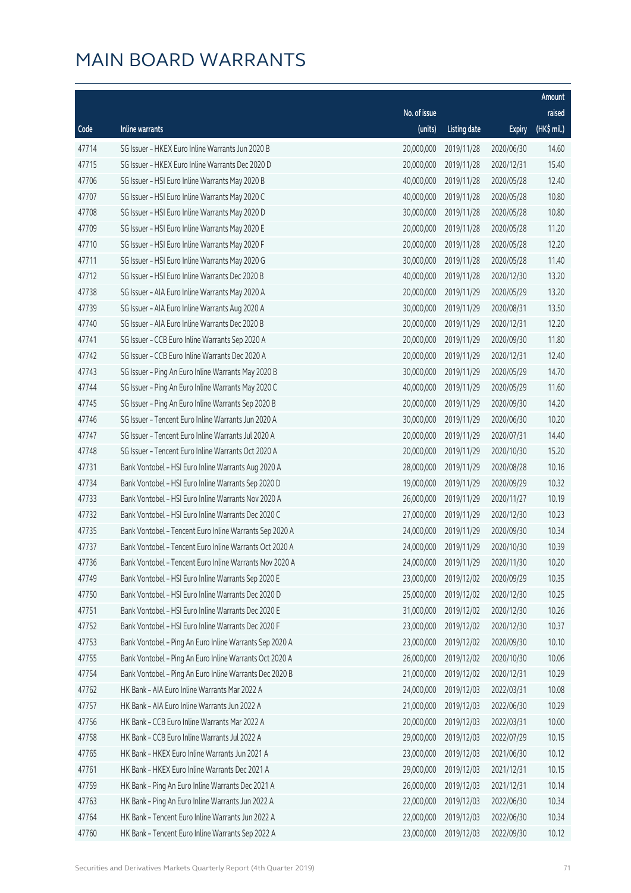# MAIN BOARD WARRANTS

| Code | Inline warrants | No. of issue (units) | Listing date | Expiry | Amount raised (HK$ mil.) |
|---|---|---|---|---|---|
| 47714 | SG Issuer – HKEX Euro Inline Warrants Jun 2020 B | 20,000,000 | 2019/11/28 | 2020/06/30 | 14.60 |
| 47715 | SG Issuer – HKEX Euro Inline Warrants Dec 2020 D | 20,000,000 | 2019/11/28 | 2020/12/31 | 15.40 |
| 47706 | SG Issuer – HSI Euro Inline Warrants May 2020 B | 40,000,000 | 2019/11/28 | 2020/05/28 | 12.40 |
| 47707 | SG Issuer – HSI Euro Inline Warrants May 2020 C | 40,000,000 | 2019/11/28 | 2020/05/28 | 10.80 |
| 47708 | SG Issuer – HSI Euro Inline Warrants May 2020 D | 30,000,000 | 2019/11/28 | 2020/05/28 | 10.80 |
| 47709 | SG Issuer – HSI Euro Inline Warrants May 2020 E | 20,000,000 | 2019/11/28 | 2020/05/28 | 11.20 |
| 47710 | SG Issuer – HSI Euro Inline Warrants May 2020 F | 20,000,000 | 2019/11/28 | 2020/05/28 | 12.20 |
| 47711 | SG Issuer – HSI Euro Inline Warrants May 2020 G | 30,000,000 | 2019/11/28 | 2020/05/28 | 11.40 |
| 47712 | SG Issuer – HSI Euro Inline Warrants Dec 2020 B | 40,000,000 | 2019/11/28 | 2020/12/30 | 13.20 |
| 47738 | SG Issuer – AIA Euro Inline Warrants May 2020 A | 20,000,000 | 2019/11/29 | 2020/05/29 | 13.20 |
| 47739 | SG Issuer – AIA Euro Inline Warrants Aug 2020 A | 30,000,000 | 2019/11/29 | 2020/08/31 | 13.50 |
| 47740 | SG Issuer – AIA Euro Inline Warrants Dec 2020 B | 20,000,000 | 2019/11/29 | 2020/12/31 | 12.20 |
| 47741 | SG Issuer – CCB Euro Inline Warrants Sep 2020 A | 20,000,000 | 2019/11/29 | 2020/09/30 | 11.80 |
| 47742 | SG Issuer – CCB Euro Inline Warrants Dec 2020 A | 20,000,000 | 2019/11/29 | 2020/12/31 | 12.40 |
| 47743 | SG Issuer – Ping An Euro Inline Warrants May 2020 B | 30,000,000 | 2019/11/29 | 2020/05/29 | 14.70 |
| 47744 | SG Issuer – Ping An Euro Inline Warrants May 2020 C | 40,000,000 | 2019/11/29 | 2020/05/29 | 11.60 |
| 47745 | SG Issuer – Ping An Euro Inline Warrants Sep 2020 B | 20,000,000 | 2019/11/29 | 2020/09/30 | 14.20 |
| 47746 | SG Issuer – Tencent Euro Inline Warrants Jun 2020 A | 30,000,000 | 2019/11/29 | 2020/06/30 | 10.20 |
| 47747 | SG Issuer – Tencent Euro Inline Warrants Jul 2020 A | 20,000,000 | 2019/11/29 | 2020/07/31 | 14.40 |
| 47748 | SG Issuer – Tencent Euro Inline Warrants Oct 2020 A | 20,000,000 | 2019/11/29 | 2020/10/30 | 15.20 |
| 47731 | Bank Vontobel – HSI Euro Inline Warrants Aug 2020 A | 28,000,000 | 2019/11/29 | 2020/08/28 | 10.16 |
| 47734 | Bank Vontobel – HSI Euro Inline Warrants Sep 2020 D | 19,000,000 | 2019/11/29 | 2020/09/29 | 10.32 |
| 47733 | Bank Vontobel – HSI Euro Inline Warrants Nov 2020 A | 26,000,000 | 2019/11/29 | 2020/11/27 | 10.19 |
| 47732 | Bank Vontobel – HSI Euro Inline Warrants Dec 2020 C | 27,000,000 | 2019/11/29 | 2020/12/30 | 10.23 |
| 47735 | Bank Vontobel – Tencent Euro Inline Warrants Sep 2020 A | 24,000,000 | 2019/11/29 | 2020/09/30 | 10.34 |
| 47737 | Bank Vontobel – Tencent Euro Inline Warrants Oct 2020 A | 24,000,000 | 2019/11/29 | 2020/10/30 | 10.39 |
| 47736 | Bank Vontobel – Tencent Euro Inline Warrants Nov 2020 A | 24,000,000 | 2019/11/29 | 2020/11/30 | 10.20 |
| 47749 | Bank Vontobel – HSI Euro Inline Warrants Sep 2020 E | 23,000,000 | 2019/12/02 | 2020/09/29 | 10.35 |
| 47750 | Bank Vontobel – HSI Euro Inline Warrants Dec 2020 D | 25,000,000 | 2019/12/02 | 2020/12/30 | 10.25 |
| 47751 | Bank Vontobel – HSI Euro Inline Warrants Dec 2020 E | 31,000,000 | 2019/12/02 | 2020/12/30 | 10.26 |
| 47752 | Bank Vontobel – HSI Euro Inline Warrants Dec 2020 F | 23,000,000 | 2019/12/02 | 2020/12/30 | 10.37 |
| 47753 | Bank Vontobel – Ping An Euro Inline Warrants Sep 2020 A | 23,000,000 | 2019/12/02 | 2020/09/30 | 10.10 |
| 47755 | Bank Vontobel – Ping An Euro Inline Warrants Oct 2020 A | 26,000,000 | 2019/12/02 | 2020/10/30 | 10.06 |
| 47754 | Bank Vontobel – Ping An Euro Inline Warrants Dec 2020 B | 21,000,000 | 2019/12/02 | 2020/12/31 | 10.29 |
| 47762 | HK Bank – AIA Euro Inline Warrants Mar 2022 A | 24,000,000 | 2019/12/03 | 2022/03/31 | 10.08 |
| 47757 | HK Bank – AIA Euro Inline Warrants Jun 2022 A | 21,000,000 | 2019/12/03 | 2022/06/30 | 10.29 |
| 47756 | HK Bank – CCB Euro Inline Warrants Mar 2022 A | 20,000,000 | 2019/12/03 | 2022/03/31 | 10.00 |
| 47758 | HK Bank – CCB Euro Inline Warrants Jul 2022 A | 29,000,000 | 2019/12/03 | 2022/07/29 | 10.15 |
| 47765 | HK Bank – HKEX Euro Inline Warrants Jun 2021 A | 23,000,000 | 2019/12/03 | 2021/06/30 | 10.12 |
| 47761 | HK Bank – HKEX Euro Inline Warrants Dec 2021 A | 29,000,000 | 2019/12/03 | 2021/12/31 | 10.15 |
| 47759 | HK Bank – Ping An Euro Inline Warrants Dec 2021 A | 26,000,000 | 2019/12/03 | 2021/12/31 | 10.14 |
| 47763 | HK Bank – Ping An Euro Inline Warrants Jun 2022 A | 22,000,000 | 2019/12/03 | 2022/06/30 | 10.34 |
| 47764 | HK Bank – Tencent Euro Inline Warrants Jun 2022 A | 22,000,000 | 2019/12/03 | 2022/06/30 | 10.34 |
| 47760 | HK Bank – Tencent Euro Inline Warrants Sep 2022 A | 23,000,000 | 2019/12/03 | 2022/09/30 | 10.12 |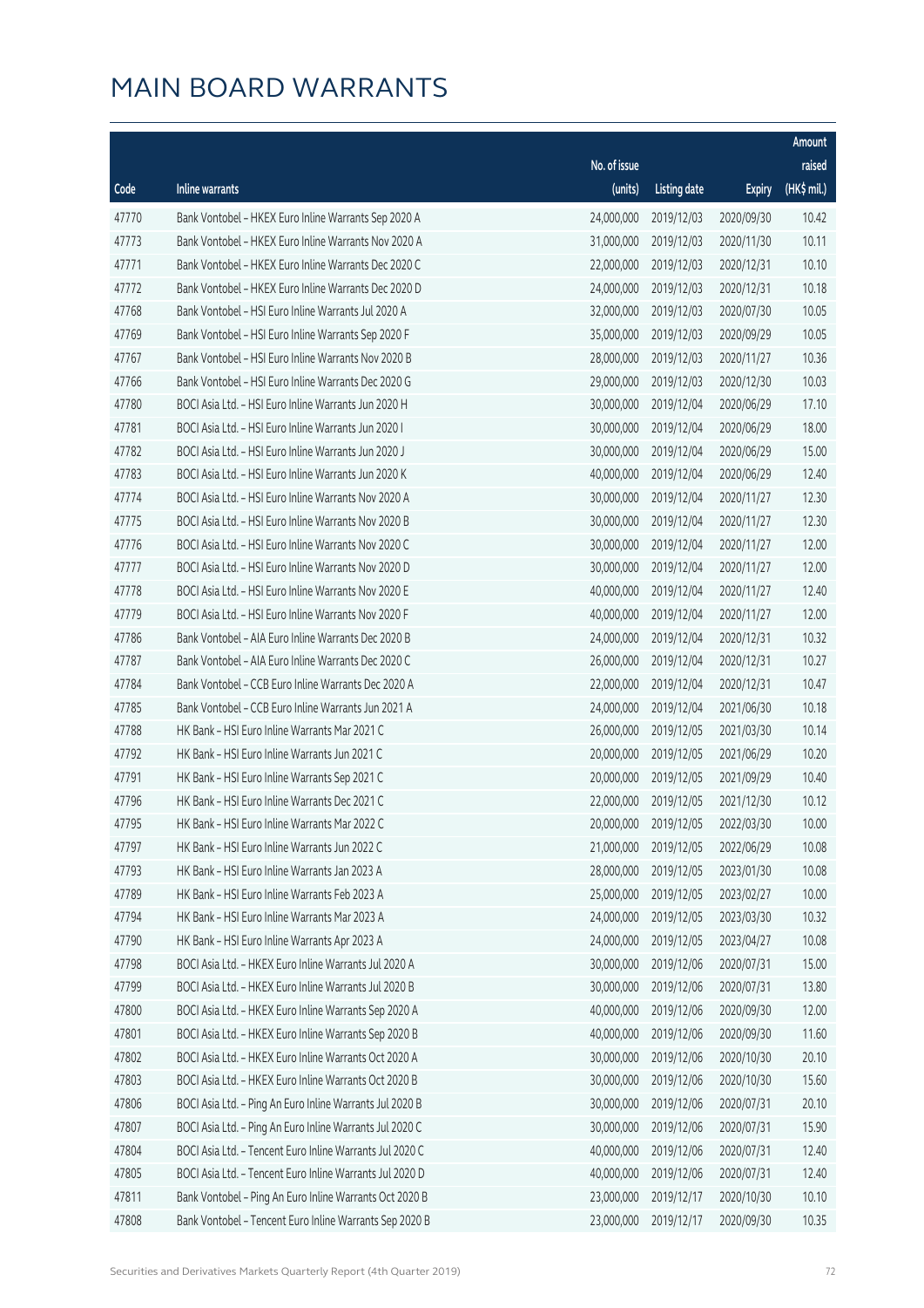# MAIN BOARD WARRANTS

| Code | Inline warrants | No. of issue (units) | Listing date | Expiry | Amount raised (HK$ mil.) |
|---|---|---|---|---|---|
| 47770 | Bank Vontobel – HKEX Euro Inline Warrants Sep 2020 A | 24,000,000 | 2019/12/03 | 2020/09/30 | 10.42 |
| 47773 | Bank Vontobel – HKEX Euro Inline Warrants Nov 2020 A | 31,000,000 | 2019/12/03 | 2020/11/30 | 10.11 |
| 47771 | Bank Vontobel – HKEX Euro Inline Warrants Dec 2020 C | 22,000,000 | 2019/12/03 | 2020/12/31 | 10.10 |
| 47772 | Bank Vontobel – HKEX Euro Inline Warrants Dec 2020 D | 24,000,000 | 2019/12/03 | 2020/12/31 | 10.18 |
| 47768 | Bank Vontobel – HSI Euro Inline Warrants Jul 2020 A | 32,000,000 | 2019/12/03 | 2020/07/30 | 10.05 |
| 47769 | Bank Vontobel – HSI Euro Inline Warrants Sep 2020 F | 35,000,000 | 2019/12/03 | 2020/09/29 | 10.05 |
| 47767 | Bank Vontobel – HSI Euro Inline Warrants Nov 2020 B | 28,000,000 | 2019/12/03 | 2020/11/27 | 10.36 |
| 47766 | Bank Vontobel – HSI Euro Inline Warrants Dec 2020 G | 29,000,000 | 2019/12/03 | 2020/12/30 | 10.03 |
| 47780 | BOCI Asia Ltd. – HSI Euro Inline Warrants Jun 2020 H | 30,000,000 | 2019/12/04 | 2020/06/29 | 17.10 |
| 47781 | BOCI Asia Ltd. – HSI Euro Inline Warrants Jun 2020 I | 30,000,000 | 2019/12/04 | 2020/06/29 | 18.00 |
| 47782 | BOCI Asia Ltd. – HSI Euro Inline Warrants Jun 2020 J | 30,000,000 | 2019/12/04 | 2020/06/29 | 15.00 |
| 47783 | BOCI Asia Ltd. – HSI Euro Inline Warrants Jun 2020 K | 40,000,000 | 2019/12/04 | 2020/06/29 | 12.40 |
| 47774 | BOCI Asia Ltd. – HSI Euro Inline Warrants Nov 2020 A | 30,000,000 | 2019/12/04 | 2020/11/27 | 12.30 |
| 47775 | BOCI Asia Ltd. – HSI Euro Inline Warrants Nov 2020 B | 30,000,000 | 2019/12/04 | 2020/11/27 | 12.30 |
| 47776 | BOCI Asia Ltd. – HSI Euro Inline Warrants Nov 2020 C | 30,000,000 | 2019/12/04 | 2020/11/27 | 12.00 |
| 47777 | BOCI Asia Ltd. – HSI Euro Inline Warrants Nov 2020 D | 30,000,000 | 2019/12/04 | 2020/11/27 | 12.00 |
| 47778 | BOCI Asia Ltd. – HSI Euro Inline Warrants Nov 2020 E | 40,000,000 | 2019/12/04 | 2020/11/27 | 12.40 |
| 47779 | BOCI Asia Ltd. – HSI Euro Inline Warrants Nov 2020 F | 40,000,000 | 2019/12/04 | 2020/11/27 | 12.00 |
| 47786 | Bank Vontobel – AIA Euro Inline Warrants Dec 2020 B | 24,000,000 | 2019/12/04 | 2020/12/31 | 10.32 |
| 47787 | Bank Vontobel – AIA Euro Inline Warrants Dec 2020 C | 26,000,000 | 2019/12/04 | 2020/12/31 | 10.27 |
| 47784 | Bank Vontobel – CCB Euro Inline Warrants Dec 2020 A | 22,000,000 | 2019/12/04 | 2020/12/31 | 10.47 |
| 47785 | Bank Vontobel – CCB Euro Inline Warrants Jun 2021 A | 24,000,000 | 2019/12/04 | 2021/06/30 | 10.18 |
| 47788 | HK Bank – HSI Euro Inline Warrants Mar 2021 C | 26,000,000 | 2019/12/05 | 2021/03/30 | 10.14 |
| 47792 | HK Bank – HSI Euro Inline Warrants Jun 2021 C | 20,000,000 | 2019/12/05 | 2021/06/29 | 10.20 |
| 47791 | HK Bank – HSI Euro Inline Warrants Sep 2021 C | 20,000,000 | 2019/12/05 | 2021/09/29 | 10.40 |
| 47796 | HK Bank – HSI Euro Inline Warrants Dec 2021 C | 22,000,000 | 2019/12/05 | 2021/12/30 | 10.12 |
| 47795 | HK Bank – HSI Euro Inline Warrants Mar 2022 C | 20,000,000 | 2019/12/05 | 2022/03/30 | 10.00 |
| 47797 | HK Bank – HSI Euro Inline Warrants Jun 2022 C | 21,000,000 | 2019/12/05 | 2022/06/29 | 10.08 |
| 47793 | HK Bank – HSI Euro Inline Warrants Jan 2023 A | 28,000,000 | 2019/12/05 | 2023/01/30 | 10.08 |
| 47789 | HK Bank – HSI Euro Inline Warrants Feb 2023 A | 25,000,000 | 2019/12/05 | 2023/02/27 | 10.00 |
| 47794 | HK Bank – HSI Euro Inline Warrants Mar 2023 A | 24,000,000 | 2019/12/05 | 2023/03/30 | 10.32 |
| 47790 | HK Bank – HSI Euro Inline Warrants Apr 2023 A | 24,000,000 | 2019/12/05 | 2023/04/27 | 10.08 |
| 47798 | BOCI Asia Ltd. – HKEX Euro Inline Warrants Jul 2020 A | 30,000,000 | 2019/12/06 | 2020/07/31 | 15.00 |
| 47799 | BOCI Asia Ltd. – HKEX Euro Inline Warrants Jul 2020 B | 30,000,000 | 2019/12/06 | 2020/07/31 | 13.80 |
| 47800 | BOCI Asia Ltd. – HKEX Euro Inline Warrants Sep 2020 A | 40,000,000 | 2019/12/06 | 2020/09/30 | 12.00 |
| 47801 | BOCI Asia Ltd. – HKEX Euro Inline Warrants Sep 2020 B | 40,000,000 | 2019/12/06 | 2020/09/30 | 11.60 |
| 47802 | BOCI Asia Ltd. – HKEX Euro Inline Warrants Oct 2020 A | 30,000,000 | 2019/12/06 | 2020/10/30 | 20.10 |
| 47803 | BOCI Asia Ltd. – HKEX Euro Inline Warrants Oct 2020 B | 30,000,000 | 2019/12/06 | 2020/10/30 | 15.60 |
| 47806 | BOCI Asia Ltd. – Ping An Euro Inline Warrants Jul 2020 B | 30,000,000 | 2019/12/06 | 2020/07/31 | 20.10 |
| 47807 | BOCI Asia Ltd. – Ping An Euro Inline Warrants Jul 2020 C | 30,000,000 | 2019/12/06 | 2020/07/31 | 15.90 |
| 47804 | BOCI Asia Ltd. – Tencent Euro Inline Warrants Jul 2020 C | 40,000,000 | 2019/12/06 | 2020/07/31 | 12.40 |
| 47805 | BOCI Asia Ltd. – Tencent Euro Inline Warrants Jul 2020 D | 40,000,000 | 2019/12/06 | 2020/07/31 | 12.40 |
| 47811 | Bank Vontobel – Ping An Euro Inline Warrants Oct 2020 B | 23,000,000 | 2019/12/17 | 2020/10/30 | 10.10 |
| 47808 | Bank Vontobel – Tencent Euro Inline Warrants Sep 2020 B | 23,000,000 | 2019/12/17 | 2020/09/30 | 10.35 |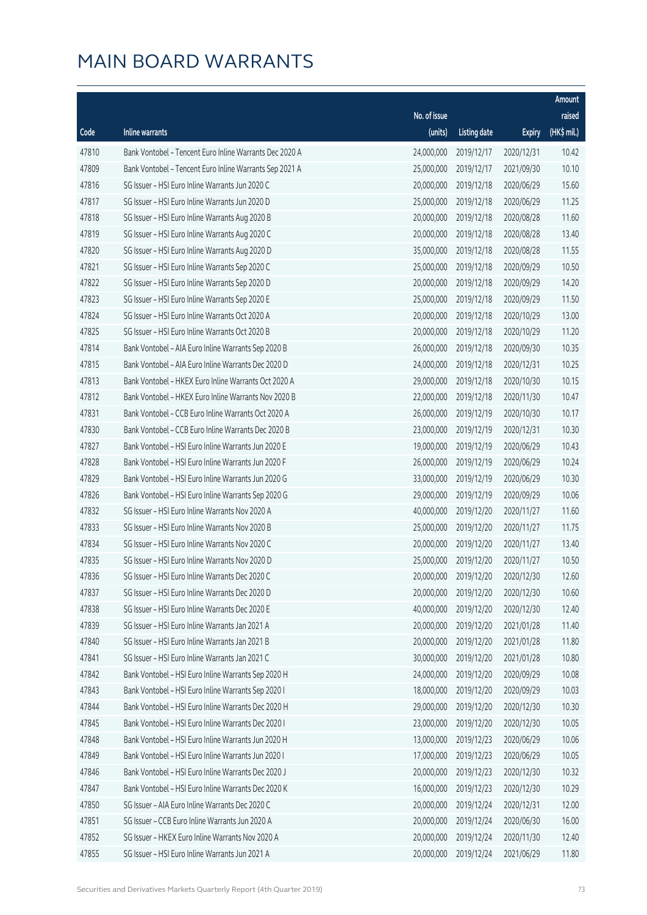# MAIN BOARD WARRANTS

| Code | Inline warrants | No. of issue (units) | Listing date | Expiry | Amount raised (HK$ mil.) |
|---|---|---|---|---|---|
| 47810 | Bank Vontobel – Tencent Euro Inline Warrants Dec 2020 A | 24,000,000 | 2019/12/17 | 2020/12/31 | 10.42 |
| 47809 | Bank Vontobel – Tencent Euro Inline Warrants Sep 2021 A | 25,000,000 | 2019/12/17 | 2021/09/30 | 10.10 |
| 47816 | SG Issuer – HSI Euro Inline Warrants Jun 2020 C | 20,000,000 | 2019/12/18 | 2020/06/29 | 15.60 |
| 47817 | SG Issuer – HSI Euro Inline Warrants Jun 2020 D | 25,000,000 | 2019/12/18 | 2020/06/29 | 11.25 |
| 47818 | SG Issuer – HSI Euro Inline Warrants Aug 2020 B | 20,000,000 | 2019/12/18 | 2020/08/28 | 11.60 |
| 47819 | SG Issuer – HSI Euro Inline Warrants Aug 2020 C | 20,000,000 | 2019/12/18 | 2020/08/28 | 13.40 |
| 47820 | SG Issuer – HSI Euro Inline Warrants Aug 2020 D | 35,000,000 | 2019/12/18 | 2020/08/28 | 11.55 |
| 47821 | SG Issuer – HSI Euro Inline Warrants Sep 2020 C | 25,000,000 | 2019/12/18 | 2020/09/29 | 10.50 |
| 47822 | SG Issuer – HSI Euro Inline Warrants Sep 2020 D | 20,000,000 | 2019/12/18 | 2020/09/29 | 14.20 |
| 47823 | SG Issuer – HSI Euro Inline Warrants Sep 2020 E | 25,000,000 | 2019/12/18 | 2020/09/29 | 11.50 |
| 47824 | SG Issuer – HSI Euro Inline Warrants Oct 2020 A | 20,000,000 | 2019/12/18 | 2020/10/29 | 13.00 |
| 47825 | SG Issuer – HSI Euro Inline Warrants Oct 2020 B | 20,000,000 | 2019/12/18 | 2020/10/29 | 11.20 |
| 47814 | Bank Vontobel – AIA Euro Inline Warrants Sep 2020 B | 26,000,000 | 2019/12/18 | 2020/09/30 | 10.35 |
| 47815 | Bank Vontobel – AIA Euro Inline Warrants Dec 2020 D | 24,000,000 | 2019/12/18 | 2020/12/31 | 10.25 |
| 47813 | Bank Vontobel – HKEX Euro Inline Warrants Oct 2020 A | 29,000,000 | 2019/12/18 | 2020/10/30 | 10.15 |
| 47812 | Bank Vontobel – HKEX Euro Inline Warrants Nov 2020 B | 22,000,000 | 2019/12/18 | 2020/11/30 | 10.47 |
| 47831 | Bank Vontobel – CCB Euro Inline Warrants Oct 2020 A | 26,000,000 | 2019/12/19 | 2020/10/30 | 10.17 |
| 47830 | Bank Vontobel – CCB Euro Inline Warrants Dec 2020 B | 23,000,000 | 2019/12/19 | 2020/12/31 | 10.30 |
| 47827 | Bank Vontobel – HSI Euro Inline Warrants Jun 2020 E | 19,000,000 | 2019/12/19 | 2020/06/29 | 10.43 |
| 47828 | Bank Vontobel – HSI Euro Inline Warrants Jun 2020 F | 26,000,000 | 2019/12/19 | 2020/06/29 | 10.24 |
| 47829 | Bank Vontobel – HSI Euro Inline Warrants Jun 2020 G | 33,000,000 | 2019/12/19 | 2020/06/29 | 10.30 |
| 47826 | Bank Vontobel – HSI Euro Inline Warrants Sep 2020 G | 29,000,000 | 2019/12/19 | 2020/09/29 | 10.06 |
| 47832 | SG Issuer – HSI Euro Inline Warrants Nov 2020 A | 40,000,000 | 2019/12/20 | 2020/11/27 | 11.60 |
| 47833 | SG Issuer – HSI Euro Inline Warrants Nov 2020 B | 25,000,000 | 2019/12/20 | 2020/11/27 | 11.75 |
| 47834 | SG Issuer – HSI Euro Inline Warrants Nov 2020 C | 20,000,000 | 2019/12/20 | 2020/11/27 | 13.40 |
| 47835 | SG Issuer – HSI Euro Inline Warrants Nov 2020 D | 25,000,000 | 2019/12/20 | 2020/11/27 | 10.50 |
| 47836 | SG Issuer – HSI Euro Inline Warrants Dec 2020 C | 20,000,000 | 2019/12/20 | 2020/12/30 | 12.60 |
| 47837 | SG Issuer – HSI Euro Inline Warrants Dec 2020 D | 20,000,000 | 2019/12/20 | 2020/12/30 | 10.60 |
| 47838 | SG Issuer – HSI Euro Inline Warrants Dec 2020 E | 40,000,000 | 2019/12/20 | 2020/12/30 | 12.40 |
| 47839 | SG Issuer – HSI Euro Inline Warrants Jan 2021 A | 20,000,000 | 2019/12/20 | 2021/01/28 | 11.40 |
| 47840 | SG Issuer – HSI Euro Inline Warrants Jan 2021 B | 20,000,000 | 2019/12/20 | 2021/01/28 | 11.80 |
| 47841 | SG Issuer – HSI Euro Inline Warrants Jan 2021 C | 30,000,000 | 2019/12/20 | 2021/01/28 | 10.80 |
| 47842 | Bank Vontobel – HSI Euro Inline Warrants Sep 2020 H | 24,000,000 | 2019/12/20 | 2020/09/29 | 10.08 |
| 47843 | Bank Vontobel – HSI Euro Inline Warrants Sep 2020 I | 18,000,000 | 2019/12/20 | 2020/09/29 | 10.03 |
| 47844 | Bank Vontobel – HSI Euro Inline Warrants Dec 2020 H | 29,000,000 | 2019/12/20 | 2020/12/30 | 10.30 |
| 47845 | Bank Vontobel – HSI Euro Inline Warrants Dec 2020 I | 23,000,000 | 2019/12/20 | 2020/12/30 | 10.05 |
| 47848 | Bank Vontobel – HSI Euro Inline Warrants Jun 2020 H | 13,000,000 | 2019/12/23 | 2020/06/29 | 10.06 |
| 47849 | Bank Vontobel – HSI Euro Inline Warrants Jun 2020 I | 17,000,000 | 2019/12/23 | 2020/06/29 | 10.05 |
| 47846 | Bank Vontobel – HSI Euro Inline Warrants Dec 2020 J | 20,000,000 | 2019/12/23 | 2020/12/30 | 10.32 |
| 47847 | Bank Vontobel – HSI Euro Inline Warrants Dec 2020 K | 16,000,000 | 2019/12/23 | 2020/12/30 | 10.29 |
| 47850 | SG Issuer – AIA Euro Inline Warrants Dec 2020 C | 20,000,000 | 2019/12/24 | 2020/12/31 | 12.00 |
| 47851 | SG Issuer – CCB Euro Inline Warrants Jun 2020 A | 20,000,000 | 2019/12/24 | 2020/06/30 | 16.00 |
| 47852 | SG Issuer – HKEX Euro Inline Warrants Nov 2020 A | 20,000,000 | 2019/12/24 | 2020/11/30 | 12.40 |
| 47855 | SG Issuer – HSI Euro Inline Warrants Jun 2021 A | 20,000,000 | 2019/12/24 | 2021/06/29 | 11.80 |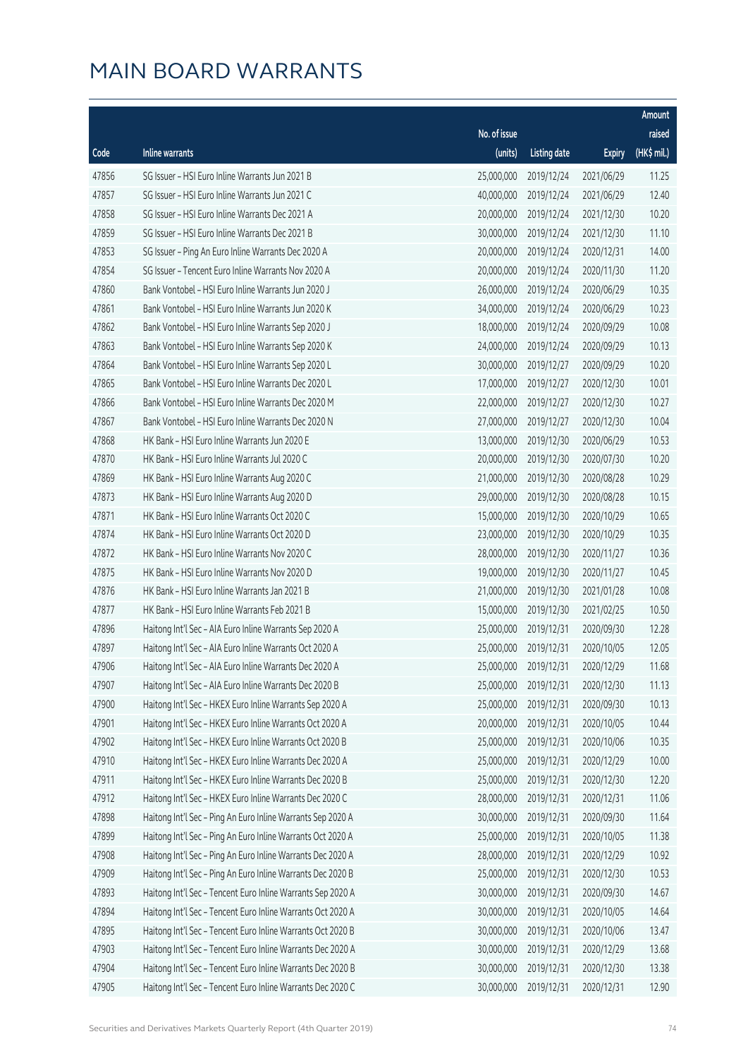# MAIN BOARD WARRANTS

| Code | Inline warrants | No. of issue (units) | Listing date | Expiry | Amount raised (HK$ mil.) |
|---|---|---|---|---|---|
| 47856 | SG Issuer – HSI Euro Inline Warrants Jun 2021 B | 25,000,000 | 2019/12/24 | 2021/06/29 | 11.25 |
| 47857 | SG Issuer – HSI Euro Inline Warrants Jun 2021 C | 40,000,000 | 2019/12/24 | 2021/06/29 | 12.40 |
| 47858 | SG Issuer – HSI Euro Inline Warrants Dec 2021 A | 20,000,000 | 2019/12/24 | 2021/12/30 | 10.20 |
| 47859 | SG Issuer – HSI Euro Inline Warrants Dec 2021 B | 30,000,000 | 2019/12/24 | 2021/12/30 | 11.10 |
| 47853 | SG Issuer – Ping An Euro Inline Warrants Dec 2020 A | 20,000,000 | 2019/12/24 | 2020/12/31 | 14.00 |
| 47854 | SG Issuer – Tencent Euro Inline Warrants Nov 2020 A | 20,000,000 | 2019/12/24 | 2020/11/30 | 11.20 |
| 47860 | Bank Vontobel – HSI Euro Inline Warrants Jun 2020 J | 26,000,000 | 2019/12/24 | 2020/06/29 | 10.35 |
| 47861 | Bank Vontobel – HSI Euro Inline Warrants Jun 2020 K | 34,000,000 | 2019/12/24 | 2020/06/29 | 10.23 |
| 47862 | Bank Vontobel – HSI Euro Inline Warrants Sep 2020 J | 18,000,000 | 2019/12/24 | 2020/09/29 | 10.08 |
| 47863 | Bank Vontobel – HSI Euro Inline Warrants Sep 2020 K | 24,000,000 | 2019/12/24 | 2020/09/29 | 10.13 |
| 47864 | Bank Vontobel – HSI Euro Inline Warrants Sep 2020 L | 30,000,000 | 2019/12/27 | 2020/09/29 | 10.20 |
| 47865 | Bank Vontobel – HSI Euro Inline Warrants Dec 2020 L | 17,000,000 | 2019/12/27 | 2020/12/30 | 10.01 |
| 47866 | Bank Vontobel – HSI Euro Inline Warrants Dec 2020 M | 22,000,000 | 2019/12/27 | 2020/12/30 | 10.27 |
| 47867 | Bank Vontobel – HSI Euro Inline Warrants Dec 2020 N | 27,000,000 | 2019/12/27 | 2020/12/30 | 10.04 |
| 47868 | HK Bank – HSI Euro Inline Warrants Jun 2020 E | 13,000,000 | 2019/12/30 | 2020/06/29 | 10.53 |
| 47870 | HK Bank – HSI Euro Inline Warrants Jul 2020 C | 20,000,000 | 2019/12/30 | 2020/07/30 | 10.20 |
| 47869 | HK Bank – HSI Euro Inline Warrants Aug 2020 C | 21,000,000 | 2019/12/30 | 2020/08/28 | 10.29 |
| 47873 | HK Bank – HSI Euro Inline Warrants Aug 2020 D | 29,000,000 | 2019/12/30 | 2020/08/28 | 10.15 |
| 47871 | HK Bank – HSI Euro Inline Warrants Oct 2020 C | 15,000,000 | 2019/12/30 | 2020/10/29 | 10.65 |
| 47874 | HK Bank – HSI Euro Inline Warrants Oct 2020 D | 23,000,000 | 2019/12/30 | 2020/10/29 | 10.35 |
| 47872 | HK Bank – HSI Euro Inline Warrants Nov 2020 C | 28,000,000 | 2019/12/30 | 2020/11/27 | 10.36 |
| 47875 | HK Bank – HSI Euro Inline Warrants Nov 2020 D | 19,000,000 | 2019/12/30 | 2020/11/27 | 10.45 |
| 47876 | HK Bank – HSI Euro Inline Warrants Jan 2021 B | 21,000,000 | 2019/12/30 | 2021/01/28 | 10.08 |
| 47877 | HK Bank – HSI Euro Inline Warrants Feb 2021 B | 15,000,000 | 2019/12/30 | 2021/02/25 | 10.50 |
| 47896 | Haitong Int'l Sec – AIA Euro Inline Warrants Sep 2020 A | 25,000,000 | 2019/12/31 | 2020/09/30 | 12.28 |
| 47897 | Haitong Int'l Sec – AIA Euro Inline Warrants Oct 2020 A | 25,000,000 | 2019/12/31 | 2020/10/05 | 12.05 |
| 47906 | Haitong Int'l Sec – AIA Euro Inline Warrants Dec 2020 A | 25,000,000 | 2019/12/31 | 2020/12/29 | 11.68 |
| 47907 | Haitong Int'l Sec – AIA Euro Inline Warrants Dec 2020 B | 25,000,000 | 2019/12/31 | 2020/12/30 | 11.13 |
| 47900 | Haitong Int'l Sec – HKEX Euro Inline Warrants Sep 2020 A | 25,000,000 | 2019/12/31 | 2020/09/30 | 10.13 |
| 47901 | Haitong Int'l Sec – HKEX Euro Inline Warrants Oct 2020 A | 20,000,000 | 2019/12/31 | 2020/10/05 | 10.44 |
| 47902 | Haitong Int'l Sec – HKEX Euro Inline Warrants Oct 2020 B | 25,000,000 | 2019/12/31 | 2020/10/06 | 10.35 |
| 47910 | Haitong Int'l Sec – HKEX Euro Inline Warrants Dec 2020 A | 25,000,000 | 2019/12/31 | 2020/12/29 | 10.00 |
| 47911 | Haitong Int'l Sec – HKEX Euro Inline Warrants Dec 2020 B | 25,000,000 | 2019/12/31 | 2020/12/30 | 12.20 |
| 47912 | Haitong Int'l Sec – HKEX Euro Inline Warrants Dec 2020 C | 28,000,000 | 2019/12/31 | 2020/12/31 | 11.06 |
| 47898 | Haitong Int'l Sec – Ping An Euro Inline Warrants Sep 2020 A | 30,000,000 | 2019/12/31 | 2020/09/30 | 11.64 |
| 47899 | Haitong Int'l Sec – Ping An Euro Inline Warrants Oct 2020 A | 25,000,000 | 2019/12/31 | 2020/10/05 | 11.38 |
| 47908 | Haitong Int'l Sec – Ping An Euro Inline Warrants Dec 2020 A | 28,000,000 | 2019/12/31 | 2020/12/29 | 10.92 |
| 47909 | Haitong Int'l Sec – Ping An Euro Inline Warrants Dec 2020 B | 25,000,000 | 2019/12/31 | 2020/12/30 | 10.53 |
| 47893 | Haitong Int'l Sec – Tencent Euro Inline Warrants Sep 2020 A | 30,000,000 | 2019/12/31 | 2020/09/30 | 14.67 |
| 47894 | Haitong Int'l Sec – Tencent Euro Inline Warrants Oct 2020 A | 30,000,000 | 2019/12/31 | 2020/10/05 | 14.64 |
| 47895 | Haitong Int'l Sec – Tencent Euro Inline Warrants Oct 2020 B | 30,000,000 | 2019/12/31 | 2020/10/06 | 13.47 |
| 47903 | Haitong Int'l Sec – Tencent Euro Inline Warrants Dec 2020 A | 30,000,000 | 2019/12/31 | 2020/12/29 | 13.68 |
| 47904 | Haitong Int'l Sec – Tencent Euro Inline Warrants Dec 2020 B | 30,000,000 | 2019/12/31 | 2020/12/30 | 13.38 |
| 47905 | Haitong Int'l Sec – Tencent Euro Inline Warrants Dec 2020 C | 30,000,000 | 2019/12/31 | 2020/12/31 | 12.90 |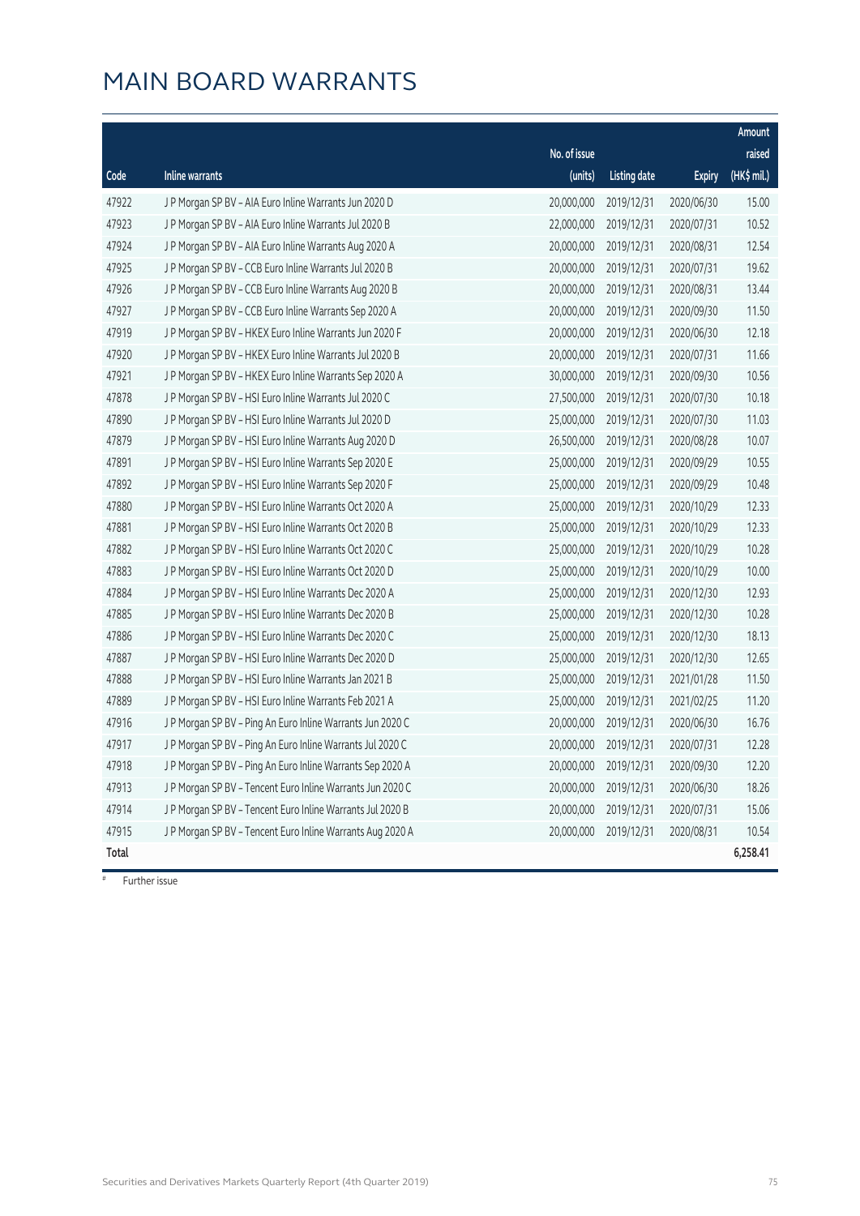# MAIN BOARD WARRANTS

| Code | Inline warrants | No. of issue (units) | Listing date | Expiry | Amount raised (HK$ mil.) |
|---|---|---|---|---|---|
| 47922 | J P Morgan SP BV - AIA Euro Inline Warrants Jun 2020 D | 20,000,000 | 2019/12/31 | 2020/06/30 | 15.00 |
| 47923 | J P Morgan SP BV - AIA Euro Inline Warrants Jul 2020 B | 22,000,000 | 2019/12/31 | 2020/07/31 | 10.52 |
| 47924 | J P Morgan SP BV - AIA Euro Inline Warrants Aug 2020 A | 20,000,000 | 2019/12/31 | 2020/08/31 | 12.54 |
| 47925 | J P Morgan SP BV - CCB Euro Inline Warrants Jul 2020 B | 20,000,000 | 2019/12/31 | 2020/07/31 | 19.62 |
| 47926 | J P Morgan SP BV - CCB Euro Inline Warrants Aug 2020 B | 20,000,000 | 2019/12/31 | 2020/08/31 | 13.44 |
| 47927 | J P Morgan SP BV - CCB Euro Inline Warrants Sep 2020 A | 20,000,000 | 2019/12/31 | 2020/09/30 | 11.50 |
| 47919 | J P Morgan SP BV - HKEX Euro Inline Warrants Jun 2020 F | 20,000,000 | 2019/12/31 | 2020/06/30 | 12.18 |
| 47920 | J P Morgan SP BV - HKEX Euro Inline Warrants Jul 2020 B | 20,000,000 | 2019/12/31 | 2020/07/31 | 11.66 |
| 47921 | J P Morgan SP BV - HKEX Euro Inline Warrants Sep 2020 A | 30,000,000 | 2019/12/31 | 2020/09/30 | 10.56 |
| 47878 | J P Morgan SP BV - HSI Euro Inline Warrants Jul 2020 C | 27,500,000 | 2019/12/31 | 2020/07/30 | 10.18 |
| 47890 | J P Morgan SP BV - HSI Euro Inline Warrants Jul 2020 D | 25,000,000 | 2019/12/31 | 2020/07/30 | 11.03 |
| 47879 | J P Morgan SP BV - HSI Euro Inline Warrants Aug 2020 D | 26,500,000 | 2019/12/31 | 2020/08/28 | 10.07 |
| 47891 | J P Morgan SP BV - HSI Euro Inline Warrants Sep 2020 E | 25,000,000 | 2019/12/31 | 2020/09/29 | 10.55 |
| 47892 | J P Morgan SP BV - HSI Euro Inline Warrants Sep 2020 F | 25,000,000 | 2019/12/31 | 2020/09/29 | 10.48 |
| 47880 | J P Morgan SP BV - HSI Euro Inline Warrants Oct 2020 A | 25,000,000 | 2019/12/31 | 2020/10/29 | 12.33 |
| 47881 | J P Morgan SP BV - HSI Euro Inline Warrants Oct 2020 B | 25,000,000 | 2019/12/31 | 2020/10/29 | 12.33 |
| 47882 | J P Morgan SP BV - HSI Euro Inline Warrants Oct 2020 C | 25,000,000 | 2019/12/31 | 2020/10/29 | 10.28 |
| 47883 | J P Morgan SP BV - HSI Euro Inline Warrants Oct 2020 D | 25,000,000 | 2019/12/31 | 2020/10/29 | 10.00 |
| 47884 | J P Morgan SP BV - HSI Euro Inline Warrants Dec 2020 A | 25,000,000 | 2019/12/31 | 2020/12/30 | 12.93 |
| 47885 | J P Morgan SP BV - HSI Euro Inline Warrants Dec 2020 B | 25,000,000 | 2019/12/31 | 2020/12/30 | 10.28 |
| 47886 | J P Morgan SP BV - HSI Euro Inline Warrants Dec 2020 C | 25,000,000 | 2019/12/31 | 2020/12/30 | 18.13 |
| 47887 | J P Morgan SP BV - HSI Euro Inline Warrants Dec 2020 D | 25,000,000 | 2019/12/31 | 2020/12/30 | 12.65 |
| 47888 | J P Morgan SP BV - HSI Euro Inline Warrants Jan 2021 B | 25,000,000 | 2019/12/31 | 2021/01/28 | 11.50 |
| 47889 | J P Morgan SP BV - HSI Euro Inline Warrants Feb 2021 A | 25,000,000 | 2019/12/31 | 2021/02/25 | 11.20 |
| 47916 | J P Morgan SP BV - Ping An Euro Inline Warrants Jun 2020 C | 20,000,000 | 2019/12/31 | 2020/06/30 | 16.76 |
| 47917 | J P Morgan SP BV - Ping An Euro Inline Warrants Jul 2020 C | 20,000,000 | 2019/12/31 | 2020/07/31 | 12.28 |
| 47918 | J P Morgan SP BV - Ping An Euro Inline Warrants Sep 2020 A | 20,000,000 | 2019/12/31 | 2020/09/30 | 12.20 |
| 47913 | J P Morgan SP BV - Tencent Euro Inline Warrants Jun 2020 C | 20,000,000 | 2019/12/31 | 2020/06/30 | 18.26 |
| 47914 | J P Morgan SP BV - Tencent Euro Inline Warrants Jul 2020 B | 20,000,000 | 2019/12/31 | 2020/07/31 | 15.06 |
| 47915 | J P Morgan SP BV - Tencent Euro Inline Warrants Aug 2020 A | 20,000,000 | 2019/12/31 | 2020/08/31 | 10.54 |
| **Total** | | | | | **6,258.41** |

# Further issue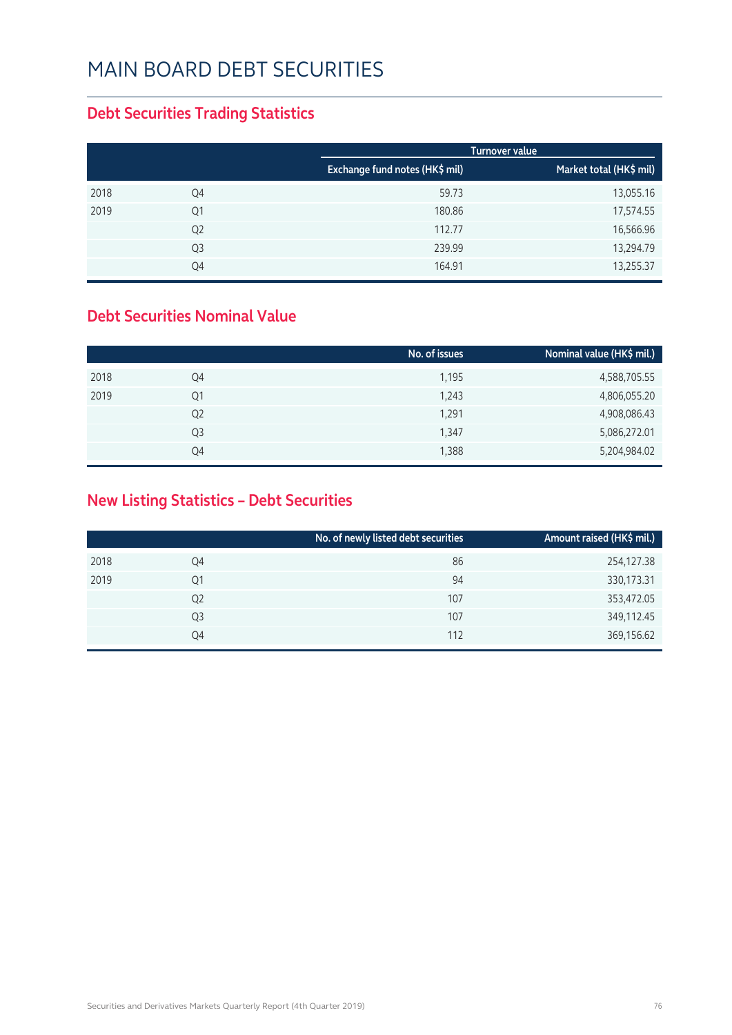# MAIN BOARD DEBT SECURITIES

## Debt Securities Trading Statistics

| | | Turnover value | |
|---|---|---|---|
| | | Exchange fund notes (HK$ mil) | Market total (HK$ mil) |
| 2018 | Q4 | 59.73 | 13,055.16 |
| 2019 | Q1 | 180.86 | 17,574.55 |
| | Q2 | 112.77 | 16,566.96 |
| | Q3 | 239.99 | 13,294.79 |
| | Q4 | 164.91 | 13,255.37 |

## Debt Securities Nominal Value

| | | No. of issues | Nominal value (HK$ mil.) |
|---|---|---|---|
| 2018 | Q4 | 1,195 | 4,588,705.55 |
| 2019 | Q1 | 1,243 | 4,806,055.20 |
| | Q2 | 1,291 | 4,908,086.43 |
| | Q3 | 1,347 | 5,086,272.01 |
| | Q4 | 1,388 | 5,204,984.02 |

## New Listing Statistics – Debt Securities

| | | No. of newly listed debt securities | Amount raised (HK$ mil.) |
|---|---|---|---|
| 2018 | Q4 | 86 | 254,127.38 |
| 2019 | Q1 | 94 | 330,173.31 |
| | Q2 | 107 | 353,472.05 |
| | Q3 | 107 | 349,112.45 |
| | Q4 | 112 | 369,156.62 |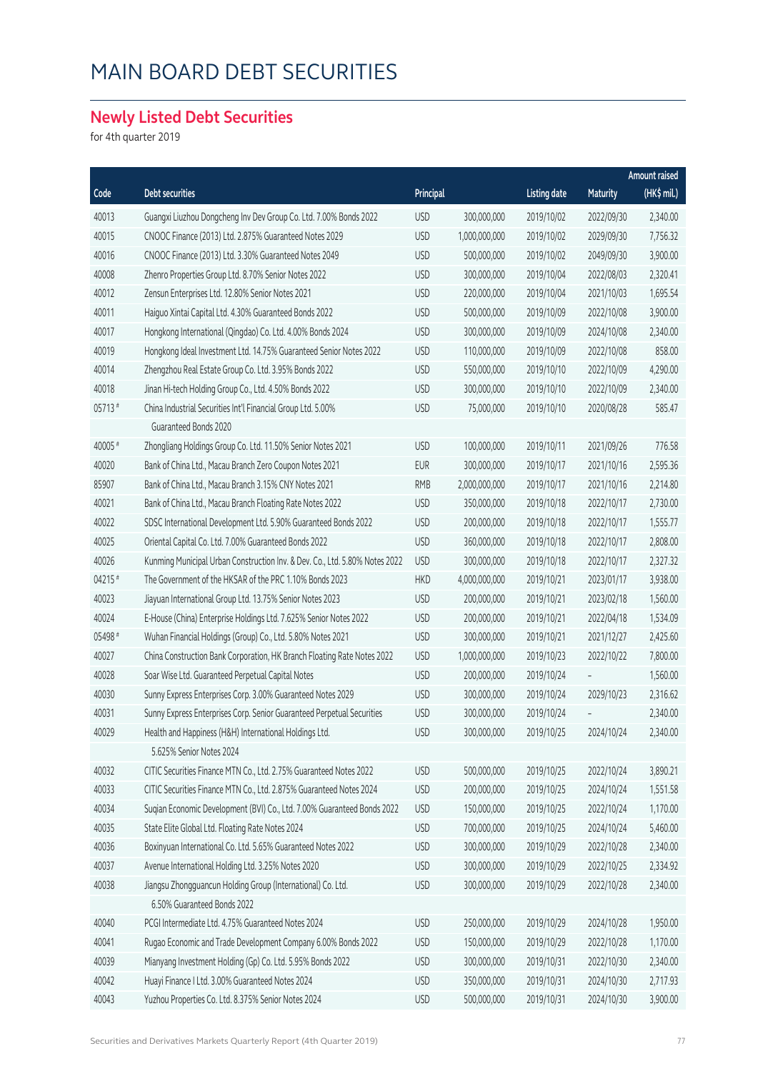# MAIN BOARD DEBT SECURITIES

## Newly Listed Debt Securities

for 4th quarter 2019

| Code | Debt securities | Principal | | Listing date | Maturity | Amount raised (HK$ mil.) |
|---|---|---|---|---|---|---|
| 40013 | Guangxi Liuzhou Dongcheng Inv Dev Group Co. Ltd. 7.00% Bonds 2022 | USD | 300,000,000 | 2019/10/02 | 2022/09/30 | 2,340.00 |
| 40015 | CNOOC Finance (2013) Ltd. 2.875% Guaranteed Notes 2029 | USD | 1,000,000,000 | 2019/10/02 | 2029/09/30 | 7,756.32 |
| 40016 | CNOOC Finance (2013) Ltd. 3.30% Guaranteed Notes 2049 | USD | 500,000,000 | 2019/10/02 | 2049/09/30 | 3,900.00 |
| 40008 | Zhenro Properties Group Ltd. 8.70% Senior Notes 2022 | USD | 300,000,000 | 2019/10/04 | 2022/08/03 | 2,320.41 |
| 40012 | Zensun Enterprises Ltd. 12.80% Senior Notes 2021 | USD | 220,000,000 | 2019/10/04 | 2021/10/03 | 1,695.54 |
| 40011 | Haiguo Xintai Capital Ltd. 4.30% Guaranteed Bonds 2022 | USD | 500,000,000 | 2019/10/09 | 2022/10/08 | 3,900.00 |
| 40017 | Hongkong International (Qingdao) Co. Ltd. 4.00% Bonds 2024 | USD | 300,000,000 | 2019/10/09 | 2024/10/08 | 2,340.00 |
| 40019 | Hongkong Ideal Investment Ltd. 14.75% Guaranteed Senior Notes 2022 | USD | 110,000,000 | 2019/10/09 | 2022/10/08 | 858.00 |
| 40014 | Zhengzhou Real Estate Group Co. Ltd. 3.95% Bonds 2022 | USD | 550,000,000 | 2019/10/10 | 2022/10/09 | 4,290.00 |
| 40018 | Jinan Hi-tech Holding Group Co., Ltd. 4.50% Bonds 2022 | USD | 300,000,000 | 2019/10/10 | 2022/10/09 | 2,340.00 |
| 05713 # | China Industrial Securities Int'l Financial Group Ltd. 5.00% Guaranteed Bonds 2020 | USD | 75,000,000 | 2019/10/10 | 2020/08/28 | 585.47 |
| 40005 # | Zhongliang Holdings Group Co. Ltd. 11.50% Senior Notes 2021 | USD | 100,000,000 | 2019/10/11 | 2021/09/26 | 776.58 |
| 40020 | Bank of China Ltd., Macau Branch Zero Coupon Notes 2021 | EUR | 300,000,000 | 2019/10/17 | 2021/10/16 | 2,595.36 |
| 85907 | Bank of China Ltd., Macau Branch 3.15% CNY Notes 2021 | RMB | 2,000,000,000 | 2019/10/17 | 2021/10/16 | 2,214.80 |
| 40021 | Bank of China Ltd., Macau Branch Floating Rate Notes 2022 | USD | 350,000,000 | 2019/10/18 | 2022/10/17 | 2,730.00 |
| 40022 | SDSC International Development Ltd. 5.90% Guaranteed Bonds 2022 | USD | 200,000,000 | 2019/10/18 | 2022/10/17 | 1,555.77 |
| 40025 | Oriental Capital Co. Ltd. 7.00% Guaranteed Bonds 2022 | USD | 360,000,000 | 2019/10/18 | 2022/10/17 | 2,808.00 |
| 40026 | Kunming Municipal Urban Construction Inv. & Dev. Co., Ltd. 5.80% Notes 2022 | USD | 300,000,000 | 2019/10/18 | 2022/10/17 | 2,327.32 |
| 04215 # | The Government of the HKSAR of the PRC 1.10% Bonds 2023 | HKD | 4,000,000,000 | 2019/10/21 | 2023/01/17 | 3,938.00 |
| 40023 | Jiayuan International Group Ltd. 13.75% Senior Notes 2023 | USD | 200,000,000 | 2019/10/21 | 2023/02/18 | 1,560.00 |
| 40024 | E-House (China) Enterprise Holdings Ltd. 7.625% Senior Notes 2022 | USD | 200,000,000 | 2019/10/21 | 2022/04/18 | 1,534.09 |
| 05498 # | Wuhan Financial Holdings (Group) Co., Ltd. 5.80% Notes 2021 | USD | 300,000,000 | 2019/10/21 | 2021/12/27 | 2,425.60 |
| 40027 | China Construction Bank Corporation, HK Branch Floating Rate Notes 2022 | USD | 1,000,000,000 | 2019/10/23 | 2022/10/22 | 7,800.00 |
| 40028 | Soar Wise Ltd. Guaranteed Perpetual Capital Notes | USD | 200,000,000 | 2019/10/24 | – | 1,560.00 |
| 40030 | Sunny Express Enterprises Corp. 3.00% Guaranteed Notes 2029 | USD | 300,000,000 | 2019/10/24 | 2029/10/23 | 2,316.62 |
| 40031 | Sunny Express Enterprises Corp. Senior Guaranteed Perpetual Securities | USD | 300,000,000 | 2019/10/24 | – | 2,340.00 |
| 40029 | Health and Happiness (H&H) International Holdings Ltd. 5.625% Senior Notes 2024 | USD | 300,000,000 | 2019/10/25 | 2024/10/24 | 2,340.00 |
| 40032 | CITIC Securities Finance MTN Co., Ltd. 2.75% Guaranteed Notes 2022 | USD | 500,000,000 | 2019/10/25 | 2022/10/24 | 3,890.21 |
| 40033 | CITIC Securities Finance MTN Co., Ltd. 2.875% Guaranteed Notes 2024 | USD | 200,000,000 | 2019/10/25 | 2024/10/24 | 1,551.58 |
| 40034 | Suqian Economic Development (BVI) Co., Ltd. 7.00% Guaranteed Bonds 2022 | USD | 150,000,000 | 2019/10/25 | 2022/10/24 | 1,170.00 |
| 40035 | State Elite Global Ltd. Floating Rate Notes 2024 | USD | 700,000,000 | 2019/10/25 | 2024/10/24 | 5,460.00 |
| 40036 | Boxinyuan International Co. Ltd. 5.65% Guaranteed Notes 2022 | USD | 300,000,000 | 2019/10/29 | 2022/10/28 | 2,340.00 |
| 40037 | Avenue International Holding Ltd. 3.25% Notes 2020 | USD | 300,000,000 | 2019/10/29 | 2022/10/25 | 2,334.92 |
| 40038 | Jiangsu Zhongguancun Holding Group (International) Co. Ltd. 6.50% Guaranteed Bonds 2022 | USD | 300,000,000 | 2019/10/29 | 2022/10/28 | 2,340.00 |
| 40040 | PCGI Intermediate Ltd. 4.75% Guaranteed Notes 2024 | USD | 250,000,000 | 2019/10/29 | 2024/10/28 | 1,950.00 |
| 40041 | Rugao Economic and Trade Development Company 6.00% Bonds 2022 | USD | 150,000,000 | 2019/10/29 | 2022/10/28 | 1,170.00 |
| 40039 | Mianyang Investment Holding (Gp) Co. Ltd. 5.95% Bonds 2022 | USD | 300,000,000 | 2019/10/31 | 2022/10/30 | 2,340.00 |
| 40042 | Huayi Finance I Ltd. 3.00% Guaranteed Notes 2024 | USD | 350,000,000 | 2019/10/31 | 2024/10/30 | 2,717.93 |
| 40043 | Yuzhou Properties Co. Ltd. 8.375% Senior Notes 2024 | USD | 500,000,000 | 2019/10/31 | 2024/10/30 | 3,900.00 |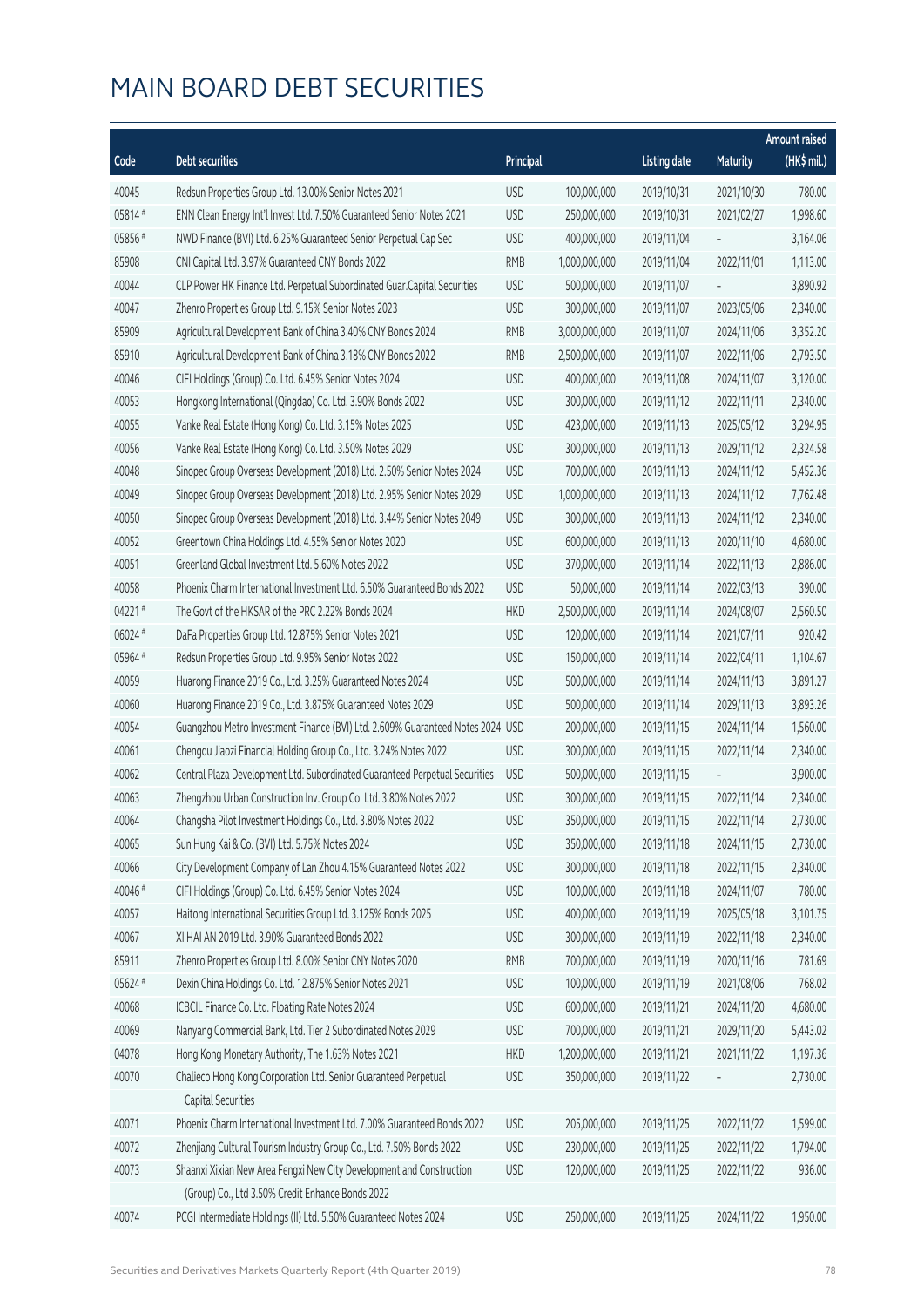# MAIN BOARD DEBT SECURITIES

| Code | Debt securities | Principal | | Listing date | Maturity | Amount raised (HK$ mil.) |
|---|---|---|---|---|---|---|
| 40045 | Redsun Properties Group Ltd. 13.00% Senior Notes 2021 | USD | 100,000,000 | 2019/10/31 | 2021/10/30 | 780.00 |
| 05814 # | ENN Clean Energy Int'l Invest Ltd. 7.50% Guaranteed Senior Notes 2021 | USD | 250,000,000 | 2019/10/31 | 2021/02/27 | 1,998.60 |
| 05856 # | NWD Finance (BVI) Ltd. 6.25% Guaranteed Senior Perpetual Cap Sec | USD | 400,000,000 | 2019/11/04 | – | 3,164.06 |
| 85908 | CNI Capital Ltd. 3.97% Guaranteed CNY Bonds 2022 | RMB | 1,000,000,000 | 2019/11/04 | 2022/11/01 | 1,113.00 |
| 40044 | CLP Power HK Finance Ltd. Perpetual Subordinated Guar.Capital Securities | USD | 500,000,000 | 2019/11/07 | – | 3,890.92 |
| 40047 | Zhenro Properties Group Ltd. 9.15% Senior Notes 2023 | USD | 300,000,000 | 2019/11/07 | 2023/05/06 | 2,340.00 |
| 85909 | Agricultural Development Bank of China 3.40% CNY Bonds 2024 | RMB | 3,000,000,000 | 2019/11/07 | 2024/11/06 | 3,352.20 |
| 85910 | Agricultural Development Bank of China 3.18% CNY Bonds 2022 | RMB | 2,500,000,000 | 2019/11/07 | 2022/11/06 | 2,793.50 |
| 40046 | CIFI Holdings (Group) Co. Ltd. 6.45% Senior Notes 2024 | USD | 400,000,000 | 2019/11/08 | 2024/11/07 | 3,120.00 |
| 40053 | Hongkong International (Qingdao) Co. Ltd. 3.90% Bonds 2022 | USD | 300,000,000 | 2019/11/12 | 2022/11/11 | 2,340.00 |
| 40055 | Vanke Real Estate (Hong Kong) Co. Ltd. 3.15% Notes 2025 | USD | 423,000,000 | 2019/11/13 | 2025/05/12 | 3,294.95 |
| 40056 | Vanke Real Estate (Hong Kong) Co. Ltd. 3.50% Notes 2029 | USD | 300,000,000 | 2019/11/13 | 2029/11/12 | 2,324.58 |
| 40048 | Sinopec Group Overseas Development (2018) Ltd. 2.50% Senior Notes 2024 | USD | 700,000,000 | 2019/11/13 | 2024/11/12 | 5,452.36 |
| 40049 | Sinopec Group Overseas Development (2018) Ltd. 2.95% Senior Notes 2029 | USD | 1,000,000,000 | 2019/11/13 | 2024/11/12 | 7,762.48 |
| 40050 | Sinopec Group Overseas Development (2018) Ltd. 3.44% Senior Notes 2049 | USD | 300,000,000 | 2019/11/13 | 2024/11/12 | 2,340.00 |
| 40052 | Greentown China Holdings Ltd. 4.55% Senior Notes 2020 | USD | 600,000,000 | 2019/11/13 | 2020/11/10 | 4,680.00 |
| 40051 | Greenland Global Investment Ltd. 5.60% Notes 2022 | USD | 370,000,000 | 2019/11/14 | 2022/11/13 | 2,886.00 |
| 40058 | Phoenix Charm International Investment Ltd. 6.50% Guaranteed Bonds 2022 | USD | 50,000,000 | 2019/11/14 | 2022/03/13 | 390.00 |
| 04221 # | The Govt of the HKSAR of the PRC 2.22% Bonds 2024 | HKD | 2,500,000,000 | 2019/11/14 | 2024/08/07 | 2,560.50 |
| 06024 # | DaFa Properties Group Ltd. 12.875% Senior Notes 2021 | USD | 120,000,000 | 2019/11/14 | 2021/07/11 | 920.42 |
| 05964 # | Redsun Properties Group Ltd. 9.95% Senior Notes 2022 | USD | 150,000,000 | 2019/11/14 | 2022/04/11 | 1,104.67 |
| 40059 | Huarong Finance 2019 Co., Ltd. 3.25% Guaranteed Notes 2024 | USD | 500,000,000 | 2019/11/14 | 2024/11/13 | 3,891.27 |
| 40060 | Huarong Finance 2019 Co., Ltd. 3.875% Guaranteed Notes 2029 | USD | 500,000,000 | 2019/11/14 | 2029/11/13 | 3,893.26 |
| 40054 | Guangzhou Metro Investment Finance (BVI) Ltd. 2.609% Guaranteed Notes 2024 | USD | 200,000,000 | 2019/11/15 | 2024/11/14 | 1,560.00 |
| 40061 | Chengdu Jiaozi Financial Holding Group Co., Ltd. 3.24% Notes 2022 | USD | 300,000,000 | 2019/11/15 | 2022/11/14 | 2,340.00 |
| 40062 | Central Plaza Development Ltd. Subordinated Guaranteed Perpetual Securities | USD | 500,000,000 | 2019/11/15 | – | 3,900.00 |
| 40063 | Zhengzhou Urban Construction Inv. Group Co. Ltd. 3.80% Notes 2022 | USD | 300,000,000 | 2019/11/15 | 2022/11/14 | 2,340.00 |
| 40064 | Changsha Pilot Investment Holdings Co., Ltd. 3.80% Notes 2022 | USD | 350,000,000 | 2019/11/15 | 2022/11/14 | 2,730.00 |
| 40065 | Sun Hung Kai & Co. (BVI) Ltd. 5.75% Notes 2024 | USD | 350,000,000 | 2019/11/18 | 2024/11/15 | 2,730.00 |
| 40066 | City Development Company of Lan Zhou 4.15% Guaranteed Notes 2022 | USD | 300,000,000 | 2019/11/18 | 2022/11/15 | 2,340.00 |
| 40046 # | CIFI Holdings (Group) Co. Ltd. 6.45% Senior Notes 2024 | USD | 100,000,000 | 2019/11/18 | 2024/11/07 | 780.00 |
| 40057 | Haitong International Securities Group Ltd. 3.125% Bonds 2025 | USD | 400,000,000 | 2019/11/19 | 2025/05/18 | 3,101.75 |
| 40067 | XI HAI AN 2019 Ltd. 3.90% Guaranteed Bonds 2022 | USD | 300,000,000 | 2019/11/19 | 2022/11/18 | 2,340.00 |
| 85911 | Zhenro Properties Group Ltd. 8.00% Senior CNY Notes 2020 | RMB | 700,000,000 | 2019/11/19 | 2020/11/16 | 781.69 |
| 05624 # | Dexin China Holdings Co. Ltd. 12.875% Senior Notes 2021 | USD | 100,000,000 | 2019/11/19 | 2021/08/06 | 768.02 |
| 40068 | ICBCIL Finance Co. Ltd. Floating Rate Notes 2024 | USD | 600,000,000 | 2019/11/21 | 2024/11/20 | 4,680.00 |
| 40069 | Nanyang Commercial Bank, Ltd. Tier 2 Subordinated Notes 2029 | USD | 700,000,000 | 2019/11/21 | 2029/11/20 | 5,443.02 |
| 04078 | Hong Kong Monetary Authority, The 1.63% Notes 2021 | HKD | 1,200,000,000 | 2019/11/21 | 2021/11/22 | 1,197.36 |
| 40070 | Chalieco Hong Kong Corporation Ltd. Senior Guaranteed Perpetual Capital Securities | USD | 350,000,000 | 2019/11/22 | – | 2,730.00 |
| 40071 | Phoenix Charm International Investment Ltd. 7.00% Guaranteed Bonds 2022 | USD | 205,000,000 | 2019/11/25 | 2022/11/22 | 1,599.00 |
| 40072 | Zhenjiang Cultural Tourism Industry Group Co., Ltd. 7.50% Bonds 2022 | USD | 230,000,000 | 2019/11/25 | 2022/11/22 | 1,794.00 |
| 40073 | Shaanxi Xixian New Area Fengxi New City Development and Construction (Group) Co., Ltd 3.50% Credit Enhance Bonds 2022 | USD | 120,000,000 | 2019/11/25 | 2022/11/22 | 936.00 |
| 40074 | PCGI Intermediate Holdings (II) Ltd. 5.50% Guaranteed Notes 2024 | USD | 250,000,000 | 2019/11/25 | 2024/11/22 | 1,950.00 |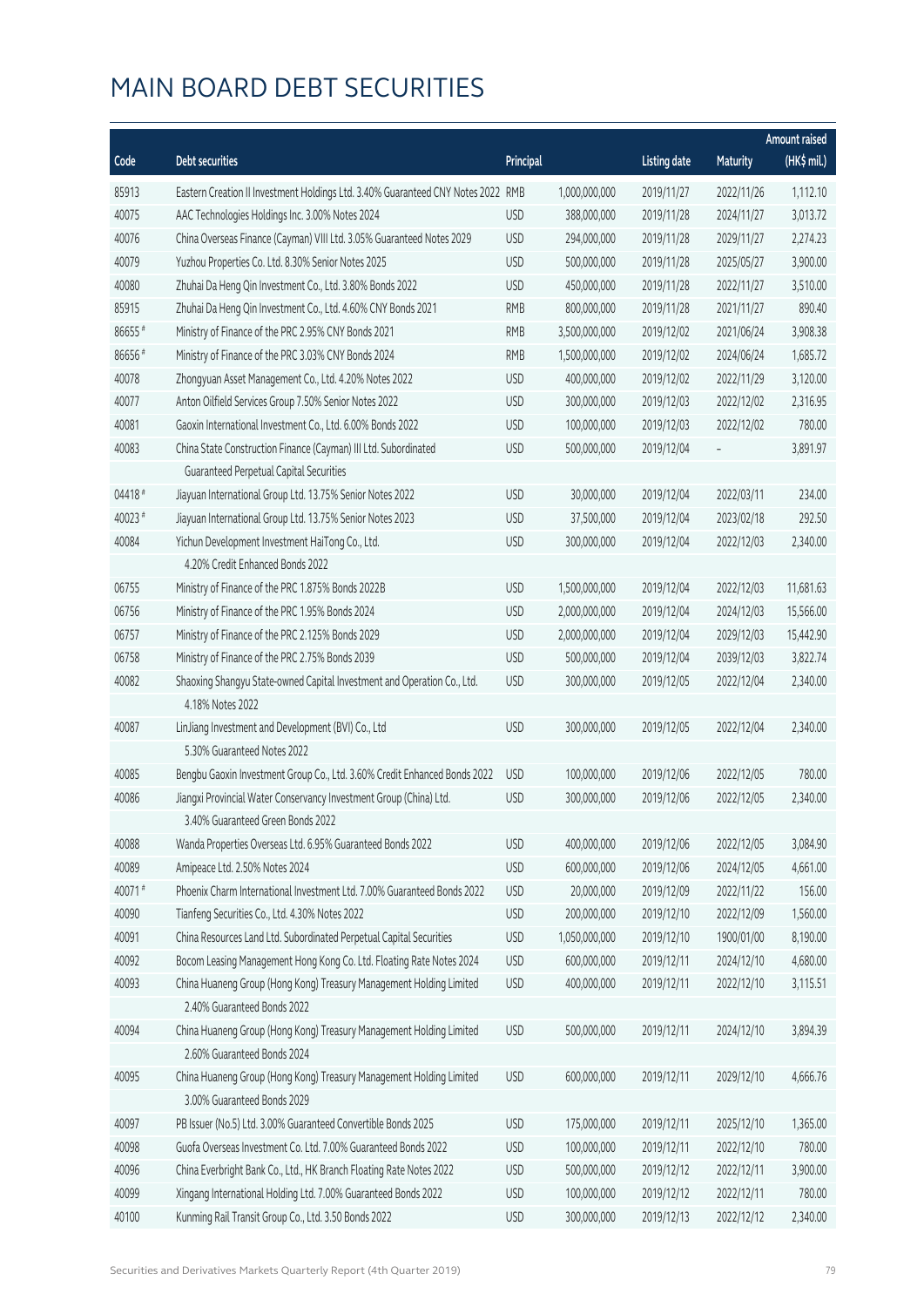# MAIN BOARD DEBT SECURITIES

| Code | Debt securities | Principal | | Listing date | Maturity | Amount raised (HK$ mil.) |
|---|---|---|---|---|---|---|
| 85913 | Eastern Creation II Investment Holdings Ltd. 3.40% Guaranteed CNY Notes 2022 | RMB | 1,000,000,000 | 2019/11/27 | 2022/11/26 | 1,112.10 |
| 40075 | AAC Technologies Holdings Inc. 3.00% Notes 2024 | USD | 388,000,000 | 2019/11/28 | 2024/11/27 | 3,013.72 |
| 40076 | China Overseas Finance (Cayman) VIII Ltd. 3.05% Guaranteed Notes 2029 | USD | 294,000,000 | 2019/11/28 | 2029/11/27 | 2,274.23 |
| 40079 | Yuzhou Properties Co. Ltd. 8.30% Senior Notes 2025 | USD | 500,000,000 | 2019/11/28 | 2025/05/27 | 3,900.00 |
| 40080 | Zhuhai Da Heng Qin Investment Co., Ltd. 3.80% Bonds 2022 | USD | 450,000,000 | 2019/11/28 | 2022/11/27 | 3,510.00 |
| 85915 | Zhuhai Da Heng Qin Investment Co., Ltd. 4.60% CNY Bonds 2021 | RMB | 800,000,000 | 2019/11/28 | 2021/11/27 | 890.40 |
| 86655 # | Ministry of Finance of the PRC 2.95% CNY Bonds 2021 | RMB | 3,500,000,000 | 2019/12/02 | 2021/06/24 | 3,908.38 |
| 86656 # | Ministry of Finance of the PRC 3.03% CNY Bonds 2024 | RMB | 1,500,000,000 | 2019/12/02 | 2024/06/24 | 1,685.72 |
| 40078 | Zhongyuan Asset Management Co., Ltd. 4.20% Notes 2022 | USD | 400,000,000 | 2019/12/02 | 2022/11/29 | 3,120.00 |
| 40077 | Anton Oilfield Services Group 7.50% Senior Notes 2022 | USD | 300,000,000 | 2019/12/03 | 2022/12/02 | 2,316.95 |
| 40081 | Gaoxin International Investment Co., Ltd. 6.00% Bonds 2022 | USD | 100,000,000 | 2019/12/03 | 2022/12/02 | 780.00 |
| 40083 | China State Construction Finance (Cayman) III Ltd. Subordinated Guaranteed Perpetual Capital Securities | USD | 500,000,000 | 2019/12/04 | - | 3,891.97 |
| 04418 # | Jiayuan International Group Ltd. 13.75% Senior Notes 2022 | USD | 30,000,000 | 2019/12/04 | 2022/03/11 | 234.00 |
| 40023 # | Jiayuan International Group Ltd. 13.75% Senior Notes 2023 | USD | 37,500,000 | 2019/12/04 | 2023/02/18 | 292.50 |
| 40084 | Yichun Development Investment HaiTong Co., Ltd. 4.20% Credit Enhanced Bonds 2022 | USD | 300,000,000 | 2019/12/04 | 2022/12/03 | 2,340.00 |
| 06755 | Ministry of Finance of the PRC 1.875% Bonds 2022B | USD | 1,500,000,000 | 2019/12/04 | 2022/12/03 | 11,681.63 |
| 06756 | Ministry of Finance of the PRC 1.95% Bonds 2024 | USD | 2,000,000,000 | 2019/12/04 | 2024/12/03 | 15,566.00 |
| 06757 | Ministry of Finance of the PRC 2.125% Bonds 2029 | USD | 2,000,000,000 | 2019/12/04 | 2029/12/03 | 15,442.90 |
| 06758 | Ministry of Finance of the PRC 2.75% Bonds 2039 | USD | 500,000,000 | 2019/12/04 | 2039/12/03 | 3,822.74 |
| 40082 | Shaoxing Shangyu State-owned Capital Investment and Operation Co., Ltd. 4.18% Notes 2022 | USD | 300,000,000 | 2019/12/05 | 2022/12/04 | 2,340.00 |
| 40087 | LinJiang Investment and Development (BVI) Co., Ltd 5.30% Guaranteed Notes 2022 | USD | 300,000,000 | 2019/12/05 | 2022/12/04 | 2,340.00 |
| 40085 | Bengbu Gaoxin Investment Group Co., Ltd. 3.60% Credit Enhanced Bonds 2022 | USD | 100,000,000 | 2019/12/06 | 2022/12/05 | 780.00 |
| 40086 | Jiangxi Provincial Water Conservancy Investment Group (China) Ltd. 3.40% Guaranteed Green Bonds 2022 | USD | 300,000,000 | 2019/12/06 | 2022/12/05 | 2,340.00 |
| 40088 | Wanda Properties Overseas Ltd. 6.95% Guaranteed Bonds 2022 | USD | 400,000,000 | 2019/12/06 | 2022/12/05 | 3,084.90 |
| 40089 | Amipeace Ltd. 2.50% Notes 2024 | USD | 600,000,000 | 2019/12/06 | 2024/12/05 | 4,661.00 |
| 40071 # | Phoenix Charm International Investment Ltd. 7.00% Guaranteed Bonds 2022 | USD | 20,000,000 | 2019/12/09 | 2022/11/22 | 156.00 |
| 40090 | Tianfeng Securities Co., Ltd. 4.30% Notes 2022 | USD | 200,000,000 | 2019/12/10 | 2022/12/09 | 1,560.00 |
| 40091 | China Resources Land Ltd. Subordinated Perpetual Capital Securities | USD | 1,050,000,000 | 2019/12/10 | 1900/01/00 | 8,190.00 |
| 40092 | Bocom Leasing Management Hong Kong Co. Ltd. Floating Rate Notes 2024 | USD | 600,000,000 | 2019/12/11 | 2024/12/10 | 4,680.00 |
| 40093 | China Huaneng Group (Hong Kong) Treasury Management Holding Limited 2.40% Guaranteed Bonds 2022 | USD | 400,000,000 | 2019/12/11 | 2022/12/10 | 3,115.51 |
| 40094 | China Huaneng Group (Hong Kong) Treasury Management Holding Limited 2.60% Guaranteed Bonds 2024 | USD | 500,000,000 | 2019/12/11 | 2024/12/10 | 3,894.39 |
| 40095 | China Huaneng Group (Hong Kong) Treasury Management Holding Limited 3.00% Guaranteed Bonds 2029 | USD | 600,000,000 | 2019/12/11 | 2029/12/10 | 4,666.76 |
| 40097 | PB Issuer (No.5) Ltd. 3.00% Guaranteed Convertible Bonds 2025 | USD | 175,000,000 | 2019/12/11 | 2025/12/10 | 1,365.00 |
| 40098 | Guofa Overseas Investment Co. Ltd. 7.00% Guaranteed Bonds 2022 | USD | 100,000,000 | 2019/12/11 | 2022/12/10 | 780.00 |
| 40096 | China Everbright Bank Co., Ltd., HK Branch Floating Rate Notes 2022 | USD | 500,000,000 | 2019/12/12 | 2022/12/11 | 3,900.00 |
| 40099 | Xingang International Holding Ltd. 7.00% Guaranteed Bonds 2022 | USD | 100,000,000 | 2019/12/12 | 2022/12/11 | 780.00 |
| 40100 | Kunming Rail Transit Group Co., Ltd. 3.50 Bonds 2022 | USD | 300,000,000 | 2019/12/13 | 2022/12/12 | 2,340.00 |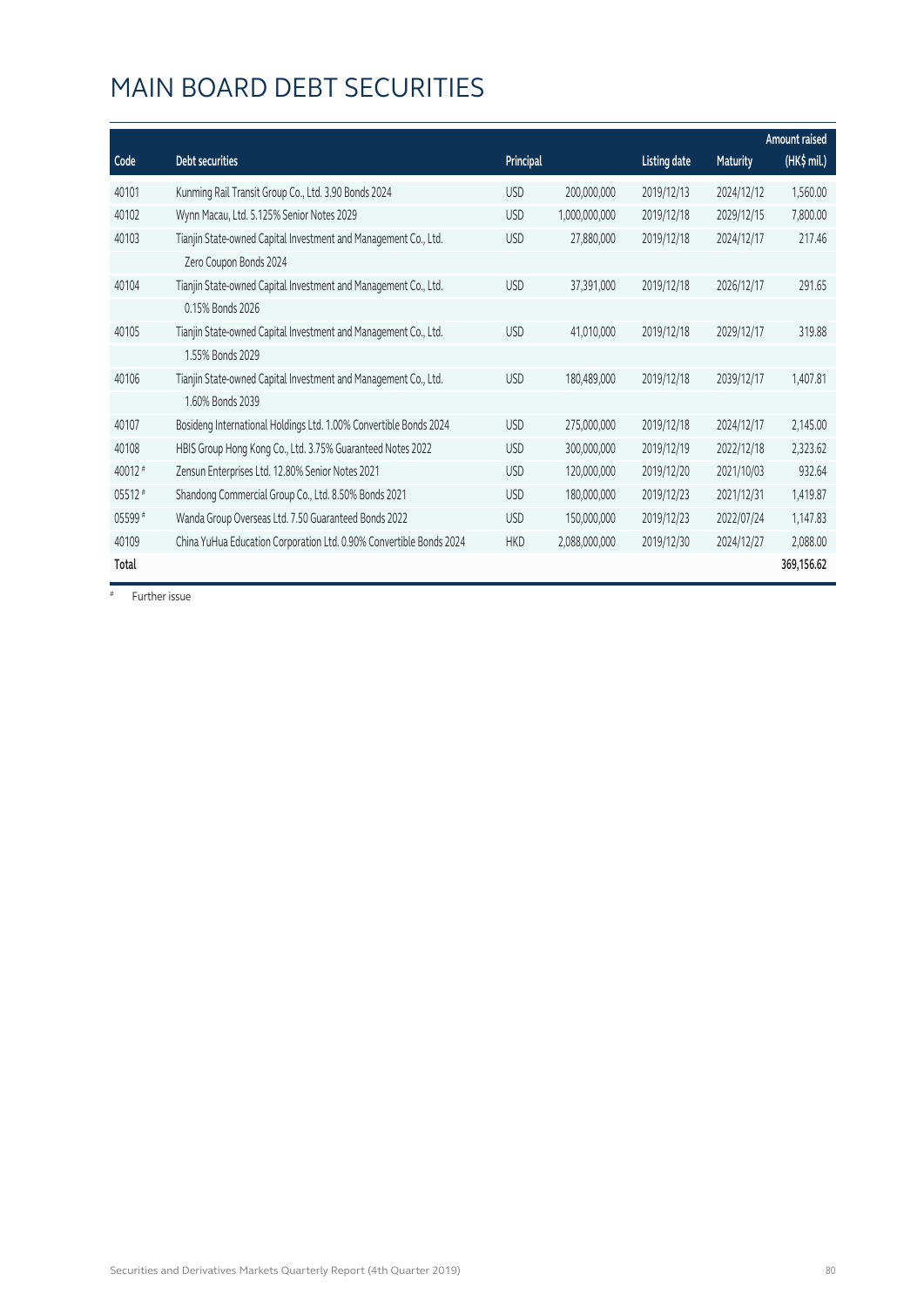# MAIN BOARD DEBT SECURITIES

| Code | Debt securities | Principal | | Listing date | Maturity | Amount raised (HK$ mil.) |
|---|---|---|---|---|---|---|
| 40101 | Kunming Rail Transit Group Co., Ltd. 3.90 Bonds 2024 | USD | 200,000,000 | 2019/12/13 | 2024/12/12 | 1,560.00 |
| 40102 | Wynn Macau, Ltd. 5.125% Senior Notes 2029 | USD | 1,000,000,000 | 2019/12/18 | 2029/12/15 | 7,800.00 |
| 40103 | Tianjin State-owned Capital Investment and Management Co., Ltd. Zero Coupon Bonds 2024 | USD | 27,880,000 | 2019/12/18 | 2024/12/17 | 217.46 |
| 40104 | Tianjin State-owned Capital Investment and Management Co., Ltd. 0.15% Bonds 2026 | USD | 37,391,000 | 2019/12/18 | 2026/12/17 | 291.65 |
| 40105 | Tianjin State-owned Capital Investment and Management Co., Ltd. 1.55% Bonds 2029 | USD | 41,010,000 | 2019/12/18 | 2029/12/17 | 319.88 |
| 40106 | Tianjin State-owned Capital Investment and Management Co., Ltd. 1.60% Bonds 2039 | USD | 180,489,000 | 2019/12/18 | 2039/12/17 | 1,407.81 |
| 40107 | Bosideng International Holdings Ltd. 1.00% Convertible Bonds 2024 | USD | 275,000,000 | 2019/12/18 | 2024/12/17 | 2,145.00 |
| 40108 | HBIS Group Hong Kong Co., Ltd. 3.75% Guaranteed Notes 2022 | USD | 300,000,000 | 2019/12/19 | 2022/12/18 | 2,323.62 |
| 40012 # | Zensun Enterprises Ltd. 12.80% Senior Notes 2021 | USD | 120,000,000 | 2019/12/20 | 2021/10/03 | 932.64 |
| 05512 # | Shandong Commercial Group Co., Ltd. 8.50% Bonds 2021 | USD | 180,000,000 | 2019/12/23 | 2021/12/31 | 1,419.87 |
| 05599 # | Wanda Group Overseas Ltd. 7.50 Guaranteed Bonds 2022 | USD | 150,000,000 | 2019/12/23 | 2022/07/24 | 1,147.83 |
| 40109 | China YuHua Education Corporation Ltd. 0.90% Convertible Bonds 2024 | HKD | 2,088,000,000 | 2019/12/30 | 2024/12/27 | 2,088.00 |
| **Total** | | | | | | **369,156.62** |

# Further issue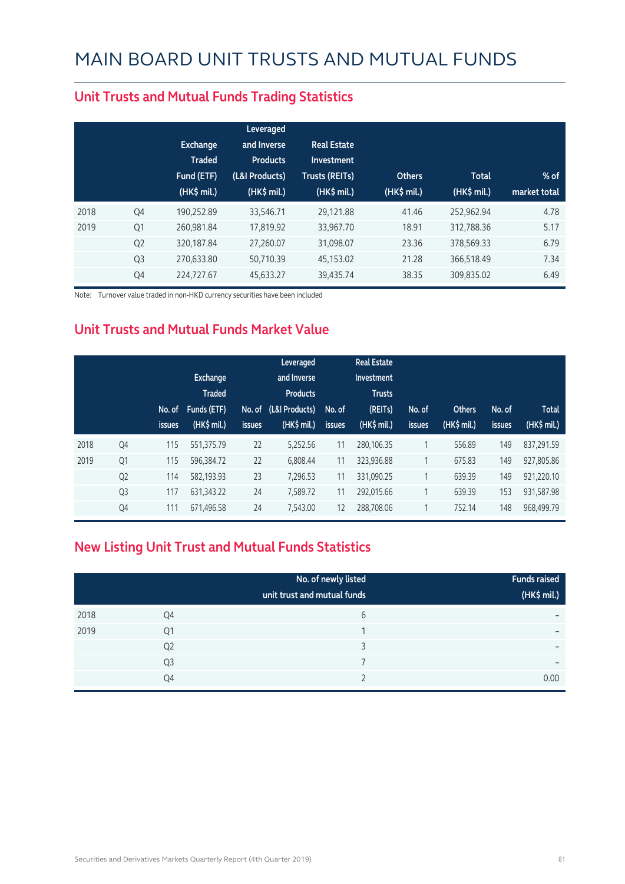# MAIN BOARD UNIT TRUSTS AND MUTUAL FUNDS

## Unit Trusts and Mutual Funds Trading Statistics

| | | Exchange Traded Fund (ETF) (HK$ mil.) | Leveraged and Inverse Products (L&I Products) (HK$ mil.) | Real Estate Investment Trusts (REITs) (HK$ mil.) | Others (HK$ mil.) | Total (HK$ mil.) | % of market total |
|---|---|---|---|---|---|---|---|
| 2018 | Q4 | 190,252.89 | 33,546.71 | 29,121.88 | 41.46 | 252,962.94 | 4.78 |
| 2019 | Q1 | 260,981.84 | 17,819.92 | 33,967.70 | 18.91 | 312,788.36 | 5.17 |
| | Q2 | 320,187.84 | 27,260.07 | 31,098.07 | 23.36 | 378,569.33 | 6.79 |
| | Q3 | 270,633.80 | 50,710.39 | 45,153.02 | 21.28 | 366,518.49 | 7.34 |
| | Q4 | 224,727.67 | 45,633.27 | 39,435.74 | 38.35 | 309,835.02 | 6.49 |

Note: Turnover value traded in non-HKD currency securities have been included

## Unit Trusts and Mutual Funds Market Value

| | | No. of issues | Exchange Traded Funds (ETF) (HK$ mil.) | No. of issues | Leveraged and Inverse Products (L&I Products) (HK$ mil.) | No. of issues | Real Estate Investment Trusts (REITs) (HK$ mil.) | No. of issues | Others (HK$ mil.) | No. of issues | Total (HK$ mil.) |
|---|---|---|---|---|---|---|---|---|---|---|---|
| 2018 | Q4 | 115 | 551,375.79 | 22 | 5,252.56 | 11 | 280,106.35 | 1 | 556.89 | 149 | 837,291.59 |
| 2019 | Q1 | 115 | 596,384.72 | 22 | 6,808.44 | 11 | 323,936.88 | 1 | 675.83 | 149 | 927,805.86 |
| | Q2 | 114 | 582,193.93 | 23 | 7,296.53 | 11 | 331,090.25 | 1 | 639.39 | 149 | 921,220.10 |
| | Q3 | 117 | 631,343.22 | 24 | 7,589.72 | 11 | 292,015.66 | 1 | 639.39 | 153 | 931,587.98 |
| | Q4 | 111 | 671,496.58 | 24 | 7,543.00 | 12 | 288,708.06 | 1 | 752.14 | 148 | 968,499.79 |

## New Listing Unit Trust and Mutual Funds Statistics

| | | No. of newly listed unit trust and mutual funds | Funds raised (HK$ mil.) |
|---|---|---|---|
| 2018 | Q4 | 6 | – |
| 2019 | Q1 | 1 | – |
| | Q2 | 3 | – |
| | Q3 | 7 | – |
| | Q4 | 2 | 0.00 |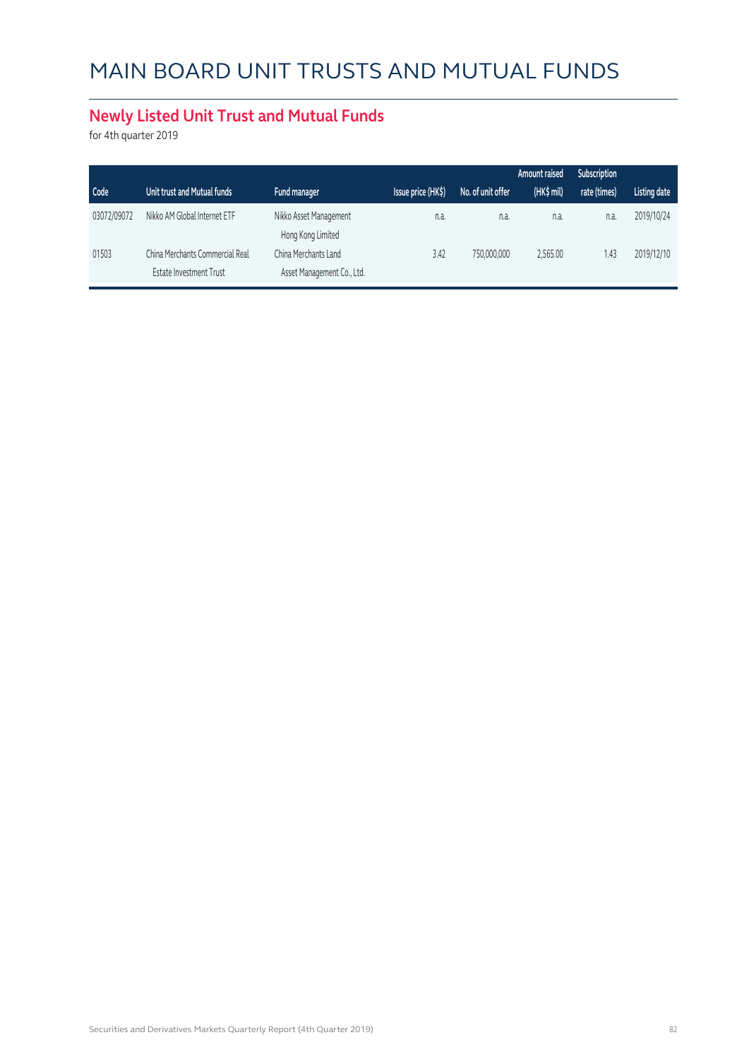# MAIN BOARD UNIT TRUSTS AND MUTUAL FUNDS

## Newly Listed Unit Trust and Mutual Funds

for 4th quarter 2019

| Code | Unit trust and Mutual funds | Fund manager | Issue price (HK$) | No. of unit offer | Amount raised (HK$ mil) | Subscription rate (times) | Listing date |
|---|---|---|---|---|---|---|---|
| 03072/09072 | Nikko AM Global Internet ETF | Nikko Asset Management Hong Kong Limited | n.a. | n.a. | n.a. | n.a. | 2019/10/24 |
| 01503 | China Merchants Commercial Real Estate Investment Trust | China Merchants Land Asset Management Co., Ltd. | 3.42 | 750,000,000 | 2,565.00 | 1.43 | 2019/12/10 |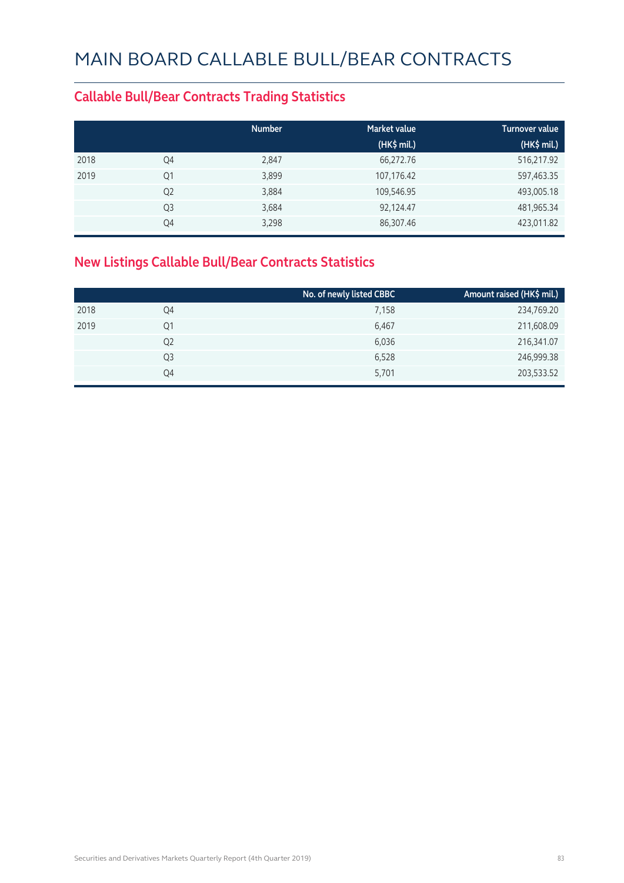# MAIN BOARD CALLABLE BULL/BEAR CONTRACTS

## Callable Bull/Bear Contracts Trading Statistics

| | | Number | Market value (HK$ mil.) | Turnover value (HK$ mil.) |
|---|---|---|---|---|
| 2018 | Q4 | 2,847 | 66,272.76 | 516,217.92 |
| 2019 | Q1 | 3,899 | 107,176.42 | 597,463.35 |
| | Q2 | 3,884 | 109,546.95 | 493,005.18 |
| | Q3 | 3,684 | 92,124.47 | 481,965.34 |
| | Q4 | 3,298 | 86,307.46 | 423,011.82 |

## New Listings Callable Bull/Bear Contracts Statistics

| | | No. of newly listed CBBC | Amount raised (HK$ mil.) |
|---|---|---|---|
| 2018 | Q4 | 7,158 | 234,769.20 |
| 2019 | Q1 | 6,467 | 211,608.09 |
| | Q2 | 6,036 | 216,341.07 |
| | Q3 | 6,528 | 246,999.38 |
| | Q4 | 5,701 | 203,533.52 |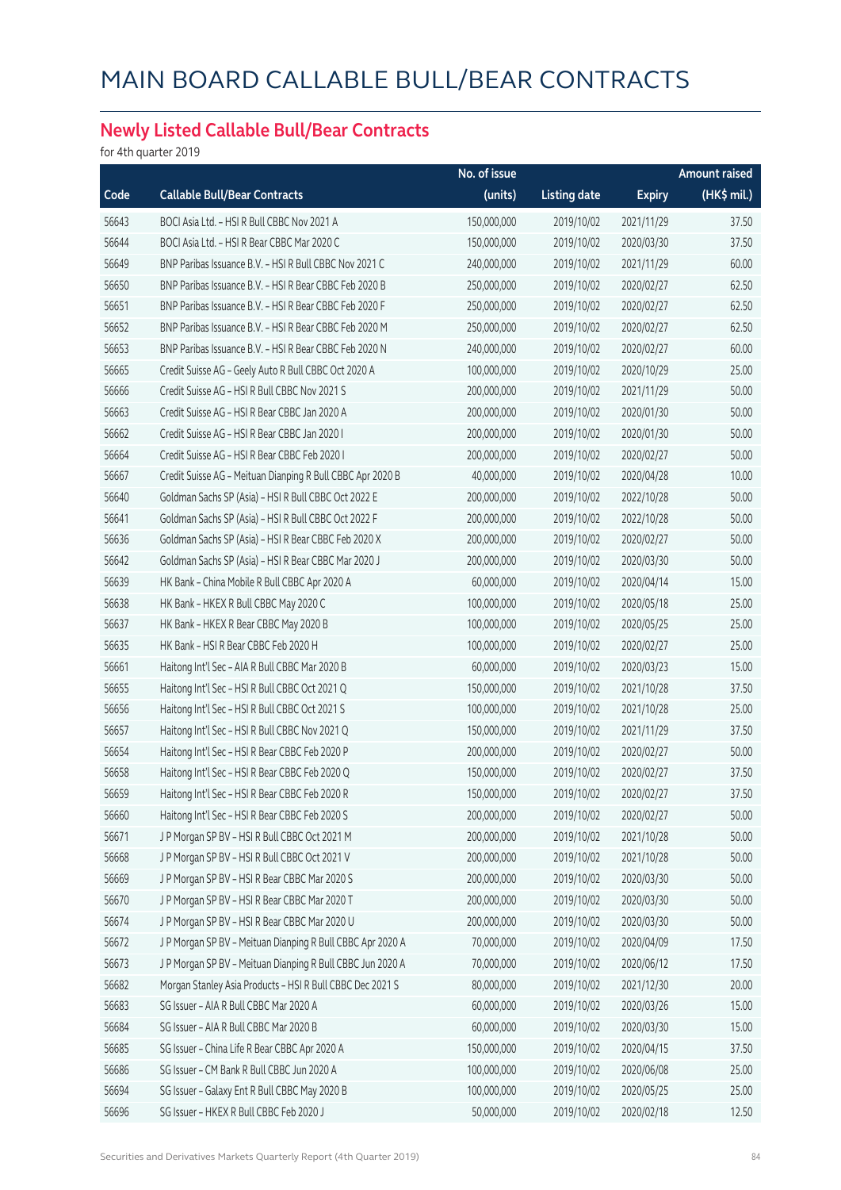# MAIN BOARD CALLABLE BULL/BEAR CONTRACTS

## Newly Listed Callable Bull/Bear Contracts

for 4th quarter 2019

| Code | Callable Bull/Bear Contracts | No. of issue (units) | Listing date | Expiry | Amount raised (HK$ mil.) |
|---|---|---|---|---|---|
| 56643 | BOCI Asia Ltd. – HSI R Bull CBBC Nov 2021 A | 150,000,000 | 2019/10/02 | 2021/11/29 | 37.50 |
| 56644 | BOCI Asia Ltd. – HSI R Bear CBBC Mar 2020 C | 150,000,000 | 2019/10/02 | 2020/03/30 | 37.50 |
| 56649 | BNP Paribas Issuance B.V. – HSI R Bull CBBC Nov 2021 C | 240,000,000 | 2019/10/02 | 2021/11/29 | 60.00 |
| 56650 | BNP Paribas Issuance B.V. – HSI R Bear CBBC Feb 2020 B | 250,000,000 | 2019/10/02 | 2020/02/27 | 62.50 |
| 56651 | BNP Paribas Issuance B.V. – HSI R Bear CBBC Feb 2020 F | 250,000,000 | 2019/10/02 | 2020/02/27 | 62.50 |
| 56652 | BNP Paribas Issuance B.V. – HSI R Bear CBBC Feb 2020 M | 250,000,000 | 2019/10/02 | 2020/02/27 | 62.50 |
| 56653 | BNP Paribas Issuance B.V. – HSI R Bear CBBC Feb 2020 N | 240,000,000 | 2019/10/02 | 2020/02/27 | 60.00 |
| 56665 | Credit Suisse AG – Geely Auto R Bull CBBC Oct 2020 A | 100,000,000 | 2019/10/02 | 2020/10/29 | 25.00 |
| 56666 | Credit Suisse AG – HSI R Bull CBBC Nov 2021 S | 200,000,000 | 2019/10/02 | 2021/11/29 | 50.00 |
| 56663 | Credit Suisse AG – HSI R Bear CBBC Jan 2020 A | 200,000,000 | 2019/10/02 | 2020/01/30 | 50.00 |
| 56662 | Credit Suisse AG – HSI R Bear CBBC Jan 2020 I | 200,000,000 | 2019/10/02 | 2020/01/30 | 50.00 |
| 56664 | Credit Suisse AG – HSI R Bear CBBC Feb 2020 I | 200,000,000 | 2019/10/02 | 2020/02/27 | 50.00 |
| 56667 | Credit Suisse AG – Meituan Dianping R Bull CBBC Apr 2020 B | 40,000,000 | 2019/10/02 | 2020/04/28 | 10.00 |
| 56640 | Goldman Sachs SP (Asia) – HSI R Bull CBBC Oct 2022 E | 200,000,000 | 2019/10/02 | 2022/10/28 | 50.00 |
| 56641 | Goldman Sachs SP (Asia) – HSI R Bull CBBC Oct 2022 F | 200,000,000 | 2019/10/02 | 2022/10/28 | 50.00 |
| 56636 | Goldman Sachs SP (Asia) – HSI R Bear CBBC Feb 2020 X | 200,000,000 | 2019/10/02 | 2020/02/27 | 50.00 |
| 56642 | Goldman Sachs SP (Asia) – HSI R Bear CBBC Mar 2020 J | 200,000,000 | 2019/10/02 | 2020/03/30 | 50.00 |
| 56639 | HK Bank – China Mobile R Bull CBBC Apr 2020 A | 60,000,000 | 2019/10/02 | 2020/04/14 | 15.00 |
| 56638 | HK Bank – HKEX R Bull CBBC May 2020 C | 100,000,000 | 2019/10/02 | 2020/05/18 | 25.00 |
| 56637 | HK Bank – HKEX R Bear CBBC May 2020 B | 100,000,000 | 2019/10/02 | 2020/05/25 | 25.00 |
| 56635 | HK Bank – HSI R Bear CBBC Feb 2020 H | 100,000,000 | 2019/10/02 | 2020/02/27 | 25.00 |
| 56661 | Haitong Int'l Sec – AIA R Bull CBBC Mar 2020 B | 60,000,000 | 2019/10/02 | 2020/03/23 | 15.00 |
| 56655 | Haitong Int'l Sec – HSI R Bull CBBC Oct 2021 Q | 150,000,000 | 2019/10/02 | 2021/10/28 | 37.50 |
| 56656 | Haitong Int'l Sec – HSI R Bull CBBC Oct 2021 S | 100,000,000 | 2019/10/02 | 2021/10/28 | 25.00 |
| 56657 | Haitong Int'l Sec – HSI R Bull CBBC Nov 2021 Q | 150,000,000 | 2019/10/02 | 2021/11/29 | 37.50 |
| 56654 | Haitong Int'l Sec – HSI R Bear CBBC Feb 2020 P | 200,000,000 | 2019/10/02 | 2020/02/27 | 50.00 |
| 56658 | Haitong Int'l Sec – HSI R Bear CBBC Feb 2020 Q | 150,000,000 | 2019/10/02 | 2020/02/27 | 37.50 |
| 56659 | Haitong Int'l Sec – HSI R Bear CBBC Feb 2020 R | 150,000,000 | 2019/10/02 | 2020/02/27 | 37.50 |
| 56660 | Haitong Int'l Sec – HSI R Bear CBBC Feb 2020 S | 200,000,000 | 2019/10/02 | 2020/02/27 | 50.00 |
| 56671 | J P Morgan SP BV – HSI R Bull CBBC Oct 2021 M | 200,000,000 | 2019/10/02 | 2021/10/28 | 50.00 |
| 56668 | J P Morgan SP BV – HSI R Bull CBBC Oct 2021 V | 200,000,000 | 2019/10/02 | 2021/10/28 | 50.00 |
| 56669 | J P Morgan SP BV – HSI R Bear CBBC Mar 2020 S | 200,000,000 | 2019/10/02 | 2020/03/30 | 50.00 |
| 56670 | J P Morgan SP BV – HSI R Bear CBBC Mar 2020 T | 200,000,000 | 2019/10/02 | 2020/03/30 | 50.00 |
| 56674 | J P Morgan SP BV – HSI R Bear CBBC Mar 2020 U | 200,000,000 | 2019/10/02 | 2020/03/30 | 50.00 |
| 56672 | J P Morgan SP BV – Meituan Dianping R Bull CBBC Apr 2020 A | 70,000,000 | 2019/10/02 | 2020/04/09 | 17.50 |
| 56673 | J P Morgan SP BV – Meituan Dianping R Bull CBBC Jun 2020 A | 70,000,000 | 2019/10/02 | 2020/06/12 | 17.50 |
| 56682 | Morgan Stanley Asia Products – HSI R Bull CBBC Dec 2021 S | 80,000,000 | 2019/10/02 | 2021/12/30 | 20.00 |
| 56683 | SG Issuer – AIA R Bull CBBC Mar 2020 A | 60,000,000 | 2019/10/02 | 2020/03/26 | 15.00 |
| 56684 | SG Issuer – AIA R Bull CBBC Mar 2020 B | 60,000,000 | 2019/10/02 | 2020/03/30 | 15.00 |
| 56685 | SG Issuer – China Life R Bear CBBC Apr 2020 A | 150,000,000 | 2019/10/02 | 2020/04/15 | 37.50 |
| 56686 | SG Issuer – CM Bank R Bull CBBC Jun 2020 A | 100,000,000 | 2019/10/02 | 2020/06/08 | 25.00 |
| 56694 | SG Issuer – Galaxy Ent R Bull CBBC May 2020 B | 100,000,000 | 2019/10/02 | 2020/05/25 | 25.00 |
| 56696 | SG Issuer – HKEX R Bull CBBC Feb 2020 J | 50,000,000 | 2019/10/02 | 2020/02/18 | 12.50 |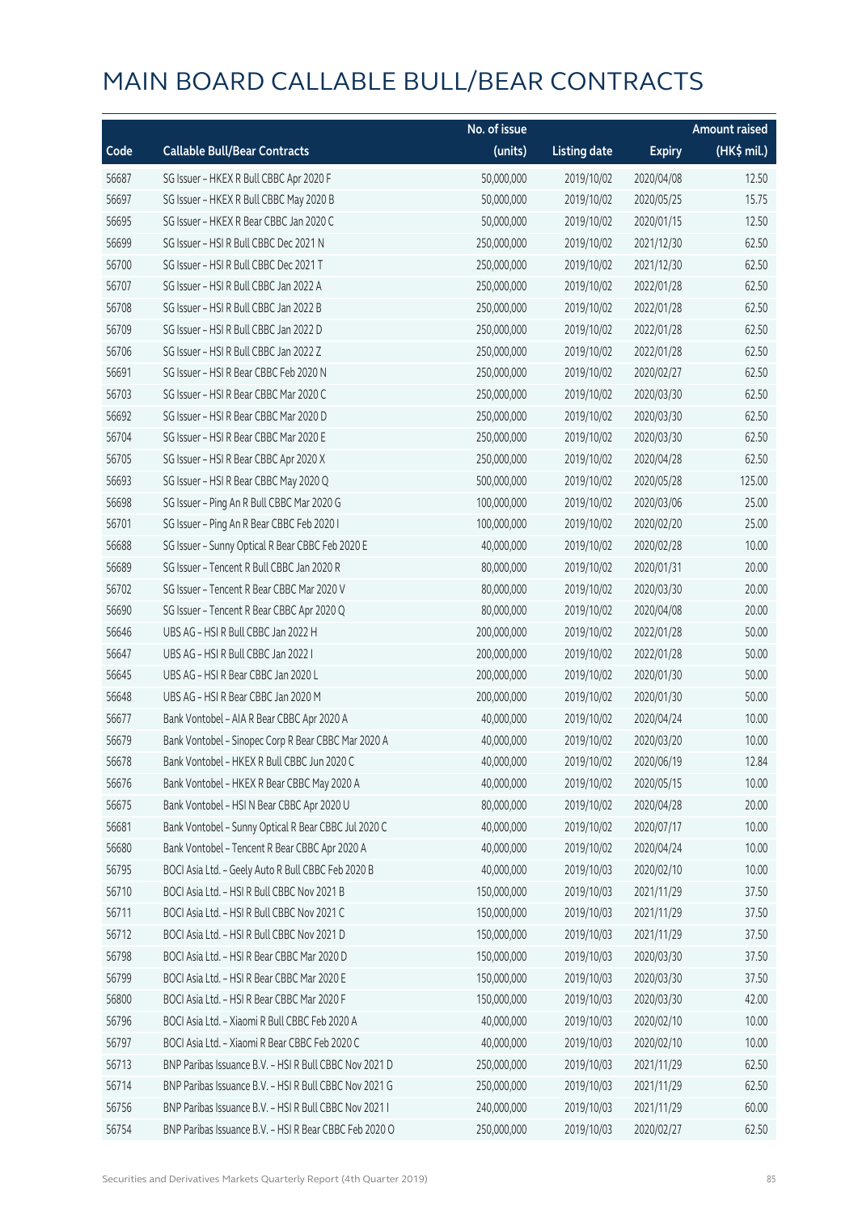# MAIN BOARD CALLABLE BULL/BEAR CONTRACTS

| Code | Callable Bull/Bear Contracts | No. of issue (units) | Listing date | Expiry | Amount raised (HK$ mil.) |
|---|---|---|---|---|---|
| 56687 | SG Issuer – HKEX R Bull CBBC Apr 2020 F | 50,000,000 | 2019/10/02 | 2020/04/08 | 12.50 |
| 56697 | SG Issuer – HKEX R Bull CBBC May 2020 B | 50,000,000 | 2019/10/02 | 2020/05/25 | 15.75 |
| 56695 | SG Issuer – HKEX R Bear CBBC Jan 2020 C | 50,000,000 | 2019/10/02 | 2020/01/15 | 12.50 |
| 56699 | SG Issuer – HSI R Bull CBBC Dec 2021 N | 250,000,000 | 2019/10/02 | 2021/12/30 | 62.50 |
| 56700 | SG Issuer – HSI R Bull CBBC Dec 2021 T | 250,000,000 | 2019/10/02 | 2021/12/30 | 62.50 |
| 56707 | SG Issuer – HSI R Bull CBBC Jan 2022 A | 250,000,000 | 2019/10/02 | 2022/01/28 | 62.50 |
| 56708 | SG Issuer – HSI R Bull CBBC Jan 2022 B | 250,000,000 | 2019/10/02 | 2022/01/28 | 62.50 |
| 56709 | SG Issuer – HSI R Bull CBBC Jan 2022 D | 250,000,000 | 2019/10/02 | 2022/01/28 | 62.50 |
| 56706 | SG Issuer – HSI R Bull CBBC Jan 2022 Z | 250,000,000 | 2019/10/02 | 2022/01/28 | 62.50 |
| 56691 | SG Issuer – HSI R Bear CBBC Feb 2020 N | 250,000,000 | 2019/10/02 | 2020/02/27 | 62.50 |
| 56703 | SG Issuer – HSI R Bear CBBC Mar 2020 C | 250,000,000 | 2019/10/02 | 2020/03/30 | 62.50 |
| 56692 | SG Issuer – HSI R Bear CBBC Mar 2020 D | 250,000,000 | 2019/10/02 | 2020/03/30 | 62.50 |
| 56704 | SG Issuer – HSI R Bear CBBC Mar 2020 E | 250,000,000 | 2019/10/02 | 2020/03/30 | 62.50 |
| 56705 | SG Issuer – HSI R Bear CBBC Apr 2020 X | 250,000,000 | 2019/10/02 | 2020/04/28 | 62.50 |
| 56693 | SG Issuer – HSI R Bear CBBC May 2020 Q | 500,000,000 | 2019/10/02 | 2020/05/28 | 125.00 |
| 56698 | SG Issuer – Ping An R Bull CBBC Mar 2020 G | 100,000,000 | 2019/10/02 | 2020/03/06 | 25.00 |
| 56701 | SG Issuer – Ping An R Bear CBBC Feb 2020 I | 100,000,000 | 2019/10/02 | 2020/02/20 | 25.00 |
| 56688 | SG Issuer – Sunny Optical R Bear CBBC Feb 2020 E | 40,000,000 | 2019/10/02 | 2020/02/28 | 10.00 |
| 56689 | SG Issuer – Tencent R Bull CBBC Jan 2020 R | 80,000,000 | 2019/10/02 | 2020/01/31 | 20.00 |
| 56702 | SG Issuer – Tencent R Bear CBBC Mar 2020 V | 80,000,000 | 2019/10/02 | 2020/03/30 | 20.00 |
| 56690 | SG Issuer – Tencent R Bear CBBC Apr 2020 Q | 80,000,000 | 2019/10/02 | 2020/04/08 | 20.00 |
| 56646 | UBS AG – HSI R Bull CBBC Jan 2022 H | 200,000,000 | 2019/10/02 | 2022/01/28 | 50.00 |
| 56647 | UBS AG – HSI R Bull CBBC Jan 2022 I | 200,000,000 | 2019/10/02 | 2022/01/28 | 50.00 |
| 56645 | UBS AG – HSI R Bear CBBC Jan 2020 L | 200,000,000 | 2019/10/02 | 2020/01/30 | 50.00 |
| 56648 | UBS AG – HSI R Bear CBBC Jan 2020 M | 200,000,000 | 2019/10/02 | 2020/01/30 | 50.00 |
| 56677 | Bank Vontobel – AIA R Bear CBBC Apr 2020 A | 40,000,000 | 2019/10/02 | 2020/04/24 | 10.00 |
| 56679 | Bank Vontobel – Sinopec Corp R Bear CBBC Mar 2020 A | 40,000,000 | 2019/10/02 | 2020/03/20 | 10.00 |
| 56678 | Bank Vontobel – HKEX R Bull CBBC Jun 2020 C | 40,000,000 | 2019/10/02 | 2020/06/19 | 12.84 |
| 56676 | Bank Vontobel – HKEX R Bear CBBC May 2020 A | 40,000,000 | 2019/10/02 | 2020/05/15 | 10.00 |
| 56675 | Bank Vontobel – HSI N Bear CBBC Apr 2020 U | 80,000,000 | 2019/10/02 | 2020/04/28 | 20.00 |
| 56681 | Bank Vontobel – Sunny Optical R Bear CBBC Jul 2020 C | 40,000,000 | 2019/10/02 | 2020/07/17 | 10.00 |
| 56680 | Bank Vontobel – Tencent R Bear CBBC Apr 2020 A | 40,000,000 | 2019/10/02 | 2020/04/24 | 10.00 |
| 56795 | BOCI Asia Ltd. – Geely Auto R Bull CBBC Feb 2020 B | 40,000,000 | 2019/10/03 | 2020/02/10 | 10.00 |
| 56710 | BOCI Asia Ltd. – HSI R Bull CBBC Nov 2021 B | 150,000,000 | 2019/10/03 | 2021/11/29 | 37.50 |
| 56711 | BOCI Asia Ltd. – HSI R Bull CBBC Nov 2021 C | 150,000,000 | 2019/10/03 | 2021/11/29 | 37.50 |
| 56712 | BOCI Asia Ltd. – HSI R Bull CBBC Nov 2021 D | 150,000,000 | 2019/10/03 | 2021/11/29 | 37.50 |
| 56798 | BOCI Asia Ltd. – HSI R Bear CBBC Mar 2020 D | 150,000,000 | 2019/10/03 | 2020/03/30 | 37.50 |
| 56799 | BOCI Asia Ltd. – HSI R Bear CBBC Mar 2020 E | 150,000,000 | 2019/10/03 | 2020/03/30 | 37.50 |
| 56800 | BOCI Asia Ltd. – HSI R Bear CBBC Mar 2020 F | 150,000,000 | 2019/10/03 | 2020/03/30 | 42.00 |
| 56796 | BOCI Asia Ltd. – Xiaomi R Bull CBBC Feb 2020 A | 40,000,000 | 2019/10/03 | 2020/02/10 | 10.00 |
| 56797 | BOCI Asia Ltd. – Xiaomi R Bear CBBC Feb 2020 C | 40,000,000 | 2019/10/03 | 2020/02/10 | 10.00 |
| 56713 | BNP Paribas Issuance B.V. – HSI R Bull CBBC Nov 2021 D | 250,000,000 | 2019/10/03 | 2021/11/29 | 62.50 |
| 56714 | BNP Paribas Issuance B.V. – HSI R Bull CBBC Nov 2021 G | 250,000,000 | 2019/10/03 | 2021/11/29 | 62.50 |
| 56756 | BNP Paribas Issuance B.V. – HSI R Bull CBBC Nov 2021 I | 240,000,000 | 2019/10/03 | 2021/11/29 | 60.00 |
| 56754 | BNP Paribas Issuance B.V. – HSI R Bear CBBC Feb 2020 O | 250,000,000 | 2019/10/03 | 2020/02/27 | 62.50 |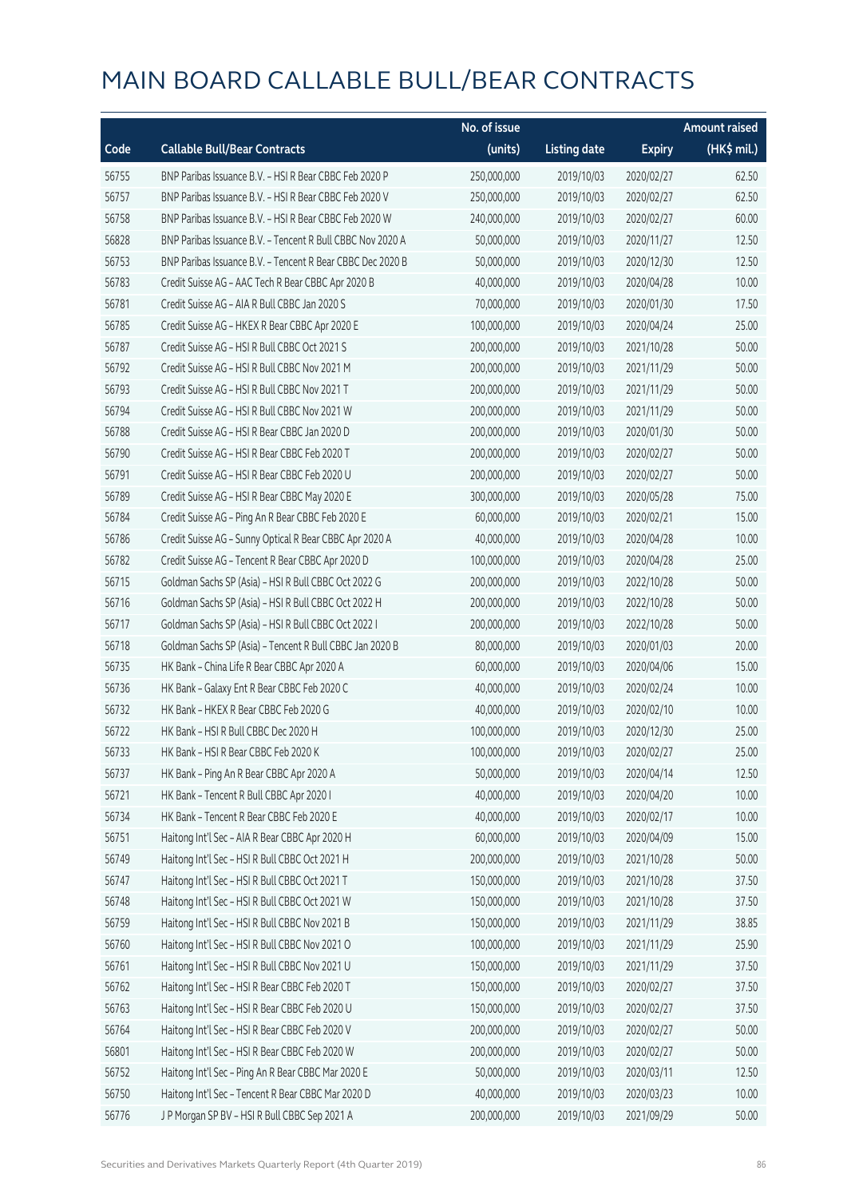# MAIN BOARD CALLABLE BULL/BEAR CONTRACTS

| Code | Callable Bull/Bear Contracts | No. of issue (units) | Listing date | Expiry | Amount raised (HK$ mil.) |
|---|---|---|---|---|---|
| 56755 | BNP Paribas Issuance B.V. – HSI R Bear CBBC Feb 2020 P | 250,000,000 | 2019/10/03 | 2020/02/27 | 62.50 |
| 56757 | BNP Paribas Issuance B.V. – HSI R Bear CBBC Feb 2020 V | 250,000,000 | 2019/10/03 | 2020/02/27 | 62.50 |
| 56758 | BNP Paribas Issuance B.V. – HSI R Bear CBBC Feb 2020 W | 240,000,000 | 2019/10/03 | 2020/02/27 | 60.00 |
| 56828 | BNP Paribas Issuance B.V. – Tencent R Bull CBBC Nov 2020 A | 50,000,000 | 2019/10/03 | 2020/11/27 | 12.50 |
| 56753 | BNP Paribas Issuance B.V. – Tencent R Bear CBBC Dec 2020 B | 50,000,000 | 2019/10/03 | 2020/12/30 | 12.50 |
| 56783 | Credit Suisse AG – AAC Tech R Bear CBBC Apr 2020 B | 40,000,000 | 2019/10/03 | 2020/04/28 | 10.00 |
| 56781 | Credit Suisse AG – AIA R Bull CBBC Jan 2020 S | 70,000,000 | 2019/10/03 | 2020/01/30 | 17.50 |
| 56785 | Credit Suisse AG – HKEX R Bear CBBC Apr 2020 E | 100,000,000 | 2019/10/03 | 2020/04/24 | 25.00 |
| 56787 | Credit Suisse AG – HSI R Bull CBBC Oct 2021 S | 200,000,000 | 2019/10/03 | 2021/10/28 | 50.00 |
| 56792 | Credit Suisse AG – HSI R Bull CBBC Nov 2021 M | 200,000,000 | 2019/10/03 | 2021/11/29 | 50.00 |
| 56793 | Credit Suisse AG – HSI R Bull CBBC Nov 2021 T | 200,000,000 | 2019/10/03 | 2021/11/29 | 50.00 |
| 56794 | Credit Suisse AG – HSI R Bull CBBC Nov 2021 W | 200,000,000 | 2019/10/03 | 2021/11/29 | 50.00 |
| 56788 | Credit Suisse AG – HSI R Bear CBBC Jan 2020 D | 200,000,000 | 2019/10/03 | 2020/01/30 | 50.00 |
| 56790 | Credit Suisse AG – HSI R Bear CBBC Feb 2020 T | 200,000,000 | 2019/10/03 | 2020/02/27 | 50.00 |
| 56791 | Credit Suisse AG – HSI R Bear CBBC Feb 2020 U | 200,000,000 | 2019/10/03 | 2020/02/27 | 50.00 |
| 56789 | Credit Suisse AG – HSI R Bear CBBC May 2020 E | 300,000,000 | 2019/10/03 | 2020/05/28 | 75.00 |
| 56784 | Credit Suisse AG – Ping An R Bear CBBC Feb 2020 E | 60,000,000 | 2019/10/03 | 2020/02/21 | 15.00 |
| 56786 | Credit Suisse AG – Sunny Optical R Bear CBBC Apr 2020 A | 40,000,000 | 2019/10/03 | 2020/04/28 | 10.00 |
| 56782 | Credit Suisse AG – Tencent R Bear CBBC Apr 2020 D | 100,000,000 | 2019/10/03 | 2020/04/28 | 25.00 |
| 56715 | Goldman Sachs SP (Asia) – HSI R Bull CBBC Oct 2022 G | 200,000,000 | 2019/10/03 | 2022/10/28 | 50.00 |
| 56716 | Goldman Sachs SP (Asia) – HSI R Bull CBBC Oct 2022 H | 200,000,000 | 2019/10/03 | 2022/10/28 | 50.00 |
| 56717 | Goldman Sachs SP (Asia) – HSI R Bull CBBC Oct 2022 I | 200,000,000 | 2019/10/03 | 2022/10/28 | 50.00 |
| 56718 | Goldman Sachs SP (Asia) – Tencent R Bull CBBC Jan 2020 B | 80,000,000 | 2019/10/03 | 2020/01/03 | 20.00 |
| 56735 | HK Bank – China Life R Bear CBBC Apr 2020 A | 60,000,000 | 2019/10/03 | 2020/04/06 | 15.00 |
| 56736 | HK Bank – Galaxy Ent R Bear CBBC Feb 2020 C | 40,000,000 | 2019/10/03 | 2020/02/24 | 10.00 |
| 56732 | HK Bank – HKEX R Bear CBBC Feb 2020 G | 40,000,000 | 2019/10/03 | 2020/02/10 | 10.00 |
| 56722 | HK Bank – HSI R Bull CBBC Dec 2020 H | 100,000,000 | 2019/10/03 | 2020/12/30 | 25.00 |
| 56733 | HK Bank – HSI R Bear CBBC Feb 2020 K | 100,000,000 | 2019/10/03 | 2020/02/27 | 25.00 |
| 56737 | HK Bank – Ping An R Bear CBBC Apr 2020 A | 50,000,000 | 2019/10/03 | 2020/04/14 | 12.50 |
| 56721 | HK Bank – Tencent R Bull CBBC Apr 2020 I | 40,000,000 | 2019/10/03 | 2020/04/20 | 10.00 |
| 56734 | HK Bank – Tencent R Bear CBBC Feb 2020 E | 40,000,000 | 2019/10/03 | 2020/02/17 | 10.00 |
| 56751 | Haitong Int'l Sec – AIA R Bear CBBC Apr 2020 H | 60,000,000 | 2019/10/03 | 2020/04/09 | 15.00 |
| 56749 | Haitong Int'l Sec – HSI R Bull CBBC Oct 2021 H | 200,000,000 | 2019/10/03 | 2021/10/28 | 50.00 |
| 56747 | Haitong Int'l Sec – HSI R Bull CBBC Oct 2021 T | 150,000,000 | 2019/10/03 | 2021/10/28 | 37.50 |
| 56748 | Haitong Int'l Sec – HSI R Bull CBBC Oct 2021 W | 150,000,000 | 2019/10/03 | 2021/10/28 | 37.50 |
| 56759 | Haitong Int'l Sec – HSI R Bull CBBC Nov 2021 B | 150,000,000 | 2019/10/03 | 2021/11/29 | 38.85 |
| 56760 | Haitong Int'l Sec – HSI R Bull CBBC Nov 2021 O | 100,000,000 | 2019/10/03 | 2021/11/29 | 25.90 |
| 56761 | Haitong Int'l Sec – HSI R Bull CBBC Nov 2021 U | 150,000,000 | 2019/10/03 | 2021/11/29 | 37.50 |
| 56762 | Haitong Int'l Sec – HSI R Bear CBBC Feb 2020 T | 150,000,000 | 2019/10/03 | 2020/02/27 | 37.50 |
| 56763 | Haitong Int'l Sec – HSI R Bear CBBC Feb 2020 U | 150,000,000 | 2019/10/03 | 2020/02/27 | 37.50 |
| 56764 | Haitong Int'l Sec – HSI R Bear CBBC Feb 2020 V | 200,000,000 | 2019/10/03 | 2020/02/27 | 50.00 |
| 56801 | Haitong Int'l Sec – HSI R Bear CBBC Feb 2020 W | 200,000,000 | 2019/10/03 | 2020/02/27 | 50.00 |
| 56752 | Haitong Int'l Sec – Ping An R Bear CBBC Mar 2020 E | 50,000,000 | 2019/10/03 | 2020/03/11 | 12.50 |
| 56750 | Haitong Int'l Sec – Tencent R Bear CBBC Mar 2020 D | 40,000,000 | 2019/10/03 | 2020/03/23 | 10.00 |
| 56776 | J P Morgan SP BV – HSI R Bull CBBC Sep 2021 A | 200,000,000 | 2019/10/03 | 2021/09/29 | 50.00 |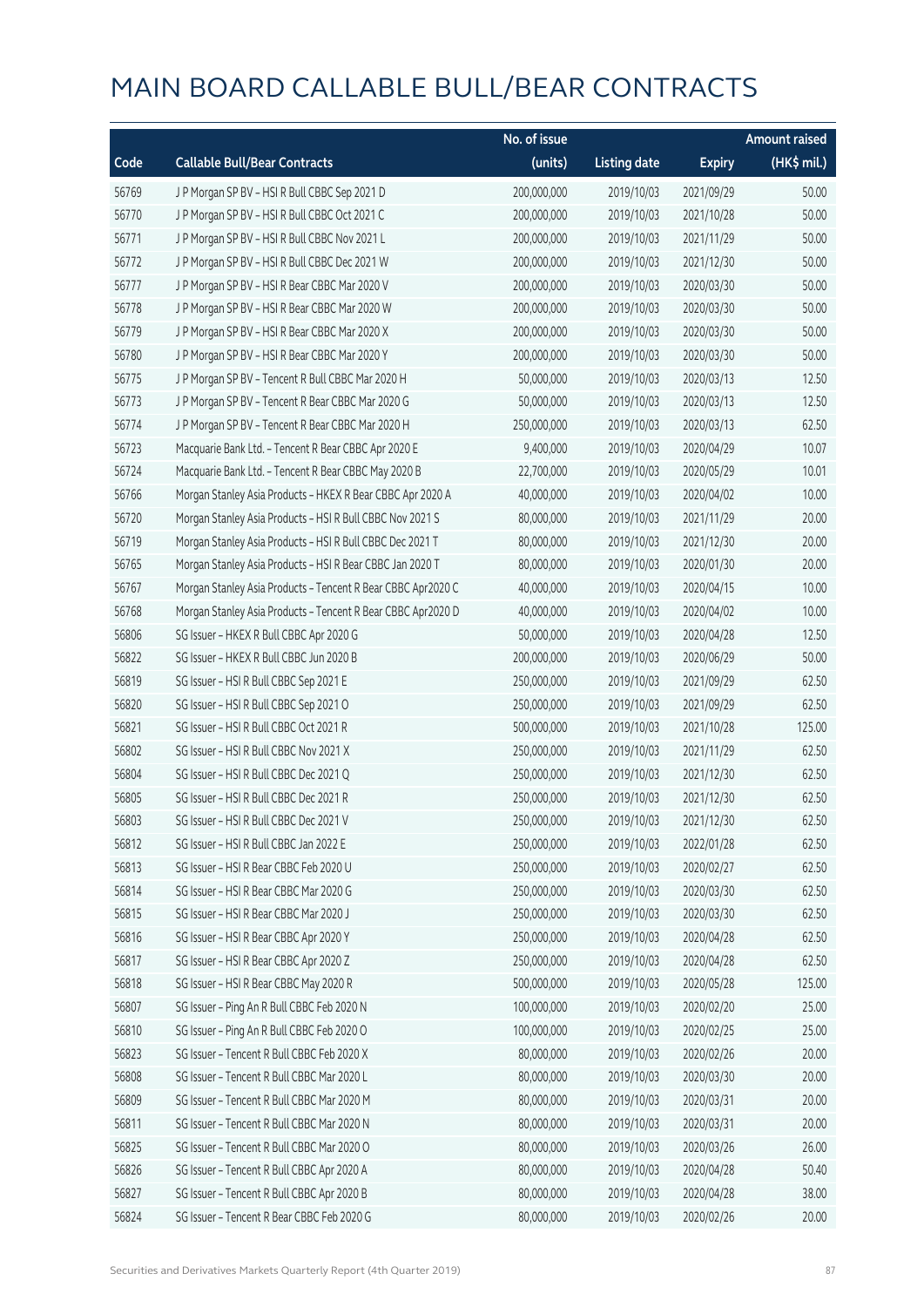# MAIN BOARD CALLABLE BULL/BEAR CONTRACTS

| Code | Callable Bull/Bear Contracts | No. of issue (units) | Listing date | Expiry | Amount raised (HK$ mil.) |
|---|---|---|---|---|---|
| 56769 | J P Morgan SP BV – HSI R Bull CBBC Sep 2021 D | 200,000,000 | 2019/10/03 | 2021/09/29 | 50.00 |
| 56770 | J P Morgan SP BV – HSI R Bull CBBC Oct 2021 C | 200,000,000 | 2019/10/03 | 2021/10/28 | 50.00 |
| 56771 | J P Morgan SP BV – HSI R Bull CBBC Nov 2021 L | 200,000,000 | 2019/10/03 | 2021/11/29 | 50.00 |
| 56772 | J P Morgan SP BV – HSI R Bull CBBC Dec 2021 W | 200,000,000 | 2019/10/03 | 2021/12/30 | 50.00 |
| 56777 | J P Morgan SP BV – HSI R Bear CBBC Mar 2020 V | 200,000,000 | 2019/10/03 | 2020/03/30 | 50.00 |
| 56778 | J P Morgan SP BV – HSI R Bear CBBC Mar 2020 W | 200,000,000 | 2019/10/03 | 2020/03/30 | 50.00 |
| 56779 | J P Morgan SP BV – HSI R Bear CBBC Mar 2020 X | 200,000,000 | 2019/10/03 | 2020/03/30 | 50.00 |
| 56780 | J P Morgan SP BV – HSI R Bear CBBC Mar 2020 Y | 200,000,000 | 2019/10/03 | 2020/03/30 | 50.00 |
| 56775 | J P Morgan SP BV – Tencent R Bull CBBC Mar 2020 H | 50,000,000 | 2019/10/03 | 2020/03/13 | 12.50 |
| 56773 | J P Morgan SP BV – Tencent R Bear CBBC Mar 2020 G | 50,000,000 | 2019/10/03 | 2020/03/13 | 12.50 |
| 56774 | J P Morgan SP BV – Tencent R Bear CBBC Mar 2020 H | 250,000,000 | 2019/10/03 | 2020/03/13 | 62.50 |
| 56723 | Macquarie Bank Ltd. – Tencent R Bear CBBC Apr 2020 E | 9,400,000 | 2019/10/03 | 2020/04/29 | 10.07 |
| 56724 | Macquarie Bank Ltd. – Tencent R Bear CBBC May 2020 B | 22,700,000 | 2019/10/03 | 2020/05/29 | 10.01 |
| 56766 | Morgan Stanley Asia Products – HKEX R Bear CBBC Apr 2020 A | 40,000,000 | 2019/10/03 | 2020/04/02 | 10.00 |
| 56720 | Morgan Stanley Asia Products – HSI R Bull CBBC Nov 2021 S | 80,000,000 | 2019/10/03 | 2021/11/29 | 20.00 |
| 56719 | Morgan Stanley Asia Products – HSI R Bull CBBC Dec 2021 T | 80,000,000 | 2019/10/03 | 2021/12/30 | 20.00 |
| 56765 | Morgan Stanley Asia Products – HSI R Bear CBBC Jan 2020 T | 80,000,000 | 2019/10/03 | 2020/01/30 | 20.00 |
| 56767 | Morgan Stanley Asia Products – Tencent R Bear CBBC Apr2020 C | 40,000,000 | 2019/10/03 | 2020/04/15 | 10.00 |
| 56768 | Morgan Stanley Asia Products – Tencent R Bear CBBC Apr2020 D | 40,000,000 | 2019/10/03 | 2020/04/02 | 10.00 |
| 56806 | SG Issuer – HKEX R Bull CBBC Apr 2020 G | 50,000,000 | 2019/10/03 | 2020/04/28 | 12.50 |
| 56822 | SG Issuer – HKEX R Bull CBBC Jun 2020 B | 200,000,000 | 2019/10/03 | 2020/06/29 | 50.00 |
| 56819 | SG Issuer – HSI R Bull CBBC Sep 2021 E | 250,000,000 | 2019/10/03 | 2021/09/29 | 62.50 |
| 56820 | SG Issuer – HSI R Bull CBBC Sep 2021 O | 250,000,000 | 2019/10/03 | 2021/09/29 | 62.50 |
| 56821 | SG Issuer – HSI R Bull CBBC Oct 2021 R | 500,000,000 | 2019/10/03 | 2021/10/28 | 125.00 |
| 56802 | SG Issuer – HSI R Bull CBBC Nov 2021 X | 250,000,000 | 2019/10/03 | 2021/11/29 | 62.50 |
| 56804 | SG Issuer – HSI R Bull CBBC Dec 2021 Q | 250,000,000 | 2019/10/03 | 2021/12/30 | 62.50 |
| 56805 | SG Issuer – HSI R Bull CBBC Dec 2021 R | 250,000,000 | 2019/10/03 | 2021/12/30 | 62.50 |
| 56803 | SG Issuer – HSI R Bull CBBC Dec 2021 V | 250,000,000 | 2019/10/03 | 2021/12/30 | 62.50 |
| 56812 | SG Issuer – HSI R Bull CBBC Jan 2022 E | 250,000,000 | 2019/10/03 | 2022/01/28 | 62.50 |
| 56813 | SG Issuer – HSI R Bear CBBC Feb 2020 U | 250,000,000 | 2019/10/03 | 2020/02/27 | 62.50 |
| 56814 | SG Issuer – HSI R Bear CBBC Mar 2020 G | 250,000,000 | 2019/10/03 | 2020/03/30 | 62.50 |
| 56815 | SG Issuer – HSI R Bear CBBC Mar 2020 J | 250,000,000 | 2019/10/03 | 2020/03/30 | 62.50 |
| 56816 | SG Issuer – HSI R Bear CBBC Apr 2020 Y | 250,000,000 | 2019/10/03 | 2020/04/28 | 62.50 |
| 56817 | SG Issuer – HSI R Bear CBBC Apr 2020 Z | 250,000,000 | 2019/10/03 | 2020/04/28 | 62.50 |
| 56818 | SG Issuer – HSI R Bear CBBC May 2020 R | 500,000,000 | 2019/10/03 | 2020/05/28 | 125.00 |
| 56807 | SG Issuer – Ping An R Bull CBBC Feb 2020 N | 100,000,000 | 2019/10/03 | 2020/02/20 | 25.00 |
| 56810 | SG Issuer – Ping An R Bull CBBC Feb 2020 O | 100,000,000 | 2019/10/03 | 2020/02/25 | 25.00 |
| 56823 | SG Issuer – Tencent R Bull CBBC Feb 2020 X | 80,000,000 | 2019/10/03 | 2020/02/26 | 20.00 |
| 56808 | SG Issuer – Tencent R Bull CBBC Mar 2020 L | 80,000,000 | 2019/10/03 | 2020/03/30 | 20.00 |
| 56809 | SG Issuer – Tencent R Bull CBBC Mar 2020 M | 80,000,000 | 2019/10/03 | 2020/03/31 | 20.00 |
| 56811 | SG Issuer – Tencent R Bull CBBC Mar 2020 N | 80,000,000 | 2019/10/03 | 2020/03/31 | 20.00 |
| 56825 | SG Issuer – Tencent R Bull CBBC Mar 2020 O | 80,000,000 | 2019/10/03 | 2020/03/26 | 26.00 |
| 56826 | SG Issuer – Tencent R Bull CBBC Apr 2020 A | 80,000,000 | 2019/10/03 | 2020/04/28 | 50.40 |
| 56827 | SG Issuer – Tencent R Bull CBBC Apr 2020 B | 80,000,000 | 2019/10/03 | 2020/04/28 | 38.00 |
| 56824 | SG Issuer – Tencent R Bear CBBC Feb 2020 G | 80,000,000 | 2019/10/03 | 2020/02/26 | 20.00 |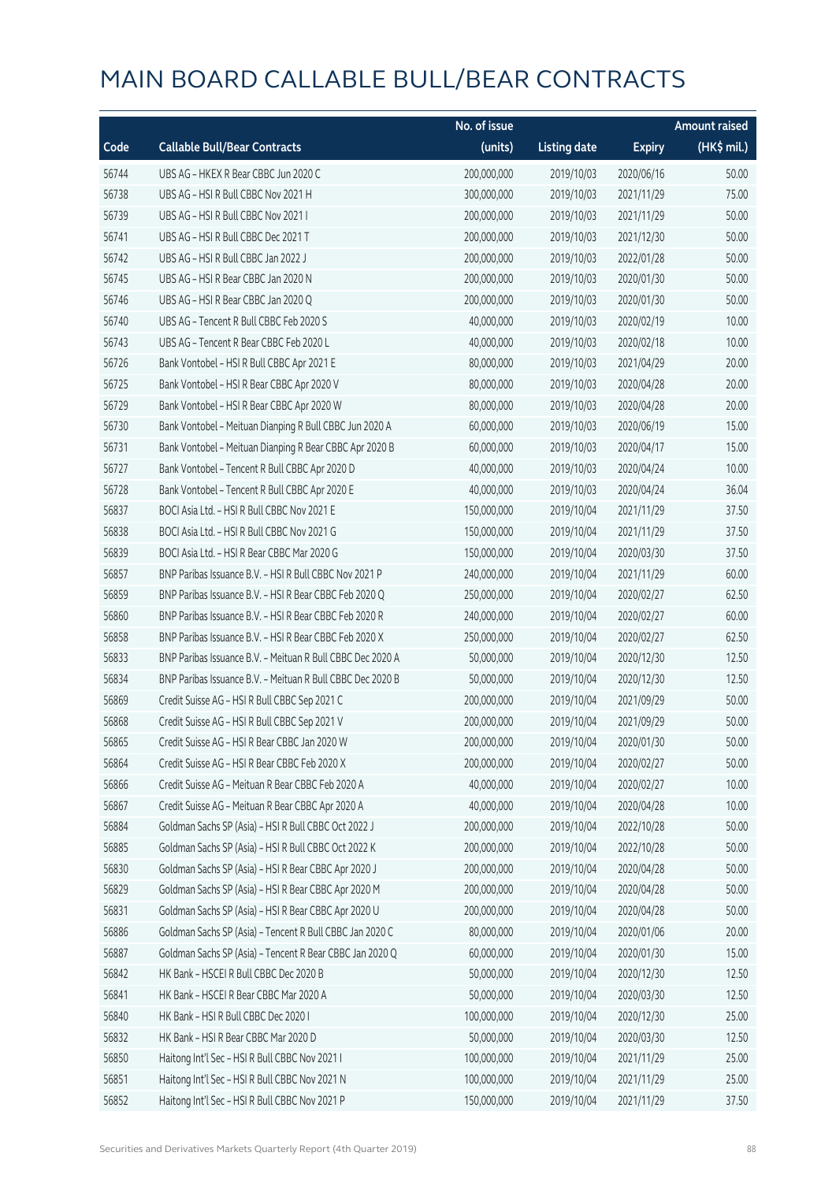# MAIN BOARD CALLABLE BULL/BEAR CONTRACTS

| Code | Callable Bull/Bear Contracts | No. of issue (units) | Listing date | Expiry | Amount raised (HK$ mil.) |
|---|---|---|---|---|---|
| 56744 | UBS AG - HKEX R Bear CBBC Jun 2020 C | 200,000,000 | 2019/10/03 | 2020/06/16 | 50.00 |
| 56738 | UBS AG - HSI R Bull CBBC Nov 2021 H | 300,000,000 | 2019/10/03 | 2021/11/29 | 75.00 |
| 56739 | UBS AG - HSI R Bull CBBC Nov 2021 I | 200,000,000 | 2019/10/03 | 2021/11/29 | 50.00 |
| 56741 | UBS AG - HSI R Bull CBBC Dec 2021 T | 200,000,000 | 2019/10/03 | 2021/12/30 | 50.00 |
| 56742 | UBS AG - HSI R Bull CBBC Jan 2022 J | 200,000,000 | 2019/10/03 | 2022/01/28 | 50.00 |
| 56745 | UBS AG - HSI R Bear CBBC Jan 2020 N | 200,000,000 | 2019/10/03 | 2020/01/30 | 50.00 |
| 56746 | UBS AG - HSI R Bear CBBC Jan 2020 Q | 200,000,000 | 2019/10/03 | 2020/01/30 | 50.00 |
| 56740 | UBS AG - Tencent R Bull CBBC Feb 2020 S | 40,000,000 | 2019/10/03 | 2020/02/19 | 10.00 |
| 56743 | UBS AG - Tencent R Bear CBBC Feb 2020 L | 40,000,000 | 2019/10/03 | 2020/02/18 | 10.00 |
| 56726 | Bank Vontobel - HSI R Bull CBBC Apr 2021 E | 80,000,000 | 2019/10/03 | 2021/04/29 | 20.00 |
| 56725 | Bank Vontobel - HSI R Bear CBBC Apr 2020 V | 80,000,000 | 2019/10/03 | 2020/04/28 | 20.00 |
| 56729 | Bank Vontobel - HSI R Bear CBBC Apr 2020 W | 80,000,000 | 2019/10/03 | 2020/04/28 | 20.00 |
| 56730 | Bank Vontobel - Meituan Dianping R Bull CBBC Jun 2020 A | 60,000,000 | 2019/10/03 | 2020/06/19 | 15.00 |
| 56731 | Bank Vontobel - Meituan Dianping R Bear CBBC Apr 2020 B | 60,000,000 | 2019/10/03 | 2020/04/17 | 15.00 |
| 56727 | Bank Vontobel - Tencent R Bull CBBC Apr 2020 D | 40,000,000 | 2019/10/03 | 2020/04/24 | 10.00 |
| 56728 | Bank Vontobel - Tencent R Bull CBBC Apr 2020 E | 40,000,000 | 2019/10/03 | 2020/04/24 | 36.04 |
| 56837 | BOCI Asia Ltd. - HSI R Bull CBBC Nov 2021 E | 150,000,000 | 2019/10/04 | 2021/11/29 | 37.50 |
| 56838 | BOCI Asia Ltd. - HSI R Bull CBBC Nov 2021 G | 150,000,000 | 2019/10/04 | 2021/11/29 | 37.50 |
| 56839 | BOCI Asia Ltd. - HSI R Bear CBBC Mar 2020 G | 150,000,000 | 2019/10/04 | 2020/03/30 | 37.50 |
| 56857 | BNP Paribas Issuance B.V. - HSI R Bull CBBC Nov 2021 P | 240,000,000 | 2019/10/04 | 2021/11/29 | 60.00 |
| 56859 | BNP Paribas Issuance B.V. - HSI R Bear CBBC Feb 2020 Q | 250,000,000 | 2019/10/04 | 2020/02/27 | 62.50 |
| 56860 | BNP Paribas Issuance B.V. - HSI R Bear CBBC Feb 2020 R | 240,000,000 | 2019/10/04 | 2020/02/27 | 60.00 |
| 56858 | BNP Paribas Issuance B.V. - HSI R Bear CBBC Feb 2020 X | 250,000,000 | 2019/10/04 | 2020/02/27 | 62.50 |
| 56833 | BNP Paribas Issuance B.V. - Meituan R Bull CBBC Dec 2020 A | 50,000,000 | 2019/10/04 | 2020/12/30 | 12.50 |
| 56834 | BNP Paribas Issuance B.V. - Meituan R Bull CBBC Dec 2020 B | 50,000,000 | 2019/10/04 | 2020/12/30 | 12.50 |
| 56869 | Credit Suisse AG - HSI R Bull CBBC Sep 2021 C | 200,000,000 | 2019/10/04 | 2021/09/29 | 50.00 |
| 56868 | Credit Suisse AG - HSI R Bull CBBC Sep 2021 V | 200,000,000 | 2019/10/04 | 2021/09/29 | 50.00 |
| 56865 | Credit Suisse AG - HSI R Bear CBBC Jan 2020 W | 200,000,000 | 2019/10/04 | 2020/01/30 | 50.00 |
| 56864 | Credit Suisse AG - HSI R Bear CBBC Feb 2020 X | 200,000,000 | 2019/10/04 | 2020/02/27 | 50.00 |
| 56866 | Credit Suisse AG - Meituan R Bear CBBC Feb 2020 A | 40,000,000 | 2019/10/04 | 2020/02/27 | 10.00 |
| 56867 | Credit Suisse AG - Meituan R Bear CBBC Apr 2020 A | 40,000,000 | 2019/10/04 | 2020/04/28 | 10.00 |
| 56884 | Goldman Sachs SP (Asia) - HSI R Bull CBBC Oct 2022 J | 200,000,000 | 2019/10/04 | 2022/10/28 | 50.00 |
| 56885 | Goldman Sachs SP (Asia) - HSI R Bull CBBC Oct 2022 K | 200,000,000 | 2019/10/04 | 2022/10/28 | 50.00 |
| 56830 | Goldman Sachs SP (Asia) - HSI R Bear CBBC Apr 2020 J | 200,000,000 | 2019/10/04 | 2020/04/28 | 50.00 |
| 56829 | Goldman Sachs SP (Asia) - HSI R Bear CBBC Apr 2020 M | 200,000,000 | 2019/10/04 | 2020/04/28 | 50.00 |
| 56831 | Goldman Sachs SP (Asia) - HSI R Bear CBBC Apr 2020 U | 200,000,000 | 2019/10/04 | 2020/04/28 | 50.00 |
| 56886 | Goldman Sachs SP (Asia) - Tencent R Bull CBBC Jan 2020 C | 80,000,000 | 2019/10/04 | 2020/01/06 | 20.00 |
| 56887 | Goldman Sachs SP (Asia) - Tencent R Bear CBBC Jan 2020 Q | 60,000,000 | 2019/10/04 | 2020/01/30 | 15.00 |
| 56842 | HK Bank - HSCEI R Bull CBBC Dec 2020 B | 50,000,000 | 2019/10/04 | 2020/12/30 | 12.50 |
| 56841 | HK Bank - HSCEI R Bear CBBC Mar 2020 A | 50,000,000 | 2019/10/04 | 2020/03/30 | 12.50 |
| 56840 | HK Bank - HSI R Bull CBBC Dec 2020 I | 100,000,000 | 2019/10/04 | 2020/12/30 | 25.00 |
| 56832 | HK Bank - HSI R Bear CBBC Mar 2020 D | 50,000,000 | 2019/10/04 | 2020/03/30 | 12.50 |
| 56850 | Haitong Int'l Sec - HSI R Bull CBBC Nov 2021 I | 100,000,000 | 2019/10/04 | 2021/11/29 | 25.00 |
| 56851 | Haitong Int'l Sec - HSI R Bull CBBC Nov 2021 N | 100,000,000 | 2019/10/04 | 2021/11/29 | 25.00 |
| 56852 | Haitong Int'l Sec - HSI R Bull CBBC Nov 2021 P | 150,000,000 | 2019/10/04 | 2021/11/29 | 37.50 |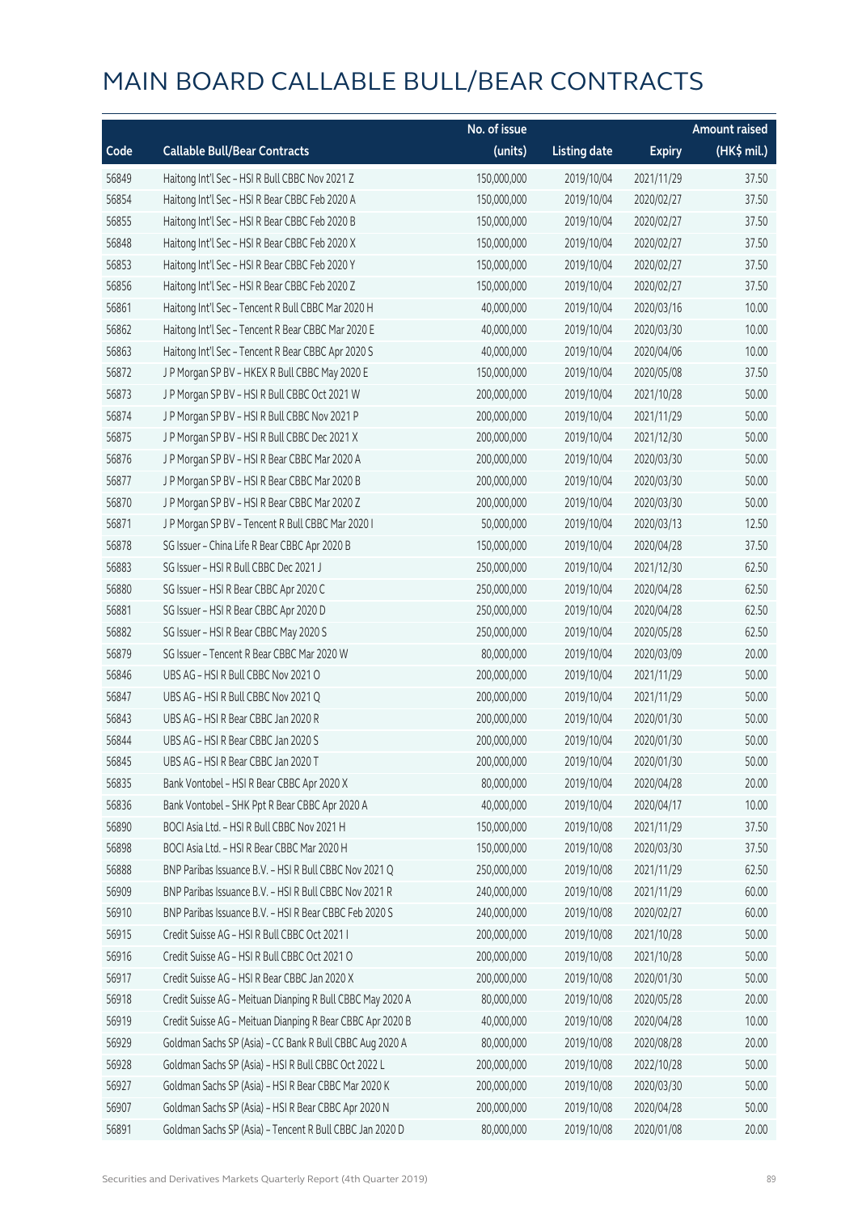# MAIN BOARD CALLABLE BULL/BEAR CONTRACTS

| Code | Callable Bull/Bear Contracts | No. of issue (units) | Listing date | Expiry | Amount raised (HK$ mil.) |
|---|---|---|---|---|---|
| 56849 | Haitong Int'l Sec - HSI R Bull CBBC Nov 2021 Z | 150,000,000 | 2019/10/04 | 2021/11/29 | 37.50 |
| 56854 | Haitong Int'l Sec - HSI R Bear CBBC Feb 2020 A | 150,000,000 | 2019/10/04 | 2020/02/27 | 37.50 |
| 56855 | Haitong Int'l Sec - HSI R Bear CBBC Feb 2020 B | 150,000,000 | 2019/10/04 | 2020/02/27 | 37.50 |
| 56848 | Haitong Int'l Sec - HSI R Bear CBBC Feb 2020 X | 150,000,000 | 2019/10/04 | 2020/02/27 | 37.50 |
| 56853 | Haitong Int'l Sec - HSI R Bear CBBC Feb 2020 Y | 150,000,000 | 2019/10/04 | 2020/02/27 | 37.50 |
| 56856 | Haitong Int'l Sec - HSI R Bear CBBC Feb 2020 Z | 150,000,000 | 2019/10/04 | 2020/02/27 | 37.50 |
| 56861 | Haitong Int'l Sec - Tencent R Bull CBBC Mar 2020 H | 40,000,000 | 2019/10/04 | 2020/03/16 | 10.00 |
| 56862 | Haitong Int'l Sec - Tencent R Bear CBBC Mar 2020 E | 40,000,000 | 2019/10/04 | 2020/03/30 | 10.00 |
| 56863 | Haitong Int'l Sec - Tencent R Bear CBBC Apr 2020 S | 40,000,000 | 2019/10/04 | 2020/04/06 | 10.00 |
| 56872 | J P Morgan SP BV - HKEX R Bull CBBC May 2020 E | 150,000,000 | 2019/10/04 | 2020/05/08 | 37.50 |
| 56873 | J P Morgan SP BV - HSI R Bull CBBC Oct 2021 W | 200,000,000 | 2019/10/04 | 2021/10/28 | 50.00 |
| 56874 | J P Morgan SP BV - HSI R Bull CBBC Nov 2021 P | 200,000,000 | 2019/10/04 | 2021/11/29 | 50.00 |
| 56875 | J P Morgan SP BV - HSI R Bull CBBC Dec 2021 X | 200,000,000 | 2019/10/04 | 2021/12/30 | 50.00 |
| 56876 | J P Morgan SP BV - HSI R Bear CBBC Mar 2020 A | 200,000,000 | 2019/10/04 | 2020/03/30 | 50.00 |
| 56877 | J P Morgan SP BV - HSI R Bear CBBC Mar 2020 B | 200,000,000 | 2019/10/04 | 2020/03/30 | 50.00 |
| 56870 | J P Morgan SP BV - HSI R Bear CBBC Mar 2020 Z | 200,000,000 | 2019/10/04 | 2020/03/30 | 50.00 |
| 56871 | J P Morgan SP BV - Tencent R Bull CBBC Mar 2020 I | 50,000,000 | 2019/10/04 | 2020/03/13 | 12.50 |
| 56878 | SG Issuer - China Life R Bear CBBC Apr 2020 B | 150,000,000 | 2019/10/04 | 2020/04/28 | 37.50 |
| 56883 | SG Issuer - HSI R Bull CBBC Dec 2021 J | 250,000,000 | 2019/10/04 | 2021/12/30 | 62.50 |
| 56880 | SG Issuer - HSI R Bear CBBC Apr 2020 C | 250,000,000 | 2019/10/04 | 2020/04/28 | 62.50 |
| 56881 | SG Issuer - HSI R Bear CBBC Apr 2020 D | 250,000,000 | 2019/10/04 | 2020/04/28 | 62.50 |
| 56882 | SG Issuer - HSI R Bear CBBC May 2020 S | 250,000,000 | 2019/10/04 | 2020/05/28 | 62.50 |
| 56879 | SG Issuer - Tencent R Bear CBBC Mar 2020 W | 80,000,000 | 2019/10/04 | 2020/03/09 | 20.00 |
| 56846 | UBS AG - HSI R Bull CBBC Nov 2021 O | 200,000,000 | 2019/10/04 | 2021/11/29 | 50.00 |
| 56847 | UBS AG - HSI R Bull CBBC Nov 2021 Q | 200,000,000 | 2019/10/04 | 2021/11/29 | 50.00 |
| 56843 | UBS AG - HSI R Bear CBBC Jan 2020 R | 200,000,000 | 2019/10/04 | 2020/01/30 | 50.00 |
| 56844 | UBS AG - HSI R Bear CBBC Jan 2020 S | 200,000,000 | 2019/10/04 | 2020/01/30 | 50.00 |
| 56845 | UBS AG - HSI R Bear CBBC Jan 2020 T | 200,000,000 | 2019/10/04 | 2020/01/30 | 50.00 |
| 56835 | Bank Vontobel - HSI R Bear CBBC Apr 2020 X | 80,000,000 | 2019/10/04 | 2020/04/28 | 20.00 |
| 56836 | Bank Vontobel - SHK Ppt R Bear CBBC Apr 2020 A | 40,000,000 | 2019/10/04 | 2020/04/17 | 10.00 |
| 56890 | BOCI Asia Ltd. - HSI R Bull CBBC Nov 2021 H | 150,000,000 | 2019/10/08 | 2021/11/29 | 37.50 |
| 56898 | BOCI Asia Ltd. - HSI R Bear CBBC Mar 2020 H | 150,000,000 | 2019/10/08 | 2020/03/30 | 37.50 |
| 56888 | BNP Paribas Issuance B.V. - HSI R Bull CBBC Nov 2021 Q | 250,000,000 | 2019/10/08 | 2021/11/29 | 62.50 |
| 56909 | BNP Paribas Issuance B.V. - HSI R Bull CBBC Nov 2021 R | 240,000,000 | 2019/10/08 | 2021/11/29 | 60.00 |
| 56910 | BNP Paribas Issuance B.V. - HSI R Bear CBBC Feb 2020 S | 240,000,000 | 2019/10/08 | 2020/02/27 | 60.00 |
| 56915 | Credit Suisse AG - HSI R Bull CBBC Oct 2021 I | 200,000,000 | 2019/10/08 | 2021/10/28 | 50.00 |
| 56916 | Credit Suisse AG - HSI R Bull CBBC Oct 2021 O | 200,000,000 | 2019/10/08 | 2021/10/28 | 50.00 |
| 56917 | Credit Suisse AG - HSI R Bear CBBC Jan 2020 X | 200,000,000 | 2019/10/08 | 2020/01/30 | 50.00 |
| 56918 | Credit Suisse AG - Meituan Dianping R Bull CBBC May 2020 A | 80,000,000 | 2019/10/08 | 2020/05/28 | 20.00 |
| 56919 | Credit Suisse AG - Meituan Dianping R Bear CBBC Apr 2020 B | 40,000,000 | 2019/10/08 | 2020/04/28 | 10.00 |
| 56929 | Goldman Sachs SP (Asia) - CC Bank R Bull CBBC Aug 2020 A | 80,000,000 | 2019/10/08 | 2020/08/28 | 20.00 |
| 56928 | Goldman Sachs SP (Asia) - HSI R Bull CBBC Oct 2022 L | 200,000,000 | 2019/10/08 | 2022/10/28 | 50.00 |
| 56927 | Goldman Sachs SP (Asia) - HSI R Bear CBBC Mar 2020 K | 200,000,000 | 2019/10/08 | 2020/03/30 | 50.00 |
| 56907 | Goldman Sachs SP (Asia) - HSI R Bear CBBC Apr 2020 N | 200,000,000 | 2019/10/08 | 2020/04/28 | 50.00 |
| 56891 | Goldman Sachs SP (Asia) - Tencent R Bull CBBC Jan 2020 D | 80,000,000 | 2019/10/08 | 2020/01/08 | 20.00 |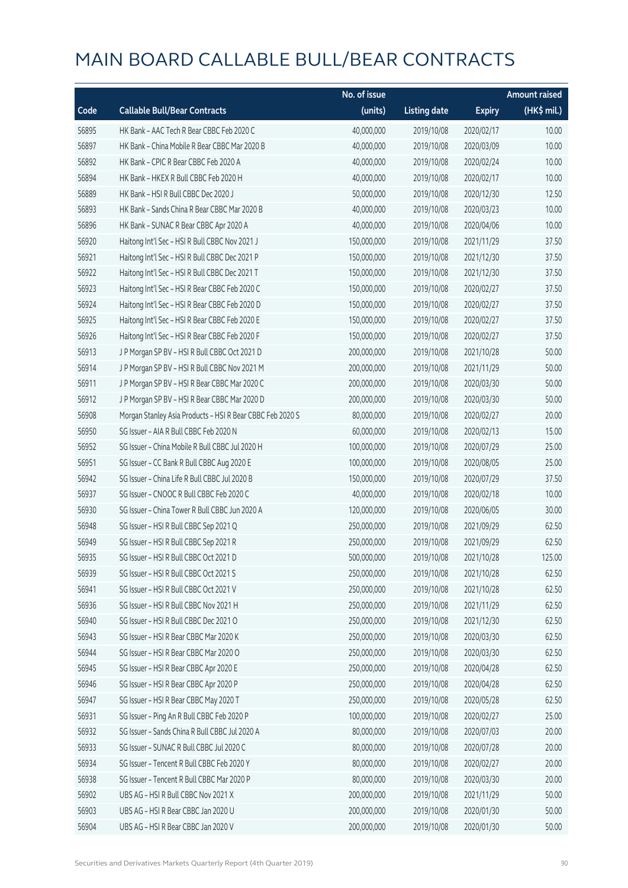# MAIN BOARD CALLABLE BULL/BEAR CONTRACTS

| Code | Callable Bull/Bear Contracts | No. of issue (units) | Listing date | Expiry | Amount raised (HK$ mil.) |
|---|---|---|---|---|---|
| 56895 | HK Bank – AAC Tech R Bear CBBC Feb 2020 C | 40,000,000 | 2019/10/08 | 2020/02/17 | 10.00 |
| 56897 | HK Bank – China Mobile R Bear CBBC Mar 2020 B | 40,000,000 | 2019/10/08 | 2020/03/09 | 10.00 |
| 56892 | HK Bank – CPIC R Bear CBBC Feb 2020 A | 40,000,000 | 2019/10/08 | 2020/02/24 | 10.00 |
| 56894 | HK Bank – HKEX R Bull CBBC Feb 2020 H | 40,000,000 | 2019/10/08 | 2020/02/17 | 10.00 |
| 56889 | HK Bank – HSI R Bull CBBC Dec 2020 J | 50,000,000 | 2019/10/08 | 2020/12/30 | 12.50 |
| 56893 | HK Bank – Sands China R Bear CBBC Mar 2020 B | 40,000,000 | 2019/10/08 | 2020/03/23 | 10.00 |
| 56896 | HK Bank – SUNAC R Bear CBBC Apr 2020 A | 40,000,000 | 2019/10/08 | 2020/04/06 | 10.00 |
| 56920 | Haitong Int'l Sec – HSI R Bull CBBC Nov 2021 J | 150,000,000 | 2019/10/08 | 2021/11/29 | 37.50 |
| 56921 | Haitong Int'l Sec – HSI R Bull CBBC Dec 2021 P | 150,000,000 | 2019/10/08 | 2021/12/30 | 37.50 |
| 56922 | Haitong Int'l Sec – HSI R Bull CBBC Dec 2021 T | 150,000,000 | 2019/10/08 | 2021/12/30 | 37.50 |
| 56923 | Haitong Int'l Sec – HSI R Bear CBBC Feb 2020 C | 150,000,000 | 2019/10/08 | 2020/02/27 | 37.50 |
| 56924 | Haitong Int'l Sec – HSI R Bear CBBC Feb 2020 D | 150,000,000 | 2019/10/08 | 2020/02/27 | 37.50 |
| 56925 | Haitong Int'l Sec – HSI R Bear CBBC Feb 2020 E | 150,000,000 | 2019/10/08 | 2020/02/27 | 37.50 |
| 56926 | Haitong Int'l Sec – HSI R Bear CBBC Feb 2020 F | 150,000,000 | 2019/10/08 | 2020/02/27 | 37.50 |
| 56913 | J P Morgan SP BV – HSI R Bull CBBC Oct 2021 D | 200,000,000 | 2019/10/08 | 2021/10/28 | 50.00 |
| 56914 | J P Morgan SP BV – HSI R Bull CBBC Nov 2021 M | 200,000,000 | 2019/10/08 | 2021/11/29 | 50.00 |
| 56911 | J P Morgan SP BV – HSI R Bear CBBC Mar 2020 C | 200,000,000 | 2019/10/08 | 2020/03/30 | 50.00 |
| 56912 | J P Morgan SP BV – HSI R Bear CBBC Mar 2020 D | 200,000,000 | 2019/10/08 | 2020/03/30 | 50.00 |
| 56908 | Morgan Stanley Asia Products – HSI R Bear CBBC Feb 2020 S | 80,000,000 | 2019/10/08 | 2020/02/27 | 20.00 |
| 56950 | SG Issuer – AIA R Bull CBBC Feb 2020 N | 60,000,000 | 2019/10/08 | 2020/02/13 | 15.00 |
| 56952 | SG Issuer – China Mobile R Bull CBBC Jul 2020 H | 100,000,000 | 2019/10/08 | 2020/07/29 | 25.00 |
| 56951 | SG Issuer – CC Bank R Bull CBBC Aug 2020 E | 100,000,000 | 2019/10/08 | 2020/08/05 | 25.00 |
| 56942 | SG Issuer – China Life R Bull CBBC Jul 2020 B | 150,000,000 | 2019/10/08 | 2020/07/29 | 37.50 |
| 56937 | SG Issuer – CNOOC R Bull CBBC Feb 2020 C | 40,000,000 | 2019/10/08 | 2020/02/18 | 10.00 |
| 56930 | SG Issuer – China Tower R Bull CBBC Jun 2020 A | 120,000,000 | 2019/10/08 | 2020/06/05 | 30.00 |
| 56948 | SG Issuer – HSI R Bull CBBC Sep 2021 Q | 250,000,000 | 2019/10/08 | 2021/09/29 | 62.50 |
| 56949 | SG Issuer – HSI R Bull CBBC Sep 2021 R | 250,000,000 | 2019/10/08 | 2021/09/29 | 62.50 |
| 56935 | SG Issuer – HSI R Bull CBBC Oct 2021 D | 500,000,000 | 2019/10/08 | 2021/10/28 | 125.00 |
| 56939 | SG Issuer – HSI R Bull CBBC Oct 2021 S | 250,000,000 | 2019/10/08 | 2021/10/28 | 62.50 |
| 56941 | SG Issuer – HSI R Bull CBBC Oct 2021 V | 250,000,000 | 2019/10/08 | 2021/10/28 | 62.50 |
| 56936 | SG Issuer – HSI R Bull CBBC Nov 2021 H | 250,000,000 | 2019/10/08 | 2021/11/29 | 62.50 |
| 56940 | SG Issuer – HSI R Bull CBBC Dec 2021 O | 250,000,000 | 2019/10/08 | 2021/12/30 | 62.50 |
| 56943 | SG Issuer – HSI R Bear CBBC Mar 2020 K | 250,000,000 | 2019/10/08 | 2020/03/30 | 62.50 |
| 56944 | SG Issuer – HSI R Bear CBBC Mar 2020 O | 250,000,000 | 2019/10/08 | 2020/03/30 | 62.50 |
| 56945 | SG Issuer – HSI R Bear CBBC Apr 2020 E | 250,000,000 | 2019/10/08 | 2020/04/28 | 62.50 |
| 56946 | SG Issuer – HSI R Bear CBBC Apr 2020 P | 250,000,000 | 2019/10/08 | 2020/04/28 | 62.50 |
| 56947 | SG Issuer – HSI R Bear CBBC May 2020 T | 250,000,000 | 2019/10/08 | 2020/05/28 | 62.50 |
| 56931 | SG Issuer – Ping An R Bull CBBC Feb 2020 P | 100,000,000 | 2019/10/08 | 2020/02/27 | 25.00 |
| 56932 | SG Issuer – Sands China R Bull CBBC Jul 2020 A | 80,000,000 | 2019/10/08 | 2020/07/03 | 20.00 |
| 56933 | SG Issuer – SUNAC R Bull CBBC Jul 2020 C | 80,000,000 | 2019/10/08 | 2020/07/28 | 20.00 |
| 56934 | SG Issuer – Tencent R Bull CBBC Feb 2020 Y | 80,000,000 | 2019/10/08 | 2020/02/27 | 20.00 |
| 56938 | SG Issuer – Tencent R Bull CBBC Mar 2020 P | 80,000,000 | 2019/10/08 | 2020/03/30 | 20.00 |
| 56902 | UBS AG – HSI R Bull CBBC Nov 2021 X | 200,000,000 | 2019/10/08 | 2021/11/29 | 50.00 |
| 56903 | UBS AG – HSI R Bear CBBC Jan 2020 U | 200,000,000 | 2019/10/08 | 2020/01/30 | 50.00 |
| 56904 | UBS AG – HSI R Bear CBBC Jan 2020 V | 200,000,000 | 2019/10/08 | 2020/01/30 | 50.00 |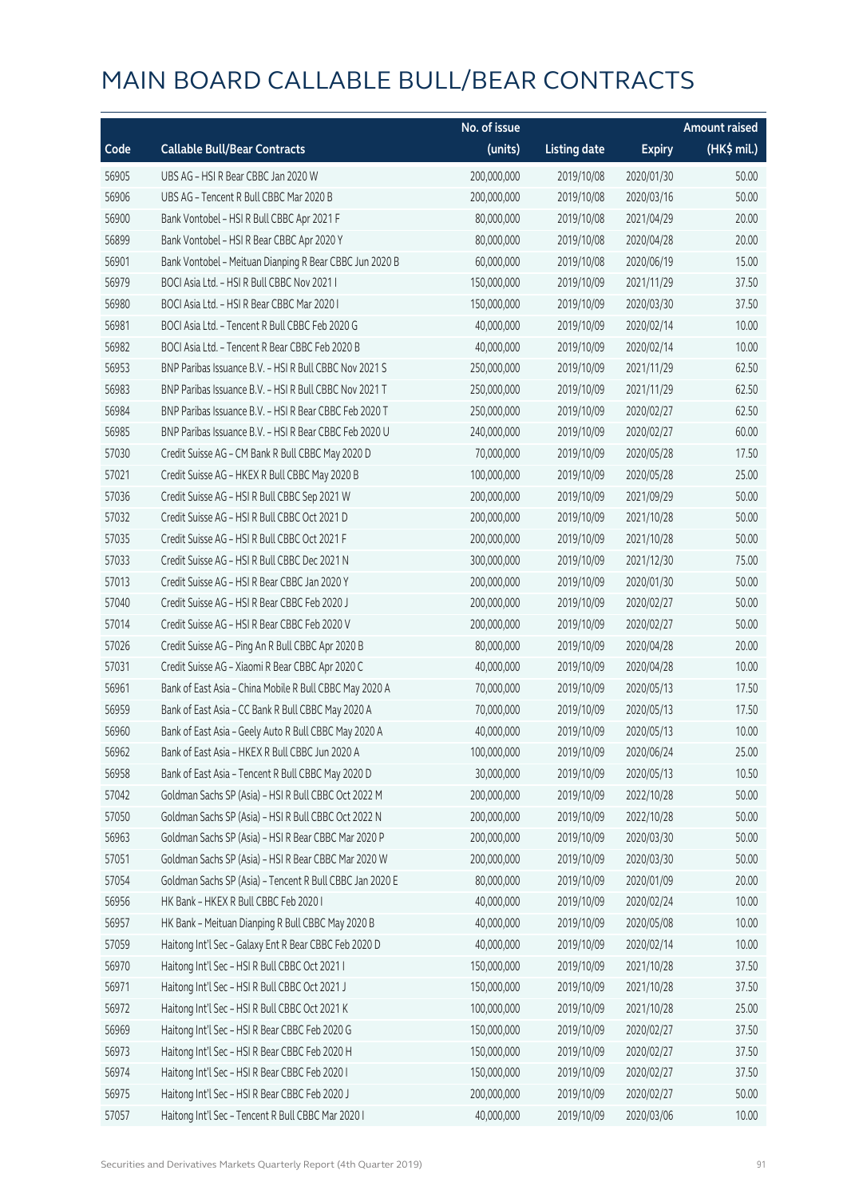# MAIN BOARD CALLABLE BULL/BEAR CONTRACTS

| Code | Callable Bull/Bear Contracts | No. of issue (units) | Listing date | Expiry | Amount raised (HK$ mil.) |
|---|---|---|---|---|---|
| 56905 | UBS AG – HSI R Bear CBBC Jan 2020 W | 200,000,000 | 2019/10/08 | 2020/01/30 | 50.00 |
| 56906 | UBS AG – Tencent R Bull CBBC Mar 2020 B | 200,000,000 | 2019/10/08 | 2020/03/16 | 50.00 |
| 56900 | Bank Vontobel – HSI R Bull CBBC Apr 2021 F | 80,000,000 | 2019/10/08 | 2021/04/29 | 20.00 |
| 56899 | Bank Vontobel – HSI R Bear CBBC Apr 2020 Y | 80,000,000 | 2019/10/08 | 2020/04/28 | 20.00 |
| 56901 | Bank Vontobel – Meituan Dianping R Bear CBBC Jun 2020 B | 60,000,000 | 2019/10/08 | 2020/06/19 | 15.00 |
| 56979 | BOCI Asia Ltd. – HSI R Bull CBBC Nov 2021 I | 150,000,000 | 2019/10/09 | 2021/11/29 | 37.50 |
| 56980 | BOCI Asia Ltd. – HSI R Bear CBBC Mar 2020 I | 150,000,000 | 2019/10/09 | 2020/03/30 | 37.50 |
| 56981 | BOCI Asia Ltd. – Tencent R Bull CBBC Feb 2020 G | 40,000,000 | 2019/10/09 | 2020/02/14 | 10.00 |
| 56982 | BOCI Asia Ltd. – Tencent R Bear CBBC Feb 2020 B | 40,000,000 | 2019/10/09 | 2020/02/14 | 10.00 |
| 56953 | BNP Paribas Issuance B.V. – HSI R Bull CBBC Nov 2021 S | 250,000,000 | 2019/10/09 | 2021/11/29 | 62.50 |
| 56983 | BNP Paribas Issuance B.V. – HSI R Bull CBBC Nov 2021 T | 250,000,000 | 2019/10/09 | 2021/11/29 | 62.50 |
| 56984 | BNP Paribas Issuance B.V. – HSI R Bear CBBC Feb 2020 T | 250,000,000 | 2019/10/09 | 2020/02/27 | 62.50 |
| 56985 | BNP Paribas Issuance B.V. – HSI R Bear CBBC Feb 2020 U | 240,000,000 | 2019/10/09 | 2020/02/27 | 60.00 |
| 57030 | Credit Suisse AG – CM Bank R Bull CBBC May 2020 D | 70,000,000 | 2019/10/09 | 2020/05/28 | 17.50 |
| 57021 | Credit Suisse AG – HKEX R Bull CBBC May 2020 B | 100,000,000 | 2019/10/09 | 2020/05/28 | 25.00 |
| 57036 | Credit Suisse AG – HSI R Bull CBBC Sep 2021 W | 200,000,000 | 2019/10/09 | 2021/09/29 | 50.00 |
| 57032 | Credit Suisse AG – HSI R Bull CBBC Oct 2021 D | 200,000,000 | 2019/10/09 | 2021/10/28 | 50.00 |
| 57035 | Credit Suisse AG – HSI R Bull CBBC Oct 2021 F | 200,000,000 | 2019/10/09 | 2021/10/28 | 50.00 |
| 57033 | Credit Suisse AG – HSI R Bull CBBC Dec 2021 N | 300,000,000 | 2019/10/09 | 2021/12/30 | 75.00 |
| 57013 | Credit Suisse AG – HSI R Bear CBBC Jan 2020 Y | 200,000,000 | 2019/10/09 | 2020/01/30 | 50.00 |
| 57040 | Credit Suisse AG – HSI R Bear CBBC Feb 2020 J | 200,000,000 | 2019/10/09 | 2020/02/27 | 50.00 |
| 57014 | Credit Suisse AG – HSI R Bear CBBC Feb 2020 V | 200,000,000 | 2019/10/09 | 2020/02/27 | 50.00 |
| 57026 | Credit Suisse AG – Ping An R Bull CBBC Apr 2020 B | 80,000,000 | 2019/10/09 | 2020/04/28 | 20.00 |
| 57031 | Credit Suisse AG – Xiaomi R Bear CBBC Apr 2020 C | 40,000,000 | 2019/10/09 | 2020/04/28 | 10.00 |
| 56961 | Bank of East Asia – China Mobile R Bull CBBC May 2020 A | 70,000,000 | 2019/10/09 | 2020/05/13 | 17.50 |
| 56959 | Bank of East Asia – CC Bank R Bull CBBC May 2020 A | 70,000,000 | 2019/10/09 | 2020/05/13 | 17.50 |
| 56960 | Bank of East Asia – Geely Auto R Bull CBBC May 2020 A | 40,000,000 | 2019/10/09 | 2020/05/13 | 10.00 |
| 56962 | Bank of East Asia – HKEX R Bull CBBC Jun 2020 A | 100,000,000 | 2019/10/09 | 2020/06/24 | 25.00 |
| 56958 | Bank of East Asia – Tencent R Bull CBBC May 2020 D | 30,000,000 | 2019/10/09 | 2020/05/13 | 10.50 |
| 57042 | Goldman Sachs SP (Asia) – HSI R Bull CBBC Oct 2022 M | 200,000,000 | 2019/10/09 | 2022/10/28 | 50.00 |
| 57050 | Goldman Sachs SP (Asia) – HSI R Bull CBBC Oct 2022 N | 200,000,000 | 2019/10/09 | 2022/10/28 | 50.00 |
| 56963 | Goldman Sachs SP (Asia) – HSI R Bear CBBC Mar 2020 P | 200,000,000 | 2019/10/09 | 2020/03/30 | 50.00 |
| 57051 | Goldman Sachs SP (Asia) – HSI R Bear CBBC Mar 2020 W | 200,000,000 | 2019/10/09 | 2020/03/30 | 50.00 |
| 57054 | Goldman Sachs SP (Asia) – Tencent R Bull CBBC Jan 2020 E | 80,000,000 | 2019/10/09 | 2020/01/09 | 20.00 |
| 56956 | HK Bank – HKEX R Bull CBBC Feb 2020 I | 40,000,000 | 2019/10/09 | 2020/02/24 | 10.00 |
| 56957 | HK Bank – Meituan Dianping R Bull CBBC May 2020 B | 40,000,000 | 2019/10/09 | 2020/05/08 | 10.00 |
| 57059 | Haitong Int'l Sec – Galaxy Ent R Bear CBBC Feb 2020 D | 40,000,000 | 2019/10/09 | 2020/02/14 | 10.00 |
| 56970 | Haitong Int'l Sec – HSI R Bull CBBC Oct 2021 I | 150,000,000 | 2019/10/09 | 2021/10/28 | 37.50 |
| 56971 | Haitong Int'l Sec – HSI R Bull CBBC Oct 2021 J | 150,000,000 | 2019/10/09 | 2021/10/28 | 37.50 |
| 56972 | Haitong Int'l Sec – HSI R Bull CBBC Oct 2021 K | 100,000,000 | 2019/10/09 | 2021/10/28 | 25.00 |
| 56969 | Haitong Int'l Sec – HSI R Bear CBBC Feb 2020 G | 150,000,000 | 2019/10/09 | 2020/02/27 | 37.50 |
| 56973 | Haitong Int'l Sec – HSI R Bear CBBC Feb 2020 H | 150,000,000 | 2019/10/09 | 2020/02/27 | 37.50 |
| 56974 | Haitong Int'l Sec – HSI R Bear CBBC Feb 2020 I | 150,000,000 | 2019/10/09 | 2020/02/27 | 37.50 |
| 56975 | Haitong Int'l Sec – HSI R Bear CBBC Feb 2020 J | 200,000,000 | 2019/10/09 | 2020/02/27 | 50.00 |
| 57057 | Haitong Int'l Sec – Tencent R Bull CBBC Mar 2020 I | 40,000,000 | 2019/10/09 | 2020/03/06 | 10.00 |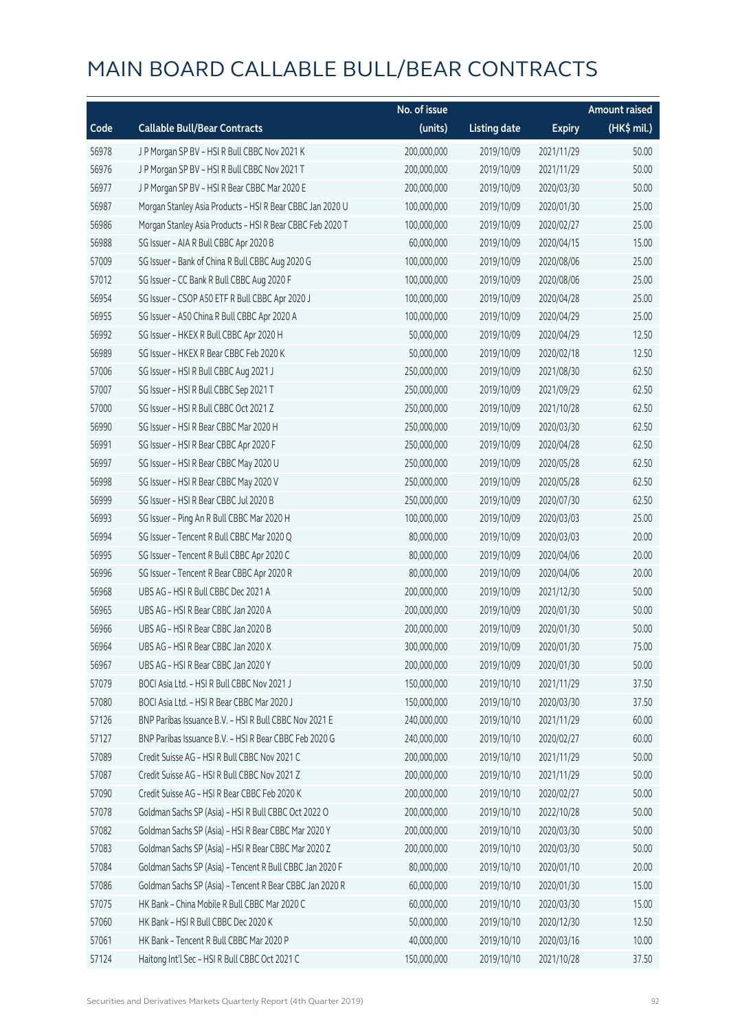# MAIN BOARD CALLABLE BULL/BEAR CONTRACTS

| Code | Callable Bull/Bear Contracts | No. of issue (units) | Listing date | Expiry | Amount raised (HK$ mil.) |
|---|---|---|---|---|---|
| 56978 | J P Morgan SP BV – HSI R Bull CBBC Nov 2021 K | 200,000,000 | 2019/10/09 | 2021/11/29 | 50.00 |
| 56976 | J P Morgan SP BV – HSI R Bull CBBC Nov 2021 T | 200,000,000 | 2019/10/09 | 2021/11/29 | 50.00 |
| 56977 | J P Morgan SP BV – HSI R Bear CBBC Mar 2020 E | 200,000,000 | 2019/10/09 | 2020/03/30 | 50.00 |
| 56987 | Morgan Stanley Asia Products – HSI R Bear CBBC Jan 2020 U | 100,000,000 | 2019/10/09 | 2020/01/30 | 25.00 |
| 56986 | Morgan Stanley Asia Products – HSI R Bear CBBC Feb 2020 T | 100,000,000 | 2019/10/09 | 2020/02/27 | 25.00 |
| 56988 | SG Issuer – AIA R Bull CBBC Apr 2020 B | 60,000,000 | 2019/10/09 | 2020/04/15 | 15.00 |
| 57009 | SG Issuer – Bank of China R Bull CBBC Aug 2020 G | 100,000,000 | 2019/10/09 | 2020/08/06 | 25.00 |
| 57012 | SG Issuer – CC Bank R Bull CBBC Aug 2020 F | 100,000,000 | 2019/10/09 | 2020/08/06 | 25.00 |
| 56954 | SG Issuer – CSOP A50 ETF R Bull CBBC Apr 2020 J | 100,000,000 | 2019/10/09 | 2020/04/28 | 25.00 |
| 56955 | SG Issuer – A50 China R Bull CBBC Apr 2020 A | 100,000,000 | 2019/10/09 | 2020/04/29 | 25.00 |
| 56992 | SG Issuer – HKEX R Bull CBBC Apr 2020 H | 50,000,000 | 2019/10/09 | 2020/04/29 | 12.50 |
| 56989 | SG Issuer – HKEX R Bear CBBC Feb 2020 K | 50,000,000 | 2019/10/09 | 2020/02/18 | 12.50 |
| 57006 | SG Issuer – HSI R Bull CBBC Aug 2021 J | 250,000,000 | 2019/10/09 | 2021/08/30 | 62.50 |
| 57007 | SG Issuer – HSI R Bull CBBC Sep 2021 T | 250,000,000 | 2019/10/09 | 2021/09/29 | 62.50 |
| 57000 | SG Issuer – HSI R Bull CBBC Oct 2021 Z | 250,000,000 | 2019/10/09 | 2021/10/28 | 62.50 |
| 56990 | SG Issuer – HSI R Bear CBBC Mar 2020 H | 250,000,000 | 2019/10/09 | 2020/03/30 | 62.50 |
| 56991 | SG Issuer – HSI R Bear CBBC Apr 2020 F | 250,000,000 | 2019/10/09 | 2020/04/28 | 62.50 |
| 56997 | SG Issuer – HSI R Bear CBBC May 2020 U | 250,000,000 | 2019/10/09 | 2020/05/28 | 62.50 |
| 56998 | SG Issuer – HSI R Bear CBBC May 2020 V | 250,000,000 | 2019/10/09 | 2020/05/28 | 62.50 |
| 56999 | SG Issuer – HSI R Bear CBBC Jul 2020 B | 250,000,000 | 2019/10/09 | 2020/07/30 | 62.50 |
| 56993 | SG Issuer – Ping An R Bull CBBC Mar 2020 H | 100,000,000 | 2019/10/09 | 2020/03/03 | 25.00 |
| 56994 | SG Issuer – Tencent R Bull CBBC Mar 2020 Q | 80,000,000 | 2019/10/09 | 2020/03/03 | 20.00 |
| 56995 | SG Issuer – Tencent R Bull CBBC Apr 2020 C | 80,000,000 | 2019/10/09 | 2020/04/06 | 20.00 |
| 56996 | SG Issuer – Tencent R Bear CBBC Apr 2020 R | 80,000,000 | 2019/10/09 | 2020/04/06 | 20.00 |
| 56968 | UBS AG – HSI R Bull CBBC Dec 2021 A | 200,000,000 | 2019/10/09 | 2021/12/30 | 50.00 |
| 56965 | UBS AG – HSI R Bear CBBC Jan 2020 A | 200,000,000 | 2019/10/09 | 2020/01/30 | 50.00 |
| 56966 | UBS AG – HSI R Bear CBBC Jan 2020 B | 200,000,000 | 2019/10/09 | 2020/01/30 | 50.00 |
| 56964 | UBS AG – HSI R Bear CBBC Jan 2020 X | 300,000,000 | 2019/10/09 | 2020/01/30 | 75.00 |
| 56967 | UBS AG – HSI R Bear CBBC Jan 2020 Y | 200,000,000 | 2019/10/09 | 2020/01/30 | 50.00 |
| 57079 | BOCI Asia Ltd. – HSI R Bull CBBC Nov 2021 J | 150,000,000 | 2019/10/10 | 2021/11/29 | 37.50 |
| 57080 | BOCI Asia Ltd. – HSI R Bear CBBC Mar 2020 J | 150,000,000 | 2019/10/10 | 2020/03/30 | 37.50 |
| 57126 | BNP Paribas Issuance B.V. – HSI R Bull CBBC Nov 2021 E | 240,000,000 | 2019/10/10 | 2021/11/29 | 60.00 |
| 57127 | BNP Paribas Issuance B.V. – HSI R Bear CBBC Feb 2020 G | 240,000,000 | 2019/10/10 | 2020/02/27 | 60.00 |
| 57089 | Credit Suisse AG – HSI R Bull CBBC Nov 2021 C | 200,000,000 | 2019/10/10 | 2021/11/29 | 50.00 |
| 57087 | Credit Suisse AG – HSI R Bull CBBC Nov 2021 Z | 200,000,000 | 2019/10/10 | 2021/11/29 | 50.00 |
| 57090 | Credit Suisse AG – HSI R Bear CBBC Feb 2020 K | 200,000,000 | 2019/10/10 | 2020/02/27 | 50.00 |
| 57078 | Goldman Sachs SP (Asia) – HSI R Bull CBBC Oct 2022 O | 200,000,000 | 2019/10/10 | 2022/10/28 | 50.00 |
| 57082 | Goldman Sachs SP (Asia) – HSI R Bear CBBC Mar 2020 Y | 200,000,000 | 2019/10/10 | 2020/03/30 | 50.00 |
| 57083 | Goldman Sachs SP (Asia) – HSI R Bear CBBC Mar 2020 Z | 200,000,000 | 2019/10/10 | 2020/03/30 | 50.00 |
| 57084 | Goldman Sachs SP (Asia) – Tencent R Bull CBBC Jan 2020 F | 80,000,000 | 2019/10/10 | 2020/01/10 | 20.00 |
| 57086 | Goldman Sachs SP (Asia) – Tencent R Bear CBBC Jan 2020 R | 60,000,000 | 2019/10/10 | 2020/01/30 | 15.00 |
| 57075 | HK Bank – China Mobile R Bull CBBC Mar 2020 C | 60,000,000 | 2019/10/10 | 2020/03/30 | 15.00 |
| 57060 | HK Bank – HSI R Bull CBBC Dec 2020 K | 50,000,000 | 2019/10/10 | 2020/12/30 | 12.50 |
| 57061 | HK Bank – Tencent R Bull CBBC Mar 2020 P | 40,000,000 | 2019/10/10 | 2020/03/16 | 10.00 |
| 57124 | Haitong Int'l Sec – HSI R Bull CBBC Oct 2021 C | 150,000,000 | 2019/10/10 | 2021/10/28 | 37.50 |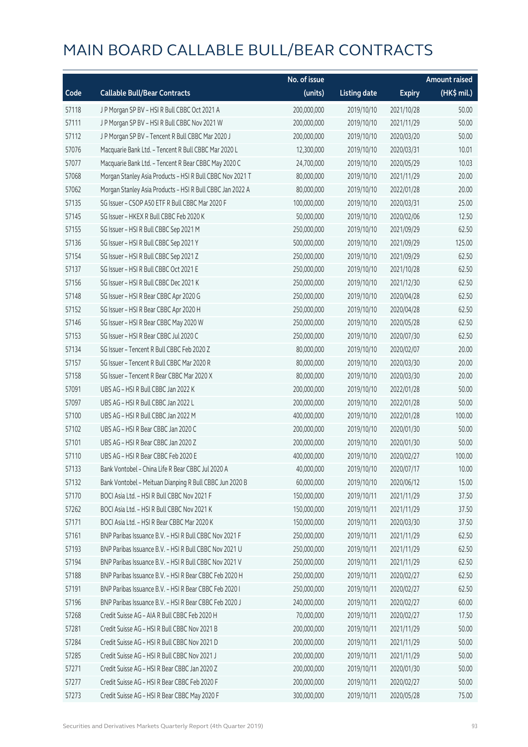# MAIN BOARD CALLABLE BULL/BEAR CONTRACTS

| Code | Callable Bull/Bear Contracts | No. of issue (units) | Listing date | Expiry | Amount raised (HK$ mil.) |
|---|---|---|---|---|---|
| 57118 | J P Morgan SP BV – HSI R Bull CBBC Oct 2021 A | 200,000,000 | 2019/10/10 | 2021/10/28 | 50.00 |
| 57111 | J P Morgan SP BV – HSI R Bull CBBC Nov 2021 W | 200,000,000 | 2019/10/10 | 2021/11/29 | 50.00 |
| 57112 | J P Morgan SP BV – Tencent R Bull CBBC Mar 2020 J | 200,000,000 | 2019/10/10 | 2020/03/20 | 50.00 |
| 57076 | Macquarie Bank Ltd. – Tencent R Bull CBBC Mar 2020 L | 12,300,000 | 2019/10/10 | 2020/03/31 | 10.01 |
| 57077 | Macquarie Bank Ltd. – Tencent R Bear CBBC May 2020 C | 24,700,000 | 2019/10/10 | 2020/05/29 | 10.03 |
| 57068 | Morgan Stanley Asia Products – HSI R Bull CBBC Nov 2021 T | 80,000,000 | 2019/10/10 | 2021/11/29 | 20.00 |
| 57062 | Morgan Stanley Asia Products – HSI R Bull CBBC Jan 2022 A | 80,000,000 | 2019/10/10 | 2022/01/28 | 20.00 |
| 57135 | SG Issuer – CSOP A50 ETF R Bull CBBC Mar 2020 F | 100,000,000 | 2019/10/10 | 2020/03/31 | 25.00 |
| 57145 | SG Issuer – HKEX R Bull CBBC Feb 2020 K | 50,000,000 | 2019/10/10 | 2020/02/06 | 12.50 |
| 57155 | SG Issuer – HSI R Bull CBBC Sep 2021 M | 250,000,000 | 2019/10/10 | 2021/09/29 | 62.50 |
| 57136 | SG Issuer – HSI R Bull CBBC Sep 2021 Y | 500,000,000 | 2019/10/10 | 2021/09/29 | 125.00 |
| 57154 | SG Issuer – HSI R Bull CBBC Sep 2021 Z | 250,000,000 | 2019/10/10 | 2021/09/29 | 62.50 |
| 57137 | SG Issuer – HSI R Bull CBBC Oct 2021 E | 250,000,000 | 2019/10/10 | 2021/10/28 | 62.50 |
| 57156 | SG Issuer – HSI R Bull CBBC Dec 2021 K | 250,000,000 | 2019/10/10 | 2021/12/30 | 62.50 |
| 57148 | SG Issuer – HSI R Bear CBBC Apr 2020 G | 250,000,000 | 2019/10/10 | 2020/04/28 | 62.50 |
| 57152 | SG Issuer – HSI R Bear CBBC Apr 2020 H | 250,000,000 | 2019/10/10 | 2020/04/28 | 62.50 |
| 57146 | SG Issuer – HSI R Bear CBBC May 2020 W | 250,000,000 | 2019/10/10 | 2020/05/28 | 62.50 |
| 57153 | SG Issuer – HSI R Bear CBBC Jul 2020 C | 250,000,000 | 2019/10/10 | 2020/07/30 | 62.50 |
| 57134 | SG Issuer – Tencent R Bull CBBC Feb 2020 Z | 80,000,000 | 2019/10/10 | 2020/02/07 | 20.00 |
| 57157 | SG Issuer – Tencent R Bull CBBC Mar 2020 R | 80,000,000 | 2019/10/10 | 2020/03/30 | 20.00 |
| 57158 | SG Issuer – Tencent R Bear CBBC Mar 2020 X | 80,000,000 | 2019/10/10 | 2020/03/30 | 20.00 |
| 57091 | UBS AG – HSI R Bull CBBC Jan 2022 K | 200,000,000 | 2019/10/10 | 2022/01/28 | 50.00 |
| 57097 | UBS AG – HSI R Bull CBBC Jan 2022 L | 200,000,000 | 2019/10/10 | 2022/01/28 | 50.00 |
| 57100 | UBS AG – HSI R Bull CBBC Jan 2022 M | 400,000,000 | 2019/10/10 | 2022/01/28 | 100.00 |
| 57102 | UBS AG – HSI R Bear CBBC Jan 2020 C | 200,000,000 | 2019/10/10 | 2020/01/30 | 50.00 |
| 57101 | UBS AG – HSI R Bear CBBC Jan 2020 Z | 200,000,000 | 2019/10/10 | 2020/01/30 | 50.00 |
| 57110 | UBS AG – HSI R Bear CBBC Feb 2020 E | 400,000,000 | 2019/10/10 | 2020/02/27 | 100.00 |
| 57133 | Bank Vontobel – China Life R Bear CBBC Jul 2020 A | 40,000,000 | 2019/10/10 | 2020/07/17 | 10.00 |
| 57132 | Bank Vontobel – Meituan Dianping R Bull CBBC Jun 2020 B | 60,000,000 | 2019/10/10 | 2020/06/12 | 15.00 |
| 57170 | BOCI Asia Ltd. – HSI R Bull CBBC Nov 2021 F | 150,000,000 | 2019/10/11 | 2021/11/29 | 37.50 |
| 57262 | BOCI Asia Ltd. – HSI R Bull CBBC Nov 2021 K | 150,000,000 | 2019/10/11 | 2021/11/29 | 37.50 |
| 57171 | BOCI Asia Ltd. – HSI R Bear CBBC Mar 2020 K | 150,000,000 | 2019/10/11 | 2020/03/30 | 37.50 |
| 57161 | BNP Paribas Issuance B.V. – HSI R Bull CBBC Nov 2021 F | 250,000,000 | 2019/10/11 | 2021/11/29 | 62.50 |
| 57193 | BNP Paribas Issuance B.V. – HSI R Bull CBBC Nov 2021 U | 250,000,000 | 2019/10/11 | 2021/11/29 | 62.50 |
| 57194 | BNP Paribas Issuance B.V. – HSI R Bull CBBC Nov 2021 V | 250,000,000 | 2019/10/11 | 2021/11/29 | 62.50 |
| 57188 | BNP Paribas Issuance B.V. – HSI R Bear CBBC Feb 2020 H | 250,000,000 | 2019/10/11 | 2020/02/27 | 62.50 |
| 57191 | BNP Paribas Issuance B.V. – HSI R Bear CBBC Feb 2020 I | 250,000,000 | 2019/10/11 | 2020/02/27 | 62.50 |
| 57196 | BNP Paribas Issuance B.V. – HSI R Bear CBBC Feb 2020 J | 240,000,000 | 2019/10/11 | 2020/02/27 | 60.00 |
| 57268 | Credit Suisse AG – AIA R Bull CBBC Feb 2020 H | 70,000,000 | 2019/10/11 | 2020/02/27 | 17.50 |
| 57281 | Credit Suisse AG – HSI R Bull CBBC Nov 2021 B | 200,000,000 | 2019/10/11 | 2021/11/29 | 50.00 |
| 57284 | Credit Suisse AG – HSI R Bull CBBC Nov 2021 D | 200,000,000 | 2019/10/11 | 2021/11/29 | 50.00 |
| 57285 | Credit Suisse AG – HSI R Bull CBBC Nov 2021 J | 200,000,000 | 2019/10/11 | 2021/11/29 | 50.00 |
| 57271 | Credit Suisse AG – HSI R Bear CBBC Jan 2020 Z | 200,000,000 | 2019/10/11 | 2020/01/30 | 50.00 |
| 57277 | Credit Suisse AG – HSI R Bear CBBC Feb 2020 F | 200,000,000 | 2019/10/11 | 2020/02/27 | 50.00 |
| 57273 | Credit Suisse AG – HSI R Bear CBBC May 2020 F | 300,000,000 | 2019/10/11 | 2020/05/28 | 75.00 |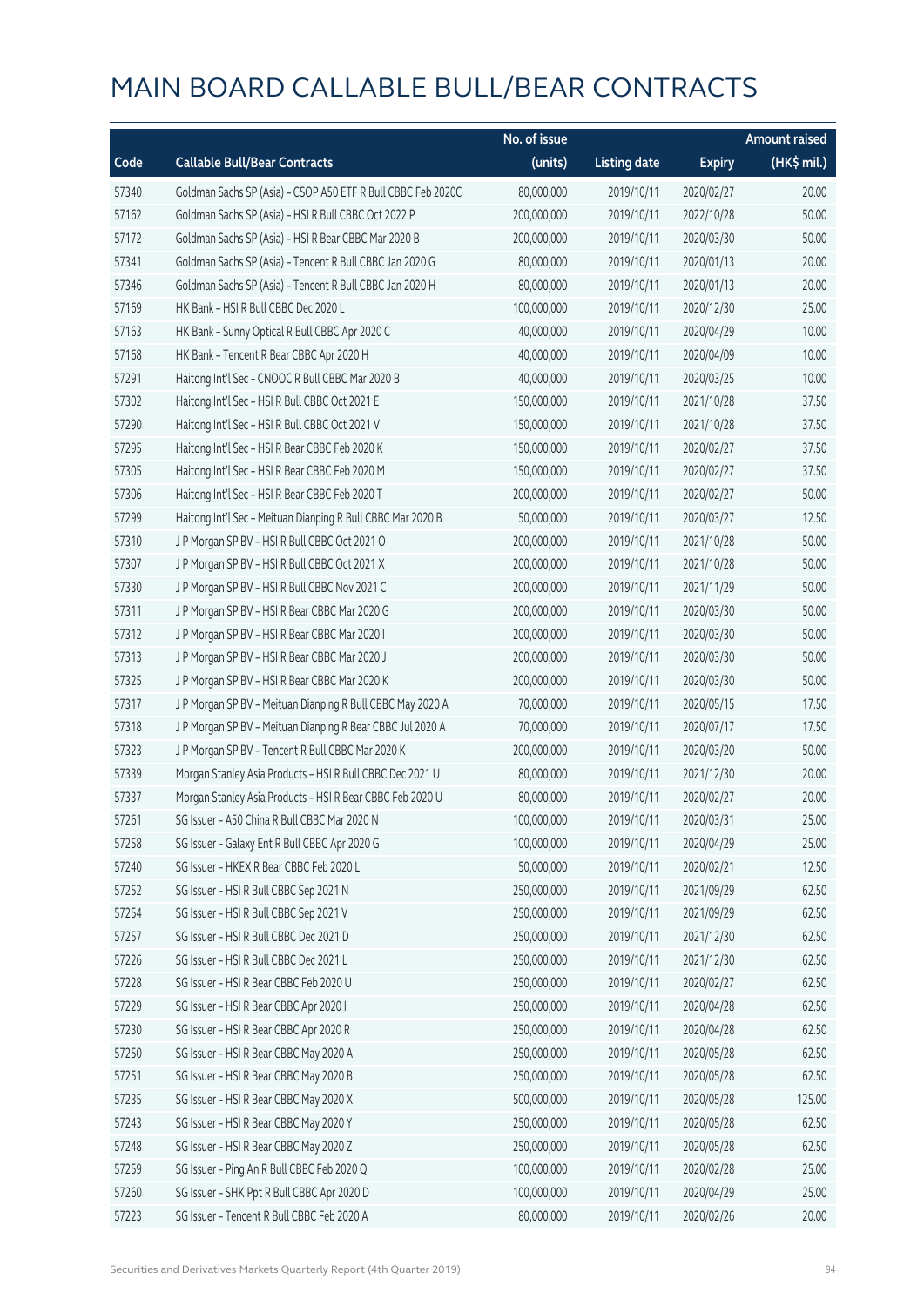# MAIN BOARD CALLABLE BULL/BEAR CONTRACTS

| Code | Callable Bull/Bear Contracts | No. of issue (units) | Listing date | Expiry | Amount raised (HK$ mil.) |
|---|---|---|---|---|---|
| 57340 | Goldman Sachs SP (Asia) - CSOP A50 ETF R Bull CBBC Feb 2020C | 80,000,000 | 2019/10/11 | 2020/02/27 | 20.00 |
| 57162 | Goldman Sachs SP (Asia) - HSI R Bull CBBC Oct 2022 P | 200,000,000 | 2019/10/11 | 2022/10/28 | 50.00 |
| 57172 | Goldman Sachs SP (Asia) - HSI R Bear CBBC Mar 2020 B | 200,000,000 | 2019/10/11 | 2020/03/30 | 50.00 |
| 57341 | Goldman Sachs SP (Asia) - Tencent R Bull CBBC Jan 2020 G | 80,000,000 | 2019/10/11 | 2020/01/13 | 20.00 |
| 57346 | Goldman Sachs SP (Asia) - Tencent R Bull CBBC Jan 2020 H | 80,000,000 | 2019/10/11 | 2020/01/13 | 20.00 |
| 57169 | HK Bank - HSI R Bull CBBC Dec 2020 L | 100,000,000 | 2019/10/11 | 2020/12/30 | 25.00 |
| 57163 | HK Bank - Sunny Optical R Bull CBBC Apr 2020 C | 40,000,000 | 2019/10/11 | 2020/04/29 | 10.00 |
| 57168 | HK Bank - Tencent R Bear CBBC Apr 2020 H | 40,000,000 | 2019/10/11 | 2020/04/09 | 10.00 |
| 57291 | Haitong Int'l Sec - CNOOC R Bull CBBC Mar 2020 B | 40,000,000 | 2019/10/11 | 2020/03/25 | 10.00 |
| 57302 | Haitong Int'l Sec - HSI R Bull CBBC Oct 2021 E | 150,000,000 | 2019/10/11 | 2021/10/28 | 37.50 |
| 57290 | Haitong Int'l Sec - HSI R Bull CBBC Oct 2021 V | 150,000,000 | 2019/10/11 | 2021/10/28 | 37.50 |
| 57295 | Haitong Int'l Sec - HSI R Bear CBBC Feb 2020 K | 150,000,000 | 2019/10/11 | 2020/02/27 | 37.50 |
| 57305 | Haitong Int'l Sec - HSI R Bear CBBC Feb 2020 M | 150,000,000 | 2019/10/11 | 2020/02/27 | 37.50 |
| 57306 | Haitong Int'l Sec - HSI R Bear CBBC Feb 2020 T | 200,000,000 | 2019/10/11 | 2020/02/27 | 50.00 |
| 57299 | Haitong Int'l Sec - Meituan Dianping R Bull CBBC Mar 2020 B | 50,000,000 | 2019/10/11 | 2020/03/27 | 12.50 |
| 57310 | J P Morgan SP BV - HSI R Bull CBBC Oct 2021 O | 200,000,000 | 2019/10/11 | 2021/10/28 | 50.00 |
| 57307 | J P Morgan SP BV - HSI R Bull CBBC Oct 2021 X | 200,000,000 | 2019/10/11 | 2021/10/28 | 50.00 |
| 57330 | J P Morgan SP BV - HSI R Bull CBBC Nov 2021 C | 200,000,000 | 2019/10/11 | 2021/11/29 | 50.00 |
| 57311 | J P Morgan SP BV - HSI R Bear CBBC Mar 2020 G | 200,000,000 | 2019/10/11 | 2020/03/30 | 50.00 |
| 57312 | J P Morgan SP BV - HSI R Bear CBBC Mar 2020 I | 200,000,000 | 2019/10/11 | 2020/03/30 | 50.00 |
| 57313 | J P Morgan SP BV - HSI R Bear CBBC Mar 2020 J | 200,000,000 | 2019/10/11 | 2020/03/30 | 50.00 |
| 57325 | J P Morgan SP BV - HSI R Bear CBBC Mar 2020 K | 200,000,000 | 2019/10/11 | 2020/03/30 | 50.00 |
| 57317 | J P Morgan SP BV - Meituan Dianping R Bull CBBC May 2020 A | 70,000,000 | 2019/10/11 | 2020/05/15 | 17.50 |
| 57318 | J P Morgan SP BV - Meituan Dianping R Bear CBBC Jul 2020 A | 70,000,000 | 2019/10/11 | 2020/07/17 | 17.50 |
| 57323 | J P Morgan SP BV - Tencent R Bull CBBC Mar 2020 K | 200,000,000 | 2019/10/11 | 2020/03/20 | 50.00 |
| 57339 | Morgan Stanley Asia Products - HSI R Bull CBBC Dec 2021 U | 80,000,000 | 2019/10/11 | 2021/12/30 | 20.00 |
| 57337 | Morgan Stanley Asia Products - HSI R Bear CBBC Feb 2020 U | 80,000,000 | 2019/10/11 | 2020/02/27 | 20.00 |
| 57261 | SG Issuer - A50 China R Bull CBBC Mar 2020 N | 100,000,000 | 2019/10/11 | 2020/03/31 | 25.00 |
| 57258 | SG Issuer - Galaxy Ent R Bull CBBC Apr 2020 G | 100,000,000 | 2019/10/11 | 2020/04/29 | 25.00 |
| 57240 | SG Issuer - HKEX R Bear CBBC Feb 2020 L | 50,000,000 | 2019/10/11 | 2020/02/21 | 12.50 |
| 57252 | SG Issuer - HSI R Bull CBBC Sep 2021 N | 250,000,000 | 2019/10/11 | 2021/09/29 | 62.50 |
| 57254 | SG Issuer - HSI R Bull CBBC Sep 2021 V | 250,000,000 | 2019/10/11 | 2021/09/29 | 62.50 |
| 57257 | SG Issuer - HSI R Bull CBBC Dec 2021 D | 250,000,000 | 2019/10/11 | 2021/12/30 | 62.50 |
| 57226 | SG Issuer - HSI R Bull CBBC Dec 2021 L | 250,000,000 | 2019/10/11 | 2021/12/30 | 62.50 |
| 57228 | SG Issuer - HSI R Bear CBBC Feb 2020 U | 250,000,000 | 2019/10/11 | 2020/02/27 | 62.50 |
| 57229 | SG Issuer - HSI R Bear CBBC Apr 2020 I | 250,000,000 | 2019/10/11 | 2020/04/28 | 62.50 |
| 57230 | SG Issuer - HSI R Bear CBBC Apr 2020 R | 250,000,000 | 2019/10/11 | 2020/04/28 | 62.50 |
| 57250 | SG Issuer - HSI R Bear CBBC May 2020 A | 250,000,000 | 2019/10/11 | 2020/05/28 | 62.50 |
| 57251 | SG Issuer - HSI R Bear CBBC May 2020 B | 250,000,000 | 2019/10/11 | 2020/05/28 | 62.50 |
| 57235 | SG Issuer - HSI R Bear CBBC May 2020 X | 500,000,000 | 2019/10/11 | 2020/05/28 | 125.00 |
| 57243 | SG Issuer - HSI R Bear CBBC May 2020 Y | 250,000,000 | 2019/10/11 | 2020/05/28 | 62.50 |
| 57248 | SG Issuer - HSI R Bear CBBC May 2020 Z | 250,000,000 | 2019/10/11 | 2020/05/28 | 62.50 |
| 57259 | SG Issuer - Ping An R Bull CBBC Feb 2020 Q | 100,000,000 | 2019/10/11 | 2020/02/28 | 25.00 |
| 57260 | SG Issuer - SHK Ppt R Bull CBBC Apr 2020 D | 100,000,000 | 2019/10/11 | 2020/04/29 | 25.00 |
| 57223 | SG Issuer - Tencent R Bull CBBC Feb 2020 A | 80,000,000 | 2019/10/11 | 2020/02/26 | 20.00 |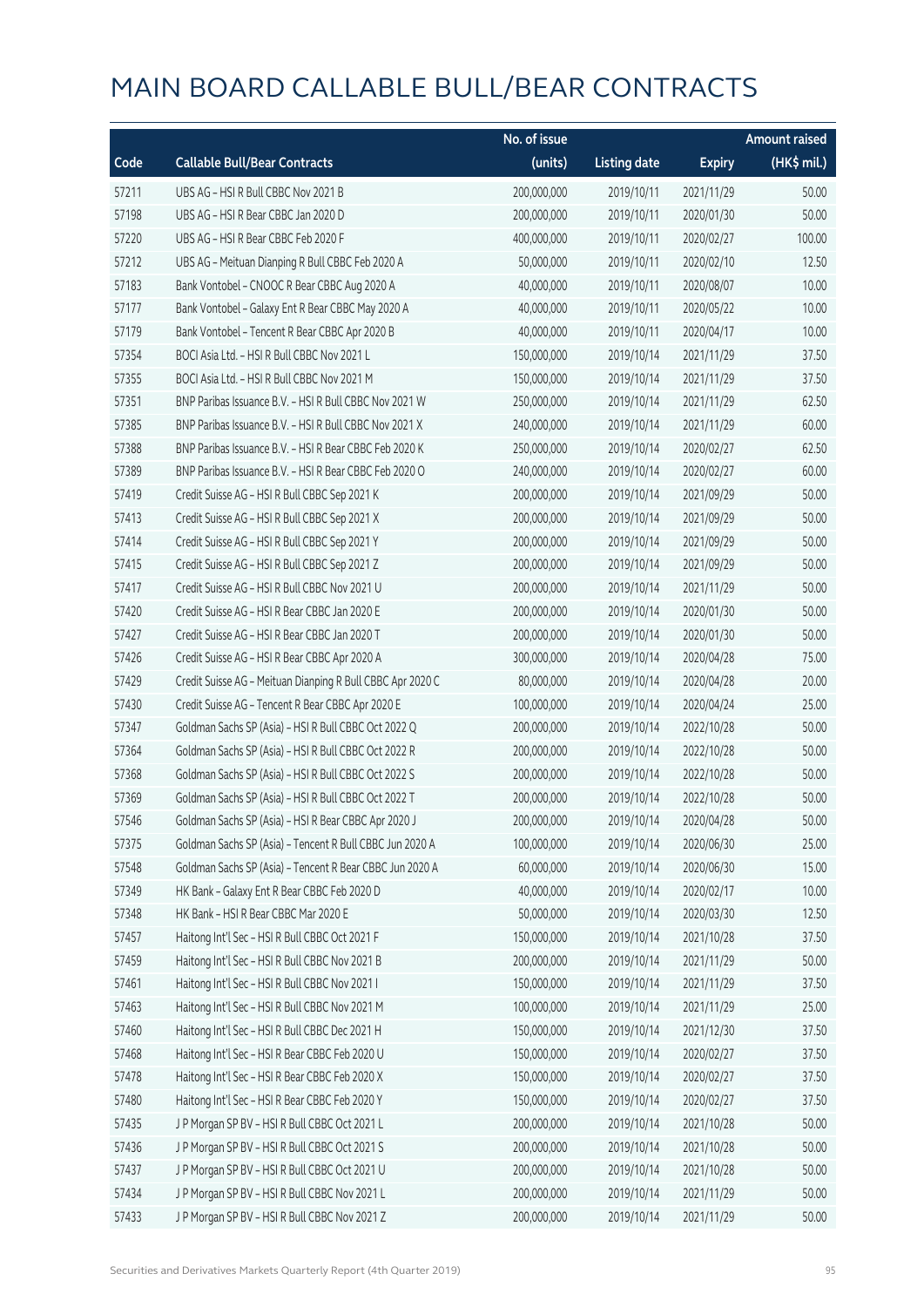# MAIN BOARD CALLABLE BULL/BEAR CONTRACTS

| Code | Callable Bull/Bear Contracts | No. of issue (units) | Listing date | Expiry | Amount raised (HK$ mil.) |
|---|---|---|---|---|---|
| 57211 | UBS AG - HSI R Bull CBBC Nov 2021 B | 200,000,000 | 2019/10/11 | 2021/11/29 | 50.00 |
| 57198 | UBS AG - HSI R Bear CBBC Jan 2020 D | 200,000,000 | 2019/10/11 | 2020/01/30 | 50.00 |
| 57220 | UBS AG - HSI R Bear CBBC Feb 2020 F | 400,000,000 | 2019/10/11 | 2020/02/27 | 100.00 |
| 57212 | UBS AG - Meituan Dianping R Bull CBBC Feb 2020 A | 50,000,000 | 2019/10/11 | 2020/02/10 | 12.50 |
| 57183 | Bank Vontobel - CNOOC R Bear CBBC Aug 2020 A | 40,000,000 | 2019/10/11 | 2020/08/07 | 10.00 |
| 57177 | Bank Vontobel - Galaxy Ent R Bear CBBC May 2020 A | 40,000,000 | 2019/10/11 | 2020/05/22 | 10.00 |
| 57179 | Bank Vontobel - Tencent R Bear CBBC Apr 2020 B | 40,000,000 | 2019/10/11 | 2020/04/17 | 10.00 |
| 57354 | BOCI Asia Ltd. - HSI R Bull CBBC Nov 2021 L | 150,000,000 | 2019/10/14 | 2021/11/29 | 37.50 |
| 57355 | BOCI Asia Ltd. - HSI R Bull CBBC Nov 2021 M | 150,000,000 | 2019/10/14 | 2021/11/29 | 37.50 |
| 57351 | BNP Paribas Issuance B.V. - HSI R Bull CBBC Nov 2021 W | 250,000,000 | 2019/10/14 | 2021/11/29 | 62.50 |
| 57385 | BNP Paribas Issuance B.V. - HSI R Bull CBBC Nov 2021 X | 240,000,000 | 2019/10/14 | 2021/11/29 | 60.00 |
| 57388 | BNP Paribas Issuance B.V. - HSI R Bear CBBC Feb 2020 K | 250,000,000 | 2019/10/14 | 2020/02/27 | 62.50 |
| 57389 | BNP Paribas Issuance B.V. - HSI R Bear CBBC Feb 2020 O | 240,000,000 | 2019/10/14 | 2020/02/27 | 60.00 |
| 57419 | Credit Suisse AG - HSI R Bull CBBC Sep 2021 K | 200,000,000 | 2019/10/14 | 2021/09/29 | 50.00 |
| 57413 | Credit Suisse AG - HSI R Bull CBBC Sep 2021 X | 200,000,000 | 2019/10/14 | 2021/09/29 | 50.00 |
| 57414 | Credit Suisse AG - HSI R Bull CBBC Sep 2021 Y | 200,000,000 | 2019/10/14 | 2021/09/29 | 50.00 |
| 57415 | Credit Suisse AG - HSI R Bull CBBC Sep 2021 Z | 200,000,000 | 2019/10/14 | 2021/09/29 | 50.00 |
| 57417 | Credit Suisse AG - HSI R Bull CBBC Nov 2021 U | 200,000,000 | 2019/10/14 | 2021/11/29 | 50.00 |
| 57420 | Credit Suisse AG - HSI R Bear CBBC Jan 2020 E | 200,000,000 | 2019/10/14 | 2020/01/30 | 50.00 |
| 57427 | Credit Suisse AG - HSI R Bear CBBC Jan 2020 T | 200,000,000 | 2019/10/14 | 2020/01/30 | 50.00 |
| 57426 | Credit Suisse AG - HSI R Bear CBBC Apr 2020 A | 300,000,000 | 2019/10/14 | 2020/04/28 | 75.00 |
| 57429 | Credit Suisse AG - Meituan Dianping R Bull CBBC Apr 2020 C | 80,000,000 | 2019/10/14 | 2020/04/28 | 20.00 |
| 57430 | Credit Suisse AG - Tencent R Bear CBBC Apr 2020 E | 100,000,000 | 2019/10/14 | 2020/04/24 | 25.00 |
| 57347 | Goldman Sachs SP (Asia) - HSI R Bull CBBC Oct 2022 Q | 200,000,000 | 2019/10/14 | 2022/10/28 | 50.00 |
| 57364 | Goldman Sachs SP (Asia) - HSI R Bull CBBC Oct 2022 R | 200,000,000 | 2019/10/14 | 2022/10/28 | 50.00 |
| 57368 | Goldman Sachs SP (Asia) - HSI R Bull CBBC Oct 2022 S | 200,000,000 | 2019/10/14 | 2022/10/28 | 50.00 |
| 57369 | Goldman Sachs SP (Asia) - HSI R Bull CBBC Oct 2022 T | 200,000,000 | 2019/10/14 | 2022/10/28 | 50.00 |
| 57546 | Goldman Sachs SP (Asia) - HSI R Bear CBBC Apr 2020 J | 200,000,000 | 2019/10/14 | 2020/04/28 | 50.00 |
| 57375 | Goldman Sachs SP (Asia) - Tencent R Bull CBBC Jun 2020 A | 100,000,000 | 2019/10/14 | 2020/06/30 | 25.00 |
| 57548 | Goldman Sachs SP (Asia) - Tencent R Bear CBBC Jun 2020 A | 60,000,000 | 2019/10/14 | 2020/06/30 | 15.00 |
| 57349 | HK Bank - Galaxy Ent R Bear CBBC Feb 2020 D | 40,000,000 | 2019/10/14 | 2020/02/17 | 10.00 |
| 57348 | HK Bank - HSI R Bear CBBC Mar 2020 E | 50,000,000 | 2019/10/14 | 2020/03/30 | 12.50 |
| 57457 | Haitong Int'l Sec - HSI R Bull CBBC Oct 2021 F | 150,000,000 | 2019/10/14 | 2021/10/28 | 37.50 |
| 57459 | Haitong Int'l Sec - HSI R Bull CBBC Nov 2021 B | 200,000,000 | 2019/10/14 | 2021/11/29 | 50.00 |
| 57461 | Haitong Int'l Sec - HSI R Bull CBBC Nov 2021 I | 150,000,000 | 2019/10/14 | 2021/11/29 | 37.50 |
| 57463 | Haitong Int'l Sec - HSI R Bull CBBC Nov 2021 M | 100,000,000 | 2019/10/14 | 2021/11/29 | 25.00 |
| 57460 | Haitong Int'l Sec - HSI R Bull CBBC Dec 2021 H | 150,000,000 | 2019/10/14 | 2021/12/30 | 37.50 |
| 57468 | Haitong Int'l Sec - HSI R Bear CBBC Feb 2020 U | 150,000,000 | 2019/10/14 | 2020/02/27 | 37.50 |
| 57478 | Haitong Int'l Sec - HSI R Bear CBBC Feb 2020 X | 150,000,000 | 2019/10/14 | 2020/02/27 | 37.50 |
| 57480 | Haitong Int'l Sec - HSI R Bear CBBC Feb 2020 Y | 150,000,000 | 2019/10/14 | 2020/02/27 | 37.50 |
| 57435 | J P Morgan SP BV - HSI R Bull CBBC Oct 2021 L | 200,000,000 | 2019/10/14 | 2021/10/28 | 50.00 |
| 57436 | J P Morgan SP BV - HSI R Bull CBBC Oct 2021 S | 200,000,000 | 2019/10/14 | 2021/10/28 | 50.00 |
| 57437 | J P Morgan SP BV - HSI R Bull CBBC Oct 2021 U | 200,000,000 | 2019/10/14 | 2021/10/28 | 50.00 |
| 57434 | J P Morgan SP BV - HSI R Bull CBBC Nov 2021 L | 200,000,000 | 2019/10/14 | 2021/11/29 | 50.00 |
| 57433 | J P Morgan SP BV - HSI R Bull CBBC Nov 2021 Z | 200,000,000 | 2019/10/14 | 2021/11/29 | 50.00 |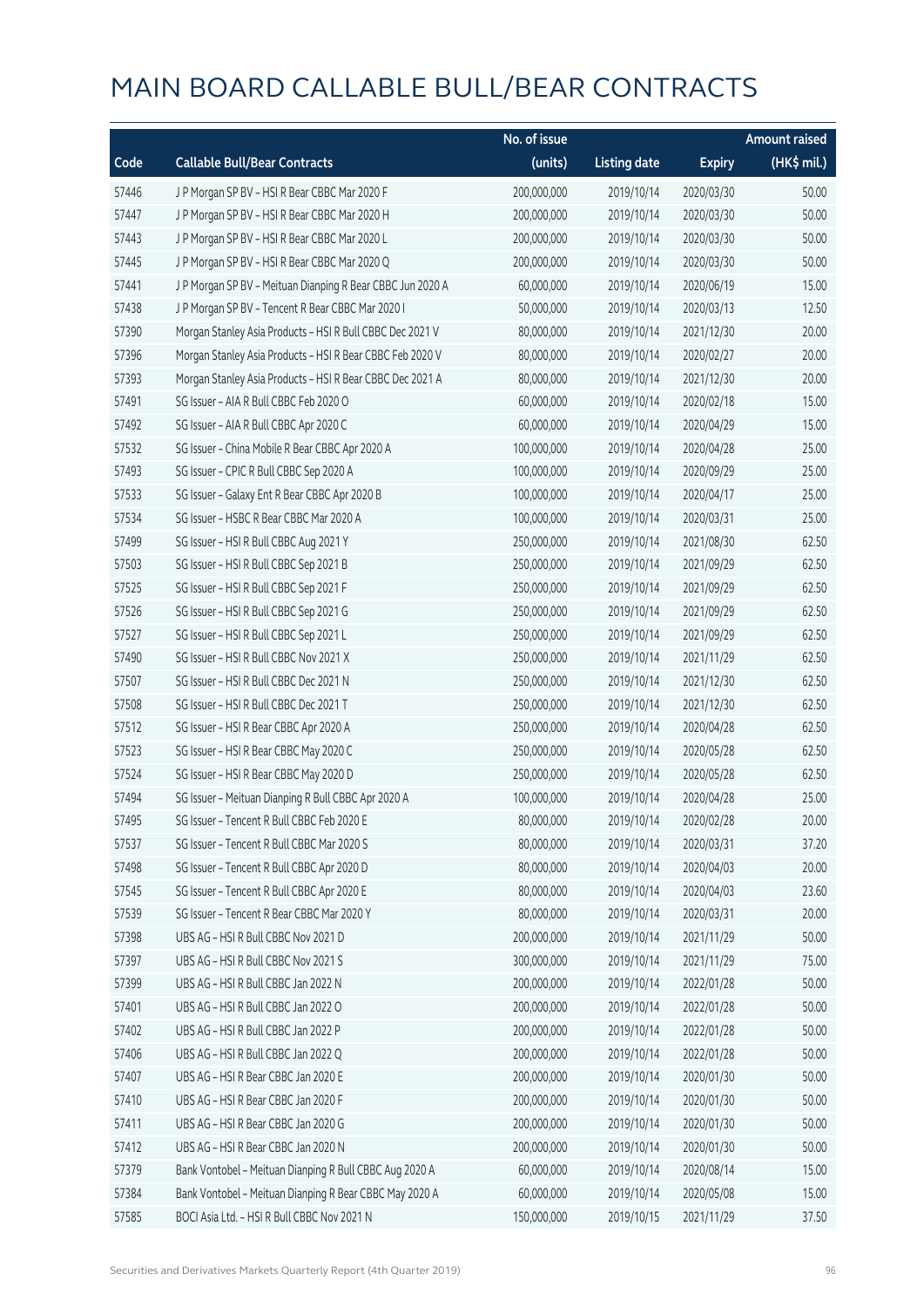# MAIN BOARD CALLABLE BULL/BEAR CONTRACTS

| Code | Callable Bull/Bear Contracts | No. of issue (units) | Listing date | Expiry | Amount raised (HK$ mil.) |
|---|---|---|---|---|---|
| 57446 | J P Morgan SP BV – HSI R Bear CBBC Mar 2020 F | 200,000,000 | 2019/10/14 | 2020/03/30 | 50.00 |
| 57447 | J P Morgan SP BV – HSI R Bear CBBC Mar 2020 H | 200,000,000 | 2019/10/14 | 2020/03/30 | 50.00 |
| 57443 | J P Morgan SP BV – HSI R Bear CBBC Mar 2020 L | 200,000,000 | 2019/10/14 | 2020/03/30 | 50.00 |
| 57445 | J P Morgan SP BV – HSI R Bear CBBC Mar 2020 Q | 200,000,000 | 2019/10/14 | 2020/03/30 | 50.00 |
| 57441 | J P Morgan SP BV – Meituan Dianping R Bear CBBC Jun 2020 A | 60,000,000 | 2019/10/14 | 2020/06/19 | 15.00 |
| 57438 | J P Morgan SP BV – Tencent R Bear CBBC Mar 2020 I | 50,000,000 | 2019/10/14 | 2020/03/13 | 12.50 |
| 57390 | Morgan Stanley Asia Products – HSI R Bull CBBC Dec 2021 V | 80,000,000 | 2019/10/14 | 2021/12/30 | 20.00 |
| 57396 | Morgan Stanley Asia Products – HSI R Bear CBBC Feb 2020 V | 80,000,000 | 2019/10/14 | 2020/02/27 | 20.00 |
| 57393 | Morgan Stanley Asia Products – HSI R Bear CBBC Dec 2021 A | 80,000,000 | 2019/10/14 | 2021/12/30 | 20.00 |
| 57491 | SG Issuer – AIA R Bull CBBC Feb 2020 O | 60,000,000 | 2019/10/14 | 2020/02/18 | 15.00 |
| 57492 | SG Issuer – AIA R Bull CBBC Apr 2020 C | 60,000,000 | 2019/10/14 | 2020/04/29 | 15.00 |
| 57532 | SG Issuer – China Mobile R Bear CBBC Apr 2020 A | 100,000,000 | 2019/10/14 | 2020/04/28 | 25.00 |
| 57493 | SG Issuer – CPIC R Bull CBBC Sep 2020 A | 100,000,000 | 2019/10/14 | 2020/09/29 | 25.00 |
| 57533 | SG Issuer – Galaxy Ent R Bear CBBC Apr 2020 B | 100,000,000 | 2019/10/14 | 2020/04/17 | 25.00 |
| 57534 | SG Issuer – HSBC R Bear CBBC Mar 2020 A | 100,000,000 | 2019/10/14 | 2020/03/31 | 25.00 |
| 57499 | SG Issuer – HSI R Bull CBBC Aug 2021 Y | 250,000,000 | 2019/10/14 | 2021/08/30 | 62.50 |
| 57503 | SG Issuer – HSI R Bull CBBC Sep 2021 B | 250,000,000 | 2019/10/14 | 2021/09/29 | 62.50 |
| 57525 | SG Issuer – HSI R Bull CBBC Sep 2021 F | 250,000,000 | 2019/10/14 | 2021/09/29 | 62.50 |
| 57526 | SG Issuer – HSI R Bull CBBC Sep 2021 G | 250,000,000 | 2019/10/14 | 2021/09/29 | 62.50 |
| 57527 | SG Issuer – HSI R Bull CBBC Sep 2021 L | 250,000,000 | 2019/10/14 | 2021/09/29 | 62.50 |
| 57490 | SG Issuer – HSI R Bull CBBC Nov 2021 X | 250,000,000 | 2019/10/14 | 2021/11/29 | 62.50 |
| 57507 | SG Issuer – HSI R Bull CBBC Dec 2021 N | 250,000,000 | 2019/10/14 | 2021/12/30 | 62.50 |
| 57508 | SG Issuer – HSI R Bull CBBC Dec 2021 T | 250,000,000 | 2019/10/14 | 2021/12/30 | 62.50 |
| 57512 | SG Issuer – HSI R Bear CBBC Apr 2020 A | 250,000,000 | 2019/10/14 | 2020/04/28 | 62.50 |
| 57523 | SG Issuer – HSI R Bear CBBC May 2020 C | 250,000,000 | 2019/10/14 | 2020/05/28 | 62.50 |
| 57524 | SG Issuer – HSI R Bear CBBC May 2020 D | 250,000,000 | 2019/10/14 | 2020/05/28 | 62.50 |
| 57494 | SG Issuer – Meituan Dianping R Bull CBBC Apr 2020 A | 100,000,000 | 2019/10/14 | 2020/04/28 | 25.00 |
| 57495 | SG Issuer – Tencent R Bull CBBC Feb 2020 E | 80,000,000 | 2019/10/14 | 2020/02/28 | 20.00 |
| 57537 | SG Issuer – Tencent R Bull CBBC Mar 2020 S | 80,000,000 | 2019/10/14 | 2020/03/31 | 37.20 |
| 57498 | SG Issuer – Tencent R Bull CBBC Apr 2020 D | 80,000,000 | 2019/10/14 | 2020/04/03 | 20.00 |
| 57545 | SG Issuer – Tencent R Bull CBBC Apr 2020 E | 80,000,000 | 2019/10/14 | 2020/04/03 | 23.60 |
| 57539 | SG Issuer – Tencent R Bear CBBC Mar 2020 Y | 80,000,000 | 2019/10/14 | 2020/03/31 | 20.00 |
| 57398 | UBS AG – HSI R Bull CBBC Nov 2021 D | 200,000,000 | 2019/10/14 | 2021/11/29 | 50.00 |
| 57397 | UBS AG – HSI R Bull CBBC Nov 2021 S | 300,000,000 | 2019/10/14 | 2021/11/29 | 75.00 |
| 57399 | UBS AG – HSI R Bull CBBC Jan 2022 N | 200,000,000 | 2019/10/14 | 2022/01/28 | 50.00 |
| 57401 | UBS AG – HSI R Bull CBBC Jan 2022 O | 200,000,000 | 2019/10/14 | 2022/01/28 | 50.00 |
| 57402 | UBS AG – HSI R Bull CBBC Jan 2022 P | 200,000,000 | 2019/10/14 | 2022/01/28 | 50.00 |
| 57406 | UBS AG – HSI R Bull CBBC Jan 2022 Q | 200,000,000 | 2019/10/14 | 2022/01/28 | 50.00 |
| 57407 | UBS AG – HSI R Bear CBBC Jan 2020 E | 200,000,000 | 2019/10/14 | 2020/01/30 | 50.00 |
| 57410 | UBS AG – HSI R Bear CBBC Jan 2020 F | 200,000,000 | 2019/10/14 | 2020/01/30 | 50.00 |
| 57411 | UBS AG – HSI R Bear CBBC Jan 2020 G | 200,000,000 | 2019/10/14 | 2020/01/30 | 50.00 |
| 57412 | UBS AG – HSI R Bear CBBC Jan 2020 N | 200,000,000 | 2019/10/14 | 2020/01/30 | 50.00 |
| 57379 | Bank Vontobel – Meituan Dianping R Bull CBBC Aug 2020 A | 60,000,000 | 2019/10/14 | 2020/08/14 | 15.00 |
| 57384 | Bank Vontobel – Meituan Dianping R Bear CBBC May 2020 A | 60,000,000 | 2019/10/14 | 2020/05/08 | 15.00 |
| 57585 | BOCI Asia Ltd. – HSI R Bull CBBC Nov 2021 N | 150,000,000 | 2019/10/15 | 2021/11/29 | 37.50 |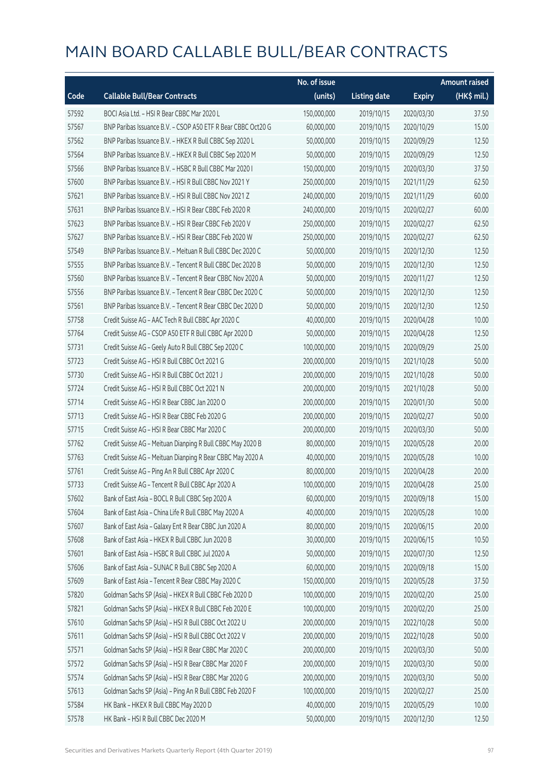# MAIN BOARD CALLABLE BULL/BEAR CONTRACTS

| Code | Callable Bull/Bear Contracts | No. of issue (units) | Listing date | Expiry | Amount raised (HK$ mil.) |
|---|---|---|---|---|---|
| 57592 | BOCI Asia Ltd. – HSI R Bear CBBC Mar 2020 L | 150,000,000 | 2019/10/15 | 2020/03/30 | 37.50 |
| 57567 | BNP Paribas Issuance B.V. – CSOP A50 ETF R Bear CBBC Oct20 G | 60,000,000 | 2019/10/15 | 2020/10/29 | 15.00 |
| 57562 | BNP Paribas Issuance B.V. – HKEX R Bull CBBC Sep 2020 L | 50,000,000 | 2019/10/15 | 2020/09/29 | 12.50 |
| 57564 | BNP Paribas Issuance B.V. – HKEX R Bull CBBC Sep 2020 M | 50,000,000 | 2019/10/15 | 2020/09/29 | 12.50 |
| 57566 | BNP Paribas Issuance B.V. – HSBC R Bull CBBC Mar 2020 I | 150,000,000 | 2019/10/15 | 2020/03/30 | 37.50 |
| 57600 | BNP Paribas Issuance B.V. – HSI R Bull CBBC Nov 2021 Y | 250,000,000 | 2019/10/15 | 2021/11/29 | 62.50 |
| 57621 | BNP Paribas Issuance B.V. – HSI R Bull CBBC Nov 2021 Z | 240,000,000 | 2019/10/15 | 2021/11/29 | 60.00 |
| 57631 | BNP Paribas Issuance B.V. – HSI R Bear CBBC Feb 2020 R | 240,000,000 | 2019/10/15 | 2020/02/27 | 60.00 |
| 57623 | BNP Paribas Issuance B.V. – HSI R Bear CBBC Feb 2020 V | 250,000,000 | 2019/10/15 | 2020/02/27 | 62.50 |
| 57627 | BNP Paribas Issuance B.V. – HSI R Bear CBBC Feb 2020 W | 250,000,000 | 2019/10/15 | 2020/02/27 | 62.50 |
| 57549 | BNP Paribas Issuance B.V. – Meituan R Bull CBBC Dec 2020 C | 50,000,000 | 2019/10/15 | 2020/12/30 | 12.50 |
| 57555 | BNP Paribas Issuance B.V. – Tencent R Bull CBBC Dec 2020 B | 50,000,000 | 2019/10/15 | 2020/12/30 | 12.50 |
| 57560 | BNP Paribas Issuance B.V. – Tencent R Bear CBBC Nov 2020 A | 50,000,000 | 2019/10/15 | 2020/11/27 | 12.50 |
| 57556 | BNP Paribas Issuance B.V. – Tencent R Bear CBBC Dec 2020 C | 50,000,000 | 2019/10/15 | 2020/12/30 | 12.50 |
| 57561 | BNP Paribas Issuance B.V. – Tencent R Bear CBBC Dec 2020 D | 50,000,000 | 2019/10/15 | 2020/12/30 | 12.50 |
| 57758 | Credit Suisse AG – AAC Tech R Bull CBBC Apr 2020 C | 40,000,000 | 2019/10/15 | 2020/04/28 | 10.00 |
| 57764 | Credit Suisse AG – CSOP A50 ETF R Bull CBBC Apr 2020 D | 50,000,000 | 2019/10/15 | 2020/04/28 | 12.50 |
| 57731 | Credit Suisse AG – Geely Auto R Bull CBBC Sep 2020 C | 100,000,000 | 2019/10/15 | 2020/09/29 | 25.00 |
| 57723 | Credit Suisse AG – HSI R Bull CBBC Oct 2021 G | 200,000,000 | 2019/10/15 | 2021/10/28 | 50.00 |
| 57730 | Credit Suisse AG – HSI R Bull CBBC Oct 2021 J | 200,000,000 | 2019/10/15 | 2021/10/28 | 50.00 |
| 57724 | Credit Suisse AG – HSI R Bull CBBC Oct 2021 N | 200,000,000 | 2019/10/15 | 2021/10/28 | 50.00 |
| 57714 | Credit Suisse AG – HSI R Bear CBBC Jan 2020 O | 200,000,000 | 2019/10/15 | 2020/01/30 | 50.00 |
| 57713 | Credit Suisse AG – HSI R Bear CBBC Feb 2020 G | 200,000,000 | 2019/10/15 | 2020/02/27 | 50.00 |
| 57715 | Credit Suisse AG – HSI R Bear CBBC Mar 2020 C | 200,000,000 | 2019/10/15 | 2020/03/30 | 50.00 |
| 57762 | Credit Suisse AG – Meituan Dianping R Bull CBBC May 2020 B | 80,000,000 | 2019/10/15 | 2020/05/28 | 20.00 |
| 57763 | Credit Suisse AG – Meituan Dianping R Bear CBBC May 2020 A | 40,000,000 | 2019/10/15 | 2020/05/28 | 10.00 |
| 57761 | Credit Suisse AG – Ping An R Bull CBBC Apr 2020 C | 80,000,000 | 2019/10/15 | 2020/04/28 | 20.00 |
| 57733 | Credit Suisse AG – Tencent R Bull CBBC Apr 2020 A | 100,000,000 | 2019/10/15 | 2020/04/28 | 25.00 |
| 57602 | Bank of East Asia – BOCL R Bull CBBC Sep 2020 A | 60,000,000 | 2019/10/15 | 2020/09/18 | 15.00 |
| 57604 | Bank of East Asia – China Life R Bull CBBC May 2020 A | 40,000,000 | 2019/10/15 | 2020/05/28 | 10.00 |
| 57607 | Bank of East Asia – Galaxy Ent R Bear CBBC Jun 2020 A | 80,000,000 | 2019/10/15 | 2020/06/15 | 20.00 |
| 57608 | Bank of East Asia – HKEX R Bull CBBC Jun 2020 B | 30,000,000 | 2019/10/15 | 2020/06/15 | 10.50 |
| 57601 | Bank of East Asia – HSBC R Bull CBBC Jul 2020 A | 50,000,000 | 2019/10/15 | 2020/07/30 | 12.50 |
| 57606 | Bank of East Asia – SUNAC R Bull CBBC Sep 2020 A | 60,000,000 | 2019/10/15 | 2020/09/18 | 15.00 |
| 57609 | Bank of East Asia – Tencent R Bear CBBC May 2020 C | 150,000,000 | 2019/10/15 | 2020/05/28 | 37.50 |
| 57820 | Goldman Sachs SP (Asia) – HKEX R Bull CBBC Feb 2020 D | 100,000,000 | 2019/10/15 | 2020/02/20 | 25.00 |
| 57821 | Goldman Sachs SP (Asia) – HKEX R Bull CBBC Feb 2020 E | 100,000,000 | 2019/10/15 | 2020/02/20 | 25.00 |
| 57610 | Goldman Sachs SP (Asia) – HSI R Bull CBBC Oct 2022 U | 200,000,000 | 2019/10/15 | 2022/10/28 | 50.00 |
| 57611 | Goldman Sachs SP (Asia) – HSI R Bull CBBC Oct 2022 V | 200,000,000 | 2019/10/15 | 2022/10/28 | 50.00 |
| 57571 | Goldman Sachs SP (Asia) – HSI R Bear CBBC Mar 2020 C | 200,000,000 | 2019/10/15 | 2020/03/30 | 50.00 |
| 57572 | Goldman Sachs SP (Asia) – HSI R Bear CBBC Mar 2020 F | 200,000,000 | 2019/10/15 | 2020/03/30 | 50.00 |
| 57574 | Goldman Sachs SP (Asia) – HSI R Bear CBBC Mar 2020 G | 200,000,000 | 2019/10/15 | 2020/03/30 | 50.00 |
| 57613 | Goldman Sachs SP (Asia) – Ping An R Bull CBBC Feb 2020 F | 100,000,000 | 2019/10/15 | 2020/02/27 | 25.00 |
| 57584 | HK Bank – HKEX R Bull CBBC May 2020 D | 40,000,000 | 2019/10/15 | 2020/05/29 | 10.00 |
| 57578 | HK Bank – HSI R Bull CBBC Dec 2020 M | 50,000,000 | 2019/10/15 | 2020/12/30 | 12.50 |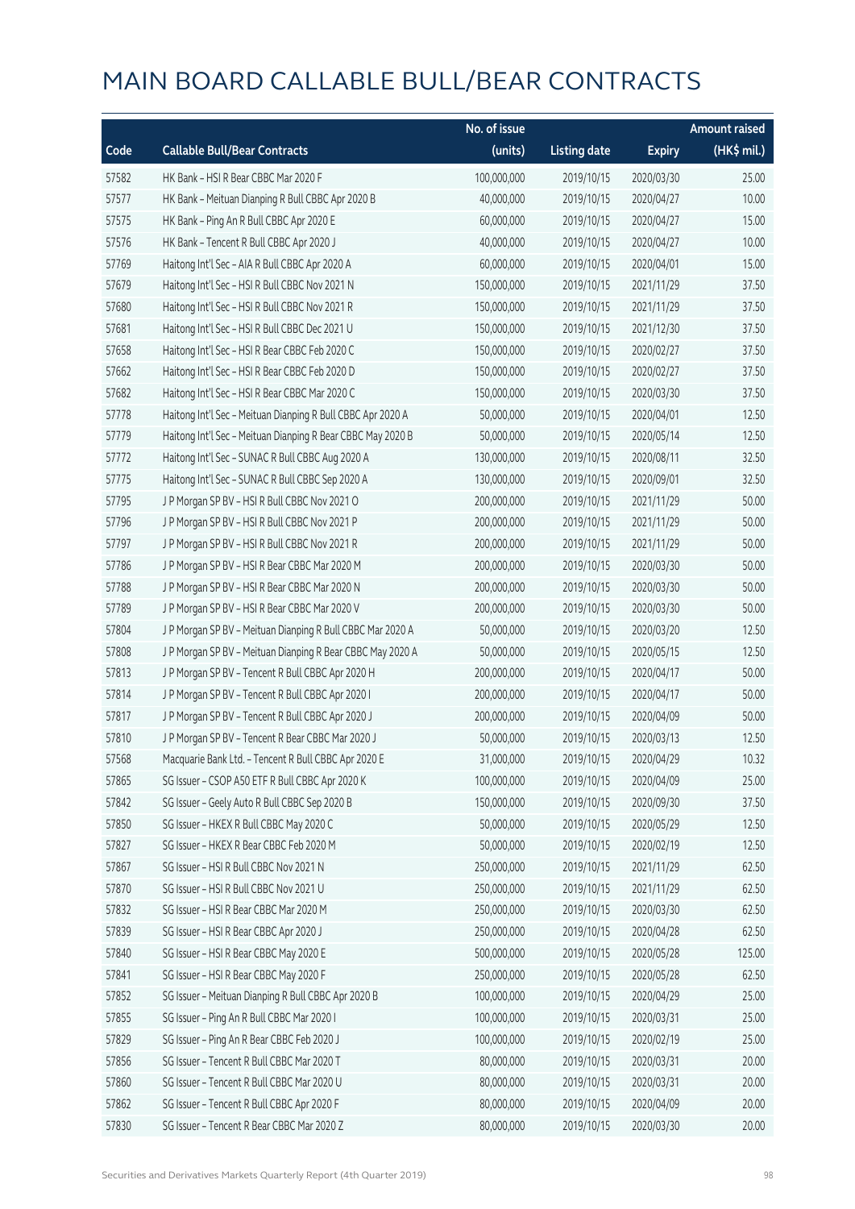# MAIN BOARD CALLABLE BULL/BEAR CONTRACTS

| Code | Callable Bull/Bear Contracts | No. of issue (units) | Listing date | Expiry | Amount raised (HK$ mil.) |
|---|---|---|---|---|---|
| 57582 | HK Bank – HSI R Bear CBBC Mar 2020 F | 100,000,000 | 2019/10/15 | 2020/03/30 | 25.00 |
| 57577 | HK Bank – Meituan Dianping R Bull CBBC Apr 2020 B | 40,000,000 | 2019/10/15 | 2020/04/27 | 10.00 |
| 57575 | HK Bank – Ping An R Bull CBBC Apr 2020 E | 60,000,000 | 2019/10/15 | 2020/04/27 | 15.00 |
| 57576 | HK Bank – Tencent R Bull CBBC Apr 2020 J | 40,000,000 | 2019/10/15 | 2020/04/27 | 10.00 |
| 57769 | Haitong Int'l Sec – AIA R Bull CBBC Apr 2020 A | 60,000,000 | 2019/10/15 | 2020/04/01 | 15.00 |
| 57679 | Haitong Int'l Sec – HSI R Bull CBBC Nov 2021 N | 150,000,000 | 2019/10/15 | 2021/11/29 | 37.50 |
| 57680 | Haitong Int'l Sec – HSI R Bull CBBC Nov 2021 R | 150,000,000 | 2019/10/15 | 2021/11/29 | 37.50 |
| 57681 | Haitong Int'l Sec – HSI R Bull CBBC Dec 2021 U | 150,000,000 | 2019/10/15 | 2021/12/30 | 37.50 |
| 57658 | Haitong Int'l Sec – HSI R Bear CBBC Feb 2020 C | 150,000,000 | 2019/10/15 | 2020/02/27 | 37.50 |
| 57662 | Haitong Int'l Sec – HSI R Bear CBBC Feb 2020 D | 150,000,000 | 2019/10/15 | 2020/02/27 | 37.50 |
| 57682 | Haitong Int'l Sec – HSI R Bear CBBC Mar 2020 C | 150,000,000 | 2019/10/15 | 2020/03/30 | 37.50 |
| 57778 | Haitong Int'l Sec – Meituan Dianping R Bull CBBC Apr 2020 A | 50,000,000 | 2019/10/15 | 2020/04/01 | 12.50 |
| 57779 | Haitong Int'l Sec – Meituan Dianping R Bear CBBC May 2020 B | 50,000,000 | 2019/10/15 | 2020/05/14 | 12.50 |
| 57772 | Haitong Int'l Sec – SUNAC R Bull CBBC Aug 2020 A | 130,000,000 | 2019/10/15 | 2020/08/11 | 32.50 |
| 57775 | Haitong Int'l Sec – SUNAC R Bull CBBC Sep 2020 A | 130,000,000 | 2019/10/15 | 2020/09/01 | 32.50 |
| 57795 | J P Morgan SP BV – HSI R Bull CBBC Nov 2021 O | 200,000,000 | 2019/10/15 | 2021/11/29 | 50.00 |
| 57796 | J P Morgan SP BV – HSI R Bull CBBC Nov 2021 P | 200,000,000 | 2019/10/15 | 2021/11/29 | 50.00 |
| 57797 | J P Morgan SP BV – HSI R Bull CBBC Nov 2021 R | 200,000,000 | 2019/10/15 | 2021/11/29 | 50.00 |
| 57786 | J P Morgan SP BV – HSI R Bear CBBC Mar 2020 M | 200,000,000 | 2019/10/15 | 2020/03/30 | 50.00 |
| 57788 | J P Morgan SP BV – HSI R Bear CBBC Mar 2020 N | 200,000,000 | 2019/10/15 | 2020/03/30 | 50.00 |
| 57789 | J P Morgan SP BV – HSI R Bear CBBC Mar 2020 V | 200,000,000 | 2019/10/15 | 2020/03/30 | 50.00 |
| 57804 | J P Morgan SP BV – Meituan Dianping R Bull CBBC Mar 2020 A | 50,000,000 | 2019/10/15 | 2020/03/20 | 12.50 |
| 57808 | J P Morgan SP BV – Meituan Dianping R Bear CBBC May 2020 A | 50,000,000 | 2019/10/15 | 2020/05/15 | 12.50 |
| 57813 | J P Morgan SP BV – Tencent R Bull CBBC Apr 2020 H | 200,000,000 | 2019/10/15 | 2020/04/17 | 50.00 |
| 57814 | J P Morgan SP BV – Tencent R Bull CBBC Apr 2020 I | 200,000,000 | 2019/10/15 | 2020/04/17 | 50.00 |
| 57817 | J P Morgan SP BV – Tencent R Bull CBBC Apr 2020 J | 200,000,000 | 2019/10/15 | 2020/04/09 | 50.00 |
| 57810 | J P Morgan SP BV – Tencent R Bear CBBC Mar 2020 J | 50,000,000 | 2019/10/15 | 2020/03/13 | 12.50 |
| 57568 | Macquarie Bank Ltd. – Tencent R Bull CBBC Apr 2020 E | 31,000,000 | 2019/10/15 | 2020/04/29 | 10.32 |
| 57865 | SG Issuer – CSOP A50 ETF R Bull CBBC Apr 2020 K | 100,000,000 | 2019/10/15 | 2020/04/09 | 25.00 |
| 57842 | SG Issuer – Geely Auto R Bull CBBC Sep 2020 B | 150,000,000 | 2019/10/15 | 2020/09/30 | 37.50 |
| 57850 | SG Issuer – HKEX R Bull CBBC May 2020 C | 50,000,000 | 2019/10/15 | 2020/05/29 | 12.50 |
| 57827 | SG Issuer – HKEX R Bear CBBC Feb 2020 M | 50,000,000 | 2019/10/15 | 2020/02/19 | 12.50 |
| 57867 | SG Issuer – HSI R Bull CBBC Nov 2021 N | 250,000,000 | 2019/10/15 | 2021/11/29 | 62.50 |
| 57870 | SG Issuer – HSI R Bull CBBC Nov 2021 U | 250,000,000 | 2019/10/15 | 2021/11/29 | 62.50 |
| 57832 | SG Issuer – HSI R Bear CBBC Mar 2020 M | 250,000,000 | 2019/10/15 | 2020/03/30 | 62.50 |
| 57839 | SG Issuer – HSI R Bear CBBC Apr 2020 J | 250,000,000 | 2019/10/15 | 2020/04/28 | 62.50 |
| 57840 | SG Issuer – HSI R Bear CBBC May 2020 E | 500,000,000 | 2019/10/15 | 2020/05/28 | 125.00 |
| 57841 | SG Issuer – HSI R Bear CBBC May 2020 F | 250,000,000 | 2019/10/15 | 2020/05/28 | 62.50 |
| 57852 | SG Issuer – Meituan Dianping R Bull CBBC Apr 2020 B | 100,000,000 | 2019/10/15 | 2020/04/29 | 25.00 |
| 57855 | SG Issuer – Ping An R Bull CBBC Mar 2020 I | 100,000,000 | 2019/10/15 | 2020/03/31 | 25.00 |
| 57829 | SG Issuer – Ping An R Bear CBBC Feb 2020 J | 100,000,000 | 2019/10/15 | 2020/02/19 | 25.00 |
| 57856 | SG Issuer – Tencent R Bull CBBC Mar 2020 T | 80,000,000 | 2019/10/15 | 2020/03/31 | 20.00 |
| 57860 | SG Issuer – Tencent R Bull CBBC Mar 2020 U | 80,000,000 | 2019/10/15 | 2020/03/31 | 20.00 |
| 57862 | SG Issuer – Tencent R Bull CBBC Apr 2020 F | 80,000,000 | 2019/10/15 | 2020/04/09 | 20.00 |
| 57830 | SG Issuer – Tencent R Bear CBBC Mar 2020 Z | 80,000,000 | 2019/10/15 | 2020/03/30 | 20.00 |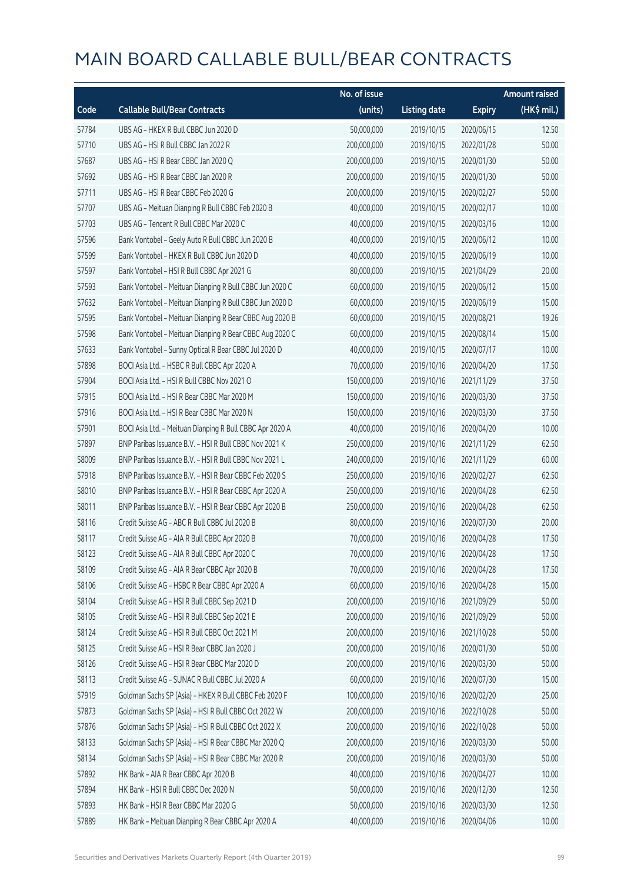# MAIN BOARD CALLABLE BULL/BEAR CONTRACTS

| Code | Callable Bull/Bear Contracts | No. of issue (units) | Listing date | Expiry | Amount raised (HK$ mil.) |
|---|---|---|---|---|---|
| 57784 | UBS AG - HKEX R Bull CBBC Jun 2020 D | 50,000,000 | 2019/10/15 | 2020/06/15 | 12.50 |
| 57710 | UBS AG - HSI R Bull CBBC Jan 2022 R | 200,000,000 | 2019/10/15 | 2022/01/28 | 50.00 |
| 57687 | UBS AG - HSI R Bear CBBC Jan 2020 Q | 200,000,000 | 2019/10/15 | 2020/01/30 | 50.00 |
| 57692 | UBS AG - HSI R Bear CBBC Jan 2020 R | 200,000,000 | 2019/10/15 | 2020/01/30 | 50.00 |
| 57711 | UBS AG - HSI R Bear CBBC Feb 2020 G | 200,000,000 | 2019/10/15 | 2020/02/27 | 50.00 |
| 57707 | UBS AG - Meituan Dianping R Bull CBBC Feb 2020 B | 40,000,000 | 2019/10/15 | 2020/02/17 | 10.00 |
| 57703 | UBS AG - Tencent R Bull CBBC Mar 2020 C | 40,000,000 | 2019/10/15 | 2020/03/16 | 10.00 |
| 57596 | Bank Vontobel - Geely Auto R Bull CBBC Jun 2020 B | 40,000,000 | 2019/10/15 | 2020/06/12 | 10.00 |
| 57599 | Bank Vontobel - HKEX R Bull CBBC Jun 2020 D | 40,000,000 | 2019/10/15 | 2020/06/19 | 10.00 |
| 57597 | Bank Vontobel - HSI R Bull CBBC Apr 2021 G | 80,000,000 | 2019/10/15 | 2021/04/29 | 20.00 |
| 57593 | Bank Vontobel - Meituan Dianping R Bull CBBC Jun 2020 C | 60,000,000 | 2019/10/15 | 2020/06/12 | 15.00 |
| 57632 | Bank Vontobel - Meituan Dianping R Bull CBBC Jun 2020 D | 60,000,000 | 2019/10/15 | 2020/06/19 | 15.00 |
| 57595 | Bank Vontobel - Meituan Dianping R Bear CBBC Aug 2020 B | 60,000,000 | 2019/10/15 | 2020/08/21 | 19.26 |
| 57598 | Bank Vontobel - Meituan Dianping R Bear CBBC Aug 2020 C | 60,000,000 | 2019/10/15 | 2020/08/14 | 15.00 |
| 57633 | Bank Vontobel - Sunny Optical R Bear CBBC Jul 2020 D | 40,000,000 | 2019/10/15 | 2020/07/17 | 10.00 |
| 57898 | BOCI Asia Ltd. - HSBC R Bull CBBC Apr 2020 A | 70,000,000 | 2019/10/16 | 2020/04/20 | 17.50 |
| 57904 | BOCI Asia Ltd. - HSI R Bull CBBC Nov 2021 O | 150,000,000 | 2019/10/16 | 2021/11/29 | 37.50 |
| 57915 | BOCI Asia Ltd. - HSI R Bear CBBC Mar 2020 M | 150,000,000 | 2019/10/16 | 2020/03/30 | 37.50 |
| 57916 | BOCI Asia Ltd. - HSI R Bear CBBC Mar 2020 N | 150,000,000 | 2019/10/16 | 2020/03/30 | 37.50 |
| 57901 | BOCI Asia Ltd. - Meituan Dianping R Bull CBBC Apr 2020 A | 40,000,000 | 2019/10/16 | 2020/04/20 | 10.00 |
| 57897 | BNP Paribas Issuance B.V. - HSI R Bull CBBC Nov 2021 K | 250,000,000 | 2019/10/16 | 2021/11/29 | 62.50 |
| 58009 | BNP Paribas Issuance B.V. - HSI R Bull CBBC Nov 2021 L | 240,000,000 | 2019/10/16 | 2021/11/29 | 60.00 |
| 57918 | BNP Paribas Issuance B.V. - HSI R Bear CBBC Feb 2020 S | 250,000,000 | 2019/10/16 | 2020/02/27 | 62.50 |
| 58010 | BNP Paribas Issuance B.V. - HSI R Bear CBBC Apr 2020 A | 250,000,000 | 2019/10/16 | 2020/04/28 | 62.50 |
| 58011 | BNP Paribas Issuance B.V. - HSI R Bear CBBC Apr 2020 B | 250,000,000 | 2019/10/16 | 2020/04/28 | 62.50 |
| 58116 | Credit Suisse AG - ABC R Bull CBBC Jul 2020 B | 80,000,000 | 2019/10/16 | 2020/07/30 | 20.00 |
| 58117 | Credit Suisse AG - AIA R Bull CBBC Apr 2020 B | 70,000,000 | 2019/10/16 | 2020/04/28 | 17.50 |
| 58123 | Credit Suisse AG - AIA R Bull CBBC Apr 2020 C | 70,000,000 | 2019/10/16 | 2020/04/28 | 17.50 |
| 58109 | Credit Suisse AG - AIA R Bear CBBC Apr 2020 B | 70,000,000 | 2019/10/16 | 2020/04/28 | 17.50 |
| 58106 | Credit Suisse AG - HSBC R Bear CBBC Apr 2020 A | 60,000,000 | 2019/10/16 | 2020/04/28 | 15.00 |
| 58104 | Credit Suisse AG - HSI R Bull CBBC Sep 2021 D | 200,000,000 | 2019/10/16 | 2021/09/29 | 50.00 |
| 58105 | Credit Suisse AG - HSI R Bull CBBC Sep 2021 E | 200,000,000 | 2019/10/16 | 2021/09/29 | 50.00 |
| 58124 | Credit Suisse AG - HSI R Bull CBBC Oct 2021 M | 200,000,000 | 2019/10/16 | 2021/10/28 | 50.00 |
| 58125 | Credit Suisse AG - HSI R Bear CBBC Jan 2020 J | 200,000,000 | 2019/10/16 | 2020/01/30 | 50.00 |
| 58126 | Credit Suisse AG - HSI R Bear CBBC Mar 2020 D | 200,000,000 | 2019/10/16 | 2020/03/30 | 50.00 |
| 58113 | Credit Suisse AG - SUNAC R Bull CBBC Jul 2020 A | 60,000,000 | 2019/10/16 | 2020/07/30 | 15.00 |
| 57919 | Goldman Sachs SP (Asia) - HKEX R Bull CBBC Feb 2020 F | 100,000,000 | 2019/10/16 | 2020/02/20 | 25.00 |
| 57873 | Goldman Sachs SP (Asia) - HSI R Bull CBBC Oct 2022 W | 200,000,000 | 2019/10/16 | 2022/10/28 | 50.00 |
| 57876 | Goldman Sachs SP (Asia) - HSI R Bull CBBC Oct 2022 X | 200,000,000 | 2019/10/16 | 2022/10/28 | 50.00 |
| 58133 | Goldman Sachs SP (Asia) - HSI R Bear CBBC Mar 2020 Q | 200,000,000 | 2019/10/16 | 2020/03/30 | 50.00 |
| 58134 | Goldman Sachs SP (Asia) - HSI R Bear CBBC Mar 2020 R | 200,000,000 | 2019/10/16 | 2020/03/30 | 50.00 |
| 57892 | HK Bank - AIA R Bear CBBC Apr 2020 B | 40,000,000 | 2019/10/16 | 2020/04/27 | 10.00 |
| 57894 | HK Bank - HSI R Bull CBBC Dec 2020 N | 50,000,000 | 2019/10/16 | 2020/12/30 | 12.50 |
| 57893 | HK Bank - HSI R Bear CBBC Mar 2020 G | 50,000,000 | 2019/10/16 | 2020/03/30 | 12.50 |
| 57889 | HK Bank - Meituan Dianping R Bear CBBC Apr 2020 A | 40,000,000 | 2019/10/16 | 2020/04/06 | 10.00 |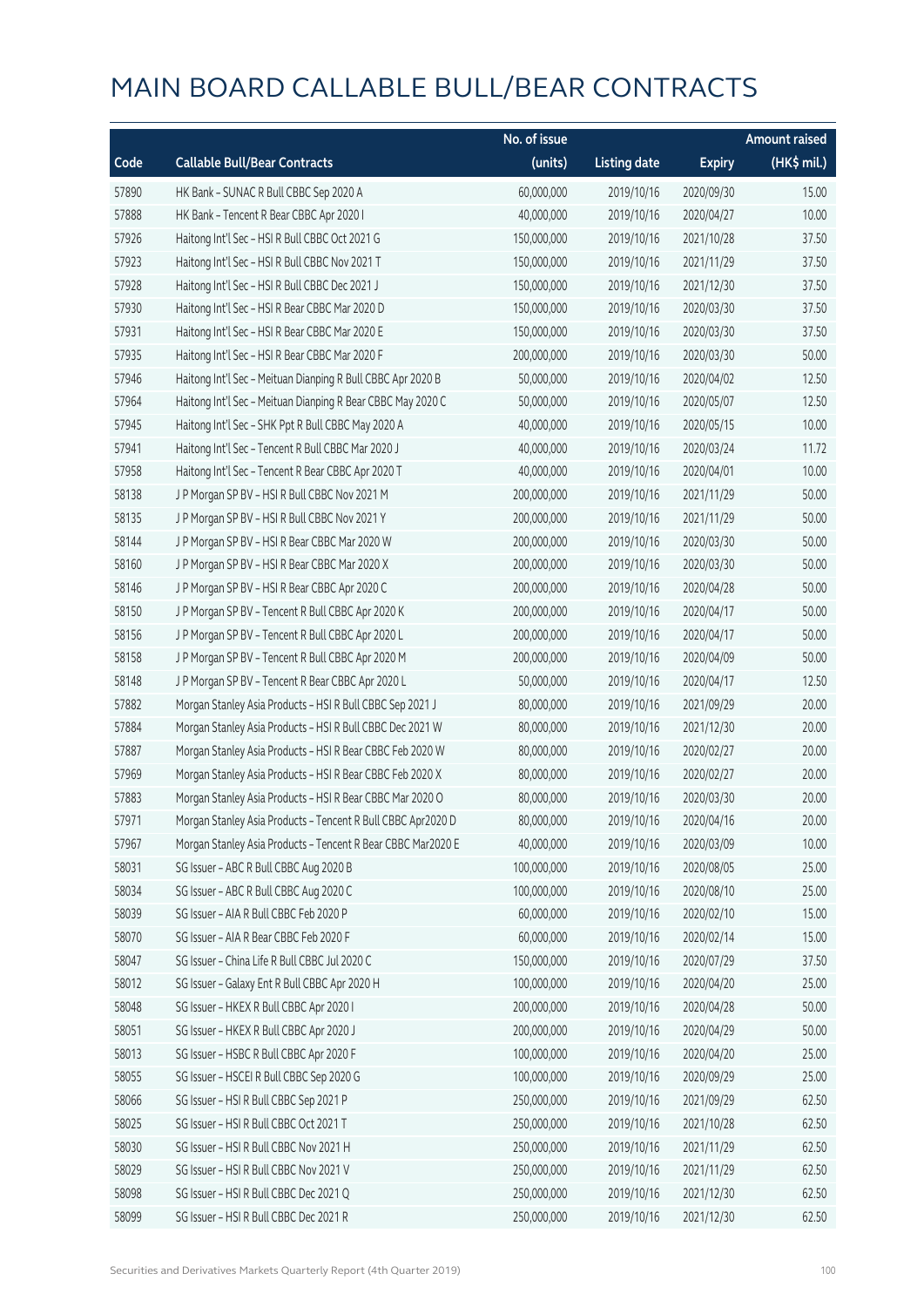# MAIN BOARD CALLABLE BULL/BEAR CONTRACTS

| Code | Callable Bull/Bear Contracts | No. of issue (units) | Listing date | Expiry | Amount raised (HK$ mil.) |
|---|---|---|---|---|---|
| 57890 | HK Bank – SUNAC R Bull CBBC Sep 2020 A | 60,000,000 | 2019/10/16 | 2020/09/30 | 15.00 |
| 57888 | HK Bank – Tencent R Bear CBBC Apr 2020 I | 40,000,000 | 2019/10/16 | 2020/04/27 | 10.00 |
| 57926 | Haitong Int'l Sec – HSI R Bull CBBC Oct 2021 G | 150,000,000 | 2019/10/16 | 2021/10/28 | 37.50 |
| 57923 | Haitong Int'l Sec – HSI R Bull CBBC Nov 2021 T | 150,000,000 | 2019/10/16 | 2021/11/29 | 37.50 |
| 57928 | Haitong Int'l Sec – HSI R Bull CBBC Dec 2021 J | 150,000,000 | 2019/10/16 | 2021/12/30 | 37.50 |
| 57930 | Haitong Int'l Sec – HSI R Bear CBBC Mar 2020 D | 150,000,000 | 2019/10/16 | 2020/03/30 | 37.50 |
| 57931 | Haitong Int'l Sec – HSI R Bear CBBC Mar 2020 E | 150,000,000 | 2019/10/16 | 2020/03/30 | 37.50 |
| 57935 | Haitong Int'l Sec – HSI R Bear CBBC Mar 2020 F | 200,000,000 | 2019/10/16 | 2020/03/30 | 50.00 |
| 57946 | Haitong Int'l Sec – Meituan Dianping R Bull CBBC Apr 2020 B | 50,000,000 | 2019/10/16 | 2020/04/02 | 12.50 |
| 57964 | Haitong Int'l Sec – Meituan Dianping R Bear CBBC May 2020 C | 50,000,000 | 2019/10/16 | 2020/05/07 | 12.50 |
| 57945 | Haitong Int'l Sec – SHK Ppt R Bull CBBC May 2020 A | 40,000,000 | 2019/10/16 | 2020/05/15 | 10.00 |
| 57941 | Haitong Int'l Sec – Tencent R Bull CBBC Mar 2020 J | 40,000,000 | 2019/10/16 | 2020/03/24 | 11.72 |
| 57958 | Haitong Int'l Sec – Tencent R Bear CBBC Apr 2020 T | 40,000,000 | 2019/10/16 | 2020/04/01 | 10.00 |
| 58138 | J P Morgan SP BV – HSI R Bull CBBC Nov 2021 M | 200,000,000 | 2019/10/16 | 2021/11/29 | 50.00 |
| 58135 | J P Morgan SP BV – HSI R Bull CBBC Nov 2021 Y | 200,000,000 | 2019/10/16 | 2021/11/29 | 50.00 |
| 58144 | J P Morgan SP BV – HSI R Bear CBBC Mar 2020 W | 200,000,000 | 2019/10/16 | 2020/03/30 | 50.00 |
| 58160 | J P Morgan SP BV – HSI R Bear CBBC Mar 2020 X | 200,000,000 | 2019/10/16 | 2020/03/30 | 50.00 |
| 58146 | J P Morgan SP BV – HSI R Bear CBBC Apr 2020 C | 200,000,000 | 2019/10/16 | 2020/04/28 | 50.00 |
| 58150 | J P Morgan SP BV – Tencent R Bull CBBC Apr 2020 K | 200,000,000 | 2019/10/16 | 2020/04/17 | 50.00 |
| 58156 | J P Morgan SP BV – Tencent R Bull CBBC Apr 2020 L | 200,000,000 | 2019/10/16 | 2020/04/17 | 50.00 |
| 58158 | J P Morgan SP BV – Tencent R Bull CBBC Apr 2020 M | 200,000,000 | 2019/10/16 | 2020/04/09 | 50.00 |
| 58148 | J P Morgan SP BV – Tencent R Bear CBBC Apr 2020 L | 50,000,000 | 2019/10/16 | 2020/04/17 | 12.50 |
| 57882 | Morgan Stanley Asia Products – HSI R Bull CBBC Sep 2021 J | 80,000,000 | 2019/10/16 | 2021/09/29 | 20.00 |
| 57884 | Morgan Stanley Asia Products – HSI R Bull CBBC Dec 2021 W | 80,000,000 | 2019/10/16 | 2021/12/30 | 20.00 |
| 57887 | Morgan Stanley Asia Products – HSI R Bear CBBC Feb 2020 W | 80,000,000 | 2019/10/16 | 2020/02/27 | 20.00 |
| 57969 | Morgan Stanley Asia Products – HSI R Bear CBBC Feb 2020 X | 80,000,000 | 2019/10/16 | 2020/02/27 | 20.00 |
| 57883 | Morgan Stanley Asia Products – HSI R Bear CBBC Mar 2020 O | 80,000,000 | 2019/10/16 | 2020/03/30 | 20.00 |
| 57971 | Morgan Stanley Asia Products – Tencent R Bull CBBC Apr2020 D | 80,000,000 | 2019/10/16 | 2020/04/16 | 20.00 |
| 57967 | Morgan Stanley Asia Products – Tencent R Bear CBBC Mar2020 E | 40,000,000 | 2019/10/16 | 2020/03/09 | 10.00 |
| 58031 | SG Issuer – ABC R Bull CBBC Aug 2020 B | 100,000,000 | 2019/10/16 | 2020/08/05 | 25.00 |
| 58034 | SG Issuer – ABC R Bull CBBC Aug 2020 C | 100,000,000 | 2019/10/16 | 2020/08/10 | 25.00 |
| 58039 | SG Issuer – AIA R Bull CBBC Feb 2020 P | 60,000,000 | 2019/10/16 | 2020/02/10 | 15.00 |
| 58070 | SG Issuer – AIA R Bear CBBC Feb 2020 F | 60,000,000 | 2019/10/16 | 2020/02/14 | 15.00 |
| 58047 | SG Issuer – China Life R Bull CBBC Jul 2020 C | 150,000,000 | 2019/10/16 | 2020/07/29 | 37.50 |
| 58012 | SG Issuer – Galaxy Ent R Bull CBBC Apr 2020 H | 100,000,000 | 2019/10/16 | 2020/04/20 | 25.00 |
| 58048 | SG Issuer – HKEX R Bull CBBC Apr 2020 I | 200,000,000 | 2019/10/16 | 2020/04/28 | 50.00 |
| 58051 | SG Issuer – HKEX R Bull CBBC Apr 2020 J | 200,000,000 | 2019/10/16 | 2020/04/29 | 50.00 |
| 58013 | SG Issuer – HSBC R Bull CBBC Apr 2020 F | 100,000,000 | 2019/10/16 | 2020/04/20 | 25.00 |
| 58055 | SG Issuer – HSCEI R Bull CBBC Sep 2020 G | 100,000,000 | 2019/10/16 | 2020/09/29 | 25.00 |
| 58066 | SG Issuer – HSI R Bull CBBC Sep 2021 P | 250,000,000 | 2019/10/16 | 2021/09/29 | 62.50 |
| 58025 | SG Issuer – HSI R Bull CBBC Oct 2021 T | 250,000,000 | 2019/10/16 | 2021/10/28 | 62.50 |
| 58030 | SG Issuer – HSI R Bull CBBC Nov 2021 H | 250,000,000 | 2019/10/16 | 2021/11/29 | 62.50 |
| 58029 | SG Issuer – HSI R Bull CBBC Nov 2021 V | 250,000,000 | 2019/10/16 | 2021/11/29 | 62.50 |
| 58098 | SG Issuer – HSI R Bull CBBC Dec 2021 Q | 250,000,000 | 2019/10/16 | 2021/12/30 | 62.50 |
| 58099 | SG Issuer – HSI R Bull CBBC Dec 2021 R | 250,000,000 | 2019/10/16 | 2021/12/30 | 62.50 |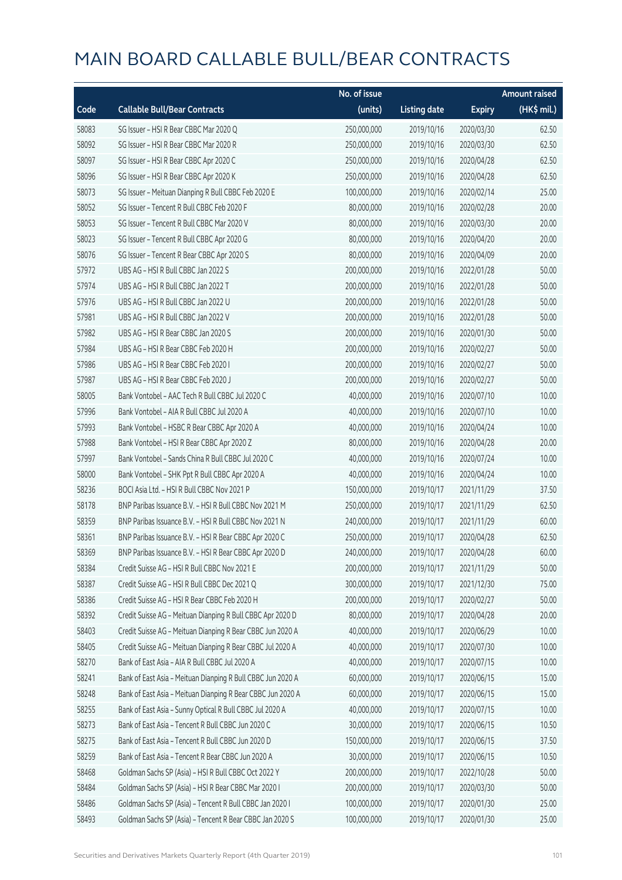# MAIN BOARD CALLABLE BULL/BEAR CONTRACTS

| Code | Callable Bull/Bear Contracts | No. of issue (units) | Listing date | Expiry | Amount raised (HK$ mil.) |
|---|---|---|---|---|---|
| 58083 | SG Issuer – HSI R Bear CBBC Mar 2020 Q | 250,000,000 | 2019/10/16 | 2020/03/30 | 62.50 |
| 58092 | SG Issuer – HSI R Bear CBBC Mar 2020 R | 250,000,000 | 2019/10/16 | 2020/03/30 | 62.50 |
| 58097 | SG Issuer – HSI R Bear CBBC Apr 2020 C | 250,000,000 | 2019/10/16 | 2020/04/28 | 62.50 |
| 58096 | SG Issuer – HSI R Bear CBBC Apr 2020 K | 250,000,000 | 2019/10/16 | 2020/04/28 | 62.50 |
| 58073 | SG Issuer – Meituan Dianping R Bull CBBC Feb 2020 E | 100,000,000 | 2019/10/16 | 2020/02/14 | 25.00 |
| 58052 | SG Issuer – Tencent R Bull CBBC Feb 2020 F | 80,000,000 | 2019/10/16 | 2020/02/28 | 20.00 |
| 58053 | SG Issuer – Tencent R Bull CBBC Mar 2020 V | 80,000,000 | 2019/10/16 | 2020/03/30 | 20.00 |
| 58023 | SG Issuer – Tencent R Bull CBBC Apr 2020 G | 80,000,000 | 2019/10/16 | 2020/04/20 | 20.00 |
| 58076 | SG Issuer – Tencent R Bear CBBC Apr 2020 S | 80,000,000 | 2019/10/16 | 2020/04/09 | 20.00 |
| 57972 | UBS AG – HSI R Bull CBBC Jan 2022 S | 200,000,000 | 2019/10/16 | 2022/01/28 | 50.00 |
| 57974 | UBS AG – HSI R Bull CBBC Jan 2022 T | 200,000,000 | 2019/10/16 | 2022/01/28 | 50.00 |
| 57976 | UBS AG – HSI R Bull CBBC Jan 2022 U | 200,000,000 | 2019/10/16 | 2022/01/28 | 50.00 |
| 57981 | UBS AG – HSI R Bull CBBC Jan 2022 V | 200,000,000 | 2019/10/16 | 2022/01/28 | 50.00 |
| 57982 | UBS AG – HSI R Bear CBBC Jan 2020 S | 200,000,000 | 2019/10/16 | 2020/01/30 | 50.00 |
| 57984 | UBS AG – HSI R Bear CBBC Feb 2020 H | 200,000,000 | 2019/10/16 | 2020/02/27 | 50.00 |
| 57986 | UBS AG – HSI R Bear CBBC Feb 2020 I | 200,000,000 | 2019/10/16 | 2020/02/27 | 50.00 |
| 57987 | UBS AG – HSI R Bear CBBC Feb 2020 J | 200,000,000 | 2019/10/16 | 2020/02/27 | 50.00 |
| 58005 | Bank Vontobel – AAC Tech R Bull CBBC Jul 2020 C | 40,000,000 | 2019/10/16 | 2020/07/10 | 10.00 |
| 57996 | Bank Vontobel – AIA R Bull CBBC Jul 2020 A | 40,000,000 | 2019/10/16 | 2020/07/10 | 10.00 |
| 57993 | Bank Vontobel – HSBC R Bear CBBC Apr 2020 A | 40,000,000 | 2019/10/16 | 2020/04/24 | 10.00 |
| 57988 | Bank Vontobel – HSI R Bear CBBC Apr 2020 Z | 80,000,000 | 2019/10/16 | 2020/04/28 | 20.00 |
| 57997 | Bank Vontobel – Sands China R Bull CBBC Jul 2020 C | 40,000,000 | 2019/10/16 | 2020/07/24 | 10.00 |
| 58000 | Bank Vontobel – SHK Ppt R Bull CBBC Apr 2020 A | 40,000,000 | 2019/10/16 | 2020/04/24 | 10.00 |
| 58236 | BOCI Asia Ltd. – HSI R Bull CBBC Nov 2021 P | 150,000,000 | 2019/10/17 | 2021/11/29 | 37.50 |
| 58178 | BNP Paribas Issuance B.V. – HSI R Bull CBBC Nov 2021 M | 250,000,000 | 2019/10/17 | 2021/11/29 | 62.50 |
| 58359 | BNP Paribas Issuance B.V. – HSI R Bull CBBC Nov 2021 N | 240,000,000 | 2019/10/17 | 2021/11/29 | 60.00 |
| 58361 | BNP Paribas Issuance B.V. – HSI R Bear CBBC Apr 2020 C | 250,000,000 | 2019/10/17 | 2020/04/28 | 62.50 |
| 58369 | BNP Paribas Issuance B.V. – HSI R Bear CBBC Apr 2020 D | 240,000,000 | 2019/10/17 | 2020/04/28 | 60.00 |
| 58384 | Credit Suisse AG – HSI R Bull CBBC Nov 2021 E | 200,000,000 | 2019/10/17 | 2021/11/29 | 50.00 |
| 58387 | Credit Suisse AG – HSI R Bull CBBC Dec 2021 Q | 300,000,000 | 2019/10/17 | 2021/12/30 | 75.00 |
| 58386 | Credit Suisse AG – HSI R Bear CBBC Feb 2020 H | 200,000,000 | 2019/10/17 | 2020/02/27 | 50.00 |
| 58392 | Credit Suisse AG – Meituan Dianping R Bull CBBC Apr 2020 D | 80,000,000 | 2019/10/17 | 2020/04/28 | 20.00 |
| 58403 | Credit Suisse AG – Meituan Dianping R Bear CBBC Jun 2020 A | 40,000,000 | 2019/10/17 | 2020/06/29 | 10.00 |
| 58405 | Credit Suisse AG – Meituan Dianping R Bear CBBC Jul 2020 A | 40,000,000 | 2019/10/17 | 2020/07/30 | 10.00 |
| 58270 | Bank of East Asia – AIA R Bull CBBC Jul 2020 A | 40,000,000 | 2019/10/17 | 2020/07/15 | 10.00 |
| 58241 | Bank of East Asia – Meituan Dianping R Bull CBBC Jun 2020 A | 60,000,000 | 2019/10/17 | 2020/06/15 | 15.00 |
| 58248 | Bank of East Asia – Meituan Dianping R Bear CBBC Jun 2020 A | 60,000,000 | 2019/10/17 | 2020/06/15 | 15.00 |
| 58255 | Bank of East Asia – Sunny Optical R Bull CBBC Jul 2020 A | 40,000,000 | 2019/10/17 | 2020/07/15 | 10.00 |
| 58273 | Bank of East Asia – Tencent R Bull CBBC Jun 2020 C | 30,000,000 | 2019/10/17 | 2020/06/15 | 10.50 |
| 58275 | Bank of East Asia – Tencent R Bull CBBC Jun 2020 D | 150,000,000 | 2019/10/17 | 2020/06/15 | 37.50 |
| 58259 | Bank of East Asia – Tencent R Bear CBBC Jun 2020 A | 30,000,000 | 2019/10/17 | 2020/06/15 | 10.50 |
| 58468 | Goldman Sachs SP (Asia) – HSI R Bull CBBC Oct 2022 Y | 200,000,000 | 2019/10/17 | 2022/10/28 | 50.00 |
| 58484 | Goldman Sachs SP (Asia) – HSI R Bear CBBC Mar 2020 I | 200,000,000 | 2019/10/17 | 2020/03/30 | 50.00 |
| 58486 | Goldman Sachs SP (Asia) – Tencent R Bull CBBC Jan 2020 I | 100,000,000 | 2019/10/17 | 2020/01/30 | 25.00 |
| 58493 | Goldman Sachs SP (Asia) – Tencent R Bear CBBC Jan 2020 S | 100,000,000 | 2019/10/17 | 2020/01/30 | 25.00 |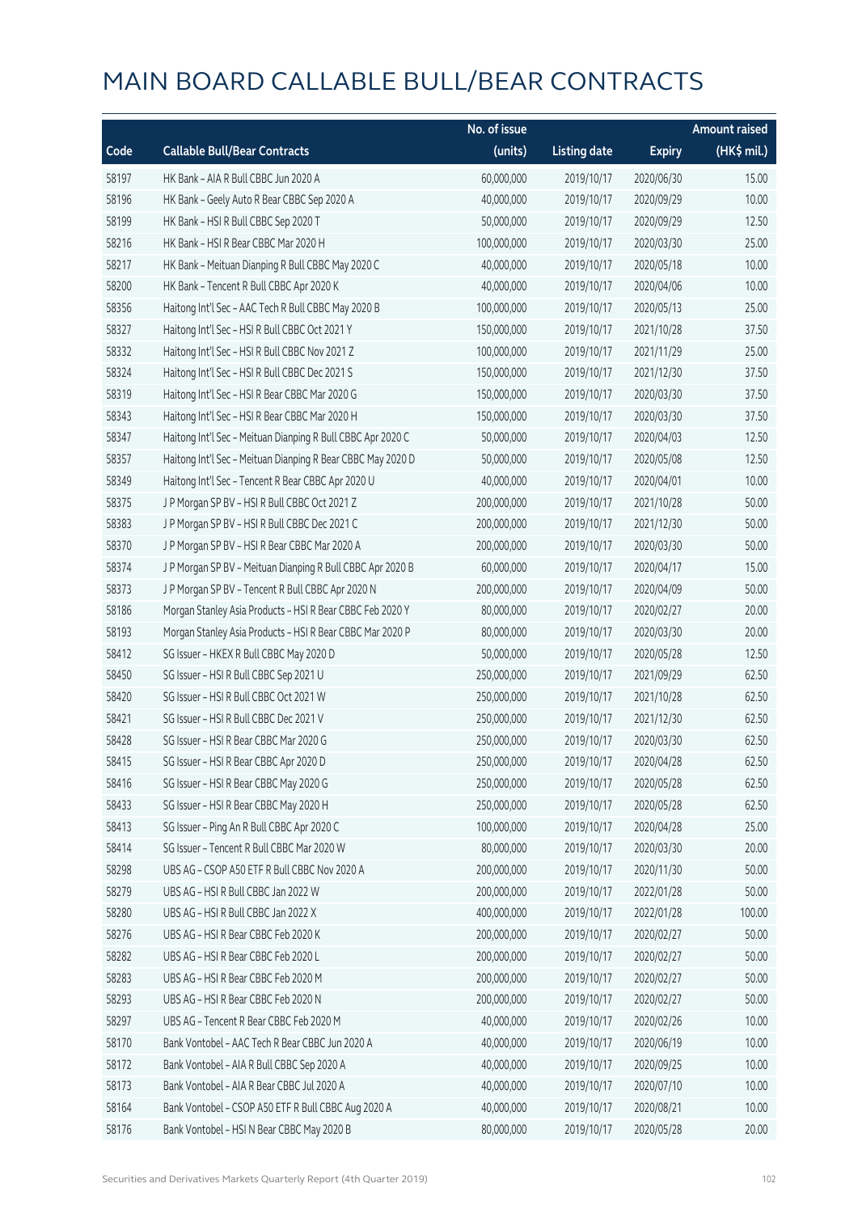# MAIN BOARD CALLABLE BULL/BEAR CONTRACTS

| Code | Callable Bull/Bear Contracts | No. of issue (units) | Listing date | Expiry | Amount raised (HK$ mil.) |
|---|---|---|---|---|---|
| 58197 | HK Bank – AIA R Bull CBBC Jun 2020 A | 60,000,000 | 2019/10/17 | 2020/06/30 | 15.00 |
| 58196 | HK Bank – Geely Auto R Bear CBBC Sep 2020 A | 40,000,000 | 2019/10/17 | 2020/09/29 | 10.00 |
| 58199 | HK Bank – HSI R Bull CBBC Sep 2020 T | 50,000,000 | 2019/10/17 | 2020/09/29 | 12.50 |
| 58216 | HK Bank – HSI R Bear CBBC Mar 2020 H | 100,000,000 | 2019/10/17 | 2020/03/30 | 25.00 |
| 58217 | HK Bank – Meituan Dianping R Bull CBBC May 2020 C | 40,000,000 | 2019/10/17 | 2020/05/18 | 10.00 |
| 58200 | HK Bank – Tencent R Bull CBBC Apr 2020 K | 40,000,000 | 2019/10/17 | 2020/04/06 | 10.00 |
| 58356 | Haitong Int'l Sec – AAC Tech R Bull CBBC May 2020 B | 100,000,000 | 2019/10/17 | 2020/05/13 | 25.00 |
| 58327 | Haitong Int'l Sec – HSI R Bull CBBC Oct 2021 Y | 150,000,000 | 2019/10/17 | 2021/10/28 | 37.50 |
| 58332 | Haitong Int'l Sec – HSI R Bull CBBC Nov 2021 Z | 100,000,000 | 2019/10/17 | 2021/11/29 | 25.00 |
| 58324 | Haitong Int'l Sec – HSI R Bull CBBC Dec 2021 S | 150,000,000 | 2019/10/17 | 2021/12/30 | 37.50 |
| 58319 | Haitong Int'l Sec – HSI R Bear CBBC Mar 2020 G | 150,000,000 | 2019/10/17 | 2020/03/30 | 37.50 |
| 58343 | Haitong Int'l Sec – HSI R Bear CBBC Mar 2020 H | 150,000,000 | 2019/10/17 | 2020/03/30 | 37.50 |
| 58347 | Haitong Int'l Sec – Meituan Dianping R Bull CBBC Apr 2020 C | 50,000,000 | 2019/10/17 | 2020/04/03 | 12.50 |
| 58357 | Haitong Int'l Sec – Meituan Dianping R Bear CBBC May 2020 D | 50,000,000 | 2019/10/17 | 2020/05/08 | 12.50 |
| 58349 | Haitong Int'l Sec – Tencent R Bear CBBC Apr 2020 U | 40,000,000 | 2019/10/17 | 2020/04/01 | 10.00 |
| 58375 | J P Morgan SP BV – HSI R Bull CBBC Oct 2021 Z | 200,000,000 | 2019/10/17 | 2021/10/28 | 50.00 |
| 58383 | J P Morgan SP BV – HSI R Bull CBBC Dec 2021 C | 200,000,000 | 2019/10/17 | 2021/12/30 | 50.00 |
| 58370 | J P Morgan SP BV – HSI R Bear CBBC Mar 2020 A | 200,000,000 | 2019/10/17 | 2020/03/30 | 50.00 |
| 58374 | J P Morgan SP BV – Meituan Dianping R Bull CBBC Apr 2020 B | 60,000,000 | 2019/10/17 | 2020/04/17 | 15.00 |
| 58373 | J P Morgan SP BV – Tencent R Bull CBBC Apr 2020 N | 200,000,000 | 2019/10/17 | 2020/04/09 | 50.00 |
| 58186 | Morgan Stanley Asia Products – HSI R Bear CBBC Feb 2020 Y | 80,000,000 | 2019/10/17 | 2020/02/27 | 20.00 |
| 58193 | Morgan Stanley Asia Products – HSI R Bear CBBC Mar 2020 P | 80,000,000 | 2019/10/17 | 2020/03/30 | 20.00 |
| 58412 | SG Issuer – HKEX R Bull CBBC May 2020 D | 50,000,000 | 2019/10/17 | 2020/05/28 | 12.50 |
| 58450 | SG Issuer – HSI R Bull CBBC Sep 2021 U | 250,000,000 | 2019/10/17 | 2021/09/29 | 62.50 |
| 58420 | SG Issuer – HSI R Bull CBBC Oct 2021 W | 250,000,000 | 2019/10/17 | 2021/10/28 | 62.50 |
| 58421 | SG Issuer – HSI R Bull CBBC Dec 2021 V | 250,000,000 | 2019/10/17 | 2021/12/30 | 62.50 |
| 58428 | SG Issuer – HSI R Bear CBBC Mar 2020 G | 250,000,000 | 2019/10/17 | 2020/03/30 | 62.50 |
| 58415 | SG Issuer – HSI R Bear CBBC Apr 2020 D | 250,000,000 | 2019/10/17 | 2020/04/28 | 62.50 |
| 58416 | SG Issuer – HSI R Bear CBBC May 2020 G | 250,000,000 | 2019/10/17 | 2020/05/28 | 62.50 |
| 58433 | SG Issuer – HSI R Bear CBBC May 2020 H | 250,000,000 | 2019/10/17 | 2020/05/28 | 62.50 |
| 58413 | SG Issuer – Ping An R Bull CBBC Apr 2020 C | 100,000,000 | 2019/10/17 | 2020/04/28 | 25.00 |
| 58414 | SG Issuer – Tencent R Bull CBBC Mar 2020 W | 80,000,000 | 2019/10/17 | 2020/03/30 | 20.00 |
| 58298 | UBS AG – CSOP A50 ETF R Bull CBBC Nov 2020 A | 200,000,000 | 2019/10/17 | 2020/11/30 | 50.00 |
| 58279 | UBS AG – HSI R Bull CBBC Jan 2022 W | 200,000,000 | 2019/10/17 | 2022/01/28 | 50.00 |
| 58280 | UBS AG – HSI R Bull CBBC Jan 2022 X | 400,000,000 | 2019/10/17 | 2022/01/28 | 100.00 |
| 58276 | UBS AG – HSI R Bear CBBC Feb 2020 K | 200,000,000 | 2019/10/17 | 2020/02/27 | 50.00 |
| 58282 | UBS AG – HSI R Bear CBBC Feb 2020 L | 200,000,000 | 2019/10/17 | 2020/02/27 | 50.00 |
| 58283 | UBS AG – HSI R Bear CBBC Feb 2020 M | 200,000,000 | 2019/10/17 | 2020/02/27 | 50.00 |
| 58293 | UBS AG – HSI R Bear CBBC Feb 2020 N | 200,000,000 | 2019/10/17 | 2020/02/27 | 50.00 |
| 58297 | UBS AG – Tencent R Bear CBBC Feb 2020 M | 40,000,000 | 2019/10/17 | 2020/02/26 | 10.00 |
| 58170 | Bank Vontobel – AAC Tech R Bear CBBC Jun 2020 A | 40,000,000 | 2019/10/17 | 2020/06/19 | 10.00 |
| 58172 | Bank Vontobel – AIA R Bull CBBC Sep 2020 A | 40,000,000 | 2019/10/17 | 2020/09/25 | 10.00 |
| 58173 | Bank Vontobel – AIA R Bear CBBC Jul 2020 A | 40,000,000 | 2019/10/17 | 2020/07/10 | 10.00 |
| 58164 | Bank Vontobel – CSOP A50 ETF R Bull CBBC Aug 2020 A | 40,000,000 | 2019/10/17 | 2020/08/21 | 10.00 |
| 58176 | Bank Vontobel – HSI N Bear CBBC May 2020 B | 80,000,000 | 2019/10/17 | 2020/05/28 | 20.00 |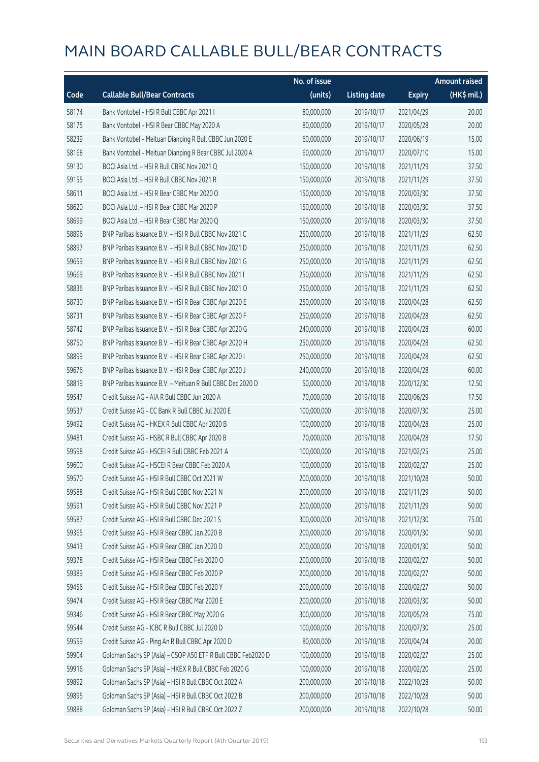# MAIN BOARD CALLABLE BULL/BEAR CONTRACTS

| Code | Callable Bull/Bear Contracts | No. of issue (units) | Listing date | Expiry | Amount raised (HK$ mil.) |
|---|---|---|---|---|---|
| 58174 | Bank Vontobel – HSI R Bull CBBC Apr 2021 I | 80,000,000 | 2019/10/17 | 2021/04/29 | 20.00 |
| 58175 | Bank Vontobel – HSI R Bear CBBC May 2020 A | 80,000,000 | 2019/10/17 | 2020/05/28 | 20.00 |
| 58239 | Bank Vontobel – Meituan Dianping R Bull CBBC Jun 2020 E | 60,000,000 | 2019/10/17 | 2020/06/19 | 15.00 |
| 58168 | Bank Vontobel – Meituan Dianping R Bear CBBC Jul 2020 A | 60,000,000 | 2019/10/17 | 2020/07/10 | 15.00 |
| 59130 | BOCI Asia Ltd. – HSI R Bull CBBC Nov 2021 Q | 150,000,000 | 2019/10/18 | 2021/11/29 | 37.50 |
| 59155 | BOCI Asia Ltd. – HSI R Bull CBBC Nov 2021 R | 150,000,000 | 2019/10/18 | 2021/11/29 | 37.50 |
| 58611 | BOCI Asia Ltd. – HSI R Bear CBBC Mar 2020 O | 150,000,000 | 2019/10/18 | 2020/03/30 | 37.50 |
| 58620 | BOCI Asia Ltd. – HSI R Bear CBBC Mar 2020 P | 150,000,000 | 2019/10/18 | 2020/03/30 | 37.50 |
| 58699 | BOCI Asia Ltd. – HSI R Bear CBBC Mar 2020 Q | 150,000,000 | 2019/10/18 | 2020/03/30 | 37.50 |
| 58896 | BNP Paribas Issuance B.V. – HSI R Bull CBBC Nov 2021 C | 250,000,000 | 2019/10/18 | 2021/11/29 | 62.50 |
| 58897 | BNP Paribas Issuance B.V. – HSI R Bull CBBC Nov 2021 D | 250,000,000 | 2019/10/18 | 2021/11/29 | 62.50 |
| 59659 | BNP Paribas Issuance B.V. – HSI R Bull CBBC Nov 2021 G | 250,000,000 | 2019/10/18 | 2021/11/29 | 62.50 |
| 59669 | BNP Paribas Issuance B.V. – HSI R Bull CBBC Nov 2021 I | 250,000,000 | 2019/10/18 | 2021/11/29 | 62.50 |
| 58836 | BNP Paribas Issuance B.V. – HSI R Bull CBBC Nov 2021 O | 250,000,000 | 2019/10/18 | 2021/11/29 | 62.50 |
| 58730 | BNP Paribas Issuance B.V. – HSI R Bear CBBC Apr 2020 E | 250,000,000 | 2019/10/18 | 2020/04/28 | 62.50 |
| 58731 | BNP Paribas Issuance B.V. – HSI R Bear CBBC Apr 2020 F | 250,000,000 | 2019/10/18 | 2020/04/28 | 62.50 |
| 58742 | BNP Paribas Issuance B.V. – HSI R Bear CBBC Apr 2020 G | 240,000,000 | 2019/10/18 | 2020/04/28 | 60.00 |
| 58750 | BNP Paribas Issuance B.V. – HSI R Bear CBBC Apr 2020 H | 250,000,000 | 2019/10/18 | 2020/04/28 | 62.50 |
| 58899 | BNP Paribas Issuance B.V. – HSI R Bear CBBC Apr 2020 I | 250,000,000 | 2019/10/18 | 2020/04/28 | 62.50 |
| 59676 | BNP Paribas Issuance B.V. – HSI R Bear CBBC Apr 2020 J | 240,000,000 | 2019/10/18 | 2020/04/28 | 60.00 |
| 58819 | BNP Paribas Issuance B.V. – Meituan R Bull CBBC Dec 2020 D | 50,000,000 | 2019/10/18 | 2020/12/30 | 12.50 |
| 59547 | Credit Suisse AG – AIA R Bull CBBC Jun 2020 A | 70,000,000 | 2019/10/18 | 2020/06/29 | 17.50 |
| 59537 | Credit Suisse AG – CC Bank R Bull CBBC Jul 2020 E | 100,000,000 | 2019/10/18 | 2020/07/30 | 25.00 |
| 59492 | Credit Suisse AG – HKEX R Bull CBBC Apr 2020 B | 100,000,000 | 2019/10/18 | 2020/04/28 | 25.00 |
| 59481 | Credit Suisse AG – HSBC R Bull CBBC Apr 2020 B | 70,000,000 | 2019/10/18 | 2020/04/28 | 17.50 |
| 59598 | Credit Suisse AG – HSCEI R Bull CBBC Feb 2021 A | 100,000,000 | 2019/10/18 | 2021/02/25 | 25.00 |
| 59600 | Credit Suisse AG – HSCEI R Bear CBBC Feb 2020 A | 100,000,000 | 2019/10/18 | 2020/02/27 | 25.00 |
| 59570 | Credit Suisse AG – HSI R Bull CBBC Oct 2021 W | 200,000,000 | 2019/10/18 | 2021/10/28 | 50.00 |
| 59588 | Credit Suisse AG – HSI R Bull CBBC Nov 2021 N | 200,000,000 | 2019/10/18 | 2021/11/29 | 50.00 |
| 59591 | Credit Suisse AG – HSI R Bull CBBC Nov 2021 P | 200,000,000 | 2019/10/18 | 2021/11/29 | 50.00 |
| 59587 | Credit Suisse AG – HSI R Bull CBBC Dec 2021 S | 300,000,000 | 2019/10/18 | 2021/12/30 | 75.00 |
| 59365 | Credit Suisse AG – HSI R Bear CBBC Jan 2020 B | 200,000,000 | 2019/10/18 | 2020/01/30 | 50.00 |
| 59413 | Credit Suisse AG – HSI R Bear CBBC Jan 2020 D | 200,000,000 | 2019/10/18 | 2020/01/30 | 50.00 |
| 59378 | Credit Suisse AG – HSI R Bear CBBC Feb 2020 O | 200,000,000 | 2019/10/18 | 2020/02/27 | 50.00 |
| 59389 | Credit Suisse AG – HSI R Bear CBBC Feb 2020 P | 200,000,000 | 2019/10/18 | 2020/02/27 | 50.00 |
| 59456 | Credit Suisse AG – HSI R Bear CBBC Feb 2020 Y | 200,000,000 | 2019/10/18 | 2020/02/27 | 50.00 |
| 59474 | Credit Suisse AG – HSI R Bear CBBC Mar 2020 E | 200,000,000 | 2019/10/18 | 2020/03/30 | 50.00 |
| 59346 | Credit Suisse AG – HSI R Bear CBBC May 2020 G | 300,000,000 | 2019/10/18 | 2020/05/28 | 75.00 |
| 59544 | Credit Suisse AG – ICBC R Bull CBBC Jul 2020 D | 100,000,000 | 2019/10/18 | 2020/07/30 | 25.00 |
| 59559 | Credit Suisse AG – Ping An R Bull CBBC Apr 2020 D | 80,000,000 | 2019/10/18 | 2020/04/24 | 20.00 |
| 59904 | Goldman Sachs SP (Asia) – CSOP A50 ETF R Bull CBBC Feb2020 D | 100,000,000 | 2019/10/18 | 2020/02/27 | 25.00 |
| 59916 | Goldman Sachs SP (Asia) – HKEX R Bull CBBC Feb 2020 G | 100,000,000 | 2019/10/18 | 2020/02/20 | 25.00 |
| 59892 | Goldman Sachs SP (Asia) – HSI R Bull CBBC Oct 2022 A | 200,000,000 | 2019/10/18 | 2022/10/28 | 50.00 |
| 59895 | Goldman Sachs SP (Asia) – HSI R Bull CBBC Oct 2022 B | 200,000,000 | 2019/10/18 | 2022/10/28 | 50.00 |
| 59888 | Goldman Sachs SP (Asia) – HSI R Bull CBBC Oct 2022 Z | 200,000,000 | 2019/10/18 | 2022/10/28 | 50.00 |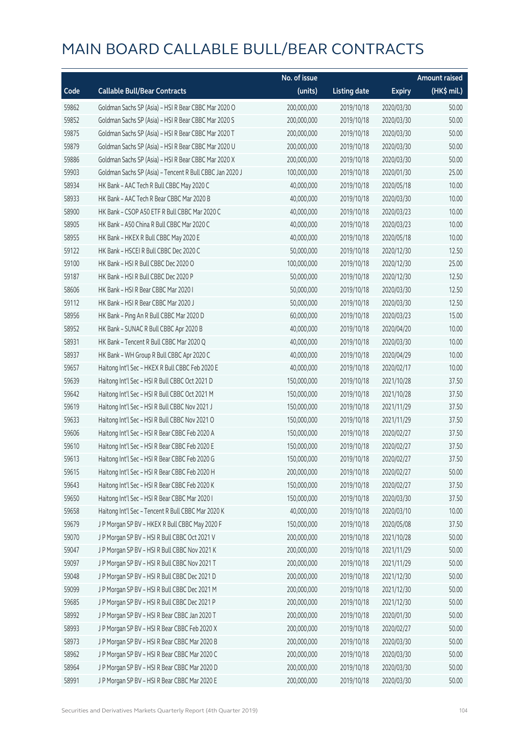# MAIN BOARD CALLABLE BULL/BEAR CONTRACTS

| Code | Callable Bull/Bear Contracts | No. of issue (units) | Listing date | Expiry | Amount raised (HK$ mil.) |
|---|---|---|---|---|---|
| 59862 | Goldman Sachs SP (Asia) – HSI R Bear CBBC Mar 2020 O | 200,000,000 | 2019/10/18 | 2020/03/30 | 50.00 |
| 59852 | Goldman Sachs SP (Asia) – HSI R Bear CBBC Mar 2020 S | 200,000,000 | 2019/10/18 | 2020/03/30 | 50.00 |
| 59875 | Goldman Sachs SP (Asia) – HSI R Bear CBBC Mar 2020 T | 200,000,000 | 2019/10/18 | 2020/03/30 | 50.00 |
| 59879 | Goldman Sachs SP (Asia) – HSI R Bear CBBC Mar 2020 U | 200,000,000 | 2019/10/18 | 2020/03/30 | 50.00 |
| 59886 | Goldman Sachs SP (Asia) – HSI R Bear CBBC Mar 2020 X | 200,000,000 | 2019/10/18 | 2020/03/30 | 50.00 |
| 59903 | Goldman Sachs SP (Asia) – Tencent R Bull CBBC Jan 2020 J | 100,000,000 | 2019/10/18 | 2020/01/30 | 25.00 |
| 58934 | HK Bank – AAC Tech R Bull CBBC May 2020 C | 40,000,000 | 2019/10/18 | 2020/05/18 | 10.00 |
| 58933 | HK Bank – AAC Tech R Bear CBBC Mar 2020 B | 40,000,000 | 2019/10/18 | 2020/03/30 | 10.00 |
| 58900 | HK Bank – CSOP A50 ETF R Bull CBBC Mar 2020 C | 40,000,000 | 2019/10/18 | 2020/03/23 | 10.00 |
| 58905 | HK Bank – A50 China R Bull CBBC Mar 2020 C | 40,000,000 | 2019/10/18 | 2020/03/23 | 10.00 |
| 58955 | HK Bank – HKEX R Bull CBBC May 2020 E | 40,000,000 | 2019/10/18 | 2020/05/18 | 10.00 |
| 59122 | HK Bank – HSCEI R Bull CBBC Dec 2020 C | 50,000,000 | 2019/10/18 | 2020/12/30 | 12.50 |
| 59100 | HK Bank – HSI R Bull CBBC Dec 2020 O | 100,000,000 | 2019/10/18 | 2020/12/30 | 25.00 |
| 59187 | HK Bank – HSI R Bull CBBC Dec 2020 P | 50,000,000 | 2019/10/18 | 2020/12/30 | 12.50 |
| 58606 | HK Bank – HSI R Bear CBBC Mar 2020 I | 50,000,000 | 2019/10/18 | 2020/03/30 | 12.50 |
| 59112 | HK Bank – HSI R Bear CBBC Mar 2020 J | 50,000,000 | 2019/10/18 | 2020/03/30 | 12.50 |
| 58956 | HK Bank – Ping An R Bull CBBC Mar 2020 D | 60,000,000 | 2019/10/18 | 2020/03/23 | 15.00 |
| 58952 | HK Bank – SUNAC R Bull CBBC Apr 2020 B | 40,000,000 | 2019/10/18 | 2020/04/20 | 10.00 |
| 58931 | HK Bank – Tencent R Bull CBBC Mar 2020 Q | 40,000,000 | 2019/10/18 | 2020/03/30 | 10.00 |
| 58937 | HK Bank – WH Group R Bull CBBC Apr 2020 C | 40,000,000 | 2019/10/18 | 2020/04/29 | 10.00 |
| 59657 | Haitong Int'l Sec – HKEX R Bull CBBC Feb 2020 E | 40,000,000 | 2019/10/18 | 2020/02/17 | 10.00 |
| 59639 | Haitong Int'l Sec – HSI R Bull CBBC Oct 2021 D | 150,000,000 | 2019/10/18 | 2021/10/28 | 37.50 |
| 59642 | Haitong Int'l Sec – HSI R Bull CBBC Oct 2021 M | 150,000,000 | 2019/10/18 | 2021/10/28 | 37.50 |
| 59619 | Haitong Int'l Sec – HSI R Bull CBBC Nov 2021 J | 150,000,000 | 2019/10/18 | 2021/11/29 | 37.50 |
| 59633 | Haitong Int'l Sec – HSI R Bull CBBC Nov 2021 O | 150,000,000 | 2019/10/18 | 2021/11/29 | 37.50 |
| 59606 | Haitong Int'l Sec – HSI R Bear CBBC Feb 2020 A | 150,000,000 | 2019/10/18 | 2020/02/27 | 37.50 |
| 59610 | Haitong Int'l Sec – HSI R Bear CBBC Feb 2020 E | 150,000,000 | 2019/10/18 | 2020/02/27 | 37.50 |
| 59613 | Haitong Int'l Sec – HSI R Bear CBBC Feb 2020 G | 150,000,000 | 2019/10/18 | 2020/02/27 | 37.50 |
| 59615 | Haitong Int'l Sec – HSI R Bear CBBC Feb 2020 H | 200,000,000 | 2019/10/18 | 2020/02/27 | 50.00 |
| 59643 | Haitong Int'l Sec – HSI R Bear CBBC Feb 2020 K | 150,000,000 | 2019/10/18 | 2020/02/27 | 37.50 |
| 59650 | Haitong Int'l Sec – HSI R Bear CBBC Mar 2020 I | 150,000,000 | 2019/10/18 | 2020/03/30 | 37.50 |
| 59658 | Haitong Int'l Sec – Tencent R Bull CBBC Mar 2020 K | 40,000,000 | 2019/10/18 | 2020/03/10 | 10.00 |
| 59679 | J P Morgan SP BV – HKEX R Bull CBBC May 2020 F | 150,000,000 | 2019/10/18 | 2020/05/08 | 37.50 |
| 59070 | J P Morgan SP BV – HSI R Bull CBBC Oct 2021 V | 200,000,000 | 2019/10/18 | 2021/10/28 | 50.00 |
| 59047 | J P Morgan SP BV – HSI R Bull CBBC Nov 2021 K | 200,000,000 | 2019/10/18 | 2021/11/29 | 50.00 |
| 59097 | J P Morgan SP BV – HSI R Bull CBBC Nov 2021 T | 200,000,000 | 2019/10/18 | 2021/11/29 | 50.00 |
| 59048 | J P Morgan SP BV – HSI R Bull CBBC Dec 2021 D | 200,000,000 | 2019/10/18 | 2021/12/30 | 50.00 |
| 59099 | J P Morgan SP BV – HSI R Bull CBBC Dec 2021 M | 200,000,000 | 2019/10/18 | 2021/12/30 | 50.00 |
| 59685 | J P Morgan SP BV – HSI R Bull CBBC Dec 2021 P | 200,000,000 | 2019/10/18 | 2021/12/30 | 50.00 |
| 58992 | J P Morgan SP BV – HSI R Bear CBBC Jan 2020 T | 200,000,000 | 2019/10/18 | 2020/01/30 | 50.00 |
| 58993 | J P Morgan SP BV – HSI R Bear CBBC Feb 2020 X | 200,000,000 | 2019/10/18 | 2020/02/27 | 50.00 |
| 58973 | J P Morgan SP BV – HSI R Bear CBBC Mar 2020 B | 200,000,000 | 2019/10/18 | 2020/03/30 | 50.00 |
| 58962 | J P Morgan SP BV – HSI R Bear CBBC Mar 2020 C | 200,000,000 | 2019/10/18 | 2020/03/30 | 50.00 |
| 58964 | J P Morgan SP BV – HSI R Bear CBBC Mar 2020 D | 200,000,000 | 2019/10/18 | 2020/03/30 | 50.00 |
| 58991 | J P Morgan SP BV – HSI R Bear CBBC Mar 2020 E | 200,000,000 | 2019/10/18 | 2020/03/30 | 50.00 |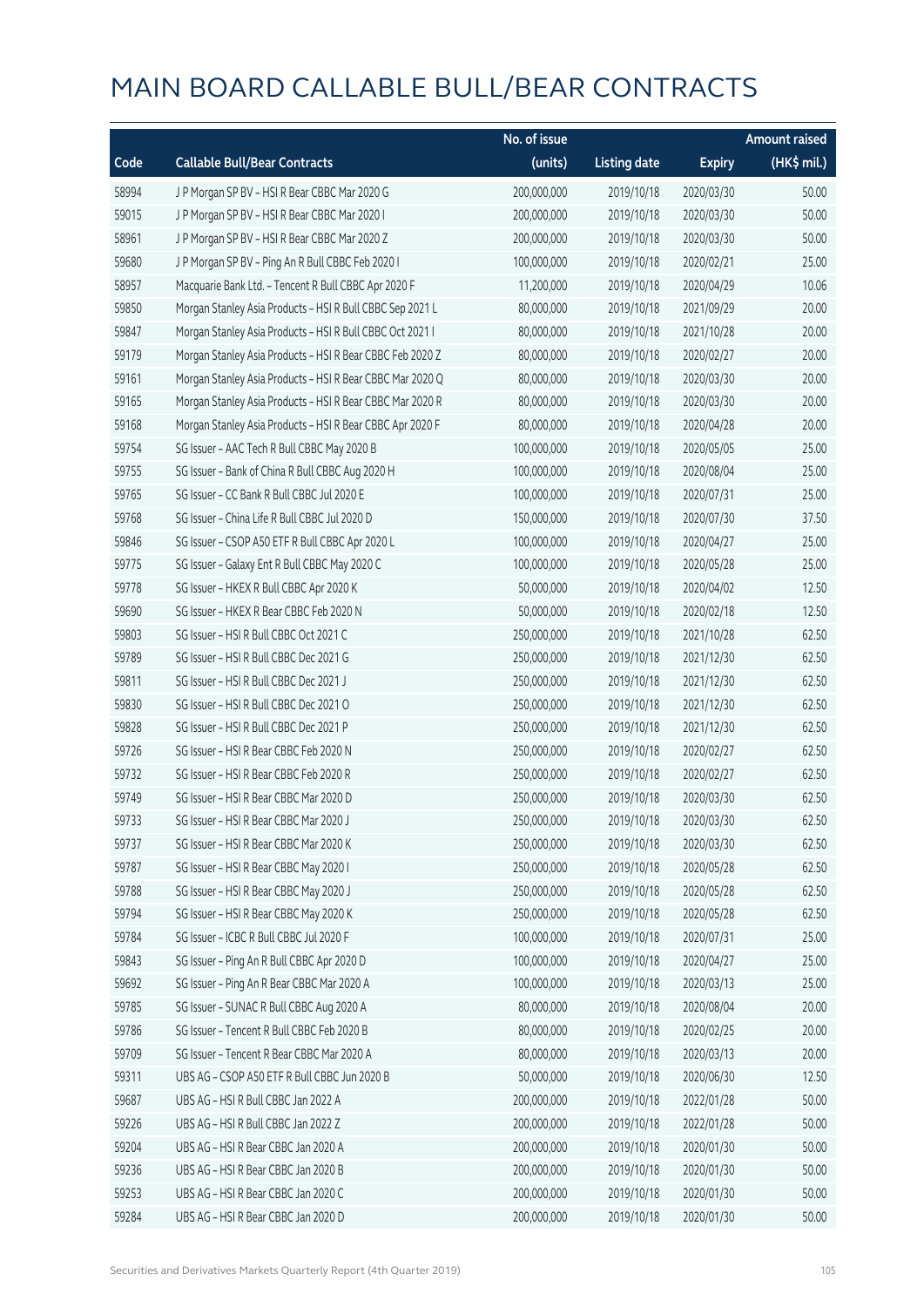# MAIN BOARD CALLABLE BULL/BEAR CONTRACTS

| Code | Callable Bull/Bear Contracts | No. of issue (units) | Listing date | Expiry | Amount raised (HK$ mil.) |
|---|---|---|---|---|---|
| 58994 | J P Morgan SP BV – HSI R Bear CBBC Mar 2020 G | 200,000,000 | 2019/10/18 | 2020/03/30 | 50.00 |
| 59015 | J P Morgan SP BV – HSI R Bear CBBC Mar 2020 I | 200,000,000 | 2019/10/18 | 2020/03/30 | 50.00 |
| 58961 | J P Morgan SP BV – HSI R Bear CBBC Mar 2020 Z | 200,000,000 | 2019/10/18 | 2020/03/30 | 50.00 |
| 59680 | J P Morgan SP BV – Ping An R Bull CBBC Feb 2020 I | 100,000,000 | 2019/10/18 | 2020/02/21 | 25.00 |
| 58957 | Macquarie Bank Ltd. – Tencent R Bull CBBC Apr 2020 F | 11,200,000 | 2019/10/18 | 2020/04/29 | 10.06 |
| 59850 | Morgan Stanley Asia Products – HSI R Bull CBBC Sep 2021 L | 80,000,000 | 2019/10/18 | 2021/09/29 | 20.00 |
| 59847 | Morgan Stanley Asia Products – HSI R Bull CBBC Oct 2021 I | 80,000,000 | 2019/10/18 | 2021/10/28 | 20.00 |
| 59179 | Morgan Stanley Asia Products – HSI R Bear CBBC Feb 2020 Z | 80,000,000 | 2019/10/18 | 2020/02/27 | 20.00 |
| 59161 | Morgan Stanley Asia Products – HSI R Bear CBBC Mar 2020 Q | 80,000,000 | 2019/10/18 | 2020/03/30 | 20.00 |
| 59165 | Morgan Stanley Asia Products – HSI R Bear CBBC Mar 2020 R | 80,000,000 | 2019/10/18 | 2020/03/30 | 20.00 |
| 59168 | Morgan Stanley Asia Products – HSI R Bear CBBC Apr 2020 F | 80,000,000 | 2019/10/18 | 2020/04/28 | 20.00 |
| 59754 | SG Issuer – AAC Tech R Bull CBBC May 2020 B | 100,000,000 | 2019/10/18 | 2020/05/05 | 25.00 |
| 59755 | SG Issuer – Bank of China R Bull CBBC Aug 2020 H | 100,000,000 | 2019/10/18 | 2020/08/04 | 25.00 |
| 59765 | SG Issuer – CC Bank R Bull CBBC Jul 2020 E | 100,000,000 | 2019/10/18 | 2020/07/31 | 25.00 |
| 59768 | SG Issuer – China Life R Bull CBBC Jul 2020 D | 150,000,000 | 2019/10/18 | 2020/07/30 | 37.50 |
| 59846 | SG Issuer – CSOP A50 ETF R Bull CBBC Apr 2020 L | 100,000,000 | 2019/10/18 | 2020/04/27 | 25.00 |
| 59775 | SG Issuer – Galaxy Ent R Bull CBBC May 2020 C | 100,000,000 | 2019/10/18 | 2020/05/28 | 25.00 |
| 59778 | SG Issuer – HKEX R Bull CBBC Apr 2020 K | 50,000,000 | 2019/10/18 | 2020/04/02 | 12.50 |
| 59690 | SG Issuer – HKEX R Bear CBBC Feb 2020 N | 50,000,000 | 2019/10/18 | 2020/02/18 | 12.50 |
| 59803 | SG Issuer – HSI R Bull CBBC Oct 2021 C | 250,000,000 | 2019/10/18 | 2021/10/28 | 62.50 |
| 59789 | SG Issuer – HSI R Bull CBBC Dec 2021 G | 250,000,000 | 2019/10/18 | 2021/12/30 | 62.50 |
| 59811 | SG Issuer – HSI R Bull CBBC Dec 2021 J | 250,000,000 | 2019/10/18 | 2021/12/30 | 62.50 |
| 59830 | SG Issuer – HSI R Bull CBBC Dec 2021 O | 250,000,000 | 2019/10/18 | 2021/12/30 | 62.50 |
| 59828 | SG Issuer – HSI R Bull CBBC Dec 2021 P | 250,000,000 | 2019/10/18 | 2021/12/30 | 62.50 |
| 59726 | SG Issuer – HSI R Bear CBBC Feb 2020 N | 250,000,000 | 2019/10/18 | 2020/02/27 | 62.50 |
| 59732 | SG Issuer – HSI R Bear CBBC Feb 2020 R | 250,000,000 | 2019/10/18 | 2020/02/27 | 62.50 |
| 59749 | SG Issuer – HSI R Bear CBBC Mar 2020 D | 250,000,000 | 2019/10/18 | 2020/03/30 | 62.50 |
| 59733 | SG Issuer – HSI R Bear CBBC Mar 2020 J | 250,000,000 | 2019/10/18 | 2020/03/30 | 62.50 |
| 59737 | SG Issuer – HSI R Bear CBBC Mar 2020 K | 250,000,000 | 2019/10/18 | 2020/03/30 | 62.50 |
| 59787 | SG Issuer – HSI R Bear CBBC May 2020 I | 250,000,000 | 2019/10/18 | 2020/05/28 | 62.50 |
| 59788 | SG Issuer – HSI R Bear CBBC May 2020 J | 250,000,000 | 2019/10/18 | 2020/05/28 | 62.50 |
| 59794 | SG Issuer – HSI R Bear CBBC May 2020 K | 250,000,000 | 2019/10/18 | 2020/05/28 | 62.50 |
| 59784 | SG Issuer – ICBC R Bull CBBC Jul 2020 F | 100,000,000 | 2019/10/18 | 2020/07/31 | 25.00 |
| 59843 | SG Issuer – Ping An R Bull CBBC Apr 2020 D | 100,000,000 | 2019/10/18 | 2020/04/27 | 25.00 |
| 59692 | SG Issuer – Ping An R Bear CBBC Mar 2020 A | 100,000,000 | 2019/10/18 | 2020/03/13 | 25.00 |
| 59785 | SG Issuer – SUNAC R Bull CBBC Aug 2020 A | 80,000,000 | 2019/10/18 | 2020/08/04 | 20.00 |
| 59786 | SG Issuer – Tencent R Bull CBBC Feb 2020 B | 80,000,000 | 2019/10/18 | 2020/02/25 | 20.00 |
| 59709 | SG Issuer – Tencent R Bear CBBC Mar 2020 A | 80,000,000 | 2019/10/18 | 2020/03/13 | 20.00 |
| 59311 | UBS AG – CSOP A50 ETF R Bull CBBC Jun 2020 B | 50,000,000 | 2019/10/18 | 2020/06/30 | 12.50 |
| 59687 | UBS AG – HSI R Bull CBBC Jan 2022 A | 200,000,000 | 2019/10/18 | 2022/01/28 | 50.00 |
| 59226 | UBS AG – HSI R Bull CBBC Jan 2022 Z | 200,000,000 | 2019/10/18 | 2022/01/28 | 50.00 |
| 59204 | UBS AG – HSI R Bear CBBC Jan 2020 A | 200,000,000 | 2019/10/18 | 2020/01/30 | 50.00 |
| 59236 | UBS AG – HSI R Bear CBBC Jan 2020 B | 200,000,000 | 2019/10/18 | 2020/01/30 | 50.00 |
| 59253 | UBS AG – HSI R Bear CBBC Jan 2020 C | 200,000,000 | 2019/10/18 | 2020/01/30 | 50.00 |
| 59284 | UBS AG – HSI R Bear CBBC Jan 2020 D | 200,000,000 | 2019/10/18 | 2020/01/30 | 50.00 |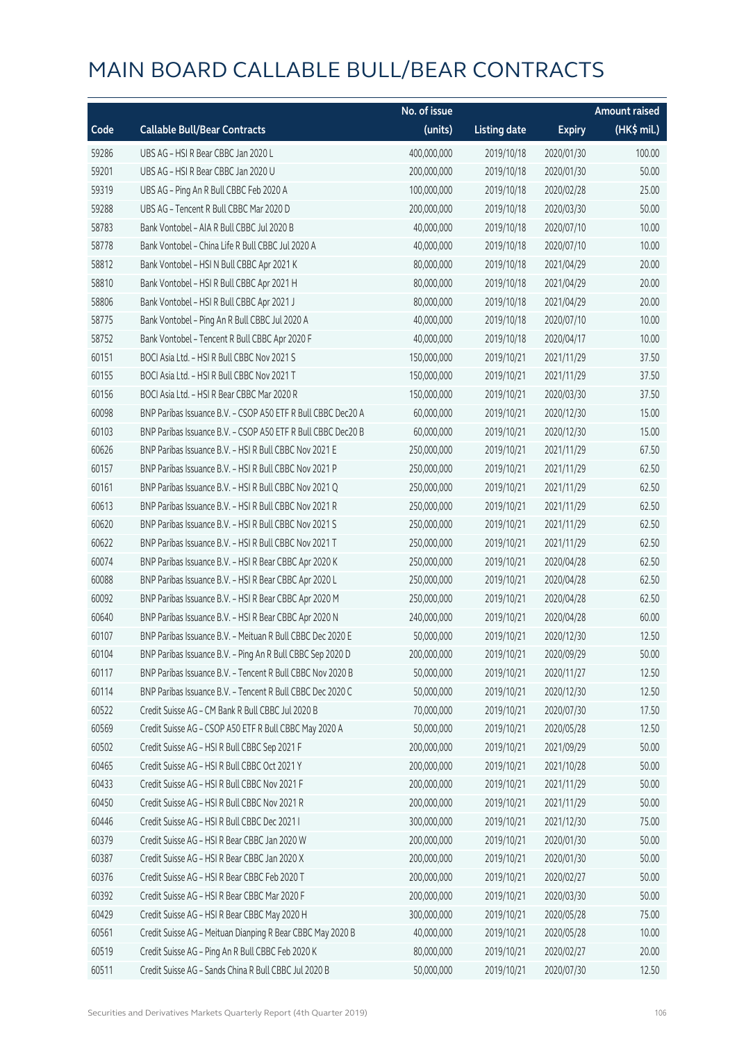# MAIN BOARD CALLABLE BULL/BEAR CONTRACTS

| Code | Callable Bull/Bear Contracts | No. of issue (units) | Listing date | Expiry | Amount raised (HK$ mil.) |
|---|---|---|---|---|---|
| 59286 | UBS AG – HSI R Bear CBBC Jan 2020 L | 400,000,000 | 2019/10/18 | 2020/01/30 | 100.00 |
| 59201 | UBS AG – HSI R Bear CBBC Jan 2020 U | 200,000,000 | 2019/10/18 | 2020/01/30 | 50.00 |
| 59319 | UBS AG – Ping An R Bull CBBC Feb 2020 A | 100,000,000 | 2019/10/18 | 2020/02/28 | 25.00 |
| 59288 | UBS AG – Tencent R Bull CBBC Mar 2020 D | 200,000,000 | 2019/10/18 | 2020/03/30 | 50.00 |
| 58783 | Bank Vontobel – AIA R Bull CBBC Jul 2020 B | 40,000,000 | 2019/10/18 | 2020/07/10 | 10.00 |
| 58778 | Bank Vontobel – China Life R Bull CBBC Jul 2020 A | 40,000,000 | 2019/10/18 | 2020/07/10 | 10.00 |
| 58812 | Bank Vontobel – HSI N Bull CBBC Apr 2021 K | 80,000,000 | 2019/10/18 | 2021/04/29 | 20.00 |
| 58810 | Bank Vontobel – HSI R Bull CBBC Apr 2021 H | 80,000,000 | 2019/10/18 | 2021/04/29 | 20.00 |
| 58806 | Bank Vontobel – HSI R Bull CBBC Apr 2021 J | 80,000,000 | 2019/10/18 | 2021/04/29 | 20.00 |
| 58775 | Bank Vontobel – Ping An R Bull CBBC Jul 2020 A | 40,000,000 | 2019/10/18 | 2020/07/10 | 10.00 |
| 58752 | Bank Vontobel – Tencent R Bull CBBC Apr 2020 F | 40,000,000 | 2019/10/18 | 2020/04/17 | 10.00 |
| 60151 | BOCI Asia Ltd. – HSI R Bull CBBC Nov 2021 S | 150,000,000 | 2019/10/21 | 2021/11/29 | 37.50 |
| 60155 | BOCI Asia Ltd. – HSI R Bull CBBC Nov 2021 T | 150,000,000 | 2019/10/21 | 2021/11/29 | 37.50 |
| 60156 | BOCI Asia Ltd. – HSI R Bear CBBC Mar 2020 R | 150,000,000 | 2019/10/21 | 2020/03/30 | 37.50 |
| 60098 | BNP Paribas Issuance B.V. – CSOP A50 ETF R Bull CBBC Dec20 A | 60,000,000 | 2019/10/21 | 2020/12/30 | 15.00 |
| 60103 | BNP Paribas Issuance B.V. – CSOP A50 ETF R Bull CBBC Dec20 B | 60,000,000 | 2019/10/21 | 2020/12/30 | 15.00 |
| 60626 | BNP Paribas Issuance B.V. – HSI R Bull CBBC Nov 2021 E | 250,000,000 | 2019/10/21 | 2021/11/29 | 67.50 |
| 60157 | BNP Paribas Issuance B.V. – HSI R Bull CBBC Nov 2021 P | 250,000,000 | 2019/10/21 | 2021/11/29 | 62.50 |
| 60161 | BNP Paribas Issuance B.V. – HSI R Bull CBBC Nov 2021 Q | 250,000,000 | 2019/10/21 | 2021/11/29 | 62.50 |
| 60613 | BNP Paribas Issuance B.V. – HSI R Bull CBBC Nov 2021 R | 250,000,000 | 2019/10/21 | 2021/11/29 | 62.50 |
| 60620 | BNP Paribas Issuance B.V. – HSI R Bull CBBC Nov 2021 S | 250,000,000 | 2019/10/21 | 2021/11/29 | 62.50 |
| 60622 | BNP Paribas Issuance B.V. – HSI R Bull CBBC Nov 2021 T | 250,000,000 | 2019/10/21 | 2021/11/29 | 62.50 |
| 60074 | BNP Paribas Issuance B.V. – HSI R Bear CBBC Apr 2020 K | 250,000,000 | 2019/10/21 | 2020/04/28 | 62.50 |
| 60088 | BNP Paribas Issuance B.V. – HSI R Bear CBBC Apr 2020 L | 250,000,000 | 2019/10/21 | 2020/04/28 | 62.50 |
| 60092 | BNP Paribas Issuance B.V. – HSI R Bear CBBC Apr 2020 M | 250,000,000 | 2019/10/21 | 2020/04/28 | 62.50 |
| 60640 | BNP Paribas Issuance B.V. – HSI R Bear CBBC Apr 2020 N | 240,000,000 | 2019/10/21 | 2020/04/28 | 60.00 |
| 60107 | BNP Paribas Issuance B.V. – Meituan R Bull CBBC Dec 2020 E | 50,000,000 | 2019/10/21 | 2020/12/30 | 12.50 |
| 60104 | BNP Paribas Issuance B.V. – Ping An R Bull CBBC Sep 2020 D | 200,000,000 | 2019/10/21 | 2020/09/29 | 50.00 |
| 60117 | BNP Paribas Issuance B.V. – Tencent R Bull CBBC Nov 2020 B | 50,000,000 | 2019/10/21 | 2020/11/27 | 12.50 |
| 60114 | BNP Paribas Issuance B.V. – Tencent R Bull CBBC Dec 2020 C | 50,000,000 | 2019/10/21 | 2020/12/30 | 12.50 |
| 60522 | Credit Suisse AG – CM Bank R Bull CBBC Jul 2020 B | 70,000,000 | 2019/10/21 | 2020/07/30 | 17.50 |
| 60569 | Credit Suisse AG – CSOP A50 ETF R Bull CBBC May 2020 A | 50,000,000 | 2019/10/21 | 2020/05/28 | 12.50 |
| 60502 | Credit Suisse AG – HSI R Bull CBBC Sep 2021 F | 200,000,000 | 2019/10/21 | 2021/09/29 | 50.00 |
| 60465 | Credit Suisse AG – HSI R Bull CBBC Oct 2021 Y | 200,000,000 | 2019/10/21 | 2021/10/28 | 50.00 |
| 60433 | Credit Suisse AG – HSI R Bull CBBC Nov 2021 F | 200,000,000 | 2019/10/21 | 2021/11/29 | 50.00 |
| 60450 | Credit Suisse AG – HSI R Bull CBBC Nov 2021 R | 200,000,000 | 2019/10/21 | 2021/11/29 | 50.00 |
| 60446 | Credit Suisse AG – HSI R Bull CBBC Dec 2021 I | 300,000,000 | 2019/10/21 | 2021/12/30 | 75.00 |
| 60379 | Credit Suisse AG – HSI R Bear CBBC Jan 2020 W | 200,000,000 | 2019/10/21 | 2020/01/30 | 50.00 |
| 60387 | Credit Suisse AG – HSI R Bear CBBC Jan 2020 X | 200,000,000 | 2019/10/21 | 2020/01/30 | 50.00 |
| 60376 | Credit Suisse AG – HSI R Bear CBBC Feb 2020 T | 200,000,000 | 2019/10/21 | 2020/02/27 | 50.00 |
| 60392 | Credit Suisse AG – HSI R Bear CBBC Mar 2020 F | 200,000,000 | 2019/10/21 | 2020/03/30 | 50.00 |
| 60429 | Credit Suisse AG – HSI R Bear CBBC May 2020 H | 300,000,000 | 2019/10/21 | 2020/05/28 | 75.00 |
| 60561 | Credit Suisse AG – Meituan Dianping R Bear CBBC May 2020 B | 40,000,000 | 2019/10/21 | 2020/05/28 | 10.00 |
| 60519 | Credit Suisse AG – Ping An R Bull CBBC Feb 2020 K | 80,000,000 | 2019/10/21 | 2020/02/27 | 20.00 |
| 60511 | Credit Suisse AG – Sands China R Bull CBBC Jul 2020 B | 50,000,000 | 2019/10/21 | 2020/07/30 | 12.50 |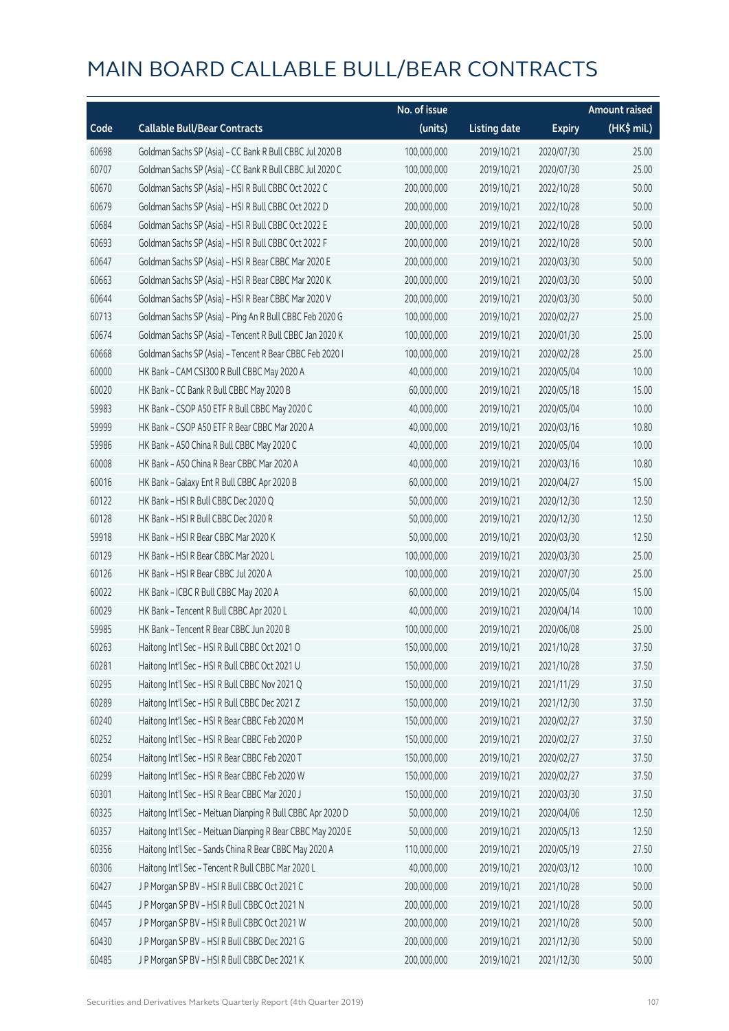# MAIN BOARD CALLABLE BULL/BEAR CONTRACTS

| Code | Callable Bull/Bear Contracts | No. of issue (units) | Listing date | Expiry | Amount raised (HK$ mil.) |
|---|---|---|---|---|---|
| 60698 | Goldman Sachs SP (Asia) – CC Bank R Bull CBBC Jul 2020 B | 100,000,000 | 2019/10/21 | 2020/07/30 | 25.00 |
| 60707 | Goldman Sachs SP (Asia) – CC Bank R Bull CBBC Jul 2020 C | 100,000,000 | 2019/10/21 | 2020/07/30 | 25.00 |
| 60670 | Goldman Sachs SP (Asia) – HSI R Bull CBBC Oct 2022 C | 200,000,000 | 2019/10/21 | 2022/10/28 | 50.00 |
| 60679 | Goldman Sachs SP (Asia) – HSI R Bull CBBC Oct 2022 D | 200,000,000 | 2019/10/21 | 2022/10/28 | 50.00 |
| 60684 | Goldman Sachs SP (Asia) – HSI R Bull CBBC Oct 2022 E | 200,000,000 | 2019/10/21 | 2022/10/28 | 50.00 |
| 60693 | Goldman Sachs SP (Asia) – HSI R Bull CBBC Oct 2022 F | 200,000,000 | 2019/10/21 | 2022/10/28 | 50.00 |
| 60647 | Goldman Sachs SP (Asia) – HSI R Bear CBBC Mar 2020 E | 200,000,000 | 2019/10/21 | 2020/03/30 | 50.00 |
| 60663 | Goldman Sachs SP (Asia) – HSI R Bear CBBC Mar 2020 K | 200,000,000 | 2019/10/21 | 2020/03/30 | 50.00 |
| 60644 | Goldman Sachs SP (Asia) – HSI R Bear CBBC Mar 2020 V | 200,000,000 | 2019/10/21 | 2020/03/30 | 50.00 |
| 60713 | Goldman Sachs SP (Asia) – Ping An R Bull CBBC Feb 2020 G | 100,000,000 | 2019/10/21 | 2020/02/27 | 25.00 |
| 60674 | Goldman Sachs SP (Asia) – Tencent R Bull CBBC Jan 2020 K | 100,000,000 | 2019/10/21 | 2020/01/30 | 25.00 |
| 60668 | Goldman Sachs SP (Asia) – Tencent R Bear CBBC Feb 2020 I | 100,000,000 | 2019/10/21 | 2020/02/28 | 25.00 |
| 60000 | HK Bank – CAM CSI300 R Bull CBBC May 2020 A | 40,000,000 | 2019/10/21 | 2020/05/04 | 10.00 |
| 60020 | HK Bank – CC Bank R Bull CBBC May 2020 B | 60,000,000 | 2019/10/21 | 2020/05/18 | 15.00 |
| 59983 | HK Bank – CSOP A50 ETF R Bull CBBC May 2020 C | 40,000,000 | 2019/10/21 | 2020/05/04 | 10.00 |
| 59999 | HK Bank – CSOP A50 ETF R Bear CBBC Mar 2020 A | 40,000,000 | 2019/10/21 | 2020/03/16 | 10.80 |
| 59986 | HK Bank – A50 China R Bull CBBC May 2020 C | 40,000,000 | 2019/10/21 | 2020/05/04 | 10.00 |
| 60008 | HK Bank – A50 China R Bear CBBC Mar 2020 A | 40,000,000 | 2019/10/21 | 2020/03/16 | 10.80 |
| 60016 | HK Bank – Galaxy Ent R Bull CBBC Apr 2020 B | 60,000,000 | 2019/10/21 | 2020/04/27 | 15.00 |
| 60122 | HK Bank – HSI R Bull CBBC Dec 2020 Q | 50,000,000 | 2019/10/21 | 2020/12/30 | 12.50 |
| 60128 | HK Bank – HSI R Bull CBBC Dec 2020 R | 50,000,000 | 2019/10/21 | 2020/12/30 | 12.50 |
| 59918 | HK Bank – HSI R Bear CBBC Mar 2020 K | 50,000,000 | 2019/10/21 | 2020/03/30 | 12.50 |
| 60129 | HK Bank – HSI R Bear CBBC Mar 2020 L | 100,000,000 | 2019/10/21 | 2020/03/30 | 25.00 |
| 60126 | HK Bank – HSI R Bear CBBC Jul 2020 A | 100,000,000 | 2019/10/21 | 2020/07/30 | 25.00 |
| 60022 | HK Bank – ICBC R Bull CBBC May 2020 A | 60,000,000 | 2019/10/21 | 2020/05/04 | 15.00 |
| 60029 | HK Bank – Tencent R Bull CBBC Apr 2020 L | 40,000,000 | 2019/10/21 | 2020/04/14 | 10.00 |
| 59985 | HK Bank – Tencent R Bear CBBC Jun 2020 B | 100,000,000 | 2019/10/21 | 2020/06/08 | 25.00 |
| 60263 | Haitong Int'l Sec – HSI R Bull CBBC Oct 2021 O | 150,000,000 | 2019/10/21 | 2021/10/28 | 37.50 |
| 60281 | Haitong Int'l Sec – HSI R Bull CBBC Oct 2021 U | 150,000,000 | 2019/10/21 | 2021/10/28 | 37.50 |
| 60295 | Haitong Int'l Sec – HSI R Bull CBBC Nov 2021 Q | 150,000,000 | 2019/10/21 | 2021/11/29 | 37.50 |
| 60289 | Haitong Int'l Sec – HSI R Bull CBBC Dec 2021 Z | 150,000,000 | 2019/10/21 | 2021/12/30 | 37.50 |
| 60240 | Haitong Int'l Sec – HSI R Bear CBBC Feb 2020 M | 150,000,000 | 2019/10/21 | 2020/02/27 | 37.50 |
| 60252 | Haitong Int'l Sec – HSI R Bear CBBC Feb 2020 P | 150,000,000 | 2019/10/21 | 2020/02/27 | 37.50 |
| 60254 | Haitong Int'l Sec – HSI R Bear CBBC Feb 2020 T | 150,000,000 | 2019/10/21 | 2020/02/27 | 37.50 |
| 60299 | Haitong Int'l Sec – HSI R Bear CBBC Feb 2020 W | 150,000,000 | 2019/10/21 | 2020/02/27 | 37.50 |
| 60301 | Haitong Int'l Sec – HSI R Bear CBBC Mar 2020 J | 150,000,000 | 2019/10/21 | 2020/03/30 | 37.50 |
| 60325 | Haitong Int'l Sec – Meituan Dianping R Bull CBBC Apr 2020 D | 50,000,000 | 2019/10/21 | 2020/04/06 | 12.50 |
| 60357 | Haitong Int'l Sec – Meituan Dianping R Bear CBBC May 2020 E | 50,000,000 | 2019/10/21 | 2020/05/13 | 12.50 |
| 60356 | Haitong Int'l Sec – Sands China R Bear CBBC May 2020 A | 110,000,000 | 2019/10/21 | 2020/05/19 | 27.50 |
| 60306 | Haitong Int'l Sec – Tencent R Bull CBBC Mar 2020 L | 40,000,000 | 2019/10/21 | 2020/03/12 | 10.00 |
| 60427 | J P Morgan SP BV – HSI R Bull CBBC Oct 2021 C | 200,000,000 | 2019/10/21 | 2021/10/28 | 50.00 |
| 60445 | J P Morgan SP BV – HSI R Bull CBBC Oct 2021 N | 200,000,000 | 2019/10/21 | 2021/10/28 | 50.00 |
| 60457 | J P Morgan SP BV – HSI R Bull CBBC Oct 2021 W | 200,000,000 | 2019/10/21 | 2021/10/28 | 50.00 |
| 60430 | J P Morgan SP BV – HSI R Bull CBBC Dec 2021 G | 200,000,000 | 2019/10/21 | 2021/12/30 | 50.00 |
| 60485 | J P Morgan SP BV – HSI R Bull CBBC Dec 2021 K | 200,000,000 | 2019/10/21 | 2021/12/30 | 50.00 |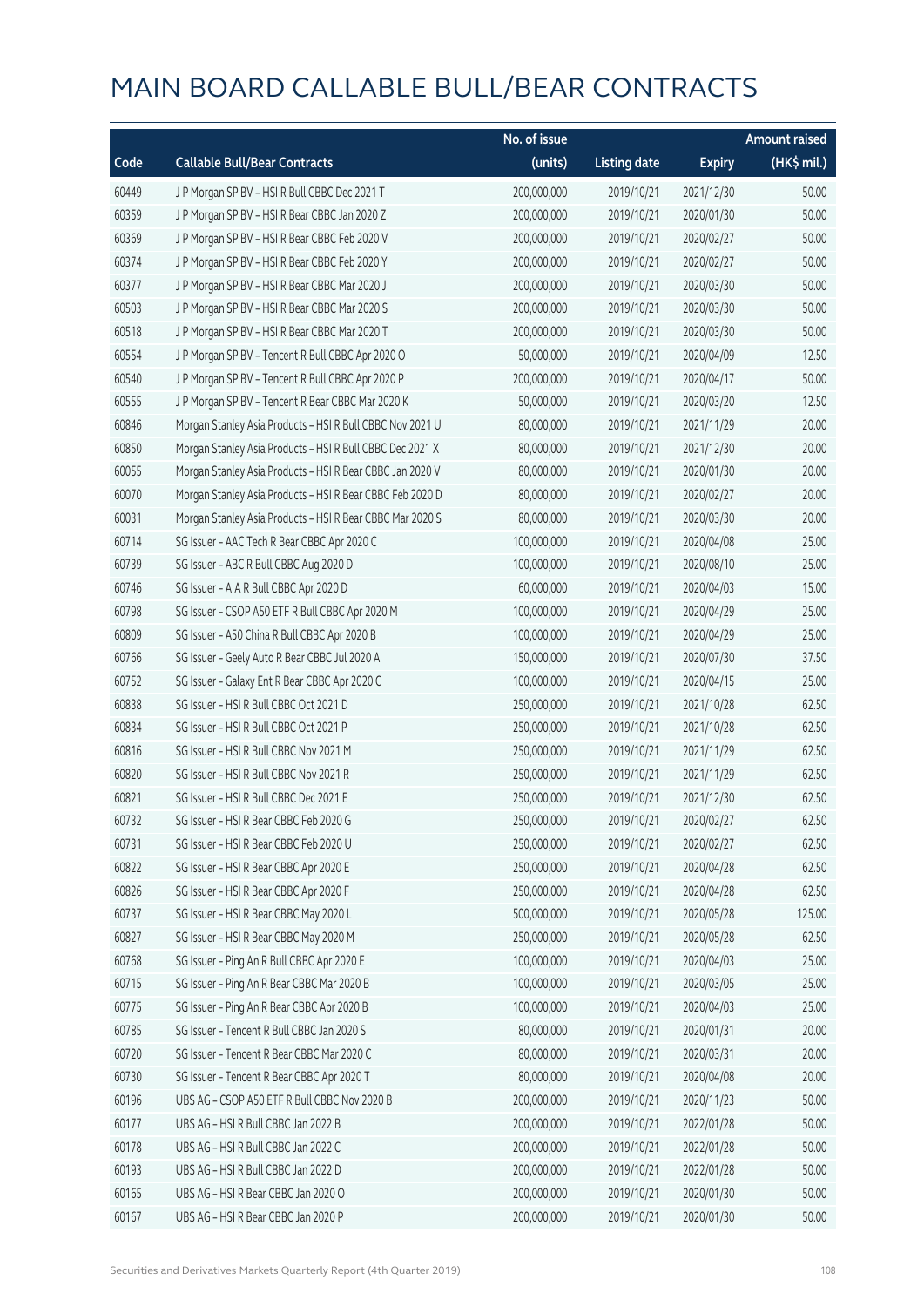# MAIN BOARD CALLABLE BULL/BEAR CONTRACTS

| Code | Callable Bull/Bear Contracts | No. of issue (units) | Listing date | Expiry | Amount raised (HK$ mil.) |
|---|---|---|---|---|---|
| 60449 | J P Morgan SP BV – HSI R Bull CBBC Dec 2021 T | 200,000,000 | 2019/10/21 | 2021/12/30 | 50.00 |
| 60359 | J P Morgan SP BV – HSI R Bear CBBC Jan 2020 Z | 200,000,000 | 2019/10/21 | 2020/01/30 | 50.00 |
| 60369 | J P Morgan SP BV – HSI R Bear CBBC Feb 2020 V | 200,000,000 | 2019/10/21 | 2020/02/27 | 50.00 |
| 60374 | J P Morgan SP BV – HSI R Bear CBBC Feb 2020 Y | 200,000,000 | 2019/10/21 | 2020/02/27 | 50.00 |
| 60377 | J P Morgan SP BV – HSI R Bear CBBC Mar 2020 J | 200,000,000 | 2019/10/21 | 2020/03/30 | 50.00 |
| 60503 | J P Morgan SP BV – HSI R Bear CBBC Mar 2020 S | 200,000,000 | 2019/10/21 | 2020/03/30 | 50.00 |
| 60518 | J P Morgan SP BV – HSI R Bear CBBC Mar 2020 T | 200,000,000 | 2019/10/21 | 2020/03/30 | 50.00 |
| 60554 | J P Morgan SP BV – Tencent R Bull CBBC Apr 2020 O | 50,000,000 | 2019/10/21 | 2020/04/09 | 12.50 |
| 60540 | J P Morgan SP BV – Tencent R Bull CBBC Apr 2020 P | 200,000,000 | 2019/10/21 | 2020/04/17 | 50.00 |
| 60555 | J P Morgan SP BV – Tencent R Bear CBBC Mar 2020 K | 50,000,000 | 2019/10/21 | 2020/03/20 | 12.50 |
| 60846 | Morgan Stanley Asia Products – HSI R Bull CBBC Nov 2021 U | 80,000,000 | 2019/10/21 | 2021/11/29 | 20.00 |
| 60850 | Morgan Stanley Asia Products – HSI R Bull CBBC Dec 2021 X | 80,000,000 | 2019/10/21 | 2021/12/30 | 20.00 |
| 60055 | Morgan Stanley Asia Products – HSI R Bear CBBC Jan 2020 V | 80,000,000 | 2019/10/21 | 2020/01/30 | 20.00 |
| 60070 | Morgan Stanley Asia Products – HSI R Bear CBBC Feb 2020 D | 80,000,000 | 2019/10/21 | 2020/02/27 | 20.00 |
| 60031 | Morgan Stanley Asia Products – HSI R Bear CBBC Mar 2020 S | 80,000,000 | 2019/10/21 | 2020/03/30 | 20.00 |
| 60714 | SG Issuer – AAC Tech R Bear CBBC Apr 2020 C | 100,000,000 | 2019/10/21 | 2020/04/08 | 25.00 |
| 60739 | SG Issuer – ABC R Bull CBBC Aug 2020 D | 100,000,000 | 2019/10/21 | 2020/08/10 | 25.00 |
| 60746 | SG Issuer – AIA R Bull CBBC Apr 2020 D | 60,000,000 | 2019/10/21 | 2020/04/03 | 15.00 |
| 60798 | SG Issuer – CSOP A50 ETF R Bull CBBC Apr 2020 M | 100,000,000 | 2019/10/21 | 2020/04/29 | 25.00 |
| 60809 | SG Issuer – A50 China R Bull CBBC Apr 2020 B | 100,000,000 | 2019/10/21 | 2020/04/29 | 25.00 |
| 60766 | SG Issuer – Geely Auto R Bear CBBC Jul 2020 A | 150,000,000 | 2019/10/21 | 2020/07/30 | 37.50 |
| 60752 | SG Issuer – Galaxy Ent R Bear CBBC Apr 2020 C | 100,000,000 | 2019/10/21 | 2020/04/15 | 25.00 |
| 60838 | SG Issuer – HSI R Bull CBBC Oct 2021 D | 250,000,000 | 2019/10/21 | 2021/10/28 | 62.50 |
| 60834 | SG Issuer – HSI R Bull CBBC Oct 2021 P | 250,000,000 | 2019/10/21 | 2021/10/28 | 62.50 |
| 60816 | SG Issuer – HSI R Bull CBBC Nov 2021 M | 250,000,000 | 2019/10/21 | 2021/11/29 | 62.50 |
| 60820 | SG Issuer – HSI R Bull CBBC Nov 2021 R | 250,000,000 | 2019/10/21 | 2021/11/29 | 62.50 |
| 60821 | SG Issuer – HSI R Bull CBBC Dec 2021 E | 250,000,000 | 2019/10/21 | 2021/12/30 | 62.50 |
| 60732 | SG Issuer – HSI R Bear CBBC Feb 2020 G | 250,000,000 | 2019/10/21 | 2020/02/27 | 62.50 |
| 60731 | SG Issuer – HSI R Bear CBBC Feb 2020 U | 250,000,000 | 2019/10/21 | 2020/02/27 | 62.50 |
| 60822 | SG Issuer – HSI R Bear CBBC Apr 2020 E | 250,000,000 | 2019/10/21 | 2020/04/28 | 62.50 |
| 60826 | SG Issuer – HSI R Bear CBBC Apr 2020 F | 250,000,000 | 2019/10/21 | 2020/04/28 | 62.50 |
| 60737 | SG Issuer – HSI R Bear CBBC May 2020 L | 500,000,000 | 2019/10/21 | 2020/05/28 | 125.00 |
| 60827 | SG Issuer – HSI R Bear CBBC May 2020 M | 250,000,000 | 2019/10/21 | 2020/05/28 | 62.50 |
| 60768 | SG Issuer – Ping An R Bull CBBC Apr 2020 E | 100,000,000 | 2019/10/21 | 2020/04/03 | 25.00 |
| 60715 | SG Issuer – Ping An R Bear CBBC Mar 2020 B | 100,000,000 | 2019/10/21 | 2020/03/05 | 25.00 |
| 60775 | SG Issuer – Ping An R Bear CBBC Apr 2020 B | 100,000,000 | 2019/10/21 | 2020/04/03 | 25.00 |
| 60785 | SG Issuer – Tencent R Bull CBBC Jan 2020 S | 80,000,000 | 2019/10/21 | 2020/01/31 | 20.00 |
| 60720 | SG Issuer – Tencent R Bear CBBC Mar 2020 C | 80,000,000 | 2019/10/21 | 2020/03/31 | 20.00 |
| 60730 | SG Issuer – Tencent R Bear CBBC Apr 2020 T | 80,000,000 | 2019/10/21 | 2020/04/08 | 20.00 |
| 60196 | UBS AG – CSOP A50 ETF R Bull CBBC Nov 2020 B | 200,000,000 | 2019/10/21 | 2020/11/23 | 50.00 |
| 60177 | UBS AG – HSI R Bull CBBC Jan 2022 B | 200,000,000 | 2019/10/21 | 2022/01/28 | 50.00 |
| 60178 | UBS AG – HSI R Bull CBBC Jan 2022 C | 200,000,000 | 2019/10/21 | 2022/01/28 | 50.00 |
| 60193 | UBS AG – HSI R Bull CBBC Jan 2022 D | 200,000,000 | 2019/10/21 | 2022/01/28 | 50.00 |
| 60165 | UBS AG – HSI R Bear CBBC Jan 2020 O | 200,000,000 | 2019/10/21 | 2020/01/30 | 50.00 |
| 60167 | UBS AG – HSI R Bear CBBC Jan 2020 P | 200,000,000 | 2019/10/21 | 2020/01/30 | 50.00 |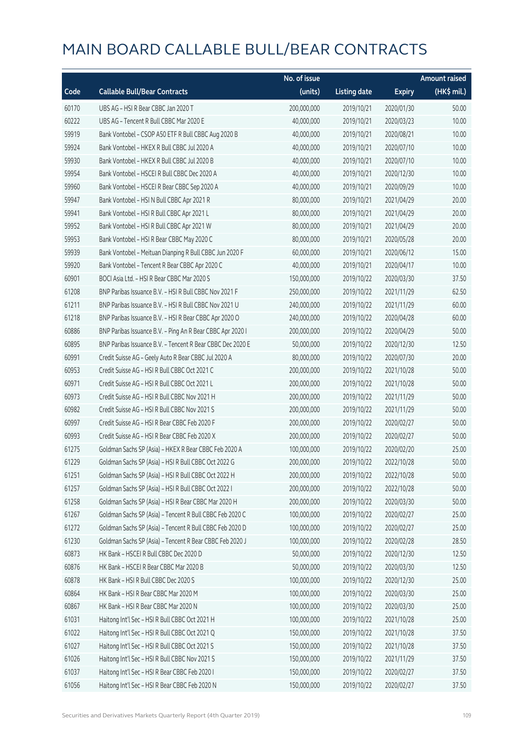# MAIN BOARD CALLABLE BULL/BEAR CONTRACTS

| Code | Callable Bull/Bear Contracts | No. of issue (units) | Listing date | Expiry | Amount raised (HK$ mil.) |
|---|---|---|---|---|---|
| 60170 | UBS AG – HSI R Bear CBBC Jan 2020 T | 200,000,000 | 2019/10/21 | 2020/01/30 | 50.00 |
| 60222 | UBS AG – Tencent R Bull CBBC Mar 2020 E | 40,000,000 | 2019/10/21 | 2020/03/23 | 10.00 |
| 59919 | Bank Vontobel – CSOP A50 ETF R Bull CBBC Aug 2020 B | 40,000,000 | 2019/10/21 | 2020/08/21 | 10.00 |
| 59924 | Bank Vontobel – HKEX R Bull CBBC Jul 2020 A | 40,000,000 | 2019/10/21 | 2020/07/10 | 10.00 |
| 59930 | Bank Vontobel – HKEX R Bull CBBC Jul 2020 B | 40,000,000 | 2019/10/21 | 2020/07/10 | 10.00 |
| 59954 | Bank Vontobel – HSCEI R Bull CBBC Dec 2020 A | 40,000,000 | 2019/10/21 | 2020/12/30 | 10.00 |
| 59960 | Bank Vontobel – HSCEI R Bear CBBC Sep 2020 A | 40,000,000 | 2019/10/21 | 2020/09/29 | 10.00 |
| 59947 | Bank Vontobel – HSI N Bull CBBC Apr 2021 R | 80,000,000 | 2019/10/21 | 2021/04/29 | 20.00 |
| 59941 | Bank Vontobel – HSI R Bull CBBC Apr 2021 L | 80,000,000 | 2019/10/21 | 2021/04/29 | 20.00 |
| 59952 | Bank Vontobel – HSI R Bull CBBC Apr 2021 W | 80,000,000 | 2019/10/21 | 2021/04/29 | 20.00 |
| 59953 | Bank Vontobel – HSI R Bear CBBC May 2020 C | 80,000,000 | 2019/10/21 | 2020/05/28 | 20.00 |
| 59939 | Bank Vontobel – Meituan Dianping R Bull CBBC Jun 2020 F | 60,000,000 | 2019/10/21 | 2020/06/12 | 15.00 |
| 59920 | Bank Vontobel – Tencent R Bear CBBC Apr 2020 C | 40,000,000 | 2019/10/21 | 2020/04/17 | 10.00 |
| 60901 | BOCI Asia Ltd. – HSI R Bear CBBC Mar 2020 S | 150,000,000 | 2019/10/22 | 2020/03/30 | 37.50 |
| 61208 | BNP Paribas Issuance B.V. – HSI R Bull CBBC Nov 2021 F | 250,000,000 | 2019/10/22 | 2021/11/29 | 62.50 |
| 61211 | BNP Paribas Issuance B.V. – HSI R Bull CBBC Nov 2021 U | 240,000,000 | 2019/10/22 | 2021/11/29 | 60.00 |
| 61218 | BNP Paribas Issuance B.V. – HSI R Bear CBBC Apr 2020 O | 240,000,000 | 2019/10/22 | 2020/04/28 | 60.00 |
| 60886 | BNP Paribas Issuance B.V. – Ping An R Bear CBBC Apr 2020 I | 200,000,000 | 2019/10/22 | 2020/04/29 | 50.00 |
| 60895 | BNP Paribas Issuance B.V. – Tencent R Bear CBBC Dec 2020 E | 50,000,000 | 2019/10/22 | 2020/12/30 | 12.50 |
| 60991 | Credit Suisse AG – Geely Auto R Bear CBBC Jul 2020 A | 80,000,000 | 2019/10/22 | 2020/07/30 | 20.00 |
| 60953 | Credit Suisse AG – HSI R Bull CBBC Oct 2021 C | 200,000,000 | 2019/10/22 | 2021/10/28 | 50.00 |
| 60971 | Credit Suisse AG – HSI R Bull CBBC Oct 2021 L | 200,000,000 | 2019/10/22 | 2021/10/28 | 50.00 |
| 60973 | Credit Suisse AG – HSI R Bull CBBC Nov 2021 H | 200,000,000 | 2019/10/22 | 2021/11/29 | 50.00 |
| 60982 | Credit Suisse AG – HSI R Bull CBBC Nov 2021 S | 200,000,000 | 2019/10/22 | 2021/11/29 | 50.00 |
| 60997 | Credit Suisse AG – HSI R Bear CBBC Feb 2020 F | 200,000,000 | 2019/10/22 | 2020/02/27 | 50.00 |
| 60993 | Credit Suisse AG – HSI R Bear CBBC Feb 2020 X | 200,000,000 | 2019/10/22 | 2020/02/27 | 50.00 |
| 61275 | Goldman Sachs SP (Asia) – HKEX R Bear CBBC Feb 2020 A | 100,000,000 | 2019/10/22 | 2020/02/20 | 25.00 |
| 61229 | Goldman Sachs SP (Asia) – HSI R Bull CBBC Oct 2022 G | 200,000,000 | 2019/10/22 | 2022/10/28 | 50.00 |
| 61251 | Goldman Sachs SP (Asia) – HSI R Bull CBBC Oct 2022 H | 200,000,000 | 2019/10/22 | 2022/10/28 | 50.00 |
| 61257 | Goldman Sachs SP (Asia) – HSI R Bull CBBC Oct 2022 I | 200,000,000 | 2019/10/22 | 2022/10/28 | 50.00 |
| 61258 | Goldman Sachs SP (Asia) – HSI R Bear CBBC Mar 2020 H | 200,000,000 | 2019/10/22 | 2020/03/30 | 50.00 |
| 61267 | Goldman Sachs SP (Asia) – Tencent R Bull CBBC Feb 2020 C | 100,000,000 | 2019/10/22 | 2020/02/27 | 25.00 |
| 61272 | Goldman Sachs SP (Asia) – Tencent R Bull CBBC Feb 2020 D | 100,000,000 | 2019/10/22 | 2020/02/27 | 25.00 |
| 61230 | Goldman Sachs SP (Asia) – Tencent R Bear CBBC Feb 2020 J | 100,000,000 | 2019/10/22 | 2020/02/28 | 28.50 |
| 60873 | HK Bank – HSCEI R Bull CBBC Dec 2020 D | 50,000,000 | 2019/10/22 | 2020/12/30 | 12.50 |
| 60876 | HK Bank – HSCEI R Bear CBBC Mar 2020 B | 50,000,000 | 2019/10/22 | 2020/03/30 | 12.50 |
| 60878 | HK Bank – HSI R Bull CBBC Dec 2020 S | 100,000,000 | 2019/10/22 | 2020/12/30 | 25.00 |
| 60864 | HK Bank – HSI R Bear CBBC Mar 2020 M | 100,000,000 | 2019/10/22 | 2020/03/30 | 25.00 |
| 60867 | HK Bank – HSI R Bear CBBC Mar 2020 N | 100,000,000 | 2019/10/22 | 2020/03/30 | 25.00 |
| 61031 | Haitong Int'l Sec – HSI R Bull CBBC Oct 2021 H | 100,000,000 | 2019/10/22 | 2021/10/28 | 25.00 |
| 61022 | Haitong Int'l Sec – HSI R Bull CBBC Oct 2021 Q | 150,000,000 | 2019/10/22 | 2021/10/28 | 37.50 |
| 61027 | Haitong Int'l Sec – HSI R Bull CBBC Oct 2021 S | 150,000,000 | 2019/10/22 | 2021/10/28 | 37.50 |
| 61026 | Haitong Int'l Sec – HSI R Bull CBBC Nov 2021 S | 150,000,000 | 2019/10/22 | 2021/11/29 | 37.50 |
| 61037 | Haitong Int'l Sec – HSI R Bear CBBC Feb 2020 I | 150,000,000 | 2019/10/22 | 2020/02/27 | 37.50 |
| 61056 | Haitong Int'l Sec – HSI R Bear CBBC Feb 2020 N | 150,000,000 | 2019/10/22 | 2020/02/27 | 37.50 |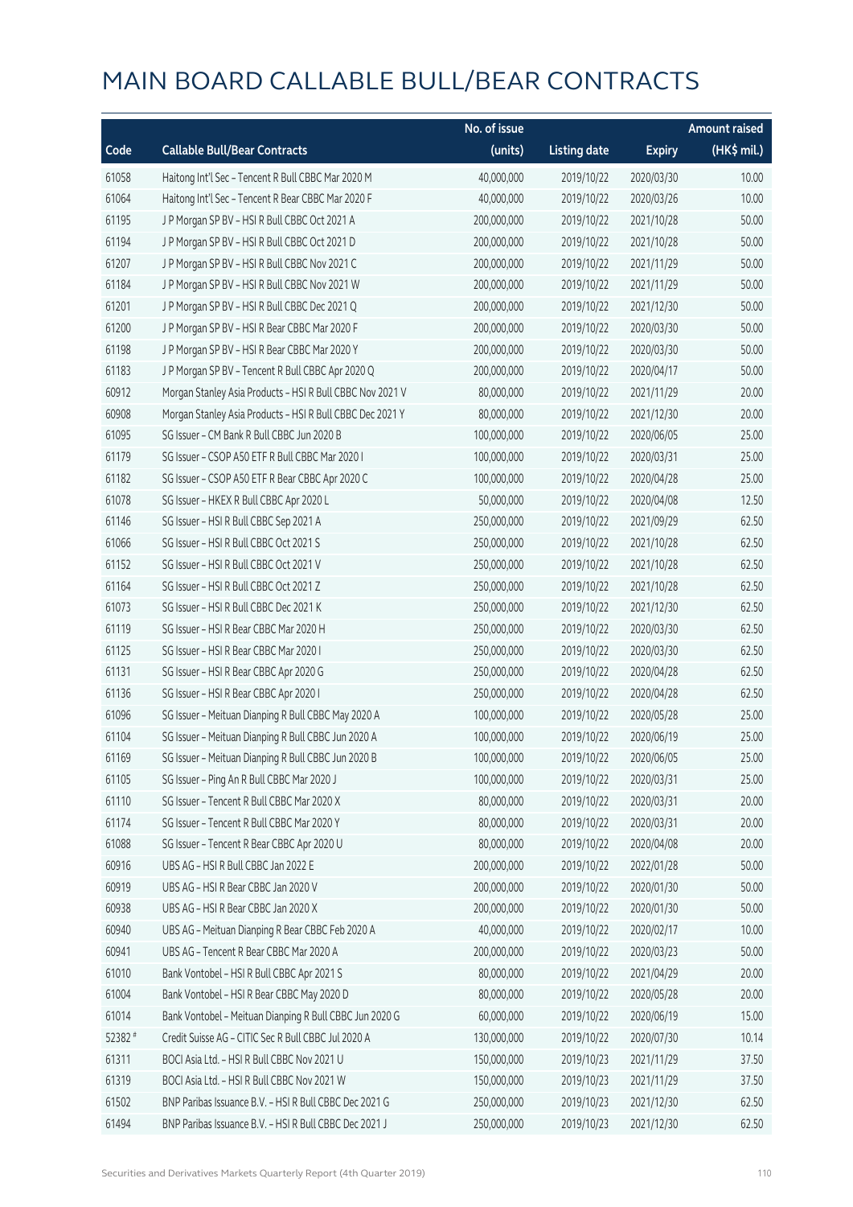# MAIN BOARD CALLABLE BULL/BEAR CONTRACTS

| Code | Callable Bull/Bear Contracts | No. of issue (units) | Listing date | Expiry | Amount raised (HK$ mil.) |
|---|---|---|---|---|---|
| 61058 | Haitong Int'l Sec – Tencent R Bull CBBC Mar 2020 M | 40,000,000 | 2019/10/22 | 2020/03/30 | 10.00 |
| 61064 | Haitong Int'l Sec – Tencent R Bear CBBC Mar 2020 F | 40,000,000 | 2019/10/22 | 2020/03/26 | 10.00 |
| 61195 | J P Morgan SP BV – HSI R Bull CBBC Oct 2021 A | 200,000,000 | 2019/10/22 | 2021/10/28 | 50.00 |
| 61194 | J P Morgan SP BV – HSI R Bull CBBC Oct 2021 D | 200,000,000 | 2019/10/22 | 2021/10/28 | 50.00 |
| 61207 | J P Morgan SP BV – HSI R Bull CBBC Nov 2021 C | 200,000,000 | 2019/10/22 | 2021/11/29 | 50.00 |
| 61184 | J P Morgan SP BV – HSI R Bull CBBC Nov 2021 W | 200,000,000 | 2019/10/22 | 2021/11/29 | 50.00 |
| 61201 | J P Morgan SP BV – HSI R Bull CBBC Dec 2021 Q | 200,000,000 | 2019/10/22 | 2021/12/30 | 50.00 |
| 61200 | J P Morgan SP BV – HSI R Bear CBBC Mar 2020 F | 200,000,000 | 2019/10/22 | 2020/03/30 | 50.00 |
| 61198 | J P Morgan SP BV – HSI R Bear CBBC Mar 2020 Y | 200,000,000 | 2019/10/22 | 2020/03/30 | 50.00 |
| 61183 | J P Morgan SP BV – Tencent R Bull CBBC Apr 2020 Q | 200,000,000 | 2019/10/22 | 2020/04/17 | 50.00 |
| 60912 | Morgan Stanley Asia Products – HSI R Bull CBBC Nov 2021 V | 80,000,000 | 2019/10/22 | 2021/11/29 | 20.00 |
| 60908 | Morgan Stanley Asia Products – HSI R Bull CBBC Dec 2021 Y | 80,000,000 | 2019/10/22 | 2021/12/30 | 20.00 |
| 61095 | SG Issuer – CM Bank R Bull CBBC Jun 2020 B | 100,000,000 | 2019/10/22 | 2020/06/05 | 25.00 |
| 61179 | SG Issuer – CSOP A50 ETF R Bull CBBC Mar 2020 I | 100,000,000 | 2019/10/22 | 2020/03/31 | 25.00 |
| 61182 | SG Issuer – CSOP A50 ETF R Bear CBBC Apr 2020 C | 100,000,000 | 2019/10/22 | 2020/04/28 | 25.00 |
| 61078 | SG Issuer – HKEX R Bull CBBC Apr 2020 L | 50,000,000 | 2019/10/22 | 2020/04/08 | 12.50 |
| 61146 | SG Issuer – HSI R Bull CBBC Sep 2021 A | 250,000,000 | 2019/10/22 | 2021/09/29 | 62.50 |
| 61066 | SG Issuer – HSI R Bull CBBC Oct 2021 S | 250,000,000 | 2019/10/22 | 2021/10/28 | 62.50 |
| 61152 | SG Issuer – HSI R Bull CBBC Oct 2021 V | 250,000,000 | 2019/10/22 | 2021/10/28 | 62.50 |
| 61164 | SG Issuer – HSI R Bull CBBC Oct 2021 Z | 250,000,000 | 2019/10/22 | 2021/10/28 | 62.50 |
| 61073 | SG Issuer – HSI R Bull CBBC Dec 2021 K | 250,000,000 | 2019/10/22 | 2021/12/30 | 62.50 |
| 61119 | SG Issuer – HSI R Bear CBBC Mar 2020 H | 250,000,000 | 2019/10/22 | 2020/03/30 | 62.50 |
| 61125 | SG Issuer – HSI R Bear CBBC Mar 2020 I | 250,000,000 | 2019/10/22 | 2020/03/30 | 62.50 |
| 61131 | SG Issuer – HSI R Bear CBBC Apr 2020 G | 250,000,000 | 2019/10/22 | 2020/04/28 | 62.50 |
| 61136 | SG Issuer – HSI R Bear CBBC Apr 2020 I | 250,000,000 | 2019/10/22 | 2020/04/28 | 62.50 |
| 61096 | SG Issuer – Meituan Dianping R Bull CBBC May 2020 A | 100,000,000 | 2019/10/22 | 2020/05/28 | 25.00 |
| 61104 | SG Issuer – Meituan Dianping R Bull CBBC Jun 2020 A | 100,000,000 | 2019/10/22 | 2020/06/19 | 25.00 |
| 61169 | SG Issuer – Meituan Dianping R Bull CBBC Jun 2020 B | 100,000,000 | 2019/10/22 | 2020/06/05 | 25.00 |
| 61105 | SG Issuer – Ping An R Bull CBBC Mar 2020 J | 100,000,000 | 2019/10/22 | 2020/03/31 | 25.00 |
| 61110 | SG Issuer – Tencent R Bull CBBC Mar 2020 X | 80,000,000 | 2019/10/22 | 2020/03/31 | 20.00 |
| 61174 | SG Issuer – Tencent R Bull CBBC Mar 2020 Y | 80,000,000 | 2019/10/22 | 2020/03/31 | 20.00 |
| 61088 | SG Issuer – Tencent R Bear CBBC Apr 2020 U | 80,000,000 | 2019/10/22 | 2020/04/08 | 20.00 |
| 60916 | UBS AG – HSI R Bull CBBC Jan 2022 E | 200,000,000 | 2019/10/22 | 2022/01/28 | 50.00 |
| 60919 | UBS AG – HSI R Bear CBBC Jan 2020 V | 200,000,000 | 2019/10/22 | 2020/01/30 | 50.00 |
| 60938 | UBS AG – HSI R Bear CBBC Jan 2020 X | 200,000,000 | 2019/10/22 | 2020/01/30 | 50.00 |
| 60940 | UBS AG – Meituan Dianping R Bear CBBC Feb 2020 A | 40,000,000 | 2019/10/22 | 2020/02/17 | 10.00 |
| 60941 | UBS AG – Tencent R Bear CBBC Mar 2020 A | 200,000,000 | 2019/10/22 | 2020/03/23 | 50.00 |
| 61010 | Bank Vontobel – HSI R Bull CBBC Apr 2021 S | 80,000,000 | 2019/10/22 | 2021/04/29 | 20.00 |
| 61004 | Bank Vontobel – HSI R Bear CBBC May 2020 D | 80,000,000 | 2019/10/22 | 2020/05/28 | 20.00 |
| 61014 | Bank Vontobel – Meituan Dianping R Bull CBBC Jun 2020 G | 60,000,000 | 2019/10/22 | 2020/06/19 | 15.00 |
| 52382 # | Credit Suisse AG – CITIC Sec R Bull CBBC Jul 2020 A | 130,000,000 | 2019/10/22 | 2020/07/30 | 10.14 |
| 61311 | BOCI Asia Ltd. – HSI R Bull CBBC Nov 2021 U | 150,000,000 | 2019/10/23 | 2021/11/29 | 37.50 |
| 61319 | BOCI Asia Ltd. – HSI R Bull CBBC Nov 2021 W | 150,000,000 | 2019/10/23 | 2021/11/29 | 37.50 |
| 61502 | BNP Paribas Issuance B.V. – HSI R Bull CBBC Dec 2021 G | 250,000,000 | 2019/10/23 | 2021/12/30 | 62.50 |
| 61494 | BNP Paribas Issuance B.V. – HSI R Bull CBBC Dec 2021 J | 250,000,000 | 2019/10/23 | 2021/12/30 | 62.50 |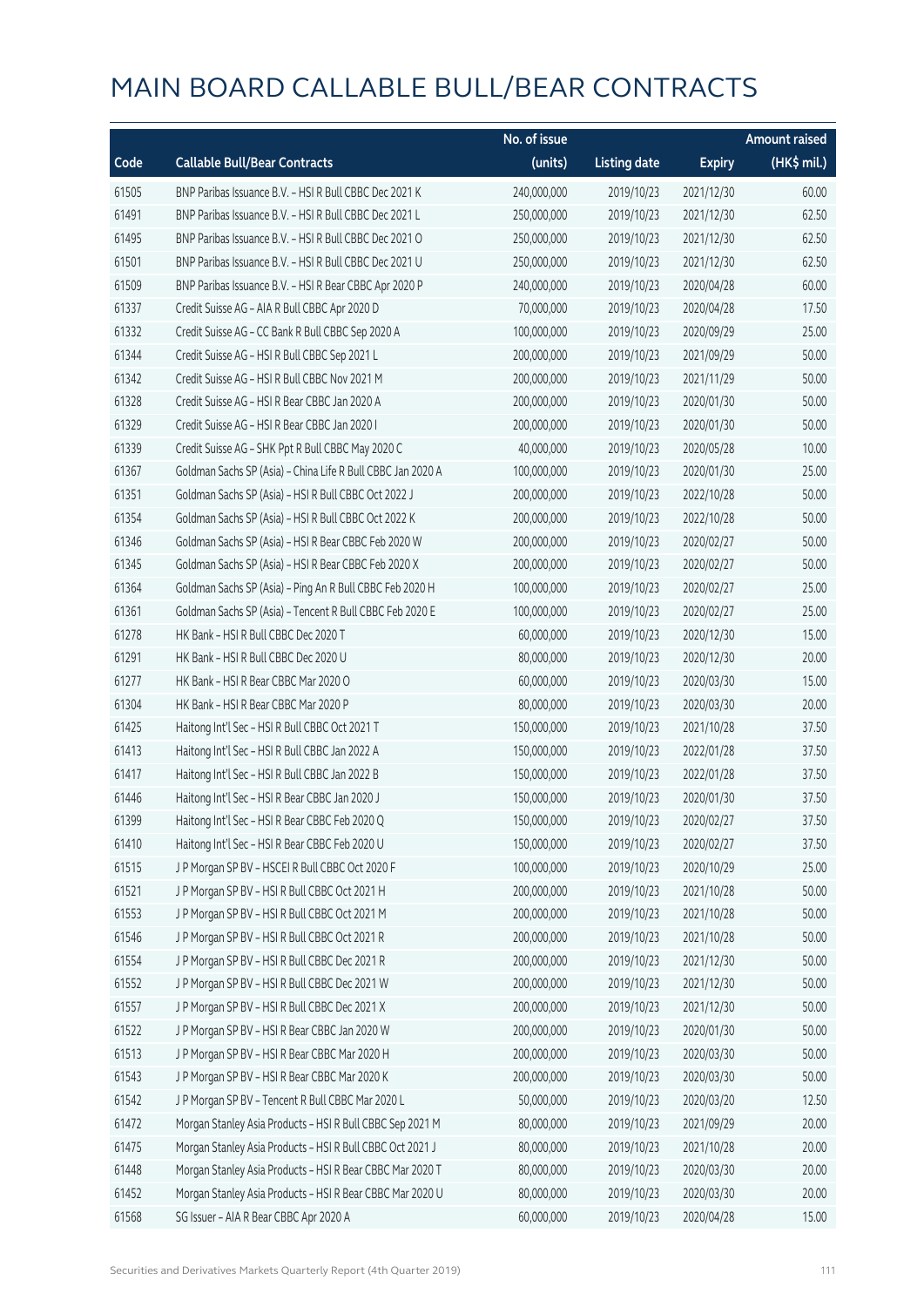# MAIN BOARD CALLABLE BULL/BEAR CONTRACTS

| Code | Callable Bull/Bear Contracts | No. of issue (units) | Listing date | Expiry | Amount raised (HK$ mil.) |
|---|---|---|---|---|---|
| 61505 | BNP Paribas Issuance B.V. – HSI R Bull CBBC Dec 2021 K | 240,000,000 | 2019/10/23 | 2021/12/30 | 60.00 |
| 61491 | BNP Paribas Issuance B.V. – HSI R Bull CBBC Dec 2021 L | 250,000,000 | 2019/10/23 | 2021/12/30 | 62.50 |
| 61495 | BNP Paribas Issuance B.V. – HSI R Bull CBBC Dec 2021 O | 250,000,000 | 2019/10/23 | 2021/12/30 | 62.50 |
| 61501 | BNP Paribas Issuance B.V. – HSI R Bull CBBC Dec 2021 U | 250,000,000 | 2019/10/23 | 2021/12/30 | 62.50 |
| 61509 | BNP Paribas Issuance B.V. – HSI R Bear CBBC Apr 2020 P | 240,000,000 | 2019/10/23 | 2020/04/28 | 60.00 |
| 61337 | Credit Suisse AG – AIA R Bull CBBC Apr 2020 D | 70,000,000 | 2019/10/23 | 2020/04/28 | 17.50 |
| 61332 | Credit Suisse AG – CC Bank R Bull CBBC Sep 2020 A | 100,000,000 | 2019/10/23 | 2020/09/29 | 25.00 |
| 61344 | Credit Suisse AG – HSI R Bull CBBC Sep 2021 L | 200,000,000 | 2019/10/23 | 2021/09/29 | 50.00 |
| 61342 | Credit Suisse AG – HSI R Bull CBBC Nov 2021 M | 200,000,000 | 2019/10/23 | 2021/11/29 | 50.00 |
| 61328 | Credit Suisse AG – HSI R Bear CBBC Jan 2020 A | 200,000,000 | 2019/10/23 | 2020/01/30 | 50.00 |
| 61329 | Credit Suisse AG – HSI R Bear CBBC Jan 2020 I | 200,000,000 | 2019/10/23 | 2020/01/30 | 50.00 |
| 61339 | Credit Suisse AG – SHK Ppt R Bull CBBC May 2020 C | 40,000,000 | 2019/10/23 | 2020/05/28 | 10.00 |
| 61367 | Goldman Sachs SP (Asia) – China Life R Bull CBBC Jan 2020 A | 100,000,000 | 2019/10/23 | 2020/01/30 | 25.00 |
| 61351 | Goldman Sachs SP (Asia) – HSI R Bull CBBC Oct 2022 J | 200,000,000 | 2019/10/23 | 2022/10/28 | 50.00 |
| 61354 | Goldman Sachs SP (Asia) – HSI R Bull CBBC Oct 2022 K | 200,000,000 | 2019/10/23 | 2022/10/28 | 50.00 |
| 61346 | Goldman Sachs SP (Asia) – HSI R Bear CBBC Feb 2020 W | 200,000,000 | 2019/10/23 | 2020/02/27 | 50.00 |
| 61345 | Goldman Sachs SP (Asia) – HSI R Bear CBBC Feb 2020 X | 200,000,000 | 2019/10/23 | 2020/02/27 | 50.00 |
| 61364 | Goldman Sachs SP (Asia) – Ping An R Bull CBBC Feb 2020 H | 100,000,000 | 2019/10/23 | 2020/02/27 | 25.00 |
| 61361 | Goldman Sachs SP (Asia) – Tencent R Bull CBBC Feb 2020 E | 100,000,000 | 2019/10/23 | 2020/02/27 | 25.00 |
| 61278 | HK Bank – HSI R Bull CBBC Dec 2020 T | 60,000,000 | 2019/10/23 | 2020/12/30 | 15.00 |
| 61291 | HK Bank – HSI R Bull CBBC Dec 2020 U | 80,000,000 | 2019/10/23 | 2020/12/30 | 20.00 |
| 61277 | HK Bank – HSI R Bear CBBC Mar 2020 O | 60,000,000 | 2019/10/23 | 2020/03/30 | 15.00 |
| 61304 | HK Bank – HSI R Bear CBBC Mar 2020 P | 80,000,000 | 2019/10/23 | 2020/03/30 | 20.00 |
| 61425 | Haitong Int'l Sec – HSI R Bull CBBC Oct 2021 T | 150,000,000 | 2019/10/23 | 2021/10/28 | 37.50 |
| 61413 | Haitong Int'l Sec – HSI R Bull CBBC Jan 2022 A | 150,000,000 | 2019/10/23 | 2022/01/28 | 37.50 |
| 61417 | Haitong Int'l Sec – HSI R Bull CBBC Jan 2022 B | 150,000,000 | 2019/10/23 | 2022/01/28 | 37.50 |
| 61446 | Haitong Int'l Sec – HSI R Bear CBBC Jan 2020 J | 150,000,000 | 2019/10/23 | 2020/01/30 | 37.50 |
| 61399 | Haitong Int'l Sec – HSI R Bear CBBC Feb 2020 Q | 150,000,000 | 2019/10/23 | 2020/02/27 | 37.50 |
| 61410 | Haitong Int'l Sec – HSI R Bear CBBC Feb 2020 U | 150,000,000 | 2019/10/23 | 2020/02/27 | 37.50 |
| 61515 | J P Morgan SP BV – HSCEI R Bull CBBC Oct 2020 F | 100,000,000 | 2019/10/23 | 2020/10/29 | 25.00 |
| 61521 | J P Morgan SP BV – HSI R Bull CBBC Oct 2021 H | 200,000,000 | 2019/10/23 | 2021/10/28 | 50.00 |
| 61553 | J P Morgan SP BV – HSI R Bull CBBC Oct 2021 M | 200,000,000 | 2019/10/23 | 2021/10/28 | 50.00 |
| 61546 | J P Morgan SP BV – HSI R Bull CBBC Oct 2021 R | 200,000,000 | 2019/10/23 | 2021/10/28 | 50.00 |
| 61554 | J P Morgan SP BV – HSI R Bull CBBC Dec 2021 R | 200,000,000 | 2019/10/23 | 2021/12/30 | 50.00 |
| 61552 | J P Morgan SP BV – HSI R Bull CBBC Dec 2021 W | 200,000,000 | 2019/10/23 | 2021/12/30 | 50.00 |
| 61557 | J P Morgan SP BV – HSI R Bull CBBC Dec 2021 X | 200,000,000 | 2019/10/23 | 2021/12/30 | 50.00 |
| 61522 | J P Morgan SP BV – HSI R Bear CBBC Jan 2020 W | 200,000,000 | 2019/10/23 | 2020/01/30 | 50.00 |
| 61513 | J P Morgan SP BV – HSI R Bear CBBC Mar 2020 H | 200,000,000 | 2019/10/23 | 2020/03/30 | 50.00 |
| 61543 | J P Morgan SP BV – HSI R Bear CBBC Mar 2020 K | 200,000,000 | 2019/10/23 | 2020/03/30 | 50.00 |
| 61542 | J P Morgan SP BV – Tencent R Bull CBBC Mar 2020 L | 50,000,000 | 2019/10/23 | 2020/03/20 | 12.50 |
| 61472 | Morgan Stanley Asia Products – HSI R Bull CBBC Sep 2021 M | 80,000,000 | 2019/10/23 | 2021/09/29 | 20.00 |
| 61475 | Morgan Stanley Asia Products – HSI R Bull CBBC Oct 2021 J | 80,000,000 | 2019/10/23 | 2021/10/28 | 20.00 |
| 61448 | Morgan Stanley Asia Products – HSI R Bear CBBC Mar 2020 T | 80,000,000 | 2019/10/23 | 2020/03/30 | 20.00 |
| 61452 | Morgan Stanley Asia Products – HSI R Bear CBBC Mar 2020 U | 80,000,000 | 2019/10/23 | 2020/03/30 | 20.00 |
| 61568 | SG Issuer – AIA R Bear CBBC Apr 2020 A | 60,000,000 | 2019/10/23 | 2020/04/28 | 15.00 |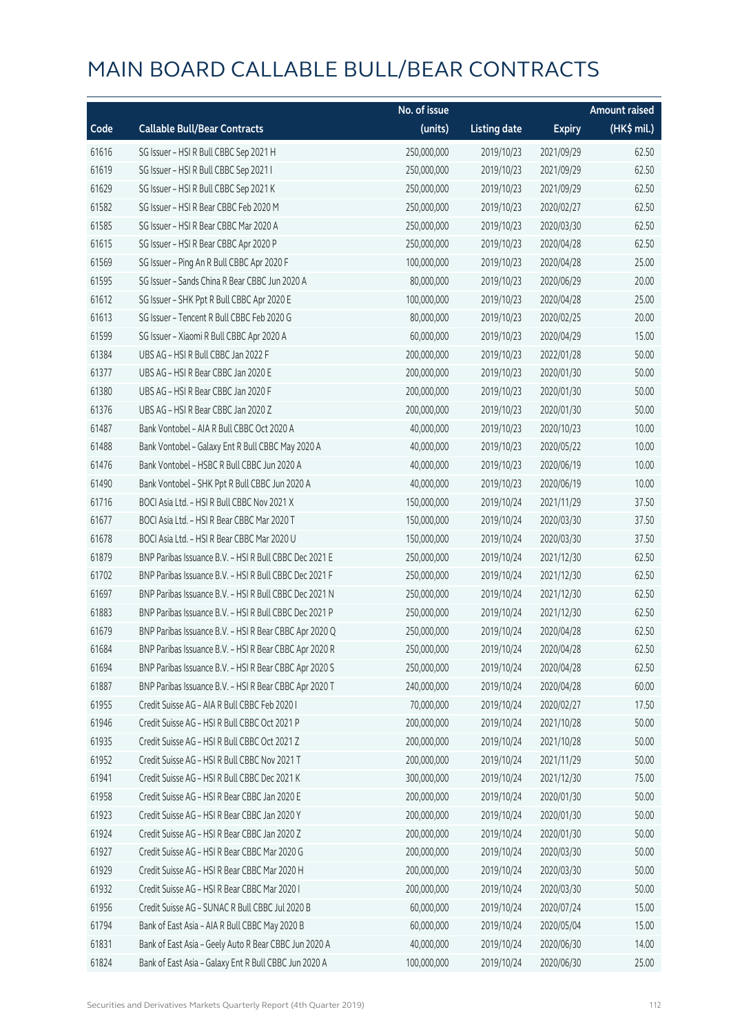# MAIN BOARD CALLABLE BULL/BEAR CONTRACTS

| Code | Callable Bull/Bear Contracts | No. of issue (units) | Listing date | Expiry | Amount raised (HK$ mil.) |
|---|---|---|---|---|---|
| 61616 | SG Issuer – HSI R Bull CBBC Sep 2021 H | 250,000,000 | 2019/10/23 | 2021/09/29 | 62.50 |
| 61619 | SG Issuer – HSI R Bull CBBC Sep 2021 I | 250,000,000 | 2019/10/23 | 2021/09/29 | 62.50 |
| 61629 | SG Issuer – HSI R Bull CBBC Sep 2021 K | 250,000,000 | 2019/10/23 | 2021/09/29 | 62.50 |
| 61582 | SG Issuer – HSI R Bear CBBC Feb 2020 M | 250,000,000 | 2019/10/23 | 2020/02/27 | 62.50 |
| 61585 | SG Issuer – HSI R Bear CBBC Mar 2020 A | 250,000,000 | 2019/10/23 | 2020/03/30 | 62.50 |
| 61615 | SG Issuer – HSI R Bear CBBC Apr 2020 P | 250,000,000 | 2019/10/23 | 2020/04/28 | 62.50 |
| 61569 | SG Issuer – Ping An R Bull CBBC Apr 2020 F | 100,000,000 | 2019/10/23 | 2020/04/28 | 25.00 |
| 61595 | SG Issuer – Sands China R Bear CBBC Jun 2020 A | 80,000,000 | 2019/10/23 | 2020/06/29 | 20.00 |
| 61612 | SG Issuer – SHK Ppt R Bull CBBC Apr 2020 E | 100,000,000 | 2019/10/23 | 2020/04/28 | 25.00 |
| 61613 | SG Issuer – Tencent R Bull CBBC Feb 2020 G | 80,000,000 | 2019/10/23 | 2020/02/25 | 20.00 |
| 61599 | SG Issuer – Xiaomi R Bull CBBC Apr 2020 A | 60,000,000 | 2019/10/23 | 2020/04/29 | 15.00 |
| 61384 | UBS AG – HSI R Bull CBBC Jan 2022 F | 200,000,000 | 2019/10/23 | 2022/01/28 | 50.00 |
| 61377 | UBS AG – HSI R Bear CBBC Jan 2020 E | 200,000,000 | 2019/10/23 | 2020/01/30 | 50.00 |
| 61380 | UBS AG – HSI R Bear CBBC Jan 2020 F | 200,000,000 | 2019/10/23 | 2020/01/30 | 50.00 |
| 61376 | UBS AG – HSI R Bear CBBC Jan 2020 Z | 200,000,000 | 2019/10/23 | 2020/01/30 | 50.00 |
| 61487 | Bank Vontobel – AIA R Bull CBBC Oct 2020 A | 40,000,000 | 2019/10/23 | 2020/10/23 | 10.00 |
| 61488 | Bank Vontobel – Galaxy Ent R Bull CBBC May 2020 A | 40,000,000 | 2019/10/23 | 2020/05/22 | 10.00 |
| 61476 | Bank Vontobel – HSBC R Bull CBBC Jun 2020 A | 40,000,000 | 2019/10/23 | 2020/06/19 | 10.00 |
| 61490 | Bank Vontobel – SHK Ppt R Bull CBBC Jun 2020 A | 40,000,000 | 2019/10/23 | 2020/06/19 | 10.00 |
| 61716 | BOCI Asia Ltd. – HSI R Bull CBBC Nov 2021 X | 150,000,000 | 2019/10/24 | 2021/11/29 | 37.50 |
| 61677 | BOCI Asia Ltd. – HSI R Bear CBBC Mar 2020 T | 150,000,000 | 2019/10/24 | 2020/03/30 | 37.50 |
| 61678 | BOCI Asia Ltd. – HSI R Bear CBBC Mar 2020 U | 150,000,000 | 2019/10/24 | 2020/03/30 | 37.50 |
| 61879 | BNP Paribas Issuance B.V. – HSI R Bull CBBC Dec 2021 E | 250,000,000 | 2019/10/24 | 2021/12/30 | 62.50 |
| 61702 | BNP Paribas Issuance B.V. – HSI R Bull CBBC Dec 2021 F | 250,000,000 | 2019/10/24 | 2021/12/30 | 62.50 |
| 61697 | BNP Paribas Issuance B.V. – HSI R Bull CBBC Dec 2021 N | 250,000,000 | 2019/10/24 | 2021/12/30 | 62.50 |
| 61883 | BNP Paribas Issuance B.V. – HSI R Bull CBBC Dec 2021 P | 250,000,000 | 2019/10/24 | 2021/12/30 | 62.50 |
| 61679 | BNP Paribas Issuance B.V. – HSI R Bear CBBC Apr 2020 Q | 250,000,000 | 2019/10/24 | 2020/04/28 | 62.50 |
| 61684 | BNP Paribas Issuance B.V. – HSI R Bear CBBC Apr 2020 R | 250,000,000 | 2019/10/24 | 2020/04/28 | 62.50 |
| 61694 | BNP Paribas Issuance B.V. – HSI R Bear CBBC Apr 2020 S | 250,000,000 | 2019/10/24 | 2020/04/28 | 62.50 |
| 61887 | BNP Paribas Issuance B.V. – HSI R Bear CBBC Apr 2020 T | 240,000,000 | 2019/10/24 | 2020/04/28 | 60.00 |
| 61955 | Credit Suisse AG – AIA R Bull CBBC Feb 2020 I | 70,000,000 | 2019/10/24 | 2020/02/27 | 17.50 |
| 61946 | Credit Suisse AG – HSI R Bull CBBC Oct 2021 P | 200,000,000 | 2019/10/24 | 2021/10/28 | 50.00 |
| 61935 | Credit Suisse AG – HSI R Bull CBBC Oct 2021 Z | 200,000,000 | 2019/10/24 | 2021/10/28 | 50.00 |
| 61952 | Credit Suisse AG – HSI R Bull CBBC Nov 2021 T | 200,000,000 | 2019/10/24 | 2021/11/29 | 50.00 |
| 61941 | Credit Suisse AG – HSI R Bull CBBC Dec 2021 K | 300,000,000 | 2019/10/24 | 2021/12/30 | 75.00 |
| 61958 | Credit Suisse AG – HSI R Bear CBBC Jan 2020 E | 200,000,000 | 2019/10/24 | 2020/01/30 | 50.00 |
| 61923 | Credit Suisse AG – HSI R Bear CBBC Jan 2020 Y | 200,000,000 | 2019/10/24 | 2020/01/30 | 50.00 |
| 61924 | Credit Suisse AG – HSI R Bear CBBC Jan 2020 Z | 200,000,000 | 2019/10/24 | 2020/01/30 | 50.00 |
| 61927 | Credit Suisse AG – HSI R Bear CBBC Mar 2020 G | 200,000,000 | 2019/10/24 | 2020/03/30 | 50.00 |
| 61929 | Credit Suisse AG – HSI R Bear CBBC Mar 2020 H | 200,000,000 | 2019/10/24 | 2020/03/30 | 50.00 |
| 61932 | Credit Suisse AG – HSI R Bear CBBC Mar 2020 I | 200,000,000 | 2019/10/24 | 2020/03/30 | 50.00 |
| 61956 | Credit Suisse AG – SUNAC R Bull CBBC Jul 2020 B | 60,000,000 | 2019/10/24 | 2020/07/24 | 15.00 |
| 61794 | Bank of East Asia – AIA R Bull CBBC May 2020 B | 60,000,000 | 2019/10/24 | 2020/05/04 | 15.00 |
| 61831 | Bank of East Asia – Geely Auto R Bear CBBC Jun 2020 A | 40,000,000 | 2019/10/24 | 2020/06/30 | 14.00 |
| 61824 | Bank of East Asia – Galaxy Ent R Bull CBBC Jun 2020 A | 100,000,000 | 2019/10/24 | 2020/06/30 | 25.00 |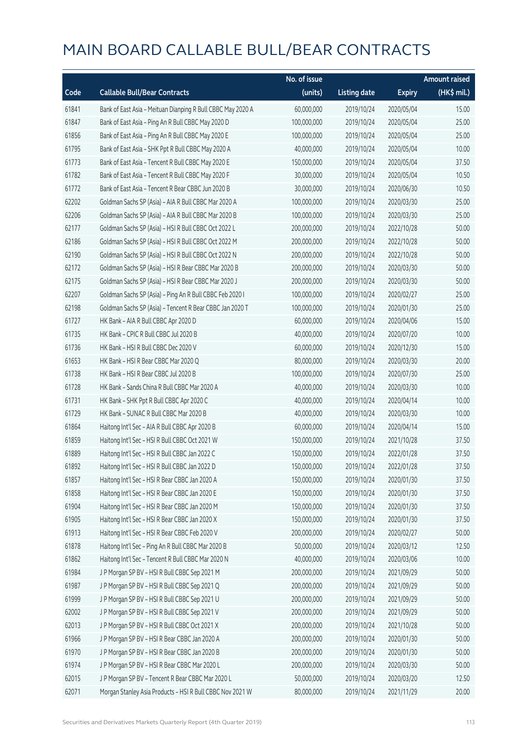# MAIN BOARD CALLABLE BULL/BEAR CONTRACTS

| Code | Callable Bull/Bear Contracts | No. of issue (units) | Listing date | Expiry | Amount raised (HK$ mil.) |
|---|---|---|---|---|---|
| 61841 | Bank of East Asia – Meituan Dianping R Bull CBBC May 2020 A | 60,000,000 | 2019/10/24 | 2020/05/04 | 15.00 |
| 61847 | Bank of East Asia – Ping An R Bull CBBC May 2020 D | 100,000,000 | 2019/10/24 | 2020/05/04 | 25.00 |
| 61856 | Bank of East Asia – Ping An R Bull CBBC May 2020 E | 100,000,000 | 2019/10/24 | 2020/05/04 | 25.00 |
| 61795 | Bank of East Asia – SHK Ppt R Bull CBBC May 2020 A | 40,000,000 | 2019/10/24 | 2020/05/04 | 10.00 |
| 61773 | Bank of East Asia – Tencent R Bull CBBC May 2020 E | 150,000,000 | 2019/10/24 | 2020/05/04 | 37.50 |
| 61782 | Bank of East Asia – Tencent R Bull CBBC May 2020 F | 30,000,000 | 2019/10/24 | 2020/05/04 | 10.50 |
| 61772 | Bank of East Asia – Tencent R Bear CBBC Jun 2020 B | 30,000,000 | 2019/10/24 | 2020/06/30 | 10.50 |
| 62202 | Goldman Sachs SP (Asia) – AIA R Bull CBBC Mar 2020 A | 100,000,000 | 2019/10/24 | 2020/03/30 | 25.00 |
| 62206 | Goldman Sachs SP (Asia) – AIA R Bull CBBC Mar 2020 B | 100,000,000 | 2019/10/24 | 2020/03/30 | 25.00 |
| 62177 | Goldman Sachs SP (Asia) – HSI R Bull CBBC Oct 2022 L | 200,000,000 | 2019/10/24 | 2022/10/28 | 50.00 |
| 62186 | Goldman Sachs SP (Asia) – HSI R Bull CBBC Oct 2022 M | 200,000,000 | 2019/10/24 | 2022/10/28 | 50.00 |
| 62190 | Goldman Sachs SP (Asia) – HSI R Bull CBBC Oct 2022 N | 200,000,000 | 2019/10/24 | 2022/10/28 | 50.00 |
| 62172 | Goldman Sachs SP (Asia) – HSI R Bear CBBC Mar 2020 B | 200,000,000 | 2019/10/24 | 2020/03/30 | 50.00 |
| 62175 | Goldman Sachs SP (Asia) – HSI R Bear CBBC Mar 2020 J | 200,000,000 | 2019/10/24 | 2020/03/30 | 50.00 |
| 62207 | Goldman Sachs SP (Asia) – Ping An R Bull CBBC Feb 2020 I | 100,000,000 | 2019/10/24 | 2020/02/27 | 25.00 |
| 62198 | Goldman Sachs SP (Asia) – Tencent R Bear CBBC Jan 2020 T | 100,000,000 | 2019/10/24 | 2020/01/30 | 25.00 |
| 61727 | HK Bank – AIA R Bull CBBC Apr 2020 D | 60,000,000 | 2019/10/24 | 2020/04/06 | 15.00 |
| 61735 | HK Bank – CPIC R Bull CBBC Jul 2020 B | 40,000,000 | 2019/10/24 | 2020/07/20 | 10.00 |
| 61736 | HK Bank – HSI R Bull CBBC Dec 2020 V | 60,000,000 | 2019/10/24 | 2020/12/30 | 15.00 |
| 61653 | HK Bank – HSI R Bear CBBC Mar 2020 Q | 80,000,000 | 2019/10/24 | 2020/03/30 | 20.00 |
| 61738 | HK Bank – HSI R Bear CBBC Jul 2020 B | 100,000,000 | 2019/10/24 | 2020/07/30 | 25.00 |
| 61728 | HK Bank – Sands China R Bull CBBC Mar 2020 A | 40,000,000 | 2019/10/24 | 2020/03/30 | 10.00 |
| 61731 | HK Bank – SHK Ppt R Bull CBBC Apr 2020 C | 40,000,000 | 2019/10/24 | 2020/04/14 | 10.00 |
| 61729 | HK Bank – SUNAC R Bull CBBC Mar 2020 B | 40,000,000 | 2019/10/24 | 2020/03/30 | 10.00 |
| 61864 | Haitong Int'l Sec – AIA R Bull CBBC Apr 2020 B | 60,000,000 | 2019/10/24 | 2020/04/14 | 15.00 |
| 61859 | Haitong Int'l Sec – HSI R Bull CBBC Oct 2021 W | 150,000,000 | 2019/10/24 | 2021/10/28 | 37.50 |
| 61889 | Haitong Int'l Sec – HSI R Bull CBBC Jan 2022 C | 150,000,000 | 2019/10/24 | 2022/01/28 | 37.50 |
| 61892 | Haitong Int'l Sec – HSI R Bull CBBC Jan 2022 D | 150,000,000 | 2019/10/24 | 2022/01/28 | 37.50 |
| 61857 | Haitong Int'l Sec – HSI R Bear CBBC Jan 2020 A | 150,000,000 | 2019/10/24 | 2020/01/30 | 37.50 |
| 61858 | Haitong Int'l Sec – HSI R Bear CBBC Jan 2020 E | 150,000,000 | 2019/10/24 | 2020/01/30 | 37.50 |
| 61904 | Haitong Int'l Sec – HSI R Bear CBBC Jan 2020 M | 150,000,000 | 2019/10/24 | 2020/01/30 | 37.50 |
| 61905 | Haitong Int'l Sec – HSI R Bear CBBC Jan 2020 X | 150,000,000 | 2019/10/24 | 2020/01/30 | 37.50 |
| 61913 | Haitong Int'l Sec – HSI R Bear CBBC Feb 2020 V | 200,000,000 | 2019/10/24 | 2020/02/27 | 50.00 |
| 61878 | Haitong Int'l Sec – Ping An R Bull CBBC Mar 2020 B | 50,000,000 | 2019/10/24 | 2020/03/12 | 12.50 |
| 61862 | Haitong Int'l Sec – Tencent R Bull CBBC Mar 2020 N | 40,000,000 | 2019/10/24 | 2020/03/06 | 10.00 |
| 61984 | J P Morgan SP BV – HSI R Bull CBBC Sep 2021 M | 200,000,000 | 2019/10/24 | 2021/09/29 | 50.00 |
| 61987 | J P Morgan SP BV – HSI R Bull CBBC Sep 2021 Q | 200,000,000 | 2019/10/24 | 2021/09/29 | 50.00 |
| 61999 | J P Morgan SP BV – HSI R Bull CBBC Sep 2021 U | 200,000,000 | 2019/10/24 | 2021/09/29 | 50.00 |
| 62002 | J P Morgan SP BV – HSI R Bull CBBC Sep 2021 V | 200,000,000 | 2019/10/24 | 2021/09/29 | 50.00 |
| 62013 | J P Morgan SP BV – HSI R Bull CBBC Oct 2021 X | 200,000,000 | 2019/10/24 | 2021/10/28 | 50.00 |
| 61966 | J P Morgan SP BV – HSI R Bear CBBC Jan 2020 A | 200,000,000 | 2019/10/24 | 2020/01/30 | 50.00 |
| 61970 | J P Morgan SP BV – HSI R Bear CBBC Jan 2020 B | 200,000,000 | 2019/10/24 | 2020/01/30 | 50.00 |
| 61974 | J P Morgan SP BV – HSI R Bear CBBC Mar 2020 L | 200,000,000 | 2019/10/24 | 2020/03/30 | 50.00 |
| 62015 | J P Morgan SP BV – Tencent R Bear CBBC Mar 2020 L | 50,000,000 | 2019/10/24 | 2020/03/20 | 12.50 |
| 62071 | Morgan Stanley Asia Products – HSI R Bull CBBC Nov 2021 W | 80,000,000 | 2019/10/24 | 2021/11/29 | 20.00 |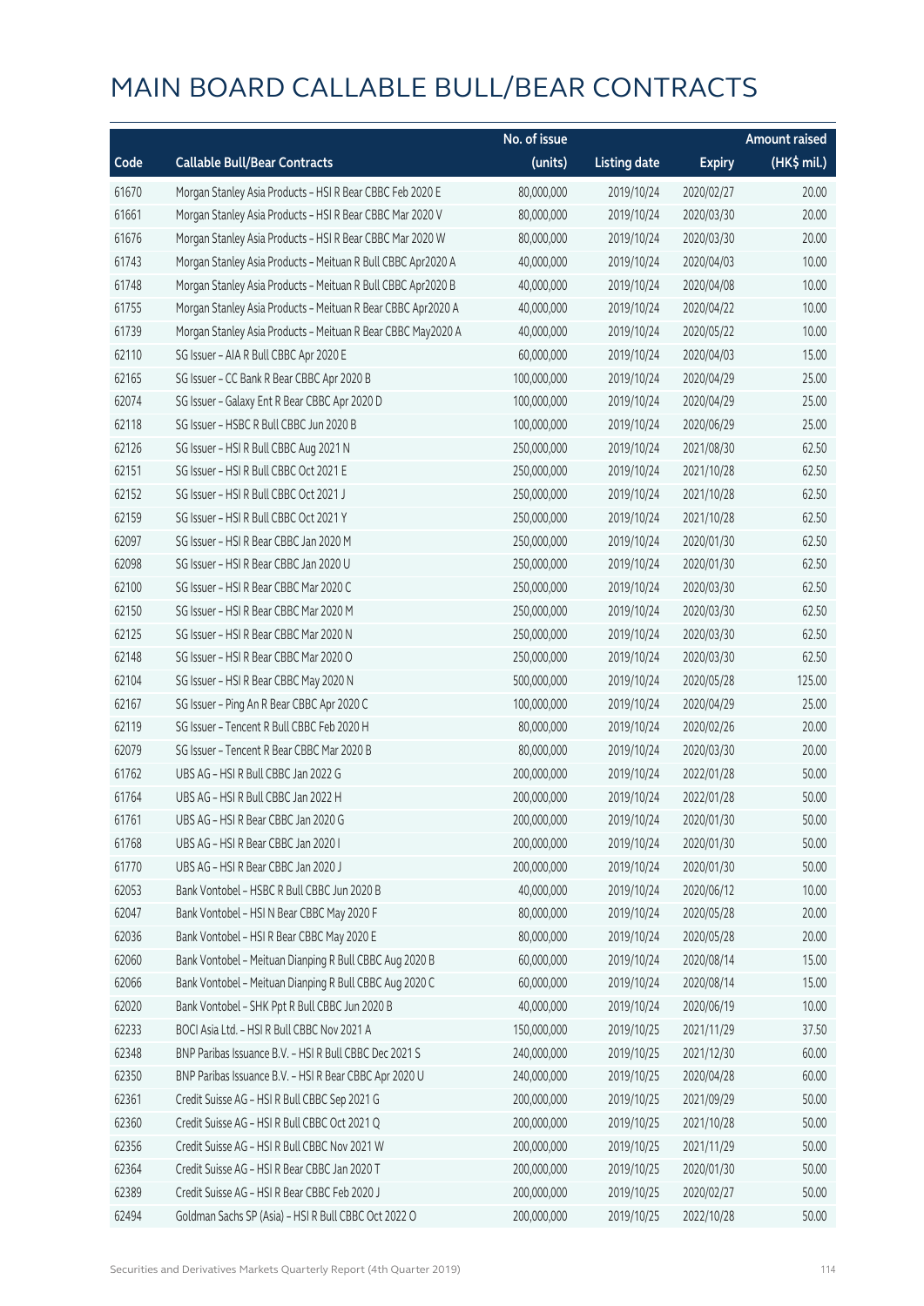# MAIN BOARD CALLABLE BULL/BEAR CONTRACTS

| Code | Callable Bull/Bear Contracts | No. of issue (units) | Listing date | Expiry | Amount raised (HK$ mil.) |
|---|---|---|---|---|---|
| 61670 | Morgan Stanley Asia Products – HSI R Bear CBBC Feb 2020 E | 80,000,000 | 2019/10/24 | 2020/02/27 | 20.00 |
| 61661 | Morgan Stanley Asia Products – HSI R Bear CBBC Mar 2020 V | 80,000,000 | 2019/10/24 | 2020/03/30 | 20.00 |
| 61676 | Morgan Stanley Asia Products – HSI R Bear CBBC Mar 2020 W | 80,000,000 | 2019/10/24 | 2020/03/30 | 20.00 |
| 61743 | Morgan Stanley Asia Products – Meituan R Bull CBBC Apr2020 A | 40,000,000 | 2019/10/24 | 2020/04/03 | 10.00 |
| 61748 | Morgan Stanley Asia Products – Meituan R Bull CBBC Apr2020 B | 40,000,000 | 2019/10/24 | 2020/04/08 | 10.00 |
| 61755 | Morgan Stanley Asia Products – Meituan R Bear CBBC Apr2020 A | 40,000,000 | 2019/10/24 | 2020/04/22 | 10.00 |
| 61739 | Morgan Stanley Asia Products – Meituan R Bear CBBC May2020 A | 40,000,000 | 2019/10/24 | 2020/05/22 | 10.00 |
| 62110 | SG Issuer – AIA R Bull CBBC Apr 2020 E | 60,000,000 | 2019/10/24 | 2020/04/03 | 15.00 |
| 62165 | SG Issuer – CC Bank R Bear CBBC Apr 2020 B | 100,000,000 | 2019/10/24 | 2020/04/29 | 25.00 |
| 62074 | SG Issuer – Galaxy Ent R Bear CBBC Apr 2020 D | 100,000,000 | 2019/10/24 | 2020/04/29 | 25.00 |
| 62118 | SG Issuer – HSBC R Bull CBBC Jun 2020 B | 100,000,000 | 2019/10/24 | 2020/06/29 | 25.00 |
| 62126 | SG Issuer – HSI R Bull CBBC Aug 2021 N | 250,000,000 | 2019/10/24 | 2021/08/30 | 62.50 |
| 62151 | SG Issuer – HSI R Bull CBBC Oct 2021 E | 250,000,000 | 2019/10/24 | 2021/10/28 | 62.50 |
| 62152 | SG Issuer – HSI R Bull CBBC Oct 2021 J | 250,000,000 | 2019/10/24 | 2021/10/28 | 62.50 |
| 62159 | SG Issuer – HSI R Bull CBBC Oct 2021 Y | 250,000,000 | 2019/10/24 | 2021/10/28 | 62.50 |
| 62097 | SG Issuer – HSI R Bear CBBC Jan 2020 M | 250,000,000 | 2019/10/24 | 2020/01/30 | 62.50 |
| 62098 | SG Issuer – HSI R Bear CBBC Jan 2020 U | 250,000,000 | 2019/10/24 | 2020/01/30 | 62.50 |
| 62100 | SG Issuer – HSI R Bear CBBC Mar 2020 C | 250,000,000 | 2019/10/24 | 2020/03/30 | 62.50 |
| 62150 | SG Issuer – HSI R Bear CBBC Mar 2020 M | 250,000,000 | 2019/10/24 | 2020/03/30 | 62.50 |
| 62125 | SG Issuer – HSI R Bear CBBC Mar 2020 N | 250,000,000 | 2019/10/24 | 2020/03/30 | 62.50 |
| 62148 | SG Issuer – HSI R Bear CBBC Mar 2020 O | 250,000,000 | 2019/10/24 | 2020/03/30 | 62.50 |
| 62104 | SG Issuer – HSI R Bear CBBC May 2020 N | 500,000,000 | 2019/10/24 | 2020/05/28 | 125.00 |
| 62167 | SG Issuer – Ping An R Bear CBBC Apr 2020 C | 100,000,000 | 2019/10/24 | 2020/04/29 | 25.00 |
| 62119 | SG Issuer – Tencent R Bull CBBC Feb 2020 H | 80,000,000 | 2019/10/24 | 2020/02/26 | 20.00 |
| 62079 | SG Issuer – Tencent R Bear CBBC Mar 2020 B | 80,000,000 | 2019/10/24 | 2020/03/30 | 20.00 |
| 61762 | UBS AG – HSI R Bull CBBC Jan 2022 G | 200,000,000 | 2019/10/24 | 2022/01/28 | 50.00 |
| 61764 | UBS AG – HSI R Bull CBBC Jan 2022 H | 200,000,000 | 2019/10/24 | 2022/01/28 | 50.00 |
| 61761 | UBS AG – HSI R Bear CBBC Jan 2020 G | 200,000,000 | 2019/10/24 | 2020/01/30 | 50.00 |
| 61768 | UBS AG – HSI R Bear CBBC Jan 2020 I | 200,000,000 | 2019/10/24 | 2020/01/30 | 50.00 |
| 61770 | UBS AG – HSI R Bear CBBC Jan 2020 J | 200,000,000 | 2019/10/24 | 2020/01/30 | 50.00 |
| 62053 | Bank Vontobel – HSBC R Bull CBBC Jun 2020 B | 40,000,000 | 2019/10/24 | 2020/06/12 | 10.00 |
| 62047 | Bank Vontobel – HSI N Bear CBBC May 2020 F | 80,000,000 | 2019/10/24 | 2020/05/28 | 20.00 |
| 62036 | Bank Vontobel – HSI R Bear CBBC May 2020 E | 80,000,000 | 2019/10/24 | 2020/05/28 | 20.00 |
| 62060 | Bank Vontobel – Meituan Dianping R Bull CBBC Aug 2020 B | 60,000,000 | 2019/10/24 | 2020/08/14 | 15.00 |
| 62066 | Bank Vontobel – Meituan Dianping R Bull CBBC Aug 2020 C | 60,000,000 | 2019/10/24 | 2020/08/14 | 15.00 |
| 62020 | Bank Vontobel – SHK Ppt R Bull CBBC Jun 2020 B | 40,000,000 | 2019/10/24 | 2020/06/19 | 10.00 |
| 62233 | BOCI Asia Ltd. – HSI R Bull CBBC Nov 2021 A | 150,000,000 | 2019/10/25 | 2021/11/29 | 37.50 |
| 62348 | BNP Paribas Issuance B.V. – HSI R Bull CBBC Dec 2021 S | 240,000,000 | 2019/10/25 | 2021/12/30 | 60.00 |
| 62350 | BNP Paribas Issuance B.V. – HSI R Bear CBBC Apr 2020 U | 240,000,000 | 2019/10/25 | 2020/04/28 | 60.00 |
| 62361 | Credit Suisse AG – HSI R Bull CBBC Sep 2021 G | 200,000,000 | 2019/10/25 | 2021/09/29 | 50.00 |
| 62360 | Credit Suisse AG – HSI R Bull CBBC Oct 2021 Q | 200,000,000 | 2019/10/25 | 2021/10/28 | 50.00 |
| 62356 | Credit Suisse AG – HSI R Bull CBBC Nov 2021 W | 200,000,000 | 2019/10/25 | 2021/11/29 | 50.00 |
| 62364 | Credit Suisse AG – HSI R Bear CBBC Jan 2020 T | 200,000,000 | 2019/10/25 | 2020/01/30 | 50.00 |
| 62389 | Credit Suisse AG – HSI R Bear CBBC Feb 2020 J | 200,000,000 | 2019/10/25 | 2020/02/27 | 50.00 |
| 62494 | Goldman Sachs SP (Asia) – HSI R Bull CBBC Oct 2022 O | 200,000,000 | 2019/10/25 | 2022/10/28 | 50.00 |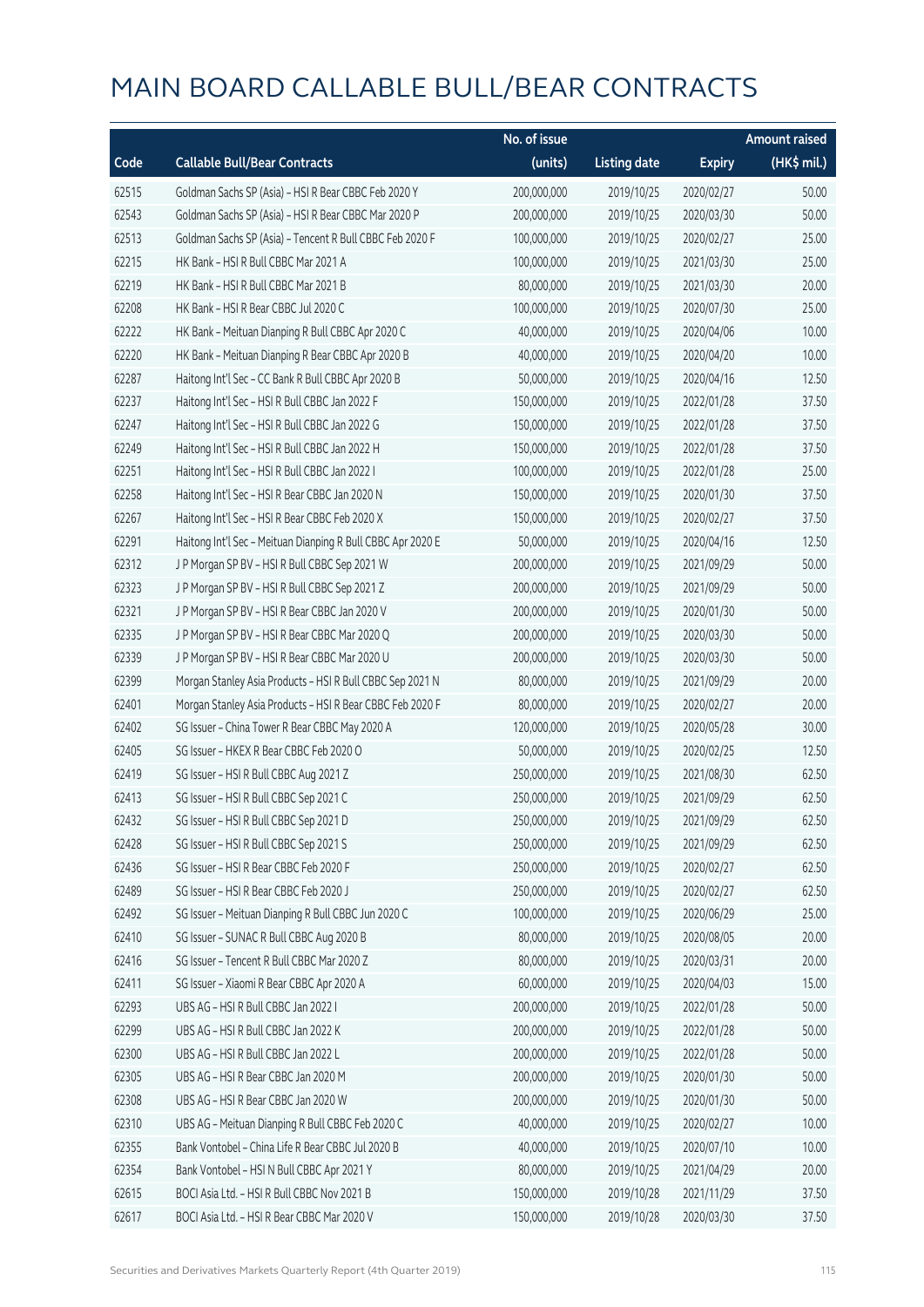# MAIN BOARD CALLABLE BULL/BEAR CONTRACTS

| Code | Callable Bull/Bear Contracts | No. of issue (units) | Listing date | Expiry | Amount raised (HK$ mil.) |
|---|---|---|---|---|---|
| 62515 | Goldman Sachs SP (Asia) – HSI R Bear CBBC Feb 2020 Y | 200,000,000 | 2019/10/25 | 2020/02/27 | 50.00 |
| 62543 | Goldman Sachs SP (Asia) – HSI R Bear CBBC Mar 2020 P | 200,000,000 | 2019/10/25 | 2020/03/30 | 50.00 |
| 62513 | Goldman Sachs SP (Asia) – Tencent R Bull CBBC Feb 2020 F | 100,000,000 | 2019/10/25 | 2020/02/27 | 25.00 |
| 62215 | HK Bank – HSI R Bull CBBC Mar 2021 A | 100,000,000 | 2019/10/25 | 2021/03/30 | 25.00 |
| 62219 | HK Bank – HSI R Bull CBBC Mar 2021 B | 80,000,000 | 2019/10/25 | 2021/03/30 | 20.00 |
| 62208 | HK Bank – HSI R Bear CBBC Jul 2020 C | 100,000,000 | 2019/10/25 | 2020/07/30 | 25.00 |
| 62222 | HK Bank – Meituan Dianping R Bull CBBC Apr 2020 C | 40,000,000 | 2019/10/25 | 2020/04/06 | 10.00 |
| 62220 | HK Bank – Meituan Dianping R Bear CBBC Apr 2020 B | 40,000,000 | 2019/10/25 | 2020/04/20 | 10.00 |
| 62287 | Haitong Int'l Sec – CC Bank R Bull CBBC Apr 2020 B | 50,000,000 | 2019/10/25 | 2020/04/16 | 12.50 |
| 62237 | Haitong Int'l Sec – HSI R Bull CBBC Jan 2022 F | 150,000,000 | 2019/10/25 | 2022/01/28 | 37.50 |
| 62247 | Haitong Int'l Sec – HSI R Bull CBBC Jan 2022 G | 150,000,000 | 2019/10/25 | 2022/01/28 | 37.50 |
| 62249 | Haitong Int'l Sec – HSI R Bull CBBC Jan 2022 H | 150,000,000 | 2019/10/25 | 2022/01/28 | 37.50 |
| 62251 | Haitong Int'l Sec – HSI R Bull CBBC Jan 2022 I | 100,000,000 | 2019/10/25 | 2022/01/28 | 25.00 |
| 62258 | Haitong Int'l Sec – HSI R Bear CBBC Jan 2020 N | 150,000,000 | 2019/10/25 | 2020/01/30 | 37.50 |
| 62267 | Haitong Int'l Sec – HSI R Bear CBBC Feb 2020 X | 150,000,000 | 2019/10/25 | 2020/02/27 | 37.50 |
| 62291 | Haitong Int'l Sec – Meituan Dianping R Bull CBBC Apr 2020 E | 50,000,000 | 2019/10/25 | 2020/04/16 | 12.50 |
| 62312 | J P Morgan SP BV – HSI R Bull CBBC Sep 2021 W | 200,000,000 | 2019/10/25 | 2021/09/29 | 50.00 |
| 62323 | J P Morgan SP BV – HSI R Bull CBBC Sep 2021 Z | 200,000,000 | 2019/10/25 | 2021/09/29 | 50.00 |
| 62321 | J P Morgan SP BV – HSI R Bear CBBC Jan 2020 V | 200,000,000 | 2019/10/25 | 2020/01/30 | 50.00 |
| 62335 | J P Morgan SP BV – HSI R Bear CBBC Mar 2020 Q | 200,000,000 | 2019/10/25 | 2020/03/30 | 50.00 |
| 62339 | J P Morgan SP BV – HSI R Bear CBBC Mar 2020 U | 200,000,000 | 2019/10/25 | 2020/03/30 | 50.00 |
| 62399 | Morgan Stanley Asia Products – HSI R Bull CBBC Sep 2021 N | 80,000,000 | 2019/10/25 | 2021/09/29 | 20.00 |
| 62401 | Morgan Stanley Asia Products – HSI R Bear CBBC Feb 2020 F | 80,000,000 | 2019/10/25 | 2020/02/27 | 20.00 |
| 62402 | SG Issuer – China Tower R Bear CBBC May 2020 A | 120,000,000 | 2019/10/25 | 2020/05/28 | 30.00 |
| 62405 | SG Issuer – HKEX R Bear CBBC Feb 2020 O | 50,000,000 | 2019/10/25 | 2020/02/25 | 12.50 |
| 62419 | SG Issuer – HSI R Bull CBBC Aug 2021 Z | 250,000,000 | 2019/10/25 | 2021/08/30 | 62.50 |
| 62413 | SG Issuer – HSI R Bull CBBC Sep 2021 C | 250,000,000 | 2019/10/25 | 2021/09/29 | 62.50 |
| 62432 | SG Issuer – HSI R Bull CBBC Sep 2021 D | 250,000,000 | 2019/10/25 | 2021/09/29 | 62.50 |
| 62428 | SG Issuer – HSI R Bull CBBC Sep 2021 S | 250,000,000 | 2019/10/25 | 2021/09/29 | 62.50 |
| 62436 | SG Issuer – HSI R Bear CBBC Feb 2020 F | 250,000,000 | 2019/10/25 | 2020/02/27 | 62.50 |
| 62489 | SG Issuer – HSI R Bear CBBC Feb 2020 J | 250,000,000 | 2019/10/25 | 2020/02/27 | 62.50 |
| 62492 | SG Issuer – Meituan Dianping R Bull CBBC Jun 2020 C | 100,000,000 | 2019/10/25 | 2020/06/29 | 25.00 |
| 62410 | SG Issuer – SUNAC R Bull CBBC Aug 2020 B | 80,000,000 | 2019/10/25 | 2020/08/05 | 20.00 |
| 62416 | SG Issuer – Tencent R Bull CBBC Mar 2020 Z | 80,000,000 | 2019/10/25 | 2020/03/31 | 20.00 |
| 62411 | SG Issuer – Xiaomi R Bear CBBC Apr 2020 A | 60,000,000 | 2019/10/25 | 2020/04/03 | 15.00 |
| 62293 | UBS AG – HSI R Bull CBBC Jan 2022 I | 200,000,000 | 2019/10/25 | 2022/01/28 | 50.00 |
| 62299 | UBS AG – HSI R Bull CBBC Jan 2022 K | 200,000,000 | 2019/10/25 | 2022/01/28 | 50.00 |
| 62300 | UBS AG – HSI R Bull CBBC Jan 2022 L | 200,000,000 | 2019/10/25 | 2022/01/28 | 50.00 |
| 62305 | UBS AG – HSI R Bear CBBC Jan 2020 M | 200,000,000 | 2019/10/25 | 2020/01/30 | 50.00 |
| 62308 | UBS AG – HSI R Bear CBBC Jan 2020 W | 200,000,000 | 2019/10/25 | 2020/01/30 | 50.00 |
| 62310 | UBS AG – Meituan Dianping R Bull CBBC Feb 2020 C | 40,000,000 | 2019/10/25 | 2020/02/27 | 10.00 |
| 62355 | Bank Vontobel – China Life R Bear CBBC Jul 2020 B | 40,000,000 | 2019/10/25 | 2020/07/10 | 10.00 |
| 62354 | Bank Vontobel – HSI N Bull CBBC Apr 2021 Y | 80,000,000 | 2019/10/25 | 2021/04/29 | 20.00 |
| 62615 | BOCI Asia Ltd. – HSI R Bull CBBC Nov 2021 B | 150,000,000 | 2019/10/28 | 2021/11/29 | 37.50 |
| 62617 | BOCI Asia Ltd. – HSI R Bear CBBC Mar 2020 V | 150,000,000 | 2019/10/28 | 2020/03/30 | 37.50 |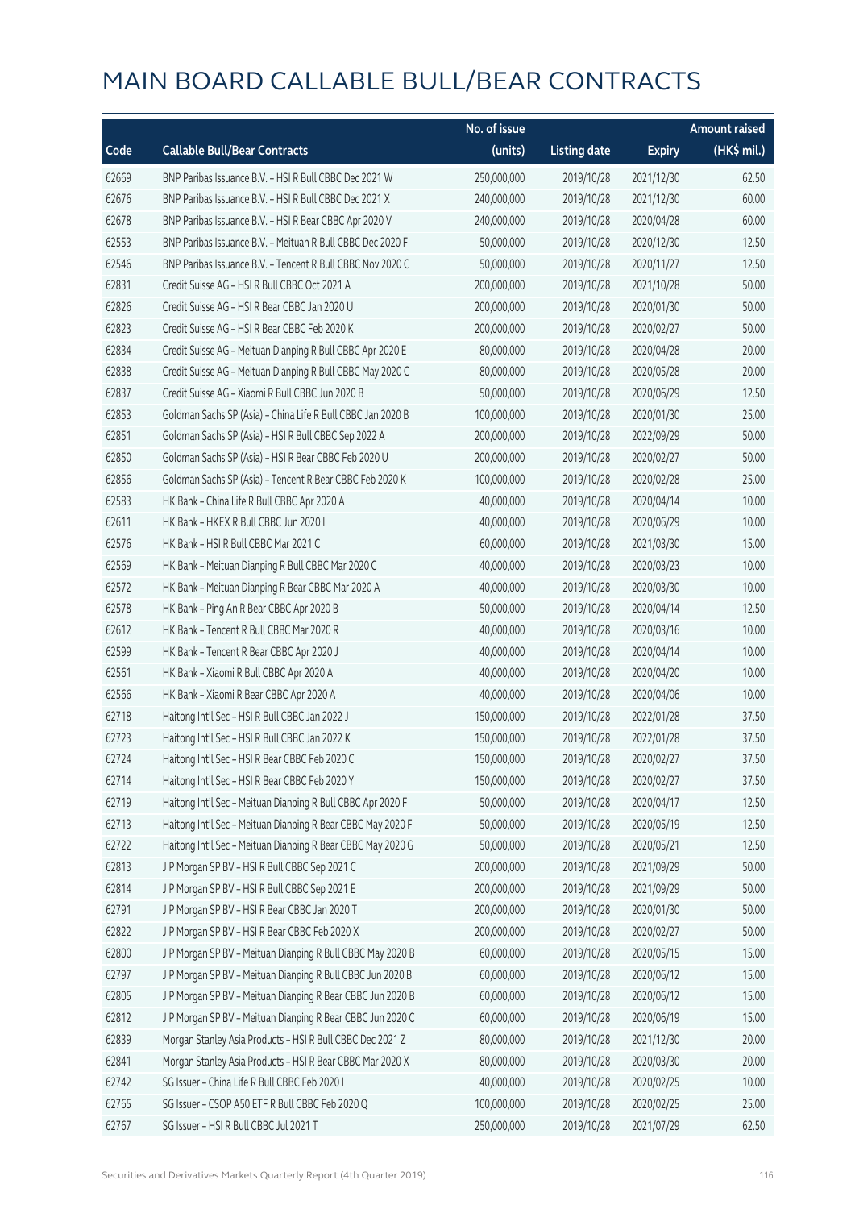# MAIN BOARD CALLABLE BULL/BEAR CONTRACTS

| Code | Callable Bull/Bear Contracts | No. of issue (units) | Listing date | Expiry | Amount raised (HK$ mil.) |
|---|---|---|---|---|---|
| 62669 | BNP Paribas Issuance B.V. – HSI R Bull CBBC Dec 2021 W | 250,000,000 | 2019/10/28 | 2021/12/30 | 62.50 |
| 62676 | BNP Paribas Issuance B.V. – HSI R Bull CBBC Dec 2021 X | 240,000,000 | 2019/10/28 | 2021/12/30 | 60.00 |
| 62678 | BNP Paribas Issuance B.V. – HSI R Bear CBBC Apr 2020 V | 240,000,000 | 2019/10/28 | 2020/04/28 | 60.00 |
| 62553 | BNP Paribas Issuance B.V. – Meituan R Bull CBBC Dec 2020 F | 50,000,000 | 2019/10/28 | 2020/12/30 | 12.50 |
| 62546 | BNP Paribas Issuance B.V. – Tencent R Bull CBBC Nov 2020 C | 50,000,000 | 2019/10/28 | 2020/11/27 | 12.50 |
| 62831 | Credit Suisse AG – HSI R Bull CBBC Oct 2021 A | 200,000,000 | 2019/10/28 | 2021/10/28 | 50.00 |
| 62826 | Credit Suisse AG – HSI R Bear CBBC Jan 2020 U | 200,000,000 | 2019/10/28 | 2020/01/30 | 50.00 |
| 62823 | Credit Suisse AG – HSI R Bear CBBC Feb 2020 K | 200,000,000 | 2019/10/28 | 2020/02/27 | 50.00 |
| 62834 | Credit Suisse AG – Meituan Dianping R Bull CBBC Apr 2020 E | 80,000,000 | 2019/10/28 | 2020/04/28 | 20.00 |
| 62838 | Credit Suisse AG – Meituan Dianping R Bull CBBC May 2020 C | 80,000,000 | 2019/10/28 | 2020/05/28 | 20.00 |
| 62837 | Credit Suisse AG – Xiaomi R Bull CBBC Jun 2020 B | 50,000,000 | 2019/10/28 | 2020/06/29 | 12.50 |
| 62853 | Goldman Sachs SP (Asia) – China Life R Bull CBBC Jan 2020 B | 100,000,000 | 2019/10/28 | 2020/01/30 | 25.00 |
| 62851 | Goldman Sachs SP (Asia) – HSI R Bull CBBC Sep 2022 A | 200,000,000 | 2019/10/28 | 2022/09/29 | 50.00 |
| 62850 | Goldman Sachs SP (Asia) – HSI R Bear CBBC Feb 2020 U | 200,000,000 | 2019/10/28 | 2020/02/27 | 50.00 |
| 62856 | Goldman Sachs SP (Asia) – Tencent R Bear CBBC Feb 2020 K | 100,000,000 | 2019/10/28 | 2020/02/28 | 25.00 |
| 62583 | HK Bank – China Life R Bull CBBC Apr 2020 A | 40,000,000 | 2019/10/28 | 2020/04/14 | 10.00 |
| 62611 | HK Bank – HKEX R Bull CBBC Jun 2020 I | 40,000,000 | 2019/10/28 | 2020/06/29 | 10.00 |
| 62576 | HK Bank – HSI R Bull CBBC Mar 2021 C | 60,000,000 | 2019/10/28 | 2021/03/30 | 15.00 |
| 62569 | HK Bank – Meituan Dianping R Bull CBBC Mar 2020 C | 40,000,000 | 2019/10/28 | 2020/03/23 | 10.00 |
| 62572 | HK Bank – Meituan Dianping R Bear CBBC Mar 2020 A | 40,000,000 | 2019/10/28 | 2020/03/30 | 10.00 |
| 62578 | HK Bank – Ping An R Bear CBBC Apr 2020 B | 50,000,000 | 2019/10/28 | 2020/04/14 | 12.50 |
| 62612 | HK Bank – Tencent R Bull CBBC Mar 2020 R | 40,000,000 | 2019/10/28 | 2020/03/16 | 10.00 |
| 62599 | HK Bank – Tencent R Bear CBBC Apr 2020 J | 40,000,000 | 2019/10/28 | 2020/04/14 | 10.00 |
| 62561 | HK Bank – Xiaomi R Bull CBBC Apr 2020 A | 40,000,000 | 2019/10/28 | 2020/04/20 | 10.00 |
| 62566 | HK Bank – Xiaomi R Bear CBBC Apr 2020 A | 40,000,000 | 2019/10/28 | 2020/04/06 | 10.00 |
| 62718 | Haitong Int'l Sec – HSI R Bull CBBC Jan 2022 J | 150,000,000 | 2019/10/28 | 2022/01/28 | 37.50 |
| 62723 | Haitong Int'l Sec – HSI R Bull CBBC Jan 2022 K | 150,000,000 | 2019/10/28 | 2022/01/28 | 37.50 |
| 62724 | Haitong Int'l Sec – HSI R Bear CBBC Feb 2020 C | 150,000,000 | 2019/10/28 | 2020/02/27 | 37.50 |
| 62714 | Haitong Int'l Sec – HSI R Bear CBBC Feb 2020 Y | 150,000,000 | 2019/10/28 | 2020/02/27 | 37.50 |
| 62719 | Haitong Int'l Sec – Meituan Dianping R Bull CBBC Apr 2020 F | 50,000,000 | 2019/10/28 | 2020/04/17 | 12.50 |
| 62713 | Haitong Int'l Sec – Meituan Dianping R Bear CBBC May 2020 F | 50,000,000 | 2019/10/28 | 2020/05/19 | 12.50 |
| 62722 | Haitong Int'l Sec – Meituan Dianping R Bear CBBC May 2020 G | 50,000,000 | 2019/10/28 | 2020/05/21 | 12.50 |
| 62813 | J P Morgan SP BV – HSI R Bull CBBC Sep 2021 C | 200,000,000 | 2019/10/28 | 2021/09/29 | 50.00 |
| 62814 | J P Morgan SP BV – HSI R Bull CBBC Sep 2021 E | 200,000,000 | 2019/10/28 | 2021/09/29 | 50.00 |
| 62791 | J P Morgan SP BV – HSI R Bear CBBC Jan 2020 T | 200,000,000 | 2019/10/28 | 2020/01/30 | 50.00 |
| 62822 | J P Morgan SP BV – HSI R Bear CBBC Feb 2020 X | 200,000,000 | 2019/10/28 | 2020/02/27 | 50.00 |
| 62800 | J P Morgan SP BV – Meituan Dianping R Bull CBBC May 2020 B | 60,000,000 | 2019/10/28 | 2020/05/15 | 15.00 |
| 62797 | J P Morgan SP BV – Meituan Dianping R Bull CBBC Jun 2020 B | 60,000,000 | 2019/10/28 | 2020/06/12 | 15.00 |
| 62805 | J P Morgan SP BV – Meituan Dianping R Bear CBBC Jun 2020 B | 60,000,000 | 2019/10/28 | 2020/06/12 | 15.00 |
| 62812 | J P Morgan SP BV – Meituan Dianping R Bear CBBC Jun 2020 C | 60,000,000 | 2019/10/28 | 2020/06/19 | 15.00 |
| 62839 | Morgan Stanley Asia Products – HSI R Bull CBBC Dec 2021 Z | 80,000,000 | 2019/10/28 | 2021/12/30 | 20.00 |
| 62841 | Morgan Stanley Asia Products – HSI R Bear CBBC Mar 2020 X | 80,000,000 | 2019/10/28 | 2020/03/30 | 20.00 |
| 62742 | SG Issuer – China Life R Bull CBBC Feb 2020 I | 40,000,000 | 2019/10/28 | 2020/02/25 | 10.00 |
| 62765 | SG Issuer – CSOP A50 ETF R Bull CBBC Feb 2020 Q | 100,000,000 | 2019/10/28 | 2020/02/25 | 25.00 |
| 62767 | SG Issuer – HSI R Bull CBBC Jul 2021 T | 250,000,000 | 2019/10/28 | 2021/07/29 | 62.50 |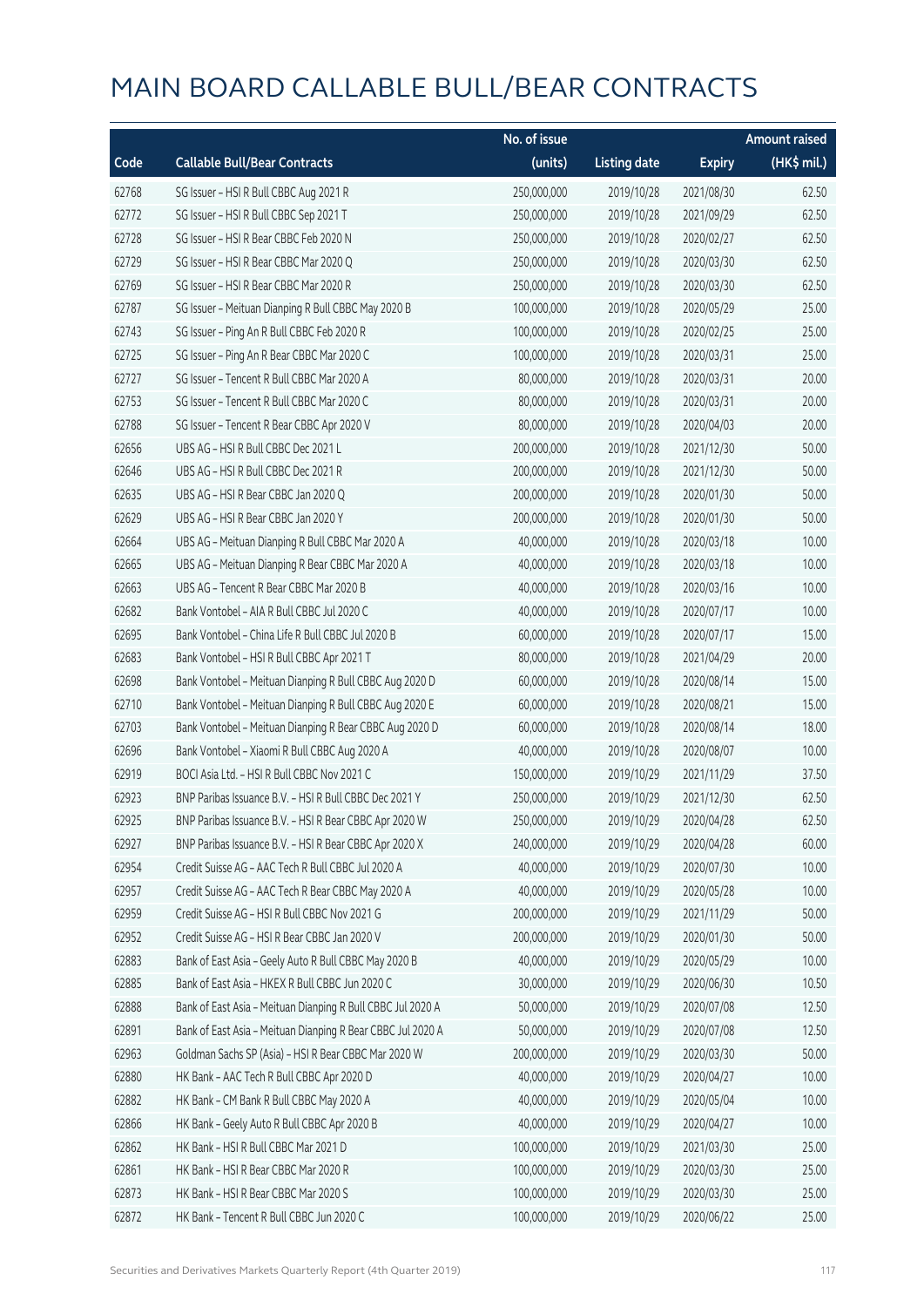# MAIN BOARD CALLABLE BULL/BEAR CONTRACTS

| Code | Callable Bull/Bear Contracts | No. of issue (units) | Listing date | Expiry | Amount raised (HK$ mil.) |
|---|---|---|---|---|---|
| 62768 | SG Issuer – HSI R Bull CBBC Aug 2021 R | 250,000,000 | 2019/10/28 | 2021/08/30 | 62.50 |
| 62772 | SG Issuer – HSI R Bull CBBC Sep 2021 T | 250,000,000 | 2019/10/28 | 2021/09/29 | 62.50 |
| 62728 | SG Issuer – HSI R Bear CBBC Feb 2020 N | 250,000,000 | 2019/10/28 | 2020/02/27 | 62.50 |
| 62729 | SG Issuer – HSI R Bear CBBC Mar 2020 Q | 250,000,000 | 2019/10/28 | 2020/03/30 | 62.50 |
| 62769 | SG Issuer – HSI R Bear CBBC Mar 2020 R | 250,000,000 | 2019/10/28 | 2020/03/30 | 62.50 |
| 62787 | SG Issuer – Meituan Dianping R Bull CBBC May 2020 B | 100,000,000 | 2019/10/28 | 2020/05/29 | 25.00 |
| 62743 | SG Issuer – Ping An R Bull CBBC Feb 2020 R | 100,000,000 | 2019/10/28 | 2020/02/25 | 25.00 |
| 62725 | SG Issuer – Ping An R Bear CBBC Mar 2020 C | 100,000,000 | 2019/10/28 | 2020/03/31 | 25.00 |
| 62727 | SG Issuer – Tencent R Bull CBBC Mar 2020 A | 80,000,000 | 2019/10/28 | 2020/03/31 | 20.00 |
| 62753 | SG Issuer – Tencent R Bull CBBC Mar 2020 C | 80,000,000 | 2019/10/28 | 2020/03/31 | 20.00 |
| 62788 | SG Issuer – Tencent R Bear CBBC Apr 2020 V | 80,000,000 | 2019/10/28 | 2020/04/03 | 20.00 |
| 62656 | UBS AG – HSI R Bull CBBC Dec 2021 L | 200,000,000 | 2019/10/28 | 2021/12/30 | 50.00 |
| 62646 | UBS AG – HSI R Bull CBBC Dec 2021 R | 200,000,000 | 2019/10/28 | 2021/12/30 | 50.00 |
| 62635 | UBS AG – HSI R Bear CBBC Jan 2020 Q | 200,000,000 | 2019/10/28 | 2020/01/30 | 50.00 |
| 62629 | UBS AG – HSI R Bear CBBC Jan 2020 Y | 200,000,000 | 2019/10/28 | 2020/01/30 | 50.00 |
| 62664 | UBS AG – Meituan Dianping R Bull CBBC Mar 2020 A | 40,000,000 | 2019/10/28 | 2020/03/18 | 10.00 |
| 62665 | UBS AG – Meituan Dianping R Bear CBBC Mar 2020 A | 40,000,000 | 2019/10/28 | 2020/03/18 | 10.00 |
| 62663 | UBS AG – Tencent R Bear CBBC Mar 2020 B | 40,000,000 | 2019/10/28 | 2020/03/16 | 10.00 |
| 62682 | Bank Vontobel – AIA R Bull CBBC Jul 2020 C | 40,000,000 | 2019/10/28 | 2020/07/17 | 10.00 |
| 62695 | Bank Vontobel – China Life R Bull CBBC Jul 2020 B | 60,000,000 | 2019/10/28 | 2020/07/17 | 15.00 |
| 62683 | Bank Vontobel – HSI R Bull CBBC Apr 2021 T | 80,000,000 | 2019/10/28 | 2021/04/29 | 20.00 |
| 62698 | Bank Vontobel – Meituan Dianping R Bull CBBC Aug 2020 D | 60,000,000 | 2019/10/28 | 2020/08/14 | 15.00 |
| 62710 | Bank Vontobel – Meituan Dianping R Bull CBBC Aug 2020 E | 60,000,000 | 2019/10/28 | 2020/08/21 | 15.00 |
| 62703 | Bank Vontobel – Meituan Dianping R Bear CBBC Aug 2020 D | 60,000,000 | 2019/10/28 | 2020/08/14 | 18.00 |
| 62696 | Bank Vontobel – Xiaomi R Bull CBBC Aug 2020 A | 40,000,000 | 2019/10/28 | 2020/08/07 | 10.00 |
| 62919 | BOCI Asia Ltd. – HSI R Bull CBBC Nov 2021 C | 150,000,000 | 2019/10/29 | 2021/11/29 | 37.50 |
| 62923 | BNP Paribas Issuance B.V. – HSI R Bull CBBC Dec 2021 Y | 250,000,000 | 2019/10/29 | 2021/12/30 | 62.50 |
| 62925 | BNP Paribas Issuance B.V. – HSI R Bear CBBC Apr 2020 W | 250,000,000 | 2019/10/29 | 2020/04/28 | 62.50 |
| 62927 | BNP Paribas Issuance B.V. – HSI R Bear CBBC Apr 2020 X | 240,000,000 | 2019/10/29 | 2020/04/28 | 60.00 |
| 62954 | Credit Suisse AG – AAC Tech R Bull CBBC Jul 2020 A | 40,000,000 | 2019/10/29 | 2020/07/30 | 10.00 |
| 62957 | Credit Suisse AG – AAC Tech R Bear CBBC May 2020 A | 40,000,000 | 2019/10/29 | 2020/05/28 | 10.00 |
| 62959 | Credit Suisse AG – HSI R Bull CBBC Nov 2021 G | 200,000,000 | 2019/10/29 | 2021/11/29 | 50.00 |
| 62952 | Credit Suisse AG – HSI R Bear CBBC Jan 2020 V | 200,000,000 | 2019/10/29 | 2020/01/30 | 50.00 |
| 62883 | Bank of East Asia – Geely Auto R Bull CBBC May 2020 B | 40,000,000 | 2019/10/29 | 2020/05/29 | 10.00 |
| 62885 | Bank of East Asia – HKEX R Bull CBBC Jun 2020 C | 30,000,000 | 2019/10/29 | 2020/06/30 | 10.50 |
| 62888 | Bank of East Asia – Meituan Dianping R Bull CBBC Jul 2020 A | 50,000,000 | 2019/10/29 | 2020/07/08 | 12.50 |
| 62891 | Bank of East Asia – Meituan Dianping R Bear CBBC Jul 2020 A | 50,000,000 | 2019/10/29 | 2020/07/08 | 12.50 |
| 62963 | Goldman Sachs SP (Asia) – HSI R Bear CBBC Mar 2020 W | 200,000,000 | 2019/10/29 | 2020/03/30 | 50.00 |
| 62880 | HK Bank – AAC Tech R Bull CBBC Apr 2020 D | 40,000,000 | 2019/10/29 | 2020/04/27 | 10.00 |
| 62882 | HK Bank – CM Bank R Bull CBBC May 2020 A | 40,000,000 | 2019/10/29 | 2020/05/04 | 10.00 |
| 62866 | HK Bank – Geely Auto R Bull CBBC Apr 2020 B | 40,000,000 | 2019/10/29 | 2020/04/27 | 10.00 |
| 62862 | HK Bank – HSI R Bull CBBC Mar 2021 D | 100,000,000 | 2019/10/29 | 2021/03/30 | 25.00 |
| 62861 | HK Bank – HSI R Bear CBBC Mar 2020 R | 100,000,000 | 2019/10/29 | 2020/03/30 | 25.00 |
| 62873 | HK Bank – HSI R Bear CBBC Mar 2020 S | 100,000,000 | 2019/10/29 | 2020/03/30 | 25.00 |
| 62872 | HK Bank – Tencent R Bull CBBC Jun 2020 C | 100,000,000 | 2019/10/29 | 2020/06/22 | 25.00 |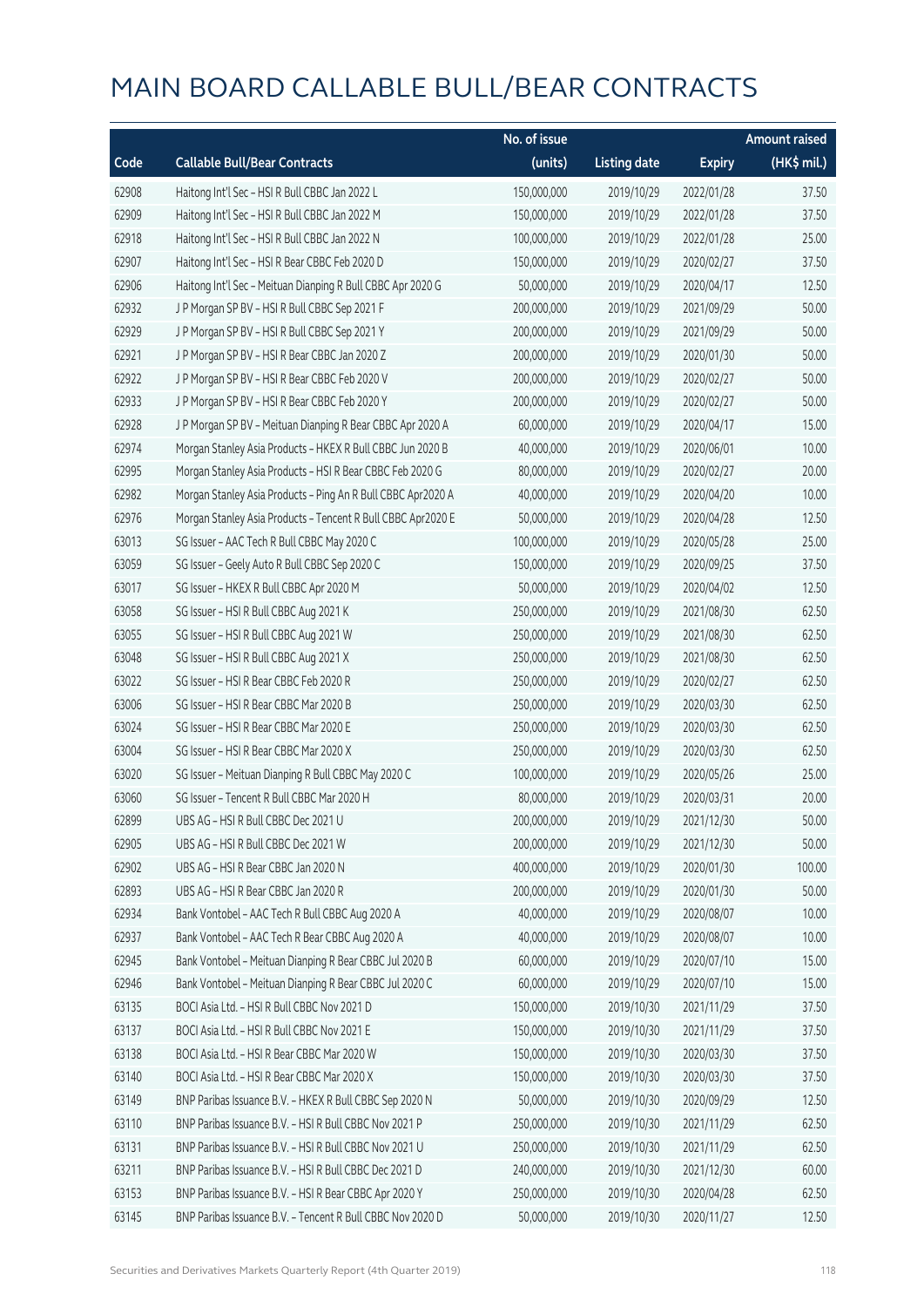# MAIN BOARD CALLABLE BULL/BEAR CONTRACTS

| Code | Callable Bull/Bear Contracts | No. of issue (units) | Listing date | Expiry | Amount raised (HK$ mil.) |
|---|---|---|---|---|---|
| 62908 | Haitong Int'l Sec – HSI R Bull CBBC Jan 2022 L | 150,000,000 | 2019/10/29 | 2022/01/28 | 37.50 |
| 62909 | Haitong Int'l Sec – HSI R Bull CBBC Jan 2022 M | 150,000,000 | 2019/10/29 | 2022/01/28 | 37.50 |
| 62918 | Haitong Int'l Sec – HSI R Bull CBBC Jan 2022 N | 100,000,000 | 2019/10/29 | 2022/01/28 | 25.00 |
| 62907 | Haitong Int'l Sec – HSI R Bear CBBC Feb 2020 D | 150,000,000 | 2019/10/29 | 2020/02/27 | 37.50 |
| 62906 | Haitong Int'l Sec – Meituan Dianping R Bull CBBC Apr 2020 G | 50,000,000 | 2019/10/29 | 2020/04/17 | 12.50 |
| 62932 | J P Morgan SP BV – HSI R Bull CBBC Sep 2021 F | 200,000,000 | 2019/10/29 | 2021/09/29 | 50.00 |
| 62929 | J P Morgan SP BV – HSI R Bull CBBC Sep 2021 Y | 200,000,000 | 2019/10/29 | 2021/09/29 | 50.00 |
| 62921 | J P Morgan SP BV – HSI R Bear CBBC Jan 2020 Z | 200,000,000 | 2019/10/29 | 2020/01/30 | 50.00 |
| 62922 | J P Morgan SP BV – HSI R Bear CBBC Feb 2020 V | 200,000,000 | 2019/10/29 | 2020/02/27 | 50.00 |
| 62933 | J P Morgan SP BV – HSI R Bear CBBC Feb 2020 Y | 200,000,000 | 2019/10/29 | 2020/02/27 | 50.00 |
| 62928 | J P Morgan SP BV – Meituan Dianping R Bear CBBC Apr 2020 A | 60,000,000 | 2019/10/29 | 2020/04/17 | 15.00 |
| 62974 | Morgan Stanley Asia Products – HKEX R Bull CBBC Jun 2020 B | 40,000,000 | 2019/10/29 | 2020/06/01 | 10.00 |
| 62995 | Morgan Stanley Asia Products – HSI R Bear CBBC Feb 2020 G | 80,000,000 | 2019/10/29 | 2020/02/27 | 20.00 |
| 62982 | Morgan Stanley Asia Products – Ping An R Bull CBBC Apr2020 A | 40,000,000 | 2019/10/29 | 2020/04/20 | 10.00 |
| 62976 | Morgan Stanley Asia Products – Tencent R Bull CBBC Apr2020 E | 50,000,000 | 2019/10/29 | 2020/04/28 | 12.50 |
| 63013 | SG Issuer – AAC Tech R Bull CBBC May 2020 C | 100,000,000 | 2019/10/29 | 2020/05/28 | 25.00 |
| 63059 | SG Issuer – Geely Auto R Bull CBBC Sep 2020 C | 150,000,000 | 2019/10/29 | 2020/09/25 | 37.50 |
| 63017 | SG Issuer – HKEX R Bull CBBC Apr 2020 M | 50,000,000 | 2019/10/29 | 2020/04/02 | 12.50 |
| 63058 | SG Issuer – HSI R Bull CBBC Aug 2021 K | 250,000,000 | 2019/10/29 | 2021/08/30 | 62.50 |
| 63055 | SG Issuer – HSI R Bull CBBC Aug 2021 W | 250,000,000 | 2019/10/29 | 2021/08/30 | 62.50 |
| 63048 | SG Issuer – HSI R Bull CBBC Aug 2021 X | 250,000,000 | 2019/10/29 | 2021/08/30 | 62.50 |
| 63022 | SG Issuer – HSI R Bear CBBC Feb 2020 R | 250,000,000 | 2019/10/29 | 2020/02/27 | 62.50 |
| 63006 | SG Issuer – HSI R Bear CBBC Mar 2020 B | 250,000,000 | 2019/10/29 | 2020/03/30 | 62.50 |
| 63024 | SG Issuer – HSI R Bear CBBC Mar 2020 E | 250,000,000 | 2019/10/29 | 2020/03/30 | 62.50 |
| 63004 | SG Issuer – HSI R Bear CBBC Mar 2020 X | 250,000,000 | 2019/10/29 | 2020/03/30 | 62.50 |
| 63020 | SG Issuer – Meituan Dianping R Bull CBBC May 2020 C | 100,000,000 | 2019/10/29 | 2020/05/26 | 25.00 |
| 63060 | SG Issuer – Tencent R Bull CBBC Mar 2020 H | 80,000,000 | 2019/10/29 | 2020/03/31 | 20.00 |
| 62899 | UBS AG – HSI R Bull CBBC Dec 2021 U | 200,000,000 | 2019/10/29 | 2021/12/30 | 50.00 |
| 62905 | UBS AG – HSI R Bull CBBC Dec 2021 W | 200,000,000 | 2019/10/29 | 2021/12/30 | 50.00 |
| 62902 | UBS AG – HSI R Bear CBBC Jan 2020 N | 400,000,000 | 2019/10/29 | 2020/01/30 | 100.00 |
| 62893 | UBS AG – HSI R Bear CBBC Jan 2020 R | 200,000,000 | 2019/10/29 | 2020/01/30 | 50.00 |
| 62934 | Bank Vontobel – AAC Tech R Bull CBBC Aug 2020 A | 40,000,000 | 2019/10/29 | 2020/08/07 | 10.00 |
| 62937 | Bank Vontobel – AAC Tech R Bear CBBC Aug 2020 A | 40,000,000 | 2019/10/29 | 2020/08/07 | 10.00 |
| 62945 | Bank Vontobel – Meituan Dianping R Bear CBBC Jul 2020 B | 60,000,000 | 2019/10/29 | 2020/07/10 | 15.00 |
| 62946 | Bank Vontobel – Meituan Dianping R Bear CBBC Jul 2020 C | 60,000,000 | 2019/10/29 | 2020/07/10 | 15.00 |
| 63135 | BOCI Asia Ltd. – HSI R Bull CBBC Nov 2021 D | 150,000,000 | 2019/10/30 | 2021/11/29 | 37.50 |
| 63137 | BOCI Asia Ltd. – HSI R Bull CBBC Nov 2021 E | 150,000,000 | 2019/10/30 | 2021/11/29 | 37.50 |
| 63138 | BOCI Asia Ltd. – HSI R Bear CBBC Mar 2020 W | 150,000,000 | 2019/10/30 | 2020/03/30 | 37.50 |
| 63140 | BOCI Asia Ltd. – HSI R Bear CBBC Mar 2020 X | 150,000,000 | 2019/10/30 | 2020/03/30 | 37.50 |
| 63149 | BNP Paribas Issuance B.V. – HKEX R Bull CBBC Sep 2020 N | 50,000,000 | 2019/10/30 | 2020/09/29 | 12.50 |
| 63110 | BNP Paribas Issuance B.V. – HSI R Bull CBBC Nov 2021 P | 250,000,000 | 2019/10/30 | 2021/11/29 | 62.50 |
| 63131 | BNP Paribas Issuance B.V. – HSI R Bull CBBC Nov 2021 U | 250,000,000 | 2019/10/30 | 2021/11/29 | 62.50 |
| 63211 | BNP Paribas Issuance B.V. – HSI R Bull CBBC Dec 2021 D | 240,000,000 | 2019/10/30 | 2021/12/30 | 60.00 |
| 63153 | BNP Paribas Issuance B.V. – HSI R Bear CBBC Apr 2020 Y | 250,000,000 | 2019/10/30 | 2020/04/28 | 62.50 |
| 63145 | BNP Paribas Issuance B.V. – Tencent R Bull CBBC Nov 2020 D | 50,000,000 | 2019/10/30 | 2020/11/27 | 12.50 |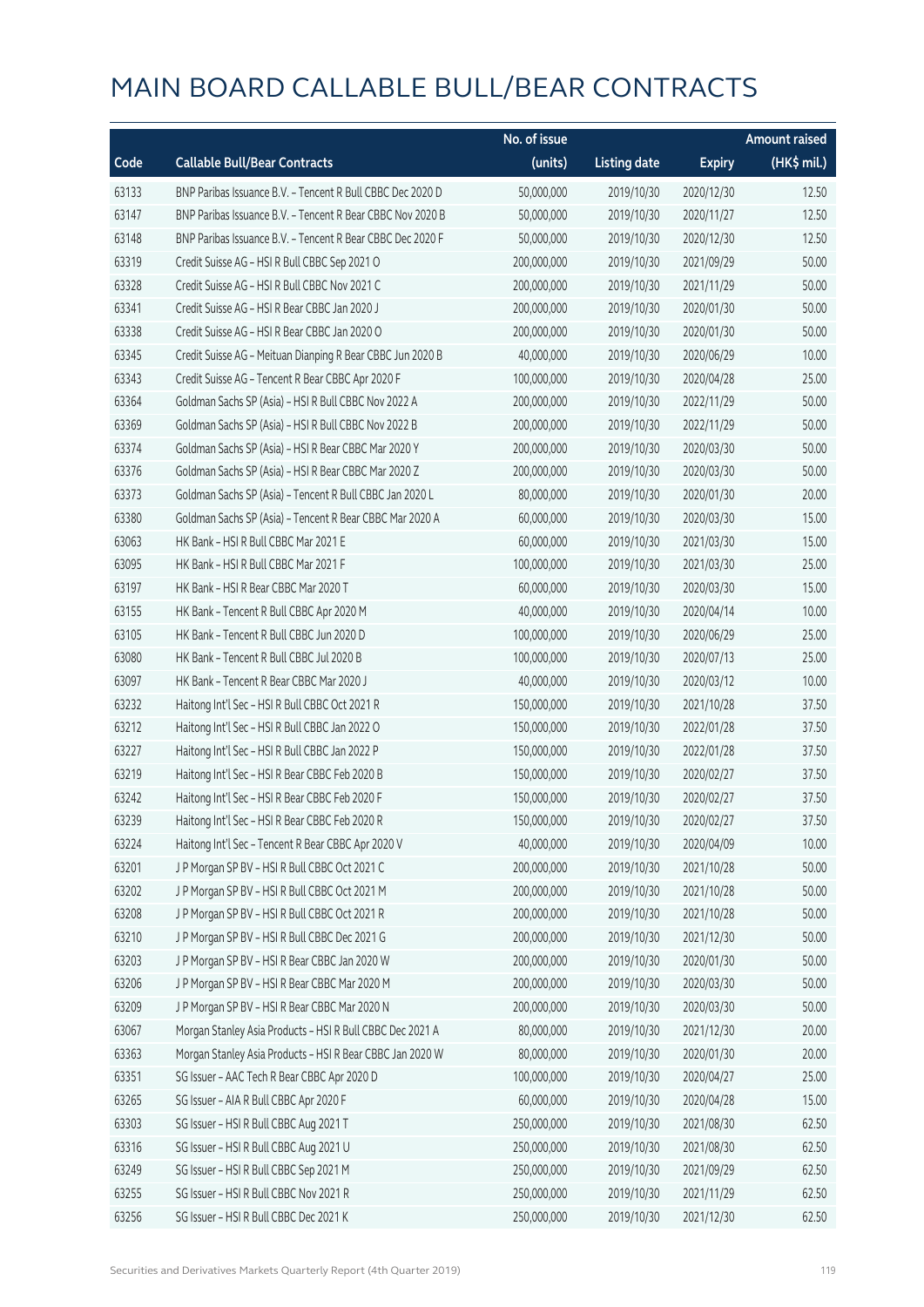# MAIN BOARD CALLABLE BULL/BEAR CONTRACTS

| Code | Callable Bull/Bear Contracts | No. of issue (units) | Listing date | Expiry | Amount raised (HK$ mil.) |
|---|---|---|---|---|---|
| 63133 | BNP Paribas Issuance B.V. – Tencent R Bull CBBC Dec 2020 D | 50,000,000 | 2019/10/30 | 2020/12/30 | 12.50 |
| 63147 | BNP Paribas Issuance B.V. – Tencent R Bear CBBC Nov 2020 B | 50,000,000 | 2019/10/30 | 2020/11/27 | 12.50 |
| 63148 | BNP Paribas Issuance B.V. – Tencent R Bear CBBC Dec 2020 F | 50,000,000 | 2019/10/30 | 2020/12/30 | 12.50 |
| 63319 | Credit Suisse AG – HSI R Bull CBBC Sep 2021 O | 200,000,000 | 2019/10/30 | 2021/09/29 | 50.00 |
| 63328 | Credit Suisse AG – HSI R Bull CBBC Nov 2021 C | 200,000,000 | 2019/10/30 | 2021/11/29 | 50.00 |
| 63341 | Credit Suisse AG – HSI R Bear CBBC Jan 2020 J | 200,000,000 | 2019/10/30 | 2020/01/30 | 50.00 |
| 63338 | Credit Suisse AG – HSI R Bear CBBC Jan 2020 O | 200,000,000 | 2019/10/30 | 2020/01/30 | 50.00 |
| 63345 | Credit Suisse AG – Meituan Dianping R Bear CBBC Jun 2020 B | 40,000,000 | 2019/10/30 | 2020/06/29 | 10.00 |
| 63343 | Credit Suisse AG – Tencent R Bear CBBC Apr 2020 F | 100,000,000 | 2019/10/30 | 2020/04/28 | 25.00 |
| 63364 | Goldman Sachs SP (Asia) – HSI R Bull CBBC Nov 2022 A | 200,000,000 | 2019/10/30 | 2022/11/29 | 50.00 |
| 63369 | Goldman Sachs SP (Asia) – HSI R Bull CBBC Nov 2022 B | 200,000,000 | 2019/10/30 | 2022/11/29 | 50.00 |
| 63374 | Goldman Sachs SP (Asia) – HSI R Bear CBBC Mar 2020 Y | 200,000,000 | 2019/10/30 | 2020/03/30 | 50.00 |
| 63376 | Goldman Sachs SP (Asia) – HSI R Bear CBBC Mar 2020 Z | 200,000,000 | 2019/10/30 | 2020/03/30 | 50.00 |
| 63373 | Goldman Sachs SP (Asia) – Tencent R Bull CBBC Jan 2020 L | 80,000,000 | 2019/10/30 | 2020/01/30 | 20.00 |
| 63380 | Goldman Sachs SP (Asia) – Tencent R Bear CBBC Mar 2020 A | 60,000,000 | 2019/10/30 | 2020/03/30 | 15.00 |
| 63063 | HK Bank – HSI R Bull CBBC Mar 2021 E | 60,000,000 | 2019/10/30 | 2021/03/30 | 15.00 |
| 63095 | HK Bank – HSI R Bull CBBC Mar 2021 F | 100,000,000 | 2019/10/30 | 2021/03/30 | 25.00 |
| 63197 | HK Bank – HSI R Bear CBBC Mar 2020 T | 60,000,000 | 2019/10/30 | 2020/03/30 | 15.00 |
| 63155 | HK Bank – Tencent R Bull CBBC Apr 2020 M | 40,000,000 | 2019/10/30 | 2020/04/14 | 10.00 |
| 63105 | HK Bank – Tencent R Bull CBBC Jun 2020 D | 100,000,000 | 2019/10/30 | 2020/06/29 | 25.00 |
| 63080 | HK Bank – Tencent R Bull CBBC Jul 2020 B | 100,000,000 | 2019/10/30 | 2020/07/13 | 25.00 |
| 63097 | HK Bank – Tencent R Bear CBBC Mar 2020 J | 40,000,000 | 2019/10/30 | 2020/03/12 | 10.00 |
| 63232 | Haitong Int'l Sec – HSI R Bull CBBC Oct 2021 R | 150,000,000 | 2019/10/30 | 2021/10/28 | 37.50 |
| 63212 | Haitong Int'l Sec – HSI R Bull CBBC Jan 2022 O | 150,000,000 | 2019/10/30 | 2022/01/28 | 37.50 |
| 63227 | Haitong Int'l Sec – HSI R Bull CBBC Jan 2022 P | 150,000,000 | 2019/10/30 | 2022/01/28 | 37.50 |
| 63219 | Haitong Int'l Sec – HSI R Bear CBBC Feb 2020 B | 150,000,000 | 2019/10/30 | 2020/02/27 | 37.50 |
| 63242 | Haitong Int'l Sec – HSI R Bear CBBC Feb 2020 F | 150,000,000 | 2019/10/30 | 2020/02/27 | 37.50 |
| 63239 | Haitong Int'l Sec – HSI R Bear CBBC Feb 2020 R | 150,000,000 | 2019/10/30 | 2020/02/27 | 37.50 |
| 63224 | Haitong Int'l Sec – Tencent R Bear CBBC Apr 2020 V | 40,000,000 | 2019/10/30 | 2020/04/09 | 10.00 |
| 63201 | J P Morgan SP BV – HSI R Bull CBBC Oct 2021 C | 200,000,000 | 2019/10/30 | 2021/10/28 | 50.00 |
| 63202 | J P Morgan SP BV – HSI R Bull CBBC Oct 2021 M | 200,000,000 | 2019/10/30 | 2021/10/28 | 50.00 |
| 63208 | J P Morgan SP BV – HSI R Bull CBBC Oct 2021 R | 200,000,000 | 2019/10/30 | 2021/10/28 | 50.00 |
| 63210 | J P Morgan SP BV – HSI R Bull CBBC Dec 2021 G | 200,000,000 | 2019/10/30 | 2021/12/30 | 50.00 |
| 63203 | J P Morgan SP BV – HSI R Bear CBBC Jan 2020 W | 200,000,000 | 2019/10/30 | 2020/01/30 | 50.00 |
| 63206 | J P Morgan SP BV – HSI R Bear CBBC Mar 2020 M | 200,000,000 | 2019/10/30 | 2020/03/30 | 50.00 |
| 63209 | J P Morgan SP BV – HSI R Bear CBBC Mar 2020 N | 200,000,000 | 2019/10/30 | 2020/03/30 | 50.00 |
| 63067 | Morgan Stanley Asia Products – HSI R Bull CBBC Dec 2021 A | 80,000,000 | 2019/10/30 | 2021/12/30 | 20.00 |
| 63363 | Morgan Stanley Asia Products – HSI R Bear CBBC Jan 2020 W | 80,000,000 | 2019/10/30 | 2020/01/30 | 20.00 |
| 63351 | SG Issuer – AAC Tech R Bear CBBC Apr 2020 D | 100,000,000 | 2019/10/30 | 2020/04/27 | 25.00 |
| 63265 | SG Issuer – AIA R Bull CBBC Apr 2020 F | 60,000,000 | 2019/10/30 | 2020/04/28 | 15.00 |
| 63303 | SG Issuer – HSI R Bull CBBC Aug 2021 T | 250,000,000 | 2019/10/30 | 2021/08/30 | 62.50 |
| 63316 | SG Issuer – HSI R Bull CBBC Aug 2021 U | 250,000,000 | 2019/10/30 | 2021/08/30 | 62.50 |
| 63249 | SG Issuer – HSI R Bull CBBC Sep 2021 M | 250,000,000 | 2019/10/30 | 2021/09/29 | 62.50 |
| 63255 | SG Issuer – HSI R Bull CBBC Nov 2021 R | 250,000,000 | 2019/10/30 | 2021/11/29 | 62.50 |
| 63256 | SG Issuer – HSI R Bull CBBC Dec 2021 K | 250,000,000 | 2019/10/30 | 2021/12/30 | 62.50 |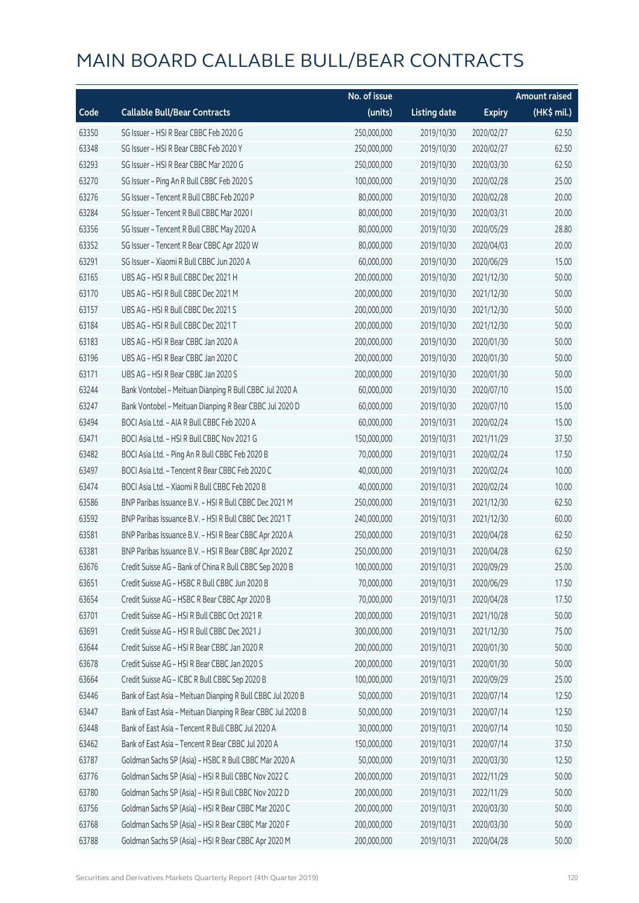# MAIN BOARD CALLABLE BULL/BEAR CONTRACTS

| Code | Callable Bull/Bear Contracts | No. of issue (units) | Listing date | Expiry | Amount raised (HK$ mil.) |
|---|---|---|---|---|---|
| 63350 | SG Issuer – HSI R Bear CBBC Feb 2020 G | 250,000,000 | 2019/10/30 | 2020/02/27 | 62.50 |
| 63348 | SG Issuer – HSI R Bear CBBC Feb 2020 Y | 250,000,000 | 2019/10/30 | 2020/02/27 | 62.50 |
| 63293 | SG Issuer – HSI R Bear CBBC Mar 2020 G | 250,000,000 | 2019/10/30 | 2020/03/30 | 62.50 |
| 63270 | SG Issuer – Ping An R Bull CBBC Feb 2020 S | 100,000,000 | 2019/10/30 | 2020/02/28 | 25.00 |
| 63276 | SG Issuer – Tencent R Bull CBBC Feb 2020 P | 80,000,000 | 2019/10/30 | 2020/02/28 | 20.00 |
| 63284 | SG Issuer – Tencent R Bull CBBC Mar 2020 I | 80,000,000 | 2019/10/30 | 2020/03/31 | 20.00 |
| 63356 | SG Issuer – Tencent R Bull CBBC May 2020 A | 80,000,000 | 2019/10/30 | 2020/05/29 | 28.80 |
| 63352 | SG Issuer – Tencent R Bear CBBC Apr 2020 W | 80,000,000 | 2019/10/30 | 2020/04/03 | 20.00 |
| 63291 | SG Issuer – Xiaomi R Bull CBBC Jun 2020 A | 60,000,000 | 2019/10/30 | 2020/06/29 | 15.00 |
| 63165 | UBS AG – HSI R Bull CBBC Dec 2021 H | 200,000,000 | 2019/10/30 | 2021/12/30 | 50.00 |
| 63170 | UBS AG – HSI R Bull CBBC Dec 2021 M | 200,000,000 | 2019/10/30 | 2021/12/30 | 50.00 |
| 63157 | UBS AG – HSI R Bull CBBC Dec 2021 S | 200,000,000 | 2019/10/30 | 2021/12/30 | 50.00 |
| 63184 | UBS AG – HSI R Bull CBBC Dec 2021 T | 200,000,000 | 2019/10/30 | 2021/12/30 | 50.00 |
| 63183 | UBS AG – HSI R Bear CBBC Jan 2020 A | 200,000,000 | 2019/10/30 | 2020/01/30 | 50.00 |
| 63196 | UBS AG – HSI R Bear CBBC Jan 2020 C | 200,000,000 | 2019/10/30 | 2020/01/30 | 50.00 |
| 63171 | UBS AG – HSI R Bear CBBC Jan 2020 S | 200,000,000 | 2019/10/30 | 2020/01/30 | 50.00 |
| 63244 | Bank Vontobel – Meituan Dianping R Bull CBBC Jul 2020 A | 60,000,000 | 2019/10/30 | 2020/07/10 | 15.00 |
| 63247 | Bank Vontobel – Meituan Dianping R Bear CBBC Jul 2020 D | 60,000,000 | 2019/10/30 | 2020/07/10 | 15.00 |
| 63494 | BOCI Asia Ltd. – AIA R Bull CBBC Feb 2020 A | 60,000,000 | 2019/10/31 | 2020/02/24 | 15.00 |
| 63471 | BOCI Asia Ltd. – HSI R Bull CBBC Nov 2021 G | 150,000,000 | 2019/10/31 | 2021/11/29 | 37.50 |
| 63482 | BOCI Asia Ltd. – Ping An R Bull CBBC Feb 2020 B | 70,000,000 | 2019/10/31 | 2020/02/24 | 17.50 |
| 63497 | BOCI Asia Ltd. – Tencent R Bear CBBC Feb 2020 C | 40,000,000 | 2019/10/31 | 2020/02/24 | 10.00 |
| 63474 | BOCI Asia Ltd. – Xiaomi R Bull CBBC Feb 2020 B | 40,000,000 | 2019/10/31 | 2020/02/24 | 10.00 |
| 63586 | BNP Paribas Issuance B.V. – HSI R Bull CBBC Dec 2021 M | 250,000,000 | 2019/10/31 | 2021/12/30 | 62.50 |
| 63592 | BNP Paribas Issuance B.V. – HSI R Bull CBBC Dec 2021 T | 240,000,000 | 2019/10/31 | 2021/12/30 | 60.00 |
| 63581 | BNP Paribas Issuance B.V. – HSI R Bear CBBC Apr 2020 A | 250,000,000 | 2019/10/31 | 2020/04/28 | 62.50 |
| 63381 | BNP Paribas Issuance B.V. – HSI R Bear CBBC Apr 2020 Z | 250,000,000 | 2019/10/31 | 2020/04/28 | 62.50 |
| 63676 | Credit Suisse AG – Bank of China R Bull CBBC Sep 2020 B | 100,000,000 | 2019/10/31 | 2020/09/29 | 25.00 |
| 63651 | Credit Suisse AG – HSBC R Bull CBBC Jun 2020 B | 70,000,000 | 2019/10/31 | 2020/06/29 | 17.50 |
| 63654 | Credit Suisse AG – HSBC R Bear CBBC Apr 2020 B | 70,000,000 | 2019/10/31 | 2020/04/28 | 17.50 |
| 63701 | Credit Suisse AG – HSI R Bull CBBC Oct 2021 R | 200,000,000 | 2019/10/31 | 2021/10/28 | 50.00 |
| 63691 | Credit Suisse AG – HSI R Bull CBBC Dec 2021 J | 300,000,000 | 2019/10/31 | 2021/12/30 | 75.00 |
| 63644 | Credit Suisse AG – HSI R Bear CBBC Jan 2020 R | 200,000,000 | 2019/10/31 | 2020/01/30 | 50.00 |
| 63678 | Credit Suisse AG – HSI R Bear CBBC Jan 2020 S | 200,000,000 | 2019/10/31 | 2020/01/30 | 50.00 |
| 63664 | Credit Suisse AG – ICBC R Bull CBBC Sep 2020 B | 100,000,000 | 2019/10/31 | 2020/09/29 | 25.00 |
| 63446 | Bank of East Asia – Meituan Dianping R Bull CBBC Jul 2020 B | 50,000,000 | 2019/10/31 | 2020/07/14 | 12.50 |
| 63447 | Bank of East Asia – Meituan Dianping R Bear CBBC Jul 2020 B | 50,000,000 | 2019/10/31 | 2020/07/14 | 12.50 |
| 63448 | Bank of East Asia – Tencent R Bull CBBC Jul 2020 A | 30,000,000 | 2019/10/31 | 2020/07/14 | 10.50 |
| 63462 | Bank of East Asia – Tencent R Bear CBBC Jul 2020 A | 150,000,000 | 2019/10/31 | 2020/07/14 | 37.50 |
| 63787 | Goldman Sachs SP (Asia) – HSBC R Bull CBBC Mar 2020 A | 50,000,000 | 2019/10/31 | 2020/03/30 | 12.50 |
| 63776 | Goldman Sachs SP (Asia) – HSI R Bull CBBC Nov 2022 C | 200,000,000 | 2019/10/31 | 2022/11/29 | 50.00 |
| 63780 | Goldman Sachs SP (Asia) – HSI R Bull CBBC Nov 2022 D | 200,000,000 | 2019/10/31 | 2022/11/29 | 50.00 |
| 63756 | Goldman Sachs SP (Asia) – HSI R Bear CBBC Mar 2020 C | 200,000,000 | 2019/10/31 | 2020/03/30 | 50.00 |
| 63768 | Goldman Sachs SP (Asia) – HSI R Bear CBBC Mar 2020 F | 200,000,000 | 2019/10/31 | 2020/03/30 | 50.00 |
| 63788 | Goldman Sachs SP (Asia) – HSI R Bear CBBC Apr 2020 M | 200,000,000 | 2019/10/31 | 2020/04/28 | 50.00 |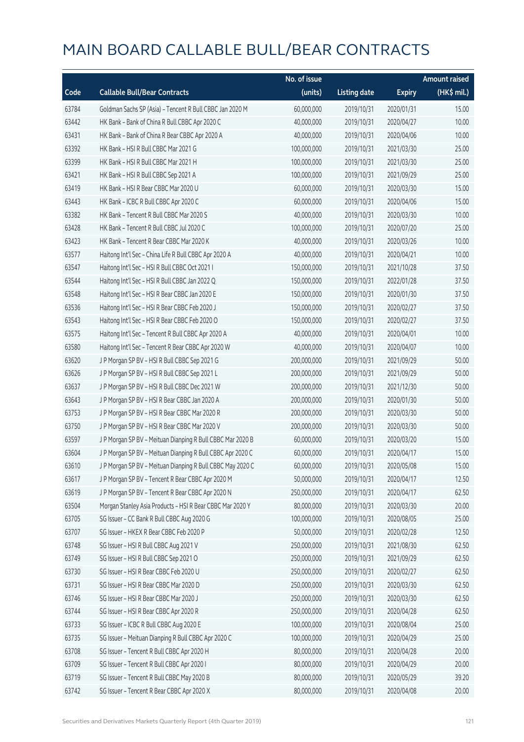# MAIN BOARD CALLABLE BULL/BEAR CONTRACTS

| Code | Callable Bull/Bear Contracts | No. of issue (units) | Listing date | Expiry | Amount raised (HK$ mil.) |
|---|---|---|---|---|---|
| 63784 | Goldman Sachs SP (Asia) - Tencent R Bull CBBC Jan 2020 M | 60,000,000 | 2019/10/31 | 2020/01/31 | 15.00 |
| 63442 | HK Bank - Bank of China R Bull CBBC Apr 2020 C | 40,000,000 | 2019/10/31 | 2020/04/27 | 10.00 |
| 63431 | HK Bank - Bank of China R Bear CBBC Apr 2020 A | 40,000,000 | 2019/10/31 | 2020/04/06 | 10.00 |
| 63392 | HK Bank - HSI R Bull CBBC Mar 2021 G | 100,000,000 | 2019/10/31 | 2021/03/30 | 25.00 |
| 63399 | HK Bank - HSI R Bull CBBC Mar 2021 H | 100,000,000 | 2019/10/31 | 2021/03/30 | 25.00 |
| 63421 | HK Bank - HSI R Bull CBBC Sep 2021 A | 100,000,000 | 2019/10/31 | 2021/09/29 | 25.00 |
| 63419 | HK Bank - HSI R Bear CBBC Mar 2020 U | 60,000,000 | 2019/10/31 | 2020/03/30 | 15.00 |
| 63443 | HK Bank - ICBC R Bull CBBC Apr 2020 C | 60,000,000 | 2019/10/31 | 2020/04/06 | 15.00 |
| 63382 | HK Bank - Tencent R Bull CBBC Mar 2020 S | 40,000,000 | 2019/10/31 | 2020/03/30 | 10.00 |
| 63428 | HK Bank - Tencent R Bull CBBC Jul 2020 C | 100,000,000 | 2019/10/31 | 2020/07/20 | 25.00 |
| 63423 | HK Bank - Tencent R Bear CBBC Mar 2020 K | 40,000,000 | 2019/10/31 | 2020/03/26 | 10.00 |
| 63577 | Haitong Int'l Sec - China Life R Bull CBBC Apr 2020 A | 40,000,000 | 2019/10/31 | 2020/04/21 | 10.00 |
| 63547 | Haitong Int'l Sec - HSI R Bull CBBC Oct 2021 I | 150,000,000 | 2019/10/31 | 2021/10/28 | 37.50 |
| 63544 | Haitong Int'l Sec - HSI R Bull CBBC Jan 2022 Q | 150,000,000 | 2019/10/31 | 2022/01/28 | 37.50 |
| 63548 | Haitong Int'l Sec - HSI R Bear CBBC Jan 2020 E | 150,000,000 | 2019/10/31 | 2020/01/30 | 37.50 |
| 63536 | Haitong Int'l Sec - HSI R Bear CBBC Feb 2020 J | 150,000,000 | 2019/10/31 | 2020/02/27 | 37.50 |
| 63543 | Haitong Int'l Sec - HSI R Bear CBBC Feb 2020 O | 150,000,000 | 2019/10/31 | 2020/02/27 | 37.50 |
| 63575 | Haitong Int'l Sec - Tencent R Bull CBBC Apr 2020 A | 40,000,000 | 2019/10/31 | 2020/04/01 | 10.00 |
| 63580 | Haitong Int'l Sec - Tencent R Bear CBBC Apr 2020 W | 40,000,000 | 2019/10/31 | 2020/04/07 | 10.00 |
| 63620 | J P Morgan SP BV - HSI R Bull CBBC Sep 2021 G | 200,000,000 | 2019/10/31 | 2021/09/29 | 50.00 |
| 63626 | J P Morgan SP BV - HSI R Bull CBBC Sep 2021 L | 200,000,000 | 2019/10/31 | 2021/09/29 | 50.00 |
| 63637 | J P Morgan SP BV - HSI R Bull CBBC Dec 2021 W | 200,000,000 | 2019/10/31 | 2021/12/30 | 50.00 |
| 63643 | J P Morgan SP BV - HSI R Bear CBBC Jan 2020 A | 200,000,000 | 2019/10/31 | 2020/01/30 | 50.00 |
| 63753 | J P Morgan SP BV - HSI R Bear CBBC Mar 2020 R | 200,000,000 | 2019/10/31 | 2020/03/30 | 50.00 |
| 63750 | J P Morgan SP BV - HSI R Bear CBBC Mar 2020 V | 200,000,000 | 2019/10/31 | 2020/03/30 | 50.00 |
| 63597 | J P Morgan SP BV - Meituan Dianping R Bull CBBC Mar 2020 B | 60,000,000 | 2019/10/31 | 2020/03/20 | 15.00 |
| 63604 | J P Morgan SP BV - Meituan Dianping R Bull CBBC Apr 2020 C | 60,000,000 | 2019/10/31 | 2020/04/17 | 15.00 |
| 63610 | J P Morgan SP BV - Meituan Dianping R Bull CBBC May 2020 C | 60,000,000 | 2019/10/31 | 2020/05/08 | 15.00 |
| 63617 | J P Morgan SP BV - Tencent R Bear CBBC Apr 2020 M | 50,000,000 | 2019/10/31 | 2020/04/17 | 12.50 |
| 63619 | J P Morgan SP BV - Tencent R Bear CBBC Apr 2020 N | 250,000,000 | 2019/10/31 | 2020/04/17 | 62.50 |
| 63504 | Morgan Stanley Asia Products - HSI R Bear CBBC Mar 2020 Y | 80,000,000 | 2019/10/31 | 2020/03/30 | 20.00 |
| 63705 | SG Issuer - CC Bank R Bull CBBC Aug 2020 G | 100,000,000 | 2019/10/31 | 2020/08/05 | 25.00 |
| 63707 | SG Issuer - HKEX R Bear CBBC Feb 2020 P | 50,000,000 | 2019/10/31 | 2020/02/28 | 12.50 |
| 63748 | SG Issuer - HSI R Bull CBBC Aug 2021 V | 250,000,000 | 2019/10/31 | 2021/08/30 | 62.50 |
| 63749 | SG Issuer - HSI R Bull CBBC Sep 2021 O | 250,000,000 | 2019/10/31 | 2021/09/29 | 62.50 |
| 63730 | SG Issuer - HSI R Bear CBBC Feb 2020 U | 250,000,000 | 2019/10/31 | 2020/02/27 | 62.50 |
| 63731 | SG Issuer - HSI R Bear CBBC Mar 2020 D | 250,000,000 | 2019/10/31 | 2020/03/30 | 62.50 |
| 63746 | SG Issuer - HSI R Bear CBBC Mar 2020 J | 250,000,000 | 2019/10/31 | 2020/03/30 | 62.50 |
| 63744 | SG Issuer - HSI R Bear CBBC Apr 2020 R | 250,000,000 | 2019/10/31 | 2020/04/28 | 62.50 |
| 63733 | SG Issuer - ICBC R Bull CBBC Aug 2020 E | 100,000,000 | 2019/10/31 | 2020/08/04 | 25.00 |
| 63735 | SG Issuer - Meituan Dianping R Bull CBBC Apr 2020 C | 100,000,000 | 2019/10/31 | 2020/04/29 | 25.00 |
| 63708 | SG Issuer - Tencent R Bull CBBC Apr 2020 H | 80,000,000 | 2019/10/31 | 2020/04/28 | 20.00 |
| 63709 | SG Issuer - Tencent R Bull CBBC Apr 2020 I | 80,000,000 | 2019/10/31 | 2020/04/29 | 20.00 |
| 63719 | SG Issuer - Tencent R Bull CBBC May 2020 B | 80,000,000 | 2019/10/31 | 2020/05/29 | 39.20 |
| 63742 | SG Issuer - Tencent R Bear CBBC Apr 2020 X | 80,000,000 | 2019/10/31 | 2020/04/08 | 20.00 |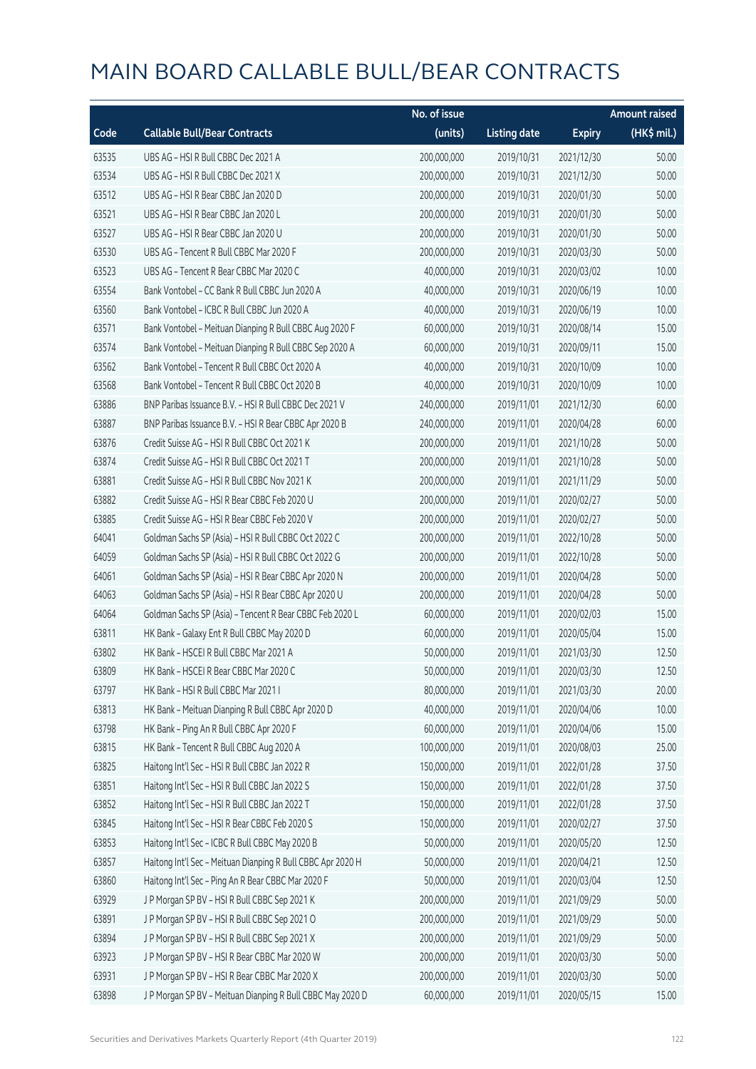# MAIN BOARD CALLABLE BULL/BEAR CONTRACTS

| Code | Callable Bull/Bear Contracts | No. of issue (units) | Listing date | Expiry | Amount raised (HK$ mil.) |
|---|---|---|---|---|---|
| 63535 | UBS AG - HSI R Bull CBBC Dec 2021 A | 200,000,000 | 2019/10/31 | 2021/12/30 | 50.00 |
| 63534 | UBS AG - HSI R Bull CBBC Dec 2021 X | 200,000,000 | 2019/10/31 | 2021/12/30 | 50.00 |
| 63512 | UBS AG - HSI R Bear CBBC Jan 2020 D | 200,000,000 | 2019/10/31 | 2020/01/30 | 50.00 |
| 63521 | UBS AG - HSI R Bear CBBC Jan 2020 L | 200,000,000 | 2019/10/31 | 2020/01/30 | 50.00 |
| 63527 | UBS AG - HSI R Bear CBBC Jan 2020 U | 200,000,000 | 2019/10/31 | 2020/01/30 | 50.00 |
| 63530 | UBS AG - Tencent R Bull CBBC Mar 2020 F | 200,000,000 | 2019/10/31 | 2020/03/30 | 50.00 |
| 63523 | UBS AG - Tencent R Bear CBBC Mar 2020 C | 40,000,000 | 2019/10/31 | 2020/03/02 | 10.00 |
| 63554 | Bank Vontobel - CC Bank R Bull CBBC Jun 2020 A | 40,000,000 | 2019/10/31 | 2020/06/19 | 10.00 |
| 63560 | Bank Vontobel - ICBC R Bull CBBC Jun 2020 A | 40,000,000 | 2019/10/31 | 2020/06/19 | 10.00 |
| 63571 | Bank Vontobel - Meituan Dianping R Bull CBBC Aug 2020 F | 60,000,000 | 2019/10/31 | 2020/08/14 | 15.00 |
| 63574 | Bank Vontobel - Meituan Dianping R Bull CBBC Sep 2020 A | 60,000,000 | 2019/10/31 | 2020/09/11 | 15.00 |
| 63562 | Bank Vontobel - Tencent R Bull CBBC Oct 2020 A | 40,000,000 | 2019/10/31 | 2020/10/09 | 10.00 |
| 63568 | Bank Vontobel - Tencent R Bull CBBC Oct 2020 B | 40,000,000 | 2019/10/31 | 2020/10/09 | 10.00 |
| 63886 | BNP Paribas Issuance B.V. - HSI R Bull CBBC Dec 2021 V | 240,000,000 | 2019/11/01 | 2021/12/30 | 60.00 |
| 63887 | BNP Paribas Issuance B.V. - HSI R Bear CBBC Apr 2020 B | 240,000,000 | 2019/11/01 | 2020/04/28 | 60.00 |
| 63876 | Credit Suisse AG - HSI R Bull CBBC Oct 2021 K | 200,000,000 | 2019/11/01 | 2021/10/28 | 50.00 |
| 63874 | Credit Suisse AG - HSI R Bull CBBC Oct 2021 T | 200,000,000 | 2019/11/01 | 2021/10/28 | 50.00 |
| 63881 | Credit Suisse AG - HSI R Bull CBBC Nov 2021 K | 200,000,000 | 2019/11/01 | 2021/11/29 | 50.00 |
| 63882 | Credit Suisse AG - HSI R Bear CBBC Feb 2020 U | 200,000,000 | 2019/11/01 | 2020/02/27 | 50.00 |
| 63885 | Credit Suisse AG - HSI R Bear CBBC Feb 2020 V | 200,000,000 | 2019/11/01 | 2020/02/27 | 50.00 |
| 64041 | Goldman Sachs SP (Asia) - HSI R Bull CBBC Oct 2022 C | 200,000,000 | 2019/11/01 | 2022/10/28 | 50.00 |
| 64059 | Goldman Sachs SP (Asia) - HSI R Bull CBBC Oct 2022 G | 200,000,000 | 2019/11/01 | 2022/10/28 | 50.00 |
| 64061 | Goldman Sachs SP (Asia) - HSI R Bear CBBC Apr 2020 N | 200,000,000 | 2019/11/01 | 2020/04/28 | 50.00 |
| 64063 | Goldman Sachs SP (Asia) - HSI R Bear CBBC Apr 2020 U | 200,000,000 | 2019/11/01 | 2020/04/28 | 50.00 |
| 64064 | Goldman Sachs SP (Asia) - Tencent R Bear CBBC Feb 2020 L | 60,000,000 | 2019/11/01 | 2020/02/03 | 15.00 |
| 63811 | HK Bank - Galaxy Ent R Bull CBBC May 2020 D | 60,000,000 | 2019/11/01 | 2020/05/04 | 15.00 |
| 63802 | HK Bank - HSCEI R Bull CBBC Mar 2021 A | 50,000,000 | 2019/11/01 | 2021/03/30 | 12.50 |
| 63809 | HK Bank - HSCEI R Bear CBBC Mar 2020 C | 50,000,000 | 2019/11/01 | 2020/03/30 | 12.50 |
| 63797 | HK Bank - HSI R Bull CBBC Mar 2021 I | 80,000,000 | 2019/11/01 | 2021/03/30 | 20.00 |
| 63813 | HK Bank - Meituan Dianping R Bull CBBC Apr 2020 D | 40,000,000 | 2019/11/01 | 2020/04/06 | 10.00 |
| 63798 | HK Bank - Ping An R Bull CBBC Apr 2020 F | 60,000,000 | 2019/11/01 | 2020/04/06 | 15.00 |
| 63815 | HK Bank - Tencent R Bull CBBC Aug 2020 A | 100,000,000 | 2019/11/01 | 2020/08/03 | 25.00 |
| 63825 | Haitong Int'l Sec - HSI R Bull CBBC Jan 2022 R | 150,000,000 | 2019/11/01 | 2022/01/28 | 37.50 |
| 63851 | Haitong Int'l Sec - HSI R Bull CBBC Jan 2022 S | 150,000,000 | 2019/11/01 | 2022/01/28 | 37.50 |
| 63852 | Haitong Int'l Sec - HSI R Bull CBBC Jan 2022 T | 150,000,000 | 2019/11/01 | 2022/01/28 | 37.50 |
| 63845 | Haitong Int'l Sec - HSI R Bear CBBC Feb 2020 S | 150,000,000 | 2019/11/01 | 2020/02/27 | 37.50 |
| 63853 | Haitong Int'l Sec - ICBC R Bull CBBC May 2020 B | 50,000,000 | 2019/11/01 | 2020/05/20 | 12.50 |
| 63857 | Haitong Int'l Sec - Meituan Dianping R Bull CBBC Apr 2020 H | 50,000,000 | 2019/11/01 | 2020/04/21 | 12.50 |
| 63860 | Haitong Int'l Sec - Ping An R Bear CBBC Mar 2020 F | 50,000,000 | 2019/11/01 | 2020/03/04 | 12.50 |
| 63929 | J P Morgan SP BV - HSI R Bull CBBC Sep 2021 K | 200,000,000 | 2019/11/01 | 2021/09/29 | 50.00 |
| 63891 | J P Morgan SP BV - HSI R Bull CBBC Sep 2021 O | 200,000,000 | 2019/11/01 | 2021/09/29 | 50.00 |
| 63894 | J P Morgan SP BV - HSI R Bull CBBC Sep 2021 X | 200,000,000 | 2019/11/01 | 2021/09/29 | 50.00 |
| 63923 | J P Morgan SP BV - HSI R Bear CBBC Mar 2020 W | 200,000,000 | 2019/11/01 | 2020/03/30 | 50.00 |
| 63931 | J P Morgan SP BV - HSI R Bear CBBC Mar 2020 X | 200,000,000 | 2019/11/01 | 2020/03/30 | 50.00 |
| 63898 | J P Morgan SP BV - Meituan Dianping R Bull CBBC May 2020 D | 60,000,000 | 2019/11/01 | 2020/05/15 | 15.00 |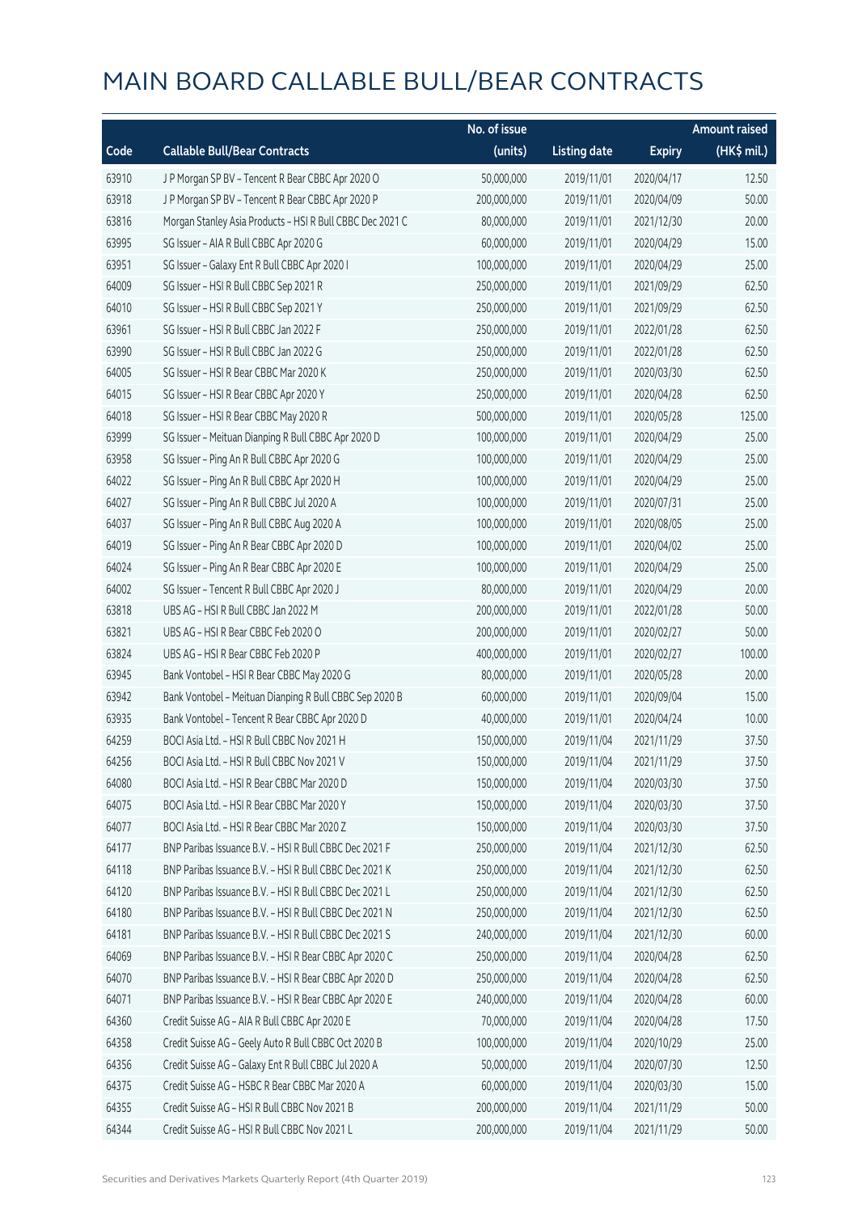# MAIN BOARD CALLABLE BULL/BEAR CONTRACTS

| Code | Callable Bull/Bear Contracts | No. of issue (units) | Listing date | Expiry | Amount raised (HK$ mil.) |
|---|---|---|---|---|---|
| 63910 | J P Morgan SP BV – Tencent R Bear CBBC Apr 2020 O | 50,000,000 | 2019/11/01 | 2020/04/17 | 12.50 |
| 63918 | J P Morgan SP BV – Tencent R Bear CBBC Apr 2020 P | 200,000,000 | 2019/11/01 | 2020/04/09 | 50.00 |
| 63816 | Morgan Stanley Asia Products – HSI R Bull CBBC Dec 2021 C | 80,000,000 | 2019/11/01 | 2021/12/30 | 20.00 |
| 63995 | SG Issuer – AIA R Bull CBBC Apr 2020 G | 60,000,000 | 2019/11/01 | 2020/04/29 | 15.00 |
| 63951 | SG Issuer – Galaxy Ent R Bull CBBC Apr 2020 I | 100,000,000 | 2019/11/01 | 2020/04/29 | 25.00 |
| 64009 | SG Issuer – HSI R Bull CBBC Sep 2021 R | 250,000,000 | 2019/11/01 | 2021/09/29 | 62.50 |
| 64010 | SG Issuer – HSI R Bull CBBC Sep 2021 Y | 250,000,000 | 2019/11/01 | 2021/09/29 | 62.50 |
| 63961 | SG Issuer – HSI R Bull CBBC Jan 2022 F | 250,000,000 | 2019/11/01 | 2022/01/28 | 62.50 |
| 63990 | SG Issuer – HSI R Bull CBBC Jan 2022 G | 250,000,000 | 2019/11/01 | 2022/01/28 | 62.50 |
| 64005 | SG Issuer – HSI R Bear CBBC Mar 2020 K | 250,000,000 | 2019/11/01 | 2020/03/30 | 62.50 |
| 64015 | SG Issuer – HSI R Bear CBBC Apr 2020 Y | 250,000,000 | 2019/11/01 | 2020/04/28 | 62.50 |
| 64018 | SG Issuer – HSI R Bear CBBC May 2020 R | 500,000,000 | 2019/11/01 | 2020/05/28 | 125.00 |
| 63999 | SG Issuer – Meituan Dianping R Bull CBBC Apr 2020 D | 100,000,000 | 2019/11/01 | 2020/04/29 | 25.00 |
| 63958 | SG Issuer – Ping An R Bull CBBC Apr 2020 G | 100,000,000 | 2019/11/01 | 2020/04/29 | 25.00 |
| 64022 | SG Issuer – Ping An R Bull CBBC Apr 2020 H | 100,000,000 | 2019/11/01 | 2020/04/29 | 25.00 |
| 64027 | SG Issuer – Ping An R Bull CBBC Jul 2020 A | 100,000,000 | 2019/11/01 | 2020/07/31 | 25.00 |
| 64037 | SG Issuer – Ping An R Bull CBBC Aug 2020 A | 100,000,000 | 2019/11/01 | 2020/08/05 | 25.00 |
| 64019 | SG Issuer – Ping An R Bear CBBC Apr 2020 D | 100,000,000 | 2019/11/01 | 2020/04/02 | 25.00 |
| 64024 | SG Issuer – Ping An R Bear CBBC Apr 2020 E | 100,000,000 | 2019/11/01 | 2020/04/29 | 25.00 |
| 64002 | SG Issuer – Tencent R Bull CBBC Apr 2020 J | 80,000,000 | 2019/11/01 | 2020/04/29 | 20.00 |
| 63818 | UBS AG – HSI R Bull CBBC Jan 2022 M | 200,000,000 | 2019/11/01 | 2022/01/28 | 50.00 |
| 63821 | UBS AG – HSI R Bear CBBC Feb 2020 O | 200,000,000 | 2019/11/01 | 2020/02/27 | 50.00 |
| 63824 | UBS AG – HSI R Bear CBBC Feb 2020 P | 400,000,000 | 2019/11/01 | 2020/02/27 | 100.00 |
| 63945 | Bank Vontobel – HSI R Bear CBBC May 2020 G | 80,000,000 | 2019/11/01 | 2020/05/28 | 20.00 |
| 63942 | Bank Vontobel – Meituan Dianping R Bull CBBC Sep 2020 B | 60,000,000 | 2019/11/01 | 2020/09/04 | 15.00 |
| 63935 | Bank Vontobel – Tencent R Bear CBBC Apr 2020 D | 40,000,000 | 2019/11/01 | 2020/04/24 | 10.00 |
| 64259 | BOCI Asia Ltd. – HSI R Bull CBBC Nov 2021 H | 150,000,000 | 2019/11/04 | 2021/11/29 | 37.50 |
| 64256 | BOCI Asia Ltd. – HSI R Bull CBBC Nov 2021 V | 150,000,000 | 2019/11/04 | 2021/11/29 | 37.50 |
| 64080 | BOCI Asia Ltd. – HSI R Bear CBBC Mar 2020 D | 150,000,000 | 2019/11/04 | 2020/03/30 | 37.50 |
| 64075 | BOCI Asia Ltd. – HSI R Bear CBBC Mar 2020 Y | 150,000,000 | 2019/11/04 | 2020/03/30 | 37.50 |
| 64077 | BOCI Asia Ltd. – HSI R Bear CBBC Mar 2020 Z | 150,000,000 | 2019/11/04 | 2020/03/30 | 37.50 |
| 64177 | BNP Paribas Issuance B.V. – HSI R Bull CBBC Dec 2021 F | 250,000,000 | 2019/11/04 | 2021/12/30 | 62.50 |
| 64118 | BNP Paribas Issuance B.V. – HSI R Bull CBBC Dec 2021 K | 250,000,000 | 2019/11/04 | 2021/12/30 | 62.50 |
| 64120 | BNP Paribas Issuance B.V. – HSI R Bull CBBC Dec 2021 L | 250,000,000 | 2019/11/04 | 2021/12/30 | 62.50 |
| 64180 | BNP Paribas Issuance B.V. – HSI R Bull CBBC Dec 2021 N | 250,000,000 | 2019/11/04 | 2021/12/30 | 62.50 |
| 64181 | BNP Paribas Issuance B.V. – HSI R Bull CBBC Dec 2021 S | 240,000,000 | 2019/11/04 | 2021/12/30 | 60.00 |
| 64069 | BNP Paribas Issuance B.V. – HSI R Bear CBBC Apr 2020 C | 250,000,000 | 2019/11/04 | 2020/04/28 | 62.50 |
| 64070 | BNP Paribas Issuance B.V. – HSI R Bear CBBC Apr 2020 D | 250,000,000 | 2019/11/04 | 2020/04/28 | 62.50 |
| 64071 | BNP Paribas Issuance B.V. – HSI R Bear CBBC Apr 2020 E | 240,000,000 | 2019/11/04 | 2020/04/28 | 60.00 |
| 64360 | Credit Suisse AG – AIA R Bull CBBC Apr 2020 E | 70,000,000 | 2019/11/04 | 2020/04/28 | 17.50 |
| 64358 | Credit Suisse AG – Geely Auto R Bull CBBC Oct 2020 B | 100,000,000 | 2019/11/04 | 2020/10/29 | 25.00 |
| 64356 | Credit Suisse AG – Galaxy Ent R Bull CBBC Jul 2020 A | 50,000,000 | 2019/11/04 | 2020/07/30 | 12.50 |
| 64375 | Credit Suisse AG – HSBC R Bear CBBC Mar 2020 A | 60,000,000 | 2019/11/04 | 2020/03/30 | 15.00 |
| 64355 | Credit Suisse AG – HSI R Bull CBBC Nov 2021 B | 200,000,000 | 2019/11/04 | 2021/11/29 | 50.00 |
| 64344 | Credit Suisse AG – HSI R Bull CBBC Nov 2021 L | 200,000,000 | 2019/11/04 | 2021/11/29 | 50.00 |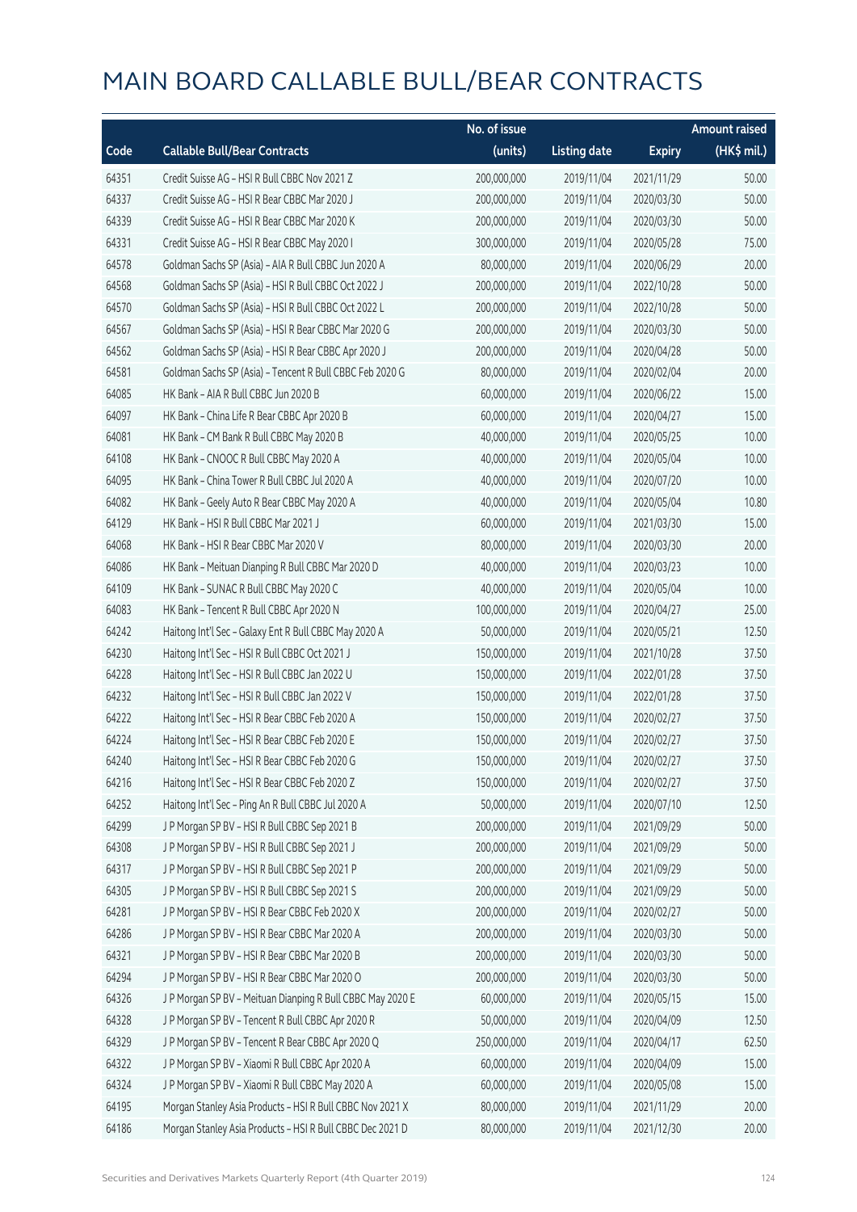# MAIN BOARD CALLABLE BULL/BEAR CONTRACTS

| Code | Callable Bull/Bear Contracts | No. of issue (units) | Listing date | Expiry | Amount raised (HK$ mil.) |
|---|---|---|---|---|---|
| 64351 | Credit Suisse AG – HSI R Bull CBBC Nov 2021 Z | 200,000,000 | 2019/11/04 | 2021/11/29 | 50.00 |
| 64337 | Credit Suisse AG – HSI R Bear CBBC Mar 2020 J | 200,000,000 | 2019/11/04 | 2020/03/30 | 50.00 |
| 64339 | Credit Suisse AG – HSI R Bear CBBC Mar 2020 K | 200,000,000 | 2019/11/04 | 2020/03/30 | 50.00 |
| 64331 | Credit Suisse AG – HSI R Bear CBBC May 2020 I | 300,000,000 | 2019/11/04 | 2020/05/28 | 75.00 |
| 64578 | Goldman Sachs SP (Asia) – AIA R Bull CBBC Jun 2020 A | 80,000,000 | 2019/11/04 | 2020/06/29 | 20.00 |
| 64568 | Goldman Sachs SP (Asia) – HSI R Bull CBBC Oct 2022 J | 200,000,000 | 2019/11/04 | 2022/10/28 | 50.00 |
| 64570 | Goldman Sachs SP (Asia) – HSI R Bull CBBC Oct 2022 L | 200,000,000 | 2019/11/04 | 2022/10/28 | 50.00 |
| 64567 | Goldman Sachs SP (Asia) – HSI R Bear CBBC Mar 2020 G | 200,000,000 | 2019/11/04 | 2020/03/30 | 50.00 |
| 64562 | Goldman Sachs SP (Asia) – HSI R Bear CBBC Apr 2020 J | 200,000,000 | 2019/11/04 | 2020/04/28 | 50.00 |
| 64581 | Goldman Sachs SP (Asia) – Tencent R Bull CBBC Feb 2020 G | 80,000,000 | 2019/11/04 | 2020/02/04 | 20.00 |
| 64085 | HK Bank – AIA R Bull CBBC Jun 2020 B | 60,000,000 | 2019/11/04 | 2020/06/22 | 15.00 |
| 64097 | HK Bank – China Life R Bear CBBC Apr 2020 B | 60,000,000 | 2019/11/04 | 2020/04/27 | 15.00 |
| 64081 | HK Bank – CM Bank R Bull CBBC May 2020 B | 40,000,000 | 2019/11/04 | 2020/05/25 | 10.00 |
| 64108 | HK Bank – CNOOC R Bull CBBC May 2020 A | 40,000,000 | 2019/11/04 | 2020/05/04 | 10.00 |
| 64095 | HK Bank – China Tower R Bull CBBC Jul 2020 A | 40,000,000 | 2019/11/04 | 2020/07/20 | 10.00 |
| 64082 | HK Bank – Geely Auto R Bear CBBC May 2020 A | 40,000,000 | 2019/11/04 | 2020/05/04 | 10.80 |
| 64129 | HK Bank – HSI R Bull CBBC Mar 2021 J | 60,000,000 | 2019/11/04 | 2021/03/30 | 15.00 |
| 64068 | HK Bank – HSI R Bear CBBC Mar 2020 V | 80,000,000 | 2019/11/04 | 2020/03/30 | 20.00 |
| 64086 | HK Bank – Meituan Dianping R Bull CBBC Mar 2020 D | 40,000,000 | 2019/11/04 | 2020/03/23 | 10.00 |
| 64109 | HK Bank – SUNAC R Bull CBBC May 2020 C | 40,000,000 | 2019/11/04 | 2020/05/04 | 10.00 |
| 64083 | HK Bank – Tencent R Bull CBBC Apr 2020 N | 100,000,000 | 2019/11/04 | 2020/04/27 | 25.00 |
| 64242 | Haitong Int'l Sec – Galaxy Ent R Bull CBBC May 2020 A | 50,000,000 | 2019/11/04 | 2020/05/21 | 12.50 |
| 64230 | Haitong Int'l Sec – HSI R Bull CBBC Oct 2021 J | 150,000,000 | 2019/11/04 | 2021/10/28 | 37.50 |
| 64228 | Haitong Int'l Sec – HSI R Bull CBBC Jan 2022 U | 150,000,000 | 2019/11/04 | 2022/01/28 | 37.50 |
| 64232 | Haitong Int'l Sec – HSI R Bull CBBC Jan 2022 V | 150,000,000 | 2019/11/04 | 2022/01/28 | 37.50 |
| 64222 | Haitong Int'l Sec – HSI R Bear CBBC Feb 2020 A | 150,000,000 | 2019/11/04 | 2020/02/27 | 37.50 |
| 64224 | Haitong Int'l Sec – HSI R Bear CBBC Feb 2020 E | 150,000,000 | 2019/11/04 | 2020/02/27 | 37.50 |
| 64240 | Haitong Int'l Sec – HSI R Bear CBBC Feb 2020 G | 150,000,000 | 2019/11/04 | 2020/02/27 | 37.50 |
| 64216 | Haitong Int'l Sec – HSI R Bear CBBC Feb 2020 Z | 150,000,000 | 2019/11/04 | 2020/02/27 | 37.50 |
| 64252 | Haitong Int'l Sec – Ping An R Bull CBBC Jul 2020 A | 50,000,000 | 2019/11/04 | 2020/07/10 | 12.50 |
| 64299 | J P Morgan SP BV – HSI R Bull CBBC Sep 2021 B | 200,000,000 | 2019/11/04 | 2021/09/29 | 50.00 |
| 64308 | J P Morgan SP BV – HSI R Bull CBBC Sep 2021 J | 200,000,000 | 2019/11/04 | 2021/09/29 | 50.00 |
| 64317 | J P Morgan SP BV – HSI R Bull CBBC Sep 2021 P | 200,000,000 | 2019/11/04 | 2021/09/29 | 50.00 |
| 64305 | J P Morgan SP BV – HSI R Bull CBBC Sep 2021 S | 200,000,000 | 2019/11/04 | 2021/09/29 | 50.00 |
| 64281 | J P Morgan SP BV – HSI R Bear CBBC Feb 2020 X | 200,000,000 | 2019/11/04 | 2020/02/27 | 50.00 |
| 64286 | J P Morgan SP BV – HSI R Bear CBBC Mar 2020 A | 200,000,000 | 2019/11/04 | 2020/03/30 | 50.00 |
| 64321 | J P Morgan SP BV – HSI R Bear CBBC Mar 2020 B | 200,000,000 | 2019/11/04 | 2020/03/30 | 50.00 |
| 64294 | J P Morgan SP BV – HSI R Bear CBBC Mar 2020 O | 200,000,000 | 2019/11/04 | 2020/03/30 | 50.00 |
| 64326 | J P Morgan SP BV – Meituan Dianping R Bull CBBC May 2020 E | 60,000,000 | 2019/11/04 | 2020/05/15 | 15.00 |
| 64328 | J P Morgan SP BV – Tencent R Bull CBBC Apr 2020 R | 50,000,000 | 2019/11/04 | 2020/04/09 | 12.50 |
| 64329 | J P Morgan SP BV – Tencent R Bear CBBC Apr 2020 Q | 250,000,000 | 2019/11/04 | 2020/04/17 | 62.50 |
| 64322 | J P Morgan SP BV – Xiaomi R Bull CBBC Apr 2020 A | 60,000,000 | 2019/11/04 | 2020/04/09 | 15.00 |
| 64324 | J P Morgan SP BV – Xiaomi R Bull CBBC May 2020 A | 60,000,000 | 2019/11/04 | 2020/05/08 | 15.00 |
| 64195 | Morgan Stanley Asia Products – HSI R Bull CBBC Nov 2021 X | 80,000,000 | 2019/11/04 | 2021/11/29 | 20.00 |
| 64186 | Morgan Stanley Asia Products – HSI R Bull CBBC Dec 2021 D | 80,000,000 | 2019/11/04 | 2021/12/30 | 20.00 |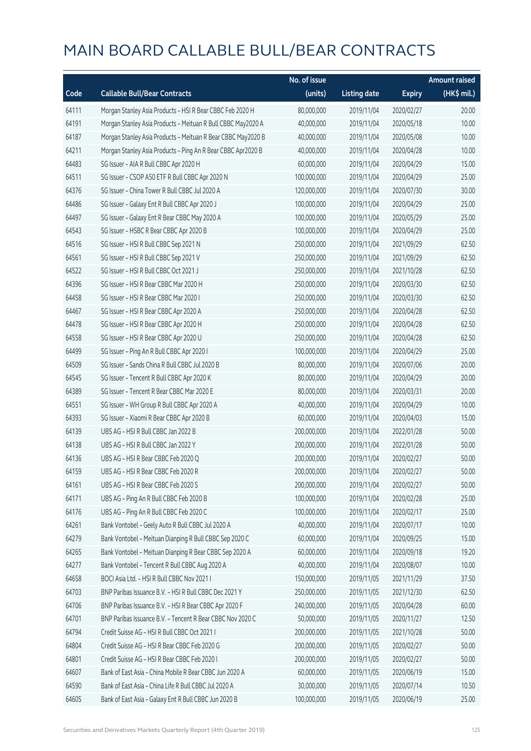# MAIN BOARD CALLABLE BULL/BEAR CONTRACTS

| Code | Callable Bull/Bear Contracts | No. of issue (units) | Listing date | Expiry | Amount raised (HK$ mil.) |
|---|---|---|---|---|---|
| 64111 | Morgan Stanley Asia Products – HSI R Bear CBBC Feb 2020 H | 80,000,000 | 2019/11/04 | 2020/02/27 | 20.00 |
| 64191 | Morgan Stanley Asia Products – Meituan R Bull CBBC May2020 A | 40,000,000 | 2019/11/04 | 2020/05/18 | 10.00 |
| 64187 | Morgan Stanley Asia Products – Meituan R Bear CBBC May2020 B | 40,000,000 | 2019/11/04 | 2020/05/08 | 10.00 |
| 64211 | Morgan Stanley Asia Products – Ping An R Bear CBBC Apr2020 B | 40,000,000 | 2019/11/04 | 2020/04/28 | 10.00 |
| 64483 | SG Issuer – AIA R Bull CBBC Apr 2020 H | 60,000,000 | 2019/11/04 | 2020/04/29 | 15.00 |
| 64511 | SG Issuer – CSOP A50 ETF R Bull CBBC Apr 2020 N | 100,000,000 | 2019/11/04 | 2020/04/29 | 25.00 |
| 64376 | SG Issuer – China Tower R Bull CBBC Jul 2020 A | 120,000,000 | 2019/11/04 | 2020/07/30 | 30.00 |
| 64486 | SG Issuer – Galaxy Ent R Bull CBBC Apr 2020 J | 100,000,000 | 2019/11/04 | 2020/04/29 | 25.00 |
| 64497 | SG Issuer – Galaxy Ent R Bear CBBC May 2020 A | 100,000,000 | 2019/11/04 | 2020/05/29 | 25.00 |
| 64543 | SG Issuer – HSBC R Bear CBBC Apr 2020 B | 100,000,000 | 2019/11/04 | 2020/04/29 | 25.00 |
| 64516 | SG Issuer – HSI R Bull CBBC Sep 2021 N | 250,000,000 | 2019/11/04 | 2021/09/29 | 62.50 |
| 64561 | SG Issuer – HSI R Bull CBBC Sep 2021 V | 250,000,000 | 2019/11/04 | 2021/09/29 | 62.50 |
| 64522 | SG Issuer – HSI R Bull CBBC Oct 2021 J | 250,000,000 | 2019/11/04 | 2021/10/28 | 62.50 |
| 64396 | SG Issuer – HSI R Bear CBBC Mar 2020 H | 250,000,000 | 2019/11/04 | 2020/03/30 | 62.50 |
| 64458 | SG Issuer – HSI R Bear CBBC Mar 2020 I | 250,000,000 | 2019/11/04 | 2020/03/30 | 62.50 |
| 64467 | SG Issuer – HSI R Bear CBBC Apr 2020 A | 250,000,000 | 2019/11/04 | 2020/04/28 | 62.50 |
| 64478 | SG Issuer – HSI R Bear CBBC Apr 2020 H | 250,000,000 | 2019/11/04 | 2020/04/28 | 62.50 |
| 64558 | SG Issuer – HSI R Bear CBBC Apr 2020 U | 250,000,000 | 2019/11/04 | 2020/04/28 | 62.50 |
| 64499 | SG Issuer – Ping An R Bull CBBC Apr 2020 I | 100,000,000 | 2019/11/04 | 2020/04/29 | 25.00 |
| 64509 | SG Issuer – Sands China R Bull CBBC Jul 2020 B | 80,000,000 | 2019/11/04 | 2020/07/06 | 20.00 |
| 64545 | SG Issuer – Tencent R Bull CBBC Apr 2020 K | 80,000,000 | 2019/11/04 | 2020/04/29 | 20.00 |
| 64389 | SG Issuer – Tencent R Bear CBBC Mar 2020 E | 80,000,000 | 2019/11/04 | 2020/03/31 | 20.00 |
| 64551 | SG Issuer – WH Group R Bull CBBC Apr 2020 A | 40,000,000 | 2019/11/04 | 2020/04/29 | 10.00 |
| 64393 | SG Issuer – Xiaomi R Bear CBBC Apr 2020 B | 60,000,000 | 2019/11/04 | 2020/04/03 | 15.00 |
| 64139 | UBS AG – HSI R Bull CBBC Jan 2022 B | 200,000,000 | 2019/11/04 | 2022/01/28 | 50.00 |
| 64138 | UBS AG – HSI R Bull CBBC Jan 2022 Y | 200,000,000 | 2019/11/04 | 2022/01/28 | 50.00 |
| 64136 | UBS AG – HSI R Bear CBBC Feb 2020 Q | 200,000,000 | 2019/11/04 | 2020/02/27 | 50.00 |
| 64159 | UBS AG – HSI R Bear CBBC Feb 2020 R | 200,000,000 | 2019/11/04 | 2020/02/27 | 50.00 |
| 64161 | UBS AG – HSI R Bear CBBC Feb 2020 S | 200,000,000 | 2019/11/04 | 2020/02/27 | 50.00 |
| 64171 | UBS AG – Ping An R Bull CBBC Feb 2020 B | 100,000,000 | 2019/11/04 | 2020/02/28 | 25.00 |
| 64176 | UBS AG – Ping An R Bull CBBC Feb 2020 C | 100,000,000 | 2019/11/04 | 2020/02/17 | 25.00 |
| 64261 | Bank Vontobel – Geely Auto R Bull CBBC Jul 2020 A | 40,000,000 | 2019/11/04 | 2020/07/17 | 10.00 |
| 64279 | Bank Vontobel – Meituan Dianping R Bull CBBC Sep 2020 C | 60,000,000 | 2019/11/04 | 2020/09/25 | 15.00 |
| 64265 | Bank Vontobel – Meituan Dianping R Bear CBBC Sep 2020 A | 60,000,000 | 2019/11/04 | 2020/09/18 | 19.20 |
| 64277 | Bank Vontobel – Tencent R Bull CBBC Aug 2020 A | 40,000,000 | 2019/11/04 | 2020/08/07 | 10.00 |
| 64658 | BOCI Asia Ltd. – HSI R Bull CBBC Nov 2021 I | 150,000,000 | 2019/11/05 | 2021/11/29 | 37.50 |
| 64703 | BNP Paribas Issuance B.V. – HSI R Bull CBBC Dec 2021 Y | 250,000,000 | 2019/11/05 | 2021/12/30 | 62.50 |
| 64706 | BNP Paribas Issuance B.V. – HSI R Bear CBBC Apr 2020 F | 240,000,000 | 2019/11/05 | 2020/04/28 | 60.00 |
| 64701 | BNP Paribas Issuance B.V. – Tencent R Bear CBBC Nov 2020 C | 50,000,000 | 2019/11/05 | 2020/11/27 | 12.50 |
| 64794 | Credit Suisse AG – HSI R Bull CBBC Oct 2021 I | 200,000,000 | 2019/11/05 | 2021/10/28 | 50.00 |
| 64804 | Credit Suisse AG – HSI R Bear CBBC Feb 2020 G | 200,000,000 | 2019/11/05 | 2020/02/27 | 50.00 |
| 64801 | Credit Suisse AG – HSI R Bear CBBC Feb 2020 I | 200,000,000 | 2019/11/05 | 2020/02/27 | 50.00 |
| 64607 | Bank of East Asia – China Mobile R Bear CBBC Jun 2020 A | 60,000,000 | 2019/11/05 | 2020/06/19 | 15.00 |
| 64590 | Bank of East Asia – China Life R Bull CBBC Jul 2020 A | 30,000,000 | 2019/11/05 | 2020/07/14 | 10.50 |
| 64605 | Bank of East Asia – Galaxy Ent R Bull CBBC Jun 2020 B | 100,000,000 | 2019/11/05 | 2020/06/19 | 25.00 |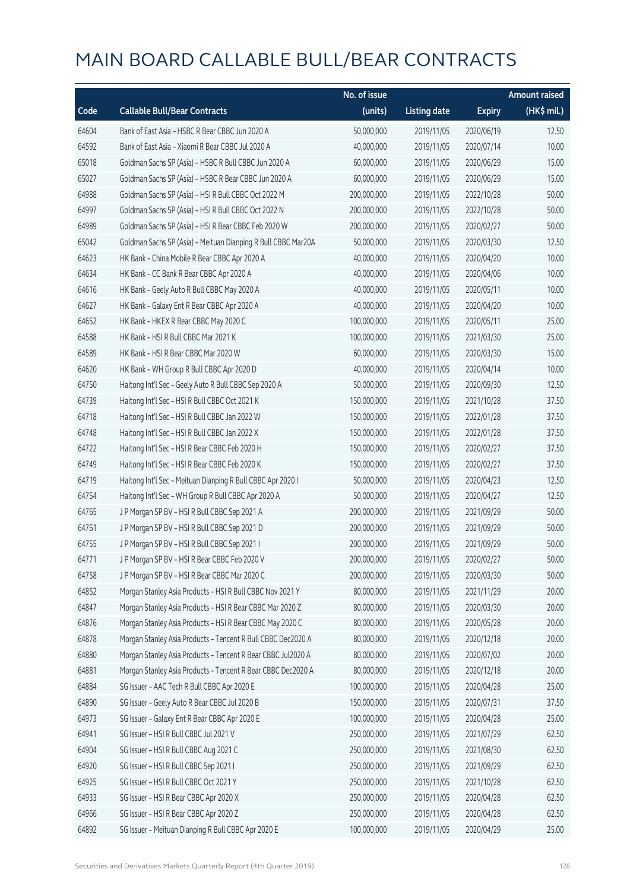# MAIN BOARD CALLABLE BULL/BEAR CONTRACTS

| Code | Callable Bull/Bear Contracts | No. of issue (units) | Listing date | Expiry | Amount raised (HK$ mil.) |
|---|---|---|---|---|---|
| 64604 | Bank of East Asia - HSBC R Bear CBBC Jun 2020 A | 50,000,000 | 2019/11/05 | 2020/06/19 | 12.50 |
| 64592 | Bank of East Asia - Xiaomi R Bear CBBC Jul 2020 A | 40,000,000 | 2019/11/05 | 2020/07/14 | 10.00 |
| 65018 | Goldman Sachs SP (Asia) - HSBC R Bull CBBC Jun 2020 A | 60,000,000 | 2019/11/05 | 2020/06/29 | 15.00 |
| 65027 | Goldman Sachs SP (Asia) - HSBC R Bear CBBC Jun 2020 A | 60,000,000 | 2019/11/05 | 2020/06/29 | 15.00 |
| 64988 | Goldman Sachs SP (Asia) - HSI R Bull CBBC Oct 2022 M | 200,000,000 | 2019/11/05 | 2022/10/28 | 50.00 |
| 64997 | Goldman Sachs SP (Asia) - HSI R Bull CBBC Oct 2022 N | 200,000,000 | 2019/11/05 | 2022/10/28 | 50.00 |
| 64989 | Goldman Sachs SP (Asia) - HSI R Bear CBBC Feb 2020 W | 200,000,000 | 2019/11/05 | 2020/02/27 | 50.00 |
| 65042 | Goldman Sachs SP (Asia) - Meituan Dianping R Bull CBBC Mar20A | 50,000,000 | 2019/11/05 | 2020/03/30 | 12.50 |
| 64623 | HK Bank - China Mobile R Bear CBBC Apr 2020 A | 40,000,000 | 2019/11/05 | 2020/04/20 | 10.00 |
| 64634 | HK Bank - CC Bank R Bear CBBC Apr 2020 A | 40,000,000 | 2019/11/05 | 2020/04/06 | 10.00 |
| 64616 | HK Bank - Geely Auto R Bull CBBC May 2020 A | 40,000,000 | 2019/11/05 | 2020/05/11 | 10.00 |
| 64627 | HK Bank - Galaxy Ent R Bear CBBC Apr 2020 A | 40,000,000 | 2019/11/05 | 2020/04/20 | 10.00 |
| 64652 | HK Bank - HKEX R Bear CBBC May 2020 C | 100,000,000 | 2019/11/05 | 2020/05/11 | 25.00 |
| 64588 | HK Bank - HSI R Bull CBBC Mar 2021 K | 100,000,000 | 2019/11/05 | 2021/03/30 | 25.00 |
| 64589 | HK Bank - HSI R Bear CBBC Mar 2020 W | 60,000,000 | 2019/11/05 | 2020/03/30 | 15.00 |
| 64620 | HK Bank - WH Group R Bull CBBC Apr 2020 D | 40,000,000 | 2019/11/05 | 2020/04/14 | 10.00 |
| 64750 | Haitong Int'l Sec - Geely Auto R Bull CBBC Sep 2020 A | 50,000,000 | 2019/11/05 | 2020/09/30 | 12.50 |
| 64739 | Haitong Int'l Sec - HSI R Bull CBBC Oct 2021 K | 150,000,000 | 2019/11/05 | 2021/10/28 | 37.50 |
| 64718 | Haitong Int'l Sec - HSI R Bull CBBC Jan 2022 W | 150,000,000 | 2019/11/05 | 2022/01/28 | 37.50 |
| 64748 | Haitong Int'l Sec - HSI R Bull CBBC Jan 2022 X | 150,000,000 | 2019/11/05 | 2022/01/28 | 37.50 |
| 64722 | Haitong Int'l Sec - HSI R Bear CBBC Feb 2020 H | 150,000,000 | 2019/11/05 | 2020/02/27 | 37.50 |
| 64749 | Haitong Int'l Sec - HSI R Bear CBBC Feb 2020 K | 150,000,000 | 2019/11/05 | 2020/02/27 | 37.50 |
| 64719 | Haitong Int'l Sec - Meituan Dianping R Bull CBBC Apr 2020 I | 50,000,000 | 2019/11/05 | 2020/04/23 | 12.50 |
| 64754 | Haitong Int'l Sec - WH Group R Bull CBBC Apr 2020 A | 50,000,000 | 2019/11/05 | 2020/04/27 | 12.50 |
| 64765 | J P Morgan SP BV - HSI R Bull CBBC Sep 2021 A | 200,000,000 | 2019/11/05 | 2021/09/29 | 50.00 |
| 64761 | J P Morgan SP BV - HSI R Bull CBBC Sep 2021 D | 200,000,000 | 2019/11/05 | 2021/09/29 | 50.00 |
| 64755 | J P Morgan SP BV - HSI R Bull CBBC Sep 2021 I | 200,000,000 | 2019/11/05 | 2021/09/29 | 50.00 |
| 64771 | J P Morgan SP BV - HSI R Bear CBBC Feb 2020 V | 200,000,000 | 2019/11/05 | 2020/02/27 | 50.00 |
| 64758 | J P Morgan SP BV - HSI R Bear CBBC Mar 2020 C | 200,000,000 | 2019/11/05 | 2020/03/30 | 50.00 |
| 64852 | Morgan Stanley Asia Products - HSI R Bull CBBC Nov 2021 Y | 80,000,000 | 2019/11/05 | 2021/11/29 | 20.00 |
| 64847 | Morgan Stanley Asia Products - HSI R Bear CBBC Mar 2020 Z | 80,000,000 | 2019/11/05 | 2020/03/30 | 20.00 |
| 64876 | Morgan Stanley Asia Products - HSI R Bear CBBC May 2020 C | 80,000,000 | 2019/11/05 | 2020/05/28 | 20.00 |
| 64878 | Morgan Stanley Asia Products - Tencent R Bull CBBC Dec2020 A | 80,000,000 | 2019/11/05 | 2020/12/18 | 20.00 |
| 64880 | Morgan Stanley Asia Products - Tencent R Bear CBBC Jul2020 A | 80,000,000 | 2019/11/05 | 2020/07/02 | 20.00 |
| 64881 | Morgan Stanley Asia Products - Tencent R Bear CBBC Dec2020 A | 80,000,000 | 2019/11/05 | 2020/12/18 | 20.00 |
| 64884 | SG Issuer - AAC Tech R Bull CBBC Apr 2020 E | 100,000,000 | 2019/11/05 | 2020/04/28 | 25.00 |
| 64890 | SG Issuer - Geely Auto R Bear CBBC Jul 2020 B | 150,000,000 | 2019/11/05 | 2020/07/31 | 37.50 |
| 64973 | SG Issuer - Galaxy Ent R Bear CBBC Apr 2020 E | 100,000,000 | 2019/11/05 | 2020/04/28 | 25.00 |
| 64941 | SG Issuer - HSI R Bull CBBC Jul 2021 V | 250,000,000 | 2019/11/05 | 2021/07/29 | 62.50 |
| 64904 | SG Issuer - HSI R Bull CBBC Aug 2021 C | 250,000,000 | 2019/11/05 | 2021/08/30 | 62.50 |
| 64920 | SG Issuer - HSI R Bull CBBC Sep 2021 I | 250,000,000 | 2019/11/05 | 2021/09/29 | 62.50 |
| 64925 | SG Issuer - HSI R Bull CBBC Oct 2021 Y | 250,000,000 | 2019/11/05 | 2021/10/28 | 62.50 |
| 64933 | SG Issuer - HSI R Bear CBBC Apr 2020 X | 250,000,000 | 2019/11/05 | 2020/04/28 | 62.50 |
| 64966 | SG Issuer - HSI R Bear CBBC Apr 2020 Z | 250,000,000 | 2019/11/05 | 2020/04/28 | 62.50 |
| 64892 | SG Issuer - Meituan Dianping R Bull CBBC Apr 2020 E | 100,000,000 | 2019/11/05 | 2020/04/29 | 25.00 |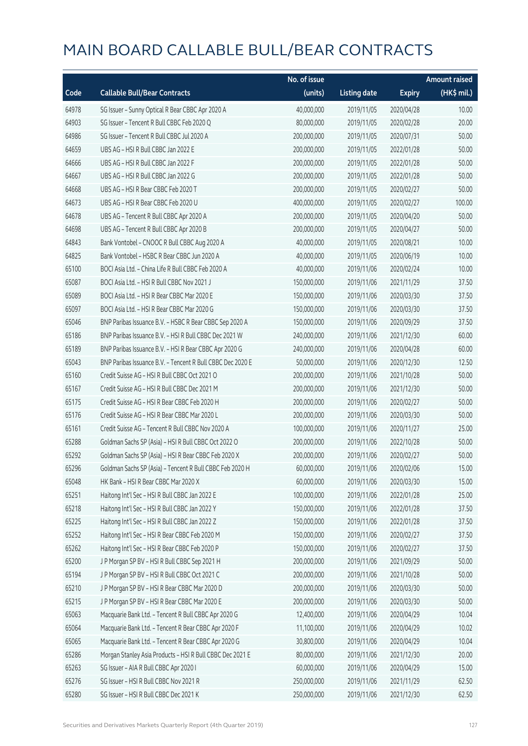# MAIN BOARD CALLABLE BULL/BEAR CONTRACTS

| Code | Callable Bull/Bear Contracts | No. of issue (units) | Listing date | Expiry | Amount raised (HK$ mil.) |
|---|---|---|---|---|---|
| 64978 | SG Issuer – Sunny Optical R Bear CBBC Apr 2020 A | 40,000,000 | 2019/11/05 | 2020/04/28 | 10.00 |
| 64903 | SG Issuer – Tencent R Bull CBBC Feb 2020 Q | 80,000,000 | 2019/11/05 | 2020/02/28 | 20.00 |
| 64986 | SG Issuer – Tencent R Bull CBBC Jul 2020 A | 200,000,000 | 2019/11/05 | 2020/07/31 | 50.00 |
| 64659 | UBS AG – HSI R Bull CBBC Jan 2022 E | 200,000,000 | 2019/11/05 | 2022/01/28 | 50.00 |
| 64666 | UBS AG – HSI R Bull CBBC Jan 2022 F | 200,000,000 | 2019/11/05 | 2022/01/28 | 50.00 |
| 64667 | UBS AG – HSI R Bull CBBC Jan 2022 G | 200,000,000 | 2019/11/05 | 2022/01/28 | 50.00 |
| 64668 | UBS AG – HSI R Bear CBBC Feb 2020 T | 200,000,000 | 2019/11/05 | 2020/02/27 | 50.00 |
| 64673 | UBS AG – HSI R Bear CBBC Feb 2020 U | 400,000,000 | 2019/11/05 | 2020/02/27 | 100.00 |
| 64678 | UBS AG – Tencent R Bull CBBC Apr 2020 A | 200,000,000 | 2019/11/05 | 2020/04/20 | 50.00 |
| 64698 | UBS AG – Tencent R Bull CBBC Apr 2020 B | 200,000,000 | 2019/11/05 | 2020/04/27 | 50.00 |
| 64843 | Bank Vontobel – CNOOC R Bull CBBC Aug 2020 A | 40,000,000 | 2019/11/05 | 2020/08/21 | 10.00 |
| 64825 | Bank Vontobel – HSBC R Bear CBBC Jun 2020 A | 40,000,000 | 2019/11/05 | 2020/06/19 | 10.00 |
| 65100 | BOCI Asia Ltd. – China Life R Bull CBBC Feb 2020 A | 40,000,000 | 2019/11/06 | 2020/02/24 | 10.00 |
| 65087 | BOCI Asia Ltd. – HSI R Bull CBBC Nov 2021 J | 150,000,000 | 2019/11/06 | 2021/11/29 | 37.50 |
| 65089 | BOCI Asia Ltd. – HSI R Bear CBBC Mar 2020 E | 150,000,000 | 2019/11/06 | 2020/03/30 | 37.50 |
| 65097 | BOCI Asia Ltd. – HSI R Bear CBBC Mar 2020 G | 150,000,000 | 2019/11/06 | 2020/03/30 | 37.50 |
| 65046 | BNP Paribas Issuance B.V. – HSBC R Bear CBBC Sep 2020 A | 150,000,000 | 2019/11/06 | 2020/09/29 | 37.50 |
| 65186 | BNP Paribas Issuance B.V. – HSI R Bull CBBC Dec 2021 W | 240,000,000 | 2019/11/06 | 2021/12/30 | 60.00 |
| 65189 | BNP Paribas Issuance B.V. – HSI R Bear CBBC Apr 2020 G | 240,000,000 | 2019/11/06 | 2020/04/28 | 60.00 |
| 65043 | BNP Paribas Issuance B.V. – Tencent R Bull CBBC Dec 2020 E | 50,000,000 | 2019/11/06 | 2020/12/30 | 12.50 |
| 65160 | Credit Suisse AG – HSI R Bull CBBC Oct 2021 O | 200,000,000 | 2019/11/06 | 2021/10/28 | 50.00 |
| 65167 | Credit Suisse AG – HSI R Bull CBBC Dec 2021 M | 200,000,000 | 2019/11/06 | 2021/12/30 | 50.00 |
| 65175 | Credit Suisse AG – HSI R Bear CBBC Feb 2020 H | 200,000,000 | 2019/11/06 | 2020/02/27 | 50.00 |
| 65176 | Credit Suisse AG – HSI R Bear CBBC Mar 2020 L | 200,000,000 | 2019/11/06 | 2020/03/30 | 50.00 |
| 65161 | Credit Suisse AG – Tencent R Bull CBBC Nov 2020 A | 100,000,000 | 2019/11/06 | 2020/11/27 | 25.00 |
| 65288 | Goldman Sachs SP (Asia) – HSI R Bull CBBC Oct 2022 O | 200,000,000 | 2019/11/06 | 2022/10/28 | 50.00 |
| 65292 | Goldman Sachs SP (Asia) – HSI R Bear CBBC Feb 2020 X | 200,000,000 | 2019/11/06 | 2020/02/27 | 50.00 |
| 65296 | Goldman Sachs SP (Asia) – Tencent R Bull CBBC Feb 2020 H | 60,000,000 | 2019/11/06 | 2020/02/06 | 15.00 |
| 65048 | HK Bank – HSI R Bear CBBC Mar 2020 X | 60,000,000 | 2019/11/06 | 2020/03/30 | 15.00 |
| 65251 | Haitong Int'l Sec – HSI R Bull CBBC Jan 2022 E | 100,000,000 | 2019/11/06 | 2022/01/28 | 25.00 |
| 65218 | Haitong Int'l Sec – HSI R Bull CBBC Jan 2022 Y | 150,000,000 | 2019/11/06 | 2022/01/28 | 37.50 |
| 65225 | Haitong Int'l Sec – HSI R Bull CBBC Jan 2022 Z | 150,000,000 | 2019/11/06 | 2022/01/28 | 37.50 |
| 65252 | Haitong Int'l Sec – HSI R Bear CBBC Feb 2020 M | 150,000,000 | 2019/11/06 | 2020/02/27 | 37.50 |
| 65262 | Haitong Int'l Sec – HSI R Bear CBBC Feb 2020 P | 150,000,000 | 2019/11/06 | 2020/02/27 | 37.50 |
| 65200 | J P Morgan SP BV – HSI R Bull CBBC Sep 2021 H | 200,000,000 | 2019/11/06 | 2021/09/29 | 50.00 |
| 65194 | J P Morgan SP BV – HSI R Bull CBBC Oct 2021 C | 200,000,000 | 2019/11/06 | 2021/10/28 | 50.00 |
| 65210 | J P Morgan SP BV – HSI R Bear CBBC Mar 2020 D | 200,000,000 | 2019/11/06 | 2020/03/30 | 50.00 |
| 65215 | J P Morgan SP BV – HSI R Bear CBBC Mar 2020 E | 200,000,000 | 2019/11/06 | 2020/03/30 | 50.00 |
| 65063 | Macquarie Bank Ltd. – Tencent R Bull CBBC Apr 2020 G | 12,400,000 | 2019/11/06 | 2020/04/29 | 10.04 |
| 65064 | Macquarie Bank Ltd. – Tencent R Bear CBBC Apr 2020 F | 11,100,000 | 2019/11/06 | 2020/04/29 | 10.02 |
| 65065 | Macquarie Bank Ltd. – Tencent R Bear CBBC Apr 2020 G | 30,800,000 | 2019/11/06 | 2020/04/29 | 10.04 |
| 65286 | Morgan Stanley Asia Products – HSI R Bull CBBC Dec 2021 E | 80,000,000 | 2019/11/06 | 2021/12/30 | 20.00 |
| 65263 | SG Issuer – AIA R Bull CBBC Apr 2020 I | 60,000,000 | 2019/11/06 | 2020/04/29 | 15.00 |
| 65276 | SG Issuer – HSI R Bull CBBC Nov 2021 R | 250,000,000 | 2019/11/06 | 2021/11/29 | 62.50 |
| 65280 | SG Issuer – HSI R Bull CBBC Dec 2021 K | 250,000,000 | 2019/11/06 | 2021/12/30 | 62.50 |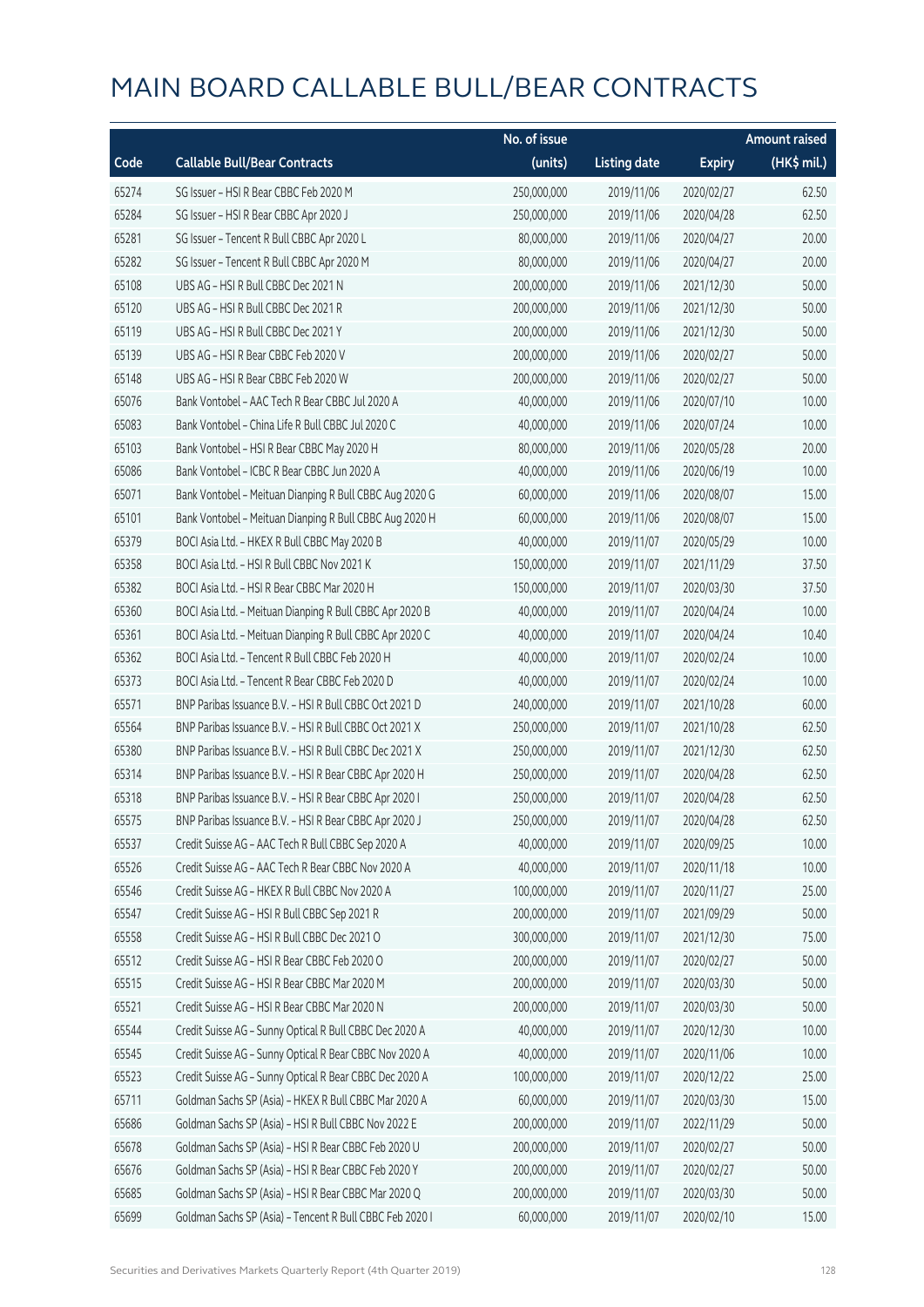# MAIN BOARD CALLABLE BULL/BEAR CONTRACTS

| Code | Callable Bull/Bear Contracts | No. of issue (units) | Listing date | Expiry | Amount raised (HK$ mil.) |
|---|---|---|---|---|---|
| 65274 | SG Issuer – HSI R Bear CBBC Feb 2020 M | 250,000,000 | 2019/11/06 | 2020/02/27 | 62.50 |
| 65284 | SG Issuer – HSI R Bear CBBC Apr 2020 J | 250,000,000 | 2019/11/06 | 2020/04/28 | 62.50 |
| 65281 | SG Issuer – Tencent R Bull CBBC Apr 2020 L | 80,000,000 | 2019/11/06 | 2020/04/27 | 20.00 |
| 65282 | SG Issuer – Tencent R Bull CBBC Apr 2020 M | 80,000,000 | 2019/11/06 | 2020/04/27 | 20.00 |
| 65108 | UBS AG – HSI R Bull CBBC Dec 2021 N | 200,000,000 | 2019/11/06 | 2021/12/30 | 50.00 |
| 65120 | UBS AG – HSI R Bull CBBC Dec 2021 R | 200,000,000 | 2019/11/06 | 2021/12/30 | 50.00 |
| 65119 | UBS AG – HSI R Bull CBBC Dec 2021 Y | 200,000,000 | 2019/11/06 | 2021/12/30 | 50.00 |
| 65139 | UBS AG – HSI R Bear CBBC Feb 2020 V | 200,000,000 | 2019/11/06 | 2020/02/27 | 50.00 |
| 65148 | UBS AG – HSI R Bear CBBC Feb 2020 W | 200,000,000 | 2019/11/06 | 2020/02/27 | 50.00 |
| 65076 | Bank Vontobel – AAC Tech R Bear CBBC Jul 2020 A | 40,000,000 | 2019/11/06 | 2020/07/10 | 10.00 |
| 65083 | Bank Vontobel – China Life R Bull CBBC Jul 2020 C | 40,000,000 | 2019/11/06 | 2020/07/24 | 10.00 |
| 65103 | Bank Vontobel – HSI R Bear CBBC May 2020 H | 80,000,000 | 2019/11/06 | 2020/05/28 | 20.00 |
| 65086 | Bank Vontobel – ICBC R Bear CBBC Jun 2020 A | 40,000,000 | 2019/11/06 | 2020/06/19 | 10.00 |
| 65071 | Bank Vontobel – Meituan Dianping R Bull CBBC Aug 2020 G | 60,000,000 | 2019/11/06 | 2020/08/07 | 15.00 |
| 65101 | Bank Vontobel – Meituan Dianping R Bull CBBC Aug 2020 H | 60,000,000 | 2019/11/06 | 2020/08/07 | 15.00 |
| 65379 | BOCI Asia Ltd. – HKEX R Bull CBBC May 2020 B | 40,000,000 | 2019/11/07 | 2020/05/29 | 10.00 |
| 65358 | BOCI Asia Ltd. – HSI R Bull CBBC Nov 2021 K | 150,000,000 | 2019/11/07 | 2021/11/29 | 37.50 |
| 65382 | BOCI Asia Ltd. – HSI R Bear CBBC Mar 2020 H | 150,000,000 | 2019/11/07 | 2020/03/30 | 37.50 |
| 65360 | BOCI Asia Ltd. – Meituan Dianping R Bull CBBC Apr 2020 B | 40,000,000 | 2019/11/07 | 2020/04/24 | 10.00 |
| 65361 | BOCI Asia Ltd. – Meituan Dianping R Bull CBBC Apr 2020 C | 40,000,000 | 2019/11/07 | 2020/04/24 | 10.40 |
| 65362 | BOCI Asia Ltd. – Tencent R Bull CBBC Feb 2020 H | 40,000,000 | 2019/11/07 | 2020/02/24 | 10.00 |
| 65373 | BOCI Asia Ltd. – Tencent R Bear CBBC Feb 2020 D | 40,000,000 | 2019/11/07 | 2020/02/24 | 10.00 |
| 65571 | BNP Paribas Issuance B.V. – HSI R Bull CBBC Oct 2021 D | 240,000,000 | 2019/11/07 | 2021/10/28 | 60.00 |
| 65564 | BNP Paribas Issuance B.V. – HSI R Bull CBBC Oct 2021 X | 250,000,000 | 2019/11/07 | 2021/10/28 | 62.50 |
| 65380 | BNP Paribas Issuance B.V. – HSI R Bull CBBC Dec 2021 X | 250,000,000 | 2019/11/07 | 2021/12/30 | 62.50 |
| 65314 | BNP Paribas Issuance B.V. – HSI R Bear CBBC Apr 2020 H | 250,000,000 | 2019/11/07 | 2020/04/28 | 62.50 |
| 65318 | BNP Paribas Issuance B.V. – HSI R Bear CBBC Apr 2020 I | 250,000,000 | 2019/11/07 | 2020/04/28 | 62.50 |
| 65575 | BNP Paribas Issuance B.V. – HSI R Bear CBBC Apr 2020 J | 250,000,000 | 2019/11/07 | 2020/04/28 | 62.50 |
| 65537 | Credit Suisse AG – AAC Tech R Bull CBBC Sep 2020 A | 40,000,000 | 2019/11/07 | 2020/09/25 | 10.00 |
| 65526 | Credit Suisse AG – AAC Tech R Bear CBBC Nov 2020 A | 40,000,000 | 2019/11/07 | 2020/11/18 | 10.00 |
| 65546 | Credit Suisse AG – HKEX R Bull CBBC Nov 2020 A | 100,000,000 | 2019/11/07 | 2020/11/27 | 25.00 |
| 65547 | Credit Suisse AG – HSI R Bull CBBC Sep 2021 R | 200,000,000 | 2019/11/07 | 2021/09/29 | 50.00 |
| 65558 | Credit Suisse AG – HSI R Bull CBBC Dec 2021 O | 300,000,000 | 2019/11/07 | 2021/12/30 | 75.00 |
| 65512 | Credit Suisse AG – HSI R Bear CBBC Feb 2020 O | 200,000,000 | 2019/11/07 | 2020/02/27 | 50.00 |
| 65515 | Credit Suisse AG – HSI R Bear CBBC Mar 2020 M | 200,000,000 | 2019/11/07 | 2020/03/30 | 50.00 |
| 65521 | Credit Suisse AG – HSI R Bear CBBC Mar 2020 N | 200,000,000 | 2019/11/07 | 2020/03/30 | 50.00 |
| 65544 | Credit Suisse AG – Sunny Optical R Bull CBBC Dec 2020 A | 40,000,000 | 2019/11/07 | 2020/12/30 | 10.00 |
| 65545 | Credit Suisse AG – Sunny Optical R Bear CBBC Nov 2020 A | 40,000,000 | 2019/11/07 | 2020/11/06 | 10.00 |
| 65523 | Credit Suisse AG – Sunny Optical R Bear CBBC Dec 2020 A | 100,000,000 | 2019/11/07 | 2020/12/22 | 25.00 |
| 65711 | Goldman Sachs SP (Asia) – HKEX R Bull CBBC Mar 2020 A | 60,000,000 | 2019/11/07 | 2020/03/30 | 15.00 |
| 65686 | Goldman Sachs SP (Asia) – HSI R Bull CBBC Nov 2022 E | 200,000,000 | 2019/11/07 | 2022/11/29 | 50.00 |
| 65678 | Goldman Sachs SP (Asia) – HSI R Bear CBBC Feb 2020 U | 200,000,000 | 2019/11/07 | 2020/02/27 | 50.00 |
| 65676 | Goldman Sachs SP (Asia) – HSI R Bear CBBC Feb 2020 Y | 200,000,000 | 2019/11/07 | 2020/02/27 | 50.00 |
| 65685 | Goldman Sachs SP (Asia) – HSI R Bear CBBC Mar 2020 Q | 200,000,000 | 2019/11/07 | 2020/03/30 | 50.00 |
| 65699 | Goldman Sachs SP (Asia) – Tencent R Bull CBBC Feb 2020 I | 60,000,000 | 2019/11/07 | 2020/02/10 | 15.00 |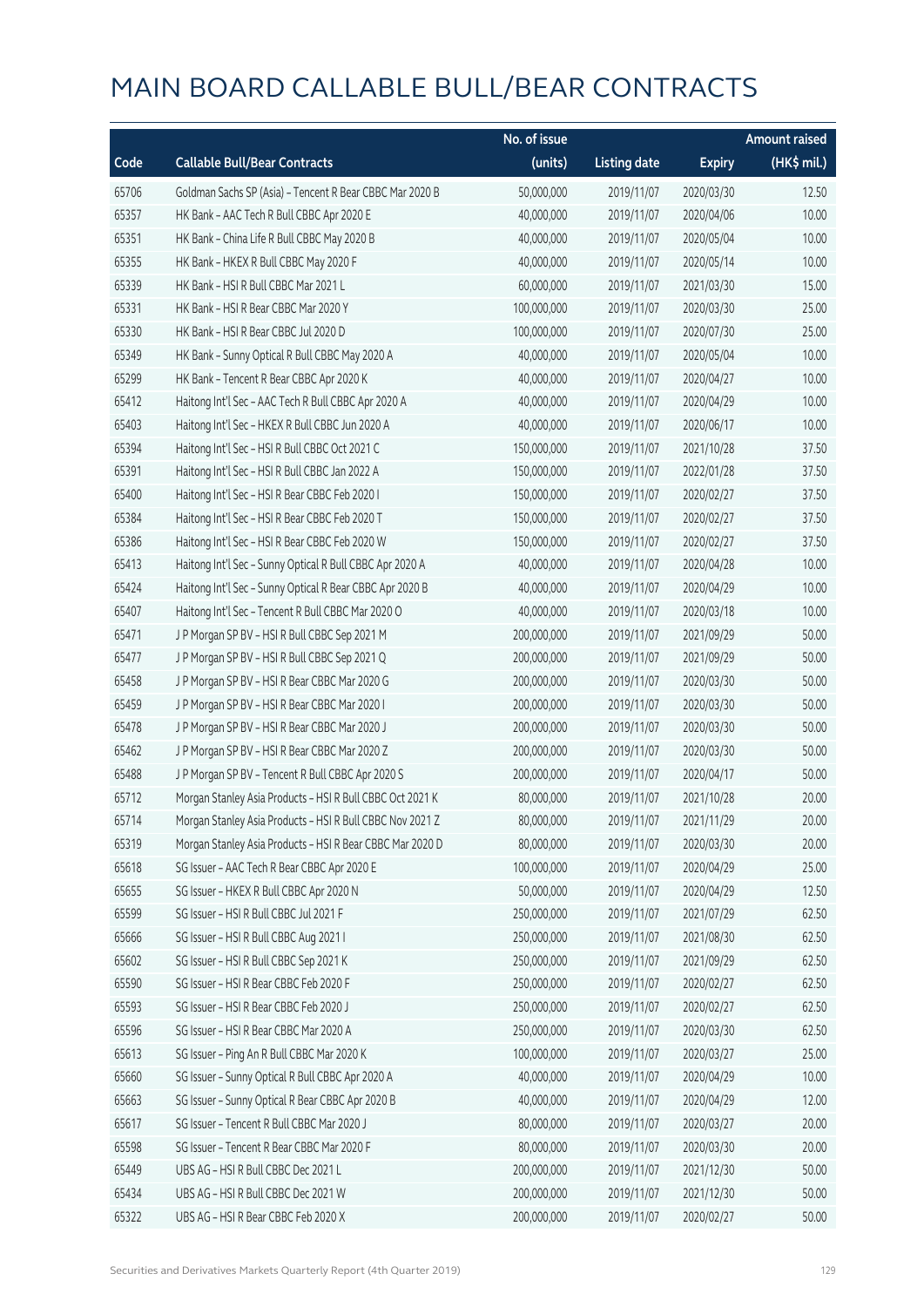# MAIN BOARD CALLABLE BULL/BEAR CONTRACTS

| Code | Callable Bull/Bear Contracts | No. of issue (units) | Listing date | Expiry | Amount raised (HK$ mil.) |
|---|---|---|---|---|---|
| 65706 | Goldman Sachs SP (Asia) - Tencent R Bear CBBC Mar 2020 B | 50,000,000 | 2019/11/07 | 2020/03/30 | 12.50 |
| 65357 | HK Bank - AAC Tech R Bull CBBC Apr 2020 E | 40,000,000 | 2019/11/07 | 2020/04/06 | 10.00 |
| 65351 | HK Bank - China Life R Bull CBBC May 2020 B | 40,000,000 | 2019/11/07 | 2020/05/04 | 10.00 |
| 65355 | HK Bank - HKEX R Bull CBBC May 2020 F | 40,000,000 | 2019/11/07 | 2020/05/14 | 10.00 |
| 65339 | HK Bank - HSI R Bull CBBC Mar 2021 L | 60,000,000 | 2019/11/07 | 2021/03/30 | 15.00 |
| 65331 | HK Bank - HSI R Bear CBBC Mar 2020 Y | 100,000,000 | 2019/11/07 | 2020/03/30 | 25.00 |
| 65330 | HK Bank - HSI R Bear CBBC Jul 2020 D | 100,000,000 | 2019/11/07 | 2020/07/30 | 25.00 |
| 65349 | HK Bank - Sunny Optical R Bull CBBC May 2020 A | 40,000,000 | 2019/11/07 | 2020/05/04 | 10.00 |
| 65299 | HK Bank - Tencent R Bear CBBC Apr 2020 K | 40,000,000 | 2019/11/07 | 2020/04/27 | 10.00 |
| 65412 | Haitong Int'l Sec - AAC Tech R Bull CBBC Apr 2020 A | 40,000,000 | 2019/11/07 | 2020/04/29 | 10.00 |
| 65403 | Haitong Int'l Sec - HKEX R Bull CBBC Jun 2020 A | 40,000,000 | 2019/11/07 | 2020/06/17 | 10.00 |
| 65394 | Haitong Int'l Sec - HSI R Bull CBBC Oct 2021 C | 150,000,000 | 2019/11/07 | 2021/10/28 | 37.50 |
| 65391 | Haitong Int'l Sec - HSI R Bull CBBC Jan 2022 A | 150,000,000 | 2019/11/07 | 2022/01/28 | 37.50 |
| 65400 | Haitong Int'l Sec - HSI R Bear CBBC Feb 2020 I | 150,000,000 | 2019/11/07 | 2020/02/27 | 37.50 |
| 65384 | Haitong Int'l Sec - HSI R Bear CBBC Feb 2020 T | 150,000,000 | 2019/11/07 | 2020/02/27 | 37.50 |
| 65386 | Haitong Int'l Sec - HSI R Bear CBBC Feb 2020 W | 150,000,000 | 2019/11/07 | 2020/02/27 | 37.50 |
| 65413 | Haitong Int'l Sec - Sunny Optical R Bull CBBC Apr 2020 A | 40,000,000 | 2019/11/07 | 2020/04/28 | 10.00 |
| 65424 | Haitong Int'l Sec - Sunny Optical R Bear CBBC Apr 2020 B | 40,000,000 | 2019/11/07 | 2020/04/29 | 10.00 |
| 65407 | Haitong Int'l Sec - Tencent R Bull CBBC Mar 2020 O | 40,000,000 | 2019/11/07 | 2020/03/18 | 10.00 |
| 65471 | J P Morgan SP BV - HSI R Bull CBBC Sep 2021 M | 200,000,000 | 2019/11/07 | 2021/09/29 | 50.00 |
| 65477 | J P Morgan SP BV - HSI R Bull CBBC Sep 2021 Q | 200,000,000 | 2019/11/07 | 2021/09/29 | 50.00 |
| 65458 | J P Morgan SP BV - HSI R Bear CBBC Mar 2020 G | 200,000,000 | 2019/11/07 | 2020/03/30 | 50.00 |
| 65459 | J P Morgan SP BV - HSI R Bear CBBC Mar 2020 I | 200,000,000 | 2019/11/07 | 2020/03/30 | 50.00 |
| 65478 | J P Morgan SP BV - HSI R Bear CBBC Mar 2020 J | 200,000,000 | 2019/11/07 | 2020/03/30 | 50.00 |
| 65462 | J P Morgan SP BV - HSI R Bear CBBC Mar 2020 Z | 200,000,000 | 2019/11/07 | 2020/03/30 | 50.00 |
| 65488 | J P Morgan SP BV - Tencent R Bull CBBC Apr 2020 S | 200,000,000 | 2019/11/07 | 2020/04/17 | 50.00 |
| 65712 | Morgan Stanley Asia Products - HSI R Bull CBBC Oct 2021 K | 80,000,000 | 2019/11/07 | 2021/10/28 | 20.00 |
| 65714 | Morgan Stanley Asia Products - HSI R Bull CBBC Nov 2021 Z | 80,000,000 | 2019/11/07 | 2021/11/29 | 20.00 |
| 65319 | Morgan Stanley Asia Products - HSI R Bear CBBC Mar 2020 D | 80,000,000 | 2019/11/07 | 2020/03/30 | 20.00 |
| 65618 | SG Issuer - AAC Tech R Bear CBBC Apr 2020 E | 100,000,000 | 2019/11/07 | 2020/04/29 | 25.00 |
| 65655 | SG Issuer - HKEX R Bull CBBC Apr 2020 N | 50,000,000 | 2019/11/07 | 2020/04/29 | 12.50 |
| 65599 | SG Issuer - HSI R Bull CBBC Jul 2021 F | 250,000,000 | 2019/11/07 | 2021/07/29 | 62.50 |
| 65666 | SG Issuer - HSI R Bull CBBC Aug 2021 I | 250,000,000 | 2019/11/07 | 2021/08/30 | 62.50 |
| 65602 | SG Issuer - HSI R Bull CBBC Sep 2021 K | 250,000,000 | 2019/11/07 | 2021/09/29 | 62.50 |
| 65590 | SG Issuer - HSI R Bear CBBC Feb 2020 F | 250,000,000 | 2019/11/07 | 2020/02/27 | 62.50 |
| 65593 | SG Issuer - HSI R Bear CBBC Feb 2020 J | 250,000,000 | 2019/11/07 | 2020/02/27 | 62.50 |
| 65596 | SG Issuer - HSI R Bear CBBC Mar 2020 A | 250,000,000 | 2019/11/07 | 2020/03/30 | 62.50 |
| 65613 | SG Issuer - Ping An R Bull CBBC Mar 2020 K | 100,000,000 | 2019/11/07 | 2020/03/27 | 25.00 |
| 65660 | SG Issuer - Sunny Optical R Bull CBBC Apr 2020 A | 40,000,000 | 2019/11/07 | 2020/04/29 | 10.00 |
| 65663 | SG Issuer - Sunny Optical R Bear CBBC Apr 2020 B | 40,000,000 | 2019/11/07 | 2020/04/29 | 12.00 |
| 65617 | SG Issuer - Tencent R Bull CBBC Mar 2020 J | 80,000,000 | 2019/11/07 | 2020/03/27 | 20.00 |
| 65598 | SG Issuer - Tencent R Bear CBBC Mar 2020 F | 80,000,000 | 2019/11/07 | 2020/03/30 | 20.00 |
| 65449 | UBS AG - HSI R Bull CBBC Dec 2021 L | 200,000,000 | 2019/11/07 | 2021/12/30 | 50.00 |
| 65434 | UBS AG - HSI R Bull CBBC Dec 2021 W | 200,000,000 | 2019/11/07 | 2021/12/30 | 50.00 |
| 65322 | UBS AG - HSI R Bear CBBC Feb 2020 X | 200,000,000 | 2019/11/07 | 2020/02/27 | 50.00 |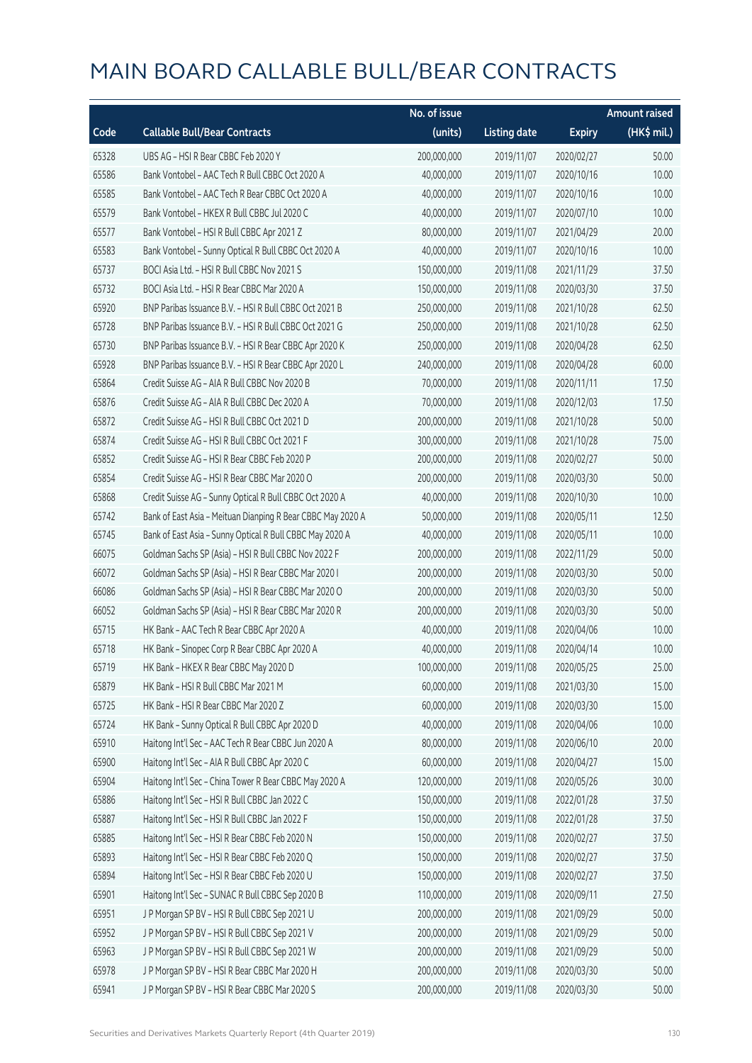# MAIN BOARD CALLABLE BULL/BEAR CONTRACTS

| Code | Callable Bull/Bear Contracts | No. of issue (units) | Listing date | Expiry | Amount raised (HK$ mil.) |
|---|---|---|---|---|---|
| 65328 | UBS AG – HSI R Bear CBBC Feb 2020 Y | 200,000,000 | 2019/11/07 | 2020/02/27 | 50.00 |
| 65586 | Bank Vontobel – AAC Tech R Bull CBBC Oct 2020 A | 40,000,000 | 2019/11/07 | 2020/10/16 | 10.00 |
| 65585 | Bank Vontobel – AAC Tech R Bear CBBC Oct 2020 A | 40,000,000 | 2019/11/07 | 2020/10/16 | 10.00 |
| 65579 | Bank Vontobel – HKEX R Bull CBBC Jul 2020 C | 40,000,000 | 2019/11/07 | 2020/07/10 | 10.00 |
| 65577 | Bank Vontobel – HSI R Bull CBBC Apr 2021 Z | 80,000,000 | 2019/11/07 | 2021/04/29 | 20.00 |
| 65583 | Bank Vontobel – Sunny Optical R Bull CBBC Oct 2020 A | 40,000,000 | 2019/11/07 | 2020/10/16 | 10.00 |
| 65737 | BOCI Asia Ltd. – HSI R Bull CBBC Nov 2021 S | 150,000,000 | 2019/11/08 | 2021/11/29 | 37.50 |
| 65732 | BOCI Asia Ltd. – HSI R Bear CBBC Mar 2020 A | 150,000,000 | 2019/11/08 | 2020/03/30 | 37.50 |
| 65920 | BNP Paribas Issuance B.V. – HSI R Bull CBBC Oct 2021 B | 250,000,000 | 2019/11/08 | 2021/10/28 | 62.50 |
| 65728 | BNP Paribas Issuance B.V. – HSI R Bull CBBC Oct 2021 G | 250,000,000 | 2019/11/08 | 2021/10/28 | 62.50 |
| 65730 | BNP Paribas Issuance B.V. – HSI R Bear CBBC Apr 2020 K | 250,000,000 | 2019/11/08 | 2020/04/28 | 62.50 |
| 65928 | BNP Paribas Issuance B.V. – HSI R Bear CBBC Apr 2020 L | 240,000,000 | 2019/11/08 | 2020/04/28 | 60.00 |
| 65864 | Credit Suisse AG – AIA R Bull CBBC Nov 2020 B | 70,000,000 | 2019/11/08 | 2020/11/11 | 17.50 |
| 65876 | Credit Suisse AG – AIA R Bull CBBC Dec 2020 A | 70,000,000 | 2019/11/08 | 2020/12/03 | 17.50 |
| 65872 | Credit Suisse AG – HSI R Bull CBBC Oct 2021 D | 200,000,000 | 2019/11/08 | 2021/10/28 | 50.00 |
| 65874 | Credit Suisse AG – HSI R Bull CBBC Oct 2021 F | 300,000,000 | 2019/11/08 | 2021/10/28 | 75.00 |
| 65852 | Credit Suisse AG – HSI R Bear CBBC Feb 2020 P | 200,000,000 | 2019/11/08 | 2020/02/27 | 50.00 |
| 65854 | Credit Suisse AG – HSI R Bear CBBC Mar 2020 O | 200,000,000 | 2019/11/08 | 2020/03/30 | 50.00 |
| 65868 | Credit Suisse AG – Sunny Optical R Bull CBBC Oct 2020 A | 40,000,000 | 2019/11/08 | 2020/10/30 | 10.00 |
| 65742 | Bank of East Asia – Meituan Dianping R Bear CBBC May 2020 A | 50,000,000 | 2019/11/08 | 2020/05/11 | 12.50 |
| 65745 | Bank of East Asia – Sunny Optical R Bull CBBC May 2020 A | 40,000,000 | 2019/11/08 | 2020/05/11 | 10.00 |
| 66075 | Goldman Sachs SP (Asia) – HSI R Bull CBBC Nov 2022 F | 200,000,000 | 2019/11/08 | 2022/11/29 | 50.00 |
| 66072 | Goldman Sachs SP (Asia) – HSI R Bear CBBC Mar 2020 I | 200,000,000 | 2019/11/08 | 2020/03/30 | 50.00 |
| 66086 | Goldman Sachs SP (Asia) – HSI R Bear CBBC Mar 2020 O | 200,000,000 | 2019/11/08 | 2020/03/30 | 50.00 |
| 66052 | Goldman Sachs SP (Asia) – HSI R Bear CBBC Mar 2020 R | 200,000,000 | 2019/11/08 | 2020/03/30 | 50.00 |
| 65715 | HK Bank – AAC Tech R Bear CBBC Apr 2020 A | 40,000,000 | 2019/11/08 | 2020/04/06 | 10.00 |
| 65718 | HK Bank – Sinopec Corp R Bear CBBC Apr 2020 A | 40,000,000 | 2019/11/08 | 2020/04/14 | 10.00 |
| 65719 | HK Bank – HKEX R Bear CBBC May 2020 D | 100,000,000 | 2019/11/08 | 2020/05/25 | 25.00 |
| 65879 | HK Bank – HSI R Bull CBBC Mar 2021 M | 60,000,000 | 2019/11/08 | 2021/03/30 | 15.00 |
| 65725 | HK Bank – HSI R Bear CBBC Mar 2020 Z | 60,000,000 | 2019/11/08 | 2020/03/30 | 15.00 |
| 65724 | HK Bank – Sunny Optical R Bull CBBC Apr 2020 D | 40,000,000 | 2019/11/08 | 2020/04/06 | 10.00 |
| 65910 | Haitong Int'l Sec – AAC Tech R Bear CBBC Jun 2020 A | 80,000,000 | 2019/11/08 | 2020/06/10 | 20.00 |
| 65900 | Haitong Int'l Sec – AIA R Bull CBBC Apr 2020 C | 60,000,000 | 2019/11/08 | 2020/04/27 | 15.00 |
| 65904 | Haitong Int'l Sec – China Tower R Bear CBBC May 2020 A | 120,000,000 | 2019/11/08 | 2020/05/26 | 30.00 |
| 65886 | Haitong Int'l Sec – HSI R Bull CBBC Jan 2022 C | 150,000,000 | 2019/11/08 | 2022/01/28 | 37.50 |
| 65887 | Haitong Int'l Sec – HSI R Bull CBBC Jan 2022 F | 150,000,000 | 2019/11/08 | 2022/01/28 | 37.50 |
| 65885 | Haitong Int'l Sec – HSI R Bear CBBC Feb 2020 N | 150,000,000 | 2019/11/08 | 2020/02/27 | 37.50 |
| 65893 | Haitong Int'l Sec – HSI R Bear CBBC Feb 2020 Q | 150,000,000 | 2019/11/08 | 2020/02/27 | 37.50 |
| 65894 | Haitong Int'l Sec – HSI R Bear CBBC Feb 2020 U | 150,000,000 | 2019/11/08 | 2020/02/27 | 37.50 |
| 65901 | Haitong Int'l Sec – SUNAC R Bull CBBC Sep 2020 B | 110,000,000 | 2019/11/08 | 2020/09/11 | 27.50 |
| 65951 | J P Morgan SP BV – HSI R Bull CBBC Sep 2021 U | 200,000,000 | 2019/11/08 | 2021/09/29 | 50.00 |
| 65952 | J P Morgan SP BV – HSI R Bull CBBC Sep 2021 V | 200,000,000 | 2019/11/08 | 2021/09/29 | 50.00 |
| 65963 | J P Morgan SP BV – HSI R Bull CBBC Sep 2021 W | 200,000,000 | 2019/11/08 | 2021/09/29 | 50.00 |
| 65978 | J P Morgan SP BV – HSI R Bear CBBC Mar 2020 H | 200,000,000 | 2019/11/08 | 2020/03/30 | 50.00 |
| 65941 | J P Morgan SP BV – HSI R Bear CBBC Mar 2020 S | 200,000,000 | 2019/11/08 | 2020/03/30 | 50.00 |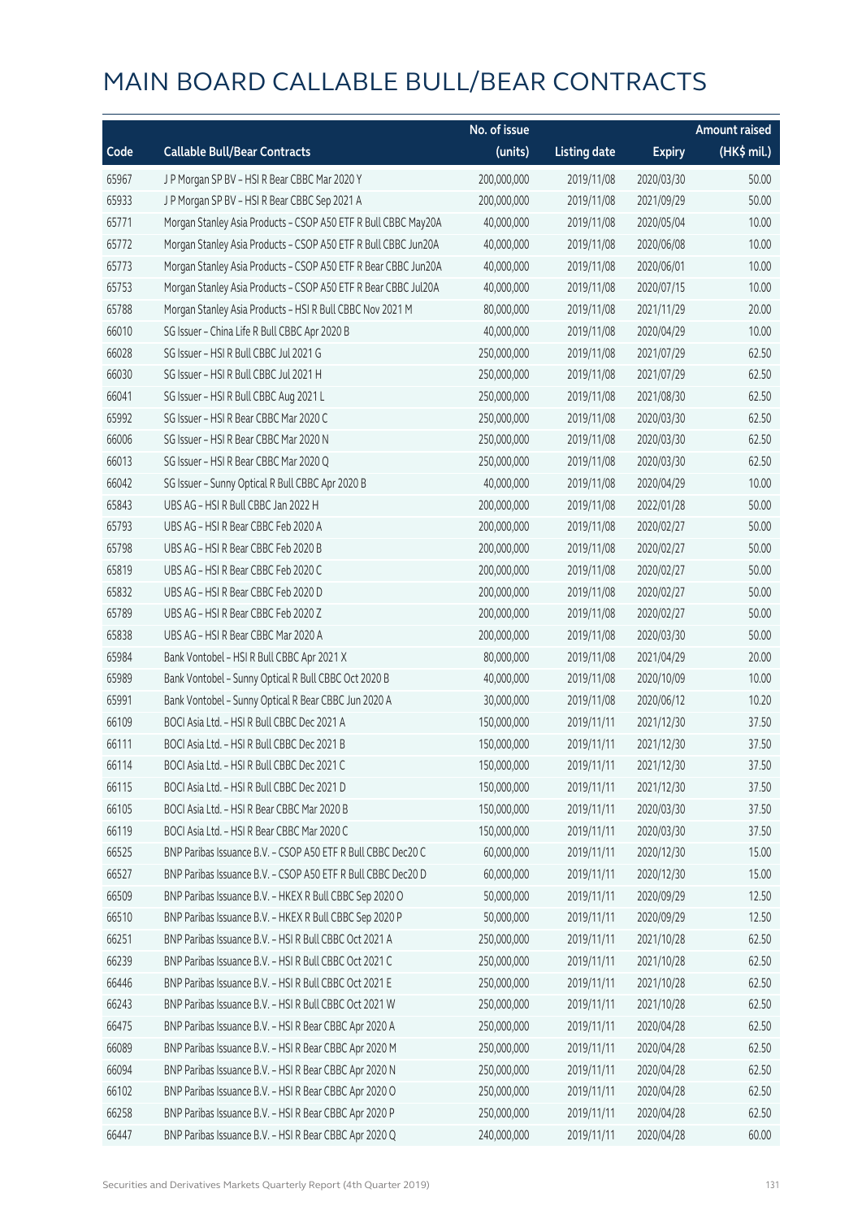# MAIN BOARD CALLABLE BULL/BEAR CONTRACTS

| Code | Callable Bull/Bear Contracts | No. of issue (units) | Listing date | Expiry | Amount raised (HK$ mil.) |
|---|---|---|---|---|---|
| 65967 | J P Morgan SP BV – HSI R Bear CBBC Mar 2020 Y | 200,000,000 | 2019/11/08 | 2020/03/30 | 50.00 |
| 65933 | J P Morgan SP BV – HSI R Bear CBBC Sep 2021 A | 200,000,000 | 2019/11/08 | 2021/09/29 | 50.00 |
| 65771 | Morgan Stanley Asia Products – CSOP A50 ETF R Bull CBBC May20A | 40,000,000 | 2019/11/08 | 2020/05/04 | 10.00 |
| 65772 | Morgan Stanley Asia Products – CSOP A50 ETF R Bull CBBC Jun20A | 40,000,000 | 2019/11/08 | 2020/06/08 | 10.00 |
| 65773 | Morgan Stanley Asia Products – CSOP A50 ETF R Bear CBBC Jun20A | 40,000,000 | 2019/11/08 | 2020/06/01 | 10.00 |
| 65753 | Morgan Stanley Asia Products – CSOP A50 ETF R Bear CBBC Jul20A | 40,000,000 | 2019/11/08 | 2020/07/15 | 10.00 |
| 65788 | Morgan Stanley Asia Products – HSI R Bull CBBC Nov 2021 M | 80,000,000 | 2019/11/08 | 2021/11/29 | 20.00 |
| 66010 | SG Issuer – China Life R Bull CBBC Apr 2020 B | 40,000,000 | 2019/11/08 | 2020/04/29 | 10.00 |
| 66028 | SG Issuer – HSI R Bull CBBC Jul 2021 G | 250,000,000 | 2019/11/08 | 2021/07/29 | 62.50 |
| 66030 | SG Issuer – HSI R Bull CBBC Jul 2021 H | 250,000,000 | 2019/11/08 | 2021/07/29 | 62.50 |
| 66041 | SG Issuer – HSI R Bull CBBC Aug 2021 L | 250,000,000 | 2019/11/08 | 2021/08/30 | 62.50 |
| 65992 | SG Issuer – HSI R Bear CBBC Mar 2020 C | 250,000,000 | 2019/11/08 | 2020/03/30 | 62.50 |
| 66006 | SG Issuer – HSI R Bear CBBC Mar 2020 N | 250,000,000 | 2019/11/08 | 2020/03/30 | 62.50 |
| 66013 | SG Issuer – HSI R Bear CBBC Mar 2020 Q | 250,000,000 | 2019/11/08 | 2020/03/30 | 62.50 |
| 66042 | SG Issuer – Sunny Optical R Bull CBBC Apr 2020 B | 40,000,000 | 2019/11/08 | 2020/04/29 | 10.00 |
| 65843 | UBS AG – HSI R Bull CBBC Jan 2022 H | 200,000,000 | 2019/11/08 | 2022/01/28 | 50.00 |
| 65793 | UBS AG – HSI R Bear CBBC Feb 2020 A | 200,000,000 | 2019/11/08 | 2020/02/27 | 50.00 |
| 65798 | UBS AG – HSI R Bear CBBC Feb 2020 B | 200,000,000 | 2019/11/08 | 2020/02/27 | 50.00 |
| 65819 | UBS AG – HSI R Bear CBBC Feb 2020 C | 200,000,000 | 2019/11/08 | 2020/02/27 | 50.00 |
| 65832 | UBS AG – HSI R Bear CBBC Feb 2020 D | 200,000,000 | 2019/11/08 | 2020/02/27 | 50.00 |
| 65789 | UBS AG – HSI R Bear CBBC Feb 2020 Z | 200,000,000 | 2019/11/08 | 2020/02/27 | 50.00 |
| 65838 | UBS AG – HSI R Bear CBBC Mar 2020 A | 200,000,000 | 2019/11/08 | 2020/03/30 | 50.00 |
| 65984 | Bank Vontobel – HSI R Bull CBBC Apr 2021 X | 80,000,000 | 2019/11/08 | 2021/04/29 | 20.00 |
| 65989 | Bank Vontobel – Sunny Optical R Bull CBBC Oct 2020 B | 40,000,000 | 2019/11/08 | 2020/10/09 | 10.00 |
| 65991 | Bank Vontobel – Sunny Optical R Bear CBBC Jun 2020 A | 30,000,000 | 2019/11/08 | 2020/06/12 | 10.20 |
| 66109 | BOCI Asia Ltd. – HSI R Bull CBBC Dec 2021 A | 150,000,000 | 2019/11/11 | 2021/12/30 | 37.50 |
| 66111 | BOCI Asia Ltd. – HSI R Bull CBBC Dec 2021 B | 150,000,000 | 2019/11/11 | 2021/12/30 | 37.50 |
| 66114 | BOCI Asia Ltd. – HSI R Bull CBBC Dec 2021 C | 150,000,000 | 2019/11/11 | 2021/12/30 | 37.50 |
| 66115 | BOCI Asia Ltd. – HSI R Bull CBBC Dec 2021 D | 150,000,000 | 2019/11/11 | 2021/12/30 | 37.50 |
| 66105 | BOCI Asia Ltd. – HSI R Bear CBBC Mar 2020 B | 150,000,000 | 2019/11/11 | 2020/03/30 | 37.50 |
| 66119 | BOCI Asia Ltd. – HSI R Bear CBBC Mar 2020 C | 150,000,000 | 2019/11/11 | 2020/03/30 | 37.50 |
| 66525 | BNP Paribas Issuance B.V. – CSOP A50 ETF R Bull CBBC Dec20 C | 60,000,000 | 2019/11/11 | 2020/12/30 | 15.00 |
| 66527 | BNP Paribas Issuance B.V. – CSOP A50 ETF R Bull CBBC Dec20 D | 60,000,000 | 2019/11/11 | 2020/12/30 | 15.00 |
| 66509 | BNP Paribas Issuance B.V. – HKEX R Bull CBBC Sep 2020 O | 50,000,000 | 2019/11/11 | 2020/09/29 | 12.50 |
| 66510 | BNP Paribas Issuance B.V. – HKEX R Bull CBBC Sep 2020 P | 50,000,000 | 2019/11/11 | 2020/09/29 | 12.50 |
| 66251 | BNP Paribas Issuance B.V. – HSI R Bull CBBC Oct 2021 A | 250,000,000 | 2019/11/11 | 2021/10/28 | 62.50 |
| 66239 | BNP Paribas Issuance B.V. – HSI R Bull CBBC Oct 2021 C | 250,000,000 | 2019/11/11 | 2021/10/28 | 62.50 |
| 66446 | BNP Paribas Issuance B.V. – HSI R Bull CBBC Oct 2021 E | 250,000,000 | 2019/11/11 | 2021/10/28 | 62.50 |
| 66243 | BNP Paribas Issuance B.V. – HSI R Bull CBBC Oct 2021 W | 250,000,000 | 2019/11/11 | 2021/10/28 | 62.50 |
| 66475 | BNP Paribas Issuance B.V. – HSI R Bear CBBC Apr 2020 A | 250,000,000 | 2019/11/11 | 2020/04/28 | 62.50 |
| 66089 | BNP Paribas Issuance B.V. – HSI R Bear CBBC Apr 2020 M | 250,000,000 | 2019/11/11 | 2020/04/28 | 62.50 |
| 66094 | BNP Paribas Issuance B.V. – HSI R Bear CBBC Apr 2020 N | 250,000,000 | 2019/11/11 | 2020/04/28 | 62.50 |
| 66102 | BNP Paribas Issuance B.V. – HSI R Bear CBBC Apr 2020 O | 250,000,000 | 2019/11/11 | 2020/04/28 | 62.50 |
| 66258 | BNP Paribas Issuance B.V. – HSI R Bear CBBC Apr 2020 P | 250,000,000 | 2019/11/11 | 2020/04/28 | 62.50 |
| 66447 | BNP Paribas Issuance B.V. – HSI R Bear CBBC Apr 2020 Q | 240,000,000 | 2019/11/11 | 2020/04/28 | 60.00 |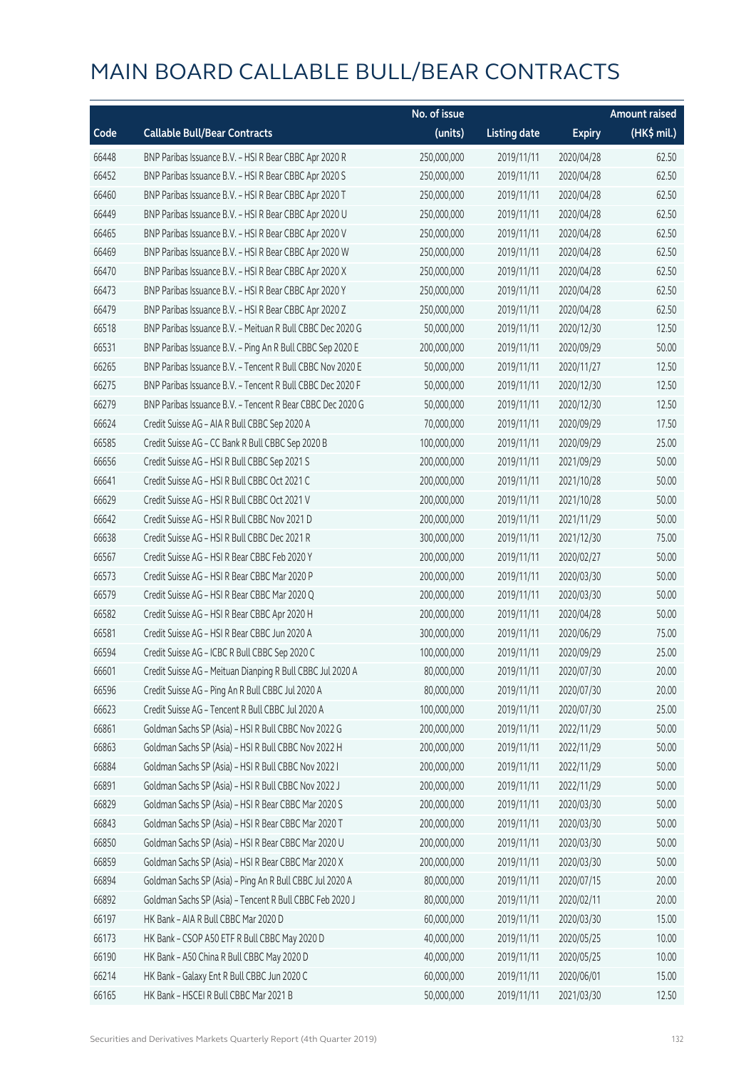# MAIN BOARD CALLABLE BULL/BEAR CONTRACTS

| Code | Callable Bull/Bear Contracts | No. of issue (units) | Listing date | Expiry | Amount raised (HK$ mil.) |
|---|---|---|---|---|---|
| 66448 | BNP Paribas Issuance B.V. – HSI R Bear CBBC Apr 2020 R | 250,000,000 | 2019/11/11 | 2020/04/28 | 62.50 |
| 66452 | BNP Paribas Issuance B.V. – HSI R Bear CBBC Apr 2020 S | 250,000,000 | 2019/11/11 | 2020/04/28 | 62.50 |
| 66460 | BNP Paribas Issuance B.V. – HSI R Bear CBBC Apr 2020 T | 250,000,000 | 2019/11/11 | 2020/04/28 | 62.50 |
| 66449 | BNP Paribas Issuance B.V. – HSI R Bear CBBC Apr 2020 U | 250,000,000 | 2019/11/11 | 2020/04/28 | 62.50 |
| 66465 | BNP Paribas Issuance B.V. – HSI R Bear CBBC Apr 2020 V | 250,000,000 | 2019/11/11 | 2020/04/28 | 62.50 |
| 66469 | BNP Paribas Issuance B.V. – HSI R Bear CBBC Apr 2020 W | 250,000,000 | 2019/11/11 | 2020/04/28 | 62.50 |
| 66470 | BNP Paribas Issuance B.V. – HSI R Bear CBBC Apr 2020 X | 250,000,000 | 2019/11/11 | 2020/04/28 | 62.50 |
| 66473 | BNP Paribas Issuance B.V. – HSI R Bear CBBC Apr 2020 Y | 250,000,000 | 2019/11/11 | 2020/04/28 | 62.50 |
| 66479 | BNP Paribas Issuance B.V. – HSI R Bear CBBC Apr 2020 Z | 250,000,000 | 2019/11/11 | 2020/04/28 | 62.50 |
| 66518 | BNP Paribas Issuance B.V. – Meituan R Bull CBBC Dec 2020 G | 50,000,000 | 2019/11/11 | 2020/12/30 | 12.50 |
| 66531 | BNP Paribas Issuance B.V. – Ping An R Bull CBBC Sep 2020 E | 200,000,000 | 2019/11/11 | 2020/09/29 | 50.00 |
| 66265 | BNP Paribas Issuance B.V. – Tencent R Bull CBBC Nov 2020 E | 50,000,000 | 2019/11/11 | 2020/11/27 | 12.50 |
| 66275 | BNP Paribas Issuance B.V. – Tencent R Bull CBBC Dec 2020 F | 50,000,000 | 2019/11/11 | 2020/12/30 | 12.50 |
| 66279 | BNP Paribas Issuance B.V. – Tencent R Bear CBBC Dec 2020 G | 50,000,000 | 2019/11/11 | 2020/12/30 | 12.50 |
| 66624 | Credit Suisse AG – AIA R Bull CBBC Sep 2020 A | 70,000,000 | 2019/11/11 | 2020/09/29 | 17.50 |
| 66585 | Credit Suisse AG – CC Bank R Bull CBBC Sep 2020 B | 100,000,000 | 2019/11/11 | 2020/09/29 | 25.00 |
| 66656 | Credit Suisse AG – HSI R Bull CBBC Sep 2021 S | 200,000,000 | 2019/11/11 | 2021/09/29 | 50.00 |
| 66641 | Credit Suisse AG – HSI R Bull CBBC Oct 2021 C | 200,000,000 | 2019/11/11 | 2021/10/28 | 50.00 |
| 66629 | Credit Suisse AG – HSI R Bull CBBC Oct 2021 V | 200,000,000 | 2019/11/11 | 2021/10/28 | 50.00 |
| 66642 | Credit Suisse AG – HSI R Bull CBBC Nov 2021 D | 200,000,000 | 2019/11/11 | 2021/11/29 | 50.00 |
| 66638 | Credit Suisse AG – HSI R Bull CBBC Dec 2021 R | 300,000,000 | 2019/11/11 | 2021/12/30 | 75.00 |
| 66567 | Credit Suisse AG – HSI R Bear CBBC Feb 2020 Y | 200,000,000 | 2019/11/11 | 2020/02/27 | 50.00 |
| 66573 | Credit Suisse AG – HSI R Bear CBBC Mar 2020 P | 200,000,000 | 2019/11/11 | 2020/03/30 | 50.00 |
| 66579 | Credit Suisse AG – HSI R Bear CBBC Mar 2020 Q | 200,000,000 | 2019/11/11 | 2020/03/30 | 50.00 |
| 66582 | Credit Suisse AG – HSI R Bear CBBC Apr 2020 H | 200,000,000 | 2019/11/11 | 2020/04/28 | 50.00 |
| 66581 | Credit Suisse AG – HSI R Bear CBBC Jun 2020 A | 300,000,000 | 2019/11/11 | 2020/06/29 | 75.00 |
| 66594 | Credit Suisse AG – ICBC R Bull CBBC Sep 2020 C | 100,000,000 | 2019/11/11 | 2020/09/29 | 25.00 |
| 66601 | Credit Suisse AG – Meituan Dianping R Bull CBBC Jul 2020 A | 80,000,000 | 2019/11/11 | 2020/07/30 | 20.00 |
| 66596 | Credit Suisse AG – Ping An R Bull CBBC Jul 2020 A | 80,000,000 | 2019/11/11 | 2020/07/30 | 20.00 |
| 66623 | Credit Suisse AG – Tencent R Bull CBBC Jul 2020 A | 100,000,000 | 2019/11/11 | 2020/07/30 | 25.00 |
| 66861 | Goldman Sachs SP (Asia) – HSI R Bull CBBC Nov 2022 G | 200,000,000 | 2019/11/11 | 2022/11/29 | 50.00 |
| 66863 | Goldman Sachs SP (Asia) – HSI R Bull CBBC Nov 2022 H | 200,000,000 | 2019/11/11 | 2022/11/29 | 50.00 |
| 66884 | Goldman Sachs SP (Asia) – HSI R Bull CBBC Nov 2022 I | 200,000,000 | 2019/11/11 | 2022/11/29 | 50.00 |
| 66891 | Goldman Sachs SP (Asia) – HSI R Bull CBBC Nov 2022 J | 200,000,000 | 2019/11/11 | 2022/11/29 | 50.00 |
| 66829 | Goldman Sachs SP (Asia) – HSI R Bear CBBC Mar 2020 S | 200,000,000 | 2019/11/11 | 2020/03/30 | 50.00 |
| 66843 | Goldman Sachs SP (Asia) – HSI R Bear CBBC Mar 2020 T | 200,000,000 | 2019/11/11 | 2020/03/30 | 50.00 |
| 66850 | Goldman Sachs SP (Asia) – HSI R Bear CBBC Mar 2020 U | 200,000,000 | 2019/11/11 | 2020/03/30 | 50.00 |
| 66859 | Goldman Sachs SP (Asia) – HSI R Bear CBBC Mar 2020 X | 200,000,000 | 2019/11/11 | 2020/03/30 | 50.00 |
| 66894 | Goldman Sachs SP (Asia) – Ping An R Bull CBBC Jul 2020 A | 80,000,000 | 2019/11/11 | 2020/07/15 | 20.00 |
| 66892 | Goldman Sachs SP (Asia) – Tencent R Bull CBBC Feb 2020 J | 80,000,000 | 2019/11/11 | 2020/02/11 | 20.00 |
| 66197 | HK Bank – AIA R Bull CBBC Mar 2020 D | 60,000,000 | 2019/11/11 | 2020/03/30 | 15.00 |
| 66173 | HK Bank – CSOP A50 ETF R Bull CBBC May 2020 D | 40,000,000 | 2019/11/11 | 2020/05/25 | 10.00 |
| 66190 | HK Bank – A50 China R Bull CBBC May 2020 D | 40,000,000 | 2019/11/11 | 2020/05/25 | 10.00 |
| 66214 | HK Bank – Galaxy Ent R Bull CBBC Jun 2020 C | 60,000,000 | 2019/11/11 | 2020/06/01 | 15.00 |
| 66165 | HK Bank – HSCEI R Bull CBBC Mar 2021 B | 50,000,000 | 2019/11/11 | 2021/03/30 | 12.50 |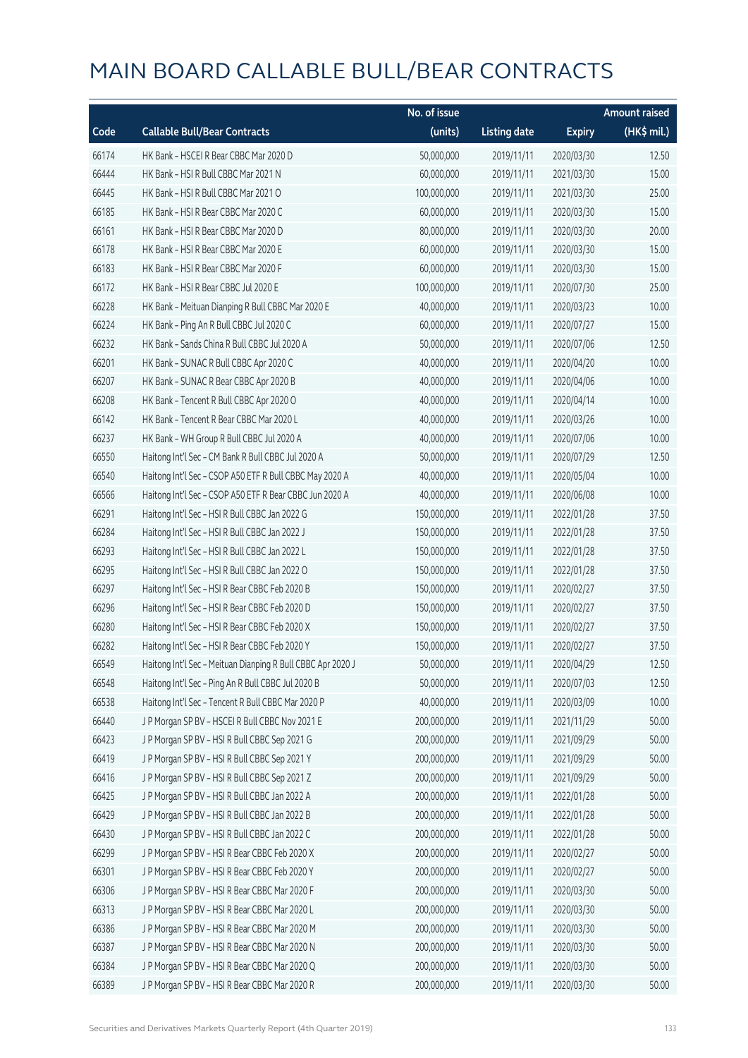# MAIN BOARD CALLABLE BULL/BEAR CONTRACTS

| Code | Callable Bull/Bear Contracts | No. of issue (units) | Listing date | Expiry | Amount raised (HK$ mil.) |
|---|---|---|---|---|---|
| 66174 | HK Bank – HSCEI R Bear CBBC Mar 2020 D | 50,000,000 | 2019/11/11 | 2020/03/30 | 12.50 |
| 66444 | HK Bank – HSI R Bull CBBC Mar 2021 N | 60,000,000 | 2019/11/11 | 2021/03/30 | 15.00 |
| 66445 | HK Bank – HSI R Bull CBBC Mar 2021 O | 100,000,000 | 2019/11/11 | 2021/03/30 | 25.00 |
| 66185 | HK Bank – HSI R Bear CBBC Mar 2020 C | 60,000,000 | 2019/11/11 | 2020/03/30 | 15.00 |
| 66161 | HK Bank – HSI R Bear CBBC Mar 2020 D | 80,000,000 | 2019/11/11 | 2020/03/30 | 20.00 |
| 66178 | HK Bank – HSI R Bear CBBC Mar 2020 E | 60,000,000 | 2019/11/11 | 2020/03/30 | 15.00 |
| 66183 | HK Bank – HSI R Bear CBBC Mar 2020 F | 60,000,000 | 2019/11/11 | 2020/03/30 | 15.00 |
| 66172 | HK Bank – HSI R Bear CBBC Jul 2020 E | 100,000,000 | 2019/11/11 | 2020/07/30 | 25.00 |
| 66228 | HK Bank – Meituan Dianping R Bull CBBC Mar 2020 E | 40,000,000 | 2019/11/11 | 2020/03/23 | 10.00 |
| 66224 | HK Bank – Ping An R Bull CBBC Jul 2020 C | 60,000,000 | 2019/11/11 | 2020/07/27 | 15.00 |
| 66232 | HK Bank – Sands China R Bull CBBC Jul 2020 A | 50,000,000 | 2019/11/11 | 2020/07/06 | 12.50 |
| 66201 | HK Bank – SUNAC R Bull CBBC Apr 2020 C | 40,000,000 | 2019/11/11 | 2020/04/20 | 10.00 |
| 66207 | HK Bank – SUNAC R Bear CBBC Apr 2020 B | 40,000,000 | 2019/11/11 | 2020/04/06 | 10.00 |
| 66208 | HK Bank – Tencent R Bull CBBC Apr 2020 O | 40,000,000 | 2019/11/11 | 2020/04/14 | 10.00 |
| 66142 | HK Bank – Tencent R Bear CBBC Mar 2020 L | 40,000,000 | 2019/11/11 | 2020/03/26 | 10.00 |
| 66237 | HK Bank – WH Group R Bull CBBC Jul 2020 A | 40,000,000 | 2019/11/11 | 2020/07/06 | 10.00 |
| 66550 | Haitong Int'l Sec – CM Bank R Bull CBBC Jul 2020 A | 50,000,000 | 2019/11/11 | 2020/07/29 | 12.50 |
| 66540 | Haitong Int'l Sec – CSOP A50 ETF R Bull CBBC May 2020 A | 40,000,000 | 2019/11/11 | 2020/05/04 | 10.00 |
| 66566 | Haitong Int'l Sec – CSOP A50 ETF R Bear CBBC Jun 2020 A | 40,000,000 | 2019/11/11 | 2020/06/08 | 10.00 |
| 66291 | Haitong Int'l Sec – HSI R Bull CBBC Jan 2022 G | 150,000,000 | 2019/11/11 | 2022/01/28 | 37.50 |
| 66284 | Haitong Int'l Sec – HSI R Bull CBBC Jan 2022 J | 150,000,000 | 2019/11/11 | 2022/01/28 | 37.50 |
| 66293 | Haitong Int'l Sec – HSI R Bull CBBC Jan 2022 L | 150,000,000 | 2019/11/11 | 2022/01/28 | 37.50 |
| 66295 | Haitong Int'l Sec – HSI R Bull CBBC Jan 2022 O | 150,000,000 | 2019/11/11 | 2022/01/28 | 37.50 |
| 66297 | Haitong Int'l Sec – HSI R Bear CBBC Feb 2020 B | 150,000,000 | 2019/11/11 | 2020/02/27 | 37.50 |
| 66296 | Haitong Int'l Sec – HSI R Bear CBBC Feb 2020 D | 150,000,000 | 2019/11/11 | 2020/02/27 | 37.50 |
| 66280 | Haitong Int'l Sec – HSI R Bear CBBC Feb 2020 X | 150,000,000 | 2019/11/11 | 2020/02/27 | 37.50 |
| 66282 | Haitong Int'l Sec – HSI R Bear CBBC Feb 2020 Y | 150,000,000 | 2019/11/11 | 2020/02/27 | 37.50 |
| 66549 | Haitong Int'l Sec – Meituan Dianping R Bull CBBC Apr 2020 J | 50,000,000 | 2019/11/11 | 2020/04/29 | 12.50 |
| 66548 | Haitong Int'l Sec – Ping An R Bull CBBC Jul 2020 B | 50,000,000 | 2019/11/11 | 2020/07/03 | 12.50 |
| 66538 | Haitong Int'l Sec – Tencent R Bull CBBC Mar 2020 P | 40,000,000 | 2019/11/11 | 2020/03/09 | 10.00 |
| 66440 | J P Morgan SP BV – HSCEI R Bull CBBC Nov 2021 E | 200,000,000 | 2019/11/11 | 2021/11/29 | 50.00 |
| 66423 | J P Morgan SP BV – HSI R Bull CBBC Sep 2021 G | 200,000,000 | 2019/11/11 | 2021/09/29 | 50.00 |
| 66419 | J P Morgan SP BV – HSI R Bull CBBC Sep 2021 Y | 200,000,000 | 2019/11/11 | 2021/09/29 | 50.00 |
| 66416 | J P Morgan SP BV – HSI R Bull CBBC Sep 2021 Z | 200,000,000 | 2019/11/11 | 2021/09/29 | 50.00 |
| 66425 | J P Morgan SP BV – HSI R Bull CBBC Jan 2022 A | 200,000,000 | 2019/11/11 | 2022/01/28 | 50.00 |
| 66429 | J P Morgan SP BV – HSI R Bull CBBC Jan 2022 B | 200,000,000 | 2019/11/11 | 2022/01/28 | 50.00 |
| 66430 | J P Morgan SP BV – HSI R Bull CBBC Jan 2022 C | 200,000,000 | 2019/11/11 | 2022/01/28 | 50.00 |
| 66299 | J P Morgan SP BV – HSI R Bear CBBC Feb 2020 X | 200,000,000 | 2019/11/11 | 2020/02/27 | 50.00 |
| 66301 | J P Morgan SP BV – HSI R Bear CBBC Feb 2020 Y | 200,000,000 | 2019/11/11 | 2020/02/27 | 50.00 |
| 66306 | J P Morgan SP BV – HSI R Bear CBBC Mar 2020 F | 200,000,000 | 2019/11/11 | 2020/03/30 | 50.00 |
| 66313 | J P Morgan SP BV – HSI R Bear CBBC Mar 2020 L | 200,000,000 | 2019/11/11 | 2020/03/30 | 50.00 |
| 66386 | J P Morgan SP BV – HSI R Bear CBBC Mar 2020 M | 200,000,000 | 2019/11/11 | 2020/03/30 | 50.00 |
| 66387 | J P Morgan SP BV – HSI R Bear CBBC Mar 2020 N | 200,000,000 | 2019/11/11 | 2020/03/30 | 50.00 |
| 66384 | J P Morgan SP BV – HSI R Bear CBBC Mar 2020 Q | 200,000,000 | 2019/11/11 | 2020/03/30 | 50.00 |
| 66389 | J P Morgan SP BV – HSI R Bear CBBC Mar 2020 R | 200,000,000 | 2019/11/11 | 2020/03/30 | 50.00 |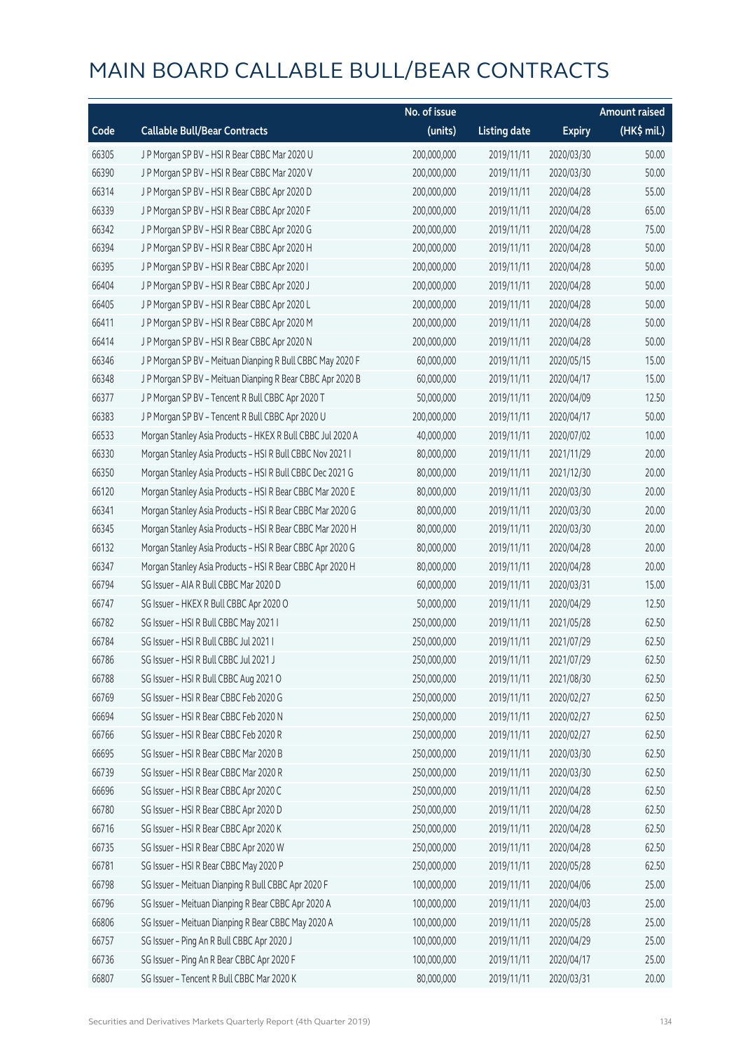# MAIN BOARD CALLABLE BULL/BEAR CONTRACTS

| Code | Callable Bull/Bear Contracts | No. of issue (units) | Listing date | Expiry | Amount raised (HK$ mil.) |
|---|---|---|---|---|---|
| 66305 | J P Morgan SP BV – HSI R Bear CBBC Mar 2020 U | 200,000,000 | 2019/11/11 | 2020/03/30 | 50.00 |
| 66390 | J P Morgan SP BV – HSI R Bear CBBC Mar 2020 V | 200,000,000 | 2019/11/11 | 2020/03/30 | 50.00 |
| 66314 | J P Morgan SP BV – HSI R Bear CBBC Apr 2020 D | 200,000,000 | 2019/11/11 | 2020/04/28 | 55.00 |
| 66339 | J P Morgan SP BV – HSI R Bear CBBC Apr 2020 F | 200,000,000 | 2019/11/11 | 2020/04/28 | 65.00 |
| 66342 | J P Morgan SP BV – HSI R Bear CBBC Apr 2020 G | 200,000,000 | 2019/11/11 | 2020/04/28 | 75.00 |
| 66394 | J P Morgan SP BV – HSI R Bear CBBC Apr 2020 H | 200,000,000 | 2019/11/11 | 2020/04/28 | 50.00 |
| 66395 | J P Morgan SP BV – HSI R Bear CBBC Apr 2020 I | 200,000,000 | 2019/11/11 | 2020/04/28 | 50.00 |
| 66404 | J P Morgan SP BV – HSI R Bear CBBC Apr 2020 J | 200,000,000 | 2019/11/11 | 2020/04/28 | 50.00 |
| 66405 | J P Morgan SP BV – HSI R Bear CBBC Apr 2020 L | 200,000,000 | 2019/11/11 | 2020/04/28 | 50.00 |
| 66411 | J P Morgan SP BV – HSI R Bear CBBC Apr 2020 M | 200,000,000 | 2019/11/11 | 2020/04/28 | 50.00 |
| 66414 | J P Morgan SP BV – HSI R Bear CBBC Apr 2020 N | 200,000,000 | 2019/11/11 | 2020/04/28 | 50.00 |
| 66346 | J P Morgan SP BV – Meituan Dianping R Bull CBBC May 2020 F | 60,000,000 | 2019/11/11 | 2020/05/15 | 15.00 |
| 66348 | J P Morgan SP BV – Meituan Dianping R Bear CBBC Apr 2020 B | 60,000,000 | 2019/11/11 | 2020/04/17 | 15.00 |
| 66377 | J P Morgan SP BV – Tencent R Bull CBBC Apr 2020 T | 50,000,000 | 2019/11/11 | 2020/04/09 | 12.50 |
| 66383 | J P Morgan SP BV – Tencent R Bull CBBC Apr 2020 U | 200,000,000 | 2019/11/11 | 2020/04/17 | 50.00 |
| 66533 | Morgan Stanley Asia Products – HKEX R Bull CBBC Jul 2020 A | 40,000,000 | 2019/11/11 | 2020/07/02 | 10.00 |
| 66330 | Morgan Stanley Asia Products – HSI R Bull CBBC Nov 2021 I | 80,000,000 | 2019/11/11 | 2021/11/29 | 20.00 |
| 66350 | Morgan Stanley Asia Products – HSI R Bull CBBC Dec 2021 G | 80,000,000 | 2019/11/11 | 2021/12/30 | 20.00 |
| 66120 | Morgan Stanley Asia Products – HSI R Bear CBBC Mar 2020 E | 80,000,000 | 2019/11/11 | 2020/03/30 | 20.00 |
| 66341 | Morgan Stanley Asia Products – HSI R Bear CBBC Mar 2020 G | 80,000,000 | 2019/11/11 | 2020/03/30 | 20.00 |
| 66345 | Morgan Stanley Asia Products – HSI R Bear CBBC Mar 2020 H | 80,000,000 | 2019/11/11 | 2020/03/30 | 20.00 |
| 66132 | Morgan Stanley Asia Products – HSI R Bear CBBC Apr 2020 G | 80,000,000 | 2019/11/11 | 2020/04/28 | 20.00 |
| 66347 | Morgan Stanley Asia Products – HSI R Bear CBBC Apr 2020 H | 80,000,000 | 2019/11/11 | 2020/04/28 | 20.00 |
| 66794 | SG Issuer – AIA R Bull CBBC Mar 2020 D | 60,000,000 | 2019/11/11 | 2020/03/31 | 15.00 |
| 66747 | SG Issuer – HKEX R Bull CBBC Apr 2020 O | 50,000,000 | 2019/11/11 | 2020/04/29 | 12.50 |
| 66782 | SG Issuer – HSI R Bull CBBC May 2021 I | 250,000,000 | 2019/11/11 | 2021/05/28 | 62.50 |
| 66784 | SG Issuer – HSI R Bull CBBC Jul 2021 I | 250,000,000 | 2019/11/11 | 2021/07/29 | 62.50 |
| 66786 | SG Issuer – HSI R Bull CBBC Jul 2021 J | 250,000,000 | 2019/11/11 | 2021/07/29 | 62.50 |
| 66788 | SG Issuer – HSI R Bull CBBC Aug 2021 O | 250,000,000 | 2019/11/11 | 2021/08/30 | 62.50 |
| 66769 | SG Issuer – HSI R Bear CBBC Feb 2020 G | 250,000,000 | 2019/11/11 | 2020/02/27 | 62.50 |
| 66694 | SG Issuer – HSI R Bear CBBC Feb 2020 N | 250,000,000 | 2019/11/11 | 2020/02/27 | 62.50 |
| 66766 | SG Issuer – HSI R Bear CBBC Feb 2020 R | 250,000,000 | 2019/11/11 | 2020/02/27 | 62.50 |
| 66695 | SG Issuer – HSI R Bear CBBC Mar 2020 B | 250,000,000 | 2019/11/11 | 2020/03/30 | 62.50 |
| 66739 | SG Issuer – HSI R Bear CBBC Mar 2020 R | 250,000,000 | 2019/11/11 | 2020/03/30 | 62.50 |
| 66696 | SG Issuer – HSI R Bear CBBC Apr 2020 C | 250,000,000 | 2019/11/11 | 2020/04/28 | 62.50 |
| 66780 | SG Issuer – HSI R Bear CBBC Apr 2020 D | 250,000,000 | 2019/11/11 | 2020/04/28 | 62.50 |
| 66716 | SG Issuer – HSI R Bear CBBC Apr 2020 K | 250,000,000 | 2019/11/11 | 2020/04/28 | 62.50 |
| 66735 | SG Issuer – HSI R Bear CBBC Apr 2020 W | 250,000,000 | 2019/11/11 | 2020/04/28 | 62.50 |
| 66781 | SG Issuer – HSI R Bear CBBC May 2020 P | 250,000,000 | 2019/11/11 | 2020/05/28 | 62.50 |
| 66798 | SG Issuer – Meituan Dianping R Bull CBBC Apr 2020 F | 100,000,000 | 2019/11/11 | 2020/04/06 | 25.00 |
| 66796 | SG Issuer – Meituan Dianping R Bear CBBC Apr 2020 A | 100,000,000 | 2019/11/11 | 2020/04/03 | 25.00 |
| 66806 | SG Issuer – Meituan Dianping R Bear CBBC May 2020 A | 100,000,000 | 2019/11/11 | 2020/05/28 | 25.00 |
| 66757 | SG Issuer – Ping An R Bull CBBC Apr 2020 J | 100,000,000 | 2019/11/11 | 2020/04/29 | 25.00 |
| 66736 | SG Issuer – Ping An R Bear CBBC Apr 2020 F | 100,000,000 | 2019/11/11 | 2020/04/17 | 25.00 |
| 66807 | SG Issuer – Tencent R Bull CBBC Mar 2020 K | 80,000,000 | 2019/11/11 | 2020/03/31 | 20.00 |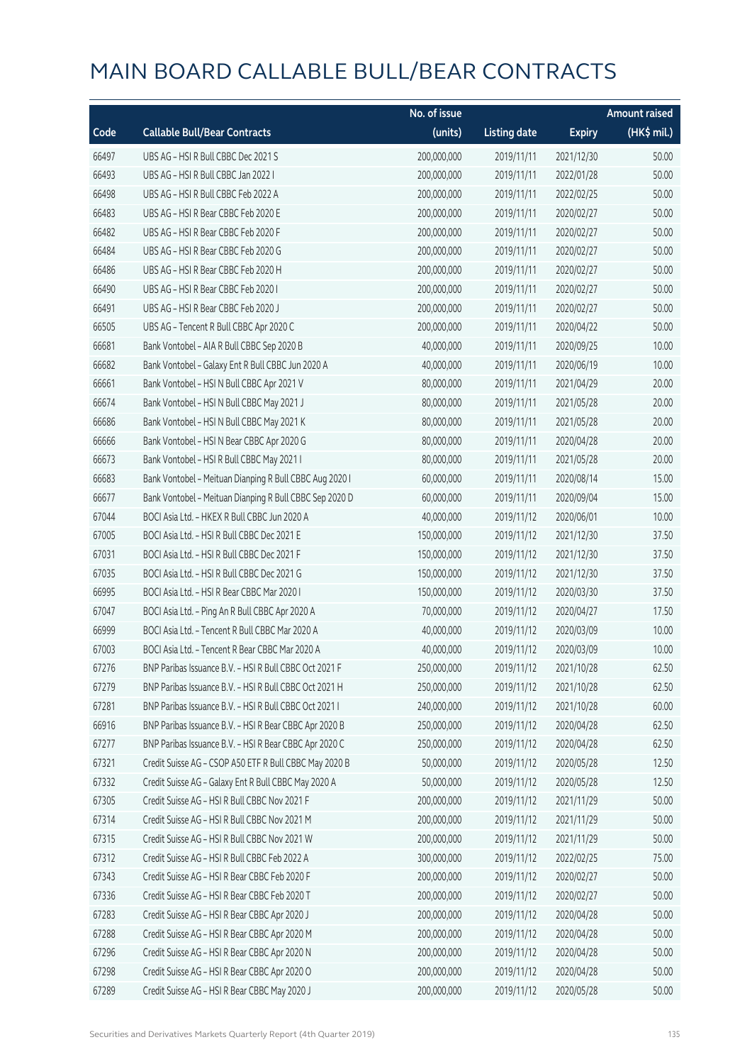# MAIN BOARD CALLABLE BULL/BEAR CONTRACTS

| Code | Callable Bull/Bear Contracts | No. of issue (units) | Listing date | Expiry | Amount raised (HK$ mil.) |
|---|---|---|---|---|---|
| 66497 | UBS AG - HSI R Bull CBBC Dec 2021 S | 200,000,000 | 2019/11/11 | 2021/12/30 | 50.00 |
| 66493 | UBS AG - HSI R Bull CBBC Jan 2022 I | 200,000,000 | 2019/11/11 | 2022/01/28 | 50.00 |
| 66498 | UBS AG - HSI R Bull CBBC Feb 2022 A | 200,000,000 | 2019/11/11 | 2022/02/25 | 50.00 |
| 66483 | UBS AG - HSI R Bear CBBC Feb 2020 E | 200,000,000 | 2019/11/11 | 2020/02/27 | 50.00 |
| 66482 | UBS AG - HSI R Bear CBBC Feb 2020 F | 200,000,000 | 2019/11/11 | 2020/02/27 | 50.00 |
| 66484 | UBS AG - HSI R Bear CBBC Feb 2020 G | 200,000,000 | 2019/11/11 | 2020/02/27 | 50.00 |
| 66486 | UBS AG - HSI R Bear CBBC Feb 2020 H | 200,000,000 | 2019/11/11 | 2020/02/27 | 50.00 |
| 66490 | UBS AG - HSI R Bear CBBC Feb 2020 I | 200,000,000 | 2019/11/11 | 2020/02/27 | 50.00 |
| 66491 | UBS AG - HSI R Bear CBBC Feb 2020 J | 200,000,000 | 2019/11/11 | 2020/02/27 | 50.00 |
| 66505 | UBS AG - Tencent R Bull CBBC Apr 2020 C | 200,000,000 | 2019/11/11 | 2020/04/22 | 50.00 |
| 66681 | Bank Vontobel - AIA R Bull CBBC Sep 2020 B | 40,000,000 | 2019/11/11 | 2020/09/25 | 10.00 |
| 66682 | Bank Vontobel - Galaxy Ent R Bull CBBC Jun 2020 A | 40,000,000 | 2019/11/11 | 2020/06/19 | 10.00 |
| 66661 | Bank Vontobel - HSI N Bull CBBC Apr 2021 V | 80,000,000 | 2019/11/11 | 2021/04/29 | 20.00 |
| 66674 | Bank Vontobel - HSI N Bull CBBC May 2021 J | 80,000,000 | 2019/11/11 | 2021/05/28 | 20.00 |
| 66686 | Bank Vontobel - HSI N Bull CBBC May 2021 K | 80,000,000 | 2019/11/11 | 2021/05/28 | 20.00 |
| 66666 | Bank Vontobel - HSI N Bear CBBC Apr 2020 G | 80,000,000 | 2019/11/11 | 2020/04/28 | 20.00 |
| 66673 | Bank Vontobel - HSI R Bull CBBC May 2021 I | 80,000,000 | 2019/11/11 | 2021/05/28 | 20.00 |
| 66683 | Bank Vontobel - Meituan Dianping R Bull CBBC Aug 2020 I | 60,000,000 | 2019/11/11 | 2020/08/14 | 15.00 |
| 66677 | Bank Vontobel - Meituan Dianping R Bull CBBC Sep 2020 D | 60,000,000 | 2019/11/11 | 2020/09/04 | 15.00 |
| 67044 | BOCI Asia Ltd. - HKEX R Bull CBBC Jun 2020 A | 40,000,000 | 2019/11/12 | 2020/06/01 | 10.00 |
| 67005 | BOCI Asia Ltd. - HSI R Bull CBBC Dec 2021 E | 150,000,000 | 2019/11/12 | 2021/12/30 | 37.50 |
| 67031 | BOCI Asia Ltd. - HSI R Bull CBBC Dec 2021 F | 150,000,000 | 2019/11/12 | 2021/12/30 | 37.50 |
| 67035 | BOCI Asia Ltd. - HSI R Bull CBBC Dec 2021 G | 150,000,000 | 2019/11/12 | 2021/12/30 | 37.50 |
| 66995 | BOCI Asia Ltd. - HSI R Bear CBBC Mar 2020 I | 150,000,000 | 2019/11/12 | 2020/03/30 | 37.50 |
| 67047 | BOCI Asia Ltd. - Ping An R Bull CBBC Apr 2020 A | 70,000,000 | 2019/11/12 | 2020/04/27 | 17.50 |
| 66999 | BOCI Asia Ltd. - Tencent R Bull CBBC Mar 2020 A | 40,000,000 | 2019/11/12 | 2020/03/09 | 10.00 |
| 67003 | BOCI Asia Ltd. - Tencent R Bear CBBC Mar 2020 A | 40,000,000 | 2019/11/12 | 2020/03/09 | 10.00 |
| 67276 | BNP Paribas Issuance B.V. - HSI R Bull CBBC Oct 2021 F | 250,000,000 | 2019/11/12 | 2021/10/28 | 62.50 |
| 67279 | BNP Paribas Issuance B.V. - HSI R Bull CBBC Oct 2021 H | 250,000,000 | 2019/11/12 | 2021/10/28 | 62.50 |
| 67281 | BNP Paribas Issuance B.V. - HSI R Bull CBBC Oct 2021 I | 240,000,000 | 2019/11/12 | 2021/10/28 | 60.00 |
| 66916 | BNP Paribas Issuance B.V. - HSI R Bear CBBC Apr 2020 B | 250,000,000 | 2019/11/12 | 2020/04/28 | 62.50 |
| 67277 | BNP Paribas Issuance B.V. - HSI R Bear CBBC Apr 2020 C | 250,000,000 | 2019/11/12 | 2020/04/28 | 62.50 |
| 67321 | Credit Suisse AG - CSOP A50 ETF R Bull CBBC May 2020 B | 50,000,000 | 2019/11/12 | 2020/05/28 | 12.50 |
| 67332 | Credit Suisse AG - Galaxy Ent R Bull CBBC May 2020 A | 50,000,000 | 2019/11/12 | 2020/05/28 | 12.50 |
| 67305 | Credit Suisse AG - HSI R Bull CBBC Nov 2021 F | 200,000,000 | 2019/11/12 | 2021/11/29 | 50.00 |
| 67314 | Credit Suisse AG - HSI R Bull CBBC Nov 2021 M | 200,000,000 | 2019/11/12 | 2021/11/29 | 50.00 |
| 67315 | Credit Suisse AG - HSI R Bull CBBC Nov 2021 W | 200,000,000 | 2019/11/12 | 2021/11/29 | 50.00 |
| 67312 | Credit Suisse AG - HSI R Bull CBBC Feb 2022 A | 300,000,000 | 2019/11/12 | 2022/02/25 | 75.00 |
| 67343 | Credit Suisse AG - HSI R Bear CBBC Feb 2020 F | 200,000,000 | 2019/11/12 | 2020/02/27 | 50.00 |
| 67336 | Credit Suisse AG - HSI R Bear CBBC Feb 2020 T | 200,000,000 | 2019/11/12 | 2020/02/27 | 50.00 |
| 67283 | Credit Suisse AG - HSI R Bear CBBC Apr 2020 J | 200,000,000 | 2019/11/12 | 2020/04/28 | 50.00 |
| 67288 | Credit Suisse AG - HSI R Bear CBBC Apr 2020 M | 200,000,000 | 2019/11/12 | 2020/04/28 | 50.00 |
| 67296 | Credit Suisse AG - HSI R Bear CBBC Apr 2020 N | 200,000,000 | 2019/11/12 | 2020/04/28 | 50.00 |
| 67298 | Credit Suisse AG - HSI R Bear CBBC Apr 2020 O | 200,000,000 | 2019/11/12 | 2020/04/28 | 50.00 |
| 67289 | Credit Suisse AG - HSI R Bear CBBC May 2020 J | 200,000,000 | 2019/11/12 | 2020/05/28 | 50.00 |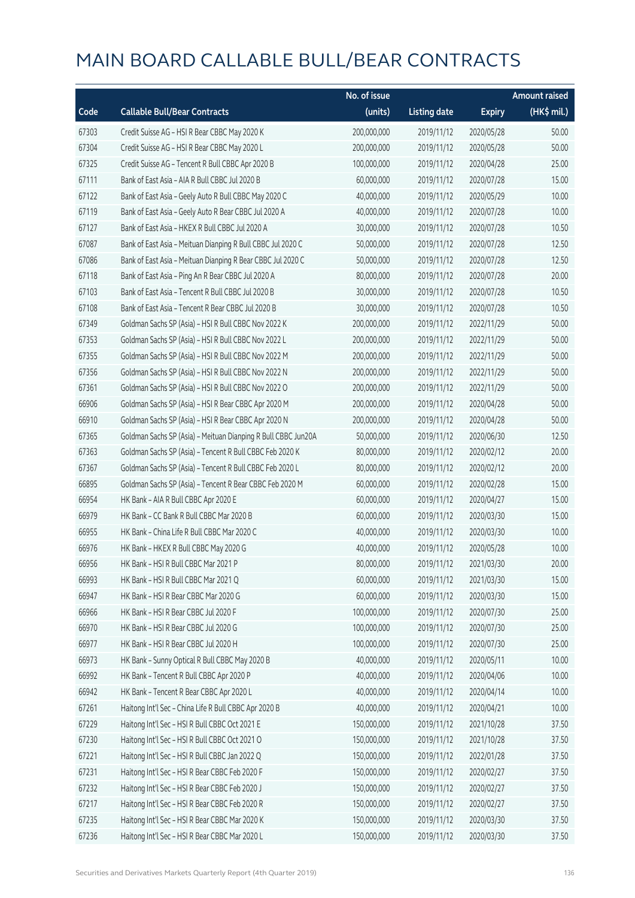# MAIN BOARD CALLABLE BULL/BEAR CONTRACTS

| Code | Callable Bull/Bear Contracts | No. of issue (units) | Listing date | Expiry | Amount raised (HK$ mil.) |
|---|---|---|---|---|---|
| 67303 | Credit Suisse AG – HSI R Bear CBBC May 2020 K | 200,000,000 | 2019/11/12 | 2020/05/28 | 50.00 |
| 67304 | Credit Suisse AG – HSI R Bear CBBC May 2020 L | 200,000,000 | 2019/11/12 | 2020/05/28 | 50.00 |
| 67325 | Credit Suisse AG – Tencent R Bull CBBC Apr 2020 B | 100,000,000 | 2019/11/12 | 2020/04/28 | 25.00 |
| 67111 | Bank of East Asia – AIA R Bull CBBC Jul 2020 B | 60,000,000 | 2019/11/12 | 2020/07/28 | 15.00 |
| 67122 | Bank of East Asia – Geely Auto R Bull CBBC May 2020 C | 40,000,000 | 2019/11/12 | 2020/05/29 | 10.00 |
| 67119 | Bank of East Asia – Geely Auto R Bear CBBC Jul 2020 A | 40,000,000 | 2019/11/12 | 2020/07/28 | 10.00 |
| 67127 | Bank of East Asia – HKEX R Bull CBBC Jul 2020 A | 30,000,000 | 2019/11/12 | 2020/07/28 | 10.50 |
| 67087 | Bank of East Asia – Meituan Dianping R Bull CBBC Jul 2020 C | 50,000,000 | 2019/11/12 | 2020/07/28 | 12.50 |
| 67086 | Bank of East Asia – Meituan Dianping R Bear CBBC Jul 2020 C | 50,000,000 | 2019/11/12 | 2020/07/28 | 12.50 |
| 67118 | Bank of East Asia – Ping An R Bear CBBC Jul 2020 A | 80,000,000 | 2019/11/12 | 2020/07/28 | 20.00 |
| 67103 | Bank of East Asia – Tencent R Bull CBBC Jul 2020 B | 30,000,000 | 2019/11/12 | 2020/07/28 | 10.50 |
| 67108 | Bank of East Asia – Tencent R Bear CBBC Jul 2020 B | 30,000,000 | 2019/11/12 | 2020/07/28 | 10.50 |
| 67349 | Goldman Sachs SP (Asia) – HSI R Bull CBBC Nov 2022 K | 200,000,000 | 2019/11/12 | 2022/11/29 | 50.00 |
| 67353 | Goldman Sachs SP (Asia) – HSI R Bull CBBC Nov 2022 L | 200,000,000 | 2019/11/12 | 2022/11/29 | 50.00 |
| 67355 | Goldman Sachs SP (Asia) – HSI R Bull CBBC Nov 2022 M | 200,000,000 | 2019/11/12 | 2022/11/29 | 50.00 |
| 67356 | Goldman Sachs SP (Asia) – HSI R Bull CBBC Nov 2022 N | 200,000,000 | 2019/11/12 | 2022/11/29 | 50.00 |
| 67361 | Goldman Sachs SP (Asia) – HSI R Bull CBBC Nov 2022 O | 200,000,000 | 2019/11/12 | 2022/11/29 | 50.00 |
| 66906 | Goldman Sachs SP (Asia) – HSI R Bear CBBC Apr 2020 M | 200,000,000 | 2019/11/12 | 2020/04/28 | 50.00 |
| 66910 | Goldman Sachs SP (Asia) – HSI R Bear CBBC Apr 2020 N | 200,000,000 | 2019/11/12 | 2020/04/28 | 50.00 |
| 67365 | Goldman Sachs SP (Asia) – Meituan Dianping R Bull CBBC Jun20A | 50,000,000 | 2019/11/12 | 2020/06/30 | 12.50 |
| 67363 | Goldman Sachs SP (Asia) – Tencent R Bull CBBC Feb 2020 K | 80,000,000 | 2019/11/12 | 2020/02/12 | 20.00 |
| 67367 | Goldman Sachs SP (Asia) – Tencent R Bull CBBC Feb 2020 L | 80,000,000 | 2019/11/12 | 2020/02/12 | 20.00 |
| 66895 | Goldman Sachs SP (Asia) – Tencent R Bear CBBC Feb 2020 M | 60,000,000 | 2019/11/12 | 2020/02/28 | 15.00 |
| 66954 | HK Bank – AIA R Bull CBBC Apr 2020 E | 60,000,000 | 2019/11/12 | 2020/04/27 | 15.00 |
| 66979 | HK Bank – CC Bank R Bull CBBC Mar 2020 B | 60,000,000 | 2019/11/12 | 2020/03/30 | 15.00 |
| 66955 | HK Bank – China Life R Bull CBBC Mar 2020 C | 40,000,000 | 2019/11/12 | 2020/03/30 | 10.00 |
| 66976 | HK Bank – HKEX R Bull CBBC May 2020 G | 40,000,000 | 2019/11/12 | 2020/05/28 | 10.00 |
| 66956 | HK Bank – HSI R Bull CBBC Mar 2021 P | 80,000,000 | 2019/11/12 | 2021/03/30 | 20.00 |
| 66993 | HK Bank – HSI R Bull CBBC Mar 2021 Q | 60,000,000 | 2019/11/12 | 2021/03/30 | 15.00 |
| 66947 | HK Bank – HSI R Bear CBBC Mar 2020 G | 60,000,000 | 2019/11/12 | 2020/03/30 | 15.00 |
| 66966 | HK Bank – HSI R Bear CBBC Jul 2020 F | 100,000,000 | 2019/11/12 | 2020/07/30 | 25.00 |
| 66970 | HK Bank – HSI R Bear CBBC Jul 2020 G | 100,000,000 | 2019/11/12 | 2020/07/30 | 25.00 |
| 66977 | HK Bank – HSI R Bear CBBC Jul 2020 H | 100,000,000 | 2019/11/12 | 2020/07/30 | 25.00 |
| 66973 | HK Bank – Sunny Optical R Bull CBBC May 2020 B | 40,000,000 | 2019/11/12 | 2020/05/11 | 10.00 |
| 66992 | HK Bank – Tencent R Bull CBBC Apr 2020 P | 40,000,000 | 2019/11/12 | 2020/04/06 | 10.00 |
| 66942 | HK Bank – Tencent R Bear CBBC Apr 2020 L | 40,000,000 | 2019/11/12 | 2020/04/14 | 10.00 |
| 67261 | Haitong Int'l Sec – China Life R Bull CBBC Apr 2020 B | 40,000,000 | 2019/11/12 | 2020/04/21 | 10.00 |
| 67229 | Haitong Int'l Sec – HSI R Bull CBBC Oct 2021 E | 150,000,000 | 2019/11/12 | 2021/10/28 | 37.50 |
| 67230 | Haitong Int'l Sec – HSI R Bull CBBC Oct 2021 O | 150,000,000 | 2019/11/12 | 2021/10/28 | 37.50 |
| 67221 | Haitong Int'l Sec – HSI R Bull CBBC Jan 2022 Q | 150,000,000 | 2019/11/12 | 2022/01/28 | 37.50 |
| 67231 | Haitong Int'l Sec – HSI R Bear CBBC Feb 2020 F | 150,000,000 | 2019/11/12 | 2020/02/27 | 37.50 |
| 67232 | Haitong Int'l Sec – HSI R Bear CBBC Feb 2020 J | 150,000,000 | 2019/11/12 | 2020/02/27 | 37.50 |
| 67217 | Haitong Int'l Sec – HSI R Bear CBBC Feb 2020 R | 150,000,000 | 2019/11/12 | 2020/02/27 | 37.50 |
| 67235 | Haitong Int'l Sec – HSI R Bear CBBC Mar 2020 K | 150,000,000 | 2019/11/12 | 2020/03/30 | 37.50 |
| 67236 | Haitong Int'l Sec – HSI R Bear CBBC Mar 2020 L | 150,000,000 | 2019/11/12 | 2020/03/30 | 37.50 |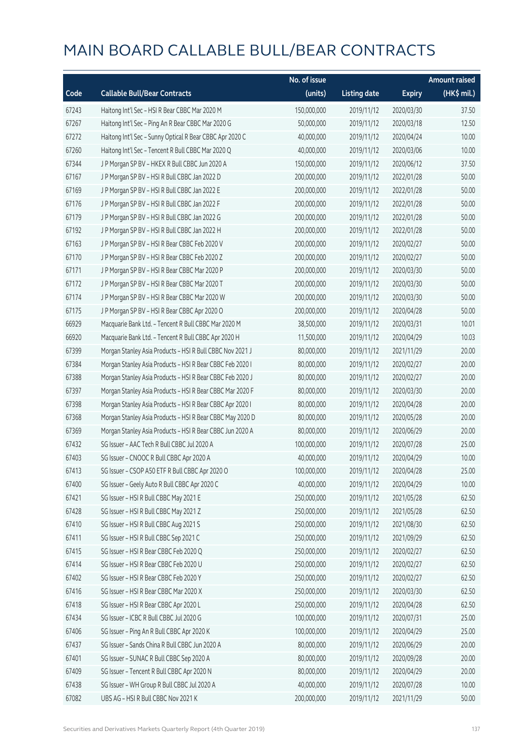# MAIN BOARD CALLABLE BULL/BEAR CONTRACTS

| Code | Callable Bull/Bear Contracts | No. of issue (units) | Listing date | Expiry | Amount raised (HK$ mil.) |
|---|---|---|---|---|---|
| 67243 | Haitong Int'l Sec – HSI R Bear CBBC Mar 2020 M | 150,000,000 | 2019/11/12 | 2020/03/30 | 37.50 |
| 67267 | Haitong Int'l Sec – Ping An R Bear CBBC Mar 2020 G | 50,000,000 | 2019/11/12 | 2020/03/18 | 12.50 |
| 67272 | Haitong Int'l Sec – Sunny Optical R Bear CBBC Apr 2020 C | 40,000,000 | 2019/11/12 | 2020/04/24 | 10.00 |
| 67260 | Haitong Int'l Sec – Tencent R Bull CBBC Mar 2020 Q | 40,000,000 | 2019/11/12 | 2020/03/06 | 10.00 |
| 67344 | J P Morgan SP BV – HKEX R Bull CBBC Jun 2020 A | 150,000,000 | 2019/11/12 | 2020/06/12 | 37.50 |
| 67167 | J P Morgan SP BV – HSI R Bull CBBC Jan 2022 D | 200,000,000 | 2019/11/12 | 2022/01/28 | 50.00 |
| 67169 | J P Morgan SP BV – HSI R Bull CBBC Jan 2022 E | 200,000,000 | 2019/11/12 | 2022/01/28 | 50.00 |
| 67176 | J P Morgan SP BV – HSI R Bull CBBC Jan 2022 F | 200,000,000 | 2019/11/12 | 2022/01/28 | 50.00 |
| 67179 | J P Morgan SP BV – HSI R Bull CBBC Jan 2022 G | 200,000,000 | 2019/11/12 | 2022/01/28 | 50.00 |
| 67192 | J P Morgan SP BV – HSI R Bull CBBC Jan 2022 H | 200,000,000 | 2019/11/12 | 2022/01/28 | 50.00 |
| 67163 | J P Morgan SP BV – HSI R Bear CBBC Feb 2020 V | 200,000,000 | 2019/11/12 | 2020/02/27 | 50.00 |
| 67170 | J P Morgan SP BV – HSI R Bear CBBC Feb 2020 Z | 200,000,000 | 2019/11/12 | 2020/02/27 | 50.00 |
| 67171 | J P Morgan SP BV – HSI R Bear CBBC Mar 2020 P | 200,000,000 | 2019/11/12 | 2020/03/30 | 50.00 |
| 67172 | J P Morgan SP BV – HSI R Bear CBBC Mar 2020 T | 200,000,000 | 2019/11/12 | 2020/03/30 | 50.00 |
| 67174 | J P Morgan SP BV – HSI R Bear CBBC Mar 2020 W | 200,000,000 | 2019/11/12 | 2020/03/30 | 50.00 |
| 67175 | J P Morgan SP BV – HSI R Bear CBBC Apr 2020 O | 200,000,000 | 2019/11/12 | 2020/04/28 | 50.00 |
| 66929 | Macquarie Bank Ltd. – Tencent R Bull CBBC Mar 2020 M | 38,500,000 | 2019/11/12 | 2020/03/31 | 10.01 |
| 66920 | Macquarie Bank Ltd. – Tencent R Bull CBBC Apr 2020 H | 11,500,000 | 2019/11/12 | 2020/04/29 | 10.03 |
| 67399 | Morgan Stanley Asia Products – HSI R Bull CBBC Nov 2021 J | 80,000,000 | 2019/11/12 | 2021/11/29 | 20.00 |
| 67384 | Morgan Stanley Asia Products – HSI R Bear CBBC Feb 2020 I | 80,000,000 | 2019/11/12 | 2020/02/27 | 20.00 |
| 67388 | Morgan Stanley Asia Products – HSI R Bear CBBC Feb 2020 J | 80,000,000 | 2019/11/12 | 2020/02/27 | 20.00 |
| 67397 | Morgan Stanley Asia Products – HSI R Bear CBBC Mar 2020 F | 80,000,000 | 2019/11/12 | 2020/03/30 | 20.00 |
| 67398 | Morgan Stanley Asia Products – HSI R Bear CBBC Apr 2020 I | 80,000,000 | 2019/11/12 | 2020/04/28 | 20.00 |
| 67368 | Morgan Stanley Asia Products – HSI R Bear CBBC May 2020 D | 80,000,000 | 2019/11/12 | 2020/05/28 | 20.00 |
| 67369 | Morgan Stanley Asia Products – HSI R Bear CBBC Jun 2020 A | 80,000,000 | 2019/11/12 | 2020/06/29 | 20.00 |
| 67432 | SG Issuer – AAC Tech R Bull CBBC Jul 2020 A | 100,000,000 | 2019/11/12 | 2020/07/28 | 25.00 |
| 67403 | SG Issuer – CNOOC R Bull CBBC Apr 2020 A | 40,000,000 | 2019/11/12 | 2020/04/29 | 10.00 |
| 67413 | SG Issuer – CSOP A50 ETF R Bull CBBC Apr 2020 O | 100,000,000 | 2019/11/12 | 2020/04/28 | 25.00 |
| 67400 | SG Issuer – Geely Auto R Bull CBBC Apr 2020 C | 40,000,000 | 2019/11/12 | 2020/04/29 | 10.00 |
| 67421 | SG Issuer – HSI R Bull CBBC May 2021 E | 250,000,000 | 2019/11/12 | 2021/05/28 | 62.50 |
| 67428 | SG Issuer – HSI R Bull CBBC May 2021 Z | 250,000,000 | 2019/11/12 | 2021/05/28 | 62.50 |
| 67410 | SG Issuer – HSI R Bull CBBC Aug 2021 S | 250,000,000 | 2019/11/12 | 2021/08/30 | 62.50 |
| 67411 | SG Issuer – HSI R Bull CBBC Sep 2021 C | 250,000,000 | 2019/11/12 | 2021/09/29 | 62.50 |
| 67415 | SG Issuer – HSI R Bear CBBC Feb 2020 Q | 250,000,000 | 2019/11/12 | 2020/02/27 | 62.50 |
| 67414 | SG Issuer – HSI R Bear CBBC Feb 2020 U | 250,000,000 | 2019/11/12 | 2020/02/27 | 62.50 |
| 67402 | SG Issuer – HSI R Bear CBBC Feb 2020 Y | 250,000,000 | 2019/11/12 | 2020/02/27 | 62.50 |
| 67416 | SG Issuer – HSI R Bear CBBC Mar 2020 X | 250,000,000 | 2019/11/12 | 2020/03/30 | 62.50 |
| 67418 | SG Issuer – HSI R Bear CBBC Apr 2020 L | 250,000,000 | 2019/11/12 | 2020/04/28 | 62.50 |
| 67434 | SG Issuer – ICBC R Bull CBBC Jul 2020 G | 100,000,000 | 2019/11/12 | 2020/07/31 | 25.00 |
| 67406 | SG Issuer – Ping An R Bull CBBC Apr 2020 K | 100,000,000 | 2019/11/12 | 2020/04/29 | 25.00 |
| 67437 | SG Issuer – Sands China R Bull CBBC Jun 2020 A | 80,000,000 | 2019/11/12 | 2020/06/29 | 20.00 |
| 67401 | SG Issuer – SUNAC R Bull CBBC Sep 2020 A | 80,000,000 | 2019/11/12 | 2020/09/28 | 20.00 |
| 67409 | SG Issuer – Tencent R Bull CBBC Apr 2020 N | 80,000,000 | 2019/11/12 | 2020/04/29 | 20.00 |
| 67438 | SG Issuer – WH Group R Bull CBBC Jul 2020 A | 40,000,000 | 2019/11/12 | 2020/07/28 | 10.00 |
| 67082 | UBS AG – HSI R Bull CBBC Nov 2021 K | 200,000,000 | 2019/11/12 | 2021/11/29 | 50.00 |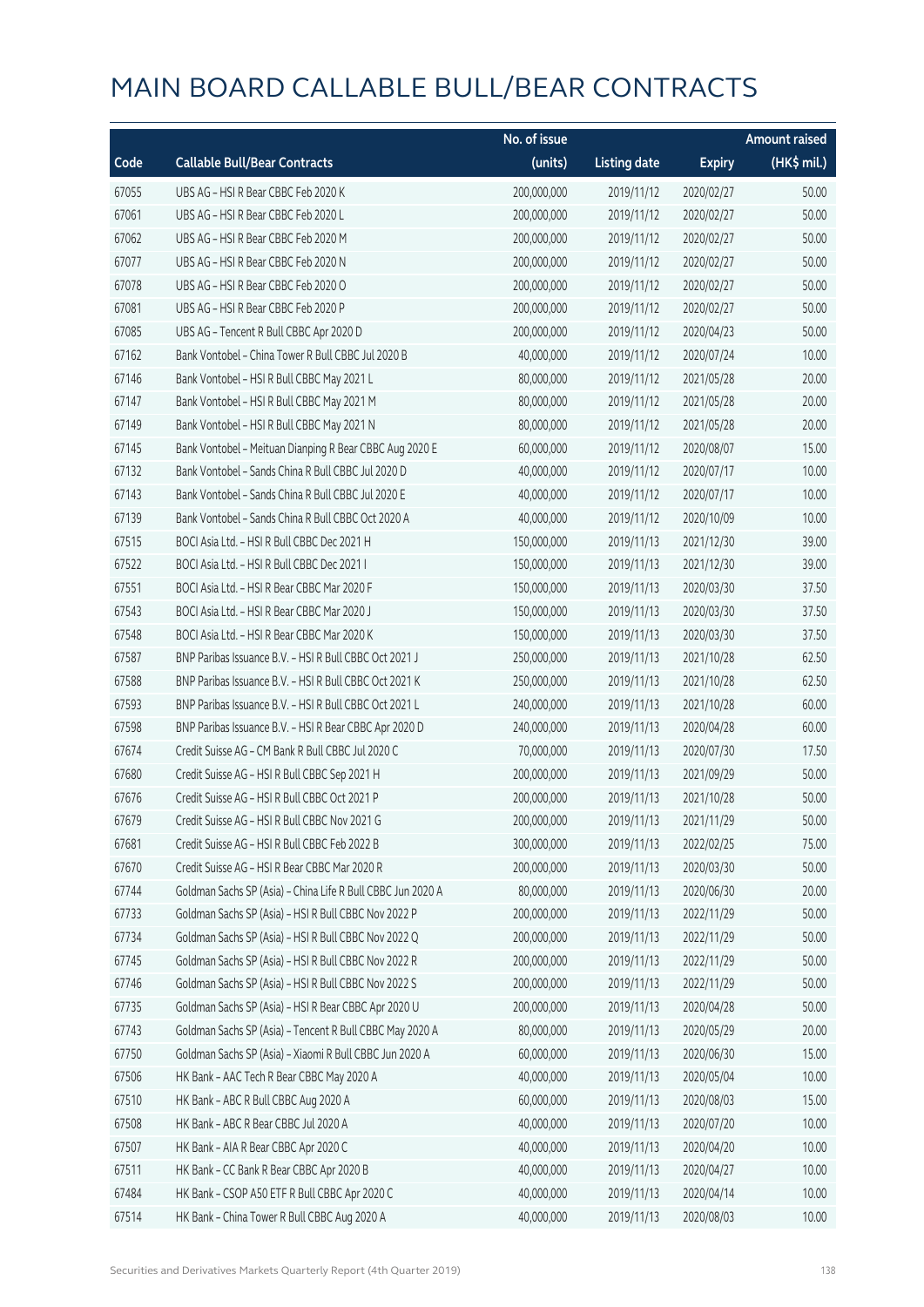# MAIN BOARD CALLABLE BULL/BEAR CONTRACTS

| Code | Callable Bull/Bear Contracts | No. of issue (units) | Listing date | Expiry | Amount raised (HK$ mil.) |
|---|---|---|---|---|---|
| 67055 | UBS AG – HSI R Bear CBBC Feb 2020 K | 200,000,000 | 2019/11/12 | 2020/02/27 | 50.00 |
| 67061 | UBS AG – HSI R Bear CBBC Feb 2020 L | 200,000,000 | 2019/11/12 | 2020/02/27 | 50.00 |
| 67062 | UBS AG – HSI R Bear CBBC Feb 2020 M | 200,000,000 | 2019/11/12 | 2020/02/27 | 50.00 |
| 67077 | UBS AG – HSI R Bear CBBC Feb 2020 N | 200,000,000 | 2019/11/12 | 2020/02/27 | 50.00 |
| 67078 | UBS AG – HSI R Bear CBBC Feb 2020 O | 200,000,000 | 2019/11/12 | 2020/02/27 | 50.00 |
| 67081 | UBS AG – HSI R Bear CBBC Feb 2020 P | 200,000,000 | 2019/11/12 | 2020/02/27 | 50.00 |
| 67085 | UBS AG – Tencent R Bull CBBC Apr 2020 D | 200,000,000 | 2019/11/12 | 2020/04/23 | 50.00 |
| 67162 | Bank Vontobel – China Tower R Bull CBBC Jul 2020 B | 40,000,000 | 2019/11/12 | 2020/07/24 | 10.00 |
| 67146 | Bank Vontobel – HSI R Bull CBBC May 2021 L | 80,000,000 | 2019/11/12 | 2021/05/28 | 20.00 |
| 67147 | Bank Vontobel – HSI R Bull CBBC May 2021 M | 80,000,000 | 2019/11/12 | 2021/05/28 | 20.00 |
| 67149 | Bank Vontobel – HSI R Bull CBBC May 2021 N | 80,000,000 | 2019/11/12 | 2021/05/28 | 20.00 |
| 67145 | Bank Vontobel – Meituan Dianping R Bear CBBC Aug 2020 E | 60,000,000 | 2019/11/12 | 2020/08/07 | 15.00 |
| 67132 | Bank Vontobel – Sands China R Bull CBBC Jul 2020 D | 40,000,000 | 2019/11/12 | 2020/07/17 | 10.00 |
| 67143 | Bank Vontobel – Sands China R Bull CBBC Jul 2020 E | 40,000,000 | 2019/11/12 | 2020/07/17 | 10.00 |
| 67139 | Bank Vontobel – Sands China R Bull CBBC Oct 2020 A | 40,000,000 | 2019/11/12 | 2020/10/09 | 10.00 |
| 67515 | BOCI Asia Ltd. – HSI R Bull CBBC Dec 2021 H | 150,000,000 | 2019/11/13 | 2021/12/30 | 39.00 |
| 67522 | BOCI Asia Ltd. – HSI R Bull CBBC Dec 2021 I | 150,000,000 | 2019/11/13 | 2021/12/30 | 39.00 |
| 67551 | BOCI Asia Ltd. – HSI R Bear CBBC Mar 2020 F | 150,000,000 | 2019/11/13 | 2020/03/30 | 37.50 |
| 67543 | BOCI Asia Ltd. – HSI R Bear CBBC Mar 2020 J | 150,000,000 | 2019/11/13 | 2020/03/30 | 37.50 |
| 67548 | BOCI Asia Ltd. – HSI R Bear CBBC Mar 2020 K | 150,000,000 | 2019/11/13 | 2020/03/30 | 37.50 |
| 67587 | BNP Paribas Issuance B.V. – HSI R Bull CBBC Oct 2021 J | 250,000,000 | 2019/11/13 | 2021/10/28 | 62.50 |
| 67588 | BNP Paribas Issuance B.V. – HSI R Bull CBBC Oct 2021 K | 250,000,000 | 2019/11/13 | 2021/10/28 | 62.50 |
| 67593 | BNP Paribas Issuance B.V. – HSI R Bull CBBC Oct 2021 L | 240,000,000 | 2019/11/13 | 2021/10/28 | 60.00 |
| 67598 | BNP Paribas Issuance B.V. – HSI R Bear CBBC Apr 2020 D | 240,000,000 | 2019/11/13 | 2020/04/28 | 60.00 |
| 67674 | Credit Suisse AG – CM Bank R Bull CBBC Jul 2020 C | 70,000,000 | 2019/11/13 | 2020/07/30 | 17.50 |
| 67680 | Credit Suisse AG – HSI R Bull CBBC Sep 2021 H | 200,000,000 | 2019/11/13 | 2021/09/29 | 50.00 |
| 67676 | Credit Suisse AG – HSI R Bull CBBC Oct 2021 P | 200,000,000 | 2019/11/13 | 2021/10/28 | 50.00 |
| 67679 | Credit Suisse AG – HSI R Bull CBBC Nov 2021 G | 200,000,000 | 2019/11/13 | 2021/11/29 | 50.00 |
| 67681 | Credit Suisse AG – HSI R Bull CBBC Feb 2022 B | 300,000,000 | 2019/11/13 | 2022/02/25 | 75.00 |
| 67670 | Credit Suisse AG – HSI R Bear CBBC Mar 2020 R | 200,000,000 | 2019/11/13 | 2020/03/30 | 50.00 |
| 67744 | Goldman Sachs SP (Asia) – China Life R Bull CBBC Jun 2020 A | 80,000,000 | 2019/11/13 | 2020/06/30 | 20.00 |
| 67733 | Goldman Sachs SP (Asia) – HSI R Bull CBBC Nov 2022 P | 200,000,000 | 2019/11/13 | 2022/11/29 | 50.00 |
| 67734 | Goldman Sachs SP (Asia) – HSI R Bull CBBC Nov 2022 Q | 200,000,000 | 2019/11/13 | 2022/11/29 | 50.00 |
| 67745 | Goldman Sachs SP (Asia) – HSI R Bull CBBC Nov 2022 R | 200,000,000 | 2019/11/13 | 2022/11/29 | 50.00 |
| 67746 | Goldman Sachs SP (Asia) – HSI R Bull CBBC Nov 2022 S | 200,000,000 | 2019/11/13 | 2022/11/29 | 50.00 |
| 67735 | Goldman Sachs SP (Asia) – HSI R Bear CBBC Apr 2020 U | 200,000,000 | 2019/11/13 | 2020/04/28 | 50.00 |
| 67743 | Goldman Sachs SP (Asia) – Tencent R Bull CBBC May 2020 A | 80,000,000 | 2019/11/13 | 2020/05/29 | 20.00 |
| 67750 | Goldman Sachs SP (Asia) – Xiaomi R Bull CBBC Jun 2020 A | 60,000,000 | 2019/11/13 | 2020/06/30 | 15.00 |
| 67506 | HK Bank – AAC Tech R Bear CBBC May 2020 A | 40,000,000 | 2019/11/13 | 2020/05/04 | 10.00 |
| 67510 | HK Bank – ABC R Bull CBBC Aug 2020 A | 60,000,000 | 2019/11/13 | 2020/08/03 | 15.00 |
| 67508 | HK Bank – ABC R Bear CBBC Jul 2020 A | 40,000,000 | 2019/11/13 | 2020/07/20 | 10.00 |
| 67507 | HK Bank – AIA R Bear CBBC Apr 2020 C | 40,000,000 | 2019/11/13 | 2020/04/20 | 10.00 |
| 67511 | HK Bank – CC Bank R Bear CBBC Apr 2020 B | 40,000,000 | 2019/11/13 | 2020/04/27 | 10.00 |
| 67484 | HK Bank – CSOP A50 ETF R Bull CBBC Apr 2020 C | 40,000,000 | 2019/11/13 | 2020/04/14 | 10.00 |
| 67514 | HK Bank – China Tower R Bull CBBC Aug 2020 A | 40,000,000 | 2019/11/13 | 2020/08/03 | 10.00 |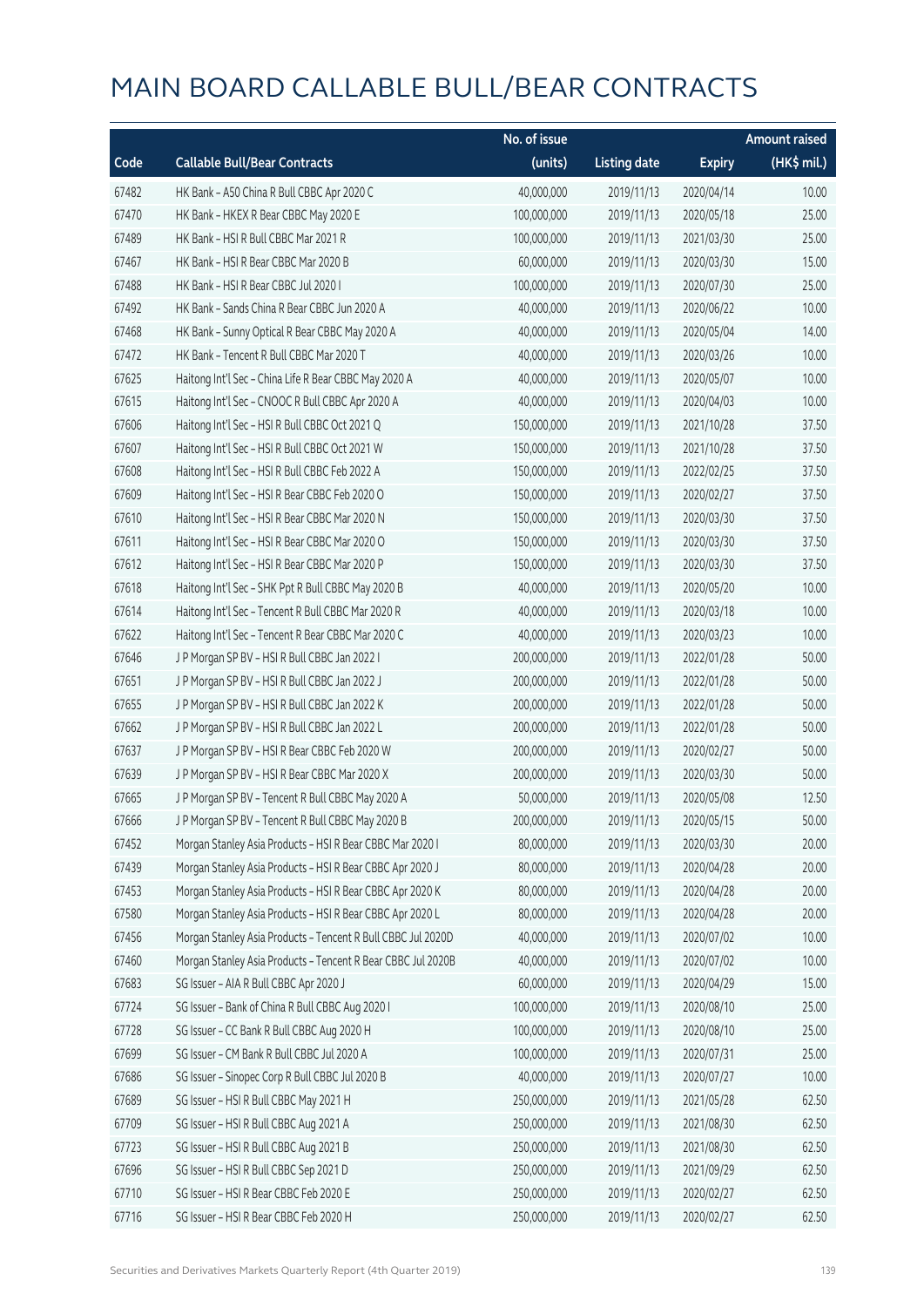# MAIN BOARD CALLABLE BULL/BEAR CONTRACTS

| Code | Callable Bull/Bear Contracts | No. of issue (units) | Listing date | Expiry | Amount raised (HK$ mil.) |
|---|---|---|---|---|---|
| 67482 | HK Bank – A50 China R Bull CBBC Apr 2020 C | 40,000,000 | 2019/11/13 | 2020/04/14 | 10.00 |
| 67470 | HK Bank – HKEX R Bear CBBC May 2020 E | 100,000,000 | 2019/11/13 | 2020/05/18 | 25.00 |
| 67489 | HK Bank – HSI R Bull CBBC Mar 2021 R | 100,000,000 | 2019/11/13 | 2021/03/30 | 25.00 |
| 67467 | HK Bank – HSI R Bear CBBC Mar 2020 B | 60,000,000 | 2019/11/13 | 2020/03/30 | 15.00 |
| 67488 | HK Bank – HSI R Bear CBBC Jul 2020 I | 100,000,000 | 2019/11/13 | 2020/07/30 | 25.00 |
| 67492 | HK Bank – Sands China R Bear CBBC Jun 2020 A | 40,000,000 | 2019/11/13 | 2020/06/22 | 10.00 |
| 67468 | HK Bank – Sunny Optical R Bear CBBC May 2020 A | 40,000,000 | 2019/11/13 | 2020/05/04 | 14.00 |
| 67472 | HK Bank – Tencent R Bull CBBC Mar 2020 T | 40,000,000 | 2019/11/13 | 2020/03/26 | 10.00 |
| 67625 | Haitong Int'l Sec – China Life R Bear CBBC May 2020 A | 40,000,000 | 2019/11/13 | 2020/05/07 | 10.00 |
| 67615 | Haitong Int'l Sec – CNOOC R Bull CBBC Apr 2020 A | 40,000,000 | 2019/11/13 | 2020/04/03 | 10.00 |
| 67606 | Haitong Int'l Sec – HSI R Bull CBBC Oct 2021 Q | 150,000,000 | 2019/11/13 | 2021/10/28 | 37.50 |
| 67607 | Haitong Int'l Sec – HSI R Bull CBBC Oct 2021 W | 150,000,000 | 2019/11/13 | 2021/10/28 | 37.50 |
| 67608 | Haitong Int'l Sec – HSI R Bull CBBC Feb 2022 A | 150,000,000 | 2019/11/13 | 2022/02/25 | 37.50 |
| 67609 | Haitong Int'l Sec – HSI R Bear CBBC Feb 2020 O | 150,000,000 | 2019/11/13 | 2020/02/27 | 37.50 |
| 67610 | Haitong Int'l Sec – HSI R Bear CBBC Mar 2020 N | 150,000,000 | 2019/11/13 | 2020/03/30 | 37.50 |
| 67611 | Haitong Int'l Sec – HSI R Bear CBBC Mar 2020 O | 150,000,000 | 2019/11/13 | 2020/03/30 | 37.50 |
| 67612 | Haitong Int'l Sec – HSI R Bear CBBC Mar 2020 P | 150,000,000 | 2019/11/13 | 2020/03/30 | 37.50 |
| 67618 | Haitong Int'l Sec – SHK Ppt R Bull CBBC May 2020 B | 40,000,000 | 2019/11/13 | 2020/05/20 | 10.00 |
| 67614 | Haitong Int'l Sec – Tencent R Bull CBBC Mar 2020 R | 40,000,000 | 2019/11/13 | 2020/03/18 | 10.00 |
| 67622 | Haitong Int'l Sec – Tencent R Bear CBBC Mar 2020 C | 40,000,000 | 2019/11/13 | 2020/03/23 | 10.00 |
| 67646 | J P Morgan SP BV – HSI R Bull CBBC Jan 2022 I | 200,000,000 | 2019/11/13 | 2022/01/28 | 50.00 |
| 67651 | J P Morgan SP BV – HSI R Bull CBBC Jan 2022 J | 200,000,000 | 2019/11/13 | 2022/01/28 | 50.00 |
| 67655 | J P Morgan SP BV – HSI R Bull CBBC Jan 2022 K | 200,000,000 | 2019/11/13 | 2022/01/28 | 50.00 |
| 67662 | J P Morgan SP BV – HSI R Bull CBBC Jan 2022 L | 200,000,000 | 2019/11/13 | 2022/01/28 | 50.00 |
| 67637 | J P Morgan SP BV – HSI R Bear CBBC Feb 2020 W | 200,000,000 | 2019/11/13 | 2020/02/27 | 50.00 |
| 67639 | J P Morgan SP BV – HSI R Bear CBBC Mar 2020 X | 200,000,000 | 2019/11/13 | 2020/03/30 | 50.00 |
| 67665 | J P Morgan SP BV – Tencent R Bull CBBC May 2020 A | 50,000,000 | 2019/11/13 | 2020/05/08 | 12.50 |
| 67666 | J P Morgan SP BV – Tencent R Bull CBBC May 2020 B | 200,000,000 | 2019/11/13 | 2020/05/15 | 50.00 |
| 67452 | Morgan Stanley Asia Products – HSI R Bear CBBC Mar 2020 I | 80,000,000 | 2019/11/13 | 2020/03/30 | 20.00 |
| 67439 | Morgan Stanley Asia Products – HSI R Bear CBBC Apr 2020 J | 80,000,000 | 2019/11/13 | 2020/04/28 | 20.00 |
| 67453 | Morgan Stanley Asia Products – HSI R Bear CBBC Apr 2020 K | 80,000,000 | 2019/11/13 | 2020/04/28 | 20.00 |
| 67580 | Morgan Stanley Asia Products – HSI R Bear CBBC Apr 2020 L | 80,000,000 | 2019/11/13 | 2020/04/28 | 20.00 |
| 67456 | Morgan Stanley Asia Products – Tencent R Bull CBBC Jul 2020D | 40,000,000 | 2019/11/13 | 2020/07/02 | 10.00 |
| 67460 | Morgan Stanley Asia Products – Tencent R Bear CBBC Jul 2020B | 40,000,000 | 2019/11/13 | 2020/07/02 | 10.00 |
| 67683 | SG Issuer – AIA R Bull CBBC Apr 2020 J | 60,000,000 | 2019/11/13 | 2020/04/29 | 15.00 |
| 67724 | SG Issuer – Bank of China R Bull CBBC Aug 2020 I | 100,000,000 | 2019/11/13 | 2020/08/10 | 25.00 |
| 67728 | SG Issuer – CC Bank R Bull CBBC Aug 2020 H | 100,000,000 | 2019/11/13 | 2020/08/10 | 25.00 |
| 67699 | SG Issuer – CM Bank R Bull CBBC Jul 2020 A | 100,000,000 | 2019/11/13 | 2020/07/31 | 25.00 |
| 67686 | SG Issuer – Sinopec Corp R Bull CBBC Jul 2020 B | 40,000,000 | 2019/11/13 | 2020/07/27 | 10.00 |
| 67689 | SG Issuer – HSI R Bull CBBC May 2021 H | 250,000,000 | 2019/11/13 | 2021/05/28 | 62.50 |
| 67709 | SG Issuer – HSI R Bull CBBC Aug 2021 A | 250,000,000 | 2019/11/13 | 2021/08/30 | 62.50 |
| 67723 | SG Issuer – HSI R Bull CBBC Aug 2021 B | 250,000,000 | 2019/11/13 | 2021/08/30 | 62.50 |
| 67696 | SG Issuer – HSI R Bull CBBC Sep 2021 D | 250,000,000 | 2019/11/13 | 2021/09/29 | 62.50 |
| 67710 | SG Issuer – HSI R Bear CBBC Feb 2020 E | 250,000,000 | 2019/11/13 | 2020/02/27 | 62.50 |
| 67716 | SG Issuer – HSI R Bear CBBC Feb 2020 H | 250,000,000 | 2019/11/13 | 2020/02/27 | 62.50 |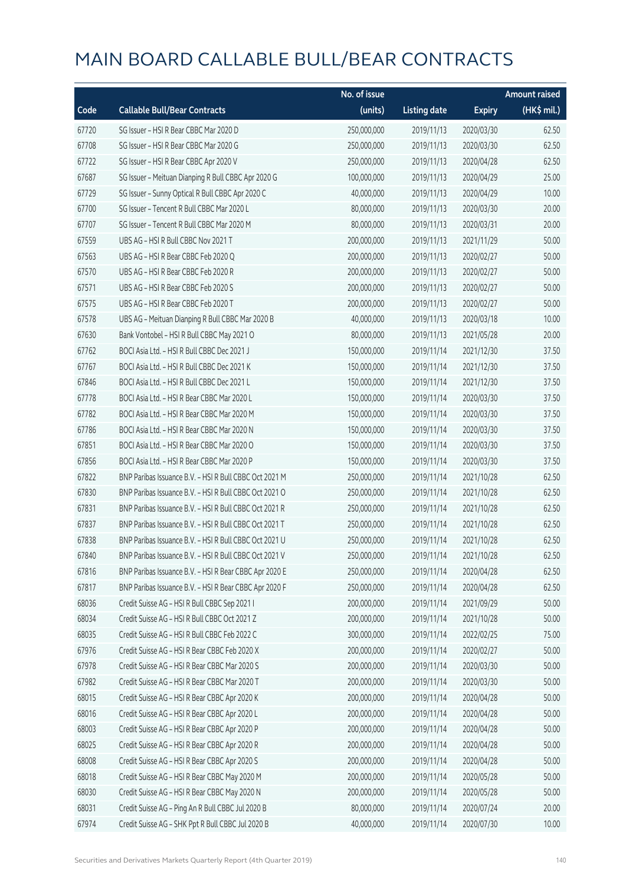# MAIN BOARD CALLABLE BULL/BEAR CONTRACTS

| Code | Callable Bull/Bear Contracts | No. of issue (units) | Listing date | Expiry | Amount raised (HK$ mil.) |
|---|---|---|---|---|---|
| 67720 | SG Issuer – HSI R Bear CBBC Mar 2020 D | 250,000,000 | 2019/11/13 | 2020/03/30 | 62.50 |
| 67708 | SG Issuer – HSI R Bear CBBC Mar 2020 G | 250,000,000 | 2019/11/13 | 2020/03/30 | 62.50 |
| 67722 | SG Issuer – HSI R Bear CBBC Apr 2020 V | 250,000,000 | 2019/11/13 | 2020/04/28 | 62.50 |
| 67687 | SG Issuer – Meituan Dianping R Bull CBBC Apr 2020 G | 100,000,000 | 2019/11/13 | 2020/04/29 | 25.00 |
| 67729 | SG Issuer – Sunny Optical R Bull CBBC Apr 2020 C | 40,000,000 | 2019/11/13 | 2020/04/29 | 10.00 |
| 67700 | SG Issuer – Tencent R Bull CBBC Mar 2020 L | 80,000,000 | 2019/11/13 | 2020/03/30 | 20.00 |
| 67707 | SG Issuer – Tencent R Bull CBBC Mar 2020 M | 80,000,000 | 2019/11/13 | 2020/03/31 | 20.00 |
| 67559 | UBS AG – HSI R Bull CBBC Nov 2021 T | 200,000,000 | 2019/11/13 | 2021/11/29 | 50.00 |
| 67563 | UBS AG – HSI R Bear CBBC Feb 2020 Q | 200,000,000 | 2019/11/13 | 2020/02/27 | 50.00 |
| 67570 | UBS AG – HSI R Bear CBBC Feb 2020 R | 200,000,000 | 2019/11/13 | 2020/02/27 | 50.00 |
| 67571 | UBS AG – HSI R Bear CBBC Feb 2020 S | 200,000,000 | 2019/11/13 | 2020/02/27 | 50.00 |
| 67575 | UBS AG – HSI R Bear CBBC Feb 2020 T | 200,000,000 | 2019/11/13 | 2020/02/27 | 50.00 |
| 67578 | UBS AG – Meituan Dianping R Bull CBBC Mar 2020 B | 40,000,000 | 2019/11/13 | 2020/03/18 | 10.00 |
| 67630 | Bank Vontobel – HSI R Bull CBBC May 2021 O | 80,000,000 | 2019/11/13 | 2021/05/28 | 20.00 |
| 67762 | BOCI Asia Ltd. – HSI R Bull CBBC Dec 2021 J | 150,000,000 | 2019/11/14 | 2021/12/30 | 37.50 |
| 67767 | BOCI Asia Ltd. – HSI R Bull CBBC Dec 2021 K | 150,000,000 | 2019/11/14 | 2021/12/30 | 37.50 |
| 67846 | BOCI Asia Ltd. – HSI R Bull CBBC Dec 2021 L | 150,000,000 | 2019/11/14 | 2021/12/30 | 37.50 |
| 67778 | BOCI Asia Ltd. – HSI R Bear CBBC Mar 2020 L | 150,000,000 | 2019/11/14 | 2020/03/30 | 37.50 |
| 67782 | BOCI Asia Ltd. – HSI R Bear CBBC Mar 2020 M | 150,000,000 | 2019/11/14 | 2020/03/30 | 37.50 |
| 67786 | BOCI Asia Ltd. – HSI R Bear CBBC Mar 2020 N | 150,000,000 | 2019/11/14 | 2020/03/30 | 37.50 |
| 67851 | BOCI Asia Ltd. – HSI R Bear CBBC Mar 2020 O | 150,000,000 | 2019/11/14 | 2020/03/30 | 37.50 |
| 67856 | BOCI Asia Ltd. – HSI R Bear CBBC Mar 2020 P | 150,000,000 | 2019/11/14 | 2020/03/30 | 37.50 |
| 67822 | BNP Paribas Issuance B.V. – HSI R Bull CBBC Oct 2021 M | 250,000,000 | 2019/11/14 | 2021/10/28 | 62.50 |
| 67830 | BNP Paribas Issuance B.V. – HSI R Bull CBBC Oct 2021 O | 250,000,000 | 2019/11/14 | 2021/10/28 | 62.50 |
| 67831 | BNP Paribas Issuance B.V. – HSI R Bull CBBC Oct 2021 R | 250,000,000 | 2019/11/14 | 2021/10/28 | 62.50 |
| 67837 | BNP Paribas Issuance B.V. – HSI R Bull CBBC Oct 2021 T | 250,000,000 | 2019/11/14 | 2021/10/28 | 62.50 |
| 67838 | BNP Paribas Issuance B.V. – HSI R Bull CBBC Oct 2021 U | 250,000,000 | 2019/11/14 | 2021/10/28 | 62.50 |
| 67840 | BNP Paribas Issuance B.V. – HSI R Bull CBBC Oct 2021 V | 250,000,000 | 2019/11/14 | 2021/10/28 | 62.50 |
| 67816 | BNP Paribas Issuance B.V. – HSI R Bear CBBC Apr 2020 E | 250,000,000 | 2019/11/14 | 2020/04/28 | 62.50 |
| 67817 | BNP Paribas Issuance B.V. – HSI R Bear CBBC Apr 2020 F | 250,000,000 | 2019/11/14 | 2020/04/28 | 62.50 |
| 68036 | Credit Suisse AG – HSI R Bull CBBC Sep 2021 I | 200,000,000 | 2019/11/14 | 2021/09/29 | 50.00 |
| 68034 | Credit Suisse AG – HSI R Bull CBBC Oct 2021 Z | 200,000,000 | 2019/11/14 | 2021/10/28 | 50.00 |
| 68035 | Credit Suisse AG – HSI R Bull CBBC Feb 2022 C | 300,000,000 | 2019/11/14 | 2022/02/25 | 75.00 |
| 67976 | Credit Suisse AG – HSI R Bear CBBC Feb 2020 X | 200,000,000 | 2019/11/14 | 2020/02/27 | 50.00 |
| 67978 | Credit Suisse AG – HSI R Bear CBBC Mar 2020 S | 200,000,000 | 2019/11/14 | 2020/03/30 | 50.00 |
| 67982 | Credit Suisse AG – HSI R Bear CBBC Mar 2020 T | 200,000,000 | 2019/11/14 | 2020/03/30 | 50.00 |
| 68015 | Credit Suisse AG – HSI R Bear CBBC Apr 2020 K | 200,000,000 | 2019/11/14 | 2020/04/28 | 50.00 |
| 68016 | Credit Suisse AG – HSI R Bear CBBC Apr 2020 L | 200,000,000 | 2019/11/14 | 2020/04/28 | 50.00 |
| 68003 | Credit Suisse AG – HSI R Bear CBBC Apr 2020 P | 200,000,000 | 2019/11/14 | 2020/04/28 | 50.00 |
| 68025 | Credit Suisse AG – HSI R Bear CBBC Apr 2020 R | 200,000,000 | 2019/11/14 | 2020/04/28 | 50.00 |
| 68008 | Credit Suisse AG – HSI R Bear CBBC Apr 2020 S | 200,000,000 | 2019/11/14 | 2020/04/28 | 50.00 |
| 68018 | Credit Suisse AG – HSI R Bear CBBC May 2020 M | 200,000,000 | 2019/11/14 | 2020/05/28 | 50.00 |
| 68030 | Credit Suisse AG – HSI R Bear CBBC May 2020 N | 200,000,000 | 2019/11/14 | 2020/05/28 | 50.00 |
| 68031 | Credit Suisse AG – Ping An R Bull CBBC Jul 2020 B | 80,000,000 | 2019/11/14 | 2020/07/24 | 20.00 |
| 67974 | Credit Suisse AG – SHK Ppt R Bull CBBC Jul 2020 B | 40,000,000 | 2019/11/14 | 2020/07/30 | 10.00 |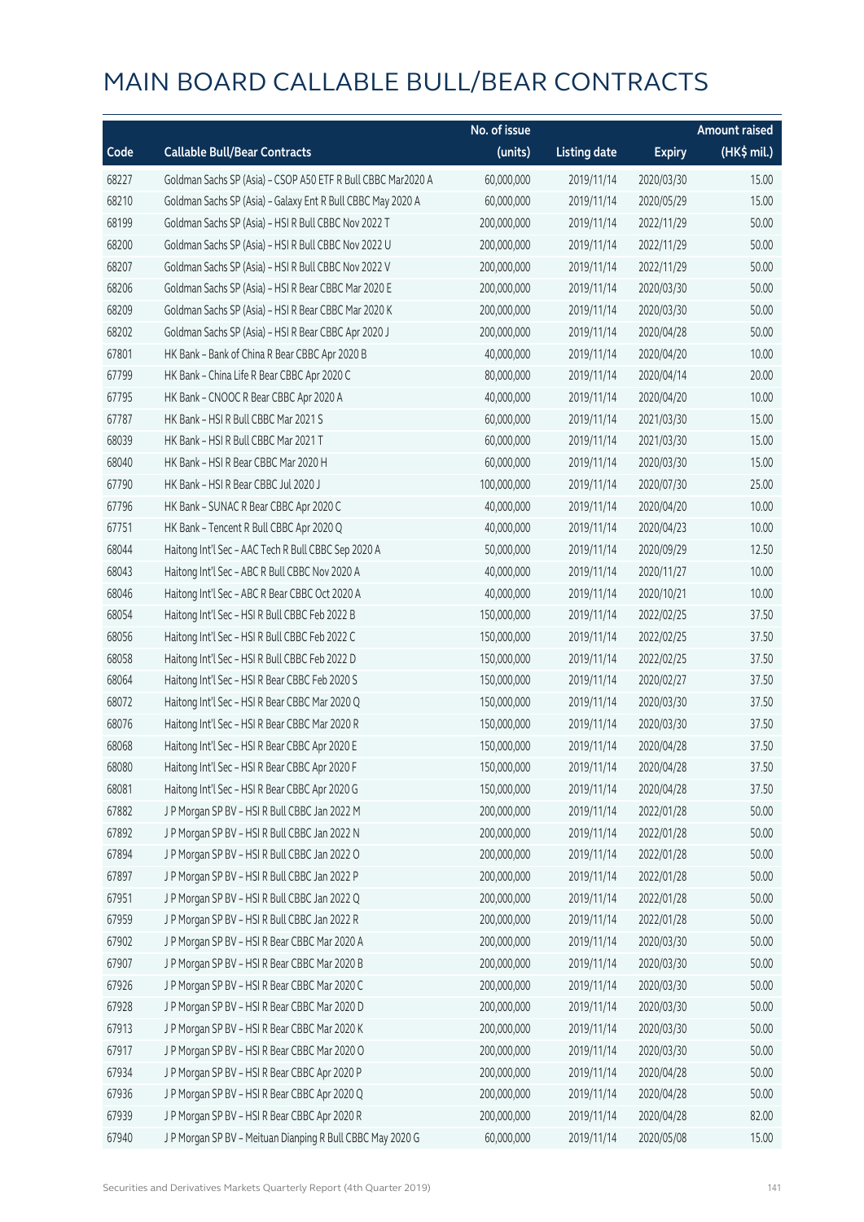# MAIN BOARD CALLABLE BULL/BEAR CONTRACTS

| Code | Callable Bull/Bear Contracts | No. of issue (units) | Listing date | Expiry | Amount raised (HK$ mil.) |
|---|---|---|---|---|---|
| 68227 | Goldman Sachs SP (Asia) – CSOP A50 ETF R Bull CBBC Mar2020 A | 60,000,000 | 2019/11/14 | 2020/03/30 | 15.00 |
| 68210 | Goldman Sachs SP (Asia) – Galaxy Ent R Bull CBBC May 2020 A | 60,000,000 | 2019/11/14 | 2020/05/29 | 15.00 |
| 68199 | Goldman Sachs SP (Asia) – HSI R Bull CBBC Nov 2022 T | 200,000,000 | 2019/11/14 | 2022/11/29 | 50.00 |
| 68200 | Goldman Sachs SP (Asia) – HSI R Bull CBBC Nov 2022 U | 200,000,000 | 2019/11/14 | 2022/11/29 | 50.00 |
| 68207 | Goldman Sachs SP (Asia) – HSI R Bull CBBC Nov 2022 V | 200,000,000 | 2019/11/14 | 2022/11/29 | 50.00 |
| 68206 | Goldman Sachs SP (Asia) – HSI R Bear CBBC Mar 2020 E | 200,000,000 | 2019/11/14 | 2020/03/30 | 50.00 |
| 68209 | Goldman Sachs SP (Asia) – HSI R Bear CBBC Mar 2020 K | 200,000,000 | 2019/11/14 | 2020/03/30 | 50.00 |
| 68202 | Goldman Sachs SP (Asia) – HSI R Bear CBBC Apr 2020 J | 200,000,000 | 2019/11/14 | 2020/04/28 | 50.00 |
| 67801 | HK Bank – Bank of China R Bear CBBC Apr 2020 B | 40,000,000 | 2019/11/14 | 2020/04/20 | 10.00 |
| 67799 | HK Bank – China Life R Bear CBBC Apr 2020 C | 80,000,000 | 2019/11/14 | 2020/04/14 | 20.00 |
| 67795 | HK Bank – CNOOC R Bear CBBC Apr 2020 A | 40,000,000 | 2019/11/14 | 2020/04/20 | 10.00 |
| 67787 | HK Bank – HSI R Bull CBBC Mar 2021 S | 60,000,000 | 2019/11/14 | 2021/03/30 | 15.00 |
| 68039 | HK Bank – HSI R Bull CBBC Mar 2021 T | 60,000,000 | 2019/11/14 | 2021/03/30 | 15.00 |
| 68040 | HK Bank – HSI R Bear CBBC Mar 2020 H | 60,000,000 | 2019/11/14 | 2020/03/30 | 15.00 |
| 67790 | HK Bank – HSI R Bear CBBC Jul 2020 J | 100,000,000 | 2019/11/14 | 2020/07/30 | 25.00 |
| 67796 | HK Bank – SUNAC R Bear CBBC Apr 2020 C | 40,000,000 | 2019/11/14 | 2020/04/20 | 10.00 |
| 67751 | HK Bank – Tencent R Bull CBBC Apr 2020 Q | 40,000,000 | 2019/11/14 | 2020/04/23 | 10.00 |
| 68044 | Haitong Int'l Sec – AAC Tech R Bull CBBC Sep 2020 A | 50,000,000 | 2019/11/14 | 2020/09/29 | 12.50 |
| 68043 | Haitong Int'l Sec – ABC R Bull CBBC Nov 2020 A | 40,000,000 | 2019/11/14 | 2020/11/27 | 10.00 |
| 68046 | Haitong Int'l Sec – ABC R Bear CBBC Oct 2020 A | 40,000,000 | 2019/11/14 | 2020/10/21 | 10.00 |
| 68054 | Haitong Int'l Sec – HSI R Bull CBBC Feb 2022 B | 150,000,000 | 2019/11/14 | 2022/02/25 | 37.50 |
| 68056 | Haitong Int'l Sec – HSI R Bull CBBC Feb 2022 C | 150,000,000 | 2019/11/14 | 2022/02/25 | 37.50 |
| 68058 | Haitong Int'l Sec – HSI R Bull CBBC Feb 2022 D | 150,000,000 | 2019/11/14 | 2022/02/25 | 37.50 |
| 68064 | Haitong Int'l Sec – HSI R Bear CBBC Feb 2020 S | 150,000,000 | 2019/11/14 | 2020/02/27 | 37.50 |
| 68072 | Haitong Int'l Sec – HSI R Bear CBBC Mar 2020 Q | 150,000,000 | 2019/11/14 | 2020/03/30 | 37.50 |
| 68076 | Haitong Int'l Sec – HSI R Bear CBBC Mar 2020 R | 150,000,000 | 2019/11/14 | 2020/03/30 | 37.50 |
| 68068 | Haitong Int'l Sec – HSI R Bear CBBC Apr 2020 E | 150,000,000 | 2019/11/14 | 2020/04/28 | 37.50 |
| 68080 | Haitong Int'l Sec – HSI R Bear CBBC Apr 2020 F | 150,000,000 | 2019/11/14 | 2020/04/28 | 37.50 |
| 68081 | Haitong Int'l Sec – HSI R Bear CBBC Apr 2020 G | 150,000,000 | 2019/11/14 | 2020/04/28 | 37.50 |
| 67882 | J P Morgan SP BV – HSI R Bull CBBC Jan 2022 M | 200,000,000 | 2019/11/14 | 2022/01/28 | 50.00 |
| 67892 | J P Morgan SP BV – HSI R Bull CBBC Jan 2022 N | 200,000,000 | 2019/11/14 | 2022/01/28 | 50.00 |
| 67894 | J P Morgan SP BV – HSI R Bull CBBC Jan 2022 O | 200,000,000 | 2019/11/14 | 2022/01/28 | 50.00 |
| 67897 | J P Morgan SP BV – HSI R Bull CBBC Jan 2022 P | 200,000,000 | 2019/11/14 | 2022/01/28 | 50.00 |
| 67951 | J P Morgan SP BV – HSI R Bull CBBC Jan 2022 Q | 200,000,000 | 2019/11/14 | 2022/01/28 | 50.00 |
| 67959 | J P Morgan SP BV – HSI R Bull CBBC Jan 2022 R | 200,000,000 | 2019/11/14 | 2022/01/28 | 50.00 |
| 67902 | J P Morgan SP BV – HSI R Bear CBBC Mar 2020 A | 200,000,000 | 2019/11/14 | 2020/03/30 | 50.00 |
| 67907 | J P Morgan SP BV – HSI R Bear CBBC Mar 2020 B | 200,000,000 | 2019/11/14 | 2020/03/30 | 50.00 |
| 67926 | J P Morgan SP BV – HSI R Bear CBBC Mar 2020 C | 200,000,000 | 2019/11/14 | 2020/03/30 | 50.00 |
| 67928 | J P Morgan SP BV – HSI R Bear CBBC Mar 2020 D | 200,000,000 | 2019/11/14 | 2020/03/30 | 50.00 |
| 67913 | J P Morgan SP BV – HSI R Bear CBBC Mar 2020 K | 200,000,000 | 2019/11/14 | 2020/03/30 | 50.00 |
| 67917 | J P Morgan SP BV – HSI R Bear CBBC Mar 2020 O | 200,000,000 | 2019/11/14 | 2020/03/30 | 50.00 |
| 67934 | J P Morgan SP BV – HSI R Bear CBBC Apr 2020 P | 200,000,000 | 2019/11/14 | 2020/04/28 | 50.00 |
| 67936 | J P Morgan SP BV – HSI R Bear CBBC Apr 2020 Q | 200,000,000 | 2019/11/14 | 2020/04/28 | 50.00 |
| 67939 | J P Morgan SP BV – HSI R Bear CBBC Apr 2020 R | 200,000,000 | 2019/11/14 | 2020/04/28 | 82.00 |
| 67940 | J P Morgan SP BV – Meituan Dianping R Bull CBBC May 2020 G | 60,000,000 | 2019/11/14 | 2020/05/08 | 15.00 |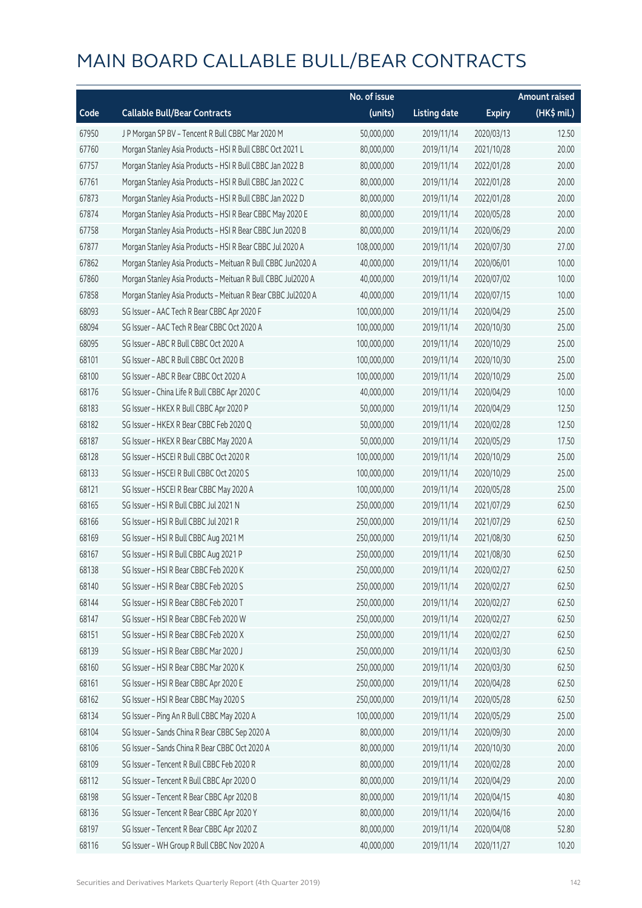# MAIN BOARD CALLABLE BULL/BEAR CONTRACTS

| Code | Callable Bull/Bear Contracts | No. of issue (units) | Listing date | Expiry | Amount raised (HK$ mil.) |
|---|---|---|---|---|---|
| 67950 | J P Morgan SP BV – Tencent R Bull CBBC Mar 2020 M | 50,000,000 | 2019/11/14 | 2020/03/13 | 12.50 |
| 67760 | Morgan Stanley Asia Products – HSI R Bull CBBC Oct 2021 L | 80,000,000 | 2019/11/14 | 2021/10/28 | 20.00 |
| 67757 | Morgan Stanley Asia Products – HSI R Bull CBBC Jan 2022 B | 80,000,000 | 2019/11/14 | 2022/01/28 | 20.00 |
| 67761 | Morgan Stanley Asia Products – HSI R Bull CBBC Jan 2022 C | 80,000,000 | 2019/11/14 | 2022/01/28 | 20.00 |
| 67873 | Morgan Stanley Asia Products – HSI R Bull CBBC Jan 2022 D | 80,000,000 | 2019/11/14 | 2022/01/28 | 20.00 |
| 67874 | Morgan Stanley Asia Products – HSI R Bear CBBC May 2020 E | 80,000,000 | 2019/11/14 | 2020/05/28 | 20.00 |
| 67758 | Morgan Stanley Asia Products – HSI R Bear CBBC Jun 2020 B | 80,000,000 | 2019/11/14 | 2020/06/29 | 20.00 |
| 67877 | Morgan Stanley Asia Products – HSI R Bear CBBC Jul 2020 A | 108,000,000 | 2019/11/14 | 2020/07/30 | 27.00 |
| 67862 | Morgan Stanley Asia Products – Meituan R Bull CBBC Jun2020 A | 40,000,000 | 2019/11/14 | 2020/06/01 | 10.00 |
| 67860 | Morgan Stanley Asia Products – Meituan R Bull CBBC Jul2020 A | 40,000,000 | 2019/11/14 | 2020/07/02 | 10.00 |
| 67858 | Morgan Stanley Asia Products – Meituan R Bear CBBC Jul2020 A | 40,000,000 | 2019/11/14 | 2020/07/15 | 10.00 |
| 68093 | SG Issuer – AAC Tech R Bear CBBC Apr 2020 F | 100,000,000 | 2019/11/14 | 2020/04/29 | 25.00 |
| 68094 | SG Issuer – AAC Tech R Bear CBBC Oct 2020 A | 100,000,000 | 2019/11/14 | 2020/10/30 | 25.00 |
| 68095 | SG Issuer – ABC R Bull CBBC Oct 2020 A | 100,000,000 | 2019/11/14 | 2020/10/29 | 25.00 |
| 68101 | SG Issuer – ABC R Bull CBBC Oct 2020 B | 100,000,000 | 2019/11/14 | 2020/10/30 | 25.00 |
| 68100 | SG Issuer – ABC R Bear CBBC Oct 2020 A | 100,000,000 | 2019/11/14 | 2020/10/29 | 25.00 |
| 68176 | SG Issuer – China Life R Bull CBBC Apr 2020 C | 40,000,000 | 2019/11/14 | 2020/04/29 | 10.00 |
| 68183 | SG Issuer – HKEX R Bull CBBC Apr 2020 P | 50,000,000 | 2019/11/14 | 2020/04/29 | 12.50 |
| 68182 | SG Issuer – HKEX R Bear CBBC Feb 2020 Q | 50,000,000 | 2019/11/14 | 2020/02/28 | 12.50 |
| 68187 | SG Issuer – HKEX R Bear CBBC May 2020 A | 50,000,000 | 2019/11/14 | 2020/05/29 | 17.50 |
| 68128 | SG Issuer – HSCEI R Bull CBBC Oct 2020 R | 100,000,000 | 2019/11/14 | 2020/10/29 | 25.00 |
| 68133 | SG Issuer – HSCEI R Bull CBBC Oct 2020 S | 100,000,000 | 2019/11/14 | 2020/10/29 | 25.00 |
| 68121 | SG Issuer – HSCEI R Bear CBBC May 2020 A | 100,000,000 | 2019/11/14 | 2020/05/28 | 25.00 |
| 68165 | SG Issuer – HSI R Bull CBBC Jul 2021 N | 250,000,000 | 2019/11/14 | 2021/07/29 | 62.50 |
| 68166 | SG Issuer – HSI R Bull CBBC Jul 2021 R | 250,000,000 | 2019/11/14 | 2021/07/29 | 62.50 |
| 68169 | SG Issuer – HSI R Bull CBBC Aug 2021 M | 250,000,000 | 2019/11/14 | 2021/08/30 | 62.50 |
| 68167 | SG Issuer – HSI R Bull CBBC Aug 2021 P | 250,000,000 | 2019/11/14 | 2021/08/30 | 62.50 |
| 68138 | SG Issuer – HSI R Bear CBBC Feb 2020 K | 250,000,000 | 2019/11/14 | 2020/02/27 | 62.50 |
| 68140 | SG Issuer – HSI R Bear CBBC Feb 2020 S | 250,000,000 | 2019/11/14 | 2020/02/27 | 62.50 |
| 68144 | SG Issuer – HSI R Bear CBBC Feb 2020 T | 250,000,000 | 2019/11/14 | 2020/02/27 | 62.50 |
| 68147 | SG Issuer – HSI R Bear CBBC Feb 2020 W | 250,000,000 | 2019/11/14 | 2020/02/27 | 62.50 |
| 68151 | SG Issuer – HSI R Bear CBBC Feb 2020 X | 250,000,000 | 2019/11/14 | 2020/02/27 | 62.50 |
| 68139 | SG Issuer – HSI R Bear CBBC Mar 2020 J | 250,000,000 | 2019/11/14 | 2020/03/30 | 62.50 |
| 68160 | SG Issuer – HSI R Bear CBBC Mar 2020 K | 250,000,000 | 2019/11/14 | 2020/03/30 | 62.50 |
| 68161 | SG Issuer – HSI R Bear CBBC Apr 2020 E | 250,000,000 | 2019/11/14 | 2020/04/28 | 62.50 |
| 68162 | SG Issuer – HSI R Bear CBBC May 2020 S | 250,000,000 | 2019/11/14 | 2020/05/28 | 62.50 |
| 68134 | SG Issuer – Ping An R Bull CBBC May 2020 A | 100,000,000 | 2019/11/14 | 2020/05/29 | 25.00 |
| 68104 | SG Issuer – Sands China R Bear CBBC Sep 2020 A | 80,000,000 | 2019/11/14 | 2020/09/30 | 20.00 |
| 68106 | SG Issuer – Sands China R Bear CBBC Oct 2020 A | 80,000,000 | 2019/11/14 | 2020/10/30 | 20.00 |
| 68109 | SG Issuer – Tencent R Bull CBBC Feb 2020 R | 80,000,000 | 2019/11/14 | 2020/02/28 | 20.00 |
| 68112 | SG Issuer – Tencent R Bull CBBC Apr 2020 O | 80,000,000 | 2019/11/14 | 2020/04/29 | 20.00 |
| 68198 | SG Issuer – Tencent R Bear CBBC Apr 2020 B | 80,000,000 | 2019/11/14 | 2020/04/15 | 40.80 |
| 68136 | SG Issuer – Tencent R Bear CBBC Apr 2020 Y | 80,000,000 | 2019/11/14 | 2020/04/16 | 20.00 |
| 68197 | SG Issuer – Tencent R Bear CBBC Apr 2020 Z | 80,000,000 | 2019/11/14 | 2020/04/08 | 52.80 |
| 68116 | SG Issuer – WH Group R Bull CBBC Nov 2020 A | 40,000,000 | 2019/11/14 | 2020/11/27 | 10.20 |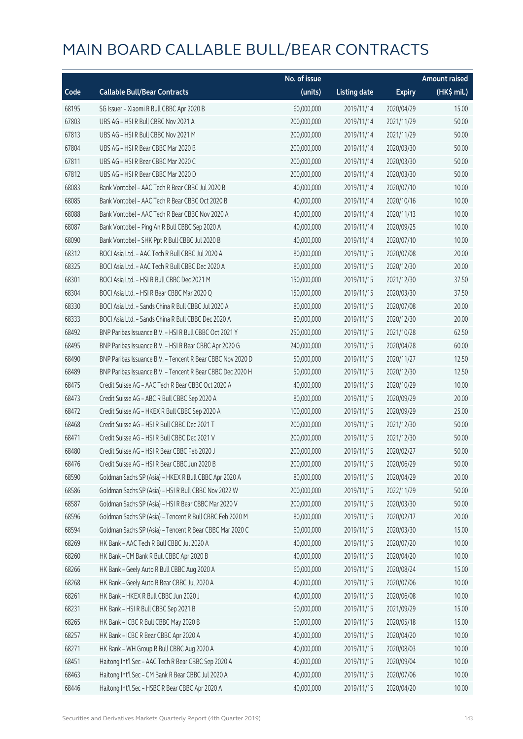# MAIN BOARD CALLABLE BULL/BEAR CONTRACTS

| Code | Callable Bull/Bear Contracts | No. of issue (units) | Listing date | Expiry | Amount raised (HK$ mil.) |
|---|---|---|---|---|---|
| 68195 | SG Issuer – Xiaomi R Bull CBBC Apr 2020 B | 60,000,000 | 2019/11/14 | 2020/04/29 | 15.00 |
| 67803 | UBS AG – HSI R Bull CBBC Nov 2021 A | 200,000,000 | 2019/11/14 | 2021/11/29 | 50.00 |
| 67813 | UBS AG – HSI R Bull CBBC Nov 2021 M | 200,000,000 | 2019/11/14 | 2021/11/29 | 50.00 |
| 67804 | UBS AG – HSI R Bear CBBC Mar 2020 B | 200,000,000 | 2019/11/14 | 2020/03/30 | 50.00 |
| 67811 | UBS AG – HSI R Bear CBBC Mar 2020 C | 200,000,000 | 2019/11/14 | 2020/03/30 | 50.00 |
| 67812 | UBS AG – HSI R Bear CBBC Mar 2020 D | 200,000,000 | 2019/11/14 | 2020/03/30 | 50.00 |
| 68083 | Bank Vontobel – AAC Tech R Bear CBBC Jul 2020 B | 40,000,000 | 2019/11/14 | 2020/07/10 | 10.00 |
| 68085 | Bank Vontobel – AAC Tech R Bear CBBC Oct 2020 B | 40,000,000 | 2019/11/14 | 2020/10/16 | 10.00 |
| 68088 | Bank Vontobel – AAC Tech R Bear CBBC Nov 2020 A | 40,000,000 | 2019/11/14 | 2020/11/13 | 10.00 |
| 68087 | Bank Vontobel – Ping An R Bull CBBC Sep 2020 A | 40,000,000 | 2019/11/14 | 2020/09/25 | 10.00 |
| 68090 | Bank Vontobel – SHK Ppt R Bull CBBC Jul 2020 B | 40,000,000 | 2019/11/14 | 2020/07/10 | 10.00 |
| 68312 | BOCI Asia Ltd. – AAC Tech R Bull CBBC Jul 2020 A | 80,000,000 | 2019/11/15 | 2020/07/08 | 20.00 |
| 68325 | BOCI Asia Ltd. – AAC Tech R Bull CBBC Dec 2020 A | 80,000,000 | 2019/11/15 | 2020/12/30 | 20.00 |
| 68301 | BOCI Asia Ltd. – HSI R Bull CBBC Dec 2021 M | 150,000,000 | 2019/11/15 | 2021/12/30 | 37.50 |
| 68304 | BOCI Asia Ltd. – HSI R Bear CBBC Mar 2020 Q | 150,000,000 | 2019/11/15 | 2020/03/30 | 37.50 |
| 68330 | BOCI Asia Ltd. – Sands China R Bull CBBC Jul 2020 A | 80,000,000 | 2019/11/15 | 2020/07/08 | 20.00 |
| 68333 | BOCI Asia Ltd. – Sands China R Bull CBBC Dec 2020 A | 80,000,000 | 2019/11/15 | 2020/12/30 | 20.00 |
| 68492 | BNP Paribas Issuance B.V. – HSI R Bull CBBC Oct 2021 Y | 250,000,000 | 2019/11/15 | 2021/10/28 | 62.50 |
| 68495 | BNP Paribas Issuance B.V. – HSI R Bear CBBC Apr 2020 G | 240,000,000 | 2019/11/15 | 2020/04/28 | 60.00 |
| 68490 | BNP Paribas Issuance B.V. – Tencent R Bear CBBC Nov 2020 D | 50,000,000 | 2019/11/15 | 2020/11/27 | 12.50 |
| 68489 | BNP Paribas Issuance B.V. – Tencent R Bear CBBC Dec 2020 H | 50,000,000 | 2019/11/15 | 2020/12/30 | 12.50 |
| 68475 | Credit Suisse AG – AAC Tech R Bear CBBC Oct 2020 A | 40,000,000 | 2019/11/15 | 2020/10/29 | 10.00 |
| 68473 | Credit Suisse AG – ABC R Bull CBBC Sep 2020 A | 80,000,000 | 2019/11/15 | 2020/09/29 | 20.00 |
| 68472 | Credit Suisse AG – HKEX R Bull CBBC Sep 2020 A | 100,000,000 | 2019/11/15 | 2020/09/29 | 25.00 |
| 68468 | Credit Suisse AG – HSI R Bull CBBC Dec 2021 T | 200,000,000 | 2019/11/15 | 2021/12/30 | 50.00 |
| 68471 | Credit Suisse AG – HSI R Bull CBBC Dec 2021 V | 200,000,000 | 2019/11/15 | 2021/12/30 | 50.00 |
| 68480 | Credit Suisse AG – HSI R Bear CBBC Feb 2020 J | 200,000,000 | 2019/11/15 | 2020/02/27 | 50.00 |
| 68476 | Credit Suisse AG – HSI R Bear CBBC Jun 2020 B | 200,000,000 | 2019/11/15 | 2020/06/29 | 50.00 |
| 68590 | Goldman Sachs SP (Asia) – HKEX R Bull CBBC Apr 2020 A | 80,000,000 | 2019/11/15 | 2020/04/29 | 20.00 |
| 68586 | Goldman Sachs SP (Asia) – HSI R Bull CBBC Nov 2022 W | 200,000,000 | 2019/11/15 | 2022/11/29 | 50.00 |
| 68587 | Goldman Sachs SP (Asia) – HSI R Bear CBBC Mar 2020 V | 200,000,000 | 2019/11/15 | 2020/03/30 | 50.00 |
| 68596 | Goldman Sachs SP (Asia) – Tencent R Bull CBBC Feb 2020 M | 80,000,000 | 2019/11/15 | 2020/02/17 | 20.00 |
| 68594 | Goldman Sachs SP (Asia) – Tencent R Bear CBBC Mar 2020 C | 60,000,000 | 2019/11/15 | 2020/03/30 | 15.00 |
| 68269 | HK Bank – AAC Tech R Bull CBBC Jul 2020 A | 40,000,000 | 2019/11/15 | 2020/07/20 | 10.00 |
| 68260 | HK Bank – CM Bank R Bull CBBC Apr 2020 B | 40,000,000 | 2019/11/15 | 2020/04/20 | 10.00 |
| 68266 | HK Bank – Geely Auto R Bull CBBC Aug 2020 A | 60,000,000 | 2019/11/15 | 2020/08/24 | 15.00 |
| 68268 | HK Bank – Geely Auto R Bear CBBC Jul 2020 A | 40,000,000 | 2019/11/15 | 2020/07/06 | 10.00 |
| 68261 | HK Bank – HKEX R Bull CBBC Jun 2020 J | 40,000,000 | 2019/11/15 | 2020/06/08 | 10.00 |
| 68231 | HK Bank – HSI R Bull CBBC Sep 2021 B | 60,000,000 | 2019/11/15 | 2021/09/29 | 15.00 |
| 68265 | HK Bank – ICBC R Bull CBBC May 2020 B | 60,000,000 | 2019/11/15 | 2020/05/18 | 15.00 |
| 68257 | HK Bank – ICBC R Bear CBBC Apr 2020 A | 40,000,000 | 2019/11/15 | 2020/04/20 | 10.00 |
| 68271 | HK Bank – WH Group R Bull CBBC Aug 2020 A | 40,000,000 | 2019/11/15 | 2020/08/03 | 10.00 |
| 68451 | Haitong Int'l Sec – AAC Tech R Bear CBBC Sep 2020 A | 40,000,000 | 2019/11/15 | 2020/09/04 | 10.00 |
| 68463 | Haitong Int'l Sec – CM Bank R Bear CBBC Jul 2020 A | 40,000,000 | 2019/11/15 | 2020/07/06 | 10.00 |
| 68446 | Haitong Int'l Sec – HSBC R Bear CBBC Apr 2020 A | 40,000,000 | 2019/11/15 | 2020/04/20 | 10.00 |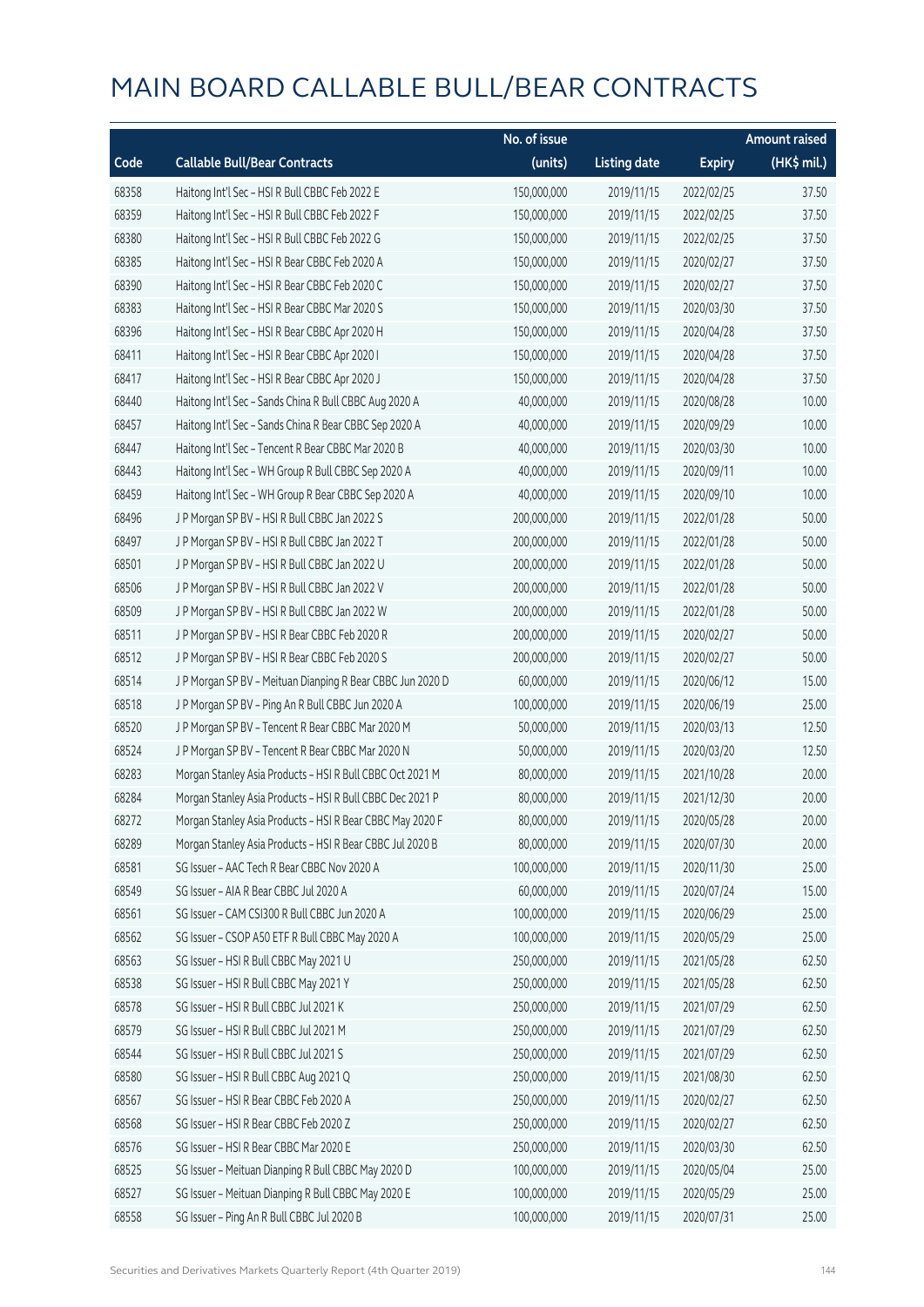# MAIN BOARD CALLABLE BULL/BEAR CONTRACTS

| Code | Callable Bull/Bear Contracts | No. of issue (units) | Listing date | Expiry | Amount raised (HK$ mil.) |
|---|---|---|---|---|---|
| 68358 | Haitong Int'l Sec – HSI R Bull CBBC Feb 2022 E | 150,000,000 | 2019/11/15 | 2022/02/25 | 37.50 |
| 68359 | Haitong Int'l Sec – HSI R Bull CBBC Feb 2022 F | 150,000,000 | 2019/11/15 | 2022/02/25 | 37.50 |
| 68380 | Haitong Int'l Sec – HSI R Bull CBBC Feb 2022 G | 150,000,000 | 2019/11/15 | 2022/02/25 | 37.50 |
| 68385 | Haitong Int'l Sec – HSI R Bear CBBC Feb 2020 A | 150,000,000 | 2019/11/15 | 2020/02/27 | 37.50 |
| 68390 | Haitong Int'l Sec – HSI R Bear CBBC Feb 2020 C | 150,000,000 | 2019/11/15 | 2020/02/27 | 37.50 |
| 68383 | Haitong Int'l Sec – HSI R Bear CBBC Mar 2020 S | 150,000,000 | 2019/11/15 | 2020/03/30 | 37.50 |
| 68396 | Haitong Int'l Sec – HSI R Bear CBBC Apr 2020 H | 150,000,000 | 2019/11/15 | 2020/04/28 | 37.50 |
| 68411 | Haitong Int'l Sec – HSI R Bear CBBC Apr 2020 I | 150,000,000 | 2019/11/15 | 2020/04/28 | 37.50 |
| 68417 | Haitong Int'l Sec – HSI R Bear CBBC Apr 2020 J | 150,000,000 | 2019/11/15 | 2020/04/28 | 37.50 |
| 68440 | Haitong Int'l Sec – Sands China R Bull CBBC Aug 2020 A | 40,000,000 | 2019/11/15 | 2020/08/28 | 10.00 |
| 68457 | Haitong Int'l Sec – Sands China R Bear CBBC Sep 2020 A | 40,000,000 | 2019/11/15 | 2020/09/29 | 10.00 |
| 68447 | Haitong Int'l Sec – Tencent R Bear CBBC Mar 2020 B | 40,000,000 | 2019/11/15 | 2020/03/30 | 10.00 |
| 68443 | Haitong Int'l Sec – WH Group R Bull CBBC Sep 2020 A | 40,000,000 | 2019/11/15 | 2020/09/11 | 10.00 |
| 68459 | Haitong Int'l Sec – WH Group R Bear CBBC Sep 2020 A | 40,000,000 | 2019/11/15 | 2020/09/10 | 10.00 |
| 68496 | J P Morgan SP BV – HSI R Bull CBBC Jan 2022 S | 200,000,000 | 2019/11/15 | 2022/01/28 | 50.00 |
| 68497 | J P Morgan SP BV – HSI R Bull CBBC Jan 2022 T | 200,000,000 | 2019/11/15 | 2022/01/28 | 50.00 |
| 68501 | J P Morgan SP BV – HSI R Bull CBBC Jan 2022 U | 200,000,000 | 2019/11/15 | 2022/01/28 | 50.00 |
| 68506 | J P Morgan SP BV – HSI R Bull CBBC Jan 2022 V | 200,000,000 | 2019/11/15 | 2022/01/28 | 50.00 |
| 68509 | J P Morgan SP BV – HSI R Bull CBBC Jan 2022 W | 200,000,000 | 2019/11/15 | 2022/01/28 | 50.00 |
| 68511 | J P Morgan SP BV – HSI R Bear CBBC Feb 2020 R | 200,000,000 | 2019/11/15 | 2020/02/27 | 50.00 |
| 68512 | J P Morgan SP BV – HSI R Bear CBBC Feb 2020 S | 200,000,000 | 2019/11/15 | 2020/02/27 | 50.00 |
| 68514 | J P Morgan SP BV – Meituan Dianping R Bear CBBC Jun 2020 D | 60,000,000 | 2019/11/15 | 2020/06/12 | 15.00 |
| 68518 | J P Morgan SP BV – Ping An R Bull CBBC Jun 2020 A | 100,000,000 | 2019/11/15 | 2020/06/19 | 25.00 |
| 68520 | J P Morgan SP BV – Tencent R Bear CBBC Mar 2020 M | 50,000,000 | 2019/11/15 | 2020/03/13 | 12.50 |
| 68524 | J P Morgan SP BV – Tencent R Bear CBBC Mar 2020 N | 50,000,000 | 2019/11/15 | 2020/03/20 | 12.50 |
| 68283 | Morgan Stanley Asia Products – HSI R Bull CBBC Oct 2021 M | 80,000,000 | 2019/11/15 | 2021/10/28 | 20.00 |
| 68284 | Morgan Stanley Asia Products – HSI R Bull CBBC Dec 2021 P | 80,000,000 | 2019/11/15 | 2021/12/30 | 20.00 |
| 68272 | Morgan Stanley Asia Products – HSI R Bear CBBC May 2020 F | 80,000,000 | 2019/11/15 | 2020/05/28 | 20.00 |
| 68289 | Morgan Stanley Asia Products – HSI R Bear CBBC Jul 2020 B | 80,000,000 | 2019/11/15 | 2020/07/30 | 20.00 |
| 68581 | SG Issuer – AAC Tech R Bear CBBC Nov 2020 A | 100,000,000 | 2019/11/15 | 2020/11/30 | 25.00 |
| 68549 | SG Issuer – AIA R Bear CBBC Jul 2020 A | 60,000,000 | 2019/11/15 | 2020/07/24 | 15.00 |
| 68561 | SG Issuer – CAM CSI300 R Bull CBBC Jun 2020 A | 100,000,000 | 2019/11/15 | 2020/06/29 | 25.00 |
| 68562 | SG Issuer – CSOP A50 ETF R Bull CBBC May 2020 A | 100,000,000 | 2019/11/15 | 2020/05/29 | 25.00 |
| 68563 | SG Issuer – HSI R Bull CBBC May 2021 U | 250,000,000 | 2019/11/15 | 2021/05/28 | 62.50 |
| 68538 | SG Issuer – HSI R Bull CBBC May 2021 Y | 250,000,000 | 2019/11/15 | 2021/05/28 | 62.50 |
| 68578 | SG Issuer – HSI R Bull CBBC Jul 2021 K | 250,000,000 | 2019/11/15 | 2021/07/29 | 62.50 |
| 68579 | SG Issuer – HSI R Bull CBBC Jul 2021 M | 250,000,000 | 2019/11/15 | 2021/07/29 | 62.50 |
| 68544 | SG Issuer – HSI R Bull CBBC Jul 2021 S | 250,000,000 | 2019/11/15 | 2021/07/29 | 62.50 |
| 68580 | SG Issuer – HSI R Bull CBBC Aug 2021 Q | 250,000,000 | 2019/11/15 | 2021/08/30 | 62.50 |
| 68567 | SG Issuer – HSI R Bear CBBC Feb 2020 A | 250,000,000 | 2019/11/15 | 2020/02/27 | 62.50 |
| 68568 | SG Issuer – HSI R Bear CBBC Feb 2020 Z | 250,000,000 | 2019/11/15 | 2020/02/27 | 62.50 |
| 68576 | SG Issuer – HSI R Bear CBBC Mar 2020 E | 250,000,000 | 2019/11/15 | 2020/03/30 | 62.50 |
| 68525 | SG Issuer – Meituan Dianping R Bull CBBC May 2020 D | 100,000,000 | 2019/11/15 | 2020/05/04 | 25.00 |
| 68527 | SG Issuer – Meituan Dianping R Bull CBBC May 2020 E | 100,000,000 | 2019/11/15 | 2020/05/29 | 25.00 |
| 68558 | SG Issuer – Ping An R Bull CBBC Jul 2020 B | 100,000,000 | 2019/11/15 | 2020/07/31 | 25.00 |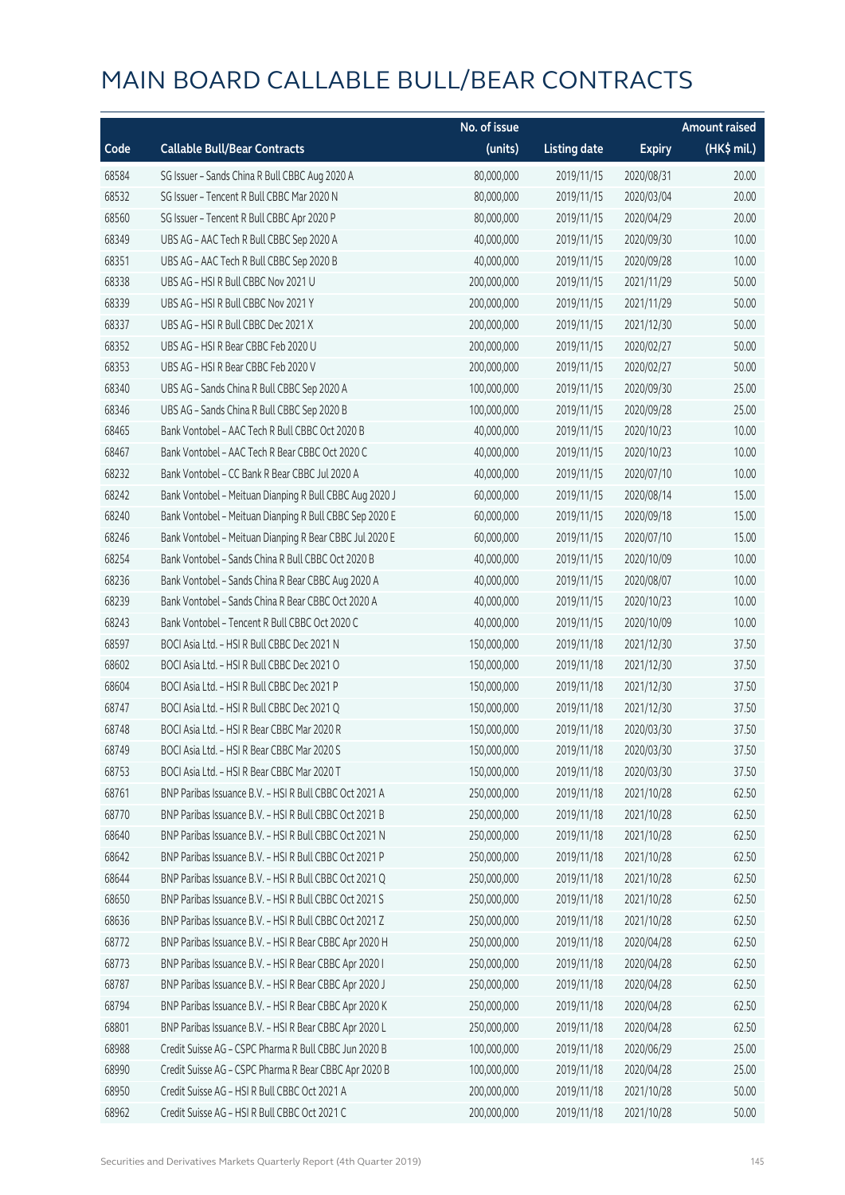# MAIN BOARD CALLABLE BULL/BEAR CONTRACTS

| Code | Callable Bull/Bear Contracts | No. of issue (units) | Listing date | Expiry | Amount raised (HK$ mil.) |
|---|---|---|---|---|---|
| 68584 | SG Issuer – Sands China R Bull CBBC Aug 2020 A | 80,000,000 | 2019/11/15 | 2020/08/31 | 20.00 |
| 68532 | SG Issuer – Tencent R Bull CBBC Mar 2020 N | 80,000,000 | 2019/11/15 | 2020/03/04 | 20.00 |
| 68560 | SG Issuer – Tencent R Bull CBBC Apr 2020 P | 80,000,000 | 2019/11/15 | 2020/04/29 | 20.00 |
| 68349 | UBS AG – AAC Tech R Bull CBBC Sep 2020 A | 40,000,000 | 2019/11/15 | 2020/09/30 | 10.00 |
| 68351 | UBS AG – AAC Tech R Bull CBBC Sep 2020 B | 40,000,000 | 2019/11/15 | 2020/09/28 | 10.00 |
| 68338 | UBS AG – HSI R Bull CBBC Nov 2021 U | 200,000,000 | 2019/11/15 | 2021/11/29 | 50.00 |
| 68339 | UBS AG – HSI R Bull CBBC Nov 2021 Y | 200,000,000 | 2019/11/15 | 2021/11/29 | 50.00 |
| 68337 | UBS AG – HSI R Bull CBBC Dec 2021 X | 200,000,000 | 2019/11/15 | 2021/12/30 | 50.00 |
| 68352 | UBS AG – HSI R Bear CBBC Feb 2020 U | 200,000,000 | 2019/11/15 | 2020/02/27 | 50.00 |
| 68353 | UBS AG – HSI R Bear CBBC Feb 2020 V | 200,000,000 | 2019/11/15 | 2020/02/27 | 50.00 |
| 68340 | UBS AG – Sands China R Bull CBBC Sep 2020 A | 100,000,000 | 2019/11/15 | 2020/09/30 | 25.00 |
| 68346 | UBS AG – Sands China R Bull CBBC Sep 2020 B | 100,000,000 | 2019/11/15 | 2020/09/28 | 25.00 |
| 68465 | Bank Vontobel – AAC Tech R Bull CBBC Oct 2020 B | 40,000,000 | 2019/11/15 | 2020/10/23 | 10.00 |
| 68467 | Bank Vontobel – AAC Tech R Bear CBBC Oct 2020 C | 40,000,000 | 2019/11/15 | 2020/10/23 | 10.00 |
| 68232 | Bank Vontobel – CC Bank R Bear CBBC Jul 2020 A | 40,000,000 | 2019/11/15 | 2020/07/10 | 10.00 |
| 68242 | Bank Vontobel – Meituan Dianping R Bull CBBC Aug 2020 J | 60,000,000 | 2019/11/15 | 2020/08/14 | 15.00 |
| 68240 | Bank Vontobel – Meituan Dianping R Bull CBBC Sep 2020 E | 60,000,000 | 2019/11/15 | 2020/09/18 | 15.00 |
| 68246 | Bank Vontobel – Meituan Dianping R Bear CBBC Jul 2020 E | 60,000,000 | 2019/11/15 | 2020/07/10 | 15.00 |
| 68254 | Bank Vontobel – Sands China R Bull CBBC Oct 2020 B | 40,000,000 | 2019/11/15 | 2020/10/09 | 10.00 |
| 68236 | Bank Vontobel – Sands China R Bear CBBC Aug 2020 A | 40,000,000 | 2019/11/15 | 2020/08/07 | 10.00 |
| 68239 | Bank Vontobel – Sands China R Bear CBBC Oct 2020 A | 40,000,000 | 2019/11/15 | 2020/10/23 | 10.00 |
| 68243 | Bank Vontobel – Tencent R Bull CBBC Oct 2020 C | 40,000,000 | 2019/11/15 | 2020/10/09 | 10.00 |
| 68597 | BOCI Asia Ltd. – HSI R Bull CBBC Dec 2021 N | 150,000,000 | 2019/11/18 | 2021/12/30 | 37.50 |
| 68602 | BOCI Asia Ltd. – HSI R Bull CBBC Dec 2021 O | 150,000,000 | 2019/11/18 | 2021/12/30 | 37.50 |
| 68604 | BOCI Asia Ltd. – HSI R Bull CBBC Dec 2021 P | 150,000,000 | 2019/11/18 | 2021/12/30 | 37.50 |
| 68747 | BOCI Asia Ltd. – HSI R Bull CBBC Dec 2021 Q | 150,000,000 | 2019/11/18 | 2021/12/30 | 37.50 |
| 68748 | BOCI Asia Ltd. – HSI R Bear CBBC Mar 2020 R | 150,000,000 | 2019/11/18 | 2020/03/30 | 37.50 |
| 68749 | BOCI Asia Ltd. – HSI R Bear CBBC Mar 2020 S | 150,000,000 | 2019/11/18 | 2020/03/30 | 37.50 |
| 68753 | BOCI Asia Ltd. – HSI R Bear CBBC Mar 2020 T | 150,000,000 | 2019/11/18 | 2020/03/30 | 37.50 |
| 68761 | BNP Paribas Issuance B.V. – HSI R Bull CBBC Oct 2021 A | 250,000,000 | 2019/11/18 | 2021/10/28 | 62.50 |
| 68770 | BNP Paribas Issuance B.V. – HSI R Bull CBBC Oct 2021 B | 250,000,000 | 2019/11/18 | 2021/10/28 | 62.50 |
| 68640 | BNP Paribas Issuance B.V. – HSI R Bull CBBC Oct 2021 N | 250,000,000 | 2019/11/18 | 2021/10/28 | 62.50 |
| 68642 | BNP Paribas Issuance B.V. – HSI R Bull CBBC Oct 2021 P | 250,000,000 | 2019/11/18 | 2021/10/28 | 62.50 |
| 68644 | BNP Paribas Issuance B.V. – HSI R Bull CBBC Oct 2021 Q | 250,000,000 | 2019/11/18 | 2021/10/28 | 62.50 |
| 68650 | BNP Paribas Issuance B.V. – HSI R Bull CBBC Oct 2021 S | 250,000,000 | 2019/11/18 | 2021/10/28 | 62.50 |
| 68636 | BNP Paribas Issuance B.V. – HSI R Bull CBBC Oct 2021 Z | 250,000,000 | 2019/11/18 | 2021/10/28 | 62.50 |
| 68772 | BNP Paribas Issuance B.V. – HSI R Bear CBBC Apr 2020 H | 250,000,000 | 2019/11/18 | 2020/04/28 | 62.50 |
| 68773 | BNP Paribas Issuance B.V. – HSI R Bear CBBC Apr 2020 I | 250,000,000 | 2019/11/18 | 2020/04/28 | 62.50 |
| 68787 | BNP Paribas Issuance B.V. – HSI R Bear CBBC Apr 2020 J | 250,000,000 | 2019/11/18 | 2020/04/28 | 62.50 |
| 68794 | BNP Paribas Issuance B.V. – HSI R Bear CBBC Apr 2020 K | 250,000,000 | 2019/11/18 | 2020/04/28 | 62.50 |
| 68801 | BNP Paribas Issuance B.V. – HSI R Bear CBBC Apr 2020 L | 250,000,000 | 2019/11/18 | 2020/04/28 | 62.50 |
| 68988 | Credit Suisse AG – CSPC Pharma R Bull CBBC Jun 2020 B | 100,000,000 | 2019/11/18 | 2020/06/29 | 25.00 |
| 68990 | Credit Suisse AG – CSPC Pharma R Bear CBBC Apr 2020 B | 100,000,000 | 2019/11/18 | 2020/04/28 | 25.00 |
| 68950 | Credit Suisse AG – HSI R Bull CBBC Oct 2021 A | 200,000,000 | 2019/11/18 | 2021/10/28 | 50.00 |
| 68962 | Credit Suisse AG – HSI R Bull CBBC Oct 2021 C | 200,000,000 | 2019/11/18 | 2021/10/28 | 50.00 |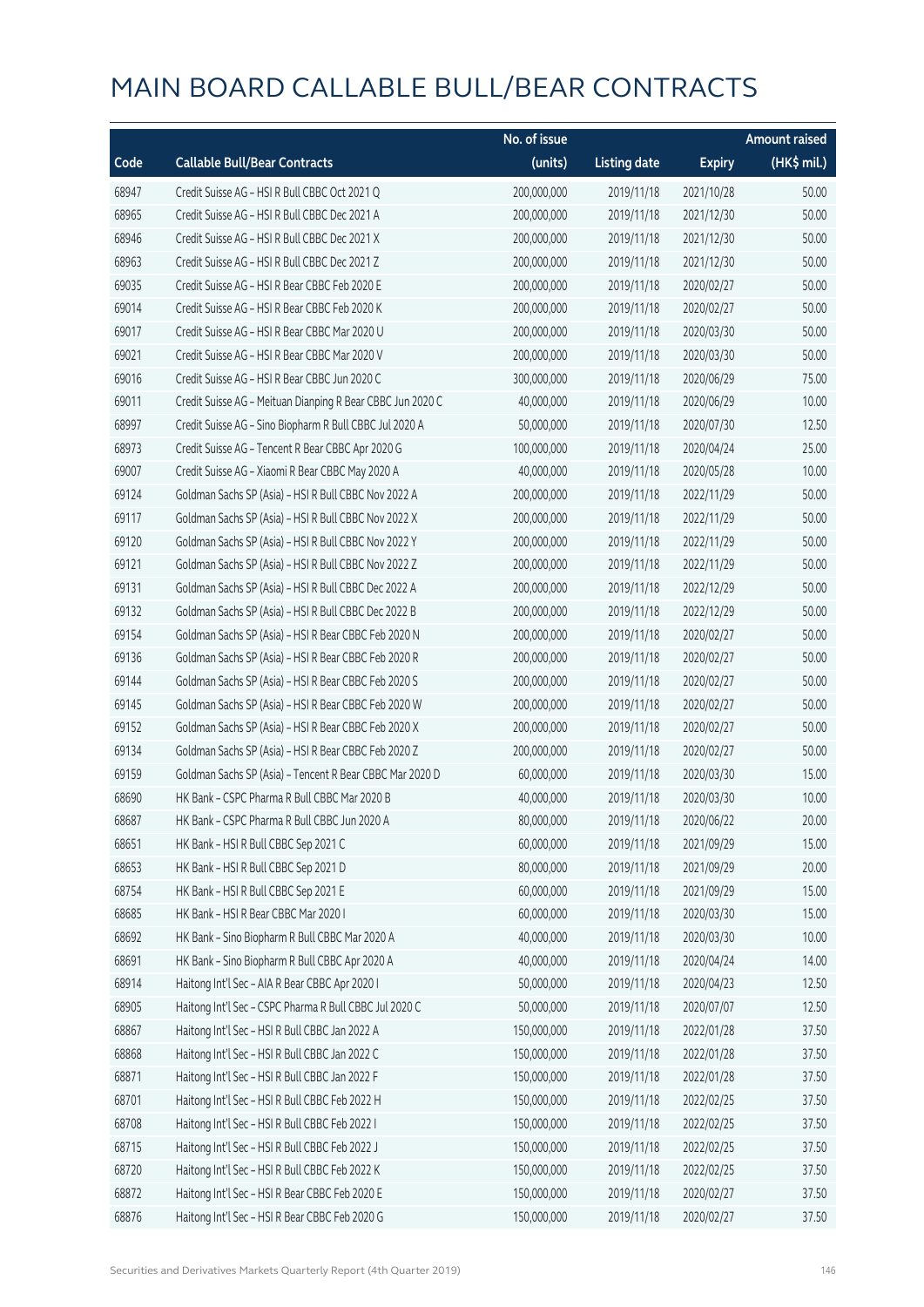# MAIN BOARD CALLABLE BULL/BEAR CONTRACTS

| Code | Callable Bull/Bear Contracts | No. of issue (units) | Listing date | Expiry | Amount raised (HK$ mil.) |
|---|---|---|---|---|---|
| 68947 | Credit Suisse AG – HSI R Bull CBBC Oct 2021 Q | 200,000,000 | 2019/11/18 | 2021/10/28 | 50.00 |
| 68965 | Credit Suisse AG – HSI R Bull CBBC Dec 2021 A | 200,000,000 | 2019/11/18 | 2021/12/30 | 50.00 |
| 68946 | Credit Suisse AG – HSI R Bull CBBC Dec 2021 X | 200,000,000 | 2019/11/18 | 2021/12/30 | 50.00 |
| 68963 | Credit Suisse AG – HSI R Bull CBBC Dec 2021 Z | 200,000,000 | 2019/11/18 | 2021/12/30 | 50.00 |
| 69035 | Credit Suisse AG – HSI R Bear CBBC Feb 2020 E | 200,000,000 | 2019/11/18 | 2020/02/27 | 50.00 |
| 69014 | Credit Suisse AG – HSI R Bear CBBC Feb 2020 K | 200,000,000 | 2019/11/18 | 2020/02/27 | 50.00 |
| 69017 | Credit Suisse AG – HSI R Bear CBBC Mar 2020 U | 200,000,000 | 2019/11/18 | 2020/03/30 | 50.00 |
| 69021 | Credit Suisse AG – HSI R Bear CBBC Mar 2020 V | 200,000,000 | 2019/11/18 | 2020/03/30 | 50.00 |
| 69016 | Credit Suisse AG – HSI R Bear CBBC Jun 2020 C | 300,000,000 | 2019/11/18 | 2020/06/29 | 75.00 |
| 69011 | Credit Suisse AG – Meituan Dianping R Bear CBBC Jun 2020 C | 40,000,000 | 2019/11/18 | 2020/06/29 | 10.00 |
| 68997 | Credit Suisse AG – Sino Biopharm R Bull CBBC Jul 2020 A | 50,000,000 | 2019/11/18 | 2020/07/30 | 12.50 |
| 68973 | Credit Suisse AG – Tencent R Bear CBBC Apr 2020 G | 100,000,000 | 2019/11/18 | 2020/04/24 | 25.00 |
| 69007 | Credit Suisse AG – Xiaomi R Bear CBBC May 2020 A | 40,000,000 | 2019/11/18 | 2020/05/28 | 10.00 |
| 69124 | Goldman Sachs SP (Asia) – HSI R Bull CBBC Nov 2022 A | 200,000,000 | 2019/11/18 | 2022/11/29 | 50.00 |
| 69117 | Goldman Sachs SP (Asia) – HSI R Bull CBBC Nov 2022 X | 200,000,000 | 2019/11/18 | 2022/11/29 | 50.00 |
| 69120 | Goldman Sachs SP (Asia) – HSI R Bull CBBC Nov 2022 Y | 200,000,000 | 2019/11/18 | 2022/11/29 | 50.00 |
| 69121 | Goldman Sachs SP (Asia) – HSI R Bull CBBC Nov 2022 Z | 200,000,000 | 2019/11/18 | 2022/11/29 | 50.00 |
| 69131 | Goldman Sachs SP (Asia) – HSI R Bull CBBC Dec 2022 A | 200,000,000 | 2019/11/18 | 2022/12/29 | 50.00 |
| 69132 | Goldman Sachs SP (Asia) – HSI R Bull CBBC Dec 2022 B | 200,000,000 | 2019/11/18 | 2022/12/29 | 50.00 |
| 69154 | Goldman Sachs SP (Asia) – HSI R Bear CBBC Feb 2020 N | 200,000,000 | 2019/11/18 | 2020/02/27 | 50.00 |
| 69136 | Goldman Sachs SP (Asia) – HSI R Bear CBBC Feb 2020 R | 200,000,000 | 2019/11/18 | 2020/02/27 | 50.00 |
| 69144 | Goldman Sachs SP (Asia) – HSI R Bear CBBC Feb 2020 S | 200,000,000 | 2019/11/18 | 2020/02/27 | 50.00 |
| 69145 | Goldman Sachs SP (Asia) – HSI R Bear CBBC Feb 2020 W | 200,000,000 | 2019/11/18 | 2020/02/27 | 50.00 |
| 69152 | Goldman Sachs SP (Asia) – HSI R Bear CBBC Feb 2020 X | 200,000,000 | 2019/11/18 | 2020/02/27 | 50.00 |
| 69134 | Goldman Sachs SP (Asia) – HSI R Bear CBBC Feb 2020 Z | 200,000,000 | 2019/11/18 | 2020/02/27 | 50.00 |
| 69159 | Goldman Sachs SP (Asia) – Tencent R Bear CBBC Mar 2020 D | 60,000,000 | 2019/11/18 | 2020/03/30 | 15.00 |
| 68690 | HK Bank – CSPC Pharma R Bull CBBC Mar 2020 B | 40,000,000 | 2019/11/18 | 2020/03/30 | 10.00 |
| 68687 | HK Bank – CSPC Pharma R Bull CBBC Jun 2020 A | 80,000,000 | 2019/11/18 | 2020/06/22 | 20.00 |
| 68651 | HK Bank – HSI R Bull CBBC Sep 2021 C | 60,000,000 | 2019/11/18 | 2021/09/29 | 15.00 |
| 68653 | HK Bank – HSI R Bull CBBC Sep 2021 D | 80,000,000 | 2019/11/18 | 2021/09/29 | 20.00 |
| 68754 | HK Bank – HSI R Bull CBBC Sep 2021 E | 60,000,000 | 2019/11/18 | 2021/09/29 | 15.00 |
| 68685 | HK Bank – HSI R Bear CBBC Mar 2020 I | 60,000,000 | 2019/11/18 | 2020/03/30 | 15.00 |
| 68692 | HK Bank – Sino Biopharm R Bull CBBC Mar 2020 A | 40,000,000 | 2019/11/18 | 2020/03/30 | 10.00 |
| 68691 | HK Bank – Sino Biopharm R Bull CBBC Apr 2020 A | 40,000,000 | 2019/11/18 | 2020/04/24 | 14.00 |
| 68914 | Haitong Int'l Sec – AIA R Bear CBBC Apr 2020 I | 50,000,000 | 2019/11/18 | 2020/04/23 | 12.50 |
| 68905 | Haitong Int'l Sec – CSPC Pharma R Bull CBBC Jul 2020 C | 50,000,000 | 2019/11/18 | 2020/07/07 | 12.50 |
| 68867 | Haitong Int'l Sec – HSI R Bull CBBC Jan 2022 A | 150,000,000 | 2019/11/18 | 2022/01/28 | 37.50 |
| 68868 | Haitong Int'l Sec – HSI R Bull CBBC Jan 2022 C | 150,000,000 | 2019/11/18 | 2022/01/28 | 37.50 |
| 68871 | Haitong Int'l Sec – HSI R Bull CBBC Jan 2022 F | 150,000,000 | 2019/11/18 | 2022/01/28 | 37.50 |
| 68701 | Haitong Int'l Sec – HSI R Bull CBBC Feb 2022 H | 150,000,000 | 2019/11/18 | 2022/02/25 | 37.50 |
| 68708 | Haitong Int'l Sec – HSI R Bull CBBC Feb 2022 I | 150,000,000 | 2019/11/18 | 2022/02/25 | 37.50 |
| 68715 | Haitong Int'l Sec – HSI R Bull CBBC Feb 2022 J | 150,000,000 | 2019/11/18 | 2022/02/25 | 37.50 |
| 68720 | Haitong Int'l Sec – HSI R Bull CBBC Feb 2022 K | 150,000,000 | 2019/11/18 | 2022/02/25 | 37.50 |
| 68872 | Haitong Int'l Sec – HSI R Bear CBBC Feb 2020 E | 150,000,000 | 2019/11/18 | 2020/02/27 | 37.50 |
| 68876 | Haitong Int'l Sec – HSI R Bear CBBC Feb 2020 G | 150,000,000 | 2019/11/18 | 2020/02/27 | 37.50 |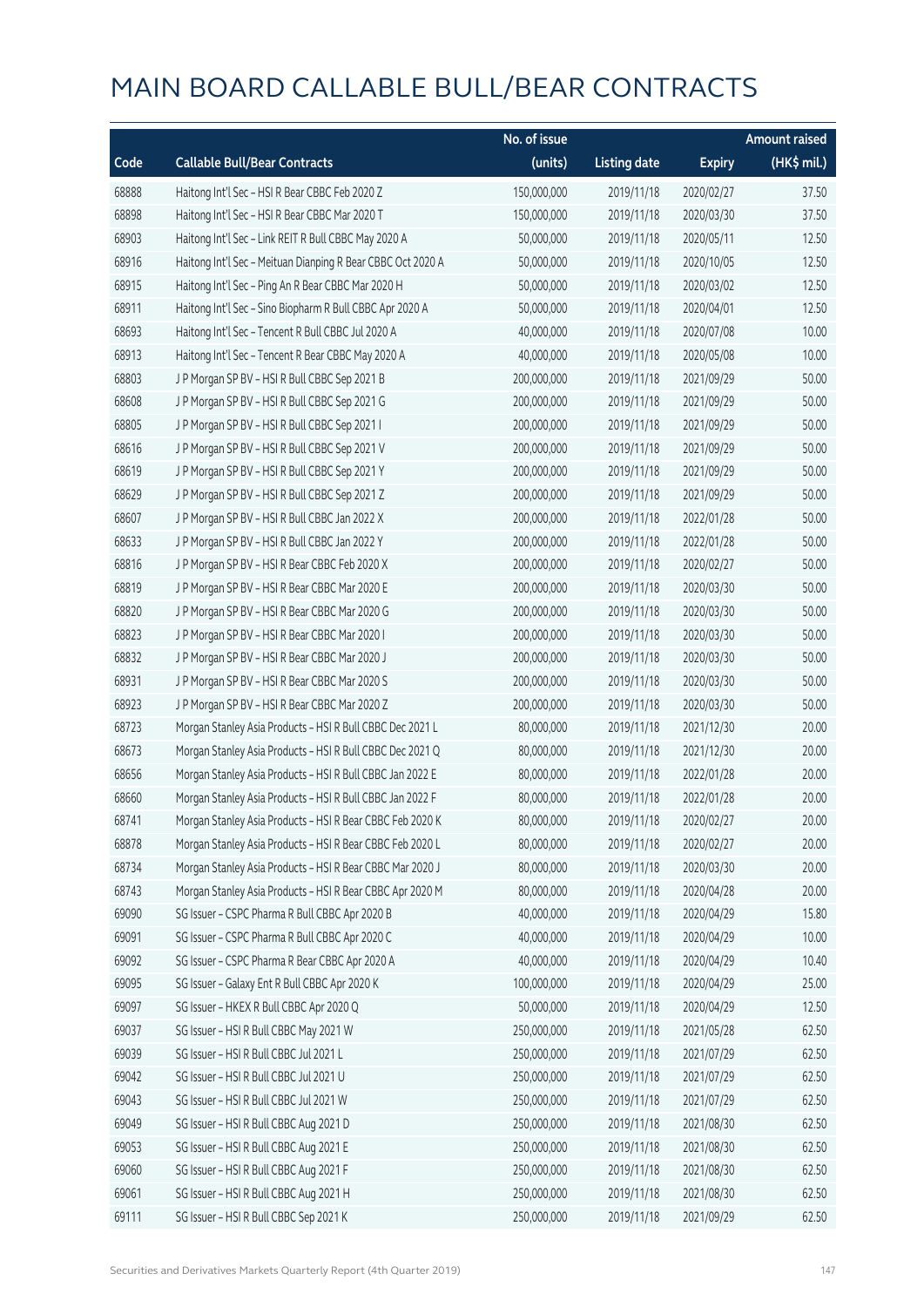# MAIN BOARD CALLABLE BULL/BEAR CONTRACTS

| Code | Callable Bull/Bear Contracts | No. of issue (units) | Listing date | Expiry | Amount raised (HK$ mil.) |
|---|---|---|---|---|---|
| 68888 | Haitong Int'l Sec – HSI R Bear CBBC Feb 2020 Z | 150,000,000 | 2019/11/18 | 2020/02/27 | 37.50 |
| 68898 | Haitong Int'l Sec – HSI R Bear CBBC Mar 2020 T | 150,000,000 | 2019/11/18 | 2020/03/30 | 37.50 |
| 68903 | Haitong Int'l Sec – Link REIT R Bull CBBC May 2020 A | 50,000,000 | 2019/11/18 | 2020/05/11 | 12.50 |
| 68916 | Haitong Int'l Sec – Meituan Dianping R Bear CBBC Oct 2020 A | 50,000,000 | 2019/11/18 | 2020/10/05 | 12.50 |
| 68915 | Haitong Int'l Sec – Ping An R Bear CBBC Mar 2020 H | 50,000,000 | 2019/11/18 | 2020/03/02 | 12.50 |
| 68911 | Haitong Int'l Sec – Sino Biopharm R Bull CBBC Apr 2020 A | 50,000,000 | 2019/11/18 | 2020/04/01 | 12.50 |
| 68693 | Haitong Int'l Sec – Tencent R Bull CBBC Jul 2020 A | 40,000,000 | 2019/11/18 | 2020/07/08 | 10.00 |
| 68913 | Haitong Int'l Sec – Tencent R Bear CBBC May 2020 A | 40,000,000 | 2019/11/18 | 2020/05/08 | 10.00 |
| 68803 | J P Morgan SP BV – HSI R Bull CBBC Sep 2021 B | 200,000,000 | 2019/11/18 | 2021/09/29 | 50.00 |
| 68608 | J P Morgan SP BV – HSI R Bull CBBC Sep 2021 G | 200,000,000 | 2019/11/18 | 2021/09/29 | 50.00 |
| 68805 | J P Morgan SP BV – HSI R Bull CBBC Sep 2021 I | 200,000,000 | 2019/11/18 | 2021/09/29 | 50.00 |
| 68616 | J P Morgan SP BV – HSI R Bull CBBC Sep 2021 V | 200,000,000 | 2019/11/18 | 2021/09/29 | 50.00 |
| 68619 | J P Morgan SP BV – HSI R Bull CBBC Sep 2021 Y | 200,000,000 | 2019/11/18 | 2021/09/29 | 50.00 |
| 68629 | J P Morgan SP BV – HSI R Bull CBBC Sep 2021 Z | 200,000,000 | 2019/11/18 | 2021/09/29 | 50.00 |
| 68607 | J P Morgan SP BV – HSI R Bull CBBC Jan 2022 X | 200,000,000 | 2019/11/18 | 2022/01/28 | 50.00 |
| 68633 | J P Morgan SP BV – HSI R Bull CBBC Jan 2022 Y | 200,000,000 | 2019/11/18 | 2022/01/28 | 50.00 |
| 68816 | J P Morgan SP BV – HSI R Bear CBBC Feb 2020 X | 200,000,000 | 2019/11/18 | 2020/02/27 | 50.00 |
| 68819 | J P Morgan SP BV – HSI R Bear CBBC Mar 2020 E | 200,000,000 | 2019/11/18 | 2020/03/30 | 50.00 |
| 68820 | J P Morgan SP BV – HSI R Bear CBBC Mar 2020 G | 200,000,000 | 2019/11/18 | 2020/03/30 | 50.00 |
| 68823 | J P Morgan SP BV – HSI R Bear CBBC Mar 2020 I | 200,000,000 | 2019/11/18 | 2020/03/30 | 50.00 |
| 68832 | J P Morgan SP BV – HSI R Bear CBBC Mar 2020 J | 200,000,000 | 2019/11/18 | 2020/03/30 | 50.00 |
| 68931 | J P Morgan SP BV – HSI R Bear CBBC Mar 2020 S | 200,000,000 | 2019/11/18 | 2020/03/30 | 50.00 |
| 68923 | J P Morgan SP BV – HSI R Bear CBBC Mar 2020 Z | 200,000,000 | 2019/11/18 | 2020/03/30 | 50.00 |
| 68723 | Morgan Stanley Asia Products – HSI R Bull CBBC Dec 2021 L | 80,000,000 | 2019/11/18 | 2021/12/30 | 20.00 |
| 68673 | Morgan Stanley Asia Products – HSI R Bull CBBC Dec 2021 Q | 80,000,000 | 2019/11/18 | 2021/12/30 | 20.00 |
| 68656 | Morgan Stanley Asia Products – HSI R Bull CBBC Jan 2022 E | 80,000,000 | 2019/11/18 | 2022/01/28 | 20.00 |
| 68660 | Morgan Stanley Asia Products – HSI R Bull CBBC Jan 2022 F | 80,000,000 | 2019/11/18 | 2022/01/28 | 20.00 |
| 68741 | Morgan Stanley Asia Products – HSI R Bear CBBC Feb 2020 K | 80,000,000 | 2019/11/18 | 2020/02/27 | 20.00 |
| 68878 | Morgan Stanley Asia Products – HSI R Bear CBBC Feb 2020 L | 80,000,000 | 2019/11/18 | 2020/02/27 | 20.00 |
| 68734 | Morgan Stanley Asia Products – HSI R Bear CBBC Mar 2020 J | 80,000,000 | 2019/11/18 | 2020/03/30 | 20.00 |
| 68743 | Morgan Stanley Asia Products – HSI R Bear CBBC Apr 2020 M | 80,000,000 | 2019/11/18 | 2020/04/28 | 20.00 |
| 69090 | SG Issuer – CSPC Pharma R Bull CBBC Apr 2020 B | 40,000,000 | 2019/11/18 | 2020/04/29 | 15.80 |
| 69091 | SG Issuer – CSPC Pharma R Bull CBBC Apr 2020 C | 40,000,000 | 2019/11/18 | 2020/04/29 | 10.00 |
| 69092 | SG Issuer – CSPC Pharma R Bear CBBC Apr 2020 A | 40,000,000 | 2019/11/18 | 2020/04/29 | 10.40 |
| 69095 | SG Issuer – Galaxy Ent R Bull CBBC Apr 2020 K | 100,000,000 | 2019/11/18 | 2020/04/29 | 25.00 |
| 69097 | SG Issuer – HKEX R Bull CBBC Apr 2020 Q | 50,000,000 | 2019/11/18 | 2020/04/29 | 12.50 |
| 69037 | SG Issuer – HSI R Bull CBBC May 2021 W | 250,000,000 | 2019/11/18 | 2021/05/28 | 62.50 |
| 69039 | SG Issuer – HSI R Bull CBBC Jul 2021 L | 250,000,000 | 2019/11/18 | 2021/07/29 | 62.50 |
| 69042 | SG Issuer – HSI R Bull CBBC Jul 2021 U | 250,000,000 | 2019/11/18 | 2021/07/29 | 62.50 |
| 69043 | SG Issuer – HSI R Bull CBBC Jul 2021 W | 250,000,000 | 2019/11/18 | 2021/07/29 | 62.50 |
| 69049 | SG Issuer – HSI R Bull CBBC Aug 2021 D | 250,000,000 | 2019/11/18 | 2021/08/30 | 62.50 |
| 69053 | SG Issuer – HSI R Bull CBBC Aug 2021 E | 250,000,000 | 2019/11/18 | 2021/08/30 | 62.50 |
| 69060 | SG Issuer – HSI R Bull CBBC Aug 2021 F | 250,000,000 | 2019/11/18 | 2021/08/30 | 62.50 |
| 69061 | SG Issuer – HSI R Bull CBBC Aug 2021 H | 250,000,000 | 2019/11/18 | 2021/08/30 | 62.50 |
| 69111 | SG Issuer – HSI R Bull CBBC Sep 2021 K | 250,000,000 | 2019/11/18 | 2021/09/29 | 62.50 |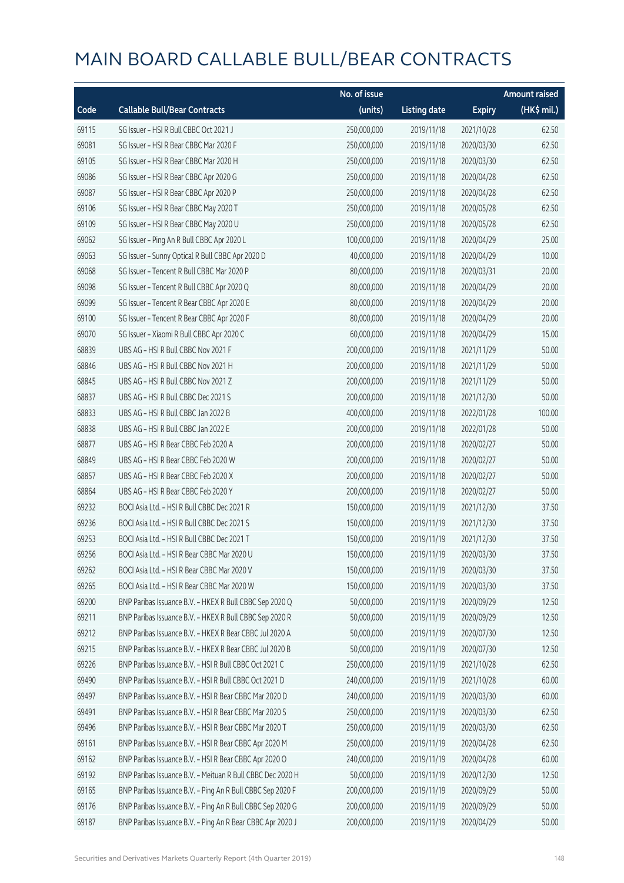# MAIN BOARD CALLABLE BULL/BEAR CONTRACTS

| Code | Callable Bull/Bear Contracts | No. of issue (units) | Listing date | Expiry | Amount raised (HK$ mil.) |
|---|---|---|---|---|---|
| 69115 | SG Issuer – HSI R Bull CBBC Oct 2021 J | 250,000,000 | 2019/11/18 | 2021/10/28 | 62.50 |
| 69081 | SG Issuer – HSI R Bear CBBC Mar 2020 F | 250,000,000 | 2019/11/18 | 2020/03/30 | 62.50 |
| 69105 | SG Issuer – HSI R Bear CBBC Mar 2020 H | 250,000,000 | 2019/11/18 | 2020/03/30 | 62.50 |
| 69086 | SG Issuer – HSI R Bear CBBC Apr 2020 G | 250,000,000 | 2019/11/18 | 2020/04/28 | 62.50 |
| 69087 | SG Issuer – HSI R Bear CBBC Apr 2020 P | 250,000,000 | 2019/11/18 | 2020/04/28 | 62.50 |
| 69106 | SG Issuer – HSI R Bear CBBC May 2020 T | 250,000,000 | 2019/11/18 | 2020/05/28 | 62.50 |
| 69109 | SG Issuer – HSI R Bear CBBC May 2020 U | 250,000,000 | 2019/11/18 | 2020/05/28 | 62.50 |
| 69062 | SG Issuer – Ping An R Bull CBBC Apr 2020 L | 100,000,000 | 2019/11/18 | 2020/04/29 | 25.00 |
| 69063 | SG Issuer – Sunny Optical R Bull CBBC Apr 2020 D | 40,000,000 | 2019/11/18 | 2020/04/29 | 10.00 |
| 69068 | SG Issuer – Tencent R Bull CBBC Mar 2020 P | 80,000,000 | 2019/11/18 | 2020/03/31 | 20.00 |
| 69098 | SG Issuer – Tencent R Bull CBBC Apr 2020 Q | 80,000,000 | 2019/11/18 | 2020/04/29 | 20.00 |
| 69099 | SG Issuer – Tencent R Bear CBBC Apr 2020 E | 80,000,000 | 2019/11/18 | 2020/04/29 | 20.00 |
| 69100 | SG Issuer – Tencent R Bear CBBC Apr 2020 F | 80,000,000 | 2019/11/18 | 2020/04/29 | 20.00 |
| 69070 | SG Issuer – Xiaomi R Bull CBBC Apr 2020 C | 60,000,000 | 2019/11/18 | 2020/04/29 | 15.00 |
| 68839 | UBS AG – HSI R Bull CBBC Nov 2021 F | 200,000,000 | 2019/11/18 | 2021/11/29 | 50.00 |
| 68846 | UBS AG – HSI R Bull CBBC Nov 2021 H | 200,000,000 | 2019/11/18 | 2021/11/29 | 50.00 |
| 68845 | UBS AG – HSI R Bull CBBC Nov 2021 Z | 200,000,000 | 2019/11/18 | 2021/11/29 | 50.00 |
| 68837 | UBS AG – HSI R Bull CBBC Dec 2021 S | 200,000,000 | 2019/11/18 | 2021/12/30 | 50.00 |
| 68833 | UBS AG – HSI R Bull CBBC Jan 2022 B | 400,000,000 | 2019/11/18 | 2022/01/28 | 100.00 |
| 68838 | UBS AG – HSI R Bull CBBC Jan 2022 E | 200,000,000 | 2019/11/18 | 2022/01/28 | 50.00 |
| 68877 | UBS AG – HSI R Bear CBBC Feb 2020 A | 200,000,000 | 2019/11/18 | 2020/02/27 | 50.00 |
| 68849 | UBS AG – HSI R Bear CBBC Feb 2020 W | 200,000,000 | 2019/11/18 | 2020/02/27 | 50.00 |
| 68857 | UBS AG – HSI R Bear CBBC Feb 2020 X | 200,000,000 | 2019/11/18 | 2020/02/27 | 50.00 |
| 68864 | UBS AG – HSI R Bear CBBC Feb 2020 Y | 200,000,000 | 2019/11/18 | 2020/02/27 | 50.00 |
| 69232 | BOCI Asia Ltd. – HSI R Bull CBBC Dec 2021 R | 150,000,000 | 2019/11/19 | 2021/12/30 | 37.50 |
| 69236 | BOCI Asia Ltd. – HSI R Bull CBBC Dec 2021 S | 150,000,000 | 2019/11/19 | 2021/12/30 | 37.50 |
| 69253 | BOCI Asia Ltd. – HSI R Bull CBBC Dec 2021 T | 150,000,000 | 2019/11/19 | 2021/12/30 | 37.50 |
| 69256 | BOCI Asia Ltd. – HSI R Bear CBBC Mar 2020 U | 150,000,000 | 2019/11/19 | 2020/03/30 | 37.50 |
| 69262 | BOCI Asia Ltd. – HSI R Bear CBBC Mar 2020 V | 150,000,000 | 2019/11/19 | 2020/03/30 | 37.50 |
| 69265 | BOCI Asia Ltd. – HSI R Bear CBBC Mar 2020 W | 150,000,000 | 2019/11/19 | 2020/03/30 | 37.50 |
| 69200 | BNP Paribas Issuance B.V. – HKEX R Bull CBBC Sep 2020 Q | 50,000,000 | 2019/11/19 | 2020/09/29 | 12.50 |
| 69211 | BNP Paribas Issuance B.V. – HKEX R Bull CBBC Sep 2020 R | 50,000,000 | 2019/11/19 | 2020/09/29 | 12.50 |
| 69212 | BNP Paribas Issuance B.V. – HKEX R Bear CBBC Jul 2020 A | 50,000,000 | 2019/11/19 | 2020/07/30 | 12.50 |
| 69215 | BNP Paribas Issuance B.V. – HKEX R Bear CBBC Jul 2020 B | 50,000,000 | 2019/11/19 | 2020/07/30 | 12.50 |
| 69226 | BNP Paribas Issuance B.V. – HSI R Bull CBBC Oct 2021 C | 250,000,000 | 2019/11/19 | 2021/10/28 | 62.50 |
| 69490 | BNP Paribas Issuance B.V. – HSI R Bull CBBC Oct 2021 D | 240,000,000 | 2019/11/19 | 2021/10/28 | 60.00 |
| 69497 | BNP Paribas Issuance B.V. – HSI R Bear CBBC Mar 2020 D | 240,000,000 | 2019/11/19 | 2020/03/30 | 60.00 |
| 69491 | BNP Paribas Issuance B.V. – HSI R Bear CBBC Mar 2020 S | 250,000,000 | 2019/11/19 | 2020/03/30 | 62.50 |
| 69496 | BNP Paribas Issuance B.V. – HSI R Bear CBBC Mar 2020 T | 250,000,000 | 2019/11/19 | 2020/03/30 | 62.50 |
| 69161 | BNP Paribas Issuance B.V. – HSI R Bear CBBC Apr 2020 M | 250,000,000 | 2019/11/19 | 2020/04/28 | 62.50 |
| 69162 | BNP Paribas Issuance B.V. – HSI R Bear CBBC Apr 2020 O | 240,000,000 | 2019/11/19 | 2020/04/28 | 60.00 |
| 69192 | BNP Paribas Issuance B.V. – Meituan R Bull CBBC Dec 2020 H | 50,000,000 | 2019/11/19 | 2020/12/30 | 12.50 |
| 69165 | BNP Paribas Issuance B.V. – Ping An R Bull CBBC Sep 2020 F | 200,000,000 | 2019/11/19 | 2020/09/29 | 50.00 |
| 69176 | BNP Paribas Issuance B.V. – Ping An R Bull CBBC Sep 2020 G | 200,000,000 | 2019/11/19 | 2020/09/29 | 50.00 |
| 69187 | BNP Paribas Issuance B.V. – Ping An R Bear CBBC Apr 2020 J | 200,000,000 | 2019/11/19 | 2020/04/29 | 50.00 |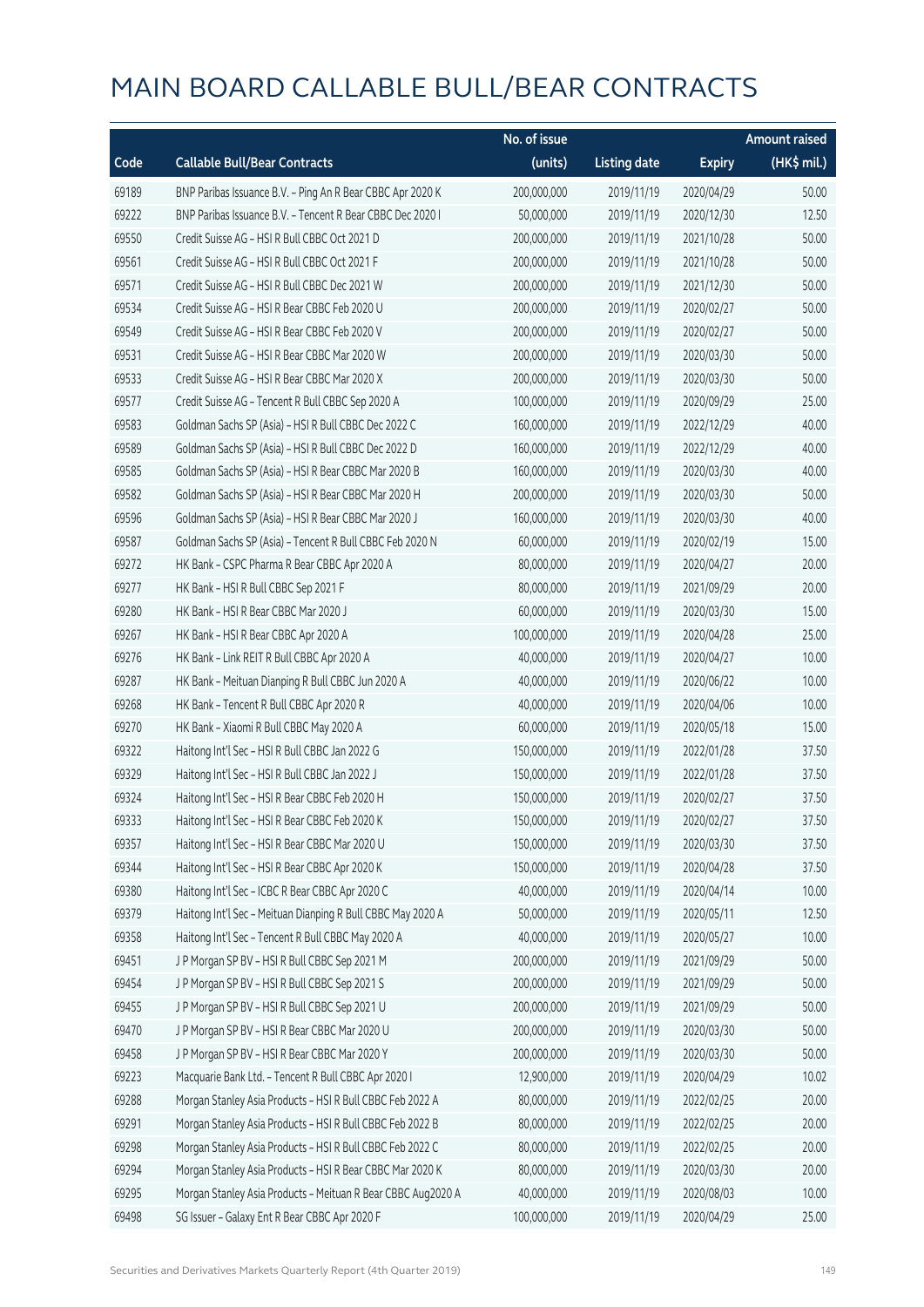# MAIN BOARD CALLABLE BULL/BEAR CONTRACTS

| Code | Callable Bull/Bear Contracts | No. of issue (units) | Listing date | Expiry | Amount raised (HK$ mil.) |
|---|---|---|---|---|---|
| 69189 | BNP Paribas Issuance B.V. – Ping An R Bear CBBC Apr 2020 K | 200,000,000 | 2019/11/19 | 2020/04/29 | 50.00 |
| 69222 | BNP Paribas Issuance B.V. – Tencent R Bear CBBC Dec 2020 I | 50,000,000 | 2019/11/19 | 2020/12/30 | 12.50 |
| 69550 | Credit Suisse AG – HSI R Bull CBBC Oct 2021 D | 200,000,000 | 2019/11/19 | 2021/10/28 | 50.00 |
| 69561 | Credit Suisse AG – HSI R Bull CBBC Oct 2021 F | 200,000,000 | 2019/11/19 | 2021/10/28 | 50.00 |
| 69571 | Credit Suisse AG – HSI R Bull CBBC Dec 2021 W | 200,000,000 | 2019/11/19 | 2021/12/30 | 50.00 |
| 69534 | Credit Suisse AG – HSI R Bear CBBC Feb 2020 U | 200,000,000 | 2019/11/19 | 2020/02/27 | 50.00 |
| 69549 | Credit Suisse AG – HSI R Bear CBBC Feb 2020 V | 200,000,000 | 2019/11/19 | 2020/02/27 | 50.00 |
| 69531 | Credit Suisse AG – HSI R Bear CBBC Mar 2020 W | 200,000,000 | 2019/11/19 | 2020/03/30 | 50.00 |
| 69533 | Credit Suisse AG – HSI R Bear CBBC Mar 2020 X | 200,000,000 | 2019/11/19 | 2020/03/30 | 50.00 |
| 69577 | Credit Suisse AG – Tencent R Bull CBBC Sep 2020 A | 100,000,000 | 2019/11/19 | 2020/09/29 | 25.00 |
| 69583 | Goldman Sachs SP (Asia) – HSI R Bull CBBC Dec 2022 C | 160,000,000 | 2019/11/19 | 2022/12/29 | 40.00 |
| 69589 | Goldman Sachs SP (Asia) – HSI R Bull CBBC Dec 2022 D | 160,000,000 | 2019/11/19 | 2022/12/29 | 40.00 |
| 69585 | Goldman Sachs SP (Asia) – HSI R Bear CBBC Mar 2020 B | 160,000,000 | 2019/11/19 | 2020/03/30 | 40.00 |
| 69582 | Goldman Sachs SP (Asia) – HSI R Bear CBBC Mar 2020 H | 200,000,000 | 2019/11/19 | 2020/03/30 | 50.00 |
| 69596 | Goldman Sachs SP (Asia) – HSI R Bear CBBC Mar 2020 J | 160,000,000 | 2019/11/19 | 2020/03/30 | 40.00 |
| 69587 | Goldman Sachs SP (Asia) – Tencent R Bull CBBC Feb 2020 N | 60,000,000 | 2019/11/19 | 2020/02/19 | 15.00 |
| 69272 | HK Bank – CSPC Pharma R Bear CBBC Apr 2020 A | 80,000,000 | 2019/11/19 | 2020/04/27 | 20.00 |
| 69277 | HK Bank – HSI R Bull CBBC Sep 2021 F | 80,000,000 | 2019/11/19 | 2021/09/29 | 20.00 |
| 69280 | HK Bank – HSI R Bear CBBC Mar 2020 J | 60,000,000 | 2019/11/19 | 2020/03/30 | 15.00 |
| 69267 | HK Bank – HSI R Bear CBBC Apr 2020 A | 100,000,000 | 2019/11/19 | 2020/04/28 | 25.00 |
| 69276 | HK Bank – Link REIT R Bull CBBC Apr 2020 A | 40,000,000 | 2019/11/19 | 2020/04/27 | 10.00 |
| 69287 | HK Bank – Meituan Dianping R Bull CBBC Jun 2020 A | 40,000,000 | 2019/11/19 | 2020/06/22 | 10.00 |
| 69268 | HK Bank – Tencent R Bull CBBC Apr 2020 R | 40,000,000 | 2019/11/19 | 2020/04/06 | 10.00 |
| 69270 | HK Bank – Xiaomi R Bull CBBC May 2020 A | 60,000,000 | 2019/11/19 | 2020/05/18 | 15.00 |
| 69322 | Haitong Int'l Sec – HSI R Bull CBBC Jan 2022 G | 150,000,000 | 2019/11/19 | 2022/01/28 | 37.50 |
| 69329 | Haitong Int'l Sec – HSI R Bull CBBC Jan 2022 J | 150,000,000 | 2019/11/19 | 2022/01/28 | 37.50 |
| 69324 | Haitong Int'l Sec – HSI R Bear CBBC Feb 2020 H | 150,000,000 | 2019/11/19 | 2020/02/27 | 37.50 |
| 69333 | Haitong Int'l Sec – HSI R Bear CBBC Feb 2020 K | 150,000,000 | 2019/11/19 | 2020/02/27 | 37.50 |
| 69357 | Haitong Int'l Sec – HSI R Bear CBBC Mar 2020 U | 150,000,000 | 2019/11/19 | 2020/03/30 | 37.50 |
| 69344 | Haitong Int'l Sec – HSI R Bear CBBC Apr 2020 K | 150,000,000 | 2019/11/19 | 2020/04/28 | 37.50 |
| 69380 | Haitong Int'l Sec – ICBC R Bear CBBC Apr 2020 C | 40,000,000 | 2019/11/19 | 2020/04/14 | 10.00 |
| 69379 | Haitong Int'l Sec – Meituan Dianping R Bull CBBC May 2020 A | 50,000,000 | 2019/11/19 | 2020/05/11 | 12.50 |
| 69358 | Haitong Int'l Sec – Tencent R Bull CBBC May 2020 A | 40,000,000 | 2019/11/19 | 2020/05/27 | 10.00 |
| 69451 | J P Morgan SP BV – HSI R Bull CBBC Sep 2021 M | 200,000,000 | 2019/11/19 | 2021/09/29 | 50.00 |
| 69454 | J P Morgan SP BV – HSI R Bull CBBC Sep 2021 S | 200,000,000 | 2019/11/19 | 2021/09/29 | 50.00 |
| 69455 | J P Morgan SP BV – HSI R Bull CBBC Sep 2021 U | 200,000,000 | 2019/11/19 | 2021/09/29 | 50.00 |
| 69470 | J P Morgan SP BV – HSI R Bear CBBC Mar 2020 U | 200,000,000 | 2019/11/19 | 2020/03/30 | 50.00 |
| 69458 | J P Morgan SP BV – HSI R Bear CBBC Mar 2020 Y | 200,000,000 | 2019/11/19 | 2020/03/30 | 50.00 |
| 69223 | Macquarie Bank Ltd. – Tencent R Bull CBBC Apr 2020 I | 12,900,000 | 2019/11/19 | 2020/04/29 | 10.02 |
| 69288 | Morgan Stanley Asia Products – HSI R Bull CBBC Feb 2022 A | 80,000,000 | 2019/11/19 | 2022/02/25 | 20.00 |
| 69291 | Morgan Stanley Asia Products – HSI R Bull CBBC Feb 2022 B | 80,000,000 | 2019/11/19 | 2022/02/25 | 20.00 |
| 69298 | Morgan Stanley Asia Products – HSI R Bull CBBC Feb 2022 C | 80,000,000 | 2019/11/19 | 2022/02/25 | 20.00 |
| 69294 | Morgan Stanley Asia Products – HSI R Bear CBBC Mar 2020 K | 80,000,000 | 2019/11/19 | 2020/03/30 | 20.00 |
| 69295 | Morgan Stanley Asia Products – Meituan R Bear CBBC Aug2020 A | 40,000,000 | 2019/11/19 | 2020/08/03 | 10.00 |
| 69498 | SG Issuer – Galaxy Ent R Bear CBBC Apr 2020 F | 100,000,000 | 2019/11/19 | 2020/04/29 | 25.00 |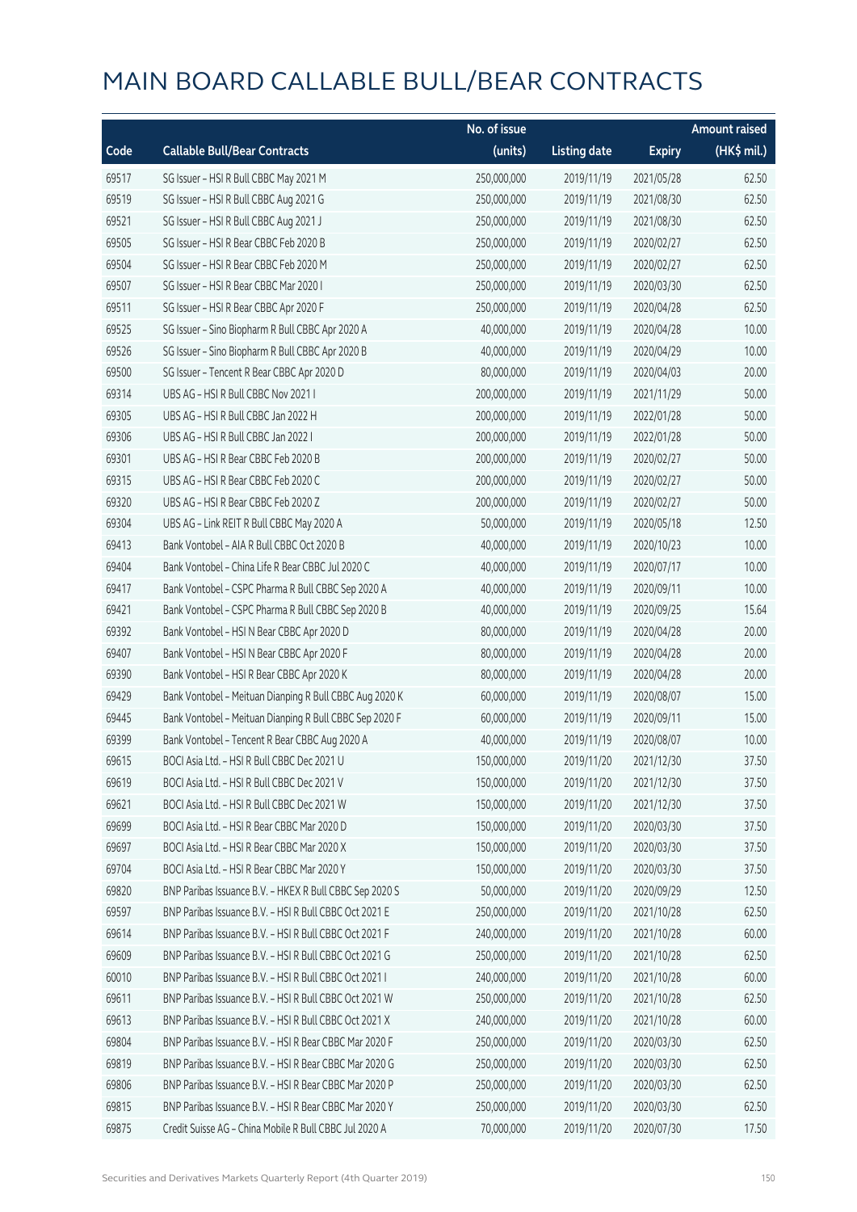# MAIN BOARD CALLABLE BULL/BEAR CONTRACTS

| Code | Callable Bull/Bear Contracts | No. of issue (units) | Listing date | Expiry | Amount raised (HK$ mil.) |
|---|---|---|---|---|---|
| 69517 | SG Issuer – HSI R Bull CBBC May 2021 M | 250,000,000 | 2019/11/19 | 2021/05/28 | 62.50 |
| 69519 | SG Issuer – HSI R Bull CBBC Aug 2021 G | 250,000,000 | 2019/11/19 | 2021/08/30 | 62.50 |
| 69521 | SG Issuer – HSI R Bull CBBC Aug 2021 J | 250,000,000 | 2019/11/19 | 2021/08/30 | 62.50 |
| 69505 | SG Issuer – HSI R Bear CBBC Feb 2020 B | 250,000,000 | 2019/11/19 | 2020/02/27 | 62.50 |
| 69504 | SG Issuer – HSI R Bear CBBC Feb 2020 M | 250,000,000 | 2019/11/19 | 2020/02/27 | 62.50 |
| 69507 | SG Issuer – HSI R Bear CBBC Mar 2020 I | 250,000,000 | 2019/11/19 | 2020/03/30 | 62.50 |
| 69511 | SG Issuer – HSI R Bear CBBC Apr 2020 F | 250,000,000 | 2019/11/19 | 2020/04/28 | 62.50 |
| 69525 | SG Issuer – Sino Biopharm R Bull CBBC Apr 2020 A | 40,000,000 | 2019/11/19 | 2020/04/28 | 10.00 |
| 69526 | SG Issuer – Sino Biopharm R Bull CBBC Apr 2020 B | 40,000,000 | 2019/11/19 | 2020/04/29 | 10.00 |
| 69500 | SG Issuer – Tencent R Bear CBBC Apr 2020 D | 80,000,000 | 2019/11/19 | 2020/04/03 | 20.00 |
| 69314 | UBS AG – HSI R Bull CBBC Nov 2021 I | 200,000,000 | 2019/11/19 | 2021/11/29 | 50.00 |
| 69305 | UBS AG – HSI R Bull CBBC Jan 2022 H | 200,000,000 | 2019/11/19 | 2022/01/28 | 50.00 |
| 69306 | UBS AG – HSI R Bull CBBC Jan 2022 I | 200,000,000 | 2019/11/19 | 2022/01/28 | 50.00 |
| 69301 | UBS AG – HSI R Bear CBBC Feb 2020 B | 200,000,000 | 2019/11/19 | 2020/02/27 | 50.00 |
| 69315 | UBS AG – HSI R Bear CBBC Feb 2020 C | 200,000,000 | 2019/11/19 | 2020/02/27 | 50.00 |
| 69320 | UBS AG – HSI R Bear CBBC Feb 2020 Z | 200,000,000 | 2019/11/19 | 2020/02/27 | 50.00 |
| 69304 | UBS AG – Link REIT R Bull CBBC May 2020 A | 50,000,000 | 2019/11/19 | 2020/05/18 | 12.50 |
| 69413 | Bank Vontobel – AIA R Bull CBBC Oct 2020 B | 40,000,000 | 2019/11/19 | 2020/10/23 | 10.00 |
| 69404 | Bank Vontobel – China Life R Bear CBBC Jul 2020 C | 40,000,000 | 2019/11/19 | 2020/07/17 | 10.00 |
| 69417 | Bank Vontobel – CSPC Pharma R Bull CBBC Sep 2020 A | 40,000,000 | 2019/11/19 | 2020/09/11 | 10.00 |
| 69421 | Bank Vontobel – CSPC Pharma R Bull CBBC Sep 2020 B | 40,000,000 | 2019/11/19 | 2020/09/25 | 15.64 |
| 69392 | Bank Vontobel – HSI N Bear CBBC Apr 2020 D | 80,000,000 | 2019/11/19 | 2020/04/28 | 20.00 |
| 69407 | Bank Vontobel – HSI N Bear CBBC Apr 2020 F | 80,000,000 | 2019/11/19 | 2020/04/28 | 20.00 |
| 69390 | Bank Vontobel – HSI R Bear CBBC Apr 2020 K | 80,000,000 | 2019/11/19 | 2020/04/28 | 20.00 |
| 69429 | Bank Vontobel – Meituan Dianping R Bull CBBC Aug 2020 K | 60,000,000 | 2019/11/19 | 2020/08/07 | 15.00 |
| 69445 | Bank Vontobel – Meituan Dianping R Bull CBBC Sep 2020 F | 60,000,000 | 2019/11/19 | 2020/09/11 | 15.00 |
| 69399 | Bank Vontobel – Tencent R Bear CBBC Aug 2020 A | 40,000,000 | 2019/11/19 | 2020/08/07 | 10.00 |
| 69615 | BOCI Asia Ltd. – HSI R Bull CBBC Dec 2021 U | 150,000,000 | 2019/11/20 | 2021/12/30 | 37.50 |
| 69619 | BOCI Asia Ltd. – HSI R Bull CBBC Dec 2021 V | 150,000,000 | 2019/11/20 | 2021/12/30 | 37.50 |
| 69621 | BOCI Asia Ltd. – HSI R Bull CBBC Dec 2021 W | 150,000,000 | 2019/11/20 | 2021/12/30 | 37.50 |
| 69699 | BOCI Asia Ltd. – HSI R Bear CBBC Mar 2020 D | 150,000,000 | 2019/11/20 | 2020/03/30 | 37.50 |
| 69697 | BOCI Asia Ltd. – HSI R Bear CBBC Mar 2020 X | 150,000,000 | 2019/11/20 | 2020/03/30 | 37.50 |
| 69704 | BOCI Asia Ltd. – HSI R Bear CBBC Mar 2020 Y | 150,000,000 | 2019/11/20 | 2020/03/30 | 37.50 |
| 69820 | BNP Paribas Issuance B.V. – HKEX R Bull CBBC Sep 2020 S | 50,000,000 | 2019/11/20 | 2020/09/29 | 12.50 |
| 69597 | BNP Paribas Issuance B.V. – HSI R Bull CBBC Oct 2021 E | 250,000,000 | 2019/11/20 | 2021/10/28 | 62.50 |
| 69614 | BNP Paribas Issuance B.V. – HSI R Bull CBBC Oct 2021 F | 240,000,000 | 2019/11/20 | 2021/10/28 | 60.00 |
| 69609 | BNP Paribas Issuance B.V. – HSI R Bull CBBC Oct 2021 G | 250,000,000 | 2019/11/20 | 2021/10/28 | 62.50 |
| 60010 | BNP Paribas Issuance B.V. – HSI R Bull CBBC Oct 2021 I | 240,000,000 | 2019/11/20 | 2021/10/28 | 60.00 |
| 69611 | BNP Paribas Issuance B.V. – HSI R Bull CBBC Oct 2021 W | 250,000,000 | 2019/11/20 | 2021/10/28 | 62.50 |
| 69613 | BNP Paribas Issuance B.V. – HSI R Bull CBBC Oct 2021 X | 240,000,000 | 2019/11/20 | 2021/10/28 | 60.00 |
| 69804 | BNP Paribas Issuance B.V. – HSI R Bear CBBC Mar 2020 F | 250,000,000 | 2019/11/20 | 2020/03/30 | 62.50 |
| 69819 | BNP Paribas Issuance B.V. – HSI R Bear CBBC Mar 2020 G | 250,000,000 | 2019/11/20 | 2020/03/30 | 62.50 |
| 69806 | BNP Paribas Issuance B.V. – HSI R Bear CBBC Mar 2020 P | 250,000,000 | 2019/11/20 | 2020/03/30 | 62.50 |
| 69815 | BNP Paribas Issuance B.V. – HSI R Bear CBBC Mar 2020 Y | 250,000,000 | 2019/11/20 | 2020/03/30 | 62.50 |
| 69875 | Credit Suisse AG – China Mobile R Bull CBBC Jul 2020 A | 70,000,000 | 2019/11/20 | 2020/07/30 | 17.50 |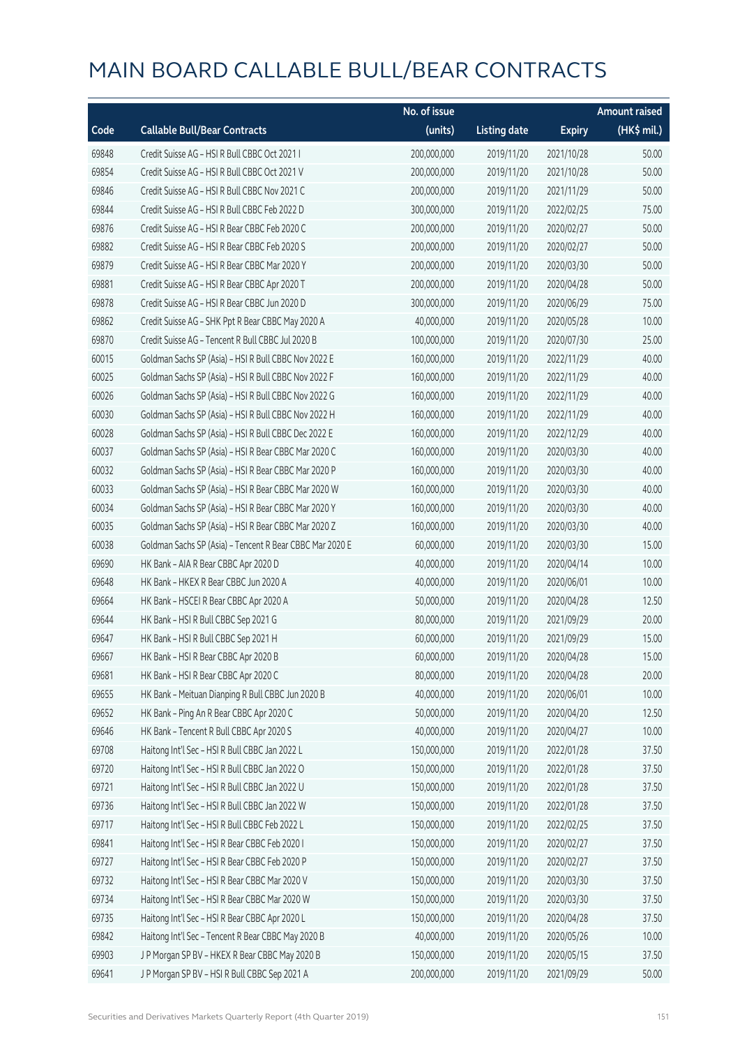# MAIN BOARD CALLABLE BULL/BEAR CONTRACTS

| Code | Callable Bull/Bear Contracts | No. of issue (units) | Listing date | Expiry | Amount raised (HK$ mil.) |
|---|---|---|---|---|---|
| 69848 | Credit Suisse AG – HSI R Bull CBBC Oct 2021 I | 200,000,000 | 2019/11/20 | 2021/10/28 | 50.00 |
| 69854 | Credit Suisse AG – HSI R Bull CBBC Oct 2021 V | 200,000,000 | 2019/11/20 | 2021/10/28 | 50.00 |
| 69846 | Credit Suisse AG – HSI R Bull CBBC Nov 2021 C | 200,000,000 | 2019/11/20 | 2021/11/29 | 50.00 |
| 69844 | Credit Suisse AG – HSI R Bull CBBC Feb 2022 D | 300,000,000 | 2019/11/20 | 2022/02/25 | 75.00 |
| 69876 | Credit Suisse AG – HSI R Bear CBBC Feb 2020 C | 200,000,000 | 2019/11/20 | 2020/02/27 | 50.00 |
| 69882 | Credit Suisse AG – HSI R Bear CBBC Feb 2020 S | 200,000,000 | 2019/11/20 | 2020/02/27 | 50.00 |
| 69879 | Credit Suisse AG – HSI R Bear CBBC Mar 2020 Y | 200,000,000 | 2019/11/20 | 2020/03/30 | 50.00 |
| 69881 | Credit Suisse AG – HSI R Bear CBBC Apr 2020 T | 200,000,000 | 2019/11/20 | 2020/04/28 | 50.00 |
| 69878 | Credit Suisse AG – HSI R Bear CBBC Jun 2020 D | 300,000,000 | 2019/11/20 | 2020/06/29 | 75.00 |
| 69862 | Credit Suisse AG – SHK Ppt R Bear CBBC May 2020 A | 40,000,000 | 2019/11/20 | 2020/05/28 | 10.00 |
| 69870 | Credit Suisse AG – Tencent R Bull CBBC Jul 2020 B | 100,000,000 | 2019/11/20 | 2020/07/30 | 25.00 |
| 60015 | Goldman Sachs SP (Asia) – HSI R Bull CBBC Nov 2022 E | 160,000,000 | 2019/11/20 | 2022/11/29 | 40.00 |
| 60025 | Goldman Sachs SP (Asia) – HSI R Bull CBBC Nov 2022 F | 160,000,000 | 2019/11/20 | 2022/11/29 | 40.00 |
| 60026 | Goldman Sachs SP (Asia) – HSI R Bull CBBC Nov 2022 G | 160,000,000 | 2019/11/20 | 2022/11/29 | 40.00 |
| 60030 | Goldman Sachs SP (Asia) – HSI R Bull CBBC Nov 2022 H | 160,000,000 | 2019/11/20 | 2022/11/29 | 40.00 |
| 60028 | Goldman Sachs SP (Asia) – HSI R Bull CBBC Dec 2022 E | 160,000,000 | 2019/11/20 | 2022/12/29 | 40.00 |
| 60037 | Goldman Sachs SP (Asia) – HSI R Bear CBBC Mar 2020 C | 160,000,000 | 2019/11/20 | 2020/03/30 | 40.00 |
| 60032 | Goldman Sachs SP (Asia) – HSI R Bear CBBC Mar 2020 P | 160,000,000 | 2019/11/20 | 2020/03/30 | 40.00 |
| 60033 | Goldman Sachs SP (Asia) – HSI R Bear CBBC Mar 2020 W | 160,000,000 | 2019/11/20 | 2020/03/30 | 40.00 |
| 60034 | Goldman Sachs SP (Asia) – HSI R Bear CBBC Mar 2020 Y | 160,000,000 | 2019/11/20 | 2020/03/30 | 40.00 |
| 60035 | Goldman Sachs SP (Asia) – HSI R Bear CBBC Mar 2020 Z | 160,000,000 | 2019/11/20 | 2020/03/30 | 40.00 |
| 60038 | Goldman Sachs SP (Asia) – Tencent R Bear CBBC Mar 2020 E | 60,000,000 | 2019/11/20 | 2020/03/30 | 15.00 |
| 69690 | HK Bank – AIA R Bear CBBC Apr 2020 D | 40,000,000 | 2019/11/20 | 2020/04/14 | 10.00 |
| 69648 | HK Bank – HKEX R Bear CBBC Jun 2020 A | 40,000,000 | 2019/11/20 | 2020/06/01 | 10.00 |
| 69664 | HK Bank – HSCEI R Bear CBBC Apr 2020 A | 50,000,000 | 2019/11/20 | 2020/04/28 | 12.50 |
| 69644 | HK Bank – HSI R Bull CBBC Sep 2021 G | 80,000,000 | 2019/11/20 | 2021/09/29 | 20.00 |
| 69647 | HK Bank – HSI R Bull CBBC Sep 2021 H | 60,000,000 | 2019/11/20 | 2021/09/29 | 15.00 |
| 69667 | HK Bank – HSI R Bear CBBC Apr 2020 B | 60,000,000 | 2019/11/20 | 2020/04/28 | 15.00 |
| 69681 | HK Bank – HSI R Bear CBBC Apr 2020 C | 80,000,000 | 2019/11/20 | 2020/04/28 | 20.00 |
| 69655 | HK Bank – Meituan Dianping R Bull CBBC Jun 2020 B | 40,000,000 | 2019/11/20 | 2020/06/01 | 10.00 |
| 69652 | HK Bank – Ping An R Bear CBBC Apr 2020 C | 50,000,000 | 2019/11/20 | 2020/04/20 | 12.50 |
| 69646 | HK Bank – Tencent R Bull CBBC Apr 2020 S | 40,000,000 | 2019/11/20 | 2020/04/27 | 10.00 |
| 69708 | Haitong Int'l Sec – HSI R Bull CBBC Jan 2022 L | 150,000,000 | 2019/11/20 | 2022/01/28 | 37.50 |
| 69720 | Haitong Int'l Sec – HSI R Bull CBBC Jan 2022 O | 150,000,000 | 2019/11/20 | 2022/01/28 | 37.50 |
| 69721 | Haitong Int'l Sec – HSI R Bull CBBC Jan 2022 U | 150,000,000 | 2019/11/20 | 2022/01/28 | 37.50 |
| 69736 | Haitong Int'l Sec – HSI R Bull CBBC Jan 2022 W | 150,000,000 | 2019/11/20 | 2022/01/28 | 37.50 |
| 69717 | Haitong Int'l Sec – HSI R Bull CBBC Feb 2022 L | 150,000,000 | 2019/11/20 | 2022/02/25 | 37.50 |
| 69841 | Haitong Int'l Sec – HSI R Bear CBBC Feb 2020 I | 150,000,000 | 2019/11/20 | 2020/02/27 | 37.50 |
| 69727 | Haitong Int'l Sec – HSI R Bear CBBC Feb 2020 P | 150,000,000 | 2019/11/20 | 2020/02/27 | 37.50 |
| 69732 | Haitong Int'l Sec – HSI R Bear CBBC Mar 2020 V | 150,000,000 | 2019/11/20 | 2020/03/30 | 37.50 |
| 69734 | Haitong Int'l Sec – HSI R Bear CBBC Mar 2020 W | 150,000,000 | 2019/11/20 | 2020/03/30 | 37.50 |
| 69735 | Haitong Int'l Sec – HSI R Bear CBBC Apr 2020 L | 150,000,000 | 2019/11/20 | 2020/04/28 | 37.50 |
| 69842 | Haitong Int'l Sec – Tencent R Bear CBBC May 2020 B | 40,000,000 | 2019/11/20 | 2020/05/26 | 10.00 |
| 69903 | J P Morgan SP BV – HKEX R Bear CBBC May 2020 B | 150,000,000 | 2019/11/20 | 2020/05/15 | 37.50 |
| 69641 | J P Morgan SP BV – HSI R Bull CBBC Sep 2021 A | 200,000,000 | 2019/11/20 | 2021/09/29 | 50.00 |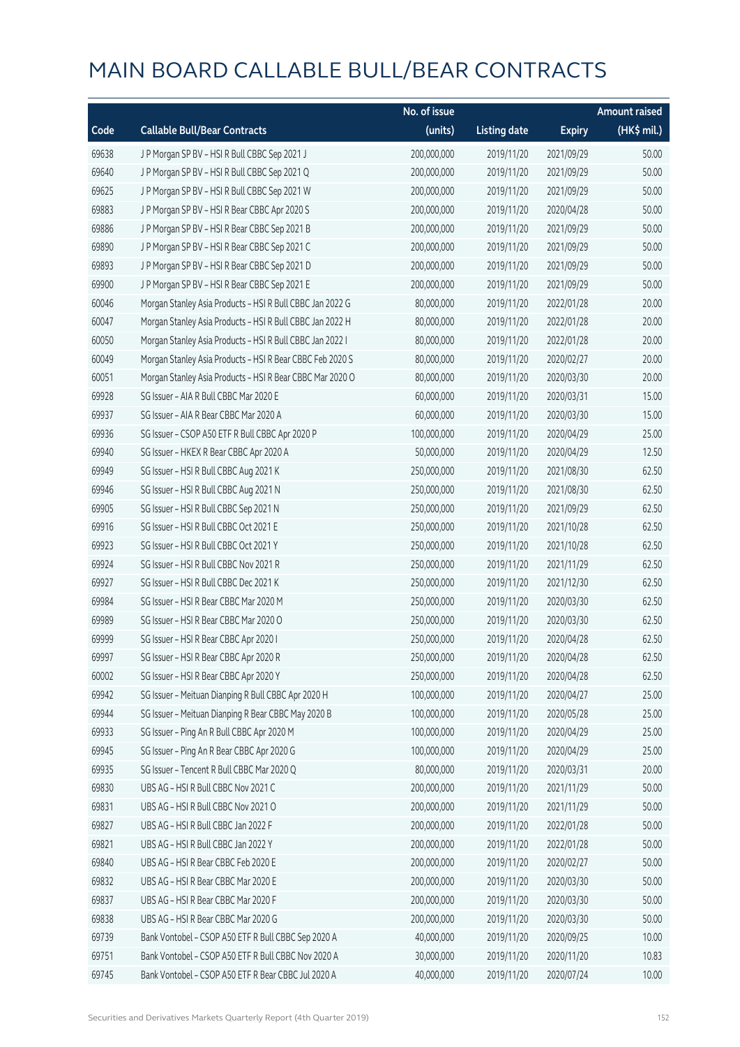# MAIN BOARD CALLABLE BULL/BEAR CONTRACTS

| Code | Callable Bull/Bear Contracts | No. of issue (units) | Listing date | Expiry | Amount raised (HK$ mil.) |
|---|---|---|---|---|---|
| 69638 | J P Morgan SP BV – HSI R Bull CBBC Sep 2021 J | 200,000,000 | 2019/11/20 | 2021/09/29 | 50.00 |
| 69640 | J P Morgan SP BV – HSI R Bull CBBC Sep 2021 Q | 200,000,000 | 2019/11/20 | 2021/09/29 | 50.00 |
| 69625 | J P Morgan SP BV – HSI R Bull CBBC Sep 2021 W | 200,000,000 | 2019/11/20 | 2021/09/29 | 50.00 |
| 69883 | J P Morgan SP BV – HSI R Bear CBBC Apr 2020 S | 200,000,000 | 2019/11/20 | 2020/04/28 | 50.00 |
| 69886 | J P Morgan SP BV – HSI R Bear CBBC Sep 2021 B | 200,000,000 | 2019/11/20 | 2021/09/29 | 50.00 |
| 69890 | J P Morgan SP BV – HSI R Bear CBBC Sep 2021 C | 200,000,000 | 2019/11/20 | 2021/09/29 | 50.00 |
| 69893 | J P Morgan SP BV – HSI R Bear CBBC Sep 2021 D | 200,000,000 | 2019/11/20 | 2021/09/29 | 50.00 |
| 69900 | J P Morgan SP BV – HSI R Bear CBBC Sep 2021 E | 200,000,000 | 2019/11/20 | 2021/09/29 | 50.00 |
| 60046 | Morgan Stanley Asia Products – HSI R Bull CBBC Jan 2022 G | 80,000,000 | 2019/11/20 | 2022/01/28 | 20.00 |
| 60047 | Morgan Stanley Asia Products – HSI R Bull CBBC Jan 2022 H | 80,000,000 | 2019/11/20 | 2022/01/28 | 20.00 |
| 60050 | Morgan Stanley Asia Products – HSI R Bull CBBC Jan 2022 I | 80,000,000 | 2019/11/20 | 2022/01/28 | 20.00 |
| 60049 | Morgan Stanley Asia Products – HSI R Bear CBBC Feb 2020 S | 80,000,000 | 2019/11/20 | 2020/02/27 | 20.00 |
| 60051 | Morgan Stanley Asia Products – HSI R Bear CBBC Mar 2020 O | 80,000,000 | 2019/11/20 | 2020/03/30 | 20.00 |
| 69928 | SG Issuer – AIA R Bull CBBC Mar 2020 E | 60,000,000 | 2019/11/20 | 2020/03/31 | 15.00 |
| 69937 | SG Issuer – AIA R Bear CBBC Mar 2020 A | 60,000,000 | 2019/11/20 | 2020/03/30 | 15.00 |
| 69936 | SG Issuer – CSOP A50 ETF R Bull CBBC Apr 2020 P | 100,000,000 | 2019/11/20 | 2020/04/29 | 25.00 |
| 69940 | SG Issuer – HKEX R Bear CBBC Apr 2020 A | 50,000,000 | 2019/11/20 | 2020/04/29 | 12.50 |
| 69949 | SG Issuer – HSI R Bull CBBC Aug 2021 K | 250,000,000 | 2019/11/20 | 2021/08/30 | 62.50 |
| 69946 | SG Issuer – HSI R Bull CBBC Aug 2021 N | 250,000,000 | 2019/11/20 | 2021/08/30 | 62.50 |
| 69905 | SG Issuer – HSI R Bull CBBC Sep 2021 N | 250,000,000 | 2019/11/20 | 2021/09/29 | 62.50 |
| 69916 | SG Issuer – HSI R Bull CBBC Oct 2021 E | 250,000,000 | 2019/11/20 | 2021/10/28 | 62.50 |
| 69923 | SG Issuer – HSI R Bull CBBC Oct 2021 Y | 250,000,000 | 2019/11/20 | 2021/10/28 | 62.50 |
| 69924 | SG Issuer – HSI R Bull CBBC Nov 2021 R | 250,000,000 | 2019/11/20 | 2021/11/29 | 62.50 |
| 69927 | SG Issuer – HSI R Bull CBBC Dec 2021 K | 250,000,000 | 2019/11/20 | 2021/12/30 | 62.50 |
| 69984 | SG Issuer – HSI R Bear CBBC Mar 2020 M | 250,000,000 | 2019/11/20 | 2020/03/30 | 62.50 |
| 69989 | SG Issuer – HSI R Bear CBBC Mar 2020 O | 250,000,000 | 2019/11/20 | 2020/03/30 | 62.50 |
| 69999 | SG Issuer – HSI R Bear CBBC Apr 2020 I | 250,000,000 | 2019/11/20 | 2020/04/28 | 62.50 |
| 69997 | SG Issuer – HSI R Bear CBBC Apr 2020 R | 250,000,000 | 2019/11/20 | 2020/04/28 | 62.50 |
| 60002 | SG Issuer – HSI R Bear CBBC Apr 2020 Y | 250,000,000 | 2019/11/20 | 2020/04/28 | 62.50 |
| 69942 | SG Issuer – Meituan Dianping R Bull CBBC Apr 2020 H | 100,000,000 | 2019/11/20 | 2020/04/27 | 25.00 |
| 69944 | SG Issuer – Meituan Dianping R Bear CBBC May 2020 B | 100,000,000 | 2019/11/20 | 2020/05/28 | 25.00 |
| 69933 | SG Issuer – Ping An R Bull CBBC Apr 2020 M | 100,000,000 | 2019/11/20 | 2020/04/29 | 25.00 |
| 69945 | SG Issuer – Ping An R Bear CBBC Apr 2020 G | 100,000,000 | 2019/11/20 | 2020/04/29 | 25.00 |
| 69935 | SG Issuer – Tencent R Bull CBBC Mar 2020 Q | 80,000,000 | 2019/11/20 | 2020/03/31 | 20.00 |
| 69830 | UBS AG – HSI R Bull CBBC Nov 2021 C | 200,000,000 | 2019/11/20 | 2021/11/29 | 50.00 |
| 69831 | UBS AG – HSI R Bull CBBC Nov 2021 O | 200,000,000 | 2019/11/20 | 2021/11/29 | 50.00 |
| 69827 | UBS AG – HSI R Bull CBBC Jan 2022 F | 200,000,000 | 2019/11/20 | 2022/01/28 | 50.00 |
| 69821 | UBS AG – HSI R Bull CBBC Jan 2022 Y | 200,000,000 | 2019/11/20 | 2022/01/28 | 50.00 |
| 69840 | UBS AG – HSI R Bear CBBC Feb 2020 E | 200,000,000 | 2019/11/20 | 2020/02/27 | 50.00 |
| 69832 | UBS AG – HSI R Bear CBBC Mar 2020 E | 200,000,000 | 2019/11/20 | 2020/03/30 | 50.00 |
| 69837 | UBS AG – HSI R Bear CBBC Mar 2020 F | 200,000,000 | 2019/11/20 | 2020/03/30 | 50.00 |
| 69838 | UBS AG – HSI R Bear CBBC Mar 2020 G | 200,000,000 | 2019/11/20 | 2020/03/30 | 50.00 |
| 69739 | Bank Vontobel – CSOP A50 ETF R Bull CBBC Sep 2020 A | 40,000,000 | 2019/11/20 | 2020/09/25 | 10.00 |
| 69751 | Bank Vontobel – CSOP A50 ETF R Bull CBBC Nov 2020 A | 30,000,000 | 2019/11/20 | 2020/11/20 | 10.83 |
| 69745 | Bank Vontobel – CSOP A50 ETF R Bear CBBC Jul 2020 A | 40,000,000 | 2019/11/20 | 2020/07/24 | 10.00 |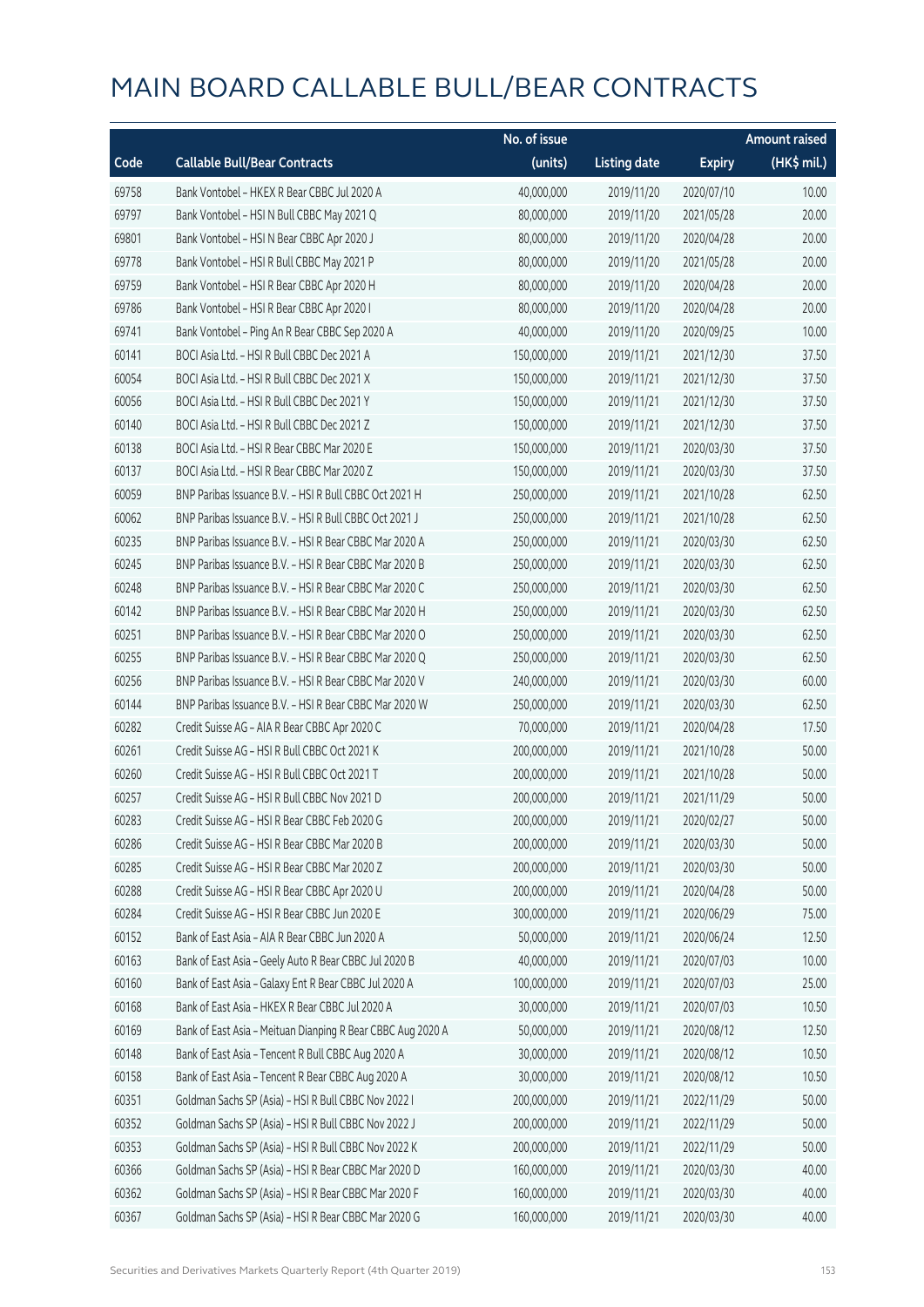# MAIN BOARD CALLABLE BULL/BEAR CONTRACTS

| Code | Callable Bull/Bear Contracts | No. of issue (units) | Listing date | Expiry | Amount raised (HK$ mil.) |
|---|---|---|---|---|---|
| 69758 | Bank Vontobel – HKEX R Bear CBBC Jul 2020 A | 40,000,000 | 2019/11/20 | 2020/07/10 | 10.00 |
| 69797 | Bank Vontobel – HSI N Bull CBBC May 2021 Q | 80,000,000 | 2019/11/20 | 2021/05/28 | 20.00 |
| 69801 | Bank Vontobel – HSI N Bear CBBC Apr 2020 J | 80,000,000 | 2019/11/20 | 2020/04/28 | 20.00 |
| 69778 | Bank Vontobel – HSI R Bull CBBC May 2021 P | 80,000,000 | 2019/11/20 | 2021/05/28 | 20.00 |
| 69759 | Bank Vontobel – HSI R Bear CBBC Apr 2020 H | 80,000,000 | 2019/11/20 | 2020/04/28 | 20.00 |
| 69786 | Bank Vontobel – HSI R Bear CBBC Apr 2020 I | 80,000,000 | 2019/11/20 | 2020/04/28 | 20.00 |
| 69741 | Bank Vontobel – Ping An R Bear CBBC Sep 2020 A | 40,000,000 | 2019/11/20 | 2020/09/25 | 10.00 |
| 60141 | BOCI Asia Ltd. – HSI R Bull CBBC Dec 2021 A | 150,000,000 | 2019/11/21 | 2021/12/30 | 37.50 |
| 60054 | BOCI Asia Ltd. – HSI R Bull CBBC Dec 2021 X | 150,000,000 | 2019/11/21 | 2021/12/30 | 37.50 |
| 60056 | BOCI Asia Ltd. – HSI R Bull CBBC Dec 2021 Y | 150,000,000 | 2019/11/21 | 2021/12/30 | 37.50 |
| 60140 | BOCI Asia Ltd. – HSI R Bull CBBC Dec 2021 Z | 150,000,000 | 2019/11/21 | 2021/12/30 | 37.50 |
| 60138 | BOCI Asia Ltd. – HSI R Bear CBBC Mar 2020 E | 150,000,000 | 2019/11/21 | 2020/03/30 | 37.50 |
| 60137 | BOCI Asia Ltd. – HSI R Bear CBBC Mar 2020 Z | 150,000,000 | 2019/11/21 | 2020/03/30 | 37.50 |
| 60059 | BNP Paribas Issuance B.V. – HSI R Bull CBBC Oct 2021 H | 250,000,000 | 2019/11/21 | 2021/10/28 | 62.50 |
| 60062 | BNP Paribas Issuance B.V. – HSI R Bull CBBC Oct 2021 J | 250,000,000 | 2019/11/21 | 2021/10/28 | 62.50 |
| 60235 | BNP Paribas Issuance B.V. – HSI R Bear CBBC Mar 2020 A | 250,000,000 | 2019/11/21 | 2020/03/30 | 62.50 |
| 60245 | BNP Paribas Issuance B.V. – HSI R Bear CBBC Mar 2020 B | 250,000,000 | 2019/11/21 | 2020/03/30 | 62.50 |
| 60248 | BNP Paribas Issuance B.V. – HSI R Bear CBBC Mar 2020 C | 250,000,000 | 2019/11/21 | 2020/03/30 | 62.50 |
| 60142 | BNP Paribas Issuance B.V. – HSI R Bear CBBC Mar 2020 H | 250,000,000 | 2019/11/21 | 2020/03/30 | 62.50 |
| 60251 | BNP Paribas Issuance B.V. – HSI R Bear CBBC Mar 2020 O | 250,000,000 | 2019/11/21 | 2020/03/30 | 62.50 |
| 60255 | BNP Paribas Issuance B.V. – HSI R Bear CBBC Mar 2020 Q | 250,000,000 | 2019/11/21 | 2020/03/30 | 62.50 |
| 60256 | BNP Paribas Issuance B.V. – HSI R Bear CBBC Mar 2020 V | 240,000,000 | 2019/11/21 | 2020/03/30 | 60.00 |
| 60144 | BNP Paribas Issuance B.V. – HSI R Bear CBBC Mar 2020 W | 250,000,000 | 2019/11/21 | 2020/03/30 | 62.50 |
| 60282 | Credit Suisse AG – AIA R Bear CBBC Apr 2020 C | 70,000,000 | 2019/11/21 | 2020/04/28 | 17.50 |
| 60261 | Credit Suisse AG – HSI R Bull CBBC Oct 2021 K | 200,000,000 | 2019/11/21 | 2021/10/28 | 50.00 |
| 60260 | Credit Suisse AG – HSI R Bull CBBC Oct 2021 T | 200,000,000 | 2019/11/21 | 2021/10/28 | 50.00 |
| 60257 | Credit Suisse AG – HSI R Bull CBBC Nov 2021 D | 200,000,000 | 2019/11/21 | 2021/11/29 | 50.00 |
| 60283 | Credit Suisse AG – HSI R Bear CBBC Feb 2020 G | 200,000,000 | 2019/11/21 | 2020/02/27 | 50.00 |
| 60286 | Credit Suisse AG – HSI R Bear CBBC Mar 2020 B | 200,000,000 | 2019/11/21 | 2020/03/30 | 50.00 |
| 60285 | Credit Suisse AG – HSI R Bear CBBC Mar 2020 Z | 200,000,000 | 2019/11/21 | 2020/03/30 | 50.00 |
| 60288 | Credit Suisse AG – HSI R Bear CBBC Apr 2020 U | 200,000,000 | 2019/11/21 | 2020/04/28 | 50.00 |
| 60284 | Credit Suisse AG – HSI R Bear CBBC Jun 2020 E | 300,000,000 | 2019/11/21 | 2020/06/29 | 75.00 |
| 60152 | Bank of East Asia – AIA R Bear CBBC Jun 2020 A | 50,000,000 | 2019/11/21 | 2020/06/24 | 12.50 |
| 60163 | Bank of East Asia – Geely Auto R Bear CBBC Jul 2020 B | 40,000,000 | 2019/11/21 | 2020/07/03 | 10.00 |
| 60160 | Bank of East Asia – Galaxy Ent R Bear CBBC Jul 2020 A | 100,000,000 | 2019/11/21 | 2020/07/03 | 25.00 |
| 60168 | Bank of East Asia – HKEX R Bear CBBC Jul 2020 A | 30,000,000 | 2019/11/21 | 2020/07/03 | 10.50 |
| 60169 | Bank of East Asia – Meituan Dianping R Bear CBBC Aug 2020 A | 50,000,000 | 2019/11/21 | 2020/08/12 | 12.50 |
| 60148 | Bank of East Asia – Tencent R Bull CBBC Aug 2020 A | 30,000,000 | 2019/11/21 | 2020/08/12 | 10.50 |
| 60158 | Bank of East Asia – Tencent R Bear CBBC Aug 2020 A | 30,000,000 | 2019/11/21 | 2020/08/12 | 10.50 |
| 60351 | Goldman Sachs SP (Asia) – HSI R Bull CBBC Nov 2022 I | 200,000,000 | 2019/11/21 | 2022/11/29 | 50.00 |
| 60352 | Goldman Sachs SP (Asia) – HSI R Bull CBBC Nov 2022 J | 200,000,000 | 2019/11/21 | 2022/11/29 | 50.00 |
| 60353 | Goldman Sachs SP (Asia) – HSI R Bull CBBC Nov 2022 K | 200,000,000 | 2019/11/21 | 2022/11/29 | 50.00 |
| 60366 | Goldman Sachs SP (Asia) – HSI R Bear CBBC Mar 2020 D | 160,000,000 | 2019/11/21 | 2020/03/30 | 40.00 |
| 60362 | Goldman Sachs SP (Asia) – HSI R Bear CBBC Mar 2020 F | 160,000,000 | 2019/11/21 | 2020/03/30 | 40.00 |
| 60367 | Goldman Sachs SP (Asia) – HSI R Bear CBBC Mar 2020 G | 160,000,000 | 2019/11/21 | 2020/03/30 | 40.00 |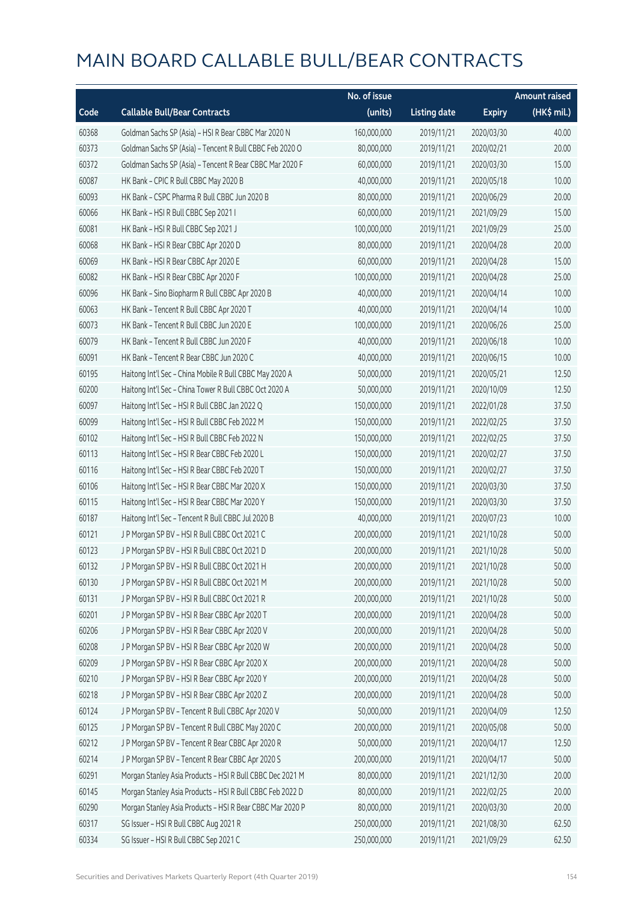# MAIN BOARD CALLABLE BULL/BEAR CONTRACTS

| Code | Callable Bull/Bear Contracts | No. of issue (units) | Listing date | Expiry | Amount raised (HK$ mil.) |
|---|---|---|---|---|---|
| 60368 | Goldman Sachs SP (Asia) – HSI R Bear CBBC Mar 2020 N | 160,000,000 | 2019/11/21 | 2020/03/30 | 40.00 |
| 60373 | Goldman Sachs SP (Asia) – Tencent R Bull CBBC Feb 2020 O | 80,000,000 | 2019/11/21 | 2020/02/21 | 20.00 |
| 60372 | Goldman Sachs SP (Asia) – Tencent R Bear CBBC Mar 2020 F | 60,000,000 | 2019/11/21 | 2020/03/30 | 15.00 |
| 60087 | HK Bank – CPIC R Bull CBBC May 2020 B | 40,000,000 | 2019/11/21 | 2020/05/18 | 10.00 |
| 60093 | HK Bank – CSPC Pharma R Bull CBBC Jun 2020 B | 80,000,000 | 2019/11/21 | 2020/06/29 | 20.00 |
| 60066 | HK Bank – HSI R Bull CBBC Sep 2021 I | 60,000,000 | 2019/11/21 | 2021/09/29 | 15.00 |
| 60081 | HK Bank – HSI R Bull CBBC Sep 2021 J | 100,000,000 | 2019/11/21 | 2021/09/29 | 25.00 |
| 60068 | HK Bank – HSI R Bear CBBC Apr 2020 D | 80,000,000 | 2019/11/21 | 2020/04/28 | 20.00 |
| 60069 | HK Bank – HSI R Bear CBBC Apr 2020 E | 60,000,000 | 2019/11/21 | 2020/04/28 | 15.00 |
| 60082 | HK Bank – HSI R Bear CBBC Apr 2020 F | 100,000,000 | 2019/11/21 | 2020/04/28 | 25.00 |
| 60096 | HK Bank – Sino Biopharm R Bull CBBC Apr 2020 B | 40,000,000 | 2019/11/21 | 2020/04/14 | 10.00 |
| 60063 | HK Bank – Tencent R Bull CBBC Apr 2020 T | 40,000,000 | 2019/11/21 | 2020/04/14 | 10.00 |
| 60073 | HK Bank – Tencent R Bull CBBC Jun 2020 E | 100,000,000 | 2019/11/21 | 2020/06/26 | 25.00 |
| 60079 | HK Bank – Tencent R Bull CBBC Jun 2020 F | 40,000,000 | 2019/11/21 | 2020/06/18 | 10.00 |
| 60091 | HK Bank – Tencent R Bear CBBC Jun 2020 C | 40,000,000 | 2019/11/21 | 2020/06/15 | 10.00 |
| 60195 | Haitong Int'l Sec – China Mobile R Bull CBBC May 2020 A | 50,000,000 | 2019/11/21 | 2020/05/21 | 12.50 |
| 60200 | Haitong Int'l Sec – China Tower R Bull CBBC Oct 2020 A | 50,000,000 | 2019/11/21 | 2020/10/09 | 12.50 |
| 60097 | Haitong Int'l Sec – HSI R Bull CBBC Jan 2022 Q | 150,000,000 | 2019/11/21 | 2022/01/28 | 37.50 |
| 60099 | Haitong Int'l Sec – HSI R Bull CBBC Feb 2022 M | 150,000,000 | 2019/11/21 | 2022/02/25 | 37.50 |
| 60102 | Haitong Int'l Sec – HSI R Bull CBBC Feb 2022 N | 150,000,000 | 2019/11/21 | 2022/02/25 | 37.50 |
| 60113 | Haitong Int'l Sec – HSI R Bear CBBC Feb 2020 L | 150,000,000 | 2019/11/21 | 2020/02/27 | 37.50 |
| 60116 | Haitong Int'l Sec – HSI R Bear CBBC Feb 2020 T | 150,000,000 | 2019/11/21 | 2020/02/27 | 37.50 |
| 60106 | Haitong Int'l Sec – HSI R Bear CBBC Mar 2020 X | 150,000,000 | 2019/11/21 | 2020/03/30 | 37.50 |
| 60115 | Haitong Int'l Sec – HSI R Bear CBBC Mar 2020 Y | 150,000,000 | 2019/11/21 | 2020/03/30 | 37.50 |
| 60187 | Haitong Int'l Sec – Tencent R Bull CBBC Jul 2020 B | 40,000,000 | 2019/11/21 | 2020/07/23 | 10.00 |
| 60121 | J P Morgan SP BV – HSI R Bull CBBC Oct 2021 C | 200,000,000 | 2019/11/21 | 2021/10/28 | 50.00 |
| 60123 | J P Morgan SP BV – HSI R Bull CBBC Oct 2021 D | 200,000,000 | 2019/11/21 | 2021/10/28 | 50.00 |
| 60132 | J P Morgan SP BV – HSI R Bull CBBC Oct 2021 H | 200,000,000 | 2019/11/21 | 2021/10/28 | 50.00 |
| 60130 | J P Morgan SP BV – HSI R Bull CBBC Oct 2021 M | 200,000,000 | 2019/11/21 | 2021/10/28 | 50.00 |
| 60131 | J P Morgan SP BV – HSI R Bull CBBC Oct 2021 R | 200,000,000 | 2019/11/21 | 2021/10/28 | 50.00 |
| 60201 | J P Morgan SP BV – HSI R Bear CBBC Apr 2020 T | 200,000,000 | 2019/11/21 | 2020/04/28 | 50.00 |
| 60206 | J P Morgan SP BV – HSI R Bear CBBC Apr 2020 V | 200,000,000 | 2019/11/21 | 2020/04/28 | 50.00 |
| 60208 | J P Morgan SP BV – HSI R Bear CBBC Apr 2020 W | 200,000,000 | 2019/11/21 | 2020/04/28 | 50.00 |
| 60209 | J P Morgan SP BV – HSI R Bear CBBC Apr 2020 X | 200,000,000 | 2019/11/21 | 2020/04/28 | 50.00 |
| 60210 | J P Morgan SP BV – HSI R Bear CBBC Apr 2020 Y | 200,000,000 | 2019/11/21 | 2020/04/28 | 50.00 |
| 60218 | J P Morgan SP BV – HSI R Bear CBBC Apr 2020 Z | 200,000,000 | 2019/11/21 | 2020/04/28 | 50.00 |
| 60124 | J P Morgan SP BV – Tencent R Bull CBBC Apr 2020 V | 50,000,000 | 2019/11/21 | 2020/04/09 | 12.50 |
| 60125 | J P Morgan SP BV – Tencent R Bull CBBC May 2020 C | 200,000,000 | 2019/11/21 | 2020/05/08 | 50.00 |
| 60212 | J P Morgan SP BV – Tencent R Bear CBBC Apr 2020 R | 50,000,000 | 2019/11/21 | 2020/04/17 | 12.50 |
| 60214 | J P Morgan SP BV – Tencent R Bear CBBC Apr 2020 S | 200,000,000 | 2019/11/21 | 2020/04/17 | 50.00 |
| 60291 | Morgan Stanley Asia Products – HSI R Bull CBBC Dec 2021 M | 80,000,000 | 2019/11/21 | 2021/12/30 | 20.00 |
| 60145 | Morgan Stanley Asia Products – HSI R Bull CBBC Feb 2022 D | 80,000,000 | 2019/11/21 | 2022/02/25 | 20.00 |
| 60290 | Morgan Stanley Asia Products – HSI R Bear CBBC Mar 2020 P | 80,000,000 | 2019/11/21 | 2020/03/30 | 20.00 |
| 60317 | SG Issuer – HSI R Bull CBBC Aug 2021 R | 250,000,000 | 2019/11/21 | 2021/08/30 | 62.50 |
| 60334 | SG Issuer – HSI R Bull CBBC Sep 2021 C | 250,000,000 | 2019/11/21 | 2021/09/29 | 62.50 |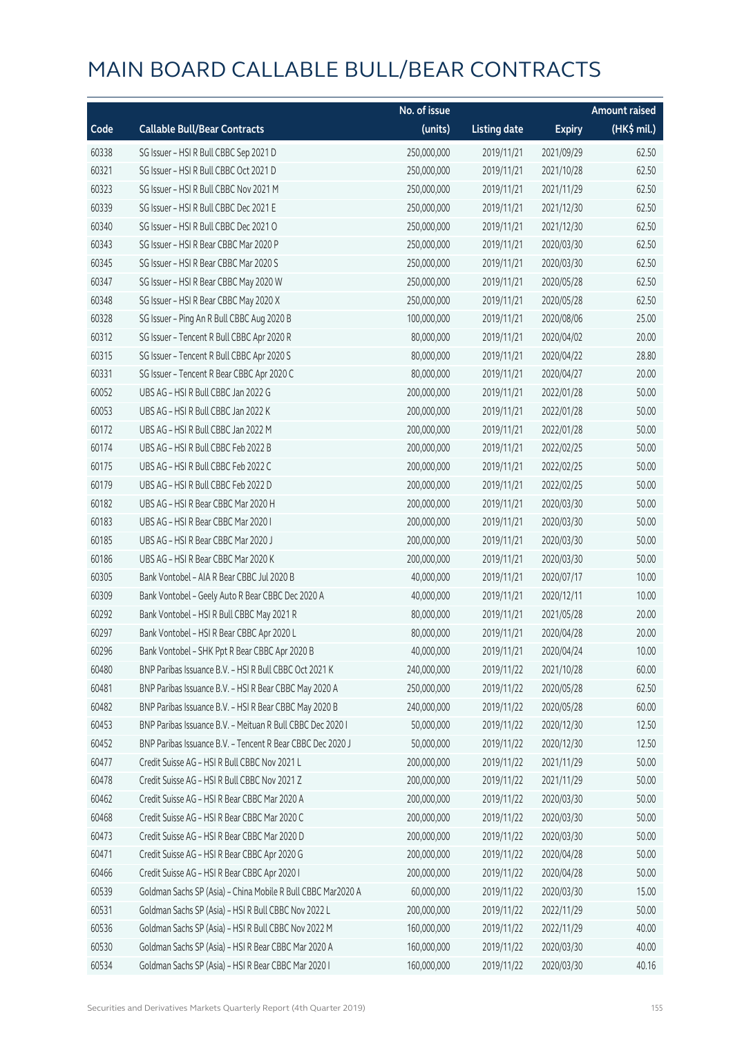# MAIN BOARD CALLABLE BULL/BEAR CONTRACTS

| Code | Callable Bull/Bear Contracts | No. of issue (units) | Listing date | Expiry | Amount raised (HK$ mil.) |
|---|---|---|---|---|---|
| 60338 | SG Issuer – HSI R Bull CBBC Sep 2021 D | 250,000,000 | 2019/11/21 | 2021/09/29 | 62.50 |
| 60321 | SG Issuer – HSI R Bull CBBC Oct 2021 D | 250,000,000 | 2019/11/21 | 2021/10/28 | 62.50 |
| 60323 | SG Issuer – HSI R Bull CBBC Nov 2021 M | 250,000,000 | 2019/11/21 | 2021/11/29 | 62.50 |
| 60339 | SG Issuer – HSI R Bull CBBC Dec 2021 E | 250,000,000 | 2019/11/21 | 2021/12/30 | 62.50 |
| 60340 | SG Issuer – HSI R Bull CBBC Dec 2021 O | 250,000,000 | 2019/11/21 | 2021/12/30 | 62.50 |
| 60343 | SG Issuer – HSI R Bear CBBC Mar 2020 P | 250,000,000 | 2019/11/21 | 2020/03/30 | 62.50 |
| 60345 | SG Issuer – HSI R Bear CBBC Mar 2020 S | 250,000,000 | 2019/11/21 | 2020/03/30 | 62.50 |
| 60347 | SG Issuer – HSI R Bear CBBC May 2020 W | 250,000,000 | 2019/11/21 | 2020/05/28 | 62.50 |
| 60348 | SG Issuer – HSI R Bear CBBC May 2020 X | 250,000,000 | 2019/11/21 | 2020/05/28 | 62.50 |
| 60328 | SG Issuer – Ping An R Bull CBBC Aug 2020 B | 100,000,000 | 2019/11/21 | 2020/08/06 | 25.00 |
| 60312 | SG Issuer – Tencent R Bull CBBC Apr 2020 R | 80,000,000 | 2019/11/21 | 2020/04/02 | 20.00 |
| 60315 | SG Issuer – Tencent R Bull CBBC Apr 2020 S | 80,000,000 | 2019/11/21 | 2020/04/22 | 28.80 |
| 60331 | SG Issuer – Tencent R Bear CBBC Apr 2020 C | 80,000,000 | 2019/11/21 | 2020/04/27 | 20.00 |
| 60052 | UBS AG – HSI R Bull CBBC Jan 2022 G | 200,000,000 | 2019/11/21 | 2022/01/28 | 50.00 |
| 60053 | UBS AG – HSI R Bull CBBC Jan 2022 K | 200,000,000 | 2019/11/21 | 2022/01/28 | 50.00 |
| 60172 | UBS AG – HSI R Bull CBBC Jan 2022 M | 200,000,000 | 2019/11/21 | 2022/01/28 | 50.00 |
| 60174 | UBS AG – HSI R Bull CBBC Feb 2022 B | 200,000,000 | 2019/11/21 | 2022/02/25 | 50.00 |
| 60175 | UBS AG – HSI R Bull CBBC Feb 2022 C | 200,000,000 | 2019/11/21 | 2022/02/25 | 50.00 |
| 60179 | UBS AG – HSI R Bull CBBC Feb 2022 D | 200,000,000 | 2019/11/21 | 2022/02/25 | 50.00 |
| 60182 | UBS AG – HSI R Bear CBBC Mar 2020 H | 200,000,000 | 2019/11/21 | 2020/03/30 | 50.00 |
| 60183 | UBS AG – HSI R Bear CBBC Mar 2020 I | 200,000,000 | 2019/11/21 | 2020/03/30 | 50.00 |
| 60185 | UBS AG – HSI R Bear CBBC Mar 2020 J | 200,000,000 | 2019/11/21 | 2020/03/30 | 50.00 |
| 60186 | UBS AG – HSI R Bear CBBC Mar 2020 K | 200,000,000 | 2019/11/21 | 2020/03/30 | 50.00 |
| 60305 | Bank Vontobel – AIA R Bear CBBC Jul 2020 B | 40,000,000 | 2019/11/21 | 2020/07/17 | 10.00 |
| 60309 | Bank Vontobel – Geely Auto R Bear CBBC Dec 2020 A | 40,000,000 | 2019/11/21 | 2020/12/11 | 10.00 |
| 60292 | Bank Vontobel – HSI R Bull CBBC May 2021 R | 80,000,000 | 2019/11/21 | 2021/05/28 | 20.00 |
| 60297 | Bank Vontobel – HSI R Bear CBBC Apr 2020 L | 80,000,000 | 2019/11/21 | 2020/04/28 | 20.00 |
| 60296 | Bank Vontobel – SHK Ppt R Bear CBBC Apr 2020 B | 40,000,000 | 2019/11/21 | 2020/04/24 | 10.00 |
| 60480 | BNP Paribas Issuance B.V. – HSI R Bull CBBC Oct 2021 K | 240,000,000 | 2019/11/22 | 2021/10/28 | 60.00 |
| 60481 | BNP Paribas Issuance B.V. – HSI R Bear CBBC May 2020 A | 250,000,000 | 2019/11/22 | 2020/05/28 | 62.50 |
| 60482 | BNP Paribas Issuance B.V. – HSI R Bear CBBC May 2020 B | 240,000,000 | 2019/11/22 | 2020/05/28 | 60.00 |
| 60453 | BNP Paribas Issuance B.V. – Meituan R Bull CBBC Dec 2020 I | 50,000,000 | 2019/11/22 | 2020/12/30 | 12.50 |
| 60452 | BNP Paribas Issuance B.V. – Tencent R Bear CBBC Dec 2020 J | 50,000,000 | 2019/11/22 | 2020/12/30 | 12.50 |
| 60477 | Credit Suisse AG – HSI R Bull CBBC Nov 2021 L | 200,000,000 | 2019/11/22 | 2021/11/29 | 50.00 |
| 60478 | Credit Suisse AG – HSI R Bull CBBC Nov 2021 Z | 200,000,000 | 2019/11/22 | 2021/11/29 | 50.00 |
| 60462 | Credit Suisse AG – HSI R Bear CBBC Mar 2020 A | 200,000,000 | 2019/11/22 | 2020/03/30 | 50.00 |
| 60468 | Credit Suisse AG – HSI R Bear CBBC Mar 2020 C | 200,000,000 | 2019/11/22 | 2020/03/30 | 50.00 |
| 60473 | Credit Suisse AG – HSI R Bear CBBC Mar 2020 D | 200,000,000 | 2019/11/22 | 2020/03/30 | 50.00 |
| 60471 | Credit Suisse AG – HSI R Bear CBBC Apr 2020 G | 200,000,000 | 2019/11/22 | 2020/04/28 | 50.00 |
| 60466 | Credit Suisse AG – HSI R Bear CBBC Apr 2020 I | 200,000,000 | 2019/11/22 | 2020/04/28 | 50.00 |
| 60539 | Goldman Sachs SP (Asia) – China Mobile R Bull CBBC Mar2020 A | 60,000,000 | 2019/11/22 | 2020/03/30 | 15.00 |
| 60531 | Goldman Sachs SP (Asia) – HSI R Bull CBBC Nov 2022 L | 200,000,000 | 2019/11/22 | 2022/11/29 | 50.00 |
| 60536 | Goldman Sachs SP (Asia) – HSI R Bull CBBC Nov 2022 M | 160,000,000 | 2019/11/22 | 2022/11/29 | 40.00 |
| 60530 | Goldman Sachs SP (Asia) – HSI R Bear CBBC Mar 2020 A | 160,000,000 | 2019/11/22 | 2020/03/30 | 40.00 |
| 60534 | Goldman Sachs SP (Asia) – HSI R Bear CBBC Mar 2020 I | 160,000,000 | 2019/11/22 | 2020/03/30 | 40.16 |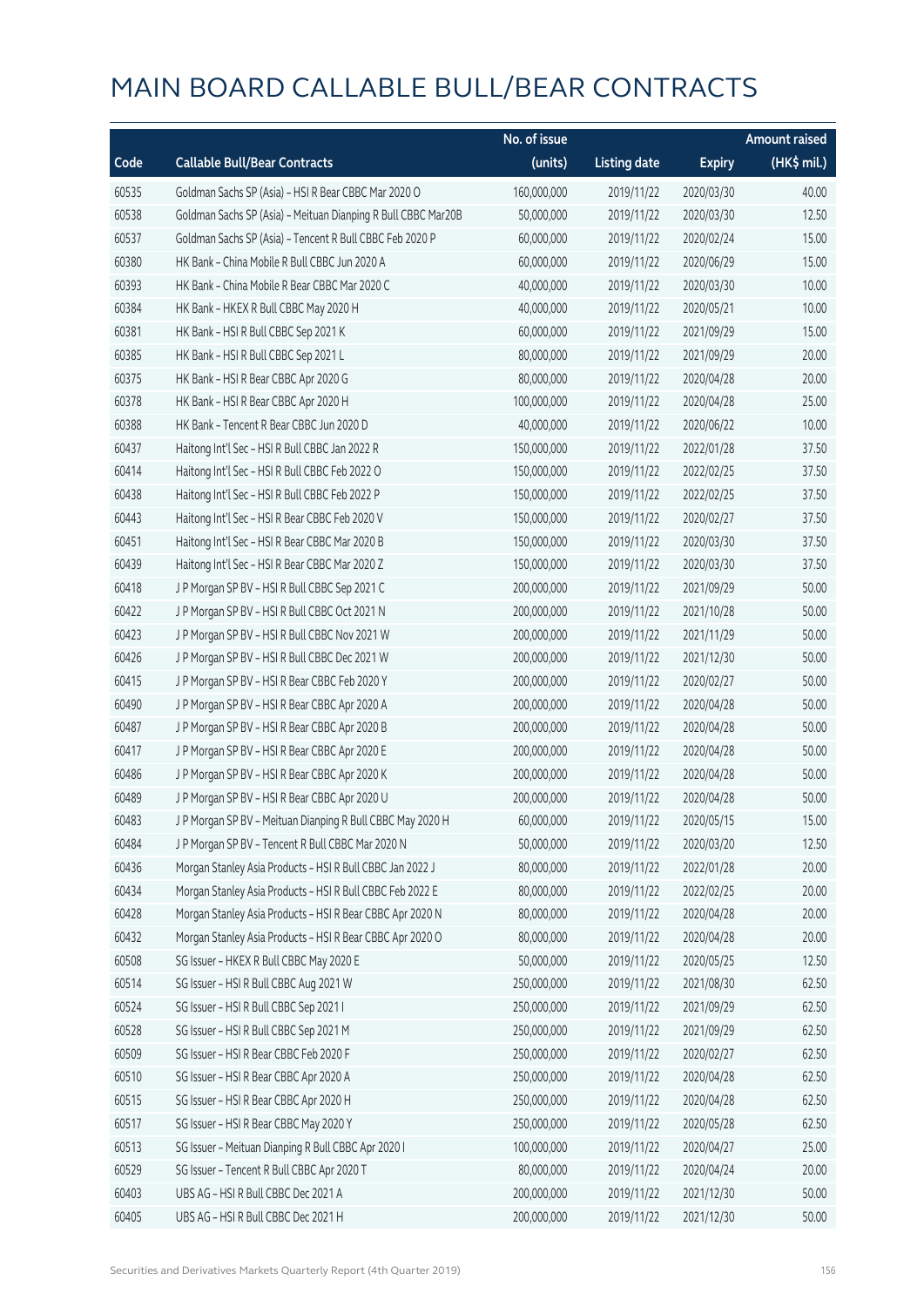# MAIN BOARD CALLABLE BULL/BEAR CONTRACTS

| Code | Callable Bull/Bear Contracts | No. of issue (units) | Listing date | Expiry | Amount raised (HK$ mil.) |
|---|---|---|---|---|---|
| 60535 | Goldman Sachs SP (Asia) – HSI R Bear CBBC Mar 2020 O | 160,000,000 | 2019/11/22 | 2020/03/30 | 40.00 |
| 60538 | Goldman Sachs SP (Asia) – Meituan Dianping R Bull CBBC Mar20B | 50,000,000 | 2019/11/22 | 2020/03/30 | 12.50 |
| 60537 | Goldman Sachs SP (Asia) – Tencent R Bull CBBC Feb 2020 P | 60,000,000 | 2019/11/22 | 2020/02/24 | 15.00 |
| 60380 | HK Bank – China Mobile R Bull CBBC Jun 2020 A | 60,000,000 | 2019/11/22 | 2020/06/29 | 15.00 |
| 60393 | HK Bank – China Mobile R Bear CBBC Mar 2020 C | 40,000,000 | 2019/11/22 | 2020/03/30 | 10.00 |
| 60384 | HK Bank – HKEX R Bull CBBC May 2020 H | 40,000,000 | 2019/11/22 | 2020/05/21 | 10.00 |
| 60381 | HK Bank – HSI R Bull CBBC Sep 2021 K | 60,000,000 | 2019/11/22 | 2021/09/29 | 15.00 |
| 60385 | HK Bank – HSI R Bull CBBC Sep 2021 L | 80,000,000 | 2019/11/22 | 2021/09/29 | 20.00 |
| 60375 | HK Bank – HSI R Bear CBBC Apr 2020 G | 80,000,000 | 2019/11/22 | 2020/04/28 | 20.00 |
| 60378 | HK Bank – HSI R Bear CBBC Apr 2020 H | 100,000,000 | 2019/11/22 | 2020/04/28 | 25.00 |
| 60388 | HK Bank – Tencent R Bear CBBC Jun 2020 D | 40,000,000 | 2019/11/22 | 2020/06/22 | 10.00 |
| 60437 | Haitong Int'l Sec – HSI R Bull CBBC Jan 2022 R | 150,000,000 | 2019/11/22 | 2022/01/28 | 37.50 |
| 60414 | Haitong Int'l Sec – HSI R Bull CBBC Feb 2022 O | 150,000,000 | 2019/11/22 | 2022/02/25 | 37.50 |
| 60438 | Haitong Int'l Sec – HSI R Bull CBBC Feb 2022 P | 150,000,000 | 2019/11/22 | 2022/02/25 | 37.50 |
| 60443 | Haitong Int'l Sec – HSI R Bear CBBC Feb 2020 V | 150,000,000 | 2019/11/22 | 2020/02/27 | 37.50 |
| 60451 | Haitong Int'l Sec – HSI R Bear CBBC Mar 2020 B | 150,000,000 | 2019/11/22 | 2020/03/30 | 37.50 |
| 60439 | Haitong Int'l Sec – HSI R Bear CBBC Mar 2020 Z | 150,000,000 | 2019/11/22 | 2020/03/30 | 37.50 |
| 60418 | J P Morgan SP BV – HSI R Bull CBBC Sep 2021 C | 200,000,000 | 2019/11/22 | 2021/09/29 | 50.00 |
| 60422 | J P Morgan SP BV – HSI R Bull CBBC Oct 2021 N | 200,000,000 | 2019/11/22 | 2021/10/28 | 50.00 |
| 60423 | J P Morgan SP BV – HSI R Bull CBBC Nov 2021 W | 200,000,000 | 2019/11/22 | 2021/11/29 | 50.00 |
| 60426 | J P Morgan SP BV – HSI R Bull CBBC Dec 2021 W | 200,000,000 | 2019/11/22 | 2021/12/30 | 50.00 |
| 60415 | J P Morgan SP BV – HSI R Bear CBBC Feb 2020 Y | 200,000,000 | 2019/11/22 | 2020/02/27 | 50.00 |
| 60490 | J P Morgan SP BV – HSI R Bear CBBC Apr 2020 A | 200,000,000 | 2019/11/22 | 2020/04/28 | 50.00 |
| 60487 | J P Morgan SP BV – HSI R Bear CBBC Apr 2020 B | 200,000,000 | 2019/11/22 | 2020/04/28 | 50.00 |
| 60417 | J P Morgan SP BV – HSI R Bear CBBC Apr 2020 E | 200,000,000 | 2019/11/22 | 2020/04/28 | 50.00 |
| 60486 | J P Morgan SP BV – HSI R Bear CBBC Apr 2020 K | 200,000,000 | 2019/11/22 | 2020/04/28 | 50.00 |
| 60489 | J P Morgan SP BV – HSI R Bear CBBC Apr 2020 U | 200,000,000 | 2019/11/22 | 2020/04/28 | 50.00 |
| 60483 | J P Morgan SP BV – Meituan Dianping R Bull CBBC May 2020 H | 60,000,000 | 2019/11/22 | 2020/05/15 | 15.00 |
| 60484 | J P Morgan SP BV – Tencent R Bull CBBC Mar 2020 N | 50,000,000 | 2019/11/22 | 2020/03/20 | 12.50 |
| 60436 | Morgan Stanley Asia Products – HSI R Bull CBBC Jan 2022 J | 80,000,000 | 2019/11/22 | 2022/01/28 | 20.00 |
| 60434 | Morgan Stanley Asia Products – HSI R Bull CBBC Feb 2022 E | 80,000,000 | 2019/11/22 | 2022/02/25 | 20.00 |
| 60428 | Morgan Stanley Asia Products – HSI R Bear CBBC Apr 2020 N | 80,000,000 | 2019/11/22 | 2020/04/28 | 20.00 |
| 60432 | Morgan Stanley Asia Products – HSI R Bear CBBC Apr 2020 O | 80,000,000 | 2019/11/22 | 2020/04/28 | 20.00 |
| 60508 | SG Issuer – HKEX R Bull CBBC May 2020 E | 50,000,000 | 2019/11/22 | 2020/05/25 | 12.50 |
| 60514 | SG Issuer – HSI R Bull CBBC Aug 2021 W | 250,000,000 | 2019/11/22 | 2021/08/30 | 62.50 |
| 60524 | SG Issuer – HSI R Bull CBBC Sep 2021 I | 250,000,000 | 2019/11/22 | 2021/09/29 | 62.50 |
| 60528 | SG Issuer – HSI R Bull CBBC Sep 2021 M | 250,000,000 | 2019/11/22 | 2021/09/29 | 62.50 |
| 60509 | SG Issuer – HSI R Bear CBBC Feb 2020 F | 250,000,000 | 2019/11/22 | 2020/02/27 | 62.50 |
| 60510 | SG Issuer – HSI R Bear CBBC Apr 2020 A | 250,000,000 | 2019/11/22 | 2020/04/28 | 62.50 |
| 60515 | SG Issuer – HSI R Bear CBBC Apr 2020 H | 250,000,000 | 2019/11/22 | 2020/04/28 | 62.50 |
| 60517 | SG Issuer – HSI R Bear CBBC May 2020 Y | 250,000,000 | 2019/11/22 | 2020/05/28 | 62.50 |
| 60513 | SG Issuer – Meituan Dianping R Bull CBBC Apr 2020 I | 100,000,000 | 2019/11/22 | 2020/04/27 | 25.00 |
| 60529 | SG Issuer – Tencent R Bull CBBC Apr 2020 T | 80,000,000 | 2019/11/22 | 2020/04/24 | 20.00 |
| 60403 | UBS AG – HSI R Bull CBBC Dec 2021 A | 200,000,000 | 2019/11/22 | 2021/12/30 | 50.00 |
| 60405 | UBS AG – HSI R Bull CBBC Dec 2021 H | 200,000,000 | 2019/11/22 | 2021/12/30 | 50.00 |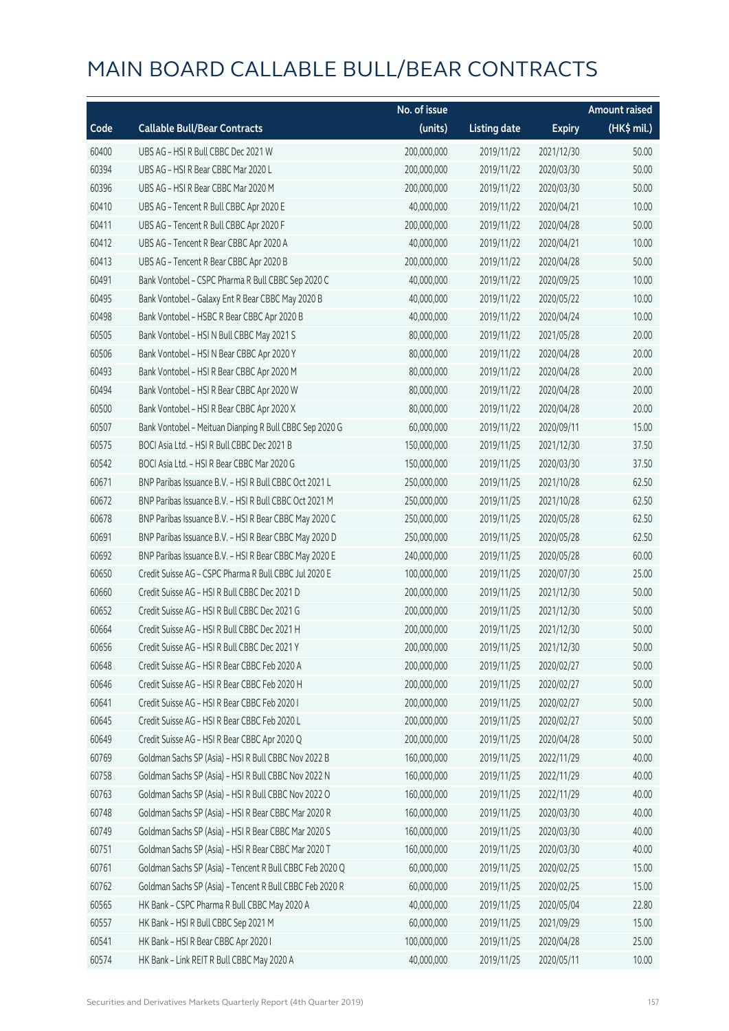# MAIN BOARD CALLABLE BULL/BEAR CONTRACTS

| Code | Callable Bull/Bear Contracts | No. of issue (units) | Listing date | Expiry | Amount raised (HK$ mil.) |
|---|---|---|---|---|---|
| 60400 | UBS AG – HSI R Bull CBBC Dec 2021 W | 200,000,000 | 2019/11/22 | 2021/12/30 | 50.00 |
| 60394 | UBS AG – HSI R Bear CBBC Mar 2020 L | 200,000,000 | 2019/11/22 | 2020/03/30 | 50.00 |
| 60396 | UBS AG – HSI R Bear CBBC Mar 2020 M | 200,000,000 | 2019/11/22 | 2020/03/30 | 50.00 |
| 60410 | UBS AG – Tencent R Bull CBBC Apr 2020 E | 40,000,000 | 2019/11/22 | 2020/04/21 | 10.00 |
| 60411 | UBS AG – Tencent R Bull CBBC Apr 2020 F | 200,000,000 | 2019/11/22 | 2020/04/28 | 50.00 |
| 60412 | UBS AG – Tencent R Bear CBBC Apr 2020 A | 40,000,000 | 2019/11/22 | 2020/04/21 | 10.00 |
| 60413 | UBS AG – Tencent R Bear CBBC Apr 2020 B | 200,000,000 | 2019/11/22 | 2020/04/28 | 50.00 |
| 60491 | Bank Vontobel – CSPC Pharma R Bull CBBC Sep 2020 C | 40,000,000 | 2019/11/22 | 2020/09/25 | 10.00 |
| 60495 | Bank Vontobel – Galaxy Ent R Bear CBBC May 2020 B | 40,000,000 | 2019/11/22 | 2020/05/22 | 10.00 |
| 60498 | Bank Vontobel – HSBC R Bear CBBC Apr 2020 B | 40,000,000 | 2019/11/22 | 2020/04/24 | 10.00 |
| 60505 | Bank Vontobel – HSI N Bull CBBC May 2021 S | 80,000,000 | 2019/11/22 | 2021/05/28 | 20.00 |
| 60506 | Bank Vontobel – HSI N Bear CBBC Apr 2020 Y | 80,000,000 | 2019/11/22 | 2020/04/28 | 20.00 |
| 60493 | Bank Vontobel – HSI R Bear CBBC Apr 2020 M | 80,000,000 | 2019/11/22 | 2020/04/28 | 20.00 |
| 60494 | Bank Vontobel – HSI R Bear CBBC Apr 2020 W | 80,000,000 | 2019/11/22 | 2020/04/28 | 20.00 |
| 60500 | Bank Vontobel – HSI R Bear CBBC Apr 2020 X | 80,000,000 | 2019/11/22 | 2020/04/28 | 20.00 |
| 60507 | Bank Vontobel – Meituan Dianping R Bull CBBC Sep 2020 G | 60,000,000 | 2019/11/22 | 2020/09/11 | 15.00 |
| 60575 | BOCI Asia Ltd. – HSI R Bull CBBC Dec 2021 B | 150,000,000 | 2019/11/25 | 2021/12/30 | 37.50 |
| 60542 | BOCI Asia Ltd. – HSI R Bear CBBC Mar 2020 G | 150,000,000 | 2019/11/25 | 2020/03/30 | 37.50 |
| 60671 | BNP Paribas Issuance B.V. – HSI R Bull CBBC Oct 2021 L | 250,000,000 | 2019/11/25 | 2021/10/28 | 62.50 |
| 60672 | BNP Paribas Issuance B.V. – HSI R Bull CBBC Oct 2021 M | 250,000,000 | 2019/11/25 | 2021/10/28 | 62.50 |
| 60678 | BNP Paribas Issuance B.V. – HSI R Bear CBBC May 2020 C | 250,000,000 | 2019/11/25 | 2020/05/28 | 62.50 |
| 60691 | BNP Paribas Issuance B.V. – HSI R Bear CBBC May 2020 D | 250,000,000 | 2019/11/25 | 2020/05/28 | 62.50 |
| 60692 | BNP Paribas Issuance B.V. – HSI R Bear CBBC May 2020 E | 240,000,000 | 2019/11/25 | 2020/05/28 | 60.00 |
| 60650 | Credit Suisse AG – CSPC Pharma R Bull CBBC Jul 2020 E | 100,000,000 | 2019/11/25 | 2020/07/30 | 25.00 |
| 60660 | Credit Suisse AG – HSI R Bull CBBC Dec 2021 D | 200,000,000 | 2019/11/25 | 2021/12/30 | 50.00 |
| 60652 | Credit Suisse AG – HSI R Bull CBBC Dec 2021 G | 200,000,000 | 2019/11/25 | 2021/12/30 | 50.00 |
| 60664 | Credit Suisse AG – HSI R Bull CBBC Dec 2021 H | 200,000,000 | 2019/11/25 | 2021/12/30 | 50.00 |
| 60656 | Credit Suisse AG – HSI R Bull CBBC Dec 2021 Y | 200,000,000 | 2019/11/25 | 2021/12/30 | 50.00 |
| 60648 | Credit Suisse AG – HSI R Bear CBBC Feb 2020 A | 200,000,000 | 2019/11/25 | 2020/02/27 | 50.00 |
| 60646 | Credit Suisse AG – HSI R Bear CBBC Feb 2020 H | 200,000,000 | 2019/11/25 | 2020/02/27 | 50.00 |
| 60641 | Credit Suisse AG – HSI R Bear CBBC Feb 2020 I | 200,000,000 | 2019/11/25 | 2020/02/27 | 50.00 |
| 60645 | Credit Suisse AG – HSI R Bear CBBC Feb 2020 L | 200,000,000 | 2019/11/25 | 2020/02/27 | 50.00 |
| 60649 | Credit Suisse AG – HSI R Bear CBBC Apr 2020 Q | 200,000,000 | 2019/11/25 | 2020/04/28 | 50.00 |
| 60769 | Goldman Sachs SP (Asia) – HSI R Bull CBBC Nov 2022 B | 160,000,000 | 2019/11/25 | 2022/11/29 | 40.00 |
| 60758 | Goldman Sachs SP (Asia) – HSI R Bull CBBC Nov 2022 N | 160,000,000 | 2019/11/25 | 2022/11/29 | 40.00 |
| 60763 | Goldman Sachs SP (Asia) – HSI R Bull CBBC Nov 2022 O | 160,000,000 | 2019/11/25 | 2022/11/29 | 40.00 |
| 60748 | Goldman Sachs SP (Asia) – HSI R Bear CBBC Mar 2020 R | 160,000,000 | 2019/11/25 | 2020/03/30 | 40.00 |
| 60749 | Goldman Sachs SP (Asia) – HSI R Bear CBBC Mar 2020 S | 160,000,000 | 2019/11/25 | 2020/03/30 | 40.00 |
| 60751 | Goldman Sachs SP (Asia) – HSI R Bear CBBC Mar 2020 T | 160,000,000 | 2019/11/25 | 2020/03/30 | 40.00 |
| 60761 | Goldman Sachs SP (Asia) – Tencent R Bull CBBC Feb 2020 Q | 60,000,000 | 2019/11/25 | 2020/02/25 | 15.00 |
| 60762 | Goldman Sachs SP (Asia) – Tencent R Bull CBBC Feb 2020 R | 60,000,000 | 2019/11/25 | 2020/02/25 | 15.00 |
| 60565 | HK Bank – CSPC Pharma R Bull CBBC May 2020 A | 40,000,000 | 2019/11/25 | 2020/05/04 | 22.80 |
| 60557 | HK Bank – HSI R Bull CBBC Sep 2021 M | 60,000,000 | 2019/11/25 | 2021/09/29 | 15.00 |
| 60541 | HK Bank – HSI R Bear CBBC Apr 2020 I | 100,000,000 | 2019/11/25 | 2020/04/28 | 25.00 |
| 60574 | HK Bank – Link REIT R Bull CBBC May 2020 A | 40,000,000 | 2019/11/25 | 2020/05/11 | 10.00 |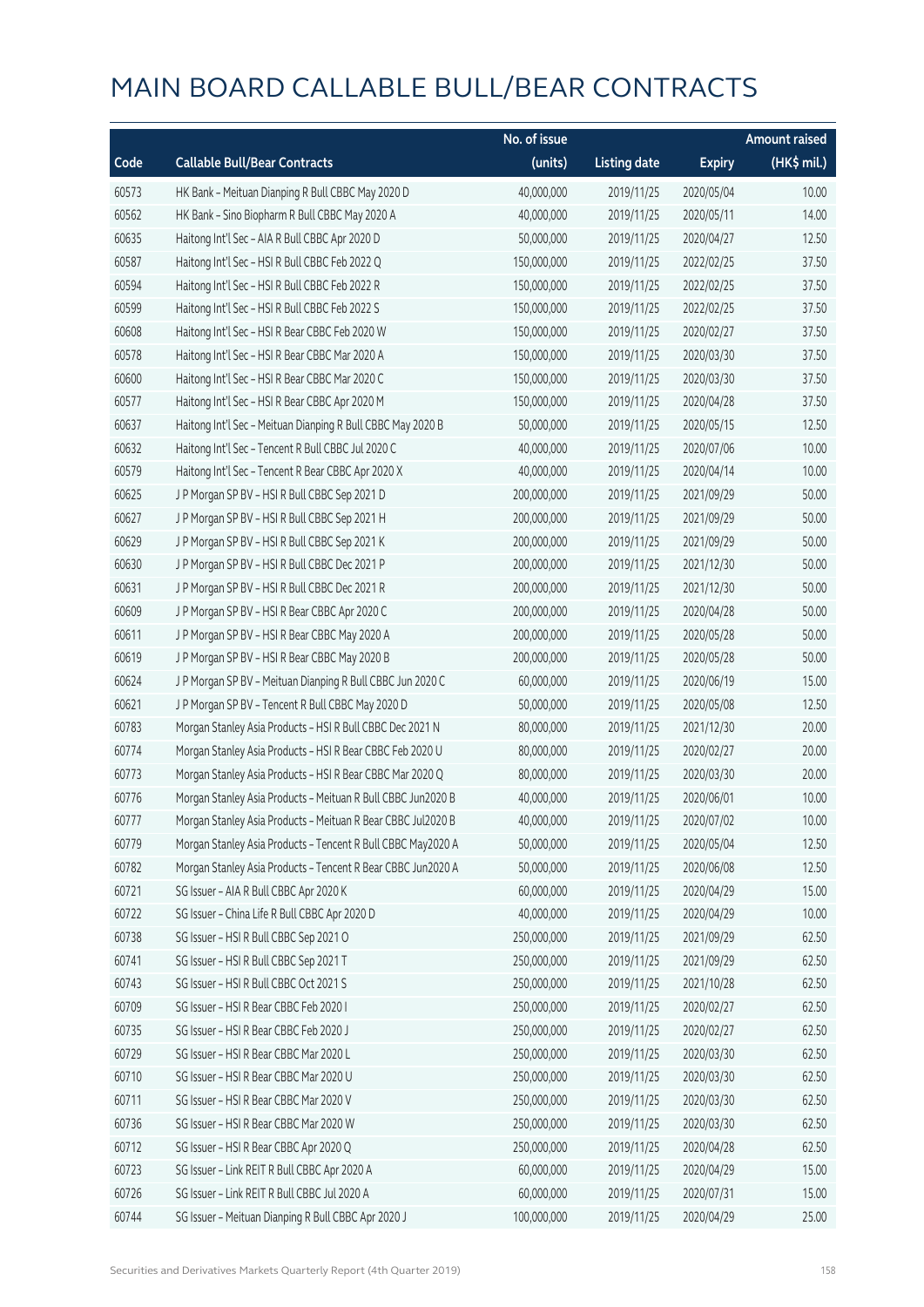# MAIN BOARD CALLABLE BULL/BEAR CONTRACTS

| Code | Callable Bull/Bear Contracts | No. of issue (units) | Listing date | Expiry | Amount raised (HK$ mil.) |
|---|---|---|---|---|---|
| 60573 | HK Bank – Meituan Dianping R Bull CBBC May 2020 D | 40,000,000 | 2019/11/25 | 2020/05/04 | 10.00 |
| 60562 | HK Bank – Sino Biopharm R Bull CBBC May 2020 A | 40,000,000 | 2019/11/25 | 2020/05/11 | 14.00 |
| 60635 | Haitong Int'l Sec – AIA R Bull CBBC Apr 2020 D | 50,000,000 | 2019/11/25 | 2020/04/27 | 12.50 |
| 60587 | Haitong Int'l Sec – HSI R Bull CBBC Feb 2022 Q | 150,000,000 | 2019/11/25 | 2022/02/25 | 37.50 |
| 60594 | Haitong Int'l Sec – HSI R Bull CBBC Feb 2022 R | 150,000,000 | 2019/11/25 | 2022/02/25 | 37.50 |
| 60599 | Haitong Int'l Sec – HSI R Bull CBBC Feb 2022 S | 150,000,000 | 2019/11/25 | 2022/02/25 | 37.50 |
| 60608 | Haitong Int'l Sec – HSI R Bear CBBC Feb 2020 W | 150,000,000 | 2019/11/25 | 2020/02/27 | 37.50 |
| 60578 | Haitong Int'l Sec – HSI R Bear CBBC Mar 2020 A | 150,000,000 | 2019/11/25 | 2020/03/30 | 37.50 |
| 60600 | Haitong Int'l Sec – HSI R Bear CBBC Mar 2020 C | 150,000,000 | 2019/11/25 | 2020/03/30 | 37.50 |
| 60577 | Haitong Int'l Sec – HSI R Bear CBBC Apr 2020 M | 150,000,000 | 2019/11/25 | 2020/04/28 | 37.50 |
| 60637 | Haitong Int'l Sec – Meituan Dianping R Bull CBBC May 2020 B | 50,000,000 | 2019/11/25 | 2020/05/15 | 12.50 |
| 60632 | Haitong Int'l Sec – Tencent R Bull CBBC Jul 2020 C | 40,000,000 | 2019/11/25 | 2020/07/06 | 10.00 |
| 60579 | Haitong Int'l Sec – Tencent R Bear CBBC Apr 2020 X | 40,000,000 | 2019/11/25 | 2020/04/14 | 10.00 |
| 60625 | J P Morgan SP BV – HSI R Bull CBBC Sep 2021 D | 200,000,000 | 2019/11/25 | 2021/09/29 | 50.00 |
| 60627 | J P Morgan SP BV – HSI R Bull CBBC Sep 2021 H | 200,000,000 | 2019/11/25 | 2021/09/29 | 50.00 |
| 60629 | J P Morgan SP BV – HSI R Bull CBBC Sep 2021 K | 200,000,000 | 2019/11/25 | 2021/09/29 | 50.00 |
| 60630 | J P Morgan SP BV – HSI R Bull CBBC Dec 2021 P | 200,000,000 | 2019/11/25 | 2021/12/30 | 50.00 |
| 60631 | J P Morgan SP BV – HSI R Bull CBBC Dec 2021 R | 200,000,000 | 2019/11/25 | 2021/12/30 | 50.00 |
| 60609 | J P Morgan SP BV – HSI R Bear CBBC Apr 2020 C | 200,000,000 | 2019/11/25 | 2020/04/28 | 50.00 |
| 60611 | J P Morgan SP BV – HSI R Bear CBBC May 2020 A | 200,000,000 | 2019/11/25 | 2020/05/28 | 50.00 |
| 60619 | J P Morgan SP BV – HSI R Bear CBBC May 2020 B | 200,000,000 | 2019/11/25 | 2020/05/28 | 50.00 |
| 60624 | J P Morgan SP BV – Meituan Dianping R Bull CBBC Jun 2020 C | 60,000,000 | 2019/11/25 | 2020/06/19 | 15.00 |
| 60621 | J P Morgan SP BV – Tencent R Bull CBBC May 2020 D | 50,000,000 | 2019/11/25 | 2020/05/08 | 12.50 |
| 60783 | Morgan Stanley Asia Products – HSI R Bull CBBC Dec 2021 N | 80,000,000 | 2019/11/25 | 2021/12/30 | 20.00 |
| 60774 | Morgan Stanley Asia Products – HSI R Bear CBBC Feb 2020 U | 80,000,000 | 2019/11/25 | 2020/02/27 | 20.00 |
| 60773 | Morgan Stanley Asia Products – HSI R Bear CBBC Mar 2020 Q | 80,000,000 | 2019/11/25 | 2020/03/30 | 20.00 |
| 60776 | Morgan Stanley Asia Products – Meituan R Bull CBBC Jun2020 B | 40,000,000 | 2019/11/25 | 2020/06/01 | 10.00 |
| 60777 | Morgan Stanley Asia Products – Meituan R Bear CBBC Jul2020 B | 40,000,000 | 2019/11/25 | 2020/07/02 | 10.00 |
| 60779 | Morgan Stanley Asia Products – Tencent R Bull CBBC May2020 A | 50,000,000 | 2019/11/25 | 2020/05/04 | 12.50 |
| 60782 | Morgan Stanley Asia Products – Tencent R Bear CBBC Jun2020 A | 50,000,000 | 2019/11/25 | 2020/06/08 | 12.50 |
| 60721 | SG Issuer – AIA R Bull CBBC Apr 2020 K | 60,000,000 | 2019/11/25 | 2020/04/29 | 15.00 |
| 60722 | SG Issuer – China Life R Bull CBBC Apr 2020 D | 40,000,000 | 2019/11/25 | 2020/04/29 | 10.00 |
| 60738 | SG Issuer – HSI R Bull CBBC Sep 2021 O | 250,000,000 | 2019/11/25 | 2021/09/29 | 62.50 |
| 60741 | SG Issuer – HSI R Bull CBBC Sep 2021 T | 250,000,000 | 2019/11/25 | 2021/09/29 | 62.50 |
| 60743 | SG Issuer – HSI R Bull CBBC Oct 2021 S | 250,000,000 | 2019/11/25 | 2021/10/28 | 62.50 |
| 60709 | SG Issuer – HSI R Bear CBBC Feb 2020 I | 250,000,000 | 2019/11/25 | 2020/02/27 | 62.50 |
| 60735 | SG Issuer – HSI R Bear CBBC Feb 2020 J | 250,000,000 | 2019/11/25 | 2020/02/27 | 62.50 |
| 60729 | SG Issuer – HSI R Bear CBBC Mar 2020 L | 250,000,000 | 2019/11/25 | 2020/03/30 | 62.50 |
| 60710 | SG Issuer – HSI R Bear CBBC Mar 2020 U | 250,000,000 | 2019/11/25 | 2020/03/30 | 62.50 |
| 60711 | SG Issuer – HSI R Bear CBBC Mar 2020 V | 250,000,000 | 2019/11/25 | 2020/03/30 | 62.50 |
| 60736 | SG Issuer – HSI R Bear CBBC Mar 2020 W | 250,000,000 | 2019/11/25 | 2020/03/30 | 62.50 |
| 60712 | SG Issuer – HSI R Bear CBBC Apr 2020 Q | 250,000,000 | 2019/11/25 | 2020/04/28 | 62.50 |
| 60723 | SG Issuer – Link REIT R Bull CBBC Apr 2020 A | 60,000,000 | 2019/11/25 | 2020/04/29 | 15.00 |
| 60726 | SG Issuer – Link REIT R Bull CBBC Jul 2020 A | 60,000,000 | 2019/11/25 | 2020/07/31 | 15.00 |
| 60744 | SG Issuer – Meituan Dianping R Bull CBBC Apr 2020 J | 100,000,000 | 2019/11/25 | 2020/04/29 | 25.00 |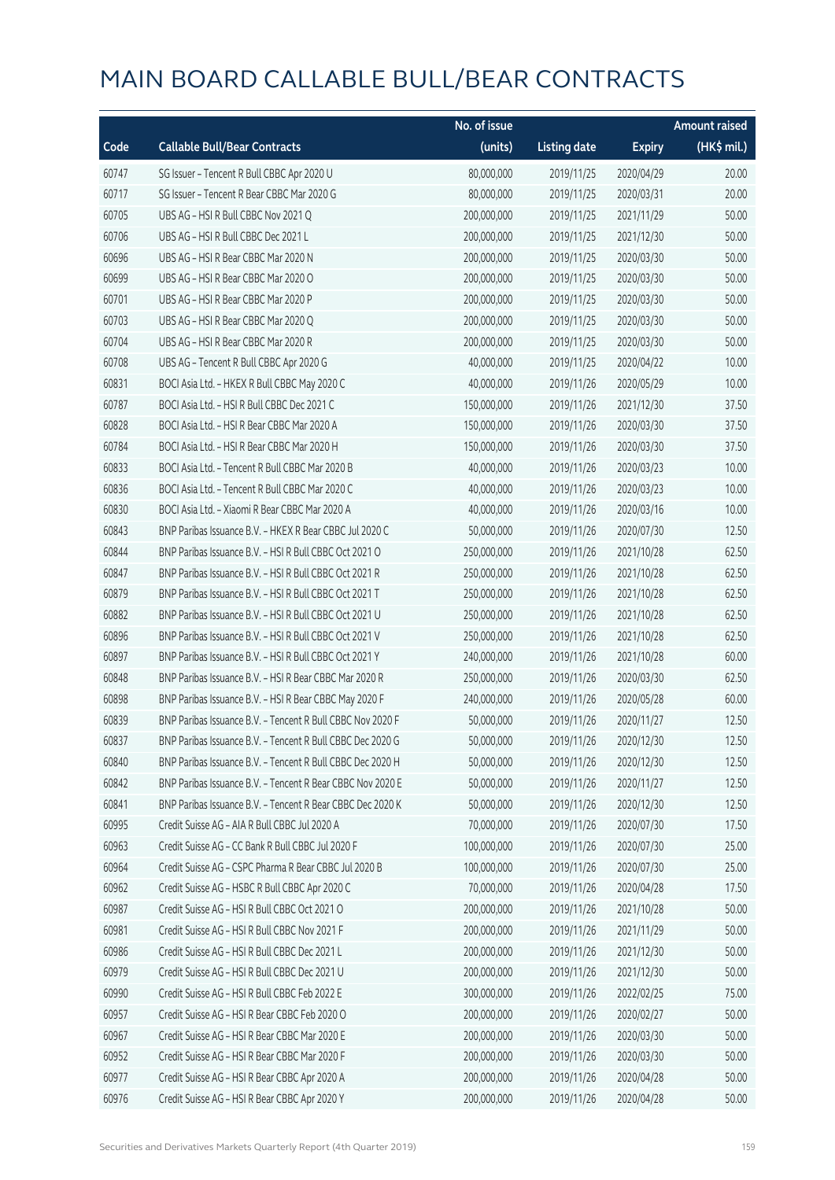# MAIN BOARD CALLABLE BULL/BEAR CONTRACTS

| Code | Callable Bull/Bear Contracts | No. of issue (units) | Listing date | Expiry | Amount raised (HK$ mil.) |
|---|---|---|---|---|---|
| 60747 | SG Issuer – Tencent R Bull CBBC Apr 2020 U | 80,000,000 | 2019/11/25 | 2020/04/29 | 20.00 |
| 60717 | SG Issuer – Tencent R Bear CBBC Mar 2020 G | 80,000,000 | 2019/11/25 | 2020/03/31 | 20.00 |
| 60705 | UBS AG – HSI R Bull CBBC Nov 2021 Q | 200,000,000 | 2019/11/25 | 2021/11/29 | 50.00 |
| 60706 | UBS AG – HSI R Bull CBBC Dec 2021 L | 200,000,000 | 2019/11/25 | 2021/12/30 | 50.00 |
| 60696 | UBS AG – HSI R Bear CBBC Mar 2020 N | 200,000,000 | 2019/11/25 | 2020/03/30 | 50.00 |
| 60699 | UBS AG – HSI R Bear CBBC Mar 2020 O | 200,000,000 | 2019/11/25 | 2020/03/30 | 50.00 |
| 60701 | UBS AG – HSI R Bear CBBC Mar 2020 P | 200,000,000 | 2019/11/25 | 2020/03/30 | 50.00 |
| 60703 | UBS AG – HSI R Bear CBBC Mar 2020 Q | 200,000,000 | 2019/11/25 | 2020/03/30 | 50.00 |
| 60704 | UBS AG – HSI R Bear CBBC Mar 2020 R | 200,000,000 | 2019/11/25 | 2020/03/30 | 50.00 |
| 60708 | UBS AG – Tencent R Bull CBBC Apr 2020 G | 40,000,000 | 2019/11/25 | 2020/04/22 | 10.00 |
| 60831 | BOCI Asia Ltd. – HKEX R Bull CBBC May 2020 C | 40,000,000 | 2019/11/26 | 2020/05/29 | 10.00 |
| 60787 | BOCI Asia Ltd. – HSI R Bull CBBC Dec 2021 C | 150,000,000 | 2019/11/26 | 2021/12/30 | 37.50 |
| 60828 | BOCI Asia Ltd. – HSI R Bear CBBC Mar 2020 A | 150,000,000 | 2019/11/26 | 2020/03/30 | 37.50 |
| 60784 | BOCI Asia Ltd. – HSI R Bear CBBC Mar 2020 H | 150,000,000 | 2019/11/26 | 2020/03/30 | 37.50 |
| 60833 | BOCI Asia Ltd. – Tencent R Bull CBBC Mar 2020 B | 40,000,000 | 2019/11/26 | 2020/03/23 | 10.00 |
| 60836 | BOCI Asia Ltd. – Tencent R Bull CBBC Mar 2020 C | 40,000,000 | 2019/11/26 | 2020/03/23 | 10.00 |
| 60830 | BOCI Asia Ltd. – Xiaomi R Bear CBBC Mar 2020 A | 40,000,000 | 2019/11/26 | 2020/03/16 | 10.00 |
| 60843 | BNP Paribas Issuance B.V. – HKEX R Bear CBBC Jul 2020 C | 50,000,000 | 2019/11/26 | 2020/07/30 | 12.50 |
| 60844 | BNP Paribas Issuance B.V. – HSI R Bull CBBC Oct 2021 O | 250,000,000 | 2019/11/26 | 2021/10/28 | 62.50 |
| 60847 | BNP Paribas Issuance B.V. – HSI R Bull CBBC Oct 2021 R | 250,000,000 | 2019/11/26 | 2021/10/28 | 62.50 |
| 60879 | BNP Paribas Issuance B.V. – HSI R Bull CBBC Oct 2021 T | 250,000,000 | 2019/11/26 | 2021/10/28 | 62.50 |
| 60882 | BNP Paribas Issuance B.V. – HSI R Bull CBBC Oct 2021 U | 250,000,000 | 2019/11/26 | 2021/10/28 | 62.50 |
| 60896 | BNP Paribas Issuance B.V. – HSI R Bull CBBC Oct 2021 V | 250,000,000 | 2019/11/26 | 2021/10/28 | 62.50 |
| 60897 | BNP Paribas Issuance B.V. – HSI R Bull CBBC Oct 2021 Y | 240,000,000 | 2019/11/26 | 2021/10/28 | 60.00 |
| 60848 | BNP Paribas Issuance B.V. – HSI R Bear CBBC Mar 2020 R | 250,000,000 | 2019/11/26 | 2020/03/30 | 62.50 |
| 60898 | BNP Paribas Issuance B.V. – HSI R Bear CBBC May 2020 F | 240,000,000 | 2019/11/26 | 2020/05/28 | 60.00 |
| 60839 | BNP Paribas Issuance B.V. – Tencent R Bull CBBC Nov 2020 F | 50,000,000 | 2019/11/26 | 2020/11/27 | 12.50 |
| 60837 | BNP Paribas Issuance B.V. – Tencent R Bull CBBC Dec 2020 G | 50,000,000 | 2019/11/26 | 2020/12/30 | 12.50 |
| 60840 | BNP Paribas Issuance B.V. – Tencent R Bull CBBC Dec 2020 H | 50,000,000 | 2019/11/26 | 2020/12/30 | 12.50 |
| 60842 | BNP Paribas Issuance B.V. – Tencent R Bear CBBC Nov 2020 E | 50,000,000 | 2019/11/26 | 2020/11/27 | 12.50 |
| 60841 | BNP Paribas Issuance B.V. – Tencent R Bear CBBC Dec 2020 K | 50,000,000 | 2019/11/26 | 2020/12/30 | 12.50 |
| 60995 | Credit Suisse AG – AIA R Bull CBBC Jul 2020 A | 70,000,000 | 2019/11/26 | 2020/07/30 | 17.50 |
| 60963 | Credit Suisse AG – CC Bank R Bull CBBC Jul 2020 F | 100,000,000 | 2019/11/26 | 2020/07/30 | 25.00 |
| 60964 | Credit Suisse AG – CSPC Pharma R Bear CBBC Jul 2020 B | 100,000,000 | 2019/11/26 | 2020/07/30 | 25.00 |
| 60962 | Credit Suisse AG – HSBC R Bull CBBC Apr 2020 C | 70,000,000 | 2019/11/26 | 2020/04/28 | 17.50 |
| 60987 | Credit Suisse AG – HSI R Bull CBBC Oct 2021 O | 200,000,000 | 2019/11/26 | 2021/10/28 | 50.00 |
| 60981 | Credit Suisse AG – HSI R Bull CBBC Nov 2021 F | 200,000,000 | 2019/11/26 | 2021/11/29 | 50.00 |
| 60986 | Credit Suisse AG – HSI R Bull CBBC Dec 2021 L | 200,000,000 | 2019/11/26 | 2021/12/30 | 50.00 |
| 60979 | Credit Suisse AG – HSI R Bull CBBC Dec 2021 U | 200,000,000 | 2019/11/26 | 2021/12/30 | 50.00 |
| 60990 | Credit Suisse AG – HSI R Bull CBBC Feb 2022 E | 300,000,000 | 2019/11/26 | 2022/02/25 | 75.00 |
| 60957 | Credit Suisse AG – HSI R Bear CBBC Feb 2020 O | 200,000,000 | 2019/11/26 | 2020/02/27 | 50.00 |
| 60967 | Credit Suisse AG – HSI R Bear CBBC Mar 2020 E | 200,000,000 | 2019/11/26 | 2020/03/30 | 50.00 |
| 60952 | Credit Suisse AG – HSI R Bear CBBC Mar 2020 F | 200,000,000 | 2019/11/26 | 2020/03/30 | 50.00 |
| 60977 | Credit Suisse AG – HSI R Bear CBBC Apr 2020 A | 200,000,000 | 2019/11/26 | 2020/04/28 | 50.00 |
| 60976 | Credit Suisse AG – HSI R Bear CBBC Apr 2020 Y | 200,000,000 | 2019/11/26 | 2020/04/28 | 50.00 |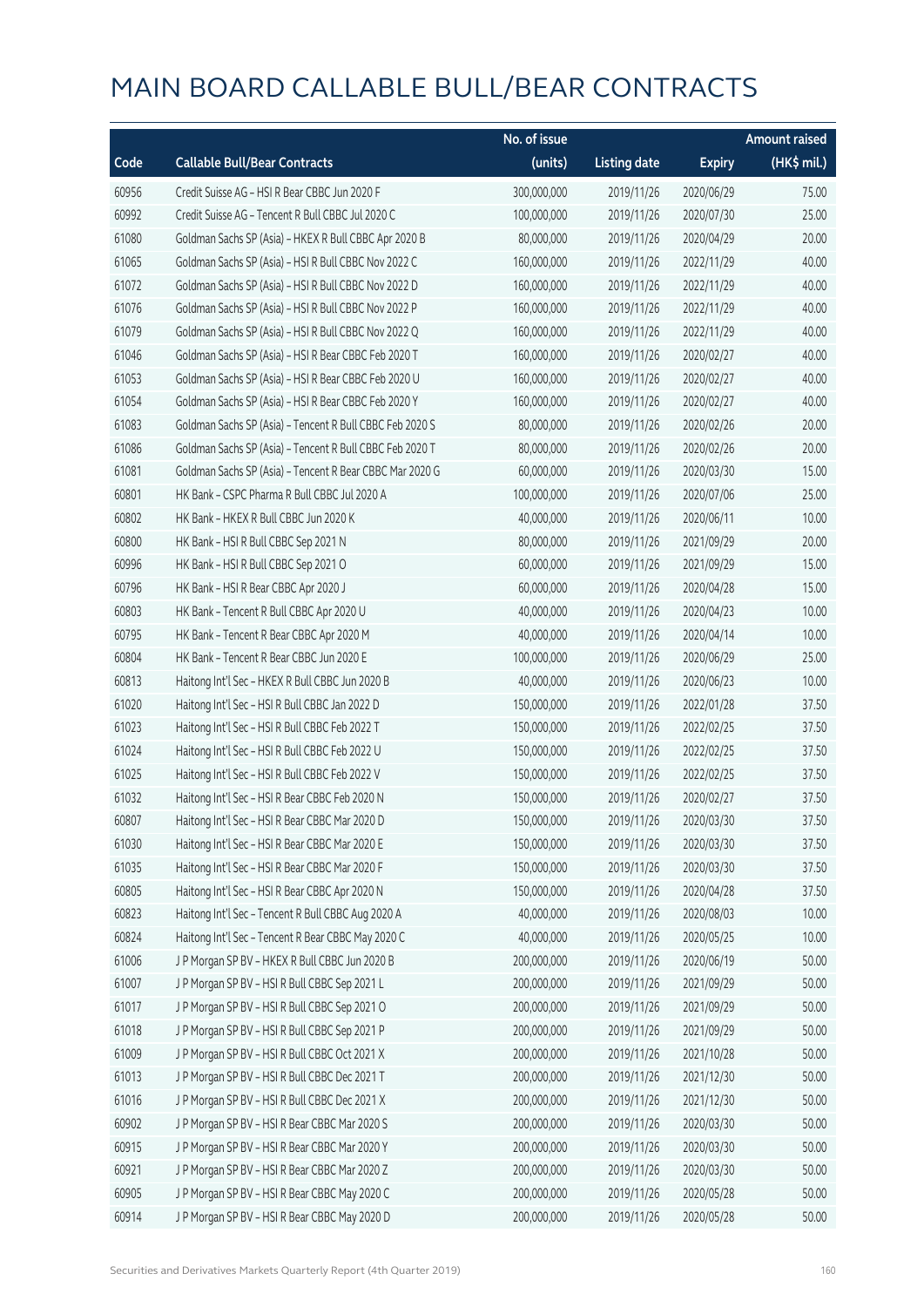# MAIN BOARD CALLABLE BULL/BEAR CONTRACTS

| Code | Callable Bull/Bear Contracts | No. of issue (units) | Listing date | Expiry | Amount raised (HK$ mil.) |
|---|---|---|---|---|---|
| 60956 | Credit Suisse AG – HSI R Bear CBBC Jun 2020 F | 300,000,000 | 2019/11/26 | 2020/06/29 | 75.00 |
| 60992 | Credit Suisse AG – Tencent R Bull CBBC Jul 2020 C | 100,000,000 | 2019/11/26 | 2020/07/30 | 25.00 |
| 61080 | Goldman Sachs SP (Asia) – HKEX R Bull CBBC Apr 2020 B | 80,000,000 | 2019/11/26 | 2020/04/29 | 20.00 |
| 61065 | Goldman Sachs SP (Asia) – HSI R Bull CBBC Nov 2022 C | 160,000,000 | 2019/11/26 | 2022/11/29 | 40.00 |
| 61072 | Goldman Sachs SP (Asia) – HSI R Bull CBBC Nov 2022 D | 160,000,000 | 2019/11/26 | 2022/11/29 | 40.00 |
| 61076 | Goldman Sachs SP (Asia) – HSI R Bull CBBC Nov 2022 P | 160,000,000 | 2019/11/26 | 2022/11/29 | 40.00 |
| 61079 | Goldman Sachs SP (Asia) – HSI R Bull CBBC Nov 2022 Q | 160,000,000 | 2019/11/26 | 2022/11/29 | 40.00 |
| 61046 | Goldman Sachs SP (Asia) – HSI R Bear CBBC Feb 2020 T | 160,000,000 | 2019/11/26 | 2020/02/27 | 40.00 |
| 61053 | Goldman Sachs SP (Asia) – HSI R Bear CBBC Feb 2020 U | 160,000,000 | 2019/11/26 | 2020/02/27 | 40.00 |
| 61054 | Goldman Sachs SP (Asia) – HSI R Bear CBBC Feb 2020 Y | 160,000,000 | 2019/11/26 | 2020/02/27 | 40.00 |
| 61083 | Goldman Sachs SP (Asia) – Tencent R Bull CBBC Feb 2020 S | 80,000,000 | 2019/11/26 | 2020/02/26 | 20.00 |
| 61086 | Goldman Sachs SP (Asia) – Tencent R Bull CBBC Feb 2020 T | 80,000,000 | 2019/11/26 | 2020/02/26 | 20.00 |
| 61081 | Goldman Sachs SP (Asia) – Tencent R Bear CBBC Mar 2020 G | 60,000,000 | 2019/11/26 | 2020/03/30 | 15.00 |
| 60801 | HK Bank – CSPC Pharma R Bull CBBC Jul 2020 A | 100,000,000 | 2019/11/26 | 2020/07/06 | 25.00 |
| 60802 | HK Bank – HKEX R Bull CBBC Jun 2020 K | 40,000,000 | 2019/11/26 | 2020/06/11 | 10.00 |
| 60800 | HK Bank – HSI R Bull CBBC Sep 2021 N | 80,000,000 | 2019/11/26 | 2021/09/29 | 20.00 |
| 60996 | HK Bank – HSI R Bull CBBC Sep 2021 O | 60,000,000 | 2019/11/26 | 2021/09/29 | 15.00 |
| 60796 | HK Bank – HSI R Bear CBBC Apr 2020 J | 60,000,000 | 2019/11/26 | 2020/04/28 | 15.00 |
| 60803 | HK Bank – Tencent R Bull CBBC Apr 2020 U | 40,000,000 | 2019/11/26 | 2020/04/23 | 10.00 |
| 60795 | HK Bank – Tencent R Bear CBBC Apr 2020 M | 40,000,000 | 2019/11/26 | 2020/04/14 | 10.00 |
| 60804 | HK Bank – Tencent R Bear CBBC Jun 2020 E | 100,000,000 | 2019/11/26 | 2020/06/29 | 25.00 |
| 60813 | Haitong Int'l Sec – HKEX R Bull CBBC Jun 2020 B | 40,000,000 | 2019/11/26 | 2020/06/23 | 10.00 |
| 61020 | Haitong Int'l Sec – HSI R Bull CBBC Jan 2022 D | 150,000,000 | 2019/11/26 | 2022/01/28 | 37.50 |
| 61023 | Haitong Int'l Sec – HSI R Bull CBBC Feb 2022 T | 150,000,000 | 2019/11/26 | 2022/02/25 | 37.50 |
| 61024 | Haitong Int'l Sec – HSI R Bull CBBC Feb 2022 U | 150,000,000 | 2019/11/26 | 2022/02/25 | 37.50 |
| 61025 | Haitong Int'l Sec – HSI R Bull CBBC Feb 2022 V | 150,000,000 | 2019/11/26 | 2022/02/25 | 37.50 |
| 61032 | Haitong Int'l Sec – HSI R Bear CBBC Feb 2020 N | 150,000,000 | 2019/11/26 | 2020/02/27 | 37.50 |
| 60807 | Haitong Int'l Sec – HSI R Bear CBBC Mar 2020 D | 150,000,000 | 2019/11/26 | 2020/03/30 | 37.50 |
| 61030 | Haitong Int'l Sec – HSI R Bear CBBC Mar 2020 E | 150,000,000 | 2019/11/26 | 2020/03/30 | 37.50 |
| 61035 | Haitong Int'l Sec – HSI R Bear CBBC Mar 2020 F | 150,000,000 | 2019/11/26 | 2020/03/30 | 37.50 |
| 60805 | Haitong Int'l Sec – HSI R Bear CBBC Apr 2020 N | 150,000,000 | 2019/11/26 | 2020/04/28 | 37.50 |
| 60823 | Haitong Int'l Sec – Tencent R Bull CBBC Aug 2020 A | 40,000,000 | 2019/11/26 | 2020/08/03 | 10.00 |
| 60824 | Haitong Int'l Sec – Tencent R Bear CBBC May 2020 C | 40,000,000 | 2019/11/26 | 2020/05/25 | 10.00 |
| 61006 | J P Morgan SP BV – HKEX R Bull CBBC Jun 2020 B | 200,000,000 | 2019/11/26 | 2020/06/19 | 50.00 |
| 61007 | J P Morgan SP BV – HSI R Bull CBBC Sep 2021 L | 200,000,000 | 2019/11/26 | 2021/09/29 | 50.00 |
| 61017 | J P Morgan SP BV – HSI R Bull CBBC Sep 2021 O | 200,000,000 | 2019/11/26 | 2021/09/29 | 50.00 |
| 61018 | J P Morgan SP BV – HSI R Bull CBBC Sep 2021 P | 200,000,000 | 2019/11/26 | 2021/09/29 | 50.00 |
| 61009 | J P Morgan SP BV – HSI R Bull CBBC Oct 2021 X | 200,000,000 | 2019/11/26 | 2021/10/28 | 50.00 |
| 61013 | J P Morgan SP BV – HSI R Bull CBBC Dec 2021 T | 200,000,000 | 2019/11/26 | 2021/12/30 | 50.00 |
| 61016 | J P Morgan SP BV – HSI R Bull CBBC Dec 2021 X | 200,000,000 | 2019/11/26 | 2021/12/30 | 50.00 |
| 60902 | J P Morgan SP BV – HSI R Bear CBBC Mar 2020 S | 200,000,000 | 2019/11/26 | 2020/03/30 | 50.00 |
| 60915 | J P Morgan SP BV – HSI R Bear CBBC Mar 2020 Y | 200,000,000 | 2019/11/26 | 2020/03/30 | 50.00 |
| 60921 | J P Morgan SP BV – HSI R Bear CBBC Mar 2020 Z | 200,000,000 | 2019/11/26 | 2020/03/30 | 50.00 |
| 60905 | J P Morgan SP BV – HSI R Bear CBBC May 2020 C | 200,000,000 | 2019/11/26 | 2020/05/28 | 50.00 |
| 60914 | J P Morgan SP BV – HSI R Bear CBBC May 2020 D | 200,000,000 | 2019/11/26 | 2020/05/28 | 50.00 |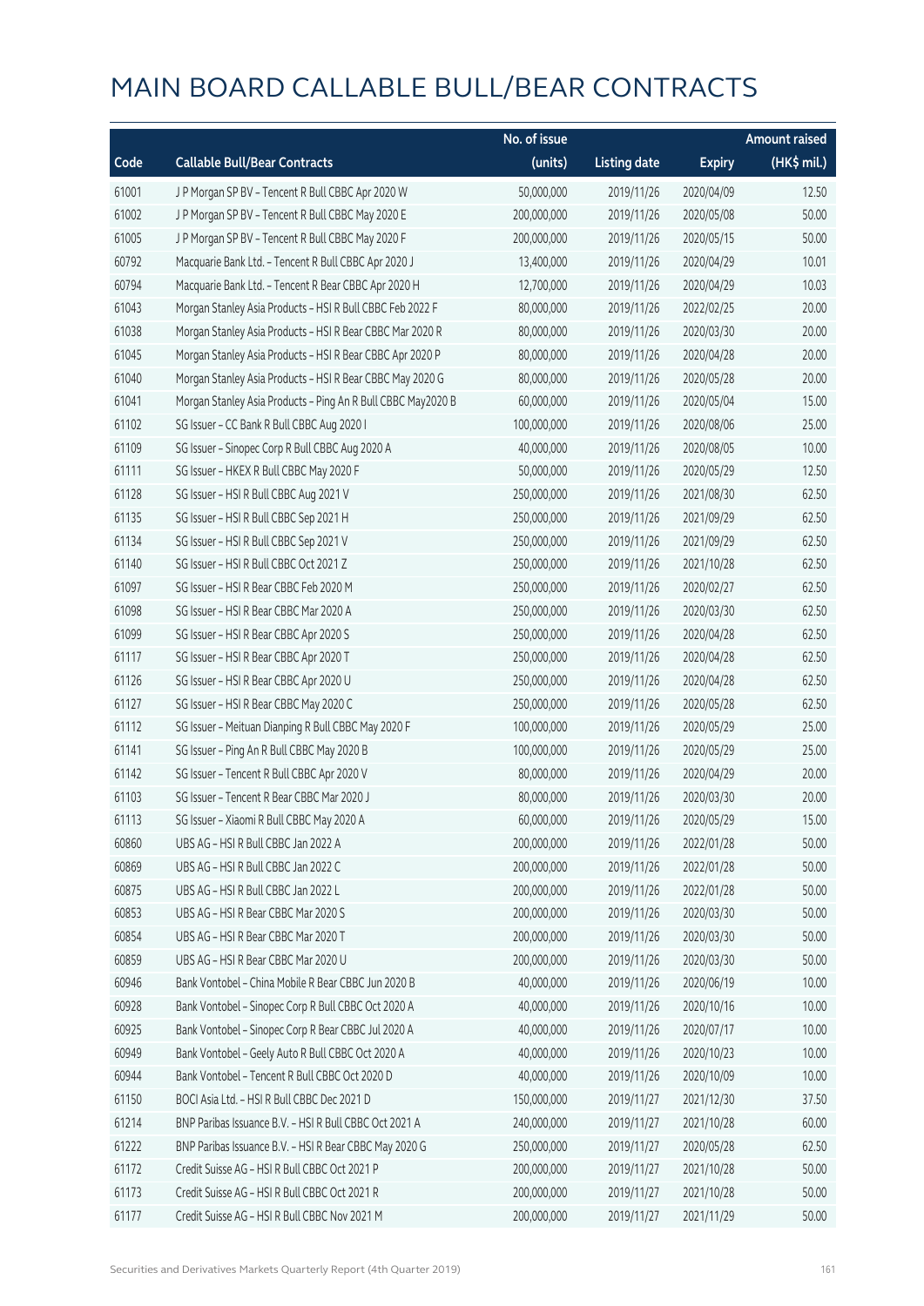# MAIN BOARD CALLABLE BULL/BEAR CONTRACTS

| Code | Callable Bull/Bear Contracts | No. of issue (units) | Listing date | Expiry | Amount raised (HK$ mil.) |
|---|---|---|---|---|---|
| 61001 | J P Morgan SP BV – Tencent R Bull CBBC Apr 2020 W | 50,000,000 | 2019/11/26 | 2020/04/09 | 12.50 |
| 61002 | J P Morgan SP BV – Tencent R Bull CBBC May 2020 E | 200,000,000 | 2019/11/26 | 2020/05/08 | 50.00 |
| 61005 | J P Morgan SP BV – Tencent R Bull CBBC May 2020 F | 200,000,000 | 2019/11/26 | 2020/05/15 | 50.00 |
| 60792 | Macquarie Bank Ltd. – Tencent R Bull CBBC Apr 2020 J | 13,400,000 | 2019/11/26 | 2020/04/29 | 10.01 |
| 60794 | Macquarie Bank Ltd. – Tencent R Bear CBBC Apr 2020 H | 12,700,000 | 2019/11/26 | 2020/04/29 | 10.03 |
| 61043 | Morgan Stanley Asia Products – HSI R Bull CBBC Feb 2022 F | 80,000,000 | 2019/11/26 | 2022/02/25 | 20.00 |
| 61038 | Morgan Stanley Asia Products – HSI R Bear CBBC Mar 2020 R | 80,000,000 | 2019/11/26 | 2020/03/30 | 20.00 |
| 61045 | Morgan Stanley Asia Products – HSI R Bear CBBC Apr 2020 P | 80,000,000 | 2019/11/26 | 2020/04/28 | 20.00 |
| 61040 | Morgan Stanley Asia Products – HSI R Bear CBBC May 2020 G | 80,000,000 | 2019/11/26 | 2020/05/28 | 20.00 |
| 61041 | Morgan Stanley Asia Products – Ping An R Bull CBBC May2020 B | 60,000,000 | 2019/11/26 | 2020/05/04 | 15.00 |
| 61102 | SG Issuer – CC Bank R Bull CBBC Aug 2020 I | 100,000,000 | 2019/11/26 | 2020/08/06 | 25.00 |
| 61109 | SG Issuer – Sinopec Corp R Bull CBBC Aug 2020 A | 40,000,000 | 2019/11/26 | 2020/08/05 | 10.00 |
| 61111 | SG Issuer – HKEX R Bull CBBC May 2020 F | 50,000,000 | 2019/11/26 | 2020/05/29 | 12.50 |
| 61128 | SG Issuer – HSI R Bull CBBC Aug 2021 V | 250,000,000 | 2019/11/26 | 2021/08/30 | 62.50 |
| 61135 | SG Issuer – HSI R Bull CBBC Sep 2021 H | 250,000,000 | 2019/11/26 | 2021/09/29 | 62.50 |
| 61134 | SG Issuer – HSI R Bull CBBC Sep 2021 V | 250,000,000 | 2019/11/26 | 2021/09/29 | 62.50 |
| 61140 | SG Issuer – HSI R Bull CBBC Oct 2021 Z | 250,000,000 | 2019/11/26 | 2021/10/28 | 62.50 |
| 61097 | SG Issuer – HSI R Bear CBBC Feb 2020 M | 250,000,000 | 2019/11/26 | 2020/02/27 | 62.50 |
| 61098 | SG Issuer – HSI R Bear CBBC Mar 2020 A | 250,000,000 | 2019/11/26 | 2020/03/30 | 62.50 |
| 61099 | SG Issuer – HSI R Bear CBBC Apr 2020 S | 250,000,000 | 2019/11/26 | 2020/04/28 | 62.50 |
| 61117 | SG Issuer – HSI R Bear CBBC Apr 2020 T | 250,000,000 | 2019/11/26 | 2020/04/28 | 62.50 |
| 61126 | SG Issuer – HSI R Bear CBBC Apr 2020 U | 250,000,000 | 2019/11/26 | 2020/04/28 | 62.50 |
| 61127 | SG Issuer – HSI R Bear CBBC May 2020 C | 250,000,000 | 2019/11/26 | 2020/05/28 | 62.50 |
| 61112 | SG Issuer – Meituan Dianping R Bull CBBC May 2020 F | 100,000,000 | 2019/11/26 | 2020/05/29 | 25.00 |
| 61141 | SG Issuer – Ping An R Bull CBBC May 2020 B | 100,000,000 | 2019/11/26 | 2020/05/29 | 25.00 |
| 61142 | SG Issuer – Tencent R Bull CBBC Apr 2020 V | 80,000,000 | 2019/11/26 | 2020/04/29 | 20.00 |
| 61103 | SG Issuer – Tencent R Bear CBBC Mar 2020 J | 80,000,000 | 2019/11/26 | 2020/03/30 | 20.00 |
| 61113 | SG Issuer – Xiaomi R Bull CBBC May 2020 A | 60,000,000 | 2019/11/26 | 2020/05/29 | 15.00 |
| 60860 | UBS AG – HSI R Bull CBBC Jan 2022 A | 200,000,000 | 2019/11/26 | 2022/01/28 | 50.00 |
| 60869 | UBS AG – HSI R Bull CBBC Jan 2022 C | 200,000,000 | 2019/11/26 | 2022/01/28 | 50.00 |
| 60875 | UBS AG – HSI R Bull CBBC Jan 2022 L | 200,000,000 | 2019/11/26 | 2022/01/28 | 50.00 |
| 60853 | UBS AG – HSI R Bear CBBC Mar 2020 S | 200,000,000 | 2019/11/26 | 2020/03/30 | 50.00 |
| 60854 | UBS AG – HSI R Bear CBBC Mar 2020 T | 200,000,000 | 2019/11/26 | 2020/03/30 | 50.00 |
| 60859 | UBS AG – HSI R Bear CBBC Mar 2020 U | 200,000,000 | 2019/11/26 | 2020/03/30 | 50.00 |
| 60946 | Bank Vontobel – China Mobile R Bear CBBC Jun 2020 B | 40,000,000 | 2019/11/26 | 2020/06/19 | 10.00 |
| 60928 | Bank Vontobel – Sinopec Corp R Bull CBBC Oct 2020 A | 40,000,000 | 2019/11/26 | 2020/10/16 | 10.00 |
| 60925 | Bank Vontobel – Sinopec Corp R Bear CBBC Jul 2020 A | 40,000,000 | 2019/11/26 | 2020/07/17 | 10.00 |
| 60949 | Bank Vontobel – Geely Auto R Bull CBBC Oct 2020 A | 40,000,000 | 2019/11/26 | 2020/10/23 | 10.00 |
| 60944 | Bank Vontobel – Tencent R Bull CBBC Oct 2020 D | 40,000,000 | 2019/11/26 | 2020/10/09 | 10.00 |
| 61150 | BOCI Asia Ltd. – HSI R Bull CBBC Dec 2021 D | 150,000,000 | 2019/11/27 | 2021/12/30 | 37.50 |
| 61214 | BNP Paribas Issuance B.V. – HSI R Bull CBBC Oct 2021 A | 240,000,000 | 2019/11/27 | 2021/10/28 | 60.00 |
| 61222 | BNP Paribas Issuance B.V. – HSI R Bear CBBC May 2020 G | 250,000,000 | 2019/11/27 | 2020/05/28 | 62.50 |
| 61172 | Credit Suisse AG – HSI R Bull CBBC Oct 2021 P | 200,000,000 | 2019/11/27 | 2021/10/28 | 50.00 |
| 61173 | Credit Suisse AG – HSI R Bull CBBC Oct 2021 R | 200,000,000 | 2019/11/27 | 2021/10/28 | 50.00 |
| 61177 | Credit Suisse AG – HSI R Bull CBBC Nov 2021 M | 200,000,000 | 2019/11/27 | 2021/11/29 | 50.00 |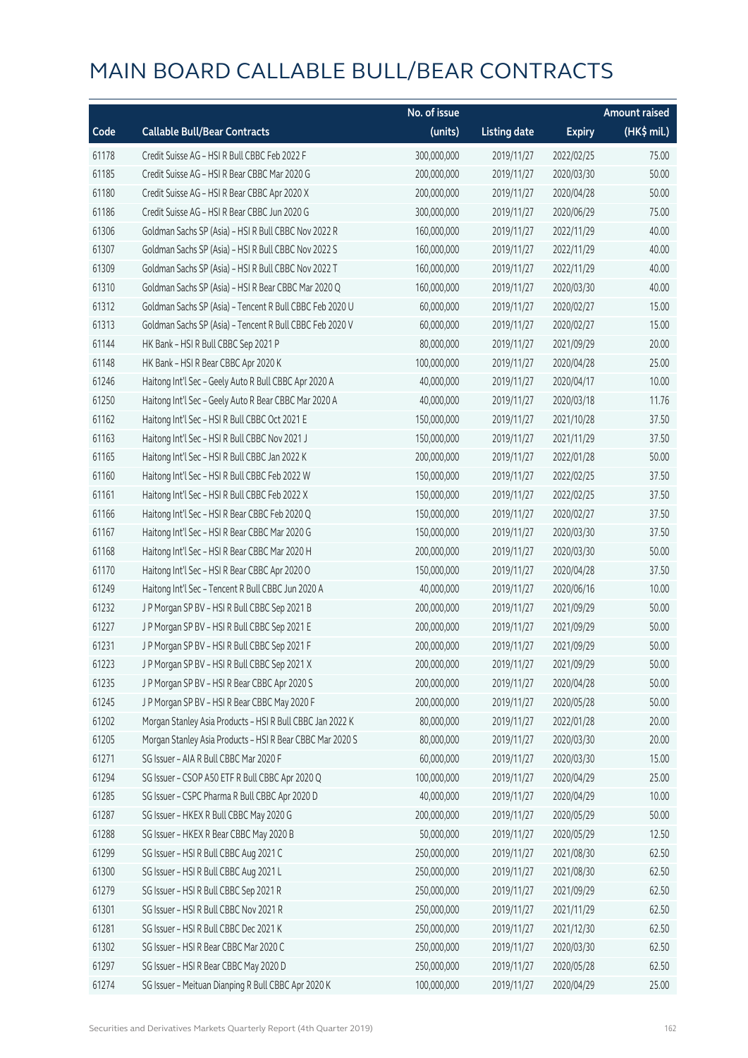# MAIN BOARD CALLABLE BULL/BEAR CONTRACTS

| Code | Callable Bull/Bear Contracts | No. of issue (units) | Listing date | Expiry | Amount raised (HK$ mil.) |
|---|---|---|---|---|---|
| 61178 | Credit Suisse AG - HSI R Bull CBBC Feb 2022 F | 300,000,000 | 2019/11/27 | 2022/02/25 | 75.00 |
| 61185 | Credit Suisse AG - HSI R Bear CBBC Mar 2020 G | 200,000,000 | 2019/11/27 | 2020/03/30 | 50.00 |
| 61180 | Credit Suisse AG - HSI R Bear CBBC Apr 2020 X | 200,000,000 | 2019/11/27 | 2020/04/28 | 50.00 |
| 61186 | Credit Suisse AG - HSI R Bear CBBC Jun 2020 G | 300,000,000 | 2019/11/27 | 2020/06/29 | 75.00 |
| 61306 | Goldman Sachs SP (Asia) - HSI R Bull CBBC Nov 2022 R | 160,000,000 | 2019/11/27 | 2022/11/29 | 40.00 |
| 61307 | Goldman Sachs SP (Asia) - HSI R Bull CBBC Nov 2022 S | 160,000,000 | 2019/11/27 | 2022/11/29 | 40.00 |
| 61309 | Goldman Sachs SP (Asia) - HSI R Bull CBBC Nov 2022 T | 160,000,000 | 2019/11/27 | 2022/11/29 | 40.00 |
| 61310 | Goldman Sachs SP (Asia) - HSI R Bear CBBC Mar 2020 Q | 160,000,000 | 2019/11/27 | 2020/03/30 | 40.00 |
| 61312 | Goldman Sachs SP (Asia) - Tencent R Bull CBBC Feb 2020 U | 60,000,000 | 2019/11/27 | 2020/02/27 | 15.00 |
| 61313 | Goldman Sachs SP (Asia) - Tencent R Bull CBBC Feb 2020 V | 60,000,000 | 2019/11/27 | 2020/02/27 | 15.00 |
| 61144 | HK Bank - HSI R Bull CBBC Sep 2021 P | 80,000,000 | 2019/11/27 | 2021/09/29 | 20.00 |
| 61148 | HK Bank - HSI R Bear CBBC Apr 2020 K | 100,000,000 | 2019/11/27 | 2020/04/28 | 25.00 |
| 61246 | Haitong Int'l Sec - Geely Auto R Bull CBBC Apr 2020 A | 40,000,000 | 2019/11/27 | 2020/04/17 | 10.00 |
| 61250 | Haitong Int'l Sec - Geely Auto R Bear CBBC Mar 2020 A | 40,000,000 | 2019/11/27 | 2020/03/18 | 11.76 |
| 61162 | Haitong Int'l Sec - HSI R Bull CBBC Oct 2021 E | 150,000,000 | 2019/11/27 | 2021/10/28 | 37.50 |
| 61163 | Haitong Int'l Sec - HSI R Bull CBBC Nov 2021 J | 150,000,000 | 2019/11/27 | 2021/11/29 | 37.50 |
| 61165 | Haitong Int'l Sec - HSI R Bull CBBC Jan 2022 K | 200,000,000 | 2019/11/27 | 2022/01/28 | 50.00 |
| 61160 | Haitong Int'l Sec - HSI R Bull CBBC Feb 2022 W | 150,000,000 | 2019/11/27 | 2022/02/25 | 37.50 |
| 61161 | Haitong Int'l Sec - HSI R Bull CBBC Feb 2022 X | 150,000,000 | 2019/11/27 | 2022/02/25 | 37.50 |
| 61166 | Haitong Int'l Sec - HSI R Bear CBBC Feb 2020 Q | 150,000,000 | 2019/11/27 | 2020/02/27 | 37.50 |
| 61167 | Haitong Int'l Sec - HSI R Bear CBBC Mar 2020 G | 150,000,000 | 2019/11/27 | 2020/03/30 | 37.50 |
| 61168 | Haitong Int'l Sec - HSI R Bear CBBC Mar 2020 H | 200,000,000 | 2019/11/27 | 2020/03/30 | 50.00 |
| 61170 | Haitong Int'l Sec - HSI R Bear CBBC Apr 2020 O | 150,000,000 | 2019/11/27 | 2020/04/28 | 37.50 |
| 61249 | Haitong Int'l Sec - Tencent R Bull CBBC Jun 2020 A | 40,000,000 | 2019/11/27 | 2020/06/16 | 10.00 |
| 61232 | J P Morgan SP BV - HSI R Bull CBBC Sep 2021 B | 200,000,000 | 2019/11/27 | 2021/09/29 | 50.00 |
| 61227 | J P Morgan SP BV - HSI R Bull CBBC Sep 2021 E | 200,000,000 | 2019/11/27 | 2021/09/29 | 50.00 |
| 61231 | J P Morgan SP BV - HSI R Bull CBBC Sep 2021 F | 200,000,000 | 2019/11/27 | 2021/09/29 | 50.00 |
| 61223 | J P Morgan SP BV - HSI R Bull CBBC Sep 2021 X | 200,000,000 | 2019/11/27 | 2021/09/29 | 50.00 |
| 61235 | J P Morgan SP BV - HSI R Bear CBBC Apr 2020 S | 200,000,000 | 2019/11/27 | 2020/04/28 | 50.00 |
| 61245 | J P Morgan SP BV - HSI R Bear CBBC May 2020 F | 200,000,000 | 2019/11/27 | 2020/05/28 | 50.00 |
| 61202 | Morgan Stanley Asia Products - HSI R Bull CBBC Jan 2022 K | 80,000,000 | 2019/11/27 | 2022/01/28 | 20.00 |
| 61205 | Morgan Stanley Asia Products - HSI R Bear CBBC Mar 2020 S | 80,000,000 | 2019/11/27 | 2020/03/30 | 20.00 |
| 61271 | SG Issuer - AIA R Bull CBBC Mar 2020 F | 60,000,000 | 2019/11/27 | 2020/03/30 | 15.00 |
| 61294 | SG Issuer - CSOP A50 ETF R Bull CBBC Apr 2020 Q | 100,000,000 | 2019/11/27 | 2020/04/29 | 25.00 |
| 61285 | SG Issuer - CSPC Pharma R Bull CBBC Apr 2020 D | 40,000,000 | 2019/11/27 | 2020/04/29 | 10.00 |
| 61287 | SG Issuer - HKEX R Bull CBBC May 2020 G | 200,000,000 | 2019/11/27 | 2020/05/29 | 50.00 |
| 61288 | SG Issuer - HKEX R Bear CBBC May 2020 B | 50,000,000 | 2019/11/27 | 2020/05/29 | 12.50 |
| 61299 | SG Issuer - HSI R Bull CBBC Aug 2021 C | 250,000,000 | 2019/11/27 | 2021/08/30 | 62.50 |
| 61300 | SG Issuer - HSI R Bull CBBC Aug 2021 L | 250,000,000 | 2019/11/27 | 2021/08/30 | 62.50 |
| 61279 | SG Issuer - HSI R Bull CBBC Sep 2021 R | 250,000,000 | 2019/11/27 | 2021/09/29 | 62.50 |
| 61301 | SG Issuer - HSI R Bull CBBC Nov 2021 R | 250,000,000 | 2019/11/27 | 2021/11/29 | 62.50 |
| 61281 | SG Issuer - HSI R Bull CBBC Dec 2021 K | 250,000,000 | 2019/11/27 | 2021/12/30 | 62.50 |
| 61302 | SG Issuer - HSI R Bear CBBC Mar 2020 C | 250,000,000 | 2019/11/27 | 2020/03/30 | 62.50 |
| 61297 | SG Issuer - HSI R Bear CBBC May 2020 D | 250,000,000 | 2019/11/27 | 2020/05/28 | 62.50 |
| 61274 | SG Issuer - Meituan Dianping R Bull CBBC Apr 2020 K | 100,000,000 | 2019/11/27 | 2020/04/29 | 25.00 |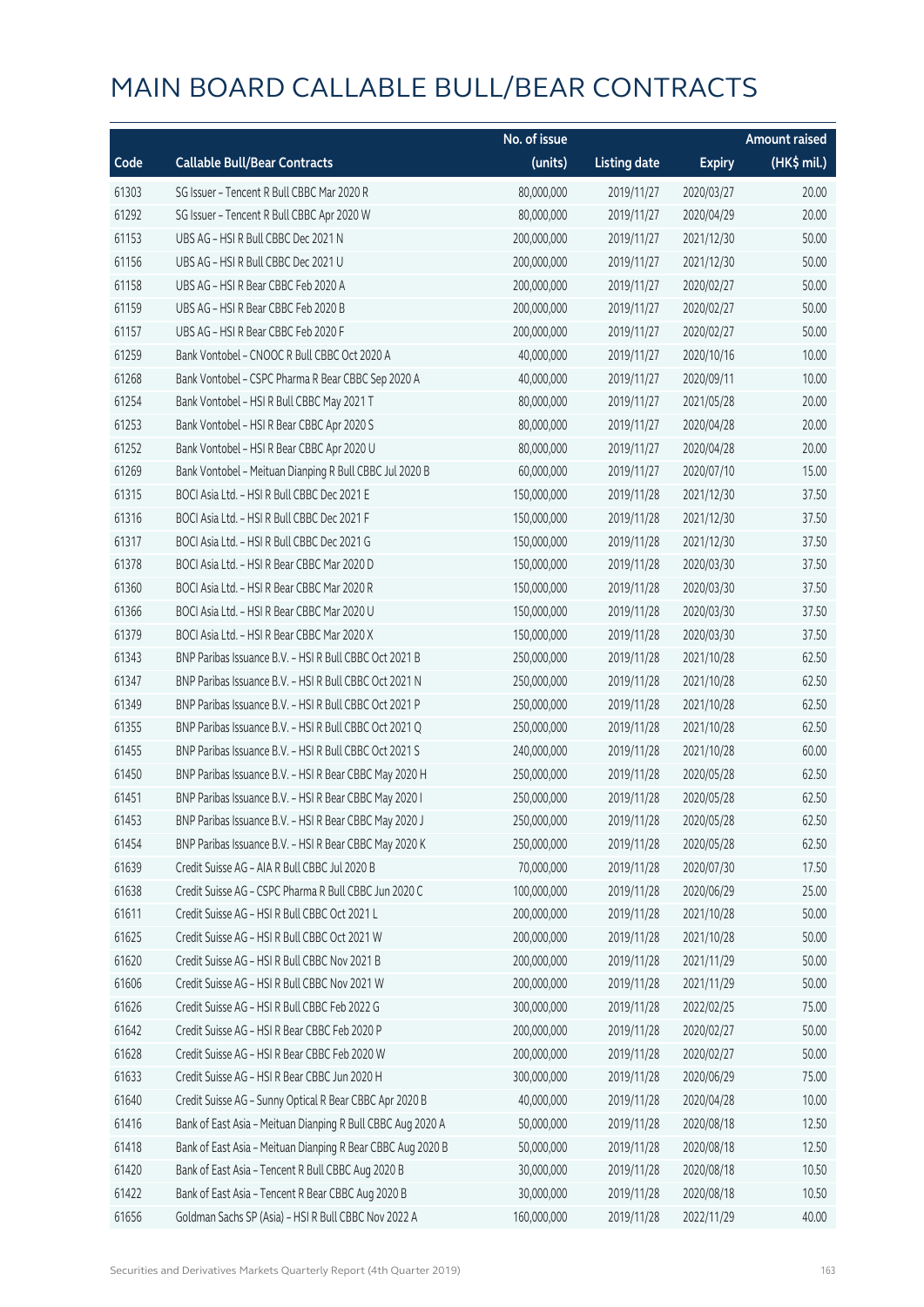# MAIN BOARD CALLABLE BULL/BEAR CONTRACTS

| Code | Callable Bull/Bear Contracts | No. of issue (units) | Listing date | Expiry | Amount raised (HK$ mil.) |
|---|---|---|---|---|---|
| 61303 | SG Issuer – Tencent R Bull CBBC Mar 2020 R | 80,000,000 | 2019/11/27 | 2020/03/27 | 20.00 |
| 61292 | SG Issuer – Tencent R Bull CBBC Apr 2020 W | 80,000,000 | 2019/11/27 | 2020/04/29 | 20.00 |
| 61153 | UBS AG – HSI R Bull CBBC Dec 2021 N | 200,000,000 | 2019/11/27 | 2021/12/30 | 50.00 |
| 61156 | UBS AG – HSI R Bull CBBC Dec 2021 U | 200,000,000 | 2019/11/27 | 2021/12/30 | 50.00 |
| 61158 | UBS AG – HSI R Bear CBBC Feb 2020 A | 200,000,000 | 2019/11/27 | 2020/02/27 | 50.00 |
| 61159 | UBS AG – HSI R Bear CBBC Feb 2020 B | 200,000,000 | 2019/11/27 | 2020/02/27 | 50.00 |
| 61157 | UBS AG – HSI R Bear CBBC Feb 2020 F | 200,000,000 | 2019/11/27 | 2020/02/27 | 50.00 |
| 61259 | Bank Vontobel – CNOOC R Bull CBBC Oct 2020 A | 40,000,000 | 2019/11/27 | 2020/10/16 | 10.00 |
| 61268 | Bank Vontobel – CSPC Pharma R Bear CBBC Sep 2020 A | 40,000,000 | 2019/11/27 | 2020/09/11 | 10.00 |
| 61254 | Bank Vontobel – HSI R Bull CBBC May 2021 T | 80,000,000 | 2019/11/27 | 2021/05/28 | 20.00 |
| 61253 | Bank Vontobel – HSI R Bear CBBC Apr 2020 S | 80,000,000 | 2019/11/27 | 2020/04/28 | 20.00 |
| 61252 | Bank Vontobel – HSI R Bear CBBC Apr 2020 U | 80,000,000 | 2019/11/27 | 2020/04/28 | 20.00 |
| 61269 | Bank Vontobel – Meituan Dianping R Bull CBBC Jul 2020 B | 60,000,000 | 2019/11/27 | 2020/07/10 | 15.00 |
| 61315 | BOCI Asia Ltd. – HSI R Bull CBBC Dec 2021 E | 150,000,000 | 2019/11/28 | 2021/12/30 | 37.50 |
| 61316 | BOCI Asia Ltd. – HSI R Bull CBBC Dec 2021 F | 150,000,000 | 2019/11/28 | 2021/12/30 | 37.50 |
| 61317 | BOCI Asia Ltd. – HSI R Bull CBBC Dec 2021 G | 150,000,000 | 2019/11/28 | 2021/12/30 | 37.50 |
| 61378 | BOCI Asia Ltd. – HSI R Bear CBBC Mar 2020 D | 150,000,000 | 2019/11/28 | 2020/03/30 | 37.50 |
| 61360 | BOCI Asia Ltd. – HSI R Bear CBBC Mar 2020 R | 150,000,000 | 2019/11/28 | 2020/03/30 | 37.50 |
| 61366 | BOCI Asia Ltd. – HSI R Bear CBBC Mar 2020 U | 150,000,000 | 2019/11/28 | 2020/03/30 | 37.50 |
| 61379 | BOCI Asia Ltd. – HSI R Bear CBBC Mar 2020 X | 150,000,000 | 2019/11/28 | 2020/03/30 | 37.50 |
| 61343 | BNP Paribas Issuance B.V. – HSI R Bull CBBC Oct 2021 B | 250,000,000 | 2019/11/28 | 2021/10/28 | 62.50 |
| 61347 | BNP Paribas Issuance B.V. – HSI R Bull CBBC Oct 2021 N | 250,000,000 | 2019/11/28 | 2021/10/28 | 62.50 |
| 61349 | BNP Paribas Issuance B.V. – HSI R Bull CBBC Oct 2021 P | 250,000,000 | 2019/11/28 | 2021/10/28 | 62.50 |
| 61355 | BNP Paribas Issuance B.V. – HSI R Bull CBBC Oct 2021 Q | 250,000,000 | 2019/11/28 | 2021/10/28 | 62.50 |
| 61455 | BNP Paribas Issuance B.V. – HSI R Bull CBBC Oct 2021 S | 240,000,000 | 2019/11/28 | 2021/10/28 | 60.00 |
| 61450 | BNP Paribas Issuance B.V. – HSI R Bear CBBC May 2020 H | 250,000,000 | 2019/11/28 | 2020/05/28 | 62.50 |
| 61451 | BNP Paribas Issuance B.V. – HSI R Bear CBBC May 2020 I | 250,000,000 | 2019/11/28 | 2020/05/28 | 62.50 |
| 61453 | BNP Paribas Issuance B.V. – HSI R Bear CBBC May 2020 J | 250,000,000 | 2019/11/28 | 2020/05/28 | 62.50 |
| 61454 | BNP Paribas Issuance B.V. – HSI R Bear CBBC May 2020 K | 250,000,000 | 2019/11/28 | 2020/05/28 | 62.50 |
| 61639 | Credit Suisse AG – AIA R Bull CBBC Jul 2020 B | 70,000,000 | 2019/11/28 | 2020/07/30 | 17.50 |
| 61638 | Credit Suisse AG – CSPC Pharma R Bull CBBC Jun 2020 C | 100,000,000 | 2019/11/28 | 2020/06/29 | 25.00 |
| 61611 | Credit Suisse AG – HSI R Bull CBBC Oct 2021 L | 200,000,000 | 2019/11/28 | 2021/10/28 | 50.00 |
| 61625 | Credit Suisse AG – HSI R Bull CBBC Oct 2021 W | 200,000,000 | 2019/11/28 | 2021/10/28 | 50.00 |
| 61620 | Credit Suisse AG – HSI R Bull CBBC Nov 2021 B | 200,000,000 | 2019/11/28 | 2021/11/29 | 50.00 |
| 61606 | Credit Suisse AG – HSI R Bull CBBC Nov 2021 W | 200,000,000 | 2019/11/28 | 2021/11/29 | 50.00 |
| 61626 | Credit Suisse AG – HSI R Bull CBBC Feb 2022 G | 300,000,000 | 2019/11/28 | 2022/02/25 | 75.00 |
| 61642 | Credit Suisse AG – HSI R Bear CBBC Feb 2020 P | 200,000,000 | 2019/11/28 | 2020/02/27 | 50.00 |
| 61628 | Credit Suisse AG – HSI R Bear CBBC Feb 2020 W | 200,000,000 | 2019/11/28 | 2020/02/27 | 50.00 |
| 61633 | Credit Suisse AG – HSI R Bear CBBC Jun 2020 H | 300,000,000 | 2019/11/28 | 2020/06/29 | 75.00 |
| 61640 | Credit Suisse AG – Sunny Optical R Bear CBBC Apr 2020 B | 40,000,000 | 2019/11/28 | 2020/04/28 | 10.00 |
| 61416 | Bank of East Asia – Meituan Dianping R Bull CBBC Aug 2020 A | 50,000,000 | 2019/11/28 | 2020/08/18 | 12.50 |
| 61418 | Bank of East Asia – Meituan Dianping R Bear CBBC Aug 2020 B | 50,000,000 | 2019/11/28 | 2020/08/18 | 12.50 |
| 61420 | Bank of East Asia – Tencent R Bull CBBC Aug 2020 B | 30,000,000 | 2019/11/28 | 2020/08/18 | 10.50 |
| 61422 | Bank of East Asia – Tencent R Bear CBBC Aug 2020 B | 30,000,000 | 2019/11/28 | 2020/08/18 | 10.50 |
| 61656 | Goldman Sachs SP (Asia) – HSI R Bull CBBC Nov 2022 A | 160,000,000 | 2019/11/28 | 2022/11/29 | 40.00 |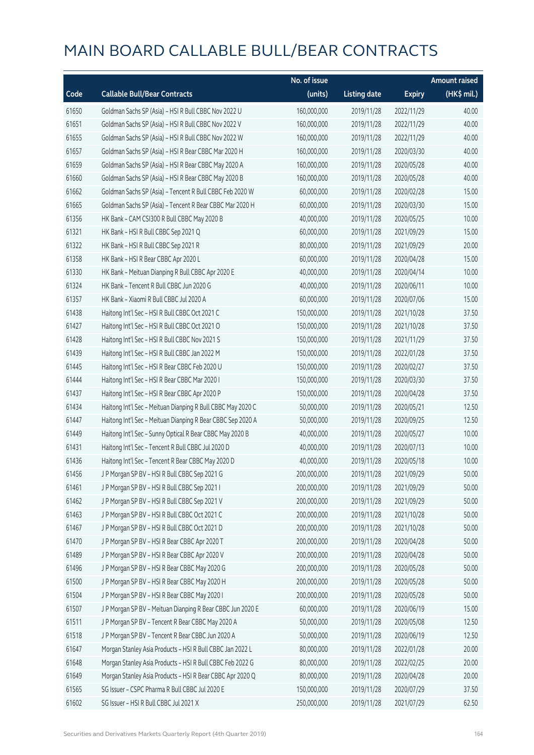# MAIN BOARD CALLABLE BULL/BEAR CONTRACTS

| Code | Callable Bull/Bear Contracts | No. of issue (units) | Listing date | Expiry | Amount raised (HK$ mil.) |
|---|---|---|---|---|---|
| 61650 | Goldman Sachs SP (Asia) – HSI R Bull CBBC Nov 2022 U | 160,000,000 | 2019/11/28 | 2022/11/29 | 40.00 |
| 61651 | Goldman Sachs SP (Asia) – HSI R Bull CBBC Nov 2022 V | 160,000,000 | 2019/11/28 | 2022/11/29 | 40.00 |
| 61655 | Goldman Sachs SP (Asia) – HSI R Bull CBBC Nov 2022 W | 160,000,000 | 2019/11/28 | 2022/11/29 | 40.00 |
| 61657 | Goldman Sachs SP (Asia) – HSI R Bear CBBC Mar 2020 H | 160,000,000 | 2019/11/28 | 2020/03/30 | 40.00 |
| 61659 | Goldman Sachs SP (Asia) – HSI R Bear CBBC May 2020 A | 160,000,000 | 2019/11/28 | 2020/05/28 | 40.00 |
| 61660 | Goldman Sachs SP (Asia) – HSI R Bear CBBC May 2020 B | 160,000,000 | 2019/11/28 | 2020/05/28 | 40.00 |
| 61662 | Goldman Sachs SP (Asia) – Tencent R Bull CBBC Feb 2020 W | 60,000,000 | 2019/11/28 | 2020/02/28 | 15.00 |
| 61665 | Goldman Sachs SP (Asia) – Tencent R Bear CBBC Mar 2020 H | 60,000,000 | 2019/11/28 | 2020/03/30 | 15.00 |
| 61356 | HK Bank – CAM CSI300 R Bull CBBC May 2020 B | 40,000,000 | 2019/11/28 | 2020/05/25 | 10.00 |
| 61321 | HK Bank – HSI R Bull CBBC Sep 2021 Q | 60,000,000 | 2019/11/28 | 2021/09/29 | 15.00 |
| 61322 | HK Bank – HSI R Bull CBBC Sep 2021 R | 80,000,000 | 2019/11/28 | 2021/09/29 | 20.00 |
| 61358 | HK Bank – HSI R Bear CBBC Apr 2020 L | 60,000,000 | 2019/11/28 | 2020/04/28 | 15.00 |
| 61330 | HK Bank – Meituan Dianping R Bull CBBC Apr 2020 E | 40,000,000 | 2019/11/28 | 2020/04/14 | 10.00 |
| 61324 | HK Bank – Tencent R Bull CBBC Jun 2020 G | 40,000,000 | 2019/11/28 | 2020/06/11 | 10.00 |
| 61357 | HK Bank – Xiaomi R Bull CBBC Jul 2020 A | 60,000,000 | 2019/11/28 | 2020/07/06 | 15.00 |
| 61438 | Haitong Int'l Sec – HSI R Bull CBBC Oct 2021 C | 150,000,000 | 2019/11/28 | 2021/10/28 | 37.50 |
| 61427 | Haitong Int'l Sec – HSI R Bull CBBC Oct 2021 O | 150,000,000 | 2019/11/28 | 2021/10/28 | 37.50 |
| 61428 | Haitong Int'l Sec – HSI R Bull CBBC Nov 2021 S | 150,000,000 | 2019/11/28 | 2021/11/29 | 37.50 |
| 61439 | Haitong Int'l Sec – HSI R Bull CBBC Jan 2022 M | 150,000,000 | 2019/11/28 | 2022/01/28 | 37.50 |
| 61445 | Haitong Int'l Sec – HSI R Bear CBBC Feb 2020 U | 150,000,000 | 2019/11/28 | 2020/02/27 | 37.50 |
| 61444 | Haitong Int'l Sec – HSI R Bear CBBC Mar 2020 I | 150,000,000 | 2019/11/28 | 2020/03/30 | 37.50 |
| 61437 | Haitong Int'l Sec – HSI R Bear CBBC Apr 2020 P | 150,000,000 | 2019/11/28 | 2020/04/28 | 37.50 |
| 61434 | Haitong Int'l Sec – Meituan Dianping R Bull CBBC May 2020 C | 50,000,000 | 2019/11/28 | 2020/05/21 | 12.50 |
| 61447 | Haitong Int'l Sec – Meituan Dianping R Bear CBBC Sep 2020 A | 50,000,000 | 2019/11/28 | 2020/09/25 | 12.50 |
| 61449 | Haitong Int'l Sec – Sunny Optical R Bear CBBC May 2020 B | 40,000,000 | 2019/11/28 | 2020/05/27 | 10.00 |
| 61431 | Haitong Int'l Sec – Tencent R Bull CBBC Jul 2020 D | 40,000,000 | 2019/11/28 | 2020/07/13 | 10.00 |
| 61436 | Haitong Int'l Sec – Tencent R Bear CBBC May 2020 D | 40,000,000 | 2019/11/28 | 2020/05/18 | 10.00 |
| 61456 | J P Morgan SP BV – HSI R Bull CBBC Sep 2021 G | 200,000,000 | 2019/11/28 | 2021/09/29 | 50.00 |
| 61461 | J P Morgan SP BV – HSI R Bull CBBC Sep 2021 I | 200,000,000 | 2019/11/28 | 2021/09/29 | 50.00 |
| 61462 | J P Morgan SP BV – HSI R Bull CBBC Sep 2021 V | 200,000,000 | 2019/11/28 | 2021/09/29 | 50.00 |
| 61463 | J P Morgan SP BV – HSI R Bull CBBC Oct 2021 C | 200,000,000 | 2019/11/28 | 2021/10/28 | 50.00 |
| 61467 | J P Morgan SP BV – HSI R Bull CBBC Oct 2021 D | 200,000,000 | 2019/11/28 | 2021/10/28 | 50.00 |
| 61470 | J P Morgan SP BV – HSI R Bear CBBC Apr 2020 T | 200,000,000 | 2019/11/28 | 2020/04/28 | 50.00 |
| 61489 | J P Morgan SP BV – HSI R Bear CBBC Apr 2020 V | 200,000,000 | 2019/11/28 | 2020/04/28 | 50.00 |
| 61496 | J P Morgan SP BV – HSI R Bear CBBC May 2020 G | 200,000,000 | 2019/11/28 | 2020/05/28 | 50.00 |
| 61500 | J P Morgan SP BV – HSI R Bear CBBC May 2020 H | 200,000,000 | 2019/11/28 | 2020/05/28 | 50.00 |
| 61504 | J P Morgan SP BV – HSI R Bear CBBC May 2020 I | 200,000,000 | 2019/11/28 | 2020/05/28 | 50.00 |
| 61507 | J P Morgan SP BV – Meituan Dianping R Bear CBBC Jun 2020 E | 60,000,000 | 2019/11/28 | 2020/06/19 | 15.00 |
| 61511 | J P Morgan SP BV – Tencent R Bear CBBC May 2020 A | 50,000,000 | 2019/11/28 | 2020/05/08 | 12.50 |
| 61518 | J P Morgan SP BV – Tencent R Bear CBBC Jun 2020 A | 50,000,000 | 2019/11/28 | 2020/06/19 | 12.50 |
| 61647 | Morgan Stanley Asia Products – HSI R Bull CBBC Jan 2022 L | 80,000,000 | 2019/11/28 | 2022/01/28 | 20.00 |
| 61648 | Morgan Stanley Asia Products – HSI R Bull CBBC Feb 2022 G | 80,000,000 | 2019/11/28 | 2022/02/25 | 20.00 |
| 61649 | Morgan Stanley Asia Products – HSI R Bear CBBC Apr 2020 Q | 80,000,000 | 2019/11/28 | 2020/04/28 | 20.00 |
| 61565 | SG Issuer – CSPC Pharma R Bull CBBC Jul 2020 E | 150,000,000 | 2019/11/28 | 2020/07/29 | 37.50 |
| 61602 | SG Issuer – HSI R Bull CBBC Jul 2021 X | 250,000,000 | 2019/11/28 | 2021/07/29 | 62.50 |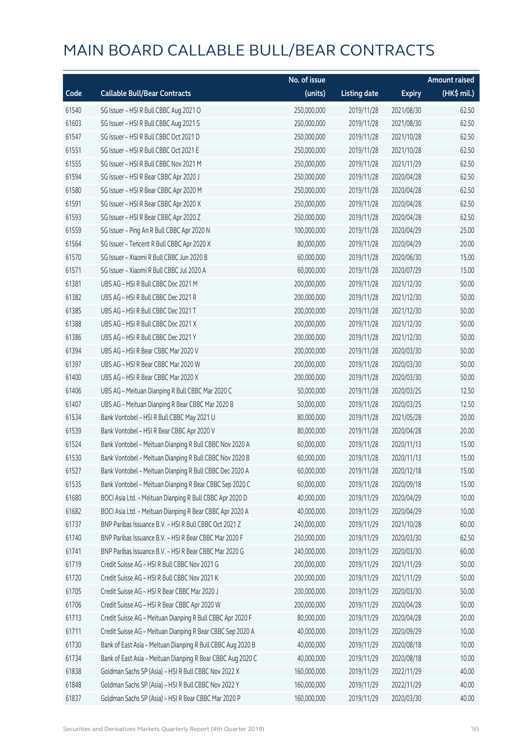# MAIN BOARD CALLABLE BULL/BEAR CONTRACTS

| Code | Callable Bull/Bear Contracts | No. of issue (units) | Listing date | Expiry | Amount raised (HK$ mil.) |
|---|---|---|---|---|---|
| 61540 | SG Issuer – HSI R Bull CBBC Aug 2021 O | 250,000,000 | 2019/11/28 | 2021/08/30 | 62.50 |
| 61603 | SG Issuer – HSI R Bull CBBC Aug 2021 S | 250,000,000 | 2019/11/28 | 2021/08/30 | 62.50 |
| 61547 | SG Issuer – HSI R Bull CBBC Oct 2021 D | 250,000,000 | 2019/11/28 | 2021/10/28 | 62.50 |
| 61551 | SG Issuer – HSI R Bull CBBC Oct 2021 E | 250,000,000 | 2019/11/28 | 2021/10/28 | 62.50 |
| 61555 | SG Issuer – HSI R Bull CBBC Nov 2021 M | 250,000,000 | 2019/11/28 | 2021/11/29 | 62.50 |
| 61594 | SG Issuer – HSI R Bear CBBC Apr 2020 J | 250,000,000 | 2019/11/28 | 2020/04/28 | 62.50 |
| 61580 | SG Issuer – HSI R Bear CBBC Apr 2020 M | 250,000,000 | 2019/11/28 | 2020/04/28 | 62.50 |
| 61591 | SG Issuer – HSI R Bear CBBC Apr 2020 X | 250,000,000 | 2019/11/28 | 2020/04/28 | 62.50 |
| 61593 | SG Issuer – HSI R Bear CBBC Apr 2020 Z | 250,000,000 | 2019/11/28 | 2020/04/28 | 62.50 |
| 61559 | SG Issuer – Ping An R Bull CBBC Apr 2020 N | 100,000,000 | 2019/11/28 | 2020/04/29 | 25.00 |
| 61564 | SG Issuer – Tencent R Bull CBBC Apr 2020 X | 80,000,000 | 2019/11/28 | 2020/04/29 | 20.00 |
| 61570 | SG Issuer – Xiaomi R Bull CBBC Jun 2020 B | 60,000,000 | 2019/11/28 | 2020/06/30 | 15.00 |
| 61571 | SG Issuer – Xiaomi R Bull CBBC Jul 2020 A | 60,000,000 | 2019/11/28 | 2020/07/29 | 15.00 |
| 61381 | UBS AG – HSI R Bull CBBC Dec 2021 M | 200,000,000 | 2019/11/28 | 2021/12/30 | 50.00 |
| 61382 | UBS AG – HSI R Bull CBBC Dec 2021 R | 200,000,000 | 2019/11/28 | 2021/12/30 | 50.00 |
| 61385 | UBS AG – HSI R Bull CBBC Dec 2021 T | 200,000,000 | 2019/11/28 | 2021/12/30 | 50.00 |
| 61388 | UBS AG – HSI R Bull CBBC Dec 2021 X | 200,000,000 | 2019/11/28 | 2021/12/30 | 50.00 |
| 61386 | UBS AG – HSI R Bull CBBC Dec 2021 Y | 200,000,000 | 2019/11/28 | 2021/12/30 | 50.00 |
| 61394 | UBS AG – HSI R Bear CBBC Mar 2020 V | 200,000,000 | 2019/11/28 | 2020/03/30 | 50.00 |
| 61397 | UBS AG – HSI R Bear CBBC Mar 2020 W | 200,000,000 | 2019/11/28 | 2020/03/30 | 50.00 |
| 61400 | UBS AG – HSI R Bear CBBC Mar 2020 X | 200,000,000 | 2019/11/28 | 2020/03/30 | 50.00 |
| 61406 | UBS AG – Meituan Dianping R Bull CBBC Mar 2020 C | 50,000,000 | 2019/11/28 | 2020/03/25 | 12.50 |
| 61407 | UBS AG – Meituan Dianping R Bear CBBC Mar 2020 B | 50,000,000 | 2019/11/28 | 2020/03/25 | 12.50 |
| 61534 | Bank Vontobel – HSI R Bull CBBC May 2021 U | 80,000,000 | 2019/11/28 | 2021/05/28 | 20.00 |
| 61539 | Bank Vontobel – HSI R Bear CBBC Apr 2020 V | 80,000,000 | 2019/11/28 | 2020/04/28 | 20.00 |
| 61524 | Bank Vontobel – Meituan Dianping R Bull CBBC Nov 2020 A | 60,000,000 | 2019/11/28 | 2020/11/13 | 15.00 |
| 61530 | Bank Vontobel – Meituan Dianping R Bull CBBC Nov 2020 B | 60,000,000 | 2019/11/28 | 2020/11/13 | 15.00 |
| 61527 | Bank Vontobel – Meituan Dianping R Bull CBBC Dec 2020 A | 60,000,000 | 2019/11/28 | 2020/12/18 | 15.00 |
| 61535 | Bank Vontobel – Meituan Dianping R Bear CBBC Sep 2020 C | 60,000,000 | 2019/11/28 | 2020/09/18 | 15.00 |
| 61680 | BOCI Asia Ltd. – Meituan Dianping R Bull CBBC Apr 2020 D | 40,000,000 | 2019/11/29 | 2020/04/29 | 10.00 |
| 61682 | BOCI Asia Ltd. – Meituan Dianping R Bear CBBC Apr 2020 A | 40,000,000 | 2019/11/29 | 2020/04/29 | 10.00 |
| 61737 | BNP Paribas Issuance B.V. – HSI R Bull CBBC Oct 2021 Z | 240,000,000 | 2019/11/29 | 2021/10/28 | 60.00 |
| 61740 | BNP Paribas Issuance B.V. – HSI R Bear CBBC Mar 2020 F | 250,000,000 | 2019/11/29 | 2020/03/30 | 62.50 |
| 61741 | BNP Paribas Issuance B.V. – HSI R Bear CBBC Mar 2020 G | 240,000,000 | 2019/11/29 | 2020/03/30 | 60.00 |
| 61719 | Credit Suisse AG – HSI R Bull CBBC Nov 2021 G | 200,000,000 | 2019/11/29 | 2021/11/29 | 50.00 |
| 61720 | Credit Suisse AG – HSI R Bull CBBC Nov 2021 K | 200,000,000 | 2019/11/29 | 2021/11/29 | 50.00 |
| 61705 | Credit Suisse AG – HSI R Bear CBBC Mar 2020 J | 200,000,000 | 2019/11/29 | 2020/03/30 | 50.00 |
| 61706 | Credit Suisse AG – HSI R Bear CBBC Apr 2020 W | 200,000,000 | 2019/11/29 | 2020/04/28 | 50.00 |
| 61713 | Credit Suisse AG – Meituan Dianping R Bull CBBC Apr 2020 F | 80,000,000 | 2019/11/29 | 2020/04/28 | 20.00 |
| 61711 | Credit Suisse AG – Meituan Dianping R Bear CBBC Sep 2020 A | 40,000,000 | 2019/11/29 | 2020/09/29 | 10.00 |
| 61730 | Bank of East Asia – Meituan Dianping R Bull CBBC Aug 2020 B | 40,000,000 | 2019/11/29 | 2020/08/18 | 10.00 |
| 61734 | Bank of East Asia – Meituan Dianping R Bear CBBC Aug 2020 C | 40,000,000 | 2019/11/29 | 2020/08/18 | 10.00 |
| 61838 | Goldman Sachs SP (Asia) – HSI R Bull CBBC Nov 2022 X | 160,000,000 | 2019/11/29 | 2022/11/29 | 40.00 |
| 61848 | Goldman Sachs SP (Asia) – HSI R Bull CBBC Nov 2022 Y | 160,000,000 | 2019/11/29 | 2022/11/29 | 40.00 |
| 61837 | Goldman Sachs SP (Asia) – HSI R Bear CBBC Mar 2020 P | 160,000,000 | 2019/11/29 | 2020/03/30 | 40.00 |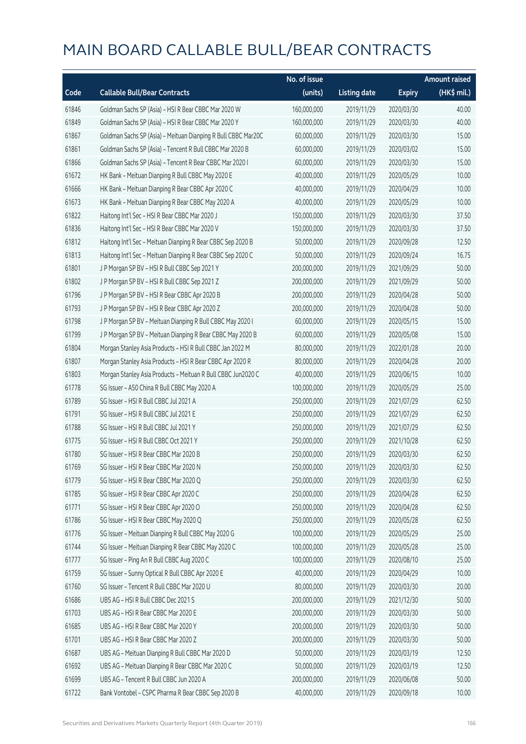# MAIN BOARD CALLABLE BULL/BEAR CONTRACTS

| Code | Callable Bull/Bear Contracts | No. of issue (units) | Listing date | Expiry | Amount raised (HK$ mil.) |
|---|---|---|---|---|---|
| 61846 | Goldman Sachs SP (Asia) – HSI R Bear CBBC Mar 2020 W | 160,000,000 | 2019/11/29 | 2020/03/30 | 40.00 |
| 61849 | Goldman Sachs SP (Asia) – HSI R Bear CBBC Mar 2020 Y | 160,000,000 | 2019/11/29 | 2020/03/30 | 40.00 |
| 61867 | Goldman Sachs SP (Asia) – Meituan Dianping R Bull CBBC Mar20C | 60,000,000 | 2019/11/29 | 2020/03/30 | 15.00 |
| 61861 | Goldman Sachs SP (Asia) – Tencent R Bull CBBC Mar 2020 B | 60,000,000 | 2019/11/29 | 2020/03/02 | 15.00 |
| 61866 | Goldman Sachs SP (Asia) – Tencent R Bear CBBC Mar 2020 I | 60,000,000 | 2019/11/29 | 2020/03/30 | 15.00 |
| 61672 | HK Bank – Meituan Dianping R Bull CBBC May 2020 E | 40,000,000 | 2019/11/29 | 2020/05/29 | 10.00 |
| 61666 | HK Bank – Meituan Dianping R Bear CBBC Apr 2020 C | 40,000,000 | 2019/11/29 | 2020/04/29 | 10.00 |
| 61673 | HK Bank – Meituan Dianping R Bear CBBC May 2020 A | 40,000,000 | 2019/11/29 | 2020/05/29 | 10.00 |
| 61822 | Haitong Int'l Sec – HSI R Bear CBBC Mar 2020 J | 150,000,000 | 2019/11/29 | 2020/03/30 | 37.50 |
| 61836 | Haitong Int'l Sec – HSI R Bear CBBC Mar 2020 V | 150,000,000 | 2019/11/29 | 2020/03/30 | 37.50 |
| 61812 | Haitong Int'l Sec – Meituan Dianping R Bear CBBC Sep 2020 B | 50,000,000 | 2019/11/29 | 2020/09/28 | 12.50 |
| 61813 | Haitong Int'l Sec – Meituan Dianping R Bear CBBC Sep 2020 C | 50,000,000 | 2019/11/29 | 2020/09/24 | 16.75 |
| 61801 | J P Morgan SP BV – HSI R Bull CBBC Sep 2021 Y | 200,000,000 | 2019/11/29 | 2021/09/29 | 50.00 |
| 61802 | J P Morgan SP BV – HSI R Bull CBBC Sep 2021 Z | 200,000,000 | 2019/11/29 | 2021/09/29 | 50.00 |
| 61796 | J P Morgan SP BV – HSI R Bear CBBC Apr 2020 B | 200,000,000 | 2019/11/29 | 2020/04/28 | 50.00 |
| 61793 | J P Morgan SP BV – HSI R Bear CBBC Apr 2020 Z | 200,000,000 | 2019/11/29 | 2020/04/28 | 50.00 |
| 61798 | J P Morgan SP BV – Meituan Dianping R Bull CBBC May 2020 I | 60,000,000 | 2019/11/29 | 2020/05/15 | 15.00 |
| 61799 | J P Morgan SP BV – Meituan Dianping R Bear CBBC May 2020 B | 60,000,000 | 2019/11/29 | 2020/05/08 | 15.00 |
| 61804 | Morgan Stanley Asia Products – HSI R Bull CBBC Jan 2022 M | 80,000,000 | 2019/11/29 | 2022/01/28 | 20.00 |
| 61807 | Morgan Stanley Asia Products – HSI R Bear CBBC Apr 2020 R | 80,000,000 | 2019/11/29 | 2020/04/28 | 20.00 |
| 61803 | Morgan Stanley Asia Products – Meituan R Bull CBBC Jun2020 C | 40,000,000 | 2019/11/29 | 2020/06/15 | 10.00 |
| 61778 | SG Issuer – A50 China R Bull CBBC May 2020 A | 100,000,000 | 2019/11/29 | 2020/05/29 | 25.00 |
| 61789 | SG Issuer – HSI R Bull CBBC Jul 2021 A | 250,000,000 | 2019/11/29 | 2021/07/29 | 62.50 |
| 61791 | SG Issuer – HSI R Bull CBBC Jul 2021 E | 250,000,000 | 2019/11/29 | 2021/07/29 | 62.50 |
| 61788 | SG Issuer – HSI R Bull CBBC Jul 2021 Y | 250,000,000 | 2019/11/29 | 2021/07/29 | 62.50 |
| 61775 | SG Issuer – HSI R Bull CBBC Oct 2021 Y | 250,000,000 | 2019/11/29 | 2021/10/28 | 62.50 |
| 61780 | SG Issuer – HSI R Bear CBBC Mar 2020 B | 250,000,000 | 2019/11/29 | 2020/03/30 | 62.50 |
| 61769 | SG Issuer – HSI R Bear CBBC Mar 2020 N | 250,000,000 | 2019/11/29 | 2020/03/30 | 62.50 |
| 61779 | SG Issuer – HSI R Bear CBBC Mar 2020 Q | 250,000,000 | 2019/11/29 | 2020/03/30 | 62.50 |
| 61785 | SG Issuer – HSI R Bear CBBC Apr 2020 C | 250,000,000 | 2019/11/29 | 2020/04/28 | 62.50 |
| 61771 | SG Issuer – HSI R Bear CBBC Apr 2020 O | 250,000,000 | 2019/11/29 | 2020/04/28 | 62.50 |
| 61786 | SG Issuer – HSI R Bear CBBC May 2020 Q | 250,000,000 | 2019/11/29 | 2020/05/28 | 62.50 |
| 61776 | SG Issuer – Meituan Dianping R Bull CBBC May 2020 G | 100,000,000 | 2019/11/29 | 2020/05/29 | 25.00 |
| 61744 | SG Issuer – Meituan Dianping R Bear CBBC May 2020 C | 100,000,000 | 2019/11/29 | 2020/05/28 | 25.00 |
| 61777 | SG Issuer – Ping An R Bull CBBC Aug 2020 C | 100,000,000 | 2019/11/29 | 2020/08/10 | 25.00 |
| 61759 | SG Issuer – Sunny Optical R Bull CBBC Apr 2020 E | 40,000,000 | 2019/11/29 | 2020/04/29 | 10.00 |
| 61760 | SG Issuer – Tencent R Bull CBBC Mar 2020 U | 80,000,000 | 2019/11/29 | 2020/03/30 | 20.00 |
| 61686 | UBS AG – HSI R Bull CBBC Dec 2021 S | 200,000,000 | 2019/11/29 | 2021/12/30 | 50.00 |
| 61703 | UBS AG – HSI R Bear CBBC Mar 2020 E | 200,000,000 | 2019/11/29 | 2020/03/30 | 50.00 |
| 61685 | UBS AG – HSI R Bear CBBC Mar 2020 Y | 200,000,000 | 2019/11/29 | 2020/03/30 | 50.00 |
| 61701 | UBS AG – HSI R Bear CBBC Mar 2020 Z | 200,000,000 | 2019/11/29 | 2020/03/30 | 50.00 |
| 61687 | UBS AG – Meituan Dianping R Bull CBBC Mar 2020 D | 50,000,000 | 2019/11/29 | 2020/03/19 | 12.50 |
| 61692 | UBS AG – Meituan Dianping R Bear CBBC Mar 2020 C | 50,000,000 | 2019/11/29 | 2020/03/19 | 12.50 |
| 61699 | UBS AG – Tencent R Bull CBBC Jun 2020 A | 200,000,000 | 2019/11/29 | 2020/06/08 | 50.00 |
| 61722 | Bank Vontobel – CSPC Pharma R Bear CBBC Sep 2020 B | 40,000,000 | 2019/11/29 | 2020/09/18 | 10.00 |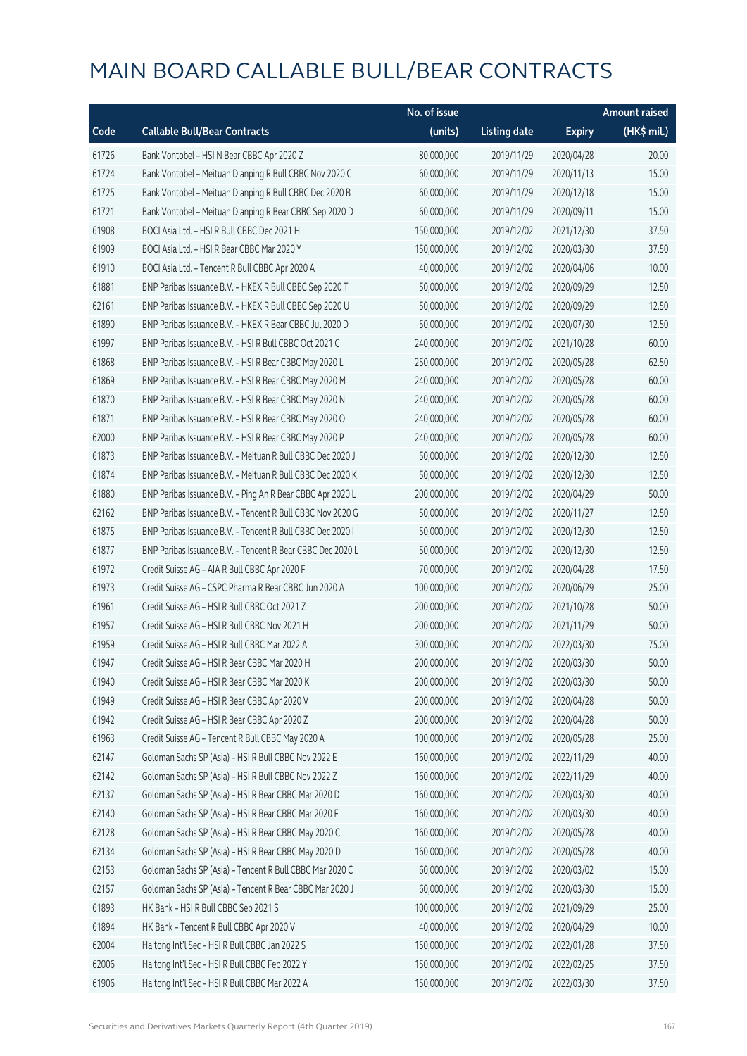# MAIN BOARD CALLABLE BULL/BEAR CONTRACTS

| Code | Callable Bull/Bear Contracts | No. of issue (units) | Listing date | Expiry | Amount raised (HK$ mil.) |
|---|---|---|---|---|---|
| 61726 | Bank Vontobel – HSI N Bear CBBC Apr 2020 Z | 80,000,000 | 2019/11/29 | 2020/04/28 | 20.00 |
| 61724 | Bank Vontobel – Meituan Dianping R Bull CBBC Nov 2020 C | 60,000,000 | 2019/11/29 | 2020/11/13 | 15.00 |
| 61725 | Bank Vontobel – Meituan Dianping R Bull CBBC Dec 2020 B | 60,000,000 | 2019/11/29 | 2020/12/18 | 15.00 |
| 61721 | Bank Vontobel – Meituan Dianping R Bear CBBC Sep 2020 D | 60,000,000 | 2019/11/29 | 2020/09/11 | 15.00 |
| 61908 | BOCI Asia Ltd. – HSI R Bull CBBC Dec 2021 H | 150,000,000 | 2019/12/02 | 2021/12/30 | 37.50 |
| 61909 | BOCI Asia Ltd. – HSI R Bear CBBC Mar 2020 Y | 150,000,000 | 2019/12/02 | 2020/03/30 | 37.50 |
| 61910 | BOCI Asia Ltd. – Tencent R Bull CBBC Apr 2020 A | 40,000,000 | 2019/12/02 | 2020/04/06 | 10.00 |
| 61881 | BNP Paribas Issuance B.V. – HKEX R Bull CBBC Sep 2020 T | 50,000,000 | 2019/12/02 | 2020/09/29 | 12.50 |
| 62161 | BNP Paribas Issuance B.V. – HKEX R Bull CBBC Sep 2020 U | 50,000,000 | 2019/12/02 | 2020/09/29 | 12.50 |
| 61890 | BNP Paribas Issuance B.V. – HKEX R Bear CBBC Jul 2020 D | 50,000,000 | 2019/12/02 | 2020/07/30 | 12.50 |
| 61997 | BNP Paribas Issuance B.V. – HSI R Bull CBBC Oct 2021 C | 240,000,000 | 2019/12/02 | 2021/10/28 | 60.00 |
| 61868 | BNP Paribas Issuance B.V. – HSI R Bear CBBC May 2020 L | 250,000,000 | 2019/12/02 | 2020/05/28 | 62.50 |
| 61869 | BNP Paribas Issuance B.V. – HSI R Bear CBBC May 2020 M | 240,000,000 | 2019/12/02 | 2020/05/28 | 60.00 |
| 61870 | BNP Paribas Issuance B.V. – HSI R Bear CBBC May 2020 N | 240,000,000 | 2019/12/02 | 2020/05/28 | 60.00 |
| 61871 | BNP Paribas Issuance B.V. – HSI R Bear CBBC May 2020 O | 240,000,000 | 2019/12/02 | 2020/05/28 | 60.00 |
| 62000 | BNP Paribas Issuance B.V. – HSI R Bear CBBC May 2020 P | 240,000,000 | 2019/12/02 | 2020/05/28 | 60.00 |
| 61873 | BNP Paribas Issuance B.V. – Meituan R Bull CBBC Dec 2020 J | 50,000,000 | 2019/12/02 | 2020/12/30 | 12.50 |
| 61874 | BNP Paribas Issuance B.V. – Meituan R Bull CBBC Dec 2020 K | 50,000,000 | 2019/12/02 | 2020/12/30 | 12.50 |
| 61880 | BNP Paribas Issuance B.V. – Ping An R Bear CBBC Apr 2020 L | 200,000,000 | 2019/12/02 | 2020/04/29 | 50.00 |
| 62162 | BNP Paribas Issuance B.V. – Tencent R Bull CBBC Nov 2020 G | 50,000,000 | 2019/12/02 | 2020/11/27 | 12.50 |
| 61875 | BNP Paribas Issuance B.V. – Tencent R Bull CBBC Dec 2020 I | 50,000,000 | 2019/12/02 | 2020/12/30 | 12.50 |
| 61877 | BNP Paribas Issuance B.V. – Tencent R Bear CBBC Dec 2020 L | 50,000,000 | 2019/12/02 | 2020/12/30 | 12.50 |
| 61972 | Credit Suisse AG – AIA R Bull CBBC Apr 2020 F | 70,000,000 | 2019/12/02 | 2020/04/28 | 17.50 |
| 61973 | Credit Suisse AG – CSPC Pharma R Bear CBBC Jun 2020 A | 100,000,000 | 2019/12/02 | 2020/06/29 | 25.00 |
| 61961 | Credit Suisse AG – HSI R Bull CBBC Oct 2021 Z | 200,000,000 | 2019/12/02 | 2021/10/28 | 50.00 |
| 61957 | Credit Suisse AG – HSI R Bull CBBC Nov 2021 H | 200,000,000 | 2019/12/02 | 2021/11/29 | 50.00 |
| 61959 | Credit Suisse AG – HSI R Bull CBBC Mar 2022 A | 300,000,000 | 2019/12/02 | 2022/03/30 | 75.00 |
| 61947 | Credit Suisse AG – HSI R Bear CBBC Mar 2020 H | 200,000,000 | 2019/12/02 | 2020/03/30 | 50.00 |
| 61940 | Credit Suisse AG – HSI R Bear CBBC Mar 2020 K | 200,000,000 | 2019/12/02 | 2020/03/30 | 50.00 |
| 61949 | Credit Suisse AG – HSI R Bear CBBC Apr 2020 V | 200,000,000 | 2019/12/02 | 2020/04/28 | 50.00 |
| 61942 | Credit Suisse AG – HSI R Bear CBBC Apr 2020 Z | 200,000,000 | 2019/12/02 | 2020/04/28 | 50.00 |
| 61963 | Credit Suisse AG – Tencent R Bull CBBC May 2020 A | 100,000,000 | 2019/12/02 | 2020/05/28 | 25.00 |
| 62147 | Goldman Sachs SP (Asia) – HSI R Bull CBBC Nov 2022 E | 160,000,000 | 2019/12/02 | 2022/11/29 | 40.00 |
| 62142 | Goldman Sachs SP (Asia) – HSI R Bull CBBC Nov 2022 Z | 160,000,000 | 2019/12/02 | 2022/11/29 | 40.00 |
| 62137 | Goldman Sachs SP (Asia) – HSI R Bear CBBC Mar 2020 D | 160,000,000 | 2019/12/02 | 2020/03/30 | 40.00 |
| 62140 | Goldman Sachs SP (Asia) – HSI R Bear CBBC Mar 2020 F | 160,000,000 | 2019/12/02 | 2020/03/30 | 40.00 |
| 62128 | Goldman Sachs SP (Asia) – HSI R Bear CBBC May 2020 C | 160,000,000 | 2019/12/02 | 2020/05/28 | 40.00 |
| 62134 | Goldman Sachs SP (Asia) – HSI R Bear CBBC May 2020 D | 160,000,000 | 2019/12/02 | 2020/05/28 | 40.00 |
| 62153 | Goldman Sachs SP (Asia) – Tencent R Bull CBBC Mar 2020 C | 60,000,000 | 2019/12/02 | 2020/03/02 | 15.00 |
| 62157 | Goldman Sachs SP (Asia) – Tencent R Bear CBBC Mar 2020 J | 60,000,000 | 2019/12/02 | 2020/03/30 | 15.00 |
| 61893 | HK Bank – HSI R Bull CBBC Sep 2021 S | 100,000,000 | 2019/12/02 | 2021/09/29 | 25.00 |
| 61894 | HK Bank – Tencent R Bull CBBC Apr 2020 V | 40,000,000 | 2019/12/02 | 2020/04/29 | 10.00 |
| 62004 | Haitong Int'l Sec – HSI R Bull CBBC Jan 2022 S | 150,000,000 | 2019/12/02 | 2022/01/28 | 37.50 |
| 62006 | Haitong Int'l Sec – HSI R Bull CBBC Feb 2022 Y | 150,000,000 | 2019/12/02 | 2022/02/25 | 37.50 |
| 61906 | Haitong Int'l Sec – HSI R Bull CBBC Mar 2022 A | 150,000,000 | 2019/12/02 | 2022/03/30 | 37.50 |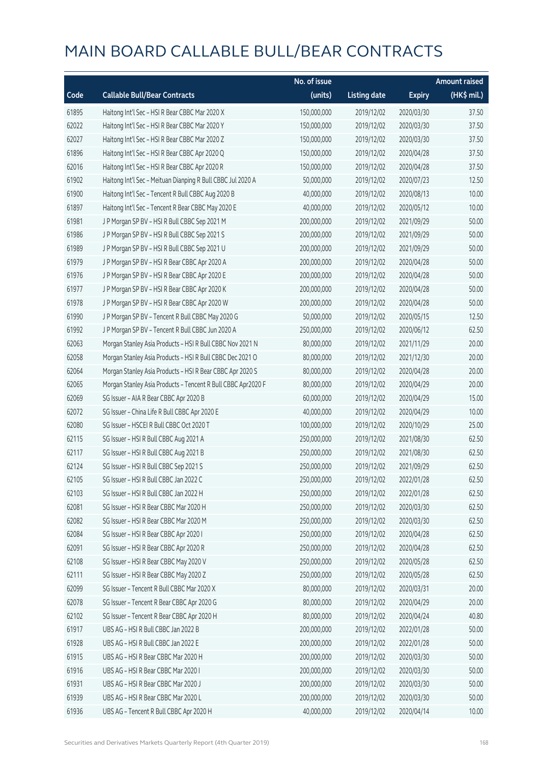# MAIN BOARD CALLABLE BULL/BEAR CONTRACTS

| Code | Callable Bull/Bear Contracts | No. of issue (units) | Listing date | Expiry | Amount raised (HK$ mil.) |
|---|---|---|---|---|---|
| 61895 | Haitong Int'l Sec – HSI R Bear CBBC Mar 2020 X | 150,000,000 | 2019/12/02 | 2020/03/30 | 37.50 |
| 62022 | Haitong Int'l Sec – HSI R Bear CBBC Mar 2020 Y | 150,000,000 | 2019/12/02 | 2020/03/30 | 37.50 |
| 62027 | Haitong Int'l Sec – HSI R Bear CBBC Mar 2020 Z | 150,000,000 | 2019/12/02 | 2020/03/30 | 37.50 |
| 61896 | Haitong Int'l Sec – HSI R Bear CBBC Apr 2020 Q | 150,000,000 | 2019/12/02 | 2020/04/28 | 37.50 |
| 62016 | Haitong Int'l Sec – HSI R Bear CBBC Apr 2020 R | 150,000,000 | 2019/12/02 | 2020/04/28 | 37.50 |
| 61902 | Haitong Int'l Sec – Meituan Dianping R Bull CBBC Jul 2020 A | 50,000,000 | 2019/12/02 | 2020/07/23 | 12.50 |
| 61900 | Haitong Int'l Sec – Tencent R Bull CBBC Aug 2020 B | 40,000,000 | 2019/12/02 | 2020/08/13 | 10.00 |
| 61897 | Haitong Int'l Sec – Tencent R Bear CBBC May 2020 E | 40,000,000 | 2019/12/02 | 2020/05/12 | 10.00 |
| 61981 | J P Morgan SP BV – HSI R Bull CBBC Sep 2021 M | 200,000,000 | 2019/12/02 | 2021/09/29 | 50.00 |
| 61986 | J P Morgan SP BV – HSI R Bull CBBC Sep 2021 S | 200,000,000 | 2019/12/02 | 2021/09/29 | 50.00 |
| 61989 | J P Morgan SP BV – HSI R Bull CBBC Sep 2021 U | 200,000,000 | 2019/12/02 | 2021/09/29 | 50.00 |
| 61979 | J P Morgan SP BV – HSI R Bear CBBC Apr 2020 A | 200,000,000 | 2019/12/02 | 2020/04/28 | 50.00 |
| 61976 | J P Morgan SP BV – HSI R Bear CBBC Apr 2020 E | 200,000,000 | 2019/12/02 | 2020/04/28 | 50.00 |
| 61977 | J P Morgan SP BV – HSI R Bear CBBC Apr 2020 K | 200,000,000 | 2019/12/02 | 2020/04/28 | 50.00 |
| 61978 | J P Morgan SP BV – HSI R Bear CBBC Apr 2020 W | 200,000,000 | 2019/12/02 | 2020/04/28 | 50.00 |
| 61990 | J P Morgan SP BV – Tencent R Bull CBBC May 2020 G | 50,000,000 | 2019/12/02 | 2020/05/15 | 12.50 |
| 61992 | J P Morgan SP BV – Tencent R Bull CBBC Jun 2020 A | 250,000,000 | 2019/12/02 | 2020/06/12 | 62.50 |
| 62063 | Morgan Stanley Asia Products – HSI R Bull CBBC Nov 2021 N | 80,000,000 | 2019/12/02 | 2021/11/29 | 20.00 |
| 62058 | Morgan Stanley Asia Products – HSI R Bull CBBC Dec 2021 O | 80,000,000 | 2019/12/02 | 2021/12/30 | 20.00 |
| 62064 | Morgan Stanley Asia Products – HSI R Bear CBBC Apr 2020 S | 80,000,000 | 2019/12/02 | 2020/04/28 | 20.00 |
| 62065 | Morgan Stanley Asia Products – Tencent R Bull CBBC Apr2020 F | 80,000,000 | 2019/12/02 | 2020/04/29 | 20.00 |
| 62069 | SG Issuer – AIA R Bear CBBC Apr 2020 B | 60,000,000 | 2019/12/02 | 2020/04/29 | 15.00 |
| 62072 | SG Issuer – China Life R Bull CBBC Apr 2020 E | 40,000,000 | 2019/12/02 | 2020/04/29 | 10.00 |
| 62080 | SG Issuer – HSCEI R Bull CBBC Oct 2020 T | 100,000,000 | 2019/12/02 | 2020/10/29 | 25.00 |
| 62115 | SG Issuer – HSI R Bull CBBC Aug 2021 A | 250,000,000 | 2019/12/02 | 2021/08/30 | 62.50 |
| 62117 | SG Issuer – HSI R Bull CBBC Aug 2021 B | 250,000,000 | 2019/12/02 | 2021/08/30 | 62.50 |
| 62124 | SG Issuer – HSI R Bull CBBC Sep 2021 S | 250,000,000 | 2019/12/02 | 2021/09/29 | 62.50 |
| 62105 | SG Issuer – HSI R Bull CBBC Jan 2022 C | 250,000,000 | 2019/12/02 | 2022/01/28 | 62.50 |
| 62103 | SG Issuer – HSI R Bull CBBC Jan 2022 H | 250,000,000 | 2019/12/02 | 2022/01/28 | 62.50 |
| 62081 | SG Issuer – HSI R Bear CBBC Mar 2020 H | 250,000,000 | 2019/12/02 | 2020/03/30 | 62.50 |
| 62082 | SG Issuer – HSI R Bear CBBC Mar 2020 M | 250,000,000 | 2019/12/02 | 2020/03/30 | 62.50 |
| 62084 | SG Issuer – HSI R Bear CBBC Apr 2020 I | 250,000,000 | 2019/12/02 | 2020/04/28 | 62.50 |
| 62091 | SG Issuer – HSI R Bear CBBC Apr 2020 R | 250,000,000 | 2019/12/02 | 2020/04/28 | 62.50 |
| 62108 | SG Issuer – HSI R Bear CBBC May 2020 V | 250,000,000 | 2019/12/02 | 2020/05/28 | 62.50 |
| 62111 | SG Issuer – HSI R Bear CBBC May 2020 Z | 250,000,000 | 2019/12/02 | 2020/05/28 | 62.50 |
| 62099 | SG Issuer – Tencent R Bull CBBC Mar 2020 X | 80,000,000 | 2019/12/02 | 2020/03/31 | 20.00 |
| 62078 | SG Issuer – Tencent R Bear CBBC Apr 2020 G | 80,000,000 | 2019/12/02 | 2020/04/29 | 20.00 |
| 62102 | SG Issuer – Tencent R Bear CBBC Apr 2020 H | 80,000,000 | 2019/12/02 | 2020/04/24 | 40.80 |
| 61917 | UBS AG – HSI R Bull CBBC Jan 2022 B | 200,000,000 | 2019/12/02 | 2022/01/28 | 50.00 |
| 61928 | UBS AG – HSI R Bull CBBC Jan 2022 E | 200,000,000 | 2019/12/02 | 2022/01/28 | 50.00 |
| 61915 | UBS AG – HSI R Bear CBBC Mar 2020 H | 200,000,000 | 2019/12/02 | 2020/03/30 | 50.00 |
| 61916 | UBS AG – HSI R Bear CBBC Mar 2020 I | 200,000,000 | 2019/12/02 | 2020/03/30 | 50.00 |
| 61931 | UBS AG – HSI R Bear CBBC Mar 2020 J | 200,000,000 | 2019/12/02 | 2020/03/30 | 50.00 |
| 61939 | UBS AG – HSI R Bear CBBC Mar 2020 L | 200,000,000 | 2019/12/02 | 2020/03/30 | 50.00 |
| 61936 | UBS AG – Tencent R Bull CBBC Apr 2020 H | 40,000,000 | 2019/12/02 | 2020/04/14 | 10.00 |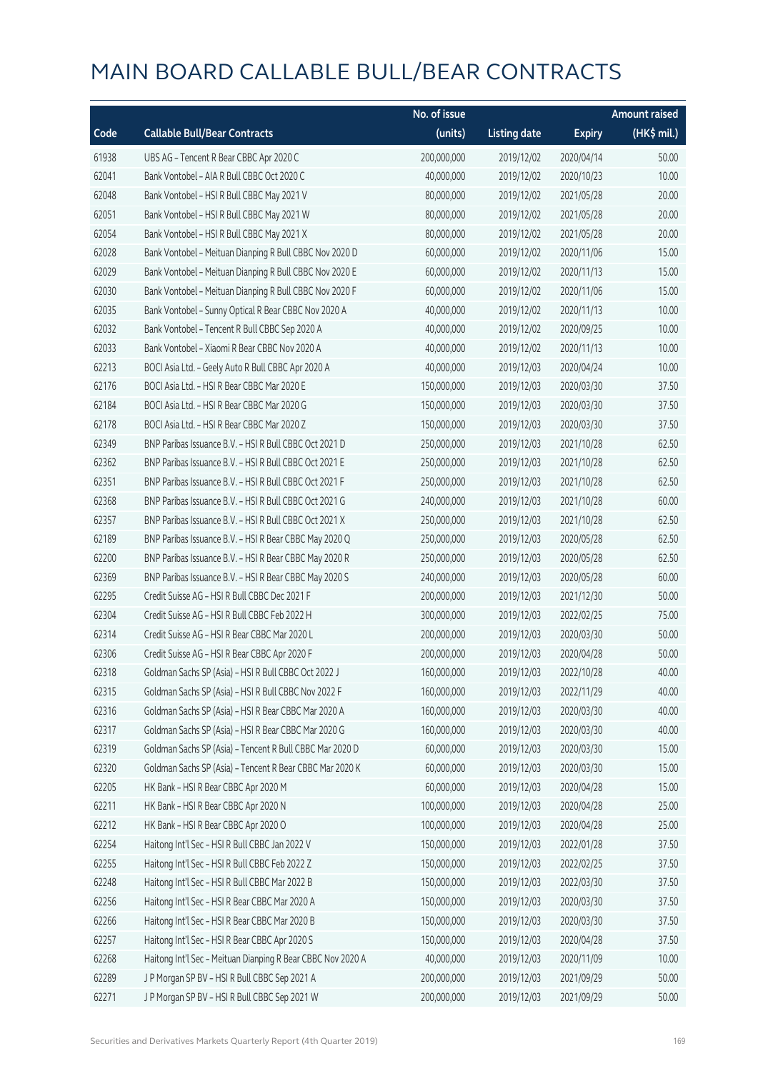# MAIN BOARD CALLABLE BULL/BEAR CONTRACTS

| Code | Callable Bull/Bear Contracts | No. of issue (units) | Listing date | Expiry | Amount raised (HK$ mil.) |
|---|---|---|---|---|---|
| 61938 | UBS AG – Tencent R Bear CBBC Apr 2020 C | 200,000,000 | 2019/12/02 | 2020/04/14 | 50.00 |
| 62041 | Bank Vontobel – AIA R Bull CBBC Oct 2020 C | 40,000,000 | 2019/12/02 | 2020/10/23 | 10.00 |
| 62048 | Bank Vontobel – HSI R Bull CBBC May 2021 V | 80,000,000 | 2019/12/02 | 2021/05/28 | 20.00 |
| 62051 | Bank Vontobel – HSI R Bull CBBC May 2021 W | 80,000,000 | 2019/12/02 | 2021/05/28 | 20.00 |
| 62054 | Bank Vontobel – HSI R Bull CBBC May 2021 X | 80,000,000 | 2019/12/02 | 2021/05/28 | 20.00 |
| 62028 | Bank Vontobel – Meituan Dianping R Bull CBBC Nov 2020 D | 60,000,000 | 2019/12/02 | 2020/11/06 | 15.00 |
| 62029 | Bank Vontobel – Meituan Dianping R Bull CBBC Nov 2020 E | 60,000,000 | 2019/12/02 | 2020/11/13 | 15.00 |
| 62030 | Bank Vontobel – Meituan Dianping R Bull CBBC Nov 2020 F | 60,000,000 | 2019/12/02 | 2020/11/06 | 15.00 |
| 62035 | Bank Vontobel – Sunny Optical R Bear CBBC Nov 2020 A | 40,000,000 | 2019/12/02 | 2020/11/13 | 10.00 |
| 62032 | Bank Vontobel – Tencent R Bull CBBC Sep 2020 A | 40,000,000 | 2019/12/02 | 2020/09/25 | 10.00 |
| 62033 | Bank Vontobel – Xiaomi R Bear CBBC Nov 2020 A | 40,000,000 | 2019/12/02 | 2020/11/13 | 10.00 |
| 62213 | BOCI Asia Ltd. – Geely Auto R Bull CBBC Apr 2020 A | 40,000,000 | 2019/12/03 | 2020/04/24 | 10.00 |
| 62176 | BOCI Asia Ltd. – HSI R Bear CBBC Mar 2020 E | 150,000,000 | 2019/12/03 | 2020/03/30 | 37.50 |
| 62184 | BOCI Asia Ltd. – HSI R Bear CBBC Mar 2020 G | 150,000,000 | 2019/12/03 | 2020/03/30 | 37.50 |
| 62178 | BOCI Asia Ltd. – HSI R Bear CBBC Mar 2020 Z | 150,000,000 | 2019/12/03 | 2020/03/30 | 37.50 |
| 62349 | BNP Paribas Issuance B.V. – HSI R Bull CBBC Oct 2021 D | 250,000,000 | 2019/12/03 | 2021/10/28 | 62.50 |
| 62362 | BNP Paribas Issuance B.V. – HSI R Bull CBBC Oct 2021 E | 250,000,000 | 2019/12/03 | 2021/10/28 | 62.50 |
| 62351 | BNP Paribas Issuance B.V. – HSI R Bull CBBC Oct 2021 F | 250,000,000 | 2019/12/03 | 2021/10/28 | 62.50 |
| 62368 | BNP Paribas Issuance B.V. – HSI R Bull CBBC Oct 2021 G | 240,000,000 | 2019/12/03 | 2021/10/28 | 60.00 |
| 62357 | BNP Paribas Issuance B.V. – HSI R Bull CBBC Oct 2021 X | 250,000,000 | 2019/12/03 | 2021/10/28 | 62.50 |
| 62189 | BNP Paribas Issuance B.V. – HSI R Bear CBBC May 2020 Q | 250,000,000 | 2019/12/03 | 2020/05/28 | 62.50 |
| 62200 | BNP Paribas Issuance B.V. – HSI R Bear CBBC May 2020 R | 250,000,000 | 2019/12/03 | 2020/05/28 | 62.50 |
| 62369 | BNP Paribas Issuance B.V. – HSI R Bear CBBC May 2020 S | 240,000,000 | 2019/12/03 | 2020/05/28 | 60.00 |
| 62295 | Credit Suisse AG – HSI R Bull CBBC Dec 2021 F | 200,000,000 | 2019/12/03 | 2021/12/30 | 50.00 |
| 62304 | Credit Suisse AG – HSI R Bull CBBC Feb 2022 H | 300,000,000 | 2019/12/03 | 2022/02/25 | 75.00 |
| 62314 | Credit Suisse AG – HSI R Bear CBBC Mar 2020 L | 200,000,000 | 2019/12/03 | 2020/03/30 | 50.00 |
| 62306 | Credit Suisse AG – HSI R Bear CBBC Apr 2020 F | 200,000,000 | 2019/12/03 | 2020/04/28 | 50.00 |
| 62318 | Goldman Sachs SP (Asia) – HSI R Bull CBBC Oct 2022 J | 160,000,000 | 2019/12/03 | 2022/10/28 | 40.00 |
| 62315 | Goldman Sachs SP (Asia) – HSI R Bull CBBC Nov 2022 F | 160,000,000 | 2019/12/03 | 2022/11/29 | 40.00 |
| 62316 | Goldman Sachs SP (Asia) – HSI R Bear CBBC Mar 2020 A | 160,000,000 | 2019/12/03 | 2020/03/30 | 40.00 |
| 62317 | Goldman Sachs SP (Asia) – HSI R Bear CBBC Mar 2020 G | 160,000,000 | 2019/12/03 | 2020/03/30 | 40.00 |
| 62319 | Goldman Sachs SP (Asia) – Tencent R Bull CBBC Mar 2020 D | 60,000,000 | 2019/12/03 | 2020/03/30 | 15.00 |
| 62320 | Goldman Sachs SP (Asia) – Tencent R Bear CBBC Mar 2020 K | 60,000,000 | 2019/12/03 | 2020/03/30 | 15.00 |
| 62205 | HK Bank – HSI R Bear CBBC Apr 2020 M | 60,000,000 | 2019/12/03 | 2020/04/28 | 15.00 |
| 62211 | HK Bank – HSI R Bear CBBC Apr 2020 N | 100,000,000 | 2019/12/03 | 2020/04/28 | 25.00 |
| 62212 | HK Bank – HSI R Bear CBBC Apr 2020 O | 100,000,000 | 2019/12/03 | 2020/04/28 | 25.00 |
| 62254 | Haitong Int'l Sec – HSI R Bull CBBC Jan 2022 V | 150,000,000 | 2019/12/03 | 2022/01/28 | 37.50 |
| 62255 | Haitong Int'l Sec – HSI R Bull CBBC Feb 2022 Z | 150,000,000 | 2019/12/03 | 2022/02/25 | 37.50 |
| 62248 | Haitong Int'l Sec – HSI R Bull CBBC Mar 2022 B | 150,000,000 | 2019/12/03 | 2022/03/30 | 37.50 |
| 62256 | Haitong Int'l Sec – HSI R Bear CBBC Mar 2020 A | 150,000,000 | 2019/12/03 | 2020/03/30 | 37.50 |
| 62266 | Haitong Int'l Sec – HSI R Bear CBBC Mar 2020 B | 150,000,000 | 2019/12/03 | 2020/03/30 | 37.50 |
| 62257 | Haitong Int'l Sec – HSI R Bear CBBC Apr 2020 S | 150,000,000 | 2019/12/03 | 2020/04/28 | 37.50 |
| 62268 | Haitong Int'l Sec – Meituan Dianping R Bear CBBC Nov 2020 A | 40,000,000 | 2019/12/03 | 2020/11/09 | 10.00 |
| 62289 | J P Morgan SP BV – HSI R Bull CBBC Sep 2021 A | 200,000,000 | 2019/12/03 | 2021/09/29 | 50.00 |
| 62271 | J P Morgan SP BV – HSI R Bull CBBC Sep 2021 W | 200,000,000 | 2019/12/03 | 2021/09/29 | 50.00 |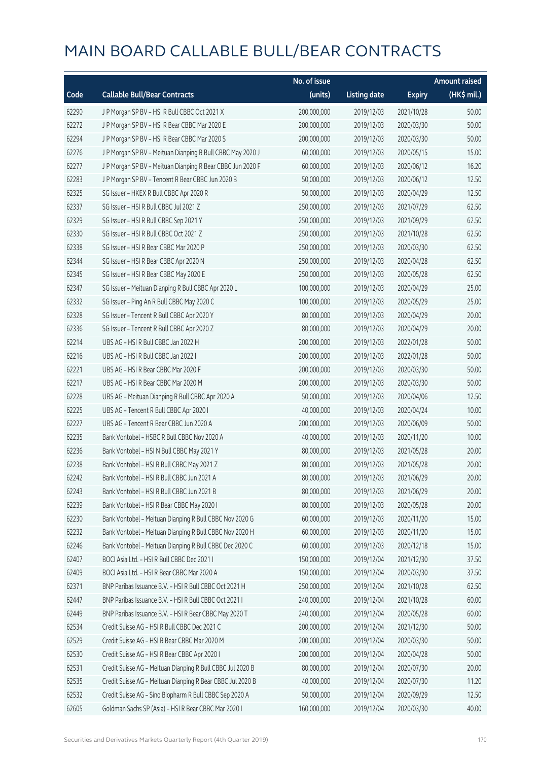# MAIN BOARD CALLABLE BULL/BEAR CONTRACTS

| Code | Callable Bull/Bear Contracts | No. of issue (units) | Listing date | Expiry | Amount raised (HK$ mil.) |
|---|---|---|---|---|---|
| 62290 | J P Morgan SP BV – HSI R Bull CBBC Oct 2021 X | 200,000,000 | 2019/12/03 | 2021/10/28 | 50.00 |
| 62272 | J P Morgan SP BV – HSI R Bear CBBC Mar 2020 E | 200,000,000 | 2019/12/03 | 2020/03/30 | 50.00 |
| 62294 | J P Morgan SP BV – HSI R Bear CBBC Mar 2020 S | 200,000,000 | 2019/12/03 | 2020/03/30 | 50.00 |
| 62276 | J P Morgan SP BV – Meituan Dianping R Bull CBBC May 2020 J | 60,000,000 | 2019/12/03 | 2020/05/15 | 15.00 |
| 62277 | J P Morgan SP BV – Meituan Dianping R Bear CBBC Jun 2020 F | 60,000,000 | 2019/12/03 | 2020/06/12 | 16.20 |
| 62283 | J P Morgan SP BV – Tencent R Bear CBBC Jun 2020 B | 50,000,000 | 2019/12/03 | 2020/06/12 | 12.50 |
| 62325 | SG Issuer – HKEX R Bull CBBC Apr 2020 R | 50,000,000 | 2019/12/03 | 2020/04/29 | 12.50 |
| 62337 | SG Issuer – HSI R Bull CBBC Jul 2021 Z | 250,000,000 | 2019/12/03 | 2021/07/29 | 62.50 |
| 62329 | SG Issuer – HSI R Bull CBBC Sep 2021 Y | 250,000,000 | 2019/12/03 | 2021/09/29 | 62.50 |
| 62330 | SG Issuer – HSI R Bull CBBC Oct 2021 Z | 250,000,000 | 2019/12/03 | 2021/10/28 | 62.50 |
| 62338 | SG Issuer – HSI R Bear CBBC Mar 2020 P | 250,000,000 | 2019/12/03 | 2020/03/30 | 62.50 |
| 62344 | SG Issuer – HSI R Bear CBBC Apr 2020 N | 250,000,000 | 2019/12/03 | 2020/04/28 | 62.50 |
| 62345 | SG Issuer – HSI R Bear CBBC May 2020 E | 250,000,000 | 2019/12/03 | 2020/05/28 | 62.50 |
| 62347 | SG Issuer – Meituan Dianping R Bull CBBC Apr 2020 L | 100,000,000 | 2019/12/03 | 2020/04/29 | 25.00 |
| 62332 | SG Issuer – Ping An R Bull CBBC May 2020 C | 100,000,000 | 2019/12/03 | 2020/05/29 | 25.00 |
| 62328 | SG Issuer – Tencent R Bull CBBC Apr 2020 Y | 80,000,000 | 2019/12/03 | 2020/04/29 | 20.00 |
| 62336 | SG Issuer – Tencent R Bull CBBC Apr 2020 Z | 80,000,000 | 2019/12/03 | 2020/04/29 | 20.00 |
| 62214 | UBS AG – HSI R Bull CBBC Jan 2022 H | 200,000,000 | 2019/12/03 | 2022/01/28 | 50.00 |
| 62216 | UBS AG – HSI R Bull CBBC Jan 2022 I | 200,000,000 | 2019/12/03 | 2022/01/28 | 50.00 |
| 62221 | UBS AG – HSI R Bear CBBC Mar 2020 F | 200,000,000 | 2019/12/03 | 2020/03/30 | 50.00 |
| 62217 | UBS AG – HSI R Bear CBBC Mar 2020 M | 200,000,000 | 2019/12/03 | 2020/03/30 | 50.00 |
| 62228 | UBS AG – Meituan Dianping R Bull CBBC Apr 2020 A | 50,000,000 | 2019/12/03 | 2020/04/06 | 12.50 |
| 62225 | UBS AG – Tencent R Bull CBBC Apr 2020 I | 40,000,000 | 2019/12/03 | 2020/04/24 | 10.00 |
| 62227 | UBS AG – Tencent R Bear CBBC Jun 2020 A | 200,000,000 | 2019/12/03 | 2020/06/09 | 50.00 |
| 62235 | Bank Vontobel – HSBC R Bull CBBC Nov 2020 A | 40,000,000 | 2019/12/03 | 2020/11/20 | 10.00 |
| 62236 | Bank Vontobel – HSI N Bull CBBC May 2021 Y | 80,000,000 | 2019/12/03 | 2021/05/28 | 20.00 |
| 62238 | Bank Vontobel – HSI R Bull CBBC May 2021 Z | 80,000,000 | 2019/12/03 | 2021/05/28 | 20.00 |
| 62242 | Bank Vontobel – HSI R Bull CBBC Jun 2021 A | 80,000,000 | 2019/12/03 | 2021/06/29 | 20.00 |
| 62243 | Bank Vontobel – HSI R Bull CBBC Jun 2021 B | 80,000,000 | 2019/12/03 | 2021/06/29 | 20.00 |
| 62239 | Bank Vontobel – HSI R Bear CBBC May 2020 I | 80,000,000 | 2019/12/03 | 2020/05/28 | 20.00 |
| 62230 | Bank Vontobel – Meituan Dianping R Bull CBBC Nov 2020 G | 60,000,000 | 2019/12/03 | 2020/11/20 | 15.00 |
| 62232 | Bank Vontobel – Meituan Dianping R Bull CBBC Nov 2020 H | 60,000,000 | 2019/12/03 | 2020/11/20 | 15.00 |
| 62246 | Bank Vontobel – Meituan Dianping R Bull CBBC Dec 2020 C | 60,000,000 | 2019/12/03 | 2020/12/18 | 15.00 |
| 62407 | BOCI Asia Ltd. – HSI R Bull CBBC Dec 2021 I | 150,000,000 | 2019/12/04 | 2021/12/30 | 37.50 |
| 62409 | BOCI Asia Ltd. – HSI R Bear CBBC Mar 2020 A | 150,000,000 | 2019/12/04 | 2020/03/30 | 37.50 |
| 62371 | BNP Paribas Issuance B.V. – HSI R Bull CBBC Oct 2021 H | 250,000,000 | 2019/12/04 | 2021/10/28 | 62.50 |
| 62447 | BNP Paribas Issuance B.V. – HSI R Bull CBBC Oct 2021 I | 240,000,000 | 2019/12/04 | 2021/10/28 | 60.00 |
| 62449 | BNP Paribas Issuance B.V. – HSI R Bear CBBC May 2020 T | 240,000,000 | 2019/12/04 | 2020/05/28 | 60.00 |
| 62534 | Credit Suisse AG – HSI R Bull CBBC Dec 2021 C | 200,000,000 | 2019/12/04 | 2021/12/30 | 50.00 |
| 62529 | Credit Suisse AG – HSI R Bear CBBC Mar 2020 M | 200,000,000 | 2019/12/04 | 2020/03/30 | 50.00 |
| 62530 | Credit Suisse AG – HSI R Bear CBBC Apr 2020 I | 200,000,000 | 2019/12/04 | 2020/04/28 | 50.00 |
| 62531 | Credit Suisse AG – Meituan Dianping R Bull CBBC Jul 2020 B | 80,000,000 | 2019/12/04 | 2020/07/30 | 20.00 |
| 62535 | Credit Suisse AG – Meituan Dianping R Bear CBBC Jul 2020 B | 40,000,000 | 2019/12/04 | 2020/07/30 | 11.20 |
| 62532 | Credit Suisse AG – Sino Biopharm R Bull CBBC Sep 2020 A | 50,000,000 | 2019/12/04 | 2020/09/29 | 12.50 |
| 62605 | Goldman Sachs SP (Asia) – HSI R Bear CBBC Mar 2020 I | 160,000,000 | 2019/12/04 | 2020/03/30 | 40.00 |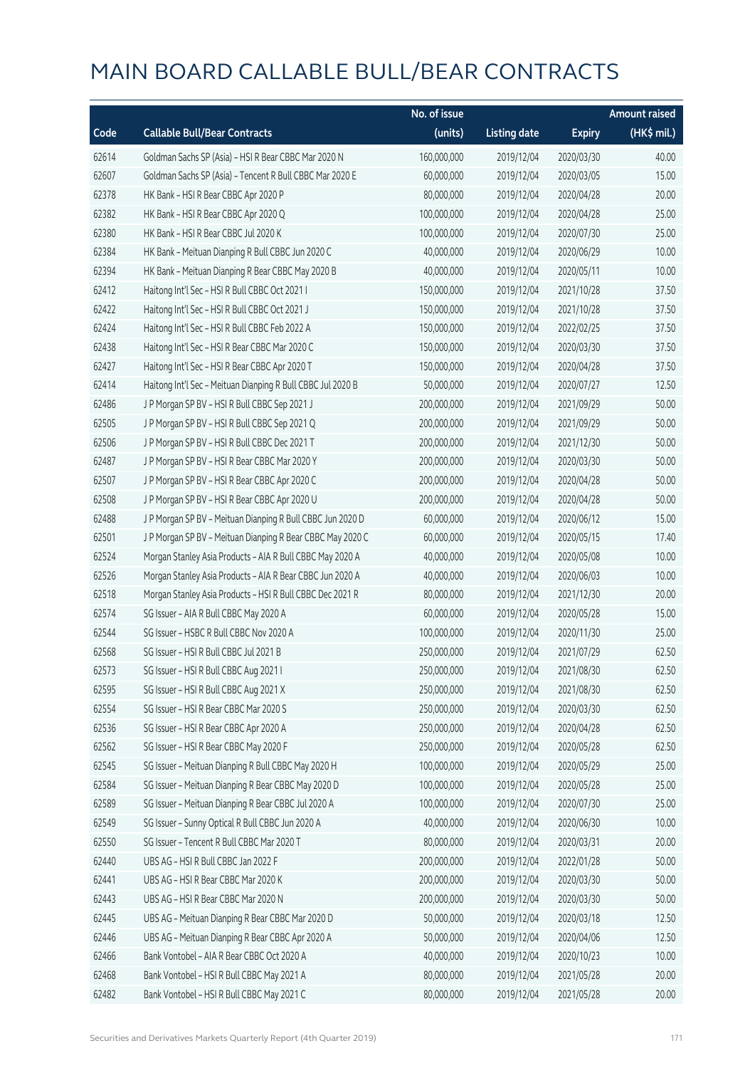# MAIN BOARD CALLABLE BULL/BEAR CONTRACTS

| Code | Callable Bull/Bear Contracts | No. of issue (units) | Listing date | Expiry | Amount raised (HK$ mil.) |
|---|---|---|---|---|---|
| 62614 | Goldman Sachs SP (Asia) – HSI R Bear CBBC Mar 2020 N | 160,000,000 | 2019/12/04 | 2020/03/30 | 40.00 |
| 62607 | Goldman Sachs SP (Asia) – Tencent R Bull CBBC Mar 2020 E | 60,000,000 | 2019/12/04 | 2020/03/05 | 15.00 |
| 62378 | HK Bank – HSI R Bear CBBC Apr 2020 P | 80,000,000 | 2019/12/04 | 2020/04/28 | 20.00 |
| 62382 | HK Bank – HSI R Bear CBBC Apr 2020 Q | 100,000,000 | 2019/12/04 | 2020/04/28 | 25.00 |
| 62380 | HK Bank – HSI R Bear CBBC Jul 2020 K | 100,000,000 | 2019/12/04 | 2020/07/30 | 25.00 |
| 62384 | HK Bank – Meituan Dianping R Bull CBBC Jun 2020 C | 40,000,000 | 2019/12/04 | 2020/06/29 | 10.00 |
| 62394 | HK Bank – Meituan Dianping R Bear CBBC May 2020 B | 40,000,000 | 2019/12/04 | 2020/05/11 | 10.00 |
| 62412 | Haitong Int'l Sec – HSI R Bull CBBC Oct 2021 I | 150,000,000 | 2019/12/04 | 2021/10/28 | 37.50 |
| 62422 | Haitong Int'l Sec – HSI R Bull CBBC Oct 2021 J | 150,000,000 | 2019/12/04 | 2021/10/28 | 37.50 |
| 62424 | Haitong Int'l Sec – HSI R Bull CBBC Feb 2022 A | 150,000,000 | 2019/12/04 | 2022/02/25 | 37.50 |
| 62438 | Haitong Int'l Sec – HSI R Bear CBBC Mar 2020 C | 150,000,000 | 2019/12/04 | 2020/03/30 | 37.50 |
| 62427 | Haitong Int'l Sec – HSI R Bear CBBC Apr 2020 T | 150,000,000 | 2019/12/04 | 2020/04/28 | 37.50 |
| 62414 | Haitong Int'l Sec – Meituan Dianping R Bull CBBC Jul 2020 B | 50,000,000 | 2019/12/04 | 2020/07/27 | 12.50 |
| 62486 | J P Morgan SP BV – HSI R Bull CBBC Sep 2021 J | 200,000,000 | 2019/12/04 | 2021/09/29 | 50.00 |
| 62505 | J P Morgan SP BV – HSI R Bull CBBC Sep 2021 Q | 200,000,000 | 2019/12/04 | 2021/09/29 | 50.00 |
| 62506 | J P Morgan SP BV – HSI R Bull CBBC Dec 2021 T | 200,000,000 | 2019/12/04 | 2021/12/30 | 50.00 |
| 62487 | J P Morgan SP BV – HSI R Bear CBBC Mar 2020 Y | 200,000,000 | 2019/12/04 | 2020/03/30 | 50.00 |
| 62507 | J P Morgan SP BV – HSI R Bear CBBC Apr 2020 C | 200,000,000 | 2019/12/04 | 2020/04/28 | 50.00 |
| 62508 | J P Morgan SP BV – HSI R Bear CBBC Apr 2020 U | 200,000,000 | 2019/12/04 | 2020/04/28 | 50.00 |
| 62488 | J P Morgan SP BV – Meituan Dianping R Bull CBBC Jun 2020 D | 60,000,000 | 2019/12/04 | 2020/06/12 | 15.00 |
| 62501 | J P Morgan SP BV – Meituan Dianping R Bear CBBC May 2020 C | 60,000,000 | 2019/12/04 | 2020/05/15 | 17.40 |
| 62524 | Morgan Stanley Asia Products – AIA R Bull CBBC May 2020 A | 40,000,000 | 2019/12/04 | 2020/05/08 | 10.00 |
| 62526 | Morgan Stanley Asia Products – AIA R Bear CBBC Jun 2020 A | 40,000,000 | 2019/12/04 | 2020/06/03 | 10.00 |
| 62518 | Morgan Stanley Asia Products – HSI R Bull CBBC Dec 2021 R | 80,000,000 | 2019/12/04 | 2021/12/30 | 20.00 |
| 62574 | SG Issuer – AIA R Bull CBBC May 2020 A | 60,000,000 | 2019/12/04 | 2020/05/28 | 15.00 |
| 62544 | SG Issuer – HSBC R Bull CBBC Nov 2020 A | 100,000,000 | 2019/12/04 | 2020/11/30 | 25.00 |
| 62568 | SG Issuer – HSI R Bull CBBC Jul 2021 B | 250,000,000 | 2019/12/04 | 2021/07/29 | 62.50 |
| 62573 | SG Issuer – HSI R Bull CBBC Aug 2021 I | 250,000,000 | 2019/12/04 | 2021/08/30 | 62.50 |
| 62595 | SG Issuer – HSI R Bull CBBC Aug 2021 X | 250,000,000 | 2019/12/04 | 2021/08/30 | 62.50 |
| 62554 | SG Issuer – HSI R Bear CBBC Mar 2020 S | 250,000,000 | 2019/12/04 | 2020/03/30 | 62.50 |
| 62536 | SG Issuer – HSI R Bear CBBC Apr 2020 A | 250,000,000 | 2019/12/04 | 2020/04/28 | 62.50 |
| 62562 | SG Issuer – HSI R Bear CBBC May 2020 F | 250,000,000 | 2019/12/04 | 2020/05/28 | 62.50 |
| 62545 | SG Issuer – Meituan Dianping R Bull CBBC May 2020 H | 100,000,000 | 2019/12/04 | 2020/05/29 | 25.00 |
| 62584 | SG Issuer – Meituan Dianping R Bear CBBC May 2020 D | 100,000,000 | 2019/12/04 | 2020/05/28 | 25.00 |
| 62589 | SG Issuer – Meituan Dianping R Bear CBBC Jul 2020 A | 100,000,000 | 2019/12/04 | 2020/07/30 | 25.00 |
| 62549 | SG Issuer – Sunny Optical R Bull CBBC Jun 2020 A | 40,000,000 | 2019/12/04 | 2020/06/30 | 10.00 |
| 62550 | SG Issuer – Tencent R Bull CBBC Mar 2020 T | 80,000,000 | 2019/12/04 | 2020/03/31 | 20.00 |
| 62440 | UBS AG – HSI R Bull CBBC Jan 2022 F | 200,000,000 | 2019/12/04 | 2022/01/28 | 50.00 |
| 62441 | UBS AG – HSI R Bear CBBC Mar 2020 K | 200,000,000 | 2019/12/04 | 2020/03/30 | 50.00 |
| 62443 | UBS AG – HSI R Bear CBBC Mar 2020 N | 200,000,000 | 2019/12/04 | 2020/03/30 | 50.00 |
| 62445 | UBS AG – Meituan Dianping R Bear CBBC Mar 2020 D | 50,000,000 | 2019/12/04 | 2020/03/18 | 12.50 |
| 62446 | UBS AG – Meituan Dianping R Bear CBBC Apr 2020 A | 50,000,000 | 2019/12/04 | 2020/04/06 | 12.50 |
| 62466 | Bank Vontobel – AIA R Bear CBBC Oct 2020 A | 40,000,000 | 2019/12/04 | 2020/10/23 | 10.00 |
| 62468 | Bank Vontobel – HSI R Bull CBBC May 2021 A | 80,000,000 | 2019/12/04 | 2021/05/28 | 20.00 |
| 62482 | Bank Vontobel – HSI R Bull CBBC May 2021 C | 80,000,000 | 2019/12/04 | 2021/05/28 | 20.00 |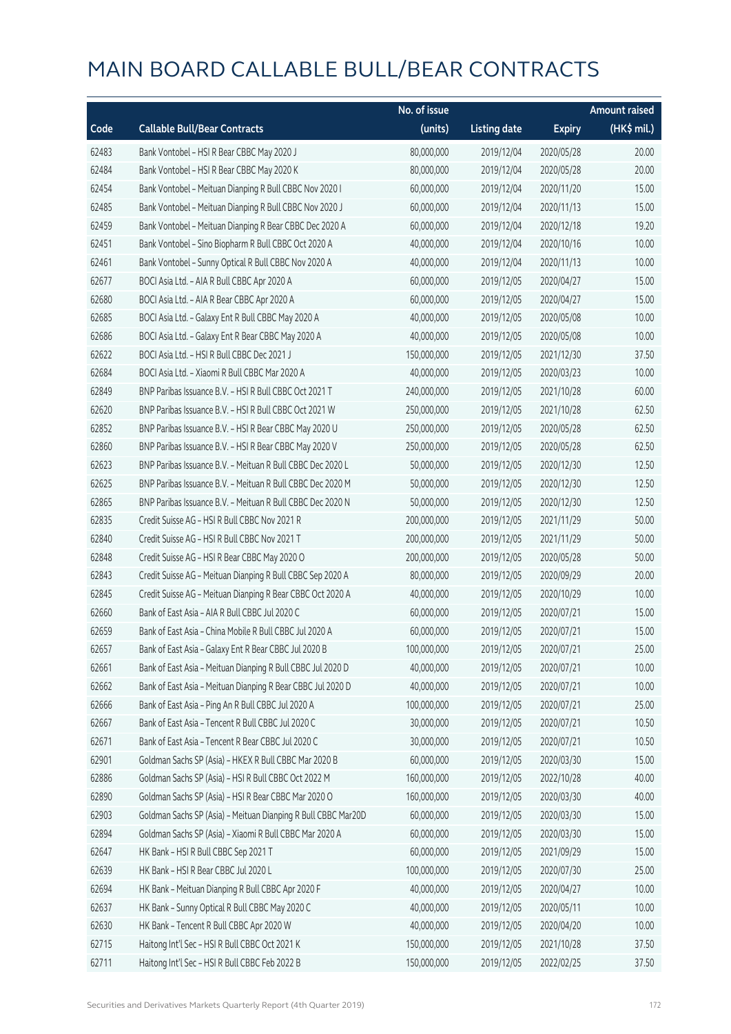# MAIN BOARD CALLABLE BULL/BEAR CONTRACTS

| Code | Callable Bull/Bear Contracts | No. of issue (units) | Listing date | Expiry | Amount raised (HK$ mil.) |
|---|---|---|---|---|---|
| 62483 | Bank Vontobel - HSI R Bear CBBC May 2020 J | 80,000,000 | 2019/12/04 | 2020/05/28 | 20.00 |
| 62484 | Bank Vontobel - HSI R Bear CBBC May 2020 K | 80,000,000 | 2019/12/04 | 2020/05/28 | 20.00 |
| 62454 | Bank Vontobel - Meituan Dianping R Bull CBBC Nov 2020 I | 60,000,000 | 2019/12/04 | 2020/11/20 | 15.00 |
| 62485 | Bank Vontobel - Meituan Dianping R Bull CBBC Nov 2020 J | 60,000,000 | 2019/12/04 | 2020/11/13 | 15.00 |
| 62459 | Bank Vontobel - Meituan Dianping R Bear CBBC Dec 2020 A | 60,000,000 | 2019/12/04 | 2020/12/18 | 19.20 |
| 62451 | Bank Vontobel - Sino Biopharm R Bull CBBC Oct 2020 A | 40,000,000 | 2019/12/04 | 2020/10/16 | 10.00 |
| 62461 | Bank Vontobel - Sunny Optical R Bull CBBC Nov 2020 A | 40,000,000 | 2019/12/04 | 2020/11/13 | 10.00 |
| 62677 | BOCI Asia Ltd. - AIA R Bull CBBC Apr 2020 A | 60,000,000 | 2019/12/05 | 2020/04/27 | 15.00 |
| 62680 | BOCI Asia Ltd. - AIA R Bear CBBC Apr 2020 A | 60,000,000 | 2019/12/05 | 2020/04/27 | 15.00 |
| 62685 | BOCI Asia Ltd. - Galaxy Ent R Bull CBBC May 2020 A | 40,000,000 | 2019/12/05 | 2020/05/08 | 10.00 |
| 62686 | BOCI Asia Ltd. - Galaxy Ent R Bear CBBC May 2020 A | 40,000,000 | 2019/12/05 | 2020/05/08 | 10.00 |
| 62622 | BOCI Asia Ltd. - HSI R Bull CBBC Dec 2021 J | 150,000,000 | 2019/12/05 | 2021/12/30 | 37.50 |
| 62684 | BOCI Asia Ltd. - Xiaomi R Bull CBBC Mar 2020 A | 40,000,000 | 2019/12/05 | 2020/03/23 | 10.00 |
| 62849 | BNP Paribas Issuance B.V. - HSI R Bull CBBC Oct 2021 T | 240,000,000 | 2019/12/05 | 2021/10/28 | 60.00 |
| 62620 | BNP Paribas Issuance B.V. - HSI R Bull CBBC Oct 2021 W | 250,000,000 | 2019/12/05 | 2021/10/28 | 62.50 |
| 62852 | BNP Paribas Issuance B.V. - HSI R Bear CBBC May 2020 U | 250,000,000 | 2019/12/05 | 2020/05/28 | 62.50 |
| 62860 | BNP Paribas Issuance B.V. - HSI R Bear CBBC May 2020 V | 250,000,000 | 2019/12/05 | 2020/05/28 | 62.50 |
| 62623 | BNP Paribas Issuance B.V. - Meituan R Bull CBBC Dec 2020 L | 50,000,000 | 2019/12/05 | 2020/12/30 | 12.50 |
| 62625 | BNP Paribas Issuance B.V. - Meituan R Bull CBBC Dec 2020 M | 50,000,000 | 2019/12/05 | 2020/12/30 | 12.50 |
| 62865 | BNP Paribas Issuance B.V. - Meituan R Bull CBBC Dec 2020 N | 50,000,000 | 2019/12/05 | 2020/12/30 | 12.50 |
| 62835 | Credit Suisse AG - HSI R Bull CBBC Nov 2021 R | 200,000,000 | 2019/12/05 | 2021/11/29 | 50.00 |
| 62840 | Credit Suisse AG - HSI R Bull CBBC Nov 2021 T | 200,000,000 | 2019/12/05 | 2021/11/29 | 50.00 |
| 62848 | Credit Suisse AG - HSI R Bear CBBC May 2020 O | 200,000,000 | 2019/12/05 | 2020/05/28 | 50.00 |
| 62843 | Credit Suisse AG - Meituan Dianping R Bull CBBC Sep 2020 A | 80,000,000 | 2019/12/05 | 2020/09/29 | 20.00 |
| 62845 | Credit Suisse AG - Meituan Dianping R Bear CBBC Oct 2020 A | 40,000,000 | 2019/12/05 | 2020/10/29 | 10.00 |
| 62660 | Bank of East Asia - AIA R Bull CBBC Jul 2020 C | 60,000,000 | 2019/12/05 | 2020/07/21 | 15.00 |
| 62659 | Bank of East Asia - China Mobile R Bull CBBC Jul 2020 A | 60,000,000 | 2019/12/05 | 2020/07/21 | 15.00 |
| 62657 | Bank of East Asia - Galaxy Ent R Bear CBBC Jul 2020 B | 100,000,000 | 2019/12/05 | 2020/07/21 | 25.00 |
| 62661 | Bank of East Asia - Meituan Dianping R Bull CBBC Jul 2020 D | 40,000,000 | 2019/12/05 | 2020/07/21 | 10.00 |
| 62662 | Bank of East Asia - Meituan Dianping R Bear CBBC Jul 2020 D | 40,000,000 | 2019/12/05 | 2020/07/21 | 10.00 |
| 62666 | Bank of East Asia - Ping An R Bull CBBC Jul 2020 A | 100,000,000 | 2019/12/05 | 2020/07/21 | 25.00 |
| 62667 | Bank of East Asia - Tencent R Bull CBBC Jul 2020 C | 30,000,000 | 2019/12/05 | 2020/07/21 | 10.50 |
| 62671 | Bank of East Asia - Tencent R Bear CBBC Jul 2020 C | 30,000,000 | 2019/12/05 | 2020/07/21 | 10.50 |
| 62901 | Goldman Sachs SP (Asia) - HKEX R Bull CBBC Mar 2020 B | 60,000,000 | 2019/12/05 | 2020/03/30 | 15.00 |
| 62886 | Goldman Sachs SP (Asia) - HSI R Bull CBBC Oct 2022 M | 160,000,000 | 2019/12/05 | 2022/10/28 | 40.00 |
| 62890 | Goldman Sachs SP (Asia) - HSI R Bear CBBC Mar 2020 O | 160,000,000 | 2019/12/05 | 2020/03/30 | 40.00 |
| 62903 | Goldman Sachs SP (Asia) - Meituan Dianping R Bull CBBC Mar20D | 60,000,000 | 2019/12/05 | 2020/03/30 | 15.00 |
| 62894 | Goldman Sachs SP (Asia) - Xiaomi R Bull CBBC Mar 2020 A | 60,000,000 | 2019/12/05 | 2020/03/30 | 15.00 |
| 62647 | HK Bank - HSI R Bull CBBC Sep 2021 T | 60,000,000 | 2019/12/05 | 2021/09/29 | 15.00 |
| 62639 | HK Bank - HSI R Bear CBBC Jul 2020 L | 100,000,000 | 2019/12/05 | 2020/07/30 | 25.00 |
| 62694 | HK Bank - Meituan Dianping R Bull CBBC Apr 2020 F | 40,000,000 | 2019/12/05 | 2020/04/27 | 10.00 |
| 62637 | HK Bank - Sunny Optical R Bull CBBC May 2020 C | 40,000,000 | 2019/12/05 | 2020/05/11 | 10.00 |
| 62630 | HK Bank - Tencent R Bull CBBC Apr 2020 W | 40,000,000 | 2019/12/05 | 2020/04/20 | 10.00 |
| 62715 | Haitong Int'l Sec - HSI R Bull CBBC Oct 2021 K | 150,000,000 | 2019/12/05 | 2021/10/28 | 37.50 |
| 62711 | Haitong Int'l Sec - HSI R Bull CBBC Feb 2022 B | 150,000,000 | 2019/12/05 | 2022/02/25 | 37.50 |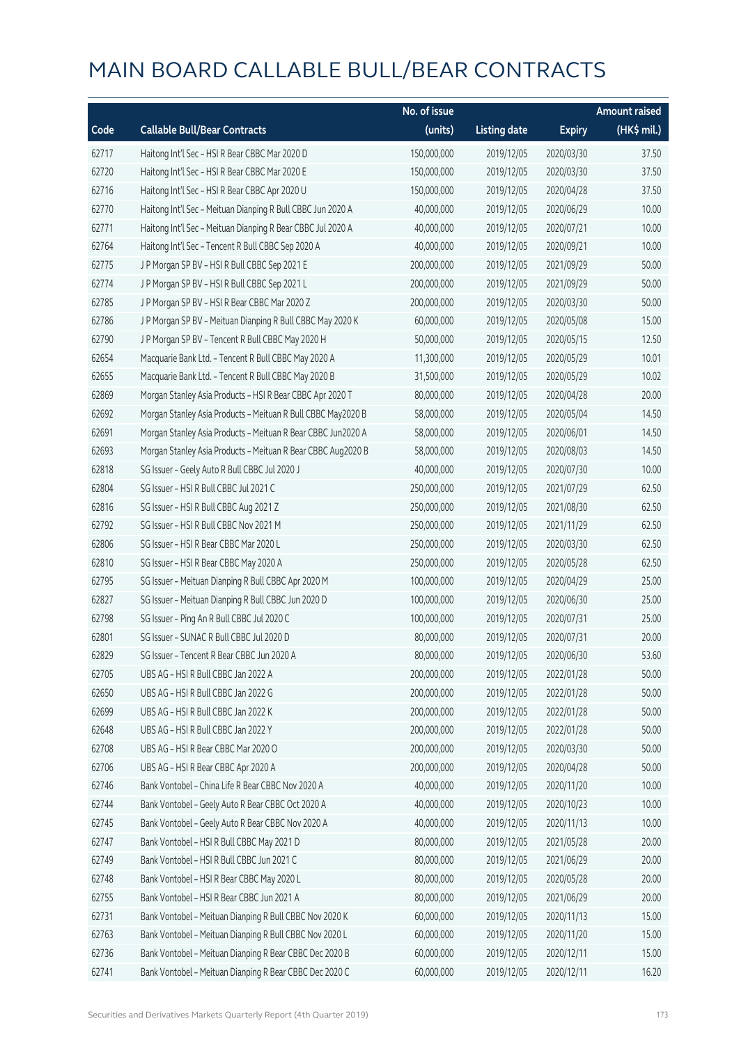# MAIN BOARD CALLABLE BULL/BEAR CONTRACTS

| Code | Callable Bull/Bear Contracts | No. of issue (units) | Listing date | Expiry | Amount raised (HK$ mil.) |
|---|---|---|---|---|---|
| 62717 | Haitong Int'l Sec - HSI R Bear CBBC Mar 2020 D | 150,000,000 | 2019/12/05 | 2020/03/30 | 37.50 |
| 62720 | Haitong Int'l Sec - HSI R Bear CBBC Mar 2020 E | 150,000,000 | 2019/12/05 | 2020/03/30 | 37.50 |
| 62716 | Haitong Int'l Sec - HSI R Bear CBBC Apr 2020 U | 150,000,000 | 2019/12/05 | 2020/04/28 | 37.50 |
| 62770 | Haitong Int'l Sec - Meituan Dianping R Bull CBBC Jun 2020 A | 40,000,000 | 2019/12/05 | 2020/06/29 | 10.00 |
| 62771 | Haitong Int'l Sec - Meituan Dianping R Bear CBBC Jul 2020 A | 40,000,000 | 2019/12/05 | 2020/07/21 | 10.00 |
| 62764 | Haitong Int'l Sec - Tencent R Bull CBBC Sep 2020 A | 40,000,000 | 2019/12/05 | 2020/09/21 | 10.00 |
| 62775 | J P Morgan SP BV - HSI R Bull CBBC Sep 2021 E | 200,000,000 | 2019/12/05 | 2021/09/29 | 50.00 |
| 62774 | J P Morgan SP BV - HSI R Bull CBBC Sep 2021 L | 200,000,000 | 2019/12/05 | 2021/09/29 | 50.00 |
| 62785 | J P Morgan SP BV - HSI R Bear CBBC Mar 2020 Z | 200,000,000 | 2019/12/05 | 2020/03/30 | 50.00 |
| 62786 | J P Morgan SP BV - Meituan Dianping R Bull CBBC May 2020 K | 60,000,000 | 2019/12/05 | 2020/05/08 | 15.00 |
| 62790 | J P Morgan SP BV - Tencent R Bull CBBC May 2020 H | 50,000,000 | 2019/12/05 | 2020/05/15 | 12.50 |
| 62654 | Macquarie Bank Ltd. - Tencent R Bull CBBC May 2020 A | 11,300,000 | 2019/12/05 | 2020/05/29 | 10.01 |
| 62655 | Macquarie Bank Ltd. - Tencent R Bull CBBC May 2020 B | 31,500,000 | 2019/12/05 | 2020/05/29 | 10.02 |
| 62869 | Morgan Stanley Asia Products - HSI R Bear CBBC Apr 2020 T | 80,000,000 | 2019/12/05 | 2020/04/28 | 20.00 |
| 62692 | Morgan Stanley Asia Products - Meituan R Bull CBBC May2020 B | 58,000,000 | 2019/12/05 | 2020/05/04 | 14.50 |
| 62691 | Morgan Stanley Asia Products - Meituan R Bear CBBC Jun2020 A | 58,000,000 | 2019/12/05 | 2020/06/01 | 14.50 |
| 62693 | Morgan Stanley Asia Products - Meituan R Bear CBBC Aug2020 B | 58,000,000 | 2019/12/05 | 2020/08/03 | 14.50 |
| 62818 | SG Issuer - Geely Auto R Bull CBBC Jul 2020 J | 40,000,000 | 2019/12/05 | 2020/07/30 | 10.00 |
| 62804 | SG Issuer - HSI R Bull CBBC Jul 2021 C | 250,000,000 | 2019/12/05 | 2021/07/29 | 62.50 |
| 62816 | SG Issuer - HSI R Bull CBBC Aug 2021 Z | 250,000,000 | 2019/12/05 | 2021/08/30 | 62.50 |
| 62792 | SG Issuer - HSI R Bull CBBC Nov 2021 M | 250,000,000 | 2019/12/05 | 2021/11/29 | 62.50 |
| 62806 | SG Issuer - HSI R Bear CBBC Mar 2020 L | 250,000,000 | 2019/12/05 | 2020/03/30 | 62.50 |
| 62810 | SG Issuer - HSI R Bear CBBC May 2020 A | 250,000,000 | 2019/12/05 | 2020/05/28 | 62.50 |
| 62795 | SG Issuer - Meituan Dianping R Bull CBBC Apr 2020 M | 100,000,000 | 2019/12/05 | 2020/04/29 | 25.00 |
| 62827 | SG Issuer - Meituan Dianping R Bull CBBC Jun 2020 D | 100,000,000 | 2019/12/05 | 2020/06/30 | 25.00 |
| 62798 | SG Issuer - Ping An R Bull CBBC Jul 2020 C | 100,000,000 | 2019/12/05 | 2020/07/31 | 25.00 |
| 62801 | SG Issuer - SUNAC R Bull CBBC Jul 2020 D | 80,000,000 | 2019/12/05 | 2020/07/31 | 20.00 |
| 62829 | SG Issuer - Tencent R Bear CBBC Jun 2020 A | 80,000,000 | 2019/12/05 | 2020/06/30 | 53.60 |
| 62705 | UBS AG - HSI R Bull CBBC Jan 2022 A | 200,000,000 | 2019/12/05 | 2022/01/28 | 50.00 |
| 62650 | UBS AG - HSI R Bull CBBC Jan 2022 G | 200,000,000 | 2019/12/05 | 2022/01/28 | 50.00 |
| 62699 | UBS AG - HSI R Bull CBBC Jan 2022 K | 200,000,000 | 2019/12/05 | 2022/01/28 | 50.00 |
| 62648 | UBS AG - HSI R Bull CBBC Jan 2022 Y | 200,000,000 | 2019/12/05 | 2022/01/28 | 50.00 |
| 62708 | UBS AG - HSI R Bear CBBC Mar 2020 O | 200,000,000 | 2019/12/05 | 2020/03/30 | 50.00 |
| 62706 | UBS AG - HSI R Bear CBBC Apr 2020 A | 200,000,000 | 2019/12/05 | 2020/04/28 | 50.00 |
| 62746 | Bank Vontobel - China Life R Bear CBBC Nov 2020 A | 40,000,000 | 2019/12/05 | 2020/11/20 | 10.00 |
| 62744 | Bank Vontobel - Geely Auto R Bear CBBC Oct 2020 A | 40,000,000 | 2019/12/05 | 2020/10/23 | 10.00 |
| 62745 | Bank Vontobel - Geely Auto R Bear CBBC Nov 2020 A | 40,000,000 | 2019/12/05 | 2020/11/13 | 10.00 |
| 62747 | Bank Vontobel - HSI R Bull CBBC May 2021 D | 80,000,000 | 2019/12/05 | 2021/05/28 | 20.00 |
| 62749 | Bank Vontobel - HSI R Bull CBBC Jun 2021 C | 80,000,000 | 2019/12/05 | 2021/06/29 | 20.00 |
| 62748 | Bank Vontobel - HSI R Bear CBBC May 2020 L | 80,000,000 | 2019/12/05 | 2020/05/28 | 20.00 |
| 62755 | Bank Vontobel - HSI R Bear CBBC Jun 2021 A | 80,000,000 | 2019/12/05 | 2021/06/29 | 20.00 |
| 62731 | Bank Vontobel - Meituan Dianping R Bull CBBC Nov 2020 K | 60,000,000 | 2019/12/05 | 2020/11/13 | 15.00 |
| 62763 | Bank Vontobel - Meituan Dianping R Bull CBBC Nov 2020 L | 60,000,000 | 2019/12/05 | 2020/11/20 | 15.00 |
| 62736 | Bank Vontobel - Meituan Dianping R Bear CBBC Dec 2020 B | 60,000,000 | 2019/12/05 | 2020/12/11 | 15.00 |
| 62741 | Bank Vontobel - Meituan Dianping R Bear CBBC Dec 2020 C | 60,000,000 | 2019/12/05 | 2020/12/11 | 16.20 |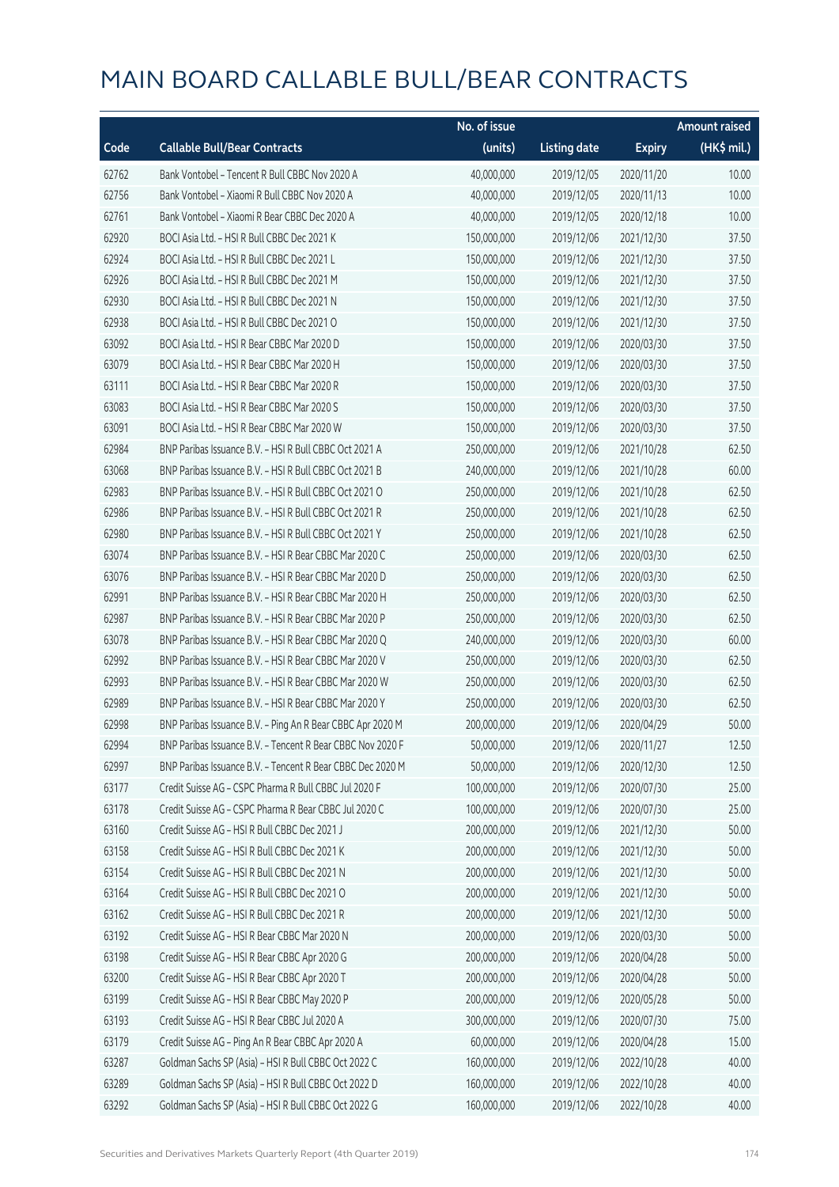# MAIN BOARD CALLABLE BULL/BEAR CONTRACTS

| Code | Callable Bull/Bear Contracts | No. of issue (units) | Listing date | Expiry | Amount raised (HK$ mil.) |
|---|---|---|---|---|---|
| 62762 | Bank Vontobel – Tencent R Bull CBBC Nov 2020 A | 40,000,000 | 2019/12/05 | 2020/11/20 | 10.00 |
| 62756 | Bank Vontobel – Xiaomi R Bull CBBC Nov 2020 A | 40,000,000 | 2019/12/05 | 2020/11/13 | 10.00 |
| 62761 | Bank Vontobel – Xiaomi R Bear CBBC Dec 2020 A | 40,000,000 | 2019/12/05 | 2020/12/18 | 10.00 |
| 62920 | BOCI Asia Ltd. – HSI R Bull CBBC Dec 2021 K | 150,000,000 | 2019/12/06 | 2021/12/30 | 37.50 |
| 62924 | BOCI Asia Ltd. – HSI R Bull CBBC Dec 2021 L | 150,000,000 | 2019/12/06 | 2021/12/30 | 37.50 |
| 62926 | BOCI Asia Ltd. – HSI R Bull CBBC Dec 2021 M | 150,000,000 | 2019/12/06 | 2021/12/30 | 37.50 |
| 62930 | BOCI Asia Ltd. – HSI R Bull CBBC Dec 2021 N | 150,000,000 | 2019/12/06 | 2021/12/30 | 37.50 |
| 62938 | BOCI Asia Ltd. – HSI R Bull CBBC Dec 2021 O | 150,000,000 | 2019/12/06 | 2021/12/30 | 37.50 |
| 63092 | BOCI Asia Ltd. – HSI R Bear CBBC Mar 2020 D | 150,000,000 | 2019/12/06 | 2020/03/30 | 37.50 |
| 63079 | BOCI Asia Ltd. – HSI R Bear CBBC Mar 2020 H | 150,000,000 | 2019/12/06 | 2020/03/30 | 37.50 |
| 63111 | BOCI Asia Ltd. – HSI R Bear CBBC Mar 2020 R | 150,000,000 | 2019/12/06 | 2020/03/30 | 37.50 |
| 63083 | BOCI Asia Ltd. – HSI R Bear CBBC Mar 2020 S | 150,000,000 | 2019/12/06 | 2020/03/30 | 37.50 |
| 63091 | BOCI Asia Ltd. – HSI R Bear CBBC Mar 2020 W | 150,000,000 | 2019/12/06 | 2020/03/30 | 37.50 |
| 62984 | BNP Paribas Issuance B.V. – HSI R Bull CBBC Oct 2021 A | 250,000,000 | 2019/12/06 | 2021/10/28 | 62.50 |
| 63068 | BNP Paribas Issuance B.V. – HSI R Bull CBBC Oct 2021 B | 240,000,000 | 2019/12/06 | 2021/10/28 | 60.00 |
| 62983 | BNP Paribas Issuance B.V. – HSI R Bull CBBC Oct 2021 O | 250,000,000 | 2019/12/06 | 2021/10/28 | 62.50 |
| 62986 | BNP Paribas Issuance B.V. – HSI R Bull CBBC Oct 2021 R | 250,000,000 | 2019/12/06 | 2021/10/28 | 62.50 |
| 62980 | BNP Paribas Issuance B.V. – HSI R Bull CBBC Oct 2021 Y | 250,000,000 | 2019/12/06 | 2021/10/28 | 62.50 |
| 63074 | BNP Paribas Issuance B.V. – HSI R Bear CBBC Mar 2020 C | 250,000,000 | 2019/12/06 | 2020/03/30 | 62.50 |
| 63076 | BNP Paribas Issuance B.V. – HSI R Bear CBBC Mar 2020 D | 250,000,000 | 2019/12/06 | 2020/03/30 | 62.50 |
| 62991 | BNP Paribas Issuance B.V. – HSI R Bear CBBC Mar 2020 H | 250,000,000 | 2019/12/06 | 2020/03/30 | 62.50 |
| 62987 | BNP Paribas Issuance B.V. – HSI R Bear CBBC Mar 2020 P | 250,000,000 | 2019/12/06 | 2020/03/30 | 62.50 |
| 63078 | BNP Paribas Issuance B.V. – HSI R Bear CBBC Mar 2020 Q | 240,000,000 | 2019/12/06 | 2020/03/30 | 60.00 |
| 62992 | BNP Paribas Issuance B.V. – HSI R Bear CBBC Mar 2020 V | 250,000,000 | 2019/12/06 | 2020/03/30 | 62.50 |
| 62993 | BNP Paribas Issuance B.V. – HSI R Bear CBBC Mar 2020 W | 250,000,000 | 2019/12/06 | 2020/03/30 | 62.50 |
| 62989 | BNP Paribas Issuance B.V. – HSI R Bear CBBC Mar 2020 Y | 250,000,000 | 2019/12/06 | 2020/03/30 | 62.50 |
| 62998 | BNP Paribas Issuance B.V. – Ping An R Bear CBBC Apr 2020 M | 200,000,000 | 2019/12/06 | 2020/04/29 | 50.00 |
| 62994 | BNP Paribas Issuance B.V. – Tencent R Bear CBBC Nov 2020 F | 50,000,000 | 2019/12/06 | 2020/11/27 | 12.50 |
| 62997 | BNP Paribas Issuance B.V. – Tencent R Bear CBBC Dec 2020 M | 50,000,000 | 2019/12/06 | 2020/12/30 | 12.50 |
| 63177 | Credit Suisse AG – CSPC Pharma R Bull CBBC Jul 2020 F | 100,000,000 | 2019/12/06 | 2020/07/30 | 25.00 |
| 63178 | Credit Suisse AG – CSPC Pharma R Bear CBBC Jul 2020 C | 100,000,000 | 2019/12/06 | 2020/07/30 | 25.00 |
| 63160 | Credit Suisse AG – HSI R Bull CBBC Dec 2021 J | 200,000,000 | 2019/12/06 | 2021/12/30 | 50.00 |
| 63158 | Credit Suisse AG – HSI R Bull CBBC Dec 2021 K | 200,000,000 | 2019/12/06 | 2021/12/30 | 50.00 |
| 63154 | Credit Suisse AG – HSI R Bull CBBC Dec 2021 N | 200,000,000 | 2019/12/06 | 2021/12/30 | 50.00 |
| 63164 | Credit Suisse AG – HSI R Bull CBBC Dec 2021 O | 200,000,000 | 2019/12/06 | 2021/12/30 | 50.00 |
| 63162 | Credit Suisse AG – HSI R Bull CBBC Dec 2021 R | 200,000,000 | 2019/12/06 | 2021/12/30 | 50.00 |
| 63192 | Credit Suisse AG – HSI R Bear CBBC Mar 2020 N | 200,000,000 | 2019/12/06 | 2020/03/30 | 50.00 |
| 63198 | Credit Suisse AG – HSI R Bear CBBC Apr 2020 G | 200,000,000 | 2019/12/06 | 2020/04/28 | 50.00 |
| 63200 | Credit Suisse AG – HSI R Bear CBBC Apr 2020 T | 200,000,000 | 2019/12/06 | 2020/04/28 | 50.00 |
| 63199 | Credit Suisse AG – HSI R Bear CBBC May 2020 P | 200,000,000 | 2019/12/06 | 2020/05/28 | 50.00 |
| 63193 | Credit Suisse AG – HSI R Bear CBBC Jul 2020 A | 300,000,000 | 2019/12/06 | 2020/07/30 | 75.00 |
| 63179 | Credit Suisse AG – Ping An R Bear CBBC Apr 2020 A | 60,000,000 | 2019/12/06 | 2020/04/28 | 15.00 |
| 63287 | Goldman Sachs SP (Asia) – HSI R Bull CBBC Oct 2022 C | 160,000,000 | 2019/12/06 | 2022/10/28 | 40.00 |
| 63289 | Goldman Sachs SP (Asia) – HSI R Bull CBBC Oct 2022 D | 160,000,000 | 2019/12/06 | 2022/10/28 | 40.00 |
| 63292 | Goldman Sachs SP (Asia) – HSI R Bull CBBC Oct 2022 G | 160,000,000 | 2019/12/06 | 2022/10/28 | 40.00 |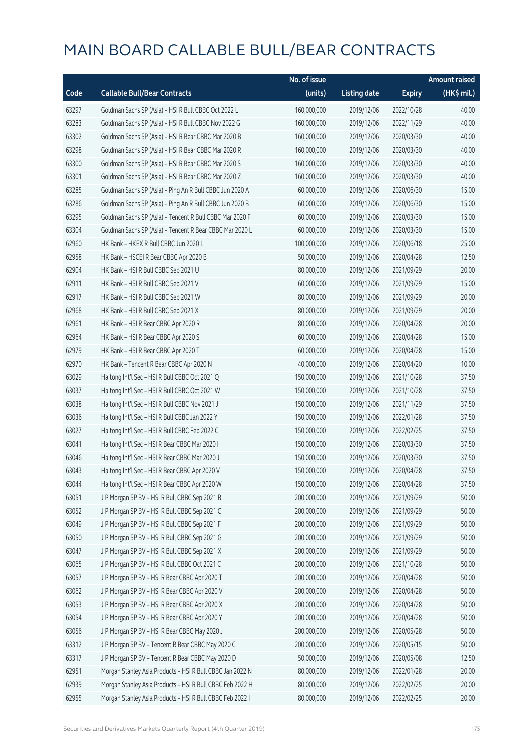# MAIN BOARD CALLABLE BULL/BEAR CONTRACTS

| Code | Callable Bull/Bear Contracts | No. of issue (units) | Listing date | Expiry | Amount raised (HK$ mil.) |
|---|---|---|---|---|---|
| 63297 | Goldman Sachs SP (Asia) - HSI R Bull CBBC Oct 2022 L | 160,000,000 | 2019/12/06 | 2022/10/28 | 40.00 |
| 63283 | Goldman Sachs SP (Asia) - HSI R Bull CBBC Nov 2022 G | 160,000,000 | 2019/12/06 | 2022/11/29 | 40.00 |
| 63302 | Goldman Sachs SP (Asia) - HSI R Bear CBBC Mar 2020 B | 160,000,000 | 2019/12/06 | 2020/03/30 | 40.00 |
| 63298 | Goldman Sachs SP (Asia) - HSI R Bear CBBC Mar 2020 R | 160,000,000 | 2019/12/06 | 2020/03/30 | 40.00 |
| 63300 | Goldman Sachs SP (Asia) - HSI R Bear CBBC Mar 2020 S | 160,000,000 | 2019/12/06 | 2020/03/30 | 40.00 |
| 63301 | Goldman Sachs SP (Asia) - HSI R Bear CBBC Mar 2020 Z | 160,000,000 | 2019/12/06 | 2020/03/30 | 40.00 |
| 63285 | Goldman Sachs SP (Asia) - Ping An R Bull CBBC Jun 2020 A | 60,000,000 | 2019/12/06 | 2020/06/30 | 15.00 |
| 63286 | Goldman Sachs SP (Asia) - Ping An R Bull CBBC Jun 2020 B | 60,000,000 | 2019/12/06 | 2020/06/30 | 15.00 |
| 63295 | Goldman Sachs SP (Asia) - Tencent R Bull CBBC Mar 2020 F | 60,000,000 | 2019/12/06 | 2020/03/30 | 15.00 |
| 63304 | Goldman Sachs SP (Asia) - Tencent R Bear CBBC Mar 2020 L | 60,000,000 | 2019/12/06 | 2020/03/30 | 15.00 |
| 62960 | HK Bank - HKEX R Bull CBBC Jun 2020 L | 100,000,000 | 2019/12/06 | 2020/06/18 | 25.00 |
| 62958 | HK Bank - HSCEI R Bear CBBC Apr 2020 B | 50,000,000 | 2019/12/06 | 2020/04/28 | 12.50 |
| 62904 | HK Bank - HSI R Bull CBBC Sep 2021 U | 80,000,000 | 2019/12/06 | 2021/09/29 | 20.00 |
| 62911 | HK Bank - HSI R Bull CBBC Sep 2021 V | 60,000,000 | 2019/12/06 | 2021/09/29 | 15.00 |
| 62917 | HK Bank - HSI R Bull CBBC Sep 2021 W | 80,000,000 | 2019/12/06 | 2021/09/29 | 20.00 |
| 62968 | HK Bank - HSI R Bull CBBC Sep 2021 X | 80,000,000 | 2019/12/06 | 2021/09/29 | 20.00 |
| 62961 | HK Bank - HSI R Bear CBBC Apr 2020 R | 80,000,000 | 2019/12/06 | 2020/04/28 | 20.00 |
| 62964 | HK Bank - HSI R Bear CBBC Apr 2020 S | 60,000,000 | 2019/12/06 | 2020/04/28 | 15.00 |
| 62979 | HK Bank - HSI R Bear CBBC Apr 2020 T | 60,000,000 | 2019/12/06 | 2020/04/28 | 15.00 |
| 62970 | HK Bank - Tencent R Bear CBBC Apr 2020 N | 40,000,000 | 2019/12/06 | 2020/04/20 | 10.00 |
| 63029 | Haitong Int'l Sec - HSI R Bull CBBC Oct 2021 Q | 150,000,000 | 2019/12/06 | 2021/10/28 | 37.50 |
| 63037 | Haitong Int'l Sec - HSI R Bull CBBC Oct 2021 W | 150,000,000 | 2019/12/06 | 2021/10/28 | 37.50 |
| 63038 | Haitong Int'l Sec - HSI R Bull CBBC Nov 2021 J | 150,000,000 | 2019/12/06 | 2021/11/29 | 37.50 |
| 63036 | Haitong Int'l Sec - HSI R Bull CBBC Jan 2022 Y | 150,000,000 | 2019/12/06 | 2022/01/28 | 37.50 |
| 63027 | Haitong Int'l Sec - HSI R Bull CBBC Feb 2022 C | 150,000,000 | 2019/12/06 | 2022/02/25 | 37.50 |
| 63041 | Haitong Int'l Sec - HSI R Bear CBBC Mar 2020 I | 150,000,000 | 2019/12/06 | 2020/03/30 | 37.50 |
| 63046 | Haitong Int'l Sec - HSI R Bear CBBC Mar 2020 J | 150,000,000 | 2019/12/06 | 2020/03/30 | 37.50 |
| 63043 | Haitong Int'l Sec - HSI R Bear CBBC Apr 2020 V | 150,000,000 | 2019/12/06 | 2020/04/28 | 37.50 |
| 63044 | Haitong Int'l Sec - HSI R Bear CBBC Apr 2020 W | 150,000,000 | 2019/12/06 | 2020/04/28 | 37.50 |
| 63051 | J P Morgan SP BV - HSI R Bull CBBC Sep 2021 B | 200,000,000 | 2019/12/06 | 2021/09/29 | 50.00 |
| 63052 | J P Morgan SP BV - HSI R Bull CBBC Sep 2021 C | 200,000,000 | 2019/12/06 | 2021/09/29 | 50.00 |
| 63049 | J P Morgan SP BV - HSI R Bull CBBC Sep 2021 F | 200,000,000 | 2019/12/06 | 2021/09/29 | 50.00 |
| 63050 | J P Morgan SP BV - HSI R Bull CBBC Sep 2021 G | 200,000,000 | 2019/12/06 | 2021/09/29 | 50.00 |
| 63047 | J P Morgan SP BV - HSI R Bull CBBC Sep 2021 X | 200,000,000 | 2019/12/06 | 2021/09/29 | 50.00 |
| 63065 | J P Morgan SP BV - HSI R Bull CBBC Oct 2021 C | 200,000,000 | 2019/12/06 | 2021/10/28 | 50.00 |
| 63057 | J P Morgan SP BV - HSI R Bear CBBC Apr 2020 T | 200,000,000 | 2019/12/06 | 2020/04/28 | 50.00 |
| 63062 | J P Morgan SP BV - HSI R Bear CBBC Apr 2020 V | 200,000,000 | 2019/12/06 | 2020/04/28 | 50.00 |
| 63053 | J P Morgan SP BV - HSI R Bear CBBC Apr 2020 X | 200,000,000 | 2019/12/06 | 2020/04/28 | 50.00 |
| 63054 | J P Morgan SP BV - HSI R Bear CBBC Apr 2020 Y | 200,000,000 | 2019/12/06 | 2020/04/28 | 50.00 |
| 63056 | J P Morgan SP BV - HSI R Bear CBBC May 2020 J | 200,000,000 | 2019/12/06 | 2020/05/28 | 50.00 |
| 63312 | J P Morgan SP BV - Tencent R Bear CBBC May 2020 C | 200,000,000 | 2019/12/06 | 2020/05/15 | 50.00 |
| 63317 | J P Morgan SP BV - Tencent R Bear CBBC May 2020 D | 50,000,000 | 2019/12/06 | 2020/05/08 | 12.50 |
| 62951 | Morgan Stanley Asia Products - HSI R Bull CBBC Jan 2022 N | 80,000,000 | 2019/12/06 | 2022/01/28 | 20.00 |
| 62939 | Morgan Stanley Asia Products - HSI R Bull CBBC Feb 2022 H | 80,000,000 | 2019/12/06 | 2022/02/25 | 20.00 |
| 62955 | Morgan Stanley Asia Products - HSI R Bull CBBC Feb 2022 I | 80,000,000 | 2019/12/06 | 2022/02/25 | 20.00 |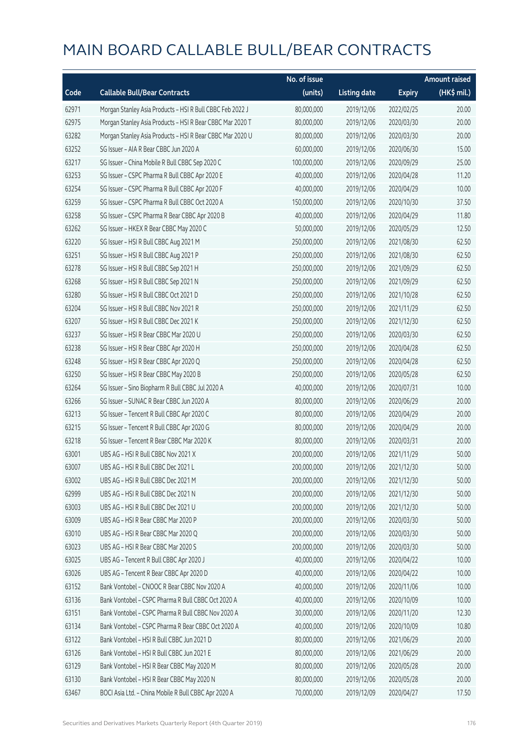# MAIN BOARD CALLABLE BULL/BEAR CONTRACTS

| Code | Callable Bull/Bear Contracts | No. of issue (units) | Listing date | Expiry | Amount raised (HK$ mil.) |
|---|---|---|---|---|---|
| 62971 | Morgan Stanley Asia Products – HSI R Bull CBBC Feb 2022 J | 80,000,000 | 2019/12/06 | 2022/02/25 | 20.00 |
| 62975 | Morgan Stanley Asia Products – HSI R Bear CBBC Mar 2020 T | 80,000,000 | 2019/12/06 | 2020/03/30 | 20.00 |
| 63282 | Morgan Stanley Asia Products – HSI R Bear CBBC Mar 2020 U | 80,000,000 | 2019/12/06 | 2020/03/30 | 20.00 |
| 63252 | SG Issuer – AIA R Bear CBBC Jun 2020 A | 60,000,000 | 2019/12/06 | 2020/06/30 | 15.00 |
| 63217 | SG Issuer – China Mobile R Bull CBBC Sep 2020 C | 100,000,000 | 2019/12/06 | 2020/09/29 | 25.00 |
| 63253 | SG Issuer – CSPC Pharma R Bull CBBC Apr 2020 E | 40,000,000 | 2019/12/06 | 2020/04/28 | 11.20 |
| 63254 | SG Issuer – CSPC Pharma R Bull CBBC Apr 2020 F | 40,000,000 | 2019/12/06 | 2020/04/29 | 10.00 |
| 63259 | SG Issuer – CSPC Pharma R Bull CBBC Oct 2020 A | 150,000,000 | 2019/12/06 | 2020/10/30 | 37.50 |
| 63258 | SG Issuer – CSPC Pharma R Bear CBBC Apr 2020 B | 40,000,000 | 2019/12/06 | 2020/04/29 | 11.80 |
| 63262 | SG Issuer – HKEX R Bear CBBC May 2020 C | 50,000,000 | 2019/12/06 | 2020/05/29 | 12.50 |
| 63220 | SG Issuer – HSI R Bull CBBC Aug 2021 M | 250,000,000 | 2019/12/06 | 2021/08/30 | 62.50 |
| 63251 | SG Issuer – HSI R Bull CBBC Aug 2021 P | 250,000,000 | 2019/12/06 | 2021/08/30 | 62.50 |
| 63278 | SG Issuer – HSI R Bull CBBC Sep 2021 H | 250,000,000 | 2019/12/06 | 2021/09/29 | 62.50 |
| 63268 | SG Issuer – HSI R Bull CBBC Sep 2021 N | 250,000,000 | 2019/12/06 | 2021/09/29 | 62.50 |
| 63280 | SG Issuer – HSI R Bull CBBC Oct 2021 D | 250,000,000 | 2019/12/06 | 2021/10/28 | 62.50 |
| 63204 | SG Issuer – HSI R Bull CBBC Nov 2021 R | 250,000,000 | 2019/12/06 | 2021/11/29 | 62.50 |
| 63207 | SG Issuer – HSI R Bull CBBC Dec 2021 K | 250,000,000 | 2019/12/06 | 2021/12/30 | 62.50 |
| 63237 | SG Issuer – HSI R Bear CBBC Mar 2020 U | 250,000,000 | 2019/12/06 | 2020/03/30 | 62.50 |
| 63238 | SG Issuer – HSI R Bear CBBC Apr 2020 H | 250,000,000 | 2019/12/06 | 2020/04/28 | 62.50 |
| 63248 | SG Issuer – HSI R Bear CBBC Apr 2020 Q | 250,000,000 | 2019/12/06 | 2020/04/28 | 62.50 |
| 63250 | SG Issuer – HSI R Bear CBBC May 2020 B | 250,000,000 | 2019/12/06 | 2020/05/28 | 62.50 |
| 63264 | SG Issuer – Sino Biopharm R Bull CBBC Jul 2020 A | 40,000,000 | 2019/12/06 | 2020/07/31 | 10.00 |
| 63266 | SG Issuer – SUNAC R Bear CBBC Jun 2020 A | 80,000,000 | 2019/12/06 | 2020/06/29 | 20.00 |
| 63213 | SG Issuer – Tencent R Bull CBBC Apr 2020 C | 80,000,000 | 2019/12/06 | 2020/04/29 | 20.00 |
| 63215 | SG Issuer – Tencent R Bull CBBC Apr 2020 G | 80,000,000 | 2019/12/06 | 2020/04/29 | 20.00 |
| 63218 | SG Issuer – Tencent R Bear CBBC Mar 2020 K | 80,000,000 | 2019/12/06 | 2020/03/31 | 20.00 |
| 63001 | UBS AG – HSI R Bull CBBC Nov 2021 X | 200,000,000 | 2019/12/06 | 2021/11/29 | 50.00 |
| 63007 | UBS AG – HSI R Bull CBBC Dec 2021 L | 200,000,000 | 2019/12/06 | 2021/12/30 | 50.00 |
| 63002 | UBS AG – HSI R Bull CBBC Dec 2021 M | 200,000,000 | 2019/12/06 | 2021/12/30 | 50.00 |
| 62999 | UBS AG – HSI R Bull CBBC Dec 2021 N | 200,000,000 | 2019/12/06 | 2021/12/30 | 50.00 |
| 63003 | UBS AG – HSI R Bull CBBC Dec 2021 U | 200,000,000 | 2019/12/06 | 2021/12/30 | 50.00 |
| 63009 | UBS AG – HSI R Bear CBBC Mar 2020 P | 200,000,000 | 2019/12/06 | 2020/03/30 | 50.00 |
| 63010 | UBS AG – HSI R Bear CBBC Mar 2020 Q | 200,000,000 | 2019/12/06 | 2020/03/30 | 50.00 |
| 63023 | UBS AG – HSI R Bear CBBC Mar 2020 S | 200,000,000 | 2019/12/06 | 2020/03/30 | 50.00 |
| 63025 | UBS AG – Tencent R Bull CBBC Apr 2020 J | 40,000,000 | 2019/12/06 | 2020/04/22 | 10.00 |
| 63026 | UBS AG – Tencent R Bear CBBC Apr 2020 D | 40,000,000 | 2019/12/06 | 2020/04/22 | 10.00 |
| 63152 | Bank Vontobel – CNOOC R Bear CBBC Nov 2020 A | 40,000,000 | 2019/12/06 | 2020/11/06 | 10.00 |
| 63136 | Bank Vontobel – CSPC Pharma R Bull CBBC Oct 2020 A | 40,000,000 | 2019/12/06 | 2020/10/09 | 10.00 |
| 63151 | Bank Vontobel – CSPC Pharma R Bull CBBC Nov 2020 A | 30,000,000 | 2019/12/06 | 2020/11/20 | 12.30 |
| 63134 | Bank Vontobel – CSPC Pharma R Bear CBBC Oct 2020 A | 40,000,000 | 2019/12/06 | 2020/10/09 | 10.80 |
| 63122 | Bank Vontobel – HSI R Bull CBBC Jun 2021 D | 80,000,000 | 2019/12/06 | 2021/06/29 | 20.00 |
| 63126 | Bank Vontobel – HSI R Bull CBBC Jun 2021 E | 80,000,000 | 2019/12/06 | 2021/06/29 | 20.00 |
| 63129 | Bank Vontobel – HSI R Bear CBBC May 2020 M | 80,000,000 | 2019/12/06 | 2020/05/28 | 20.00 |
| 63130 | Bank Vontobel – HSI R Bear CBBC May 2020 N | 80,000,000 | 2019/12/06 | 2020/05/28 | 20.00 |
| 63467 | BOCI Asia Ltd. – China Mobile R Bull CBBC Apr 2020 A | 70,000,000 | 2019/12/09 | 2020/04/27 | 17.50 |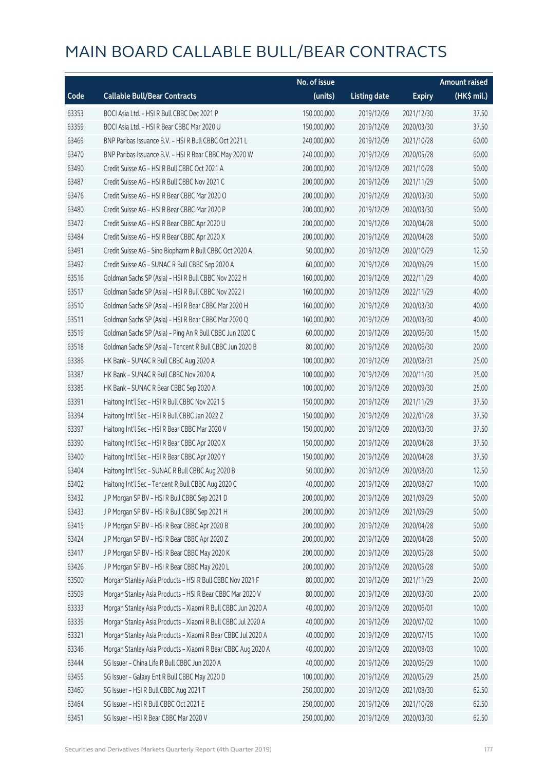# MAIN BOARD CALLABLE BULL/BEAR CONTRACTS

| Code | Callable Bull/Bear Contracts | No. of issue (units) | Listing date | Expiry | Amount raised (HK$ mil.) |
|---|---|---|---|---|---|
| 63353 | BOCI Asia Ltd. – HSI R Bull CBBC Dec 2021 P | 150,000,000 | 2019/12/09 | 2021/12/30 | 37.50 |
| 63359 | BOCI Asia Ltd. – HSI R Bear CBBC Mar 2020 U | 150,000,000 | 2019/12/09 | 2020/03/30 | 37.50 |
| 63469 | BNP Paribas Issuance B.V. – HSI R Bull CBBC Oct 2021 L | 240,000,000 | 2019/12/09 | 2021/10/28 | 60.00 |
| 63470 | BNP Paribas Issuance B.V. – HSI R Bear CBBC May 2020 W | 240,000,000 | 2019/12/09 | 2020/05/28 | 60.00 |
| 63490 | Credit Suisse AG – HSI R Bull CBBC Oct 2021 A | 200,000,000 | 2019/12/09 | 2021/10/28 | 50.00 |
| 63487 | Credit Suisse AG – HSI R Bull CBBC Nov 2021 C | 200,000,000 | 2019/12/09 | 2021/11/29 | 50.00 |
| 63476 | Credit Suisse AG – HSI R Bear CBBC Mar 2020 O | 200,000,000 | 2019/12/09 | 2020/03/30 | 50.00 |
| 63480 | Credit Suisse AG – HSI R Bear CBBC Mar 2020 P | 200,000,000 | 2019/12/09 | 2020/03/30 | 50.00 |
| 63472 | Credit Suisse AG – HSI R Bear CBBC Apr 2020 U | 200,000,000 | 2019/12/09 | 2020/04/28 | 50.00 |
| 63484 | Credit Suisse AG – HSI R Bear CBBC Apr 2020 X | 200,000,000 | 2019/12/09 | 2020/04/28 | 50.00 |
| 63491 | Credit Suisse AG – Sino Biopharm R Bull CBBC Oct 2020 A | 50,000,000 | 2019/12/09 | 2020/10/29 | 12.50 |
| 63492 | Credit Suisse AG – SUNAC R Bull CBBC Sep 2020 A | 60,000,000 | 2019/12/09 | 2020/09/29 | 15.00 |
| 63516 | Goldman Sachs SP (Asia) – HSI R Bull CBBC Nov 2022 H | 160,000,000 | 2019/12/09 | 2022/11/29 | 40.00 |
| 63517 | Goldman Sachs SP (Asia) – HSI R Bull CBBC Nov 2022 I | 160,000,000 | 2019/12/09 | 2022/11/29 | 40.00 |
| 63510 | Goldman Sachs SP (Asia) – HSI R Bear CBBC Mar 2020 H | 160,000,000 | 2019/12/09 | 2020/03/30 | 40.00 |
| 63511 | Goldman Sachs SP (Asia) – HSI R Bear CBBC Mar 2020 Q | 160,000,000 | 2019/12/09 | 2020/03/30 | 40.00 |
| 63519 | Goldman Sachs SP (Asia) – Ping An R Bull CBBC Jun 2020 C | 60,000,000 | 2019/12/09 | 2020/06/30 | 15.00 |
| 63518 | Goldman Sachs SP (Asia) – Tencent R Bull CBBC Jun 2020 B | 80,000,000 | 2019/12/09 | 2020/06/30 | 20.00 |
| 63386 | HK Bank – SUNAC R Bull CBBC Aug 2020 A | 100,000,000 | 2019/12/09 | 2020/08/31 | 25.00 |
| 63387 | HK Bank – SUNAC R Bull CBBC Nov 2020 A | 100,000,000 | 2019/12/09 | 2020/11/30 | 25.00 |
| 63385 | HK Bank – SUNAC R Bear CBBC Sep 2020 A | 100,000,000 | 2019/12/09 | 2020/09/30 | 25.00 |
| 63391 | Haitong Int'l Sec – HSI R Bull CBBC Nov 2021 S | 150,000,000 | 2019/12/09 | 2021/11/29 | 37.50 |
| 63394 | Haitong Int'l Sec – HSI R Bull CBBC Jan 2022 Z | 150,000,000 | 2019/12/09 | 2022/01/28 | 37.50 |
| 63397 | Haitong Int'l Sec – HSI R Bear CBBC Mar 2020 V | 150,000,000 | 2019/12/09 | 2020/03/30 | 37.50 |
| 63390 | Haitong Int'l Sec – HSI R Bear CBBC Apr 2020 X | 150,000,000 | 2019/12/09 | 2020/04/28 | 37.50 |
| 63400 | Haitong Int'l Sec – HSI R Bear CBBC Apr 2020 Y | 150,000,000 | 2019/12/09 | 2020/04/28 | 37.50 |
| 63404 | Haitong Int'l Sec – SUNAC R Bull CBBC Aug 2020 B | 50,000,000 | 2019/12/09 | 2020/08/20 | 12.50 |
| 63402 | Haitong Int'l Sec – Tencent R Bull CBBC Aug 2020 C | 40,000,000 | 2019/12/09 | 2020/08/27 | 10.00 |
| 63432 | J P Morgan SP BV – HSI R Bull CBBC Sep 2021 D | 200,000,000 | 2019/12/09 | 2021/09/29 | 50.00 |
| 63433 | J P Morgan SP BV – HSI R Bull CBBC Sep 2021 H | 200,000,000 | 2019/12/09 | 2021/09/29 | 50.00 |
| 63415 | J P Morgan SP BV – HSI R Bear CBBC Apr 2020 B | 200,000,000 | 2019/12/09 | 2020/04/28 | 50.00 |
| 63424 | J P Morgan SP BV – HSI R Bear CBBC Apr 2020 Z | 200,000,000 | 2019/12/09 | 2020/04/28 | 50.00 |
| 63417 | J P Morgan SP BV – HSI R Bear CBBC May 2020 K | 200,000,000 | 2019/12/09 | 2020/05/28 | 50.00 |
| 63426 | J P Morgan SP BV – HSI R Bear CBBC May 2020 L | 200,000,000 | 2019/12/09 | 2020/05/28 | 50.00 |
| 63500 | Morgan Stanley Asia Products – HSI R Bull CBBC Nov 2021 F | 80,000,000 | 2019/12/09 | 2021/11/29 | 20.00 |
| 63509 | Morgan Stanley Asia Products – HSI R Bear CBBC Mar 2020 V | 80,000,000 | 2019/12/09 | 2020/03/30 | 20.00 |
| 63333 | Morgan Stanley Asia Products – Xiaomi R Bull CBBC Jun 2020 A | 40,000,000 | 2019/12/09 | 2020/06/01 | 10.00 |
| 63339 | Morgan Stanley Asia Products – Xiaomi R Bull CBBC Jul 2020 A | 40,000,000 | 2019/12/09 | 2020/07/02 | 10.00 |
| 63321 | Morgan Stanley Asia Products – Xiaomi R Bear CBBC Jul 2020 A | 40,000,000 | 2019/12/09 | 2020/07/15 | 10.00 |
| 63346 | Morgan Stanley Asia Products – Xiaomi R Bear CBBC Aug 2020 A | 40,000,000 | 2019/12/09 | 2020/08/03 | 10.00 |
| 63444 | SG Issuer – China Life R Bull CBBC Jun 2020 A | 40,000,000 | 2019/12/09 | 2020/06/29 | 10.00 |
| 63455 | SG Issuer – Galaxy Ent R Bull CBBC May 2020 D | 100,000,000 | 2019/12/09 | 2020/05/29 | 25.00 |
| 63460 | SG Issuer – HSI R Bull CBBC Aug 2021 T | 250,000,000 | 2019/12/09 | 2021/08/30 | 62.50 |
| 63464 | SG Issuer – HSI R Bull CBBC Oct 2021 E | 250,000,000 | 2019/12/09 | 2021/10/28 | 62.50 |
| 63451 | SG Issuer – HSI R Bear CBBC Mar 2020 V | 250,000,000 | 2019/12/09 | 2020/03/30 | 62.50 |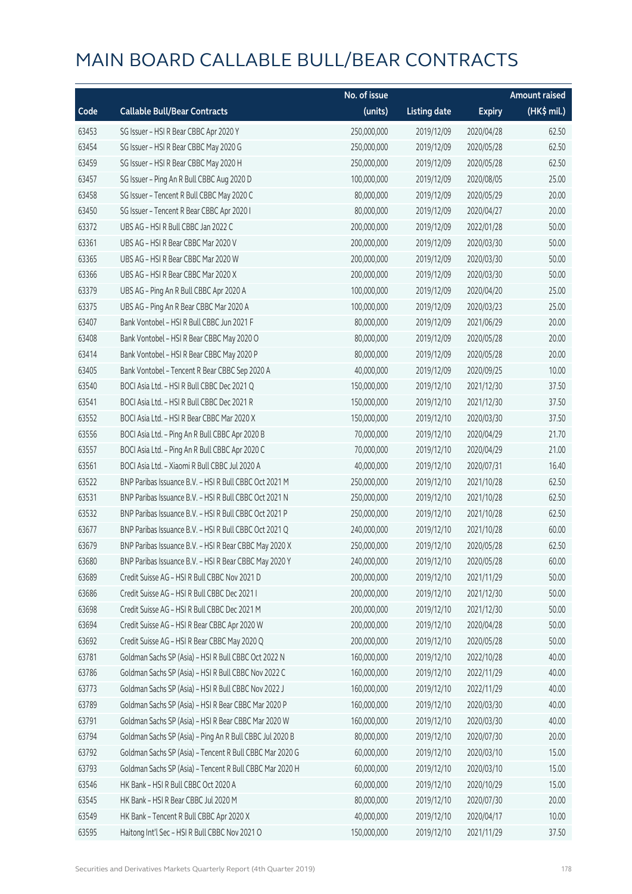# MAIN BOARD CALLABLE BULL/BEAR CONTRACTS

| Code | Callable Bull/Bear Contracts | No. of issue (units) | Listing date | Expiry | Amount raised (HK$ mil.) |
|---|---|---|---|---|---|
| 63453 | SG Issuer – HSI R Bear CBBC Apr 2020 Y | 250,000,000 | 2019/12/09 | 2020/04/28 | 62.50 |
| 63454 | SG Issuer – HSI R Bear CBBC May 2020 G | 250,000,000 | 2019/12/09 | 2020/05/28 | 62.50 |
| 63459 | SG Issuer – HSI R Bear CBBC May 2020 H | 250,000,000 | 2019/12/09 | 2020/05/28 | 62.50 |
| 63457 | SG Issuer – Ping An R Bull CBBC Aug 2020 D | 100,000,000 | 2019/12/09 | 2020/08/05 | 25.00 |
| 63458 | SG Issuer – Tencent R Bull CBBC May 2020 C | 80,000,000 | 2019/12/09 | 2020/05/29 | 20.00 |
| 63450 | SG Issuer – Tencent R Bear CBBC Apr 2020 I | 80,000,000 | 2019/12/09 | 2020/04/27 | 20.00 |
| 63372 | UBS AG – HSI R Bull CBBC Jan 2022 C | 200,000,000 | 2019/12/09 | 2022/01/28 | 50.00 |
| 63361 | UBS AG – HSI R Bear CBBC Mar 2020 V | 200,000,000 | 2019/12/09 | 2020/03/30 | 50.00 |
| 63365 | UBS AG – HSI R Bear CBBC Mar 2020 W | 200,000,000 | 2019/12/09 | 2020/03/30 | 50.00 |
| 63366 | UBS AG – HSI R Bear CBBC Mar 2020 X | 200,000,000 | 2019/12/09 | 2020/03/30 | 50.00 |
| 63379 | UBS AG – Ping An R Bull CBBC Apr 2020 A | 100,000,000 | 2019/12/09 | 2020/04/20 | 25.00 |
| 63375 | UBS AG – Ping An R Bear CBBC Mar 2020 A | 100,000,000 | 2019/12/09 | 2020/03/23 | 25.00 |
| 63407 | Bank Vontobel – HSI R Bull CBBC Jun 2021 F | 80,000,000 | 2019/12/09 | 2021/06/29 | 20.00 |
| 63408 | Bank Vontobel – HSI R Bear CBBC May 2020 O | 80,000,000 | 2019/12/09 | 2020/05/28 | 20.00 |
| 63414 | Bank Vontobel – HSI R Bear CBBC May 2020 P | 80,000,000 | 2019/12/09 | 2020/05/28 | 20.00 |
| 63405 | Bank Vontobel – Tencent R Bear CBBC Sep 2020 A | 40,000,000 | 2019/12/09 | 2020/09/25 | 10.00 |
| 63540 | BOCI Asia Ltd. – HSI R Bull CBBC Dec 2021 Q | 150,000,000 | 2019/12/10 | 2021/12/30 | 37.50 |
| 63541 | BOCI Asia Ltd. – HSI R Bull CBBC Dec 2021 R | 150,000,000 | 2019/12/10 | 2021/12/30 | 37.50 |
| 63552 | BOCI Asia Ltd. – HSI R Bear CBBC Mar 2020 X | 150,000,000 | 2019/12/10 | 2020/03/30 | 37.50 |
| 63556 | BOCI Asia Ltd. – Ping An R Bull CBBC Apr 2020 B | 70,000,000 | 2019/12/10 | 2020/04/29 | 21.70 |
| 63557 | BOCI Asia Ltd. – Ping An R Bull CBBC Apr 2020 C | 70,000,000 | 2019/12/10 | 2020/04/29 | 21.00 |
| 63561 | BOCI Asia Ltd. – Xiaomi R Bull CBBC Jul 2020 A | 40,000,000 | 2019/12/10 | 2020/07/31 | 16.40 |
| 63522 | BNP Paribas Issuance B.V. – HSI R Bull CBBC Oct 2021 M | 250,000,000 | 2019/12/10 | 2021/10/28 | 62.50 |
| 63531 | BNP Paribas Issuance B.V. – HSI R Bull CBBC Oct 2021 N | 250,000,000 | 2019/12/10 | 2021/10/28 | 62.50 |
| 63532 | BNP Paribas Issuance B.V. – HSI R Bull CBBC Oct 2021 P | 250,000,000 | 2019/12/10 | 2021/10/28 | 62.50 |
| 63677 | BNP Paribas Issuance B.V. – HSI R Bull CBBC Oct 2021 Q | 240,000,000 | 2019/12/10 | 2021/10/28 | 60.00 |
| 63679 | BNP Paribas Issuance B.V. – HSI R Bear CBBC May 2020 X | 250,000,000 | 2019/12/10 | 2020/05/28 | 62.50 |
| 63680 | BNP Paribas Issuance B.V. – HSI R Bear CBBC May 2020 Y | 240,000,000 | 2019/12/10 | 2020/05/28 | 60.00 |
| 63689 | Credit Suisse AG – HSI R Bull CBBC Nov 2021 D | 200,000,000 | 2019/12/10 | 2021/11/29 | 50.00 |
| 63686 | Credit Suisse AG – HSI R Bull CBBC Dec 2021 I | 200,000,000 | 2019/12/10 | 2021/12/30 | 50.00 |
| 63698 | Credit Suisse AG – HSI R Bull CBBC Dec 2021 M | 200,000,000 | 2019/12/10 | 2021/12/30 | 50.00 |
| 63694 | Credit Suisse AG – HSI R Bear CBBC Apr 2020 W | 200,000,000 | 2019/12/10 | 2020/04/28 | 50.00 |
| 63692 | Credit Suisse AG – HSI R Bear CBBC May 2020 Q | 200,000,000 | 2019/12/10 | 2020/05/28 | 50.00 |
| 63781 | Goldman Sachs SP (Asia) – HSI R Bull CBBC Oct 2022 N | 160,000,000 | 2019/12/10 | 2022/10/28 | 40.00 |
| 63786 | Goldman Sachs SP (Asia) – HSI R Bull CBBC Nov 2022 C | 160,000,000 | 2019/12/10 | 2022/11/29 | 40.00 |
| 63773 | Goldman Sachs SP (Asia) – HSI R Bull CBBC Nov 2022 J | 160,000,000 | 2019/12/10 | 2022/11/29 | 40.00 |
| 63789 | Goldman Sachs SP (Asia) – HSI R Bear CBBC Mar 2020 P | 160,000,000 | 2019/12/10 | 2020/03/30 | 40.00 |
| 63791 | Goldman Sachs SP (Asia) – HSI R Bear CBBC Mar 2020 W | 160,000,000 | 2019/12/10 | 2020/03/30 | 40.00 |
| 63794 | Goldman Sachs SP (Asia) – Ping An R Bull CBBC Jul 2020 B | 80,000,000 | 2019/12/10 | 2020/07/30 | 20.00 |
| 63792 | Goldman Sachs SP (Asia) – Tencent R Bull CBBC Mar 2020 G | 60,000,000 | 2019/12/10 | 2020/03/10 | 15.00 |
| 63793 | Goldman Sachs SP (Asia) – Tencent R Bull CBBC Mar 2020 H | 60,000,000 | 2019/12/10 | 2020/03/10 | 15.00 |
| 63546 | HK Bank – HSI R Bull CBBC Oct 2020 A | 60,000,000 | 2019/12/10 | 2020/10/29 | 15.00 |
| 63545 | HK Bank – HSI R Bear CBBC Jul 2020 M | 80,000,000 | 2019/12/10 | 2020/07/30 | 20.00 |
| 63549 | HK Bank – Tencent R Bull CBBC Apr 2020 X | 40,000,000 | 2019/12/10 | 2020/04/17 | 10.00 |
| 63595 | Haitong Int'l Sec – HSI R Bull CBBC Nov 2021 O | 150,000,000 | 2019/12/10 | 2021/11/29 | 37.50 |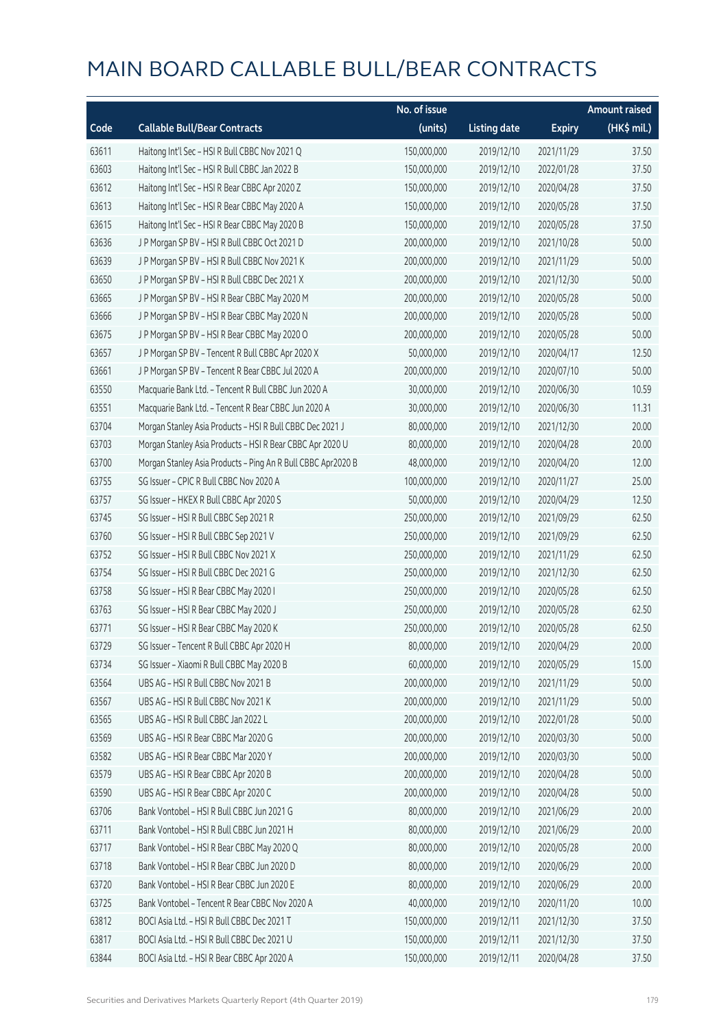# MAIN BOARD CALLABLE BULL/BEAR CONTRACTS

| Code | Callable Bull/Bear Contracts | No. of issue (units) | Listing date | Expiry | Amount raised (HK$ mil.) |
|---|---|---|---|---|---|
| 63611 | Haitong Int'l Sec – HSI R Bull CBBC Nov 2021 Q | 150,000,000 | 2019/12/10 | 2021/11/29 | 37.50 |
| 63603 | Haitong Int'l Sec – HSI R Bull CBBC Jan 2022 B | 150,000,000 | 2019/12/10 | 2022/01/28 | 37.50 |
| 63612 | Haitong Int'l Sec – HSI R Bear CBBC Apr 2020 Z | 150,000,000 | 2019/12/10 | 2020/04/28 | 37.50 |
| 63613 | Haitong Int'l Sec – HSI R Bear CBBC May 2020 A | 150,000,000 | 2019/12/10 | 2020/05/28 | 37.50 |
| 63615 | Haitong Int'l Sec – HSI R Bear CBBC May 2020 B | 150,000,000 | 2019/12/10 | 2020/05/28 | 37.50 |
| 63636 | J P Morgan SP BV – HSI R Bull CBBC Oct 2021 D | 200,000,000 | 2019/12/10 | 2021/10/28 | 50.00 |
| 63639 | J P Morgan SP BV – HSI R Bull CBBC Nov 2021 K | 200,000,000 | 2019/12/10 | 2021/11/29 | 50.00 |
| 63650 | J P Morgan SP BV – HSI R Bull CBBC Dec 2021 X | 200,000,000 | 2019/12/10 | 2021/12/30 | 50.00 |
| 63665 | J P Morgan SP BV – HSI R Bear CBBC May 2020 M | 200,000,000 | 2019/12/10 | 2020/05/28 | 50.00 |
| 63666 | J P Morgan SP BV – HSI R Bear CBBC May 2020 N | 200,000,000 | 2019/12/10 | 2020/05/28 | 50.00 |
| 63675 | J P Morgan SP BV – HSI R Bear CBBC May 2020 O | 200,000,000 | 2019/12/10 | 2020/05/28 | 50.00 |
| 63657 | J P Morgan SP BV – Tencent R Bull CBBC Apr 2020 X | 50,000,000 | 2019/12/10 | 2020/04/17 | 12.50 |
| 63661 | J P Morgan SP BV – Tencent R Bear CBBC Jul 2020 A | 200,000,000 | 2019/12/10 | 2020/07/10 | 50.00 |
| 63550 | Macquarie Bank Ltd. – Tencent R Bull CBBC Jun 2020 A | 30,000,000 | 2019/12/10 | 2020/06/30 | 10.59 |
| 63551 | Macquarie Bank Ltd. – Tencent R Bear CBBC Jun 2020 A | 30,000,000 | 2019/12/10 | 2020/06/30 | 11.31 |
| 63704 | Morgan Stanley Asia Products – HSI R Bull CBBC Dec 2021 J | 80,000,000 | 2019/12/10 | 2021/12/30 | 20.00 |
| 63703 | Morgan Stanley Asia Products – HSI R Bear CBBC Apr 2020 U | 80,000,000 | 2019/12/10 | 2020/04/28 | 20.00 |
| 63700 | Morgan Stanley Asia Products – Ping An R Bull CBBC Apr2020 B | 48,000,000 | 2019/12/10 | 2020/04/20 | 12.00 |
| 63755 | SG Issuer – CPIC R Bull CBBC Nov 2020 A | 100,000,000 | 2019/12/10 | 2020/11/27 | 25.00 |
| 63757 | SG Issuer – HKEX R Bull CBBC Apr 2020 S | 50,000,000 | 2019/12/10 | 2020/04/29 | 12.50 |
| 63745 | SG Issuer – HSI R Bull CBBC Sep 2021 R | 250,000,000 | 2019/12/10 | 2021/09/29 | 62.50 |
| 63760 | SG Issuer – HSI R Bull CBBC Sep 2021 V | 250,000,000 | 2019/12/10 | 2021/09/29 | 62.50 |
| 63752 | SG Issuer – HSI R Bull CBBC Nov 2021 X | 250,000,000 | 2019/12/10 | 2021/11/29 | 62.50 |
| 63754 | SG Issuer – HSI R Bull CBBC Dec 2021 G | 250,000,000 | 2019/12/10 | 2021/12/30 | 62.50 |
| 63758 | SG Issuer – HSI R Bear CBBC May 2020 I | 250,000,000 | 2019/12/10 | 2020/05/28 | 62.50 |
| 63763 | SG Issuer – HSI R Bear CBBC May 2020 J | 250,000,000 | 2019/12/10 | 2020/05/28 | 62.50 |
| 63771 | SG Issuer – HSI R Bear CBBC May 2020 K | 250,000,000 | 2019/12/10 | 2020/05/28 | 62.50 |
| 63729 | SG Issuer – Tencent R Bull CBBC Apr 2020 H | 80,000,000 | 2019/12/10 | 2020/04/29 | 20.00 |
| 63734 | SG Issuer – Xiaomi R Bull CBBC May 2020 B | 60,000,000 | 2019/12/10 | 2020/05/29 | 15.00 |
| 63564 | UBS AG – HSI R Bull CBBC Nov 2021 B | 200,000,000 | 2019/12/10 | 2021/11/29 | 50.00 |
| 63567 | UBS AG – HSI R Bull CBBC Nov 2021 K | 200,000,000 | 2019/12/10 | 2021/11/29 | 50.00 |
| 63565 | UBS AG – HSI R Bull CBBC Jan 2022 L | 200,000,000 | 2019/12/10 | 2022/01/28 | 50.00 |
| 63569 | UBS AG – HSI R Bear CBBC Mar 2020 G | 200,000,000 | 2019/12/10 | 2020/03/30 | 50.00 |
| 63582 | UBS AG – HSI R Bear CBBC Mar 2020 Y | 200,000,000 | 2019/12/10 | 2020/03/30 | 50.00 |
| 63579 | UBS AG – HSI R Bear CBBC Apr 2020 B | 200,000,000 | 2019/12/10 | 2020/04/28 | 50.00 |
| 63590 | UBS AG – HSI R Bear CBBC Apr 2020 C | 200,000,000 | 2019/12/10 | 2020/04/28 | 50.00 |
| 63706 | Bank Vontobel – HSI R Bull CBBC Jun 2021 G | 80,000,000 | 2019/12/10 | 2021/06/29 | 20.00 |
| 63711 | Bank Vontobel – HSI R Bull CBBC Jun 2021 H | 80,000,000 | 2019/12/10 | 2021/06/29 | 20.00 |
| 63717 | Bank Vontobel – HSI R Bear CBBC May 2020 Q | 80,000,000 | 2019/12/10 | 2020/05/28 | 20.00 |
| 63718 | Bank Vontobel – HSI R Bear CBBC Jun 2020 D | 80,000,000 | 2019/12/10 | 2020/06/29 | 20.00 |
| 63720 | Bank Vontobel – HSI R Bear CBBC Jun 2020 E | 80,000,000 | 2019/12/10 | 2020/06/29 | 20.00 |
| 63725 | Bank Vontobel – Tencent R Bear CBBC Nov 2020 A | 40,000,000 | 2019/12/10 | 2020/11/20 | 10.00 |
| 63812 | BOCI Asia Ltd. – HSI R Bull CBBC Dec 2021 T | 150,000,000 | 2019/12/11 | 2021/12/30 | 37.50 |
| 63817 | BOCI Asia Ltd. – HSI R Bull CBBC Dec 2021 U | 150,000,000 | 2019/12/11 | 2021/12/30 | 37.50 |
| 63844 | BOCI Asia Ltd. – HSI R Bear CBBC Apr 2020 A | 150,000,000 | 2019/12/11 | 2020/04/28 | 37.50 |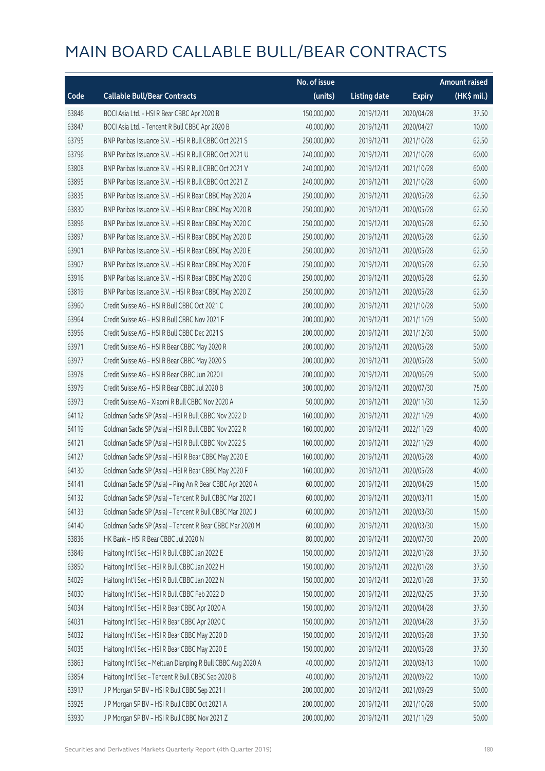# MAIN BOARD CALLABLE BULL/BEAR CONTRACTS

| Code | Callable Bull/Bear Contracts | No. of issue (units) | Listing date | Expiry | Amount raised (HK$ mil.) |
|---|---|---|---|---|---|
| 63846 | BOCI Asia Ltd. – HSI R Bear CBBC Apr 2020 B | 150,000,000 | 2019/12/11 | 2020/04/28 | 37.50 |
| 63847 | BOCI Asia Ltd. – Tencent R Bull CBBC Apr 2020 B | 40,000,000 | 2019/12/11 | 2020/04/27 | 10.00 |
| 63795 | BNP Paribas Issuance B.V. – HSI R Bull CBBC Oct 2021 S | 250,000,000 | 2019/12/11 | 2021/10/28 | 62.50 |
| 63796 | BNP Paribas Issuance B.V. – HSI R Bull CBBC Oct 2021 U | 240,000,000 | 2019/12/11 | 2021/10/28 | 60.00 |
| 63808 | BNP Paribas Issuance B.V. – HSI R Bull CBBC Oct 2021 V | 240,000,000 | 2019/12/11 | 2021/10/28 | 60.00 |
| 63895 | BNP Paribas Issuance B.V. – HSI R Bull CBBC Oct 2021 Z | 240,000,000 | 2019/12/11 | 2021/10/28 | 60.00 |
| 63835 | BNP Paribas Issuance B.V. – HSI R Bear CBBC May 2020 A | 250,000,000 | 2019/12/11 | 2020/05/28 | 62.50 |
| 63830 | BNP Paribas Issuance B.V. – HSI R Bear CBBC May 2020 B | 250,000,000 | 2019/12/11 | 2020/05/28 | 62.50 |
| 63896 | BNP Paribas Issuance B.V. – HSI R Bear CBBC May 2020 C | 250,000,000 | 2019/12/11 | 2020/05/28 | 62.50 |
| 63897 | BNP Paribas Issuance B.V. – HSI R Bear CBBC May 2020 D | 250,000,000 | 2019/12/11 | 2020/05/28 | 62.50 |
| 63901 | BNP Paribas Issuance B.V. – HSI R Bear CBBC May 2020 E | 250,000,000 | 2019/12/11 | 2020/05/28 | 62.50 |
| 63907 | BNP Paribas Issuance B.V. – HSI R Bear CBBC May 2020 F | 250,000,000 | 2019/12/11 | 2020/05/28 | 62.50 |
| 63916 | BNP Paribas Issuance B.V. – HSI R Bear CBBC May 2020 G | 250,000,000 | 2019/12/11 | 2020/05/28 | 62.50 |
| 63819 | BNP Paribas Issuance B.V. – HSI R Bear CBBC May 2020 Z | 250,000,000 | 2019/12/11 | 2020/05/28 | 62.50 |
| 63960 | Credit Suisse AG – HSI R Bull CBBC Oct 2021 C | 200,000,000 | 2019/12/11 | 2021/10/28 | 50.00 |
| 63964 | Credit Suisse AG – HSI R Bull CBBC Nov 2021 F | 200,000,000 | 2019/12/11 | 2021/11/29 | 50.00 |
| 63956 | Credit Suisse AG – HSI R Bull CBBC Dec 2021 S | 200,000,000 | 2019/12/11 | 2021/12/30 | 50.00 |
| 63971 | Credit Suisse AG – HSI R Bear CBBC May 2020 R | 200,000,000 | 2019/12/11 | 2020/05/28 | 50.00 |
| 63977 | Credit Suisse AG – HSI R Bear CBBC May 2020 S | 200,000,000 | 2019/12/11 | 2020/05/28 | 50.00 |
| 63978 | Credit Suisse AG – HSI R Bear CBBC Jun 2020 I | 200,000,000 | 2019/12/11 | 2020/06/29 | 50.00 |
| 63979 | Credit Suisse AG – HSI R Bear CBBC Jul 2020 B | 300,000,000 | 2019/12/11 | 2020/07/30 | 75.00 |
| 63973 | Credit Suisse AG – Xiaomi R Bull CBBC Nov 2020 A | 50,000,000 | 2019/12/11 | 2020/11/30 | 12.50 |
| 64112 | Goldman Sachs SP (Asia) – HSI R Bull CBBC Nov 2022 D | 160,000,000 | 2019/12/11 | 2022/11/29 | 40.00 |
| 64119 | Goldman Sachs SP (Asia) – HSI R Bull CBBC Nov 2022 R | 160,000,000 | 2019/12/11 | 2022/11/29 | 40.00 |
| 64121 | Goldman Sachs SP (Asia) – HSI R Bull CBBC Nov 2022 S | 160,000,000 | 2019/12/11 | 2022/11/29 | 40.00 |
| 64127 | Goldman Sachs SP (Asia) – HSI R Bear CBBC May 2020 E | 160,000,000 | 2019/12/11 | 2020/05/28 | 40.00 |
| 64130 | Goldman Sachs SP (Asia) – HSI R Bear CBBC May 2020 F | 160,000,000 | 2019/12/11 | 2020/05/28 | 40.00 |
| 64141 | Goldman Sachs SP (Asia) – Ping An R Bear CBBC Apr 2020 A | 60,000,000 | 2019/12/11 | 2020/04/29 | 15.00 |
| 64132 | Goldman Sachs SP (Asia) – Tencent R Bull CBBC Mar 2020 I | 60,000,000 | 2019/12/11 | 2020/03/11 | 15.00 |
| 64133 | Goldman Sachs SP (Asia) – Tencent R Bull CBBC Mar 2020 J | 60,000,000 | 2019/12/11 | 2020/03/30 | 15.00 |
| 64140 | Goldman Sachs SP (Asia) – Tencent R Bear CBBC Mar 2020 M | 60,000,000 | 2019/12/11 | 2020/03/30 | 15.00 |
| 63836 | HK Bank – HSI R Bear CBBC Jul 2020 N | 80,000,000 | 2019/12/11 | 2020/07/30 | 20.00 |
| 63849 | Haitong Int'l Sec – HSI R Bull CBBC Jan 2022 E | 150,000,000 | 2019/12/11 | 2022/01/28 | 37.50 |
| 63850 | Haitong Int'l Sec – HSI R Bull CBBC Jan 2022 H | 150,000,000 | 2019/12/11 | 2022/01/28 | 37.50 |
| 64029 | Haitong Int'l Sec – HSI R Bull CBBC Jan 2022 N | 150,000,000 | 2019/12/11 | 2022/01/28 | 37.50 |
| 64030 | Haitong Int'l Sec – HSI R Bull CBBC Feb 2022 D | 150,000,000 | 2019/12/11 | 2022/02/25 | 37.50 |
| 64034 | Haitong Int'l Sec – HSI R Bear CBBC Apr 2020 A | 150,000,000 | 2019/12/11 | 2020/04/28 | 37.50 |
| 64031 | Haitong Int'l Sec – HSI R Bear CBBC Apr 2020 C | 150,000,000 | 2019/12/11 | 2020/04/28 | 37.50 |
| 64032 | Haitong Int'l Sec – HSI R Bear CBBC May 2020 D | 150,000,000 | 2019/12/11 | 2020/05/28 | 37.50 |
| 64035 | Haitong Int'l Sec – HSI R Bear CBBC May 2020 E | 150,000,000 | 2019/12/11 | 2020/05/28 | 37.50 |
| 63863 | Haitong Int'l Sec – Meituan Dianping R Bull CBBC Aug 2020 A | 40,000,000 | 2019/12/11 | 2020/08/13 | 10.00 |
| 63854 | Haitong Int'l Sec – Tencent R Bull CBBC Sep 2020 B | 40,000,000 | 2019/12/11 | 2020/09/22 | 10.00 |
| 63917 | J P Morgan SP BV – HSI R Bull CBBC Sep 2021 I | 200,000,000 | 2019/12/11 | 2021/09/29 | 50.00 |
| 63925 | J P Morgan SP BV – HSI R Bull CBBC Oct 2021 A | 200,000,000 | 2019/12/11 | 2021/10/28 | 50.00 |
| 63930 | J P Morgan SP BV – HSI R Bull CBBC Nov 2021 Z | 200,000,000 | 2019/12/11 | 2021/11/29 | 50.00 |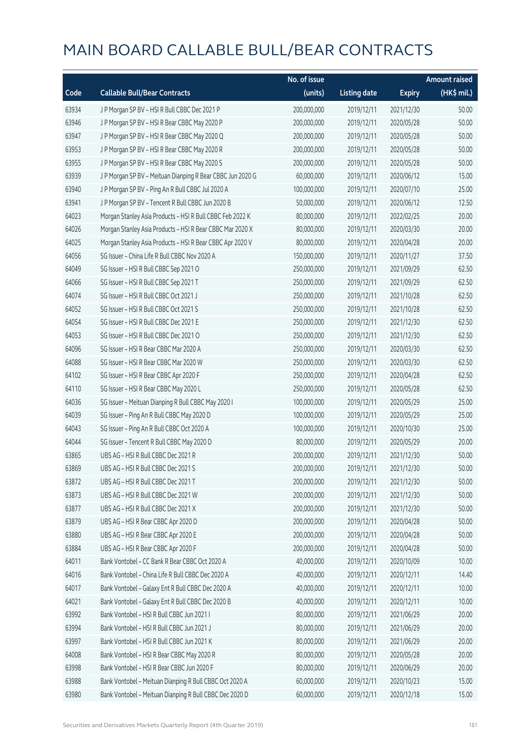# MAIN BOARD CALLABLE BULL/BEAR CONTRACTS

| Code | Callable Bull/Bear Contracts | No. of issue (units) | Listing date | Expiry | Amount raised (HK$ mil.) |
|---|---|---|---|---|---|
| 63934 | J P Morgan SP BV - HSI R Bull CBBC Dec 2021 P | 200,000,000 | 2019/12/11 | 2021/12/30 | 50.00 |
| 63946 | J P Morgan SP BV - HSI R Bear CBBC May 2020 P | 200,000,000 | 2019/12/11 | 2020/05/28 | 50.00 |
| 63947 | J P Morgan SP BV - HSI R Bear CBBC May 2020 Q | 200,000,000 | 2019/12/11 | 2020/05/28 | 50.00 |
| 63953 | J P Morgan SP BV - HSI R Bear CBBC May 2020 R | 200,000,000 | 2019/12/11 | 2020/05/28 | 50.00 |
| 63955 | J P Morgan SP BV - HSI R Bear CBBC May 2020 S | 200,000,000 | 2019/12/11 | 2020/05/28 | 50.00 |
| 63939 | J P Morgan SP BV - Meituan Dianping R Bear CBBC Jun 2020 G | 60,000,000 | 2019/12/11 | 2020/06/12 | 15.00 |
| 63940 | J P Morgan SP BV - Ping An R Bull CBBC Jul 2020 A | 100,000,000 | 2019/12/11 | 2020/07/10 | 25.00 |
| 63941 | J P Morgan SP BV - Tencent R Bull CBBC Jun 2020 B | 50,000,000 | 2019/12/11 | 2020/06/12 | 12.50 |
| 64023 | Morgan Stanley Asia Products - HSI R Bull CBBC Feb 2022 K | 80,000,000 | 2019/12/11 | 2022/02/25 | 20.00 |
| 64026 | Morgan Stanley Asia Products - HSI R Bear CBBC Mar 2020 X | 80,000,000 | 2019/12/11 | 2020/03/30 | 20.00 |
| 64025 | Morgan Stanley Asia Products - HSI R Bear CBBC Apr 2020 V | 80,000,000 | 2019/12/11 | 2020/04/28 | 20.00 |
| 64056 | SG Issuer - China Life R Bull CBBC Nov 2020 A | 150,000,000 | 2019/12/11 | 2020/11/27 | 37.50 |
| 64049 | SG Issuer - HSI R Bull CBBC Sep 2021 O | 250,000,000 | 2019/12/11 | 2021/09/29 | 62.50 |
| 64066 | SG Issuer - HSI R Bull CBBC Sep 2021 T | 250,000,000 | 2019/12/11 | 2021/09/29 | 62.50 |
| 64074 | SG Issuer - HSI R Bull CBBC Oct 2021 J | 250,000,000 | 2019/12/11 | 2021/10/28 | 62.50 |
| 64052 | SG Issuer - HSI R Bull CBBC Oct 2021 S | 250,000,000 | 2019/12/11 | 2021/10/28 | 62.50 |
| 64054 | SG Issuer - HSI R Bull CBBC Dec 2021 E | 250,000,000 | 2019/12/11 | 2021/12/30 | 62.50 |
| 64053 | SG Issuer - HSI R Bull CBBC Dec 2021 O | 250,000,000 | 2019/12/11 | 2021/12/30 | 62.50 |
| 64096 | SG Issuer - HSI R Bear CBBC Mar 2020 A | 250,000,000 | 2019/12/11 | 2020/03/30 | 62.50 |
| 64088 | SG Issuer - HSI R Bear CBBC Mar 2020 W | 250,000,000 | 2019/12/11 | 2020/03/30 | 62.50 |
| 64102 | SG Issuer - HSI R Bear CBBC Apr 2020 F | 250,000,000 | 2019/12/11 | 2020/04/28 | 62.50 |
| 64110 | SG Issuer - HSI R Bear CBBC May 2020 L | 250,000,000 | 2019/12/11 | 2020/05/28 | 62.50 |
| 64036 | SG Issuer - Meituan Dianping R Bull CBBC May 2020 I | 100,000,000 | 2019/12/11 | 2020/05/29 | 25.00 |
| 64039 | SG Issuer - Ping An R Bull CBBC May 2020 D | 100,000,000 | 2019/12/11 | 2020/05/29 | 25.00 |
| 64043 | SG Issuer - Ping An R Bull CBBC Oct 2020 A | 100,000,000 | 2019/12/11 | 2020/10/30 | 25.00 |
| 64044 | SG Issuer - Tencent R Bull CBBC May 2020 D | 80,000,000 | 2019/12/11 | 2020/05/29 | 20.00 |
| 63865 | UBS AG - HSI R Bull CBBC Dec 2021 R | 200,000,000 | 2019/12/11 | 2021/12/30 | 50.00 |
| 63869 | UBS AG - HSI R Bull CBBC Dec 2021 S | 200,000,000 | 2019/12/11 | 2021/12/30 | 50.00 |
| 63872 | UBS AG - HSI R Bull CBBC Dec 2021 T | 200,000,000 | 2019/12/11 | 2021/12/30 | 50.00 |
| 63873 | UBS AG - HSI R Bull CBBC Dec 2021 W | 200,000,000 | 2019/12/11 | 2021/12/30 | 50.00 |
| 63877 | UBS AG - HSI R Bull CBBC Dec 2021 X | 200,000,000 | 2019/12/11 | 2021/12/30 | 50.00 |
| 63879 | UBS AG - HSI R Bear CBBC Apr 2020 D | 200,000,000 | 2019/12/11 | 2020/04/28 | 50.00 |
| 63880 | UBS AG - HSI R Bear CBBC Apr 2020 E | 200,000,000 | 2019/12/11 | 2020/04/28 | 50.00 |
| 63884 | UBS AG - HSI R Bear CBBC Apr 2020 F | 200,000,000 | 2019/12/11 | 2020/04/28 | 50.00 |
| 64011 | Bank Vontobel - CC Bank R Bear CBBC Oct 2020 A | 40,000,000 | 2019/12/11 | 2020/10/09 | 10.00 |
| 64016 | Bank Vontobel - China Life R Bull CBBC Dec 2020 A | 40,000,000 | 2019/12/11 | 2020/12/11 | 14.40 |
| 64017 | Bank Vontobel - Galaxy Ent R Bull CBBC Dec 2020 A | 40,000,000 | 2019/12/11 | 2020/12/11 | 10.00 |
| 64021 | Bank Vontobel - Galaxy Ent R Bull CBBC Dec 2020 B | 40,000,000 | 2019/12/11 | 2020/12/11 | 10.00 |
| 63992 | Bank Vontobel - HSI R Bull CBBC Jun 2021 I | 80,000,000 | 2019/12/11 | 2021/06/29 | 20.00 |
| 63994 | Bank Vontobel - HSI R Bull CBBC Jun 2021 J | 80,000,000 | 2019/12/11 | 2021/06/29 | 20.00 |
| 63997 | Bank Vontobel - HSI R Bull CBBC Jun 2021 K | 80,000,000 | 2019/12/11 | 2021/06/29 | 20.00 |
| 64008 | Bank Vontobel - HSI R Bear CBBC May 2020 R | 80,000,000 | 2019/12/11 | 2020/05/28 | 20.00 |
| 63998 | Bank Vontobel - HSI R Bear CBBC Jun 2020 F | 80,000,000 | 2019/12/11 | 2020/06/29 | 20.00 |
| 63988 | Bank Vontobel - Meituan Dianping R Bull CBBC Oct 2020 A | 60,000,000 | 2019/12/11 | 2020/10/23 | 15.00 |
| 63980 | Bank Vontobel - Meituan Dianping R Bull CBBC Dec 2020 D | 60,000,000 | 2019/12/11 | 2020/12/18 | 15.00 |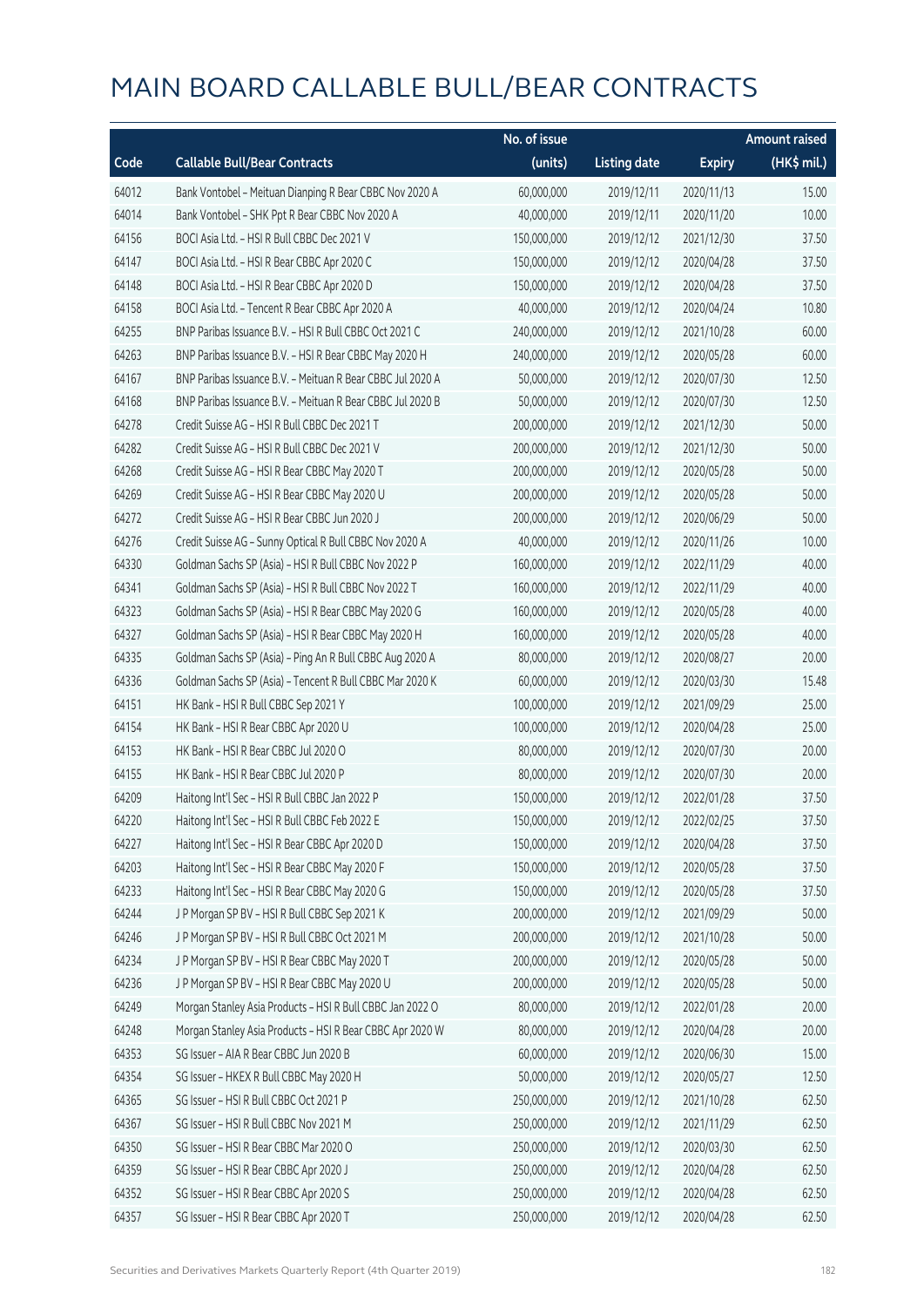# MAIN BOARD CALLABLE BULL/BEAR CONTRACTS

| Code | Callable Bull/Bear Contracts | No. of issue (units) | Listing date | Expiry | Amount raised (HK$ mil.) |
|---|---|---|---|---|---|
| 64012 | Bank Vontobel – Meituan Dianping R Bear CBBC Nov 2020 A | 60,000,000 | 2019/12/11 | 2020/11/13 | 15.00 |
| 64014 | Bank Vontobel – SHK Ppt R Bear CBBC Nov 2020 A | 40,000,000 | 2019/12/11 | 2020/11/20 | 10.00 |
| 64156 | BOCI Asia Ltd. – HSI R Bull CBBC Dec 2021 V | 150,000,000 | 2019/12/12 | 2021/12/30 | 37.50 |
| 64147 | BOCI Asia Ltd. – HSI R Bear CBBC Apr 2020 C | 150,000,000 | 2019/12/12 | 2020/04/28 | 37.50 |
| 64148 | BOCI Asia Ltd. – HSI R Bear CBBC Apr 2020 D | 150,000,000 | 2019/12/12 | 2020/04/28 | 37.50 |
| 64158 | BOCI Asia Ltd. – Tencent R Bear CBBC Apr 2020 A | 40,000,000 | 2019/12/12 | 2020/04/24 | 10.80 |
| 64255 | BNP Paribas Issuance B.V. – HSI R Bull CBBC Oct 2021 C | 240,000,000 | 2019/12/12 | 2021/10/28 | 60.00 |
| 64263 | BNP Paribas Issuance B.V. – HSI R Bear CBBC May 2020 H | 240,000,000 | 2019/12/12 | 2020/05/28 | 60.00 |
| 64167 | BNP Paribas Issuance B.V. – Meituan R Bear CBBC Jul 2020 A | 50,000,000 | 2019/12/12 | 2020/07/30 | 12.50 |
| 64168 | BNP Paribas Issuance B.V. – Meituan R Bear CBBC Jul 2020 B | 50,000,000 | 2019/12/12 | 2020/07/30 | 12.50 |
| 64278 | Credit Suisse AG – HSI R Bull CBBC Dec 2021 T | 200,000,000 | 2019/12/12 | 2021/12/30 | 50.00 |
| 64282 | Credit Suisse AG – HSI R Bull CBBC Dec 2021 V | 200,000,000 | 2019/12/12 | 2021/12/30 | 50.00 |
| 64268 | Credit Suisse AG – HSI R Bear CBBC May 2020 T | 200,000,000 | 2019/12/12 | 2020/05/28 | 50.00 |
| 64269 | Credit Suisse AG – HSI R Bear CBBC May 2020 U | 200,000,000 | 2019/12/12 | 2020/05/28 | 50.00 |
| 64272 | Credit Suisse AG – HSI R Bear CBBC Jun 2020 J | 200,000,000 | 2019/12/12 | 2020/06/29 | 50.00 |
| 64276 | Credit Suisse AG – Sunny Optical R Bull CBBC Nov 2020 A | 40,000,000 | 2019/12/12 | 2020/11/26 | 10.00 |
| 64330 | Goldman Sachs SP (Asia) – HSI R Bull CBBC Nov 2022 P | 160,000,000 | 2019/12/12 | 2022/11/29 | 40.00 |
| 64341 | Goldman Sachs SP (Asia) – HSI R Bull CBBC Nov 2022 T | 160,000,000 | 2019/12/12 | 2022/11/29 | 40.00 |
| 64323 | Goldman Sachs SP (Asia) – HSI R Bear CBBC May 2020 G | 160,000,000 | 2019/12/12 | 2020/05/28 | 40.00 |
| 64327 | Goldman Sachs SP (Asia) – HSI R Bear CBBC May 2020 H | 160,000,000 | 2019/12/12 | 2020/05/28 | 40.00 |
| 64335 | Goldman Sachs SP (Asia) – Ping An R Bull CBBC Aug 2020 A | 80,000,000 | 2019/12/12 | 2020/08/27 | 20.00 |
| 64336 | Goldman Sachs SP (Asia) – Tencent R Bull CBBC Mar 2020 K | 60,000,000 | 2019/12/12 | 2020/03/30 | 15.48 |
| 64151 | HK Bank – HSI R Bull CBBC Sep 2021 Y | 100,000,000 | 2019/12/12 | 2021/09/29 | 25.00 |
| 64154 | HK Bank – HSI R Bear CBBC Apr 2020 U | 100,000,000 | 2019/12/12 | 2020/04/28 | 25.00 |
| 64153 | HK Bank – HSI R Bear CBBC Jul 2020 O | 80,000,000 | 2019/12/12 | 2020/07/30 | 20.00 |
| 64155 | HK Bank – HSI R Bear CBBC Jul 2020 P | 80,000,000 | 2019/12/12 | 2020/07/30 | 20.00 |
| 64209 | Haitong Int'l Sec – HSI R Bull CBBC Jan 2022 P | 150,000,000 | 2019/12/12 | 2022/01/28 | 37.50 |
| 64220 | Haitong Int'l Sec – HSI R Bull CBBC Feb 2022 E | 150,000,000 | 2019/12/12 | 2022/02/25 | 37.50 |
| 64227 | Haitong Int'l Sec – HSI R Bear CBBC Apr 2020 D | 150,000,000 | 2019/12/12 | 2020/04/28 | 37.50 |
| 64203 | Haitong Int'l Sec – HSI R Bear CBBC May 2020 F | 150,000,000 | 2019/12/12 | 2020/05/28 | 37.50 |
| 64233 | Haitong Int'l Sec – HSI R Bear CBBC May 2020 G | 150,000,000 | 2019/12/12 | 2020/05/28 | 37.50 |
| 64244 | J P Morgan SP BV – HSI R Bull CBBC Sep 2021 K | 200,000,000 | 2019/12/12 | 2021/09/29 | 50.00 |
| 64246 | J P Morgan SP BV – HSI R Bull CBBC Oct 2021 M | 200,000,000 | 2019/12/12 | 2021/10/28 | 50.00 |
| 64234 | J P Morgan SP BV – HSI R Bear CBBC May 2020 T | 200,000,000 | 2019/12/12 | 2020/05/28 | 50.00 |
| 64236 | J P Morgan SP BV – HSI R Bear CBBC May 2020 U | 200,000,000 | 2019/12/12 | 2020/05/28 | 50.00 |
| 64249 | Morgan Stanley Asia Products – HSI R Bull CBBC Jan 2022 O | 80,000,000 | 2019/12/12 | 2022/01/28 | 20.00 |
| 64248 | Morgan Stanley Asia Products – HSI R Bear CBBC Apr 2020 W | 80,000,000 | 2019/12/12 | 2020/04/28 | 20.00 |
| 64353 | SG Issuer – AIA R Bear CBBC Jun 2020 B | 60,000,000 | 2019/12/12 | 2020/06/30 | 15.00 |
| 64354 | SG Issuer – HKEX R Bull CBBC May 2020 H | 50,000,000 | 2019/12/12 | 2020/05/27 | 12.50 |
| 64365 | SG Issuer – HSI R Bull CBBC Oct 2021 P | 250,000,000 | 2019/12/12 | 2021/10/28 | 62.50 |
| 64367 | SG Issuer – HSI R Bull CBBC Nov 2021 M | 250,000,000 | 2019/12/12 | 2021/11/29 | 62.50 |
| 64350 | SG Issuer – HSI R Bear CBBC Mar 2020 O | 250,000,000 | 2019/12/12 | 2020/03/30 | 62.50 |
| 64359 | SG Issuer – HSI R Bear CBBC Apr 2020 J | 250,000,000 | 2019/12/12 | 2020/04/28 | 62.50 |
| 64352 | SG Issuer – HSI R Bear CBBC Apr 2020 S | 250,000,000 | 2019/12/12 | 2020/04/28 | 62.50 |
| 64357 | SG Issuer – HSI R Bear CBBC Apr 2020 T | 250,000,000 | 2019/12/12 | 2020/04/28 | 62.50 |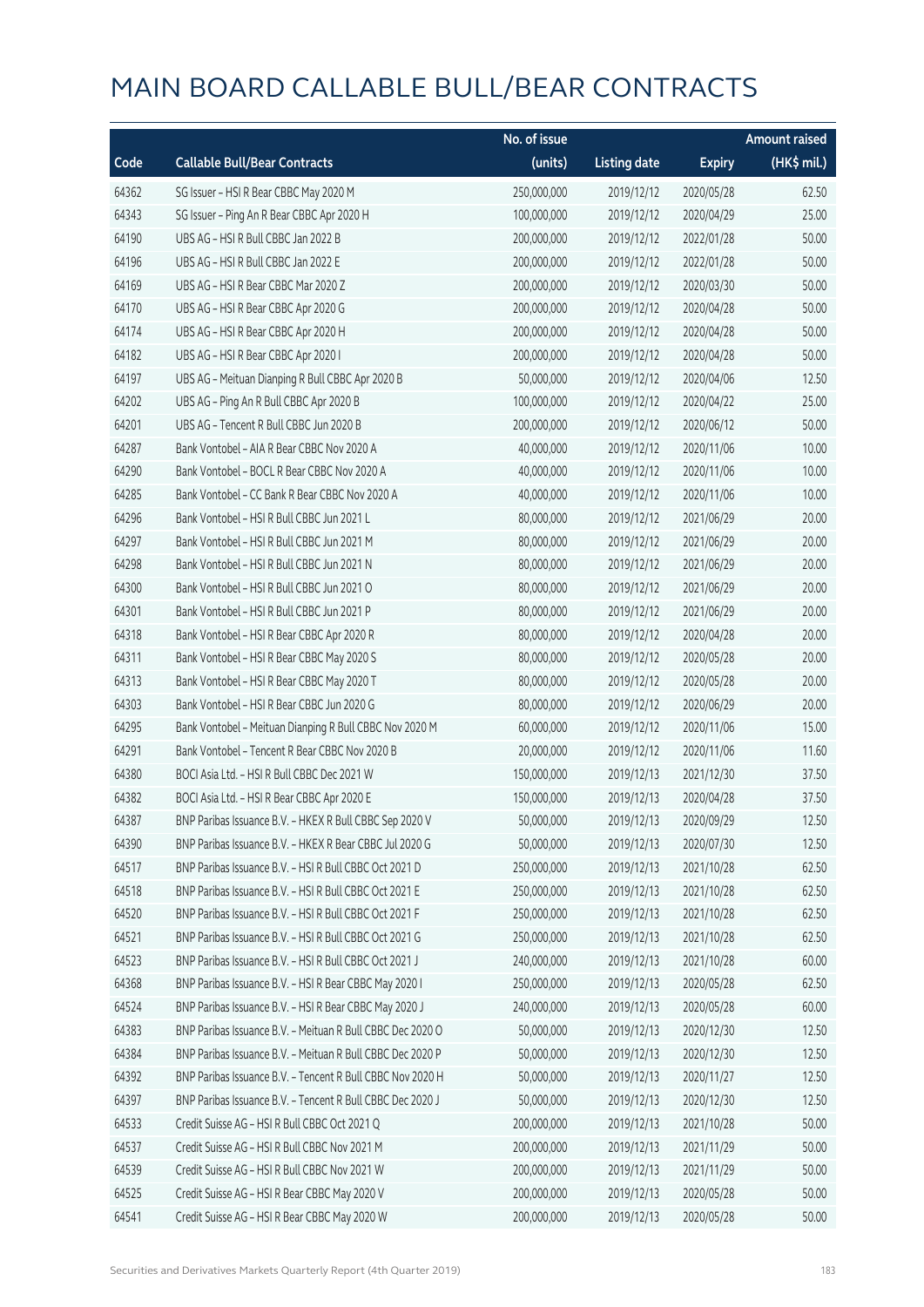# MAIN BOARD CALLABLE BULL/BEAR CONTRACTS

| Code | Callable Bull/Bear Contracts | No. of issue (units) | Listing date | Expiry | Amount raised (HK$ mil.) |
|---|---|---|---|---|---|
| 64362 | SG Issuer – HSI R Bear CBBC May 2020 M | 250,000,000 | 2019/12/12 | 2020/05/28 | 62.50 |
| 64343 | SG Issuer – Ping An R Bear CBBC Apr 2020 H | 100,000,000 | 2019/12/12 | 2020/04/29 | 25.00 |
| 64190 | UBS AG – HSI R Bull CBBC Jan 2022 B | 200,000,000 | 2019/12/12 | 2022/01/28 | 50.00 |
| 64196 | UBS AG – HSI R Bull CBBC Jan 2022 E | 200,000,000 | 2019/12/12 | 2022/01/28 | 50.00 |
| 64169 | UBS AG – HSI R Bear CBBC Mar 2020 Z | 200,000,000 | 2019/12/12 | 2020/03/30 | 50.00 |
| 64170 | UBS AG – HSI R Bear CBBC Apr 2020 G | 200,000,000 | 2019/12/12 | 2020/04/28 | 50.00 |
| 64174 | UBS AG – HSI R Bear CBBC Apr 2020 H | 200,000,000 | 2019/12/12 | 2020/04/28 | 50.00 |
| 64182 | UBS AG – HSI R Bear CBBC Apr 2020 I | 200,000,000 | 2019/12/12 | 2020/04/28 | 50.00 |
| 64197 | UBS AG – Meituan Dianping R Bull CBBC Apr 2020 B | 50,000,000 | 2019/12/12 | 2020/04/06 | 12.50 |
| 64202 | UBS AG – Ping An R Bull CBBC Apr 2020 B | 100,000,000 | 2019/12/12 | 2020/04/22 | 25.00 |
| 64201 | UBS AG – Tencent R Bull CBBC Jun 2020 B | 200,000,000 | 2019/12/12 | 2020/06/12 | 50.00 |
| 64287 | Bank Vontobel – AIA R Bear CBBC Nov 2020 A | 40,000,000 | 2019/12/12 | 2020/11/06 | 10.00 |
| 64290 | Bank Vontobel – BOCL R Bear CBBC Nov 2020 A | 40,000,000 | 2019/12/12 | 2020/11/06 | 10.00 |
| 64285 | Bank Vontobel – CC Bank R Bear CBBC Nov 2020 A | 40,000,000 | 2019/12/12 | 2020/11/06 | 10.00 |
| 64296 | Bank Vontobel – HSI R Bull CBBC Jun 2021 L | 80,000,000 | 2019/12/12 | 2021/06/29 | 20.00 |
| 64297 | Bank Vontobel – HSI R Bull CBBC Jun 2021 M | 80,000,000 | 2019/12/12 | 2021/06/29 | 20.00 |
| 64298 | Bank Vontobel – HSI R Bull CBBC Jun 2021 N | 80,000,000 | 2019/12/12 | 2021/06/29 | 20.00 |
| 64300 | Bank Vontobel – HSI R Bull CBBC Jun 2021 O | 80,000,000 | 2019/12/12 | 2021/06/29 | 20.00 |
| 64301 | Bank Vontobel – HSI R Bull CBBC Jun 2021 P | 80,000,000 | 2019/12/12 | 2021/06/29 | 20.00 |
| 64318 | Bank Vontobel – HSI R Bear CBBC Apr 2020 R | 80,000,000 | 2019/12/12 | 2020/04/28 | 20.00 |
| 64311 | Bank Vontobel – HSI R Bear CBBC May 2020 S | 80,000,000 | 2019/12/12 | 2020/05/28 | 20.00 |
| 64313 | Bank Vontobel – HSI R Bear CBBC May 2020 T | 80,000,000 | 2019/12/12 | 2020/05/28 | 20.00 |
| 64303 | Bank Vontobel – HSI R Bear CBBC Jun 2020 G | 80,000,000 | 2019/12/12 | 2020/06/29 | 20.00 |
| 64295 | Bank Vontobel – Meituan Dianping R Bull CBBC Nov 2020 M | 60,000,000 | 2019/12/12 | 2020/11/06 | 15.00 |
| 64291 | Bank Vontobel – Tencent R Bear CBBC Nov 2020 B | 20,000,000 | 2019/12/12 | 2020/11/06 | 11.60 |
| 64380 | BOCI Asia Ltd. – HSI R Bull CBBC Dec 2021 W | 150,000,000 | 2019/12/13 | 2021/12/30 | 37.50 |
| 64382 | BOCI Asia Ltd. – HSI R Bear CBBC Apr 2020 E | 150,000,000 | 2019/12/13 | 2020/04/28 | 37.50 |
| 64387 | BNP Paribas Issuance B.V. – HKEX R Bull CBBC Sep 2020 V | 50,000,000 | 2019/12/13 | 2020/09/29 | 12.50 |
| 64390 | BNP Paribas Issuance B.V. – HKEX R Bear CBBC Jul 2020 G | 50,000,000 | 2019/12/13 | 2020/07/30 | 12.50 |
| 64517 | BNP Paribas Issuance B.V. – HSI R Bull CBBC Oct 2021 D | 250,000,000 | 2019/12/13 | 2021/10/28 | 62.50 |
| 64518 | BNP Paribas Issuance B.V. – HSI R Bull CBBC Oct 2021 E | 250,000,000 | 2019/12/13 | 2021/10/28 | 62.50 |
| 64520 | BNP Paribas Issuance B.V. – HSI R Bull CBBC Oct 2021 F | 250,000,000 | 2019/12/13 | 2021/10/28 | 62.50 |
| 64521 | BNP Paribas Issuance B.V. – HSI R Bull CBBC Oct 2021 G | 250,000,000 | 2019/12/13 | 2021/10/28 | 62.50 |
| 64523 | BNP Paribas Issuance B.V. – HSI R Bull CBBC Oct 2021 J | 240,000,000 | 2019/12/13 | 2021/10/28 | 60.00 |
| 64368 | BNP Paribas Issuance B.V. – HSI R Bear CBBC May 2020 I | 250,000,000 | 2019/12/13 | 2020/05/28 | 62.50 |
| 64524 | BNP Paribas Issuance B.V. – HSI R Bear CBBC May 2020 J | 240,000,000 | 2019/12/13 | 2020/05/28 | 60.00 |
| 64383 | BNP Paribas Issuance B.V. – Meituan R Bull CBBC Dec 2020 O | 50,000,000 | 2019/12/13 | 2020/12/30 | 12.50 |
| 64384 | BNP Paribas Issuance B.V. – Meituan R Bull CBBC Dec 2020 P | 50,000,000 | 2019/12/13 | 2020/12/30 | 12.50 |
| 64392 | BNP Paribas Issuance B.V. – Tencent R Bull CBBC Nov 2020 H | 50,000,000 | 2019/12/13 | 2020/11/27 | 12.50 |
| 64397 | BNP Paribas Issuance B.V. – Tencent R Bull CBBC Dec 2020 J | 50,000,000 | 2019/12/13 | 2020/12/30 | 12.50 |
| 64533 | Credit Suisse AG – HSI R Bull CBBC Oct 2021 Q | 200,000,000 | 2019/12/13 | 2021/10/28 | 50.00 |
| 64537 | Credit Suisse AG – HSI R Bull CBBC Nov 2021 M | 200,000,000 | 2019/12/13 | 2021/11/29 | 50.00 |
| 64539 | Credit Suisse AG – HSI R Bull CBBC Nov 2021 W | 200,000,000 | 2019/12/13 | 2021/11/29 | 50.00 |
| 64525 | Credit Suisse AG – HSI R Bear CBBC May 2020 V | 200,000,000 | 2019/12/13 | 2020/05/28 | 50.00 |
| 64541 | Credit Suisse AG – HSI R Bear CBBC May 2020 W | 200,000,000 | 2019/12/13 | 2020/05/28 | 50.00 |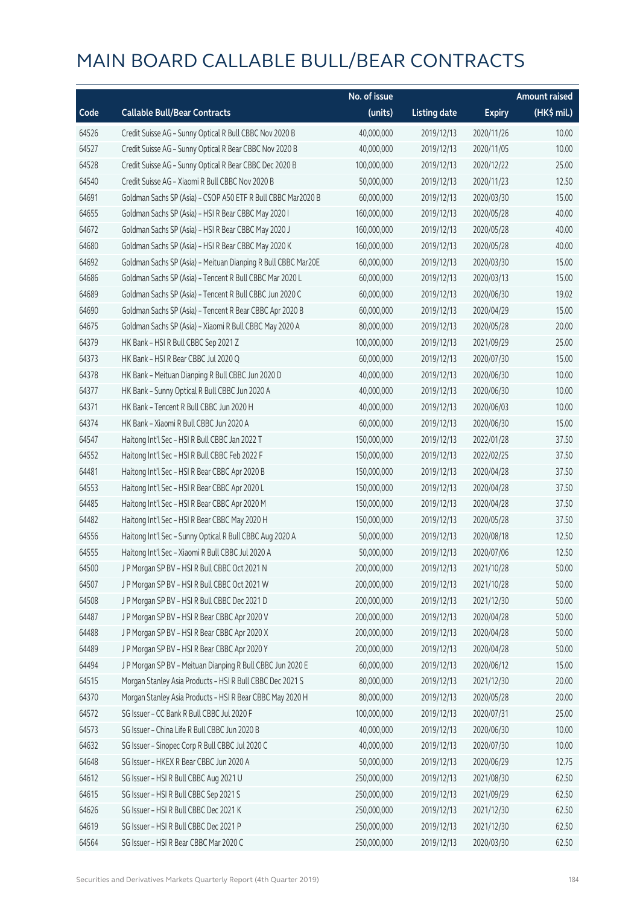# MAIN BOARD CALLABLE BULL/BEAR CONTRACTS

| Code | Callable Bull/Bear Contracts | No. of issue (units) | Listing date | Expiry | Amount raised (HK$ mil.) |
|---|---|---|---|---|---|
| 64526 | Credit Suisse AG - Sunny Optical R Bull CBBC Nov 2020 B | 40,000,000 | 2019/12/13 | 2020/11/26 | 10.00 |
| 64527 | Credit Suisse AG - Sunny Optical R Bear CBBC Nov 2020 B | 40,000,000 | 2019/12/13 | 2020/11/05 | 10.00 |
| 64528 | Credit Suisse AG - Sunny Optical R Bear CBBC Dec 2020 B | 100,000,000 | 2019/12/13 | 2020/12/22 | 25.00 |
| 64540 | Credit Suisse AG - Xiaomi R Bull CBBC Nov 2020 B | 50,000,000 | 2019/12/13 | 2020/11/23 | 12.50 |
| 64691 | Goldman Sachs SP (Asia) - CSOP A50 ETF R Bull CBBC Mar2020 B | 60,000,000 | 2019/12/13 | 2020/03/30 | 15.00 |
| 64655 | Goldman Sachs SP (Asia) - HSI R Bear CBBC May 2020 I | 160,000,000 | 2019/12/13 | 2020/05/28 | 40.00 |
| 64672 | Goldman Sachs SP (Asia) - HSI R Bear CBBC May 2020 J | 160,000,000 | 2019/12/13 | 2020/05/28 | 40.00 |
| 64680 | Goldman Sachs SP (Asia) - HSI R Bear CBBC May 2020 K | 160,000,000 | 2019/12/13 | 2020/05/28 | 40.00 |
| 64692 | Goldman Sachs SP (Asia) - Meituan Dianping R Bull CBBC Mar20E | 60,000,000 | 2019/12/13 | 2020/03/30 | 15.00 |
| 64686 | Goldman Sachs SP (Asia) - Tencent R Bull CBBC Mar 2020 L | 60,000,000 | 2019/12/13 | 2020/03/13 | 15.00 |
| 64689 | Goldman Sachs SP (Asia) - Tencent R Bull CBBC Jun 2020 C | 60,000,000 | 2019/12/13 | 2020/06/30 | 19.02 |
| 64690 | Goldman Sachs SP (Asia) - Tencent R Bear CBBC Apr 2020 B | 60,000,000 | 2019/12/13 | 2020/04/29 | 15.00 |
| 64675 | Goldman Sachs SP (Asia) - Xiaomi R Bull CBBC May 2020 A | 80,000,000 | 2019/12/13 | 2020/05/28 | 20.00 |
| 64379 | HK Bank - HSI R Bull CBBC Sep 2021 Z | 100,000,000 | 2019/12/13 | 2021/09/29 | 25.00 |
| 64373 | HK Bank - HSI R Bear CBBC Jul 2020 Q | 60,000,000 | 2019/12/13 | 2020/07/30 | 15.00 |
| 64378 | HK Bank - Meituan Dianping R Bull CBBC Jun 2020 D | 40,000,000 | 2019/12/13 | 2020/06/30 | 10.00 |
| 64377 | HK Bank - Sunny Optical R Bull CBBC Jun 2020 A | 40,000,000 | 2019/12/13 | 2020/06/30 | 10.00 |
| 64371 | HK Bank - Tencent R Bull CBBC Jun 2020 H | 40,000,000 | 2019/12/13 | 2020/06/03 | 10.00 |
| 64374 | HK Bank - Xiaomi R Bull CBBC Jun 2020 A | 60,000,000 | 2019/12/13 | 2020/06/30 | 15.00 |
| 64547 | Haitong Int'l Sec - HSI R Bull CBBC Jan 2022 T | 150,000,000 | 2019/12/13 | 2022/01/28 | 37.50 |
| 64552 | Haitong Int'l Sec - HSI R Bull CBBC Feb 2022 F | 150,000,000 | 2019/12/13 | 2022/02/25 | 37.50 |
| 64481 | Haitong Int'l Sec - HSI R Bear CBBC Apr 2020 B | 150,000,000 | 2019/12/13 | 2020/04/28 | 37.50 |
| 64553 | Haitong Int'l Sec - HSI R Bear CBBC Apr 2020 L | 150,000,000 | 2019/12/13 | 2020/04/28 | 37.50 |
| 64485 | Haitong Int'l Sec - HSI R Bear CBBC Apr 2020 M | 150,000,000 | 2019/12/13 | 2020/04/28 | 37.50 |
| 64482 | Haitong Int'l Sec - HSI R Bear CBBC May 2020 H | 150,000,000 | 2019/12/13 | 2020/05/28 | 37.50 |
| 64556 | Haitong Int'l Sec - Sunny Optical R Bull CBBC Aug 2020 A | 50,000,000 | 2019/12/13 | 2020/08/18 | 12.50 |
| 64555 | Haitong Int'l Sec - Xiaomi R Bull CBBC Jul 2020 A | 50,000,000 | 2019/12/13 | 2020/07/06 | 12.50 |
| 64500 | J P Morgan SP BV - HSI R Bull CBBC Oct 2021 N | 200,000,000 | 2019/12/13 | 2021/10/28 | 50.00 |
| 64507 | J P Morgan SP BV - HSI R Bull CBBC Oct 2021 W | 200,000,000 | 2019/12/13 | 2021/10/28 | 50.00 |
| 64508 | J P Morgan SP BV - HSI R Bull CBBC Dec 2021 D | 200,000,000 | 2019/12/13 | 2021/12/30 | 50.00 |
| 64487 | J P Morgan SP BV - HSI R Bear CBBC Apr 2020 V | 200,000,000 | 2019/12/13 | 2020/04/28 | 50.00 |
| 64488 | J P Morgan SP BV - HSI R Bear CBBC Apr 2020 X | 200,000,000 | 2019/12/13 | 2020/04/28 | 50.00 |
| 64489 | J P Morgan SP BV - HSI R Bear CBBC Apr 2020 Y | 200,000,000 | 2019/12/13 | 2020/04/28 | 50.00 |
| 64494 | J P Morgan SP BV - Meituan Dianping R Bull CBBC Jun 2020 E | 60,000,000 | 2019/12/13 | 2020/06/12 | 15.00 |
| 64515 | Morgan Stanley Asia Products - HSI R Bull CBBC Dec 2021 S | 80,000,000 | 2019/12/13 | 2021/12/30 | 20.00 |
| 64370 | Morgan Stanley Asia Products - HSI R Bear CBBC May 2020 H | 80,000,000 | 2019/12/13 | 2020/05/28 | 20.00 |
| 64572 | SG Issuer - CC Bank R Bull CBBC Jul 2020 F | 100,000,000 | 2019/12/13 | 2020/07/31 | 25.00 |
| 64573 | SG Issuer - China Life R Bull CBBC Jun 2020 B | 40,000,000 | 2019/12/13 | 2020/06/30 | 10.00 |
| 64632 | SG Issuer - Sinopec Corp R Bull CBBC Jul 2020 C | 40,000,000 | 2019/12/13 | 2020/07/30 | 10.00 |
| 64648 | SG Issuer - HKEX R Bear CBBC Jun 2020 A | 50,000,000 | 2019/12/13 | 2020/06/29 | 12.75 |
| 64612 | SG Issuer - HSI R Bull CBBC Aug 2021 U | 250,000,000 | 2019/12/13 | 2021/08/30 | 62.50 |
| 64615 | SG Issuer - HSI R Bull CBBC Sep 2021 S | 250,000,000 | 2019/12/13 | 2021/09/29 | 62.50 |
| 64626 | SG Issuer - HSI R Bull CBBC Dec 2021 K | 250,000,000 | 2019/12/13 | 2021/12/30 | 62.50 |
| 64619 | SG Issuer - HSI R Bull CBBC Dec 2021 P | 250,000,000 | 2019/12/13 | 2021/12/30 | 62.50 |
| 64564 | SG Issuer - HSI R Bear CBBC Mar 2020 C | 250,000,000 | 2019/12/13 | 2020/03/30 | 62.50 |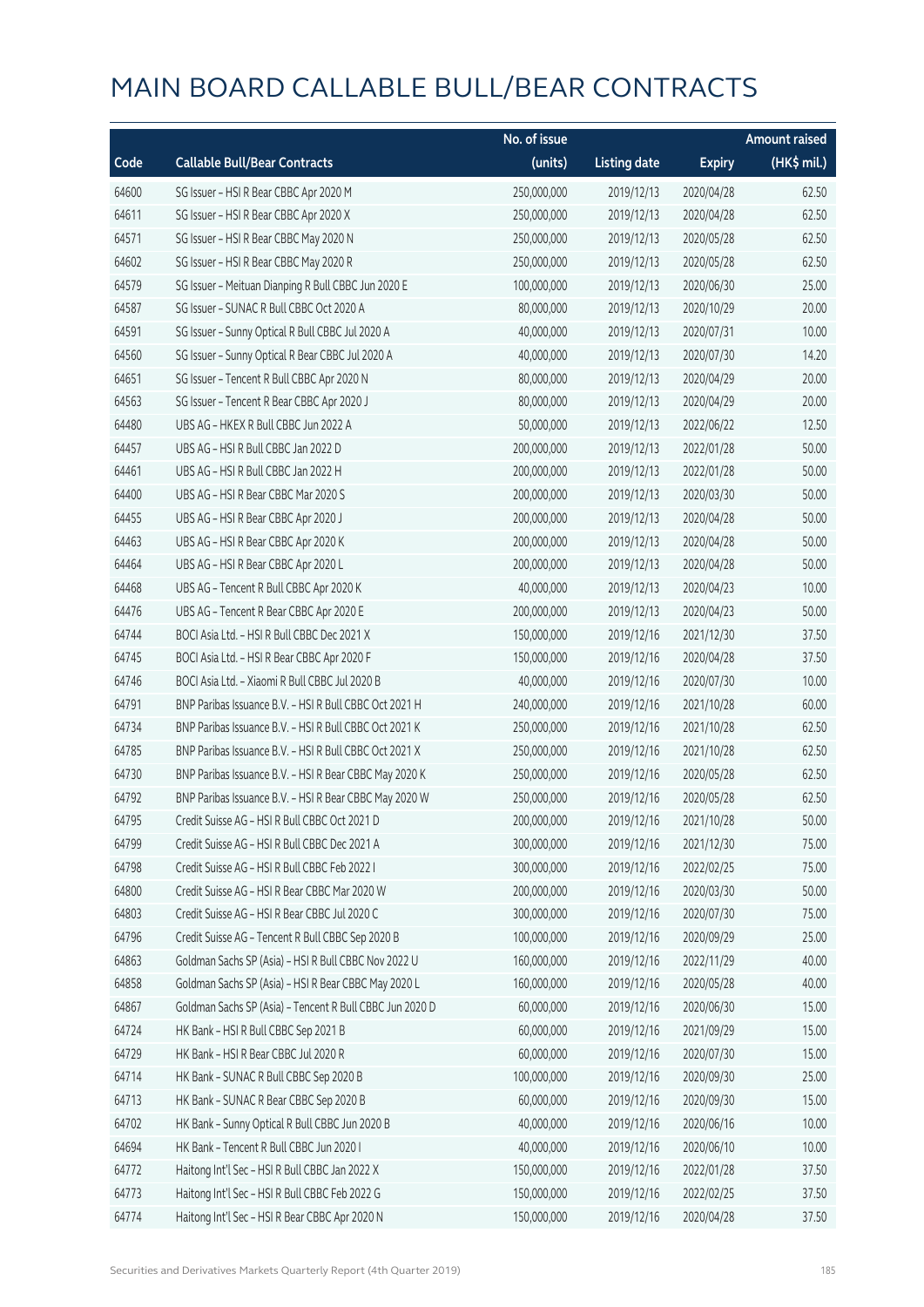# MAIN BOARD CALLABLE BULL/BEAR CONTRACTS

| Code | Callable Bull/Bear Contracts | No. of issue (units) | Listing date | Expiry | Amount raised (HK$ mil.) |
|---|---|---|---|---|---|
| 64600 | SG Issuer – HSI R Bear CBBC Apr 2020 M | 250,000,000 | 2019/12/13 | 2020/04/28 | 62.50 |
| 64611 | SG Issuer – HSI R Bear CBBC Apr 2020 X | 250,000,000 | 2019/12/13 | 2020/04/28 | 62.50 |
| 64571 | SG Issuer – HSI R Bear CBBC May 2020 N | 250,000,000 | 2019/12/13 | 2020/05/28 | 62.50 |
| 64602 | SG Issuer – HSI R Bear CBBC May 2020 R | 250,000,000 | 2019/12/13 | 2020/05/28 | 62.50 |
| 64579 | SG Issuer – Meituan Dianping R Bull CBBC Jun 2020 E | 100,000,000 | 2019/12/13 | 2020/06/30 | 25.00 |
| 64587 | SG Issuer – SUNAC R Bull CBBC Oct 2020 A | 80,000,000 | 2019/12/13 | 2020/10/29 | 20.00 |
| 64591 | SG Issuer – Sunny Optical R Bull CBBC Jul 2020 A | 40,000,000 | 2019/12/13 | 2020/07/31 | 10.00 |
| 64560 | SG Issuer – Sunny Optical R Bear CBBC Jul 2020 A | 40,000,000 | 2019/12/13 | 2020/07/30 | 14.20 |
| 64651 | SG Issuer – Tencent R Bull CBBC Apr 2020 N | 80,000,000 | 2019/12/13 | 2020/04/29 | 20.00 |
| 64563 | SG Issuer – Tencent R Bear CBBC Apr 2020 J | 80,000,000 | 2019/12/13 | 2020/04/29 | 20.00 |
| 64480 | UBS AG – HKEX R Bull CBBC Jun 2022 A | 50,000,000 | 2019/12/13 | 2022/06/22 | 12.50 |
| 64457 | UBS AG – HSI R Bull CBBC Jan 2022 D | 200,000,000 | 2019/12/13 | 2022/01/28 | 50.00 |
| 64461 | UBS AG – HSI R Bull CBBC Jan 2022 H | 200,000,000 | 2019/12/13 | 2022/01/28 | 50.00 |
| 64400 | UBS AG – HSI R Bear CBBC Mar 2020 S | 200,000,000 | 2019/12/13 | 2020/03/30 | 50.00 |
| 64455 | UBS AG – HSI R Bear CBBC Apr 2020 J | 200,000,000 | 2019/12/13 | 2020/04/28 | 50.00 |
| 64463 | UBS AG – HSI R Bear CBBC Apr 2020 K | 200,000,000 | 2019/12/13 | 2020/04/28 | 50.00 |
| 64464 | UBS AG – HSI R Bear CBBC Apr 2020 L | 200,000,000 | 2019/12/13 | 2020/04/28 | 50.00 |
| 64468 | UBS AG – Tencent R Bull CBBC Apr 2020 K | 40,000,000 | 2019/12/13 | 2020/04/23 | 10.00 |
| 64476 | UBS AG – Tencent R Bear CBBC Apr 2020 E | 200,000,000 | 2019/12/13 | 2020/04/23 | 50.00 |
| 64744 | BOCI Asia Ltd. – HSI R Bull CBBC Dec 2021 X | 150,000,000 | 2019/12/16 | 2021/12/30 | 37.50 |
| 64745 | BOCI Asia Ltd. – HSI R Bear CBBC Apr 2020 F | 150,000,000 | 2019/12/16 | 2020/04/28 | 37.50 |
| 64746 | BOCI Asia Ltd. – Xiaomi R Bull CBBC Jul 2020 B | 40,000,000 | 2019/12/16 | 2020/07/30 | 10.00 |
| 64791 | BNP Paribas Issuance B.V. – HSI R Bull CBBC Oct 2021 H | 240,000,000 | 2019/12/16 | 2021/10/28 | 60.00 |
| 64734 | BNP Paribas Issuance B.V. – HSI R Bull CBBC Oct 2021 K | 250,000,000 | 2019/12/16 | 2021/10/28 | 62.50 |
| 64785 | BNP Paribas Issuance B.V. – HSI R Bull CBBC Oct 2021 X | 250,000,000 | 2019/12/16 | 2021/10/28 | 62.50 |
| 64730 | BNP Paribas Issuance B.V. – HSI R Bear CBBC May 2020 K | 250,000,000 | 2019/12/16 | 2020/05/28 | 62.50 |
| 64792 | BNP Paribas Issuance B.V. – HSI R Bear CBBC May 2020 W | 250,000,000 | 2019/12/16 | 2020/05/28 | 62.50 |
| 64795 | Credit Suisse AG – HSI R Bull CBBC Oct 2021 D | 200,000,000 | 2019/12/16 | 2021/10/28 | 50.00 |
| 64799 | Credit Suisse AG – HSI R Bull CBBC Dec 2021 A | 300,000,000 | 2019/12/16 | 2021/12/30 | 75.00 |
| 64798 | Credit Suisse AG – HSI R Bull CBBC Feb 2022 I | 300,000,000 | 2019/12/16 | 2022/02/25 | 75.00 |
| 64800 | Credit Suisse AG – HSI R Bear CBBC Mar 2020 W | 200,000,000 | 2019/12/16 | 2020/03/30 | 50.00 |
| 64803 | Credit Suisse AG – HSI R Bear CBBC Jul 2020 C | 300,000,000 | 2019/12/16 | 2020/07/30 | 75.00 |
| 64796 | Credit Suisse AG – Tencent R Bull CBBC Sep 2020 B | 100,000,000 | 2019/12/16 | 2020/09/29 | 25.00 |
| 64863 | Goldman Sachs SP (Asia) – HSI R Bull CBBC Nov 2022 U | 160,000,000 | 2019/12/16 | 2022/11/29 | 40.00 |
| 64858 | Goldman Sachs SP (Asia) – HSI R Bear CBBC May 2020 L | 160,000,000 | 2019/12/16 | 2020/05/28 | 40.00 |
| 64867 | Goldman Sachs SP (Asia) – Tencent R Bull CBBC Jun 2020 D | 60,000,000 | 2019/12/16 | 2020/06/30 | 15.00 |
| 64724 | HK Bank – HSI R Bull CBBC Sep 2021 B | 60,000,000 | 2019/12/16 | 2021/09/29 | 15.00 |
| 64729 | HK Bank – HSI R Bear CBBC Jul 2020 R | 60,000,000 | 2019/12/16 | 2020/07/30 | 15.00 |
| 64714 | HK Bank – SUNAC R Bull CBBC Sep 2020 B | 100,000,000 | 2019/12/16 | 2020/09/30 | 25.00 |
| 64713 | HK Bank – SUNAC R Bear CBBC Sep 2020 B | 60,000,000 | 2019/12/16 | 2020/09/30 | 15.00 |
| 64702 | HK Bank – Sunny Optical R Bull CBBC Jun 2020 B | 40,000,000 | 2019/12/16 | 2020/06/16 | 10.00 |
| 64694 | HK Bank – Tencent R Bull CBBC Jun 2020 I | 40,000,000 | 2019/12/16 | 2020/06/10 | 10.00 |
| 64772 | Haitong Int'l Sec – HSI R Bull CBBC Jan 2022 X | 150,000,000 | 2019/12/16 | 2022/01/28 | 37.50 |
| 64773 | Haitong Int'l Sec – HSI R Bull CBBC Feb 2022 G | 150,000,000 | 2019/12/16 | 2022/02/25 | 37.50 |
| 64774 | Haitong Int'l Sec – HSI R Bear CBBC Apr 2020 N | 150,000,000 | 2019/12/16 | 2020/04/28 | 37.50 |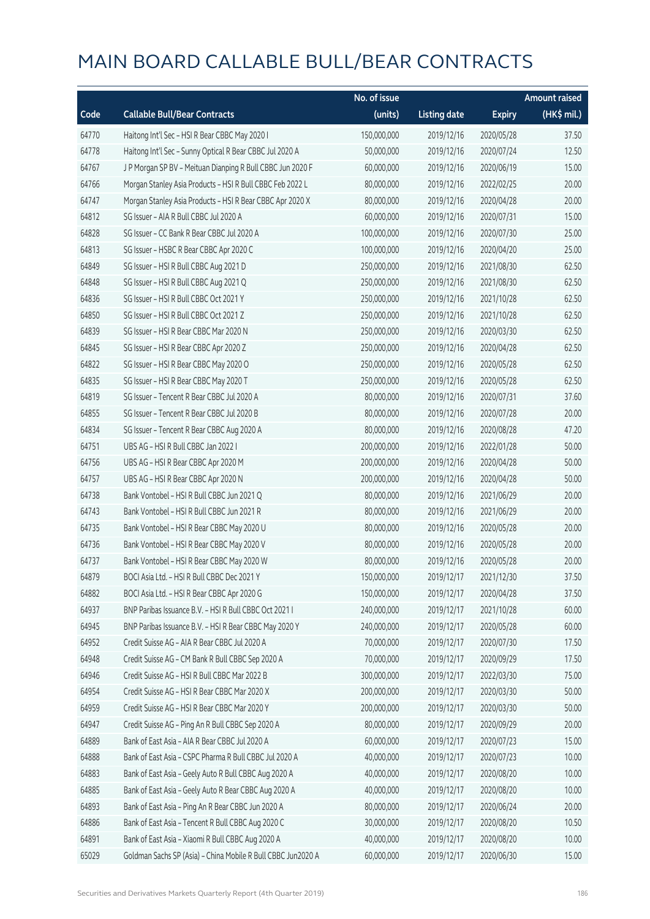# MAIN BOARD CALLABLE BULL/BEAR CONTRACTS

| Code | Callable Bull/Bear Contracts | No. of issue (units) | Listing date | Expiry | Amount raised (HK$ mil.) |
|---|---|---|---|---|---|
| 64770 | Haitong Int'l Sec - HSI R Bear CBBC May 2020 I | 150,000,000 | 2019/12/16 | 2020/05/28 | 37.50 |
| 64778 | Haitong Int'l Sec - Sunny Optical R Bear CBBC Jul 2020 A | 50,000,000 | 2019/12/16 | 2020/07/24 | 12.50 |
| 64767 | J P Morgan SP BV - Meituan Dianping R Bull CBBC Jun 2020 F | 60,000,000 | 2019/12/16 | 2020/06/19 | 15.00 |
| 64766 | Morgan Stanley Asia Products - HSI R Bull CBBC Feb 2022 L | 80,000,000 | 2019/12/16 | 2022/02/25 | 20.00 |
| 64747 | Morgan Stanley Asia Products - HSI R Bear CBBC Apr 2020 X | 80,000,000 | 2019/12/16 | 2020/04/28 | 20.00 |
| 64812 | SG Issuer - AIA R Bull CBBC Jul 2020 A | 60,000,000 | 2019/12/16 | 2020/07/31 | 15.00 |
| 64828 | SG Issuer - CC Bank R Bear CBBC Jul 2020 A | 100,000,000 | 2019/12/16 | 2020/07/30 | 25.00 |
| 64813 | SG Issuer - HSBC R Bear CBBC Apr 2020 C | 100,000,000 | 2019/12/16 | 2020/04/20 | 25.00 |
| 64849 | SG Issuer - HSI R Bull CBBC Aug 2021 D | 250,000,000 | 2019/12/16 | 2021/08/30 | 62.50 |
| 64848 | SG Issuer - HSI R Bull CBBC Aug 2021 Q | 250,000,000 | 2019/12/16 | 2021/08/30 | 62.50 |
| 64836 | SG Issuer - HSI R Bull CBBC Oct 2021 Y | 250,000,000 | 2019/12/16 | 2021/10/28 | 62.50 |
| 64850 | SG Issuer - HSI R Bull CBBC Oct 2021 Z | 250,000,000 | 2019/12/16 | 2021/10/28 | 62.50 |
| 64839 | SG Issuer - HSI R Bear CBBC Mar 2020 N | 250,000,000 | 2019/12/16 | 2020/03/30 | 62.50 |
| 64845 | SG Issuer - HSI R Bear CBBC Apr 2020 Z | 250,000,000 | 2019/12/16 | 2020/04/28 | 62.50 |
| 64822 | SG Issuer - HSI R Bear CBBC May 2020 O | 250,000,000 | 2019/12/16 | 2020/05/28 | 62.50 |
| 64835 | SG Issuer - HSI R Bear CBBC May 2020 T | 250,000,000 | 2019/12/16 | 2020/05/28 | 62.50 |
| 64819 | SG Issuer - Tencent R Bear CBBC Jul 2020 A | 80,000,000 | 2019/12/16 | 2020/07/31 | 37.60 |
| 64855 | SG Issuer - Tencent R Bear CBBC Jul 2020 B | 80,000,000 | 2019/12/16 | 2020/07/28 | 20.00 |
| 64834 | SG Issuer - Tencent R Bear CBBC Aug 2020 A | 80,000,000 | 2019/12/16 | 2020/08/28 | 47.20 |
| 64751 | UBS AG - HSI R Bull CBBC Jan 2022 I | 200,000,000 | 2019/12/16 | 2022/01/28 | 50.00 |
| 64756 | UBS AG - HSI R Bear CBBC Apr 2020 M | 200,000,000 | 2019/12/16 | 2020/04/28 | 50.00 |
| 64757 | UBS AG - HSI R Bear CBBC Apr 2020 N | 200,000,000 | 2019/12/16 | 2020/04/28 | 50.00 |
| 64738 | Bank Vontobel - HSI R Bull CBBC Jun 2021 Q | 80,000,000 | 2019/12/16 | 2021/06/29 | 20.00 |
| 64743 | Bank Vontobel - HSI R Bull CBBC Jun 2021 R | 80,000,000 | 2019/12/16 | 2021/06/29 | 20.00 |
| 64735 | Bank Vontobel - HSI R Bear CBBC May 2020 U | 80,000,000 | 2019/12/16 | 2020/05/28 | 20.00 |
| 64736 | Bank Vontobel - HSI R Bear CBBC May 2020 V | 80,000,000 | 2019/12/16 | 2020/05/28 | 20.00 |
| 64737 | Bank Vontobel - HSI R Bear CBBC May 2020 W | 80,000,000 | 2019/12/16 | 2020/05/28 | 20.00 |
| 64879 | BOCI Asia Ltd. - HSI R Bull CBBC Dec 2021 Y | 150,000,000 | 2019/12/17 | 2021/12/30 | 37.50 |
| 64882 | BOCI Asia Ltd. - HSI R Bear CBBC Apr 2020 G | 150,000,000 | 2019/12/17 | 2020/04/28 | 37.50 |
| 64937 | BNP Paribas Issuance B.V. - HSI R Bull CBBC Oct 2021 I | 240,000,000 | 2019/12/17 | 2021/10/28 | 60.00 |
| 64945 | BNP Paribas Issuance B.V. - HSI R Bear CBBC May 2020 Y | 240,000,000 | 2019/12/17 | 2020/05/28 | 60.00 |
| 64952 | Credit Suisse AG - AIA R Bear CBBC Jul 2020 A | 70,000,000 | 2019/12/17 | 2020/07/30 | 17.50 |
| 64948 | Credit Suisse AG - CM Bank R Bull CBBC Sep 2020 A | 70,000,000 | 2019/12/17 | 2020/09/29 | 17.50 |
| 64946 | Credit Suisse AG - HSI R Bull CBBC Mar 2022 B | 300,000,000 | 2019/12/17 | 2022/03/30 | 75.00 |
| 64954 | Credit Suisse AG - HSI R Bear CBBC Mar 2020 X | 200,000,000 | 2019/12/17 | 2020/03/30 | 50.00 |
| 64959 | Credit Suisse AG - HSI R Bear CBBC Mar 2020 Y | 200,000,000 | 2019/12/17 | 2020/03/30 | 50.00 |
| 64947 | Credit Suisse AG - Ping An R Bull CBBC Sep 2020 A | 80,000,000 | 2019/12/17 | 2020/09/29 | 20.00 |
| 64889 | Bank of East Asia - AIA R Bear CBBC Jul 2020 A | 60,000,000 | 2019/12/17 | 2020/07/23 | 15.00 |
| 64888 | Bank of East Asia - CSPC Pharma R Bull CBBC Jul 2020 A | 40,000,000 | 2019/12/17 | 2020/07/23 | 10.00 |
| 64883 | Bank of East Asia - Geely Auto R Bull CBBC Aug 2020 A | 40,000,000 | 2019/12/17 | 2020/08/20 | 10.00 |
| 64885 | Bank of East Asia - Geely Auto R Bear CBBC Aug 2020 A | 40,000,000 | 2019/12/17 | 2020/08/20 | 10.00 |
| 64893 | Bank of East Asia - Ping An R Bear CBBC Jun 2020 A | 80,000,000 | 2019/12/17 | 2020/06/24 | 20.00 |
| 64886 | Bank of East Asia - Tencent R Bull CBBC Aug 2020 C | 30,000,000 | 2019/12/17 | 2020/08/20 | 10.50 |
| 64891 | Bank of East Asia - Xiaomi R Bull CBBC Aug 2020 A | 40,000,000 | 2019/12/17 | 2020/08/20 | 10.00 |
| 65029 | Goldman Sachs SP (Asia) - China Mobile R Bull CBBC Jun2020 A | 60,000,000 | 2019/12/17 | 2020/06/30 | 15.00 |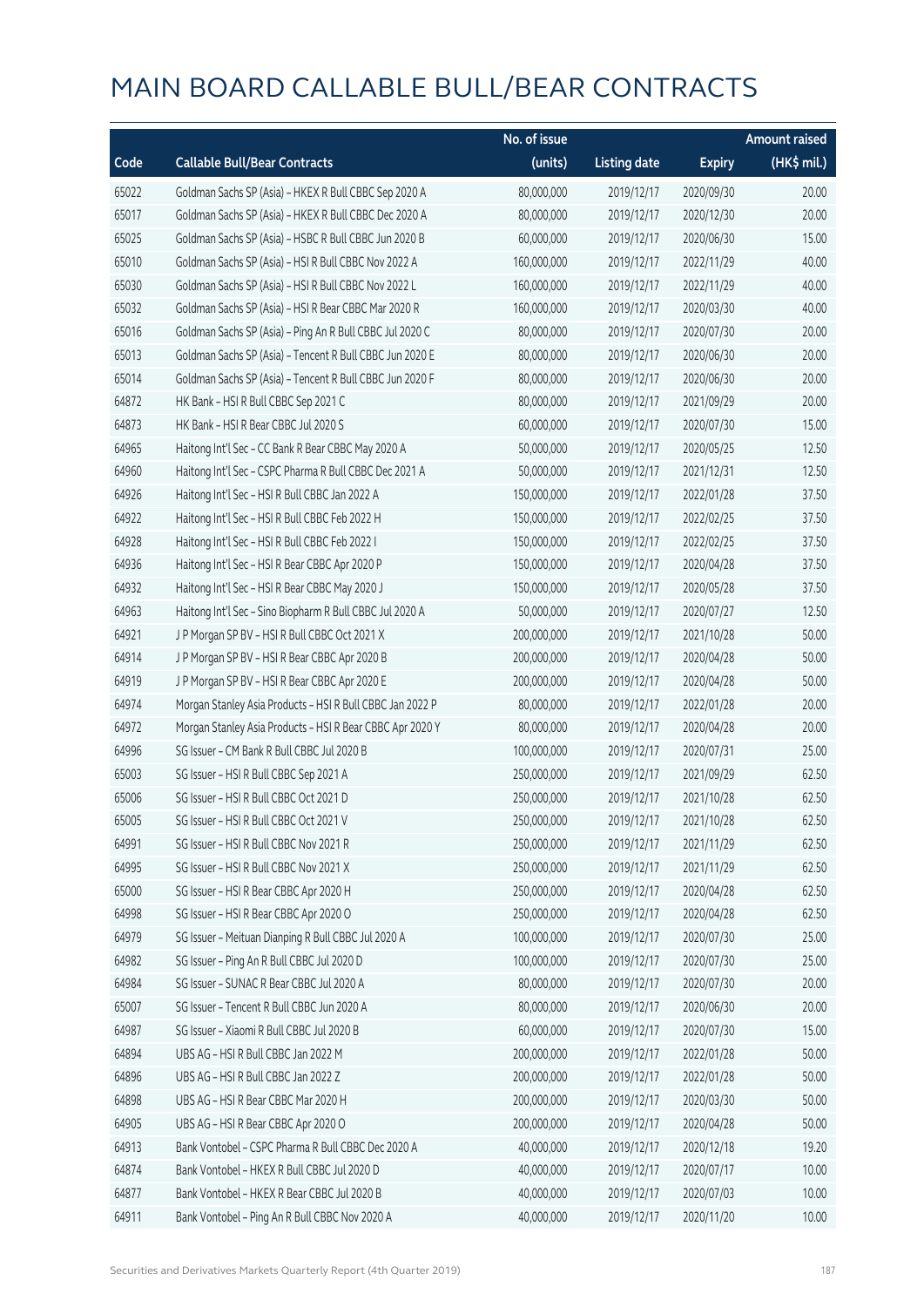# MAIN BOARD CALLABLE BULL/BEAR CONTRACTS

| Code | Callable Bull/Bear Contracts | No. of issue (units) | Listing date | Expiry | Amount raised (HK$ mil.) |
|---|---|---|---|---|---|
| 65022 | Goldman Sachs SP (Asia) - HKEX R Bull CBBC Sep 2020 A | 80,000,000 | 2019/12/17 | 2020/09/30 | 20.00 |
| 65017 | Goldman Sachs SP (Asia) - HKEX R Bull CBBC Dec 2020 A | 80,000,000 | 2019/12/17 | 2020/12/30 | 20.00 |
| 65025 | Goldman Sachs SP (Asia) - HSBC R Bull CBBC Jun 2020 B | 60,000,000 | 2019/12/17 | 2020/06/30 | 15.00 |
| 65010 | Goldman Sachs SP (Asia) - HSI R Bull CBBC Nov 2022 A | 160,000,000 | 2019/12/17 | 2022/11/29 | 40.00 |
| 65030 | Goldman Sachs SP (Asia) - HSI R Bull CBBC Nov 2022 L | 160,000,000 | 2019/12/17 | 2022/11/29 | 40.00 |
| 65032 | Goldman Sachs SP (Asia) - HSI R Bear CBBC Mar 2020 R | 160,000,000 | 2019/12/17 | 2020/03/30 | 40.00 |
| 65016 | Goldman Sachs SP (Asia) - Ping An R Bull CBBC Jul 2020 C | 80,000,000 | 2019/12/17 | 2020/07/30 | 20.00 |
| 65013 | Goldman Sachs SP (Asia) - Tencent R Bull CBBC Jun 2020 E | 80,000,000 | 2019/12/17 | 2020/06/30 | 20.00 |
| 65014 | Goldman Sachs SP (Asia) - Tencent R Bull CBBC Jun 2020 F | 80,000,000 | 2019/12/17 | 2020/06/30 | 20.00 |
| 64872 | HK Bank - HSI R Bull CBBC Sep 2021 C | 80,000,000 | 2019/12/17 | 2021/09/29 | 20.00 |
| 64873 | HK Bank - HSI R Bear CBBC Jul 2020 S | 60,000,000 | 2019/12/17 | 2020/07/30 | 15.00 |
| 64965 | Haitong Int'l Sec - CC Bank R Bear CBBC May 2020 A | 50,000,000 | 2019/12/17 | 2020/05/25 | 12.50 |
| 64960 | Haitong Int'l Sec - CSPC Pharma R Bull CBBC Dec 2021 A | 50,000,000 | 2019/12/17 | 2021/12/31 | 12.50 |
| 64926 | Haitong Int'l Sec - HSI R Bull CBBC Jan 2022 A | 150,000,000 | 2019/12/17 | 2022/01/28 | 37.50 |
| 64922 | Haitong Int'l Sec - HSI R Bull CBBC Feb 2022 H | 150,000,000 | 2019/12/17 | 2022/02/25 | 37.50 |
| 64928 | Haitong Int'l Sec - HSI R Bull CBBC Feb 2022 I | 150,000,000 | 2019/12/17 | 2022/02/25 | 37.50 |
| 64936 | Haitong Int'l Sec - HSI R Bear CBBC Apr 2020 P | 150,000,000 | 2019/12/17 | 2020/04/28 | 37.50 |
| 64932 | Haitong Int'l Sec - HSI R Bear CBBC May 2020 J | 150,000,000 | 2019/12/17 | 2020/05/28 | 37.50 |
| 64963 | Haitong Int'l Sec - Sino Biopharm R Bull CBBC Jul 2020 A | 50,000,000 | 2019/12/17 | 2020/07/27 | 12.50 |
| 64921 | J P Morgan SP BV - HSI R Bull CBBC Oct 2021 X | 200,000,000 | 2019/12/17 | 2021/10/28 | 50.00 |
| 64914 | J P Morgan SP BV - HSI R Bear CBBC Apr 2020 B | 200,000,000 | 2019/12/17 | 2020/04/28 | 50.00 |
| 64919 | J P Morgan SP BV - HSI R Bear CBBC Apr 2020 E | 200,000,000 | 2019/12/17 | 2020/04/28 | 50.00 |
| 64974 | Morgan Stanley Asia Products - HSI R Bull CBBC Jan 2022 P | 80,000,000 | 2019/12/17 | 2022/01/28 | 20.00 |
| 64972 | Morgan Stanley Asia Products - HSI R Bear CBBC Apr 2020 Y | 80,000,000 | 2019/12/17 | 2020/04/28 | 20.00 |
| 64996 | SG Issuer - CM Bank R Bull CBBC Jul 2020 B | 100,000,000 | 2019/12/17 | 2020/07/31 | 25.00 |
| 65003 | SG Issuer - HSI R Bull CBBC Sep 2021 A | 250,000,000 | 2019/12/17 | 2021/09/29 | 62.50 |
| 65006 | SG Issuer - HSI R Bull CBBC Oct 2021 D | 250,000,000 | 2019/12/17 | 2021/10/28 | 62.50 |
| 65005 | SG Issuer - HSI R Bull CBBC Oct 2021 V | 250,000,000 | 2019/12/17 | 2021/10/28 | 62.50 |
| 64991 | SG Issuer - HSI R Bull CBBC Nov 2021 R | 250,000,000 | 2019/12/17 | 2021/11/29 | 62.50 |
| 64995 | SG Issuer - HSI R Bull CBBC Nov 2021 X | 250,000,000 | 2019/12/17 | 2021/11/29 | 62.50 |
| 65000 | SG Issuer - HSI R Bear CBBC Apr 2020 H | 250,000,000 | 2019/12/17 | 2020/04/28 | 62.50 |
| 64998 | SG Issuer - HSI R Bear CBBC Apr 2020 O | 250,000,000 | 2019/12/17 | 2020/04/28 | 62.50 |
| 64979 | SG Issuer - Meituan Dianping R Bull CBBC Jul 2020 A | 100,000,000 | 2019/12/17 | 2020/07/30 | 25.00 |
| 64982 | SG Issuer - Ping An R Bull CBBC Jul 2020 D | 100,000,000 | 2019/12/17 | 2020/07/30 | 25.00 |
| 64984 | SG Issuer - SUNAC R Bear CBBC Jul 2020 A | 80,000,000 | 2019/12/17 | 2020/07/30 | 20.00 |
| 65007 | SG Issuer - Tencent R Bull CBBC Jun 2020 A | 80,000,000 | 2019/12/17 | 2020/06/30 | 20.00 |
| 64987 | SG Issuer - Xiaomi R Bull CBBC Jul 2020 B | 60,000,000 | 2019/12/17 | 2020/07/30 | 15.00 |
| 64894 | UBS AG - HSI R Bull CBBC Jan 2022 M | 200,000,000 | 2019/12/17 | 2022/01/28 | 50.00 |
| 64896 | UBS AG - HSI R Bull CBBC Jan 2022 Z | 200,000,000 | 2019/12/17 | 2022/01/28 | 50.00 |
| 64898 | UBS AG - HSI R Bear CBBC Mar 2020 H | 200,000,000 | 2019/12/17 | 2020/03/30 | 50.00 |
| 64905 | UBS AG - HSI R Bear CBBC Apr 2020 O | 200,000,000 | 2019/12/17 | 2020/04/28 | 50.00 |
| 64913 | Bank Vontobel - CSPC Pharma R Bull CBBC Dec 2020 A | 40,000,000 | 2019/12/17 | 2020/12/18 | 19.20 |
| 64874 | Bank Vontobel - HKEX R Bull CBBC Jul 2020 D | 40,000,000 | 2019/12/17 | 2020/07/17 | 10.00 |
| 64877 | Bank Vontobel - HKEX R Bear CBBC Jul 2020 B | 40,000,000 | 2019/12/17 | 2020/07/03 | 10.00 |
| 64911 | Bank Vontobel - Ping An R Bull CBBC Nov 2020 A | 40,000,000 | 2019/12/17 | 2020/11/20 | 10.00 |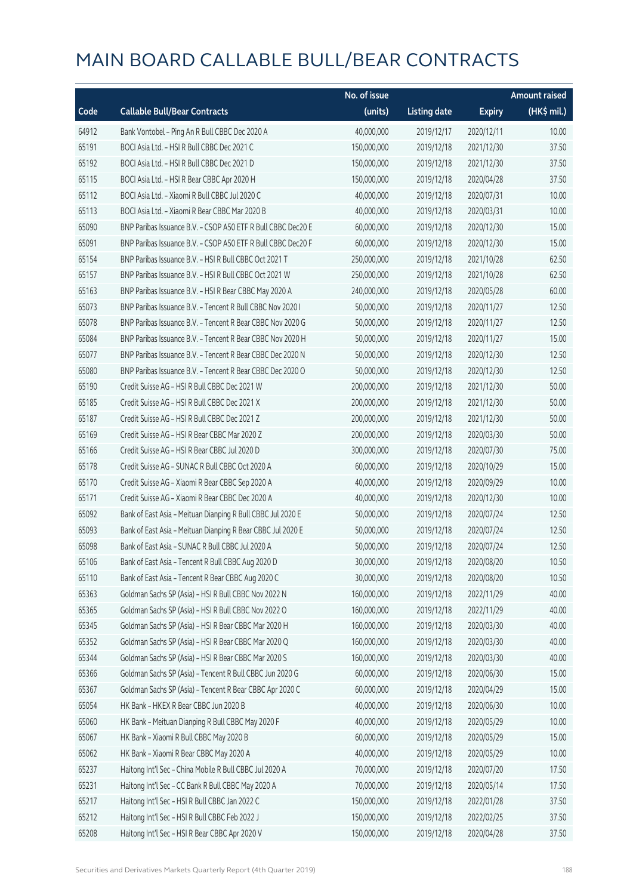# MAIN BOARD CALLABLE BULL/BEAR CONTRACTS

| Code | Callable Bull/Bear Contracts | No. of issue (units) | Listing date | Expiry | Amount raised (HK$ mil.) |
|---|---|---|---|---|---|
| 64912 | Bank Vontobel - Ping An R Bull CBBC Dec 2020 A | 40,000,000 | 2019/12/17 | 2020/12/11 | 10.00 |
| 65191 | BOCI Asia Ltd. - HSI R Bull CBBC Dec 2021 C | 150,000,000 | 2019/12/18 | 2021/12/30 | 37.50 |
| 65192 | BOCI Asia Ltd. - HSI R Bull CBBC Dec 2021 D | 150,000,000 | 2019/12/18 | 2021/12/30 | 37.50 |
| 65115 | BOCI Asia Ltd. - HSI R Bear CBBC Apr 2020 H | 150,000,000 | 2019/12/18 | 2020/04/28 | 37.50 |
| 65112 | BOCI Asia Ltd. - Xiaomi R Bull CBBC Jul 2020 C | 40,000,000 | 2019/12/18 | 2020/07/31 | 10.00 |
| 65113 | BOCI Asia Ltd. - Xiaomi R Bear CBBC Mar 2020 B | 40,000,000 | 2019/12/18 | 2020/03/31 | 10.00 |
| 65090 | BNP Paribas Issuance B.V. - CSOP A50 ETF R Bull CBBC Dec20 E | 60,000,000 | 2019/12/18 | 2020/12/30 | 15.00 |
| 65091 | BNP Paribas Issuance B.V. - CSOP A50 ETF R Bull CBBC Dec20 F | 60,000,000 | 2019/12/18 | 2020/12/30 | 15.00 |
| 65154 | BNP Paribas Issuance B.V. - HSI R Bull CBBC Oct 2021 T | 250,000,000 | 2019/12/18 | 2021/10/28 | 62.50 |
| 65157 | BNP Paribas Issuance B.V. - HSI R Bull CBBC Oct 2021 W | 250,000,000 | 2019/12/18 | 2021/10/28 | 62.50 |
| 65163 | BNP Paribas Issuance B.V. - HSI R Bear CBBC May 2020 A | 240,000,000 | 2019/12/18 | 2020/05/28 | 60.00 |
| 65073 | BNP Paribas Issuance B.V. - Tencent R Bull CBBC Nov 2020 I | 50,000,000 | 2019/12/18 | 2020/11/27 | 12.50 |
| 65078 | BNP Paribas Issuance B.V. - Tencent R Bear CBBC Nov 2020 G | 50,000,000 | 2019/12/18 | 2020/11/27 | 12.50 |
| 65084 | BNP Paribas Issuance B.V. - Tencent R Bear CBBC Nov 2020 H | 50,000,000 | 2019/12/18 | 2020/11/27 | 15.00 |
| 65077 | BNP Paribas Issuance B.V. - Tencent R Bear CBBC Dec 2020 N | 50,000,000 | 2019/12/18 | 2020/12/30 | 12.50 |
| 65080 | BNP Paribas Issuance B.V. - Tencent R Bear CBBC Dec 2020 O | 50,000,000 | 2019/12/18 | 2020/12/30 | 12.50 |
| 65190 | Credit Suisse AG - HSI R Bull CBBC Dec 2021 W | 200,000,000 | 2019/12/18 | 2021/12/30 | 50.00 |
| 65185 | Credit Suisse AG - HSI R Bull CBBC Dec 2021 X | 200,000,000 | 2019/12/18 | 2021/12/30 | 50.00 |
| 65187 | Credit Suisse AG - HSI R Bull CBBC Dec 2021 Z | 200,000,000 | 2019/12/18 | 2021/12/30 | 50.00 |
| 65169 | Credit Suisse AG - HSI R Bear CBBC Mar 2020 Z | 200,000,000 | 2019/12/18 | 2020/03/30 | 50.00 |
| 65166 | Credit Suisse AG - HSI R Bear CBBC Jul 2020 D | 300,000,000 | 2019/12/18 | 2020/07/30 | 75.00 |
| 65178 | Credit Suisse AG - SUNAC R Bull CBBC Oct 2020 A | 60,000,000 | 2019/12/18 | 2020/10/29 | 15.00 |
| 65170 | Credit Suisse AG - Xiaomi R Bear CBBC Sep 2020 A | 40,000,000 | 2019/12/18 | 2020/09/29 | 10.00 |
| 65171 | Credit Suisse AG - Xiaomi R Bear CBBC Dec 2020 A | 40,000,000 | 2019/12/18 | 2020/12/30 | 10.00 |
| 65092 | Bank of East Asia - Meituan Dianping R Bull CBBC Jul 2020 E | 50,000,000 | 2019/12/18 | 2020/07/24 | 12.50 |
| 65093 | Bank of East Asia - Meituan Dianping R Bear CBBC Jul 2020 E | 50,000,000 | 2019/12/18 | 2020/07/24 | 12.50 |
| 65098 | Bank of East Asia - SUNAC R Bull CBBC Jul 2020 A | 50,000,000 | 2019/12/18 | 2020/07/24 | 12.50 |
| 65106 | Bank of East Asia - Tencent R Bull CBBC Aug 2020 D | 30,000,000 | 2019/12/18 | 2020/08/20 | 10.50 |
| 65110 | Bank of East Asia - Tencent R Bear CBBC Aug 2020 C | 30,000,000 | 2019/12/18 | 2020/08/20 | 10.50 |
| 65363 | Goldman Sachs SP (Asia) - HSI R Bull CBBC Nov 2022 N | 160,000,000 | 2019/12/18 | 2022/11/29 | 40.00 |
| 65365 | Goldman Sachs SP (Asia) - HSI R Bull CBBC Nov 2022 O | 160,000,000 | 2019/12/18 | 2022/11/29 | 40.00 |
| 65345 | Goldman Sachs SP (Asia) - HSI R Bear CBBC Mar 2020 H | 160,000,000 | 2019/12/18 | 2020/03/30 | 40.00 |
| 65352 | Goldman Sachs SP (Asia) - HSI R Bear CBBC Mar 2020 Q | 160,000,000 | 2019/12/18 | 2020/03/30 | 40.00 |
| 65344 | Goldman Sachs SP (Asia) - HSI R Bear CBBC Mar 2020 S | 160,000,000 | 2019/12/18 | 2020/03/30 | 40.00 |
| 65366 | Goldman Sachs SP (Asia) - Tencent R Bull CBBC Jun 2020 G | 60,000,000 | 2019/12/18 | 2020/06/30 | 15.00 |
| 65367 | Goldman Sachs SP (Asia) - Tencent R Bear CBBC Apr 2020 C | 60,000,000 | 2019/12/18 | 2020/04/29 | 15.00 |
| 65054 | HK Bank - HKEX R Bear CBBC Jun 2020 B | 40,000,000 | 2019/12/18 | 2020/06/30 | 10.00 |
| 65060 | HK Bank - Meituan Dianping R Bull CBBC May 2020 F | 40,000,000 | 2019/12/18 | 2020/05/29 | 10.00 |
| 65067 | HK Bank - Xiaomi R Bull CBBC May 2020 B | 60,000,000 | 2019/12/18 | 2020/05/29 | 15.00 |
| 65062 | HK Bank - Xiaomi R Bear CBBC May 2020 A | 40,000,000 | 2019/12/18 | 2020/05/29 | 10.00 |
| 65237 | Haitong Int'l Sec - China Mobile R Bull CBBC Jul 2020 A | 70,000,000 | 2019/12/18 | 2020/07/20 | 17.50 |
| 65231 | Haitong Int'l Sec - CC Bank R Bull CBBC May 2020 A | 70,000,000 | 2019/12/18 | 2020/05/14 | 17.50 |
| 65217 | Haitong Int'l Sec - HSI R Bull CBBC Jan 2022 C | 150,000,000 | 2019/12/18 | 2022/01/28 | 37.50 |
| 65212 | Haitong Int'l Sec - HSI R Bull CBBC Feb 2022 J | 150,000,000 | 2019/12/18 | 2022/02/25 | 37.50 |
| 65208 | Haitong Int'l Sec - HSI R Bear CBBC Apr 2020 V | 150,000,000 | 2019/12/18 | 2020/04/28 | 37.50 |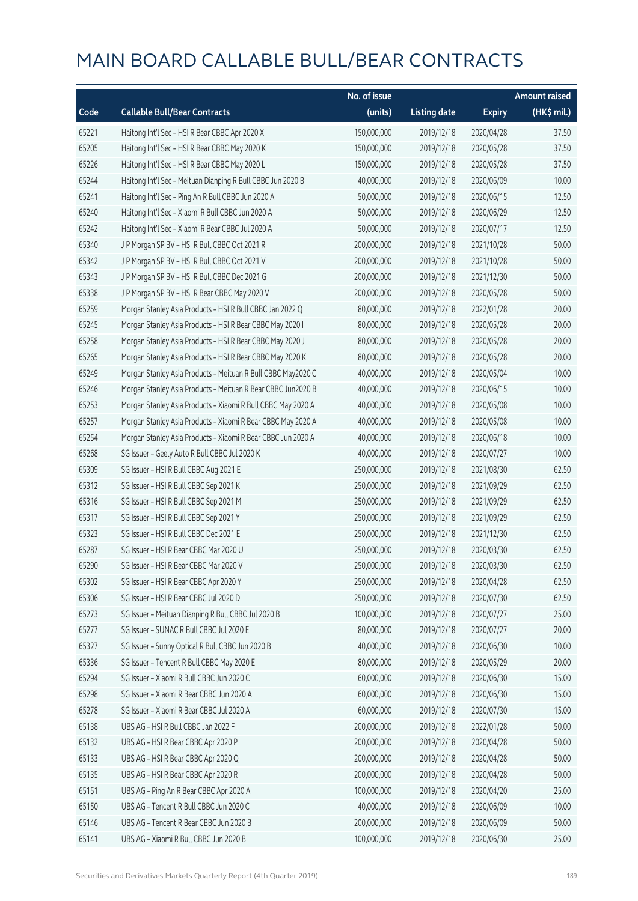# MAIN BOARD CALLABLE BULL/BEAR CONTRACTS

| Code | Callable Bull/Bear Contracts | No. of issue (units) | Listing date | Expiry | Amount raised (HK$ mil.) |
|---|---|---|---|---|---|
| 65221 | Haitong Int'l Sec – HSI R Bear CBBC Apr 2020 X | 150,000,000 | 2019/12/18 | 2020/04/28 | 37.50 |
| 65205 | Haitong Int'l Sec – HSI R Bear CBBC May 2020 K | 150,000,000 | 2019/12/18 | 2020/05/28 | 37.50 |
| 65226 | Haitong Int'l Sec – HSI R Bear CBBC May 2020 L | 150,000,000 | 2019/12/18 | 2020/05/28 | 37.50 |
| 65244 | Haitong Int'l Sec – Meituan Dianping R Bull CBBC Jun 2020 B | 40,000,000 | 2019/12/18 | 2020/06/09 | 10.00 |
| 65241 | Haitong Int'l Sec – Ping An R Bull CBBC Jun 2020 A | 50,000,000 | 2019/12/18 | 2020/06/15 | 12.50 |
| 65240 | Haitong Int'l Sec – Xiaomi R Bull CBBC Jun 2020 A | 50,000,000 | 2019/12/18 | 2020/06/29 | 12.50 |
| 65242 | Haitong Int'l Sec – Xiaomi R Bear CBBC Jul 2020 A | 50,000,000 | 2019/12/18 | 2020/07/17 | 12.50 |
| 65340 | J P Morgan SP BV – HSI R Bull CBBC Oct 2021 R | 200,000,000 | 2019/12/18 | 2021/10/28 | 50.00 |
| 65342 | J P Morgan SP BV – HSI R Bull CBBC Oct 2021 V | 200,000,000 | 2019/12/18 | 2021/10/28 | 50.00 |
| 65343 | J P Morgan SP BV – HSI R Bull CBBC Dec 2021 G | 200,000,000 | 2019/12/18 | 2021/12/30 | 50.00 |
| 65338 | J P Morgan SP BV – HSI R Bear CBBC May 2020 V | 200,000,000 | 2019/12/18 | 2020/05/28 | 50.00 |
| 65259 | Morgan Stanley Asia Products – HSI R Bull CBBC Jan 2022 Q | 80,000,000 | 2019/12/18 | 2022/01/28 | 20.00 |
| 65245 | Morgan Stanley Asia Products – HSI R Bear CBBC May 2020 I | 80,000,000 | 2019/12/18 | 2020/05/28 | 20.00 |
| 65258 | Morgan Stanley Asia Products – HSI R Bear CBBC May 2020 J | 80,000,000 | 2019/12/18 | 2020/05/28 | 20.00 |
| 65265 | Morgan Stanley Asia Products – HSI R Bear CBBC May 2020 K | 80,000,000 | 2019/12/18 | 2020/05/28 | 20.00 |
| 65249 | Morgan Stanley Asia Products – Meituan R Bull CBBC May2020 C | 40,000,000 | 2019/12/18 | 2020/05/04 | 10.00 |
| 65246 | Morgan Stanley Asia Products – Meituan R Bear CBBC Jun2020 B | 40,000,000 | 2019/12/18 | 2020/06/15 | 10.00 |
| 65253 | Morgan Stanley Asia Products – Xiaomi R Bull CBBC May 2020 A | 40,000,000 | 2019/12/18 | 2020/05/08 | 10.00 |
| 65257 | Morgan Stanley Asia Products – Xiaomi R Bear CBBC May 2020 A | 40,000,000 | 2019/12/18 | 2020/05/08 | 10.00 |
| 65254 | Morgan Stanley Asia Products – Xiaomi R Bear CBBC Jun 2020 A | 40,000,000 | 2019/12/18 | 2020/06/18 | 10.00 |
| 65268 | SG Issuer – Geely Auto R Bull CBBC Jul 2020 K | 40,000,000 | 2019/12/18 | 2020/07/27 | 10.00 |
| 65309 | SG Issuer – HSI R Bull CBBC Aug 2021 E | 250,000,000 | 2019/12/18 | 2021/08/30 | 62.50 |
| 65312 | SG Issuer – HSI R Bull CBBC Sep 2021 K | 250,000,000 | 2019/12/18 | 2021/09/29 | 62.50 |
| 65316 | SG Issuer – HSI R Bull CBBC Sep 2021 M | 250,000,000 | 2019/12/18 | 2021/09/29 | 62.50 |
| 65317 | SG Issuer – HSI R Bull CBBC Sep 2021 Y | 250,000,000 | 2019/12/18 | 2021/09/29 | 62.50 |
| 65323 | SG Issuer – HSI R Bull CBBC Dec 2021 E | 250,000,000 | 2019/12/18 | 2021/12/30 | 62.50 |
| 65287 | SG Issuer – HSI R Bear CBBC Mar 2020 U | 250,000,000 | 2019/12/18 | 2020/03/30 | 62.50 |
| 65290 | SG Issuer – HSI R Bear CBBC Mar 2020 V | 250,000,000 | 2019/12/18 | 2020/03/30 | 62.50 |
| 65302 | SG Issuer – HSI R Bear CBBC Apr 2020 Y | 250,000,000 | 2019/12/18 | 2020/04/28 | 62.50 |
| 65306 | SG Issuer – HSI R Bear CBBC Jul 2020 D | 250,000,000 | 2019/12/18 | 2020/07/30 | 62.50 |
| 65273 | SG Issuer – Meituan Dianping R Bull CBBC Jul 2020 B | 100,000,000 | 2019/12/18 | 2020/07/27 | 25.00 |
| 65277 | SG Issuer – SUNAC R Bull CBBC Jul 2020 E | 80,000,000 | 2019/12/18 | 2020/07/27 | 20.00 |
| 65327 | SG Issuer – Sunny Optical R Bull CBBC Jun 2020 B | 40,000,000 | 2019/12/18 | 2020/06/30 | 10.00 |
| 65336 | SG Issuer – Tencent R Bull CBBC May 2020 E | 80,000,000 | 2019/12/18 | 2020/05/29 | 20.00 |
| 65294 | SG Issuer – Xiaomi R Bull CBBC Jun 2020 C | 60,000,000 | 2019/12/18 | 2020/06/30 | 15.00 |
| 65298 | SG Issuer – Xiaomi R Bear CBBC Jun 2020 A | 60,000,000 | 2019/12/18 | 2020/06/30 | 15.00 |
| 65278 | SG Issuer – Xiaomi R Bear CBBC Jul 2020 A | 60,000,000 | 2019/12/18 | 2020/07/30 | 15.00 |
| 65138 | UBS AG – HSI R Bull CBBC Jan 2022 F | 200,000,000 | 2019/12/18 | 2022/01/28 | 50.00 |
| 65132 | UBS AG – HSI R Bear CBBC Apr 2020 P | 200,000,000 | 2019/12/18 | 2020/04/28 | 50.00 |
| 65133 | UBS AG – HSI R Bear CBBC Apr 2020 Q | 200,000,000 | 2019/12/18 | 2020/04/28 | 50.00 |
| 65135 | UBS AG – HSI R Bear CBBC Apr 2020 R | 200,000,000 | 2019/12/18 | 2020/04/28 | 50.00 |
| 65151 | UBS AG – Ping An R Bear CBBC Apr 2020 A | 100,000,000 | 2019/12/18 | 2020/04/20 | 25.00 |
| 65150 | UBS AG – Tencent R Bull CBBC Jun 2020 C | 40,000,000 | 2019/12/18 | 2020/06/09 | 10.00 |
| 65146 | UBS AG – Tencent R Bear CBBC Jun 2020 B | 200,000,000 | 2019/12/18 | 2020/06/09 | 50.00 |
| 65141 | UBS AG – Xiaomi R Bull CBBC Jun 2020 B | 100,000,000 | 2019/12/18 | 2020/06/30 | 25.00 |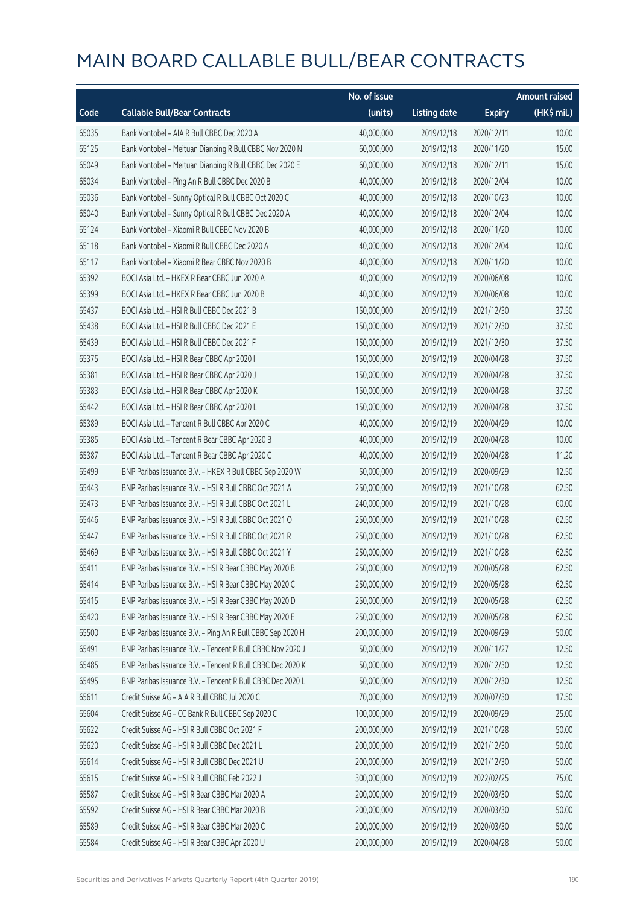# MAIN BOARD CALLABLE BULL/BEAR CONTRACTS

| Code | Callable Bull/Bear Contracts | No. of issue (units) | Listing date | Expiry | Amount raised (HK$ mil.) |
|---|---|---|---|---|---|
| 65035 | Bank Vontobel – AIA R Bull CBBC Dec 2020 A | 40,000,000 | 2019/12/18 | 2020/12/11 | 10.00 |
| 65125 | Bank Vontobel – Meituan Dianping R Bull CBBC Nov 2020 N | 60,000,000 | 2019/12/18 | 2020/11/20 | 15.00 |
| 65049 | Bank Vontobel – Meituan Dianping R Bull CBBC Dec 2020 E | 60,000,000 | 2019/12/18 | 2020/12/11 | 15.00 |
| 65034 | Bank Vontobel – Ping An R Bull CBBC Dec 2020 B | 40,000,000 | 2019/12/18 | 2020/12/04 | 10.00 |
| 65036 | Bank Vontobel – Sunny Optical R Bull CBBC Oct 2020 C | 40,000,000 | 2019/12/18 | 2020/10/23 | 10.00 |
| 65040 | Bank Vontobel – Sunny Optical R Bull CBBC Dec 2020 A | 40,000,000 | 2019/12/18 | 2020/12/04 | 10.00 |
| 65124 | Bank Vontobel – Xiaomi R Bull CBBC Nov 2020 B | 40,000,000 | 2019/12/18 | 2020/11/20 | 10.00 |
| 65118 | Bank Vontobel – Xiaomi R Bull CBBC Dec 2020 A | 40,000,000 | 2019/12/18 | 2020/12/04 | 10.00 |
| 65117 | Bank Vontobel – Xiaomi R Bear CBBC Nov 2020 B | 40,000,000 | 2019/12/18 | 2020/11/20 | 10.00 |
| 65392 | BOCI Asia Ltd. – HKEX R Bear CBBC Jun 2020 A | 40,000,000 | 2019/12/19 | 2020/06/08 | 10.00 |
| 65399 | BOCI Asia Ltd. – HKEX R Bear CBBC Jun 2020 B | 40,000,000 | 2019/12/19 | 2020/06/08 | 10.00 |
| 65437 | BOCI Asia Ltd. – HSI R Bull CBBC Dec 2021 B | 150,000,000 | 2019/12/19 | 2021/12/30 | 37.50 |
| 65438 | BOCI Asia Ltd. – HSI R Bull CBBC Dec 2021 E | 150,000,000 | 2019/12/19 | 2021/12/30 | 37.50 |
| 65439 | BOCI Asia Ltd. – HSI R Bull CBBC Dec 2021 F | 150,000,000 | 2019/12/19 | 2021/12/30 | 37.50 |
| 65375 | BOCI Asia Ltd. – HSI R Bear CBBC Apr 2020 I | 150,000,000 | 2019/12/19 | 2020/04/28 | 37.50 |
| 65381 | BOCI Asia Ltd. – HSI R Bear CBBC Apr 2020 J | 150,000,000 | 2019/12/19 | 2020/04/28 | 37.50 |
| 65383 | BOCI Asia Ltd. – HSI R Bear CBBC Apr 2020 K | 150,000,000 | 2019/12/19 | 2020/04/28 | 37.50 |
| 65442 | BOCI Asia Ltd. – HSI R Bear CBBC Apr 2020 L | 150,000,000 | 2019/12/19 | 2020/04/28 | 37.50 |
| 65389 | BOCI Asia Ltd. – Tencent R Bull CBBC Apr 2020 C | 40,000,000 | 2019/12/19 | 2020/04/29 | 10.00 |
| 65385 | BOCI Asia Ltd. – Tencent R Bear CBBC Apr 2020 B | 40,000,000 | 2019/12/19 | 2020/04/28 | 10.00 |
| 65387 | BOCI Asia Ltd. – Tencent R Bear CBBC Apr 2020 C | 40,000,000 | 2019/12/19 | 2020/04/28 | 11.20 |
| 65499 | BNP Paribas Issuance B.V. – HKEX R Bull CBBC Sep 2020 W | 50,000,000 | 2019/12/19 | 2020/09/29 | 12.50 |
| 65443 | BNP Paribas Issuance B.V. – HSI R Bull CBBC Oct 2021 A | 250,000,000 | 2019/12/19 | 2021/10/28 | 62.50 |
| 65473 | BNP Paribas Issuance B.V. – HSI R Bull CBBC Oct 2021 L | 240,000,000 | 2019/12/19 | 2021/10/28 | 60.00 |
| 65446 | BNP Paribas Issuance B.V. – HSI R Bull CBBC Oct 2021 O | 250,000,000 | 2019/12/19 | 2021/10/28 | 62.50 |
| 65447 | BNP Paribas Issuance B.V. – HSI R Bull CBBC Oct 2021 R | 250,000,000 | 2019/12/19 | 2021/10/28 | 62.50 |
| 65469 | BNP Paribas Issuance B.V. – HSI R Bull CBBC Oct 2021 Y | 250,000,000 | 2019/12/19 | 2021/10/28 | 62.50 |
| 65411 | BNP Paribas Issuance B.V. – HSI R Bear CBBC May 2020 B | 250,000,000 | 2019/12/19 | 2020/05/28 | 62.50 |
| 65414 | BNP Paribas Issuance B.V. – HSI R Bear CBBC May 2020 C | 250,000,000 | 2019/12/19 | 2020/05/28 | 62.50 |
| 65415 | BNP Paribas Issuance B.V. – HSI R Bear CBBC May 2020 D | 250,000,000 | 2019/12/19 | 2020/05/28 | 62.50 |
| 65420 | BNP Paribas Issuance B.V. – HSI R Bear CBBC May 2020 E | 250,000,000 | 2019/12/19 | 2020/05/28 | 62.50 |
| 65500 | BNP Paribas Issuance B.V. – Ping An R Bull CBBC Sep 2020 H | 200,000,000 | 2019/12/19 | 2020/09/29 | 50.00 |
| 65491 | BNP Paribas Issuance B.V. – Tencent R Bull CBBC Nov 2020 J | 50,000,000 | 2019/12/19 | 2020/11/27 | 12.50 |
| 65485 | BNP Paribas Issuance B.V. – Tencent R Bull CBBC Dec 2020 K | 50,000,000 | 2019/12/19 | 2020/12/30 | 12.50 |
| 65495 | BNP Paribas Issuance B.V. – Tencent R Bull CBBC Dec 2020 L | 50,000,000 | 2019/12/19 | 2020/12/30 | 12.50 |
| 65611 | Credit Suisse AG – AIA R Bull CBBC Jul 2020 C | 70,000,000 | 2019/12/19 | 2020/07/30 | 17.50 |
| 65604 | Credit Suisse AG – CC Bank R Bull CBBC Sep 2020 C | 100,000,000 | 2019/12/19 | 2020/09/29 | 25.00 |
| 65622 | Credit Suisse AG – HSI R Bull CBBC Oct 2021 F | 200,000,000 | 2019/12/19 | 2021/10/28 | 50.00 |
| 65620 | Credit Suisse AG – HSI R Bull CBBC Dec 2021 L | 200,000,000 | 2019/12/19 | 2021/12/30 | 50.00 |
| 65614 | Credit Suisse AG – HSI R Bull CBBC Dec 2021 U | 200,000,000 | 2019/12/19 | 2021/12/30 | 50.00 |
| 65615 | Credit Suisse AG – HSI R Bull CBBC Feb 2022 J | 300,000,000 | 2019/12/19 | 2022/02/25 | 75.00 |
| 65587 | Credit Suisse AG – HSI R Bear CBBC Mar 2020 A | 200,000,000 | 2019/12/19 | 2020/03/30 | 50.00 |
| 65592 | Credit Suisse AG – HSI R Bear CBBC Mar 2020 B | 200,000,000 | 2019/12/19 | 2020/03/30 | 50.00 |
| 65589 | Credit Suisse AG – HSI R Bear CBBC Mar 2020 C | 200,000,000 | 2019/12/19 | 2020/03/30 | 50.00 |
| 65584 | Credit Suisse AG – HSI R Bear CBBC Apr 2020 U | 200,000,000 | 2019/12/19 | 2020/04/28 | 50.00 |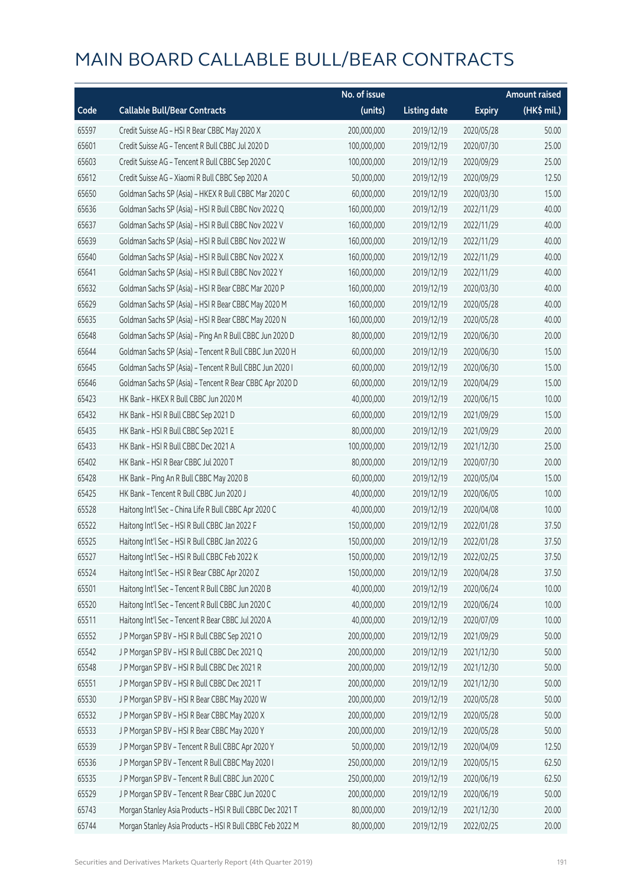# MAIN BOARD CALLABLE BULL/BEAR CONTRACTS

| Code | Callable Bull/Bear Contracts | No. of issue (units) | Listing date | Expiry | Amount raised (HK$ mil.) |
|---|---|---|---|---|---|
| 65597 | Credit Suisse AG - HSI R Bear CBBC May 2020 X | 200,000,000 | 2019/12/19 | 2020/05/28 | 50.00 |
| 65601 | Credit Suisse AG - Tencent R Bull CBBC Jul 2020 D | 100,000,000 | 2019/12/19 | 2020/07/30 | 25.00 |
| 65603 | Credit Suisse AG - Tencent R Bull CBBC Sep 2020 C | 100,000,000 | 2019/12/19 | 2020/09/29 | 25.00 |
| 65612 | Credit Suisse AG - Xiaomi R Bull CBBC Sep 2020 A | 50,000,000 | 2019/12/19 | 2020/09/29 | 12.50 |
| 65650 | Goldman Sachs SP (Asia) - HKEX R Bull CBBC Mar 2020 C | 60,000,000 | 2019/12/19 | 2020/03/30 | 15.00 |
| 65636 | Goldman Sachs SP (Asia) - HSI R Bull CBBC Nov 2022 Q | 160,000,000 | 2019/12/19 | 2022/11/29 | 40.00 |
| 65637 | Goldman Sachs SP (Asia) - HSI R Bull CBBC Nov 2022 V | 160,000,000 | 2019/12/19 | 2022/11/29 | 40.00 |
| 65639 | Goldman Sachs SP (Asia) - HSI R Bull CBBC Nov 2022 W | 160,000,000 | 2019/12/19 | 2022/11/29 | 40.00 |
| 65640 | Goldman Sachs SP (Asia) - HSI R Bull CBBC Nov 2022 X | 160,000,000 | 2019/12/19 | 2022/11/29 | 40.00 |
| 65641 | Goldman Sachs SP (Asia) - HSI R Bull CBBC Nov 2022 Y | 160,000,000 | 2019/12/19 | 2022/11/29 | 40.00 |
| 65632 | Goldman Sachs SP (Asia) - HSI R Bear CBBC Mar 2020 P | 160,000,000 | 2019/12/19 | 2020/03/30 | 40.00 |
| 65629 | Goldman Sachs SP (Asia) - HSI R Bear CBBC May 2020 M | 160,000,000 | 2019/12/19 | 2020/05/28 | 40.00 |
| 65635 | Goldman Sachs SP (Asia) - HSI R Bear CBBC May 2020 N | 160,000,000 | 2019/12/19 | 2020/05/28 | 40.00 |
| 65648 | Goldman Sachs SP (Asia) - Ping An R Bull CBBC Jun 2020 D | 80,000,000 | 2019/12/19 | 2020/06/30 | 20.00 |
| 65644 | Goldman Sachs SP (Asia) - Tencent R Bull CBBC Jun 2020 H | 60,000,000 | 2019/12/19 | 2020/06/30 | 15.00 |
| 65645 | Goldman Sachs SP (Asia) - Tencent R Bull CBBC Jun 2020 I | 60,000,000 | 2019/12/19 | 2020/06/30 | 15.00 |
| 65646 | Goldman Sachs SP (Asia) - Tencent R Bear CBBC Apr 2020 D | 60,000,000 | 2019/12/19 | 2020/04/29 | 15.00 |
| 65423 | HK Bank - HKEX R Bull CBBC Jun 2020 M | 40,000,000 | 2019/12/19 | 2020/06/15 | 10.00 |
| 65432 | HK Bank - HSI R Bull CBBC Sep 2021 D | 60,000,000 | 2019/12/19 | 2021/09/29 | 15.00 |
| 65435 | HK Bank - HSI R Bull CBBC Sep 2021 E | 80,000,000 | 2019/12/19 | 2021/09/29 | 20.00 |
| 65433 | HK Bank - HSI R Bull CBBC Dec 2021 A | 100,000,000 | 2019/12/19 | 2021/12/30 | 25.00 |
| 65402 | HK Bank - HSI R Bear CBBC Jul 2020 T | 80,000,000 | 2019/12/19 | 2020/07/30 | 20.00 |
| 65428 | HK Bank - Ping An R Bull CBBC May 2020 B | 60,000,000 | 2019/12/19 | 2020/05/04 | 15.00 |
| 65425 | HK Bank - Tencent R Bull CBBC Jun 2020 J | 40,000,000 | 2019/12/19 | 2020/06/05 | 10.00 |
| 65528 | Haitong Int'l Sec - China Life R Bull CBBC Apr 2020 C | 40,000,000 | 2019/12/19 | 2020/04/08 | 10.00 |
| 65522 | Haitong Int'l Sec - HSI R Bull CBBC Jan 2022 F | 150,000,000 | 2019/12/19 | 2022/01/28 | 37.50 |
| 65525 | Haitong Int'l Sec - HSI R Bull CBBC Jan 2022 G | 150,000,000 | 2019/12/19 | 2022/01/28 | 37.50 |
| 65527 | Haitong Int'l Sec - HSI R Bull CBBC Feb 2022 K | 150,000,000 | 2019/12/19 | 2022/02/25 | 37.50 |
| 65524 | Haitong Int'l Sec - HSI R Bear CBBC Apr 2020 Z | 150,000,000 | 2019/12/19 | 2020/04/28 | 37.50 |
| 65501 | Haitong Int'l Sec - Tencent R Bull CBBC Jun 2020 B | 40,000,000 | 2019/12/19 | 2020/06/24 | 10.00 |
| 65520 | Haitong Int'l Sec - Tencent R Bull CBBC Jun 2020 C | 40,000,000 | 2019/12/19 | 2020/06/24 | 10.00 |
| 65511 | Haitong Int'l Sec - Tencent R Bear CBBC Jul 2020 A | 40,000,000 | 2019/12/19 | 2020/07/09 | 10.00 |
| 65552 | J P Morgan SP BV - HSI R Bull CBBC Sep 2021 O | 200,000,000 | 2019/12/19 | 2021/09/29 | 50.00 |
| 65542 | J P Morgan SP BV - HSI R Bull CBBC Dec 2021 Q | 200,000,000 | 2019/12/19 | 2021/12/30 | 50.00 |
| 65548 | J P Morgan SP BV - HSI R Bull CBBC Dec 2021 R | 200,000,000 | 2019/12/19 | 2021/12/30 | 50.00 |
| 65551 | J P Morgan SP BV - HSI R Bull CBBC Dec 2021 T | 200,000,000 | 2019/12/19 | 2021/12/30 | 50.00 |
| 65530 | J P Morgan SP BV - HSI R Bear CBBC May 2020 W | 200,000,000 | 2019/12/19 | 2020/05/28 | 50.00 |
| 65532 | J P Morgan SP BV - HSI R Bear CBBC May 2020 X | 200,000,000 | 2019/12/19 | 2020/05/28 | 50.00 |
| 65533 | J P Morgan SP BV - HSI R Bear CBBC May 2020 Y | 200,000,000 | 2019/12/19 | 2020/05/28 | 50.00 |
| 65539 | J P Morgan SP BV - Tencent R Bull CBBC Apr 2020 Y | 50,000,000 | 2019/12/19 | 2020/04/09 | 12.50 |
| 65536 | J P Morgan SP BV - Tencent R Bull CBBC May 2020 I | 250,000,000 | 2019/12/19 | 2020/05/15 | 62.50 |
| 65535 | J P Morgan SP BV - Tencent R Bull CBBC Jun 2020 C | 250,000,000 | 2019/12/19 | 2020/06/19 | 62.50 |
| 65529 | J P Morgan SP BV - Tencent R Bear CBBC Jun 2020 C | 200,000,000 | 2019/12/19 | 2020/06/19 | 50.00 |
| 65743 | Morgan Stanley Asia Products - HSI R Bull CBBC Dec 2021 T | 80,000,000 | 2019/12/19 | 2021/12/30 | 20.00 |
| 65744 | Morgan Stanley Asia Products - HSI R Bull CBBC Feb 2022 M | 80,000,000 | 2019/12/19 | 2022/02/25 | 20.00 |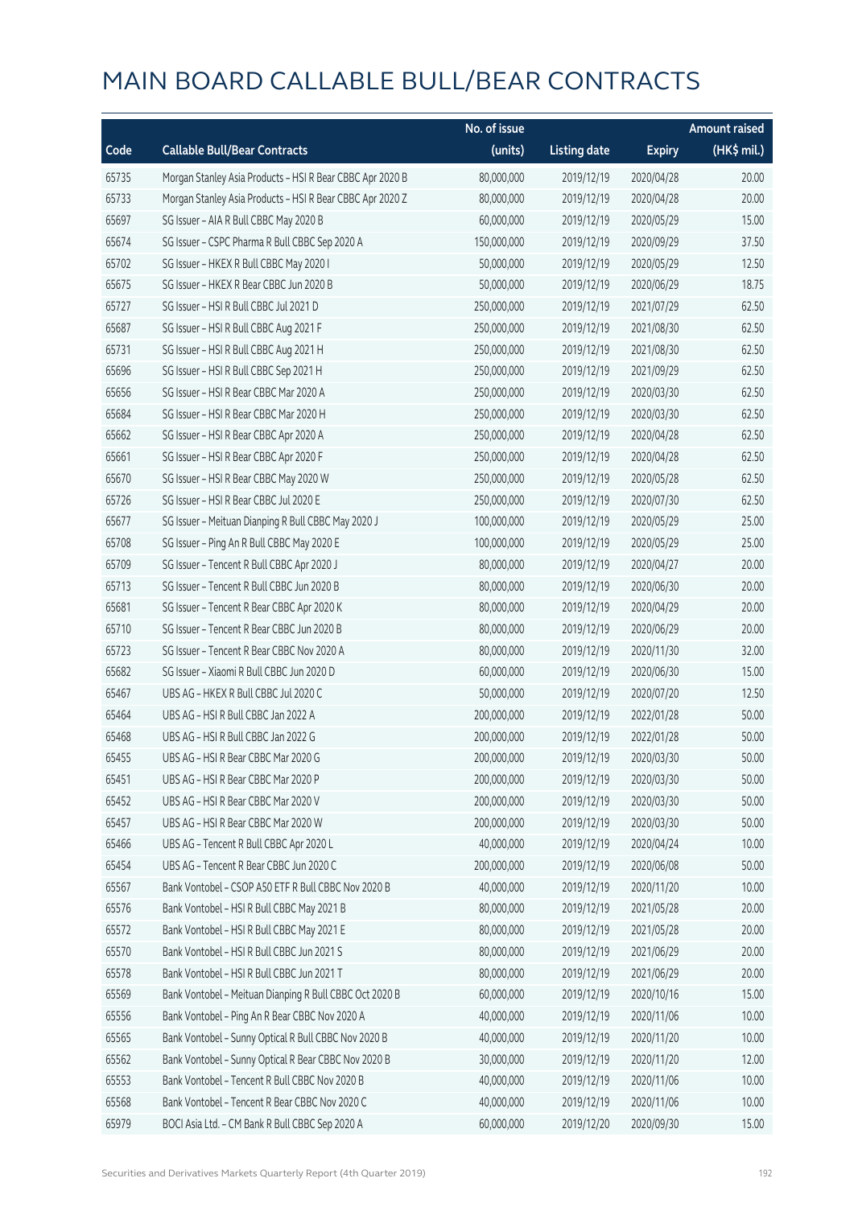# MAIN BOARD CALLABLE BULL/BEAR CONTRACTS

| Code | Callable Bull/Bear Contracts | No. of issue (units) | Listing date | Expiry | Amount raised (HK$ mil.) |
|---|---|---|---|---|---|
| 65735 | Morgan Stanley Asia Products – HSI R Bear CBBC Apr 2020 B | 80,000,000 | 2019/12/19 | 2020/04/28 | 20.00 |
| 65733 | Morgan Stanley Asia Products – HSI R Bear CBBC Apr 2020 Z | 80,000,000 | 2019/12/19 | 2020/04/28 | 20.00 |
| 65697 | SG Issuer – AIA R Bull CBBC May 2020 B | 60,000,000 | 2019/12/19 | 2020/05/29 | 15.00 |
| 65674 | SG Issuer – CSPC Pharma R Bull CBBC Sep 2020 A | 150,000,000 | 2019/12/19 | 2020/09/29 | 37.50 |
| 65702 | SG Issuer – HKEX R Bull CBBC May 2020 I | 50,000,000 | 2019/12/19 | 2020/05/29 | 12.50 |
| 65675 | SG Issuer – HKEX R Bear CBBC Jun 2020 B | 50,000,000 | 2019/12/19 | 2020/06/29 | 18.75 |
| 65727 | SG Issuer – HSI R Bull CBBC Jul 2021 D | 250,000,000 | 2019/12/19 | 2021/07/29 | 62.50 |
| 65687 | SG Issuer – HSI R Bull CBBC Aug 2021 F | 250,000,000 | 2019/12/19 | 2021/08/30 | 62.50 |
| 65731 | SG Issuer – HSI R Bull CBBC Aug 2021 H | 250,000,000 | 2019/12/19 | 2021/08/30 | 62.50 |
| 65696 | SG Issuer – HSI R Bull CBBC Sep 2021 H | 250,000,000 | 2019/12/19 | 2021/09/29 | 62.50 |
| 65656 | SG Issuer – HSI R Bear CBBC Mar 2020 A | 250,000,000 | 2019/12/19 | 2020/03/30 | 62.50 |
| 65684 | SG Issuer – HSI R Bear CBBC Mar 2020 H | 250,000,000 | 2019/12/19 | 2020/03/30 | 62.50 |
| 65662 | SG Issuer – HSI R Bear CBBC Apr 2020 A | 250,000,000 | 2019/12/19 | 2020/04/28 | 62.50 |
| 65661 | SG Issuer – HSI R Bear CBBC Apr 2020 F | 250,000,000 | 2019/12/19 | 2020/04/28 | 62.50 |
| 65670 | SG Issuer – HSI R Bear CBBC May 2020 W | 250,000,000 | 2019/12/19 | 2020/05/28 | 62.50 |
| 65726 | SG Issuer – HSI R Bear CBBC Jul 2020 E | 250,000,000 | 2019/12/19 | 2020/07/30 | 62.50 |
| 65677 | SG Issuer – Meituan Dianping R Bull CBBC May 2020 J | 100,000,000 | 2019/12/19 | 2020/05/29 | 25.00 |
| 65708 | SG Issuer – Ping An R Bull CBBC May 2020 E | 100,000,000 | 2019/12/19 | 2020/05/29 | 25.00 |
| 65709 | SG Issuer – Tencent R Bull CBBC Apr 2020 J | 80,000,000 | 2019/12/19 | 2020/04/27 | 20.00 |
| 65713 | SG Issuer – Tencent R Bull CBBC Jun 2020 B | 80,000,000 | 2019/12/19 | 2020/06/30 | 20.00 |
| 65681 | SG Issuer – Tencent R Bear CBBC Apr 2020 K | 80,000,000 | 2019/12/19 | 2020/04/29 | 20.00 |
| 65710 | SG Issuer – Tencent R Bear CBBC Jun 2020 B | 80,000,000 | 2019/12/19 | 2020/06/29 | 20.00 |
| 65723 | SG Issuer – Tencent R Bear CBBC Nov 2020 A | 80,000,000 | 2019/12/19 | 2020/11/30 | 32.00 |
| 65682 | SG Issuer – Xiaomi R Bull CBBC Jun 2020 D | 60,000,000 | 2019/12/19 | 2020/06/30 | 15.00 |
| 65467 | UBS AG – HKEX R Bull CBBC Jul 2020 C | 50,000,000 | 2019/12/19 | 2020/07/20 | 12.50 |
| 65464 | UBS AG – HSI R Bull CBBC Jan 2022 A | 200,000,000 | 2019/12/19 | 2022/01/28 | 50.00 |
| 65468 | UBS AG – HSI R Bull CBBC Jan 2022 G | 200,000,000 | 2019/12/19 | 2022/01/28 | 50.00 |
| 65455 | UBS AG – HSI R Bear CBBC Mar 2020 G | 200,000,000 | 2019/12/19 | 2020/03/30 | 50.00 |
| 65451 | UBS AG – HSI R Bear CBBC Mar 2020 P | 200,000,000 | 2019/12/19 | 2020/03/30 | 50.00 |
| 65452 | UBS AG – HSI R Bear CBBC Mar 2020 V | 200,000,000 | 2019/12/19 | 2020/03/30 | 50.00 |
| 65457 | UBS AG – HSI R Bear CBBC Mar 2020 W | 200,000,000 | 2019/12/19 | 2020/03/30 | 50.00 |
| 65466 | UBS AG – Tencent R Bull CBBC Apr 2020 L | 40,000,000 | 2019/12/19 | 2020/04/24 | 10.00 |
| 65454 | UBS AG – Tencent R Bear CBBC Jun 2020 C | 200,000,000 | 2019/12/19 | 2020/06/08 | 50.00 |
| 65567 | Bank Vontobel – CSOP A50 ETF R Bull CBBC Nov 2020 B | 40,000,000 | 2019/12/19 | 2020/11/20 | 10.00 |
| 65576 | Bank Vontobel – HSI R Bull CBBC May 2021 B | 80,000,000 | 2019/12/19 | 2021/05/28 | 20.00 |
| 65572 | Bank Vontobel – HSI R Bull CBBC May 2021 E | 80,000,000 | 2019/12/19 | 2021/05/28 | 20.00 |
| 65570 | Bank Vontobel – HSI R Bull CBBC Jun 2021 S | 80,000,000 | 2019/12/19 | 2021/06/29 | 20.00 |
| 65578 | Bank Vontobel – HSI R Bull CBBC Jun 2021 T | 80,000,000 | 2019/12/19 | 2021/06/29 | 20.00 |
| 65569 | Bank Vontobel – Meituan Dianping R Bull CBBC Oct 2020 B | 60,000,000 | 2019/12/19 | 2020/10/16 | 15.00 |
| 65556 | Bank Vontobel – Ping An R Bear CBBC Nov 2020 A | 40,000,000 | 2019/12/19 | 2020/11/06 | 10.00 |
| 65565 | Bank Vontobel – Sunny Optical R Bull CBBC Nov 2020 B | 40,000,000 | 2019/12/19 | 2020/11/20 | 10.00 |
| 65562 | Bank Vontobel – Sunny Optical R Bear CBBC Nov 2020 B | 30,000,000 | 2019/12/19 | 2020/11/20 | 12.00 |
| 65553 | Bank Vontobel – Tencent R Bull CBBC Nov 2020 B | 40,000,000 | 2019/12/19 | 2020/11/06 | 10.00 |
| 65568 | Bank Vontobel – Tencent R Bear CBBC Nov 2020 C | 40,000,000 | 2019/12/19 | 2020/11/06 | 10.00 |
| 65979 | BOCI Asia Ltd. – CM Bank R Bull CBBC Sep 2020 A | 60,000,000 | 2019/12/20 | 2020/09/30 | 15.00 |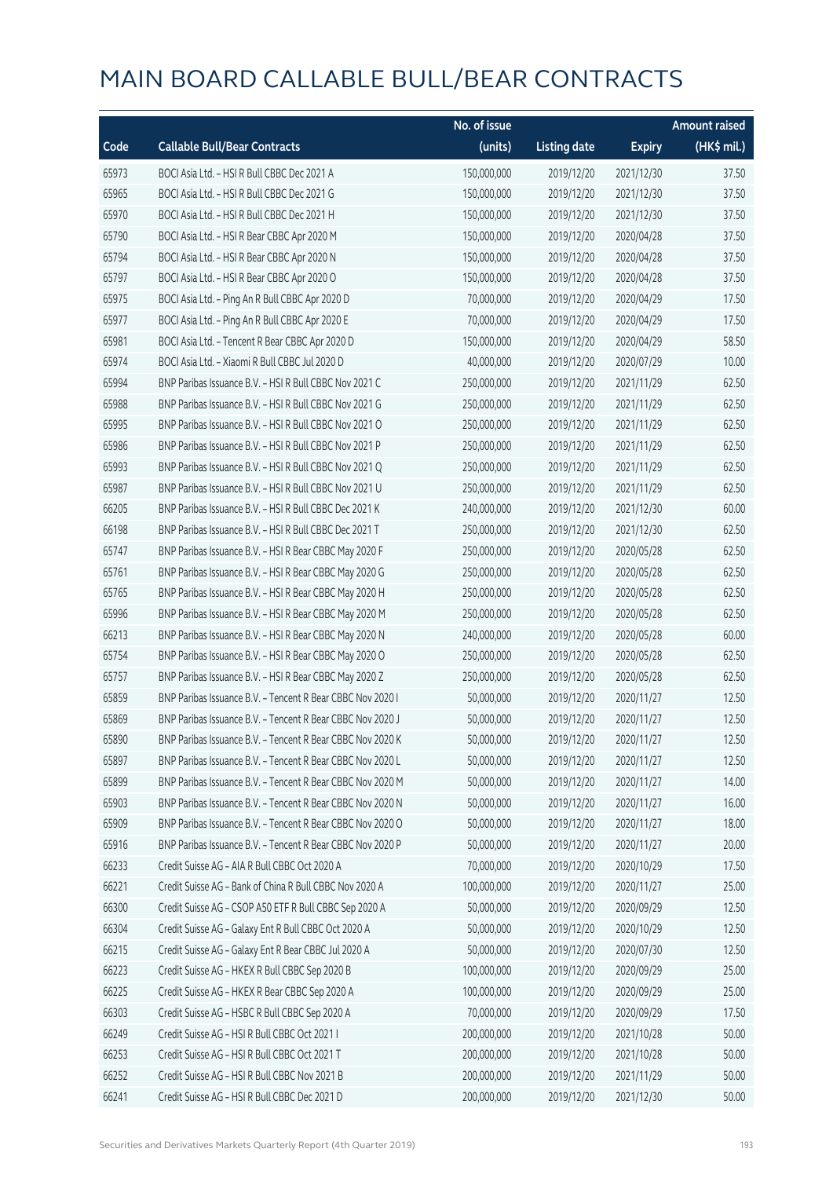# MAIN BOARD CALLABLE BULL/BEAR CONTRACTS

| Code | Callable Bull/Bear Contracts | No. of issue (units) | Listing date | Expiry | Amount raised (HK$ mil.) |
|---|---|---|---|---|---|
| 65973 | BOCI Asia Ltd. – HSI R Bull CBBC Dec 2021 A | 150,000,000 | 2019/12/20 | 2021/12/30 | 37.50 |
| 65965 | BOCI Asia Ltd. – HSI R Bull CBBC Dec 2021 G | 150,000,000 | 2019/12/20 | 2021/12/30 | 37.50 |
| 65970 | BOCI Asia Ltd. – HSI R Bull CBBC Dec 2021 H | 150,000,000 | 2019/12/20 | 2021/12/30 | 37.50 |
| 65790 | BOCI Asia Ltd. – HSI R Bear CBBC Apr 2020 M | 150,000,000 | 2019/12/20 | 2020/04/28 | 37.50 |
| 65794 | BOCI Asia Ltd. – HSI R Bear CBBC Apr 2020 N | 150,000,000 | 2019/12/20 | 2020/04/28 | 37.50 |
| 65797 | BOCI Asia Ltd. – HSI R Bear CBBC Apr 2020 O | 150,000,000 | 2019/12/20 | 2020/04/28 | 37.50 |
| 65975 | BOCI Asia Ltd. – Ping An R Bull CBBC Apr 2020 D | 70,000,000 | 2019/12/20 | 2020/04/29 | 17.50 |
| 65977 | BOCI Asia Ltd. – Ping An R Bull CBBC Apr 2020 E | 70,000,000 | 2019/12/20 | 2020/04/29 | 17.50 |
| 65981 | BOCI Asia Ltd. – Tencent R Bear CBBC Apr 2020 D | 150,000,000 | 2019/12/20 | 2020/04/29 | 58.50 |
| 65974 | BOCI Asia Ltd. – Xiaomi R Bull CBBC Jul 2020 D | 40,000,000 | 2019/12/20 | 2020/07/29 | 10.00 |
| 65994 | BNP Paribas Issuance B.V. – HSI R Bull CBBC Nov 2021 C | 250,000,000 | 2019/12/20 | 2021/11/29 | 62.50 |
| 65988 | BNP Paribas Issuance B.V. – HSI R Bull CBBC Nov 2021 G | 250,000,000 | 2019/12/20 | 2021/11/29 | 62.50 |
| 65995 | BNP Paribas Issuance B.V. – HSI R Bull CBBC Nov 2021 O | 250,000,000 | 2019/12/20 | 2021/11/29 | 62.50 |
| 65986 | BNP Paribas Issuance B.V. – HSI R Bull CBBC Nov 2021 P | 250,000,000 | 2019/12/20 | 2021/11/29 | 62.50 |
| 65993 | BNP Paribas Issuance B.V. – HSI R Bull CBBC Nov 2021 Q | 250,000,000 | 2019/12/20 | 2021/11/29 | 62.50 |
| 65987 | BNP Paribas Issuance B.V. – HSI R Bull CBBC Nov 2021 U | 250,000,000 | 2019/12/20 | 2021/11/29 | 62.50 |
| 66205 | BNP Paribas Issuance B.V. – HSI R Bull CBBC Dec 2021 K | 240,000,000 | 2019/12/20 | 2021/12/30 | 60.00 |
| 66198 | BNP Paribas Issuance B.V. – HSI R Bull CBBC Dec 2021 T | 250,000,000 | 2019/12/20 | 2021/12/30 | 62.50 |
| 65747 | BNP Paribas Issuance B.V. – HSI R Bear CBBC May 2020 F | 250,000,000 | 2019/12/20 | 2020/05/28 | 62.50 |
| 65761 | BNP Paribas Issuance B.V. – HSI R Bear CBBC May 2020 G | 250,000,000 | 2019/12/20 | 2020/05/28 | 62.50 |
| 65765 | BNP Paribas Issuance B.V. – HSI R Bear CBBC May 2020 H | 250,000,000 | 2019/12/20 | 2020/05/28 | 62.50 |
| 65996 | BNP Paribas Issuance B.V. – HSI R Bear CBBC May 2020 M | 250,000,000 | 2019/12/20 | 2020/05/28 | 62.50 |
| 66213 | BNP Paribas Issuance B.V. – HSI R Bear CBBC May 2020 N | 240,000,000 | 2019/12/20 | 2020/05/28 | 60.00 |
| 65754 | BNP Paribas Issuance B.V. – HSI R Bear CBBC May 2020 O | 250,000,000 | 2019/12/20 | 2020/05/28 | 62.50 |
| 65757 | BNP Paribas Issuance B.V. – HSI R Bear CBBC May 2020 Z | 250,000,000 | 2019/12/20 | 2020/05/28 | 62.50 |
| 65859 | BNP Paribas Issuance B.V. – Tencent R Bear CBBC Nov 2020 I | 50,000,000 | 2019/12/20 | 2020/11/27 | 12.50 |
| 65869 | BNP Paribas Issuance B.V. – Tencent R Bear CBBC Nov 2020 J | 50,000,000 | 2019/12/20 | 2020/11/27 | 12.50 |
| 65890 | BNP Paribas Issuance B.V. – Tencent R Bear CBBC Nov 2020 K | 50,000,000 | 2019/12/20 | 2020/11/27 | 12.50 |
| 65897 | BNP Paribas Issuance B.V. – Tencent R Bear CBBC Nov 2020 L | 50,000,000 | 2019/12/20 | 2020/11/27 | 12.50 |
| 65899 | BNP Paribas Issuance B.V. – Tencent R Bear CBBC Nov 2020 M | 50,000,000 | 2019/12/20 | 2020/11/27 | 14.00 |
| 65903 | BNP Paribas Issuance B.V. – Tencent R Bear CBBC Nov 2020 N | 50,000,000 | 2019/12/20 | 2020/11/27 | 16.00 |
| 65909 | BNP Paribas Issuance B.V. – Tencent R Bear CBBC Nov 2020 O | 50,000,000 | 2019/12/20 | 2020/11/27 | 18.00 |
| 65916 | BNP Paribas Issuance B.V. – Tencent R Bear CBBC Nov 2020 P | 50,000,000 | 2019/12/20 | 2020/11/27 | 20.00 |
| 66233 | Credit Suisse AG – AIA R Bull CBBC Oct 2020 A | 70,000,000 | 2019/12/20 | 2020/10/29 | 17.50 |
| 66221 | Credit Suisse AG – Bank of China R Bull CBBC Nov 2020 A | 100,000,000 | 2019/12/20 | 2020/11/27 | 25.00 |
| 66300 | Credit Suisse AG – CSOP A50 ETF R Bull CBBC Sep 2020 A | 50,000,000 | 2019/12/20 | 2020/09/29 | 12.50 |
| 66304 | Credit Suisse AG – Galaxy Ent R Bull CBBC Oct 2020 A | 50,000,000 | 2019/12/20 | 2020/10/29 | 12.50 |
| 66215 | Credit Suisse AG – Galaxy Ent R Bear CBBC Jul 2020 A | 50,000,000 | 2019/12/20 | 2020/07/30 | 12.50 |
| 66223 | Credit Suisse AG – HKEX R Bull CBBC Sep 2020 B | 100,000,000 | 2019/12/20 | 2020/09/29 | 25.00 |
| 66225 | Credit Suisse AG – HKEX R Bear CBBC Sep 2020 A | 100,000,000 | 2019/12/20 | 2020/09/29 | 25.00 |
| 66303 | Credit Suisse AG – HSBC R Bull CBBC Sep 2020 A | 70,000,000 | 2019/12/20 | 2020/09/29 | 17.50 |
| 66249 | Credit Suisse AG – HSI R Bull CBBC Oct 2021 I | 200,000,000 | 2019/12/20 | 2021/10/28 | 50.00 |
| 66253 | Credit Suisse AG – HSI R Bull CBBC Oct 2021 T | 200,000,000 | 2019/12/20 | 2021/10/28 | 50.00 |
| 66252 | Credit Suisse AG – HSI R Bull CBBC Nov 2021 B | 200,000,000 | 2019/12/20 | 2021/11/29 | 50.00 |
| 66241 | Credit Suisse AG – HSI R Bull CBBC Dec 2021 D | 200,000,000 | 2019/12/20 | 2021/12/30 | 50.00 |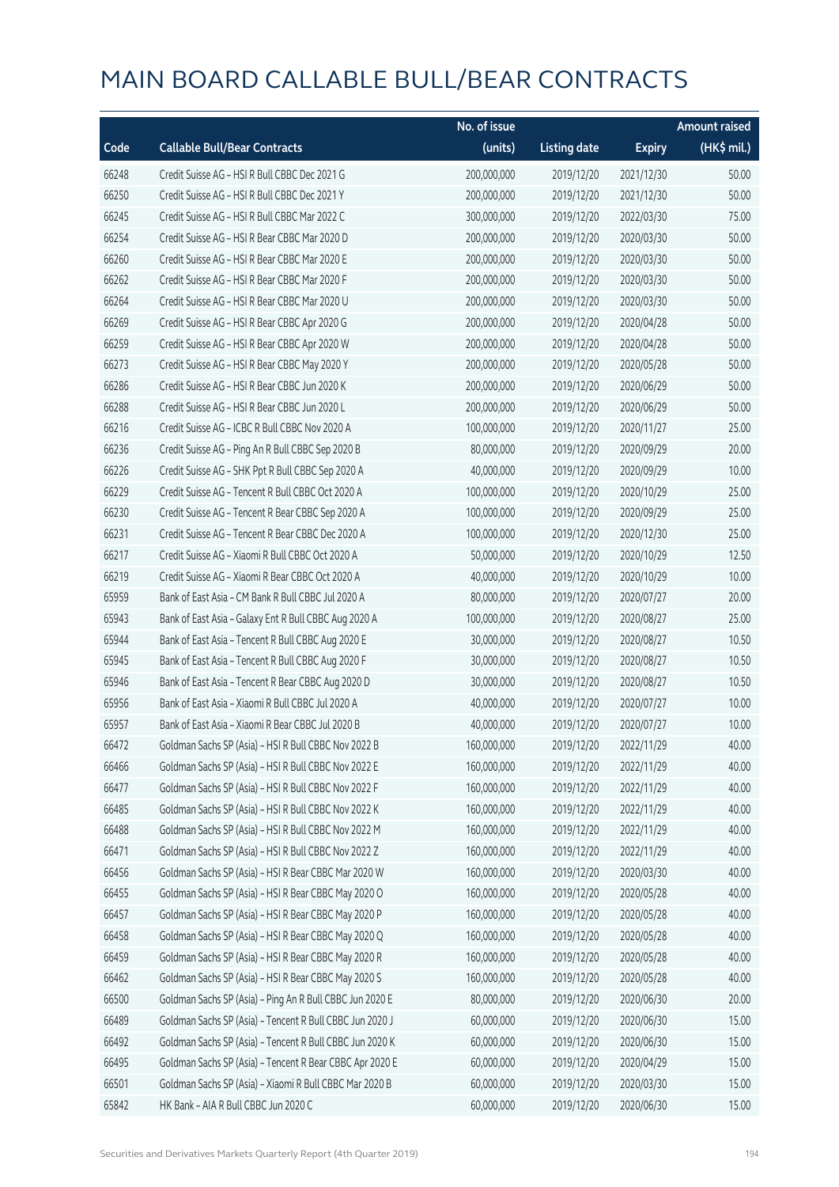# MAIN BOARD CALLABLE BULL/BEAR CONTRACTS

| Code | Callable Bull/Bear Contracts | No. of issue (units) | Listing date | Expiry | Amount raised (HK$ mil.) |
|---|---|---|---|---|---|
| 66248 | Credit Suisse AG – HSI R Bull CBBC Dec 2021 G | 200,000,000 | 2019/12/20 | 2021/12/30 | 50.00 |
| 66250 | Credit Suisse AG – HSI R Bull CBBC Dec 2021 Y | 200,000,000 | 2019/12/20 | 2021/12/30 | 50.00 |
| 66245 | Credit Suisse AG – HSI R Bull CBBC Mar 2022 C | 300,000,000 | 2019/12/20 | 2022/03/30 | 75.00 |
| 66254 | Credit Suisse AG – HSI R Bear CBBC Mar 2020 D | 200,000,000 | 2019/12/20 | 2020/03/30 | 50.00 |
| 66260 | Credit Suisse AG – HSI R Bear CBBC Mar 2020 E | 200,000,000 | 2019/12/20 | 2020/03/30 | 50.00 |
| 66262 | Credit Suisse AG – HSI R Bear CBBC Mar 2020 F | 200,000,000 | 2019/12/20 | 2020/03/30 | 50.00 |
| 66264 | Credit Suisse AG – HSI R Bear CBBC Mar 2020 U | 200,000,000 | 2019/12/20 | 2020/03/30 | 50.00 |
| 66269 | Credit Suisse AG – HSI R Bear CBBC Apr 2020 G | 200,000,000 | 2019/12/20 | 2020/04/28 | 50.00 |
| 66259 | Credit Suisse AG – HSI R Bear CBBC Apr 2020 W | 200,000,000 | 2019/12/20 | 2020/04/28 | 50.00 |
| 66273 | Credit Suisse AG – HSI R Bear CBBC May 2020 Y | 200,000,000 | 2019/12/20 | 2020/05/28 | 50.00 |
| 66286 | Credit Suisse AG – HSI R Bear CBBC Jun 2020 K | 200,000,000 | 2019/12/20 | 2020/06/29 | 50.00 |
| 66288 | Credit Suisse AG – HSI R Bear CBBC Jun 2020 L | 200,000,000 | 2019/12/20 | 2020/06/29 | 50.00 |
| 66216 | Credit Suisse AG – ICBC R Bull CBBC Nov 2020 A | 100,000,000 | 2019/12/20 | 2020/11/27 | 25.00 |
| 66236 | Credit Suisse AG – Ping An R Bull CBBC Sep 2020 B | 80,000,000 | 2019/12/20 | 2020/09/29 | 20.00 |
| 66226 | Credit Suisse AG – SHK Ppt R Bull CBBC Sep 2020 A | 40,000,000 | 2019/12/20 | 2020/09/29 | 10.00 |
| 66229 | Credit Suisse AG – Tencent R Bull CBBC Oct 2020 A | 100,000,000 | 2019/12/20 | 2020/10/29 | 25.00 |
| 66230 | Credit Suisse AG – Tencent R Bear CBBC Sep 2020 A | 100,000,000 | 2019/12/20 | 2020/09/29 | 25.00 |
| 66231 | Credit Suisse AG – Tencent R Bear CBBC Dec 2020 A | 100,000,000 | 2019/12/20 | 2020/12/30 | 25.00 |
| 66217 | Credit Suisse AG – Xiaomi R Bull CBBC Oct 2020 A | 50,000,000 | 2019/12/20 | 2020/10/29 | 12.50 |
| 66219 | Credit Suisse AG – Xiaomi R Bear CBBC Oct 2020 A | 40,000,000 | 2019/12/20 | 2020/10/29 | 10.00 |
| 65959 | Bank of East Asia – CM Bank R Bull CBBC Jul 2020 A | 80,000,000 | 2019/12/20 | 2020/07/27 | 20.00 |
| 65943 | Bank of East Asia – Galaxy Ent R Bull CBBC Aug 2020 A | 100,000,000 | 2019/12/20 | 2020/08/27 | 25.00 |
| 65944 | Bank of East Asia – Tencent R Bull CBBC Aug 2020 E | 30,000,000 | 2019/12/20 | 2020/08/27 | 10.50 |
| 65945 | Bank of East Asia – Tencent R Bull CBBC Aug 2020 F | 30,000,000 | 2019/12/20 | 2020/08/27 | 10.50 |
| 65946 | Bank of East Asia – Tencent R Bear CBBC Aug 2020 D | 30,000,000 | 2019/12/20 | 2020/08/27 | 10.50 |
| 65956 | Bank of East Asia – Xiaomi R Bull CBBC Jul 2020 A | 40,000,000 | 2019/12/20 | 2020/07/27 | 10.00 |
| 65957 | Bank of East Asia – Xiaomi R Bear CBBC Jul 2020 B | 40,000,000 | 2019/12/20 | 2020/07/27 | 10.00 |
| 66472 | Goldman Sachs SP (Asia) – HSI R Bull CBBC Nov 2022 B | 160,000,000 | 2019/12/20 | 2022/11/29 | 40.00 |
| 66466 | Goldman Sachs SP (Asia) – HSI R Bull CBBC Nov 2022 E | 160,000,000 | 2019/12/20 | 2022/11/29 | 40.00 |
| 66477 | Goldman Sachs SP (Asia) – HSI R Bull CBBC Nov 2022 F | 160,000,000 | 2019/12/20 | 2022/11/29 | 40.00 |
| 66485 | Goldman Sachs SP (Asia) – HSI R Bull CBBC Nov 2022 K | 160,000,000 | 2019/12/20 | 2022/11/29 | 40.00 |
| 66488 | Goldman Sachs SP (Asia) – HSI R Bull CBBC Nov 2022 M | 160,000,000 | 2019/12/20 | 2022/11/29 | 40.00 |
| 66471 | Goldman Sachs SP (Asia) – HSI R Bull CBBC Nov 2022 Z | 160,000,000 | 2019/12/20 | 2022/11/29 | 40.00 |
| 66456 | Goldman Sachs SP (Asia) – HSI R Bear CBBC Mar 2020 W | 160,000,000 | 2019/12/20 | 2020/03/30 | 40.00 |
| 66455 | Goldman Sachs SP (Asia) – HSI R Bear CBBC May 2020 O | 160,000,000 | 2019/12/20 | 2020/05/28 | 40.00 |
| 66457 | Goldman Sachs SP (Asia) – HSI R Bear CBBC May 2020 P | 160,000,000 | 2019/12/20 | 2020/05/28 | 40.00 |
| 66458 | Goldman Sachs SP (Asia) – HSI R Bear CBBC May 2020 Q | 160,000,000 | 2019/12/20 | 2020/05/28 | 40.00 |
| 66459 | Goldman Sachs SP (Asia) – HSI R Bear CBBC May 2020 R | 160,000,000 | 2019/12/20 | 2020/05/28 | 40.00 |
| 66462 | Goldman Sachs SP (Asia) – HSI R Bear CBBC May 2020 S | 160,000,000 | 2019/12/20 | 2020/05/28 | 40.00 |
| 66500 | Goldman Sachs SP (Asia) – Ping An R Bull CBBC Jun 2020 E | 80,000,000 | 2019/12/20 | 2020/06/30 | 20.00 |
| 66489 | Goldman Sachs SP (Asia) – Tencent R Bull CBBC Jun 2020 J | 60,000,000 | 2019/12/20 | 2020/06/30 | 15.00 |
| 66492 | Goldman Sachs SP (Asia) – Tencent R Bull CBBC Jun 2020 K | 60,000,000 | 2019/12/20 | 2020/06/30 | 15.00 |
| 66495 | Goldman Sachs SP (Asia) – Tencent R Bear CBBC Apr 2020 E | 60,000,000 | 2019/12/20 | 2020/04/29 | 15.00 |
| 66501 | Goldman Sachs SP (Asia) – Xiaomi R Bull CBBC Mar 2020 B | 60,000,000 | 2019/12/20 | 2020/03/30 | 15.00 |
| 65842 | HK Bank – AIA R Bull CBBC Jun 2020 C | 60,000,000 | 2019/12/20 | 2020/06/30 | 15.00 |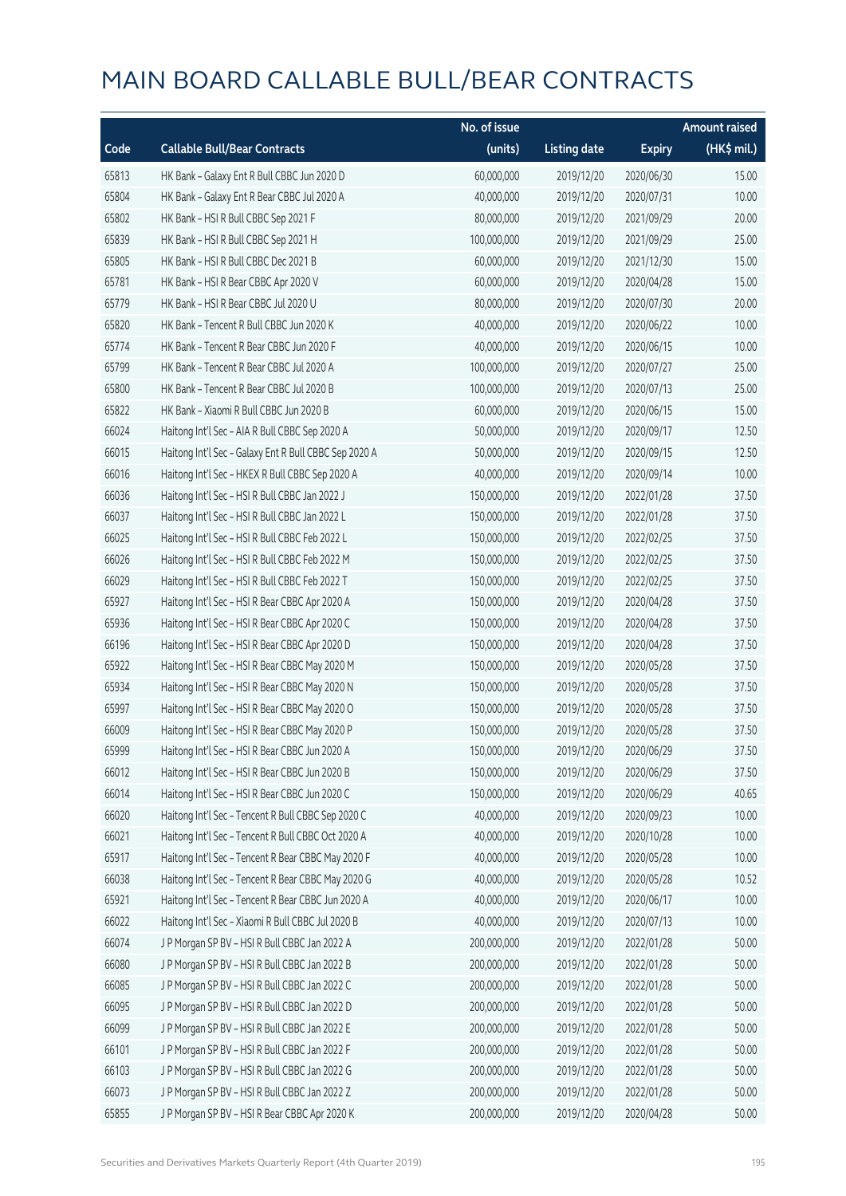# MAIN BOARD CALLABLE BULL/BEAR CONTRACTS

| Code | Callable Bull/Bear Contracts | No. of issue (units) | Listing date | Expiry | Amount raised (HK$ mil.) |
|---|---|---|---|---|---|
| 65813 | HK Bank – Galaxy Ent R Bull CBBC Jun 2020 D | 60,000,000 | 2019/12/20 | 2020/06/30 | 15.00 |
| 65804 | HK Bank – Galaxy Ent R Bear CBBC Jul 2020 A | 40,000,000 | 2019/12/20 | 2020/07/31 | 10.00 |
| 65802 | HK Bank – HSI R Bull CBBC Sep 2021 F | 80,000,000 | 2019/12/20 | 2021/09/29 | 20.00 |
| 65839 | HK Bank – HSI R Bull CBBC Sep 2021 H | 100,000,000 | 2019/12/20 | 2021/09/29 | 25.00 |
| 65805 | HK Bank – HSI R Bull CBBC Dec 2021 B | 60,000,000 | 2019/12/20 | 2021/12/30 | 15.00 |
| 65781 | HK Bank – HSI R Bear CBBC Apr 2020 V | 60,000,000 | 2019/12/20 | 2020/04/28 | 15.00 |
| 65779 | HK Bank – HSI R Bear CBBC Jul 2020 U | 80,000,000 | 2019/12/20 | 2020/07/30 | 20.00 |
| 65820 | HK Bank – Tencent R Bull CBBC Jun 2020 K | 40,000,000 | 2019/12/20 | 2020/06/22 | 10.00 |
| 65774 | HK Bank – Tencent R Bear CBBC Jun 2020 F | 40,000,000 | 2019/12/20 | 2020/06/15 | 10.00 |
| 65799 | HK Bank – Tencent R Bear CBBC Jul 2020 A | 100,000,000 | 2019/12/20 | 2020/07/27 | 25.00 |
| 65800 | HK Bank – Tencent R Bear CBBC Jul 2020 B | 100,000,000 | 2019/12/20 | 2020/07/13 | 25.00 |
| 65822 | HK Bank – Xiaomi R Bull CBBC Jun 2020 B | 60,000,000 | 2019/12/20 | 2020/06/15 | 15.00 |
| 66024 | Haitong Int'l Sec – AIA R Bull CBBC Sep 2020 A | 50,000,000 | 2019/12/20 | 2020/09/17 | 12.50 |
| 66015 | Haitong Int'l Sec – Galaxy Ent R Bull CBBC Sep 2020 A | 50,000,000 | 2019/12/20 | 2020/09/15 | 12.50 |
| 66016 | Haitong Int'l Sec – HKEX R Bull CBBC Sep 2020 A | 40,000,000 | 2019/12/20 | 2020/09/14 | 10.00 |
| 66036 | Haitong Int'l Sec – HSI R Bull CBBC Jan 2022 J | 150,000,000 | 2019/12/20 | 2022/01/28 | 37.50 |
| 66037 | Haitong Int'l Sec – HSI R Bull CBBC Jan 2022 L | 150,000,000 | 2019/12/20 | 2022/01/28 | 37.50 |
| 66025 | Haitong Int'l Sec – HSI R Bull CBBC Feb 2022 L | 150,000,000 | 2019/12/20 | 2022/02/25 | 37.50 |
| 66026 | Haitong Int'l Sec – HSI R Bull CBBC Feb 2022 M | 150,000,000 | 2019/12/20 | 2022/02/25 | 37.50 |
| 66029 | Haitong Int'l Sec – HSI R Bull CBBC Feb 2022 T | 150,000,000 | 2019/12/20 | 2022/02/25 | 37.50 |
| 65927 | Haitong Int'l Sec – HSI R Bear CBBC Apr 2020 A | 150,000,000 | 2019/12/20 | 2020/04/28 | 37.50 |
| 65936 | Haitong Int'l Sec – HSI R Bear CBBC Apr 2020 C | 150,000,000 | 2019/12/20 | 2020/04/28 | 37.50 |
| 66196 | Haitong Int'l Sec – HSI R Bear CBBC Apr 2020 D | 150,000,000 | 2019/12/20 | 2020/04/28 | 37.50 |
| 65922 | Haitong Int'l Sec – HSI R Bear CBBC May 2020 M | 150,000,000 | 2019/12/20 | 2020/05/28 | 37.50 |
| 65934 | Haitong Int'l Sec – HSI R Bear CBBC May 2020 N | 150,000,000 | 2019/12/20 | 2020/05/28 | 37.50 |
| 65997 | Haitong Int'l Sec – HSI R Bear CBBC May 2020 O | 150,000,000 | 2019/12/20 | 2020/05/28 | 37.50 |
| 66009 | Haitong Int'l Sec – HSI R Bear CBBC May 2020 P | 150,000,000 | 2019/12/20 | 2020/05/28 | 37.50 |
| 65999 | Haitong Int'l Sec – HSI R Bear CBBC Jun 2020 A | 150,000,000 | 2019/12/20 | 2020/06/29 | 37.50 |
| 66012 | Haitong Int'l Sec – HSI R Bear CBBC Jun 2020 B | 150,000,000 | 2019/12/20 | 2020/06/29 | 37.50 |
| 66014 | Haitong Int'l Sec – HSI R Bear CBBC Jun 2020 C | 150,000,000 | 2019/12/20 | 2020/06/29 | 40.65 |
| 66020 | Haitong Int'l Sec – Tencent R Bull CBBC Sep 2020 C | 40,000,000 | 2019/12/20 | 2020/09/23 | 10.00 |
| 66021 | Haitong Int'l Sec – Tencent R Bull CBBC Oct 2020 A | 40,000,000 | 2019/12/20 | 2020/10/28 | 10.00 |
| 65917 | Haitong Int'l Sec – Tencent R Bear CBBC May 2020 F | 40,000,000 | 2019/12/20 | 2020/05/28 | 10.00 |
| 66038 | Haitong Int'l Sec – Tencent R Bear CBBC May 2020 G | 40,000,000 | 2019/12/20 | 2020/05/28 | 10.52 |
| 65921 | Haitong Int'l Sec – Tencent R Bear CBBC Jun 2020 A | 40,000,000 | 2019/12/20 | 2020/06/17 | 10.00 |
| 66022 | Haitong Int'l Sec – Xiaomi R Bull CBBC Jul 2020 B | 40,000,000 | 2019/12/20 | 2020/07/13 | 10.00 |
| 66074 | J P Morgan SP BV – HSI R Bull CBBC Jan 2022 A | 200,000,000 | 2019/12/20 | 2022/01/28 | 50.00 |
| 66080 | J P Morgan SP BV – HSI R Bull CBBC Jan 2022 B | 200,000,000 | 2019/12/20 | 2022/01/28 | 50.00 |
| 66085 | J P Morgan SP BV – HSI R Bull CBBC Jan 2022 C | 200,000,000 | 2019/12/20 | 2022/01/28 | 50.00 |
| 66095 | J P Morgan SP BV – HSI R Bull CBBC Jan 2022 D | 200,000,000 | 2019/12/20 | 2022/01/28 | 50.00 |
| 66099 | J P Morgan SP BV – HSI R Bull CBBC Jan 2022 E | 200,000,000 | 2019/12/20 | 2022/01/28 | 50.00 |
| 66101 | J P Morgan SP BV – HSI R Bull CBBC Jan 2022 F | 200,000,000 | 2019/12/20 | 2022/01/28 | 50.00 |
| 66103 | J P Morgan SP BV – HSI R Bull CBBC Jan 2022 G | 200,000,000 | 2019/12/20 | 2022/01/28 | 50.00 |
| 66073 | J P Morgan SP BV – HSI R Bull CBBC Jan 2022 Z | 200,000,000 | 2019/12/20 | 2022/01/28 | 50.00 |
| 65855 | J P Morgan SP BV – HSI R Bear CBBC Apr 2020 K | 200,000,000 | 2019/12/20 | 2020/04/28 | 50.00 |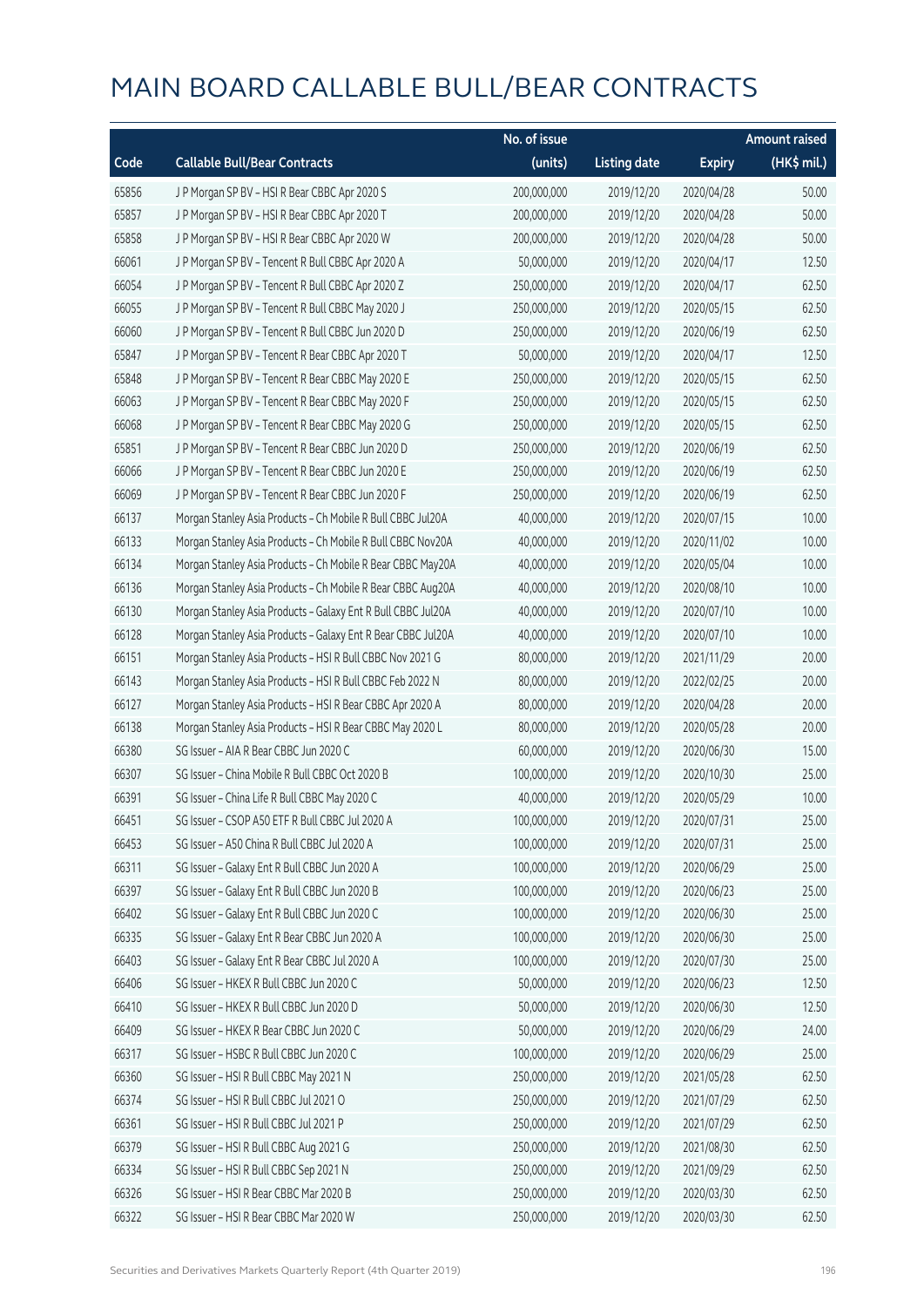# MAIN BOARD CALLABLE BULL/BEAR CONTRACTS

| Code | Callable Bull/Bear Contracts | No. of issue (units) | Listing date | Expiry | Amount raised (HK$ mil.) |
|---|---|---|---|---|---|
| 65856 | J P Morgan SP BV – HSI R Bear CBBC Apr 2020 S | 200,000,000 | 2019/12/20 | 2020/04/28 | 50.00 |
| 65857 | J P Morgan SP BV – HSI R Bear CBBC Apr 2020 T | 200,000,000 | 2019/12/20 | 2020/04/28 | 50.00 |
| 65858 | J P Morgan SP BV – HSI R Bear CBBC Apr 2020 W | 200,000,000 | 2019/12/20 | 2020/04/28 | 50.00 |
| 66061 | J P Morgan SP BV – Tencent R Bull CBBC Apr 2020 A | 50,000,000 | 2019/12/20 | 2020/04/17 | 12.50 |
| 66054 | J P Morgan SP BV – Tencent R Bull CBBC Apr 2020 Z | 250,000,000 | 2019/12/20 | 2020/04/17 | 62.50 |
| 66055 | J P Morgan SP BV – Tencent R Bull CBBC May 2020 J | 250,000,000 | 2019/12/20 | 2020/05/15 | 62.50 |
| 66060 | J P Morgan SP BV – Tencent R Bull CBBC Jun 2020 D | 250,000,000 | 2019/12/20 | 2020/06/19 | 62.50 |
| 65847 | J P Morgan SP BV – Tencent R Bear CBBC Apr 2020 T | 50,000,000 | 2019/12/20 | 2020/04/17 | 12.50 |
| 65848 | J P Morgan SP BV – Tencent R Bear CBBC May 2020 E | 250,000,000 | 2019/12/20 | 2020/05/15 | 62.50 |
| 66063 | J P Morgan SP BV – Tencent R Bear CBBC May 2020 F | 250,000,000 | 2019/12/20 | 2020/05/15 | 62.50 |
| 66068 | J P Morgan SP BV – Tencent R Bear CBBC May 2020 G | 250,000,000 | 2019/12/20 | 2020/05/15 | 62.50 |
| 65851 | J P Morgan SP BV – Tencent R Bear CBBC Jun 2020 D | 250,000,000 | 2019/12/20 | 2020/06/19 | 62.50 |
| 66066 | J P Morgan SP BV – Tencent R Bear CBBC Jun 2020 E | 250,000,000 | 2019/12/20 | 2020/06/19 | 62.50 |
| 66069 | J P Morgan SP BV – Tencent R Bear CBBC Jun 2020 F | 250,000,000 | 2019/12/20 | 2020/06/19 | 62.50 |
| 66137 | Morgan Stanley Asia Products – Ch Mobile R Bull CBBC Jul20A | 40,000,000 | 2019/12/20 | 2020/07/15 | 10.00 |
| 66133 | Morgan Stanley Asia Products – Ch Mobile R Bull CBBC Nov20A | 40,000,000 | 2019/12/20 | 2020/11/02 | 10.00 |
| 66134 | Morgan Stanley Asia Products – Ch Mobile R Bear CBBC May20A | 40,000,000 | 2019/12/20 | 2020/05/04 | 10.00 |
| 66136 | Morgan Stanley Asia Products – Ch Mobile R Bear CBBC Aug20A | 40,000,000 | 2019/12/20 | 2020/08/10 | 10.00 |
| 66130 | Morgan Stanley Asia Products – Galaxy Ent R Bull CBBC Jul20A | 40,000,000 | 2019/12/20 | 2020/07/10 | 10.00 |
| 66128 | Morgan Stanley Asia Products – Galaxy Ent R Bear CBBC Jul20A | 40,000,000 | 2019/12/20 | 2020/07/10 | 10.00 |
| 66151 | Morgan Stanley Asia Products – HSI R Bull CBBC Nov 2021 G | 80,000,000 | 2019/12/20 | 2021/11/29 | 20.00 |
| 66143 | Morgan Stanley Asia Products – HSI R Bull CBBC Feb 2022 N | 80,000,000 | 2019/12/20 | 2022/02/25 | 20.00 |
| 66127 | Morgan Stanley Asia Products – HSI R Bear CBBC Apr 2020 A | 80,000,000 | 2019/12/20 | 2020/04/28 | 20.00 |
| 66138 | Morgan Stanley Asia Products – HSI R Bear CBBC May 2020 L | 80,000,000 | 2019/12/20 | 2020/05/28 | 20.00 |
| 66380 | SG Issuer – AIA R Bear CBBC Jun 2020 C | 60,000,000 | 2019/12/20 | 2020/06/30 | 15.00 |
| 66307 | SG Issuer – China Mobile R Bull CBBC Oct 2020 B | 100,000,000 | 2019/12/20 | 2020/10/30 | 25.00 |
| 66391 | SG Issuer – China Life R Bull CBBC May 2020 C | 40,000,000 | 2019/12/20 | 2020/05/29 | 10.00 |
| 66451 | SG Issuer – CSOP A50 ETF R Bull CBBC Jul 2020 A | 100,000,000 | 2019/12/20 | 2020/07/31 | 25.00 |
| 66453 | SG Issuer – A50 China R Bull CBBC Jul 2020 A | 100,000,000 | 2019/12/20 | 2020/07/31 | 25.00 |
| 66311 | SG Issuer – Galaxy Ent R Bull CBBC Jun 2020 A | 100,000,000 | 2019/12/20 | 2020/06/29 | 25.00 |
| 66397 | SG Issuer – Galaxy Ent R Bull CBBC Jun 2020 B | 100,000,000 | 2019/12/20 | 2020/06/23 | 25.00 |
| 66402 | SG Issuer – Galaxy Ent R Bull CBBC Jun 2020 C | 100,000,000 | 2019/12/20 | 2020/06/30 | 25.00 |
| 66335 | SG Issuer – Galaxy Ent R Bear CBBC Jun 2020 A | 100,000,000 | 2019/12/20 | 2020/06/30 | 25.00 |
| 66403 | SG Issuer – Galaxy Ent R Bear CBBC Jul 2020 A | 100,000,000 | 2019/12/20 | 2020/07/30 | 25.00 |
| 66406 | SG Issuer – HKEX R Bull CBBC Jun 2020 C | 50,000,000 | 2019/12/20 | 2020/06/23 | 12.50 |
| 66410 | SG Issuer – HKEX R Bull CBBC Jun 2020 D | 50,000,000 | 2019/12/20 | 2020/06/30 | 12.50 |
| 66409 | SG Issuer – HKEX R Bear CBBC Jun 2020 C | 50,000,000 | 2019/12/20 | 2020/06/29 | 24.00 |
| 66317 | SG Issuer – HSBC R Bull CBBC Jun 2020 C | 100,000,000 | 2019/12/20 | 2020/06/29 | 25.00 |
| 66360 | SG Issuer – HSI R Bull CBBC May 2021 N | 250,000,000 | 2019/12/20 | 2021/05/28 | 62.50 |
| 66374 | SG Issuer – HSI R Bull CBBC Jul 2021 O | 250,000,000 | 2019/12/20 | 2021/07/29 | 62.50 |
| 66361 | SG Issuer – HSI R Bull CBBC Jul 2021 P | 250,000,000 | 2019/12/20 | 2021/07/29 | 62.50 |
| 66379 | SG Issuer – HSI R Bull CBBC Aug 2021 G | 250,000,000 | 2019/12/20 | 2021/08/30 | 62.50 |
| 66334 | SG Issuer – HSI R Bull CBBC Sep 2021 N | 250,000,000 | 2019/12/20 | 2021/09/29 | 62.50 |
| 66326 | SG Issuer – HSI R Bear CBBC Mar 2020 B | 250,000,000 | 2019/12/20 | 2020/03/30 | 62.50 |
| 66322 | SG Issuer – HSI R Bear CBBC Mar 2020 W | 250,000,000 | 2019/12/20 | 2020/03/30 | 62.50 |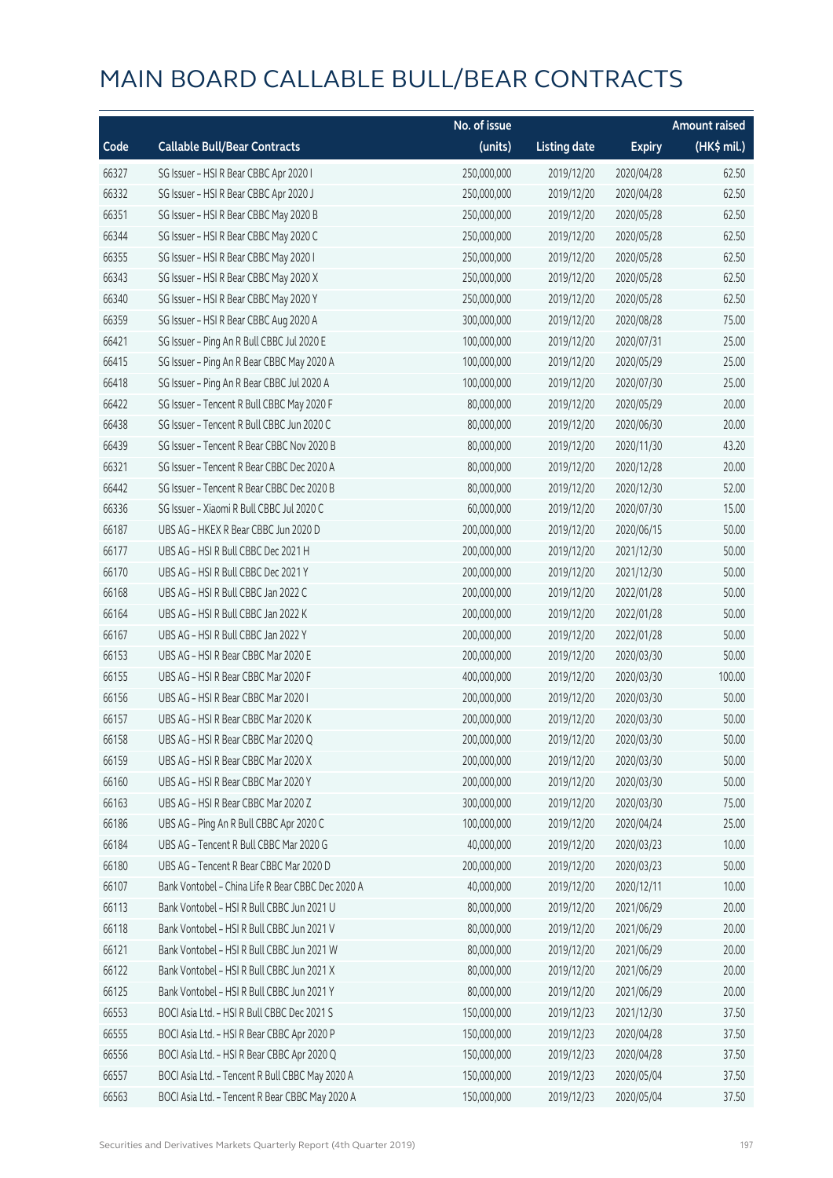# MAIN BOARD CALLABLE BULL/BEAR CONTRACTS

| Code | Callable Bull/Bear Contracts | No. of issue (units) | Listing date | Expiry | Amount raised (HK$ mil.) |
|---|---|---|---|---|---|
| 66327 | SG Issuer – HSI R Bear CBBC Apr 2020 I | 250,000,000 | 2019/12/20 | 2020/04/28 | 62.50 |
| 66332 | SG Issuer – HSI R Bear CBBC Apr 2020 J | 250,000,000 | 2019/12/20 | 2020/04/28 | 62.50 |
| 66351 | SG Issuer – HSI R Bear CBBC May 2020 B | 250,000,000 | 2019/12/20 | 2020/05/28 | 62.50 |
| 66344 | SG Issuer – HSI R Bear CBBC May 2020 C | 250,000,000 | 2019/12/20 | 2020/05/28 | 62.50 |
| 66355 | SG Issuer – HSI R Bear CBBC May 2020 I | 250,000,000 | 2019/12/20 | 2020/05/28 | 62.50 |
| 66343 | SG Issuer – HSI R Bear CBBC May 2020 X | 250,000,000 | 2019/12/20 | 2020/05/28 | 62.50 |
| 66340 | SG Issuer – HSI R Bear CBBC May 2020 Y | 250,000,000 | 2019/12/20 | 2020/05/28 | 62.50 |
| 66359 | SG Issuer – HSI R Bear CBBC Aug 2020 A | 300,000,000 | 2019/12/20 | 2020/08/28 | 75.00 |
| 66421 | SG Issuer – Ping An R Bull CBBC Jul 2020 E | 100,000,000 | 2019/12/20 | 2020/07/31 | 25.00 |
| 66415 | SG Issuer – Ping An R Bear CBBC May 2020 A | 100,000,000 | 2019/12/20 | 2020/05/29 | 25.00 |
| 66418 | SG Issuer – Ping An R Bear CBBC Jul 2020 A | 100,000,000 | 2019/12/20 | 2020/07/30 | 25.00 |
| 66422 | SG Issuer – Tencent R Bull CBBC May 2020 F | 80,000,000 | 2019/12/20 | 2020/05/29 | 20.00 |
| 66438 | SG Issuer – Tencent R Bull CBBC Jun 2020 C | 80,000,000 | 2019/12/20 | 2020/06/30 | 20.00 |
| 66439 | SG Issuer – Tencent R Bear CBBC Nov 2020 B | 80,000,000 | 2019/12/20 | 2020/11/30 | 43.20 |
| 66321 | SG Issuer – Tencent R Bear CBBC Dec 2020 A | 80,000,000 | 2019/12/20 | 2020/12/28 | 20.00 |
| 66442 | SG Issuer – Tencent R Bear CBBC Dec 2020 B | 80,000,000 | 2019/12/20 | 2020/12/30 | 52.00 |
| 66336 | SG Issuer – Xiaomi R Bull CBBC Jul 2020 C | 60,000,000 | 2019/12/20 | 2020/07/30 | 15.00 |
| 66187 | UBS AG – HKEX R Bear CBBC Jun 2020 D | 200,000,000 | 2019/12/20 | 2020/06/15 | 50.00 |
| 66177 | UBS AG – HSI R Bull CBBC Dec 2021 H | 200,000,000 | 2019/12/20 | 2021/12/30 | 50.00 |
| 66170 | UBS AG – HSI R Bull CBBC Dec 2021 Y | 200,000,000 | 2019/12/20 | 2021/12/30 | 50.00 |
| 66168 | UBS AG – HSI R Bull CBBC Jan 2022 C | 200,000,000 | 2019/12/20 | 2022/01/28 | 50.00 |
| 66164 | UBS AG – HSI R Bull CBBC Jan 2022 K | 200,000,000 | 2019/12/20 | 2022/01/28 | 50.00 |
| 66167 | UBS AG – HSI R Bull CBBC Jan 2022 Y | 200,000,000 | 2019/12/20 | 2022/01/28 | 50.00 |
| 66153 | UBS AG – HSI R Bear CBBC Mar 2020 E | 200,000,000 | 2019/12/20 | 2020/03/30 | 50.00 |
| 66155 | UBS AG – HSI R Bear CBBC Mar 2020 F | 400,000,000 | 2019/12/20 | 2020/03/30 | 100.00 |
| 66156 | UBS AG – HSI R Bear CBBC Mar 2020 I | 200,000,000 | 2019/12/20 | 2020/03/30 | 50.00 |
| 66157 | UBS AG – HSI R Bear CBBC Mar 2020 K | 200,000,000 | 2019/12/20 | 2020/03/30 | 50.00 |
| 66158 | UBS AG – HSI R Bear CBBC Mar 2020 Q | 200,000,000 | 2019/12/20 | 2020/03/30 | 50.00 |
| 66159 | UBS AG – HSI R Bear CBBC Mar 2020 X | 200,000,000 | 2019/12/20 | 2020/03/30 | 50.00 |
| 66160 | UBS AG – HSI R Bear CBBC Mar 2020 Y | 200,000,000 | 2019/12/20 | 2020/03/30 | 50.00 |
| 66163 | UBS AG – HSI R Bear CBBC Mar 2020 Z | 300,000,000 | 2019/12/20 | 2020/03/30 | 75.00 |
| 66186 | UBS AG – Ping An R Bull CBBC Apr 2020 C | 100,000,000 | 2019/12/20 | 2020/04/24 | 25.00 |
| 66184 | UBS AG – Tencent R Bull CBBC Mar 2020 G | 40,000,000 | 2019/12/20 | 2020/03/23 | 10.00 |
| 66180 | UBS AG – Tencent R Bear CBBC Mar 2020 D | 200,000,000 | 2019/12/20 | 2020/03/23 | 50.00 |
| 66107 | Bank Vontobel – China Life R Bear CBBC Dec 2020 A | 40,000,000 | 2019/12/20 | 2020/12/11 | 10.00 |
| 66113 | Bank Vontobel – HSI R Bull CBBC Jun 2021 U | 80,000,000 | 2019/12/20 | 2021/06/29 | 20.00 |
| 66118 | Bank Vontobel – HSI R Bull CBBC Jun 2021 V | 80,000,000 | 2019/12/20 | 2021/06/29 | 20.00 |
| 66121 | Bank Vontobel – HSI R Bull CBBC Jun 2021 W | 80,000,000 | 2019/12/20 | 2021/06/29 | 20.00 |
| 66122 | Bank Vontobel – HSI R Bull CBBC Jun 2021 X | 80,000,000 | 2019/12/20 | 2021/06/29 | 20.00 |
| 66125 | Bank Vontobel – HSI R Bull CBBC Jun 2021 Y | 80,000,000 | 2019/12/20 | 2021/06/29 | 20.00 |
| 66553 | BOCI Asia Ltd. – HSI R Bull CBBC Dec 2021 S | 150,000,000 | 2019/12/23 | 2021/12/30 | 37.50 |
| 66555 | BOCI Asia Ltd. – HSI R Bear CBBC Apr 2020 P | 150,000,000 | 2019/12/23 | 2020/04/28 | 37.50 |
| 66556 | BOCI Asia Ltd. – HSI R Bear CBBC Apr 2020 Q | 150,000,000 | 2019/12/23 | 2020/04/28 | 37.50 |
| 66557 | BOCI Asia Ltd. – Tencent R Bull CBBC May 2020 A | 150,000,000 | 2019/12/23 | 2020/05/04 | 37.50 |
| 66563 | BOCI Asia Ltd. – Tencent R Bear CBBC May 2020 A | 150,000,000 | 2019/12/23 | 2020/05/04 | 37.50 |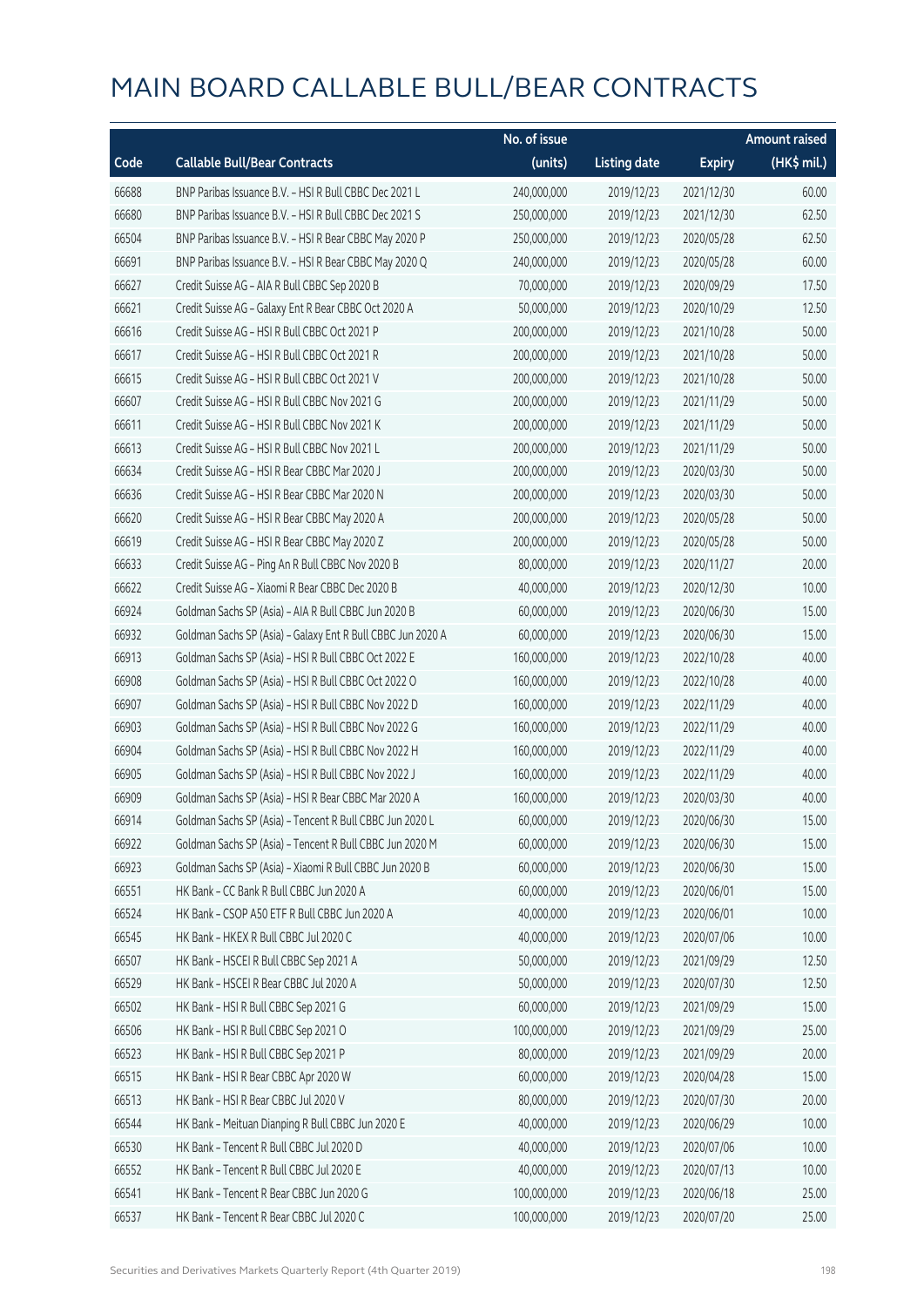# MAIN BOARD CALLABLE BULL/BEAR CONTRACTS

| Code | Callable Bull/Bear Contracts | No. of issue (units) | Listing date | Expiry | Amount raised (HK$ mil.) |
|---|---|---|---|---|---|
| 66688 | BNP Paribas Issuance B.V. – HSI R Bull CBBC Dec 2021 L | 240,000,000 | 2019/12/23 | 2021/12/30 | 60.00 |
| 66680 | BNP Paribas Issuance B.V. – HSI R Bull CBBC Dec 2021 S | 250,000,000 | 2019/12/23 | 2021/12/30 | 62.50 |
| 66504 | BNP Paribas Issuance B.V. – HSI R Bear CBBC May 2020 P | 250,000,000 | 2019/12/23 | 2020/05/28 | 62.50 |
| 66691 | BNP Paribas Issuance B.V. – HSI R Bear CBBC May 2020 Q | 240,000,000 | 2019/12/23 | 2020/05/28 | 60.00 |
| 66627 | Credit Suisse AG – AIA R Bull CBBC Sep 2020 B | 70,000,000 | 2019/12/23 | 2020/09/29 | 17.50 |
| 66621 | Credit Suisse AG – Galaxy Ent R Bear CBBC Oct 2020 A | 50,000,000 | 2019/12/23 | 2020/10/29 | 12.50 |
| 66616 | Credit Suisse AG – HSI R Bull CBBC Oct 2021 P | 200,000,000 | 2019/12/23 | 2021/10/28 | 50.00 |
| 66617 | Credit Suisse AG – HSI R Bull CBBC Oct 2021 R | 200,000,000 | 2019/12/23 | 2021/10/28 | 50.00 |
| 66615 | Credit Suisse AG – HSI R Bull CBBC Oct 2021 V | 200,000,000 | 2019/12/23 | 2021/10/28 | 50.00 |
| 66607 | Credit Suisse AG – HSI R Bull CBBC Nov 2021 G | 200,000,000 | 2019/12/23 | 2021/11/29 | 50.00 |
| 66611 | Credit Suisse AG – HSI R Bull CBBC Nov 2021 K | 200,000,000 | 2019/12/23 | 2021/11/29 | 50.00 |
| 66613 | Credit Suisse AG – HSI R Bull CBBC Nov 2021 L | 200,000,000 | 2019/12/23 | 2021/11/29 | 50.00 |
| 66634 | Credit Suisse AG – HSI R Bear CBBC Mar 2020 J | 200,000,000 | 2019/12/23 | 2020/03/30 | 50.00 |
| 66636 | Credit Suisse AG – HSI R Bear CBBC Mar 2020 N | 200,000,000 | 2019/12/23 | 2020/03/30 | 50.00 |
| 66620 | Credit Suisse AG – HSI R Bear CBBC May 2020 A | 200,000,000 | 2019/12/23 | 2020/05/28 | 50.00 |
| 66619 | Credit Suisse AG – HSI R Bear CBBC May 2020 Z | 200,000,000 | 2019/12/23 | 2020/05/28 | 50.00 |
| 66633 | Credit Suisse AG – Ping An R Bull CBBC Nov 2020 B | 80,000,000 | 2019/12/23 | 2020/11/27 | 20.00 |
| 66622 | Credit Suisse AG – Xiaomi R Bear CBBC Dec 2020 B | 40,000,000 | 2019/12/23 | 2020/12/30 | 10.00 |
| 66924 | Goldman Sachs SP (Asia) – AIA R Bull CBBC Jun 2020 B | 60,000,000 | 2019/12/23 | 2020/06/30 | 15.00 |
| 66932 | Goldman Sachs SP (Asia) – Galaxy Ent R Bull CBBC Jun 2020 A | 60,000,000 | 2019/12/23 | 2020/06/30 | 15.00 |
| 66913 | Goldman Sachs SP (Asia) – HSI R Bull CBBC Oct 2022 E | 160,000,000 | 2019/12/23 | 2022/10/28 | 40.00 |
| 66908 | Goldman Sachs SP (Asia) – HSI R Bull CBBC Oct 2022 O | 160,000,000 | 2019/12/23 | 2022/10/28 | 40.00 |
| 66907 | Goldman Sachs SP (Asia) – HSI R Bull CBBC Nov 2022 D | 160,000,000 | 2019/12/23 | 2022/11/29 | 40.00 |
| 66903 | Goldman Sachs SP (Asia) – HSI R Bull CBBC Nov 2022 G | 160,000,000 | 2019/12/23 | 2022/11/29 | 40.00 |
| 66904 | Goldman Sachs SP (Asia) – HSI R Bull CBBC Nov 2022 H | 160,000,000 | 2019/12/23 | 2022/11/29 | 40.00 |
| 66905 | Goldman Sachs SP (Asia) – HSI R Bull CBBC Nov 2022 J | 160,000,000 | 2019/12/23 | 2022/11/29 | 40.00 |
| 66909 | Goldman Sachs SP (Asia) – HSI R Bear CBBC Mar 2020 A | 160,000,000 | 2019/12/23 | 2020/03/30 | 40.00 |
| 66914 | Goldman Sachs SP (Asia) – Tencent R Bull CBBC Jun 2020 L | 60,000,000 | 2019/12/23 | 2020/06/30 | 15.00 |
| 66922 | Goldman Sachs SP (Asia) – Tencent R Bull CBBC Jun 2020 M | 60,000,000 | 2019/12/23 | 2020/06/30 | 15.00 |
| 66923 | Goldman Sachs SP (Asia) – Xiaomi R Bull CBBC Jun 2020 B | 60,000,000 | 2019/12/23 | 2020/06/30 | 15.00 |
| 66551 | HK Bank – CC Bank R Bull CBBC Jun 2020 A | 60,000,000 | 2019/12/23 | 2020/06/01 | 15.00 |
| 66524 | HK Bank – CSOP A50 ETF R Bull CBBC Jun 2020 A | 40,000,000 | 2019/12/23 | 2020/06/01 | 10.00 |
| 66545 | HK Bank – HKEX R Bull CBBC Jul 2020 C | 40,000,000 | 2019/12/23 | 2020/07/06 | 10.00 |
| 66507 | HK Bank – HSCEI R Bull CBBC Sep 2021 A | 50,000,000 | 2019/12/23 | 2021/09/29 | 12.50 |
| 66529 | HK Bank – HSCEI R Bear CBBC Jul 2020 A | 50,000,000 | 2019/12/23 | 2020/07/30 | 12.50 |
| 66502 | HK Bank – HSI R Bull CBBC Sep 2021 G | 60,000,000 | 2019/12/23 | 2021/09/29 | 15.00 |
| 66506 | HK Bank – HSI R Bull CBBC Sep 2021 O | 100,000,000 | 2019/12/23 | 2021/09/29 | 25.00 |
| 66523 | HK Bank – HSI R Bull CBBC Sep 2021 P | 80,000,000 | 2019/12/23 | 2021/09/29 | 20.00 |
| 66515 | HK Bank – HSI R Bear CBBC Apr 2020 W | 60,000,000 | 2019/12/23 | 2020/04/28 | 15.00 |
| 66513 | HK Bank – HSI R Bear CBBC Jul 2020 V | 80,000,000 | 2019/12/23 | 2020/07/30 | 20.00 |
| 66544 | HK Bank – Meituan Dianping R Bull CBBC Jun 2020 E | 40,000,000 | 2019/12/23 | 2020/06/29 | 10.00 |
| 66530 | HK Bank – Tencent R Bull CBBC Jul 2020 D | 40,000,000 | 2019/12/23 | 2020/07/06 | 10.00 |
| 66552 | HK Bank – Tencent R Bull CBBC Jul 2020 E | 40,000,000 | 2019/12/23 | 2020/07/13 | 10.00 |
| 66541 | HK Bank – Tencent R Bear CBBC Jun 2020 G | 100,000,000 | 2019/12/23 | 2020/06/18 | 25.00 |
| 66537 | HK Bank – Tencent R Bear CBBC Jul 2020 C | 100,000,000 | 2019/12/23 | 2020/07/20 | 25.00 |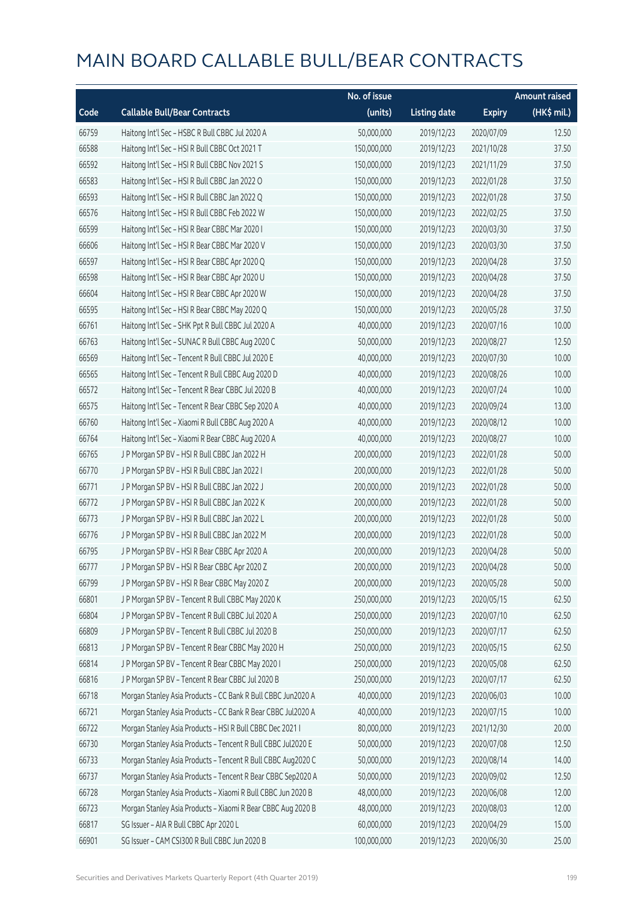# MAIN BOARD CALLABLE BULL/BEAR CONTRACTS

| Code | Callable Bull/Bear Contracts | No. of issue (units) | Listing date | Expiry | Amount raised (HK$ mil.) |
|---|---|---|---|---|---|
| 66759 | Haitong Int'l Sec – HSBC R Bull CBBC Jul 2020 A | 50,000,000 | 2019/12/23 | 2020/07/09 | 12.50 |
| 66588 | Haitong Int'l Sec – HSI R Bull CBBC Oct 2021 T | 150,000,000 | 2019/12/23 | 2021/10/28 | 37.50 |
| 66592 | Haitong Int'l Sec – HSI R Bull CBBC Nov 2021 S | 150,000,000 | 2019/12/23 | 2021/11/29 | 37.50 |
| 66583 | Haitong Int'l Sec – HSI R Bull CBBC Jan 2022 O | 150,000,000 | 2019/12/23 | 2022/01/28 | 37.50 |
| 66593 | Haitong Int'l Sec – HSI R Bull CBBC Jan 2022 Q | 150,000,000 | 2019/12/23 | 2022/01/28 | 37.50 |
| 66576 | Haitong Int'l Sec – HSI R Bull CBBC Feb 2022 W | 150,000,000 | 2019/12/23 | 2022/02/25 | 37.50 |
| 66599 | Haitong Int'l Sec – HSI R Bear CBBC Mar 2020 I | 150,000,000 | 2019/12/23 | 2020/03/30 | 37.50 |
| 66606 | Haitong Int'l Sec – HSI R Bear CBBC Mar 2020 V | 150,000,000 | 2019/12/23 | 2020/03/30 | 37.50 |
| 66597 | Haitong Int'l Sec – HSI R Bear CBBC Apr 2020 Q | 150,000,000 | 2019/12/23 | 2020/04/28 | 37.50 |
| 66598 | Haitong Int'l Sec – HSI R Bear CBBC Apr 2020 U | 150,000,000 | 2019/12/23 | 2020/04/28 | 37.50 |
| 66604 | Haitong Int'l Sec – HSI R Bear CBBC Apr 2020 W | 150,000,000 | 2019/12/23 | 2020/04/28 | 37.50 |
| 66595 | Haitong Int'l Sec – HSI R Bear CBBC May 2020 Q | 150,000,000 | 2019/12/23 | 2020/05/28 | 37.50 |
| 66761 | Haitong Int'l Sec – SHK Ppt R Bull CBBC Jul 2020 A | 40,000,000 | 2019/12/23 | 2020/07/16 | 10.00 |
| 66763 | Haitong Int'l Sec – SUNAC R Bull CBBC Aug 2020 C | 50,000,000 | 2019/12/23 | 2020/08/27 | 12.50 |
| 66569 | Haitong Int'l Sec – Tencent R Bull CBBC Jul 2020 E | 40,000,000 | 2019/12/23 | 2020/07/30 | 10.00 |
| 66565 | Haitong Int'l Sec – Tencent R Bull CBBC Aug 2020 D | 40,000,000 | 2019/12/23 | 2020/08/26 | 10.00 |
| 66572 | Haitong Int'l Sec – Tencent R Bear CBBC Jul 2020 B | 40,000,000 | 2019/12/23 | 2020/07/24 | 10.00 |
| 66575 | Haitong Int'l Sec – Tencent R Bear CBBC Sep 2020 A | 40,000,000 | 2019/12/23 | 2020/09/24 | 13.00 |
| 66760 | Haitong Int'l Sec – Xiaomi R Bull CBBC Aug 2020 A | 40,000,000 | 2019/12/23 | 2020/08/12 | 10.00 |
| 66764 | Haitong Int'l Sec – Xiaomi R Bear CBBC Aug 2020 A | 40,000,000 | 2019/12/23 | 2020/08/27 | 10.00 |
| 66765 | J P Morgan SP BV – HSI R Bull CBBC Jan 2022 H | 200,000,000 | 2019/12/23 | 2022/01/28 | 50.00 |
| 66770 | J P Morgan SP BV – HSI R Bull CBBC Jan 2022 I | 200,000,000 | 2019/12/23 | 2022/01/28 | 50.00 |
| 66771 | J P Morgan SP BV – HSI R Bull CBBC Jan 2022 J | 200,000,000 | 2019/12/23 | 2022/01/28 | 50.00 |
| 66772 | J P Morgan SP BV – HSI R Bull CBBC Jan 2022 K | 200,000,000 | 2019/12/23 | 2022/01/28 | 50.00 |
| 66773 | J P Morgan SP BV – HSI R Bull CBBC Jan 2022 L | 200,000,000 | 2019/12/23 | 2022/01/28 | 50.00 |
| 66776 | J P Morgan SP BV – HSI R Bull CBBC Jan 2022 M | 200,000,000 | 2019/12/23 | 2022/01/28 | 50.00 |
| 66795 | J P Morgan SP BV – HSI R Bear CBBC Apr 2020 A | 200,000,000 | 2019/12/23 | 2020/04/28 | 50.00 |
| 66777 | J P Morgan SP BV – HSI R Bear CBBC Apr 2020 Z | 200,000,000 | 2019/12/23 | 2020/04/28 | 50.00 |
| 66799 | J P Morgan SP BV – HSI R Bear CBBC May 2020 Z | 200,000,000 | 2019/12/23 | 2020/05/28 | 50.00 |
| 66801 | J P Morgan SP BV – Tencent R Bull CBBC May 2020 K | 250,000,000 | 2019/12/23 | 2020/05/15 | 62.50 |
| 66804 | J P Morgan SP BV – Tencent R Bull CBBC Jul 2020 A | 250,000,000 | 2019/12/23 | 2020/07/10 | 62.50 |
| 66809 | J P Morgan SP BV – Tencent R Bull CBBC Jul 2020 B | 250,000,000 | 2019/12/23 | 2020/07/17 | 62.50 |
| 66813 | J P Morgan SP BV – Tencent R Bear CBBC May 2020 H | 250,000,000 | 2019/12/23 | 2020/05/15 | 62.50 |
| 66814 | J P Morgan SP BV – Tencent R Bear CBBC May 2020 I | 250,000,000 | 2019/12/23 | 2020/05/08 | 62.50 |
| 66816 | J P Morgan SP BV – Tencent R Bear CBBC Jul 2020 B | 250,000,000 | 2019/12/23 | 2020/07/17 | 62.50 |
| 66718 | Morgan Stanley Asia Products – CC Bank R Bull CBBC Jun2020 A | 40,000,000 | 2019/12/23 | 2020/06/03 | 10.00 |
| 66721 | Morgan Stanley Asia Products – CC Bank R Bear CBBC Jul2020 A | 40,000,000 | 2019/12/23 | 2020/07/15 | 10.00 |
| 66722 | Morgan Stanley Asia Products – HSI R Bull CBBC Dec 2021 I | 80,000,000 | 2019/12/23 | 2021/12/30 | 20.00 |
| 66730 | Morgan Stanley Asia Products – Tencent R Bull CBBC Jul2020 E | 50,000,000 | 2019/12/23 | 2020/07/08 | 12.50 |
| 66733 | Morgan Stanley Asia Products – Tencent R Bull CBBC Aug2020 C | 50,000,000 | 2019/12/23 | 2020/08/14 | 14.00 |
| 66737 | Morgan Stanley Asia Products – Tencent R Bear CBBC Sep2020 A | 50,000,000 | 2019/12/23 | 2020/09/02 | 12.50 |
| 66728 | Morgan Stanley Asia Products – Xiaomi R Bull CBBC Jun 2020 B | 48,000,000 | 2019/12/23 | 2020/06/08 | 12.00 |
| 66723 | Morgan Stanley Asia Products – Xiaomi R Bear CBBC Aug 2020 B | 48,000,000 | 2019/12/23 | 2020/08/03 | 12.00 |
| 66817 | SG Issuer – AIA R Bull CBBC Apr 2020 L | 60,000,000 | 2019/12/23 | 2020/04/29 | 15.00 |
| 66901 | SG Issuer – CAM CSI300 R Bull CBBC Jun 2020 B | 100,000,000 | 2019/12/23 | 2020/06/30 | 25.00 |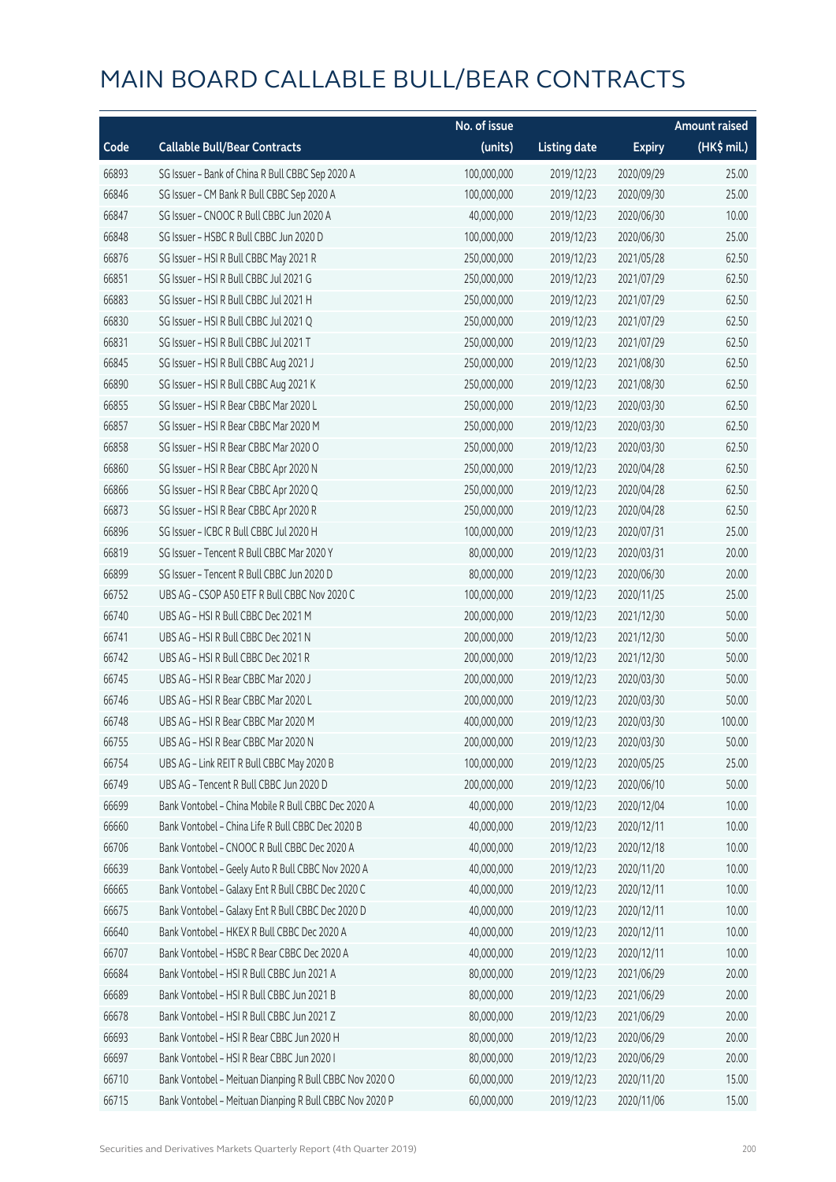# MAIN BOARD CALLABLE BULL/BEAR CONTRACTS

| Code | Callable Bull/Bear Contracts | No. of issue (units) | Listing date | Expiry | Amount raised (HK$ mil.) |
|---|---|---|---|---|---|
| 66893 | SG Issuer – Bank of China R Bull CBBC Sep 2020 A | 100,000,000 | 2019/12/23 | 2020/09/29 | 25.00 |
| 66846 | SG Issuer – CM Bank R Bull CBBC Sep 2020 A | 100,000,000 | 2019/12/23 | 2020/09/30 | 25.00 |
| 66847 | SG Issuer – CNOOC R Bull CBBC Jun 2020 A | 40,000,000 | 2019/12/23 | 2020/06/30 | 10.00 |
| 66848 | SG Issuer – HSBC R Bull CBBC Jun 2020 D | 100,000,000 | 2019/12/23 | 2020/06/30 | 25.00 |
| 66876 | SG Issuer – HSI R Bull CBBC May 2021 R | 250,000,000 | 2019/12/23 | 2021/05/28 | 62.50 |
| 66851 | SG Issuer – HSI R Bull CBBC Jul 2021 G | 250,000,000 | 2019/12/23 | 2021/07/29 | 62.50 |
| 66883 | SG Issuer – HSI R Bull CBBC Jul 2021 H | 250,000,000 | 2019/12/23 | 2021/07/29 | 62.50 |
| 66830 | SG Issuer – HSI R Bull CBBC Jul 2021 Q | 250,000,000 | 2019/12/23 | 2021/07/29 | 62.50 |
| 66831 | SG Issuer – HSI R Bull CBBC Jul 2021 T | 250,000,000 | 2019/12/23 | 2021/07/29 | 62.50 |
| 66845 | SG Issuer – HSI R Bull CBBC Aug 2021 J | 250,000,000 | 2019/12/23 | 2021/08/30 | 62.50 |
| 66890 | SG Issuer – HSI R Bull CBBC Aug 2021 K | 250,000,000 | 2019/12/23 | 2021/08/30 | 62.50 |
| 66855 | SG Issuer – HSI R Bear CBBC Mar 2020 L | 250,000,000 | 2019/12/23 | 2020/03/30 | 62.50 |
| 66857 | SG Issuer – HSI R Bear CBBC Mar 2020 M | 250,000,000 | 2019/12/23 | 2020/03/30 | 62.50 |
| 66858 | SG Issuer – HSI R Bear CBBC Mar 2020 O | 250,000,000 | 2019/12/23 | 2020/03/30 | 62.50 |
| 66860 | SG Issuer – HSI R Bear CBBC Apr 2020 N | 250,000,000 | 2019/12/23 | 2020/04/28 | 62.50 |
| 66866 | SG Issuer – HSI R Bear CBBC Apr 2020 Q | 250,000,000 | 2019/12/23 | 2020/04/28 | 62.50 |
| 66873 | SG Issuer – HSI R Bear CBBC Apr 2020 R | 250,000,000 | 2019/12/23 | 2020/04/28 | 62.50 |
| 66896 | SG Issuer – ICBC R Bull CBBC Jul 2020 H | 100,000,000 | 2019/12/23 | 2020/07/31 | 25.00 |
| 66819 | SG Issuer – Tencent R Bull CBBC Mar 2020 Y | 80,000,000 | 2019/12/23 | 2020/03/31 | 20.00 |
| 66899 | SG Issuer – Tencent R Bull CBBC Jun 2020 D | 80,000,000 | 2019/12/23 | 2020/06/30 | 20.00 |
| 66752 | UBS AG – CSOP A50 ETF R Bull CBBC Nov 2020 C | 100,000,000 | 2019/12/23 | 2020/11/25 | 25.00 |
| 66740 | UBS AG – HSI R Bull CBBC Dec 2021 M | 200,000,000 | 2019/12/23 | 2021/12/30 | 50.00 |
| 66741 | UBS AG – HSI R Bull CBBC Dec 2021 N | 200,000,000 | 2019/12/23 | 2021/12/30 | 50.00 |
| 66742 | UBS AG – HSI R Bull CBBC Dec 2021 R | 200,000,000 | 2019/12/23 | 2021/12/30 | 50.00 |
| 66745 | UBS AG – HSI R Bear CBBC Mar 2020 J | 200,000,000 | 2019/12/23 | 2020/03/30 | 50.00 |
| 66746 | UBS AG – HSI R Bear CBBC Mar 2020 L | 200,000,000 | 2019/12/23 | 2020/03/30 | 50.00 |
| 66748 | UBS AG – HSI R Bear CBBC Mar 2020 M | 400,000,000 | 2019/12/23 | 2020/03/30 | 100.00 |
| 66755 | UBS AG – HSI R Bear CBBC Mar 2020 N | 200,000,000 | 2019/12/23 | 2020/03/30 | 50.00 |
| 66754 | UBS AG – Link REIT R Bull CBBC May 2020 B | 100,000,000 | 2019/12/23 | 2020/05/25 | 25.00 |
| 66749 | UBS AG – Tencent R Bull CBBC Jun 2020 D | 200,000,000 | 2019/12/23 | 2020/06/10 | 50.00 |
| 66699 | Bank Vontobel – China Mobile R Bull CBBC Dec 2020 A | 40,000,000 | 2019/12/23 | 2020/12/04 | 10.00 |
| 66660 | Bank Vontobel – China Life R Bull CBBC Dec 2020 B | 40,000,000 | 2019/12/23 | 2020/12/11 | 10.00 |
| 66706 | Bank Vontobel – CNOOC R Bull CBBC Dec 2020 A | 40,000,000 | 2019/12/23 | 2020/12/18 | 10.00 |
| 66639 | Bank Vontobel – Geely Auto R Bull CBBC Nov 2020 A | 40,000,000 | 2019/12/23 | 2020/11/20 | 10.00 |
| 66665 | Bank Vontobel – Galaxy Ent R Bull CBBC Dec 2020 C | 40,000,000 | 2019/12/23 | 2020/12/11 | 10.00 |
| 66675 | Bank Vontobel – Galaxy Ent R Bull CBBC Dec 2020 D | 40,000,000 | 2019/12/23 | 2020/12/11 | 10.00 |
| 66640 | Bank Vontobel – HKEX R Bull CBBC Dec 2020 A | 40,000,000 | 2019/12/23 | 2020/12/11 | 10.00 |
| 66707 | Bank Vontobel – HSBC R Bear CBBC Dec 2020 A | 40,000,000 | 2019/12/23 | 2020/12/11 | 10.00 |
| 66684 | Bank Vontobel – HSI R Bull CBBC Jun 2021 A | 80,000,000 | 2019/12/23 | 2021/06/29 | 20.00 |
| 66689 | Bank Vontobel – HSI R Bull CBBC Jun 2021 B | 80,000,000 | 2019/12/23 | 2021/06/29 | 20.00 |
| 66678 | Bank Vontobel – HSI R Bull CBBC Jun 2021 Z | 80,000,000 | 2019/12/23 | 2021/06/29 | 20.00 |
| 66693 | Bank Vontobel – HSI R Bear CBBC Jun 2020 H | 80,000,000 | 2019/12/23 | 2020/06/29 | 20.00 |
| 66697 | Bank Vontobel – HSI R Bear CBBC Jun 2020 I | 80,000,000 | 2019/12/23 | 2020/06/29 | 20.00 |
| 66710 | Bank Vontobel – Meituan Dianping R Bull CBBC Nov 2020 O | 60,000,000 | 2019/12/23 | 2020/11/20 | 15.00 |
| 66715 | Bank Vontobel – Meituan Dianping R Bull CBBC Nov 2020 P | 60,000,000 | 2019/12/23 | 2020/11/06 | 15.00 |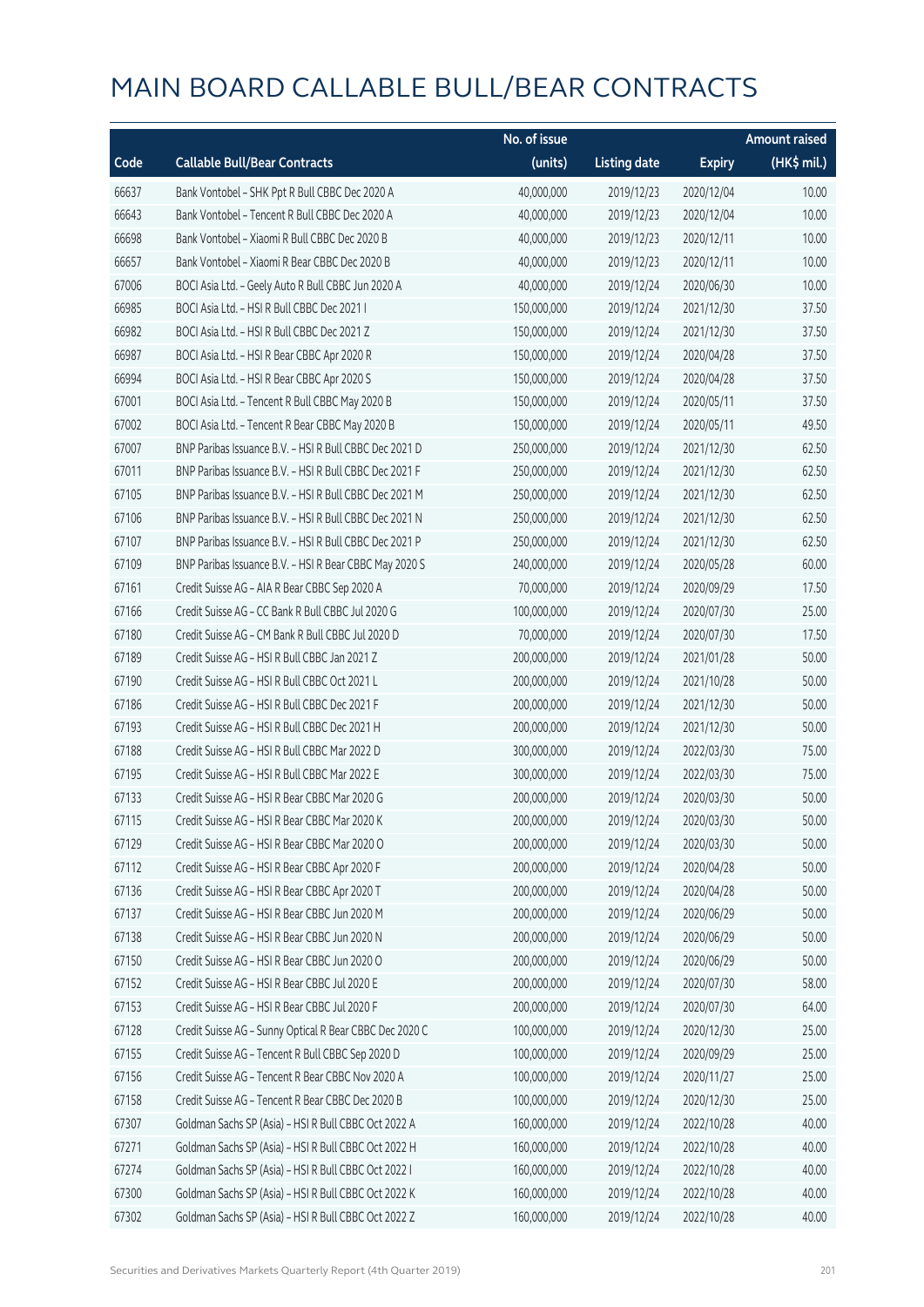# MAIN BOARD CALLABLE BULL/BEAR CONTRACTS

| Code | Callable Bull/Bear Contracts | No. of issue (units) | Listing date | Expiry | Amount raised (HK$ mil.) |
|---|---|---|---|---|---|
| 66637 | Bank Vontobel – SHK Ppt R Bull CBBC Dec 2020 A | 40,000,000 | 2019/12/23 | 2020/12/04 | 10.00 |
| 66643 | Bank Vontobel – Tencent R Bull CBBC Dec 2020 A | 40,000,000 | 2019/12/23 | 2020/12/04 | 10.00 |
| 66698 | Bank Vontobel – Xiaomi R Bull CBBC Dec 2020 B | 40,000,000 | 2019/12/23 | 2020/12/11 | 10.00 |
| 66657 | Bank Vontobel – Xiaomi R Bear CBBC Dec 2020 B | 40,000,000 | 2019/12/23 | 2020/12/11 | 10.00 |
| 67006 | BOCI Asia Ltd. – Geely Auto R Bull CBBC Jun 2020 A | 40,000,000 | 2019/12/24 | 2020/06/30 | 10.00 |
| 66985 | BOCI Asia Ltd. – HSI R Bull CBBC Dec 2021 I | 150,000,000 | 2019/12/24 | 2021/12/30 | 37.50 |
| 66982 | BOCI Asia Ltd. – HSI R Bull CBBC Dec 2021 Z | 150,000,000 | 2019/12/24 | 2021/12/30 | 37.50 |
| 66987 | BOCI Asia Ltd. – HSI R Bear CBBC Apr 2020 R | 150,000,000 | 2019/12/24 | 2020/04/28 | 37.50 |
| 66994 | BOCI Asia Ltd. – HSI R Bear CBBC Apr 2020 S | 150,000,000 | 2019/12/24 | 2020/04/28 | 37.50 |
| 67001 | BOCI Asia Ltd. – Tencent R Bull CBBC May 2020 B | 150,000,000 | 2019/12/24 | 2020/05/11 | 37.50 |
| 67002 | BOCI Asia Ltd. – Tencent R Bear CBBC May 2020 B | 150,000,000 | 2019/12/24 | 2020/05/11 | 49.50 |
| 67007 | BNP Paribas Issuance B.V. – HSI R Bull CBBC Dec 2021 D | 250,000,000 | 2019/12/24 | 2021/12/30 | 62.50 |
| 67011 | BNP Paribas Issuance B.V. – HSI R Bull CBBC Dec 2021 F | 250,000,000 | 2019/12/24 | 2021/12/30 | 62.50 |
| 67105 | BNP Paribas Issuance B.V. – HSI R Bull CBBC Dec 2021 M | 250,000,000 | 2019/12/24 | 2021/12/30 | 62.50 |
| 67106 | BNP Paribas Issuance B.V. – HSI R Bull CBBC Dec 2021 N | 250,000,000 | 2019/12/24 | 2021/12/30 | 62.50 |
| 67107 | BNP Paribas Issuance B.V. – HSI R Bull CBBC Dec 2021 P | 250,000,000 | 2019/12/24 | 2021/12/30 | 62.50 |
| 67109 | BNP Paribas Issuance B.V. – HSI R Bear CBBC May 2020 S | 240,000,000 | 2019/12/24 | 2020/05/28 | 60.00 |
| 67161 | Credit Suisse AG – AIA R Bear CBBC Sep 2020 A | 70,000,000 | 2019/12/24 | 2020/09/29 | 17.50 |
| 67166 | Credit Suisse AG – CC Bank R Bull CBBC Jul 2020 G | 100,000,000 | 2019/12/24 | 2020/07/30 | 25.00 |
| 67180 | Credit Suisse AG – CM Bank R Bull CBBC Jul 2020 D | 70,000,000 | 2019/12/24 | 2020/07/30 | 17.50 |
| 67189 | Credit Suisse AG – HSI R Bull CBBC Jan 2021 Z | 200,000,000 | 2019/12/24 | 2021/01/28 | 50.00 |
| 67190 | Credit Suisse AG – HSI R Bull CBBC Oct 2021 L | 200,000,000 | 2019/12/24 | 2021/10/28 | 50.00 |
| 67186 | Credit Suisse AG – HSI R Bull CBBC Dec 2021 F | 200,000,000 | 2019/12/24 | 2021/12/30 | 50.00 |
| 67193 | Credit Suisse AG – HSI R Bull CBBC Dec 2021 H | 200,000,000 | 2019/12/24 | 2021/12/30 | 50.00 |
| 67188 | Credit Suisse AG – HSI R Bull CBBC Mar 2022 D | 300,000,000 | 2019/12/24 | 2022/03/30 | 75.00 |
| 67195 | Credit Suisse AG – HSI R Bull CBBC Mar 2022 E | 300,000,000 | 2019/12/24 | 2022/03/30 | 75.00 |
| 67133 | Credit Suisse AG – HSI R Bear CBBC Mar 2020 G | 200,000,000 | 2019/12/24 | 2020/03/30 | 50.00 |
| 67115 | Credit Suisse AG – HSI R Bear CBBC Mar 2020 K | 200,000,000 | 2019/12/24 | 2020/03/30 | 50.00 |
| 67129 | Credit Suisse AG – HSI R Bear CBBC Mar 2020 O | 200,000,000 | 2019/12/24 | 2020/03/30 | 50.00 |
| 67112 | Credit Suisse AG – HSI R Bear CBBC Apr 2020 F | 200,000,000 | 2019/12/24 | 2020/04/28 | 50.00 |
| 67136 | Credit Suisse AG – HSI R Bear CBBC Apr 2020 T | 200,000,000 | 2019/12/24 | 2020/04/28 | 50.00 |
| 67137 | Credit Suisse AG – HSI R Bear CBBC Jun 2020 M | 200,000,000 | 2019/12/24 | 2020/06/29 | 50.00 |
| 67138 | Credit Suisse AG – HSI R Bear CBBC Jun 2020 N | 200,000,000 | 2019/12/24 | 2020/06/29 | 50.00 |
| 67150 | Credit Suisse AG – HSI R Bear CBBC Jun 2020 O | 200,000,000 | 2019/12/24 | 2020/06/29 | 50.00 |
| 67152 | Credit Suisse AG – HSI R Bear CBBC Jul 2020 E | 200,000,000 | 2019/12/24 | 2020/07/30 | 58.00 |
| 67153 | Credit Suisse AG – HSI R Bear CBBC Jul 2020 F | 200,000,000 | 2019/12/24 | 2020/07/30 | 64.00 |
| 67128 | Credit Suisse AG – Sunny Optical R Bear CBBC Dec 2020 C | 100,000,000 | 2019/12/24 | 2020/12/30 | 25.00 |
| 67155 | Credit Suisse AG – Tencent R Bull CBBC Sep 2020 D | 100,000,000 | 2019/12/24 | 2020/09/29 | 25.00 |
| 67156 | Credit Suisse AG – Tencent R Bear CBBC Nov 2020 A | 100,000,000 | 2019/12/24 | 2020/11/27 | 25.00 |
| 67158 | Credit Suisse AG – Tencent R Bear CBBC Dec 2020 B | 100,000,000 | 2019/12/24 | 2020/12/30 | 25.00 |
| 67307 | Goldman Sachs SP (Asia) – HSI R Bull CBBC Oct 2022 A | 160,000,000 | 2019/12/24 | 2022/10/28 | 40.00 |
| 67271 | Goldman Sachs SP (Asia) – HSI R Bull CBBC Oct 2022 H | 160,000,000 | 2019/12/24 | 2022/10/28 | 40.00 |
| 67274 | Goldman Sachs SP (Asia) – HSI R Bull CBBC Oct 2022 I | 160,000,000 | 2019/12/24 | 2022/10/28 | 40.00 |
| 67300 | Goldman Sachs SP (Asia) – HSI R Bull CBBC Oct 2022 K | 160,000,000 | 2019/12/24 | 2022/10/28 | 40.00 |
| 67302 | Goldman Sachs SP (Asia) – HSI R Bull CBBC Oct 2022 Z | 160,000,000 | 2019/12/24 | 2022/10/28 | 40.00 |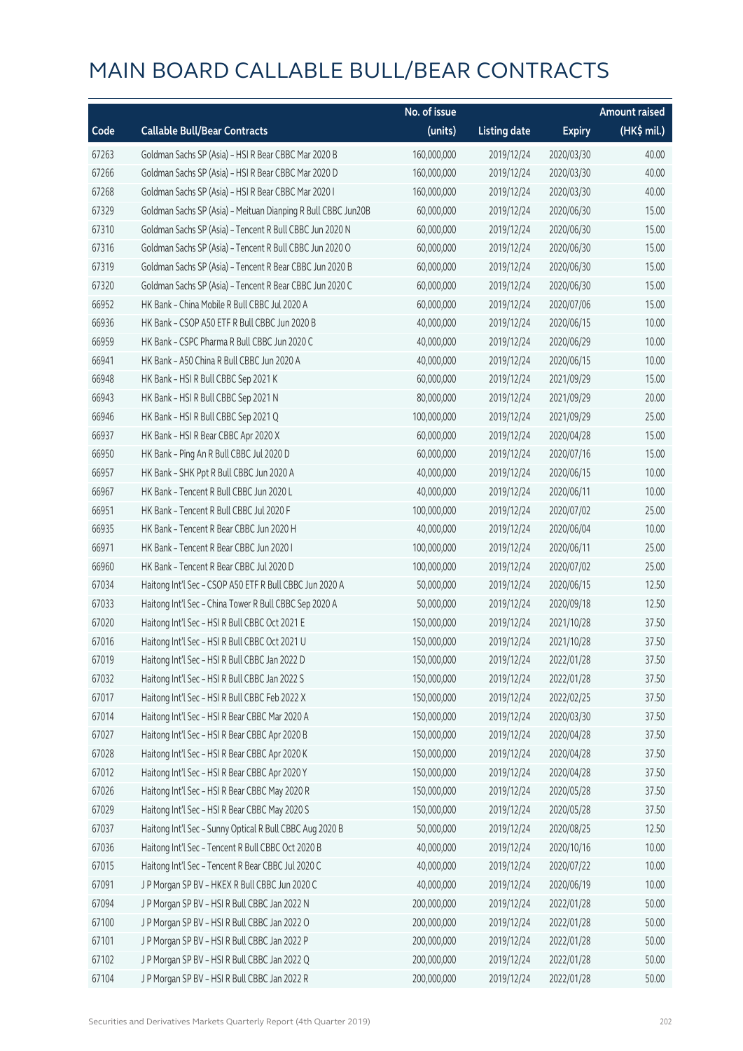# MAIN BOARD CALLABLE BULL/BEAR CONTRACTS

| Code | Callable Bull/Bear Contracts | No. of issue (units) | Listing date | Expiry | Amount raised (HK$ mil.) |
|---|---|---|---|---|---|
| 67263 | Goldman Sachs SP (Asia) – HSI R Bear CBBC Mar 2020 B | 160,000,000 | 2019/12/24 | 2020/03/30 | 40.00 |
| 67266 | Goldman Sachs SP (Asia) – HSI R Bear CBBC Mar 2020 D | 160,000,000 | 2019/12/24 | 2020/03/30 | 40.00 |
| 67268 | Goldman Sachs SP (Asia) – HSI R Bear CBBC Mar 2020 I | 160,000,000 | 2019/12/24 | 2020/03/30 | 40.00 |
| 67329 | Goldman Sachs SP (Asia) – Meituan Dianping R Bull CBBC Jun20B | 60,000,000 | 2019/12/24 | 2020/06/30 | 15.00 |
| 67310 | Goldman Sachs SP (Asia) – Tencent R Bull CBBC Jun 2020 N | 60,000,000 | 2019/12/24 | 2020/06/30 | 15.00 |
| 67316 | Goldman Sachs SP (Asia) – Tencent R Bull CBBC Jun 2020 O | 60,000,000 | 2019/12/24 | 2020/06/30 | 15.00 |
| 67319 | Goldman Sachs SP (Asia) – Tencent R Bear CBBC Jun 2020 B | 60,000,000 | 2019/12/24 | 2020/06/30 | 15.00 |
| 67320 | Goldman Sachs SP (Asia) – Tencent R Bear CBBC Jun 2020 C | 60,000,000 | 2019/12/24 | 2020/06/30 | 15.00 |
| 66952 | HK Bank – China Mobile R Bull CBBC Jul 2020 A | 60,000,000 | 2019/12/24 | 2020/07/06 | 15.00 |
| 66936 | HK Bank – CSOP A50 ETF R Bull CBBC Jun 2020 B | 40,000,000 | 2019/12/24 | 2020/06/15 | 10.00 |
| 66959 | HK Bank – CSPC Pharma R Bull CBBC Jun 2020 C | 40,000,000 | 2019/12/24 | 2020/06/29 | 10.00 |
| 66941 | HK Bank – A50 China R Bull CBBC Jun 2020 A | 40,000,000 | 2019/12/24 | 2020/06/15 | 10.00 |
| 66948 | HK Bank – HSI R Bull CBBC Sep 2021 K | 60,000,000 | 2019/12/24 | 2021/09/29 | 15.00 |
| 66943 | HK Bank – HSI R Bull CBBC Sep 2021 N | 80,000,000 | 2019/12/24 | 2021/09/29 | 20.00 |
| 66946 | HK Bank – HSI R Bull CBBC Sep 2021 Q | 100,000,000 | 2019/12/24 | 2021/09/29 | 25.00 |
| 66937 | HK Bank – HSI R Bear CBBC Apr 2020 X | 60,000,000 | 2019/12/24 | 2020/04/28 | 15.00 |
| 66950 | HK Bank – Ping An R Bull CBBC Jul 2020 D | 60,000,000 | 2019/12/24 | 2020/07/16 | 15.00 |
| 66957 | HK Bank – SHK Ppt R Bull CBBC Jun 2020 A | 40,000,000 | 2019/12/24 | 2020/06/15 | 10.00 |
| 66967 | HK Bank – Tencent R Bull CBBC Jun 2020 L | 40,000,000 | 2019/12/24 | 2020/06/11 | 10.00 |
| 66951 | HK Bank – Tencent R Bull CBBC Jul 2020 F | 100,000,000 | 2019/12/24 | 2020/07/02 | 25.00 |
| 66935 | HK Bank – Tencent R Bear CBBC Jun 2020 H | 40,000,000 | 2019/12/24 | 2020/06/04 | 10.00 |
| 66971 | HK Bank – Tencent R Bear CBBC Jun 2020 I | 100,000,000 | 2019/12/24 | 2020/06/11 | 25.00 |
| 66960 | HK Bank – Tencent R Bear CBBC Jul 2020 D | 100,000,000 | 2019/12/24 | 2020/07/02 | 25.00 |
| 67034 | Haitong Int'l Sec – CSOP A50 ETF R Bull CBBC Jun 2020 A | 50,000,000 | 2019/12/24 | 2020/06/15 | 12.50 |
| 67033 | Haitong Int'l Sec – China Tower R Bull CBBC Sep 2020 A | 50,000,000 | 2019/12/24 | 2020/09/18 | 12.50 |
| 67020 | Haitong Int'l Sec – HSI R Bull CBBC Oct 2021 E | 150,000,000 | 2019/12/24 | 2021/10/28 | 37.50 |
| 67016 | Haitong Int'l Sec – HSI R Bull CBBC Oct 2021 U | 150,000,000 | 2019/12/24 | 2021/10/28 | 37.50 |
| 67019 | Haitong Int'l Sec – HSI R Bull CBBC Jan 2022 D | 150,000,000 | 2019/12/24 | 2022/01/28 | 37.50 |
| 67032 | Haitong Int'l Sec – HSI R Bull CBBC Jan 2022 S | 150,000,000 | 2019/12/24 | 2022/01/28 | 37.50 |
| 67017 | Haitong Int'l Sec – HSI R Bull CBBC Feb 2022 X | 150,000,000 | 2019/12/24 | 2022/02/25 | 37.50 |
| 67014 | Haitong Int'l Sec – HSI R Bear CBBC Mar 2020 A | 150,000,000 | 2019/12/24 | 2020/03/30 | 37.50 |
| 67027 | Haitong Int'l Sec – HSI R Bear CBBC Apr 2020 B | 150,000,000 | 2019/12/24 | 2020/04/28 | 37.50 |
| 67028 | Haitong Int'l Sec – HSI R Bear CBBC Apr 2020 K | 150,000,000 | 2019/12/24 | 2020/04/28 | 37.50 |
| 67012 | Haitong Int'l Sec – HSI R Bear CBBC Apr 2020 Y | 150,000,000 | 2019/12/24 | 2020/04/28 | 37.50 |
| 67026 | Haitong Int'l Sec – HSI R Bear CBBC May 2020 R | 150,000,000 | 2019/12/24 | 2020/05/28 | 37.50 |
| 67029 | Haitong Int'l Sec – HSI R Bear CBBC May 2020 S | 150,000,000 | 2019/12/24 | 2020/05/28 | 37.50 |
| 67037 | Haitong Int'l Sec – Sunny Optical R Bull CBBC Aug 2020 B | 50,000,000 | 2019/12/24 | 2020/08/25 | 12.50 |
| 67036 | Haitong Int'l Sec – Tencent R Bull CBBC Oct 2020 B | 40,000,000 | 2019/12/24 | 2020/10/16 | 10.00 |
| 67015 | Haitong Int'l Sec – Tencent R Bear CBBC Jul 2020 C | 40,000,000 | 2019/12/24 | 2020/07/22 | 10.00 |
| 67091 | J P Morgan SP BV – HKEX R Bull CBBC Jun 2020 C | 40,000,000 | 2019/12/24 | 2020/06/19 | 10.00 |
| 67094 | J P Morgan SP BV – HSI R Bull CBBC Jan 2022 N | 200,000,000 | 2019/12/24 | 2022/01/28 | 50.00 |
| 67100 | J P Morgan SP BV – HSI R Bull CBBC Jan 2022 O | 200,000,000 | 2019/12/24 | 2022/01/28 | 50.00 |
| 67101 | J P Morgan SP BV – HSI R Bull CBBC Jan 2022 P | 200,000,000 | 2019/12/24 | 2022/01/28 | 50.00 |
| 67102 | J P Morgan SP BV – HSI R Bull CBBC Jan 2022 Q | 200,000,000 | 2019/12/24 | 2022/01/28 | 50.00 |
| 67104 | J P Morgan SP BV – HSI R Bull CBBC Jan 2022 R | 200,000,000 | 2019/12/24 | 2022/01/28 | 50.00 |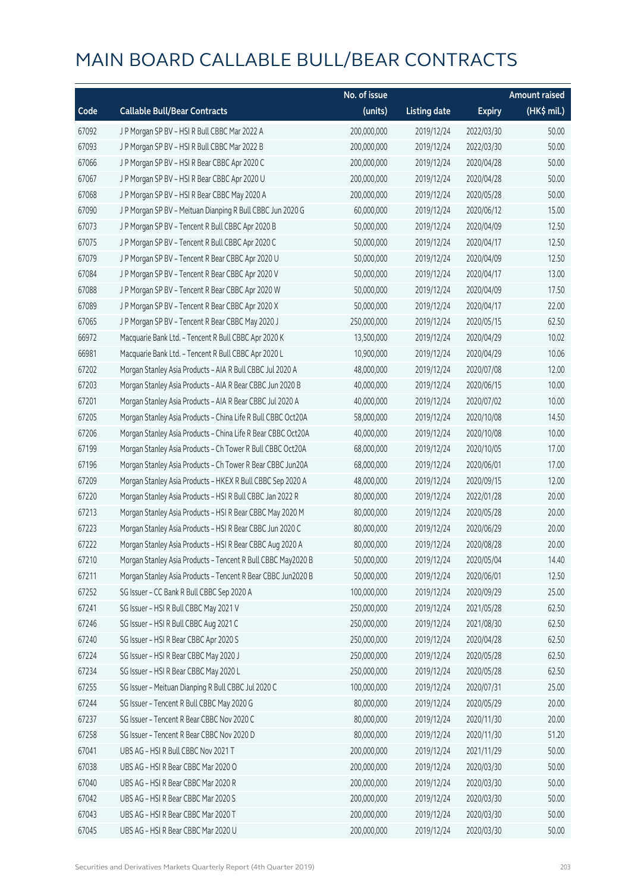# MAIN BOARD CALLABLE BULL/BEAR CONTRACTS

| Code | Callable Bull/Bear Contracts | No. of issue (units) | Listing date | Expiry | Amount raised (HK$ mil.) |
|---|---|---|---|---|---|
| 67092 | J P Morgan SP BV – HSI R Bull CBBC Mar 2022 A | 200,000,000 | 2019/12/24 | 2022/03/30 | 50.00 |
| 67093 | J P Morgan SP BV – HSI R Bull CBBC Mar 2022 B | 200,000,000 | 2019/12/24 | 2022/03/30 | 50.00 |
| 67066 | J P Morgan SP BV – HSI R Bear CBBC Apr 2020 C | 200,000,000 | 2019/12/24 | 2020/04/28 | 50.00 |
| 67067 | J P Morgan SP BV – HSI R Bear CBBC Apr 2020 U | 200,000,000 | 2019/12/24 | 2020/04/28 | 50.00 |
| 67068 | J P Morgan SP BV – HSI R Bear CBBC May 2020 A | 200,000,000 | 2019/12/24 | 2020/05/28 | 50.00 |
| 67090 | J P Morgan SP BV – Meituan Dianping R Bull CBBC Jun 2020 G | 60,000,000 | 2019/12/24 | 2020/06/12 | 15.00 |
| 67073 | J P Morgan SP BV – Tencent R Bull CBBC Apr 2020 B | 50,000,000 | 2019/12/24 | 2020/04/09 | 12.50 |
| 67075 | J P Morgan SP BV – Tencent R Bull CBBC Apr 2020 C | 50,000,000 | 2019/12/24 | 2020/04/17 | 12.50 |
| 67079 | J P Morgan SP BV – Tencent R Bear CBBC Apr 2020 U | 50,000,000 | 2019/12/24 | 2020/04/09 | 12.50 |
| 67084 | J P Morgan SP BV – Tencent R Bear CBBC Apr 2020 V | 50,000,000 | 2019/12/24 | 2020/04/17 | 13.00 |
| 67088 | J P Morgan SP BV – Tencent R Bear CBBC Apr 2020 W | 50,000,000 | 2019/12/24 | 2020/04/09 | 17.50 |
| 67089 | J P Morgan SP BV – Tencent R Bear CBBC Apr 2020 X | 50,000,000 | 2019/12/24 | 2020/04/17 | 22.00 |
| 67065 | J P Morgan SP BV – Tencent R Bear CBBC May 2020 J | 250,000,000 | 2019/12/24 | 2020/05/15 | 62.50 |
| 66972 | Macquarie Bank Ltd. – Tencent R Bull CBBC Apr 2020 K | 13,500,000 | 2019/12/24 | 2020/04/29 | 10.02 |
| 66981 | Macquarie Bank Ltd. – Tencent R Bull CBBC Apr 2020 L | 10,900,000 | 2019/12/24 | 2020/04/29 | 10.06 |
| 67202 | Morgan Stanley Asia Products – AIA R Bull CBBC Jul 2020 A | 48,000,000 | 2019/12/24 | 2020/07/08 | 12.00 |
| 67203 | Morgan Stanley Asia Products – AIA R Bear CBBC Jun 2020 B | 40,000,000 | 2019/12/24 | 2020/06/15 | 10.00 |
| 67201 | Morgan Stanley Asia Products – AIA R Bear CBBC Jul 2020 A | 40,000,000 | 2019/12/24 | 2020/07/02 | 10.00 |
| 67205 | Morgan Stanley Asia Products – China Life R Bull CBBC Oct20A | 58,000,000 | 2019/12/24 | 2020/10/08 | 14.50 |
| 67206 | Morgan Stanley Asia Products – China Life R Bear CBBC Oct20A | 40,000,000 | 2019/12/24 | 2020/10/08 | 10.00 |
| 67199 | Morgan Stanley Asia Products – Ch Tower R Bull CBBC Oct20A | 68,000,000 | 2019/12/24 | 2020/10/05 | 17.00 |
| 67196 | Morgan Stanley Asia Products – Ch Tower R Bear CBBC Jun20A | 68,000,000 | 2019/12/24 | 2020/06/01 | 17.00 |
| 67209 | Morgan Stanley Asia Products – HKEX R Bull CBBC Sep 2020 A | 48,000,000 | 2019/12/24 | 2020/09/15 | 12.00 |
| 67220 | Morgan Stanley Asia Products – HSI R Bull CBBC Jan 2022 R | 80,000,000 | 2019/12/24 | 2022/01/28 | 20.00 |
| 67213 | Morgan Stanley Asia Products – HSI R Bear CBBC May 2020 M | 80,000,000 | 2019/12/24 | 2020/05/28 | 20.00 |
| 67223 | Morgan Stanley Asia Products – HSI R Bear CBBC Jun 2020 C | 80,000,000 | 2019/12/24 | 2020/06/29 | 20.00 |
| 67222 | Morgan Stanley Asia Products – HSI R Bear CBBC Aug 2020 A | 80,000,000 | 2019/12/24 | 2020/08/28 | 20.00 |
| 67210 | Morgan Stanley Asia Products – Tencent R Bull CBBC May2020 B | 50,000,000 | 2019/12/24 | 2020/05/04 | 14.40 |
| 67211 | Morgan Stanley Asia Products – Tencent R Bear CBBC Jun2020 B | 50,000,000 | 2019/12/24 | 2020/06/01 | 12.50 |
| 67252 | SG Issuer – CC Bank R Bull CBBC Sep 2020 A | 100,000,000 | 2019/12/24 | 2020/09/29 | 25.00 |
| 67241 | SG Issuer – HSI R Bull CBBC May 2021 V | 250,000,000 | 2019/12/24 | 2021/05/28 | 62.50 |
| 67246 | SG Issuer – HSI R Bull CBBC Aug 2021 C | 250,000,000 | 2019/12/24 | 2021/08/30 | 62.50 |
| 67240 | SG Issuer – HSI R Bear CBBC Apr 2020 S | 250,000,000 | 2019/12/24 | 2020/04/28 | 62.50 |
| 67224 | SG Issuer – HSI R Bear CBBC May 2020 J | 250,000,000 | 2019/12/24 | 2020/05/28 | 62.50 |
| 67234 | SG Issuer – HSI R Bear CBBC May 2020 L | 250,000,000 | 2019/12/24 | 2020/05/28 | 62.50 |
| 67255 | SG Issuer – Meituan Dianping R Bull CBBC Jul 2020 C | 100,000,000 | 2019/12/24 | 2020/07/31 | 25.00 |
| 67244 | SG Issuer – Tencent R Bull CBBC May 2020 G | 80,000,000 | 2019/12/24 | 2020/05/29 | 20.00 |
| 67237 | SG Issuer – Tencent R Bear CBBC Nov 2020 C | 80,000,000 | 2019/12/24 | 2020/11/30 | 20.00 |
| 67258 | SG Issuer – Tencent R Bear CBBC Nov 2020 D | 80,000,000 | 2019/12/24 | 2020/11/30 | 51.20 |
| 67041 | UBS AG – HSI R Bull CBBC Nov 2021 T | 200,000,000 | 2019/12/24 | 2021/11/29 | 50.00 |
| 67038 | UBS AG – HSI R Bear CBBC Mar 2020 O | 200,000,000 | 2019/12/24 | 2020/03/30 | 50.00 |
| 67040 | UBS AG – HSI R Bear CBBC Mar 2020 R | 200,000,000 | 2019/12/24 | 2020/03/30 | 50.00 |
| 67042 | UBS AG – HSI R Bear CBBC Mar 2020 S | 200,000,000 | 2019/12/24 | 2020/03/30 | 50.00 |
| 67043 | UBS AG – HSI R Bear CBBC Mar 2020 T | 200,000,000 | 2019/12/24 | 2020/03/30 | 50.00 |
| 67045 | UBS AG – HSI R Bear CBBC Mar 2020 U | 200,000,000 | 2019/12/24 | 2020/03/30 | 50.00 |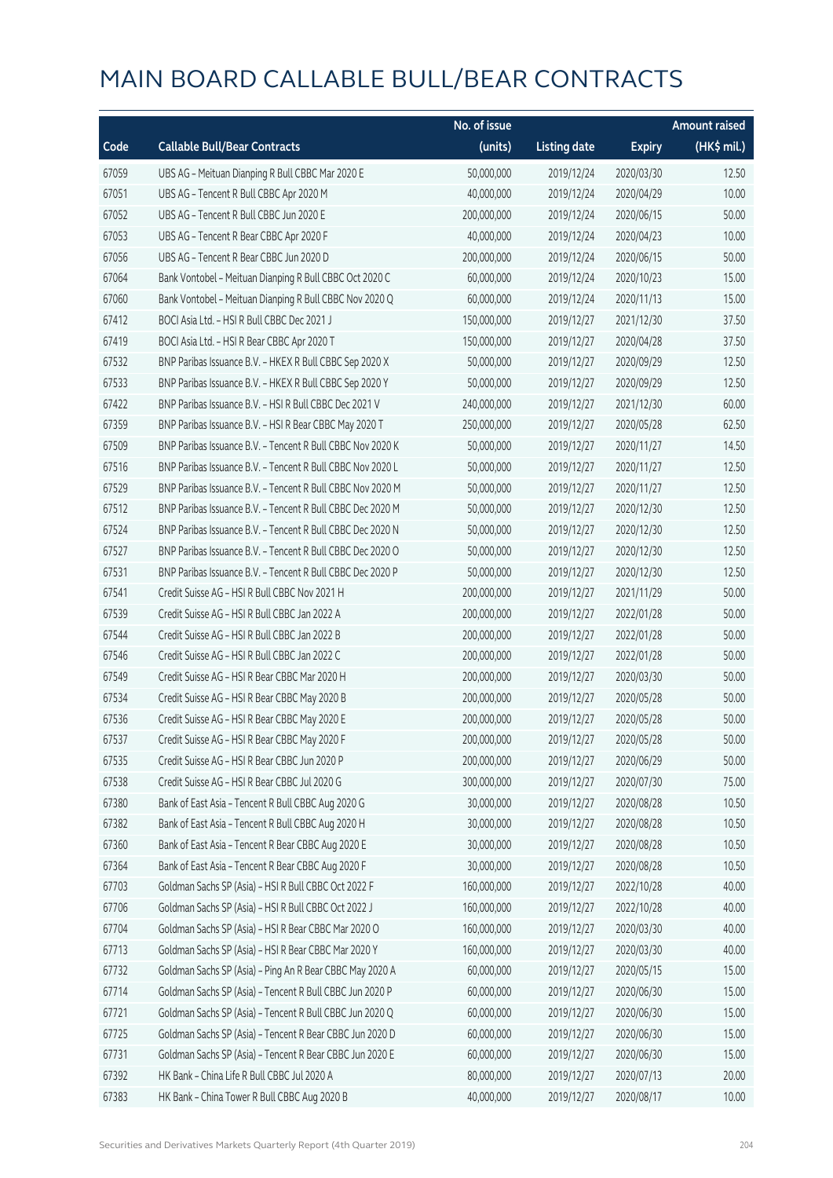# MAIN BOARD CALLABLE BULL/BEAR CONTRACTS

| Code | Callable Bull/Bear Contracts | No. of issue (units) | Listing date | Expiry | Amount raised (HK$ mil.) |
|---|---|---|---|---|---|
| 67059 | UBS AG – Meituan Dianping R Bull CBBC Mar 2020 E | 50,000,000 | 2019/12/24 | 2020/03/30 | 12.50 |
| 67051 | UBS AG – Tencent R Bull CBBC Apr 2020 M | 40,000,000 | 2019/12/24 | 2020/04/29 | 10.00 |
| 67052 | UBS AG – Tencent R Bull CBBC Jun 2020 E | 200,000,000 | 2019/12/24 | 2020/06/15 | 50.00 |
| 67053 | UBS AG – Tencent R Bear CBBC Apr 2020 F | 40,000,000 | 2019/12/24 | 2020/04/23 | 10.00 |
| 67056 | UBS AG – Tencent R Bear CBBC Jun 2020 D | 200,000,000 | 2019/12/24 | 2020/06/15 | 50.00 |
| 67064 | Bank Vontobel – Meituan Dianping R Bull CBBC Oct 2020 C | 60,000,000 | 2019/12/24 | 2020/10/23 | 15.00 |
| 67060 | Bank Vontobel – Meituan Dianping R Bull CBBC Nov 2020 Q | 60,000,000 | 2019/12/24 | 2020/11/13 | 15.00 |
| 67412 | BOCI Asia Ltd. – HSI R Bull CBBC Dec 2021 J | 150,000,000 | 2019/12/27 | 2021/12/30 | 37.50 |
| 67419 | BOCI Asia Ltd. – HSI R Bear CBBC Apr 2020 T | 150,000,000 | 2019/12/27 | 2020/04/28 | 37.50 |
| 67532 | BNP Paribas Issuance B.V. – HKEX R Bull CBBC Sep 2020 X | 50,000,000 | 2019/12/27 | 2020/09/29 | 12.50 |
| 67533 | BNP Paribas Issuance B.V. – HKEX R Bull CBBC Sep 2020 Y | 50,000,000 | 2019/12/27 | 2020/09/29 | 12.50 |
| 67422 | BNP Paribas Issuance B.V. – HSI R Bull CBBC Dec 2021 V | 240,000,000 | 2019/12/27 | 2021/12/30 | 60.00 |
| 67359 | BNP Paribas Issuance B.V. – HSI R Bear CBBC May 2020 T | 250,000,000 | 2019/12/27 | 2020/05/28 | 62.50 |
| 67509 | BNP Paribas Issuance B.V. – Tencent R Bull CBBC Nov 2020 K | 50,000,000 | 2019/12/27 | 2020/11/27 | 14.50 |
| 67516 | BNP Paribas Issuance B.V. – Tencent R Bull CBBC Nov 2020 L | 50,000,000 | 2019/12/27 | 2020/11/27 | 12.50 |
| 67529 | BNP Paribas Issuance B.V. – Tencent R Bull CBBC Nov 2020 M | 50,000,000 | 2019/12/27 | 2020/11/27 | 12.50 |
| 67512 | BNP Paribas Issuance B.V. – Tencent R Bull CBBC Dec 2020 M | 50,000,000 | 2019/12/27 | 2020/12/30 | 12.50 |
| 67524 | BNP Paribas Issuance B.V. – Tencent R Bull CBBC Dec 2020 N | 50,000,000 | 2019/12/27 | 2020/12/30 | 12.50 |
| 67527 | BNP Paribas Issuance B.V. – Tencent R Bull CBBC Dec 2020 O | 50,000,000 | 2019/12/27 | 2020/12/30 | 12.50 |
| 67531 | BNP Paribas Issuance B.V. – Tencent R Bull CBBC Dec 2020 P | 50,000,000 | 2019/12/27 | 2020/12/30 | 12.50 |
| 67541 | Credit Suisse AG – HSI R Bull CBBC Nov 2021 H | 200,000,000 | 2019/12/27 | 2021/11/29 | 50.00 |
| 67539 | Credit Suisse AG – HSI R Bull CBBC Jan 2022 A | 200,000,000 | 2019/12/27 | 2022/01/28 | 50.00 |
| 67544 | Credit Suisse AG – HSI R Bull CBBC Jan 2022 B | 200,000,000 | 2019/12/27 | 2022/01/28 | 50.00 |
| 67546 | Credit Suisse AG – HSI R Bull CBBC Jan 2022 C | 200,000,000 | 2019/12/27 | 2022/01/28 | 50.00 |
| 67549 | Credit Suisse AG – HSI R Bear CBBC Mar 2020 H | 200,000,000 | 2019/12/27 | 2020/03/30 | 50.00 |
| 67534 | Credit Suisse AG – HSI R Bear CBBC May 2020 B | 200,000,000 | 2019/12/27 | 2020/05/28 | 50.00 |
| 67536 | Credit Suisse AG – HSI R Bear CBBC May 2020 E | 200,000,000 | 2019/12/27 | 2020/05/28 | 50.00 |
| 67537 | Credit Suisse AG – HSI R Bear CBBC May 2020 F | 200,000,000 | 2019/12/27 | 2020/05/28 | 50.00 |
| 67535 | Credit Suisse AG – HSI R Bear CBBC Jun 2020 P | 200,000,000 | 2019/12/27 | 2020/06/29 | 50.00 |
| 67538 | Credit Suisse AG – HSI R Bear CBBC Jul 2020 G | 300,000,000 | 2019/12/27 | 2020/07/30 | 75.00 |
| 67380 | Bank of East Asia – Tencent R Bull CBBC Aug 2020 G | 30,000,000 | 2019/12/27 | 2020/08/28 | 10.50 |
| 67382 | Bank of East Asia – Tencent R Bull CBBC Aug 2020 H | 30,000,000 | 2019/12/27 | 2020/08/28 | 10.50 |
| 67360 | Bank of East Asia – Tencent R Bear CBBC Aug 2020 E | 30,000,000 | 2019/12/27 | 2020/08/28 | 10.50 |
| 67364 | Bank of East Asia – Tencent R Bear CBBC Aug 2020 F | 30,000,000 | 2019/12/27 | 2020/08/28 | 10.50 |
| 67703 | Goldman Sachs SP (Asia) – HSI R Bull CBBC Oct 2022 F | 160,000,000 | 2019/12/27 | 2022/10/28 | 40.00 |
| 67706 | Goldman Sachs SP (Asia) – HSI R Bull CBBC Oct 2022 J | 160,000,000 | 2019/12/27 | 2022/10/28 | 40.00 |
| 67704 | Goldman Sachs SP (Asia) – HSI R Bear CBBC Mar 2020 O | 160,000,000 | 2019/12/27 | 2020/03/30 | 40.00 |
| 67713 | Goldman Sachs SP (Asia) – HSI R Bear CBBC Mar 2020 Y | 160,000,000 | 2019/12/27 | 2020/03/30 | 40.00 |
| 67732 | Goldman Sachs SP (Asia) – Ping An R Bear CBBC May 2020 A | 60,000,000 | 2019/12/27 | 2020/05/15 | 15.00 |
| 67714 | Goldman Sachs SP (Asia) – Tencent R Bull CBBC Jun 2020 P | 60,000,000 | 2019/12/27 | 2020/06/30 | 15.00 |
| 67721 | Goldman Sachs SP (Asia) – Tencent R Bull CBBC Jun 2020 Q | 60,000,000 | 2019/12/27 | 2020/06/30 | 15.00 |
| 67725 | Goldman Sachs SP (Asia) – Tencent R Bear CBBC Jun 2020 D | 60,000,000 | 2019/12/27 | 2020/06/30 | 15.00 |
| 67731 | Goldman Sachs SP (Asia) – Tencent R Bear CBBC Jun 2020 E | 60,000,000 | 2019/12/27 | 2020/06/30 | 15.00 |
| 67392 | HK Bank – China Life R Bull CBBC Jul 2020 A | 80,000,000 | 2019/12/27 | 2020/07/13 | 20.00 |
| 67383 | HK Bank – China Tower R Bull CBBC Aug 2020 B | 40,000,000 | 2019/12/27 | 2020/08/17 | 10.00 |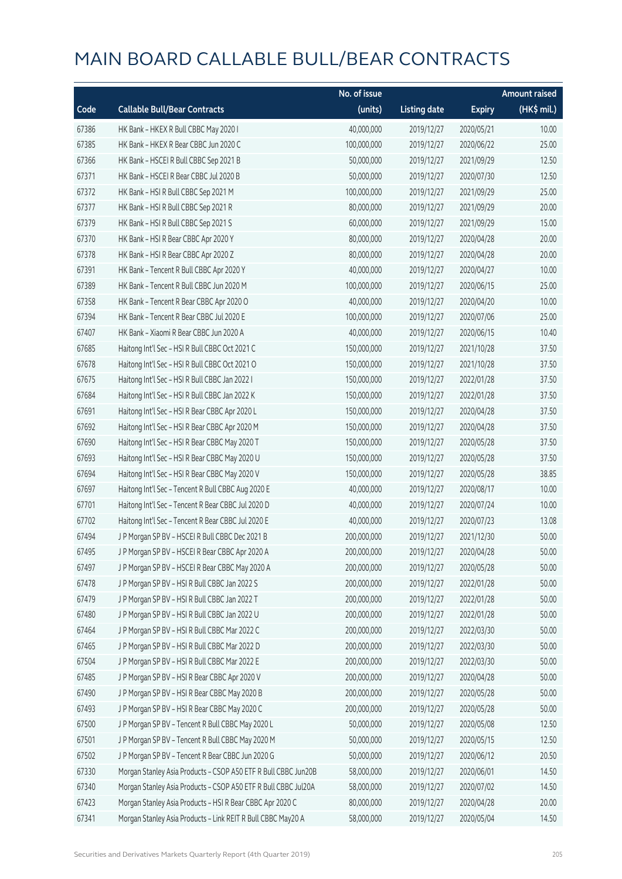# MAIN BOARD CALLABLE BULL/BEAR CONTRACTS

| Code | Callable Bull/Bear Contracts | No. of issue (units) | Listing date | Expiry | Amount raised (HK$ mil.) |
|---|---|---|---|---|---|
| 67386 | HK Bank – HKEX R Bull CBBC May 2020 I | 40,000,000 | 2019/12/27 | 2020/05/21 | 10.00 |
| 67385 | HK Bank – HKEX R Bear CBBC Jun 2020 C | 100,000,000 | 2019/12/27 | 2020/06/22 | 25.00 |
| 67366 | HK Bank – HSCEI R Bull CBBC Sep 2021 B | 50,000,000 | 2019/12/27 | 2021/09/29 | 12.50 |
| 67371 | HK Bank – HSCEI R Bear CBBC Jul 2020 B | 50,000,000 | 2019/12/27 | 2020/07/30 | 12.50 |
| 67372 | HK Bank – HSI R Bull CBBC Sep 2021 M | 100,000,000 | 2019/12/27 | 2021/09/29 | 25.00 |
| 67377 | HK Bank – HSI R Bull CBBC Sep 2021 R | 80,000,000 | 2019/12/27 | 2021/09/29 | 20.00 |
| 67379 | HK Bank – HSI R Bull CBBC Sep 2021 S | 60,000,000 | 2019/12/27 | 2021/09/29 | 15.00 |
| 67370 | HK Bank – HSI R Bear CBBC Apr 2020 Y | 80,000,000 | 2019/12/27 | 2020/04/28 | 20.00 |
| 67378 | HK Bank – HSI R Bear CBBC Apr 2020 Z | 80,000,000 | 2019/12/27 | 2020/04/28 | 20.00 |
| 67391 | HK Bank – Tencent R Bull CBBC Apr 2020 Y | 40,000,000 | 2019/12/27 | 2020/04/27 | 10.00 |
| 67389 | HK Bank – Tencent R Bull CBBC Jun 2020 M | 100,000,000 | 2019/12/27 | 2020/06/15 | 25.00 |
| 67358 | HK Bank – Tencent R Bear CBBC Apr 2020 O | 40,000,000 | 2019/12/27 | 2020/04/20 | 10.00 |
| 67394 | HK Bank – Tencent R Bear CBBC Jul 2020 E | 100,000,000 | 2019/12/27 | 2020/07/06 | 25.00 |
| 67407 | HK Bank – Xiaomi R Bear CBBC Jun 2020 A | 40,000,000 | 2019/12/27 | 2020/06/15 | 10.40 |
| 67685 | Haitong Int'l Sec – HSI R Bull CBBC Oct 2021 C | 150,000,000 | 2019/12/27 | 2021/10/28 | 37.50 |
| 67678 | Haitong Int'l Sec – HSI R Bull CBBC Oct 2021 O | 150,000,000 | 2019/12/27 | 2021/10/28 | 37.50 |
| 67675 | Haitong Int'l Sec – HSI R Bull CBBC Jan 2022 I | 150,000,000 | 2019/12/27 | 2022/01/28 | 37.50 |
| 67684 | Haitong Int'l Sec – HSI R Bull CBBC Jan 2022 K | 150,000,000 | 2019/12/27 | 2022/01/28 | 37.50 |
| 67691 | Haitong Int'l Sec – HSI R Bear CBBC Apr 2020 L | 150,000,000 | 2019/12/27 | 2020/04/28 | 37.50 |
| 67692 | Haitong Int'l Sec – HSI R Bear CBBC Apr 2020 M | 150,000,000 | 2019/12/27 | 2020/04/28 | 37.50 |
| 67690 | Haitong Int'l Sec – HSI R Bear CBBC May 2020 T | 150,000,000 | 2019/12/27 | 2020/05/28 | 37.50 |
| 67693 | Haitong Int'l Sec – HSI R Bear CBBC May 2020 U | 150,000,000 | 2019/12/27 | 2020/05/28 | 37.50 |
| 67694 | Haitong Int'l Sec – HSI R Bear CBBC May 2020 V | 150,000,000 | 2019/12/27 | 2020/05/28 | 38.85 |
| 67697 | Haitong Int'l Sec – Tencent R Bull CBBC Aug 2020 E | 40,000,000 | 2019/12/27 | 2020/08/17 | 10.00 |
| 67701 | Haitong Int'l Sec – Tencent R Bear CBBC Jul 2020 D | 40,000,000 | 2019/12/27 | 2020/07/24 | 10.00 |
| 67702 | Haitong Int'l Sec – Tencent R Bear CBBC Jul 2020 E | 40,000,000 | 2019/12/27 | 2020/07/23 | 13.08 |
| 67494 | J P Morgan SP BV – HSCEI R Bull CBBC Dec 2021 B | 200,000,000 | 2019/12/27 | 2021/12/30 | 50.00 |
| 67495 | J P Morgan SP BV – HSCEI R Bear CBBC Apr 2020 A | 200,000,000 | 2019/12/27 | 2020/04/28 | 50.00 |
| 67497 | J P Morgan SP BV – HSCEI R Bear CBBC May 2020 A | 200,000,000 | 2019/12/27 | 2020/05/28 | 50.00 |
| 67478 | J P Morgan SP BV – HSI R Bull CBBC Jan 2022 S | 200,000,000 | 2019/12/27 | 2022/01/28 | 50.00 |
| 67479 | J P Morgan SP BV – HSI R Bull CBBC Jan 2022 T | 200,000,000 | 2019/12/27 | 2022/01/28 | 50.00 |
| 67480 | J P Morgan SP BV – HSI R Bull CBBC Jan 2022 U | 200,000,000 | 2019/12/27 | 2022/01/28 | 50.00 |
| 67464 | J P Morgan SP BV – HSI R Bull CBBC Mar 2022 C | 200,000,000 | 2019/12/27 | 2022/03/30 | 50.00 |
| 67465 | J P Morgan SP BV – HSI R Bull CBBC Mar 2022 D | 200,000,000 | 2019/12/27 | 2022/03/30 | 50.00 |
| 67504 | J P Morgan SP BV – HSI R Bull CBBC Mar 2022 E | 200,000,000 | 2019/12/27 | 2022/03/30 | 50.00 |
| 67485 | J P Morgan SP BV – HSI R Bear CBBC Apr 2020 V | 200,000,000 | 2019/12/27 | 2020/04/28 | 50.00 |
| 67490 | J P Morgan SP BV – HSI R Bear CBBC May 2020 B | 200,000,000 | 2019/12/27 | 2020/05/28 | 50.00 |
| 67493 | J P Morgan SP BV – HSI R Bear CBBC May 2020 C | 200,000,000 | 2019/12/27 | 2020/05/28 | 50.00 |
| 67500 | J P Morgan SP BV – Tencent R Bull CBBC May 2020 L | 50,000,000 | 2019/12/27 | 2020/05/08 | 12.50 |
| 67501 | J P Morgan SP BV – Tencent R Bull CBBC May 2020 M | 50,000,000 | 2019/12/27 | 2020/05/15 | 12.50 |
| 67502 | J P Morgan SP BV – Tencent R Bear CBBC Jun 2020 G | 50,000,000 | 2019/12/27 | 2020/06/12 | 20.50 |
| 67330 | Morgan Stanley Asia Products – CSOP A50 ETF R Bull CBBC Jun20B | 58,000,000 | 2019/12/27 | 2020/06/01 | 14.50 |
| 67340 | Morgan Stanley Asia Products – CSOP A50 ETF R Bull CBBC Jul20A | 58,000,000 | 2019/12/27 | 2020/07/02 | 14.50 |
| 67423 | Morgan Stanley Asia Products – HSI R Bear CBBC Apr 2020 C | 80,000,000 | 2019/12/27 | 2020/04/28 | 20.00 |
| 67341 | Morgan Stanley Asia Products – Link REIT R Bull CBBC May20 A | 58,000,000 | 2019/12/27 | 2020/05/04 | 14.50 |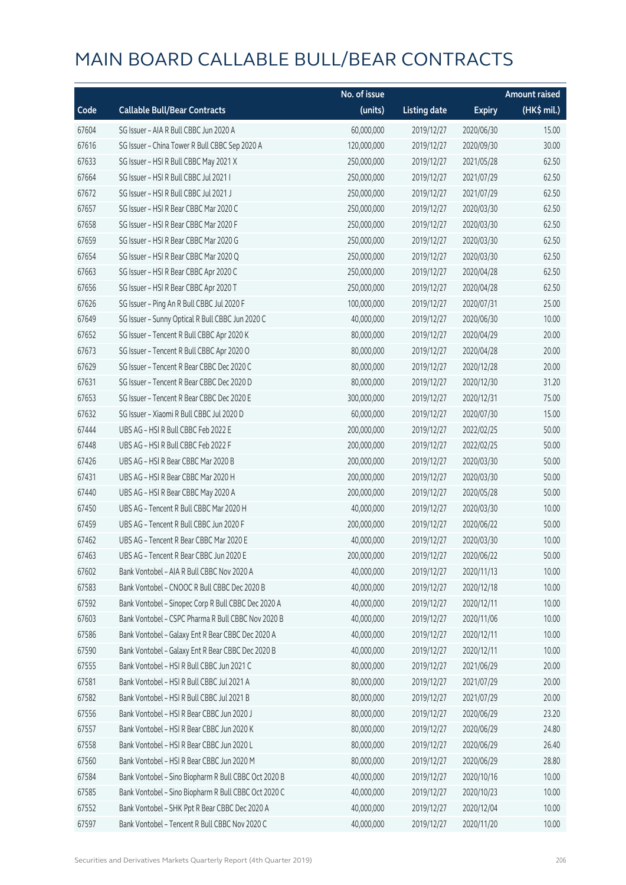# MAIN BOARD CALLABLE BULL/BEAR CONTRACTS

| Code | Callable Bull/Bear Contracts | No. of issue (units) | Listing date | Expiry | Amount raised (HK$ mil.) |
|---|---|---|---|---|---|
| 67604 | SG Issuer – AIA R Bull CBBC Jun 2020 A | 60,000,000 | 2019/12/27 | 2020/06/30 | 15.00 |
| 67616 | SG Issuer – China Tower R Bull CBBC Sep 2020 A | 120,000,000 | 2019/12/27 | 2020/09/30 | 30.00 |
| 67633 | SG Issuer – HSI R Bull CBBC May 2021 X | 250,000,000 | 2019/12/27 | 2021/05/28 | 62.50 |
| 67664 | SG Issuer – HSI R Bull CBBC Jul 2021 I | 250,000,000 | 2019/12/27 | 2021/07/29 | 62.50 |
| 67672 | SG Issuer – HSI R Bull CBBC Jul 2021 J | 250,000,000 | 2019/12/27 | 2021/07/29 | 62.50 |
| 67657 | SG Issuer – HSI R Bear CBBC Mar 2020 C | 250,000,000 | 2019/12/27 | 2020/03/30 | 62.50 |
| 67658 | SG Issuer – HSI R Bear CBBC Mar 2020 F | 250,000,000 | 2019/12/27 | 2020/03/30 | 62.50 |
| 67659 | SG Issuer – HSI R Bear CBBC Mar 2020 G | 250,000,000 | 2019/12/27 | 2020/03/30 | 62.50 |
| 67654 | SG Issuer – HSI R Bear CBBC Mar 2020 Q | 250,000,000 | 2019/12/27 | 2020/03/30 | 62.50 |
| 67663 | SG Issuer – HSI R Bear CBBC Apr 2020 C | 250,000,000 | 2019/12/27 | 2020/04/28 | 62.50 |
| 67656 | SG Issuer – HSI R Bear CBBC Apr 2020 T | 250,000,000 | 2019/12/27 | 2020/04/28 | 62.50 |
| 67626 | SG Issuer – Ping An R Bull CBBC Jul 2020 F | 100,000,000 | 2019/12/27 | 2020/07/31 | 25.00 |
| 67649 | SG Issuer – Sunny Optical R Bull CBBC Jun 2020 C | 40,000,000 | 2019/12/27 | 2020/06/30 | 10.00 |
| 67652 | SG Issuer – Tencent R Bull CBBC Apr 2020 K | 80,000,000 | 2019/12/27 | 2020/04/29 | 20.00 |
| 67673 | SG Issuer – Tencent R Bull CBBC Apr 2020 O | 80,000,000 | 2019/12/27 | 2020/04/28 | 20.00 |
| 67629 | SG Issuer – Tencent R Bear CBBC Dec 2020 C | 80,000,000 | 2019/12/27 | 2020/12/28 | 20.00 |
| 67631 | SG Issuer – Tencent R Bear CBBC Dec 2020 D | 80,000,000 | 2019/12/27 | 2020/12/30 | 31.20 |
| 67653 | SG Issuer – Tencent R Bear CBBC Dec 2020 E | 300,000,000 | 2019/12/27 | 2020/12/31 | 75.00 |
| 67632 | SG Issuer – Xiaomi R Bull CBBC Jul 2020 D | 60,000,000 | 2019/12/27 | 2020/07/30 | 15.00 |
| 67444 | UBS AG – HSI R Bull CBBC Feb 2022 E | 200,000,000 | 2019/12/27 | 2022/02/25 | 50.00 |
| 67448 | UBS AG – HSI R Bull CBBC Feb 2022 F | 200,000,000 | 2019/12/27 | 2022/02/25 | 50.00 |
| 67426 | UBS AG – HSI R Bear CBBC Mar 2020 B | 200,000,000 | 2019/12/27 | 2020/03/30 | 50.00 |
| 67431 | UBS AG – HSI R Bear CBBC Mar 2020 H | 200,000,000 | 2019/12/27 | 2020/03/30 | 50.00 |
| 67440 | UBS AG – HSI R Bear CBBC May 2020 A | 200,000,000 | 2019/12/27 | 2020/05/28 | 50.00 |
| 67450 | UBS AG – Tencent R Bull CBBC Mar 2020 H | 40,000,000 | 2019/12/27 | 2020/03/30 | 10.00 |
| 67459 | UBS AG – Tencent R Bull CBBC Jun 2020 F | 200,000,000 | 2019/12/27 | 2020/06/22 | 50.00 |
| 67462 | UBS AG – Tencent R Bear CBBC Mar 2020 E | 40,000,000 | 2019/12/27 | 2020/03/30 | 10.00 |
| 67463 | UBS AG – Tencent R Bear CBBC Jun 2020 E | 200,000,000 | 2019/12/27 | 2020/06/22 | 50.00 |
| 67602 | Bank Vontobel – AIA R Bull CBBC Nov 2020 A | 40,000,000 | 2019/12/27 | 2020/11/13 | 10.00 |
| 67583 | Bank Vontobel – CNOOC R Bull CBBC Dec 2020 B | 40,000,000 | 2019/12/27 | 2020/12/18 | 10.00 |
| 67592 | Bank Vontobel – Sinopec Corp R Bull CBBC Dec 2020 A | 40,000,000 | 2019/12/27 | 2020/12/11 | 10.00 |
| 67603 | Bank Vontobel – CSPC Pharma R Bull CBBC Nov 2020 B | 40,000,000 | 2019/12/27 | 2020/11/06 | 10.00 |
| 67586 | Bank Vontobel – Galaxy Ent R Bear CBBC Dec 2020 A | 40,000,000 | 2019/12/27 | 2020/12/11 | 10.00 |
| 67590 | Bank Vontobel – Galaxy Ent R Bear CBBC Dec 2020 B | 40,000,000 | 2019/12/27 | 2020/12/11 | 10.00 |
| 67555 | Bank Vontobel – HSI R Bull CBBC Jun 2021 C | 80,000,000 | 2019/12/27 | 2021/06/29 | 20.00 |
| 67581 | Bank Vontobel – HSI R Bull CBBC Jul 2021 A | 80,000,000 | 2019/12/27 | 2021/07/29 | 20.00 |
| 67582 | Bank Vontobel – HSI R Bull CBBC Jul 2021 B | 80,000,000 | 2019/12/27 | 2021/07/29 | 20.00 |
| 67556 | Bank Vontobel – HSI R Bear CBBC Jun 2020 J | 80,000,000 | 2019/12/27 | 2020/06/29 | 23.20 |
| 67557 | Bank Vontobel – HSI R Bear CBBC Jun 2020 K | 80,000,000 | 2019/12/27 | 2020/06/29 | 24.80 |
| 67558 | Bank Vontobel – HSI R Bear CBBC Jun 2020 L | 80,000,000 | 2019/12/27 | 2020/06/29 | 26.40 |
| 67560 | Bank Vontobel – HSI R Bear CBBC Jun 2020 M | 80,000,000 | 2019/12/27 | 2020/06/29 | 28.80 |
| 67584 | Bank Vontobel – Sino Biopharm R Bull CBBC Oct 2020 B | 40,000,000 | 2019/12/27 | 2020/10/16 | 10.00 |
| 67585 | Bank Vontobel – Sino Biopharm R Bull CBBC Oct 2020 C | 40,000,000 | 2019/12/27 | 2020/10/23 | 10.00 |
| 67552 | Bank Vontobel – SHK Ppt R Bear CBBC Dec 2020 A | 40,000,000 | 2019/12/27 | 2020/12/04 | 10.00 |
| 67597 | Bank Vontobel – Tencent R Bull CBBC Nov 2020 C | 40,000,000 | 2019/12/27 | 2020/11/20 | 10.00 |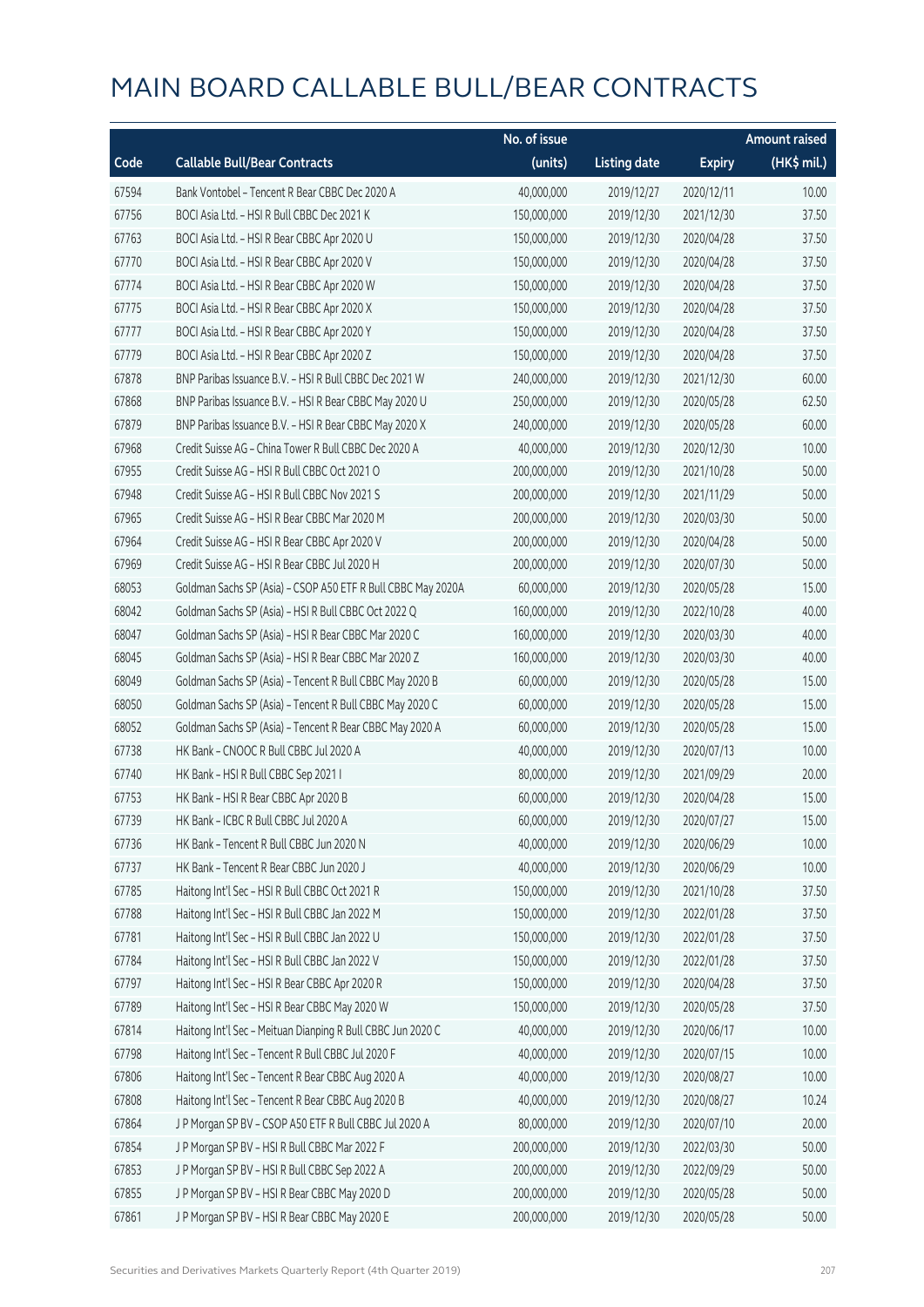# MAIN BOARD CALLABLE BULL/BEAR CONTRACTS

| Code | Callable Bull/Bear Contracts | No. of issue (units) | Listing date | Expiry | Amount raised (HK$ mil.) |
|---|---|---|---|---|---|
| 67594 | Bank Vontobel – Tencent R Bear CBBC Dec 2020 A | 40,000,000 | 2019/12/27 | 2020/12/11 | 10.00 |
| 67756 | BOCI Asia Ltd. – HSI R Bull CBBC Dec 2021 K | 150,000,000 | 2019/12/30 | 2021/12/30 | 37.50 |
| 67763 | BOCI Asia Ltd. – HSI R Bear CBBC Apr 2020 U | 150,000,000 | 2019/12/30 | 2020/04/28 | 37.50 |
| 67770 | BOCI Asia Ltd. – HSI R Bear CBBC Apr 2020 V | 150,000,000 | 2019/12/30 | 2020/04/28 | 37.50 |
| 67774 | BOCI Asia Ltd. – HSI R Bear CBBC Apr 2020 W | 150,000,000 | 2019/12/30 | 2020/04/28 | 37.50 |
| 67775 | BOCI Asia Ltd. – HSI R Bear CBBC Apr 2020 X | 150,000,000 | 2019/12/30 | 2020/04/28 | 37.50 |
| 67777 | BOCI Asia Ltd. – HSI R Bear CBBC Apr 2020 Y | 150,000,000 | 2019/12/30 | 2020/04/28 | 37.50 |
| 67779 | BOCI Asia Ltd. – HSI R Bear CBBC Apr 2020 Z | 150,000,000 | 2019/12/30 | 2020/04/28 | 37.50 |
| 67878 | BNP Paribas Issuance B.V. – HSI R Bull CBBC Dec 2021 W | 240,000,000 | 2019/12/30 | 2021/12/30 | 60.00 |
| 67868 | BNP Paribas Issuance B.V. – HSI R Bear CBBC May 2020 U | 250,000,000 | 2019/12/30 | 2020/05/28 | 62.50 |
| 67879 | BNP Paribas Issuance B.V. – HSI R Bear CBBC May 2020 X | 240,000,000 | 2019/12/30 | 2020/05/28 | 60.00 |
| 67968 | Credit Suisse AG – China Tower R Bull CBBC Dec 2020 A | 40,000,000 | 2019/12/30 | 2020/12/30 | 10.00 |
| 67955 | Credit Suisse AG – HSI R Bull CBBC Oct 2021 O | 200,000,000 | 2019/12/30 | 2021/10/28 | 50.00 |
| 67948 | Credit Suisse AG – HSI R Bull CBBC Nov 2021 S | 200,000,000 | 2019/12/30 | 2021/11/29 | 50.00 |
| 67965 | Credit Suisse AG – HSI R Bear CBBC Mar 2020 M | 200,000,000 | 2019/12/30 | 2020/03/30 | 50.00 |
| 67964 | Credit Suisse AG – HSI R Bear CBBC Apr 2020 V | 200,000,000 | 2019/12/30 | 2020/04/28 | 50.00 |
| 67969 | Credit Suisse AG – HSI R Bear CBBC Jul 2020 H | 200,000,000 | 2019/12/30 | 2020/07/30 | 50.00 |
| 68053 | Goldman Sachs SP (Asia) – CSOP A50 ETF R Bull CBBC May 2020A | 60,000,000 | 2019/12/30 | 2020/05/28 | 15.00 |
| 68042 | Goldman Sachs SP (Asia) – HSI R Bull CBBC Oct 2022 Q | 160,000,000 | 2019/12/30 | 2022/10/28 | 40.00 |
| 68047 | Goldman Sachs SP (Asia) – HSI R Bear CBBC Mar 2020 C | 160,000,000 | 2019/12/30 | 2020/03/30 | 40.00 |
| 68045 | Goldman Sachs SP (Asia) – HSI R Bear CBBC Mar 2020 Z | 160,000,000 | 2019/12/30 | 2020/03/30 | 40.00 |
| 68049 | Goldman Sachs SP (Asia) – Tencent R Bull CBBC May 2020 B | 60,000,000 | 2019/12/30 | 2020/05/28 | 15.00 |
| 68050 | Goldman Sachs SP (Asia) – Tencent R Bull CBBC May 2020 C | 60,000,000 | 2019/12/30 | 2020/05/28 | 15.00 |
| 68052 | Goldman Sachs SP (Asia) – Tencent R Bear CBBC May 2020 A | 60,000,000 | 2019/12/30 | 2020/05/28 | 15.00 |
| 67738 | HK Bank – CNOOC R Bull CBBC Jul 2020 A | 40,000,000 | 2019/12/30 | 2020/07/13 | 10.00 |
| 67740 | HK Bank – HSI R Bull CBBC Sep 2021 I | 80,000,000 | 2019/12/30 | 2021/09/29 | 20.00 |
| 67753 | HK Bank – HSI R Bear CBBC Apr 2020 B | 60,000,000 | 2019/12/30 | 2020/04/28 | 15.00 |
| 67739 | HK Bank – ICBC R Bull CBBC Jul 2020 A | 60,000,000 | 2019/12/30 | 2020/07/27 | 15.00 |
| 67736 | HK Bank – Tencent R Bull CBBC Jun 2020 N | 40,000,000 | 2019/12/30 | 2020/06/29 | 10.00 |
| 67737 | HK Bank – Tencent R Bear CBBC Jun 2020 J | 40,000,000 | 2019/12/30 | 2020/06/29 | 10.00 |
| 67785 | Haitong Int'l Sec – HSI R Bull CBBC Oct 2021 R | 150,000,000 | 2019/12/30 | 2021/10/28 | 37.50 |
| 67788 | Haitong Int'l Sec – HSI R Bull CBBC Jan 2022 M | 150,000,000 | 2019/12/30 | 2022/01/28 | 37.50 |
| 67781 | Haitong Int'l Sec – HSI R Bull CBBC Jan 2022 U | 150,000,000 | 2019/12/30 | 2022/01/28 | 37.50 |
| 67784 | Haitong Int'l Sec – HSI R Bull CBBC Jan 2022 V | 150,000,000 | 2019/12/30 | 2022/01/28 | 37.50 |
| 67797 | Haitong Int'l Sec – HSI R Bear CBBC Apr 2020 R | 150,000,000 | 2019/12/30 | 2020/04/28 | 37.50 |
| 67789 | Haitong Int'l Sec – HSI R Bear CBBC May 2020 W | 150,000,000 | 2019/12/30 | 2020/05/28 | 37.50 |
| 67814 | Haitong Int'l Sec – Meituan Dianping R Bull CBBC Jun 2020 C | 40,000,000 | 2019/12/30 | 2020/06/17 | 10.00 |
| 67798 | Haitong Int'l Sec – Tencent R Bull CBBC Jul 2020 F | 40,000,000 | 2019/12/30 | 2020/07/15 | 10.00 |
| 67806 | Haitong Int'l Sec – Tencent R Bear CBBC Aug 2020 A | 40,000,000 | 2019/12/30 | 2020/08/27 | 10.00 |
| 67808 | Haitong Int'l Sec – Tencent R Bear CBBC Aug 2020 B | 40,000,000 | 2019/12/30 | 2020/08/27 | 10.24 |
| 67864 | J P Morgan SP BV – CSOP A50 ETF R Bull CBBC Jul 2020 A | 80,000,000 | 2019/12/30 | 2020/07/10 | 20.00 |
| 67854 | J P Morgan SP BV – HSI R Bull CBBC Mar 2022 F | 200,000,000 | 2019/12/30 | 2022/03/30 | 50.00 |
| 67853 | J P Morgan SP BV – HSI R Bull CBBC Sep 2022 A | 200,000,000 | 2019/12/30 | 2022/09/29 | 50.00 |
| 67855 | J P Morgan SP BV – HSI R Bear CBBC May 2020 D | 200,000,000 | 2019/12/30 | 2020/05/28 | 50.00 |
| 67861 | J P Morgan SP BV – HSI R Bear CBBC May 2020 E | 200,000,000 | 2019/12/30 | 2020/05/28 | 50.00 |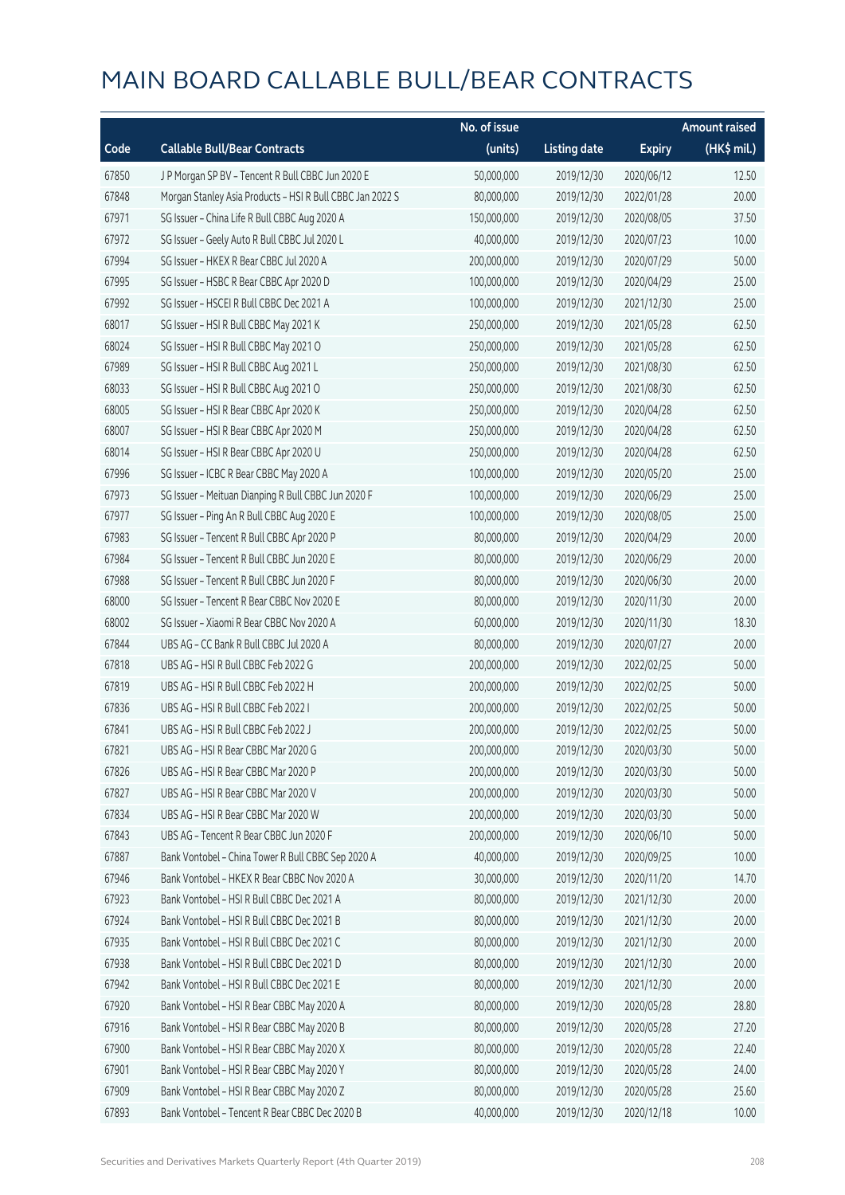# MAIN BOARD CALLABLE BULL/BEAR CONTRACTS

| Code | Callable Bull/Bear Contracts | No. of issue (units) | Listing date | Expiry | Amount raised (HK$ mil.) |
|---|---|---|---|---|---|
| 67850 | J P Morgan SP BV – Tencent R Bull CBBC Jun 2020 E | 50,000,000 | 2019/12/30 | 2020/06/12 | 12.50 |
| 67848 | Morgan Stanley Asia Products – HSI R Bull CBBC Jan 2022 S | 80,000,000 | 2019/12/30 | 2022/01/28 | 20.00 |
| 67971 | SG Issuer – China Life R Bull CBBC Aug 2020 A | 150,000,000 | 2019/12/30 | 2020/08/05 | 37.50 |
| 67972 | SG Issuer – Geely Auto R Bull CBBC Jul 2020 L | 40,000,000 | 2019/12/30 | 2020/07/23 | 10.00 |
| 67994 | SG Issuer – HKEX R Bear CBBC Jul 2020 A | 200,000,000 | 2019/12/30 | 2020/07/29 | 50.00 |
| 67995 | SG Issuer – HSBC R Bear CBBC Apr 2020 D | 100,000,000 | 2019/12/30 | 2020/04/29 | 25.00 |
| 67992 | SG Issuer – HSCEI R Bull CBBC Dec 2021 A | 100,000,000 | 2019/12/30 | 2021/12/30 | 25.00 |
| 68017 | SG Issuer – HSI R Bull CBBC May 2021 K | 250,000,000 | 2019/12/30 | 2021/05/28 | 62.50 |
| 68024 | SG Issuer – HSI R Bull CBBC May 2021 O | 250,000,000 | 2019/12/30 | 2021/05/28 | 62.50 |
| 67989 | SG Issuer – HSI R Bull CBBC Aug 2021 L | 250,000,000 | 2019/12/30 | 2021/08/30 | 62.50 |
| 68033 | SG Issuer – HSI R Bull CBBC Aug 2021 O | 250,000,000 | 2019/12/30 | 2021/08/30 | 62.50 |
| 68005 | SG Issuer – HSI R Bear CBBC Apr 2020 K | 250,000,000 | 2019/12/30 | 2020/04/28 | 62.50 |
| 68007 | SG Issuer – HSI R Bear CBBC Apr 2020 M | 250,000,000 | 2019/12/30 | 2020/04/28 | 62.50 |
| 68014 | SG Issuer – HSI R Bear CBBC Apr 2020 U | 250,000,000 | 2019/12/30 | 2020/04/28 | 62.50 |
| 67996 | SG Issuer – ICBC R Bear CBBC May 2020 A | 100,000,000 | 2019/12/30 | 2020/05/20 | 25.00 |
| 67973 | SG Issuer – Meituan Dianping R Bull CBBC Jun 2020 F | 100,000,000 | 2019/12/30 | 2020/06/29 | 25.00 |
| 67977 | SG Issuer – Ping An R Bull CBBC Aug 2020 E | 100,000,000 | 2019/12/30 | 2020/08/05 | 25.00 |
| 67983 | SG Issuer – Tencent R Bull CBBC Apr 2020 P | 80,000,000 | 2019/12/30 | 2020/04/29 | 20.00 |
| 67984 | SG Issuer – Tencent R Bull CBBC Jun 2020 E | 80,000,000 | 2019/12/30 | 2020/06/29 | 20.00 |
| 67988 | SG Issuer – Tencent R Bull CBBC Jun 2020 F | 80,000,000 | 2019/12/30 | 2020/06/30 | 20.00 |
| 68000 | SG Issuer – Tencent R Bear CBBC Nov 2020 E | 80,000,000 | 2019/12/30 | 2020/11/30 | 20.00 |
| 68002 | SG Issuer – Xiaomi R Bear CBBC Nov 2020 A | 60,000,000 | 2019/12/30 | 2020/11/30 | 18.30 |
| 67844 | UBS AG – CC Bank R Bull CBBC Jul 2020 A | 80,000,000 | 2019/12/30 | 2020/07/27 | 20.00 |
| 67818 | UBS AG – HSI R Bull CBBC Feb 2022 G | 200,000,000 | 2019/12/30 | 2022/02/25 | 50.00 |
| 67819 | UBS AG – HSI R Bull CBBC Feb 2022 H | 200,000,000 | 2019/12/30 | 2022/02/25 | 50.00 |
| 67836 | UBS AG – HSI R Bull CBBC Feb 2022 I | 200,000,000 | 2019/12/30 | 2022/02/25 | 50.00 |
| 67841 | UBS AG – HSI R Bull CBBC Feb 2022 J | 200,000,000 | 2019/12/30 | 2022/02/25 | 50.00 |
| 67821 | UBS AG – HSI R Bear CBBC Mar 2020 G | 200,000,000 | 2019/12/30 | 2020/03/30 | 50.00 |
| 67826 | UBS AG – HSI R Bear CBBC Mar 2020 P | 200,000,000 | 2019/12/30 | 2020/03/30 | 50.00 |
| 67827 | UBS AG – HSI R Bear CBBC Mar 2020 V | 200,000,000 | 2019/12/30 | 2020/03/30 | 50.00 |
| 67834 | UBS AG – HSI R Bear CBBC Mar 2020 W | 200,000,000 | 2019/12/30 | 2020/03/30 | 50.00 |
| 67843 | UBS AG – Tencent R Bear CBBC Jun 2020 F | 200,000,000 | 2019/12/30 | 2020/06/10 | 50.00 |
| 67887 | Bank Vontobel – China Tower R Bull CBBC Sep 2020 A | 40,000,000 | 2019/12/30 | 2020/09/25 | 10.00 |
| 67946 | Bank Vontobel – HKEX R Bear CBBC Nov 2020 A | 30,000,000 | 2019/12/30 | 2020/11/20 | 14.70 |
| 67923 | Bank Vontobel – HSI R Bull CBBC Dec 2021 A | 80,000,000 | 2019/12/30 | 2021/12/30 | 20.00 |
| 67924 | Bank Vontobel – HSI R Bull CBBC Dec 2021 B | 80,000,000 | 2019/12/30 | 2021/12/30 | 20.00 |
| 67935 | Bank Vontobel – HSI R Bull CBBC Dec 2021 C | 80,000,000 | 2019/12/30 | 2021/12/30 | 20.00 |
| 67938 | Bank Vontobel – HSI R Bull CBBC Dec 2021 D | 80,000,000 | 2019/12/30 | 2021/12/30 | 20.00 |
| 67942 | Bank Vontobel – HSI R Bull CBBC Dec 2021 E | 80,000,000 | 2019/12/30 | 2021/12/30 | 20.00 |
| 67920 | Bank Vontobel – HSI R Bear CBBC May 2020 A | 80,000,000 | 2019/12/30 | 2020/05/28 | 28.80 |
| 67916 | Bank Vontobel – HSI R Bear CBBC May 2020 B | 80,000,000 | 2019/12/30 | 2020/05/28 | 27.20 |
| 67900 | Bank Vontobel – HSI R Bear CBBC May 2020 X | 80,000,000 | 2019/12/30 | 2020/05/28 | 22.40 |
| 67901 | Bank Vontobel – HSI R Bear CBBC May 2020 Y | 80,000,000 | 2019/12/30 | 2020/05/28 | 24.00 |
| 67909 | Bank Vontobel – HSI R Bear CBBC May 2020 Z | 80,000,000 | 2019/12/30 | 2020/05/28 | 25.60 |
| 67893 | Bank Vontobel – Tencent R Bear CBBC Dec 2020 B | 40,000,000 | 2019/12/30 | 2020/12/18 | 10.00 |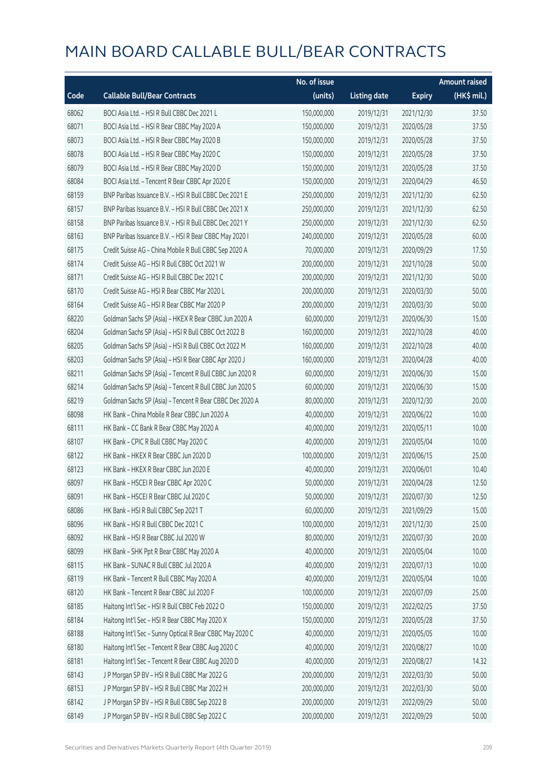# MAIN BOARD CALLABLE BULL/BEAR CONTRACTS

| Code | Callable Bull/Bear Contracts | No. of issue (units) | Listing date | Expiry | Amount raised (HK$ mil.) |
|---|---|---|---|---|---|
| 68062 | BOCI Asia Ltd. – HSI R Bull CBBC Dec 2021 L | 150,000,000 | 2019/12/31 | 2021/12/30 | 37.50 |
| 68071 | BOCI Asia Ltd. – HSI R Bear CBBC May 2020 A | 150,000,000 | 2019/12/31 | 2020/05/28 | 37.50 |
| 68073 | BOCI Asia Ltd. – HSI R Bear CBBC May 2020 B | 150,000,000 | 2019/12/31 | 2020/05/28 | 37.50 |
| 68078 | BOCI Asia Ltd. – HSI R Bear CBBC May 2020 C | 150,000,000 | 2019/12/31 | 2020/05/28 | 37.50 |
| 68079 | BOCI Asia Ltd. – HSI R Bear CBBC May 2020 D | 150,000,000 | 2019/12/31 | 2020/05/28 | 37.50 |
| 68084 | BOCI Asia Ltd. – Tencent R Bear CBBC Apr 2020 E | 150,000,000 | 2019/12/31 | 2020/04/29 | 46.50 |
| 68159 | BNP Paribas Issuance B.V. – HSI R Bull CBBC Dec 2021 E | 250,000,000 | 2019/12/31 | 2021/12/30 | 62.50 |
| 68157 | BNP Paribas Issuance B.V. – HSI R Bull CBBC Dec 2021 X | 250,000,000 | 2019/12/31 | 2021/12/30 | 62.50 |
| 68158 | BNP Paribas Issuance B.V. – HSI R Bull CBBC Dec 2021 Y | 250,000,000 | 2019/12/31 | 2021/12/30 | 62.50 |
| 68163 | BNP Paribas Issuance B.V. – HSI R Bear CBBC May 2020 I | 240,000,000 | 2019/12/31 | 2020/05/28 | 60.00 |
| 68175 | Credit Suisse AG – China Mobile R Bull CBBC Sep 2020 A | 70,000,000 | 2019/12/31 | 2020/09/29 | 17.50 |
| 68174 | Credit Suisse AG – HSI R Bull CBBC Oct 2021 W | 200,000,000 | 2019/12/31 | 2021/10/28 | 50.00 |
| 68171 | Credit Suisse AG – HSI R Bull CBBC Dec 2021 C | 200,000,000 | 2019/12/31 | 2021/12/30 | 50.00 |
| 68170 | Credit Suisse AG – HSI R Bear CBBC Mar 2020 L | 200,000,000 | 2019/12/31 | 2020/03/30 | 50.00 |
| 68164 | Credit Suisse AG – HSI R Bear CBBC Mar 2020 P | 200,000,000 | 2019/12/31 | 2020/03/30 | 50.00 |
| 68220 | Goldman Sachs SP (Asia) – HKEX R Bear CBBC Jun 2020 A | 60,000,000 | 2019/12/31 | 2020/06/30 | 15.00 |
| 68204 | Goldman Sachs SP (Asia) – HSI R Bull CBBC Oct 2022 B | 160,000,000 | 2019/12/31 | 2022/10/28 | 40.00 |
| 68205 | Goldman Sachs SP (Asia) – HSI R Bull CBBC Oct 2022 M | 160,000,000 | 2019/12/31 | 2022/10/28 | 40.00 |
| 68203 | Goldman Sachs SP (Asia) – HSI R Bear CBBC Apr 2020 J | 160,000,000 | 2019/12/31 | 2020/04/28 | 40.00 |
| 68211 | Goldman Sachs SP (Asia) – Tencent R Bull CBBC Jun 2020 R | 60,000,000 | 2019/12/31 | 2020/06/30 | 15.00 |
| 68214 | Goldman Sachs SP (Asia) – Tencent R Bull CBBC Jun 2020 S | 60,000,000 | 2019/12/31 | 2020/06/30 | 15.00 |
| 68219 | Goldman Sachs SP (Asia) – Tencent R Bear CBBC Dec 2020 A | 80,000,000 | 2019/12/31 | 2020/12/30 | 20.00 |
| 68098 | HK Bank – China Mobile R Bear CBBC Jun 2020 A | 40,000,000 | 2019/12/31 | 2020/06/22 | 10.00 |
| 68111 | HK Bank – CC Bank R Bear CBBC May 2020 A | 40,000,000 | 2019/12/31 | 2020/05/11 | 10.00 |
| 68107 | HK Bank – CPIC R Bull CBBC May 2020 C | 40,000,000 | 2019/12/31 | 2020/05/04 | 10.00 |
| 68122 | HK Bank – HKEX R Bear CBBC Jun 2020 D | 100,000,000 | 2019/12/31 | 2020/06/15 | 25.00 |
| 68123 | HK Bank – HKEX R Bear CBBC Jun 2020 E | 40,000,000 | 2019/12/31 | 2020/06/01 | 10.40 |
| 68097 | HK Bank – HSCEI R Bear CBBC Apr 2020 C | 50,000,000 | 2019/12/31 | 2020/04/28 | 12.50 |
| 68091 | HK Bank – HSCEI R Bear CBBC Jul 2020 C | 50,000,000 | 2019/12/31 | 2020/07/30 | 12.50 |
| 68086 | HK Bank – HSI R Bull CBBC Sep 2021 T | 60,000,000 | 2019/12/31 | 2021/09/29 | 15.00 |
| 68096 | HK Bank – HSI R Bull CBBC Dec 2021 C | 100,000,000 | 2019/12/31 | 2021/12/30 | 25.00 |
| 68092 | HK Bank – HSI R Bear CBBC Jul 2020 W | 80,000,000 | 2019/12/31 | 2020/07/30 | 20.00 |
| 68099 | HK Bank – SHK Ppt R Bear CBBC May 2020 A | 40,000,000 | 2019/12/31 | 2020/05/04 | 10.00 |
| 68115 | HK Bank – SUNAC R Bull CBBC Jul 2020 A | 40,000,000 | 2019/12/31 | 2020/07/13 | 10.00 |
| 68119 | HK Bank – Tencent R Bull CBBC May 2020 A | 40,000,000 | 2019/12/31 | 2020/05/04 | 10.00 |
| 68120 | HK Bank – Tencent R Bear CBBC Jul 2020 F | 100,000,000 | 2019/12/31 | 2020/07/09 | 25.00 |
| 68185 | Haitong Int'l Sec – HSI R Bull CBBC Feb 2022 O | 150,000,000 | 2019/12/31 | 2022/02/25 | 37.50 |
| 68184 | Haitong Int'l Sec – HSI R Bear CBBC May 2020 X | 150,000,000 | 2019/12/31 | 2020/05/28 | 37.50 |
| 68188 | Haitong Int'l Sec – Sunny Optical R Bear CBBC May 2020 C | 40,000,000 | 2019/12/31 | 2020/05/05 | 10.00 |
| 68180 | Haitong Int'l Sec – Tencent R Bear CBBC Aug 2020 C | 40,000,000 | 2019/12/31 | 2020/08/27 | 10.00 |
| 68181 | Haitong Int'l Sec – Tencent R Bear CBBC Aug 2020 D | 40,000,000 | 2019/12/31 | 2020/08/27 | 14.32 |
| 68143 | J P Morgan SP BV – HSI R Bull CBBC Mar 2022 G | 200,000,000 | 2019/12/31 | 2022/03/30 | 50.00 |
| 68153 | J P Morgan SP BV – HSI R Bull CBBC Mar 2022 H | 200,000,000 | 2019/12/31 | 2022/03/30 | 50.00 |
| 68142 | J P Morgan SP BV – HSI R Bull CBBC Sep 2022 B | 200,000,000 | 2019/12/31 | 2022/09/29 | 50.00 |
| 68149 | J P Morgan SP BV – HSI R Bull CBBC Sep 2022 C | 200,000,000 | 2019/12/31 | 2022/09/29 | 50.00 |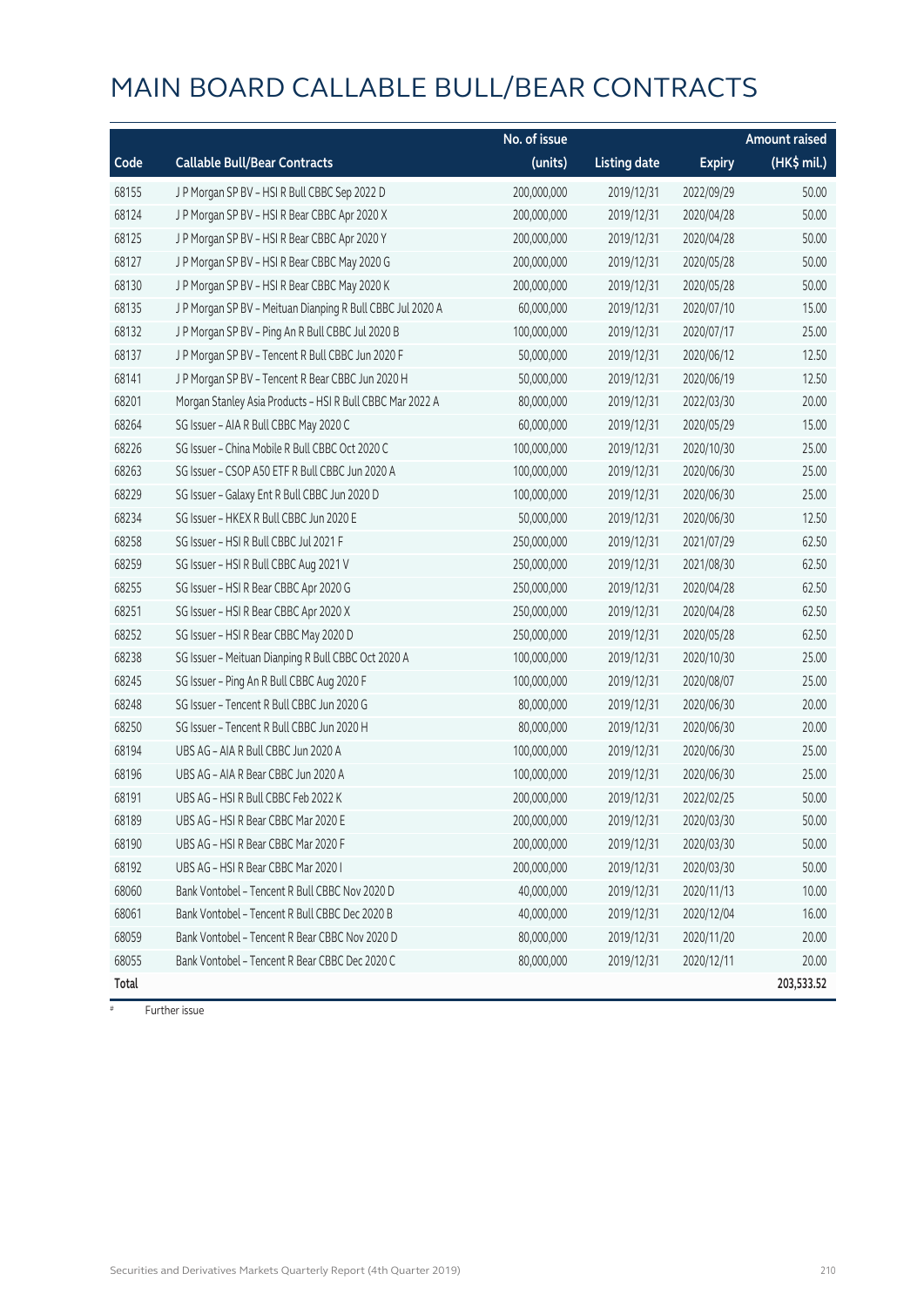# MAIN BOARD CALLABLE BULL/BEAR CONTRACTS

| Code | Callable Bull/Bear Contracts | No. of issue (units) | Listing date | Expiry | Amount raised (HK$ mil.) |
|---|---|---|---|---|---|
| 68155 | J P Morgan SP BV – HSI R Bull CBBC Sep 2022 D | 200,000,000 | 2019/12/31 | 2022/09/29 | 50.00 |
| 68124 | J P Morgan SP BV – HSI R Bear CBBC Apr 2020 X | 200,000,000 | 2019/12/31 | 2020/04/28 | 50.00 |
| 68125 | J P Morgan SP BV – HSI R Bear CBBC Apr 2020 Y | 200,000,000 | 2019/12/31 | 2020/04/28 | 50.00 |
| 68127 | J P Morgan SP BV – HSI R Bear CBBC May 2020 G | 200,000,000 | 2019/12/31 | 2020/05/28 | 50.00 |
| 68130 | J P Morgan SP BV – HSI R Bear CBBC May 2020 K | 200,000,000 | 2019/12/31 | 2020/05/28 | 50.00 |
| 68135 | J P Morgan SP BV – Meituan Dianping R Bull CBBC Jul 2020 A | 60,000,000 | 2019/12/31 | 2020/07/10 | 15.00 |
| 68132 | J P Morgan SP BV – Ping An R Bull CBBC Jul 2020 B | 100,000,000 | 2019/12/31 | 2020/07/17 | 25.00 |
| 68137 | J P Morgan SP BV – Tencent R Bull CBBC Jun 2020 F | 50,000,000 | 2019/12/31 | 2020/06/12 | 12.50 |
| 68141 | J P Morgan SP BV – Tencent R Bear CBBC Jun 2020 H | 50,000,000 | 2019/12/31 | 2020/06/19 | 12.50 |
| 68201 | Morgan Stanley Asia Products – HSI R Bull CBBC Mar 2022 A | 80,000,000 | 2019/12/31 | 2022/03/30 | 20.00 |
| 68264 | SG Issuer – AIA R Bull CBBC May 2020 C | 60,000,000 | 2019/12/31 | 2020/05/29 | 15.00 |
| 68226 | SG Issuer – China Mobile R Bull CBBC Oct 2020 C | 100,000,000 | 2019/12/31 | 2020/10/30 | 25.00 |
| 68263 | SG Issuer – CSOP A50 ETF R Bull CBBC Jun 2020 A | 100,000,000 | 2019/12/31 | 2020/06/30 | 25.00 |
| 68229 | SG Issuer – Galaxy Ent R Bull CBBC Jun 2020 D | 100,000,000 | 2019/12/31 | 2020/06/30 | 25.00 |
| 68234 | SG Issuer – HKEX R Bull CBBC Jun 2020 E | 50,000,000 | 2019/12/31 | 2020/06/30 | 12.50 |
| 68258 | SG Issuer – HSI R Bull CBBC Jul 2021 F | 250,000,000 | 2019/12/31 | 2021/07/29 | 62.50 |
| 68259 | SG Issuer – HSI R Bull CBBC Aug 2021 V | 250,000,000 | 2019/12/31 | 2021/08/30 | 62.50 |
| 68255 | SG Issuer – HSI R Bear CBBC Apr 2020 G | 250,000,000 | 2019/12/31 | 2020/04/28 | 62.50 |
| 68251 | SG Issuer – HSI R Bear CBBC Apr 2020 X | 250,000,000 | 2019/12/31 | 2020/04/28 | 62.50 |
| 68252 | SG Issuer – HSI R Bear CBBC May 2020 D | 250,000,000 | 2019/12/31 | 2020/05/28 | 62.50 |
| 68238 | SG Issuer – Meituan Dianping R Bull CBBC Oct 2020 A | 100,000,000 | 2019/12/31 | 2020/10/30 | 25.00 |
| 68245 | SG Issuer – Ping An R Bull CBBC Aug 2020 F | 100,000,000 | 2019/12/31 | 2020/08/07 | 25.00 |
| 68248 | SG Issuer – Tencent R Bull CBBC Jun 2020 G | 80,000,000 | 2019/12/31 | 2020/06/30 | 20.00 |
| 68250 | SG Issuer – Tencent R Bull CBBC Jun 2020 H | 80,000,000 | 2019/12/31 | 2020/06/30 | 20.00 |
| 68194 | UBS AG – AIA R Bull CBBC Jun 2020 A | 100,000,000 | 2019/12/31 | 2020/06/30 | 25.00 |
| 68196 | UBS AG – AIA R Bear CBBC Jun 2020 A | 100,000,000 | 2019/12/31 | 2020/06/30 | 25.00 |
| 68191 | UBS AG – HSI R Bull CBBC Feb 2022 K | 200,000,000 | 2019/12/31 | 2022/02/25 | 50.00 |
| 68189 | UBS AG – HSI R Bear CBBC Mar 2020 E | 200,000,000 | 2019/12/31 | 2020/03/30 | 50.00 |
| 68190 | UBS AG – HSI R Bear CBBC Mar 2020 F | 200,000,000 | 2019/12/31 | 2020/03/30 | 50.00 |
| 68192 | UBS AG – HSI R Bear CBBC Mar 2020 I | 200,000,000 | 2019/12/31 | 2020/03/30 | 50.00 |
| 68060 | Bank Vontobel – Tencent R Bull CBBC Nov 2020 D | 40,000,000 | 2019/12/31 | 2020/11/13 | 10.00 |
| 68061 | Bank Vontobel – Tencent R Bull CBBC Dec 2020 B | 40,000,000 | 2019/12/31 | 2020/12/04 | 16.00 |
| 68059 | Bank Vontobel – Tencent R Bear CBBC Nov 2020 D | 80,000,000 | 2019/12/31 | 2020/11/20 | 20.00 |
| 68055 | Bank Vontobel – Tencent R Bear CBBC Dec 2020 C | 80,000,000 | 2019/12/31 | 2020/12/11 | 20.00 |
| **Total** | | | | | **203,533.52** |

# Further issue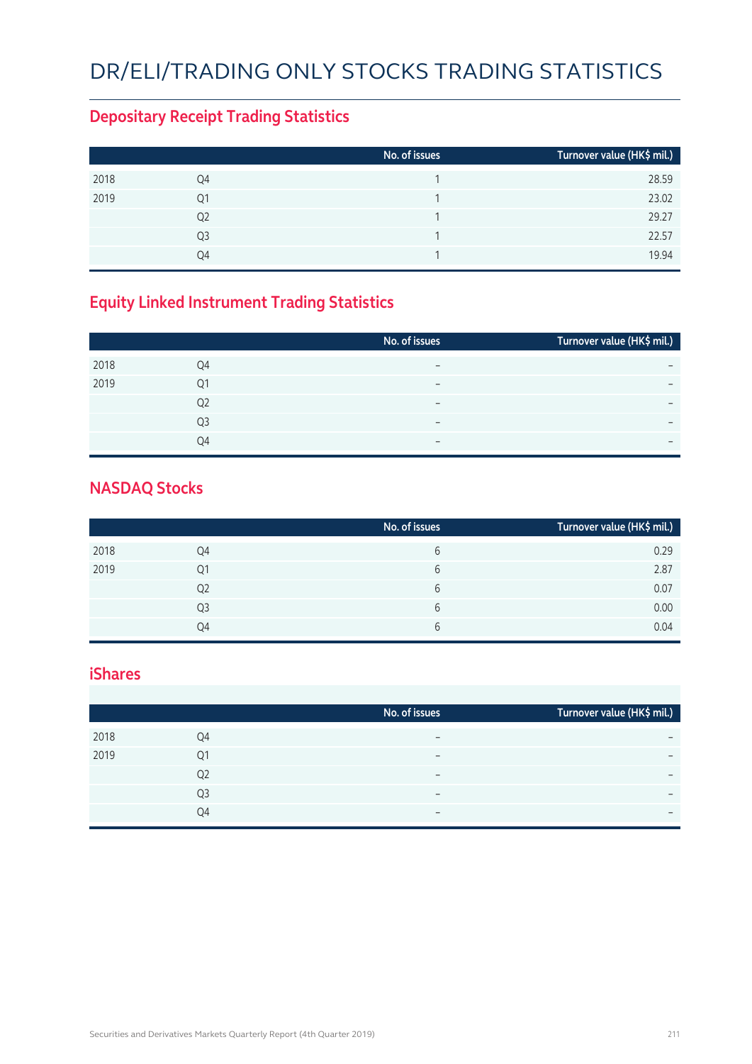# DR/ELI/TRADING ONLY STOCKS TRADING STATISTICS

## Depositary Receipt Trading Statistics

| | | No. of issues | Turnover value (HK$ mil.) |
|---|---|---|---|
| 2018 | Q4 | 1 | 28.59 |
| 2019 | Q1 | 1 | 23.02 |
| | Q2 | 1 | 29.27 |
| | Q3 | 1 | 22.57 |
| | Q4 | 1 | 19.94 |

## Equity Linked Instrument Trading Statistics

| | | No. of issues | Turnover value (HK$ mil.) |
|---|---|---|---|
| 2018 | Q4 | – | – |
| 2019 | Q1 | – | – |
| | Q2 | – | – |
| | Q3 | – | – |
| | Q4 | – | – |

## NASDAQ Stocks

| | | No. of issues | Turnover value (HK$ mil.) |
|---|---|---|---|
| 2018 | Q4 | 6 | 0.29 |
| 2019 | Q1 | 6 | 2.87 |
| | Q2 | 6 | 0.07 |
| | Q3 | 6 | 0.00 |
| | Q4 | 6 | 0.04 |

## iShares

| | | No. of issues | Turnover value (HK$ mil.) |
|---|---|---|---|
| 2018 | Q4 | – | – |
| 2019 | Q1 | – | – |
| | Q2 | – | – |
| | Q3 | – | – |
| | Q4 | – | – |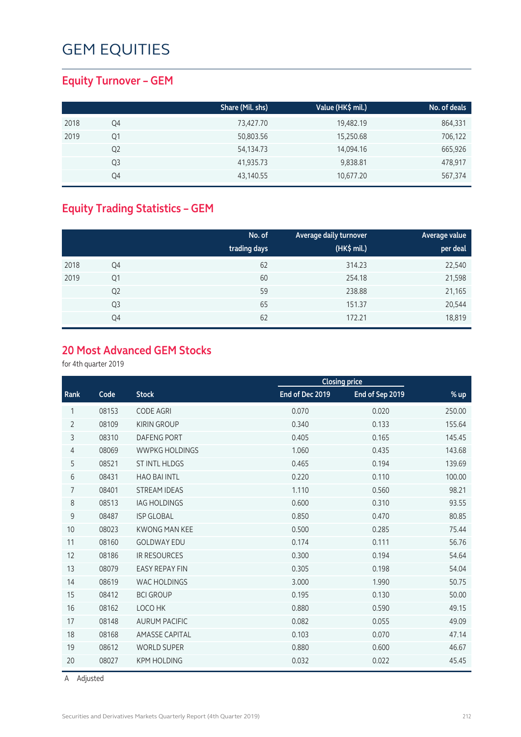# GEM EQUITIES

## Equity Turnover – GEM

| | | Share (Mil. shs) | Value (HK$ mil.) | No. of deals |
|---|---|---|---|---|
| 2018 | Q4 | 73,427.70 | 19,482.19 | 864,331 |
| 2019 | Q1 | 50,803.56 | 15,250.68 | 706,122 |
| | Q2 | 54,134.73 | 14,094.16 | 665,926 |
| | Q3 | 41,935.73 | 9,838.81 | 478,917 |
| | Q4 | 43,140.55 | 10,677.20 | 567,374 |

## Equity Trading Statistics – GEM

| | | No. of trading days | Average daily turnover (HK$ mil.) | Average value per deal |
|---|---|---|---|---|
| 2018 | Q4 | 62 | 314.23 | 22,540 |
| 2019 | Q1 | 60 | 254.18 | 21,598 |
| | Q2 | 59 | 238.88 | 21,165 |
| | Q3 | 65 | 151.37 | 20,544 |
| | Q4 | 62 | 172.21 | 18,819 |

## 20 Most Advanced GEM Stocks

for 4th quarter 2019

| | | | Closing price | | |
|---|---|---|---|---|---|
| Rank | Code | Stock | End of Dec 2019 | End of Sep 2019 | % up |
| 1 | 08153 | CODE AGRI | 0.070 | 0.020 | 250.00 |
| 2 | 08109 | KIRIN GROUP | 0.340 | 0.133 | 155.64 |
| 3 | 08310 | DAFENG PORT | 0.405 | 0.165 | 145.45 |
| 4 | 08069 | WWPKG HOLDINGS | 1.060 | 0.435 | 143.68 |
| 5 | 08521 | ST INTL HLDGS | 0.465 | 0.194 | 139.69 |
| 6 | 08431 | HAO BAI INTL | 0.220 | 0.110 | 100.00 |
| 7 | 08401 | STREAM IDEAS | 1.110 | 0.560 | 98.21 |
| 8 | 08513 | IAG HOLDINGS | 0.600 | 0.310 | 93.55 |
| 9 | 08487 | ISP GLOBAL | 0.850 | 0.470 | 80.85 |
| 10 | 08023 | KWONG MAN KEE | 0.500 | 0.285 | 75.44 |
| 11 | 08160 | GOLDWAY EDU | 0.174 | 0.111 | 56.76 |
| 12 | 08186 | IR RESOURCES | 0.300 | 0.194 | 54.64 |
| 13 | 08079 | EASY REPAY FIN | 0.305 | 0.198 | 54.04 |
| 14 | 08619 | WAC HOLDINGS | 3.000 | 1.990 | 50.75 |
| 15 | 08412 | BCI GROUP | 0.195 | 0.130 | 50.00 |
| 16 | 08162 | LOCO HK | 0.880 | 0.590 | 49.15 |
| 17 | 08148 | AURUM PACIFIC | 0.082 | 0.055 | 49.09 |
| 18 | 08168 | AMASSE CAPITAL | 0.103 | 0.070 | 47.14 |
| 19 | 08612 | WORLD SUPER | 0.880 | 0.600 | 46.67 |
| 20 | 08027 | KPM HOLDING | 0.032 | 0.022 | 45.45 |

A Adjusted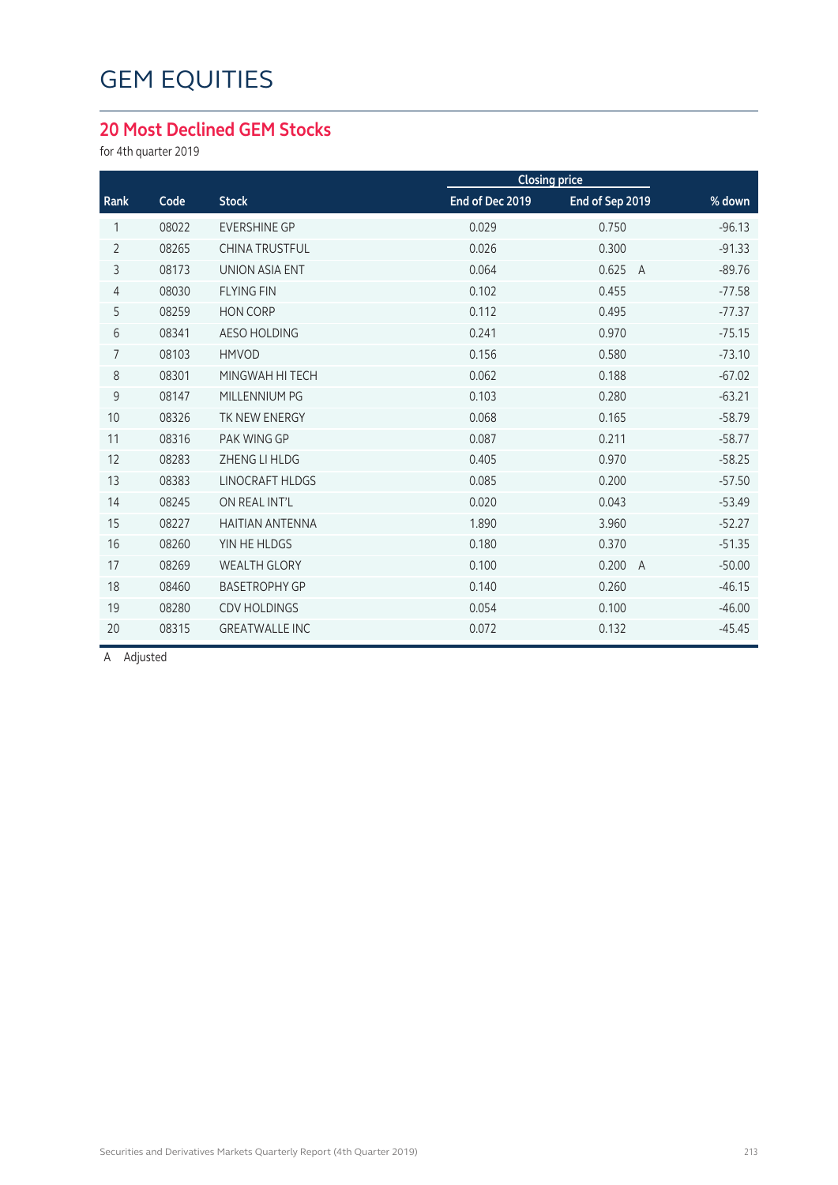# GEM EQUITIES

## 20 Most Declined GEM Stocks

for 4th quarter 2019

| Rank | Code | Stock | Closing price | | % down |
|---|---|---|---|---|---|
| | | | End of Dec 2019 | End of Sep 2019 | |
| 1 | 08022 | EVERSHINE GP | 0.029 | 0.750 | -96.13 |
| 2 | 08265 | CHINA TRUSTFUL | 0.026 | 0.300 | -91.33 |
| 3 | 08173 | UNION ASIA ENT | 0.064 | 0.625 A | -89.76 |
| 4 | 08030 | FLYING FIN | 0.102 | 0.455 | -77.58 |
| 5 | 08259 | HON CORP | 0.112 | 0.495 | -77.37 |
| 6 | 08341 | AESO HOLDING | 0.241 | 0.970 | -75.15 |
| 7 | 08103 | HMVOD | 0.156 | 0.580 | -73.10 |
| 8 | 08301 | MINGWAH HI TECH | 0.062 | 0.188 | -67.02 |
| 9 | 08147 | MILLENNIUM PG | 0.103 | 0.280 | -63.21 |
| 10 | 08326 | TK NEW ENERGY | 0.068 | 0.165 | -58.79 |
| 11 | 08316 | PAK WING GP | 0.087 | 0.211 | -58.77 |
| 12 | 08283 | ZHENG LI HLDG | 0.405 | 0.970 | -58.25 |
| 13 | 08383 | LINOCRAFT HLDGS | 0.085 | 0.200 | -57.50 |
| 14 | 08245 | ON REAL INT'L | 0.020 | 0.043 | -53.49 |
| 15 | 08227 | HAITIAN ANTENNA | 1.890 | 3.960 | -52.27 |
| 16 | 08260 | YIN HE HLDGS | 0.180 | 0.370 | -51.35 |
| 17 | 08269 | WEALTH GLORY | 0.100 | 0.200 A | -50.00 |
| 18 | 08460 | BASETROPHY GP | 0.140 | 0.260 | -46.15 |
| 19 | 08280 | CDV HOLDINGS | 0.054 | 0.100 | -46.00 |
| 20 | 08315 | GREATWALLE INC | 0.072 | 0.132 | -45.45 |

A Adjusted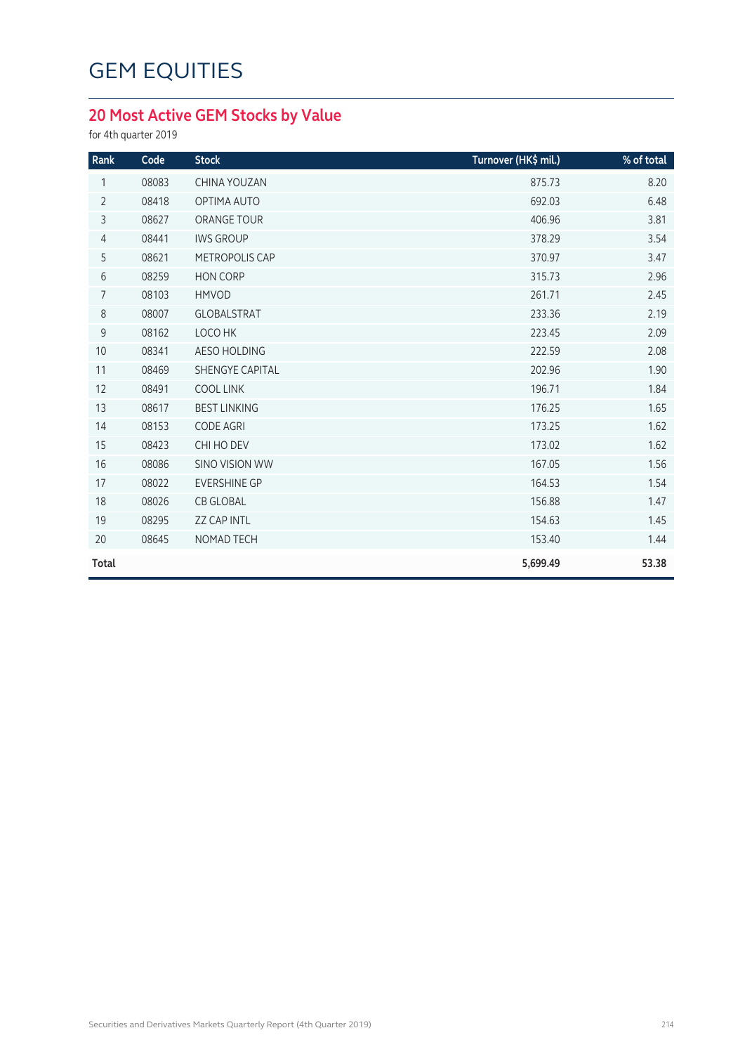# GEM EQUITIES

## 20 Most Active GEM Stocks by Value

for 4th quarter 2019

| Rank | Code | Stock | Turnover (HK$ mil.) | % of total |
|---|---|---|---|---|
| 1 | 08083 | CHINA YOUZAN | 875.73 | 8.20 |
| 2 | 08418 | OPTIMA AUTO | 692.03 | 6.48 |
| 3 | 08627 | ORANGE TOUR | 406.96 | 3.81 |
| 4 | 08441 | IWS GROUP | 378.29 | 3.54 |
| 5 | 08621 | METROPOLIS CAP | 370.97 | 3.47 |
| 6 | 08259 | HON CORP | 315.73 | 2.96 |
| 7 | 08103 | HMVOD | 261.71 | 2.45 |
| 8 | 08007 | GLOBALSTRAT | 233.36 | 2.19 |
| 9 | 08162 | LOCO HK | 223.45 | 2.09 |
| 10 | 08341 | AESO HOLDING | 222.59 | 2.08 |
| 11 | 08469 | SHENGYE CAPITAL | 202.96 | 1.90 |
| 12 | 08491 | COOL LINK | 196.71 | 1.84 |
| 13 | 08617 | BEST LINKING | 176.25 | 1.65 |
| 14 | 08153 | CODE AGRI | 173.25 | 1.62 |
| 15 | 08423 | CHI HO DEV | 173.02 | 1.62 |
| 16 | 08086 | SINO VISION WW | 167.05 | 1.56 |
| 17 | 08022 | EVERSHINE GP | 164.53 | 1.54 |
| 18 | 08026 | CB GLOBAL | 156.88 | 1.47 |
| 19 | 08295 | ZZ CAP INTL | 154.63 | 1.45 |
| 20 | 08645 | NOMAD TECH | 153.40 | 1.44 |
| **Total** | | | **5,699.49** | **53.38** |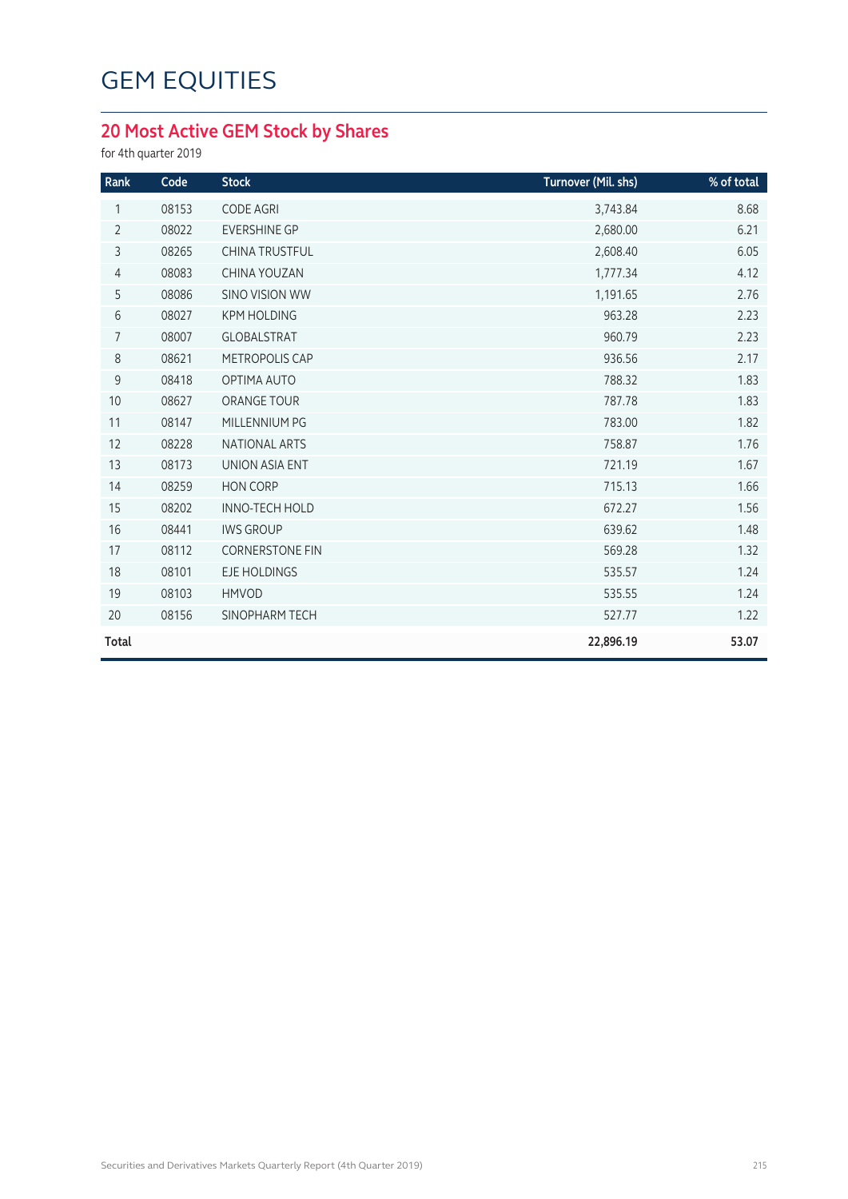# GEM EQUITIES

## 20 Most Active GEM Stock by Shares

for 4th quarter 2019

| Rank | Code | Stock | Turnover (Mil. shs) | % of total |
|---|---|---|---|---|
| 1 | 08153 | CODE AGRI | 3,743.84 | 8.68 |
| 2 | 08022 | EVERSHINE GP | 2,680.00 | 6.21 |
| 3 | 08265 | CHINA TRUSTFUL | 2,608.40 | 6.05 |
| 4 | 08083 | CHINA YOUZAN | 1,777.34 | 4.12 |
| 5 | 08086 | SINO VISION WW | 1,191.65 | 2.76 |
| 6 | 08027 | KPM HOLDING | 963.28 | 2.23 |
| 7 | 08007 | GLOBALSTRAT | 960.79 | 2.23 |
| 8 | 08621 | METROPOLIS CAP | 936.56 | 2.17 |
| 9 | 08418 | OPTIMA AUTO | 788.32 | 1.83 |
| 10 | 08627 | ORANGE TOUR | 787.78 | 1.83 |
| 11 | 08147 | MILLENNIUM PG | 783.00 | 1.82 |
| 12 | 08228 | NATIONAL ARTS | 758.87 | 1.76 |
| 13 | 08173 | UNION ASIA ENT | 721.19 | 1.67 |
| 14 | 08259 | HON CORP | 715.13 | 1.66 |
| 15 | 08202 | INNO-TECH HOLD | 672.27 | 1.56 |
| 16 | 08441 | IWS GROUP | 639.62 | 1.48 |
| 17 | 08112 | CORNERSTONE FIN | 569.28 | 1.32 |
| 18 | 08101 | EJE HOLDINGS | 535.57 | 1.24 |
| 19 | 08103 | HMVOD | 535.55 | 1.24 |
| 20 | 08156 | SINOPHARM TECH | 527.77 | 1.22 |
| **Total** | | | **22,896.19** | **53.07** |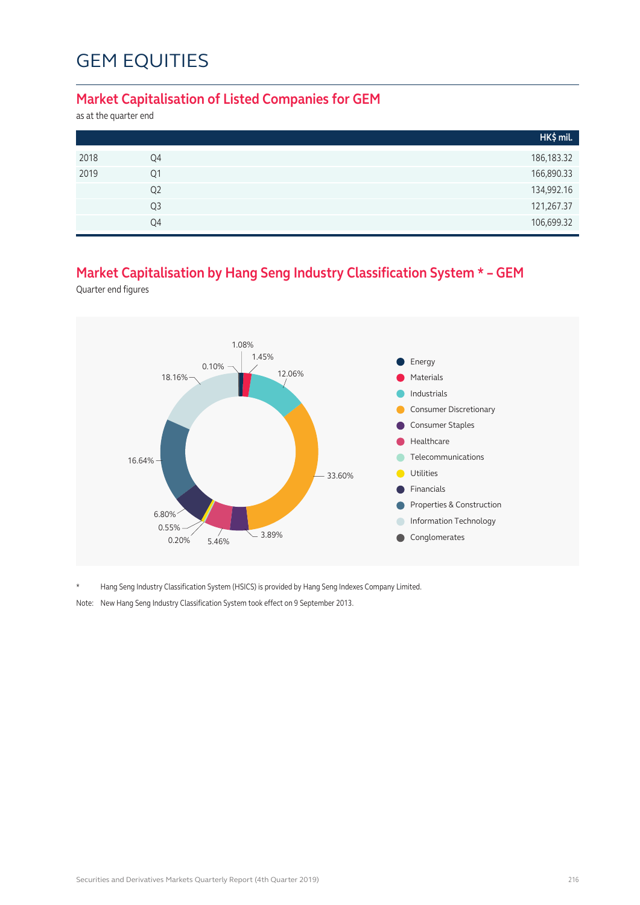# GEM EQUITIES

## Market Capitalisation of Listed Companies for GEM

as at the quarter end

| | | HK$ mil. |
|---|---|---|
| 2018 | Q4 | 186,183.32 |
| 2019 | Q1 | 166,890.33 |
| | Q2 | 134,992.16 |
| | Q3 | 121,267.37 |
| | Q4 | 106,699.32 |

## Market Capitalisation by Hang Seng Industry Classification System * – GEM

Quarter end figures

1.08%
1.45%
0.10%
12.06%
18.16%
16.64%
33.60%
6.80%
0.55%
0.20%
5.46%
3.89%

Energy
Materials
Industrials
Consumer Discretionary
Consumer Staples
Healthcare
Telecommunications
Utilities
Financials
Properties & Construction
Information Technology
Conglomerates

\* Hang Seng Industry Classification System (HSICS) is provided by Hang Seng Indexes Company Limited.

Note: New Hang Seng Industry Classification System took effect on 9 September 2013.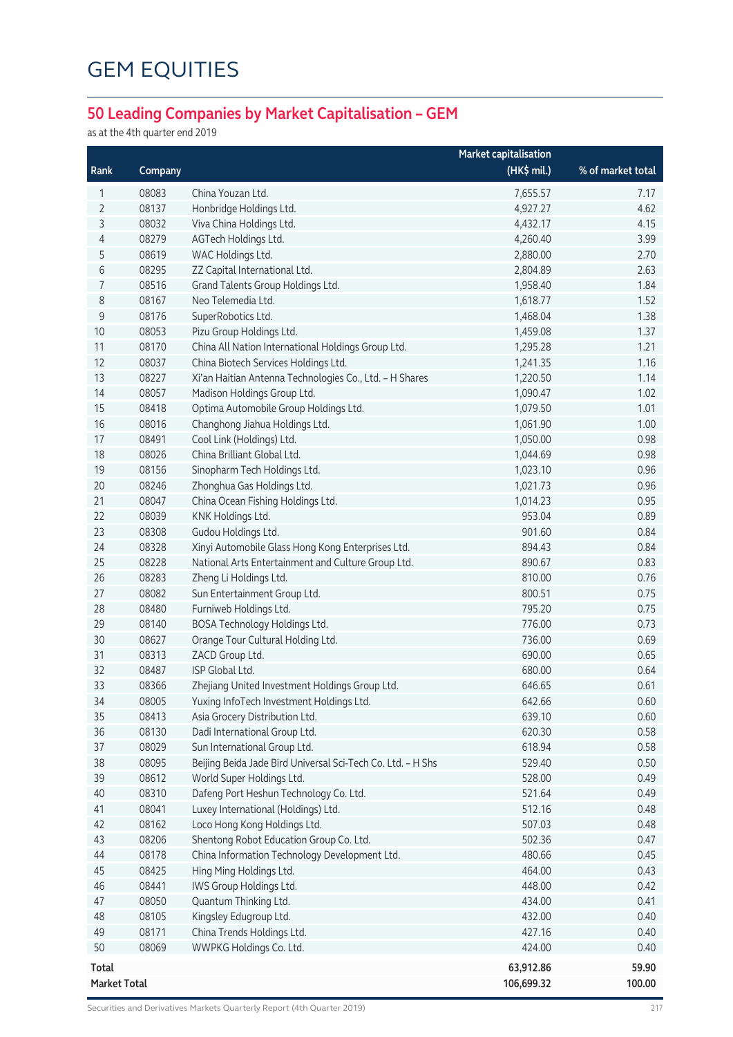# GEM EQUITIES

## 50 Leading Companies by Market Capitalisation – GEM

as at the 4th quarter end 2019

| Rank | Company | | Market capitalisation (HK$ mil.) | % of market total |
|---|---|---|---|---|
| 1 | 08083 | China Youzan Ltd. | 7,655.57 | 7.17 |
| 2 | 08137 | Honbridge Holdings Ltd. | 4,927.27 | 4.62 |
| 3 | 08032 | Viva China Holdings Ltd. | 4,432.17 | 4.15 |
| 4 | 08279 | AGTech Holdings Ltd. | 4,260.40 | 3.99 |
| 5 | 08619 | WAC Holdings Ltd. | 2,880.00 | 2.70 |
| 6 | 08295 | ZZ Capital International Ltd. | 2,804.89 | 2.63 |
| 7 | 08516 | Grand Talents Group Holdings Ltd. | 1,958.40 | 1.84 |
| 8 | 08167 | Neo Telemedia Ltd. | 1,618.77 | 1.52 |
| 9 | 08176 | SuperRobotics Ltd. | 1,468.04 | 1.38 |
| 10 | 08053 | Pizu Group Holdings Ltd. | 1,459.08 | 1.37 |
| 11 | 08170 | China All Nation International Holdings Group Ltd. | 1,295.28 | 1.21 |
| 12 | 08037 | China Biotech Services Holdings Ltd. | 1,241.35 | 1.16 |
| 13 | 08227 | Xi'an Haitian Antenna Technologies Co., Ltd. – H Shares | 1,220.50 | 1.14 |
| 14 | 08057 | Madison Holdings Group Ltd. | 1,090.47 | 1.02 |
| 15 | 08418 | Optima Automobile Group Holdings Ltd. | 1,079.50 | 1.01 |
| 16 | 08016 | Changhong Jiahua Holdings Ltd. | 1,061.90 | 1.00 |
| 17 | 08491 | Cool Link (Holdings) Ltd. | 1,050.00 | 0.98 |
| 18 | 08026 | China Brilliant Global Ltd. | 1,044.69 | 0.98 |
| 19 | 08156 | Sinopharm Tech Holdings Ltd. | 1,023.10 | 0.96 |
| 20 | 08246 | Zhonghua Gas Holdings Ltd. | 1,021.73 | 0.96 |
| 21 | 08047 | China Ocean Fishing Holdings Ltd. | 1,014.23 | 0.95 |
| 22 | 08039 | KNK Holdings Ltd. | 953.04 | 0.89 |
| 23 | 08308 | Gudou Holdings Ltd. | 901.60 | 0.84 |
| 24 | 08328 | Xinyi Automobile Glass Hong Kong Enterprises Ltd. | 894.43 | 0.84 |
| 25 | 08228 | National Arts Entertainment and Culture Group Ltd. | 890.67 | 0.83 |
| 26 | 08283 | Zheng Li Holdings Ltd. | 810.00 | 0.76 |
| 27 | 08082 | Sun Entertainment Group Ltd. | 800.51 | 0.75 |
| 28 | 08480 | Furniweb Holdings Ltd. | 795.20 | 0.75 |
| 29 | 08140 | BOSA Technology Holdings Ltd. | 776.00 | 0.73 |
| 30 | 08627 | Orange Tour Cultural Holding Ltd. | 736.00 | 0.69 |
| 31 | 08313 | ZACD Group Ltd. | 690.00 | 0.65 |
| 32 | 08487 | ISP Global Ltd. | 680.00 | 0.64 |
| 33 | 08366 | Zhejiang United Investment Holdings Group Ltd. | 646.65 | 0.61 |
| 34 | 08005 | Yuxing InfoTech Investment Holdings Ltd. | 642.66 | 0.60 |
| 35 | 08413 | Asia Grocery Distribution Ltd. | 639.10 | 0.60 |
| 36 | 08130 | Dadi International Group Ltd. | 620.30 | 0.58 |
| 37 | 08029 | Sun International Group Ltd. | 618.94 | 0.58 |
| 38 | 08095 | Beijing Beida Jade Bird Universal Sci-Tech Co. Ltd. – H Shs | 529.40 | 0.50 |
| 39 | 08612 | World Super Holdings Ltd. | 528.00 | 0.49 |
| 40 | 08310 | Dafeng Port Heshun Technology Co. Ltd. | 521.64 | 0.49 |
| 41 | 08041 | Luxey International (Holdings) Ltd. | 512.16 | 0.48 |
| 42 | 08162 | Loco Hong Kong Holdings Ltd. | 507.03 | 0.48 |
| 43 | 08206 | Shentong Robot Education Group Co. Ltd. | 502.36 | 0.47 |
| 44 | 08178 | China Information Technology Development Ltd. | 480.66 | 0.45 |
| 45 | 08425 | Hing Ming Holdings Ltd. | 464.00 | 0.43 |
| 46 | 08441 | IWS Group Holdings Ltd. | 448.00 | 0.42 |
| 47 | 08050 | Quantum Thinking Ltd. | 434.00 | 0.41 |
| 48 | 08105 | Kingsley Edugroup Ltd. | 432.00 | 0.40 |
| 49 | 08171 | China Trends Holdings Ltd. | 427.16 | 0.40 |
| 50 | 08069 | WWPKG Holdings Co. Ltd. | 424.00 | 0.40 |
| **Total** | | | **63,912.86** | **59.90** |
| **Market Total** | | | **106,699.32** | **100.00** |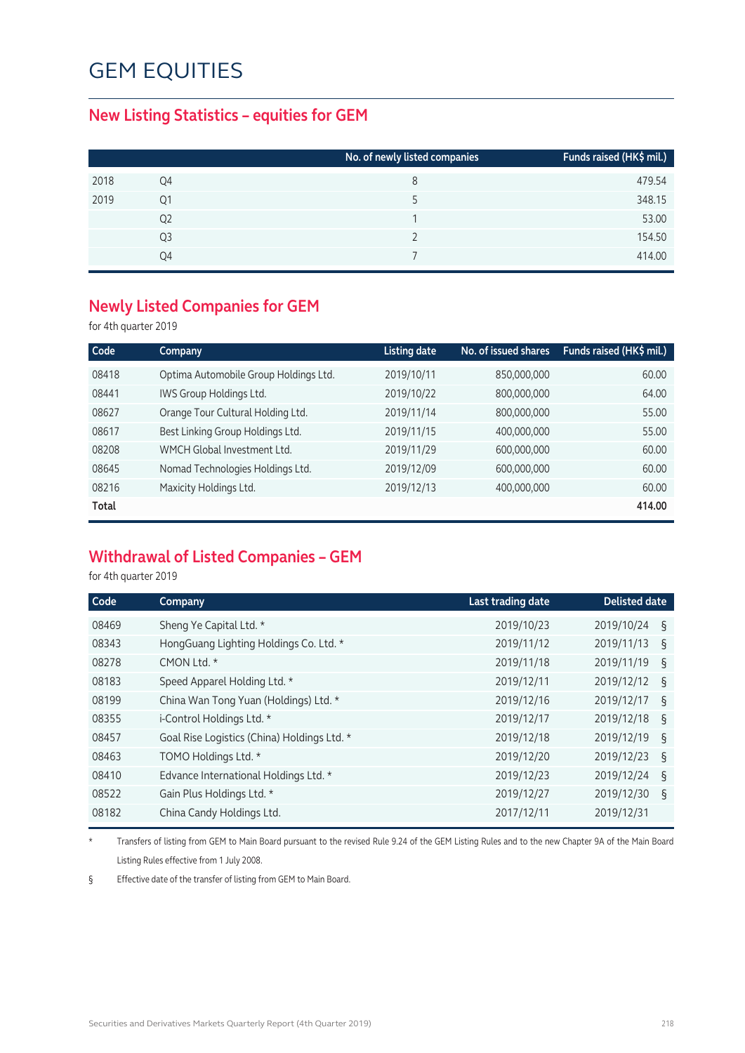# GEM EQUITIES

## New Listing Statistics – equities for GEM

| | | No. of newly listed companies | Funds raised (HK$ mil.) |
|---|---|---|---|
| 2018 | Q4 | 8 | 479.54 |
| 2019 | Q1 | 5 | 348.15 |
| | Q2 | 1 | 53.00 |
| | Q3 | 2 | 154.50 |
| | Q4 | 7 | 414.00 |

## Newly Listed Companies for GEM

for 4th quarter 2019

| Code | Company | Listing date | No. of issued shares | Funds raised (HK$ mil.) |
|---|---|---|---|---|
| 08418 | Optima Automobile Group Holdings Ltd. | 2019/10/11 | 850,000,000 | 60.00 |
| 08441 | IWS Group Holdings Ltd. | 2019/10/22 | 800,000,000 | 64.00 |
| 08627 | Orange Tour Cultural Holding Ltd. | 2019/11/14 | 800,000,000 | 55.00 |
| 08617 | Best Linking Group Holdings Ltd. | 2019/11/15 | 400,000,000 | 55.00 |
| 08208 | WMCH Global Investment Ltd. | 2019/11/29 | 600,000,000 | 60.00 |
| 08645 | Nomad Technologies Holdings Ltd. | 2019/12/09 | 600,000,000 | 60.00 |
| 08216 | Maxicity Holdings Ltd. | 2019/12/13 | 400,000,000 | 60.00 |
| **Total** | | | | **414.00** |

## Withdrawal of Listed Companies – GEM

for 4th quarter 2019

| Code | Company | Last trading date | Delisted date |
|---|---|---|---|
| 08469 | Sheng Ye Capital Ltd. * | 2019/10/23 | 2019/10/24 § |
| 08343 | HongGuang Lighting Holdings Co. Ltd. * | 2019/11/12 | 2019/11/13 § |
| 08278 | CMON Ltd. * | 2019/11/18 | 2019/11/19 § |
| 08183 | Speed Apparel Holding Ltd. * | 2019/12/11 | 2019/12/12 § |
| 08199 | China Wan Tong Yuan (Holdings) Ltd. * | 2019/12/16 | 2019/12/17 § |
| 08355 | i-Control Holdings Ltd. * | 2019/12/17 | 2019/12/18 § |
| 08457 | Goal Rise Logistics (China) Holdings Ltd. * | 2019/12/18 | 2019/12/19 § |
| 08463 | TOMO Holdings Ltd. * | 2019/12/20 | 2019/12/23 § |
| 08410 | Edvance International Holdings Ltd. * | 2019/12/23 | 2019/12/24 § |
| 08522 | Gain Plus Holdings Ltd. * | 2019/12/27 | 2019/12/30 § |
| 08182 | China Candy Holdings Ltd. | 2017/12/11 | 2019/12/31 |

\* Transfers of listing from GEM to Main Board pursuant to the revised Rule 9.24 of the GEM Listing Rules and to the new Chapter 9A of the Main Board Listing Rules effective from 1 July 2008.

§ Effective date of the transfer of listing from GEM to Main Board.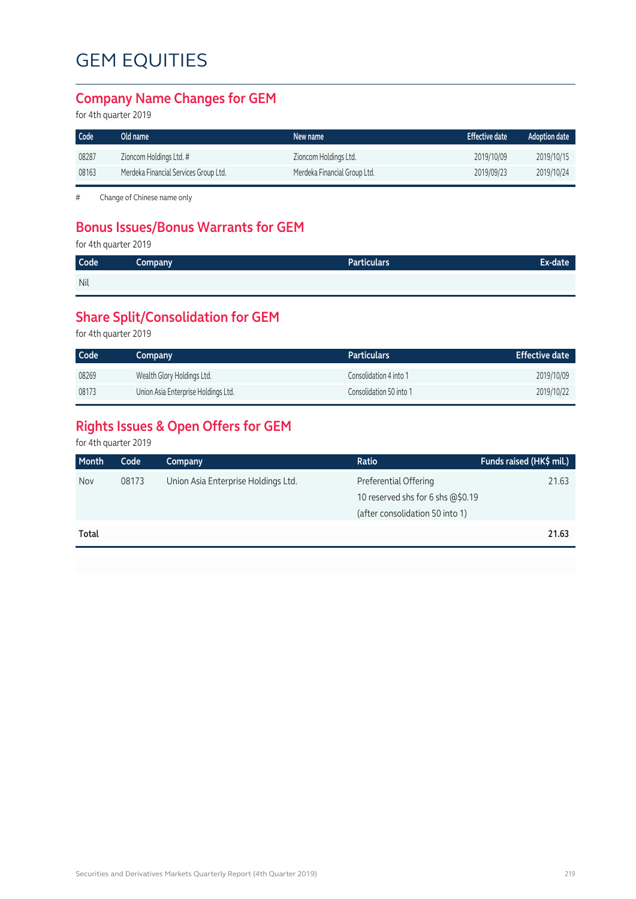# GEM EQUITIES

## Company Name Changes for GEM

for 4th quarter 2019

| Code | Old name | New name | Effective date | Adoption date |
|---|---|---|---|---|
| 08287 | Zioncom Holdings Ltd. # | Zioncom Holdings Ltd. | 2019/10/09 | 2019/10/15 |
| 08163 | Merdeka Financial Services Group Ltd. | Merdeka Financial Group Ltd. | 2019/09/23 | 2019/10/24 |

# Change of Chinese name only

## Bonus Issues/Bonus Warrants for GEM

for 4th quarter 2019

| Code | Company | Particulars | Ex-date |
|---|---|---|---|
| Nil | | | |

## Share Split/Consolidation for GEM

for 4th quarter 2019

| Code | Company | Particulars | Effective date |
|---|---|---|---|
| 08269 | Wealth Glory Holdings Ltd. | Consolidation 4 into 1 | 2019/10/09 |
| 08173 | Union Asia Enterprise Holdings Ltd. | Consolidation 50 into 1 | 2019/10/22 |

## Rights Issues & Open Offers for GEM

for 4th quarter 2019

| Month | Code | Company | Ratio | Funds raised (HK$ mil.) |
|---|---|---|---|---|
| Nov | 08173 | Union Asia Enterprise Holdings Ltd. | Preferential Offering<br>10 reserved shs for 6 shs @$0.19<br>(after consolidation 50 into 1) | 21.63 |
| **Total** | | | | **21.63** |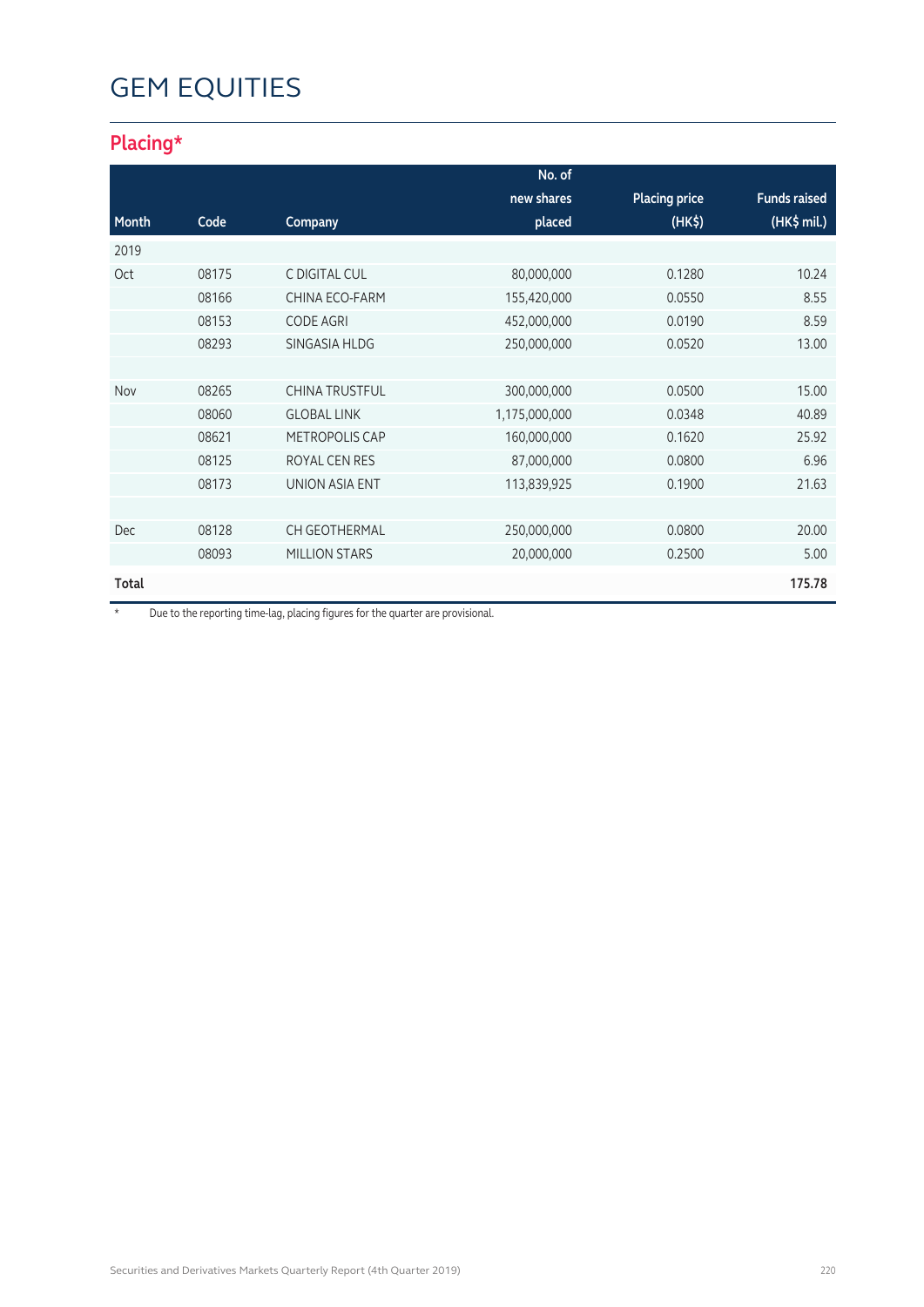# GEM EQUITIES

## Placing*

| Month | Code | Company | No. of new shares placed | Placing price (HK$) | Funds raised (HK$ mil.) |
|---|---|---|---|---|---|
| 2019 | | | | | |
| Oct | 08175 | C DIGITAL CUL | 80,000,000 | 0.1280 | 10.24 |
| | 08166 | CHINA ECO-FARM | 155,420,000 | 0.0550 | 8.55 |
| | 08153 | CODE AGRI | 452,000,000 | 0.0190 | 8.59 |
| | 08293 | SINGASIA HLDG | 250,000,000 | 0.0520 | 13.00 |
| | | | | | |
| Nov | 08265 | CHINA TRUSTFUL | 300,000,000 | 0.0500 | 15.00 |
| | 08060 | GLOBAL LINK | 1,175,000,000 | 0.0348 | 40.89 |
| | 08621 | METROPOLIS CAP | 160,000,000 | 0.1620 | 25.92 |
| | 08125 | ROYAL CEN RES | 87,000,000 | 0.0800 | 6.96 |
| | 08173 | UNION ASIA ENT | 113,839,925 | 0.1900 | 21.63 |
| | | | | | |
| Dec | 08128 | CH GEOTHERMAL | 250,000,000 | 0.0800 | 20.00 |
| | 08093 | MILLION STARS | 20,000,000 | 0.2500 | 5.00 |
| **Total** | | | | | **175.78** |

\* Due to the reporting time-lag, placing figures for the quarter are provisional.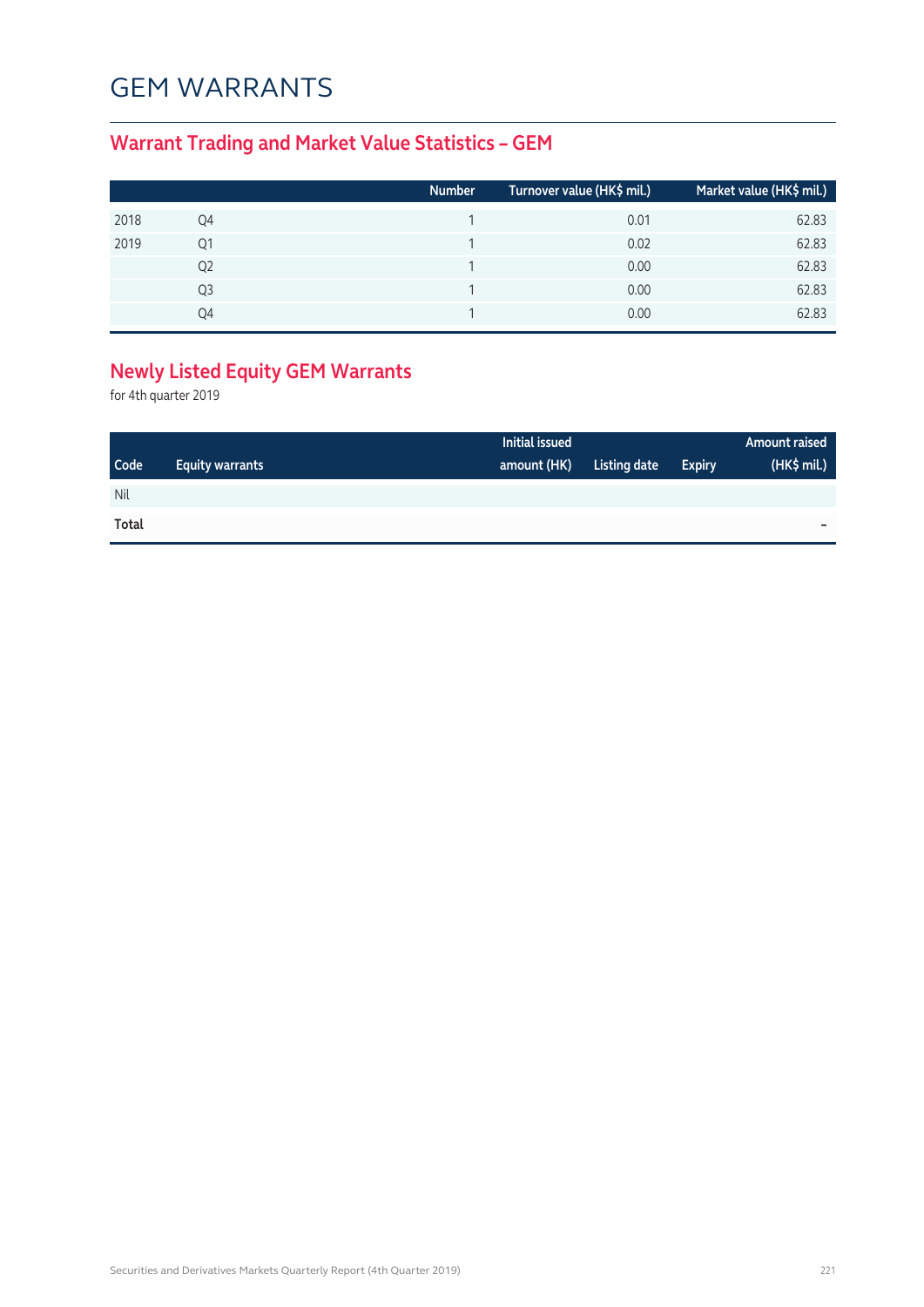# GEM WARRANTS

## Warrant Trading and Market Value Statistics – GEM

| | | Number | Turnover value (HK$ mil.) | Market value (HK$ mil.) |
|---|---|---|---|---|
| 2018 | Q4 | 1 | 0.01 | 62.83 |
| 2019 | Q1 | 1 | 0.02 | 62.83 |
| | Q2 | 1 | 0.00 | 62.83 |
| | Q3 | 1 | 0.00 | 62.83 |
| | Q4 | 1 | 0.00 | 62.83 |

## Newly Listed Equity GEM Warrants

for 4th quarter 2019

| Code | Equity warrants | Initial issued amount (HK) | Listing date | Expiry | Amount raised (HK$ mil.) |
|---|---|---|---|---|---|
| Nil | | | | | |
| **Total** | | | | | – |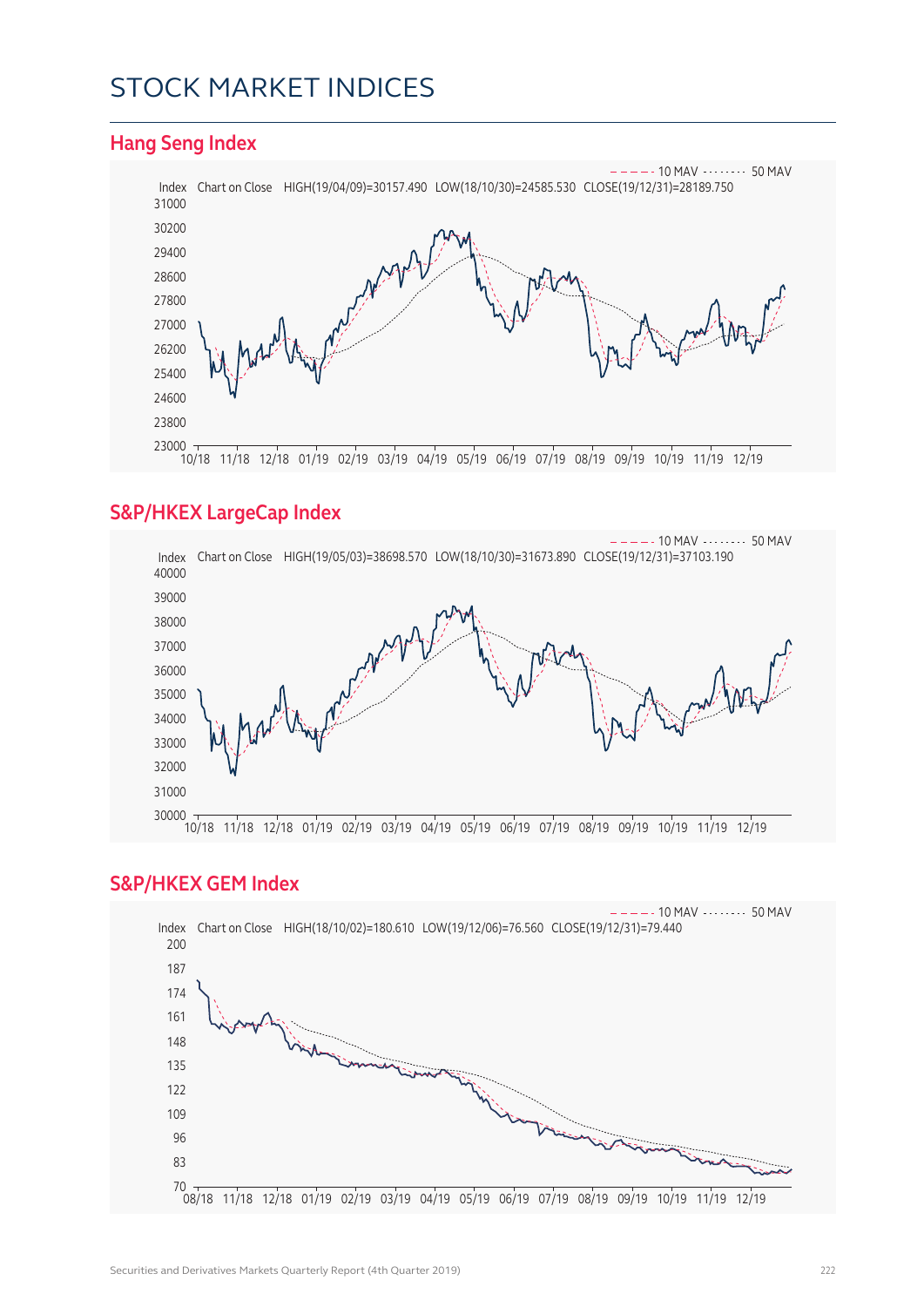# STOCK MARKET INDICES

## Hang Seng Index

10 MAV 50 MAV

Index Chart on Close HIGH(19/04/09)=30157.490 LOW(18/10/30)=24585.530 CLOSE(19/12/31)=28189.750

31000
30200
29400
28600
27800
27000
26200
25400
24600
23800
23000

10/18 11/18 12/18 01/19 02/19 03/19 04/19 05/19 06/19 07/19 08/19 09/19 10/19 11/19 12/19

## S&P/HKEX LargeCap Index

10 MAV 50 MAV

Index Chart on Close HIGH(19/05/03)=38698.570 LOW(18/10/30)=31673.890 CLOSE(19/12/31)=37103.190

40000
39000
38000
37000
36000
35000
34000
33000
32000
31000
30000

10/18 11/18 12/18 01/19 02/19 03/19 04/19 05/19 06/19 07/19 08/19 09/19 10/19 11/19 12/19

## S&P/HKEX GEM Index

10 MAV 50 MAV

Index Chart on Close HIGH(18/10/02)=180.610 LOW(19/12/06)=76.560 CLOSE(19/12/31)=79.440

200
187
174
161
148
135
122
109
96
83
70

08/18 11/18 12/18 01/19 02/19 03/19 04/19 05/19 06/19 07/19 08/19 09/19 10/19 11/19 12/19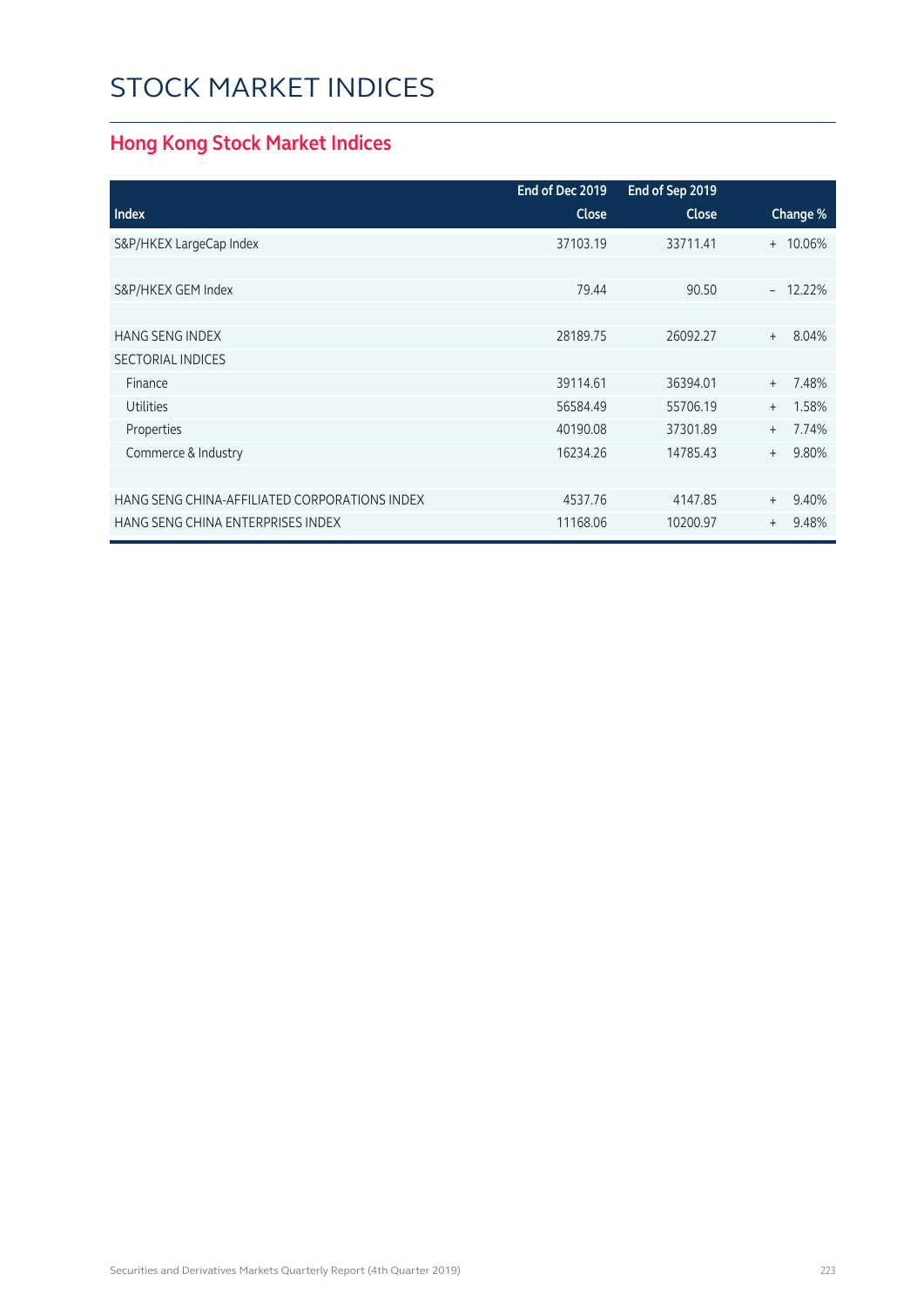# STOCK MARKET INDICES

## Hong Kong Stock Market Indices

| Index | End of Dec 2019 Close | End of Sep 2019 Close | Change % |
|---|---|---|---|
| S&P/HKEX LargeCap Index | 37103.19 | 33711.41 | + 10.06% |
| | | | |
| S&P/HKEX GEM Index | 79.44 | 90.50 | – 12.22% |
| | | | |
| HANG SENG INDEX | 28189.75 | 26092.27 | + 8.04% |
| SECTORIAL INDICES | | | |
| Finance | 39114.61 | 36394.01 | + 7.48% |
| Utilities | 56584.49 | 55706.19 | + 1.58% |
| Properties | 40190.08 | 37301.89 | + 7.74% |
| Commerce & Industry | 16234.26 | 14785.43 | + 9.80% |
| | | | |
| HANG SENG CHINA-AFFILIATED CORPORATIONS INDEX | 4537.76 | 4147.85 | + 9.40% |
| HANG SENG CHINA ENTERPRISES INDEX | 11168.06 | 10200.97 | + 9.48% |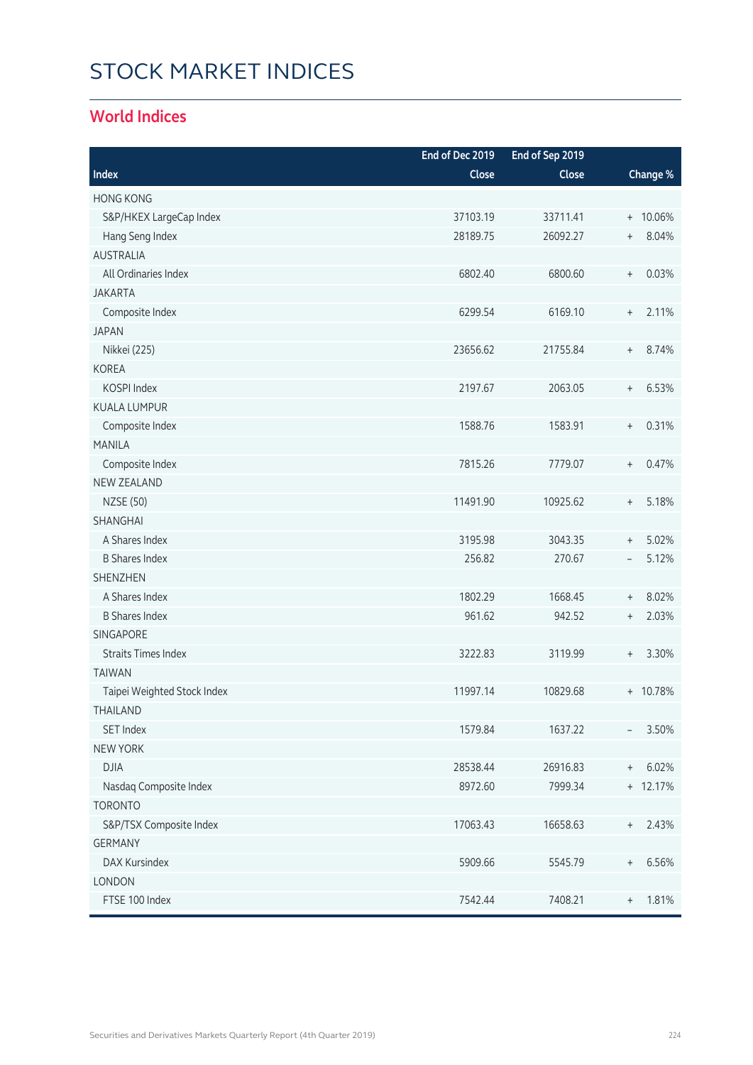# STOCK MARKET INDICES

## World Indices

| Index | End of Dec 2019 Close | End of Sep 2019 Close | Change % |
|---|---|---|---|
| HONG KONG | | | |
| S&P/HKEX LargeCap Index | 37103.19 | 33711.41 | + 10.06% |
| Hang Seng Index | 28189.75 | 26092.27 | + 8.04% |
| AUSTRALIA | | | |
| All Ordinaries Index | 6802.40 | 6800.60 | + 0.03% |
| JAKARTA | | | |
| Composite Index | 6299.54 | 6169.10 | + 2.11% |
| JAPAN | | | |
| Nikkei (225) | 23656.62 | 21755.84 | + 8.74% |
| KOREA | | | |
| KOSPI Index | 2197.67 | 2063.05 | + 6.53% |
| KUALA LUMPUR | | | |
| Composite Index | 1588.76 | 1583.91 | + 0.31% |
| MANILA | | | |
| Composite Index | 7815.26 | 7779.07 | + 0.47% |
| NEW ZEALAND | | | |
| NZSE (50) | 11491.90 | 10925.62 | + 5.18% |
| SHANGHAI | | | |
| A Shares Index | 3195.98 | 3043.35 | + 5.02% |
| B Shares Index | 256.82 | 270.67 | – 5.12% |
| SHENZHEN | | | |
| A Shares Index | 1802.29 | 1668.45 | + 8.02% |
| B Shares Index | 961.62 | 942.52 | + 2.03% |
| SINGAPORE | | | |
| Straits Times Index | 3222.83 | 3119.99 | + 3.30% |
| TAIWAN | | | |
| Taipei Weighted Stock Index | 11997.14 | 10829.68 | + 10.78% |
| THAILAND | | | |
| SET Index | 1579.84 | 1637.22 | – 3.50% |
| NEW YORK | | | |
| DJIA | 28538.44 | 26916.83 | + 6.02% |
| Nasdaq Composite Index | 8972.60 | 7999.34 | + 12.17% |
| TORONTO | | | |
| S&P/TSX Composite Index | 17063.43 | 16658.63 | + 2.43% |
| GERMANY | | | |
| DAX Kursindex | 5909.66 | 5545.79 | + 6.56% |
| LONDON | | | |
| FTSE 100 Index | 7542.44 | 7408.21 | + 1.81% |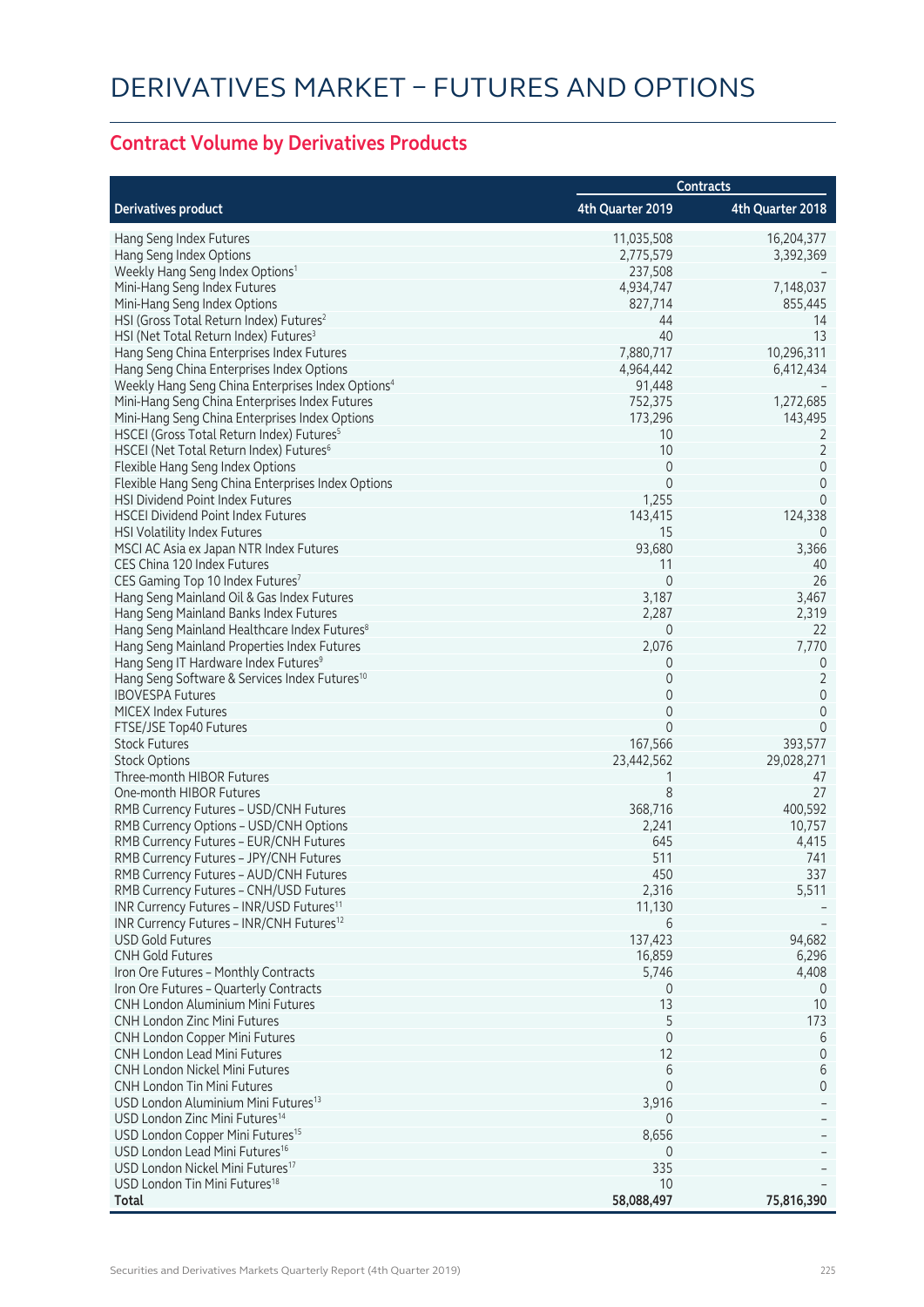# DERIVATIVES MARKET – FUTURES AND OPTIONS

## Contract Volume by Derivatives Products

| Derivatives product | Contracts | |
|---|---|---|
| | 4th Quarter 2019 | 4th Quarter 2018 |
| Hang Seng Index Futures | 11,035,508 | 16,204,377 |
| Hang Seng Index Options | 2,775,579 | 3,392,369 |
| Weekly Hang Seng Index Options[1] | 237,508 | – |
| Mini-Hang Seng Index Futures | 4,934,747 | 7,148,037 |
| Mini-Hang Seng Index Options | 827,714 | 855,445 |
| HSI (Gross Total Return Index) Futures[2] | 44 | 14 |
| HSI (Net Total Return Index) Futures[3] | 40 | 13 |
| Hang Seng China Enterprises Index Futures | 7,880,717 | 10,296,311 |
| Hang Seng China Enterprises Index Options | 4,964,442 | 6,412,434 |
| Weekly Hang Seng China Enterprises Index Options[4] | 91,448 | – |
| Mini-Hang Seng China Enterprises Index Futures | 752,375 | 1,272,685 |
| Mini-Hang Seng China Enterprises Index Options | 173,296 | 143,495 |
| HSCEI (Gross Total Return Index) Futures[5] | 10 | 2 |
| HSCEI (Net Total Return Index) Futures[6] | 10 | 2 |
| Flexible Hang Seng Index Options | 0 | 0 |
| Flexible Hang Seng China Enterprises Index Options | 0 | 0 |
| HSI Dividend Point Index Futures | 1,255 | 0 |
| HSCEI Dividend Point Index Futures | 143,415 | 124,338 |
| HSI Volatility Index Futures | 15 | 0 |
| MSCI AC Asia ex Japan NTR Index Futures | 93,680 | 3,366 |
| CES China 120 Index Futures | 11 | 40 |
| CES Gaming Top 10 Index Futures[7] | 0 | 26 |
| Hang Seng Mainland Oil & Gas Index Futures | 3,187 | 3,467 |
| Hang Seng Mainland Banks Index Futures | 2,287 | 2,319 |
| Hang Seng Mainland Healthcare Index Futures[8] | 0 | 22 |
| Hang Seng Mainland Properties Index Futures | 2,076 | 7,770 |
| Hang Seng IT Hardware Index Futures[9] | 0 | 0 |
| Hang Seng Software & Services Index Futures[10] | 0 | 2 |
| IBOVESPA Futures | 0 | 0 |
| MICEX Index Futures | 0 | 0 |
| FTSE/JSE Top40 Futures | 0 | 0 |
| Stock Futures | 167,566 | 393,577 |
| Stock Options | 23,442,562 | 29,028,271 |
| Three-month HIBOR Futures | 1 | 47 |
| One-month HIBOR Futures | 8 | 27 |
| RMB Currency Futures – USD/CNH Futures | 368,716 | 400,592 |
| RMB Currency Options – USD/CNH Options | 2,241 | 10,757 |
| RMB Currency Futures – EUR/CNH Futures | 645 | 4,415 |
| RMB Currency Futures – JPY/CNH Futures | 511 | 741 |
| RMB Currency Futures – AUD/CNH Futures | 450 | 337 |
| RMB Currency Futures – CNH/USD Futures | 2,316 | 5,511 |
| INR Currency Futures – INR/USD Futures[11] | 11,130 | – |
| INR Currency Futures – INR/CNH Futures[12] | 6 | – |
| USD Gold Futures | 137,423 | 94,682 |
| CNH Gold Futures | 16,859 | 6,296 |
| Iron Ore Futures – Monthly Contracts | 5,746 | 4,408 |
| Iron Ore Futures – Quarterly Contracts | 0 | 0 |
| CNH London Aluminium Mini Futures | 13 | 10 |
| CNH London Zinc Mini Futures | 5 | 173 |
| CNH London Copper Mini Futures | 0 | 6 |
| CNH London Lead Mini Futures | 12 | 0 |
| CNH London Nickel Mini Futures | 6 | 6 |
| CNH London Tin Mini Futures | 0 | 0 |
| USD London Aluminium Mini Futures[13] | 3,916 | – |
| USD London Zinc Mini Futures[14] | 0 | – |
| USD London Copper Mini Futures[15] | 8,656 | – |
| USD London Lead Mini Futures[16] | 0 | – |
| USD London Nickel Mini Futures[17] | 335 | – |
| USD London Tin Mini Futures[18] | 10 | – |
| **Total** | **58,088,497** | **75,816,390** |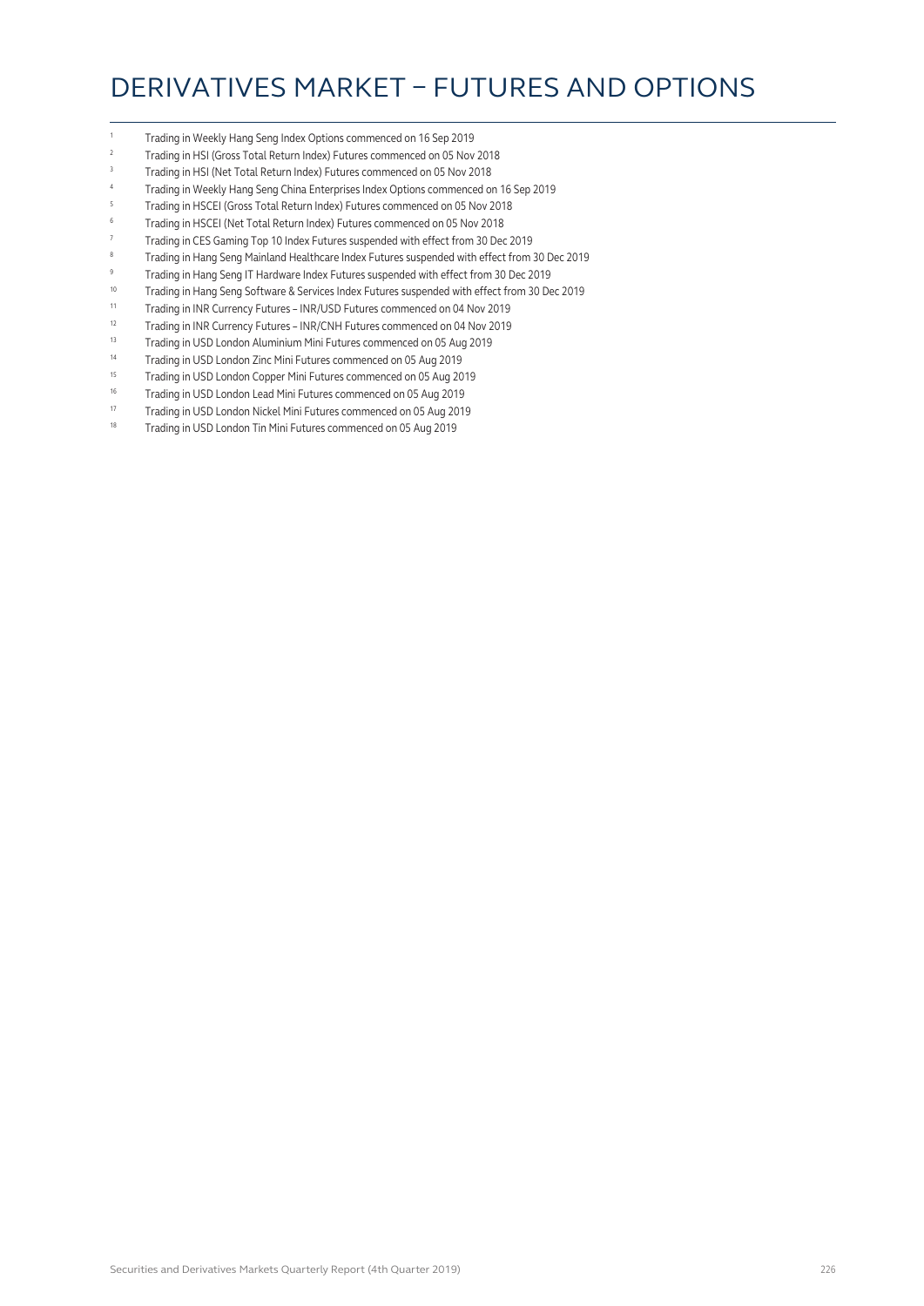# DERIVATIVES MARKET – FUTURES AND OPTIONS

[1] Trading in Weekly Hang Seng Index Options commenced on 16 Sep 2019
[2] Trading in HSI (Gross Total Return Index) Futures commenced on 05 Nov 2018
[3] Trading in HSI (Net Total Return Index) Futures commenced on 05 Nov 2018
[4] Trading in Weekly Hang Seng China Enterprises Index Options commenced on 16 Sep 2019
[5] Trading in HSCEI (Gross Total Return Index) Futures commenced on 05 Nov 2018
[6] Trading in HSCEI (Net Total Return Index) Futures commenced on 05 Nov 2018
[7] Trading in CES Gaming Top 10 Index Futures suspended with effect from 30 Dec 2019
[8] Trading in Hang Seng Mainland Healthcare Index Futures suspended with effect from 30 Dec 2019
[9] Trading in Hang Seng IT Hardware Index Futures suspended with effect from 30 Dec 2019
[10] Trading in Hang Seng Software & Services Index Futures suspended with effect from 30 Dec 2019
[11] Trading in INR Currency Futures – INR/USD Futures commenced on 04 Nov 2019
[12] Trading in INR Currency Futures – INR/CNH Futures commenced on 04 Nov 2019
[13] Trading in USD London Aluminium Mini Futures commenced on 05 Aug 2019
[14] Trading in USD London Zinc Mini Futures commenced on 05 Aug 2019
[15] Trading in USD London Copper Mini Futures commenced on 05 Aug 2019
[16] Trading in USD London Lead Mini Futures commenced on 05 Aug 2019
[17] Trading in USD London Nickel Mini Futures commenced on 05 Aug 2019
[18] Trading in USD London Tin Mini Futures commenced on 05 Aug 2019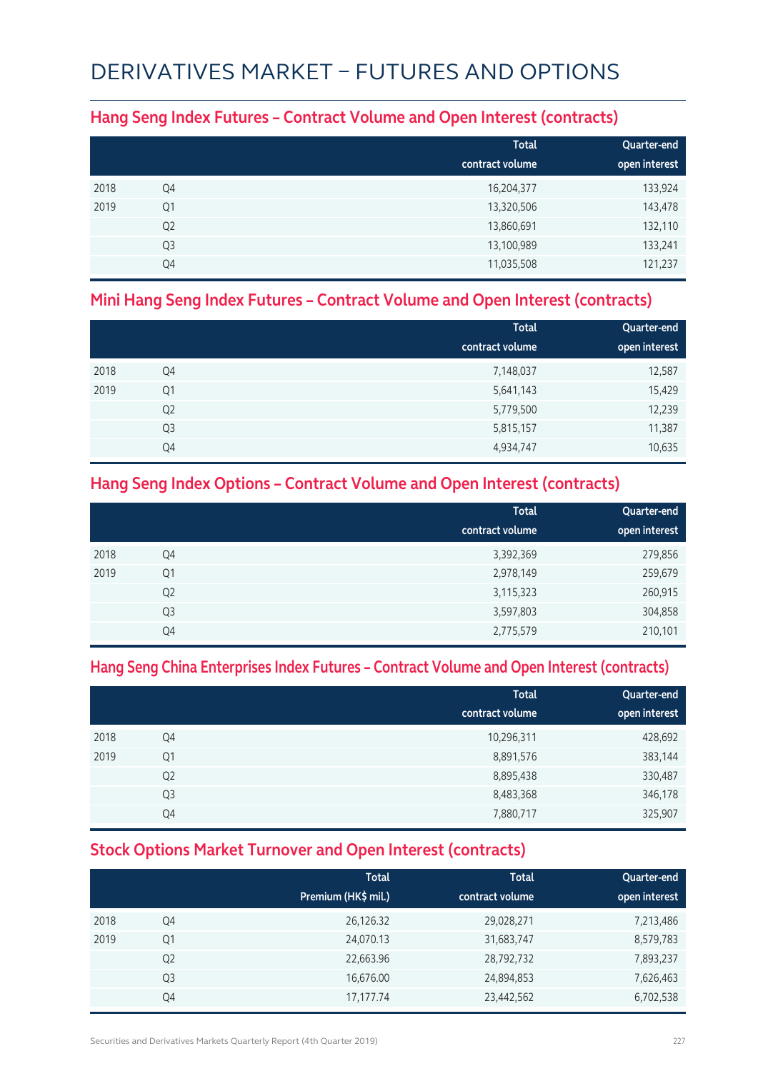# DERIVATIVES MARKET – FUTURES AND OPTIONS

## Hang Seng Index Futures – Contract Volume and Open Interest (contracts)

| | | Total contract volume | Quarter-end open interest |
|---|---|---|---|
| 2018 | Q4 | 16,204,377 | 133,924 |
| 2019 | Q1 | 13,320,506 | 143,478 |
| | Q2 | 13,860,691 | 132,110 |
| | Q3 | 13,100,989 | 133,241 |
| | Q4 | 11,035,508 | 121,237 |

## Mini Hang Seng Index Futures – Contract Volume and Open Interest (contracts)

| | | Total contract volume | Quarter-end open interest |
|---|---|---|---|
| 2018 | Q4 | 7,148,037 | 12,587 |
| 2019 | Q1 | 5,641,143 | 15,429 |
| | Q2 | 5,779,500 | 12,239 |
| | Q3 | 5,815,157 | 11,387 |
| | Q4 | 4,934,747 | 10,635 |

## Hang Seng Index Options – Contract Volume and Open Interest (contracts)

| | | Total contract volume | Quarter-end open interest |
|---|---|---|---|
| 2018 | Q4 | 3,392,369 | 279,856 |
| 2019 | Q1 | 2,978,149 | 259,679 |
| | Q2 | 3,115,323 | 260,915 |
| | Q3 | 3,597,803 | 304,858 |
| | Q4 | 2,775,579 | 210,101 |

## Hang Seng China Enterprises Index Futures – Contract Volume and Open Interest (contracts)

| | | Total contract volume | Quarter-end open interest |
|---|---|---|---|
| 2018 | Q4 | 10,296,311 | 428,692 |
| 2019 | Q1 | 8,891,576 | 383,144 |
| | Q2 | 8,895,438 | 330,487 |
| | Q3 | 8,483,368 | 346,178 |
| | Q4 | 7,880,717 | 325,907 |

## Stock Options Market Turnover and Open Interest (contracts)

| | | Total Premium (HK$ mil.) | Total contract volume | Quarter-end open interest |
|---|---|---|---|---|
| 2018 | Q4 | 26,126.32 | 29,028,271 | 7,213,486 |
| 2019 | Q1 | 24,070.13 | 31,683,747 | 8,579,783 |
| | Q2 | 22,663.96 | 28,792,732 | 7,893,237 |
| | Q3 | 16,676.00 | 24,894,853 | 7,626,463 |
| | Q4 | 17,177.74 | 23,442,562 | 6,702,538 |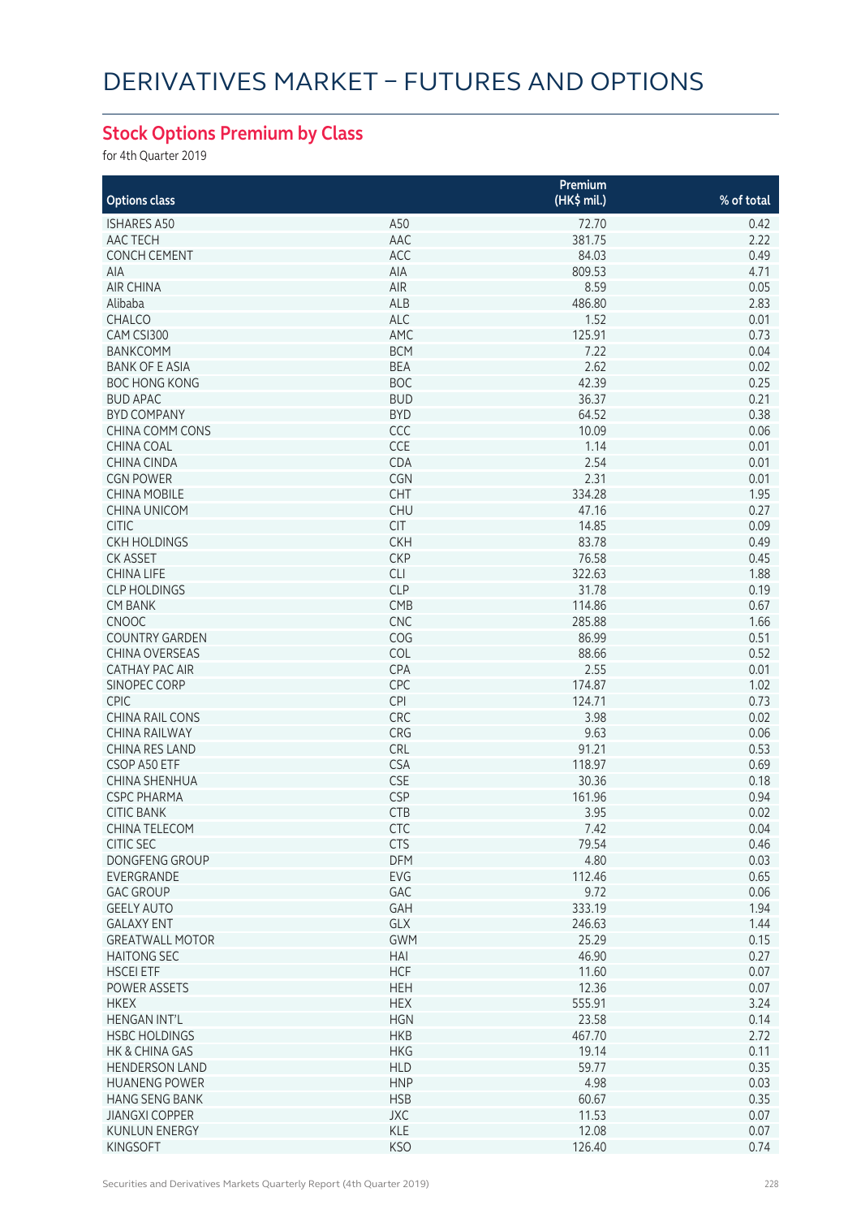# DERIVATIVES MARKET – FUTURES AND OPTIONS

## Stock Options Premium by Class

for 4th Quarter 2019

| Options class | | Premium (HK$ mil.) | % of total |
|---|---|---|---|
| ISHARES A50 | A50 | 72.70 | 0.42 |
| AAC TECH | AAC | 381.75 | 2.22 |
| CONCH CEMENT | ACC | 84.03 | 0.49 |
| AIA | AIA | 809.53 | 4.71 |
| AIR CHINA | AIR | 8.59 | 0.05 |
| Alibaba | ALB | 486.80 | 2.83 |
| CHALCO | ALC | 1.52 | 0.01 |
| CAM CSI300 | AMC | 125.91 | 0.73 |
| BANKCOMM | BCM | 7.22 | 0.04 |
| BANK OF E ASIA | BEA | 2.62 | 0.02 |
| BOC HONG KONG | BOC | 42.39 | 0.25 |
| BUD APAC | BUD | 36.37 | 0.21 |
| BYD COMPANY | BYD | 64.52 | 0.38 |
| CHINA COMM CONS | CCC | 10.09 | 0.06 |
| CHINA COAL | CCE | 1.14 | 0.01 |
| CHINA CINDA | CDA | 2.54 | 0.01 |
| CGN POWER | CGN | 2.31 | 0.01 |
| CHINA MOBILE | CHT | 334.28 | 1.95 |
| CHINA UNICOM | CHU | 47.16 | 0.27 |
| CITIC | CIT | 14.85 | 0.09 |
| CKH HOLDINGS | CKH | 83.78 | 0.49 |
| CK ASSET | CKP | 76.58 | 0.45 |
| CHINA LIFE | CLI | 322.63 | 1.88 |
| CLP HOLDINGS | CLP | 31.78 | 0.19 |
| CM BANK | CMB | 114.86 | 0.67 |
| CNOOC | CNC | 285.88 | 1.66 |
| COUNTRY GARDEN | COG | 86.99 | 0.51 |
| CHINA OVERSEAS | COL | 88.66 | 0.52 |
| CATHAY PAC AIR | CPA | 2.55 | 0.01 |
| SINOPEC CORP | CPC | 174.87 | 1.02 |
| CPIC | CPI | 124.71 | 0.73 |
| CHINA RAIL CONS | CRC | 3.98 | 0.02 |
| CHINA RAILWAY | CRG | 9.63 | 0.06 |
| CHINA RES LAND | CRL | 91.21 | 0.53 |
| CSOP A50 ETF | CSA | 118.97 | 0.69 |
| CHINA SHENHUA | CSE | 30.36 | 0.18 |
| CSPC PHARMA | CSP | 161.96 | 0.94 |
| CITIC BANK | CTB | 3.95 | 0.02 |
| CHINA TELECOM | CTC | 7.42 | 0.04 |
| CITIC SEC | CTS | 79.54 | 0.46 |
| DONGFENG GROUP | DFM | 4.80 | 0.03 |
| EVERGRANDE | EVG | 112.46 | 0.65 |
| GAC GROUP | GAC | 9.72 | 0.06 |
| GEELY AUTO | GAH | 333.19 | 1.94 |
| GALAXY ENT | GLX | 246.63 | 1.44 |
| GREATWALL MOTOR | GWM | 25.29 | 0.15 |
| HAITONG SEC | HAI | 46.90 | 0.27 |
| HSCEI ETF | HCF | 11.60 | 0.07 |
| POWER ASSETS | HEH | 12.36 | 0.07 |
| HKEX | HEX | 555.91 | 3.24 |
| HENGAN INT'L | HGN | 23.58 | 0.14 |
| HSBC HOLDINGS | HKB | 467.70 | 2.72 |
| HK & CHINA GAS | HKG | 19.14 | 0.11 |
| HENDERSON LAND | HLD | 59.77 | 0.35 |
| HUANENG POWER | HNP | 4.98 | 0.03 |
| HANG SENG BANK | HSB | 60.67 | 0.35 |
| JIANGXI COPPER | JXC | 11.53 | 0.07 |
| KUNLUN ENERGY | KLE | 12.08 | 0.07 |
| KINGSOFT | KSO | 126.40 | 0.74 |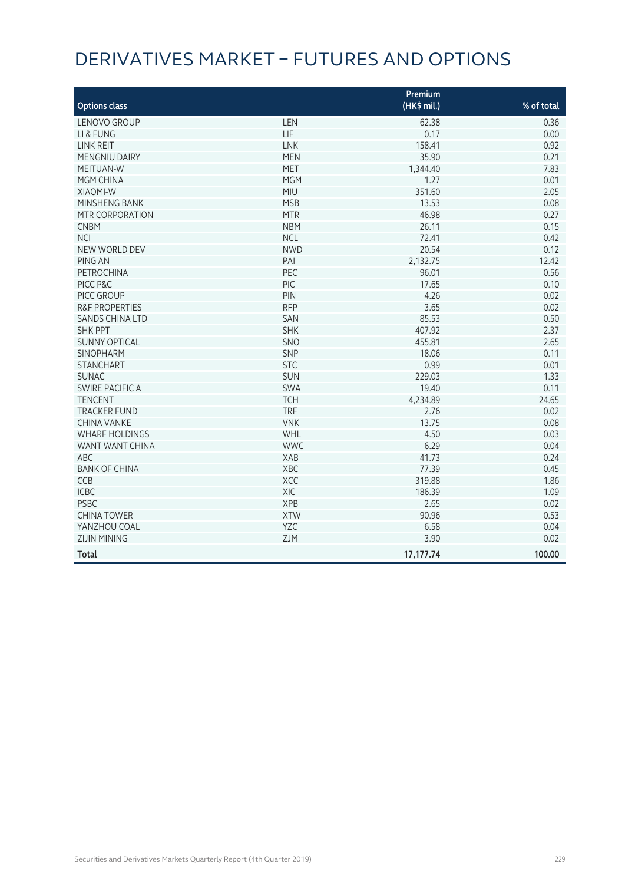# DERIVATIVES MARKET – FUTURES AND OPTIONS

| Options class | | Premium (HK$ mil.) | % of total |
|---|---|---|---|
| LENOVO GROUP | LEN | 62.38 | 0.36 |
| LI & FUNG | LIF | 0.17 | 0.00 |
| LINK REIT | LNK | 158.41 | 0.92 |
| MENGNIU DAIRY | MEN | 35.90 | 0.21 |
| MEITUAN-W | MET | 1,344.40 | 7.83 |
| MGM CHINA | MGM | 1.27 | 0.01 |
| XIAOMI-W | MIU | 351.60 | 2.05 |
| MINSHENG BANK | MSB | 13.53 | 0.08 |
| MTR CORPORATION | MTR | 46.98 | 0.27 |
| CNBM | NBM | 26.11 | 0.15 |
| NCI | NCL | 72.41 | 0.42 |
| NEW WORLD DEV | NWD | 20.54 | 0.12 |
| PING AN | PAI | 2,132.75 | 12.42 |
| PETROCHINA | PEC | 96.01 | 0.56 |
| PICC P&C | PIC | 17.65 | 0.10 |
| PICC GROUP | PIN | 4.26 | 0.02 |
| R&F PROPERTIES | RFP | 3.65 | 0.02 |
| SANDS CHINA LTD | SAN | 85.53 | 0.50 |
| SHK PPT | SHK | 407.92 | 2.37 |
| SUNNY OPTICAL | SNO | 455.81 | 2.65 |
| SINOPHARM | SNP | 18.06 | 0.11 |
| STANCHART | STC | 0.99 | 0.01 |
| SUNAC | SUN | 229.03 | 1.33 |
| SWIRE PACIFIC A | SWA | 19.40 | 0.11 |
| TENCENT | TCH | 4,234.89 | 24.65 |
| TRACKER FUND | TRF | 2.76 | 0.02 |
| CHINA VANKE | VNK | 13.75 | 0.08 |
| WHARF HOLDINGS | WHL | 4.50 | 0.03 |
| WANT WANT CHINA | WWC | 6.29 | 0.04 |
| ABC | XAB | 41.73 | 0.24 |
| BANK OF CHINA | XBC | 77.39 | 0.45 |
| CCB | XCC | 319.88 | 1.86 |
| ICBC | XIC | 186.39 | 1.09 |
| PSBC | XPB | 2.65 | 0.02 |
| CHINA TOWER | XTW | 90.96 | 0.53 |
| YANZHOU COAL | YZC | 6.58 | 0.04 |
| ZIJIN MINING | ZJM | 3.90 | 0.02 |
| **Total** | | **17,177.74** | **100.00** |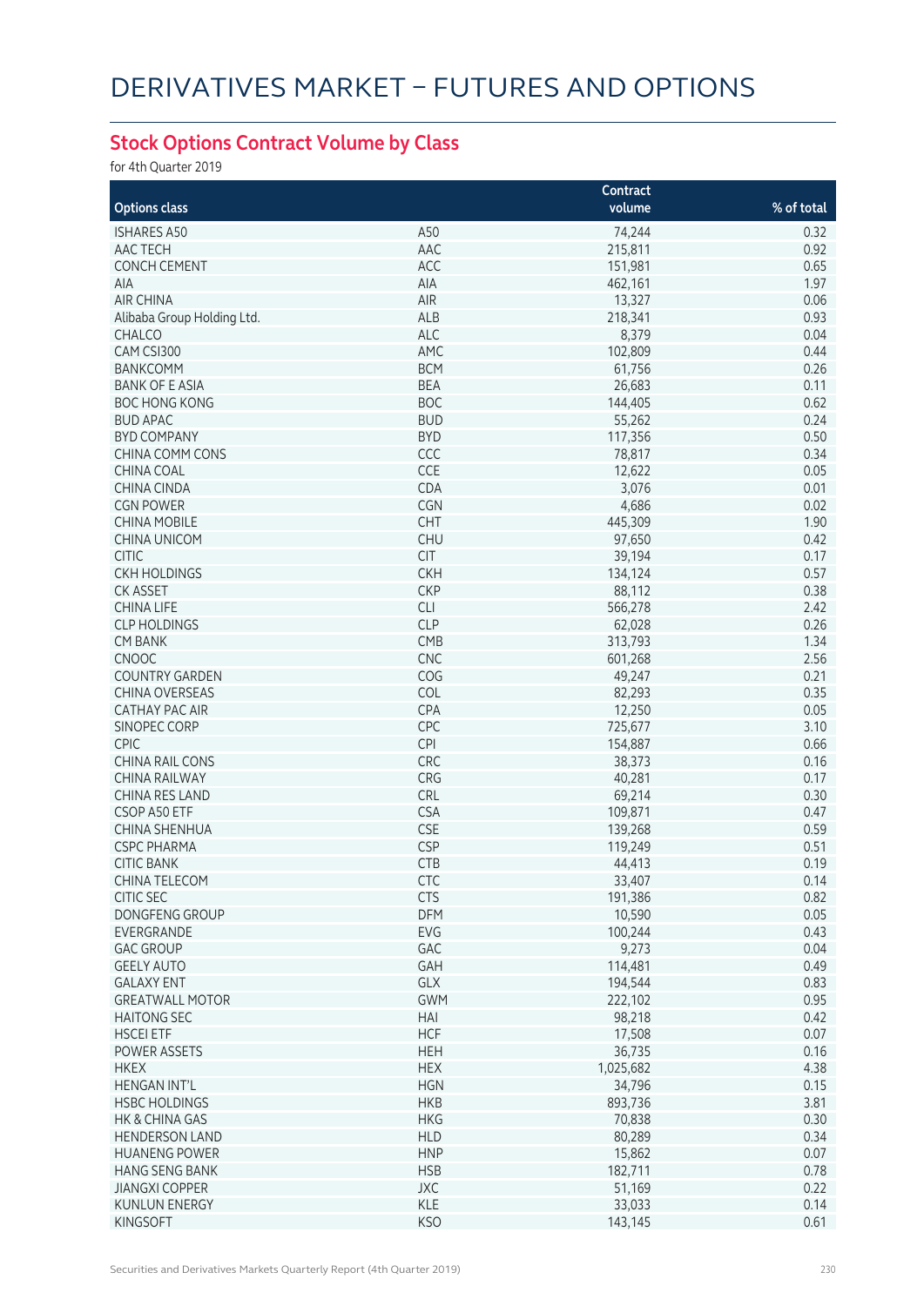# DERIVATIVES MARKET – FUTURES AND OPTIONS

## Stock Options Contract Volume by Class

for 4th Quarter 2019

| Options class | | Contract volume | % of total |
|---|---|---|---|
| ISHARES A50 | A50 | 74,244 | 0.32 |
| AAC TECH | AAC | 215,811 | 0.92 |
| CONCH CEMENT | ACC | 151,981 | 0.65 |
| AIA | AIA | 462,161 | 1.97 |
| AIR CHINA | AIR | 13,327 | 0.06 |
| Alibaba Group Holding Ltd. | ALB | 218,341 | 0.93 |
| CHALCO | ALC | 8,379 | 0.04 |
| CAM CSI300 | AMC | 102,809 | 0.44 |
| BANKCOMM | BCM | 61,756 | 0.26 |
| BANK OF E ASIA | BEA | 26,683 | 0.11 |
| BOC HONG KONG | BOC | 144,405 | 0.62 |
| BUD APAC | BUD | 55,262 | 0.24 |
| BYD COMPANY | BYD | 117,356 | 0.50 |
| CHINA COMM CONS | CCC | 78,817 | 0.34 |
| CHINA COAL | CCE | 12,622 | 0.05 |
| CHINA CINDA | CDA | 3,076 | 0.01 |
| CGN POWER | CGN | 4,686 | 0.02 |
| CHINA MOBILE | CHT | 445,309 | 1.90 |
| CHINA UNICOM | CHU | 97,650 | 0.42 |
| CITIC | CIT | 39,194 | 0.17 |
| CKH HOLDINGS | CKH | 134,124 | 0.57 |
| CK ASSET | CKP | 88,112 | 0.38 |
| CHINA LIFE | CLI | 566,278 | 2.42 |
| CLP HOLDINGS | CLP | 62,028 | 0.26 |
| CM BANK | CMB | 313,793 | 1.34 |
| CNOOC | CNC | 601,268 | 2.56 |
| COUNTRY GARDEN | COG | 49,247 | 0.21 |
| CHINA OVERSEAS | COL | 82,293 | 0.35 |
| CATHAY PAC AIR | CPA | 12,250 | 0.05 |
| SINOPEC CORP | CPC | 725,677 | 3.10 |
| CPIC | CPI | 154,887 | 0.66 |
| CHINA RAIL CONS | CRC | 38,373 | 0.16 |
| CHINA RAILWAY | CRG | 40,281 | 0.17 |
| CHINA RES LAND | CRL | 69,214 | 0.30 |
| CSOP A50 ETF | CSA | 109,871 | 0.47 |
| CHINA SHENHUA | CSE | 139,268 | 0.59 |
| CSPC PHARMA | CSP | 119,249 | 0.51 |
| CITIC BANK | CTB | 44,413 | 0.19 |
| CHINA TELECOM | CTC | 33,407 | 0.14 |
| CITIC SEC | CTS | 191,386 | 0.82 |
| DONGFENG GROUP | DFM | 10,590 | 0.05 |
| EVERGRANDE | EVG | 100,244 | 0.43 |
| GAC GROUP | GAC | 9,273 | 0.04 |
| GEELY AUTO | GAH | 114,481 | 0.49 |
| GALAXY ENT | GLX | 194,544 | 0.83 |
| GREATWALL MOTOR | GWM | 222,102 | 0.95 |
| HAITONG SEC | HAI | 98,218 | 0.42 |
| HSCEI ETF | HCF | 17,508 | 0.07 |
| POWER ASSETS | HEH | 36,735 | 0.16 |
| HKEX | HEX | 1,025,682 | 4.38 |
| HENGAN INT'L | HGN | 34,796 | 0.15 |
| HSBC HOLDINGS | HKB | 893,736 | 3.81 |
| HK & CHINA GAS | HKG | 70,838 | 0.30 |
| HENDERSON LAND | HLD | 80,289 | 0.34 |
| HUANENG POWER | HNP | 15,862 | 0.07 |
| HANG SENG BANK | HSB | 182,711 | 0.78 |
| JIANGXI COPPER | JXC | 51,169 | 0.22 |
| KUNLUN ENERGY | KLE | 33,033 | 0.14 |
| KINGSOFT | KSO | 143,145 | 0.61 |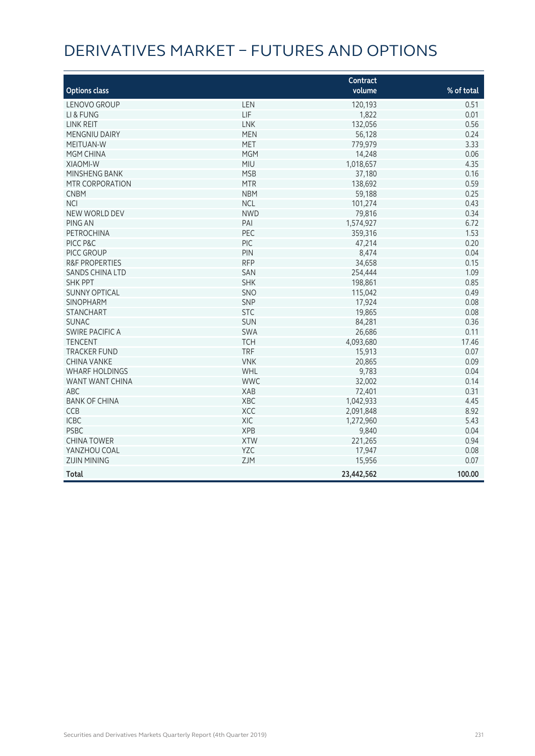# DERIVATIVES MARKET – FUTURES AND OPTIONS

| Options class | | Contract volume | % of total |
|---|---|---|---|
| LENOVO GROUP | LEN | 120,193 | 0.51 |
| LI & FUNG | LIF | 1,822 | 0.01 |
| LINK REIT | LNK | 132,056 | 0.56 |
| MENGNIU DAIRY | MEN | 56,128 | 0.24 |
| MEITUAN-W | MET | 779,979 | 3.33 |
| MGM CHINA | MGM | 14,248 | 0.06 |
| XIAOMI-W | MIU | 1,018,657 | 4.35 |
| MINSHENG BANK | MSB | 37,180 | 0.16 |
| MTR CORPORATION | MTR | 138,692 | 0.59 |
| CNBM | NBM | 59,188 | 0.25 |
| NCI | NCL | 101,274 | 0.43 |
| NEW WORLD DEV | NWD | 79,816 | 0.34 |
| PING AN | PAI | 1,574,927 | 6.72 |
| PETROCHINA | PEC | 359,316 | 1.53 |
| PICC P&C | PIC | 47,214 | 0.20 |
| PICC GROUP | PIN | 8,474 | 0.04 |
| R&F PROPERTIES | RFP | 34,658 | 0.15 |
| SANDS CHINA LTD | SAN | 254,444 | 1.09 |
| SHK PPT | SHK | 198,861 | 0.85 |
| SUNNY OPTICAL | SNO | 115,042 | 0.49 |
| SINOPHARM | SNP | 17,924 | 0.08 |
| STANCHART | STC | 19,865 | 0.08 |
| SUNAC | SUN | 84,281 | 0.36 |
| SWIRE PACIFIC A | SWA | 26,686 | 0.11 |
| TENCENT | TCH | 4,093,680 | 17.46 |
| TRACKER FUND | TRF | 15,913 | 0.07 |
| CHINA VANKE | VNK | 20,865 | 0.09 |
| WHARF HOLDINGS | WHL | 9,783 | 0.04 |
| WANT WANT CHINA | WWC | 32,002 | 0.14 |
| ABC | XAB | 72,401 | 0.31 |
| BANK OF CHINA | XBC | 1,042,933 | 4.45 |
| CCB | XCC | 2,091,848 | 8.92 |
| ICBC | XIC | 1,272,960 | 5.43 |
| PSBC | XPB | 9,840 | 0.04 |
| CHINA TOWER | XTW | 221,265 | 0.94 |
| YANZHOU COAL | YZC | 17,947 | 0.08 |
| ZIJIN MINING | ZJM | 15,956 | 0.07 |
| **Total** | | **23,442,562** | **100.00** |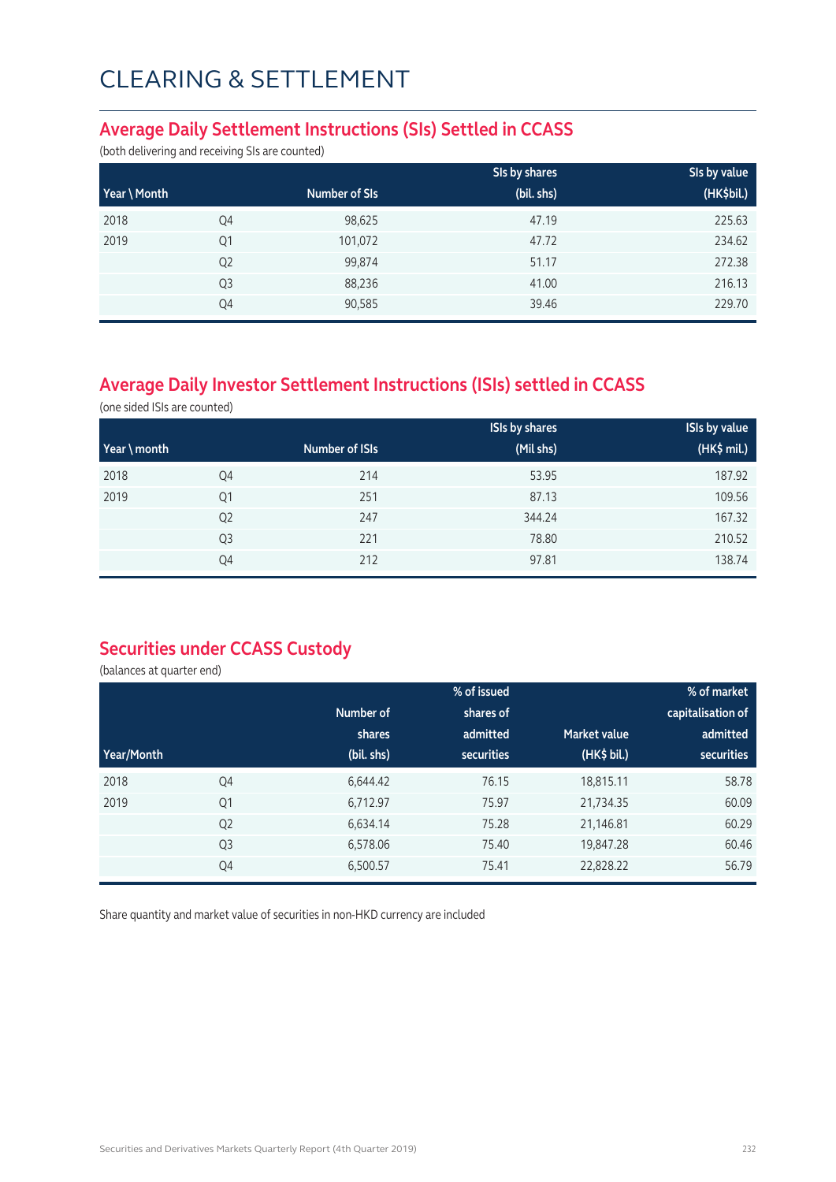# CLEARING & SETTLEMENT

## Average Daily Settlement Instructions (SIs) Settled in CCASS

(both delivering and receiving SIs are counted)

| Year \ Month | | Number of SIs | SIs by shares (bil. shs) | SIs by value (HK$bil.) |
|---|---|---|---|---|
| 2018 | Q4 | 98,625 | 47.19 | 225.63 |
| 2019 | Q1 | 101,072 | 47.72 | 234.62 |
| | Q2 | 99,874 | 51.17 | 272.38 |
| | Q3 | 88,236 | 41.00 | 216.13 |
| | Q4 | 90,585 | 39.46 | 229.70 |

## Average Daily Investor Settlement Instructions (ISIs) settled in CCASS

(one sided ISIs are counted)

| Year \ month | | Number of ISIs | ISIs by shares (Mil shs) | ISIs by value (HK$ mil.) |
|---|---|---|---|---|
| 2018 | Q4 | 214 | 53.95 | 187.92 |
| 2019 | Q1 | 251 | 87.13 | 109.56 |
| | Q2 | 247 | 344.24 | 167.32 |
| | Q3 | 221 | 78.80 | 210.52 |
| | Q4 | 212 | 97.81 | 138.74 |

## Securities under CCASS Custody

(balances at quarter end)

| Year/Month | | Number of shares (bil. shs) | % of issued shares of admitted securities | Market value (HK$ bil.) | % of market capitalisation of admitted securities |
|---|---|---|---|---|---|
| 2018 | Q4 | 6,644.42 | 76.15 | 18,815.11 | 58.78 |
| 2019 | Q1 | 6,712.97 | 75.97 | 21,734.35 | 60.09 |
| | Q2 | 6,634.14 | 75.28 | 21,146.81 | 60.29 |
| | Q3 | 6,578.06 | 75.40 | 19,847.28 | 60.46 |
| | Q4 | 6,500.57 | 75.41 | 22,828.22 | 56.79 |

Share quantity and market value of securities in non-HKD currency are included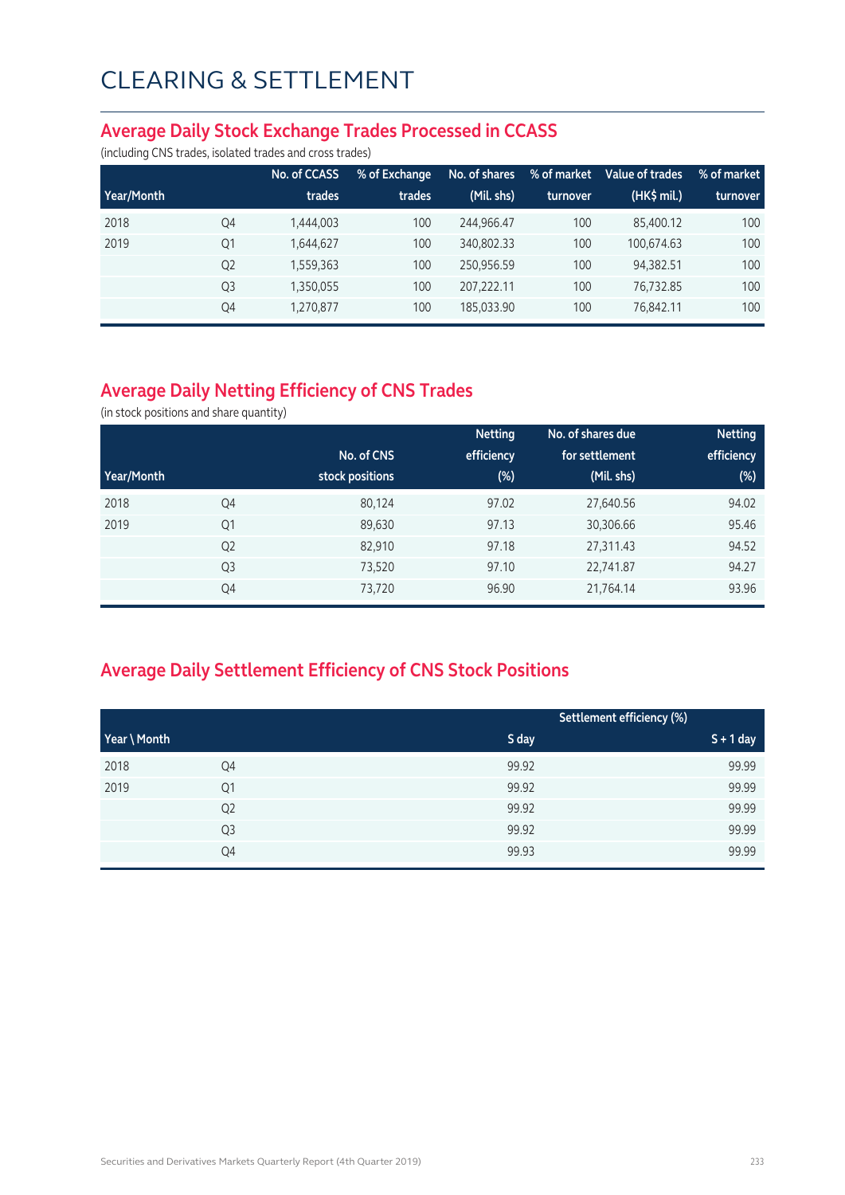# CLEARING & SETTLEMENT

## Average Daily Stock Exchange Trades Processed in CCASS

(including CNS trades, isolated trades and cross trades)

| Year/Month | | No. of CCASS trades | % of Exchange trades | No. of shares (Mil. shs) | % of market turnover | Value of trades (HK$ mil.) | % of market turnover |
|---|---|---|---|---|---|---|---|
| 2018 | Q4 | 1,444,003 | 100 | 244,966.47 | 100 | 85,400.12 | 100 |
| 2019 | Q1 | 1,644,627 | 100 | 340,802.33 | 100 | 100,674.63 | 100 |
| | Q2 | 1,559,363 | 100 | 250,956.59 | 100 | 94,382.51 | 100 |
| | Q3 | 1,350,055 | 100 | 207,222.11 | 100 | 76,732.85 | 100 |
| | Q4 | 1,270,877 | 100 | 185,033.90 | 100 | 76,842.11 | 100 |

## Average Daily Netting Efficiency of CNS Trades

(in stock positions and share quantity)

| Year/Month | | No. of CNS stock positions | Netting efficiency (%) | No. of shares due for settlement (Mil. shs) | Netting efficiency (%) |
|---|---|---|---|---|---|
| 2018 | Q4 | 80,124 | 97.02 | 27,640.56 | 94.02 |
| 2019 | Q1 | 89,630 | 97.13 | 30,306.66 | 95.46 |
| | Q2 | 82,910 | 97.18 | 27,311.43 | 94.52 |
| | Q3 | 73,520 | 97.10 | 22,741.87 | 94.27 |
| | Q4 | 73,720 | 96.90 | 21,764.14 | 93.96 |

## Average Daily Settlement Efficiency of CNS Stock Positions

| | | Settlement efficiency (%) | |
|---|---|---|---|
| Year \ Month | | S day | S + 1 day |
| 2018 | Q4 | 99.92 | 99.99 |
| 2019 | Q1 | 99.92 | 99.99 |
| | Q2 | 99.92 | 99.99 |
| | Q3 | 99.92 | 99.99 |
| | Q4 | 99.93 | 99.99 |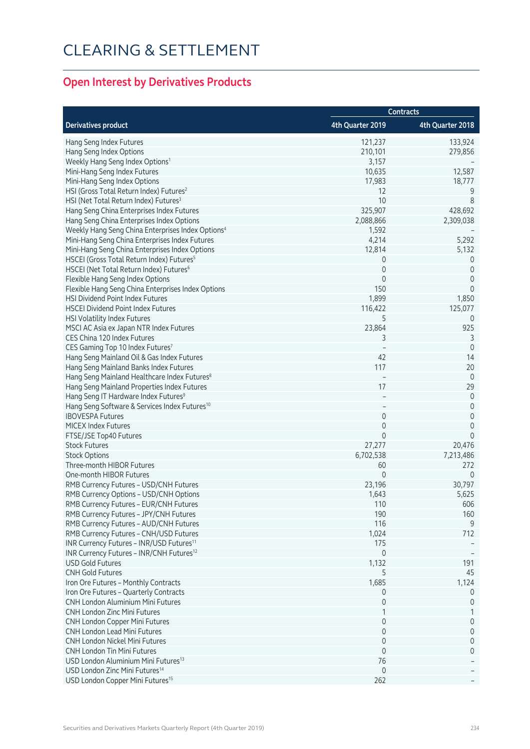# CLEARING & SETTLEMENT

## Open Interest by Derivatives Products

| Derivatives product | Contracts | |
|---|---|---|
| | 4th Quarter 2019 | 4th Quarter 2018 |
| Hang Seng Index Futures | 121,237 | 133,924 |
| Hang Seng Index Options | 210,101 | 279,856 |
| Weekly Hang Seng Index Options[1] | 3,157 | – |
| Mini-Hang Seng Index Futures | 10,635 | 12,587 |
| Mini-Hang Seng Index Options | 17,983 | 18,777 |
| HSI (Gross Total Return Index) Futures[2] | 12 | 9 |
| HSI (Net Total Return Index) Futures[3] | 10 | 8 |
| Hang Seng China Enterprises Index Futures | 325,907 | 428,692 |
| Hang Seng China Enterprises Index Options | 2,088,866 | 2,309,038 |
| Weekly Hang Seng China Enterprises Index Options[4] | 1,592 | – |
| Mini-Hang Seng China Enterprises Index Futures | 4,214 | 5,292 |
| Mini-Hang Seng China Enterprises Index Options | 12,814 | 5,132 |
| HSCEI (Gross Total Return Index) Futures[5] | 0 | 0 |
| HSCEI (Net Total Return Index) Futures[6] | 0 | 0 |
| Flexible Hang Seng Index Options | 0 | 0 |
| Flexible Hang Seng China Enterprises Index Options | 150 | 0 |
| HSI Dividend Point Index Futures | 1,899 | 1,850 |
| HSCEI Dividend Point Index Futures | 116,422 | 125,077 |
| HSI Volatility Index Futures | 5 | 0 |
| MSCI AC Asia ex Japan NTR Index Futures | 23,864 | 925 |
| CES China 120 Index Futures | 3 | 3 |
| CES Gaming Top 10 Index Futures[7] | – | 0 |
| Hang Seng Mainland Oil & Gas Index Futures | 42 | 14 |
| Hang Seng Mainland Banks Index Futures | 117 | 20 |
| Hang Seng Mainland Healthcare Index Futures[8] | – | 0 |
| Hang Seng Mainland Properties Index Futures | 17 | 29 |
| Hang Seng IT Hardware Index Futures[9] | – | 0 |
| Hang Seng Software & Services Index Futures[10] | – | 0 |
| IBOVESPA Futures | 0 | 0 |
| MICEX Index Futures | 0 | 0 |
| FTSE/JSE Top40 Futures | 0 | 0 |
| Stock Futures | 27,277 | 20,476 |
| Stock Options | 6,702,538 | 7,213,486 |
| Three-month HIBOR Futures | 60 | 272 |
| One-month HIBOR Futures | 0 | 0 |
| RMB Currency Futures – USD/CNH Futures | 23,196 | 30,797 |
| RMB Currency Options – USD/CNH Options | 1,643 | 5,625 |
| RMB Currency Futures – EUR/CNH Futures | 110 | 606 |
| RMB Currency Futures – JPY/CNH Futures | 190 | 160 |
| RMB Currency Futures – AUD/CNH Futures | 116 | 9 |
| RMB Currency Futures – CNH/USD Futures | 1,024 | 712 |
| INR Currency Futures – INR/USD Futures[11] | 175 | – |
| INR Currency Futures – INR/CNH Futures[12] | 0 | – |
| USD Gold Futures | 1,132 | 191 |
| CNH Gold Futures | 5 | 45 |
| Iron Ore Futures – Monthly Contracts | 1,685 | 1,124 |
| Iron Ore Futures – Quarterly Contracts | 0 | 0 |
| CNH London Aluminium Mini Futures | 0 | 0 |
| CNH London Zinc Mini Futures | 1 | 1 |
| CNH London Copper Mini Futures | 0 | 0 |
| CNH London Lead Mini Futures | 0 | 0 |
| CNH London Nickel Mini Futures | 0 | 0 |
| CNH London Tin Mini Futures | 0 | 0 |
| USD London Aluminium Mini Futures[13] | 76 | – |
| USD London Zinc Mini Futures[14] | 0 | – |
| USD London Copper Mini Futures[15] | 262 | – |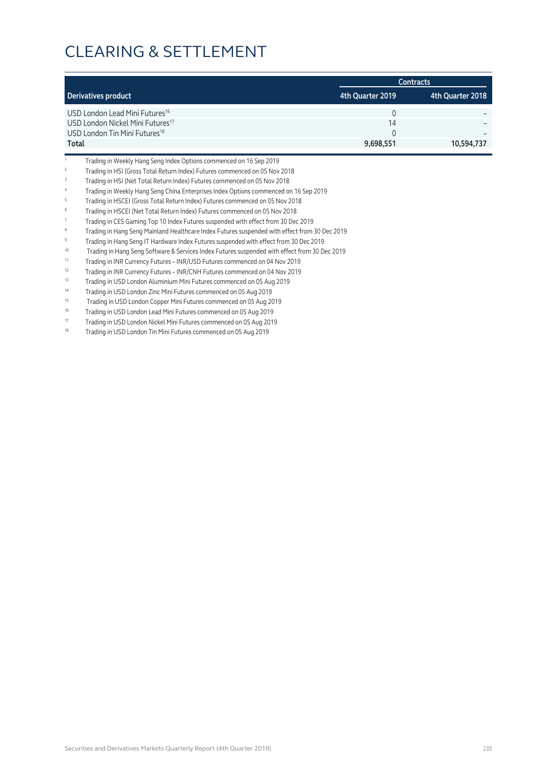# CLEARING & SETTLEMENT

| Derivatives product | Contracts | |
|---|---|---|
| | 4th Quarter 2019 | 4th Quarter 2018 |
| USD London Lead Mini Futures[16] | 0 | – |
| USD London Nickel Mini Futures[17] | 14 | – |
| USD London Tin Mini Futures[18] | 0 | – |
| **Total** | **9,698,551** | **10,594,737** |

1. Trading in Weekly Hang Seng Index Options commenced on 16 Sep 2019
2. Trading in HSI (Gross Total Return Index) Futures commenced on 05 Nov 2018
3. Trading in HSI (Net Total Return Index) Futures commenced on 05 Nov 2018
4. Trading in Weekly Hang Seng China Enterprises Index Options commenced on 16 Sep 2019
5. Trading in HSCEI (Gross Total Return Index) Futures commenced on 05 Nov 2018
6. Trading in HSCEI (Net Total Return Index) Futures commenced on 05 Nov 2018
7. Trading in CES Gaming Top 10 Index Futures suspended with effect from 30 Dec 2019
8. Trading in Hang Seng Mainland Healthcare Index Futures suspended with effect from 30 Dec 2019
9. Trading in Hang Seng IT Hardware Index Futures suspended with effect from 30 Dec 2019
10. Trading in Hang Seng Software & Services Index Futures suspended with effect from 30 Dec 2019
11. Trading in INR Currency Futures – INR/USD Futures commenced on 04 Nov 2019
12. Trading in INR Currency Futures – INR/CNH Futures commenced on 04 Nov 2019
13. Trading in USD London Aluminium Mini Futures commenced on 05 Aug 2019
14. Trading in USD London Zinc Mini Futures commenced on 05 Aug 2019
15. Trading in USD London Copper Mini Futures commenced on 05 Aug 2019
16. Trading in USD London Lead Mini Futures commenced on 05 Aug 2019
17. Trading in USD London Nickel Mini Futures commenced on 05 Aug 2019
18. Trading in USD London Tin Mini Futures commenced on 05 Aug 2019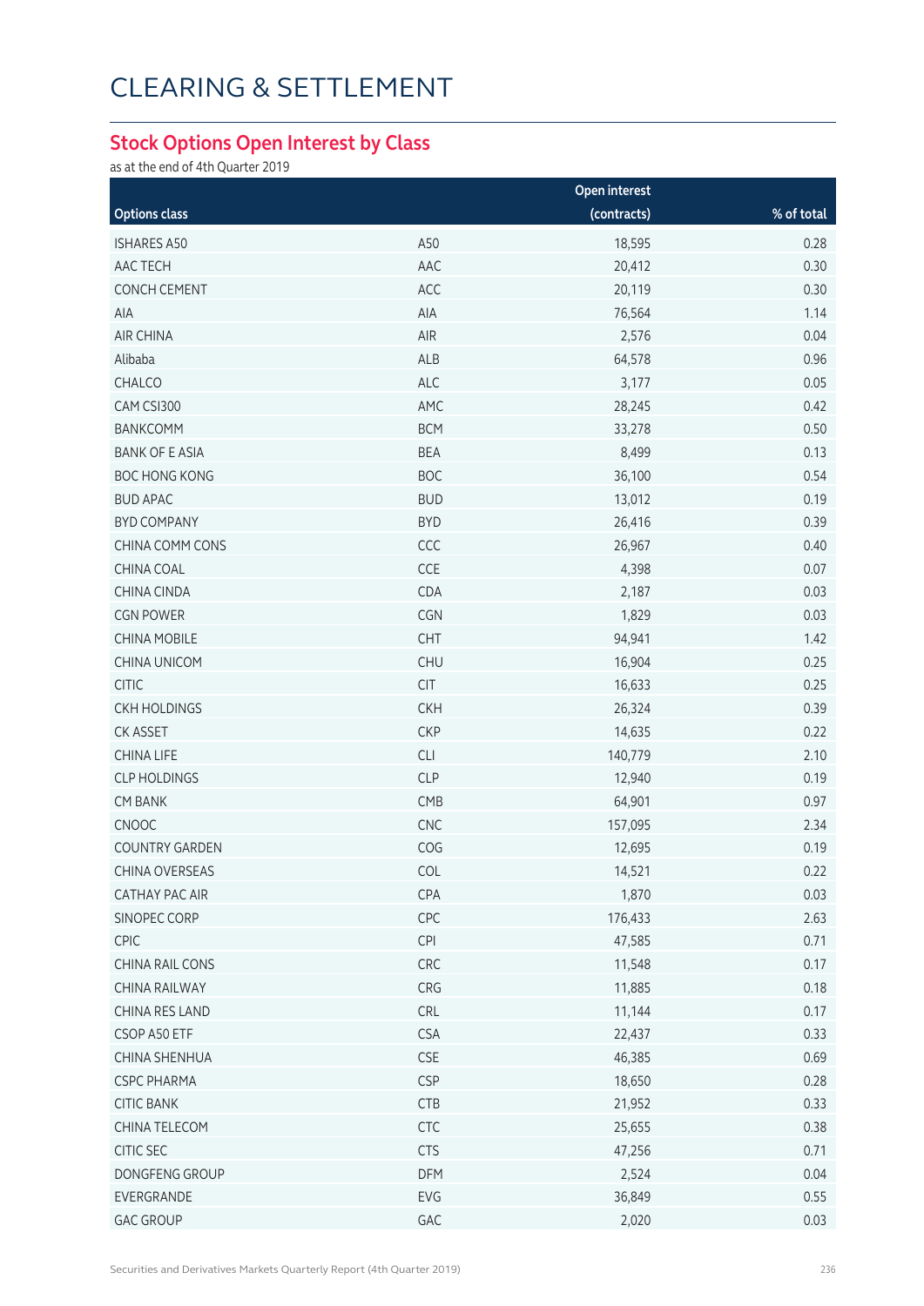# CLEARING & SETTLEMENT

## Stock Options Open Interest by Class

as at the end of 4th Quarter 2019

| Options class | | Open interest (contracts) | % of total |
|---|---|---|---|
| ISHARES A50 | A50 | 18,595 | 0.28 |
| AAC TECH | AAC | 20,412 | 0.30 |
| CONCH CEMENT | ACC | 20,119 | 0.30 |
| AIA | AIA | 76,564 | 1.14 |
| AIR CHINA | AIR | 2,576 | 0.04 |
| Alibaba | ALB | 64,578 | 0.96 |
| CHALCO | ALC | 3,177 | 0.05 |
| CAM CSI300 | AMC | 28,245 | 0.42 |
| BANKCOMM | BCM | 33,278 | 0.50 |
| BANK OF E ASIA | BEA | 8,499 | 0.13 |
| BOC HONG KONG | BOC | 36,100 | 0.54 |
| BUD APAC | BUD | 13,012 | 0.19 |
| BYD COMPANY | BYD | 26,416 | 0.39 |
| CHINA COMM CONS | CCC | 26,967 | 0.40 |
| CHINA COAL | CCE | 4,398 | 0.07 |
| CHINA CINDA | CDA | 2,187 | 0.03 |
| CGN POWER | CGN | 1,829 | 0.03 |
| CHINA MOBILE | CHT | 94,941 | 1.42 |
| CHINA UNICOM | CHU | 16,904 | 0.25 |
| CITIC | CIT | 16,633 | 0.25 |
| CKH HOLDINGS | CKH | 26,324 | 0.39 |
| CK ASSET | CKP | 14,635 | 0.22 |
| CHINA LIFE | CLI | 140,779 | 2.10 |
| CLP HOLDINGS | CLP | 12,940 | 0.19 |
| CM BANK | CMB | 64,901 | 0.97 |
| CNOOC | CNC | 157,095 | 2.34 |
| COUNTRY GARDEN | COG | 12,695 | 0.19 |
| CHINA OVERSEAS | COL | 14,521 | 0.22 |
| CATHAY PAC AIR | CPA | 1,870 | 0.03 |
| SINOPEC CORP | CPC | 176,433 | 2.63 |
| CPIC | CPI | 47,585 | 0.71 |
| CHINA RAIL CONS | CRC | 11,548 | 0.17 |
| CHINA RAILWAY | CRG | 11,885 | 0.18 |
| CHINA RES LAND | CRL | 11,144 | 0.17 |
| CSOP A50 ETF | CSA | 22,437 | 0.33 |
| CHINA SHENHUA | CSE | 46,385 | 0.69 |
| CSPC PHARMA | CSP | 18,650 | 0.28 |
| CITIC BANK | CTB | 21,952 | 0.33 |
| CHINA TELECOM | CTC | 25,655 | 0.38 |
| CITIC SEC | CTS | 47,256 | 0.71 |
| DONGFENG GROUP | DFM | 2,524 | 0.04 |
| EVERGRANDE | EVG | 36,849 | 0.55 |
| GAC GROUP | GAC | 2,020 | 0.03 |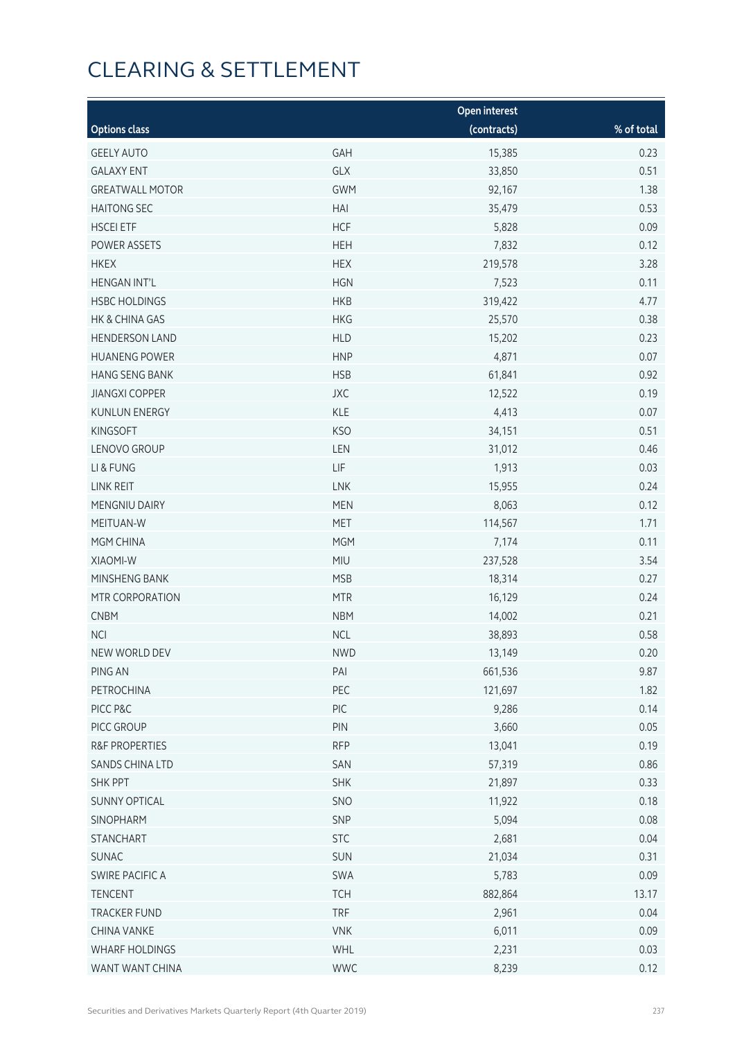# CLEARING & SETTLEMENT

| Options class | | Open interest (contracts) | % of total |
|---|---|---|---|
| GEELY AUTO | GAH | 15,385 | 0.23 |
| GALAXY ENT | GLX | 33,850 | 0.51 |
| GREATWALL MOTOR | GWM | 92,167 | 1.38 |
| HAITONG SEC | HAI | 35,479 | 0.53 |
| HSCEI ETF | HCF | 5,828 | 0.09 |
| POWER ASSETS | HEH | 7,832 | 0.12 |
| HKEX | HEX | 219,578 | 3.28 |
| HENGAN INT'L | HGN | 7,523 | 0.11 |
| HSBC HOLDINGS | HKB | 319,422 | 4.77 |
| HK & CHINA GAS | HKG | 25,570 | 0.38 |
| HENDERSON LAND | HLD | 15,202 | 0.23 |
| HUANENG POWER | HNP | 4,871 | 0.07 |
| HANG SENG BANK | HSB | 61,841 | 0.92 |
| JIANGXI COPPER | JXC | 12,522 | 0.19 |
| KUNLUN ENERGY | KLE | 4,413 | 0.07 |
| KINGSOFT | KSO | 34,151 | 0.51 |
| LENOVO GROUP | LEN | 31,012 | 0.46 |
| LI & FUNG | LIF | 1,913 | 0.03 |
| LINK REIT | LNK | 15,955 | 0.24 |
| MENGNIU DAIRY | MEN | 8,063 | 0.12 |
| MEITUAN-W | MET | 114,567 | 1.71 |
| MGM CHINA | MGM | 7,174 | 0.11 |
| XIAOMI-W | MIU | 237,528 | 3.54 |
| MINSHENG BANK | MSB | 18,314 | 0.27 |
| MTR CORPORATION | MTR | 16,129 | 0.24 |
| CNBM | NBM | 14,002 | 0.21 |
| NCI | NCL | 38,893 | 0.58 |
| NEW WORLD DEV | NWD | 13,149 | 0.20 |
| PING AN | PAI | 661,536 | 9.87 |
| PETROCHINA | PEC | 121,697 | 1.82 |
| PICC P&C | PIC | 9,286 | 0.14 |
| PICC GROUP | PIN | 3,660 | 0.05 |
| R&F PROPERTIES | RFP | 13,041 | 0.19 |
| SANDS CHINA LTD | SAN | 57,319 | 0.86 |
| SHK PPT | SHK | 21,897 | 0.33 |
| SUNNY OPTICAL | SNO | 11,922 | 0.18 |
| SINOPHARM | SNP | 5,094 | 0.08 |
| STANCHART | STC | 2,681 | 0.04 |
| SUNAC | SUN | 21,034 | 0.31 |
| SWIRE PACIFIC A | SWA | 5,783 | 0.09 |
| TENCENT | TCH | 882,864 | 13.17 |
| TRACKER FUND | TRF | 2,961 | 0.04 |
| CHINA VANKE | VNK | 6,011 | 0.09 |
| WHARF HOLDINGS | WHL | 2,231 | 0.03 |
| WANT WANT CHINA | WWC | 8,239 | 0.12 |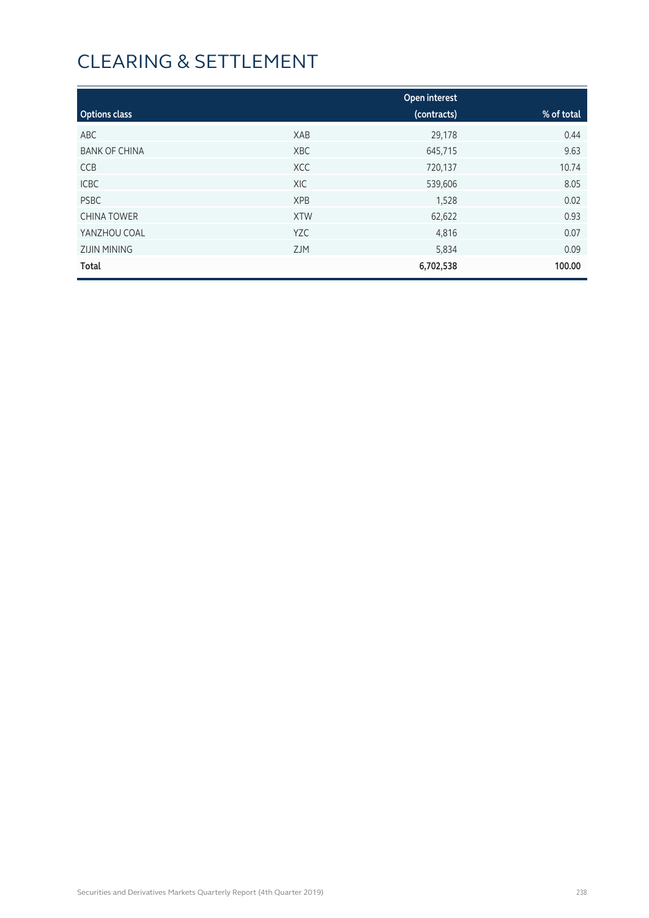# CLEARING & SETTLEMENT

| Options class | | Open interest (contracts) | % of total |
|---|---|---|---|
| ABC | XAB | 29,178 | 0.44 |
| BANK OF CHINA | XBC | 645,715 | 9.63 |
| CCB | XCC | 720,137 | 10.74 |
| ICBC | XIC | 539,606 | 8.05 |
| PSBC | XPB | 1,528 | 0.02 |
| CHINA TOWER | XTW | 62,622 | 0.93 |
| YANZHOU COAL | YZC | 4,816 | 0.07 |
| ZIJIN MINING | ZJM | 5,834 | 0.09 |
| **Total** | | **6,702,538** | **100.00** |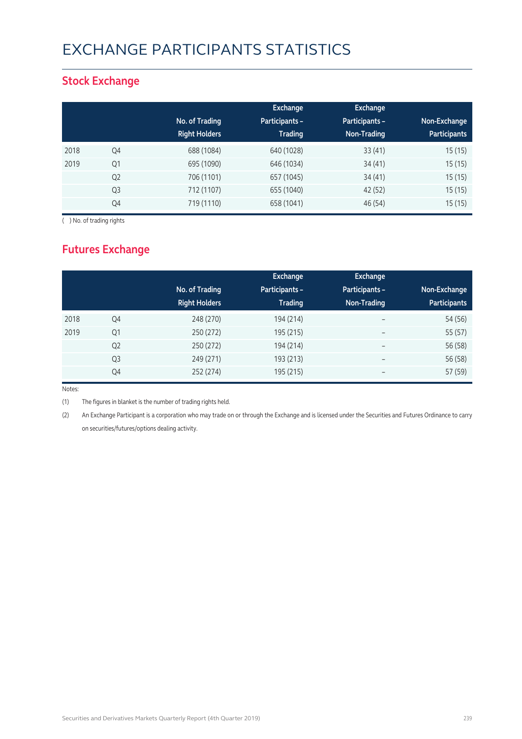# EXCHANGE PARTICIPANTS STATISTICS

## Stock Exchange

| | | No. of Trading Right Holders | Exchange Participants – Trading | Exchange Participants – Non-Trading | Non-Exchange Participants |
|---|---|---|---|---|---|
| 2018 | Q4 | 688 (1084) | 640 (1028) | 33 (41) | 15 (15) |
| 2019 | Q1 | 695 (1090) | 646 (1034) | 34 (41) | 15 (15) |
| | Q2 | 706 (1101) | 657 (1045) | 34 (41) | 15 (15) |
| | Q3 | 712 (1107) | 655 (1040) | 42 (52) | 15 (15) |
| | Q4 | 719 (1110) | 658 (1041) | 46 (54) | 15 (15) |

( ) No. of trading rights

## Futures Exchange

| | | No. of Trading Right Holders | Exchange Participants – Trading | Exchange Participants – Non-Trading | Non-Exchange Participants |
|---|---|---|---|---|---|
| 2018 | Q4 | 248 (270) | 194 (214) | – | 54 (56) |
| 2019 | Q1 | 250 (272) | 195 (215) | – | 55 (57) |
| | Q2 | 250 (272) | 194 (214) | – | 56 (58) |
| | Q3 | 249 (271) | 193 (213) | – | 56 (58) |
| | Q4 | 252 (274) | 195 (215) | – | 57 (59) |

Notes:

(1) The figures in blanket is the number of trading rights held.

(2) An Exchange Participant is a corporation who may trade on or through the Exchange and is licensed under the Securities and Futures Ordinance to carry on securities/futures/options dealing activity.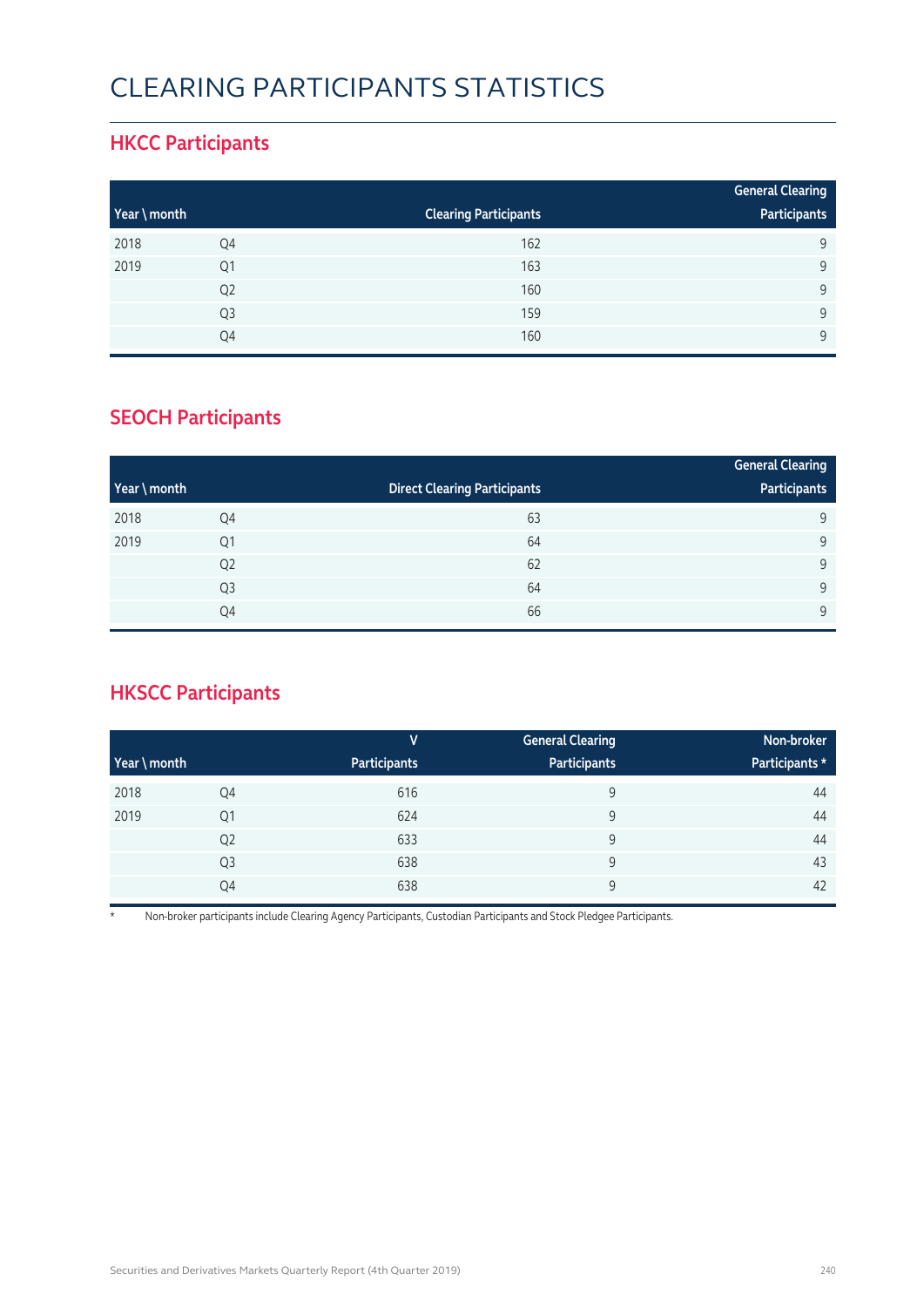# CLEARING PARTICIPANTS STATISTICS

## HKCC Participants

| Year \ month | | Clearing Participants | General Clearing Participants |
|---|---|---|---|
| 2018 | Q4 | 162 | 9 |
| 2019 | Q1 | 163 | 9 |
| | Q2 | 160 | 9 |
| | Q3 | 159 | 9 |
| | Q4 | 160 | 9 |

## SEOCH Participants

| Year \ month | | Direct Clearing Participants | General Clearing Participants |
|---|---|---|---|
| 2018 | Q4 | 63 | 9 |
| 2019 | Q1 | 64 | 9 |
| | Q2 | 62 | 9 |
| | Q3 | 64 | 9 |
| | Q4 | 66 | 9 |

## HKSCC Participants

| Year \ month | | V Participants | General Clearing Participants | Non-broker Participants * |
|---|---|---|---|---|
| 2018 | Q4 | 616 | 9 | 44 |
| 2019 | Q1 | 624 | 9 | 44 |
| | Q2 | 633 | 9 | 44 |
| | Q3 | 638 | 9 | 43 |
| | Q4 | 638 | 9 | 42 |

\* Non-broker participants include Clearing Agency Participants, Custodian Participants and Stock Pledgee Participants.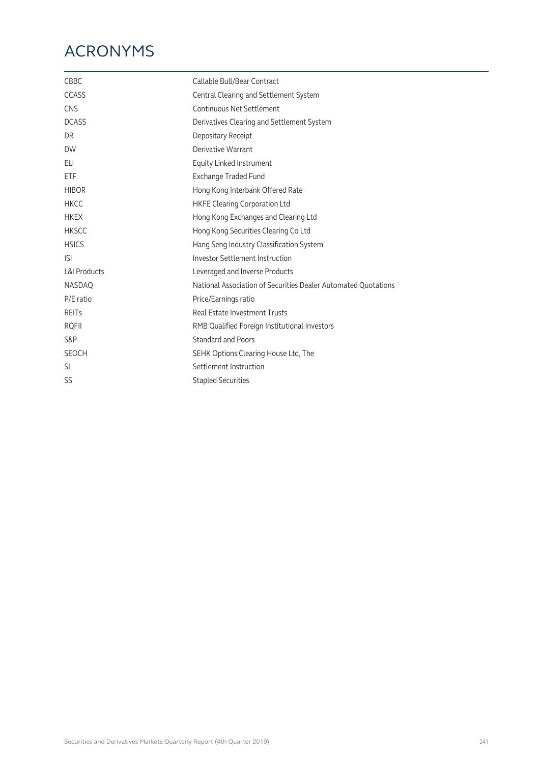# ACRONYMS

| | |
|---|---|
| CBBC | Callable Bull/Bear Contract |
| CCASS | Central Clearing and Settlement System |
| CNS | Continuous Net Settlement |
| DCASS | Derivatives Clearing and Settlement System |
| DR | Depositary Receipt |
| DW | Derivative Warrant |
| ELI | Equity Linked Instrument |
| ETF | Exchange Traded Fund |
| HIBOR | Hong Kong Interbank Offered Rate |
| HKCC | HKFE Clearing Corporation Ltd |
| HKEX | Hong Kong Exchanges and Clearing Ltd |
| HKSCC | Hong Kong Securities Clearing Co Ltd |
| HSICS | Hang Seng Industry Classification System |
| ISI | Investor Settlement Instruction |
| L&I Products | Leveraged and Inverse Products |
| NASDAQ | National Association of Securities Dealer Automated Quotations |
| P/E ratio | Price/Earnings ratio |
| REITs | Real Estate Investment Trusts |
| RQFII | RMB Qualified Foreign Institutional Investors |
| S&P | Standard and Poors |
| SEOCH | SEHK Options Clearing House Ltd, The |
| SI | Settlement Instruction |
| SS | Stapled Securities |